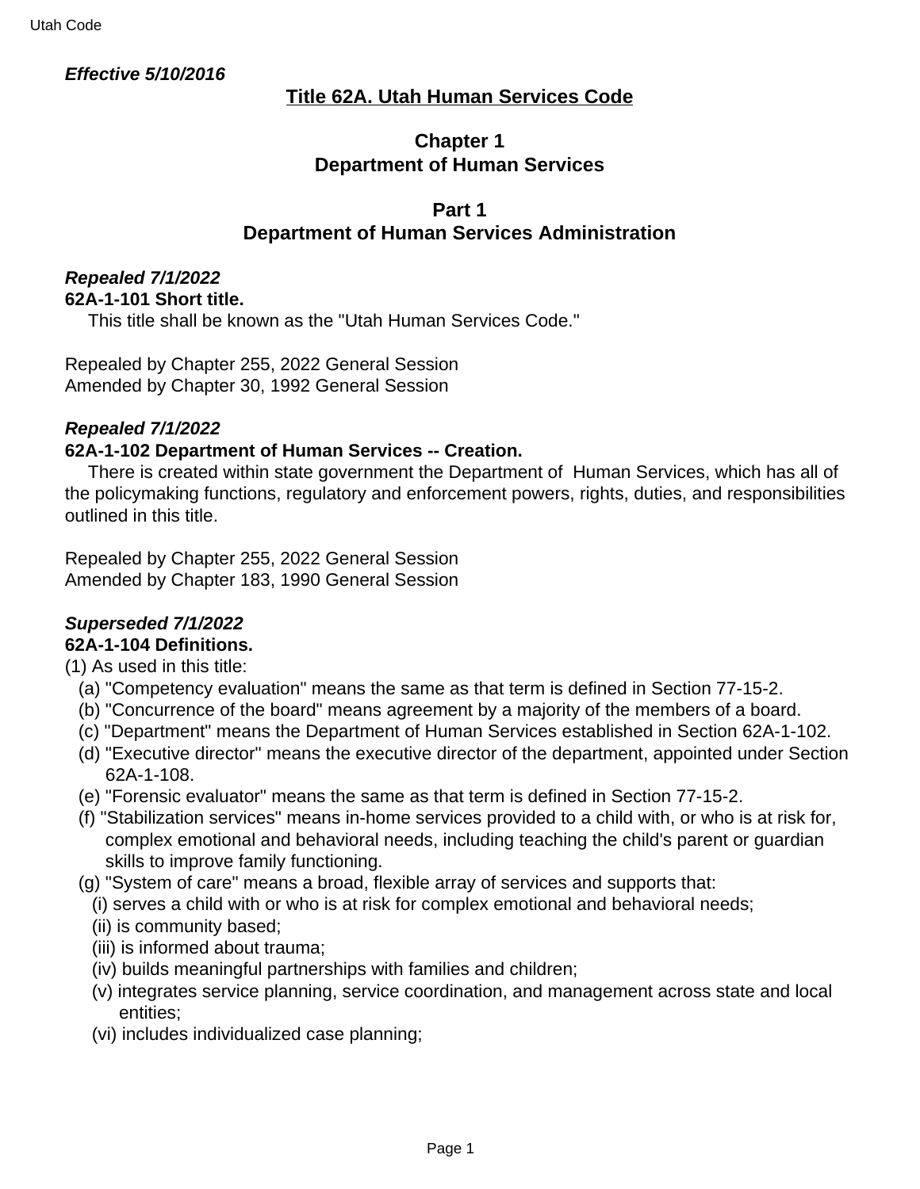*Effective 5/10/2016*

# Title 62A. Utah Human Services Code

## Chapter 1
## Department of Human Services

### Part 1
### Department of Human Services Administration

***Repealed 7/1/2022***

**62A-1-101 Short title.**

This title shall be known as the "Utah Human Services Code."

Repealed by Chapter 255, 2022 General Session
Amended by Chapter 30, 1992 General Session

***Repealed 7/1/2022***

**62A-1-102 Department of Human Services -- Creation.**

There is created within state government the Department of Human Services, which has all of the policymaking functions, regulatory and enforcement powers, rights, duties, and responsibilities outlined in this title.

Repealed by Chapter 255, 2022 General Session
Amended by Chapter 183, 1990 General Session

***Superseded 7/1/2022***

**62A-1-104 Definitions.**

(1) As used in this title:
- (a) "Competency evaluation" means the same as that term is defined in Section 77-15-2.
- (b) "Concurrence of the board" means agreement by a majority of the members of a board.
- (c) "Department" means the Department of Human Services established in Section 62A-1-102.
- (d) "Executive director" means the executive director of the department, appointed under Section 62A-1-108.
- (e) "Forensic evaluator" means the same as that term is defined in Section 77-15-2.
- (f) "Stabilization services" means in-home services provided to a child with, or who is at risk for, complex emotional and behavioral needs, including teaching the child's parent or guardian skills to improve family functioning.
- (g) "System of care" means a broad, flexible array of services and supports that:
  - (i) serves a child with or who is at risk for complex emotional and behavioral needs;
  - (ii) is community based;
  - (iii) is informed about trauma;
  - (iv) builds meaningful partnerships with families and children;
  - (v) integrates service planning, service coordination, and management across state and local entities;
  - (vi) includes individualized case planning;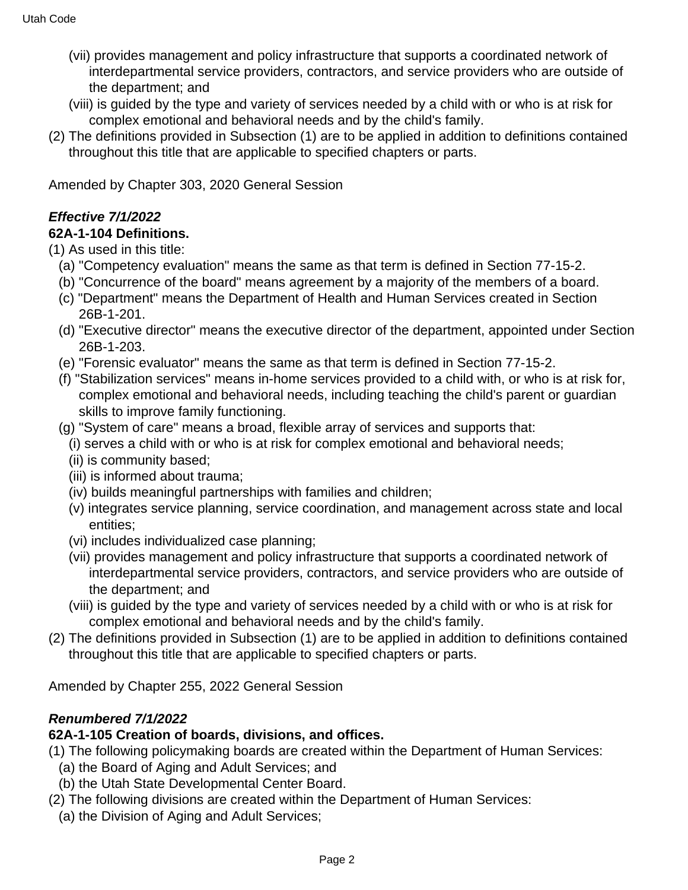(vii) provides management and policy infrastructure that supports a coordinated network of interdepartmental service providers, contractors, and service providers who are outside of the department; and

(viii) is guided by the type and variety of services needed by a child with or who is at risk for complex emotional and behavioral needs and by the child's family.

(2) The definitions provided in Subsection (1) are to be applied in addition to definitions contained throughout this title that are applicable to specified chapters or parts.

Amended by Chapter 303, 2020 General Session

***Effective 7/1/2022***

**62A-1-104 Definitions.**

(1) As used in this title:

(a) "Competency evaluation" means the same as that term is defined in Section 77-15-2.

(b) "Concurrence of the board" means agreement by a majority of the members of a board.

(c) "Department" means the Department of Health and Human Services created in Section 26B-1-201.

(d) "Executive director" means the executive director of the department, appointed under Section 26B-1-203.

(e) "Forensic evaluator" means the same as that term is defined in Section 77-15-2.

(f) "Stabilization services" means in-home services provided to a child with, or who is at risk for, complex emotional and behavioral needs, including teaching the child's parent or guardian skills to improve family functioning.

(g) "System of care" means a broad, flexible array of services and supports that:

(i) serves a child with or who is at risk for complex emotional and behavioral needs;

(ii) is community based;

(iii) is informed about trauma;

(iv) builds meaningful partnerships with families and children;

(v) integrates service planning, service coordination, and management across state and local entities;

(vi) includes individualized case planning;

(vii) provides management and policy infrastructure that supports a coordinated network of interdepartmental service providers, contractors, and service providers who are outside of the department; and

(viii) is guided by the type and variety of services needed by a child with or who is at risk for complex emotional and behavioral needs and by the child's family.

(2) The definitions provided in Subsection (1) are to be applied in addition to definitions contained throughout this title that are applicable to specified chapters or parts.

Amended by Chapter 255, 2022 General Session

***Renumbered 7/1/2022***

**62A-1-105 Creation of boards, divisions, and offices.**

(1) The following policymaking boards are created within the Department of Human Services:

(a) the Board of Aging and Adult Services; and

(b) the Utah State Developmental Center Board.

(2) The following divisions are created within the Department of Human Services:

(a) the Division of Aging and Adult Services;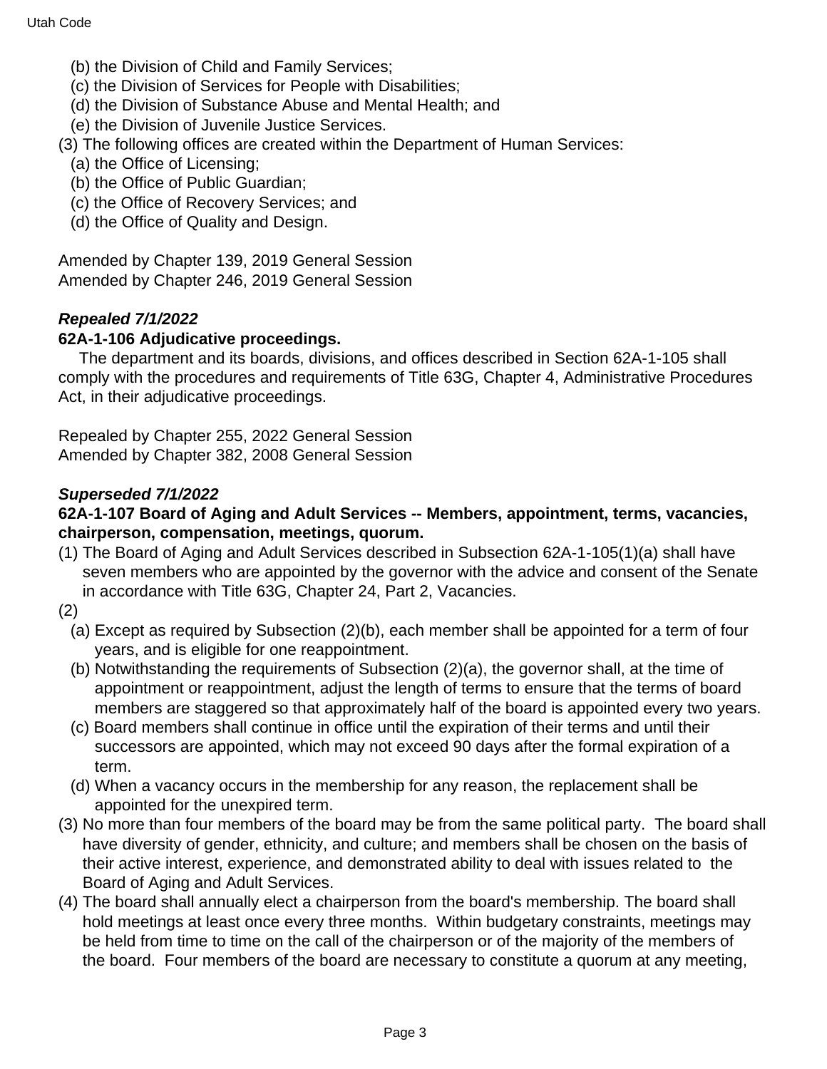(b) the Division of Child and Family Services;
(c) the Division of Services for People with Disabilities;
(d) the Division of Substance Abuse and Mental Health; and
(e) the Division of Juvenile Justice Services.

(3) The following offices are created within the Department of Human Services:
(a) the Office of Licensing;
(b) the Office of Public Guardian;
(c) the Office of Recovery Services; and
(d) the Office of Quality and Design.

Amended by Chapter 139, 2019 General Session
Amended by Chapter 246, 2019 General Session

***Repealed 7/1/2022***

**62A-1-106 Adjudicative proceedings.**

The department and its boards, divisions, and offices described in Section 62A-1-105 shall comply with the procedures and requirements of Title 63G, Chapter 4, Administrative Procedures Act, in their adjudicative proceedings.

Repealed by Chapter 255, 2022 General Session
Amended by Chapter 382, 2008 General Session

***Superseded 7/1/2022***

**62A-1-107 Board of Aging and Adult Services -- Members, appointment, terms, vacancies, chairperson, compensation, meetings, quorum.**

(1) The Board of Aging and Adult Services described in Subsection 62A-1-105(1)(a) shall have seven members who are appointed by the governor with the advice and consent of the Senate in accordance with Title 63G, Chapter 24, Part 2, Vacancies.

(2)
(a) Except as required by Subsection (2)(b), each member shall be appointed for a term of four years, and is eligible for one reappointment.
(b) Notwithstanding the requirements of Subsection (2)(a), the governor shall, at the time of appointment or reappointment, adjust the length of terms to ensure that the terms of board members are staggered so that approximately half of the board is appointed every two years.
(c) Board members shall continue in office until the expiration of their terms and until their successors are appointed, which may not exceed 90 days after the formal expiration of a term.
(d) When a vacancy occurs in the membership for any reason, the replacement shall be appointed for the unexpired term.

(3) No more than four members of the board may be from the same political party. The board shall have diversity of gender, ethnicity, and culture; and members shall be chosen on the basis of their active interest, experience, and demonstrated ability to deal with issues related to the Board of Aging and Adult Services.

(4) The board shall annually elect a chairperson from the board's membership. The board shall hold meetings at least once every three months. Within budgetary constraints, meetings may be held from time to time on the call of the chairperson or of the majority of the members of the board. Four members of the board are necessary to constitute a quorum at any meeting,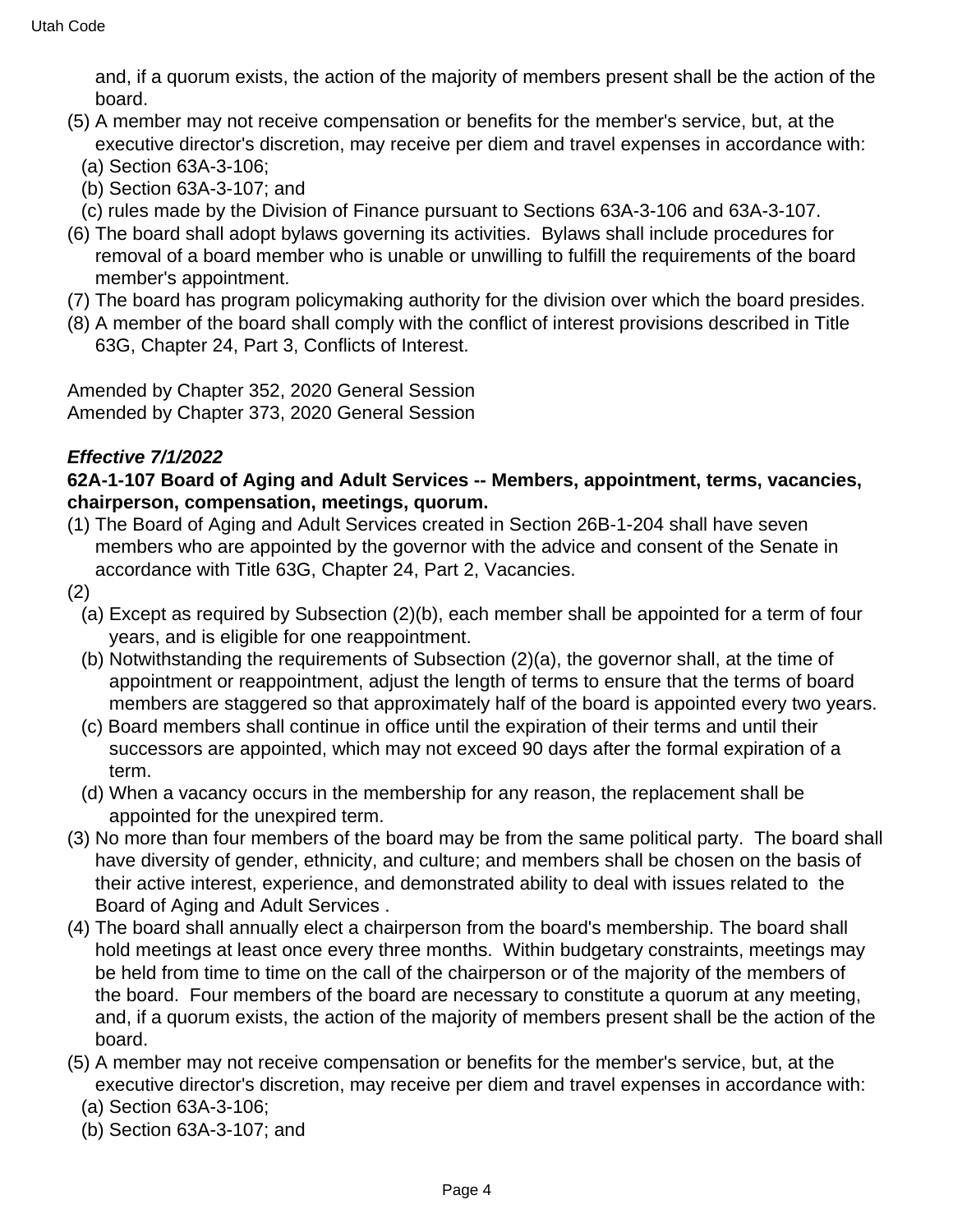and, if a quorum exists, the action of the majority of members present shall be the action of the board.

(5) A member may not receive compensation or benefits for the member's service, but, at the executive director's discretion, may receive per diem and travel expenses in accordance with:

  (a) Section 63A-3-106;

  (b) Section 63A-3-107; and

  (c) rules made by the Division of Finance pursuant to Sections 63A-3-106 and 63A-3-107.

(6) The board shall adopt bylaws governing its activities. Bylaws shall include procedures for removal of a board member who is unable or unwilling to fulfill the requirements of the board member's appointment.

(7) The board has program policymaking authority for the division over which the board presides.

(8) A member of the board shall comply with the conflict of interest provisions described in Title 63G, Chapter 24, Part 3, Conflicts of Interest.

Amended by Chapter 352, 2020 General Session
Amended by Chapter 373, 2020 General Session

***Effective 7/1/2022***

**62A-1-107 Board of Aging and Adult Services -- Members, appointment, terms, vacancies, chairperson, compensation, meetings, quorum.**

(1) The Board of Aging and Adult Services created in Section 26B-1-204 shall have seven members who are appointed by the governor with the advice and consent of the Senate in accordance with Title 63G, Chapter 24, Part 2, Vacancies.

(2)

  (a) Except as required by Subsection (2)(b), each member shall be appointed for a term of four years, and is eligible for one reappointment.

  (b) Notwithstanding the requirements of Subsection (2)(a), the governor shall, at the time of appointment or reappointment, adjust the length of terms to ensure that the terms of board members are staggered so that approximately half of the board is appointed every two years.

  (c) Board members shall continue in office until the expiration of their terms and until their successors are appointed, which may not exceed 90 days after the formal expiration of a term.

  (d) When a vacancy occurs in the membership for any reason, the replacement shall be appointed for the unexpired term.

(3) No more than four members of the board may be from the same political party. The board shall have diversity of gender, ethnicity, and culture; and members shall be chosen on the basis of their active interest, experience, and demonstrated ability to deal with issues related to the Board of Aging and Adult Services .

(4) The board shall annually elect a chairperson from the board's membership. The board shall hold meetings at least once every three months. Within budgetary constraints, meetings may be held from time to time on the call of the chairperson or of the majority of the members of the board. Four members of the board are necessary to constitute a quorum at any meeting, and, if a quorum exists, the action of the majority of members present shall be the action of the board.

(5) A member may not receive compensation or benefits for the member's service, but, at the executive director's discretion, may receive per diem and travel expenses in accordance with:

  (a) Section 63A-3-106;

  (b) Section 63A-3-107; and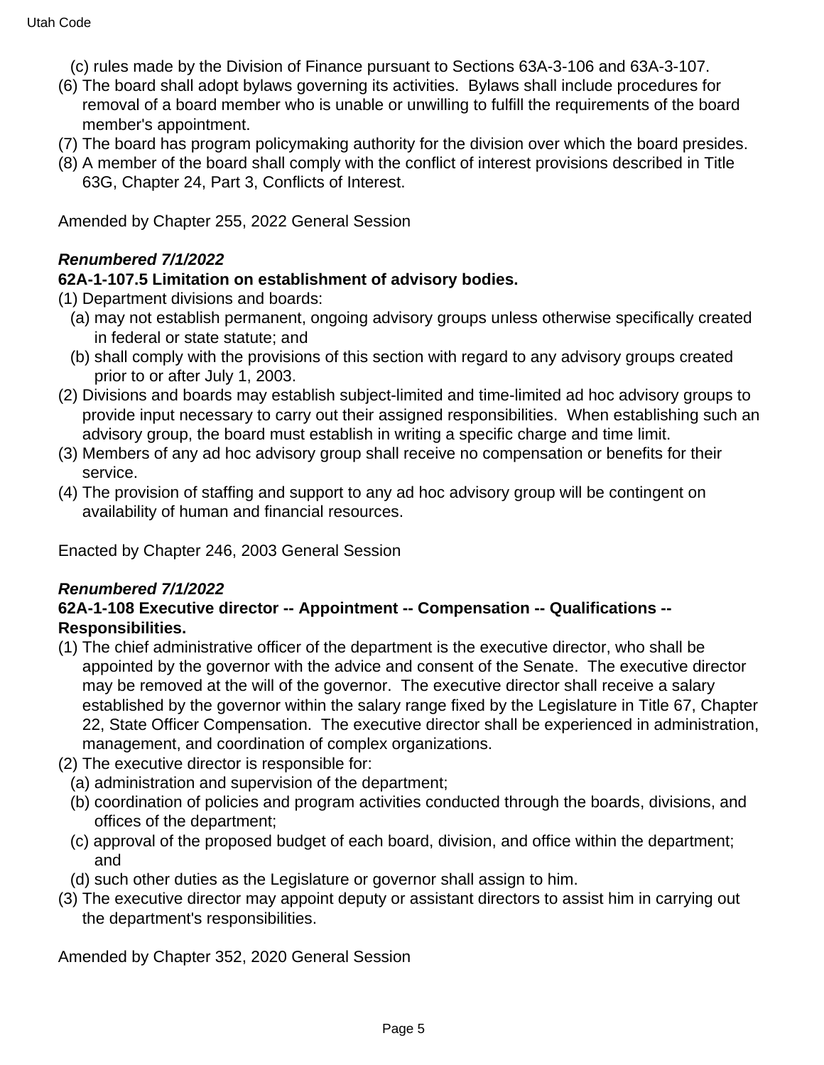(c) rules made by the Division of Finance pursuant to Sections 63A-3-106 and 63A-3-107.

(6) The board shall adopt bylaws governing its activities. Bylaws shall include procedures for removal of a board member who is unable or unwilling to fulfill the requirements of the board member's appointment.

(7) The board has program policymaking authority for the division over which the board presides.

(8) A member of the board shall comply with the conflict of interest provisions described in Title 63G, Chapter 24, Part 3, Conflicts of Interest.

Amended by Chapter 255, 2022 General Session

***Renumbered 7/1/2022***

**62A-1-107.5 Limitation on establishment of advisory bodies.**

(1) Department divisions and boards:

(a) may not establish permanent, ongoing advisory groups unless otherwise specifically created in federal or state statute; and

(b) shall comply with the provisions of this section with regard to any advisory groups created prior to or after July 1, 2003.

(2) Divisions and boards may establish subject-limited and time-limited ad hoc advisory groups to provide input necessary to carry out their assigned responsibilities. When establishing such an advisory group, the board must establish in writing a specific charge and time limit.

(3) Members of any ad hoc advisory group shall receive no compensation or benefits for their service.

(4) The provision of staffing and support to any ad hoc advisory group will be contingent on availability of human and financial resources.

Enacted by Chapter 246, 2003 General Session

***Renumbered 7/1/2022***

**62A-1-108 Executive director -- Appointment -- Compensation -- Qualifications -- Responsibilities.**

(1) The chief administrative officer of the department is the executive director, who shall be appointed by the governor with the advice and consent of the Senate. The executive director may be removed at the will of the governor. The executive director shall receive a salary established by the governor within the salary range fixed by the Legislature in Title 67, Chapter 22, State Officer Compensation. The executive director shall be experienced in administration, management, and coordination of complex organizations.

(2) The executive director is responsible for:

(a) administration and supervision of the department;

(b) coordination of policies and program activities conducted through the boards, divisions, and offices of the department;

(c) approval of the proposed budget of each board, division, and office within the department; and

(d) such other duties as the Legislature or governor shall assign to him.

(3) The executive director may appoint deputy or assistant directors to assist him in carrying out the department's responsibilities.

Amended by Chapter 352, 2020 General Session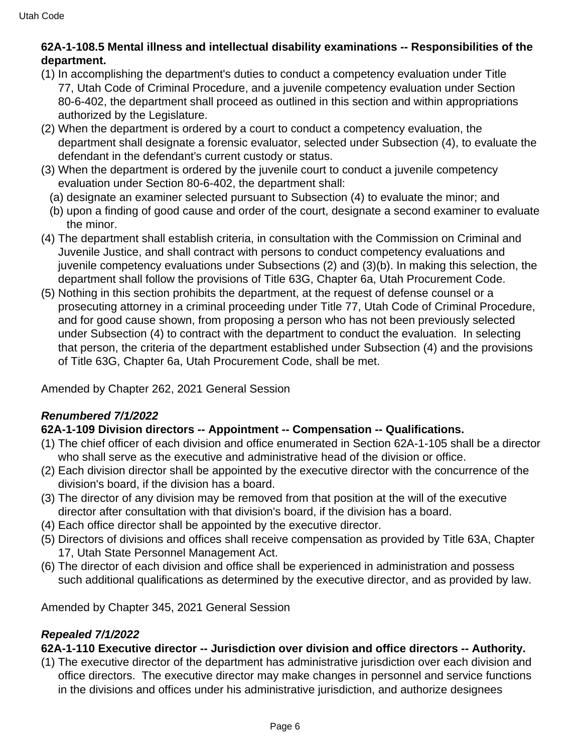**62A-1-108.5 Mental illness and intellectual disability examinations -- Responsibilities of the department.**

(1) In accomplishing the department's duties to conduct a competency evaluation under Title 77, Utah Code of Criminal Procedure, and a juvenile competency evaluation under Section 80-6-402, the department shall proceed as outlined in this section and within appropriations authorized by the Legislature.

(2) When the department is ordered by a court to conduct a competency evaluation, the department shall designate a forensic evaluator, selected under Subsection (4), to evaluate the defendant in the defendant's current custody or status.

(3) When the department is ordered by the juvenile court to conduct a juvenile competency evaluation under Section 80-6-402, the department shall:

  (a) designate an examiner selected pursuant to Subsection (4) to evaluate the minor; and

  (b) upon a finding of good cause and order of the court, designate a second examiner to evaluate the minor.

(4) The department shall establish criteria, in consultation with the Commission on Criminal and Juvenile Justice, and shall contract with persons to conduct competency evaluations and juvenile competency evaluations under Subsections (2) and (3)(b). In making this selection, the department shall follow the provisions of Title 63G, Chapter 6a, Utah Procurement Code.

(5) Nothing in this section prohibits the department, at the request of defense counsel or a prosecuting attorney in a criminal proceeding under Title 77, Utah Code of Criminal Procedure, and for good cause shown, from proposing a person who has not been previously selected under Subsection (4) to contract with the department to conduct the evaluation. In selecting that person, the criteria of the department established under Subsection (4) and the provisions of Title 63G, Chapter 6a, Utah Procurement Code, shall be met.

Amended by Chapter 262, 2021 General Session

***Renumbered 7/1/2022***

**62A-1-109 Division directors -- Appointment -- Compensation -- Qualifications.**

(1) The chief officer of each division and office enumerated in Section 62A-1-105 shall be a director who shall serve as the executive and administrative head of the division or office.

(2) Each division director shall be appointed by the executive director with the concurrence of the division's board, if the division has a board.

(3) The director of any division may be removed from that position at the will of the executive director after consultation with that division's board, if the division has a board.

(4) Each office director shall be appointed by the executive director.

(5) Directors of divisions and offices shall receive compensation as provided by Title 63A, Chapter 17, Utah State Personnel Management Act.

(6) The director of each division and office shall be experienced in administration and possess such additional qualifications as determined by the executive director, and as provided by law.

Amended by Chapter 345, 2021 General Session

***Repealed 7/1/2022***

**62A-1-110 Executive director -- Jurisdiction over division and office directors -- Authority.**

(1) The executive director of the department has administrative jurisdiction over each division and office directors. The executive director may make changes in personnel and service functions in the divisions and offices under his administrative jurisdiction, and authorize designees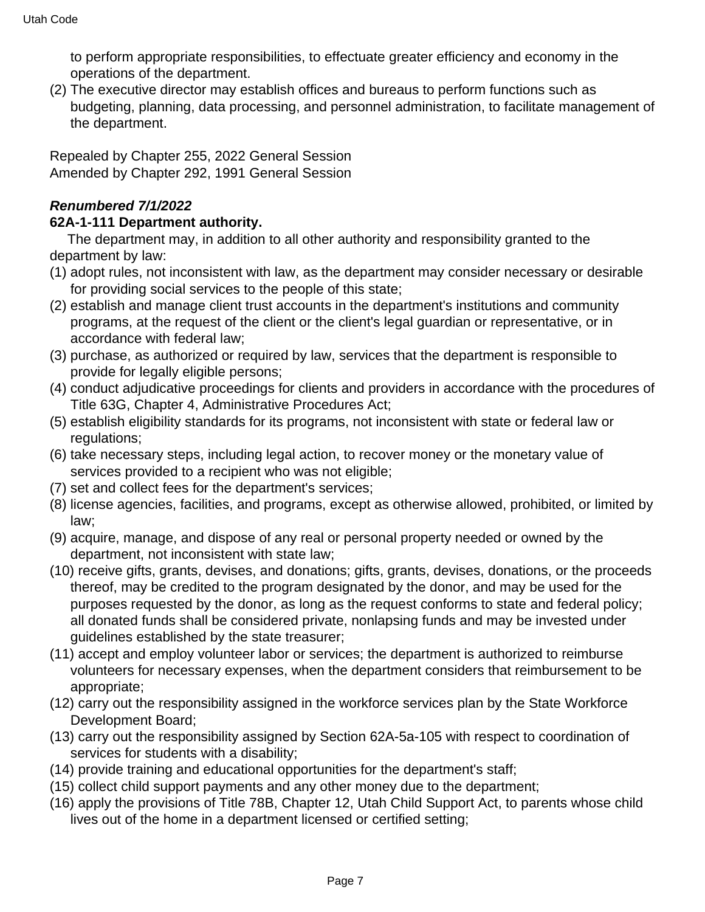to perform appropriate responsibilities, to effectuate greater efficiency and economy in the operations of the department.

(2) The executive director may establish offices and bureaus to perform functions such as budgeting, planning, data processing, and personnel administration, to facilitate management of the department.

Repealed by Chapter 255, 2022 General Session
Amended by Chapter 292, 1991 General Session

***Renumbered 7/1/2022***

**62A-1-111 Department authority.**

The department may, in addition to all other authority and responsibility granted to the department by law:

(1) adopt rules, not inconsistent with law, as the department may consider necessary or desirable for providing social services to the people of this state;

(2) establish and manage client trust accounts in the department's institutions and community programs, at the request of the client or the client's legal guardian or representative, or in accordance with federal law;

(3) purchase, as authorized or required by law, services that the department is responsible to provide for legally eligible persons;

(4) conduct adjudicative proceedings for clients and providers in accordance with the procedures of Title 63G, Chapter 4, Administrative Procedures Act;

(5) establish eligibility standards for its programs, not inconsistent with state or federal law or regulations;

(6) take necessary steps, including legal action, to recover money or the monetary value of services provided to a recipient who was not eligible;

(7) set and collect fees for the department's services;

(8) license agencies, facilities, and programs, except as otherwise allowed, prohibited, or limited by law;

(9) acquire, manage, and dispose of any real or personal property needed or owned by the department, not inconsistent with state law;

(10) receive gifts, grants, devises, and donations; gifts, grants, devises, donations, or the proceeds thereof, may be credited to the program designated by the donor, and may be used for the purposes requested by the donor, as long as the request conforms to state and federal policy; all donated funds shall be considered private, nonlapsing funds and may be invested under guidelines established by the state treasurer;

(11) accept and employ volunteer labor or services; the department is authorized to reimburse volunteers for necessary expenses, when the department considers that reimbursement to be appropriate;

(12) carry out the responsibility assigned in the workforce services plan by the State Workforce Development Board;

(13) carry out the responsibility assigned by Section 62A-5a-105 with respect to coordination of services for students with a disability;

(14) provide training and educational opportunities for the department's staff;

(15) collect child support payments and any other money due to the department;

(16) apply the provisions of Title 78B, Chapter 12, Utah Child Support Act, to parents whose child lives out of the home in a department licensed or certified setting;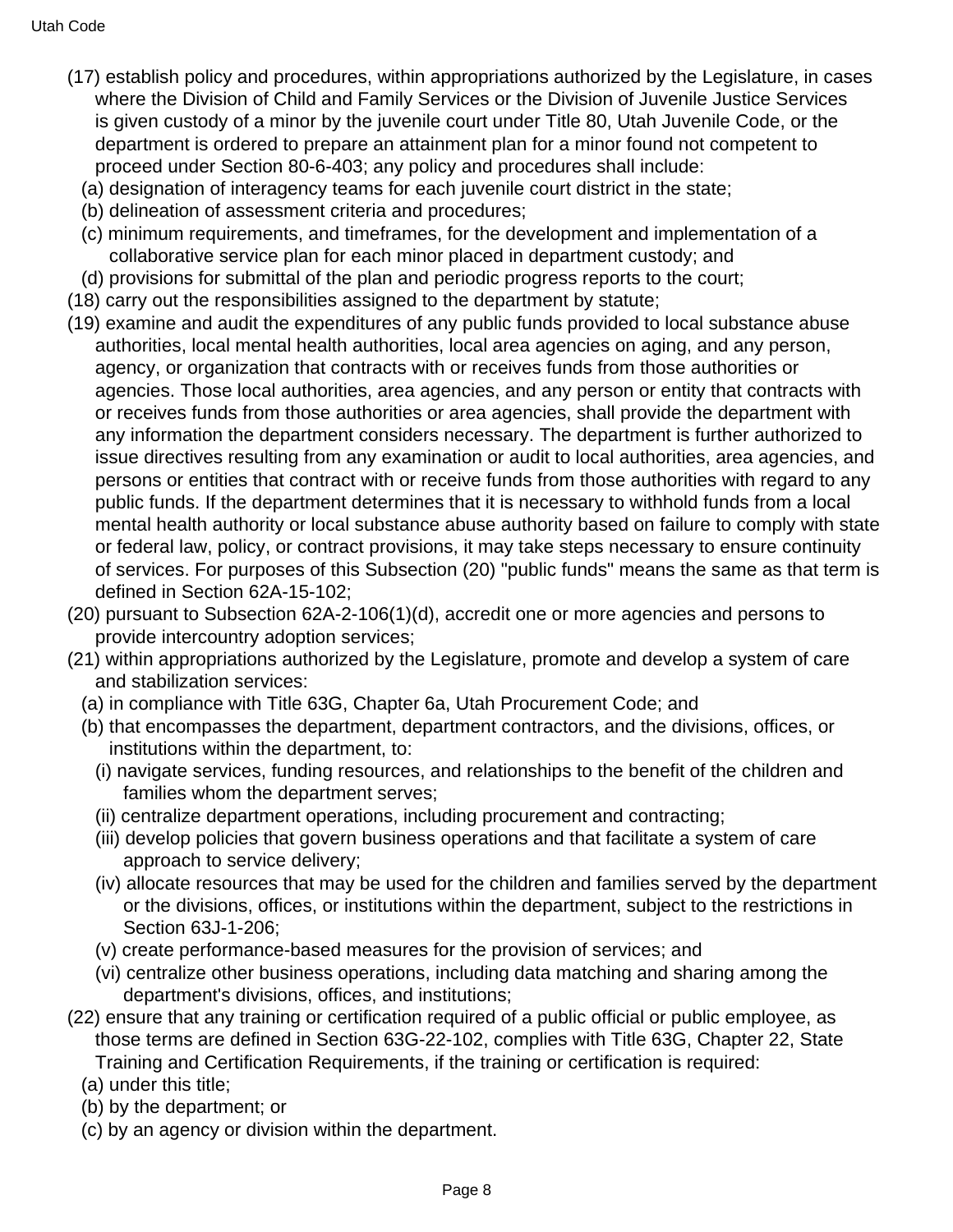(17) establish policy and procedures, within appropriations authorized by the Legislature, in cases where the Division of Child and Family Services or the Division of Juvenile Justice Services is given custody of a minor by the juvenile court under Title 80, Utah Juvenile Code, or the department is ordered to prepare an attainment plan for a minor found not competent to proceed under Section 80-6-403; any policy and procedures shall include:

(a) designation of interagency teams for each juvenile court district in the state;

(b) delineation of assessment criteria and procedures;

(c) minimum requirements, and timeframes, for the development and implementation of a collaborative service plan for each minor placed in department custody; and

(d) provisions for submittal of the plan and periodic progress reports to the court;

(18) carry out the responsibilities assigned to the department by statute;

(19) examine and audit the expenditures of any public funds provided to local substance abuse authorities, local mental health authorities, local area agencies on aging, and any person, agency, or organization that contracts with or receives funds from those authorities or agencies. Those local authorities, area agencies, and any person or entity that contracts with or receives funds from those authorities or area agencies, shall provide the department with any information the department considers necessary. The department is further authorized to issue directives resulting from any examination or audit to local authorities, area agencies, and persons or entities that contract with or receive funds from those authorities with regard to any public funds. If the department determines that it is necessary to withhold funds from a local mental health authority or local substance abuse authority based on failure to comply with state or federal law, policy, or contract provisions, it may take steps necessary to ensure continuity of services. For purposes of this Subsection (20) "public funds" means the same as that term is defined in Section 62A-15-102;

(20) pursuant to Subsection 62A-2-106(1)(d), accredit one or more agencies and persons to provide intercountry adoption services;

(21) within appropriations authorized by the Legislature, promote and develop a system of care and stabilization services:

(a) in compliance with Title 63G, Chapter 6a, Utah Procurement Code; and

(b) that encompasses the department, department contractors, and the divisions, offices, or institutions within the department, to:

(i) navigate services, funding resources, and relationships to the benefit of the children and families whom the department serves;

(ii) centralize department operations, including procurement and contracting;

(iii) develop policies that govern business operations and that facilitate a system of care approach to service delivery;

(iv) allocate resources that may be used for the children and families served by the department or the divisions, offices, or institutions within the department, subject to the restrictions in Section 63J-1-206;

(v) create performance-based measures for the provision of services; and

(vi) centralize other business operations, including data matching and sharing among the department's divisions, offices, and institutions;

(22) ensure that any training or certification required of a public official or public employee, as those terms are defined in Section 63G-22-102, complies with Title 63G, Chapter 22, State Training and Certification Requirements, if the training or certification is required:

(a) under this title;

(b) by the department; or

(c) by an agency or division within the department.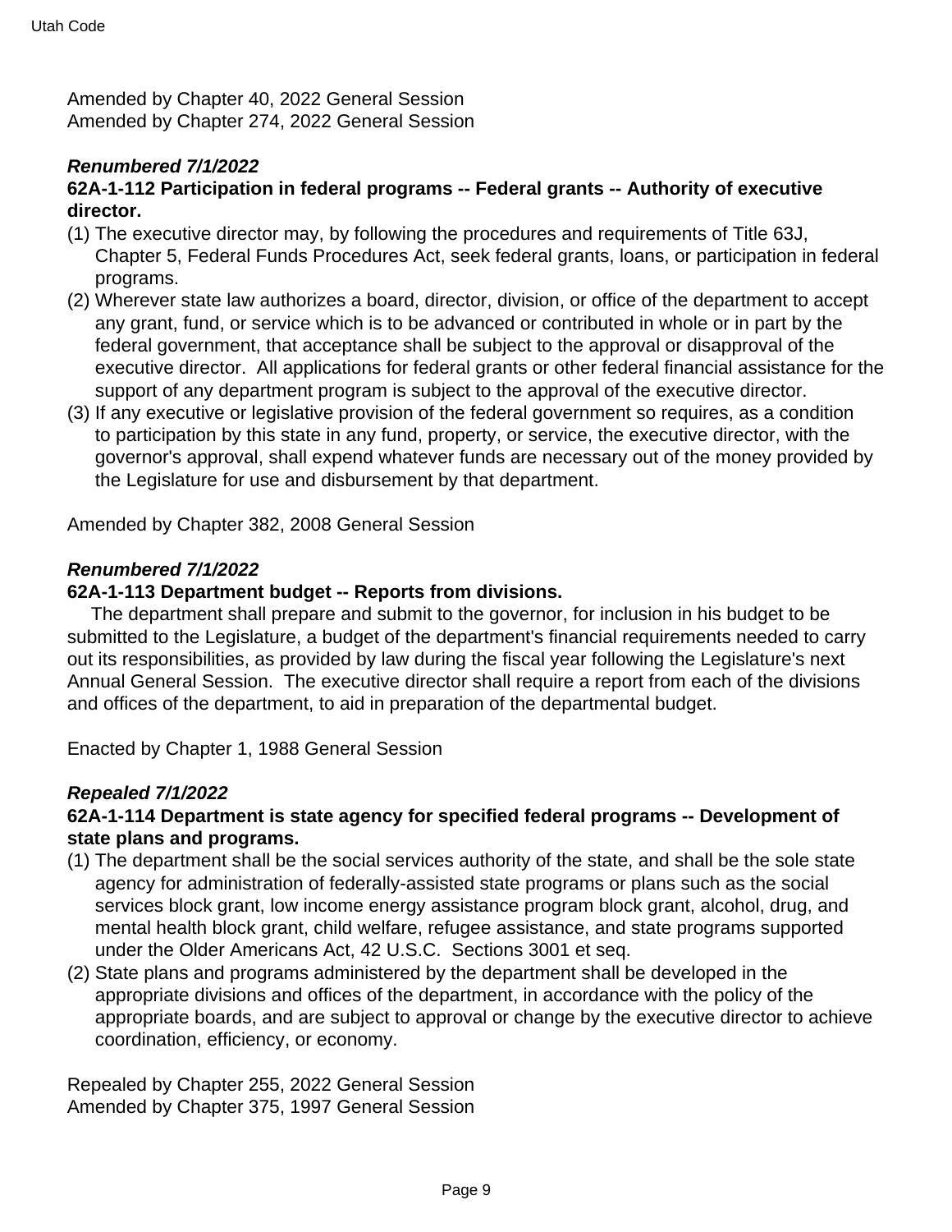Amended by Chapter 40, 2022 General Session
Amended by Chapter 274, 2022 General Session

***Renumbered 7/1/2022***

**62A-1-112 Participation in federal programs -- Federal grants -- Authority of executive director.**

(1) The executive director may, by following the procedures and requirements of Title 63J, Chapter 5, Federal Funds Procedures Act, seek federal grants, loans, or participation in federal programs.
(2) Wherever state law authorizes a board, director, division, or office of the department to accept any grant, fund, or service which is to be advanced or contributed in whole or in part by the federal government, that acceptance shall be subject to the approval or disapproval of the executive director. All applications for federal grants or other federal financial assistance for the support of any department program is subject to the approval of the executive director.
(3) If any executive or legislative provision of the federal government so requires, as a condition to participation by this state in any fund, property, or service, the executive director, with the governor's approval, shall expend whatever funds are necessary out of the money provided by the Legislature for use and disbursement by that department.

Amended by Chapter 382, 2008 General Session

***Renumbered 7/1/2022***

**62A-1-113 Department budget -- Reports from divisions.**

The department shall prepare and submit to the governor, for inclusion in his budget to be submitted to the Legislature, a budget of the department's financial requirements needed to carry out its responsibilities, as provided by law during the fiscal year following the Legislature's next Annual General Session. The executive director shall require a report from each of the divisions and offices of the department, to aid in preparation of the departmental budget.

Enacted by Chapter 1, 1988 General Session

***Repealed 7/1/2022***

**62A-1-114 Department is state agency for specified federal programs -- Development of state plans and programs.**

(1) The department shall be the social services authority of the state, and shall be the sole state agency for administration of federally-assisted state programs or plans such as the social services block grant, low income energy assistance program block grant, alcohol, drug, and mental health block grant, child welfare, refugee assistance, and state programs supported under the Older Americans Act, 42 U.S.C. Sections 3001 et seq.
(2) State plans and programs administered by the department shall be developed in the appropriate divisions and offices of the department, in accordance with the policy of the appropriate boards, and are subject to approval or change by the executive director to achieve coordination, efficiency, or economy.

Repealed by Chapter 255, 2022 General Session
Amended by Chapter 375, 1997 General Session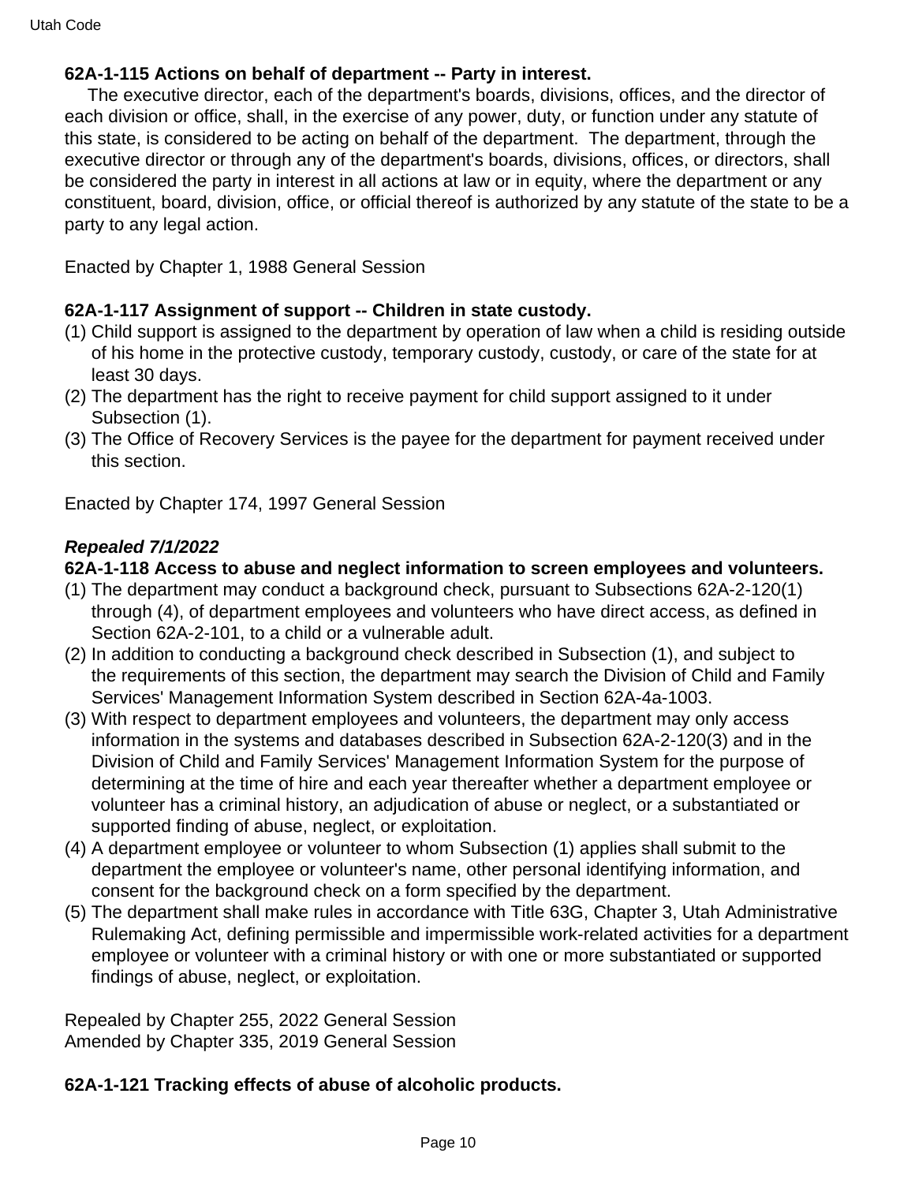**62A-1-115 Actions on behalf of department -- Party in interest.**

The executive director, each of the department's boards, divisions, offices, and the director of each division or office, shall, in the exercise of any power, duty, or function under any statute of this state, is considered to be acting on behalf of the department. The department, through the executive director or through any of the department's boards, divisions, offices, or directors, shall be considered the party in interest in all actions at law or in equity, where the department or any constituent, board, division, office, or official thereof is authorized by any statute of the state to be a party to any legal action.

Enacted by Chapter 1, 1988 General Session

**62A-1-117 Assignment of support -- Children in state custody.**

(1) Child support is assigned to the department by operation of law when a child is residing outside of his home in the protective custody, temporary custody, custody, or care of the state for at least 30 days.
(2) The department has the right to receive payment for child support assigned to it under Subsection (1).
(3) The Office of Recovery Services is the payee for the department for payment received under this section.

Enacted by Chapter 174, 1997 General Session

***Repealed 7/1/2022***

**62A-1-118 Access to abuse and neglect information to screen employees and volunteers.**

(1) The department may conduct a background check, pursuant to Subsections 62A-2-120(1) through (4), of department employees and volunteers who have direct access, as defined in Section 62A-2-101, to a child or a vulnerable adult.
(2) In addition to conducting a background check described in Subsection (1), and subject to the requirements of this section, the department may search the Division of Child and Family Services' Management Information System described in Section 62A-4a-1003.
(3) With respect to department employees and volunteers, the department may only access information in the systems and databases described in Subsection 62A-2-120(3) and in the Division of Child and Family Services' Management Information System for the purpose of determining at the time of hire and each year thereafter whether a department employee or volunteer has a criminal history, an adjudication of abuse or neglect, or a substantiated or supported finding of abuse, neglect, or exploitation.
(4) A department employee or volunteer to whom Subsection (1) applies shall submit to the department the employee or volunteer's name, other personal identifying information, and consent for the background check on a form specified by the department.
(5) The department shall make rules in accordance with Title 63G, Chapter 3, Utah Administrative Rulemaking Act, defining permissible and impermissible work-related activities for a department employee or volunteer with a criminal history or with one or more substantiated or supported findings of abuse, neglect, or exploitation.

Repealed by Chapter 255, 2022 General Session
Amended by Chapter 335, 2019 General Session

**62A-1-121 Tracking effects of abuse of alcoholic products.**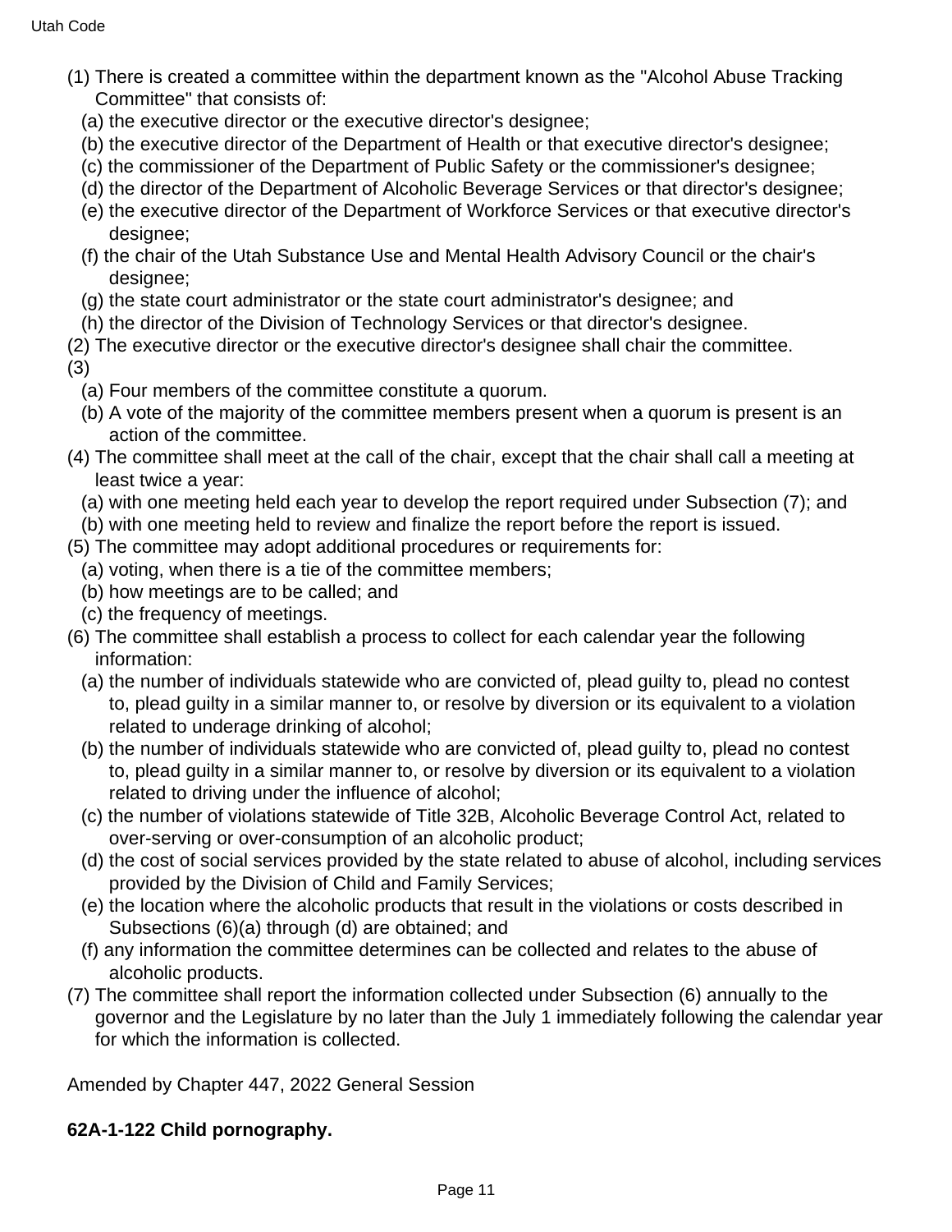(1) There is created a committee within the department known as the "Alcohol Abuse Tracking Committee" that consists of:
  (a) the executive director or the executive director's designee;
  (b) the executive director of the Department of Health or that executive director's designee;
  (c) the commissioner of the Department of Public Safety or the commissioner's designee;
  (d) the director of the Department of Alcoholic Beverage Services or that director's designee;
  (e) the executive director of the Department of Workforce Services or that executive director's designee;
  (f) the chair of the Utah Substance Use and Mental Health Advisory Council or the chair's designee;
  (g) the state court administrator or the state court administrator's designee; and
  (h) the director of the Division of Technology Services or that director's designee.

(2) The executive director or the executive director's designee shall chair the committee.

(3)
  (a) Four members of the committee constitute a quorum.
  (b) A vote of the majority of the committee members present when a quorum is present is an action of the committee.

(4) The committee shall meet at the call of the chair, except that the chair shall call a meeting at least twice a year:
  (a) with one meeting held each year to develop the report required under Subsection (7); and
  (b) with one meeting held to review and finalize the report before the report is issued.

(5) The committee may adopt additional procedures or requirements for:
  (a) voting, when there is a tie of the committee members;
  (b) how meetings are to be called; and
  (c) the frequency of meetings.

(6) The committee shall establish a process to collect for each calendar year the following information:
  (a) the number of individuals statewide who are convicted of, plead guilty to, plead no contest to, plead guilty in a similar manner to, or resolve by diversion or its equivalent to a violation related to underage drinking of alcohol;
  (b) the number of individuals statewide who are convicted of, plead guilty to, plead no contest to, plead guilty in a similar manner to, or resolve by diversion or its equivalent to a violation related to driving under the influence of alcohol;
  (c) the number of violations statewide of Title 32B, Alcoholic Beverage Control Act, related to over-serving or over-consumption of an alcoholic product;
  (d) the cost of social services provided by the state related to abuse of alcohol, including services provided by the Division of Child and Family Services;
  (e) the location where the alcoholic products that result in the violations or costs described in Subsections (6)(a) through (d) are obtained; and
  (f) any information the committee determines can be collected and relates to the abuse of alcoholic products.

(7) The committee shall report the information collected under Subsection (6) annually to the governor and the Legislature by no later than the July 1 immediately following the calendar year for which the information is collected.

Amended by Chapter 447, 2022 General Session

**62A-1-122 Child pornography.**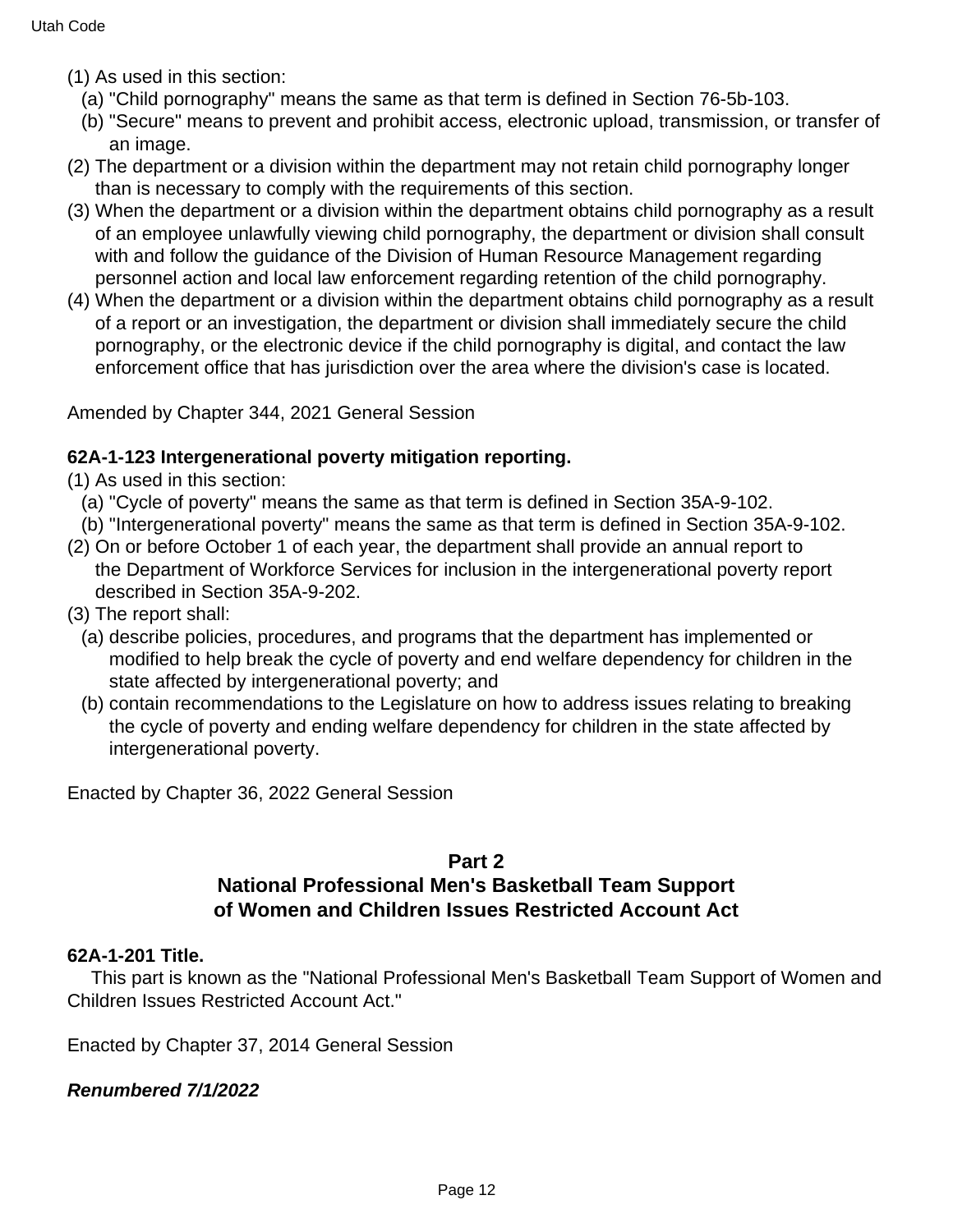(1) As used in this section:

(a) "Child pornography" means the same as that term is defined in Section 76-5b-103.

(b) "Secure" means to prevent and prohibit access, electronic upload, transmission, or transfer of an image.

(2) The department or a division within the department may not retain child pornography longer than is necessary to comply with the requirements of this section.

(3) When the department or a division within the department obtains child pornography as a result of an employee unlawfully viewing child pornography, the department or division shall consult with and follow the guidance of the Division of Human Resource Management regarding personnel action and local law enforcement regarding retention of the child pornography.

(4) When the department or a division within the department obtains child pornography as a result of a report or an investigation, the department or division shall immediately secure the child pornography, or the electronic device if the child pornography is digital, and contact the law enforcement office that has jurisdiction over the area where the division's case is located.

Amended by Chapter 344, 2021 General Session

**62A-1-123 Intergenerational poverty mitigation reporting.**

(1) As used in this section:

(a) "Cycle of poverty" means the same as that term is defined in Section 35A-9-102.

(b) "Intergenerational poverty" means the same as that term is defined in Section 35A-9-102.

(2) On or before October 1 of each year, the department shall provide an annual report to the Department of Workforce Services for inclusion in the intergenerational poverty report described in Section 35A-9-202.

(3) The report shall:

(a) describe policies, procedures, and programs that the department has implemented or modified to help break the cycle of poverty and end welfare dependency for children in the state affected by intergenerational poverty; and

(b) contain recommendations to the Legislature on how to address issues relating to breaking the cycle of poverty and ending welfare dependency for children in the state affected by intergenerational poverty.

Enacted by Chapter 36, 2022 General Session

## Part 2
## National Professional Men's Basketball Team Support of Women and Children Issues Restricted Account Act

**62A-1-201 Title.**

This part is known as the "National Professional Men's Basketball Team Support of Women and Children Issues Restricted Account Act."

Enacted by Chapter 37, 2014 General Session

***Renumbered 7/1/2022***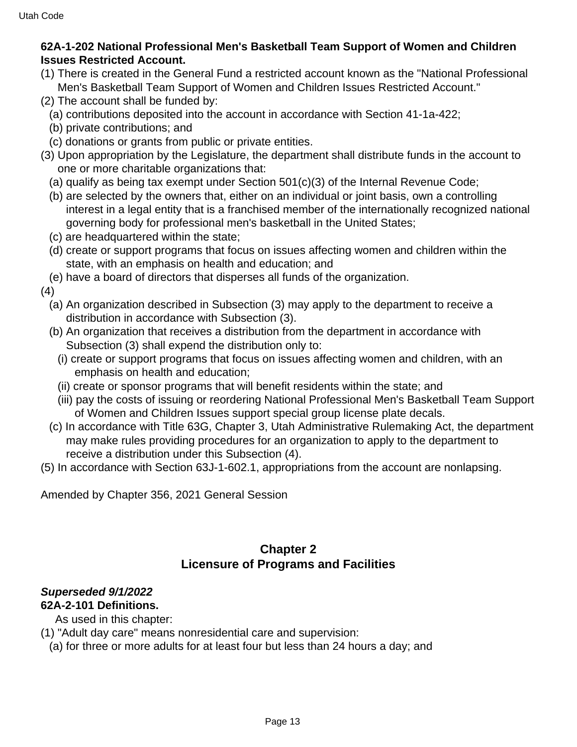**62A-1-202 National Professional Men's Basketball Team Support of Women and Children Issues Restricted Account.**

(1) There is created in the General Fund a restricted account known as the "National Professional Men's Basketball Team Support of Women and Children Issues Restricted Account."

(2) The account shall be funded by:

(a) contributions deposited into the account in accordance with Section 41-1a-422;

(b) private contributions; and

(c) donations or grants from public or private entities.

(3) Upon appropriation by the Legislature, the department shall distribute funds in the account to one or more charitable organizations that:

(a) qualify as being tax exempt under Section 501(c)(3) of the Internal Revenue Code;

(b) are selected by the owners that, either on an individual or joint basis, own a controlling interest in a legal entity that is a franchised member of the internationally recognized national governing body for professional men's basketball in the United States;

(c) are headquartered within the state;

(d) create or support programs that focus on issues affecting women and children within the state, with an emphasis on health and education; and

(e) have a board of directors that disperses all funds of the organization.

(4)

(a) An organization described in Subsection (3) may apply to the department to receive a distribution in accordance with Subsection (3).

(b) An organization that receives a distribution from the department in accordance with Subsection (3) shall expend the distribution only to:

(i) create or support programs that focus on issues affecting women and children, with an emphasis on health and education;

(ii) create or sponsor programs that will benefit residents within the state; and

(iii) pay the costs of issuing or reordering National Professional Men's Basketball Team Support of Women and Children Issues support special group license plate decals.

(c) In accordance with Title 63G, Chapter 3, Utah Administrative Rulemaking Act, the department may make rules providing procedures for an organization to apply to the department to receive a distribution under this Subsection (4).

(5) In accordance with Section 63J-1-602.1, appropriations from the account are nonlapsing.

Amended by Chapter 356, 2021 General Session

## Chapter 2
## Licensure of Programs and Facilities

***Superseded 9/1/2022***
**62A-2-101 Definitions.**

As used in this chapter:

(1) "Adult day care" means nonresidential care and supervision:

(a) for three or more adults for at least four but less than 24 hours a day; and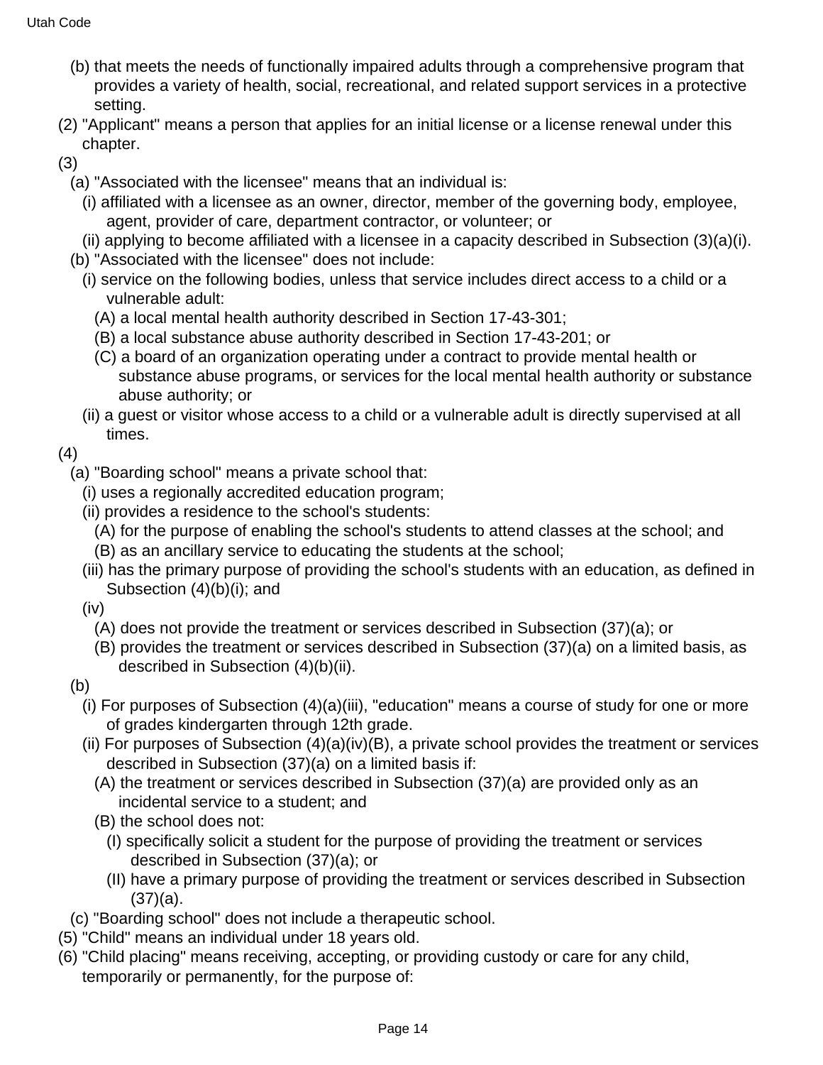(b) that meets the needs of functionally impaired adults through a comprehensive program that provides a variety of health, social, recreational, and related support services in a protective setting.

(2) "Applicant" means a person that applies for an initial license or a license renewal under this chapter.

(3)

(a) "Associated with the licensee" means that an individual is:

(i) affiliated with a licensee as an owner, director, member of the governing body, employee, agent, provider of care, department contractor, or volunteer; or

(ii) applying to become affiliated with a licensee in a capacity described in Subsection (3)(a)(i).

(b) "Associated with the licensee" does not include:

(i) service on the following bodies, unless that service includes direct access to a child or a vulnerable adult:

(A) a local mental health authority described in Section 17-43-301;

(B) a local substance abuse authority described in Section 17-43-201; or

(C) a board of an organization operating under a contract to provide mental health or substance abuse programs, or services for the local mental health authority or substance abuse authority; or

(ii) a guest or visitor whose access to a child or a vulnerable adult is directly supervised at all times.

(4)

(a) "Boarding school" means a private school that:

(i) uses a regionally accredited education program;

(ii) provides a residence to the school's students:

(A) for the purpose of enabling the school's students to attend classes at the school; and

(B) as an ancillary service to educating the students at the school;

(iii) has the primary purpose of providing the school's students with an education, as defined in Subsection (4)(b)(i); and

(iv)

(A) does not provide the treatment or services described in Subsection (37)(a); or

(B) provides the treatment or services described in Subsection (37)(a) on a limited basis, as described in Subsection (4)(b)(ii).

(b)

(i) For purposes of Subsection (4)(a)(iii), "education" means a course of study for one or more of grades kindergarten through 12th grade.

(ii) For purposes of Subsection (4)(a)(iv)(B), a private school provides the treatment or services described in Subsection (37)(a) on a limited basis if:

(A) the treatment or services described in Subsection (37)(a) are provided only as an incidental service to a student; and

(B) the school does not:

(I) specifically solicit a student for the purpose of providing the treatment or services described in Subsection (37)(a); or

(II) have a primary purpose of providing the treatment or services described in Subsection (37)(a).

(c) "Boarding school" does not include a therapeutic school.

(5) "Child" means an individual under 18 years old.

(6) "Child placing" means receiving, accepting, or providing custody or care for any child, temporarily or permanently, for the purpose of: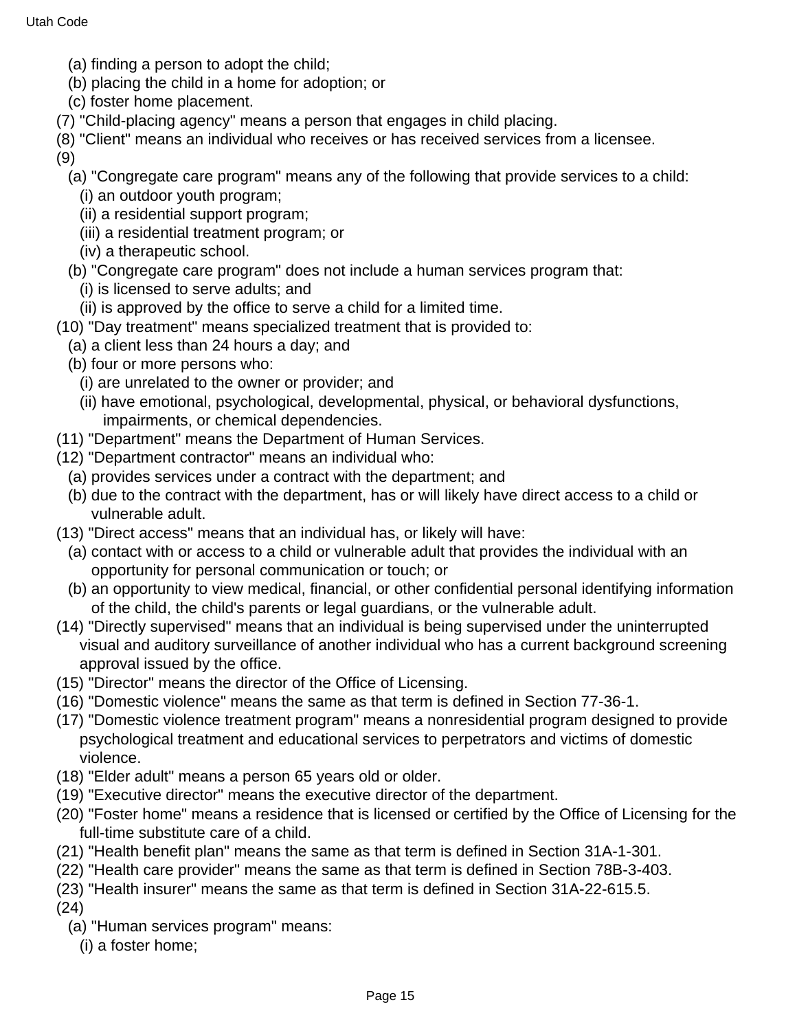(a) finding a person to adopt the child;
(b) placing the child in a home for adoption; or
(c) foster home placement.

(7) "Child-placing agency" means a person that engages in child placing.

(8) "Client" means an individual who receives or has received services from a licensee.

(9)
(a) "Congregate care program" means any of the following that provide services to a child:
(i) an outdoor youth program;
(ii) a residential support program;
(iii) a residential treatment program; or
(iv) a therapeutic school.
(b) "Congregate care program" does not include a human services program that:
(i) is licensed to serve adults; and
(ii) is approved by the office to serve a child for a limited time.

(10) "Day treatment" means specialized treatment that is provided to:
(a) a client less than 24 hours a day; and
(b) four or more persons who:
(i) are unrelated to the owner or provider; and
(ii) have emotional, psychological, developmental, physical, or behavioral dysfunctions, impairments, or chemical dependencies.

(11) "Department" means the Department of Human Services.

(12) "Department contractor" means an individual who:
(a) provides services under a contract with the department; and
(b) due to the contract with the department, has or will likely have direct access to a child or vulnerable adult.

(13) "Direct access" means that an individual has, or likely will have:
(a) contact with or access to a child or vulnerable adult that provides the individual with an opportunity for personal communication or touch; or
(b) an opportunity to view medical, financial, or other confidential personal identifying information of the child, the child's parents or legal guardians, or the vulnerable adult.

(14) "Directly supervised" means that an individual is being supervised under the uninterrupted visual and auditory surveillance of another individual who has a current background screening approval issued by the office.

(15) "Director" means the director of the Office of Licensing.

(16) "Domestic violence" means the same as that term is defined in Section 77-36-1.

(17) "Domestic violence treatment program" means a nonresidential program designed to provide psychological treatment and educational services to perpetrators and victims of domestic violence.

(18) "Elder adult" means a person 65 years old or older.

(19) "Executive director" means the executive director of the department.

(20) "Foster home" means a residence that is licensed or certified by the Office of Licensing for the full-time substitute care of a child.

(21) "Health benefit plan" means the same as that term is defined in Section 31A-1-301.

(22) "Health care provider" means the same as that term is defined in Section 78B-3-403.

(23) "Health insurer" means the same as that term is defined in Section 31A-22-615.5.

(24)
(a) "Human services program" means:
(i) a foster home;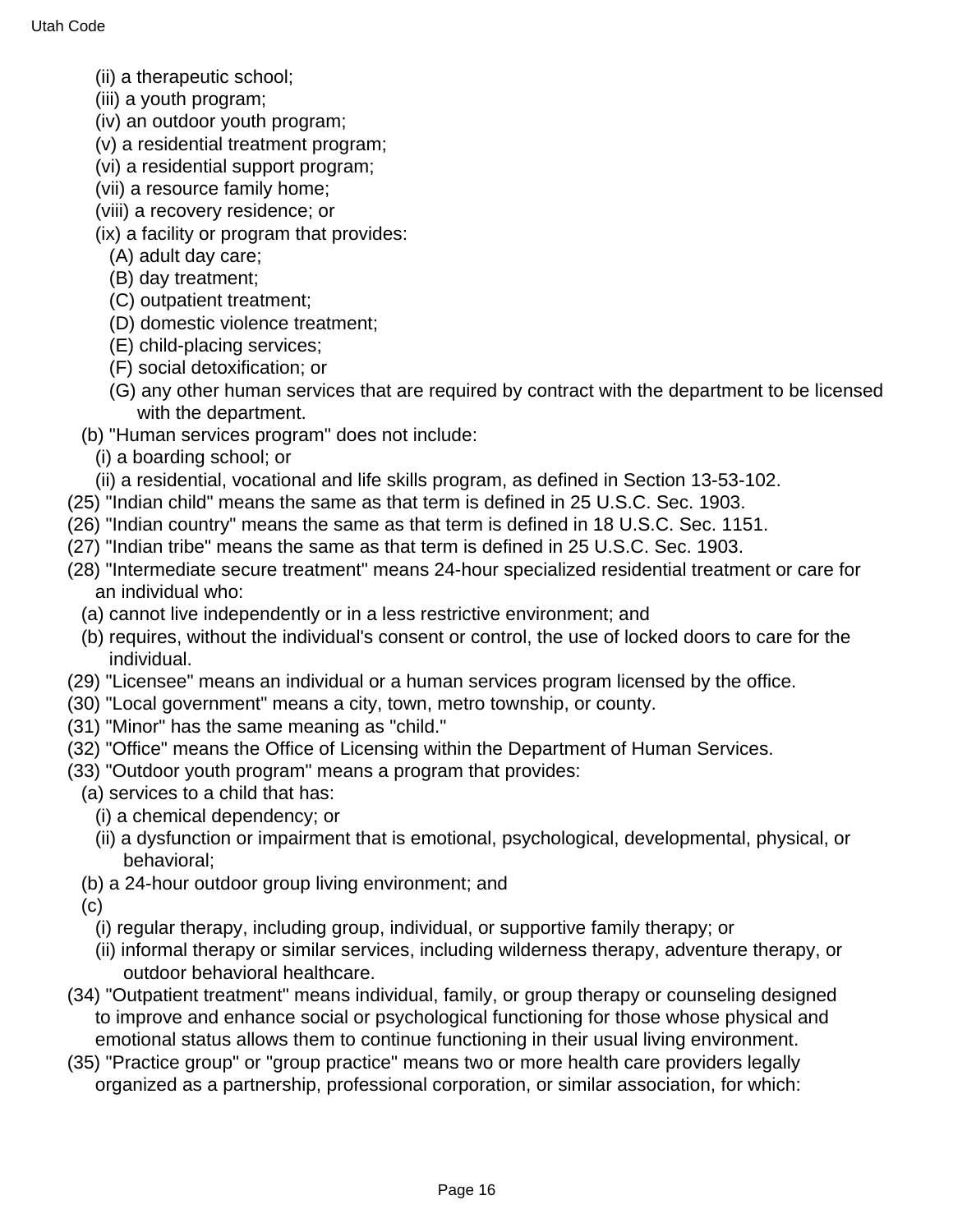(ii) a therapeutic school;
(iii) a youth program;
(iv) an outdoor youth program;
(v) a residential treatment program;
(vi) a residential support program;
(vii) a resource family home;
(viii) a recovery residence; or
(ix) a facility or program that provides:
(A) adult day care;
(B) day treatment;
(C) outpatient treatment;
(D) domestic violence treatment;
(E) child-placing services;
(F) social detoxification; or
(G) any other human services that are required by contract with the department to be licensed with the department.

(b) "Human services program" does not include:
(i) a boarding school; or
(ii) a residential, vocational and life skills program, as defined in Section 13-53-102.

(25) "Indian child" means the same as that term is defined in 25 U.S.C. Sec. 1903.

(26) "Indian country" means the same as that term is defined in 18 U.S.C. Sec. 1151.

(27) "Indian tribe" means the same as that term is defined in 25 U.S.C. Sec. 1903.

(28) "Intermediate secure treatment" means 24-hour specialized residential treatment or care for an individual who:
(a) cannot live independently or in a less restrictive environment; and
(b) requires, without the individual's consent or control, the use of locked doors to care for the individual.

(29) "Licensee" means an individual or a human services program licensed by the office.

(30) "Local government" means a city, town, metro township, or county.

(31) "Minor" has the same meaning as "child."

(32) "Office" means the Office of Licensing within the Department of Human Services.

(33) "Outdoor youth program" means a program that provides:
(a) services to a child that has:
(i) a chemical dependency; or
(ii) a dysfunction or impairment that is emotional, psychological, developmental, physical, or behavioral;
(b) a 24-hour outdoor group living environment; and
(c)
(i) regular therapy, including group, individual, or supportive family therapy; or
(ii) informal therapy or similar services, including wilderness therapy, adventure therapy, or outdoor behavioral healthcare.

(34) "Outpatient treatment" means individual, family, or group therapy or counseling designed to improve and enhance social or psychological functioning for those whose physical and emotional status allows them to continue functioning in their usual living environment.

(35) "Practice group" or "group practice" means two or more health care providers legally organized as a partnership, professional corporation, or similar association, for which: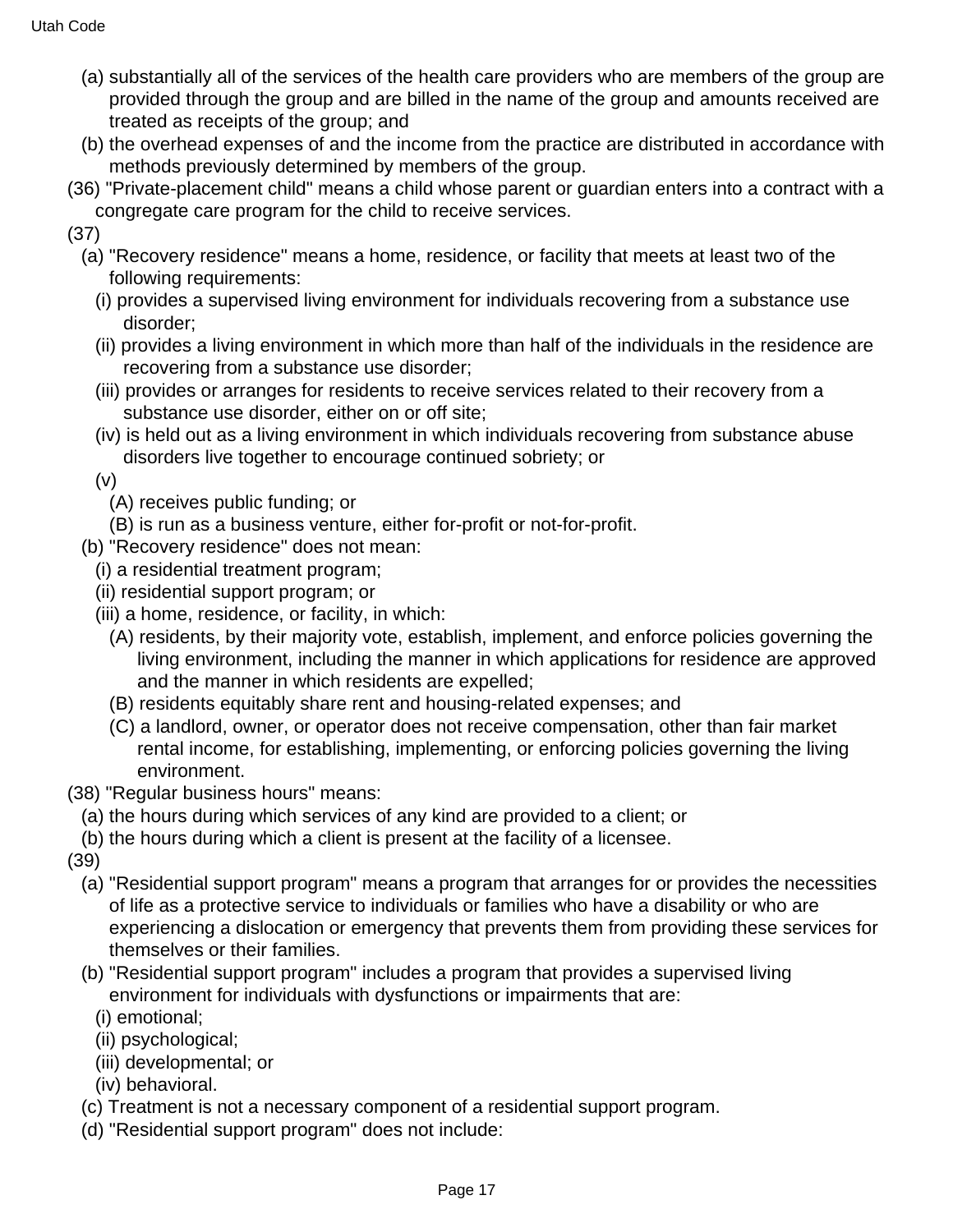(a) substantially all of the services of the health care providers who are members of the group are provided through the group and are billed in the name of the group and amounts received are treated as receipts of the group; and

(b) the overhead expenses of and the income from the practice are distributed in accordance with methods previously determined by members of the group.

(36) "Private-placement child" means a child whose parent or guardian enters into a contract with a congregate care program for the child to receive services.

(37)

(a) "Recovery residence" means a home, residence, or facility that meets at least two of the following requirements:

(i) provides a supervised living environment for individuals recovering from a substance use disorder;

(ii) provides a living environment in which more than half of the individuals in the residence are recovering from a substance use disorder;

(iii) provides or arranges for residents to receive services related to their recovery from a substance use disorder, either on or off site;

(iv) is held out as a living environment in which individuals recovering from substance abuse disorders live together to encourage continued sobriety; or

(v)

(A) receives public funding; or

(B) is run as a business venture, either for-profit or not-for-profit.

(b) "Recovery residence" does not mean:

(i) a residential treatment program;

(ii) residential support program; or

(iii) a home, residence, or facility, in which:

(A) residents, by their majority vote, establish, implement, and enforce policies governing the living environment, including the manner in which applications for residence are approved and the manner in which residents are expelled;

(B) residents equitably share rent and housing-related expenses; and

(C) a landlord, owner, or operator does not receive compensation, other than fair market rental income, for establishing, implementing, or enforcing policies governing the living environment.

(38) "Regular business hours" means:

(a) the hours during which services of any kind are provided to a client; or

(b) the hours during which a client is present at the facility of a licensee.

(39)

(a) "Residential support program" means a program that arranges for or provides the necessities of life as a protective service to individuals or families who have a disability or who are experiencing a dislocation or emergency that prevents them from providing these services for themselves or their families.

(b) "Residential support program" includes a program that provides a supervised living environment for individuals with dysfunctions or impairments that are:

(i) emotional;

(ii) psychological;

(iii) developmental; or

(iv) behavioral.

(c) Treatment is not a necessary component of a residential support program.

(d) "Residential support program" does not include: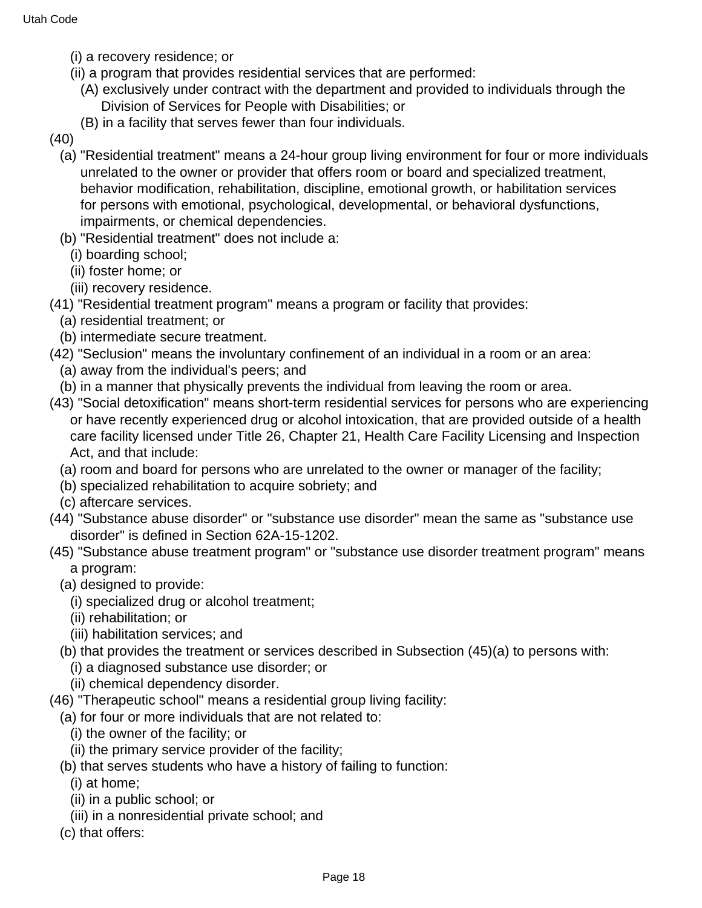(i) a recovery residence; or

(ii) a program that provides residential services that are performed:

(A) exclusively under contract with the department and provided to individuals through the Division of Services for People with Disabilities; or

(B) in a facility that serves fewer than four individuals.

(40)

(a) "Residential treatment" means a 24-hour group living environment for four or more individuals unrelated to the owner or provider that offers room or board and specialized treatment, behavior modification, rehabilitation, discipline, emotional growth, or habilitation services for persons with emotional, psychological, developmental, or behavioral dysfunctions, impairments, or chemical dependencies.

(b) "Residential treatment" does not include a:

(i) boarding school;

(ii) foster home; or

(iii) recovery residence.

(41) "Residential treatment program" means a program or facility that provides:

(a) residential treatment; or

(b) intermediate secure treatment.

(42) "Seclusion" means the involuntary confinement of an individual in a room or an area:

(a) away from the individual's peers; and

(b) in a manner that physically prevents the individual from leaving the room or area.

(43) "Social detoxification" means short-term residential services for persons who are experiencing or have recently experienced drug or alcohol intoxication, that are provided outside of a health care facility licensed under Title 26, Chapter 21, Health Care Facility Licensing and Inspection Act, and that include:

(a) room and board for persons who are unrelated to the owner or manager of the facility;

(b) specialized rehabilitation to acquire sobriety; and

(c) aftercare services.

(44) "Substance abuse disorder" or "substance use disorder" mean the same as "substance use disorder" is defined in Section 62A-15-1202.

(45) "Substance abuse treatment program" or "substance use disorder treatment program" means a program:

(a) designed to provide:

(i) specialized drug or alcohol treatment;

(ii) rehabilitation; or

(iii) habilitation services; and

(b) that provides the treatment or services described in Subsection (45)(a) to persons with:

(i) a diagnosed substance use disorder; or

(ii) chemical dependency disorder.

(46) "Therapeutic school" means a residential group living facility:

(a) for four or more individuals that are not related to:

(i) the owner of the facility; or

(ii) the primary service provider of the facility;

(b) that serves students who have a history of failing to function:

(i) at home;

(ii) in a public school; or

(iii) in a nonresidential private school; and

(c) that offers: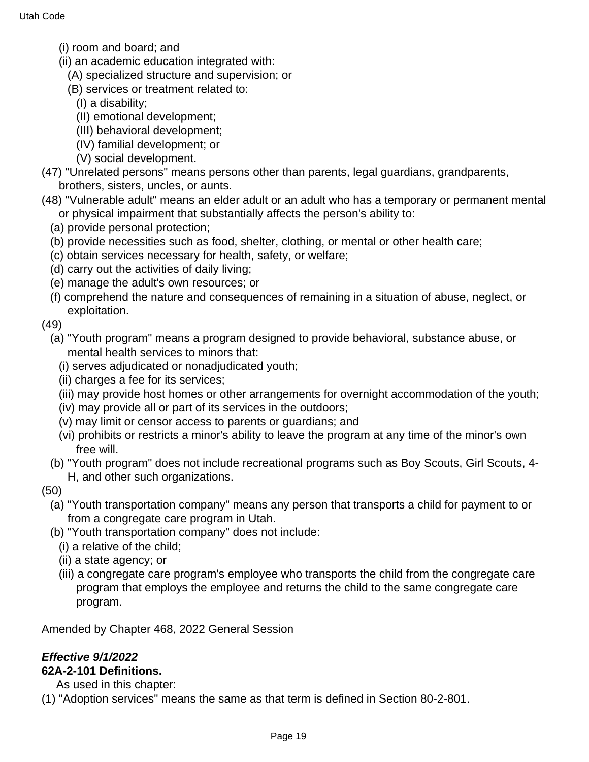(i) room and board; and

(ii) an academic education integrated with:

(A) specialized structure and supervision; or

(B) services or treatment related to:

(I) a disability;

(II) emotional development;

(III) behavioral development;

(IV) familial development; or

(V) social development.

(47) "Unrelated persons" means persons other than parents, legal guardians, grandparents, brothers, sisters, uncles, or aunts.

(48) "Vulnerable adult" means an elder adult or an adult who has a temporary or permanent mental or physical impairment that substantially affects the person's ability to:

(a) provide personal protection;

(b) provide necessities such as food, shelter, clothing, or mental or other health care;

(c) obtain services necessary for health, safety, or welfare;

(d) carry out the activities of daily living;

(e) manage the adult's own resources; or

(f) comprehend the nature and consequences of remaining in a situation of abuse, neglect, or exploitation.

(49)

(a) "Youth program" means a program designed to provide behavioral, substance abuse, or mental health services to minors that:

(i) serves adjudicated or nonadjudicated youth;

(ii) charges a fee for its services;

(iii) may provide host homes or other arrangements for overnight accommodation of the youth;

(iv) may provide all or part of its services in the outdoors;

(v) may limit or censor access to parents or guardians; and

(vi) prohibits or restricts a minor's ability to leave the program at any time of the minor's own free will.

(b) "Youth program" does not include recreational programs such as Boy Scouts, Girl Scouts, 4-H, and other such organizations.

(50)

(a) "Youth transportation company" means any person that transports a child for payment to or from a congregate care program in Utah.

(b) "Youth transportation company" does not include:

(i) a relative of the child;

(ii) a state agency; or

(iii) a congregate care program's employee who transports the child from the congregate care program that employs the employee and returns the child to the same congregate care program.

Amended by Chapter 468, 2022 General Session

***Effective 9/1/2022***

**62A-2-101 Definitions.**

As used in this chapter:

(1) "Adoption services" means the same as that term is defined in Section 80-2-801.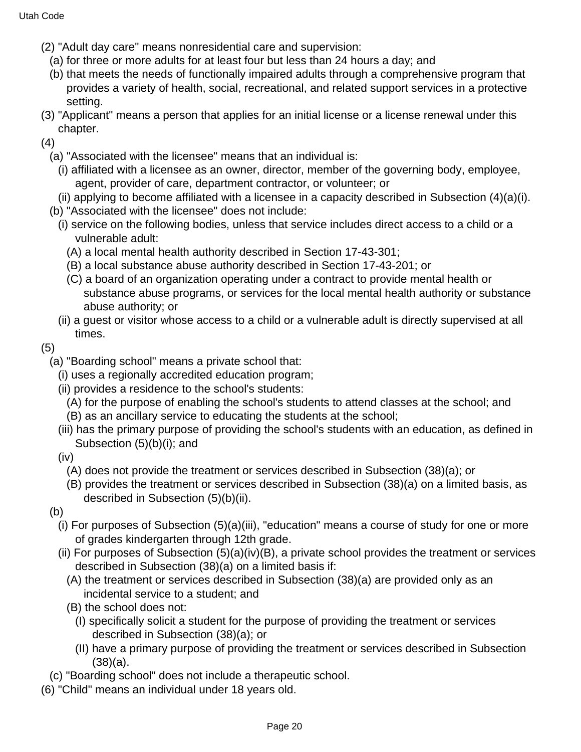(2) "Adult day care" means nonresidential care and supervision:

(a) for three or more adults for at least four but less than 24 hours a day; and

(b) that meets the needs of functionally impaired adults through a comprehensive program that provides a variety of health, social, recreational, and related support services in a protective setting.

(3) "Applicant" means a person that applies for an initial license or a license renewal under this chapter.

(4)

(a) "Associated with the licensee" means that an individual is:

(i) affiliated with a licensee as an owner, director, member of the governing body, employee, agent, provider of care, department contractor, or volunteer; or

(ii) applying to become affiliated with a licensee in a capacity described in Subsection (4)(a)(i).

(b) "Associated with the licensee" does not include:

(i) service on the following bodies, unless that service includes direct access to a child or a vulnerable adult:

(A) a local mental health authority described in Section 17-43-301;

(B) a local substance abuse authority described in Section 17-43-201; or

(C) a board of an organization operating under a contract to provide mental health or substance abuse programs, or services for the local mental health authority or substance abuse authority; or

(ii) a guest or visitor whose access to a child or a vulnerable adult is directly supervised at all times.

(5)

(a) "Boarding school" means a private school that:

(i) uses a regionally accredited education program;

(ii) provides a residence to the school's students:

(A) for the purpose of enabling the school's students to attend classes at the school; and

(B) as an ancillary service to educating the students at the school;

(iii) has the primary purpose of providing the school's students with an education, as defined in Subsection (5)(b)(i); and

(iv)

(A) does not provide the treatment or services described in Subsection (38)(a); or

(B) provides the treatment or services described in Subsection (38)(a) on a limited basis, as described in Subsection (5)(b)(ii).

(b)

(i) For purposes of Subsection (5)(a)(iii), "education" means a course of study for one or more of grades kindergarten through 12th grade.

(ii) For purposes of Subsection (5)(a)(iv)(B), a private school provides the treatment or services described in Subsection (38)(a) on a limited basis if:

(A) the treatment or services described in Subsection (38)(a) are provided only as an incidental service to a student; and

(B) the school does not:

(I) specifically solicit a student for the purpose of providing the treatment or services described in Subsection (38)(a); or

(II) have a primary purpose of providing the treatment or services described in Subsection (38)(a).

(c) "Boarding school" does not include a therapeutic school.

(6) "Child" means an individual under 18 years old.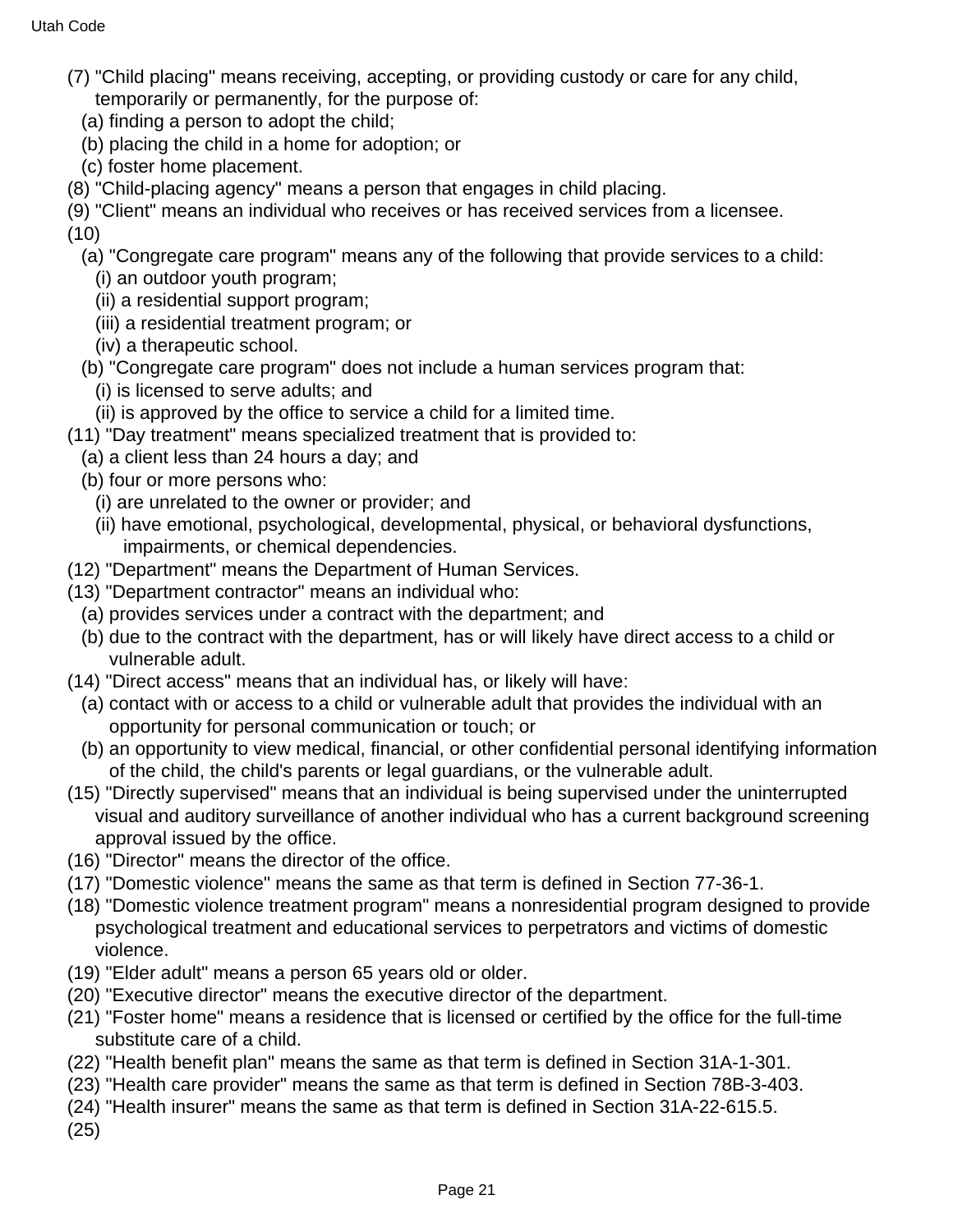(7) "Child placing" means receiving, accepting, or providing custody or care for any child, temporarily or permanently, for the purpose of:

(a) finding a person to adopt the child;

(b) placing the child in a home for adoption; or

(c) foster home placement.

(8) "Child-placing agency" means a person that engages in child placing.

(9) "Client" means an individual who receives or has received services from a licensee.

(10)

(a) "Congregate care program" means any of the following that provide services to a child:

(i) an outdoor youth program;

(ii) a residential support program;

(iii) a residential treatment program; or

(iv) a therapeutic school.

(b) "Congregate care program" does not include a human services program that:

(i) is licensed to serve adults; and

(ii) is approved by the office to service a child for a limited time.

(11) "Day treatment" means specialized treatment that is provided to:

(a) a client less than 24 hours a day; and

(b) four or more persons who:

(i) are unrelated to the owner or provider; and

(ii) have emotional, psychological, developmental, physical, or behavioral dysfunctions, impairments, or chemical dependencies.

(12) "Department" means the Department of Human Services.

(13) "Department contractor" means an individual who:

(a) provides services under a contract with the department; and

(b) due to the contract with the department, has or will likely have direct access to a child or vulnerable adult.

(14) "Direct access" means that an individual has, or likely will have:

(a) contact with or access to a child or vulnerable adult that provides the individual with an opportunity for personal communication or touch; or

(b) an opportunity to view medical, financial, or other confidential personal identifying information of the child, the child's parents or legal guardians, or the vulnerable adult.

(15) "Directly supervised" means that an individual is being supervised under the uninterrupted visual and auditory surveillance of another individual who has a current background screening approval issued by the office.

(16) "Director" means the director of the office.

(17) "Domestic violence" means the same as that term is defined in Section 77-36-1.

(18) "Domestic violence treatment program" means a nonresidential program designed to provide psychological treatment and educational services to perpetrators and victims of domestic violence.

(19) "Elder adult" means a person 65 years old or older.

(20) "Executive director" means the executive director of the department.

(21) "Foster home" means a residence that is licensed or certified by the office for the full-time substitute care of a child.

(22) "Health benefit plan" means the same as that term is defined in Section 31A-1-301.

(23) "Health care provider" means the same as that term is defined in Section 78B-3-403.

(24) "Health insurer" means the same as that term is defined in Section 31A-22-615.5.

(25)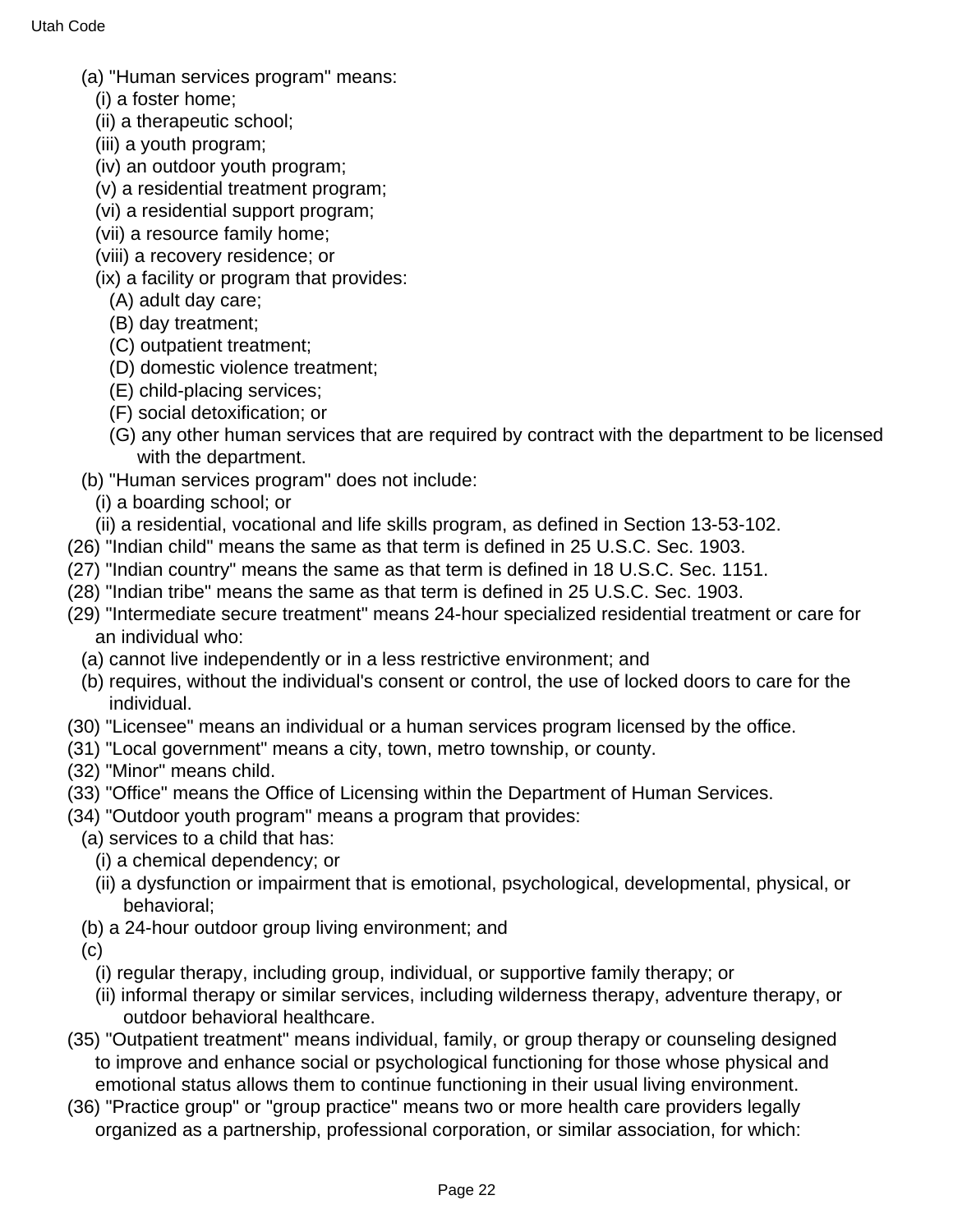(a) "Human services program" means:

(i) a foster home;

(ii) a therapeutic school;

(iii) a youth program;

(iv) an outdoor youth program;

(v) a residential treatment program;

(vi) a residential support program;

(vii) a resource family home;

(viii) a recovery residence; or

(ix) a facility or program that provides:

(A) adult day care;

(B) day treatment;

(C) outpatient treatment;

(D) domestic violence treatment;

(E) child-placing services;

(F) social detoxification; or

(G) any other human services that are required by contract with the department to be licensed with the department.

(b) "Human services program" does not include:

(i) a boarding school; or

(ii) a residential, vocational and life skills program, as defined in Section 13-53-102.

(26) "Indian child" means the same as that term is defined in 25 U.S.C. Sec. 1903.

(27) "Indian country" means the same as that term is defined in 18 U.S.C. Sec. 1151.

(28) "Indian tribe" means the same as that term is defined in 25 U.S.C. Sec. 1903.

(29) "Intermediate secure treatment" means 24-hour specialized residential treatment or care for an individual who:

(a) cannot live independently or in a less restrictive environment; and

(b) requires, without the individual's consent or control, the use of locked doors to care for the individual.

(30) "Licensee" means an individual or a human services program licensed by the office.

(31) "Local government" means a city, town, metro township, or county.

(32) "Minor" means child.

(33) "Office" means the Office of Licensing within the Department of Human Services.

(34) "Outdoor youth program" means a program that provides:

(a) services to a child that has:

(i) a chemical dependency; or

(ii) a dysfunction or impairment that is emotional, psychological, developmental, physical, or behavioral;

(b) a 24-hour outdoor group living environment; and

(c)

(i) regular therapy, including group, individual, or supportive family therapy; or

(ii) informal therapy or similar services, including wilderness therapy, adventure therapy, or outdoor behavioral healthcare.

(35) "Outpatient treatment" means individual, family, or group therapy or counseling designed to improve and enhance social or psychological functioning for those whose physical and emotional status allows them to continue functioning in their usual living environment.

(36) "Practice group" or "group practice" means two or more health care providers legally organized as a partnership, professional corporation, or similar association, for which: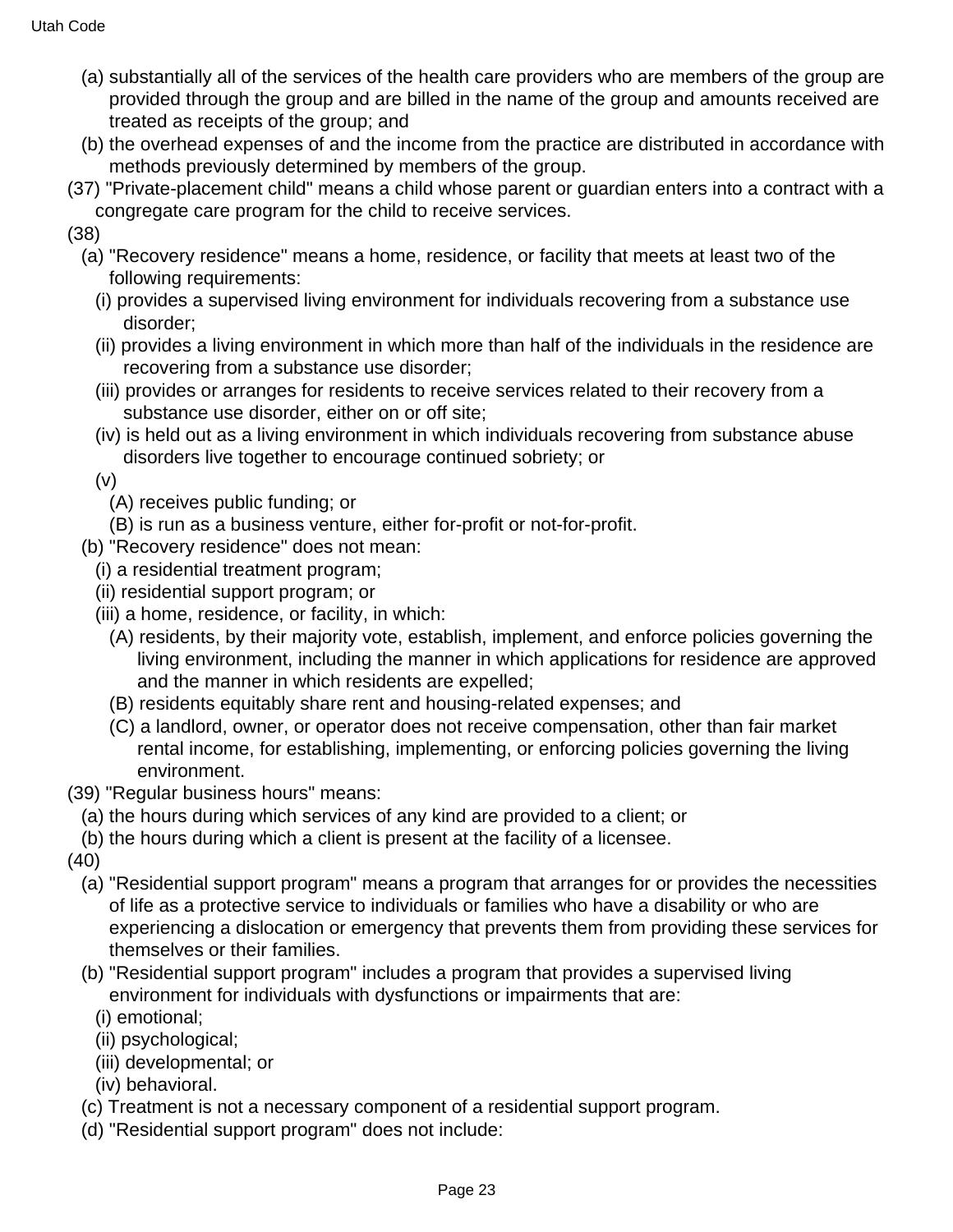(a) substantially all of the services of the health care providers who are members of the group are provided through the group and are billed in the name of the group and amounts received are treated as receipts of the group; and

(b) the overhead expenses of and the income from the practice are distributed in accordance with methods previously determined by members of the group.

(37) "Private-placement child" means a child whose parent or guardian enters into a contract with a congregate care program for the child to receive services.

(38)

(a) "Recovery residence" means a home, residence, or facility that meets at least two of the following requirements:

(i) provides a supervised living environment for individuals recovering from a substance use disorder;

(ii) provides a living environment in which more than half of the individuals in the residence are recovering from a substance use disorder;

(iii) provides or arranges for residents to receive services related to their recovery from a substance use disorder, either on or off site;

(iv) is held out as a living environment in which individuals recovering from substance abuse disorders live together to encourage continued sobriety; or

(v)

(A) receives public funding; or

(B) is run as a business venture, either for-profit or not-for-profit.

(b) "Recovery residence" does not mean:

(i) a residential treatment program;

(ii) residential support program; or

(iii) a home, residence, or facility, in which:

(A) residents, by their majority vote, establish, implement, and enforce policies governing the living environment, including the manner in which applications for residence are approved and the manner in which residents are expelled;

(B) residents equitably share rent and housing-related expenses; and

(C) a landlord, owner, or operator does not receive compensation, other than fair market rental income, for establishing, implementing, or enforcing policies governing the living environment.

(39) "Regular business hours" means:

(a) the hours during which services of any kind are provided to a client; or

(b) the hours during which a client is present at the facility of a licensee.

(40)

(a) "Residential support program" means a program that arranges for or provides the necessities of life as a protective service to individuals or families who have a disability or who are experiencing a dislocation or emergency that prevents them from providing these services for themselves or their families.

(b) "Residential support program" includes a program that provides a supervised living environment for individuals with dysfunctions or impairments that are:

(i) emotional;

(ii) psychological;

(iii) developmental; or

(iv) behavioral.

(c) Treatment is not a necessary component of a residential support program.

(d) "Residential support program" does not include: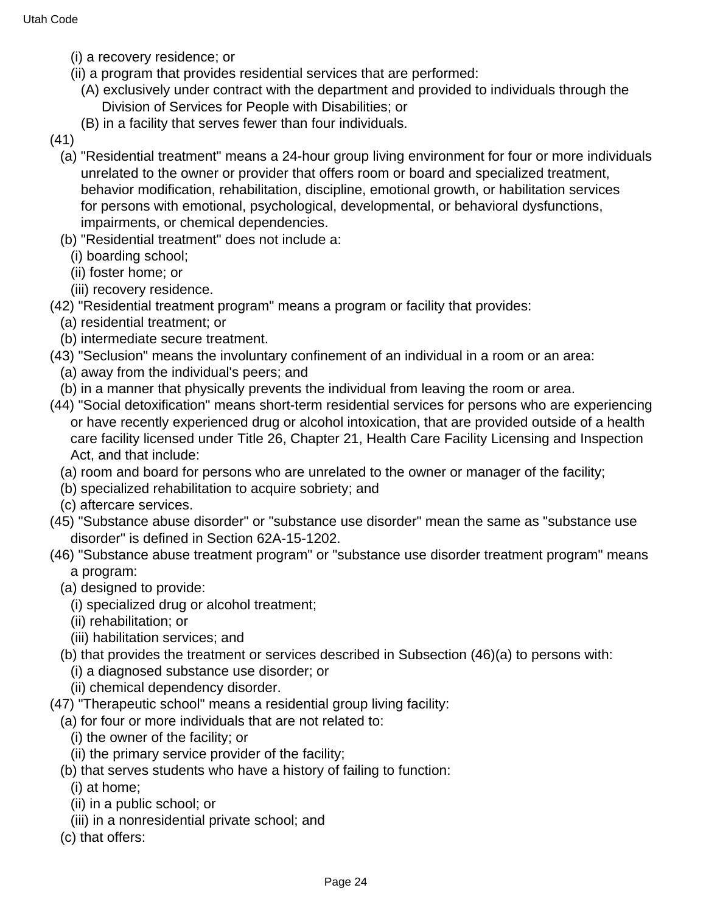(i) a recovery residence; or

(ii) a program that provides residential services that are performed:

(A) exclusively under contract with the department and provided to individuals through the Division of Services for People with Disabilities; or

(B) in a facility that serves fewer than four individuals.

(41)

(a) "Residential treatment" means a 24-hour group living environment for four or more individuals unrelated to the owner or provider that offers room or board and specialized treatment, behavior modification, rehabilitation, discipline, emotional growth, or habilitation services for persons with emotional, psychological, developmental, or behavioral dysfunctions, impairments, or chemical dependencies.

(b) "Residential treatment" does not include a:

(i) boarding school;

(ii) foster home; or

(iii) recovery residence.

(42) "Residential treatment program" means a program or facility that provides:

(a) residential treatment; or

(b) intermediate secure treatment.

(43) "Seclusion" means the involuntary confinement of an individual in a room or an area:

(a) away from the individual's peers; and

(b) in a manner that physically prevents the individual from leaving the room or area.

(44) "Social detoxification" means short-term residential services for persons who are experiencing or have recently experienced drug or alcohol intoxication, that are provided outside of a health care facility licensed under Title 26, Chapter 21, Health Care Facility Licensing and Inspection Act, and that include:

(a) room and board for persons who are unrelated to the owner or manager of the facility;

(b) specialized rehabilitation to acquire sobriety; and

(c) aftercare services.

(45) "Substance abuse disorder" or "substance use disorder" mean the same as "substance use disorder" is defined in Section 62A-15-1202.

(46) "Substance abuse treatment program" or "substance use disorder treatment program" means a program:

(a) designed to provide:

(i) specialized drug or alcohol treatment;

(ii) rehabilitation; or

(iii) habilitation services; and

(b) that provides the treatment or services described in Subsection (46)(a) to persons with:

(i) a diagnosed substance use disorder; or

(ii) chemical dependency disorder.

(47) "Therapeutic school" means a residential group living facility:

(a) for four or more individuals that are not related to:

(i) the owner of the facility; or

(ii) the primary service provider of the facility;

(b) that serves students who have a history of failing to function:

(i) at home;

(ii) in a public school; or

(iii) in a nonresidential private school; and

(c) that offers: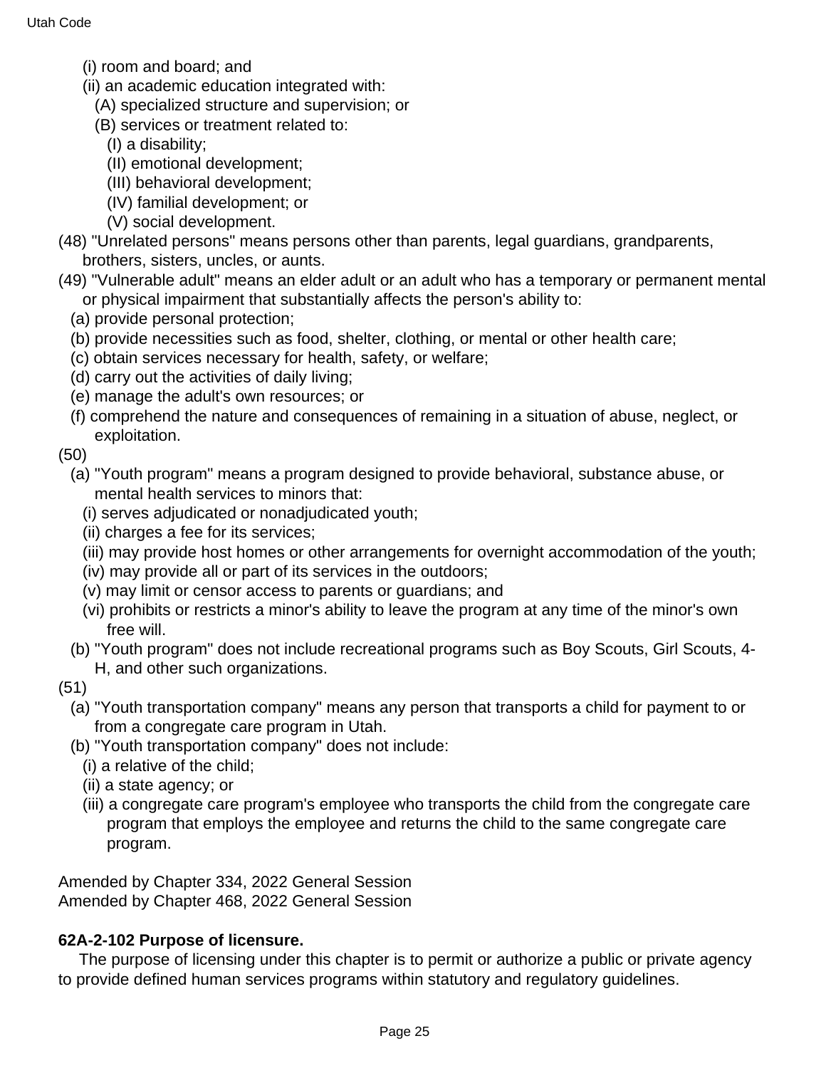(i) room and board; and

(ii) an academic education integrated with:

(A) specialized structure and supervision; or

(B) services or treatment related to:

(I) a disability;

(II) emotional development;

(III) behavioral development;

(IV) familial development; or

(V) social development.

(48) "Unrelated persons" means persons other than parents, legal guardians, grandparents, brothers, sisters, uncles, or aunts.

(49) "Vulnerable adult" means an elder adult or an adult who has a temporary or permanent mental or physical impairment that substantially affects the person's ability to:

(a) provide personal protection;

(b) provide necessities such as food, shelter, clothing, or mental or other health care;

(c) obtain services necessary for health, safety, or welfare;

(d) carry out the activities of daily living;

(e) manage the adult's own resources; or

(f) comprehend the nature and consequences of remaining in a situation of abuse, neglect, or exploitation.

(50)

(a) "Youth program" means a program designed to provide behavioral, substance abuse, or mental health services to minors that:

(i) serves adjudicated or nonadjudicated youth;

(ii) charges a fee for its services;

(iii) may provide host homes or other arrangements for overnight accommodation of the youth;

(iv) may provide all or part of its services in the outdoors;

(v) may limit or censor access to parents or guardians; and

(vi) prohibits or restricts a minor's ability to leave the program at any time of the minor's own free will.

(b) "Youth program" does not include recreational programs such as Boy Scouts, Girl Scouts, 4-H, and other such organizations.

(51)

(a) "Youth transportation company" means any person that transports a child for payment to or from a congregate care program in Utah.

(b) "Youth transportation company" does not include:

(i) a relative of the child;

(ii) a state agency; or

(iii) a congregate care program's employee who transports the child from the congregate care program that employs the employee and returns the child to the same congregate care program.

Amended by Chapter 334, 2022 General Session
Amended by Chapter 468, 2022 General Session

**62A-2-102 Purpose of licensure.**

The purpose of licensing under this chapter is to permit or authorize a public or private agency to provide defined human services programs within statutory and regulatory guidelines.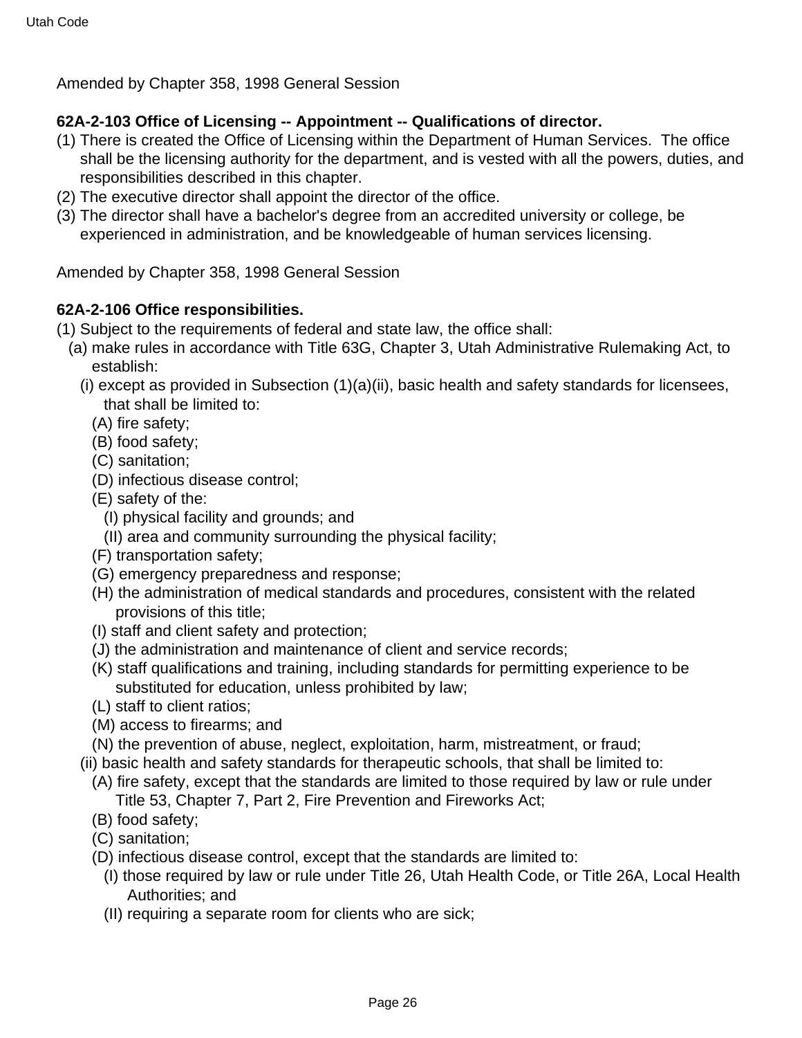Amended by Chapter 358, 1998 General Session

**62A-2-103 Office of Licensing -- Appointment -- Qualifications of director.**

(1) There is created the Office of Licensing within the Department of Human Services. The office shall be the licensing authority for the department, and is vested with all the powers, duties, and responsibilities described in this chapter.

(2) The executive director shall appoint the director of the office.

(3) The director shall have a bachelor's degree from an accredited university or college, be experienced in administration, and be knowledgeable of human services licensing.

Amended by Chapter 358, 1998 General Session

**62A-2-106 Office responsibilities.**

(1) Subject to the requirements of federal and state law, the office shall:

(a) make rules in accordance with Title 63G, Chapter 3, Utah Administrative Rulemaking Act, to establish:

(i) except as provided in Subsection (1)(a)(ii), basic health and safety standards for licensees, that shall be limited to:

(A) fire safety;

(B) food safety;

(C) sanitation;

(D) infectious disease control;

(E) safety of the:

(I) physical facility and grounds; and

(II) area and community surrounding the physical facility;

(F) transportation safety;

(G) emergency preparedness and response;

(H) the administration of medical standards and procedures, consistent with the related provisions of this title;

(I) staff and client safety and protection;

(J) the administration and maintenance of client and service records;

(K) staff qualifications and training, including standards for permitting experience to be substituted for education, unless prohibited by law;

(L) staff to client ratios;

(M) access to firearms; and

(N) the prevention of abuse, neglect, exploitation, harm, mistreatment, or fraud;

(ii) basic health and safety standards for therapeutic schools, that shall be limited to:

(A) fire safety, except that the standards are limited to those required by law or rule under Title 53, Chapter 7, Part 2, Fire Prevention and Fireworks Act;

(B) food safety;

(C) sanitation;

(D) infectious disease control, except that the standards are limited to:

(I) those required by law or rule under Title 26, Utah Health Code, or Title 26A, Local Health Authorities; and

(II) requiring a separate room for clients who are sick;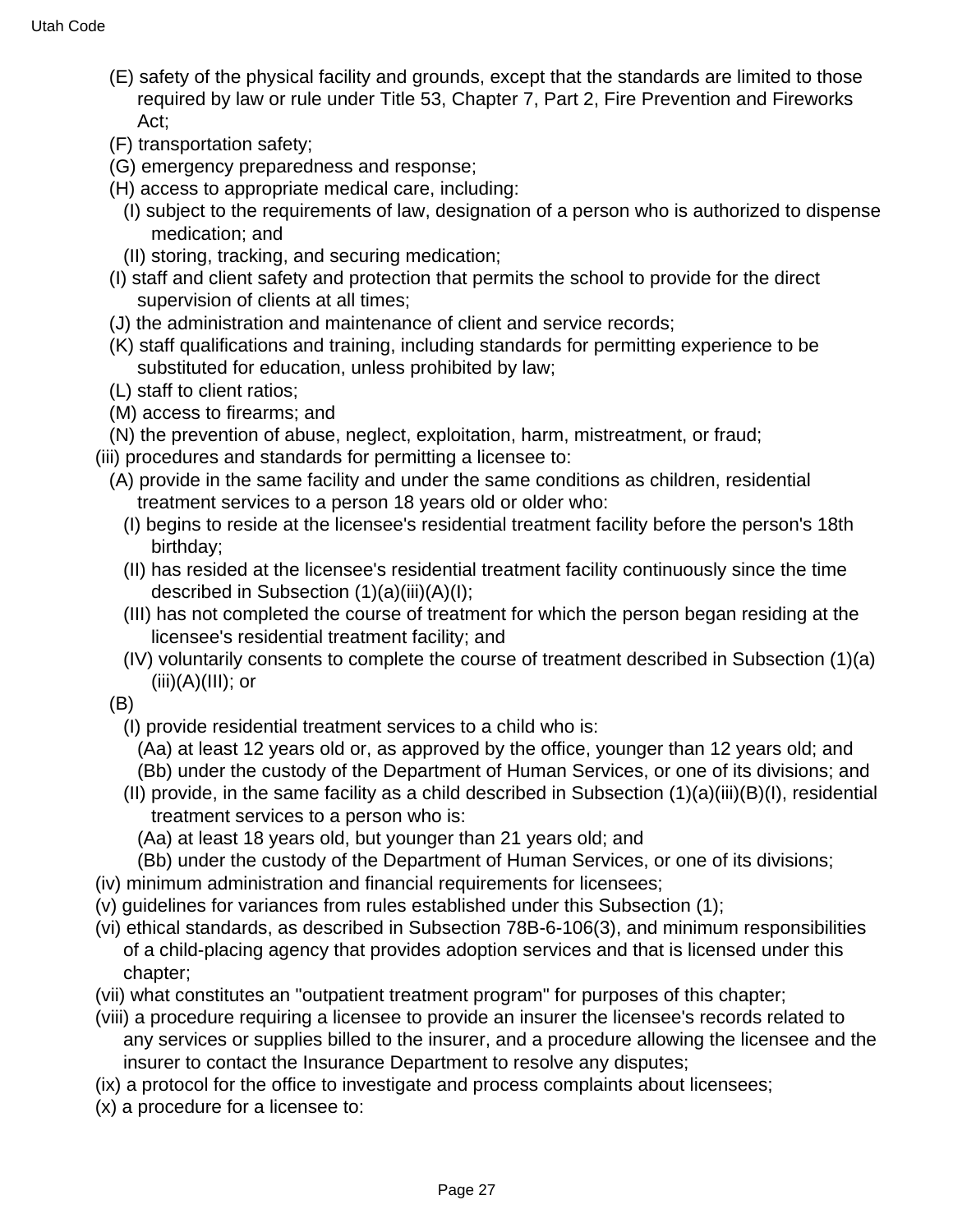(E) safety of the physical facility and grounds, except that the standards are limited to those required by law or rule under Title 53, Chapter 7, Part 2, Fire Prevention and Fireworks Act;

(F) transportation safety;

(G) emergency preparedness and response;

(H) access to appropriate medical care, including:

(I) subject to the requirements of law, designation of a person who is authorized to dispense medication; and

(II) storing, tracking, and securing medication;

(I) staff and client safety and protection that permits the school to provide for the direct supervision of clients at all times;

(J) the administration and maintenance of client and service records;

(K) staff qualifications and training, including standards for permitting experience to be substituted for education, unless prohibited by law;

(L) staff to client ratios;

(M) access to firearms; and

(N) the prevention of abuse, neglect, exploitation, harm, mistreatment, or fraud;

(iii) procedures and standards for permitting a licensee to:

(A) provide in the same facility and under the same conditions as children, residential treatment services to a person 18 years old or older who:

(I) begins to reside at the licensee's residential treatment facility before the person's 18th birthday;

(II) has resided at the licensee's residential treatment facility continuously since the time described in Subsection (1)(a)(iii)(A)(I);

(III) has not completed the course of treatment for which the person began residing at the licensee's residential treatment facility; and

(IV) voluntarily consents to complete the course of treatment described in Subsection (1)(a)(iii)(A)(III); or

(B)

(I) provide residential treatment services to a child who is:

(Aa) at least 12 years old or, as approved by the office, younger than 12 years old; and

(Bb) under the custody of the Department of Human Services, or one of its divisions; and

(II) provide, in the same facility as a child described in Subsection (1)(a)(iii)(B)(I), residential treatment services to a person who is:

(Aa) at least 18 years old, but younger than 21 years old; and

(Bb) under the custody of the Department of Human Services, or one of its divisions;

(iv) minimum administration and financial requirements for licensees;

(v) guidelines for variances from rules established under this Subsection (1);

(vi) ethical standards, as described in Subsection 78B-6-106(3), and minimum responsibilities of a child-placing agency that provides adoption services and that is licensed under this chapter;

(vii) what constitutes an "outpatient treatment program" for purposes of this chapter;

(viii) a procedure requiring a licensee to provide an insurer the licensee's records related to any services or supplies billed to the insurer, and a procedure allowing the licensee and the insurer to contact the Insurance Department to resolve any disputes;

(ix) a protocol for the office to investigate and process complaints about licensees;

(x) a procedure for a licensee to: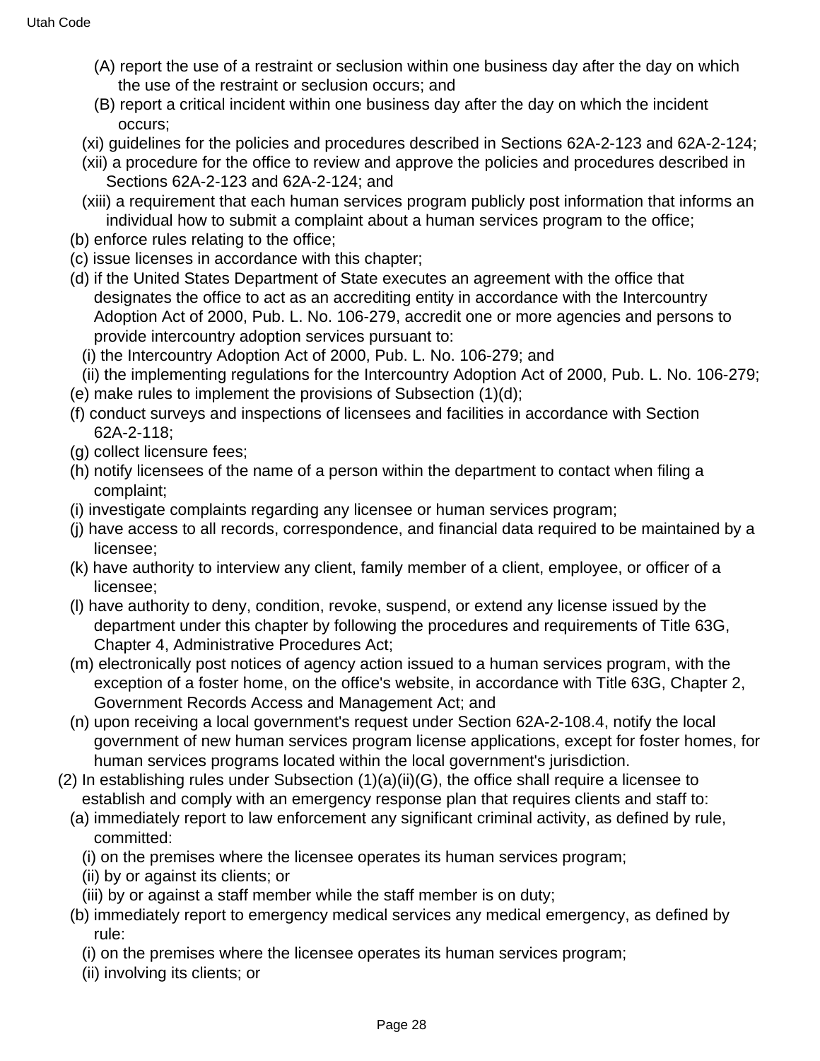(A) report the use of a restraint or seclusion within one business day after the day on which the use of the restraint or seclusion occurs; and

(B) report a critical incident within one business day after the day on which the incident occurs;

(xi) guidelines for the policies and procedures described in Sections 62A-2-123 and 62A-2-124;

(xii) a procedure for the office to review and approve the policies and procedures described in Sections 62A-2-123 and 62A-2-124; and

(xiii) a requirement that each human services program publicly post information that informs an individual how to submit a complaint about a human services program to the office;

(b) enforce rules relating to the office;

(c) issue licenses in accordance with this chapter;

(d) if the United States Department of State executes an agreement with the office that designates the office to act as an accrediting entity in accordance with the Intercountry Adoption Act of 2000, Pub. L. No. 106-279, accredit one or more agencies and persons to provide intercountry adoption services pursuant to:

(i) the Intercountry Adoption Act of 2000, Pub. L. No. 106-279; and

(ii) the implementing regulations for the Intercountry Adoption Act of 2000, Pub. L. No. 106-279;

(e) make rules to implement the provisions of Subsection (1)(d);

(f) conduct surveys and inspections of licensees and facilities in accordance with Section 62A-2-118;

(g) collect licensure fees;

(h) notify licensees of the name of a person within the department to contact when filing a complaint;

(i) investigate complaints regarding any licensee or human services program;

(j) have access to all records, correspondence, and financial data required to be maintained by a licensee;

(k) have authority to interview any client, family member of a client, employee, or officer of a licensee;

(l) have authority to deny, condition, revoke, suspend, or extend any license issued by the department under this chapter by following the procedures and requirements of Title 63G, Chapter 4, Administrative Procedures Act;

(m) electronically post notices of agency action issued to a human services program, with the exception of a foster home, on the office's website, in accordance with Title 63G, Chapter 2, Government Records Access and Management Act; and

(n) upon receiving a local government's request under Section 62A-2-108.4, notify the local government of new human services program license applications, except for foster homes, for human services programs located within the local government's jurisdiction.

(2) In establishing rules under Subsection (1)(a)(ii)(G), the office shall require a licensee to establish and comply with an emergency response plan that requires clients and staff to:

(a) immediately report to law enforcement any significant criminal activity, as defined by rule, committed:

(i) on the premises where the licensee operates its human services program;

(ii) by or against its clients; or

(iii) by or against a staff member while the staff member is on duty;

(b) immediately report to emergency medical services any medical emergency, as defined by rule:

(i) on the premises where the licensee operates its human services program;

(ii) involving its clients; or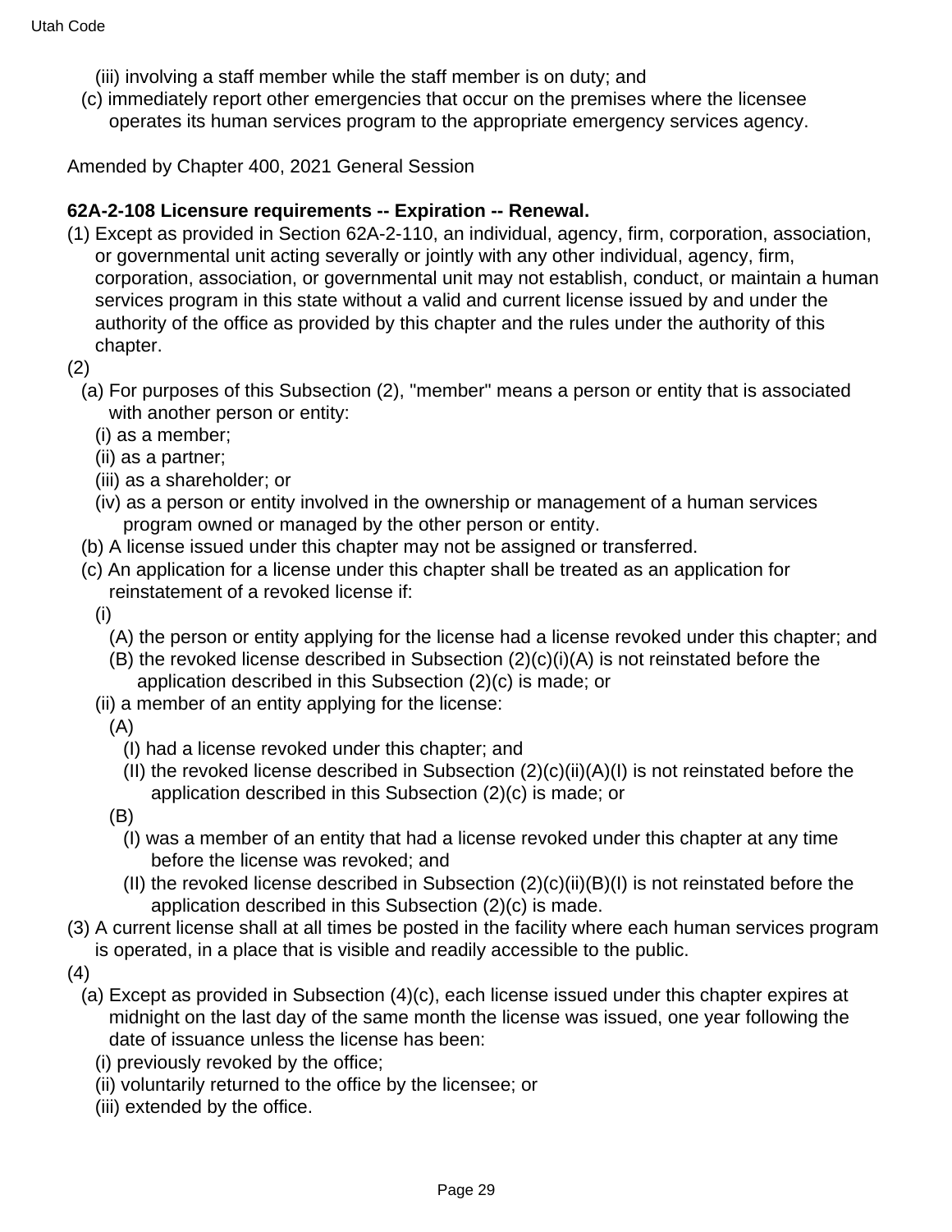(iii) involving a staff member while the staff member is on duty; and

(c) immediately report other emergencies that occur on the premises where the licensee operates its human services program to the appropriate emergency services agency.

Amended by Chapter 400, 2021 General Session

**62A-2-108 Licensure requirements -- Expiration -- Renewal.**

(1) Except as provided in Section 62A-2-110, an individual, agency, firm, corporation, association, or governmental unit acting severally or jointly with any other individual, agency, firm, corporation, association, or governmental unit may not establish, conduct, or maintain a human services program in this state without a valid and current license issued by and under the authority of the office as provided by this chapter and the rules under the authority of this chapter.

(2)

(a) For purposes of this Subsection (2), "member" means a person or entity that is associated with another person or entity:

(i) as a member;

(ii) as a partner;

(iii) as a shareholder; or

(iv) as a person or entity involved in the ownership or management of a human services program owned or managed by the other person or entity.

(b) A license issued under this chapter may not be assigned or transferred.

(c) An application for a license under this chapter shall be treated as an application for reinstatement of a revoked license if:

(i)

(A) the person or entity applying for the license had a license revoked under this chapter; and

(B) the revoked license described in Subsection (2)(c)(i)(A) is not reinstated before the application described in this Subsection (2)(c) is made; or

(ii) a member of an entity applying for the license:

(A)

(I) had a license revoked under this chapter; and

(II) the revoked license described in Subsection (2)(c)(ii)(A)(I) is not reinstated before the application described in this Subsection (2)(c) is made; or

(B)

(I) was a member of an entity that had a license revoked under this chapter at any time before the license was revoked; and

(II) the revoked license described in Subsection (2)(c)(ii)(B)(I) is not reinstated before the application described in this Subsection (2)(c) is made.

(3) A current license shall at all times be posted in the facility where each human services program is operated, in a place that is visible and readily accessible to the public.

(4)

(a) Except as provided in Subsection (4)(c), each license issued under this chapter expires at midnight on the last day of the same month the license was issued, one year following the date of issuance unless the license has been:

(i) previously revoked by the office;

(ii) voluntarily returned to the office by the licensee; or

(iii) extended by the office.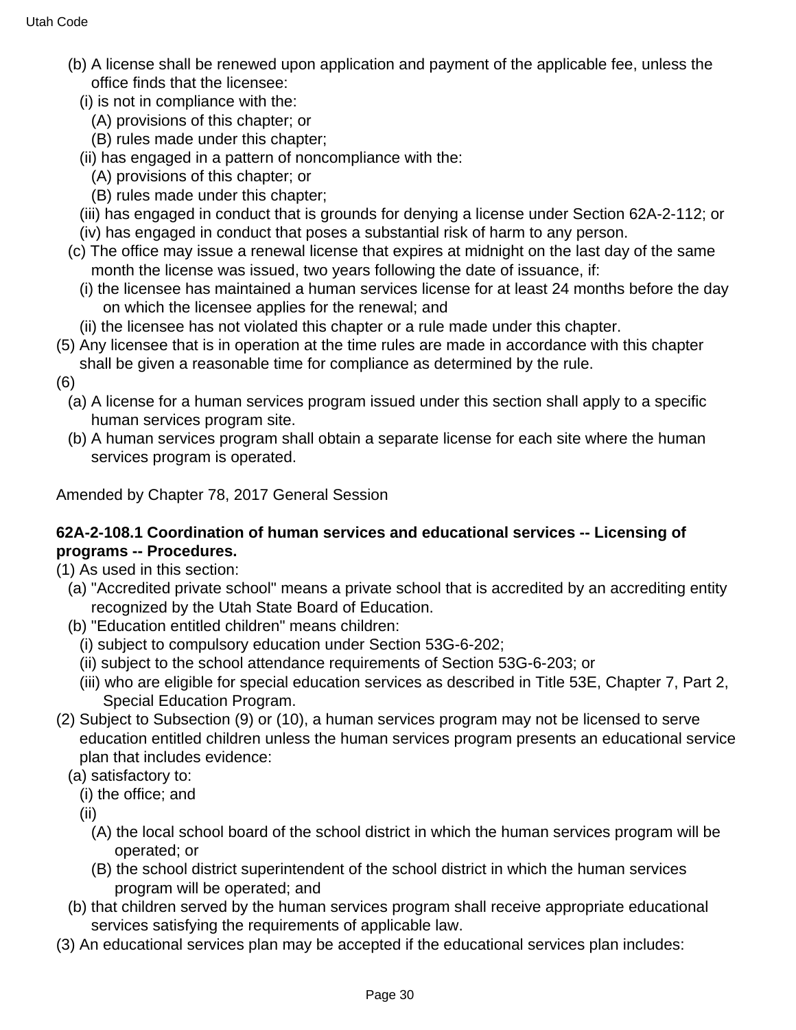(b) A license shall be renewed upon application and payment of the applicable fee, unless the office finds that the licensee:

(i) is not in compliance with the:

(A) provisions of this chapter; or

(B) rules made under this chapter;

(ii) has engaged in a pattern of noncompliance with the:

(A) provisions of this chapter; or

(B) rules made under this chapter;

(iii) has engaged in conduct that is grounds for denying a license under Section 62A-2-112; or

(iv) has engaged in conduct that poses a substantial risk of harm to any person.

(c) The office may issue a renewal license that expires at midnight on the last day of the same month the license was issued, two years following the date of issuance, if:

(i) the licensee has maintained a human services license for at least 24 months before the day on which the licensee applies for the renewal; and

(ii) the licensee has not violated this chapter or a rule made under this chapter.

(5) Any licensee that is in operation at the time rules are made in accordance with this chapter shall be given a reasonable time for compliance as determined by the rule.

(6)

(a) A license for a human services program issued under this section shall apply to a specific human services program site.

(b) A human services program shall obtain a separate license for each site where the human services program is operated.

Amended by Chapter 78, 2017 General Session

**62A-2-108.1 Coordination of human services and educational services -- Licensing of programs -- Procedures.**

(1) As used in this section:

(a) "Accredited private school" means a private school that is accredited by an accrediting entity recognized by the Utah State Board of Education.

(b) "Education entitled children" means children:

(i) subject to compulsory education under Section 53G-6-202;

(ii) subject to the school attendance requirements of Section 53G-6-203; or

(iii) who are eligible for special education services as described in Title 53E, Chapter 7, Part 2, Special Education Program.

(2) Subject to Subsection (9) or (10), a human services program may not be licensed to serve education entitled children unless the human services program presents an educational service plan that includes evidence:

(a) satisfactory to:

(i) the office; and

(ii)

(A) the local school board of the school district in which the human services program will be operated; or

(B) the school district superintendent of the school district in which the human services program will be operated; and

(b) that children served by the human services program shall receive appropriate educational services satisfying the requirements of applicable law.

(3) An educational services plan may be accepted if the educational services plan includes: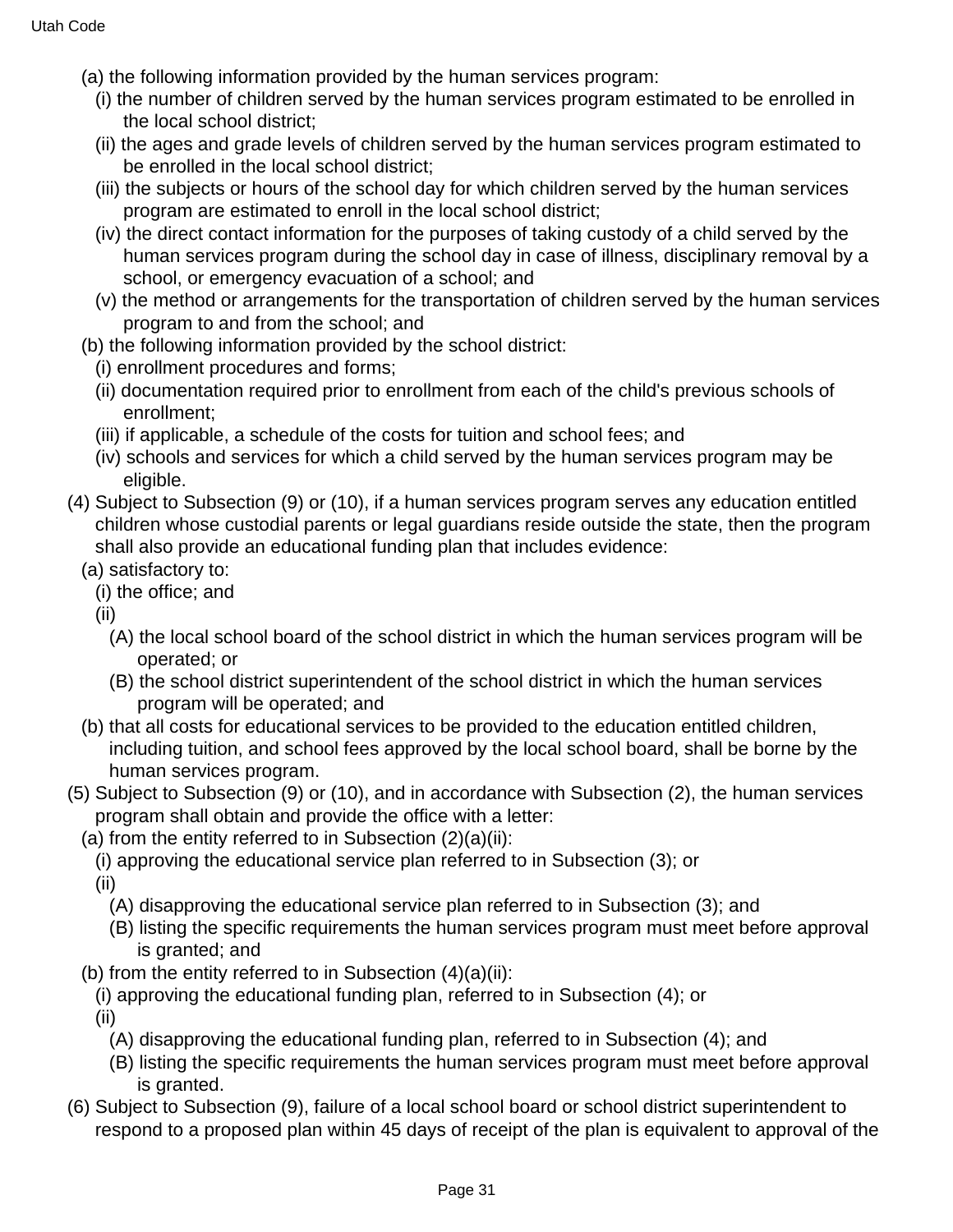(a) the following information provided by the human services program:

(i) the number of children served by the human services program estimated to be enrolled in the local school district;

(ii) the ages and grade levels of children served by the human services program estimated to be enrolled in the local school district;

(iii) the subjects or hours of the school day for which children served by the human services program are estimated to enroll in the local school district;

(iv) the direct contact information for the purposes of taking custody of a child served by the human services program during the school day in case of illness, disciplinary removal by a school, or emergency evacuation of a school; and

(v) the method or arrangements for the transportation of children served by the human services program to and from the school; and

(b) the following information provided by the school district:

(i) enrollment procedures and forms;

(ii) documentation required prior to enrollment from each of the child's previous schools of enrollment;

(iii) if applicable, a schedule of the costs for tuition and school fees; and

(iv) schools and services for which a child served by the human services program may be eligible.

(4) Subject to Subsection (9) or (10), if a human services program serves any education entitled children whose custodial parents or legal guardians reside outside the state, then the program shall also provide an educational funding plan that includes evidence:

(a) satisfactory to:

(i) the office; and

(ii)

(A) the local school board of the school district in which the human services program will be operated; or

(B) the school district superintendent of the school district in which the human services program will be operated; and

(b) that all costs for educational services to be provided to the education entitled children, including tuition, and school fees approved by the local school board, shall be borne by the human services program.

(5) Subject to Subsection (9) or (10), and in accordance with Subsection (2), the human services program shall obtain and provide the office with a letter:

(a) from the entity referred to in Subsection (2)(a)(ii):

(i) approving the educational service plan referred to in Subsection (3); or

(ii)

(A) disapproving the educational service plan referred to in Subsection (3); and

(B) listing the specific requirements the human services program must meet before approval is granted; and

(b) from the entity referred to in Subsection (4)(a)(ii):

(i) approving the educational funding plan, referred to in Subsection (4); or

(ii)

(A) disapproving the educational funding plan, referred to in Subsection (4); and

(B) listing the specific requirements the human services program must meet before approval is granted.

(6) Subject to Subsection (9), failure of a local school board or school district superintendent to respond to a proposed plan within 45 days of receipt of the plan is equivalent to approval of the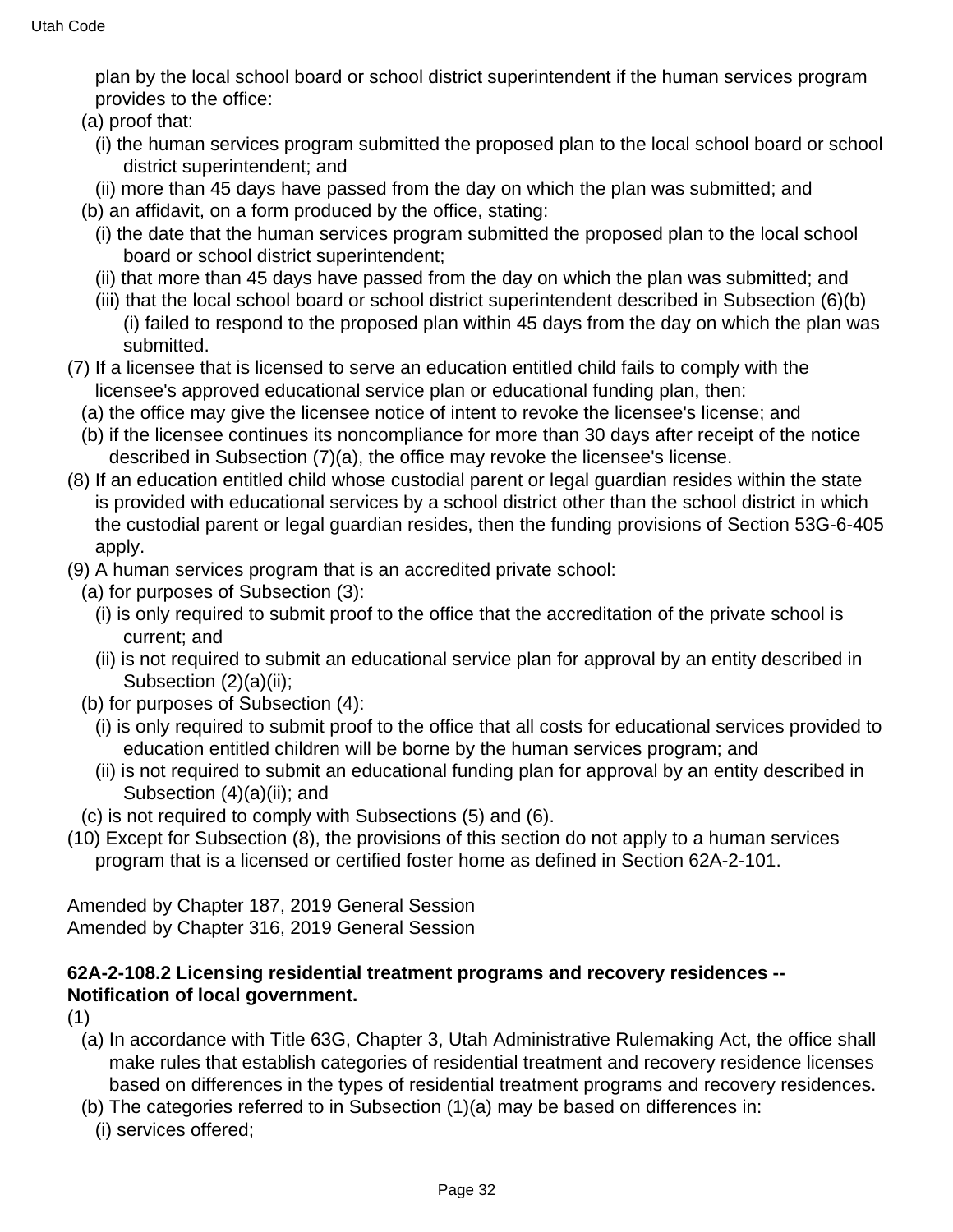plan by the local school board or school district superintendent if the human services program provides to the office:

(a) proof that:

(i) the human services program submitted the proposed plan to the local school board or school district superintendent; and

(ii) more than 45 days have passed from the day on which the plan was submitted; and

(b) an affidavit, on a form produced by the office, stating:

(i) the date that the human services program submitted the proposed plan to the local school board or school district superintendent;

(ii) that more than 45 days have passed from the day on which the plan was submitted; and

(iii) that the local school board or school district superintendent described in Subsection (6)(b)(i) failed to respond to the proposed plan within 45 days from the day on which the plan was submitted.

(7) If a licensee that is licensed to serve an education entitled child fails to comply with the licensee's approved educational service plan or educational funding plan, then:

(a) the office may give the licensee notice of intent to revoke the licensee's license; and

(b) if the licensee continues its noncompliance for more than 30 days after receipt of the notice described in Subsection (7)(a), the office may revoke the licensee's license.

(8) If an education entitled child whose custodial parent or legal guardian resides within the state is provided with educational services by a school district other than the school district in which the custodial parent or legal guardian resides, then the funding provisions of Section 53G-6-405 apply.

(9) A human services program that is an accredited private school:

(a) for purposes of Subsection (3):

(i) is only required to submit proof to the office that the accreditation of the private school is current; and

(ii) is not required to submit an educational service plan for approval by an entity described in Subsection (2)(a)(ii);

(b) for purposes of Subsection (4):

(i) is only required to submit proof to the office that all costs for educational services provided to education entitled children will be borne by the human services program; and

(ii) is not required to submit an educational funding plan for approval by an entity described in Subsection (4)(a)(ii); and

(c) is not required to comply with Subsections (5) and (6).

(10) Except for Subsection (8), the provisions of this section do not apply to a human services program that is a licensed or certified foster home as defined in Section 62A-2-101.

Amended by Chapter 187, 2019 General Session
Amended by Chapter 316, 2019 General Session

**62A-2-108.2 Licensing residential treatment programs and recovery residences -- Notification of local government.**

(1)

(a) In accordance with Title 63G, Chapter 3, Utah Administrative Rulemaking Act, the office shall make rules that establish categories of residential treatment and recovery residence licenses based on differences in the types of residential treatment programs and recovery residences.

(b) The categories referred to in Subsection (1)(a) may be based on differences in:

(i) services offered;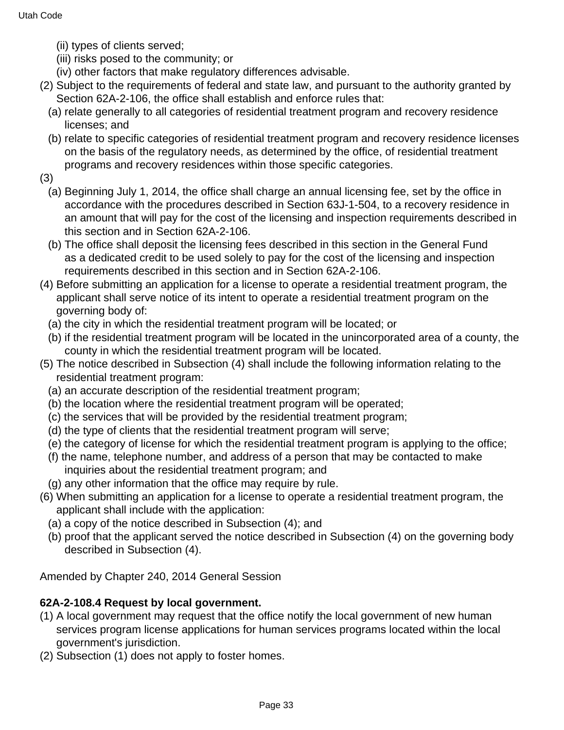(ii) types of clients served;

(iii) risks posed to the community; or

(iv) other factors that make regulatory differences advisable.

(2) Subject to the requirements of federal and state law, and pursuant to the authority granted by Section 62A-2-106, the office shall establish and enforce rules that:

(a) relate generally to all categories of residential treatment program and recovery residence licenses; and

(b) relate to specific categories of residential treatment program and recovery residence licenses on the basis of the regulatory needs, as determined by the office, of residential treatment programs and recovery residences within those specific categories.

(3)

(a) Beginning July 1, 2014, the office shall charge an annual licensing fee, set by the office in accordance with the procedures described in Section 63J-1-504, to a recovery residence in an amount that will pay for the cost of the licensing and inspection requirements described in this section and in Section 62A-2-106.

(b) The office shall deposit the licensing fees described in this section in the General Fund as a dedicated credit to be used solely to pay for the cost of the licensing and inspection requirements described in this section and in Section 62A-2-106.

(4) Before submitting an application for a license to operate a residential treatment program, the applicant shall serve notice of its intent to operate a residential treatment program on the governing body of:

(a) the city in which the residential treatment program will be located; or

(b) if the residential treatment program will be located in the unincorporated area of a county, the county in which the residential treatment program will be located.

(5) The notice described in Subsection (4) shall include the following information relating to the residential treatment program:

(a) an accurate description of the residential treatment program;

(b) the location where the residential treatment program will be operated;

(c) the services that will be provided by the residential treatment program;

(d) the type of clients that the residential treatment program will serve;

(e) the category of license for which the residential treatment program is applying to the office;

(f) the name, telephone number, and address of a person that may be contacted to make inquiries about the residential treatment program; and

(g) any other information that the office may require by rule.

(6) When submitting an application for a license to operate a residential treatment program, the applicant shall include with the application:

(a) a copy of the notice described in Subsection (4); and

(b) proof that the applicant served the notice described in Subsection (4) on the governing body described in Subsection (4).

Amended by Chapter 240, 2014 General Session

**62A-2-108.4 Request by local government.**

(1) A local government may request that the office notify the local government of new human services program license applications for human services programs located within the local government's jurisdiction.

(2) Subsection (1) does not apply to foster homes.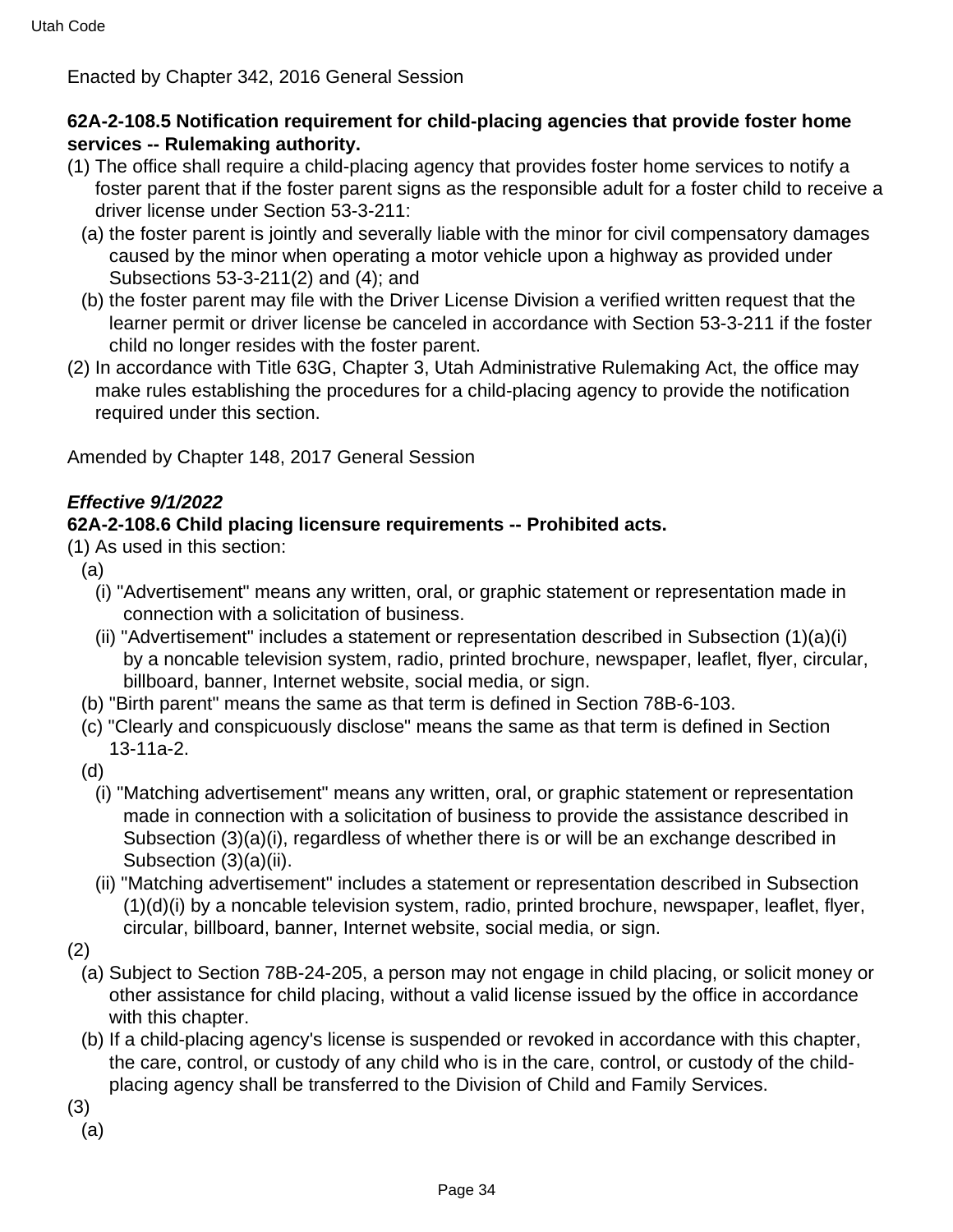Enacted by Chapter 342, 2016 General Session

**62A-2-108.5 Notification requirement for child-placing agencies that provide foster home services -- Rulemaking authority.**

(1) The office shall require a child-placing agency that provides foster home services to notify a foster parent that if the foster parent signs as the responsible adult for a foster child to receive a driver license under Section 53-3-211:

(a) the foster parent is jointly and severally liable with the minor for civil compensatory damages caused by the minor when operating a motor vehicle upon a highway as provided under Subsections 53-3-211(2) and (4); and

(b) the foster parent may file with the Driver License Division a verified written request that the learner permit or driver license be canceled in accordance with Section 53-3-211 if the foster child no longer resides with the foster parent.

(2) In accordance with Title 63G, Chapter 3, Utah Administrative Rulemaking Act, the office may make rules establishing the procedures for a child-placing agency to provide the notification required under this section.

Amended by Chapter 148, 2017 General Session

***Effective 9/1/2022***

**62A-2-108.6 Child placing licensure requirements -- Prohibited acts.**

(1) As used in this section:

(a)

(i) "Advertisement" means any written, oral, or graphic statement or representation made in connection with a solicitation of business.

(ii) "Advertisement" includes a statement or representation described in Subsection (1)(a)(i) by a noncable television system, radio, printed brochure, newspaper, leaflet, flyer, circular, billboard, banner, Internet website, social media, or sign.

(b) "Birth parent" means the same as that term is defined in Section 78B-6-103.

(c) "Clearly and conspicuously disclose" means the same as that term is defined in Section 13-11a-2.

(d)

(i) "Matching advertisement" means any written, oral, or graphic statement or representation made in connection with a solicitation of business to provide the assistance described in Subsection (3)(a)(i), regardless of whether there is or will be an exchange described in Subsection (3)(a)(ii).

(ii) "Matching advertisement" includes a statement or representation described in Subsection (1)(d)(i) by a noncable television system, radio, printed brochure, newspaper, leaflet, flyer, circular, billboard, banner, Internet website, social media, or sign.

(2)

(a) Subject to Section 78B-24-205, a person may not engage in child placing, or solicit money or other assistance for child placing, without a valid license issued by the office in accordance with this chapter.

(b) If a child-placing agency's license is suspended or revoked in accordance with this chapter, the care, control, or custody of any child who is in the care, control, or custody of the child-placing agency shall be transferred to the Division of Child and Family Services.

(3)

(a)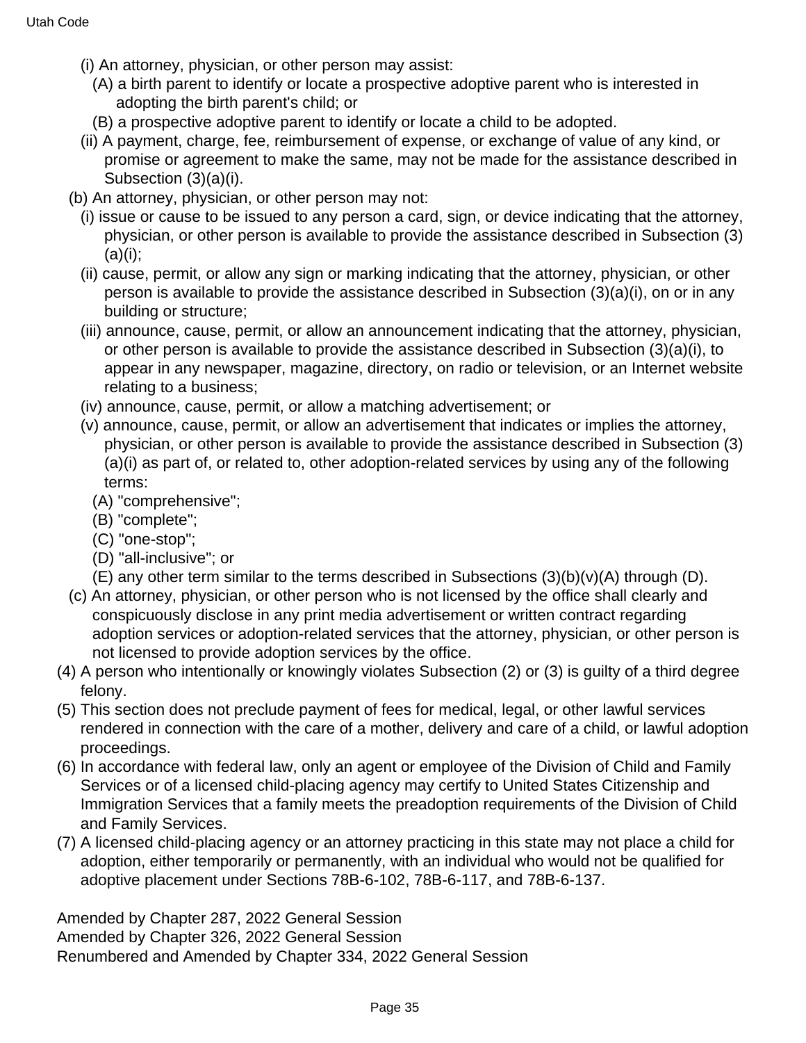(i) An attorney, physician, or other person may assist:

(A) a birth parent to identify or locate a prospective adoptive parent who is interested in adopting the birth parent's child; or

(B) a prospective adoptive parent to identify or locate a child to be adopted.

(ii) A payment, charge, fee, reimbursement of expense, or exchange of value of any kind, or promise or agreement to make the same, may not be made for the assistance described in Subsection (3)(a)(i).

(b) An attorney, physician, or other person may not:

(i) issue or cause to be issued to any person a card, sign, or device indicating that the attorney, physician, or other person is available to provide the assistance described in Subsection (3)(a)(i);

(ii) cause, permit, or allow any sign or marking indicating that the attorney, physician, or other person is available to provide the assistance described in Subsection (3)(a)(i), on or in any building or structure;

(iii) announce, cause, permit, or allow an announcement indicating that the attorney, physician, or other person is available to provide the assistance described in Subsection (3)(a)(i), to appear in any newspaper, magazine, directory, on radio or television, or an Internet website relating to a business;

(iv) announce, cause, permit, or allow a matching advertisement; or

(v) announce, cause, permit, or allow an advertisement that indicates or implies the attorney, physician, or other person is available to provide the assistance described in Subsection (3)(a)(i) as part of, or related to, other adoption-related services by using any of the following terms:

(A) "comprehensive";

(B) "complete";

(C) "one-stop";

(D) "all-inclusive"; or

(E) any other term similar to the terms described in Subsections (3)(b)(v)(A) through (D).

(c) An attorney, physician, or other person who is not licensed by the office shall clearly and conspicuously disclose in any print media advertisement or written contract regarding adoption services or adoption-related services that the attorney, physician, or other person is not licensed to provide adoption services by the office.

(4) A person who intentionally or knowingly violates Subsection (2) or (3) is guilty of a third degree felony.

(5) This section does not preclude payment of fees for medical, legal, or other lawful services rendered in connection with the care of a mother, delivery and care of a child, or lawful adoption proceedings.

(6) In accordance with federal law, only an agent or employee of the Division of Child and Family Services or of a licensed child-placing agency may certify to United States Citizenship and Immigration Services that a family meets the preadoption requirements of the Division of Child and Family Services.

(7) A licensed child-placing agency or an attorney practicing in this state may not place a child for adoption, either temporarily or permanently, with an individual who would not be qualified for adoptive placement under Sections 78B-6-102, 78B-6-117, and 78B-6-137.

Amended by Chapter 287, 2022 General Session
Amended by Chapter 326, 2022 General Session
Renumbered and Amended by Chapter 334, 2022 General Session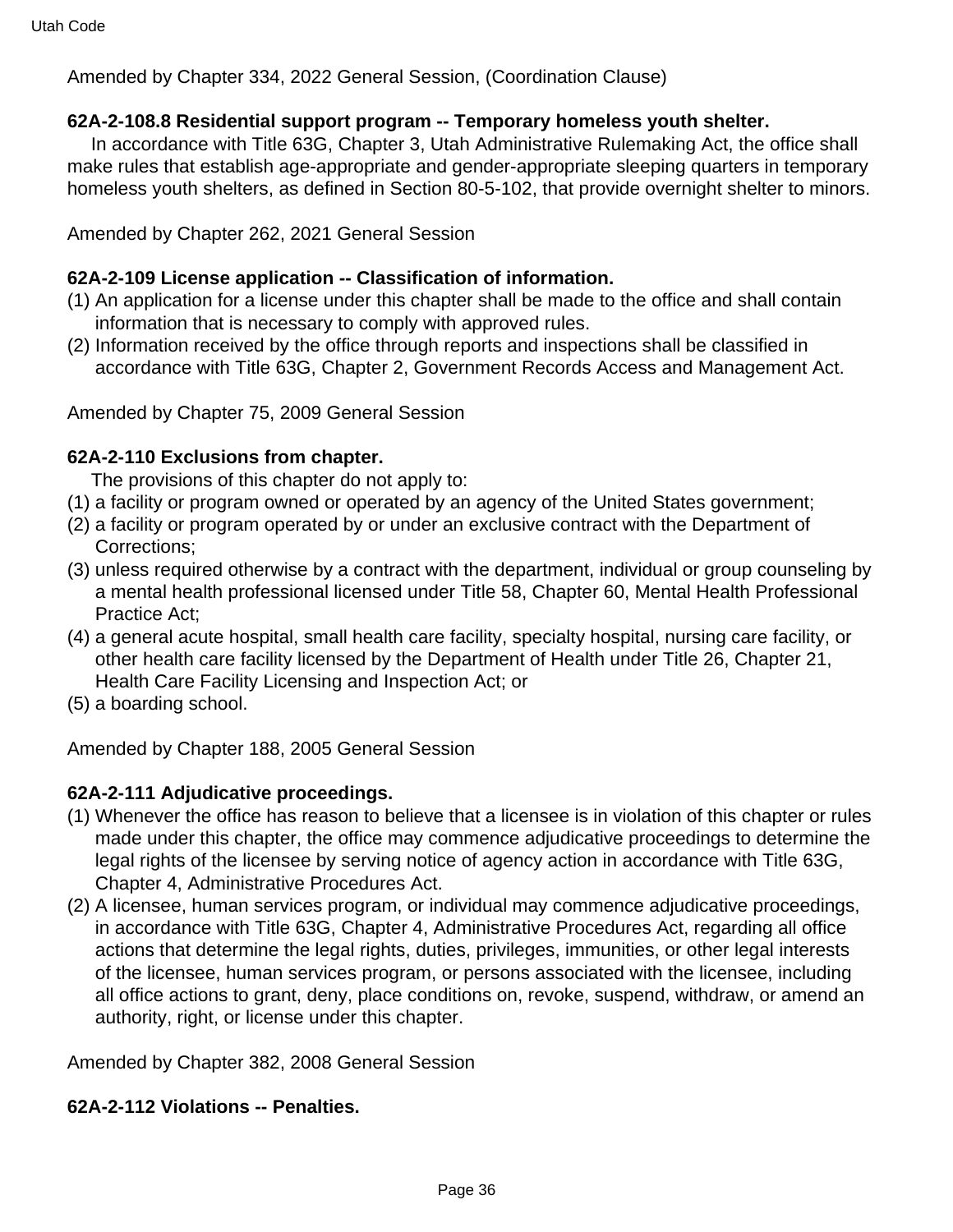Amended by Chapter 334, 2022 General Session, (Coordination Clause)

**62A-2-108.8 Residential support program -- Temporary homeless youth shelter.**

In accordance with Title 63G, Chapter 3, Utah Administrative Rulemaking Act, the office shall make rules that establish age-appropriate and gender-appropriate sleeping quarters in temporary homeless youth shelters, as defined in Section 80-5-102, that provide overnight shelter to minors.

Amended by Chapter 262, 2021 General Session

**62A-2-109 License application -- Classification of information.**

(1) An application for a license under this chapter shall be made to the office and shall contain information that is necessary to comply with approved rules.
(2) Information received by the office through reports and inspections shall be classified in accordance with Title 63G, Chapter 2, Government Records Access and Management Act.

Amended by Chapter 75, 2009 General Session

**62A-2-110 Exclusions from chapter.**

The provisions of this chapter do not apply to:
(1) a facility or program owned or operated by an agency of the United States government;
(2) a facility or program operated by or under an exclusive contract with the Department of Corrections;
(3) unless required otherwise by a contract with the department, individual or group counseling by a mental health professional licensed under Title 58, Chapter 60, Mental Health Professional Practice Act;
(4) a general acute hospital, small health care facility, specialty hospital, nursing care facility, or other health care facility licensed by the Department of Health under Title 26, Chapter 21, Health Care Facility Licensing and Inspection Act; or
(5) a boarding school.

Amended by Chapter 188, 2005 General Session

**62A-2-111 Adjudicative proceedings.**

(1) Whenever the office has reason to believe that a licensee is in violation of this chapter or rules made under this chapter, the office may commence adjudicative proceedings to determine the legal rights of the licensee by serving notice of agency action in accordance with Title 63G, Chapter 4, Administrative Procedures Act.
(2) A licensee, human services program, or individual may commence adjudicative proceedings, in accordance with Title 63G, Chapter 4, Administrative Procedures Act, regarding all office actions that determine the legal rights, duties, privileges, immunities, or other legal interests of the licensee, human services program, or persons associated with the licensee, including all office actions to grant, deny, place conditions on, revoke, suspend, withdraw, or amend an authority, right, or license under this chapter.

Amended by Chapter 382, 2008 General Session

**62A-2-112 Violations -- Penalties.**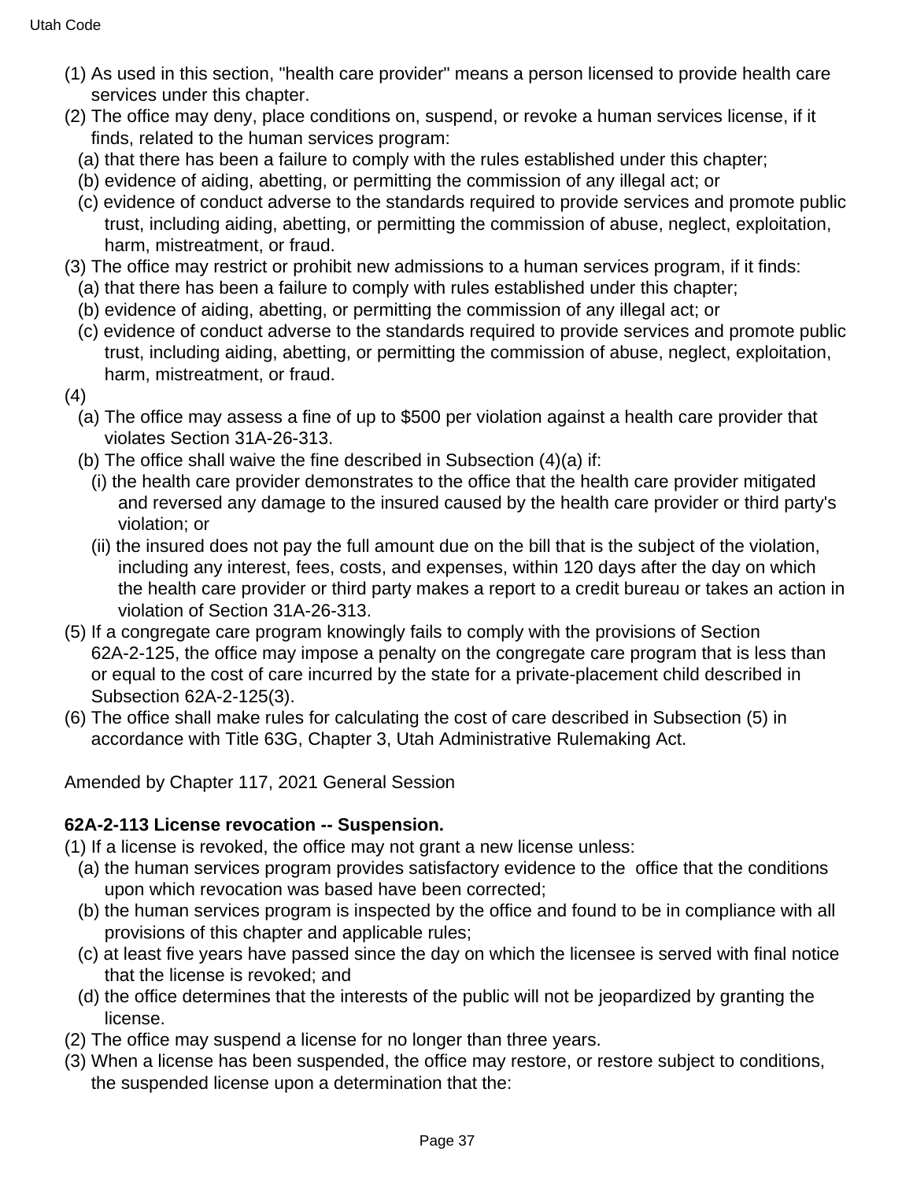(1) As used in this section, "health care provider" means a person licensed to provide health care services under this chapter.

(2) The office may deny, place conditions on, suspend, or revoke a human services license, if it finds, related to the human services program:

  (a) that there has been a failure to comply with the rules established under this chapter;

  (b) evidence of aiding, abetting, or permitting the commission of any illegal act; or

  (c) evidence of conduct adverse to the standards required to provide services and promote public trust, including aiding, abetting, or permitting the commission of abuse, neglect, exploitation, harm, mistreatment, or fraud.

(3) The office may restrict or prohibit new admissions to a human services program, if it finds:

  (a) that there has been a failure to comply with rules established under this chapter;

  (b) evidence of aiding, abetting, or permitting the commission of any illegal act; or

  (c) evidence of conduct adverse to the standards required to provide services and promote public trust, including aiding, abetting, or permitting the commission of abuse, neglect, exploitation, harm, mistreatment, or fraud.

(4)

  (a) The office may assess a fine of up to $500 per violation against a health care provider that violates Section 31A-26-313.

  (b) The office shall waive the fine described in Subsection (4)(a) if:

    (i) the health care provider demonstrates to the office that the health care provider mitigated and reversed any damage to the insured caused by the health care provider or third party's violation; or

    (ii) the insured does not pay the full amount due on the bill that is the subject of the violation, including any interest, fees, costs, and expenses, within 120 days after the day on which the health care provider or third party makes a report to a credit bureau or takes an action in violation of Section 31A-26-313.

(5) If a congregate care program knowingly fails to comply with the provisions of Section 62A-2-125, the office may impose a penalty on the congregate care program that is less than or equal to the cost of care incurred by the state for a private-placement child described in Subsection 62A-2-125(3).

(6) The office shall make rules for calculating the cost of care described in Subsection (5) in accordance with Title 63G, Chapter 3, Utah Administrative Rulemaking Act.

Amended by Chapter 117, 2021 General Session

**62A-2-113 License revocation -- Suspension.**

(1) If a license is revoked, the office may not grant a new license unless:

  (a) the human services program provides satisfactory evidence to the office that the conditions upon which revocation was based have been corrected;

  (b) the human services program is inspected by the office and found to be in compliance with all provisions of this chapter and applicable rules;

  (c) at least five years have passed since the day on which the licensee is served with final notice that the license is revoked; and

  (d) the office determines that the interests of the public will not be jeopardized by granting the license.

(2) The office may suspend a license for no longer than three years.

(3) When a license has been suspended, the office may restore, or restore subject to conditions, the suspended license upon a determination that the: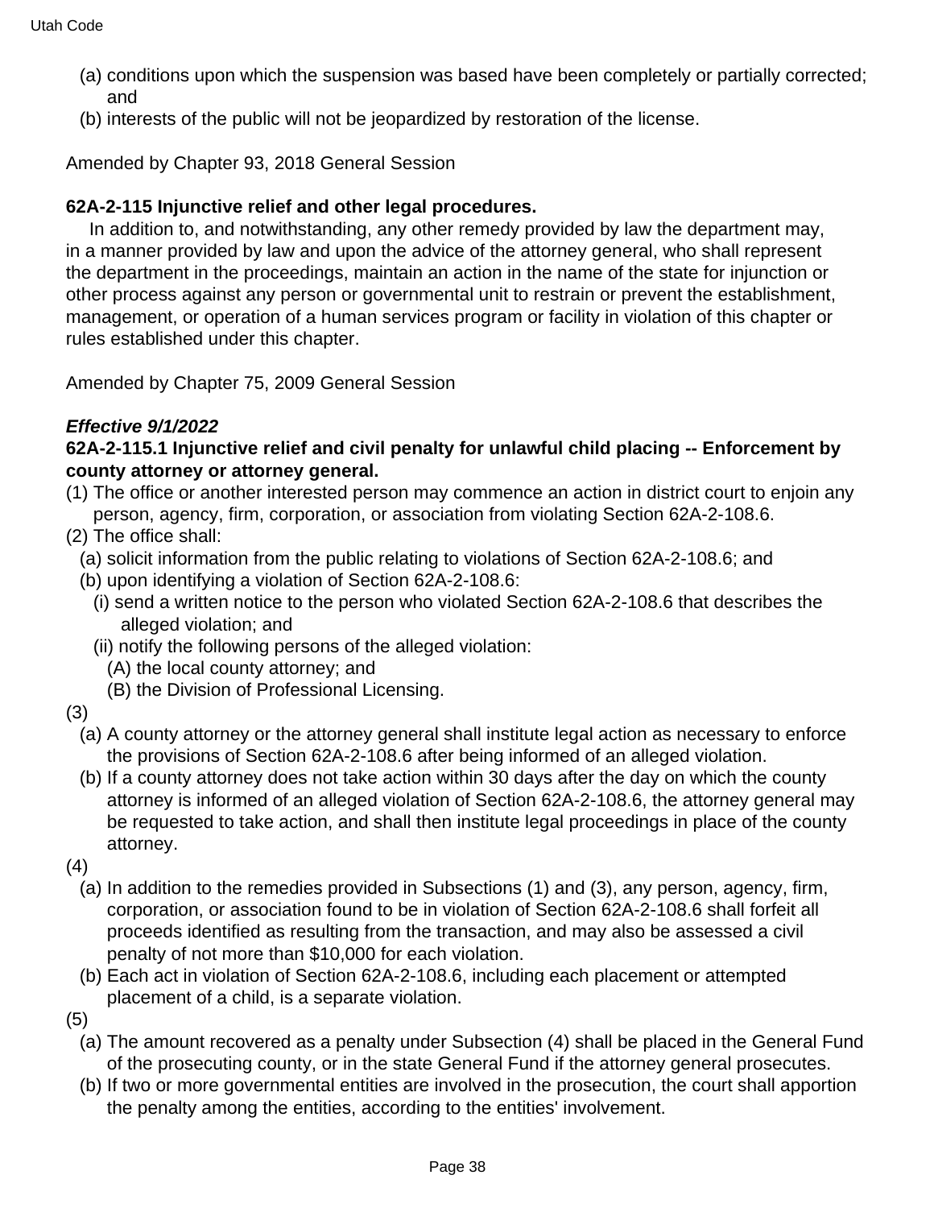(a) conditions upon which the suspension was based have been completely or partially corrected; and

(b) interests of the public will not be jeopardized by restoration of the license.

Amended by Chapter 93, 2018 General Session

**62A-2-115 Injunctive relief and other legal procedures.**

In addition to, and notwithstanding, any other remedy provided by law the department may, in a manner provided by law and upon the advice of the attorney general, who shall represent the department in the proceedings, maintain an action in the name of the state for injunction or other process against any person or governmental unit to restrain or prevent the establishment, management, or operation of a human services program or facility in violation of this chapter or rules established under this chapter.

Amended by Chapter 75, 2009 General Session

***Effective 9/1/2022***

**62A-2-115.1 Injunctive relief and civil penalty for unlawful child placing -- Enforcement by county attorney or attorney general.**

(1) The office or another interested person may commence an action in district court to enjoin any person, agency, firm, corporation, or association from violating Section 62A-2-108.6.

(2) The office shall:

(a) solicit information from the public relating to violations of Section 62A-2-108.6; and

(b) upon identifying a violation of Section 62A-2-108.6:

(i) send a written notice to the person who violated Section 62A-2-108.6 that describes the alleged violation; and

(ii) notify the following persons of the alleged violation:

(A) the local county attorney; and

(B) the Division of Professional Licensing.

(3)

(a) A county attorney or the attorney general shall institute legal action as necessary to enforce the provisions of Section 62A-2-108.6 after being informed of an alleged violation.

(b) If a county attorney does not take action within 30 days after the day on which the county attorney is informed of an alleged violation of Section 62A-2-108.6, the attorney general may be requested to take action, and shall then institute legal proceedings in place of the county attorney.

(4)

(a) In addition to the remedies provided in Subsections (1) and (3), any person, agency, firm, corporation, or association found to be in violation of Section 62A-2-108.6 shall forfeit all proceeds identified as resulting from the transaction, and may also be assessed a civil penalty of not more than $10,000 for each violation.

(b) Each act in violation of Section 62A-2-108.6, including each placement or attempted placement of a child, is a separate violation.

(5)

(a) The amount recovered as a penalty under Subsection (4) shall be placed in the General Fund of the prosecuting county, or in the state General Fund if the attorney general prosecutes.

(b) If two or more governmental entities are involved in the prosecution, the court shall apportion the penalty among the entities, according to the entities' involvement.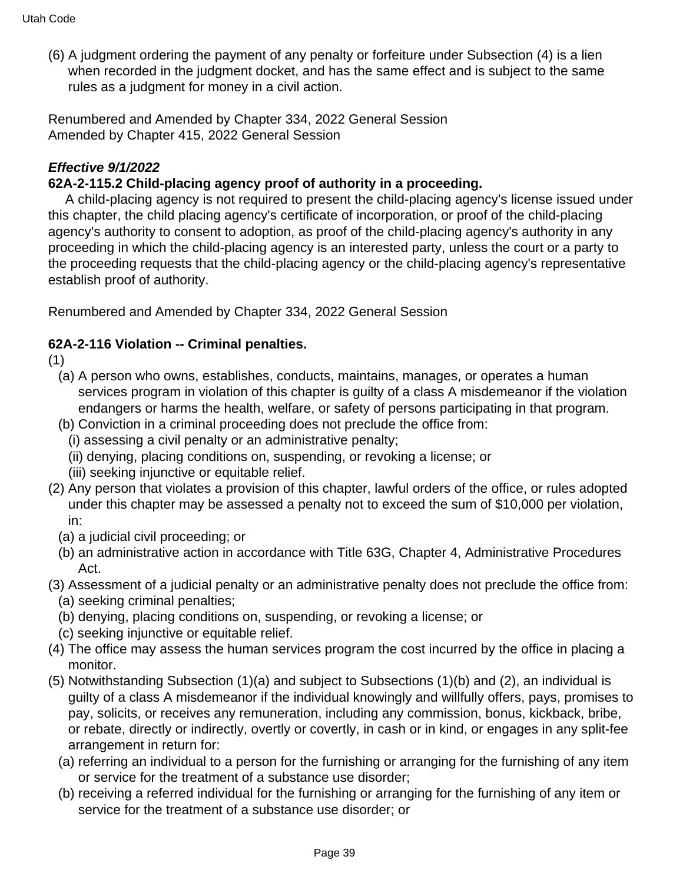(6) A judgment ordering the payment of any penalty or forfeiture under Subsection (4) is a lien when recorded in the judgment docket, and has the same effect and is subject to the same rules as a judgment for money in a civil action.

Renumbered and Amended by Chapter 334, 2022 General Session
Amended by Chapter 415, 2022 General Session

***Effective 9/1/2022***
**62A-2-115.2 Child-placing agency proof of authority in a proceeding.**

A child-placing agency is not required to present the child-placing agency's license issued under this chapter, the child placing agency's certificate of incorporation, or proof of the child-placing agency's authority to consent to adoption, as proof of the child-placing agency's authority in any proceeding in which the child-placing agency is an interested party, unless the court or a party to the proceeding requests that the child-placing agency or the child-placing agency's representative establish proof of authority.

Renumbered and Amended by Chapter 334, 2022 General Session

**62A-2-116 Violation -- Criminal penalties.**

(1)
  (a) A person who owns, establishes, conducts, maintains, manages, or operates a human services program in violation of this chapter is guilty of a class A misdemeanor if the violation endangers or harms the health, welfare, or safety of persons participating in that program.
  (b) Conviction in a criminal proceeding does not preclude the office from:
    (i) assessing a civil penalty or an administrative penalty;
    (ii) denying, placing conditions on, suspending, or revoking a license; or
    (iii) seeking injunctive or equitable relief.

(2) Any person that violates a provision of this chapter, lawful orders of the office, or rules adopted under this chapter may be assessed a penalty not to exceed the sum of $10,000 per violation, in:
  (a) a judicial civil proceeding; or
  (b) an administrative action in accordance with Title 63G, Chapter 4, Administrative Procedures Act.

(3) Assessment of a judicial penalty or an administrative penalty does not preclude the office from:
  (a) seeking criminal penalties;
  (b) denying, placing conditions on, suspending, or revoking a license; or
  (c) seeking injunctive or equitable relief.

(4) The office may assess the human services program the cost incurred by the office in placing a monitor.

(5) Notwithstanding Subsection (1)(a) and subject to Subsections (1)(b) and (2), an individual is guilty of a class A misdemeanor if the individual knowingly and willfully offers, pays, promises to pay, solicits, or receives any remuneration, including any commission, bonus, kickback, bribe, or rebate, directly or indirectly, overtly or covertly, in cash or in kind, or engages in any split-fee arrangement in return for:
  (a) referring an individual to a person for the furnishing or arranging for the furnishing of any item or service for the treatment of a substance use disorder;
  (b) receiving a referred individual for the furnishing or arranging for the furnishing of any item or service for the treatment of a substance use disorder; or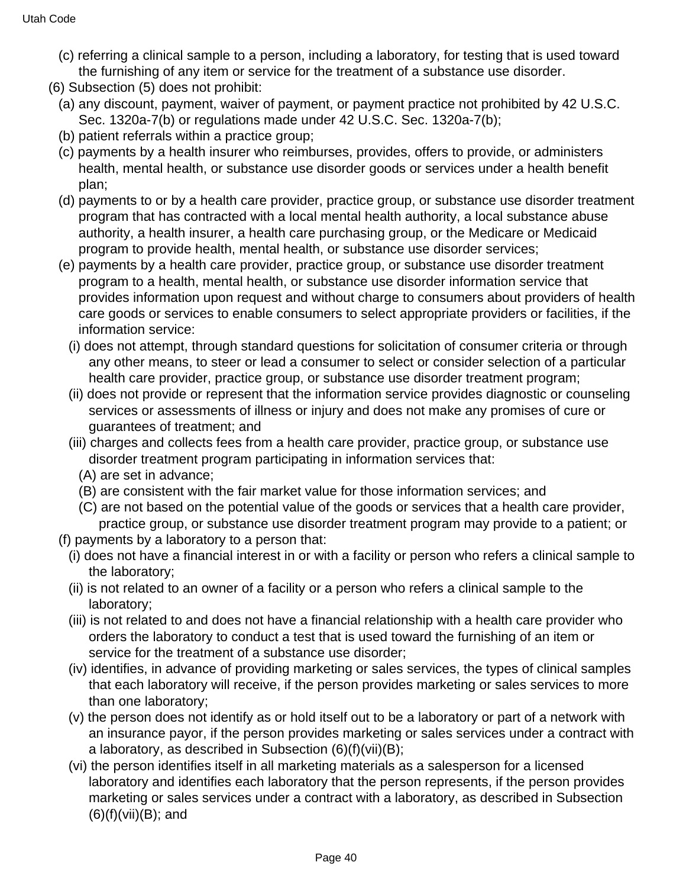(c) referring a clinical sample to a person, including a laboratory, for testing that is used toward the furnishing of any item or service for the treatment of a substance use disorder.

(6) Subsection (5) does not prohibit:

(a) any discount, payment, waiver of payment, or payment practice not prohibited by 42 U.S.C. Sec. 1320a-7(b) or regulations made under 42 U.S.C. Sec. 1320a-7(b);

(b) patient referrals within a practice group;

(c) payments by a health insurer who reimburses, provides, offers to provide, or administers health, mental health, or substance use disorder goods or services under a health benefit plan;

(d) payments to or by a health care provider, practice group, or substance use disorder treatment program that has contracted with a local mental health authority, a local substance abuse authority, a health insurer, a health care purchasing group, or the Medicare or Medicaid program to provide health, mental health, or substance use disorder services;

(e) payments by a health care provider, practice group, or substance use disorder treatment program to a health, mental health, or substance use disorder information service that provides information upon request and without charge to consumers about providers of health care goods or services to enable consumers to select appropriate providers or facilities, if the information service:

(i) does not attempt, through standard questions for solicitation of consumer criteria or through any other means, to steer or lead a consumer to select or consider selection of a particular health care provider, practice group, or substance use disorder treatment program;

(ii) does not provide or represent that the information service provides diagnostic or counseling services or assessments of illness or injury and does not make any promises of cure or guarantees of treatment; and

(iii) charges and collects fees from a health care provider, practice group, or substance use disorder treatment program participating in information services that:

(A) are set in advance;

(B) are consistent with the fair market value for those information services; and

(C) are not based on the potential value of the goods or services that a health care provider, practice group, or substance use disorder treatment program may provide to a patient; or

(f) payments by a laboratory to a person that:

(i) does not have a financial interest in or with a facility or person who refers a clinical sample to the laboratory;

(ii) is not related to an owner of a facility or a person who refers a clinical sample to the laboratory;

(iii) is not related to and does not have a financial relationship with a health care provider who orders the laboratory to conduct a test that is used toward the furnishing of an item or service for the treatment of a substance use disorder;

(iv) identifies, in advance of providing marketing or sales services, the types of clinical samples that each laboratory will receive, if the person provides marketing or sales services to more than one laboratory;

(v) the person does not identify as or hold itself out to be a laboratory or part of a network with an insurance payor, if the person provides marketing or sales services under a contract with a laboratory, as described in Subsection (6)(f)(vii)(B);

(vi) the person identifies itself in all marketing materials as a salesperson for a licensed laboratory and identifies each laboratory that the person represents, if the person provides marketing or sales services under a contract with a laboratory, as described in Subsection (6)(f)(vii)(B); and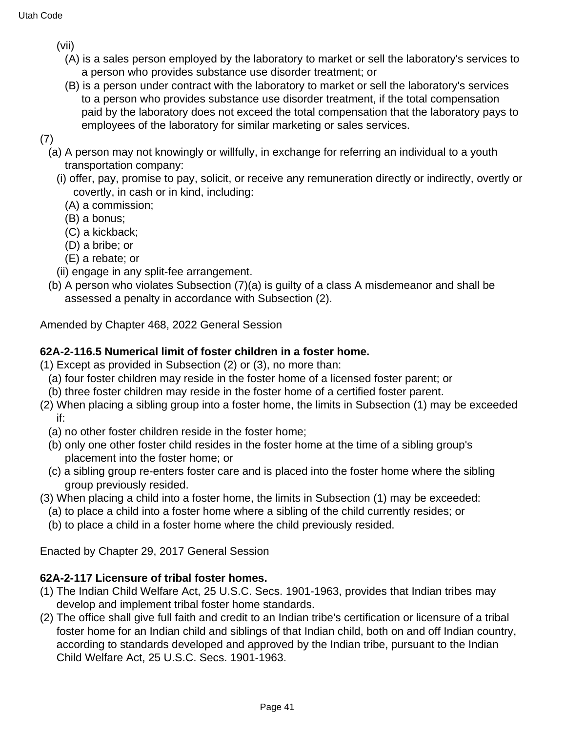(vii)

(A) is a sales person employed by the laboratory to market or sell the laboratory's services to a person who provides substance use disorder treatment; or

(B) is a person under contract with the laboratory to market or sell the laboratory's services to a person who provides substance use disorder treatment, if the total compensation paid by the laboratory does not exceed the total compensation that the laboratory pays to employees of the laboratory for similar marketing or sales services.

(7)

(a) A person may not knowingly or willfully, in exchange for referring an individual to a youth transportation company:

(i) offer, pay, promise to pay, solicit, or receive any remuneration directly or indirectly, overtly or covertly, in cash or in kind, including:

(A) a commission;

(B) a bonus;

(C) a kickback;

(D) a bribe; or

(E) a rebate; or

(ii) engage in any split-fee arrangement.

(b) A person who violates Subsection (7)(a) is guilty of a class A misdemeanor and shall be assessed a penalty in accordance with Subsection (2).

Amended by Chapter 468, 2022 General Session

**62A-2-116.5 Numerical limit of foster children in a foster home.**

(1) Except as provided in Subsection (2) or (3), no more than:

(a) four foster children may reside in the foster home of a licensed foster parent; or

(b) three foster children may reside in the foster home of a certified foster parent.

(2) When placing a sibling group into a foster home, the limits in Subsection (1) may be exceeded if:

(a) no other foster children reside in the foster home;

(b) only one other foster child resides in the foster home at the time of a sibling group's placement into the foster home; or

(c) a sibling group re-enters foster care and is placed into the foster home where the sibling group previously resided.

(3) When placing a child into a foster home, the limits in Subsection (1) may be exceeded:

(a) to place a child into a foster home where a sibling of the child currently resides; or

(b) to place a child in a foster home where the child previously resided.

Enacted by Chapter 29, 2017 General Session

**62A-2-117 Licensure of tribal foster homes.**

(1) The Indian Child Welfare Act, 25 U.S.C. Secs. 1901-1963, provides that Indian tribes may develop and implement tribal foster home standards.

(2) The office shall give full faith and credit to an Indian tribe's certification or licensure of a tribal foster home for an Indian child and siblings of that Indian child, both on and off Indian country, according to standards developed and approved by the Indian tribe, pursuant to the Indian Child Welfare Act, 25 U.S.C. Secs. 1901-1963.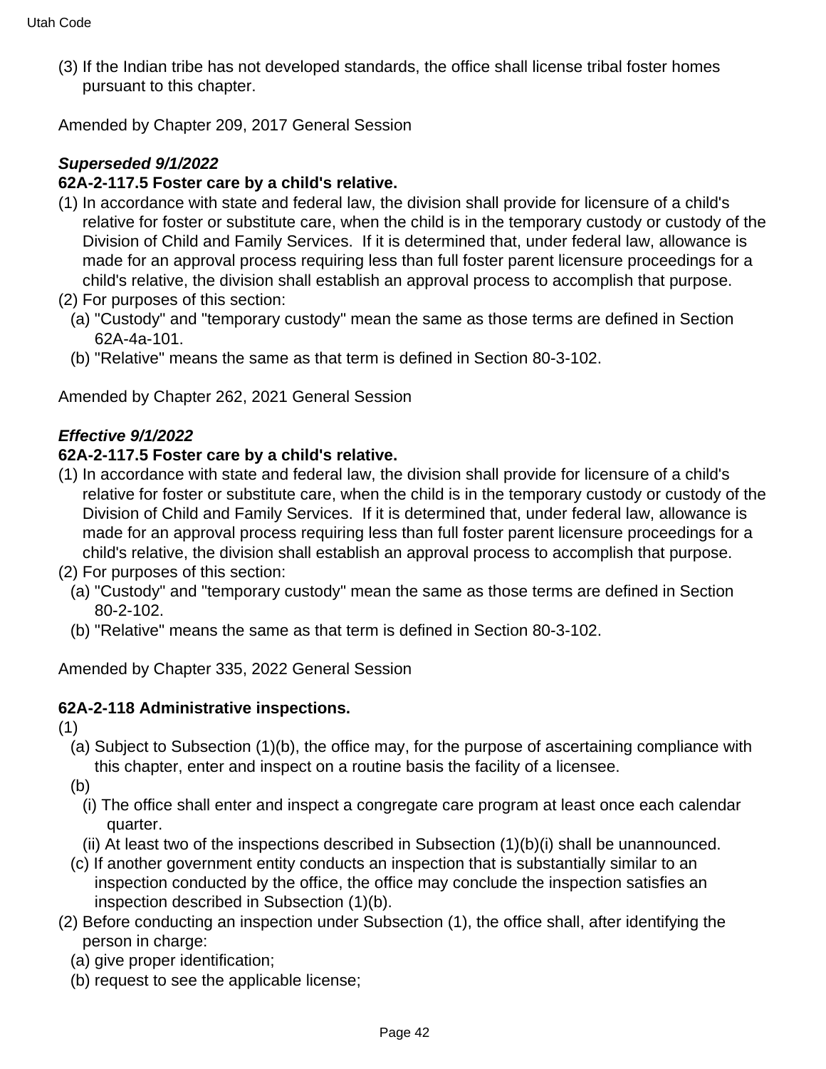(3) If the Indian tribe has not developed standards, the office shall license tribal foster homes pursuant to this chapter.

Amended by Chapter 209, 2017 General Session

***Superseded 9/1/2022***

**62A-2-117.5 Foster care by a child's relative.**

(1) In accordance with state and federal law, the division shall provide for licensure of a child's relative for foster or substitute care, when the child is in the temporary custody or custody of the Division of Child and Family Services. If it is determined that, under federal law, allowance is made for an approval process requiring less than full foster parent licensure proceedings for a child's relative, the division shall establish an approval process to accomplish that purpose.

(2) For purposes of this section:

  (a) "Custody" and "temporary custody" mean the same as those terms are defined in Section 62A-4a-101.

  (b) "Relative" means the same as that term is defined in Section 80-3-102.

Amended by Chapter 262, 2021 General Session

***Effective 9/1/2022***

**62A-2-117.5 Foster care by a child's relative.**

(1) In accordance with state and federal law, the division shall provide for licensure of a child's relative for foster or substitute care, when the child is in the temporary custody or custody of the Division of Child and Family Services. If it is determined that, under federal law, allowance is made for an approval process requiring less than full foster parent licensure proceedings for a child's relative, the division shall establish an approval process to accomplish that purpose.

(2) For purposes of this section:

  (a) "Custody" and "temporary custody" mean the same as those terms are defined in Section 80-2-102.

  (b) "Relative" means the same as that term is defined in Section 80-3-102.

Amended by Chapter 335, 2022 General Session

**62A-2-118 Administrative inspections.**

(1)

  (a) Subject to Subsection (1)(b), the office may, for the purpose of ascertaining compliance with this chapter, enter and inspect on a routine basis the facility of a licensee.

  (b)

    (i) The office shall enter and inspect a congregate care program at least once each calendar quarter.

    (ii) At least two of the inspections described in Subsection (1)(b)(i) shall be unannounced.

  (c) If another government entity conducts an inspection that is substantially similar to an inspection conducted by the office, the office may conclude the inspection satisfies an inspection described in Subsection (1)(b).

(2) Before conducting an inspection under Subsection (1), the office shall, after identifying the person in charge:

  (a) give proper identification;

  (b) request to see the applicable license;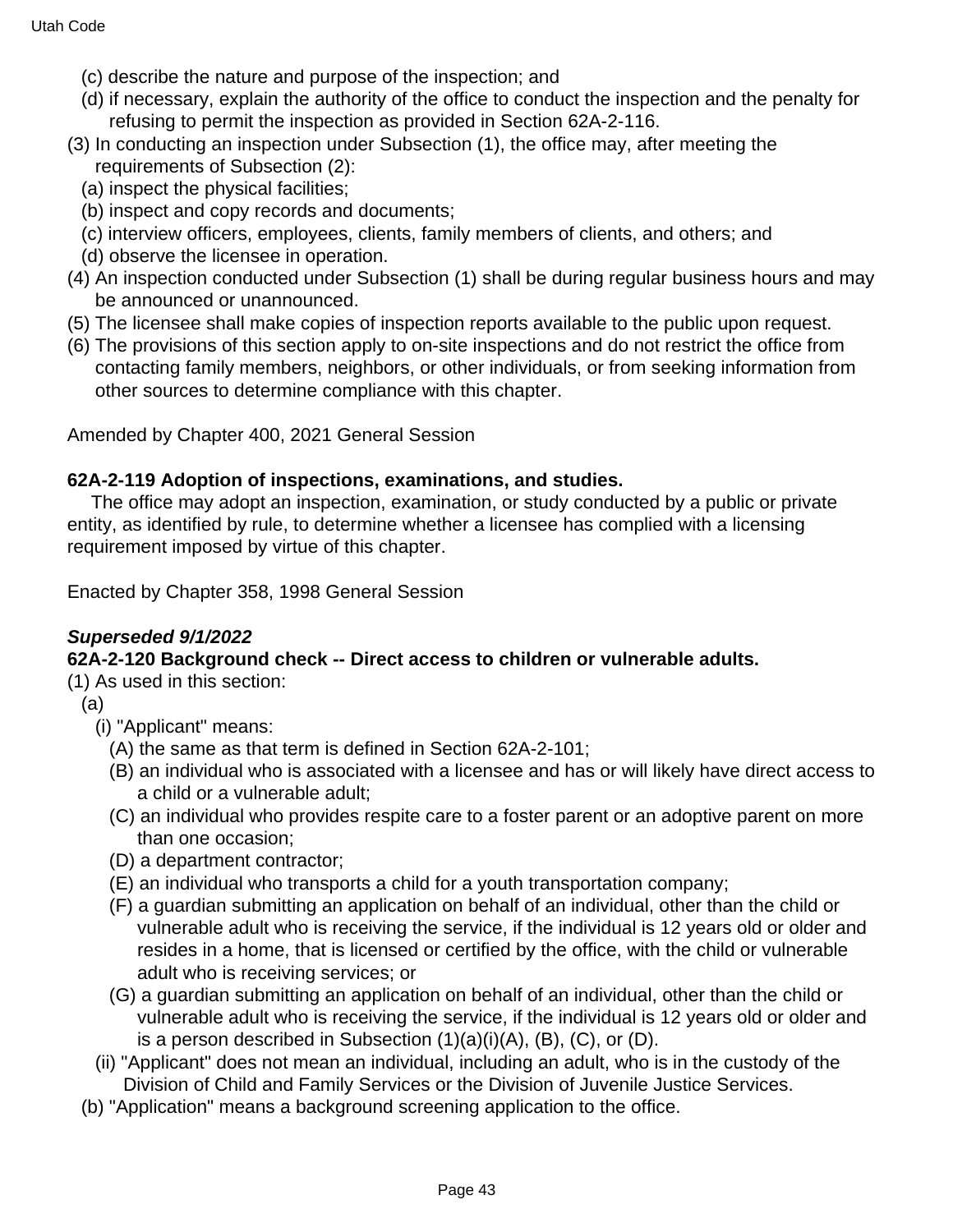(c) describe the nature and purpose of the inspection; and

(d) if necessary, explain the authority of the office to conduct the inspection and the penalty for refusing to permit the inspection as provided in Section 62A-2-116.

(3) In conducting an inspection under Subsection (1), the office may, after meeting the requirements of Subsection (2):

(a) inspect the physical facilities;

(b) inspect and copy records and documents;

(c) interview officers, employees, clients, family members of clients, and others; and

(d) observe the licensee in operation.

(4) An inspection conducted under Subsection (1) shall be during regular business hours and may be announced or unannounced.

(5) The licensee shall make copies of inspection reports available to the public upon request.

(6) The provisions of this section apply to on-site inspections and do not restrict the office from contacting family members, neighbors, or other individuals, or from seeking information from other sources to determine compliance with this chapter.

Amended by Chapter 400, 2021 General Session

**62A-2-119 Adoption of inspections, examinations, and studies.**

The office may adopt an inspection, examination, or study conducted by a public or private entity, as identified by rule, to determine whether a licensee has complied with a licensing requirement imposed by virtue of this chapter.

Enacted by Chapter 358, 1998 General Session

***Superseded 9/1/2022***

**62A-2-120 Background check -- Direct access to children or vulnerable adults.**

(1) As used in this section:

(a)

(i) "Applicant" means:

(A) the same as that term is defined in Section 62A-2-101;

(B) an individual who is associated with a licensee and has or will likely have direct access to a child or a vulnerable adult;

(C) an individual who provides respite care to a foster parent or an adoptive parent on more than one occasion;

(D) a department contractor;

(E) an individual who transports a child for a youth transportation company;

(F) a guardian submitting an application on behalf of an individual, other than the child or vulnerable adult who is receiving the service, if the individual is 12 years old or older and resides in a home, that is licensed or certified by the office, with the child or vulnerable adult who is receiving services; or

(G) a guardian submitting an application on behalf of an individual, other than the child or vulnerable adult who is receiving the service, if the individual is 12 years old or older and is a person described in Subsection (1)(a)(i)(A), (B), (C), or (D).

(ii) "Applicant" does not mean an individual, including an adult, who is in the custody of the Division of Child and Family Services or the Division of Juvenile Justice Services.

(b) "Application" means a background screening application to the office.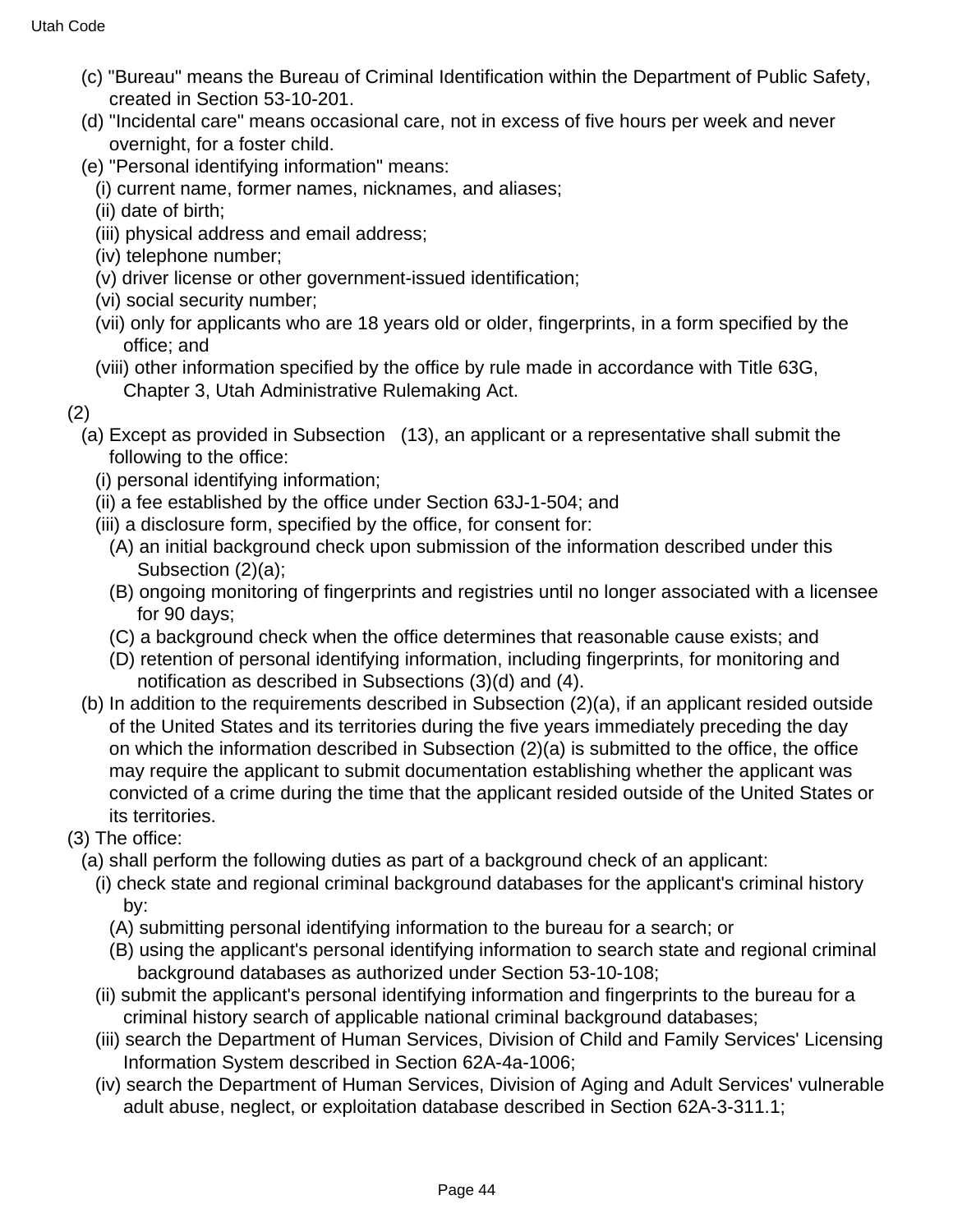(c) "Bureau" means the Bureau of Criminal Identification within the Department of Public Safety, created in Section 53-10-201.

(d) "Incidental care" means occasional care, not in excess of five hours per week and never overnight, for a foster child.

(e) "Personal identifying information" means:

(i) current name, former names, nicknames, and aliases;

(ii) date of birth;

(iii) physical address and email address;

(iv) telephone number;

(v) driver license or other government-issued identification;

(vi) social security number;

(vii) only for applicants who are 18 years old or older, fingerprints, in a form specified by the office; and

(viii) other information specified by the office by rule made in accordance with Title 63G, Chapter 3, Utah Administrative Rulemaking Act.

(2)

(a) Except as provided in Subsection (13), an applicant or a representative shall submit the following to the office:

(i) personal identifying information;

(ii) a fee established by the office under Section 63J-1-504; and

(iii) a disclosure form, specified by the office, for consent for:

(A) an initial background check upon submission of the information described under this Subsection (2)(a);

(B) ongoing monitoring of fingerprints and registries until no longer associated with a licensee for 90 days;

(C) a background check when the office determines that reasonable cause exists; and

(D) retention of personal identifying information, including fingerprints, for monitoring and notification as described in Subsections (3)(d) and (4).

(b) In addition to the requirements described in Subsection (2)(a), if an applicant resided outside of the United States and its territories during the five years immediately preceding the day on which the information described in Subsection (2)(a) is submitted to the office, the office may require the applicant to submit documentation establishing whether the applicant was convicted of a crime during the time that the applicant resided outside of the United States or its territories.

(3) The office:

(a) shall perform the following duties as part of a background check of an applicant:

(i) check state and regional criminal background databases for the applicant's criminal history by:

(A) submitting personal identifying information to the bureau for a search; or

(B) using the applicant's personal identifying information to search state and regional criminal background databases as authorized under Section 53-10-108;

(ii) submit the applicant's personal identifying information and fingerprints to the bureau for a criminal history search of applicable national criminal background databases;

(iii) search the Department of Human Services, Division of Child and Family Services' Licensing Information System described in Section 62A-4a-1006;

(iv) search the Department of Human Services, Division of Aging and Adult Services' vulnerable adult abuse, neglect, or exploitation database described in Section 62A-3-311.1;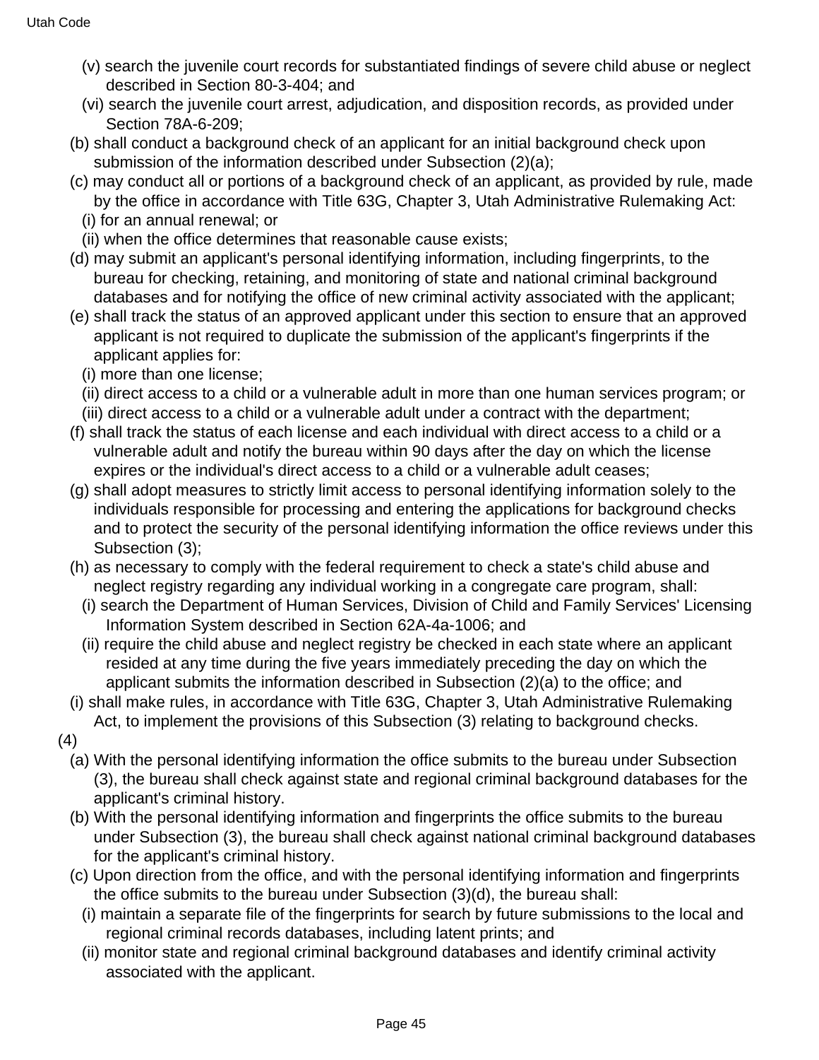(v) search the juvenile court records for substantiated findings of severe child abuse or neglect described in Section 80-3-404; and

(vi) search the juvenile court arrest, adjudication, and disposition records, as provided under Section 78A-6-209;

(b) shall conduct a background check of an applicant for an initial background check upon submission of the information described under Subsection (2)(a);

(c) may conduct all or portions of a background check of an applicant, as provided by rule, made by the office in accordance with Title 63G, Chapter 3, Utah Administrative Rulemaking Act:

(i) for an annual renewal; or

(ii) when the office determines that reasonable cause exists;

(d) may submit an applicant's personal identifying information, including fingerprints, to the bureau for checking, retaining, and monitoring of state and national criminal background databases and for notifying the office of new criminal activity associated with the applicant;

(e) shall track the status of an approved applicant under this section to ensure that an approved applicant is not required to duplicate the submission of the applicant's fingerprints if the applicant applies for:

(i) more than one license;

(ii) direct access to a child or a vulnerable adult in more than one human services program; or

(iii) direct access to a child or a vulnerable adult under a contract with the department;

(f) shall track the status of each license and each individual with direct access to a child or a vulnerable adult and notify the bureau within 90 days after the day on which the license expires or the individual's direct access to a child or a vulnerable adult ceases;

(g) shall adopt measures to strictly limit access to personal identifying information solely to the individuals responsible for processing and entering the applications for background checks and to protect the security of the personal identifying information the office reviews under this Subsection (3);

(h) as necessary to comply with the federal requirement to check a state's child abuse and neglect registry regarding any individual working in a congregate care program, shall:

(i) search the Department of Human Services, Division of Child and Family Services' Licensing Information System described in Section 62A-4a-1006; and

(ii) require the child abuse and neglect registry be checked in each state where an applicant resided at any time during the five years immediately preceding the day on which the applicant submits the information described in Subsection (2)(a) to the office; and

(i) shall make rules, in accordance with Title 63G, Chapter 3, Utah Administrative Rulemaking Act, to implement the provisions of this Subsection (3) relating to background checks.

(4)

(a) With the personal identifying information the office submits to the bureau under Subsection (3), the bureau shall check against state and regional criminal background databases for the applicant's criminal history.

(b) With the personal identifying information and fingerprints the office submits to the bureau under Subsection (3), the bureau shall check against national criminal background databases for the applicant's criminal history.

(c) Upon direction from the office, and with the personal identifying information and fingerprints the office submits to the bureau under Subsection (3)(d), the bureau shall:

(i) maintain a separate file of the fingerprints for search by future submissions to the local and regional criminal records databases, including latent prints; and

(ii) monitor state and regional criminal background databases and identify criminal activity associated with the applicant.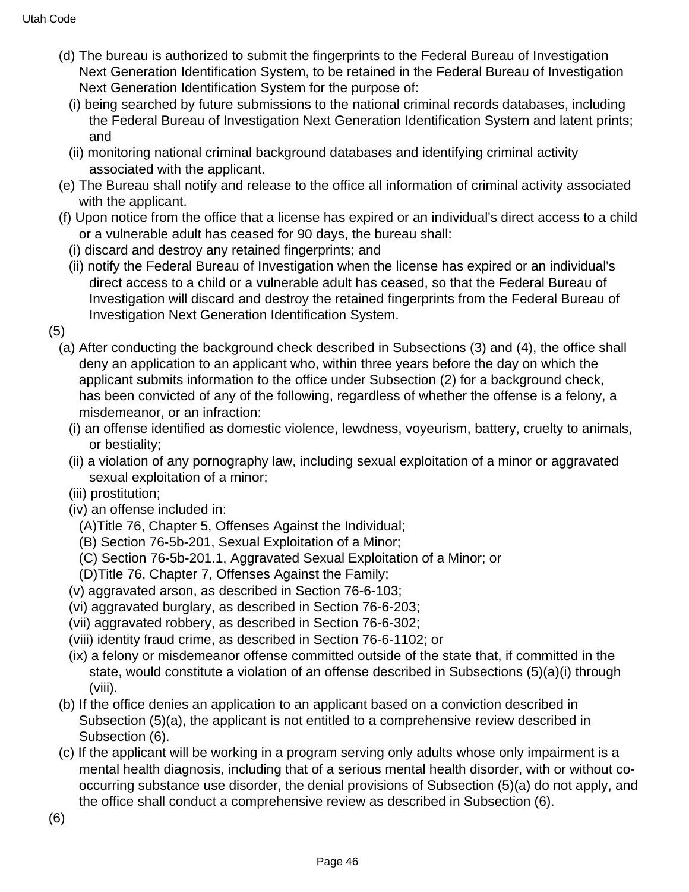(d) The bureau is authorized to submit the fingerprints to the Federal Bureau of Investigation Next Generation Identification System, to be retained in the Federal Bureau of Investigation Next Generation Identification System for the purpose of:

(i) being searched by future submissions to the national criminal records databases, including the Federal Bureau of Investigation Next Generation Identification System and latent prints; and

(ii) monitoring national criminal background databases and identifying criminal activity associated with the applicant.

(e) The Bureau shall notify and release to the office all information of criminal activity associated with the applicant.

(f) Upon notice from the office that a license has expired or an individual's direct access to a child or a vulnerable adult has ceased for 90 days, the bureau shall:

(i) discard and destroy any retained fingerprints; and

(ii) notify the Federal Bureau of Investigation when the license has expired or an individual's direct access to a child or a vulnerable adult has ceased, so that the Federal Bureau of Investigation will discard and destroy the retained fingerprints from the Federal Bureau of Investigation Next Generation Identification System.

(5)

(a) After conducting the background check described in Subsections (3) and (4), the office shall deny an application to an applicant who, within three years before the day on which the applicant submits information to the office under Subsection (2) for a background check, has been convicted of any of the following, regardless of whether the offense is a felony, a misdemeanor, or an infraction:

(i) an offense identified as domestic violence, lewdness, voyeurism, battery, cruelty to animals, or bestiality;

(ii) a violation of any pornography law, including sexual exploitation of a minor or aggravated sexual exploitation of a minor;

(iii) prostitution;

(iv) an offense included in:

(A)Title 76, Chapter 5, Offenses Against the Individual;

(B) Section 76-5b-201, Sexual Exploitation of a Minor;

(C) Section 76-5b-201.1, Aggravated Sexual Exploitation of a Minor; or

(D)Title 76, Chapter 7, Offenses Against the Family;

(v) aggravated arson, as described in Section 76-6-103;

(vi) aggravated burglary, as described in Section 76-6-203;

(vii) aggravated robbery, as described in Section 76-6-302;

(viii) identity fraud crime, as described in Section 76-6-1102; or

(ix) a felony or misdemeanor offense committed outside of the state that, if committed in the state, would constitute a violation of an offense described in Subsections (5)(a)(i) through (viii).

(b) If the office denies an application to an applicant based on a conviction described in Subsection (5)(a), the applicant is not entitled to a comprehensive review described in Subsection (6).

(c) If the applicant will be working in a program serving only adults whose only impairment is a mental health diagnosis, including that of a serious mental health disorder, with or without co-occurring substance use disorder, the denial provisions of Subsection (5)(a) do not apply, and the office shall conduct a comprehensive review as described in Subsection (6).

(6)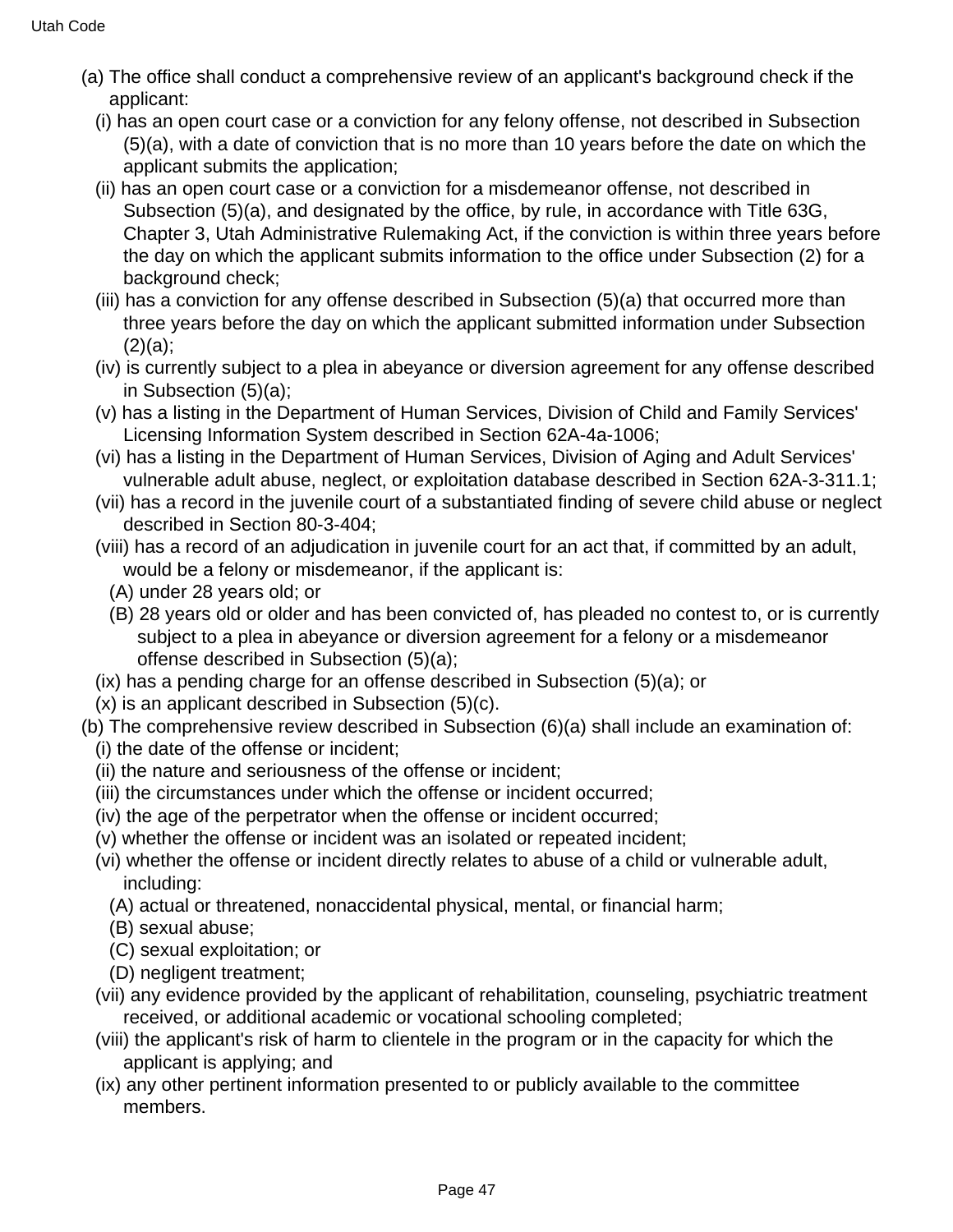(a) The office shall conduct a comprehensive review of an applicant's background check if the applicant:

- (i) has an open court case or a conviction for any felony offense, not described in Subsection (5)(a), with a date of conviction that is no more than 10 years before the date on which the applicant submits the application;
- (ii) has an open court case or a conviction for a misdemeanor offense, not described in Subsection (5)(a), and designated by the office, by rule, in accordance with Title 63G, Chapter 3, Utah Administrative Rulemaking Act, if the conviction is within three years before the day on which the applicant submits information to the office under Subsection (2) for a background check;
- (iii) has a conviction for any offense described in Subsection (5)(a) that occurred more than three years before the day on which the applicant submitted information under Subsection (2)(a);
- (iv) is currently subject to a plea in abeyance or diversion agreement for any offense described in Subsection (5)(a);
- (v) has a listing in the Department of Human Services, Division of Child and Family Services' Licensing Information System described in Section 62A-4a-1006;
- (vi) has a listing in the Department of Human Services, Division of Aging and Adult Services' vulnerable adult abuse, neglect, or exploitation database described in Section 62A-3-311.1;
- (vii) has a record in the juvenile court of a substantiated finding of severe child abuse or neglect described in Section 80-3-404;
- (viii) has a record of an adjudication in juvenile court for an act that, if committed by an adult, would be a felony or misdemeanor, if the applicant is:
  - (A) under 28 years old; or
  - (B) 28 years old or older and has been convicted of, has pleaded no contest to, or is currently subject to a plea in abeyance or diversion agreement for a felony or a misdemeanor offense described in Subsection (5)(a);
- (ix) has a pending charge for an offense described in Subsection (5)(a); or
- (x) is an applicant described in Subsection (5)(c).

(b) The comprehensive review described in Subsection (6)(a) shall include an examination of:

- (i) the date of the offense or incident;
- (ii) the nature and seriousness of the offense or incident;
- (iii) the circumstances under which the offense or incident occurred;
- (iv) the age of the perpetrator when the offense or incident occurred;
- (v) whether the offense or incident was an isolated or repeated incident;
- (vi) whether the offense or incident directly relates to abuse of a child or vulnerable adult, including:
  - (A) actual or threatened, nonaccidental physical, mental, or financial harm;
  - (B) sexual abuse;
  - (C) sexual exploitation; or
  - (D) negligent treatment;
- (vii) any evidence provided by the applicant of rehabilitation, counseling, psychiatric treatment received, or additional academic or vocational schooling completed;
- (viii) the applicant's risk of harm to clientele in the program or in the capacity for which the applicant is applying; and
- (ix) any other pertinent information presented to or publicly available to the committee members.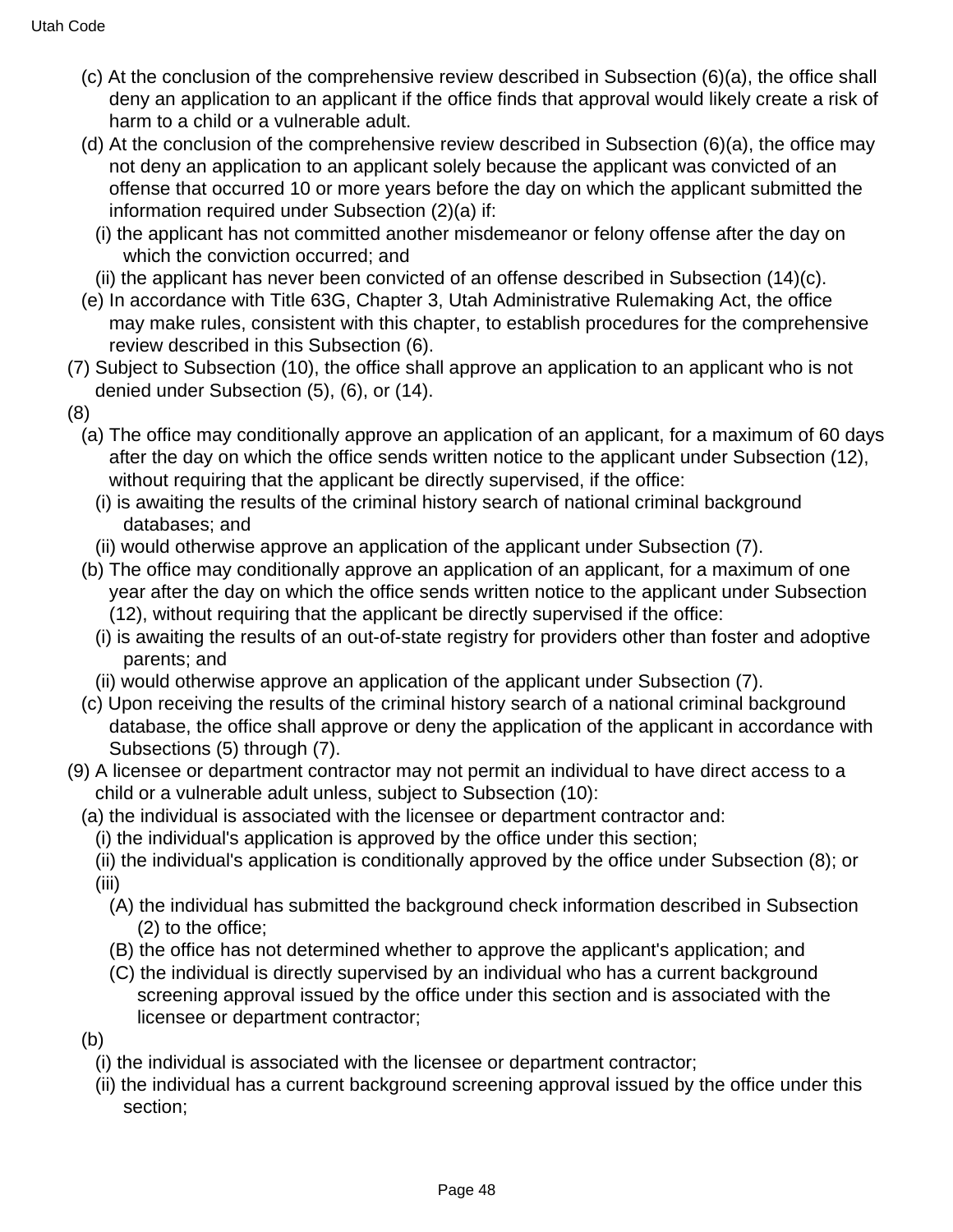(c) At the conclusion of the comprehensive review described in Subsection (6)(a), the office shall deny an application to an applicant if the office finds that approval would likely create a risk of harm to a child or a vulnerable adult.

(d) At the conclusion of the comprehensive review described in Subsection (6)(a), the office may not deny an application to an applicant solely because the applicant was convicted of an offense that occurred 10 or more years before the day on which the applicant submitted the information required under Subsection (2)(a) if:

(i) the applicant has not committed another misdemeanor or felony offense after the day on which the conviction occurred; and

(ii) the applicant has never been convicted of an offense described in Subsection (14)(c).

(e) In accordance with Title 63G, Chapter 3, Utah Administrative Rulemaking Act, the office may make rules, consistent with this chapter, to establish procedures for the comprehensive review described in this Subsection (6).

(7) Subject to Subsection (10), the office shall approve an application to an applicant who is not denied under Subsection (5), (6), or (14).

(8)

(a) The office may conditionally approve an application of an applicant, for a maximum of 60 days after the day on which the office sends written notice to the applicant under Subsection (12), without requiring that the applicant be directly supervised, if the office:

(i) is awaiting the results of the criminal history search of national criminal background databases; and

(ii) would otherwise approve an application of the applicant under Subsection (7).

(b) The office may conditionally approve an application of an applicant, for a maximum of one year after the day on which the office sends written notice to the applicant under Subsection (12), without requiring that the applicant be directly supervised if the office:

(i) is awaiting the results of an out-of-state registry for providers other than foster and adoptive parents; and

(ii) would otherwise approve an application of the applicant under Subsection (7).

(c) Upon receiving the results of the criminal history search of a national criminal background database, the office shall approve or deny the application of the applicant in accordance with Subsections (5) through (7).

(9) A licensee or department contractor may not permit an individual to have direct access to a child or a vulnerable adult unless, subject to Subsection (10):

(a) the individual is associated with the licensee or department contractor and:

(i) the individual's application is approved by the office under this section;

(ii) the individual's application is conditionally approved by the office under Subsection (8); or

(iii)

(A) the individual has submitted the background check information described in Subsection (2) to the office;

(B) the office has not determined whether to approve the applicant's application; and

(C) the individual is directly supervised by an individual who has a current background screening approval issued by the office under this section and is associated with the licensee or department contractor;

(b)

(i) the individual is associated with the licensee or department contractor;

(ii) the individual has a current background screening approval issued by the office under this section;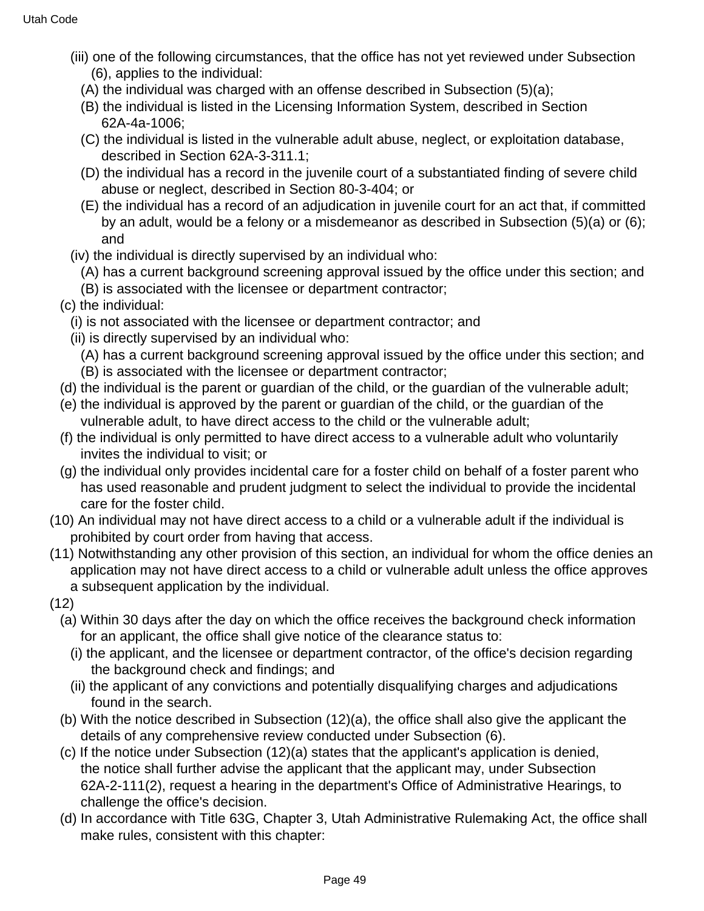(iii) one of the following circumstances, that the office has not yet reviewed under Subsection (6), applies to the individual:

(A) the individual was charged with an offense described in Subsection (5)(a);

(B) the individual is listed in the Licensing Information System, described in Section 62A-4a-1006;

(C) the individual is listed in the vulnerable adult abuse, neglect, or exploitation database, described in Section 62A-3-311.1;

(D) the individual has a record in the juvenile court of a substantiated finding of severe child abuse or neglect, described in Section 80-3-404; or

(E) the individual has a record of an adjudication in juvenile court for an act that, if committed by an adult, would be a felony or a misdemeanor as described in Subsection (5)(a) or (6); and

(iv) the individual is directly supervised by an individual who:

(A) has a current background screening approval issued by the office under this section; and

(B) is associated with the licensee or department contractor;

(c) the individual:

(i) is not associated with the licensee or department contractor; and

(ii) is directly supervised by an individual who:

(A) has a current background screening approval issued by the office under this section; and

(B) is associated with the licensee or department contractor;

(d) the individual is the parent or guardian of the child, or the guardian of the vulnerable adult;

(e) the individual is approved by the parent or guardian of the child, or the guardian of the vulnerable adult, to have direct access to the child or the vulnerable adult;

(f) the individual is only permitted to have direct access to a vulnerable adult who voluntarily invites the individual to visit; or

(g) the individual only provides incidental care for a foster child on behalf of a foster parent who has used reasonable and prudent judgment to select the individual to provide the incidental care for the foster child.

(10) An individual may not have direct access to a child or a vulnerable adult if the individual is prohibited by court order from having that access.

(11) Notwithstanding any other provision of this section, an individual for whom the office denies an application may not have direct access to a child or vulnerable adult unless the office approves a subsequent application by the individual.

(12)

(a) Within 30 days after the day on which the office receives the background check information for an applicant, the office shall give notice of the clearance status to:

(i) the applicant, and the licensee or department contractor, of the office's decision regarding the background check and findings; and

(ii) the applicant of any convictions and potentially disqualifying charges and adjudications found in the search.

(b) With the notice described in Subsection (12)(a), the office shall also give the applicant the details of any comprehensive review conducted under Subsection (6).

(c) If the notice under Subsection (12)(a) states that the applicant's application is denied, the notice shall further advise the applicant that the applicant may, under Subsection 62A-2-111(2), request a hearing in the department's Office of Administrative Hearings, to challenge the office's decision.

(d) In accordance with Title 63G, Chapter 3, Utah Administrative Rulemaking Act, the office shall make rules, consistent with this chapter: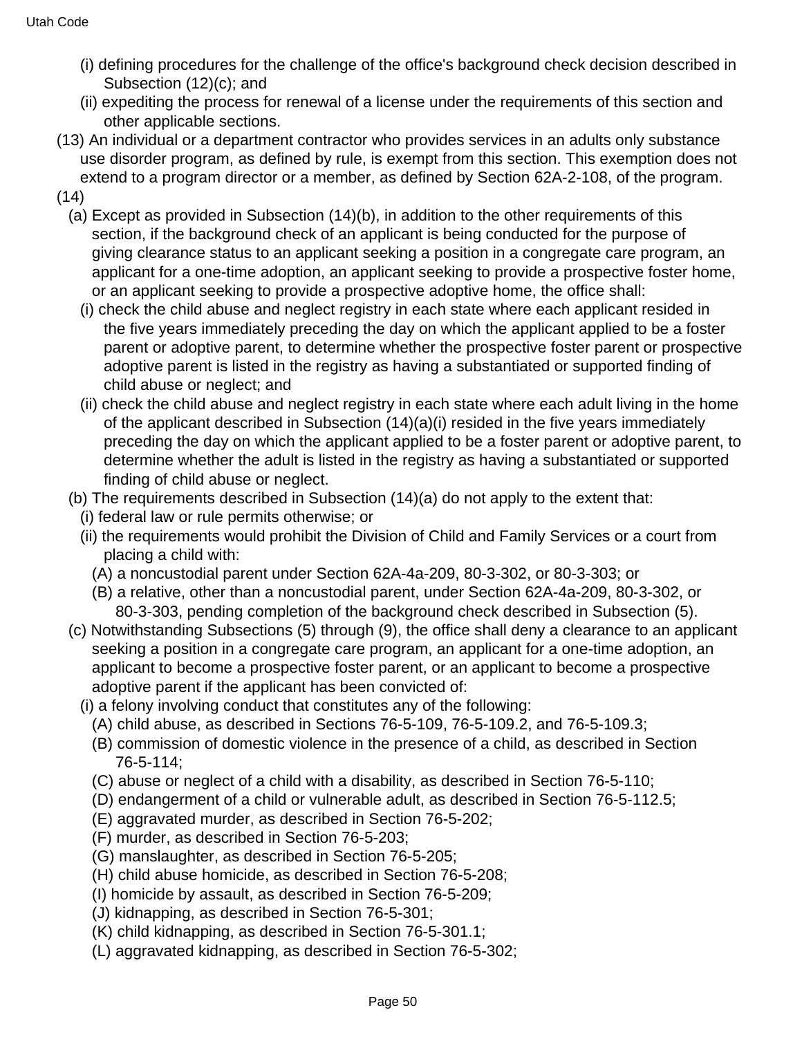(i) defining procedures for the challenge of the office's background check decision described in Subsection (12)(c); and

(ii) expediting the process for renewal of a license under the requirements of this section and other applicable sections.

(13) An individual or a department contractor who provides services in an adults only substance use disorder program, as defined by rule, is exempt from this section. This exemption does not extend to a program director or a member, as defined by Section 62A-2-108, of the program.

(14)

(a) Except as provided in Subsection (14)(b), in addition to the other requirements of this section, if the background check of an applicant is being conducted for the purpose of giving clearance status to an applicant seeking a position in a congregate care program, an applicant for a one-time adoption, an applicant seeking to provide a prospective foster home, or an applicant seeking to provide a prospective adoptive home, the office shall:

(i) check the child abuse and neglect registry in each state where each applicant resided in the five years immediately preceding the day on which the applicant applied to be a foster parent or adoptive parent, to determine whether the prospective foster parent or prospective adoptive parent is listed in the registry as having a substantiated or supported finding of child abuse or neglect; and

(ii) check the child abuse and neglect registry in each state where each adult living in the home of the applicant described in Subsection (14)(a)(i) resided in the five years immediately preceding the day on which the applicant applied to be a foster parent or adoptive parent, to determine whether the adult is listed in the registry as having a substantiated or supported finding of child abuse or neglect.

(b) The requirements described in Subsection (14)(a) do not apply to the extent that:

(i) federal law or rule permits otherwise; or

(ii) the requirements would prohibit the Division of Child and Family Services or a court from placing a child with:

(A) a noncustodial parent under Section 62A-4a-209, 80-3-302, or 80-3-303; or

(B) a relative, other than a noncustodial parent, under Section 62A-4a-209, 80-3-302, or 80-3-303, pending completion of the background check described in Subsection (5).

(c) Notwithstanding Subsections (5) through (9), the office shall deny a clearance to an applicant seeking a position in a congregate care program, an applicant for a one-time adoption, an applicant to become a prospective foster parent, or an applicant to become a prospective adoptive parent if the applicant has been convicted of:

(i) a felony involving conduct that constitutes any of the following:

(A) child abuse, as described in Sections 76-5-109, 76-5-109.2, and 76-5-109.3;

(B) commission of domestic violence in the presence of a child, as described in Section 76-5-114;

(C) abuse or neglect of a child with a disability, as described in Section 76-5-110;

(D) endangerment of a child or vulnerable adult, as described in Section 76-5-112.5;

(E) aggravated murder, as described in Section 76-5-202;

(F) murder, as described in Section 76-5-203;

(G) manslaughter, as described in Section 76-5-205;

(H) child abuse homicide, as described in Section 76-5-208;

(I) homicide by assault, as described in Section 76-5-209;

(J) kidnapping, as described in Section 76-5-301;

(K) child kidnapping, as described in Section 76-5-301.1;

(L) aggravated kidnapping, as described in Section 76-5-302;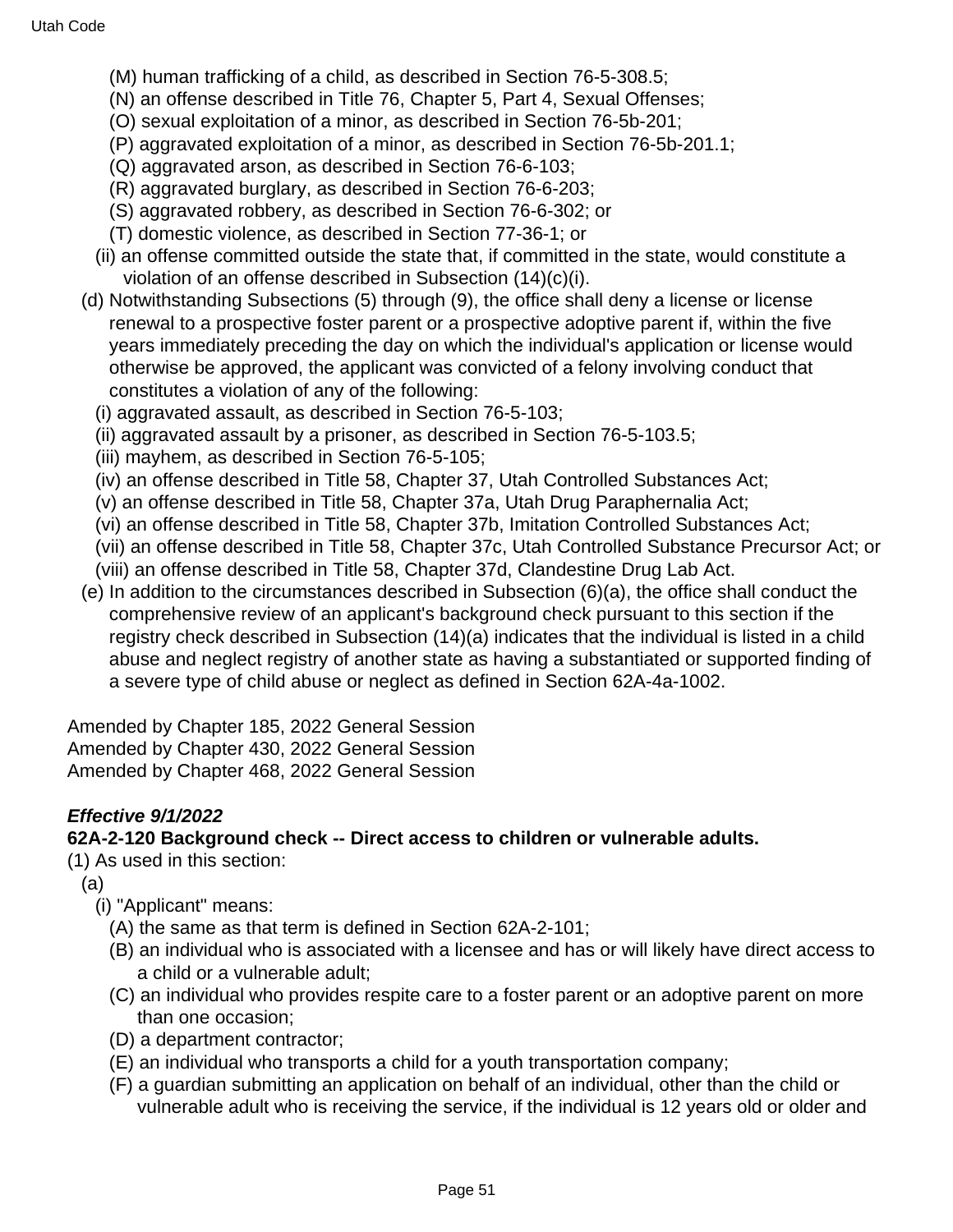(M) human trafficking of a child, as described in Section 76-5-308.5;

(N) an offense described in Title 76, Chapter 5, Part 4, Sexual Offenses;

(O) sexual exploitation of a minor, as described in Section 76-5b-201;

(P) aggravated exploitation of a minor, as described in Section 76-5b-201.1;

(Q) aggravated arson, as described in Section 76-6-103;

(R) aggravated burglary, as described in Section 76-6-203;

(S) aggravated robbery, as described in Section 76-6-302; or

(T) domestic violence, as described in Section 77-36-1; or

(ii) an offense committed outside the state that, if committed in the state, would constitute a violation of an offense described in Subsection (14)(c)(i).

(d) Notwithstanding Subsections (5) through (9), the office shall deny a license or license renewal to a prospective foster parent or a prospective adoptive parent if, within the five years immediately preceding the day on which the individual's application or license would otherwise be approved, the applicant was convicted of a felony involving conduct that constitutes a violation of any of the following:

(i) aggravated assault, as described in Section 76-5-103;

(ii) aggravated assault by a prisoner, as described in Section 76-5-103.5;

(iii) mayhem, as described in Section 76-5-105;

(iv) an offense described in Title 58, Chapter 37, Utah Controlled Substances Act;

(v) an offense described in Title 58, Chapter 37a, Utah Drug Paraphernalia Act;

(vi) an offense described in Title 58, Chapter 37b, Imitation Controlled Substances Act;

(vii) an offense described in Title 58, Chapter 37c, Utah Controlled Substance Precursor Act; or

(viii) an offense described in Title 58, Chapter 37d, Clandestine Drug Lab Act.

(e) In addition to the circumstances described in Subsection (6)(a), the office shall conduct the comprehensive review of an applicant's background check pursuant to this section if the registry check described in Subsection (14)(a) indicates that the individual is listed in a child abuse and neglect registry of another state as having a substantiated or supported finding of a severe type of child abuse or neglect as defined in Section 62A-4a-1002.

Amended by Chapter 185, 2022 General Session
Amended by Chapter 430, 2022 General Session
Amended by Chapter 468, 2022 General Session

***Effective 9/1/2022***

**62A-2-120 Background check -- Direct access to children or vulnerable adults.**

(1) As used in this section:

(a)

(i) "Applicant" means:

(A) the same as that term is defined in Section 62A-2-101;

(B) an individual who is associated with a licensee and has or will likely have direct access to a child or a vulnerable adult;

(C) an individual who provides respite care to a foster parent or an adoptive parent on more than one occasion;

(D) a department contractor;

(E) an individual who transports a child for a youth transportation company;

(F) a guardian submitting an application on behalf of an individual, other than the child or vulnerable adult who is receiving the service, if the individual is 12 years old or older and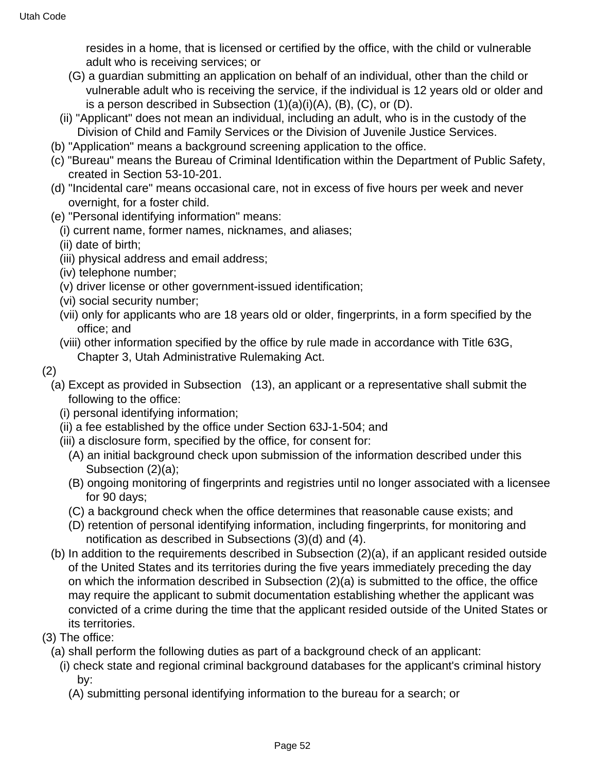resides in a home, that is licensed or certified by the office, with the child or vulnerable adult who is receiving services; or

(G) a guardian submitting an application on behalf of an individual, other than the child or vulnerable adult who is receiving the service, if the individual is 12 years old or older and is a person described in Subsection (1)(a)(i)(A), (B), (C), or (D).

(ii) "Applicant" does not mean an individual, including an adult, who is in the custody of the Division of Child and Family Services or the Division of Juvenile Justice Services.

(b) "Application" means a background screening application to the office.

(c) "Bureau" means the Bureau of Criminal Identification within the Department of Public Safety, created in Section 53-10-201.

(d) "Incidental care" means occasional care, not in excess of five hours per week and never overnight, for a foster child.

(e) "Personal identifying information" means:

(i) current name, former names, nicknames, and aliases;

(ii) date of birth;

(iii) physical address and email address;

(iv) telephone number;

(v) driver license or other government-issued identification;

(vi) social security number;

(vii) only for applicants who are 18 years old or older, fingerprints, in a form specified by the office; and

(viii) other information specified by the office by rule made in accordance with Title 63G, Chapter 3, Utah Administrative Rulemaking Act.

(2)

(a) Except as provided in Subsection (13), an applicant or a representative shall submit the following to the office:

(i) personal identifying information;

(ii) a fee established by the office under Section 63J-1-504; and

(iii) a disclosure form, specified by the office, for consent for:

(A) an initial background check upon submission of the information described under this Subsection (2)(a);

(B) ongoing monitoring of fingerprints and registries until no longer associated with a licensee for 90 days;

(C) a background check when the office determines that reasonable cause exists; and

(D) retention of personal identifying information, including fingerprints, for monitoring and notification as described in Subsections (3)(d) and (4).

(b) In addition to the requirements described in Subsection (2)(a), if an applicant resided outside of the United States and its territories during the five years immediately preceding the day on which the information described in Subsection (2)(a) is submitted to the office, the office may require the applicant to submit documentation establishing whether the applicant was convicted of a crime during the time that the applicant resided outside of the United States or its territories.

(3) The office:

(a) shall perform the following duties as part of a background check of an applicant:

(i) check state and regional criminal background databases for the applicant's criminal history by:

(A) submitting personal identifying information to the bureau for a search; or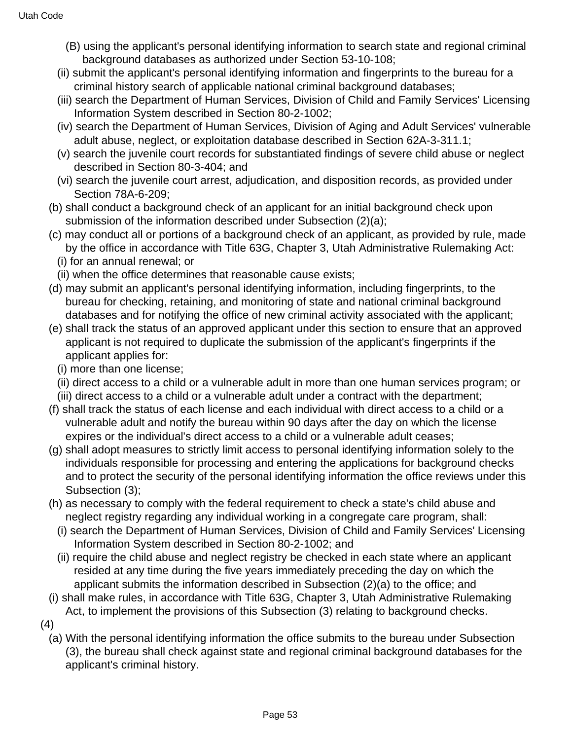(B) using the applicant's personal identifying information to search state and regional criminal background databases as authorized under Section 53-10-108;

(ii) submit the applicant's personal identifying information and fingerprints to the bureau for a criminal history search of applicable national criminal background databases;

(iii) search the Department of Human Services, Division of Child and Family Services' Licensing Information System described in Section 80-2-1002;

(iv) search the Department of Human Services, Division of Aging and Adult Services' vulnerable adult abuse, neglect, or exploitation database described in Section 62A-3-311.1;

(v) search the juvenile court records for substantiated findings of severe child abuse or neglect described in Section 80-3-404; and

(vi) search the juvenile court arrest, adjudication, and disposition records, as provided under Section 78A-6-209;

(b) shall conduct a background check of an applicant for an initial background check upon submission of the information described under Subsection (2)(a);

(c) may conduct all or portions of a background check of an applicant, as provided by rule, made by the office in accordance with Title 63G, Chapter 3, Utah Administrative Rulemaking Act:

(i) for an annual renewal; or

(ii) when the office determines that reasonable cause exists;

(d) may submit an applicant's personal identifying information, including fingerprints, to the bureau for checking, retaining, and monitoring of state and national criminal background databases and for notifying the office of new criminal activity associated with the applicant;

(e) shall track the status of an approved applicant under this section to ensure that an approved applicant is not required to duplicate the submission of the applicant's fingerprints if the applicant applies for:

(i) more than one license;

(ii) direct access to a child or a vulnerable adult in more than one human services program; or

(iii) direct access to a child or a vulnerable adult under a contract with the department;

(f) shall track the status of each license and each individual with direct access to a child or a vulnerable adult and notify the bureau within 90 days after the day on which the license expires or the individual's direct access to a child or a vulnerable adult ceases;

(g) shall adopt measures to strictly limit access to personal identifying information solely to the individuals responsible for processing and entering the applications for background checks and to protect the security of the personal identifying information the office reviews under this Subsection (3);

(h) as necessary to comply with the federal requirement to check a state's child abuse and neglect registry regarding any individual working in a congregate care program, shall:

(i) search the Department of Human Services, Division of Child and Family Services' Licensing Information System described in Section 80-2-1002; and

(ii) require the child abuse and neglect registry be checked in each state where an applicant resided at any time during the five years immediately preceding the day on which the applicant submits the information described in Subsection (2)(a) to the office; and

(i) shall make rules, in accordance with Title 63G, Chapter 3, Utah Administrative Rulemaking Act, to implement the provisions of this Subsection (3) relating to background checks.

(4)

(a) With the personal identifying information the office submits to the bureau under Subsection (3), the bureau shall check against state and regional criminal background databases for the applicant's criminal history.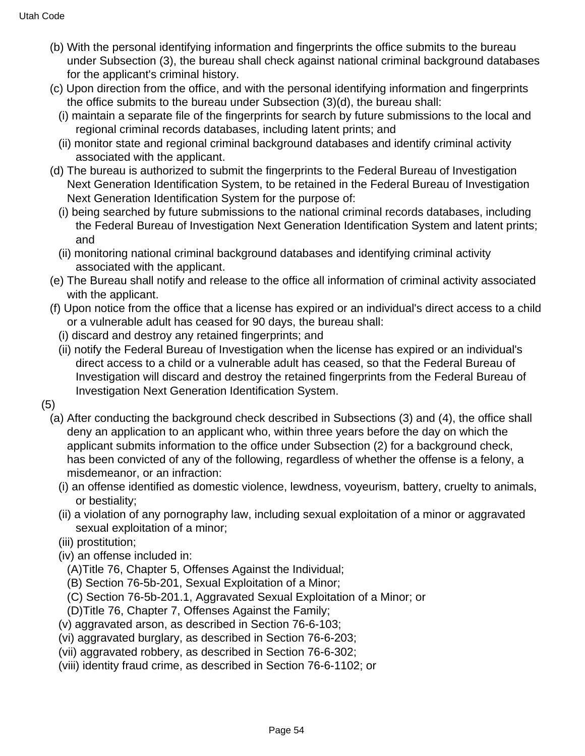(b) With the personal identifying information and fingerprints the office submits to the bureau under Subsection (3), the bureau shall check against national criminal background databases for the applicant's criminal history.

(c) Upon direction from the office, and with the personal identifying information and fingerprints the office submits to the bureau under Subsection (3)(d), the bureau shall:

(i) maintain a separate file of the fingerprints for search by future submissions to the local and regional criminal records databases, including latent prints; and

(ii) monitor state and regional criminal background databases and identify criminal activity associated with the applicant.

(d) The bureau is authorized to submit the fingerprints to the Federal Bureau of Investigation Next Generation Identification System, to be retained in the Federal Bureau of Investigation Next Generation Identification System for the purpose of:

(i) being searched by future submissions to the national criminal records databases, including the Federal Bureau of Investigation Next Generation Identification System and latent prints; and

(ii) monitoring national criminal background databases and identifying criminal activity associated with the applicant.

(e) The Bureau shall notify and release to the office all information of criminal activity associated with the applicant.

(f) Upon notice from the office that a license has expired or an individual's direct access to a child or a vulnerable adult has ceased for 90 days, the bureau shall:

(i) discard and destroy any retained fingerprints; and

(ii) notify the Federal Bureau of Investigation when the license has expired or an individual's direct access to a child or a vulnerable adult has ceased, so that the Federal Bureau of Investigation will discard and destroy the retained fingerprints from the Federal Bureau of Investigation Next Generation Identification System.

(5)

(a) After conducting the background check described in Subsections (3) and (4), the office shall deny an application to an applicant who, within three years before the day on which the applicant submits information to the office under Subsection (2) for a background check, has been convicted of any of the following, regardless of whether the offense is a felony, a misdemeanor, or an infraction:

(i) an offense identified as domestic violence, lewdness, voyeurism, battery, cruelty to animals, or bestiality;

(ii) a violation of any pornography law, including sexual exploitation of a minor or aggravated sexual exploitation of a minor;

(iii) prostitution;

(iv) an offense included in:

(A)Title 76, Chapter 5, Offenses Against the Individual;

(B) Section 76-5b-201, Sexual Exploitation of a Minor;

(C) Section 76-5b-201.1, Aggravated Sexual Exploitation of a Minor; or

(D)Title 76, Chapter 7, Offenses Against the Family;

(v) aggravated arson, as described in Section 76-6-103;

(vi) aggravated burglary, as described in Section 76-6-203;

(vii) aggravated robbery, as described in Section 76-6-302;

(viii) identity fraud crime, as described in Section 76-6-1102; or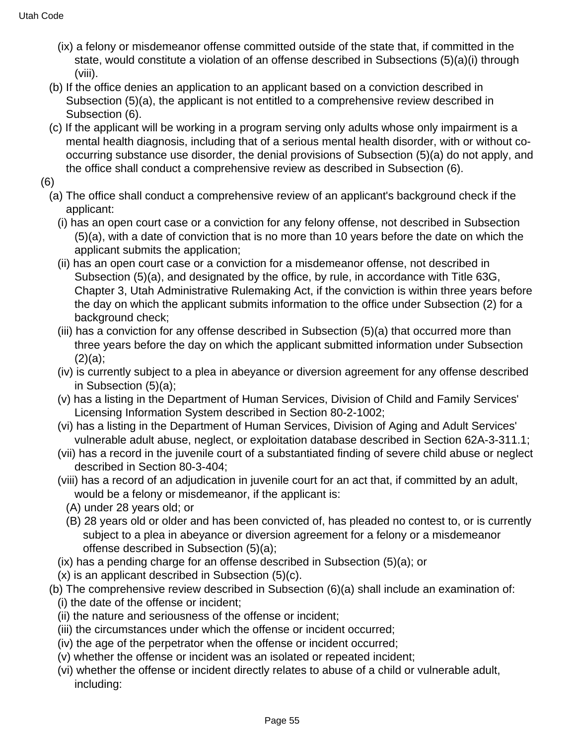(ix) a felony or misdemeanor offense committed outside of the state that, if committed in the state, would constitute a violation of an offense described in Subsections (5)(a)(i) through (viii).

(b) If the office denies an application to an applicant based on a conviction described in Subsection (5)(a), the applicant is not entitled to a comprehensive review described in Subsection (6).

(c) If the applicant will be working in a program serving only adults whose only impairment is a mental health diagnosis, including that of a serious mental health disorder, with or without co-occurring substance use disorder, the denial provisions of Subsection (5)(a) do not apply, and the office shall conduct a comprehensive review as described in Subsection (6).

(6)

(a) The office shall conduct a comprehensive review of an applicant's background check if the applicant:

(i) has an open court case or a conviction for any felony offense, not described in Subsection (5)(a), with a date of conviction that is no more than 10 years before the date on which the applicant submits the application;

(ii) has an open court case or a conviction for a misdemeanor offense, not described in Subsection (5)(a), and designated by the office, by rule, in accordance with Title 63G, Chapter 3, Utah Administrative Rulemaking Act, if the conviction is within three years before the day on which the applicant submits information to the office under Subsection (2) for a background check;

(iii) has a conviction for any offense described in Subsection (5)(a) that occurred more than three years before the day on which the applicant submitted information under Subsection (2)(a);

(iv) is currently subject to a plea in abeyance or diversion agreement for any offense described in Subsection (5)(a);

(v) has a listing in the Department of Human Services, Division of Child and Family Services' Licensing Information System described in Section 80-2-1002;

(vi) has a listing in the Department of Human Services, Division of Aging and Adult Services' vulnerable adult abuse, neglect, or exploitation database described in Section 62A-3-311.1;

(vii) has a record in the juvenile court of a substantiated finding of severe child abuse or neglect described in Section 80-3-404;

(viii) has a record of an adjudication in juvenile court for an act that, if committed by an adult, would be a felony or misdemeanor, if the applicant is:

(A) under 28 years old; or

(B) 28 years old or older and has been convicted of, has pleaded no contest to, or is currently subject to a plea in abeyance or diversion agreement for a felony or a misdemeanor offense described in Subsection (5)(a);

(ix) has a pending charge for an offense described in Subsection (5)(a); or

(x) is an applicant described in Subsection (5)(c).

(b) The comprehensive review described in Subsection (6)(a) shall include an examination of:

(i) the date of the offense or incident;

(ii) the nature and seriousness of the offense or incident;

(iii) the circumstances under which the offense or incident occurred;

(iv) the age of the perpetrator when the offense or incident occurred;

(v) whether the offense or incident was an isolated or repeated incident;

(vi) whether the offense or incident directly relates to abuse of a child or vulnerable adult, including: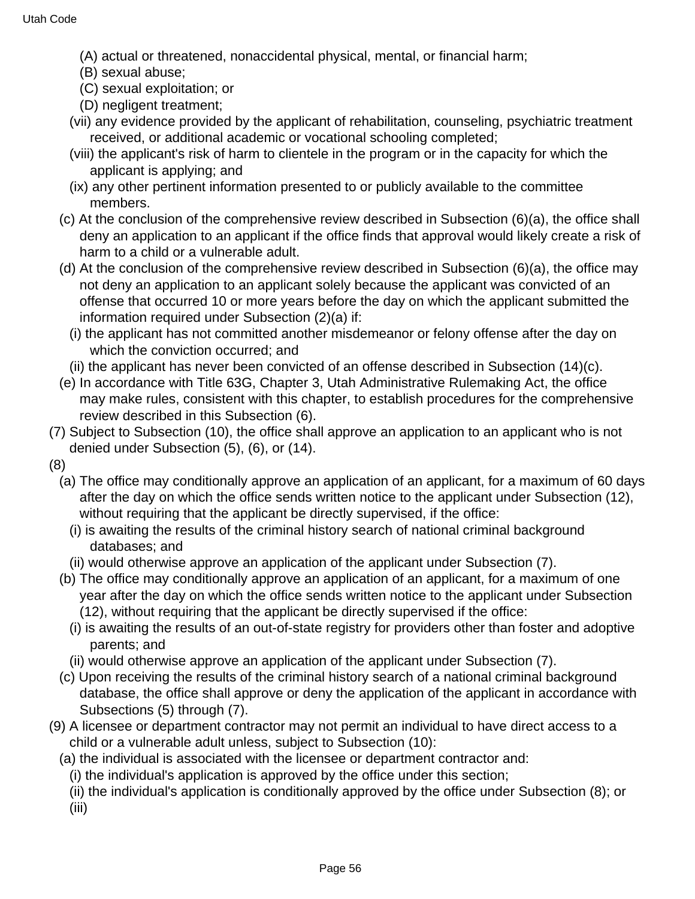(A) actual or threatened, nonaccidental physical, mental, or financial harm;
(B) sexual abuse;
(C) sexual exploitation; or
(D) negligent treatment;

(vii) any evidence provided by the applicant of rehabilitation, counseling, psychiatric treatment received, or additional academic or vocational schooling completed;

(viii) the applicant's risk of harm to clientele in the program or in the capacity for which the applicant is applying; and

(ix) any other pertinent information presented to or publicly available to the committee members.

(c) At the conclusion of the comprehensive review described in Subsection (6)(a), the office shall deny an application to an applicant if the office finds that approval would likely create a risk of harm to a child or a vulnerable adult.

(d) At the conclusion of the comprehensive review described in Subsection (6)(a), the office may not deny an application to an applicant solely because the applicant was convicted of an offense that occurred 10 or more years before the day on which the applicant submitted the information required under Subsection (2)(a) if:

(i) the applicant has not committed another misdemeanor or felony offense after the day on which the conviction occurred; and

(ii) the applicant has never been convicted of an offense described in Subsection (14)(c).

(e) In accordance with Title 63G, Chapter 3, Utah Administrative Rulemaking Act, the office may make rules, consistent with this chapter, to establish procedures for the comprehensive review described in this Subsection (6).

(7) Subject to Subsection (10), the office shall approve an application to an applicant who is not denied under Subsection (5), (6), or (14).

(8)

(a) The office may conditionally approve an application of an applicant, for a maximum of 60 days after the day on which the office sends written notice to the applicant under Subsection (12), without requiring that the applicant be directly supervised, if the office:

(i) is awaiting the results of the criminal history search of national criminal background databases; and

(ii) would otherwise approve an application of the applicant under Subsection (7).

(b) The office may conditionally approve an application of an applicant, for a maximum of one year after the day on which the office sends written notice to the applicant under Subsection (12), without requiring that the applicant be directly supervised if the office:

(i) is awaiting the results of an out-of-state registry for providers other than foster and adoptive parents; and

(ii) would otherwise approve an application of the applicant under Subsection (7).

(c) Upon receiving the results of the criminal history search of a national criminal background database, the office shall approve or deny the application of the applicant in accordance with Subsections (5) through (7).

(9) A licensee or department contractor may not permit an individual to have direct access to a child or a vulnerable adult unless, subject to Subsection (10):

(a) the individual is associated with the licensee or department contractor and:

(i) the individual's application is approved by the office under this section;

(ii) the individual's application is conditionally approved by the office under Subsection (8); or

(iii)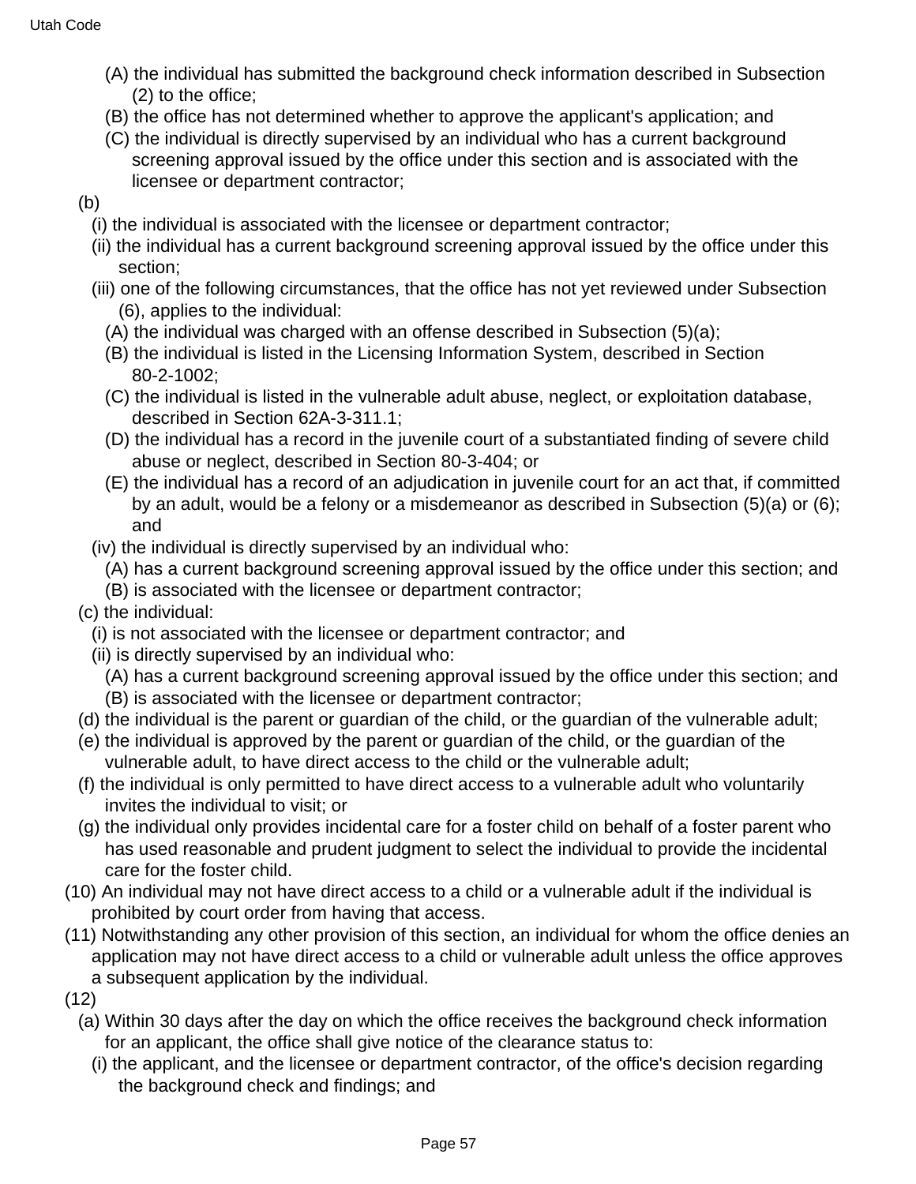(A) the individual has submitted the background check information described in Subsection (2) to the office;

(B) the office has not determined whether to approve the applicant's application; and

(C) the individual is directly supervised by an individual who has a current background screening approval issued by the office under this section and is associated with the licensee or department contractor;

(b)

(i) the individual is associated with the licensee or department contractor;

(ii) the individual has a current background screening approval issued by the office under this section;

(iii) one of the following circumstances, that the office has not yet reviewed under Subsection (6), applies to the individual:

(A) the individual was charged with an offense described in Subsection (5)(a);

(B) the individual is listed in the Licensing Information System, described in Section 80-2-1002;

(C) the individual is listed in the vulnerable adult abuse, neglect, or exploitation database, described in Section 62A-3-311.1;

(D) the individual has a record in the juvenile court of a substantiated finding of severe child abuse or neglect, described in Section 80-3-404; or

(E) the individual has a record of an adjudication in juvenile court for an act that, if committed by an adult, would be a felony or a misdemeanor as described in Subsection (5)(a) or (6); and

(iv) the individual is directly supervised by an individual who:

(A) has a current background screening approval issued by the office under this section; and

(B) is associated with the licensee or department contractor;

(c) the individual:

(i) is not associated with the licensee or department contractor; and

(ii) is directly supervised by an individual who:

(A) has a current background screening approval issued by the office under this section; and

(B) is associated with the licensee or department contractor;

(d) the individual is the parent or guardian of the child, or the guardian of the vulnerable adult;

(e) the individual is approved by the parent or guardian of the child, or the guardian of the vulnerable adult, to have direct access to the child or the vulnerable adult;

(f) the individual is only permitted to have direct access to a vulnerable adult who voluntarily invites the individual to visit; or

(g) the individual only provides incidental care for a foster child on behalf of a foster parent who has used reasonable and prudent judgment to select the individual to provide the incidental care for the foster child.

(10) An individual may not have direct access to a child or a vulnerable adult if the individual is prohibited by court order from having that access.

(11) Notwithstanding any other provision of this section, an individual for whom the office denies an application may not have direct access to a child or vulnerable adult unless the office approves a subsequent application by the individual.

(12)

(a) Within 30 days after the day on which the office receives the background check information for an applicant, the office shall give notice of the clearance status to:

(i) the applicant, and the licensee or department contractor, of the office's decision regarding the background check and findings; and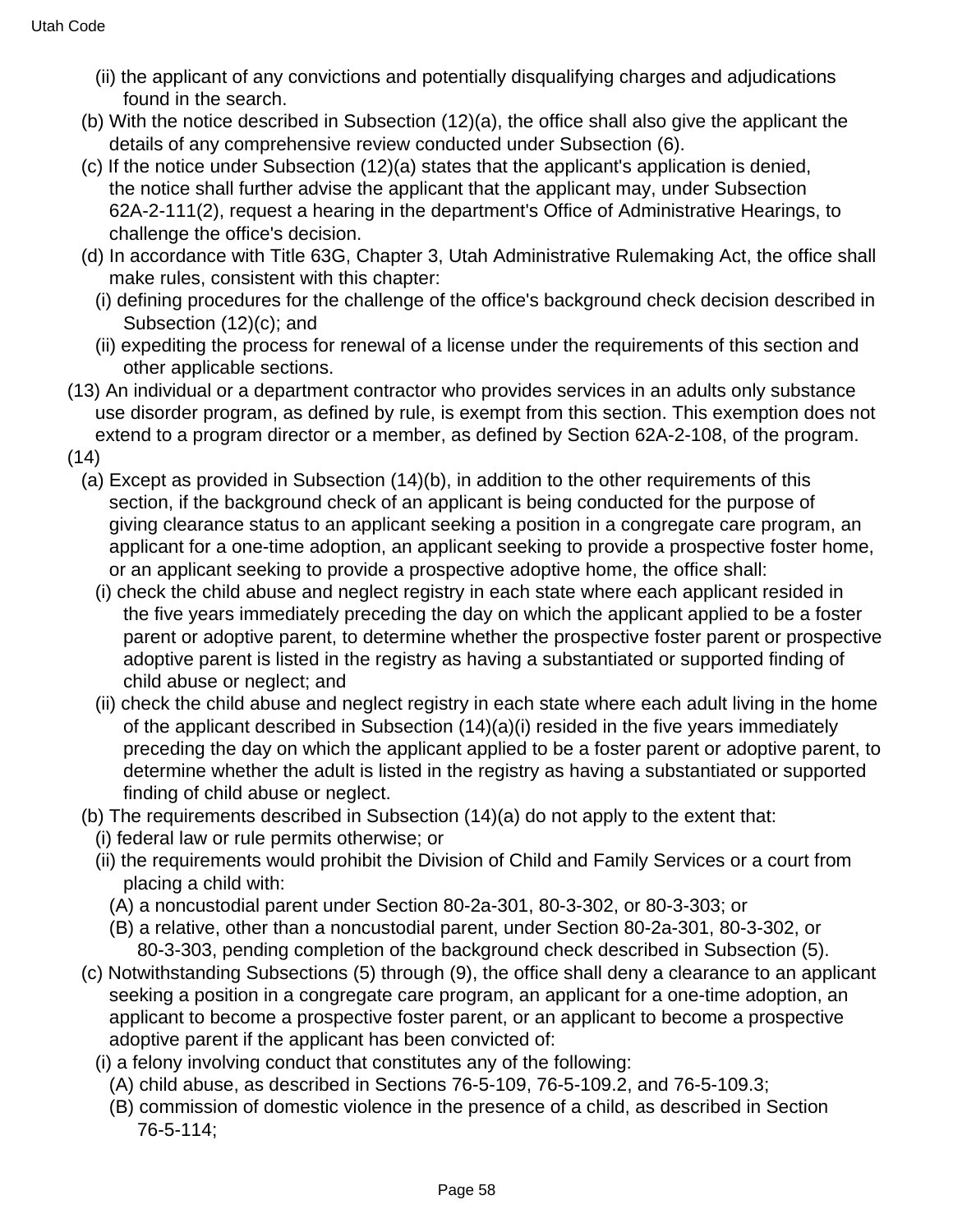(ii) the applicant of any convictions and potentially disqualifying charges and adjudications found in the search.

(b) With the notice described in Subsection (12)(a), the office shall also give the applicant the details of any comprehensive review conducted under Subsection (6).

(c) If the notice under Subsection (12)(a) states that the applicant's application is denied, the notice shall further advise the applicant that the applicant may, under Subsection 62A-2-111(2), request a hearing in the department's Office of Administrative Hearings, to challenge the office's decision.

(d) In accordance with Title 63G, Chapter 3, Utah Administrative Rulemaking Act, the office shall make rules, consistent with this chapter:

(i) defining procedures for the challenge of the office's background check decision described in Subsection (12)(c); and

(ii) expediting the process for renewal of a license under the requirements of this section and other applicable sections.

(13) An individual or a department contractor who provides services in an adults only substance use disorder program, as defined by rule, is exempt from this section. This exemption does not extend to a program director or a member, as defined by Section 62A-2-108, of the program.

(14)

(a) Except as provided in Subsection (14)(b), in addition to the other requirements of this section, if the background check of an applicant is being conducted for the purpose of giving clearance status to an applicant seeking a position in a congregate care program, an applicant for a one-time adoption, an applicant seeking to provide a prospective foster home, or an applicant seeking to provide a prospective adoptive home, the office shall:

(i) check the child abuse and neglect registry in each state where each applicant resided in the five years immediately preceding the day on which the applicant applied to be a foster parent or adoptive parent, to determine whether the prospective foster parent or prospective adoptive parent is listed in the registry as having a substantiated or supported finding of child abuse or neglect; and

(ii) check the child abuse and neglect registry in each state where each adult living in the home of the applicant described in Subsection (14)(a)(i) resided in the five years immediately preceding the day on which the applicant applied to be a foster parent or adoptive parent, to determine whether the adult is listed in the registry as having a substantiated or supported finding of child abuse or neglect.

(b) The requirements described in Subsection (14)(a) do not apply to the extent that:

(i) federal law or rule permits otherwise; or

(ii) the requirements would prohibit the Division of Child and Family Services or a court from placing a child with:

(A) a noncustodial parent under Section 80-2a-301, 80-3-302, or 80-3-303; or

(B) a relative, other than a noncustodial parent, under Section 80-2a-301, 80-3-302, or 80-3-303, pending completion of the background check described in Subsection (5).

(c) Notwithstanding Subsections (5) through (9), the office shall deny a clearance to an applicant seeking a position in a congregate care program, an applicant for a one-time adoption, an applicant to become a prospective foster parent, or an applicant to become a prospective adoptive parent if the applicant has been convicted of:

(i) a felony involving conduct that constitutes any of the following:

(A) child abuse, as described in Sections 76-5-109, 76-5-109.2, and 76-5-109.3;

(B) commission of domestic violence in the presence of a child, as described in Section 76-5-114;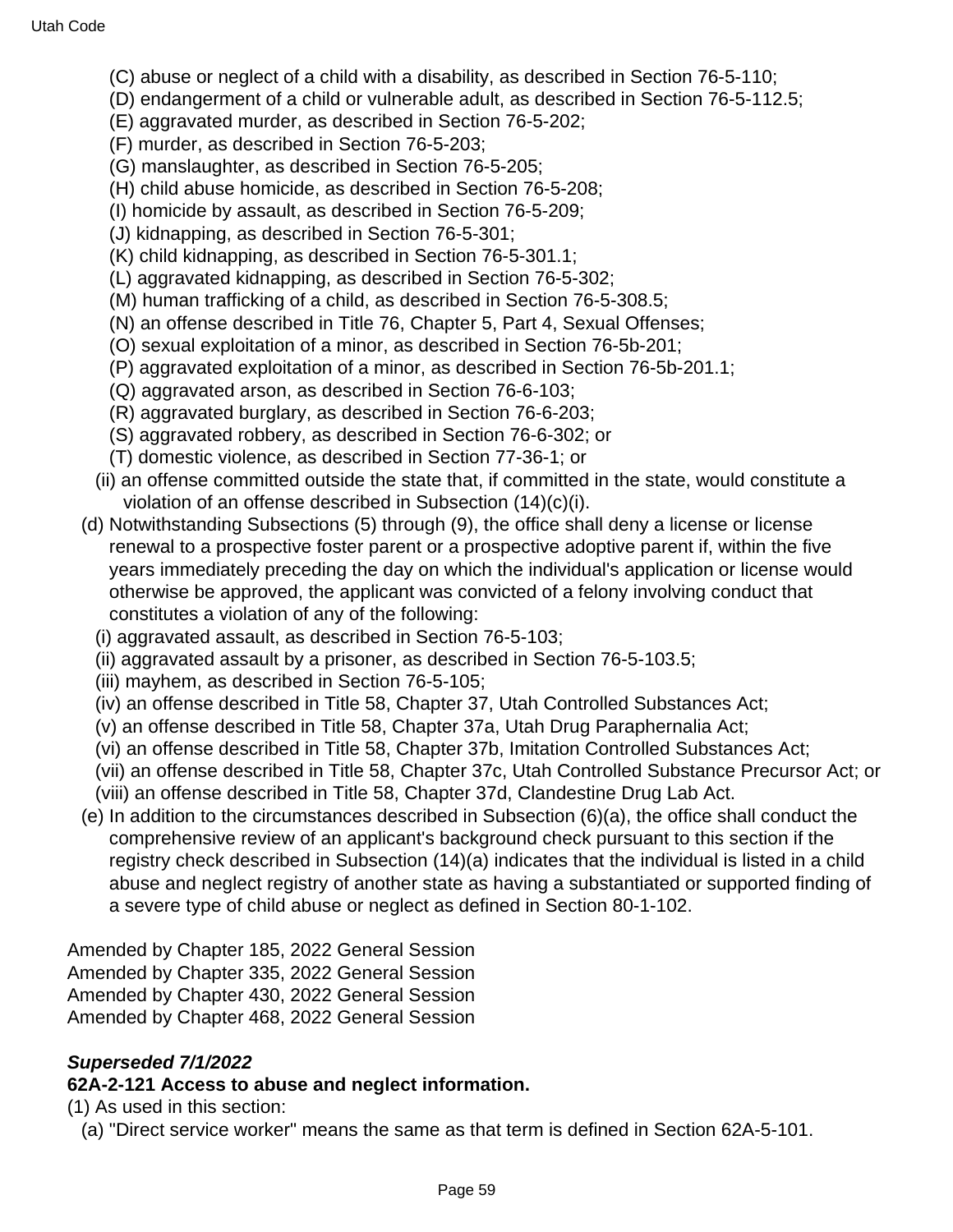(C) abuse or neglect of a child with a disability, as described in Section 76-5-110;

(D) endangerment of a child or vulnerable adult, as described in Section 76-5-112.5;

(E) aggravated murder, as described in Section 76-5-202;

(F) murder, as described in Section 76-5-203;

(G) manslaughter, as described in Section 76-5-205;

(H) child abuse homicide, as described in Section 76-5-208;

(I) homicide by assault, as described in Section 76-5-209;

(J) kidnapping, as described in Section 76-5-301;

(K) child kidnapping, as described in Section 76-5-301.1;

(L) aggravated kidnapping, as described in Section 76-5-302;

(M) human trafficking of a child, as described in Section 76-5-308.5;

(N) an offense described in Title 76, Chapter 5, Part 4, Sexual Offenses;

(O) sexual exploitation of a minor, as described in Section 76-5b-201;

(P) aggravated exploitation of a minor, as described in Section 76-5b-201.1;

(Q) aggravated arson, as described in Section 76-6-103;

(R) aggravated burglary, as described in Section 76-6-203;

(S) aggravated robbery, as described in Section 76-6-302; or

(T) domestic violence, as described in Section 77-36-1; or

(ii) an offense committed outside the state that, if committed in the state, would constitute a violation of an offense described in Subsection (14)(c)(i).

(d) Notwithstanding Subsections (5) through (9), the office shall deny a license or license renewal to a prospective foster parent or a prospective adoptive parent if, within the five years immediately preceding the day on which the individual's application or license would otherwise be approved, the applicant was convicted of a felony involving conduct that constitutes a violation of any of the following:

(i) aggravated assault, as described in Section 76-5-103;

(ii) aggravated assault by a prisoner, as described in Section 76-5-103.5;

(iii) mayhem, as described in Section 76-5-105;

(iv) an offense described in Title 58, Chapter 37, Utah Controlled Substances Act;

(v) an offense described in Title 58, Chapter 37a, Utah Drug Paraphernalia Act;

(vi) an offense described in Title 58, Chapter 37b, Imitation Controlled Substances Act;

(vii) an offense described in Title 58, Chapter 37c, Utah Controlled Substance Precursor Act; or

(viii) an offense described in Title 58, Chapter 37d, Clandestine Drug Lab Act.

(e) In addition to the circumstances described in Subsection (6)(a), the office shall conduct the comprehensive review of an applicant's background check pursuant to this section if the registry check described in Subsection (14)(a) indicates that the individual is listed in a child abuse and neglect registry of another state as having a substantiated or supported finding of a severe type of child abuse or neglect as defined in Section 80-1-102.

Amended by Chapter 185, 2022 General Session
Amended by Chapter 335, 2022 General Session
Amended by Chapter 430, 2022 General Session
Amended by Chapter 468, 2022 General Session

***Superseded 7/1/2022***

**62A-2-121 Access to abuse and neglect information.**

(1) As used in this section:

(a) "Direct service worker" means the same as that term is defined in Section 62A-5-101.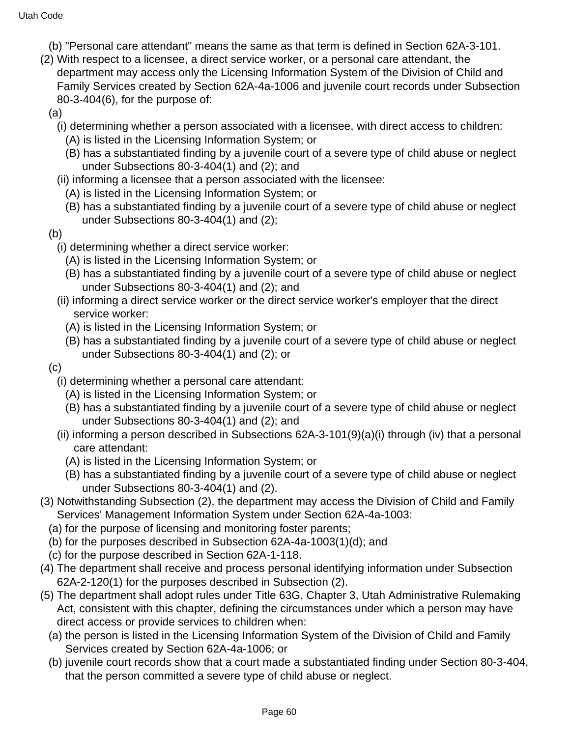(b) "Personal care attendant" means the same as that term is defined in Section 62A-3-101.

(2) With respect to a licensee, a direct service worker, or a personal care attendant, the department may access only the Licensing Information System of the Division of Child and Family Services created by Section 62A-4a-1006 and juvenile court records under Subsection 80-3-404(6), for the purpose of:

(a)

(i) determining whether a person associated with a licensee, with direct access to children:

(A) is listed in the Licensing Information System; or

(B) has a substantiated finding by a juvenile court of a severe type of child abuse or neglect under Subsections 80-3-404(1) and (2); and

(ii) informing a licensee that a person associated with the licensee:

(A) is listed in the Licensing Information System; or

(B) has a substantiated finding by a juvenile court of a severe type of child abuse or neglect under Subsections 80-3-404(1) and (2);

(b)

(i) determining whether a direct service worker:

(A) is listed in the Licensing Information System; or

(B) has a substantiated finding by a juvenile court of a severe type of child abuse or neglect under Subsections 80-3-404(1) and (2); and

(ii) informing a direct service worker or the direct service worker's employer that the direct service worker:

(A) is listed in the Licensing Information System; or

(B) has a substantiated finding by a juvenile court of a severe type of child abuse or neglect under Subsections 80-3-404(1) and (2); or

(c)

(i) determining whether a personal care attendant:

(A) is listed in the Licensing Information System; or

(B) has a substantiated finding by a juvenile court of a severe type of child abuse or neglect under Subsections 80-3-404(1) and (2); and

(ii) informing a person described in Subsections 62A-3-101(9)(a)(i) through (iv) that a personal care attendant:

(A) is listed in the Licensing Information System; or

(B) has a substantiated finding by a juvenile court of a severe type of child abuse or neglect under Subsections 80-3-404(1) and (2).

(3) Notwithstanding Subsection (2), the department may access the Division of Child and Family Services' Management Information System under Section 62A-4a-1003:

(a) for the purpose of licensing and monitoring foster parents;

(b) for the purposes described in Subsection 62A-4a-1003(1)(d); and

(c) for the purpose described in Section 62A-1-118.

(4) The department shall receive and process personal identifying information under Subsection 62A-2-120(1) for the purposes described in Subsection (2).

(5) The department shall adopt rules under Title 63G, Chapter 3, Utah Administrative Rulemaking Act, consistent with this chapter, defining the circumstances under which a person may have direct access or provide services to children when:

(a) the person is listed in the Licensing Information System of the Division of Child and Family Services created by Section 62A-4a-1006; or

(b) juvenile court records show that a court made a substantiated finding under Section 80-3-404, that the person committed a severe type of child abuse or neglect.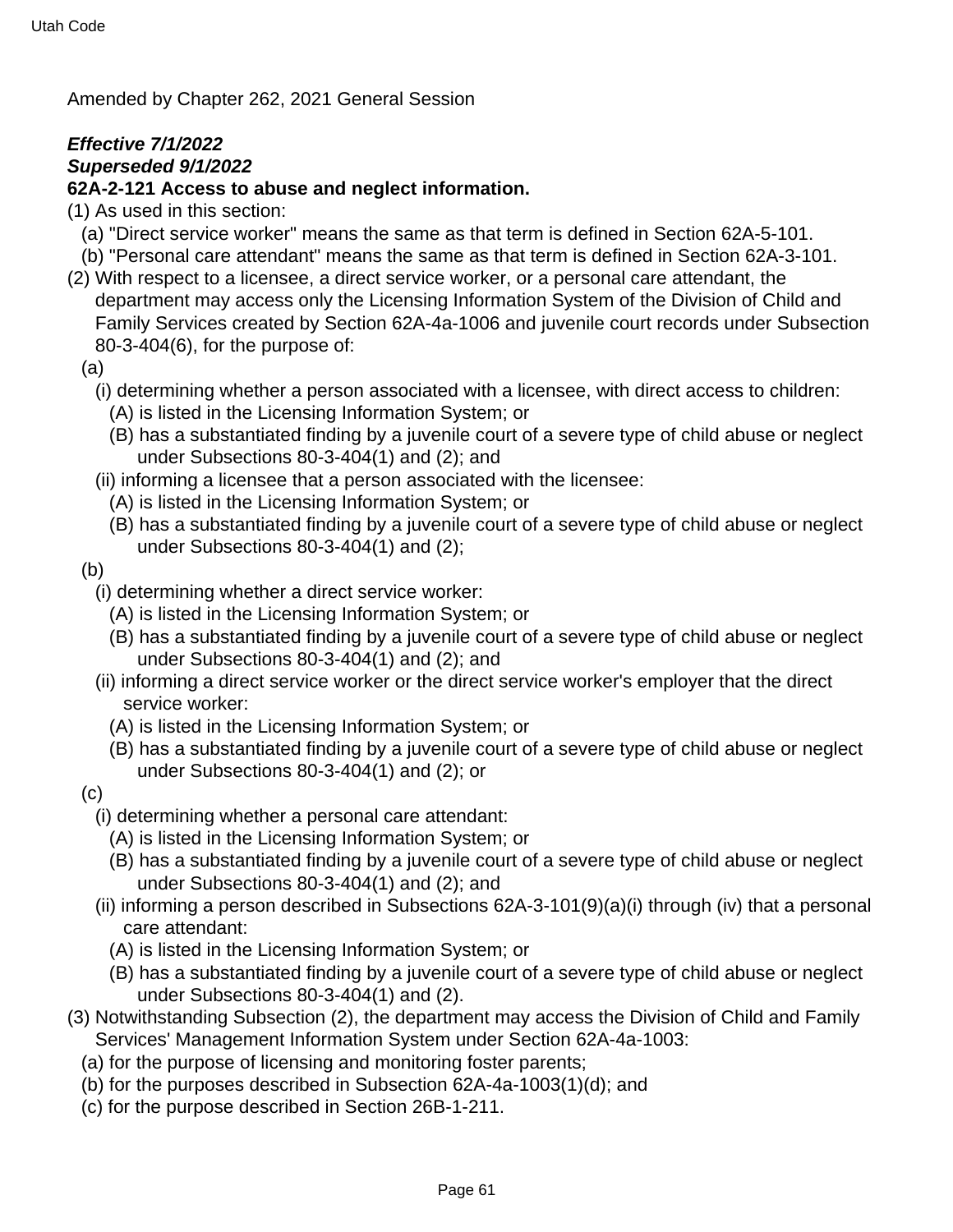Amended by Chapter 262, 2021 General Session

***Effective 7/1/2022***
***Superseded 9/1/2022***
**62A-2-121 Access to abuse and neglect information.**

(1) As used in this section:

  (a) "Direct service worker" means the same as that term is defined in Section 62A-5-101.

  (b) "Personal care attendant" means the same as that term is defined in Section 62A-3-101.

(2) With respect to a licensee, a direct service worker, or a personal care attendant, the department may access only the Licensing Information System of the Division of Child and Family Services created by Section 62A-4a-1006 and juvenile court records under Subsection 80-3-404(6), for the purpose of:

  (a)

    (i) determining whether a person associated with a licensee, with direct access to children:

      (A) is listed in the Licensing Information System; or

      (B) has a substantiated finding by a juvenile court of a severe type of child abuse or neglect under Subsections 80-3-404(1) and (2); and

    (ii) informing a licensee that a person associated with the licensee:

      (A) is listed in the Licensing Information System; or

      (B) has a substantiated finding by a juvenile court of a severe type of child abuse or neglect under Subsections 80-3-404(1) and (2);

  (b)

    (i) determining whether a direct service worker:

      (A) is listed in the Licensing Information System; or

      (B) has a substantiated finding by a juvenile court of a severe type of child abuse or neglect under Subsections 80-3-404(1) and (2); and

    (ii) informing a direct service worker or the direct service worker's employer that the direct service worker:

      (A) is listed in the Licensing Information System; or

      (B) has a substantiated finding by a juvenile court of a severe type of child abuse or neglect under Subsections 80-3-404(1) and (2); or

  (c)

    (i) determining whether a personal care attendant:

      (A) is listed in the Licensing Information System; or

      (B) has a substantiated finding by a juvenile court of a severe type of child abuse or neglect under Subsections 80-3-404(1) and (2); and

    (ii) informing a person described in Subsections 62A-3-101(9)(a)(i) through (iv) that a personal care attendant:

      (A) is listed in the Licensing Information System; or

      (B) has a substantiated finding by a juvenile court of a severe type of child abuse or neglect under Subsections 80-3-404(1) and (2).

(3) Notwithstanding Subsection (2), the department may access the Division of Child and Family Services' Management Information System under Section 62A-4a-1003:

  (a) for the purpose of licensing and monitoring foster parents;

  (b) for the purposes described in Subsection 62A-4a-1003(1)(d); and

  (c) for the purpose described in Section 26B-1-211.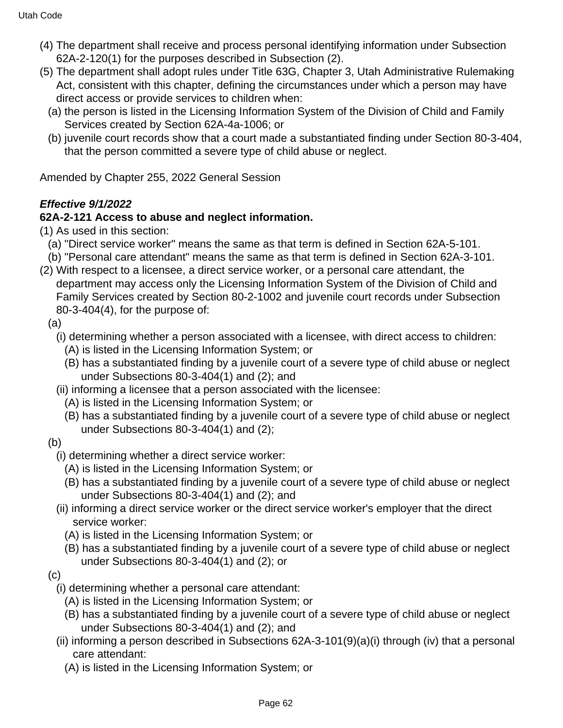(4) The department shall receive and process personal identifying information under Subsection 62A-2-120(1) for the purposes described in Subsection (2).

(5) The department shall adopt rules under Title 63G, Chapter 3, Utah Administrative Rulemaking Act, consistent with this chapter, defining the circumstances under which a person may have direct access or provide services to children when:

  (a) the person is listed in the Licensing Information System of the Division of Child and Family Services created by Section 62A-4a-1006; or

  (b) juvenile court records show that a court made a substantiated finding under Section 80-3-404, that the person committed a severe type of child abuse or neglect.

Amended by Chapter 255, 2022 General Session

***Effective 9/1/2022***

**62A-2-121 Access to abuse and neglect information.**

(1) As used in this section:

  (a) "Direct service worker" means the same as that term is defined in Section 62A-5-101.

  (b) "Personal care attendant" means the same as that term is defined in Section 62A-3-101.

(2) With respect to a licensee, a direct service worker, or a personal care attendant, the department may access only the Licensing Information System of the Division of Child and Family Services created by Section 80-2-1002 and juvenile court records under Subsection 80-3-404(4), for the purpose of:

  (a)

    (i) determining whether a person associated with a licensee, with direct access to children:

      (A) is listed in the Licensing Information System; or

      (B) has a substantiated finding by a juvenile court of a severe type of child abuse or neglect under Subsections 80-3-404(1) and (2); and

    (ii) informing a licensee that a person associated with the licensee:

      (A) is listed in the Licensing Information System; or

      (B) has a substantiated finding by a juvenile court of a severe type of child abuse or neglect under Subsections 80-3-404(1) and (2);

  (b)

    (i) determining whether a direct service worker:

      (A) is listed in the Licensing Information System; or

      (B) has a substantiated finding by a juvenile court of a severe type of child abuse or neglect under Subsections 80-3-404(1) and (2); and

    (ii) informing a direct service worker or the direct service worker's employer that the direct service worker:

      (A) is listed in the Licensing Information System; or

      (B) has a substantiated finding by a juvenile court of a severe type of child abuse or neglect under Subsections 80-3-404(1) and (2); or

  (c)

    (i) determining whether a personal care attendant:

      (A) is listed in the Licensing Information System; or

      (B) has a substantiated finding by a juvenile court of a severe type of child abuse or neglect under Subsections 80-3-404(1) and (2); and

    (ii) informing a person described in Subsections 62A-3-101(9)(a)(i) through (iv) that a personal care attendant:

      (A) is listed in the Licensing Information System; or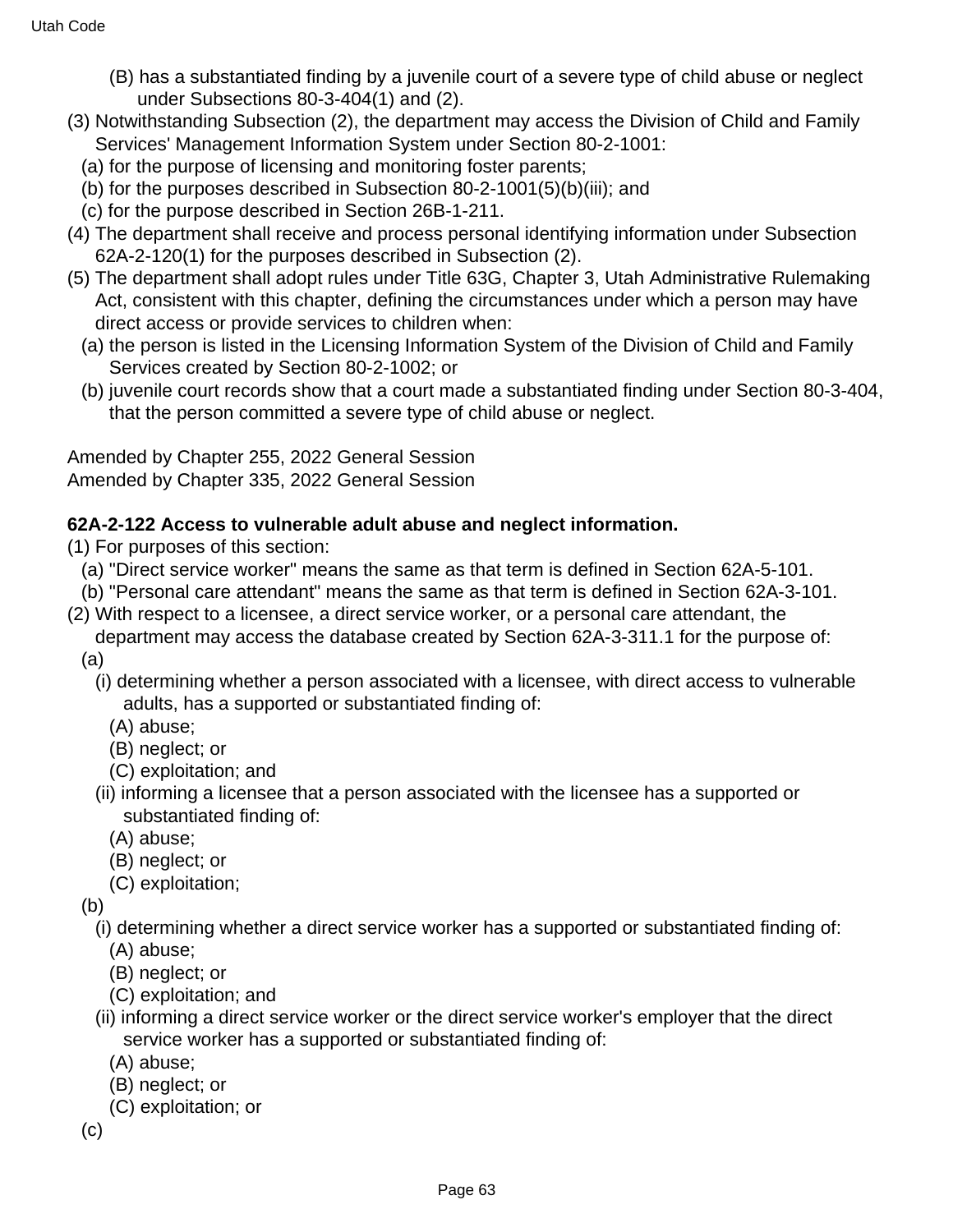(B) has a substantiated finding by a juvenile court of a severe type of child abuse or neglect under Subsections 80-3-404(1) and (2).

(3) Notwithstanding Subsection (2), the department may access the Division of Child and Family Services' Management Information System under Section 80-2-1001:

(a) for the purpose of licensing and monitoring foster parents;

(b) for the purposes described in Subsection 80-2-1001(5)(b)(iii); and

(c) for the purpose described in Section 26B-1-211.

(4) The department shall receive and process personal identifying information under Subsection 62A-2-120(1) for the purposes described in Subsection (2).

(5) The department shall adopt rules under Title 63G, Chapter 3, Utah Administrative Rulemaking Act, consistent with this chapter, defining the circumstances under which a person may have direct access or provide services to children when:

(a) the person is listed in the Licensing Information System of the Division of Child and Family Services created by Section 80-2-1002; or

(b) juvenile court records show that a court made a substantiated finding under Section 80-3-404, that the person committed a severe type of child abuse or neglect.

Amended by Chapter 255, 2022 General Session
Amended by Chapter 335, 2022 General Session

**62A-2-122 Access to vulnerable adult abuse and neglect information.**

(1) For purposes of this section:

(a) "Direct service worker" means the same as that term is defined in Section 62A-5-101.

(b) "Personal care attendant" means the same as that term is defined in Section 62A-3-101.

(2) With respect to a licensee, a direct service worker, or a personal care attendant, the department may access the database created by Section 62A-3-311.1 for the purpose of:

(a)

(i) determining whether a person associated with a licensee, with direct access to vulnerable adults, has a supported or substantiated finding of:

(A) abuse;

(B) neglect; or

(C) exploitation; and

(ii) informing a licensee that a person associated with the licensee has a supported or substantiated finding of:

(A) abuse;

(B) neglect; or

(C) exploitation;

(b)

(i) determining whether a direct service worker has a supported or substantiated finding of:

(A) abuse;

(B) neglect; or

(C) exploitation; and

(ii) informing a direct service worker or the direct service worker's employer that the direct service worker has a supported or substantiated finding of:

(A) abuse;

(B) neglect; or

(C) exploitation; or

(c)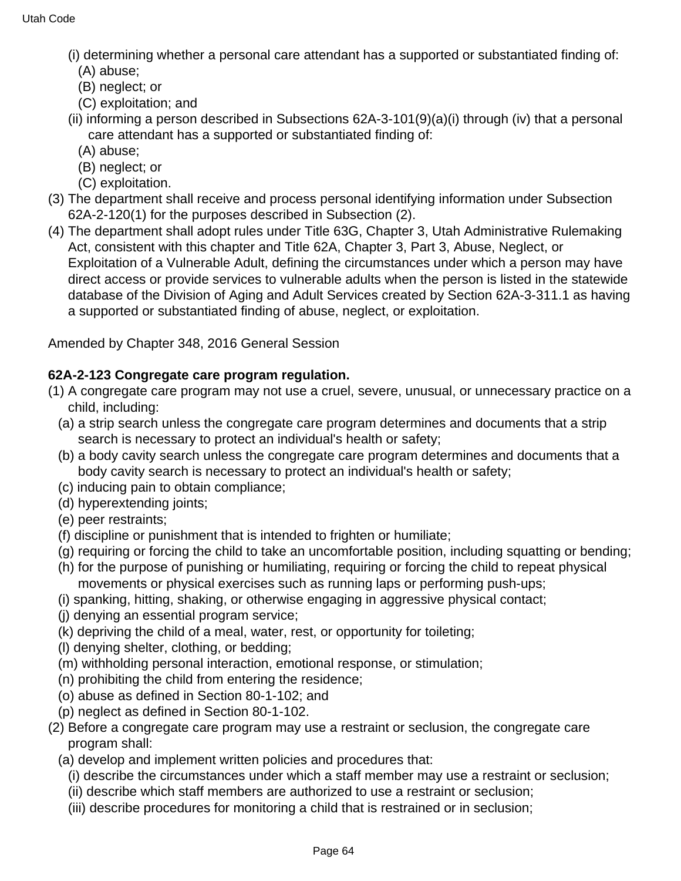(i) determining whether a personal care attendant has a supported or substantiated finding of:

(A) abuse;

(B) neglect; or

(C) exploitation; and

(ii) informing a person described in Subsections 62A-3-101(9)(a)(i) through (iv) that a personal care attendant has a supported or substantiated finding of:

(A) abuse;

(B) neglect; or

(C) exploitation.

(3) The department shall receive and process personal identifying information under Subsection 62A-2-120(1) for the purposes described in Subsection (2).

(4) The department shall adopt rules under Title 63G, Chapter 3, Utah Administrative Rulemaking Act, consistent with this chapter and Title 62A, Chapter 3, Part 3, Abuse, Neglect, or Exploitation of a Vulnerable Adult, defining the circumstances under which a person may have direct access or provide services to vulnerable adults when the person is listed in the statewide database of the Division of Aging and Adult Services created by Section 62A-3-311.1 as having a supported or substantiated finding of abuse, neglect, or exploitation.

Amended by Chapter 348, 2016 General Session

**62A-2-123 Congregate care program regulation.**

(1) A congregate care program may not use a cruel, severe, unusual, or unnecessary practice on a child, including:

(a) a strip search unless the congregate care program determines and documents that a strip search is necessary to protect an individual's health or safety;

(b) a body cavity search unless the congregate care program determines and documents that a body cavity search is necessary to protect an individual's health or safety;

(c) inducing pain to obtain compliance;

(d) hyperextending joints;

(e) peer restraints;

(f) discipline or punishment that is intended to frighten or humiliate;

(g) requiring or forcing the child to take an uncomfortable position, including squatting or bending;

(h) for the purpose of punishing or humiliating, requiring or forcing the child to repeat physical movements or physical exercises such as running laps or performing push-ups;

(i) spanking, hitting, shaking, or otherwise engaging in aggressive physical contact;

(j) denying an essential program service;

(k) depriving the child of a meal, water, rest, or opportunity for toileting;

(l) denying shelter, clothing, or bedding;

(m) withholding personal interaction, emotional response, or stimulation;

(n) prohibiting the child from entering the residence;

(o) abuse as defined in Section 80-1-102; and

(p) neglect as defined in Section 80-1-102.

(2) Before a congregate care program may use a restraint or seclusion, the congregate care program shall:

(a) develop and implement written policies and procedures that:

(i) describe the circumstances under which a staff member may use a restraint or seclusion;

(ii) describe which staff members are authorized to use a restraint or seclusion;

(iii) describe procedures for monitoring a child that is restrained or in seclusion;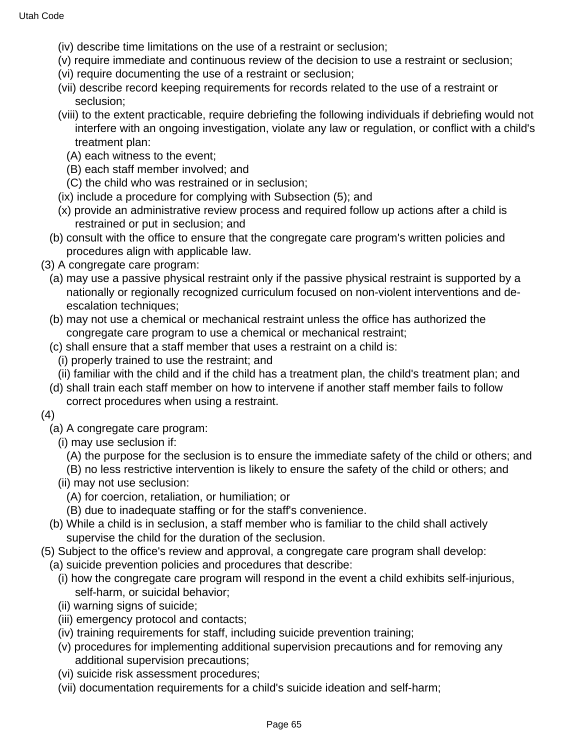(iv) describe time limitations on the use of a restraint or seclusion;

(v) require immediate and continuous review of the decision to use a restraint or seclusion;

(vi) require documenting the use of a restraint or seclusion;

(vii) describe record keeping requirements for records related to the use of a restraint or seclusion;

(viii) to the extent practicable, require debriefing the following individuals if debriefing would not interfere with an ongoing investigation, violate any law or regulation, or conflict with a child's treatment plan:

(A) each witness to the event;

(B) each staff member involved; and

(C) the child who was restrained or in seclusion;

(ix) include a procedure for complying with Subsection (5); and

(x) provide an administrative review process and required follow up actions after a child is restrained or put in seclusion; and

(b) consult with the office to ensure that the congregate care program's written policies and procedures align with applicable law.

(3) A congregate care program:

(a) may use a passive physical restraint only if the passive physical restraint is supported by a nationally or regionally recognized curriculum focused on non-violent interventions and de-escalation techniques;

(b) may not use a chemical or mechanical restraint unless the office has authorized the congregate care program to use a chemical or mechanical restraint;

(c) shall ensure that a staff member that uses a restraint on a child is:

(i) properly trained to use the restraint; and

(ii) familiar with the child and if the child has a treatment plan, the child's treatment plan; and

(d) shall train each staff member on how to intervene if another staff member fails to follow correct procedures when using a restraint.

(4)

(a) A congregate care program:

(i) may use seclusion if:

(A) the purpose for the seclusion is to ensure the immediate safety of the child or others; and

(B) no less restrictive intervention is likely to ensure the safety of the child or others; and

(ii) may not use seclusion:

(A) for coercion, retaliation, or humiliation; or

(B) due to inadequate staffing or for the staff's convenience.

(b) While a child is in seclusion, a staff member who is familiar to the child shall actively supervise the child for the duration of the seclusion.

(5) Subject to the office's review and approval, a congregate care program shall develop:

(a) suicide prevention policies and procedures that describe:

(i) how the congregate care program will respond in the event a child exhibits self-injurious, self-harm, or suicidal behavior;

(ii) warning signs of suicide;

(iii) emergency protocol and contacts;

(iv) training requirements for staff, including suicide prevention training;

(v) procedures for implementing additional supervision precautions and for removing any additional supervision precautions;

(vi) suicide risk assessment procedures;

(vii) documentation requirements for a child's suicide ideation and self-harm;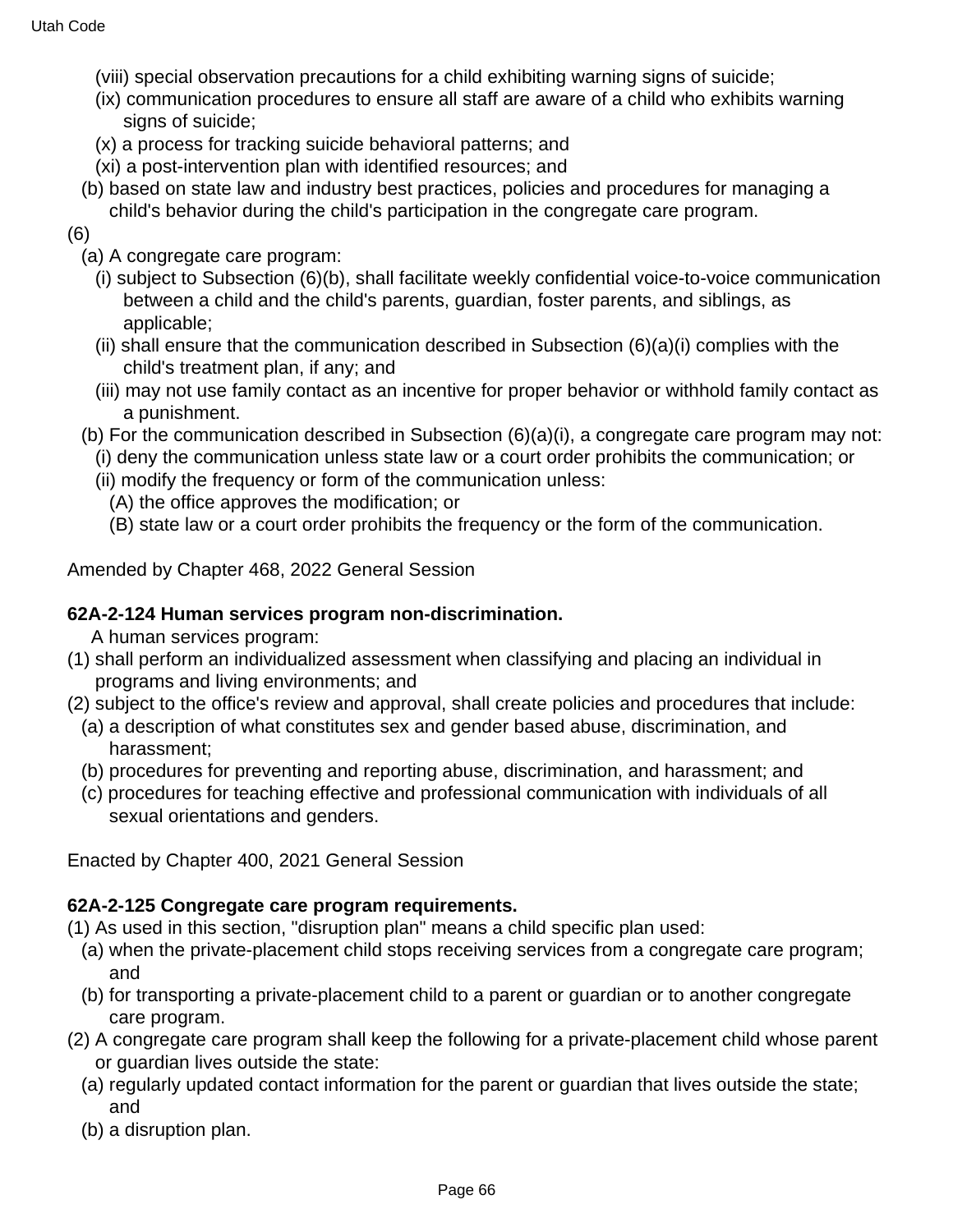(viii) special observation precautions for a child exhibiting warning signs of suicide;
(ix) communication procedures to ensure all staff are aware of a child who exhibits warning signs of suicide;
(x) a process for tracking suicide behavioral patterns; and
(xi) a post-intervention plan with identified resources; and
(b) based on state law and industry best practices, policies and procedures for managing a child's behavior during the child's participation in the congregate care program.

(6)
(a) A congregate care program:
(i) subject to Subsection (6)(b), shall facilitate weekly confidential voice-to-voice communication between a child and the child's parents, guardian, foster parents, and siblings, as applicable;
(ii) shall ensure that the communication described in Subsection (6)(a)(i) complies with the child's treatment plan, if any; and
(iii) may not use family contact as an incentive for proper behavior or withhold family contact as a punishment.
(b) For the communication described in Subsection (6)(a)(i), a congregate care program may not:
(i) deny the communication unless state law or a court order prohibits the communication; or
(ii) modify the frequency or form of the communication unless:
(A) the office approves the modification; or
(B) state law or a court order prohibits the frequency or the form of the communication.

Amended by Chapter 468, 2022 General Session

**62A-2-124 Human services program non-discrimination.**

A human services program:
(1) shall perform an individualized assessment when classifying and placing an individual in programs and living environments; and
(2) subject to the office's review and approval, shall create policies and procedures that include:
(a) a description of what constitutes sex and gender based abuse, discrimination, and harassment;
(b) procedures for preventing and reporting abuse, discrimination, and harassment; and
(c) procedures for teaching effective and professional communication with individuals of all sexual orientations and genders.

Enacted by Chapter 400, 2021 General Session

**62A-2-125 Congregate care program requirements.**

(1) As used in this section, "disruption plan" means a child specific plan used:
(a) when the private-placement child stops receiving services from a congregate care program; and
(b) for transporting a private-placement child to a parent or guardian or to another congregate care program.
(2) A congregate care program shall keep the following for a private-placement child whose parent or guardian lives outside the state:
(a) regularly updated contact information for the parent or guardian that lives outside the state; and
(b) a disruption plan.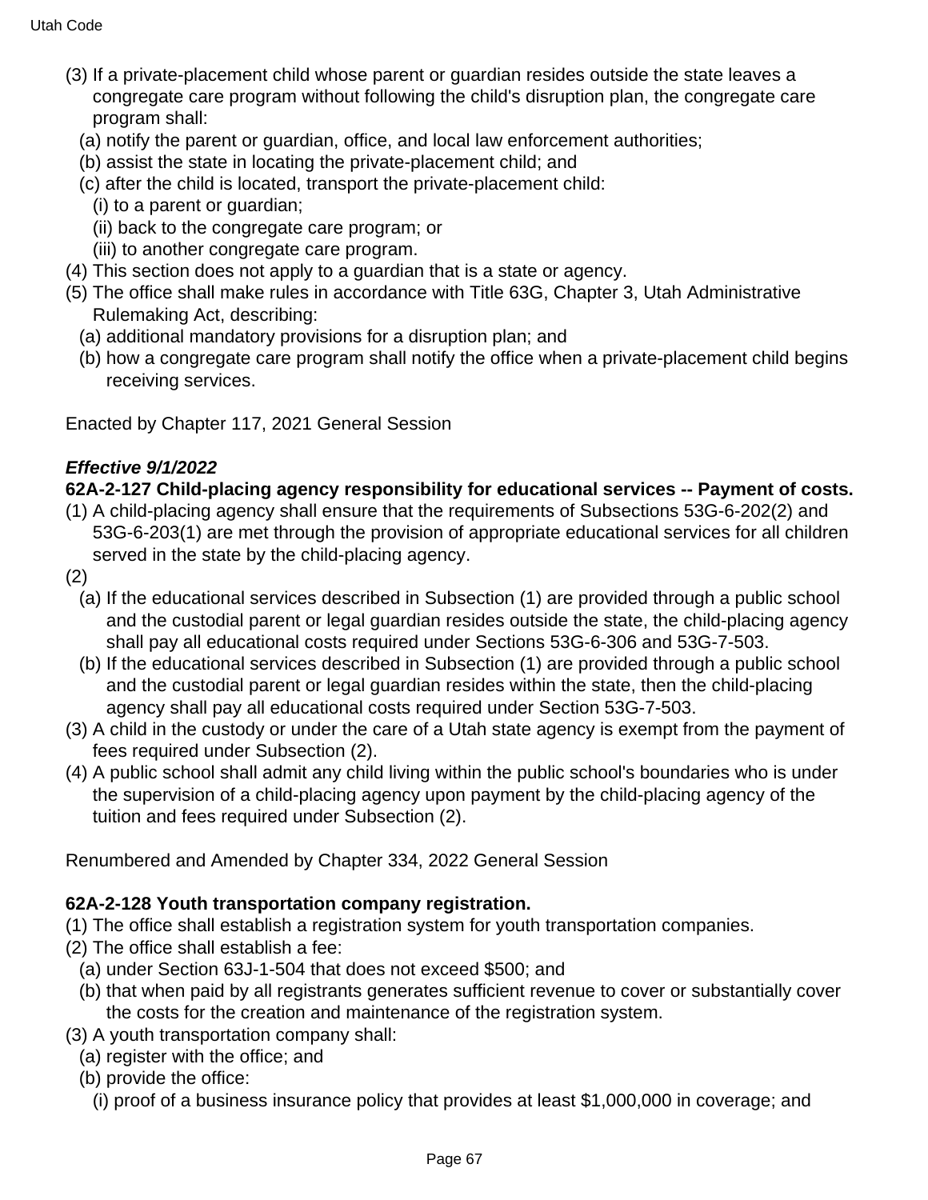(3) If a private-placement child whose parent or guardian resides outside the state leaves a congregate care program without following the child's disruption plan, the congregate care program shall:

  (a) notify the parent or guardian, office, and local law enforcement authorities;
  (b) assist the state in locating the private-placement child; and
  (c) after the child is located, transport the private-placement child:
    (i) to a parent or guardian;
    (ii) back to the congregate care program; or
    (iii) to another congregate care program.

(4) This section does not apply to a guardian that is a state or agency.

(5) The office shall make rules in accordance with Title 63G, Chapter 3, Utah Administrative Rulemaking Act, describing:

  (a) additional mandatory provisions for a disruption plan; and
  (b) how a congregate care program shall notify the office when a private-placement child begins receiving services.

Enacted by Chapter 117, 2021 General Session

***Effective 9/1/2022***

**62A-2-127 Child-placing agency responsibility for educational services -- Payment of costs.**

(1) A child-placing agency shall ensure that the requirements of Subsections 53G-6-202(2) and 53G-6-203(1) are met through the provision of appropriate educational services for all children served in the state by the child-placing agency.

(2)

  (a) If the educational services described in Subsection (1) are provided through a public school and the custodial parent or legal guardian resides outside the state, the child-placing agency shall pay all educational costs required under Sections 53G-6-306 and 53G-7-503.
  (b) If the educational services described in Subsection (1) are provided through a public school and the custodial parent or legal guardian resides within the state, then the child-placing agency shall pay all educational costs required under Section 53G-7-503.

(3) A child in the custody or under the care of a Utah state agency is exempt from the payment of fees required under Subsection (2).

(4) A public school shall admit any child living within the public school's boundaries who is under the supervision of a child-placing agency upon payment by the child-placing agency of the tuition and fees required under Subsection (2).

Renumbered and Amended by Chapter 334, 2022 General Session

**62A-2-128 Youth transportation company registration.**

(1) The office shall establish a registration system for youth transportation companies.

(2) The office shall establish a fee:

  (a) under Section 63J-1-504 that does not exceed $500; and
  (b) that when paid by all registrants generates sufficient revenue to cover or substantially cover the costs for the creation and maintenance of the registration system.

(3) A youth transportation company shall:

  (a) register with the office; and
  (b) provide the office:
    (i) proof of a business insurance policy that provides at least $1,000,000 in coverage; and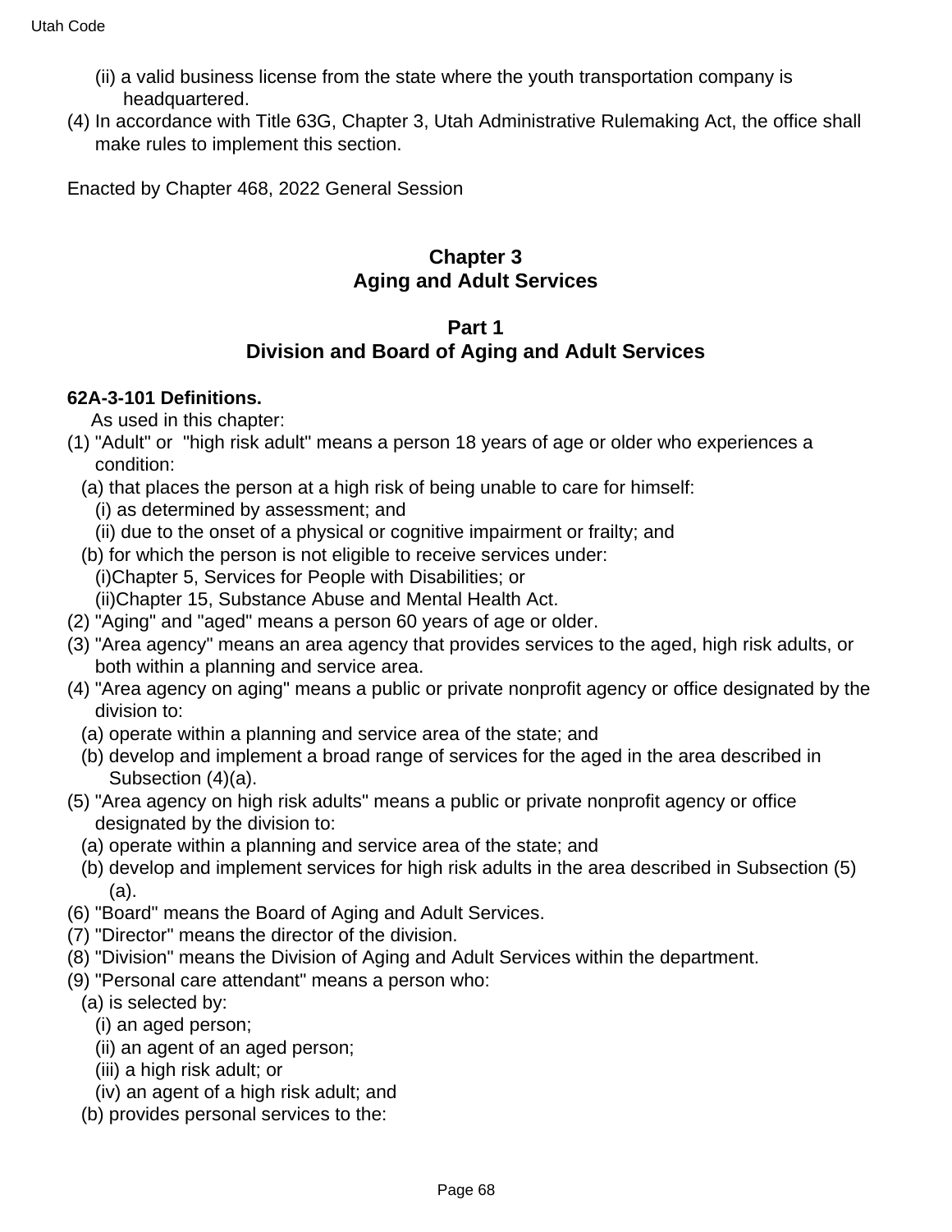(ii) a valid business license from the state where the youth transportation company is headquartered.

(4) In accordance with Title 63G, Chapter 3, Utah Administrative Rulemaking Act, the office shall make rules to implement this section.

Enacted by Chapter 468, 2022 General Session

## Chapter 3
## Aging and Adult Services

### Part 1
### Division and Board of Aging and Adult Services

#### 62A-3-101 Definitions.

As used in this chapter:

(1) "Adult" or "high risk adult" means a person 18 years of age or older who experiences a condition:

(a) that places the person at a high risk of being unable to care for himself:

(i) as determined by assessment; and

(ii) due to the onset of a physical or cognitive impairment or frailty; and

(b) for which the person is not eligible to receive services under:

(i)Chapter 5, Services for People with Disabilities; or

(ii)Chapter 15, Substance Abuse and Mental Health Act.

(2) "Aging" and "aged" means a person 60 years of age or older.

(3) "Area agency" means an area agency that provides services to the aged, high risk adults, or both within a planning and service area.

(4) "Area agency on aging" means a public or private nonprofit agency or office designated by the division to:

(a) operate within a planning and service area of the state; and

(b) develop and implement a broad range of services for the aged in the area described in Subsection (4)(a).

(5) "Area agency on high risk adults" means a public or private nonprofit agency or office designated by the division to:

(a) operate within a planning and service area of the state; and

(b) develop and implement services for high risk adults in the area described in Subsection (5)(a).

(6) "Board" means the Board of Aging and Adult Services.

(7) "Director" means the director of the division.

(8) "Division" means the Division of Aging and Adult Services within the department.

(9) "Personal care attendant" means a person who:

(a) is selected by:

(i) an aged person;

(ii) an agent of an aged person;

(iii) a high risk adult; or

(iv) an agent of a high risk adult; and

(b) provides personal services to the: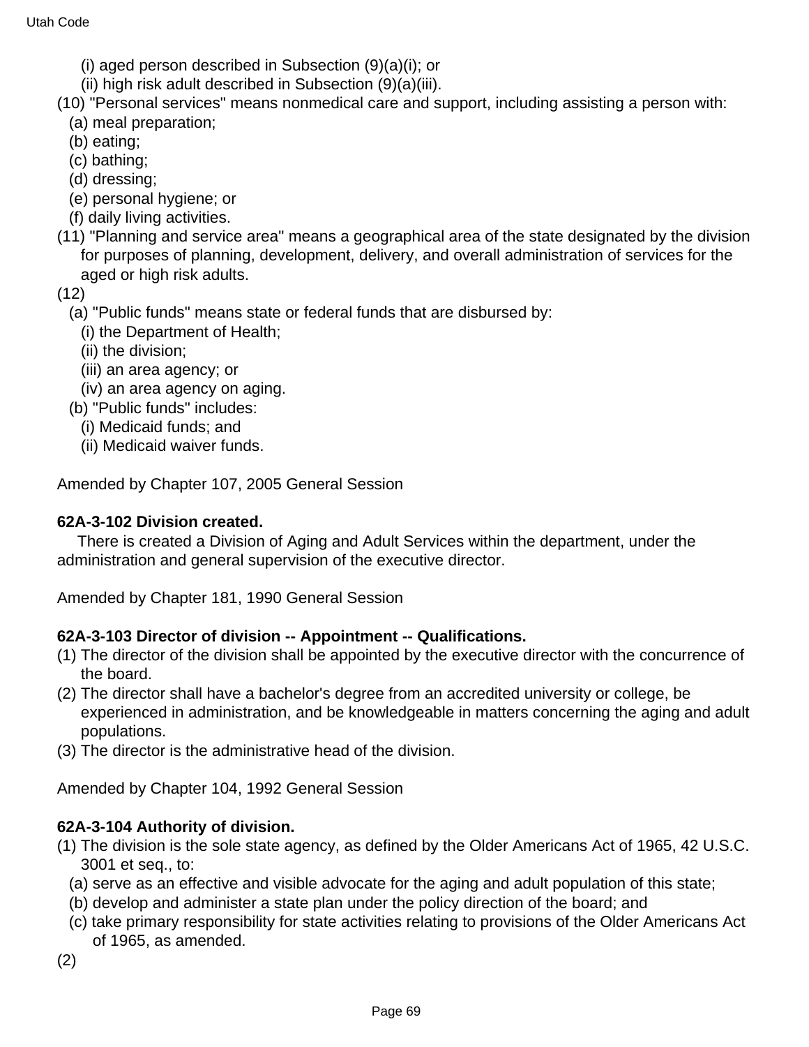(i) aged person described in Subsection (9)(a)(i); or

(ii) high risk adult described in Subsection (9)(a)(iii).

(10) "Personal services" means nonmedical care and support, including assisting a person with:

(a) meal preparation;

(b) eating;

(c) bathing;

(d) dressing;

(e) personal hygiene; or

(f) daily living activities.

(11) "Planning and service area" means a geographical area of the state designated by the division for purposes of planning, development, delivery, and overall administration of services for the aged or high risk adults.

(12)

(a) "Public funds" means state or federal funds that are disbursed by:

(i) the Department of Health;

(ii) the division;

(iii) an area agency; or

(iv) an area agency on aging.

(b) "Public funds" includes:

(i) Medicaid funds; and

(ii) Medicaid waiver funds.

Amended by Chapter 107, 2005 General Session

**62A-3-102 Division created.**

There is created a Division of Aging and Adult Services within the department, under the administration and general supervision of the executive director.

Amended by Chapter 181, 1990 General Session

**62A-3-103 Director of division -- Appointment -- Qualifications.**

(1) The director of the division shall be appointed by the executive director with the concurrence of the board.

(2) The director shall have a bachelor's degree from an accredited university or college, be experienced in administration, and be knowledgeable in matters concerning the aging and adult populations.

(3) The director is the administrative head of the division.

Amended by Chapter 104, 1992 General Session

**62A-3-104 Authority of division.**

(1) The division is the sole state agency, as defined by the Older Americans Act of 1965, 42 U.S.C. 3001 et seq., to:

(a) serve as an effective and visible advocate for the aging and adult population of this state;

(b) develop and administer a state plan under the policy direction of the board; and

(c) take primary responsibility for state activities relating to provisions of the Older Americans Act of 1965, as amended.

(2)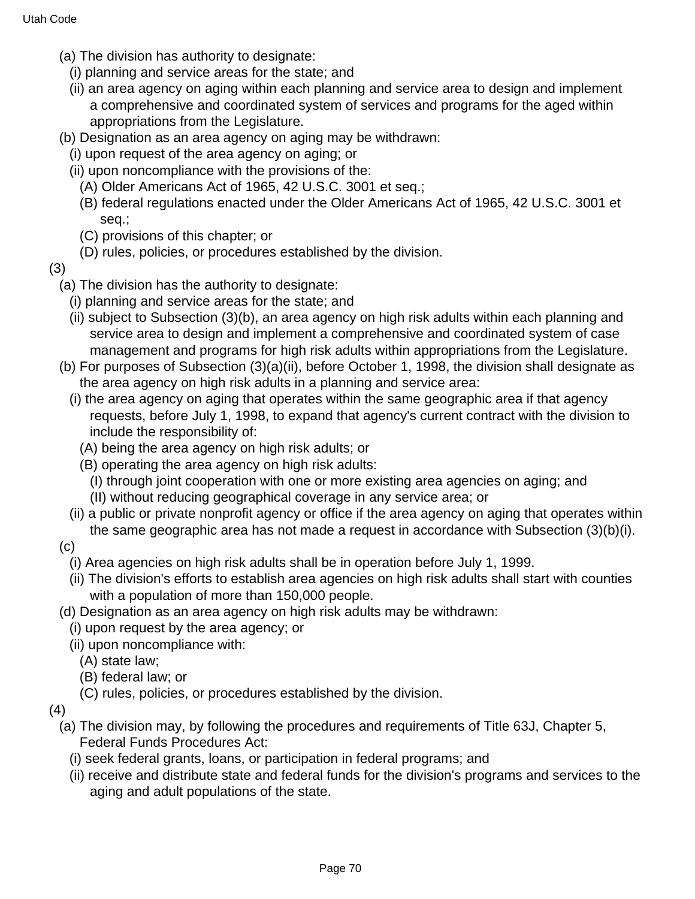(a) The division has authority to designate:

(i) planning and service areas for the state; and

(ii) an area agency on aging within each planning and service area to design and implement a comprehensive and coordinated system of services and programs for the aged within appropriations from the Legislature.

(b) Designation as an area agency on aging may be withdrawn:

(i) upon request of the area agency on aging; or

(ii) upon noncompliance with the provisions of the:

(A) Older Americans Act of 1965, 42 U.S.C. 3001 et seq.;

(B) federal regulations enacted under the Older Americans Act of 1965, 42 U.S.C. 3001 et seq.;

(C) provisions of this chapter; or

(D) rules, policies, or procedures established by the division.

(3)

(a) The division has the authority to designate:

(i) planning and service areas for the state; and

(ii) subject to Subsection (3)(b), an area agency on high risk adults within each planning and service area to design and implement a comprehensive and coordinated system of case management and programs for high risk adults within appropriations from the Legislature.

(b) For purposes of Subsection (3)(a)(ii), before October 1, 1998, the division shall designate as the area agency on high risk adults in a planning and service area:

(i) the area agency on aging that operates within the same geographic area if that agency requests, before July 1, 1998, to expand that agency's current contract with the division to include the responsibility of:

(A) being the area agency on high risk adults; or

(B) operating the area agency on high risk adults:

(I) through joint cooperation with one or more existing area agencies on aging; and

(II) without reducing geographical coverage in any service area; or

(ii) a public or private nonprofit agency or office if the area agency on aging that operates within the same geographic area has not made a request in accordance with Subsection (3)(b)(i).

(c)

(i) Area agencies on high risk adults shall be in operation before July 1, 1999.

(ii) The division's efforts to establish area agencies on high risk adults shall start with counties with a population of more than 150,000 people.

(d) Designation as an area agency on high risk adults may be withdrawn:

(i) upon request by the area agency; or

(ii) upon noncompliance with:

(A) state law;

(B) federal law; or

(C) rules, policies, or procedures established by the division.

(4)

(a) The division may, by following the procedures and requirements of Title 63J, Chapter 5, Federal Funds Procedures Act:

(i) seek federal grants, loans, or participation in federal programs; and

(ii) receive and distribute state and federal funds for the division's programs and services to the aging and adult populations of the state.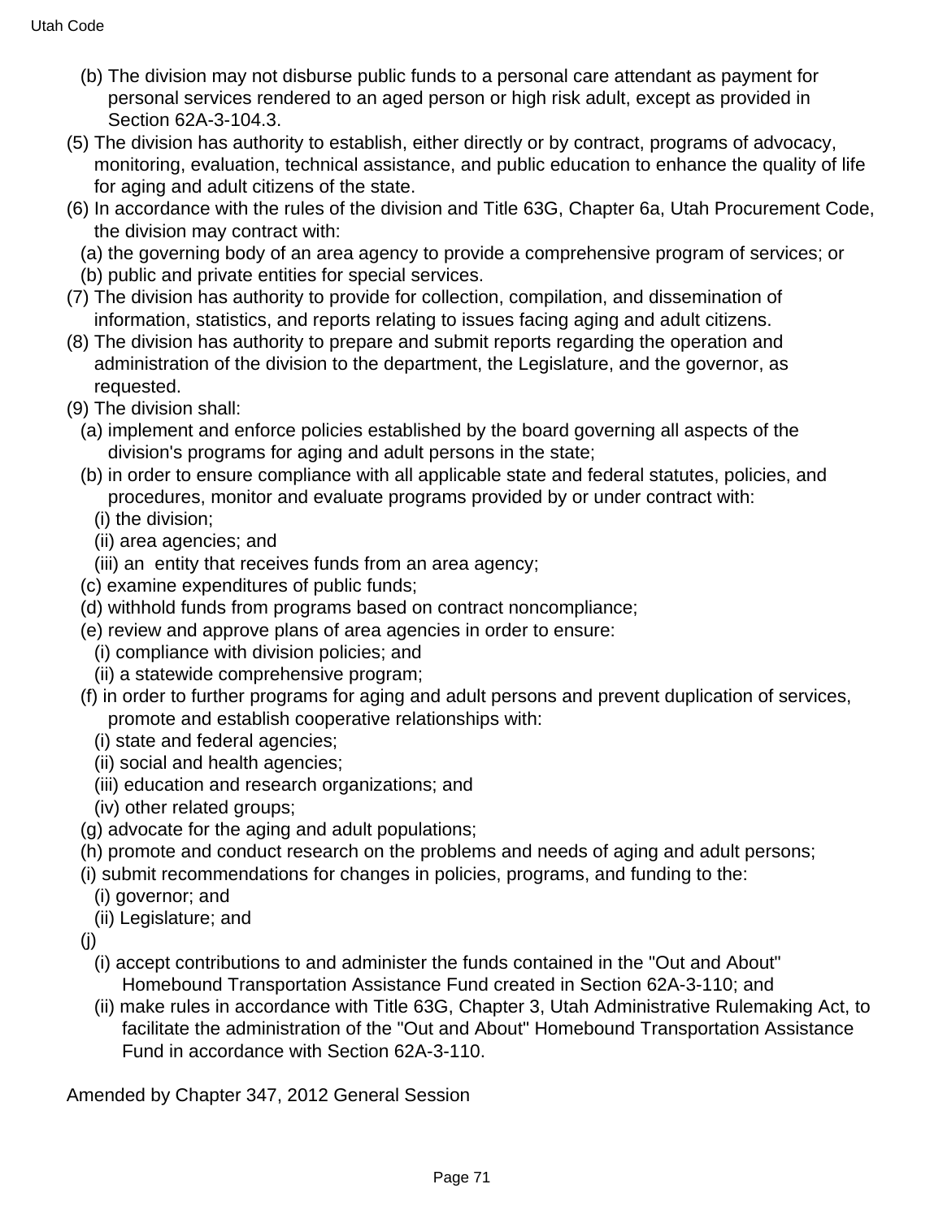(b) The division may not disburse public funds to a personal care attendant as payment for personal services rendered to an aged person or high risk adult, except as provided in Section 62A-3-104.3.

(5) The division has authority to establish, either directly or by contract, programs of advocacy, monitoring, evaluation, technical assistance, and public education to enhance the quality of life for aging and adult citizens of the state.

(6) In accordance with the rules of the division and Title 63G, Chapter 6a, Utah Procurement Code, the division may contract with:

(a) the governing body of an area agency to provide a comprehensive program of services; or

(b) public and private entities for special services.

(7) The division has authority to provide for collection, compilation, and dissemination of information, statistics, and reports relating to issues facing aging and adult citizens.

(8) The division has authority to prepare and submit reports regarding the operation and administration of the division to the department, the Legislature, and the governor, as requested.

(9) The division shall:

(a) implement and enforce policies established by the board governing all aspects of the division's programs for aging and adult persons in the state;

(b) in order to ensure compliance with all applicable state and federal statutes, policies, and procedures, monitor and evaluate programs provided by or under contract with:

(i) the division;

(ii) area agencies; and

(iii) an entity that receives funds from an area agency;

(c) examine expenditures of public funds;

(d) withhold funds from programs based on contract noncompliance;

(e) review and approve plans of area agencies in order to ensure:

(i) compliance with division policies; and

(ii) a statewide comprehensive program;

(f) in order to further programs for aging and adult persons and prevent duplication of services, promote and establish cooperative relationships with:

(i) state and federal agencies;

(ii) social and health agencies;

(iii) education and research organizations; and

(iv) other related groups;

(g) advocate for the aging and adult populations;

(h) promote and conduct research on the problems and needs of aging and adult persons;

(i) submit recommendations for changes in policies, programs, and funding to the:

(i) governor; and

(ii) Legislature; and

(j)

(i) accept contributions to and administer the funds contained in the "Out and About" Homebound Transportation Assistance Fund created in Section 62A-3-110; and

(ii) make rules in accordance with Title 63G, Chapter 3, Utah Administrative Rulemaking Act, to facilitate the administration of the "Out and About" Homebound Transportation Assistance Fund in accordance with Section 62A-3-110.

Amended by Chapter 347, 2012 General Session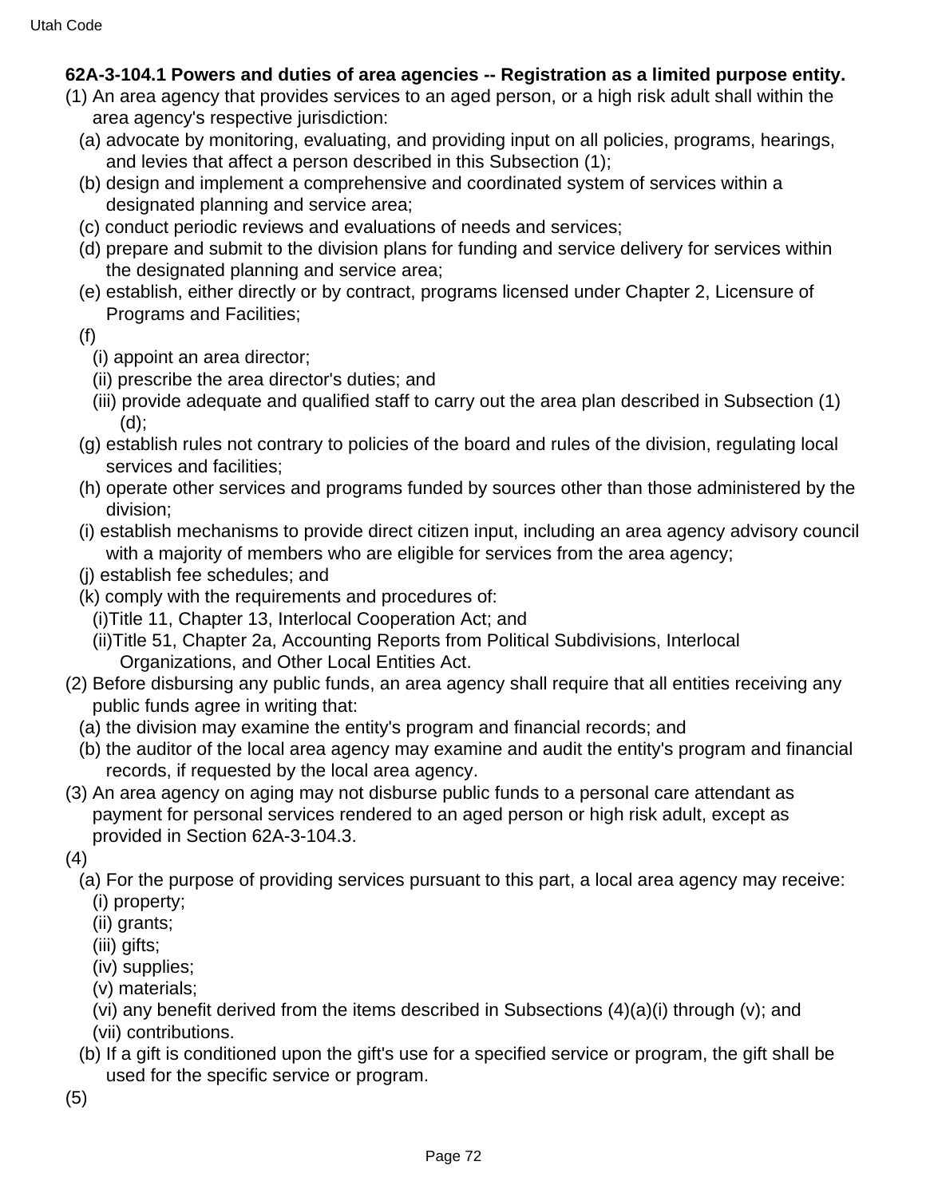**62A-3-104.1 Powers and duties of area agencies -- Registration as a limited purpose entity.**

(1) An area agency that provides services to an aged person, or a high risk adult shall within the area agency's respective jurisdiction:

(a) advocate by monitoring, evaluating, and providing input on all policies, programs, hearings, and levies that affect a person described in this Subsection (1);

(b) design and implement a comprehensive and coordinated system of services within a designated planning and service area;

(c) conduct periodic reviews and evaluations of needs and services;

(d) prepare and submit to the division plans for funding and service delivery for services within the designated planning and service area;

(e) establish, either directly or by contract, programs licensed under Chapter 2, Licensure of Programs and Facilities;

(f)

(i) appoint an area director;

(ii) prescribe the area director's duties; and

(iii) provide adequate and qualified staff to carry out the area plan described in Subsection (1)(d);

(g) establish rules not contrary to policies of the board and rules of the division, regulating local services and facilities;

(h) operate other services and programs funded by sources other than those administered by the division;

(i) establish mechanisms to provide direct citizen input, including an area agency advisory council with a majority of members who are eligible for services from the area agency;

(j) establish fee schedules; and

(k) comply with the requirements and procedures of:

(i)Title 11, Chapter 13, Interlocal Cooperation Act; and

(ii)Title 51, Chapter 2a, Accounting Reports from Political Subdivisions, Interlocal Organizations, and Other Local Entities Act.

(2) Before disbursing any public funds, an area agency shall require that all entities receiving any public funds agree in writing that:

(a) the division may examine the entity's program and financial records; and

(b) the auditor of the local area agency may examine and audit the entity's program and financial records, if requested by the local area agency.

(3) An area agency on aging may not disburse public funds to a personal care attendant as payment for personal services rendered to an aged person or high risk adult, except as provided in Section 62A-3-104.3.

(4)

(a) For the purpose of providing services pursuant to this part, a local area agency may receive:

(i) property;

(ii) grants;

(iii) gifts;

(iv) supplies;

(v) materials;

(vi) any benefit derived from the items described in Subsections (4)(a)(i) through (v); and

(vii) contributions.

(b) If a gift is conditioned upon the gift's use for a specified service or program, the gift shall be used for the specific service or program.

(5)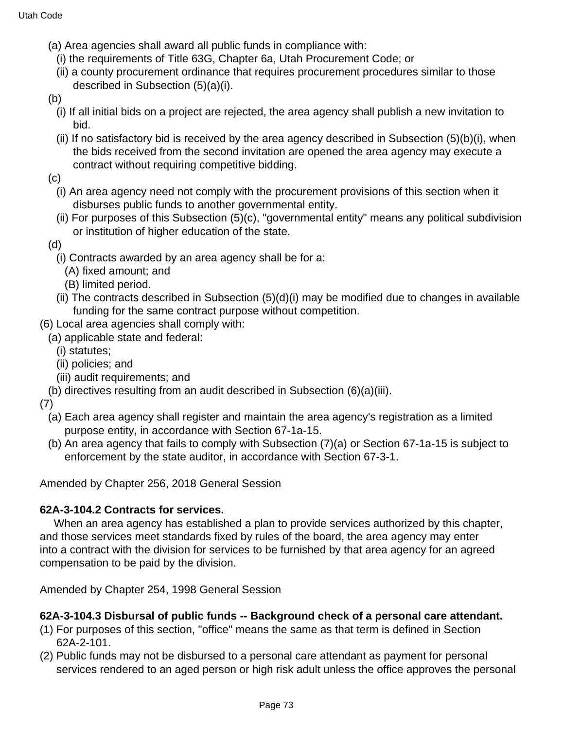(a) Area agencies shall award all public funds in compliance with:

(i) the requirements of Title 63G, Chapter 6a, Utah Procurement Code; or

(ii) a county procurement ordinance that requires procurement procedures similar to those described in Subsection (5)(a)(i).

(b)

(i) If all initial bids on a project are rejected, the area agency shall publish a new invitation to bid.

(ii) If no satisfactory bid is received by the area agency described in Subsection (5)(b)(i), when the bids received from the second invitation are opened the area agency may execute a contract without requiring competitive bidding.

(c)

(i) An area agency need not comply with the procurement provisions of this section when it disburses public funds to another governmental entity.

(ii) For purposes of this Subsection (5)(c), "governmental entity" means any political subdivision or institution of higher education of the state.

(d)

(i) Contracts awarded by an area agency shall be for a:

(A) fixed amount; and

(B) limited period.

(ii) The contracts described in Subsection (5)(d)(i) may be modified due to changes in available funding for the same contract purpose without competition.

(6) Local area agencies shall comply with:

(a) applicable state and federal:

(i) statutes;

(ii) policies; and

(iii) audit requirements; and

(b) directives resulting from an audit described in Subsection (6)(a)(iii).

(7)

(a) Each area agency shall register and maintain the area agency's registration as a limited purpose entity, in accordance with Section 67-1a-15.

(b) An area agency that fails to comply with Subsection (7)(a) or Section 67-1a-15 is subject to enforcement by the state auditor, in accordance with Section 67-3-1.

Amended by Chapter 256, 2018 General Session

**62A-3-104.2 Contracts for services.**

When an area agency has established a plan to provide services authorized by this chapter, and those services meet standards fixed by rules of the board, the area agency may enter into a contract with the division for services to be furnished by that area agency for an agreed compensation to be paid by the division.

Amended by Chapter 254, 1998 General Session

**62A-3-104.3 Disbursal of public funds -- Background check of a personal care attendant.**

(1) For purposes of this section, "office" means the same as that term is defined in Section 62A-2-101.

(2) Public funds may not be disbursed to a personal care attendant as payment for personal services rendered to an aged person or high risk adult unless the office approves the personal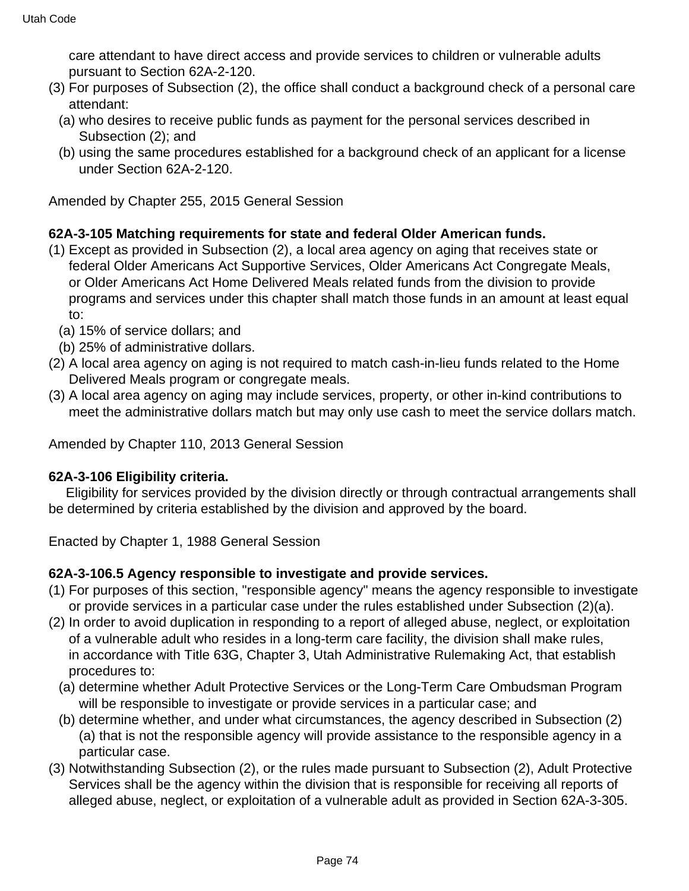care attendant to have direct access and provide services to children or vulnerable adults pursuant to Section 62A-2-120.

(3) For purposes of Subsection (2), the office shall conduct a background check of a personal care attendant:

  (a) who desires to receive public funds as payment for the personal services described in Subsection (2); and

  (b) using the same procedures established for a background check of an applicant for a license under Section 62A-2-120.

Amended by Chapter 255, 2015 General Session

**62A-3-105 Matching requirements for state and federal Older American funds.**

(1) Except as provided in Subsection (2), a local area agency on aging that receives state or federal Older Americans Act Supportive Services, Older Americans Act Congregate Meals, or Older Americans Act Home Delivered Meals related funds from the division to provide programs and services under this chapter shall match those funds in an amount at least equal to:

  (a) 15% of service dollars; and

  (b) 25% of administrative dollars.

(2) A local area agency on aging is not required to match cash-in-lieu funds related to the Home Delivered Meals program or congregate meals.

(3) A local area agency on aging may include services, property, or other in-kind contributions to meet the administrative dollars match but may only use cash to meet the service dollars match.

Amended by Chapter 110, 2013 General Session

**62A-3-106 Eligibility criteria.**

Eligibility for services provided by the division directly or through contractual arrangements shall be determined by criteria established by the division and approved by the board.

Enacted by Chapter 1, 1988 General Session

**62A-3-106.5 Agency responsible to investigate and provide services.**

(1) For purposes of this section, "responsible agency" means the agency responsible to investigate or provide services in a particular case under the rules established under Subsection (2)(a).

(2) In order to avoid duplication in responding to a report of alleged abuse, neglect, or exploitation of a vulnerable adult who resides in a long-term care facility, the division shall make rules, in accordance with Title 63G, Chapter 3, Utah Administrative Rulemaking Act, that establish procedures to:

  (a) determine whether Adult Protective Services or the Long-Term Care Ombudsman Program will be responsible to investigate or provide services in a particular case; and

  (b) determine whether, and under what circumstances, the agency described in Subsection (2)(a) that is not the responsible agency will provide assistance to the responsible agency in a particular case.

(3) Notwithstanding Subsection (2), or the rules made pursuant to Subsection (2), Adult Protective Services shall be the agency within the division that is responsible for receiving all reports of alleged abuse, neglect, or exploitation of a vulnerable adult as provided in Section 62A-3-305.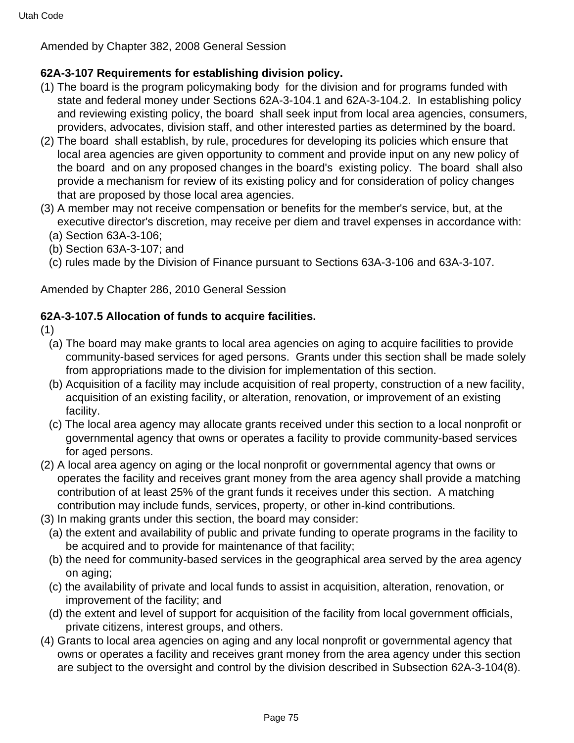Amended by Chapter 382, 2008 General Session

**62A-3-107 Requirements for establishing division policy.**

(1) The board is the program policymaking body for the division and for programs funded with state and federal money under Sections 62A-3-104.1 and 62A-3-104.2. In establishing policy and reviewing existing policy, the board shall seek input from local area agencies, consumers, providers, advocates, division staff, and other interested parties as determined by the board.

(2) The board shall establish, by rule, procedures for developing its policies which ensure that local area agencies are given opportunity to comment and provide input on any new policy of the board and on any proposed changes in the board's existing policy. The board shall also provide a mechanism for review of its existing policy and for consideration of policy changes that are proposed by those local area agencies.

(3) A member may not receive compensation or benefits for the member's service, but, at the executive director's discretion, may receive per diem and travel expenses in accordance with:
   (a) Section 63A-3-106;
   (b) Section 63A-3-107; and
   (c) rules made by the Division of Finance pursuant to Sections 63A-3-106 and 63A-3-107.

Amended by Chapter 286, 2010 General Session

**62A-3-107.5 Allocation of funds to acquire facilities.**

(1)
   (a) The board may make grants to local area agencies on aging to acquire facilities to provide community-based services for aged persons. Grants under this section shall be made solely from appropriations made to the division for implementation of this section.
   (b) Acquisition of a facility may include acquisition of real property, construction of a new facility, acquisition of an existing facility, or alteration, renovation, or improvement of an existing facility.
   (c) The local area agency may allocate grants received under this section to a local nonprofit or governmental agency that owns or operates a facility to provide community-based services for aged persons.

(2) A local area agency on aging or the local nonprofit or governmental agency that owns or operates the facility and receives grant money from the area agency shall provide a matching contribution of at least 25% of the grant funds it receives under this section. A matching contribution may include funds, services, property, or other in-kind contributions.

(3) In making grants under this section, the board may consider:
   (a) the extent and availability of public and private funding to operate programs in the facility to be acquired and to provide for maintenance of that facility;
   (b) the need for community-based services in the geographical area served by the area agency on aging;
   (c) the availability of private and local funds to assist in acquisition, alteration, renovation, or improvement of the facility; and
   (d) the extent and level of support for acquisition of the facility from local government officials, private citizens, interest groups, and others.

(4) Grants to local area agencies on aging and any local nonprofit or governmental agency that owns or operates a facility and receives grant money from the area agency under this section are subject to the oversight and control by the division described in Subsection 62A-3-104(8).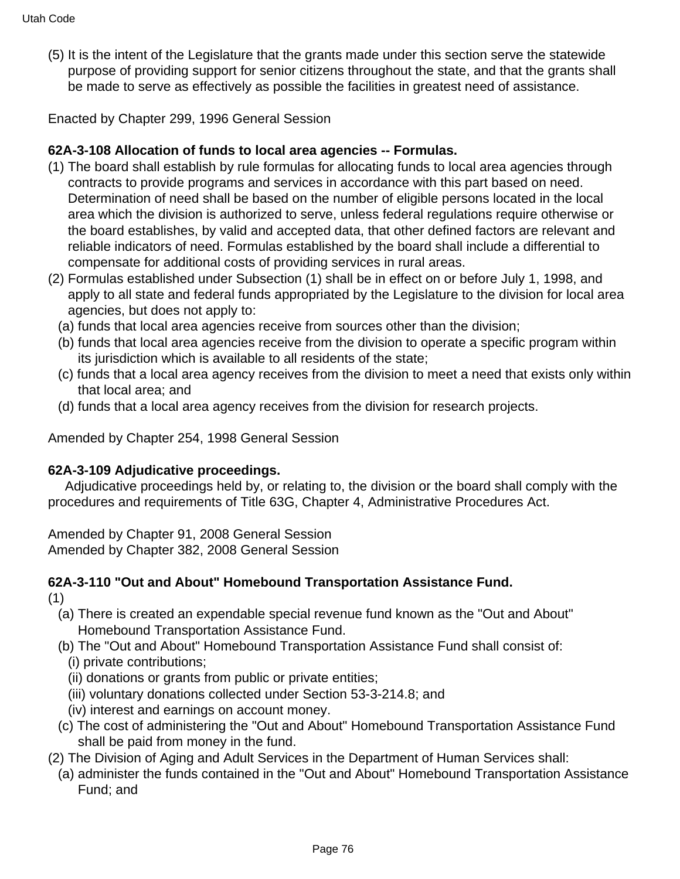(5) It is the intent of the Legislature that the grants made under this section serve the statewide purpose of providing support for senior citizens throughout the state, and that the grants shall be made to serve as effectively as possible the facilities in greatest need of assistance.

Enacted by Chapter 299, 1996 General Session

**62A-3-108 Allocation of funds to local area agencies -- Formulas.**

(1) The board shall establish by rule formulas for allocating funds to local area agencies through contracts to provide programs and services in accordance with this part based on need. Determination of need shall be based on the number of eligible persons located in the local area which the division is authorized to serve, unless federal regulations require otherwise or the board establishes, by valid and accepted data, that other defined factors are relevant and reliable indicators of need. Formulas established by the board shall include a differential to compensate for additional costs of providing services in rural areas.

(2) Formulas established under Subsection (1) shall be in effect on or before July 1, 1998, and apply to all state and federal funds appropriated by the Legislature to the division for local area agencies, but does not apply to:

  (a) funds that local area agencies receive from sources other than the division;

  (b) funds that local area agencies receive from the division to operate a specific program within its jurisdiction which is available to all residents of the state;

  (c) funds that a local area agency receives from the division to meet a need that exists only within that local area; and

  (d) funds that a local area agency receives from the division for research projects.

Amended by Chapter 254, 1998 General Session

**62A-3-109 Adjudicative proceedings.**

Adjudicative proceedings held by, or relating to, the division or the board shall comply with the procedures and requirements of Title 63G, Chapter 4, Administrative Procedures Act.

Amended by Chapter 91, 2008 General Session
Amended by Chapter 382, 2008 General Session

**62A-3-110 "Out and About" Homebound Transportation Assistance Fund.**

(1)

  (a) There is created an expendable special revenue fund known as the "Out and About" Homebound Transportation Assistance Fund.

  (b) The "Out and About" Homebound Transportation Assistance Fund shall consist of:

    (i) private contributions;

    (ii) donations or grants from public or private entities;

    (iii) voluntary donations collected under Section 53-3-214.8; and

    (iv) interest and earnings on account money.

  (c) The cost of administering the "Out and About" Homebound Transportation Assistance Fund shall be paid from money in the fund.

(2) The Division of Aging and Adult Services in the Department of Human Services shall:

  (a) administer the funds contained in the "Out and About" Homebound Transportation Assistance Fund; and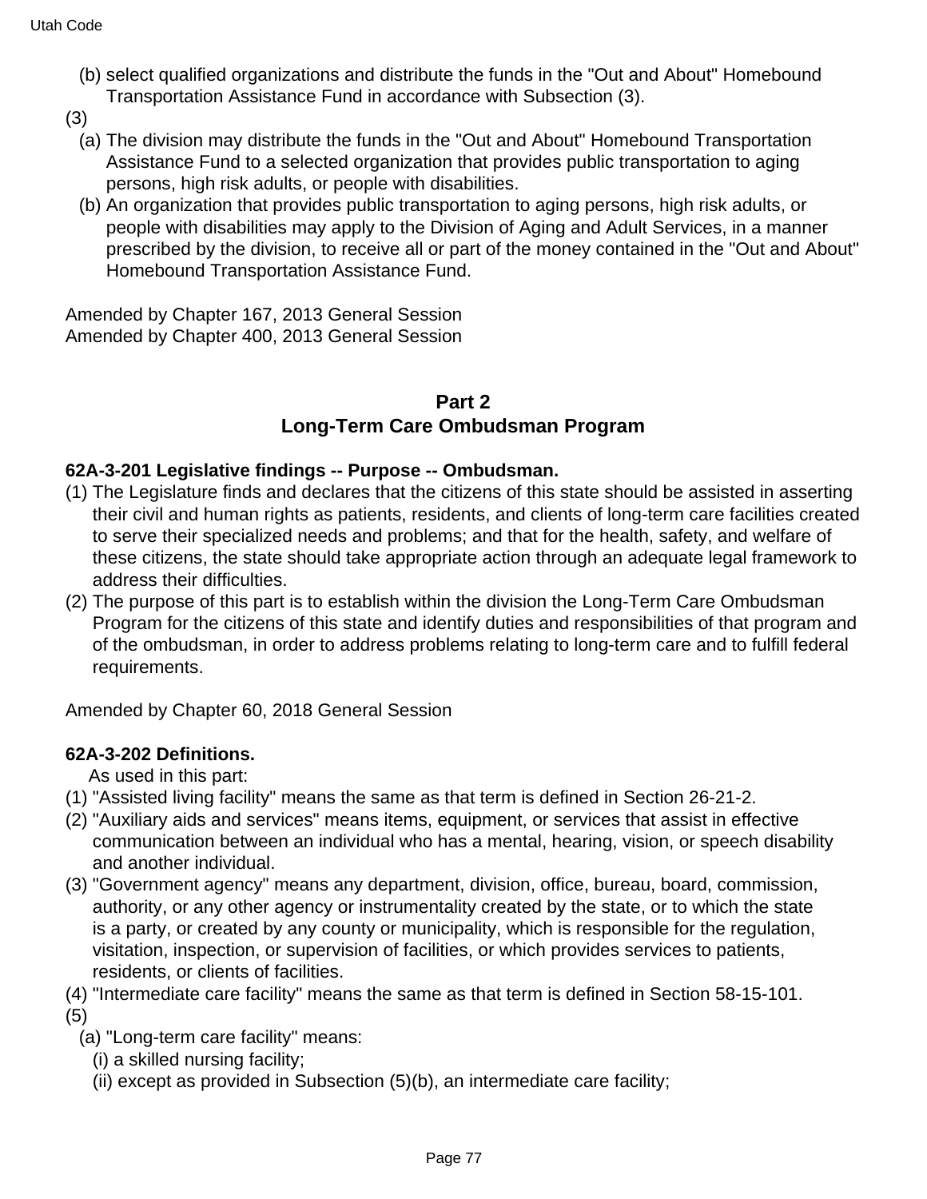(b) select qualified organizations and distribute the funds in the "Out and About" Homebound Transportation Assistance Fund in accordance with Subsection (3).

(3)

(a) The division may distribute the funds in the "Out and About" Homebound Transportation Assistance Fund to a selected organization that provides public transportation to aging persons, high risk adults, or people with disabilities.

(b) An organization that provides public transportation to aging persons, high risk adults, or people with disabilities may apply to the Division of Aging and Adult Services, in a manner prescribed by the division, to receive all or part of the money contained in the "Out and About" Homebound Transportation Assistance Fund.

Amended by Chapter 167, 2013 General Session
Amended by Chapter 400, 2013 General Session

## Part 2
## Long-Term Care Ombudsman Program

**62A-3-201 Legislative findings -- Purpose -- Ombudsman.**

(1) The Legislature finds and declares that the citizens of this state should be assisted in asserting their civil and human rights as patients, residents, and clients of long-term care facilities created to serve their specialized needs and problems; and that for the health, safety, and welfare of these citizens, the state should take appropriate action through an adequate legal framework to address their difficulties.

(2) The purpose of this part is to establish within the division the Long-Term Care Ombudsman Program for the citizens of this state and identify duties and responsibilities of that program and of the ombudsman, in order to address problems relating to long-term care and to fulfill federal requirements.

Amended by Chapter 60, 2018 General Session

**62A-3-202 Definitions.**

As used in this part:

(1) "Assisted living facility" means the same as that term is defined in Section 26-21-2.

(2) "Auxiliary aids and services" means items, equipment, or services that assist in effective communication between an individual who has a mental, hearing, vision, or speech disability and another individual.

(3) "Government agency" means any department, division, office, bureau, board, commission, authority, or any other agency or instrumentality created by the state, or to which the state is a party, or created by any county or municipality, which is responsible for the regulation, visitation, inspection, or supervision of facilities, or which provides services to patients, residents, or clients of facilities.

(4) "Intermediate care facility" means the same as that term is defined in Section 58-15-101.

(5)

(a) "Long-term care facility" means:

(i) a skilled nursing facility;

(ii) except as provided in Subsection (5)(b), an intermediate care facility;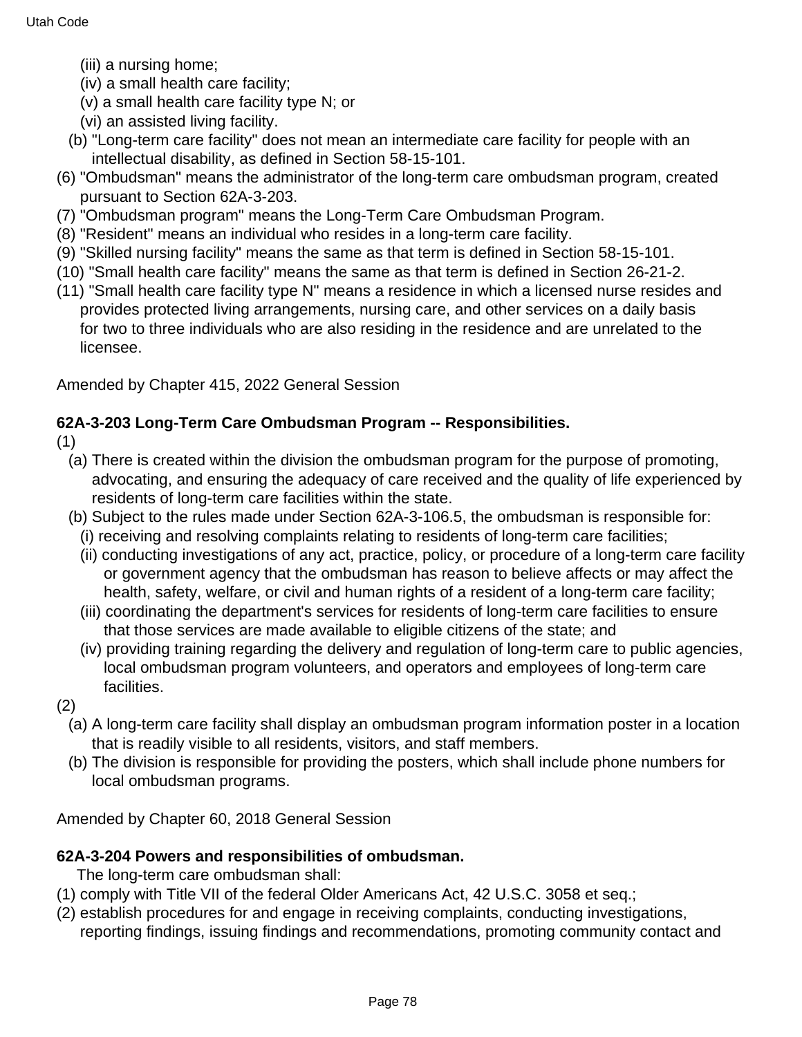(iii) a nursing home;

(iv) a small health care facility;

(v) a small health care facility type N; or

(vi) an assisted living facility.

(b) "Long-term care facility" does not mean an intermediate care facility for people with an intellectual disability, as defined in Section 58-15-101.

(6) "Ombudsman" means the administrator of the long-term care ombudsman program, created pursuant to Section 62A-3-203.

(7) "Ombudsman program" means the Long-Term Care Ombudsman Program.

(8) "Resident" means an individual who resides in a long-term care facility.

(9) "Skilled nursing facility" means the same as that term is defined in Section 58-15-101.

(10) "Small health care facility" means the same as that term is defined in Section 26-21-2.

(11) "Small health care facility type N" means a residence in which a licensed nurse resides and provides protected living arrangements, nursing care, and other services on a daily basis for two to three individuals who are also residing in the residence and are unrelated to the licensee.

Amended by Chapter 415, 2022 General Session

**62A-3-203 Long-Term Care Ombudsman Program -- Responsibilities.**

(1)

(a) There is created within the division the ombudsman program for the purpose of promoting, advocating, and ensuring the adequacy of care received and the quality of life experienced by residents of long-term care facilities within the state.

(b) Subject to the rules made under Section 62A-3-106.5, the ombudsman is responsible for:

(i) receiving and resolving complaints relating to residents of long-term care facilities;

(ii) conducting investigations of any act, practice, policy, or procedure of a long-term care facility or government agency that the ombudsman has reason to believe affects or may affect the health, safety, welfare, or civil and human rights of a resident of a long-term care facility;

(iii) coordinating the department's services for residents of long-term care facilities to ensure that those services are made available to eligible citizens of the state; and

(iv) providing training regarding the delivery and regulation of long-term care to public agencies, local ombudsman program volunteers, and operators and employees of long-term care facilities.

(2)

(a) A long-term care facility shall display an ombudsman program information poster in a location that is readily visible to all residents, visitors, and staff members.

(b) The division is responsible for providing the posters, which shall include phone numbers for local ombudsman programs.

Amended by Chapter 60, 2018 General Session

**62A-3-204 Powers and responsibilities of ombudsman.**

The long-term care ombudsman shall:

(1) comply with Title VII of the federal Older Americans Act, 42 U.S.C. 3058 et seq.;

(2) establish procedures for and engage in receiving complaints, conducting investigations, reporting findings, issuing findings and recommendations, promoting community contact and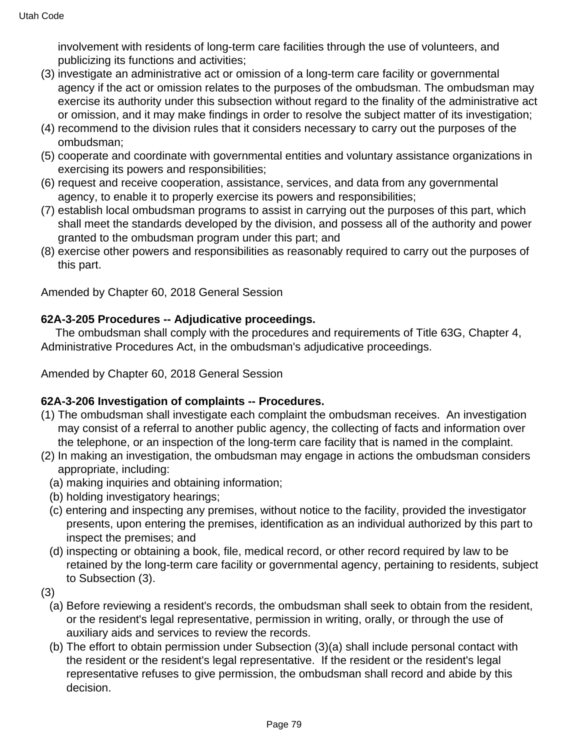involvement with residents of long-term care facilities through the use of volunteers, and publicizing its functions and activities;

(3) investigate an administrative act or omission of a long-term care facility or governmental agency if the act or omission relates to the purposes of the ombudsman. The ombudsman may exercise its authority under this subsection without regard to the finality of the administrative act or omission, and it may make findings in order to resolve the subject matter of its investigation;

(4) recommend to the division rules that it considers necessary to carry out the purposes of the ombudsman;

(5) cooperate and coordinate with governmental entities and voluntary assistance organizations in exercising its powers and responsibilities;

(6) request and receive cooperation, assistance, services, and data from any governmental agency, to enable it to properly exercise its powers and responsibilities;

(7) establish local ombudsman programs to assist in carrying out the purposes of this part, which shall meet the standards developed by the division, and possess all of the authority and power granted to the ombudsman program under this part; and

(8) exercise other powers and responsibilities as reasonably required to carry out the purposes of this part.

Amended by Chapter 60, 2018 General Session

**62A-3-205 Procedures -- Adjudicative proceedings.**

The ombudsman shall comply with the procedures and requirements of Title 63G, Chapter 4, Administrative Procedures Act, in the ombudsman's adjudicative proceedings.

Amended by Chapter 60, 2018 General Session

**62A-3-206 Investigation of complaints -- Procedures.**

(1) The ombudsman shall investigate each complaint the ombudsman receives. An investigation may consist of a referral to another public agency, the collecting of facts and information over the telephone, or an inspection of the long-term care facility that is named in the complaint.

(2) In making an investigation, the ombudsman may engage in actions the ombudsman considers appropriate, including:

(a) making inquiries and obtaining information;

(b) holding investigatory hearings;

(c) entering and inspecting any premises, without notice to the facility, provided the investigator presents, upon entering the premises, identification as an individual authorized by this part to inspect the premises; and

(d) inspecting or obtaining a book, file, medical record, or other record required by law to be retained by the long-term care facility or governmental agency, pertaining to residents, subject to Subsection (3).

(3)

(a) Before reviewing a resident's records, the ombudsman shall seek to obtain from the resident, or the resident's legal representative, permission in writing, orally, or through the use of auxiliary aids and services to review the records.

(b) The effort to obtain permission under Subsection (3)(a) shall include personal contact with the resident or the resident's legal representative. If the resident or the resident's legal representative refuses to give permission, the ombudsman shall record and abide by this decision.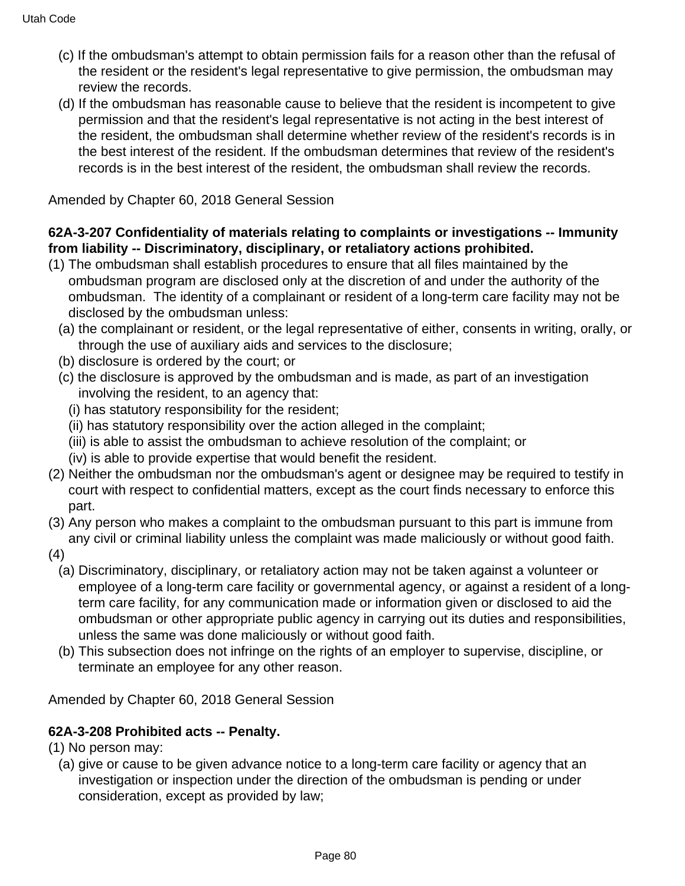(c) If the ombudsman's attempt to obtain permission fails for a reason other than the refusal of the resident or the resident's legal representative to give permission, the ombudsman may review the records.

(d) If the ombudsman has reasonable cause to believe that the resident is incompetent to give permission and that the resident's legal representative is not acting in the best interest of the resident, the ombudsman shall determine whether review of the resident's records is in the best interest of the resident. If the ombudsman determines that review of the resident's records is in the best interest of the resident, the ombudsman shall review the records.

Amended by Chapter 60, 2018 General Session

**62A-3-207 Confidentiality of materials relating to complaints or investigations -- Immunity from liability -- Discriminatory, disciplinary, or retaliatory actions prohibited.**

(1) The ombudsman shall establish procedures to ensure that all files maintained by the ombudsman program are disclosed only at the discretion of and under the authority of the ombudsman. The identity of a complainant or resident of a long-term care facility may not be disclosed by the ombudsman unless:

(a) the complainant or resident, or the legal representative of either, consents in writing, orally, or through the use of auxiliary aids and services to the disclosure;

(b) disclosure is ordered by the court; or

(c) the disclosure is approved by the ombudsman and is made, as part of an investigation involving the resident, to an agency that:

(i) has statutory responsibility for the resident;

(ii) has statutory responsibility over the action alleged in the complaint;

(iii) is able to assist the ombudsman to achieve resolution of the complaint; or

(iv) is able to provide expertise that would benefit the resident.

(2) Neither the ombudsman nor the ombudsman's agent or designee may be required to testify in court with respect to confidential matters, except as the court finds necessary to enforce this part.

(3) Any person who makes a complaint to the ombudsman pursuant to this part is immune from any civil or criminal liability unless the complaint was made maliciously or without good faith.

(4)

(a) Discriminatory, disciplinary, or retaliatory action may not be taken against a volunteer or employee of a long-term care facility or governmental agency, or against a resident of a long-term care facility, for any communication made or information given or disclosed to aid the ombudsman or other appropriate public agency in carrying out its duties and responsibilities, unless the same was done maliciously or without good faith.

(b) This subsection does not infringe on the rights of an employer to supervise, discipline, or terminate an employee for any other reason.

Amended by Chapter 60, 2018 General Session

**62A-3-208 Prohibited acts -- Penalty.**

(1) No person may:

(a) give or cause to be given advance notice to a long-term care facility or agency that an investigation or inspection under the direction of the ombudsman is pending or under consideration, except as provided by law;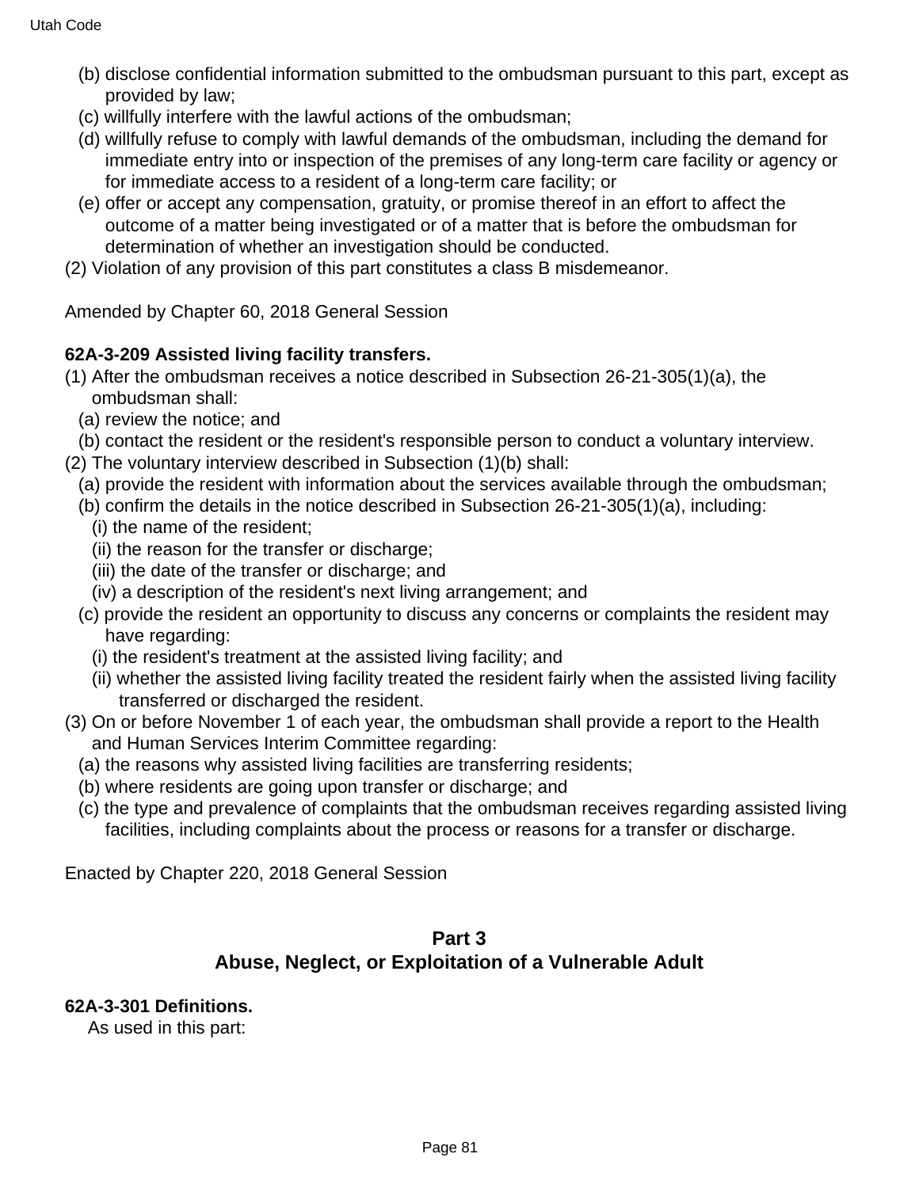(b) disclose confidential information submitted to the ombudsman pursuant to this part, except as provided by law;

(c) willfully interfere with the lawful actions of the ombudsman;

(d) willfully refuse to comply with lawful demands of the ombudsman, including the demand for immediate entry into or inspection of the premises of any long-term care facility or agency or for immediate access to a resident of a long-term care facility; or

(e) offer or accept any compensation, gratuity, or promise thereof in an effort to affect the outcome of a matter being investigated or of a matter that is before the ombudsman for determination of whether an investigation should be conducted.

(2) Violation of any provision of this part constitutes a class B misdemeanor.

Amended by Chapter 60, 2018 General Session

**62A-3-209 Assisted living facility transfers.**

(1) After the ombudsman receives a notice described in Subsection 26-21-305(1)(a), the ombudsman shall:

(a) review the notice; and

(b) contact the resident or the resident's responsible person to conduct a voluntary interview.

(2) The voluntary interview described in Subsection (1)(b) shall:

(a) provide the resident with information about the services available through the ombudsman;

(b) confirm the details in the notice described in Subsection 26-21-305(1)(a), including:

(i) the name of the resident;

(ii) the reason for the transfer or discharge;

(iii) the date of the transfer or discharge; and

(iv) a description of the resident's next living arrangement; and

(c) provide the resident an opportunity to discuss any concerns or complaints the resident may have regarding:

(i) the resident's treatment at the assisted living facility; and

(ii) whether the assisted living facility treated the resident fairly when the assisted living facility transferred or discharged the resident.

(3) On or before November 1 of each year, the ombudsman shall provide a report to the Health and Human Services Interim Committee regarding:

(a) the reasons why assisted living facilities are transferring residents;

(b) where residents are going upon transfer or discharge; and

(c) the type and prevalence of complaints that the ombudsman receives regarding assisted living facilities, including complaints about the process or reasons for a transfer or discharge.

Enacted by Chapter 220, 2018 General Session

## Part 3
## Abuse, Neglect, or Exploitation of a Vulnerable Adult

**62A-3-301 Definitions.**

As used in this part: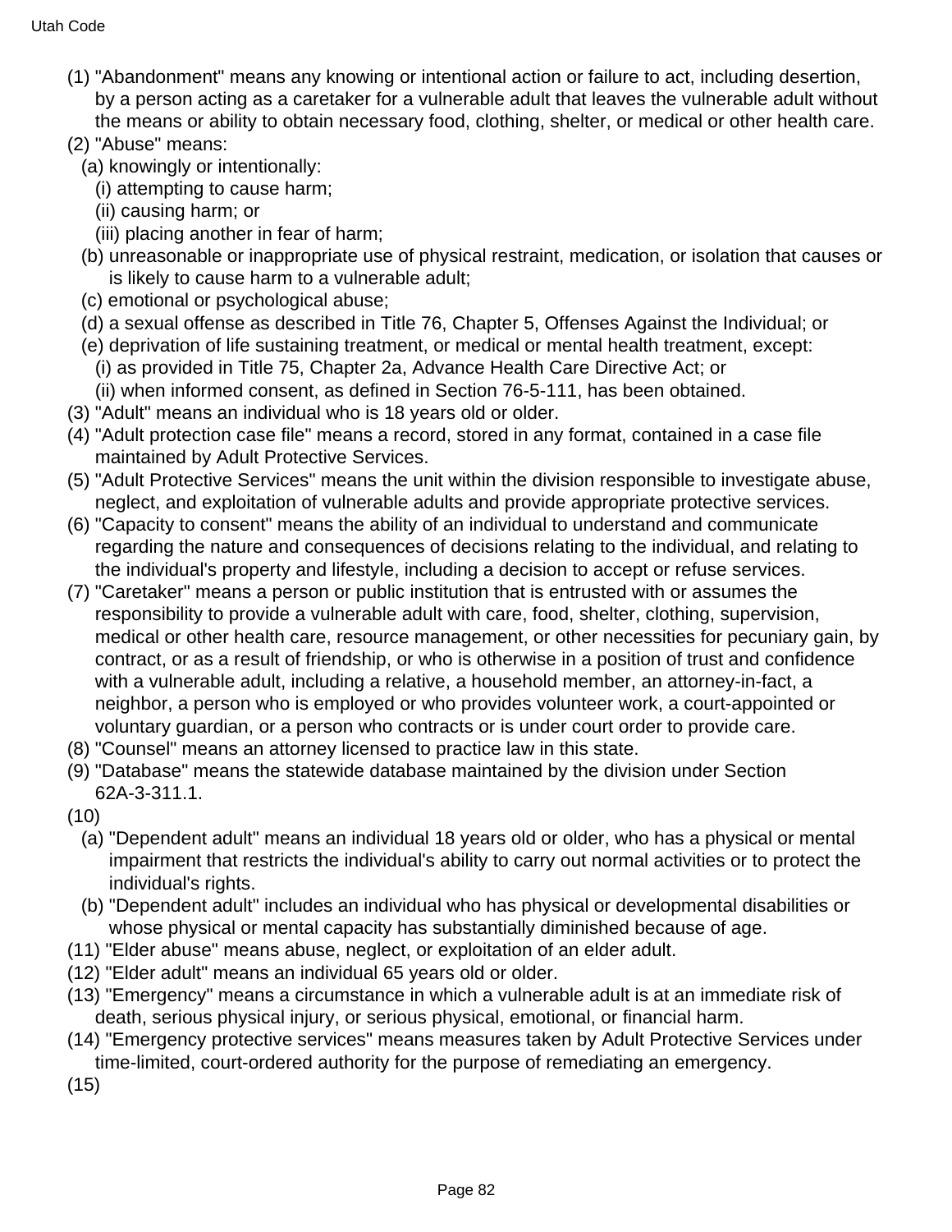(1) "Abandonment" means any knowing or intentional action or failure to act, including desertion, by a person acting as a caretaker for a vulnerable adult that leaves the vulnerable adult without the means or ability to obtain necessary food, clothing, shelter, or medical or other health care.

(2) "Abuse" means:

  (a) knowingly or intentionally:

    (i) attempting to cause harm;

    (ii) causing harm; or

    (iii) placing another in fear of harm;

  (b) unreasonable or inappropriate use of physical restraint, medication, or isolation that causes or is likely to cause harm to a vulnerable adult;

  (c) emotional or psychological abuse;

  (d) a sexual offense as described in Title 76, Chapter 5, Offenses Against the Individual; or

  (e) deprivation of life sustaining treatment, or medical or mental health treatment, except:

    (i) as provided in Title 75, Chapter 2a, Advance Health Care Directive Act; or

    (ii) when informed consent, as defined in Section 76-5-111, has been obtained.

(3) "Adult" means an individual who is 18 years old or older.

(4) "Adult protection case file" means a record, stored in any format, contained in a case file maintained by Adult Protective Services.

(5) "Adult Protective Services" means the unit within the division responsible to investigate abuse, neglect, and exploitation of vulnerable adults and provide appropriate protective services.

(6) "Capacity to consent" means the ability of an individual to understand and communicate regarding the nature and consequences of decisions relating to the individual, and relating to the individual's property and lifestyle, including a decision to accept or refuse services.

(7) "Caretaker" means a person or public institution that is entrusted with or assumes the responsibility to provide a vulnerable adult with care, food, shelter, clothing, supervision, medical or other health care, resource management, or other necessities for pecuniary gain, by contract, or as a result of friendship, or who is otherwise in a position of trust and confidence with a vulnerable adult, including a relative, a household member, an attorney-in-fact, a neighbor, a person who is employed or who provides volunteer work, a court-appointed or voluntary guardian, or a person who contracts or is under court order to provide care.

(8) "Counsel" means an attorney licensed to practice law in this state.

(9) "Database" means the statewide database maintained by the division under Section 62A-3-311.1.

(10)

  (a) "Dependent adult" means an individual 18 years old or older, who has a physical or mental impairment that restricts the individual's ability to carry out normal activities or to protect the individual's rights.

  (b) "Dependent adult" includes an individual who has physical or developmental disabilities or whose physical or mental capacity has substantially diminished because of age.

(11) "Elder abuse" means abuse, neglect, or exploitation of an elder adult.

(12) "Elder adult" means an individual 65 years old or older.

(13) "Emergency" means a circumstance in which a vulnerable adult is at an immediate risk of death, serious physical injury, or serious physical, emotional, or financial harm.

(14) "Emergency protective services" means measures taken by Adult Protective Services under time-limited, court-ordered authority for the purpose of remediating an emergency.

(15)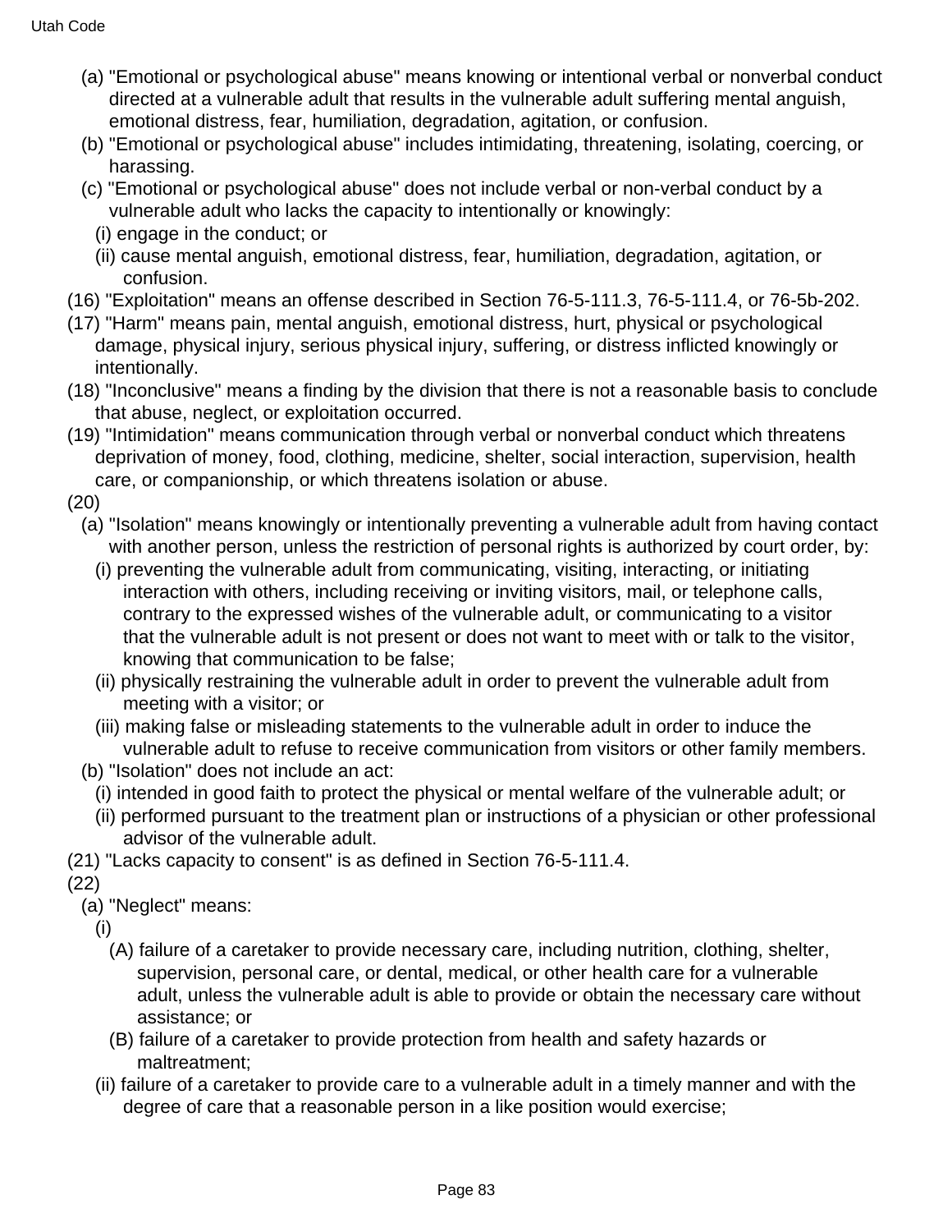(a) "Emotional or psychological abuse" means knowing or intentional verbal or nonverbal conduct directed at a vulnerable adult that results in the vulnerable adult suffering mental anguish, emotional distress, fear, humiliation, degradation, agitation, or confusion.

(b) "Emotional or psychological abuse" includes intimidating, threatening, isolating, coercing, or harassing.

(c) "Emotional or psychological abuse" does not include verbal or non-verbal conduct by a vulnerable adult who lacks the capacity to intentionally or knowingly:

(i) engage in the conduct; or

(ii) cause mental anguish, emotional distress, fear, humiliation, degradation, agitation, or confusion.

(16) "Exploitation" means an offense described in Section 76-5-111.3, 76-5-111.4, or 76-5b-202.

(17) "Harm" means pain, mental anguish, emotional distress, hurt, physical or psychological damage, physical injury, serious physical injury, suffering, or distress inflicted knowingly or intentionally.

(18) "Inconclusive" means a finding by the division that there is not a reasonable basis to conclude that abuse, neglect, or exploitation occurred.

(19) "Intimidation" means communication through verbal or nonverbal conduct which threatens deprivation of money, food, clothing, medicine, shelter, social interaction, supervision, health care, or companionship, or which threatens isolation or abuse.

(20)

(a) "Isolation" means knowingly or intentionally preventing a vulnerable adult from having contact with another person, unless the restriction of personal rights is authorized by court order, by:

(i) preventing the vulnerable adult from communicating, visiting, interacting, or initiating interaction with others, including receiving or inviting visitors, mail, or telephone calls, contrary to the expressed wishes of the vulnerable adult, or communicating to a visitor that the vulnerable adult is not present or does not want to meet with or talk to the visitor, knowing that communication to be false;

(ii) physically restraining the vulnerable adult in order to prevent the vulnerable adult from meeting with a visitor; or

(iii) making false or misleading statements to the vulnerable adult in order to induce the vulnerable adult to refuse to receive communication from visitors or other family members.

(b) "Isolation" does not include an act:

(i) intended in good faith to protect the physical or mental welfare of the vulnerable adult; or

(ii) performed pursuant to the treatment plan or instructions of a physician or other professional advisor of the vulnerable adult.

(21) "Lacks capacity to consent" is as defined in Section 76-5-111.4.

(22)

(a) "Neglect" means:

(i)

(A) failure of a caretaker to provide necessary care, including nutrition, clothing, shelter, supervision, personal care, or dental, medical, or other health care for a vulnerable adult, unless the vulnerable adult is able to provide or obtain the necessary care without assistance; or

(B) failure of a caretaker to provide protection from health and safety hazards or maltreatment;

(ii) failure of a caretaker to provide care to a vulnerable adult in a timely manner and with the degree of care that a reasonable person in a like position would exercise;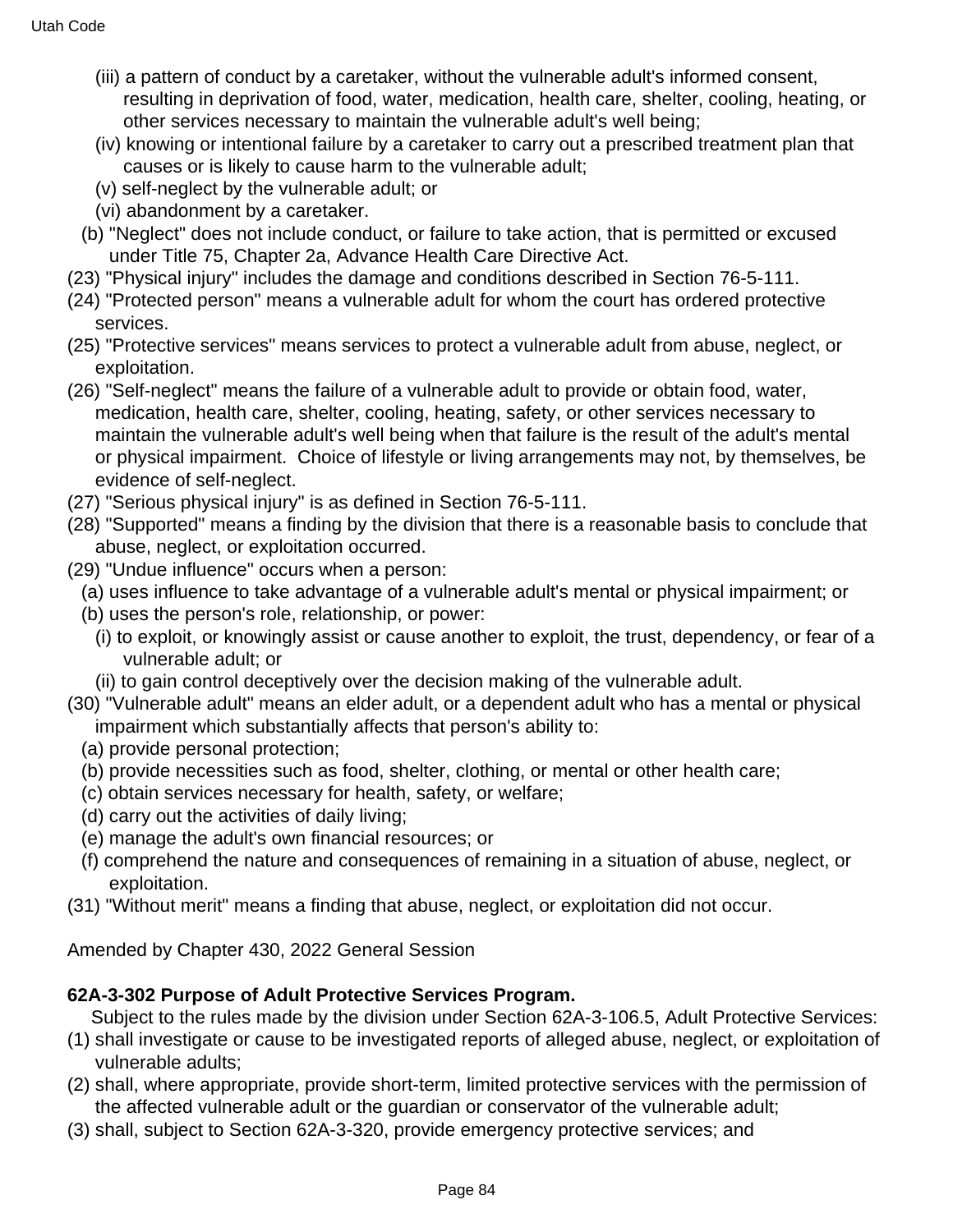(iii) a pattern of conduct by a caretaker, without the vulnerable adult's informed consent, resulting in deprivation of food, water, medication, health care, shelter, cooling, heating, or other services necessary to maintain the vulnerable adult's well being;

(iv) knowing or intentional failure by a caretaker to carry out a prescribed treatment plan that causes or is likely to cause harm to the vulnerable adult;

(v) self-neglect by the vulnerable adult; or

(vi) abandonment by a caretaker.

(b) "Neglect" does not include conduct, or failure to take action, that is permitted or excused under Title 75, Chapter 2a, Advance Health Care Directive Act.

(23) "Physical injury" includes the damage and conditions described in Section 76-5-111.

(24) "Protected person" means a vulnerable adult for whom the court has ordered protective services.

(25) "Protective services" means services to protect a vulnerable adult from abuse, neglect, or exploitation.

(26) "Self-neglect" means the failure of a vulnerable adult to provide or obtain food, water, medication, health care, shelter, cooling, heating, safety, or other services necessary to maintain the vulnerable adult's well being when that failure is the result of the adult's mental or physical impairment. Choice of lifestyle or living arrangements may not, by themselves, be evidence of self-neglect.

(27) "Serious physical injury" is as defined in Section 76-5-111.

(28) "Supported" means a finding by the division that there is a reasonable basis to conclude that abuse, neglect, or exploitation occurred.

(29) "Undue influence" occurs when a person:

(a) uses influence to take advantage of a vulnerable adult's mental or physical impairment; or

(b) uses the person's role, relationship, or power:

(i) to exploit, or knowingly assist or cause another to exploit, the trust, dependency, or fear of a vulnerable adult; or

(ii) to gain control deceptively over the decision making of the vulnerable adult.

(30) "Vulnerable adult" means an elder adult, or a dependent adult who has a mental or physical impairment which substantially affects that person's ability to:

(a) provide personal protection;

(b) provide necessities such as food, shelter, clothing, or mental or other health care;

(c) obtain services necessary for health, safety, or welfare;

(d) carry out the activities of daily living;

(e) manage the adult's own financial resources; or

(f) comprehend the nature and consequences of remaining in a situation of abuse, neglect, or exploitation.

(31) "Without merit" means a finding that abuse, neglect, or exploitation did not occur.

Amended by Chapter 430, 2022 General Session

**62A-3-302 Purpose of Adult Protective Services Program.**

Subject to the rules made by the division under Section 62A-3-106.5, Adult Protective Services:

(1) shall investigate or cause to be investigated reports of alleged abuse, neglect, or exploitation of vulnerable adults;

(2) shall, where appropriate, provide short-term, limited protective services with the permission of the affected vulnerable adult or the guardian or conservator of the vulnerable adult;

(3) shall, subject to Section 62A-3-320, provide emergency protective services; and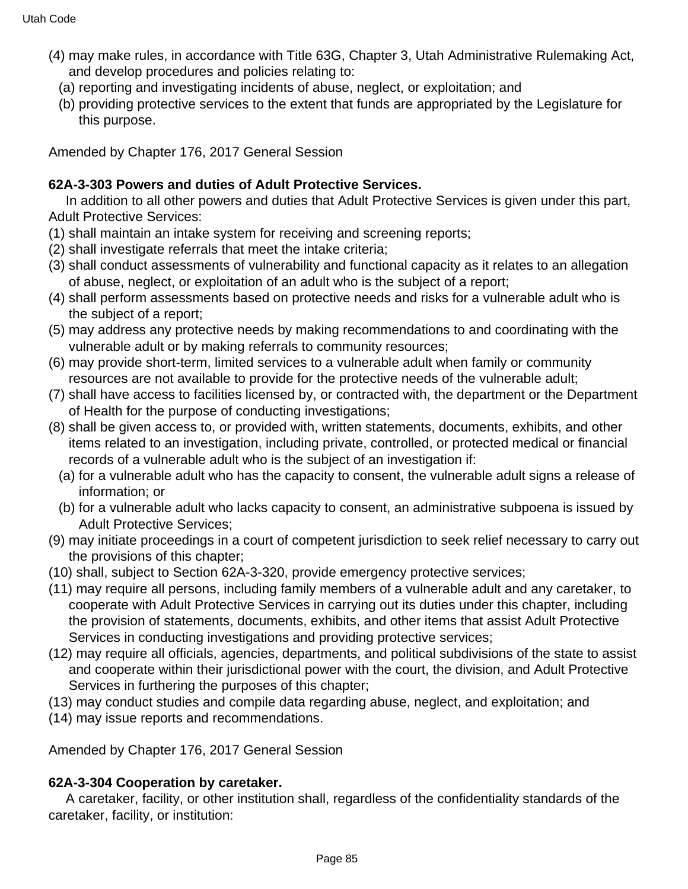(4) may make rules, in accordance with Title 63G, Chapter 3, Utah Administrative Rulemaking Act, and develop procedures and policies relating to:

(a) reporting and investigating incidents of abuse, neglect, or exploitation; and

(b) providing protective services to the extent that funds are appropriated by the Legislature for this purpose.

Amended by Chapter 176, 2017 General Session

**62A-3-303 Powers and duties of Adult Protective Services.**

In addition to all other powers and duties that Adult Protective Services is given under this part, Adult Protective Services:

(1) shall maintain an intake system for receiving and screening reports;

(2) shall investigate referrals that meet the intake criteria;

(3) shall conduct assessments of vulnerability and functional capacity as it relates to an allegation of abuse, neglect, or exploitation of an adult who is the subject of a report;

(4) shall perform assessments based on protective needs and risks for a vulnerable adult who is the subject of a report;

(5) may address any protective needs by making recommendations to and coordinating with the vulnerable adult or by making referrals to community resources;

(6) may provide short-term, limited services to a vulnerable adult when family or community resources are not available to provide for the protective needs of the vulnerable adult;

(7) shall have access to facilities licensed by, or contracted with, the department or the Department of Health for the purpose of conducting investigations;

(8) shall be given access to, or provided with, written statements, documents, exhibits, and other items related to an investigation, including private, controlled, or protected medical or financial records of a vulnerable adult who is the subject of an investigation if:

(a) for a vulnerable adult who has the capacity to consent, the vulnerable adult signs a release of information; or

(b) for a vulnerable adult who lacks capacity to consent, an administrative subpoena is issued by Adult Protective Services;

(9) may initiate proceedings in a court of competent jurisdiction to seek relief necessary to carry out the provisions of this chapter;

(10) shall, subject to Section 62A-3-320, provide emergency protective services;

(11) may require all persons, including family members of a vulnerable adult and any caretaker, to cooperate with Adult Protective Services in carrying out its duties under this chapter, including the provision of statements, documents, exhibits, and other items that assist Adult Protective Services in conducting investigations and providing protective services;

(12) may require all officials, agencies, departments, and political subdivisions of the state to assist and cooperate within their jurisdictional power with the court, the division, and Adult Protective Services in furthering the purposes of this chapter;

(13) may conduct studies and compile data regarding abuse, neglect, and exploitation; and

(14) may issue reports and recommendations.

Amended by Chapter 176, 2017 General Session

**62A-3-304 Cooperation by caretaker.**

A caretaker, facility, or other institution shall, regardless of the confidentiality standards of the caretaker, facility, or institution: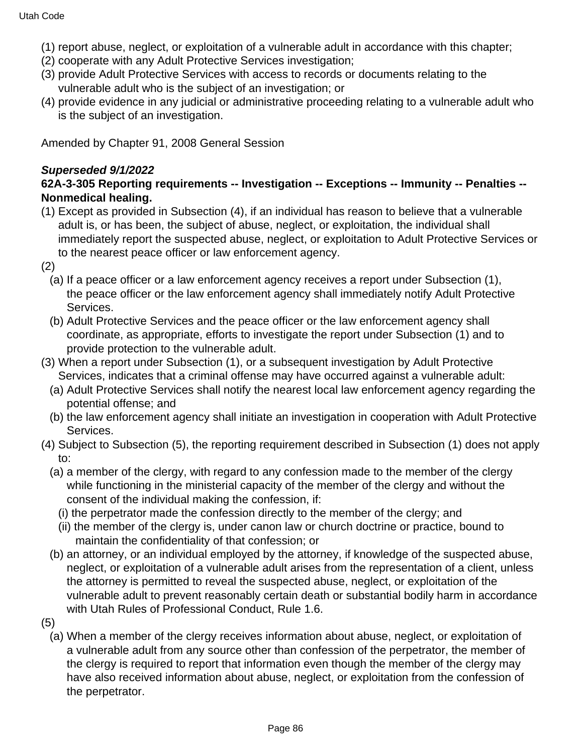(1) report abuse, neglect, or exploitation of a vulnerable adult in accordance with this chapter;
(2) cooperate with any Adult Protective Services investigation;
(3) provide Adult Protective Services with access to records or documents relating to the vulnerable adult who is the subject of an investigation; or
(4) provide evidence in any judicial or administrative proceeding relating to a vulnerable adult who is the subject of an investigation.

Amended by Chapter 91, 2008 General Session

***Superseded 9/1/2022***
**62A-3-305 Reporting requirements -- Investigation -- Exceptions -- Immunity -- Penalties -- Nonmedical healing.**

(1) Except as provided in Subsection (4), if an individual has reason to believe that a vulnerable adult is, or has been, the subject of abuse, neglect, or exploitation, the individual shall immediately report the suspected abuse, neglect, or exploitation to Adult Protective Services or to the nearest peace officer or law enforcement agency.
(2)
  (a) If a peace officer or a law enforcement agency receives a report under Subsection (1), the peace officer or the law enforcement agency shall immediately notify Adult Protective Services.
  (b) Adult Protective Services and the peace officer or the law enforcement agency shall coordinate, as appropriate, efforts to investigate the report under Subsection (1) and to provide protection to the vulnerable adult.
(3) When a report under Subsection (1), or a subsequent investigation by Adult Protective Services, indicates that a criminal offense may have occurred against a vulnerable adult:
  (a) Adult Protective Services shall notify the nearest local law enforcement agency regarding the potential offense; and
  (b) the law enforcement agency shall initiate an investigation in cooperation with Adult Protective Services.
(4) Subject to Subsection (5), the reporting requirement described in Subsection (1) does not apply to:
  (a) a member of the clergy, with regard to any confession made to the member of the clergy while functioning in the ministerial capacity of the member of the clergy and without the consent of the individual making the confession, if:
    (i) the perpetrator made the confession directly to the member of the clergy; and
    (ii) the member of the clergy is, under canon law or church doctrine or practice, bound to maintain the confidentiality of that confession; or
  (b) an attorney, or an individual employed by the attorney, if knowledge of the suspected abuse, neglect, or exploitation of a vulnerable adult arises from the representation of a client, unless the attorney is permitted to reveal the suspected abuse, neglect, or exploitation of the vulnerable adult to prevent reasonably certain death or substantial bodily harm in accordance with Utah Rules of Professional Conduct, Rule 1.6.
(5)
  (a) When a member of the clergy receives information about abuse, neglect, or exploitation of a vulnerable adult from any source other than confession of the perpetrator, the member of the clergy is required to report that information even though the member of the clergy may have also received information about abuse, neglect, or exploitation from the confession of the perpetrator.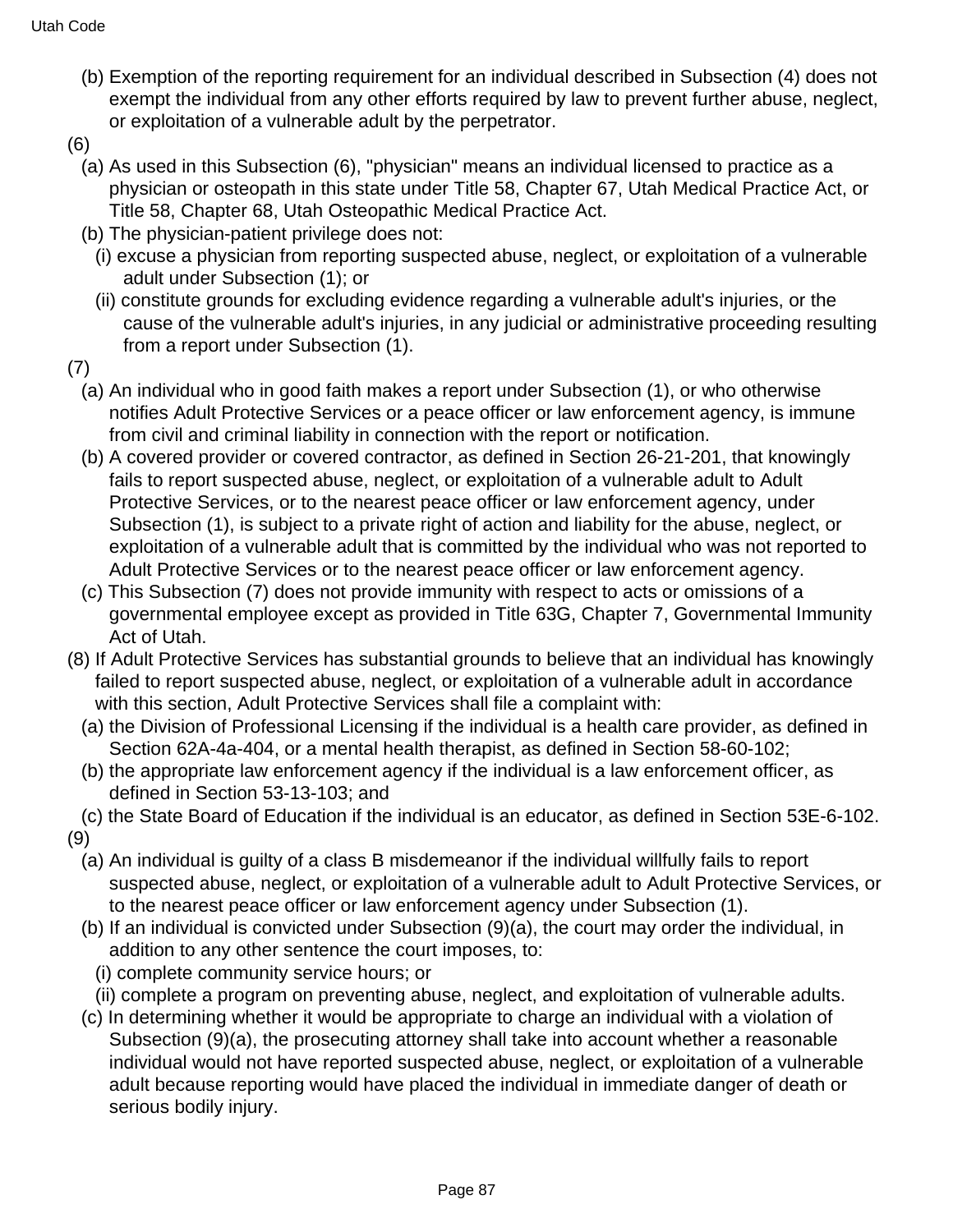(b) Exemption of the reporting requirement for an individual described in Subsection (4) does not exempt the individual from any other efforts required by law to prevent further abuse, neglect, or exploitation of a vulnerable adult by the perpetrator.

(6)

(a) As used in this Subsection (6), "physician" means an individual licensed to practice as a physician or osteopath in this state under Title 58, Chapter 67, Utah Medical Practice Act, or Title 58, Chapter 68, Utah Osteopathic Medical Practice Act.

(b) The physician-patient privilege does not:

(i) excuse a physician from reporting suspected abuse, neglect, or exploitation of a vulnerable adult under Subsection (1); or

(ii) constitute grounds for excluding evidence regarding a vulnerable adult's injuries, or the cause of the vulnerable adult's injuries, in any judicial or administrative proceeding resulting from a report under Subsection (1).

(7)

(a) An individual who in good faith makes a report under Subsection (1), or who otherwise notifies Adult Protective Services or a peace officer or law enforcement agency, is immune from civil and criminal liability in connection with the report or notification.

(b) A covered provider or covered contractor, as defined in Section 26-21-201, that knowingly fails to report suspected abuse, neglect, or exploitation of a vulnerable adult to Adult Protective Services, or to the nearest peace officer or law enforcement agency, under Subsection (1), is subject to a private right of action and liability for the abuse, neglect, or exploitation of a vulnerable adult that is committed by the individual who was not reported to Adult Protective Services or to the nearest peace officer or law enforcement agency.

(c) This Subsection (7) does not provide immunity with respect to acts or omissions of a governmental employee except as provided in Title 63G, Chapter 7, Governmental Immunity Act of Utah.

(8) If Adult Protective Services has substantial grounds to believe that an individual has knowingly failed to report suspected abuse, neglect, or exploitation of a vulnerable adult in accordance with this section, Adult Protective Services shall file a complaint with:

(a) the Division of Professional Licensing if the individual is a health care provider, as defined in Section 62A-4a-404, or a mental health therapist, as defined in Section 58-60-102;

(b) the appropriate law enforcement agency if the individual is a law enforcement officer, as defined in Section 53-13-103; and

(c) the State Board of Education if the individual is an educator, as defined in Section 53E-6-102.

(9)

(a) An individual is guilty of a class B misdemeanor if the individual willfully fails to report suspected abuse, neglect, or exploitation of a vulnerable adult to Adult Protective Services, or to the nearest peace officer or law enforcement agency under Subsection (1).

(b) If an individual is convicted under Subsection (9)(a), the court may order the individual, in addition to any other sentence the court imposes, to:

(i) complete community service hours; or

(ii) complete a program on preventing abuse, neglect, and exploitation of vulnerable adults.

(c) In determining whether it would be appropriate to charge an individual with a violation of Subsection (9)(a), the prosecuting attorney shall take into account whether a reasonable individual would not have reported suspected abuse, neglect, or exploitation of a vulnerable adult because reporting would have placed the individual in immediate danger of death or serious bodily injury.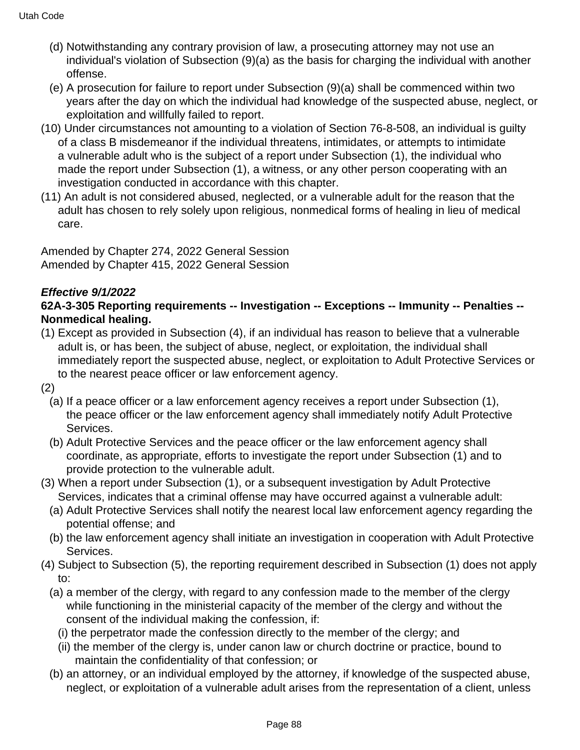(d) Notwithstanding any contrary provision of law, a prosecuting attorney may not use an individual's violation of Subsection (9)(a) as the basis for charging the individual with another offense.

(e) A prosecution for failure to report under Subsection (9)(a) shall be commenced within two years after the day on which the individual had knowledge of the suspected abuse, neglect, or exploitation and willfully failed to report.

(10) Under circumstances not amounting to a violation of Section 76-8-508, an individual is guilty of a class B misdemeanor if the individual threatens, intimidates, or attempts to intimidate a vulnerable adult who is the subject of a report under Subsection (1), the individual who made the report under Subsection (1), a witness, or any other person cooperating with an investigation conducted in accordance with this chapter.

(11) An adult is not considered abused, neglected, or a vulnerable adult for the reason that the adult has chosen to rely solely upon religious, nonmedical forms of healing in lieu of medical care.

Amended by Chapter 274, 2022 General Session
Amended by Chapter 415, 2022 General Session

***Effective 9/1/2022***

**62A-3-305 Reporting requirements -- Investigation -- Exceptions -- Immunity -- Penalties -- Nonmedical healing.**

(1) Except as provided in Subsection (4), if an individual has reason to believe that a vulnerable adult is, or has been, the subject of abuse, neglect, or exploitation, the individual shall immediately report the suspected abuse, neglect, or exploitation to Adult Protective Services or to the nearest peace officer or law enforcement agency.

(2)

(a) If a peace officer or a law enforcement agency receives a report under Subsection (1), the peace officer or the law enforcement agency shall immediately notify Adult Protective Services.

(b) Adult Protective Services and the peace officer or the law enforcement agency shall coordinate, as appropriate, efforts to investigate the report under Subsection (1) and to provide protection to the vulnerable adult.

(3) When a report under Subsection (1), or a subsequent investigation by Adult Protective Services, indicates that a criminal offense may have occurred against a vulnerable adult:

(a) Adult Protective Services shall notify the nearest local law enforcement agency regarding the potential offense; and

(b) the law enforcement agency shall initiate an investigation in cooperation with Adult Protective Services.

(4) Subject to Subsection (5), the reporting requirement described in Subsection (1) does not apply to:

(a) a member of the clergy, with regard to any confession made to the member of the clergy while functioning in the ministerial capacity of the member of the clergy and without the consent of the individual making the confession, if:

(i) the perpetrator made the confession directly to the member of the clergy; and

(ii) the member of the clergy is, under canon law or church doctrine or practice, bound to maintain the confidentiality of that confession; or

(b) an attorney, or an individual employed by the attorney, if knowledge of the suspected abuse, neglect, or exploitation of a vulnerable adult arises from the representation of a client, unless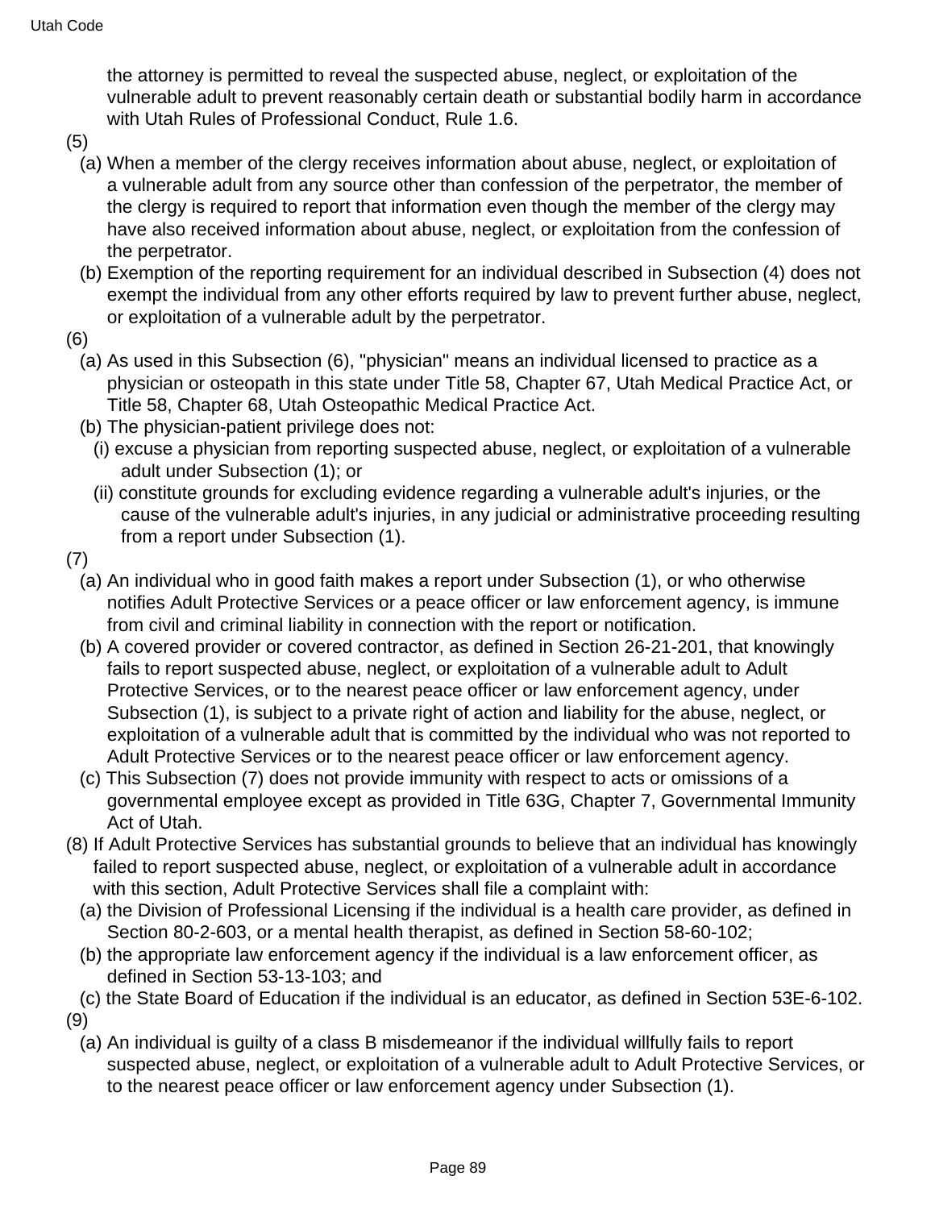the attorney is permitted to reveal the suspected abuse, neglect, or exploitation of the vulnerable adult to prevent reasonably certain death or substantial bodily harm in accordance with Utah Rules of Professional Conduct, Rule 1.6.

(5)

(a) When a member of the clergy receives information about abuse, neglect, or exploitation of a vulnerable adult from any source other than confession of the perpetrator, the member of the clergy is required to report that information even though the member of the clergy may have also received information about abuse, neglect, or exploitation from the confession of the perpetrator.

(b) Exemption of the reporting requirement for an individual described in Subsection (4) does not exempt the individual from any other efforts required by law to prevent further abuse, neglect, or exploitation of a vulnerable adult by the perpetrator.

(6)

(a) As used in this Subsection (6), "physician" means an individual licensed to practice as a physician or osteopath in this state under Title 58, Chapter 67, Utah Medical Practice Act, or Title 58, Chapter 68, Utah Osteopathic Medical Practice Act.

(b) The physician-patient privilege does not:

(i) excuse a physician from reporting suspected abuse, neglect, or exploitation of a vulnerable adult under Subsection (1); or

(ii) constitute grounds for excluding evidence regarding a vulnerable adult's injuries, or the cause of the vulnerable adult's injuries, in any judicial or administrative proceeding resulting from a report under Subsection (1).

(7)

(a) An individual who in good faith makes a report under Subsection (1), or who otherwise notifies Adult Protective Services or a peace officer or law enforcement agency, is immune from civil and criminal liability in connection with the report or notification.

(b) A covered provider or covered contractor, as defined in Section 26-21-201, that knowingly fails to report suspected abuse, neglect, or exploitation of a vulnerable adult to Adult Protective Services, or to the nearest peace officer or law enforcement agency, under Subsection (1), is subject to a private right of action and liability for the abuse, neglect, or exploitation of a vulnerable adult that is committed by the individual who was not reported to Adult Protective Services or to the nearest peace officer or law enforcement agency.

(c) This Subsection (7) does not provide immunity with respect to acts or omissions of a governmental employee except as provided in Title 63G, Chapter 7, Governmental Immunity Act of Utah.

(8) If Adult Protective Services has substantial grounds to believe that an individual has knowingly failed to report suspected abuse, neglect, or exploitation of a vulnerable adult in accordance with this section, Adult Protective Services shall file a complaint with:

(a) the Division of Professional Licensing if the individual is a health care provider, as defined in Section 80-2-603, or a mental health therapist, as defined in Section 58-60-102;

(b) the appropriate law enforcement agency if the individual is a law enforcement officer, as defined in Section 53-13-103; and

(c) the State Board of Education if the individual is an educator, as defined in Section 53E-6-102.

(9)

(a) An individual is guilty of a class B misdemeanor if the individual willfully fails to report suspected abuse, neglect, or exploitation of a vulnerable adult to Adult Protective Services, or to the nearest peace officer or law enforcement agency under Subsection (1).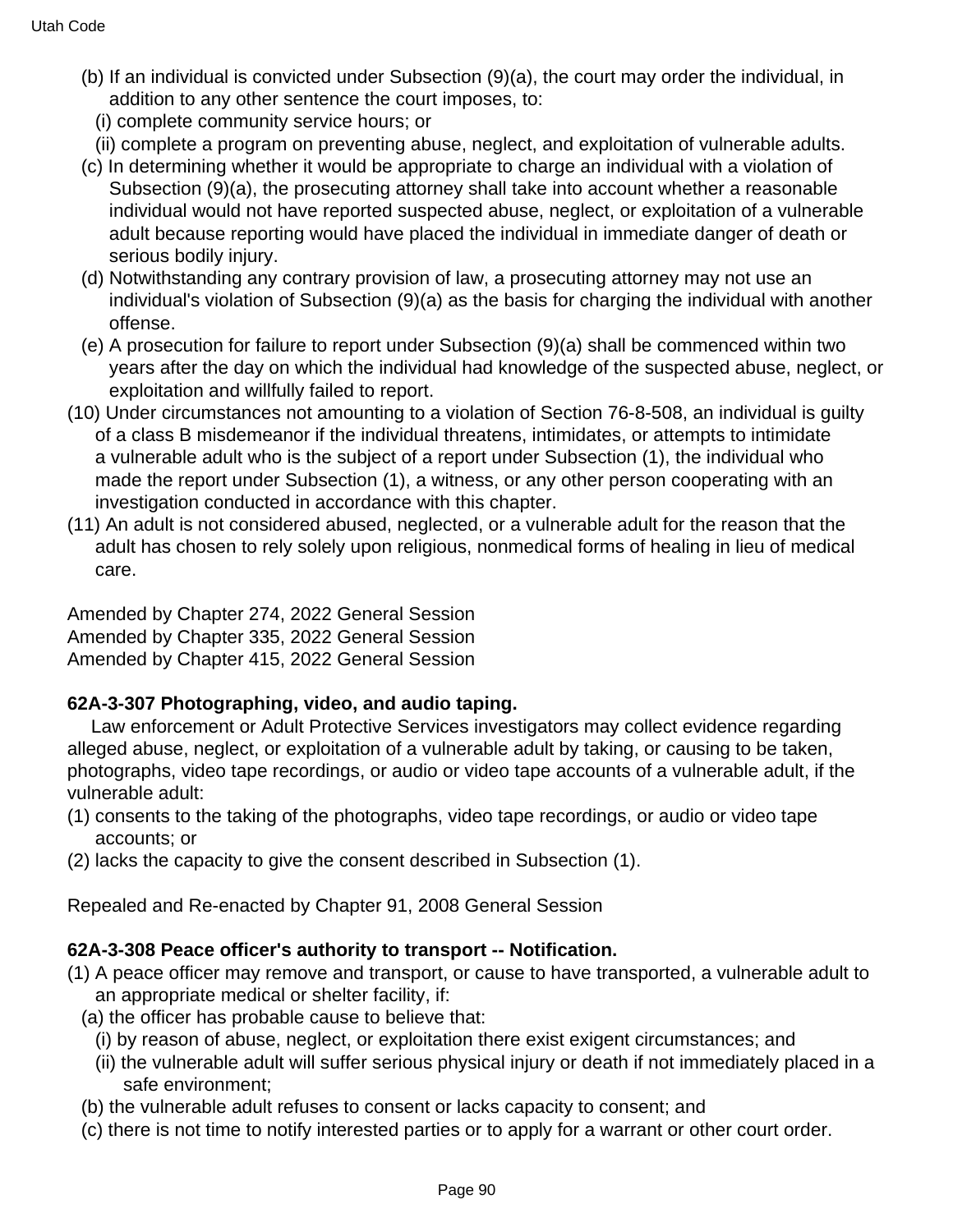(b) If an individual is convicted under Subsection (9)(a), the court may order the individual, in addition to any other sentence the court imposes, to:

(i) complete community service hours; or

(ii) complete a program on preventing abuse, neglect, and exploitation of vulnerable adults.

(c) In determining whether it would be appropriate to charge an individual with a violation of Subsection (9)(a), the prosecuting attorney shall take into account whether a reasonable individual would not have reported suspected abuse, neglect, or exploitation of a vulnerable adult because reporting would have placed the individual in immediate danger of death or serious bodily injury.

(d) Notwithstanding any contrary provision of law, a prosecuting attorney may not use an individual's violation of Subsection (9)(a) as the basis for charging the individual with another offense.

(e) A prosecution for failure to report under Subsection (9)(a) shall be commenced within two years after the day on which the individual had knowledge of the suspected abuse, neglect, or exploitation and willfully failed to report.

(10) Under circumstances not amounting to a violation of Section 76-8-508, an individual is guilty of a class B misdemeanor if the individual threatens, intimidates, or attempts to intimidate a vulnerable adult who is the subject of a report under Subsection (1), the individual who made the report under Subsection (1), a witness, or any other person cooperating with an investigation conducted in accordance with this chapter.

(11) An adult is not considered abused, neglected, or a vulnerable adult for the reason that the adult has chosen to rely solely upon religious, nonmedical forms of healing in lieu of medical care.

Amended by Chapter 274, 2022 General Session
Amended by Chapter 335, 2022 General Session
Amended by Chapter 415, 2022 General Session

**62A-3-307 Photographing, video, and audio taping.**

Law enforcement or Adult Protective Services investigators may collect evidence regarding alleged abuse, neglect, or exploitation of a vulnerable adult by taking, or causing to be taken, photographs, video tape recordings, or audio or video tape accounts of a vulnerable adult, if the vulnerable adult:

(1) consents to the taking of the photographs, video tape recordings, or audio or video tape accounts; or

(2) lacks the capacity to give the consent described in Subsection (1).

Repealed and Re-enacted by Chapter 91, 2008 General Session

**62A-3-308 Peace officer's authority to transport -- Notification.**

(1) A peace officer may remove and transport, or cause to have transported, a vulnerable adult to an appropriate medical or shelter facility, if:

(a) the officer has probable cause to believe that:

(i) by reason of abuse, neglect, or exploitation there exist exigent circumstances; and

(ii) the vulnerable adult will suffer serious physical injury or death if not immediately placed in a safe environment;

(b) the vulnerable adult refuses to consent or lacks capacity to consent; and

(c) there is not time to notify interested parties or to apply for a warrant or other court order.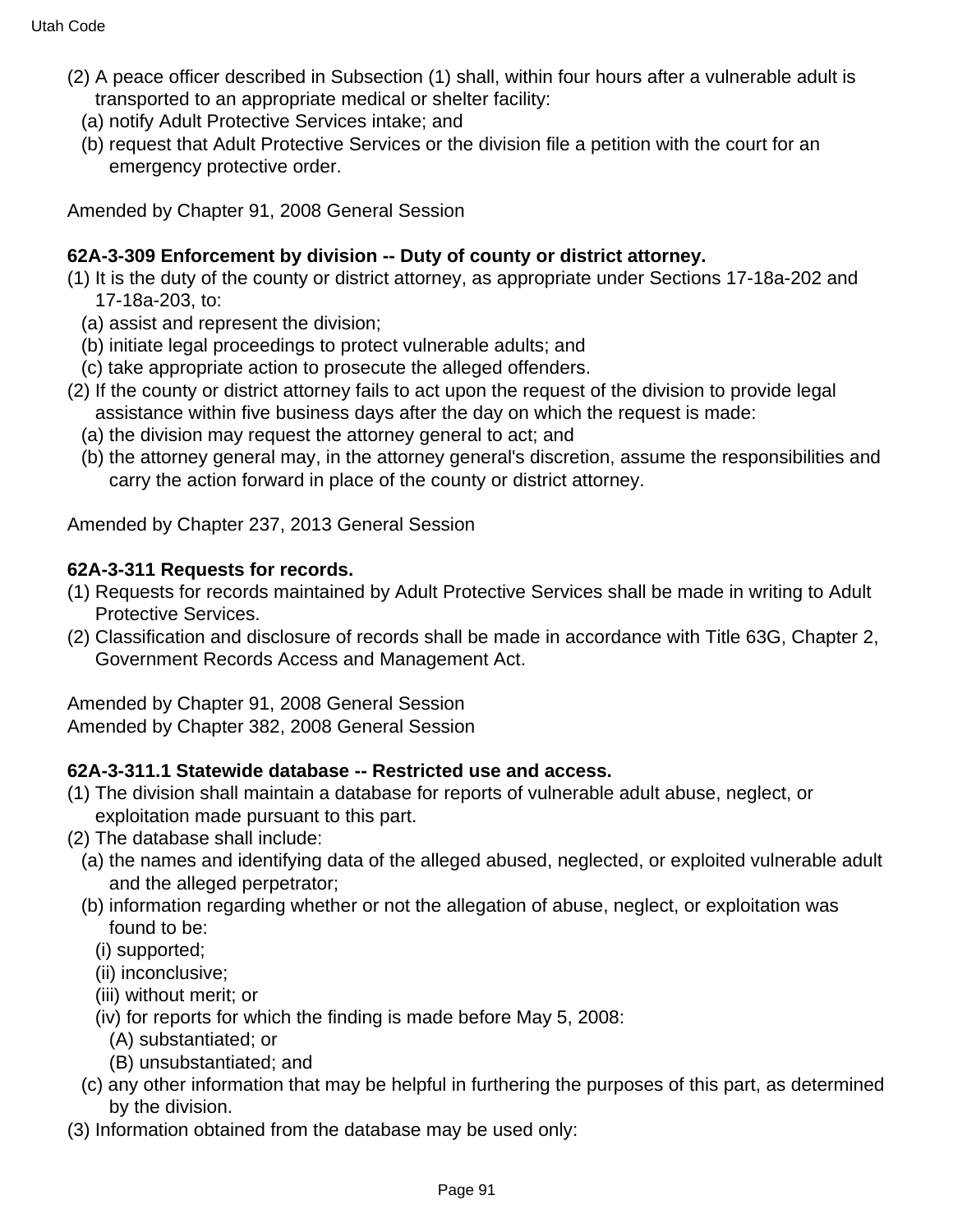(2) A peace officer described in Subsection (1) shall, within four hours after a vulnerable adult is transported to an appropriate medical or shelter facility:

(a) notify Adult Protective Services intake; and

(b) request that Adult Protective Services or the division file a petition with the court for an emergency protective order.

Amended by Chapter 91, 2008 General Session

**62A-3-309 Enforcement by division -- Duty of county or district attorney.**

(1) It is the duty of the county or district attorney, as appropriate under Sections 17-18a-202 and 17-18a-203, to:

(a) assist and represent the division;

(b) initiate legal proceedings to protect vulnerable adults; and

(c) take appropriate action to prosecute the alleged offenders.

(2) If the county or district attorney fails to act upon the request of the division to provide legal assistance within five business days after the day on which the request is made:

(a) the division may request the attorney general to act; and

(b) the attorney general may, in the attorney general's discretion, assume the responsibilities and carry the action forward in place of the county or district attorney.

Amended by Chapter 237, 2013 General Session

**62A-3-311 Requests for records.**

(1) Requests for records maintained by Adult Protective Services shall be made in writing to Adult Protective Services.

(2) Classification and disclosure of records shall be made in accordance with Title 63G, Chapter 2, Government Records Access and Management Act.

Amended by Chapter 91, 2008 General Session
Amended by Chapter 382, 2008 General Session

**62A-3-311.1 Statewide database -- Restricted use and access.**

(1) The division shall maintain a database for reports of vulnerable adult abuse, neglect, or exploitation made pursuant to this part.

(2) The database shall include:

(a) the names and identifying data of the alleged abused, neglected, or exploited vulnerable adult and the alleged perpetrator;

(b) information regarding whether or not the allegation of abuse, neglect, or exploitation was found to be:

(i) supported;

(ii) inconclusive;

(iii) without merit; or

(iv) for reports for which the finding is made before May 5, 2008:

(A) substantiated; or

(B) unsubstantiated; and

(c) any other information that may be helpful in furthering the purposes of this part, as determined by the division.

(3) Information obtained from the database may be used only: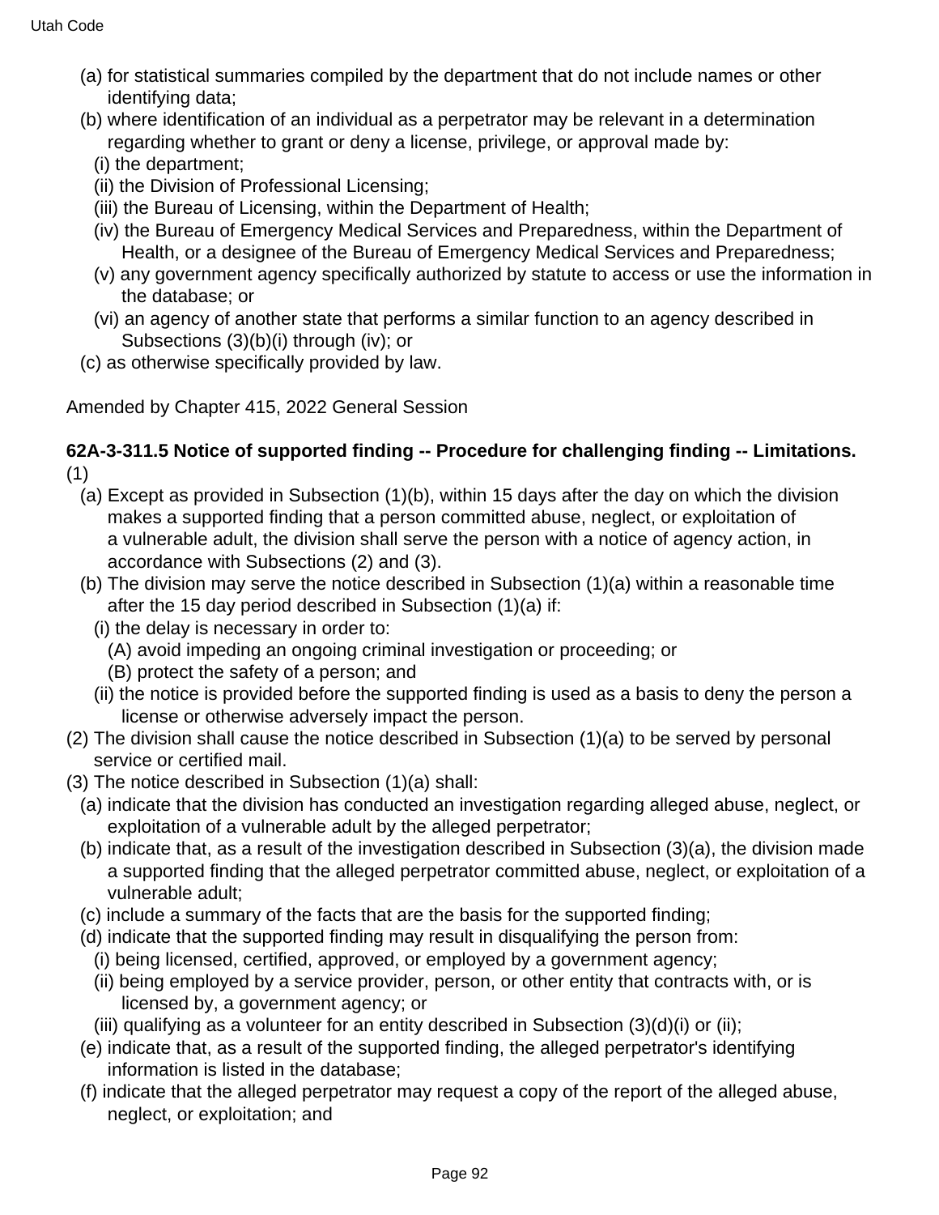(a) for statistical summaries compiled by the department that do not include names or other identifying data;

(b) where identification of an individual as a perpetrator may be relevant in a determination regarding whether to grant or deny a license, privilege, or approval made by:

(i) the department;

(ii) the Division of Professional Licensing;

(iii) the Bureau of Licensing, within the Department of Health;

(iv) the Bureau of Emergency Medical Services and Preparedness, within the Department of Health, or a designee of the Bureau of Emergency Medical Services and Preparedness;

(v) any government agency specifically authorized by statute to access or use the information in the database; or

(vi) an agency of another state that performs a similar function to an agency described in Subsections (3)(b)(i) through (iv); or

(c) as otherwise specifically provided by law.

Amended by Chapter 415, 2022 General Session

**62A-3-311.5 Notice of supported finding -- Procedure for challenging finding -- Limitations.**

(1)

(a) Except as provided in Subsection (1)(b), within 15 days after the day on which the division makes a supported finding that a person committed abuse, neglect, or exploitation of a vulnerable adult, the division shall serve the person with a notice of agency action, in accordance with Subsections (2) and (3).

(b) The division may serve the notice described in Subsection (1)(a) within a reasonable time after the 15 day period described in Subsection (1)(a) if:

(i) the delay is necessary in order to:

(A) avoid impeding an ongoing criminal investigation or proceeding; or

(B) protect the safety of a person; and

(ii) the notice is provided before the supported finding is used as a basis to deny the person a license or otherwise adversely impact the person.

(2) The division shall cause the notice described in Subsection (1)(a) to be served by personal service or certified mail.

(3) The notice described in Subsection (1)(a) shall:

(a) indicate that the division has conducted an investigation regarding alleged abuse, neglect, or exploitation of a vulnerable adult by the alleged perpetrator;

(b) indicate that, as a result of the investigation described in Subsection (3)(a), the division made a supported finding that the alleged perpetrator committed abuse, neglect, or exploitation of a vulnerable adult;

(c) include a summary of the facts that are the basis for the supported finding;

(d) indicate that the supported finding may result in disqualifying the person from:

(i) being licensed, certified, approved, or employed by a government agency;

(ii) being employed by a service provider, person, or other entity that contracts with, or is licensed by, a government agency; or

(iii) qualifying as a volunteer for an entity described in Subsection (3)(d)(i) or (ii);

(e) indicate that, as a result of the supported finding, the alleged perpetrator's identifying information is listed in the database;

(f) indicate that the alleged perpetrator may request a copy of the report of the alleged abuse, neglect, or exploitation; and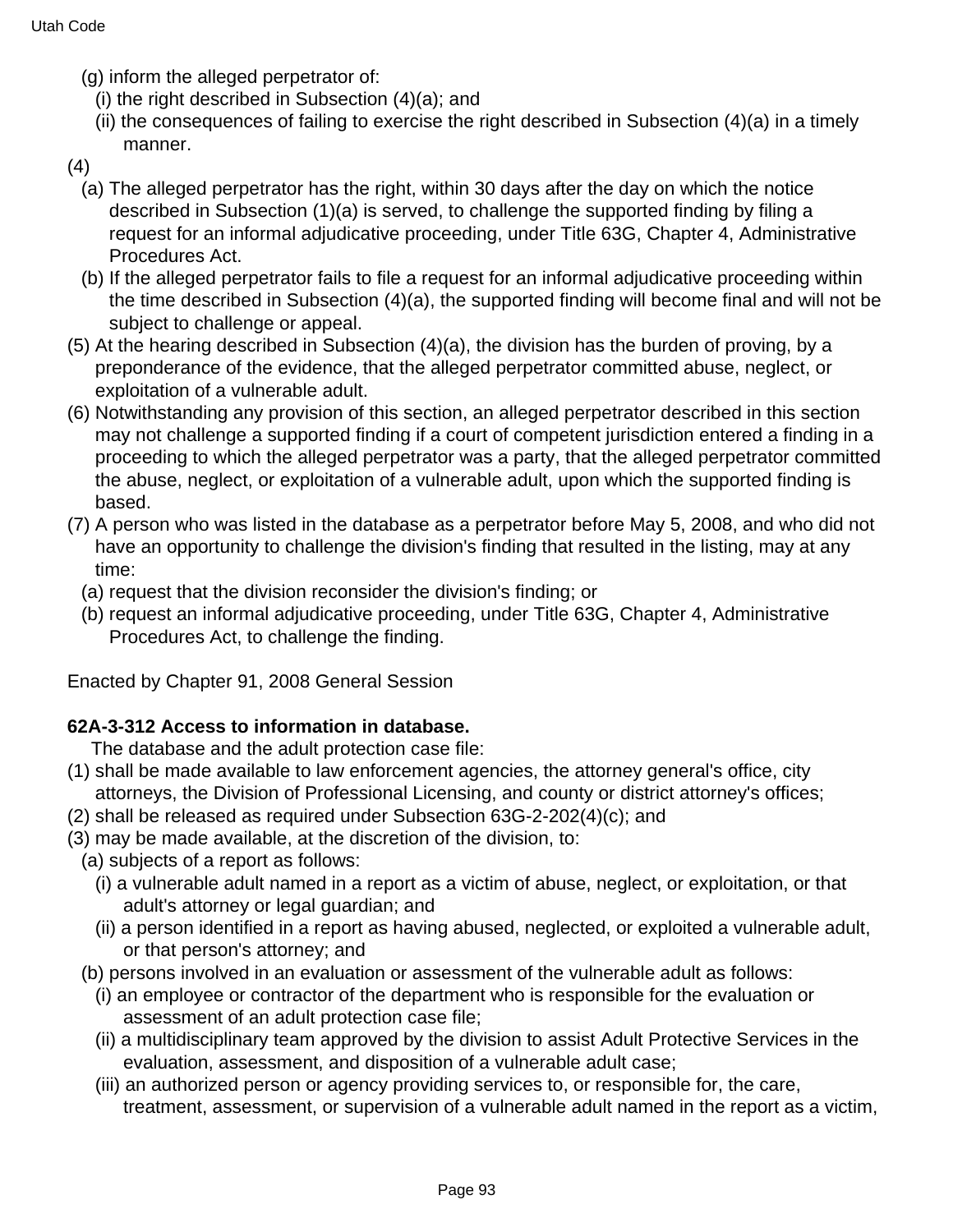(g) inform the alleged perpetrator of:

(i) the right described in Subsection (4)(a); and

(ii) the consequences of failing to exercise the right described in Subsection (4)(a) in a timely manner.

(4)

(a) The alleged perpetrator has the right, within 30 days after the day on which the notice described in Subsection (1)(a) is served, to challenge the supported finding by filing a request for an informal adjudicative proceeding, under Title 63G, Chapter 4, Administrative Procedures Act.

(b) If the alleged perpetrator fails to file a request for an informal adjudicative proceeding within the time described in Subsection (4)(a), the supported finding will become final and will not be subject to challenge or appeal.

(5) At the hearing described in Subsection (4)(a), the division has the burden of proving, by a preponderance of the evidence, that the alleged perpetrator committed abuse, neglect, or exploitation of a vulnerable adult.

(6) Notwithstanding any provision of this section, an alleged perpetrator described in this section may not challenge a supported finding if a court of competent jurisdiction entered a finding in a proceeding to which the alleged perpetrator was a party, that the alleged perpetrator committed the abuse, neglect, or exploitation of a vulnerable adult, upon which the supported finding is based.

(7) A person who was listed in the database as a perpetrator before May 5, 2008, and who did not have an opportunity to challenge the division's finding that resulted in the listing, may at any time:

(a) request that the division reconsider the division's finding; or

(b) request an informal adjudicative proceeding, under Title 63G, Chapter 4, Administrative Procedures Act, to challenge the finding.

Enacted by Chapter 91, 2008 General Session

**62A-3-312 Access to information in database.**

The database and the adult protection case file:

(1) shall be made available to law enforcement agencies, the attorney general's office, city attorneys, the Division of Professional Licensing, and county or district attorney's offices;

(2) shall be released as required under Subsection 63G-2-202(4)(c); and

(3) may be made available, at the discretion of the division, to:

(a) subjects of a report as follows:

(i) a vulnerable adult named in a report as a victim of abuse, neglect, or exploitation, or that adult's attorney or legal guardian; and

(ii) a person identified in a report as having abused, neglected, or exploited a vulnerable adult, or that person's attorney; and

(b) persons involved in an evaluation or assessment of the vulnerable adult as follows:

(i) an employee or contractor of the department who is responsible for the evaluation or assessment of an adult protection case file;

(ii) a multidisciplinary team approved by the division to assist Adult Protective Services in the evaluation, assessment, and disposition of a vulnerable adult case;

(iii) an authorized person or agency providing services to, or responsible for, the care, treatment, assessment, or supervision of a vulnerable adult named in the report as a victim,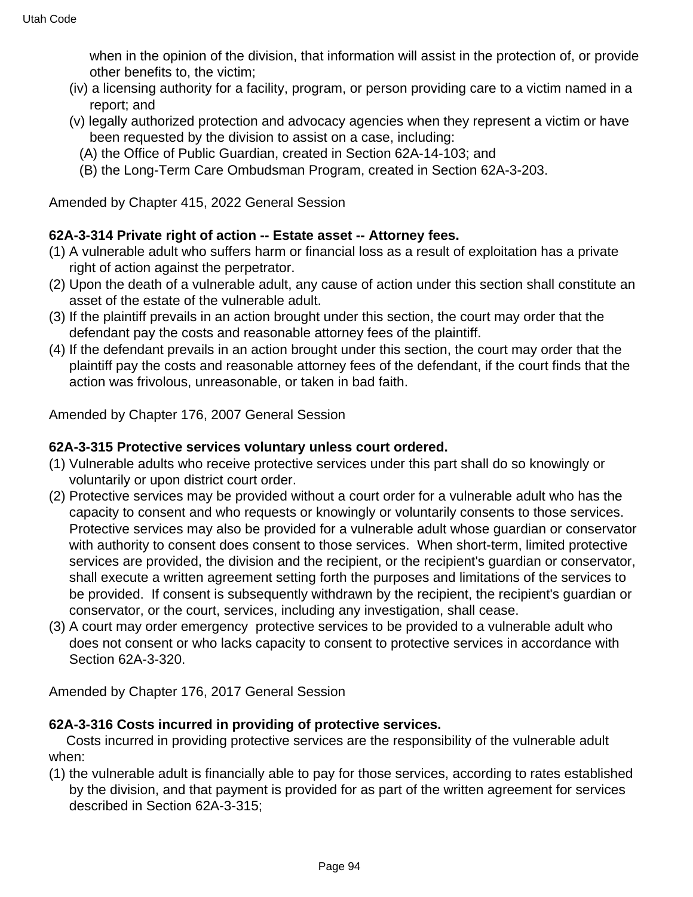when in the opinion of the division, that information will assist in the protection of, or provide other benefits to, the victim;

(iv) a licensing authority for a facility, program, or person providing care to a victim named in a report; and

(v) legally authorized protection and advocacy agencies when they represent a victim or have been requested by the division to assist on a case, including:

(A) the Office of Public Guardian, created in Section 62A-14-103; and

(B) the Long-Term Care Ombudsman Program, created in Section 62A-3-203.

Amended by Chapter 415, 2022 General Session

**62A-3-314 Private right of action -- Estate asset -- Attorney fees.**

(1) A vulnerable adult who suffers harm or financial loss as a result of exploitation has a private right of action against the perpetrator.

(2) Upon the death of a vulnerable adult, any cause of action under this section shall constitute an asset of the estate of the vulnerable adult.

(3) If the plaintiff prevails in an action brought under this section, the court may order that the defendant pay the costs and reasonable attorney fees of the plaintiff.

(4) If the defendant prevails in an action brought under this section, the court may order that the plaintiff pay the costs and reasonable attorney fees of the defendant, if the court finds that the action was frivolous, unreasonable, or taken in bad faith.

Amended by Chapter 176, 2007 General Session

**62A-3-315 Protective services voluntary unless court ordered.**

(1) Vulnerable adults who receive protective services under this part shall do so knowingly or voluntarily or upon district court order.

(2) Protective services may be provided without a court order for a vulnerable adult who has the capacity to consent and who requests or knowingly or voluntarily consents to those services. Protective services may also be provided for a vulnerable adult whose guardian or conservator with authority to consent does consent to those services. When short-term, limited protective services are provided, the division and the recipient, or the recipient's guardian or conservator, shall execute a written agreement setting forth the purposes and limitations of the services to be provided. If consent is subsequently withdrawn by the recipient, the recipient's guardian or conservator, or the court, services, including any investigation, shall cease.

(3) A court may order emergency protective services to be provided to a vulnerable adult who does not consent or who lacks capacity to consent to protective services in accordance with Section 62A-3-320.

Amended by Chapter 176, 2017 General Session

**62A-3-316 Costs incurred in providing of protective services.**

Costs incurred in providing protective services are the responsibility of the vulnerable adult when:

(1) the vulnerable adult is financially able to pay for those services, according to rates established by the division, and that payment is provided for as part of the written agreement for services described in Section 62A-3-315;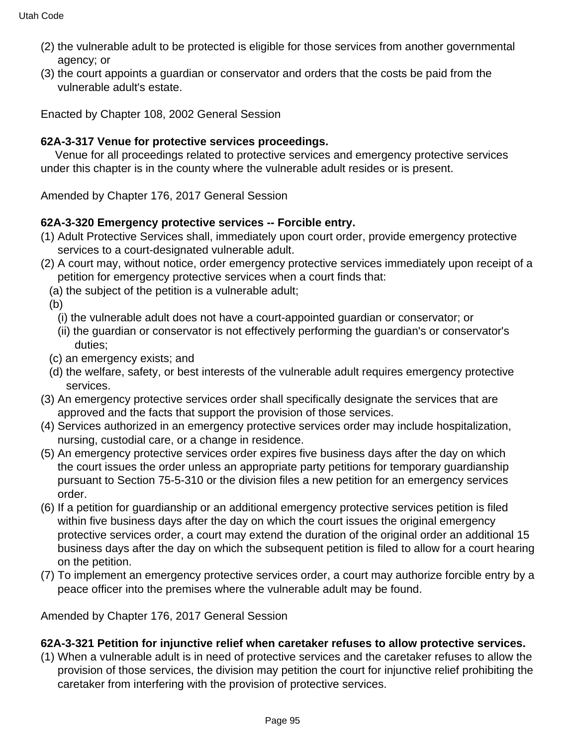(2) the vulnerable adult to be protected is eligible for those services from another governmental agency; or

(3) the court appoints a guardian or conservator and orders that the costs be paid from the vulnerable adult's estate.

Enacted by Chapter 108, 2002 General Session

**62A-3-317 Venue for protective services proceedings.**

Venue for all proceedings related to protective services and emergency protective services under this chapter is in the county where the vulnerable adult resides or is present.

Amended by Chapter 176, 2017 General Session

**62A-3-320 Emergency protective services -- Forcible entry.**

(1) Adult Protective Services shall, immediately upon court order, provide emergency protective services to a court-designated vulnerable adult.

(2) A court may, without notice, order emergency protective services immediately upon receipt of a petition for emergency protective services when a court finds that:
  (a) the subject of the petition is a vulnerable adult;
  (b)
    (i) the vulnerable adult does not have a court-appointed guardian or conservator; or
    (ii) the guardian or conservator is not effectively performing the guardian's or conservator's duties;
  (c) an emergency exists; and
  (d) the welfare, safety, or best interests of the vulnerable adult requires emergency protective services.

(3) An emergency protective services order shall specifically designate the services that are approved and the facts that support the provision of those services.

(4) Services authorized in an emergency protective services order may include hospitalization, nursing, custodial care, or a change in residence.

(5) An emergency protective services order expires five business days after the day on which the court issues the order unless an appropriate party petitions for temporary guardianship pursuant to Section 75-5-310 or the division files a new petition for an emergency services order.

(6) If a petition for guardianship or an additional emergency protective services petition is filed within five business days after the day on which the court issues the original emergency protective services order, a court may extend the duration of the original order an additional 15 business days after the day on which the subsequent petition is filed to allow for a court hearing on the petition.

(7) To implement an emergency protective services order, a court may authorize forcible entry by a peace officer into the premises where the vulnerable adult may be found.

Amended by Chapter 176, 2017 General Session

**62A-3-321 Petition for injunctive relief when caretaker refuses to allow protective services.**

(1) When a vulnerable adult is in need of protective services and the caretaker refuses to allow the provision of those services, the division may petition the court for injunctive relief prohibiting the caretaker from interfering with the provision of protective services.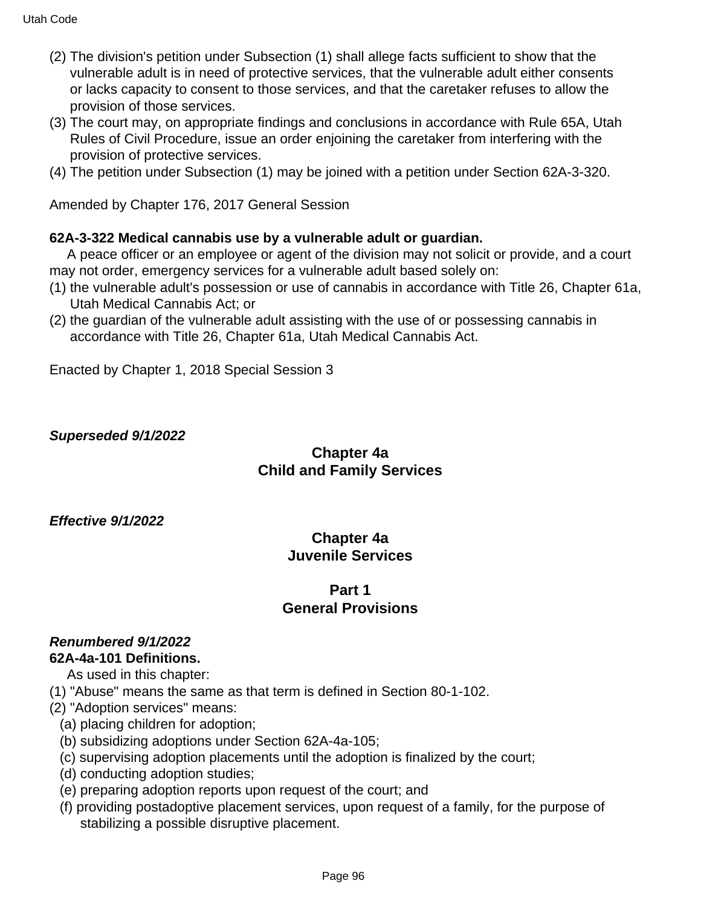(2) The division's petition under Subsection (1) shall allege facts sufficient to show that the vulnerable adult is in need of protective services, that the vulnerable adult either consents or lacks capacity to consent to those services, and that the caretaker refuses to allow the provision of those services.

(3) The court may, on appropriate findings and conclusions in accordance with Rule 65A, Utah Rules of Civil Procedure, issue an order enjoining the caretaker from interfering with the provision of protective services.

(4) The petition under Subsection (1) may be joined with a petition under Section 62A-3-320.

Amended by Chapter 176, 2017 General Session

**62A-3-322 Medical cannabis use by a vulnerable adult or guardian.**

A peace officer or an employee or agent of the division may not solicit or provide, and a court may not order, emergency services for a vulnerable adult based solely on:

(1) the vulnerable adult's possession or use of cannabis in accordance with Title 26, Chapter 61a, Utah Medical Cannabis Act; or

(2) the guardian of the vulnerable adult assisting with the use of or possessing cannabis in accordance with Title 26, Chapter 61a, Utah Medical Cannabis Act.

Enacted by Chapter 1, 2018 Special Session 3

***Superseded 9/1/2022***

## Chapter 4a
## Child and Family Services

***Effective 9/1/2022***

## Chapter 4a
## Juvenile Services

### Part 1
### General Provisions

***Renumbered 9/1/2022***

**62A-4a-101 Definitions.**

As used in this chapter:

(1) "Abuse" means the same as that term is defined in Section 80-1-102.

(2) "Adoption services" means:

(a) placing children for adoption;

(b) subsidizing adoptions under Section 62A-4a-105;

(c) supervising adoption placements until the adoption is finalized by the court;

(d) conducting adoption studies;

(e) preparing adoption reports upon request of the court; and

(f) providing postadoptive placement services, upon request of a family, for the purpose of stabilizing a possible disruptive placement.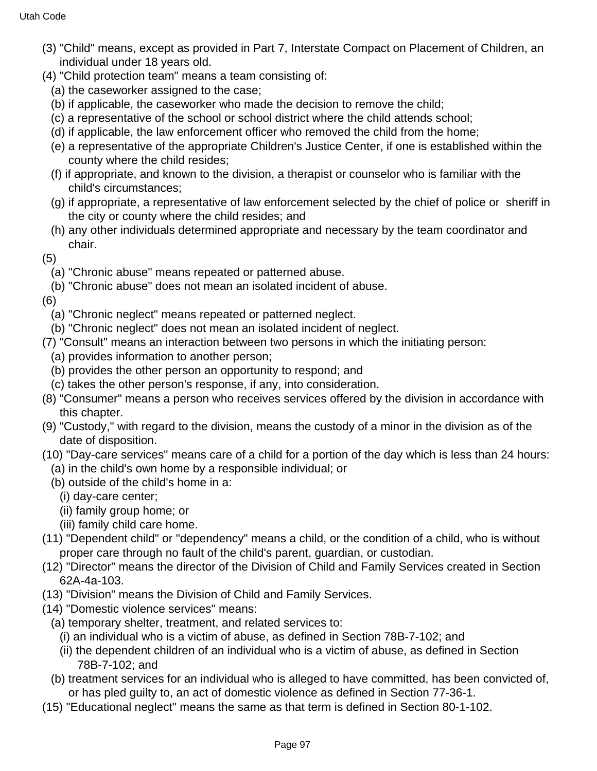(3) "Child" means, except as provided in Part 7, Interstate Compact on Placement of Children, an individual under 18 years old.

(4) "Child protection team" means a team consisting of:

  (a) the caseworker assigned to the case;

  (b) if applicable, the caseworker who made the decision to remove the child;

  (c) a representative of the school or school district where the child attends school;

  (d) if applicable, the law enforcement officer who removed the child from the home;

  (e) a representative of the appropriate Children's Justice Center, if one is established within the county where the child resides;

  (f) if appropriate, and known to the division, a therapist or counselor who is familiar with the child's circumstances;

  (g) if appropriate, a representative of law enforcement selected by the chief of police or sheriff in the city or county where the child resides; and

  (h) any other individuals determined appropriate and necessary by the team coordinator and chair.

(5)

  (a) "Chronic abuse" means repeated or patterned abuse.

  (b) "Chronic abuse" does not mean an isolated incident of abuse.

(6)

  (a) "Chronic neglect" means repeated or patterned neglect.

  (b) "Chronic neglect" does not mean an isolated incident of neglect.

(7) "Consult" means an interaction between two persons in which the initiating person:

  (a) provides information to another person;

  (b) provides the other person an opportunity to respond; and

  (c) takes the other person's response, if any, into consideration.

(8) "Consumer" means a person who receives services offered by the division in accordance with this chapter.

(9) "Custody," with regard to the division, means the custody of a minor in the division as of the date of disposition.

(10) "Day-care services" means care of a child for a portion of the day which is less than 24 hours:

  (a) in the child's own home by a responsible individual; or

  (b) outside of the child's home in a:

    (i) day-care center;

    (ii) family group home; or

    (iii) family child care home.

(11) "Dependent child" or "dependency" means a child, or the condition of a child, who is without proper care through no fault of the child's parent, guardian, or custodian.

(12) "Director" means the director of the Division of Child and Family Services created in Section 62A-4a-103.

(13) "Division" means the Division of Child and Family Services.

(14) "Domestic violence services" means:

  (a) temporary shelter, treatment, and related services to:

    (i) an individual who is a victim of abuse, as defined in Section 78B-7-102; and

    (ii) the dependent children of an individual who is a victim of abuse, as defined in Section 78B-7-102; and

  (b) treatment services for an individual who is alleged to have committed, has been convicted of, or has pled guilty to, an act of domestic violence as defined in Section 77-36-1.

(15) "Educational neglect" means the same as that term is defined in Section 80-1-102.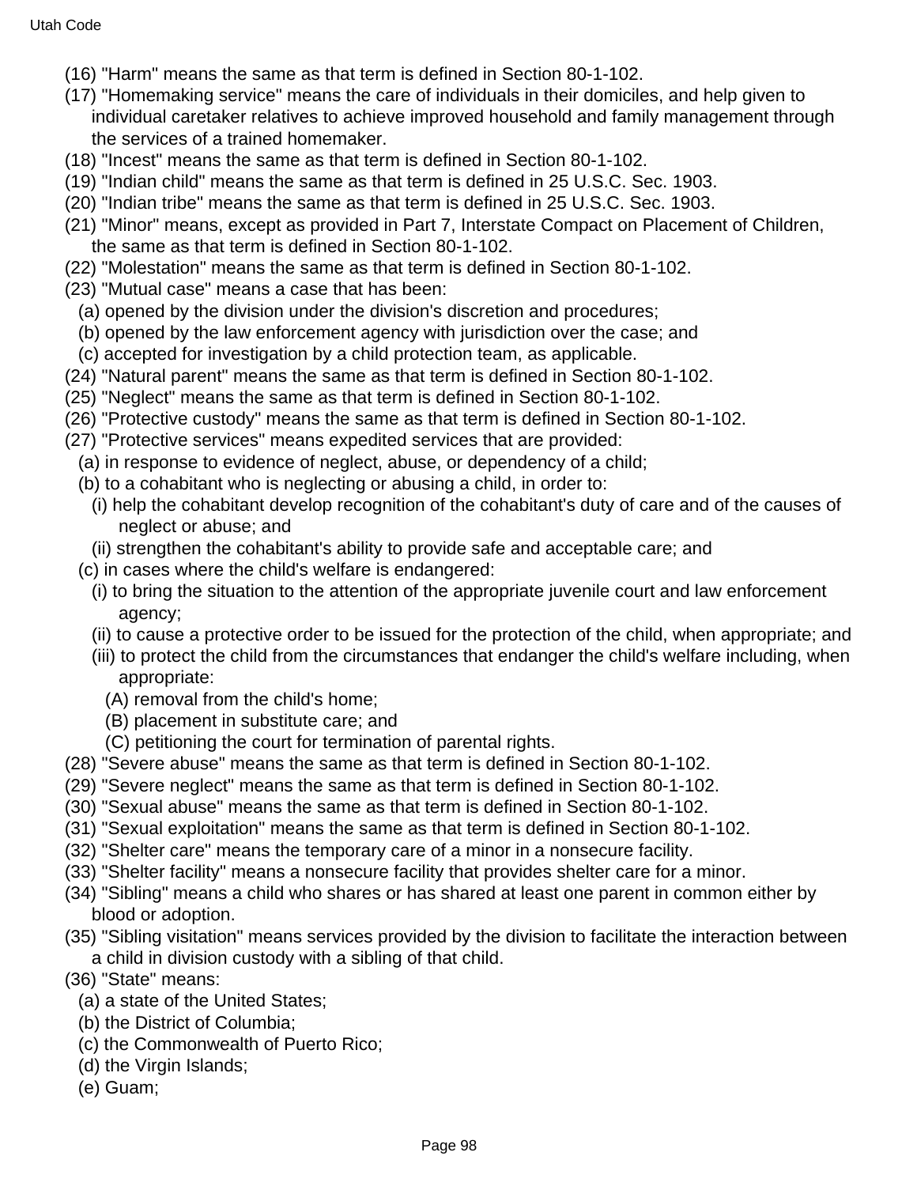(16) "Harm" means the same as that term is defined in Section 80-1-102.

(17) "Homemaking service" means the care of individuals in their domiciles, and help given to individual caretaker relatives to achieve improved household and family management through the services of a trained homemaker.

(18) "Incest" means the same as that term is defined in Section 80-1-102.

(19) "Indian child" means the same as that term is defined in 25 U.S.C. Sec. 1903.

(20) "Indian tribe" means the same as that term is defined in 25 U.S.C. Sec. 1903.

(21) "Minor" means, except as provided in Part 7, Interstate Compact on Placement of Children, the same as that term is defined in Section 80-1-102.

(22) "Molestation" means the same as that term is defined in Section 80-1-102.

(23) "Mutual case" means a case that has been:

(a) opened by the division under the division's discretion and procedures;

(b) opened by the law enforcement agency with jurisdiction over the case; and

(c) accepted for investigation by a child protection team, as applicable.

(24) "Natural parent" means the same as that term is defined in Section 80-1-102.

(25) "Neglect" means the same as that term is defined in Section 80-1-102.

(26) "Protective custody" means the same as that term is defined in Section 80-1-102.

(27) "Protective services" means expedited services that are provided:

(a) in response to evidence of neglect, abuse, or dependency of a child;

(b) to a cohabitant who is neglecting or abusing a child, in order to:

(i) help the cohabitant develop recognition of the cohabitant's duty of care and of the causes of neglect or abuse; and

(ii) strengthen the cohabitant's ability to provide safe and acceptable care; and

(c) in cases where the child's welfare is endangered:

(i) to bring the situation to the attention of the appropriate juvenile court and law enforcement agency;

(ii) to cause a protective order to be issued for the protection of the child, when appropriate; and

(iii) to protect the child from the circumstances that endanger the child's welfare including, when appropriate:

(A) removal from the child's home;

(B) placement in substitute care; and

(C) petitioning the court for termination of parental rights.

(28) "Severe abuse" means the same as that term is defined in Section 80-1-102.

(29) "Severe neglect" means the same as that term is defined in Section 80-1-102.

(30) "Sexual abuse" means the same as that term is defined in Section 80-1-102.

(31) "Sexual exploitation" means the same as that term is defined in Section 80-1-102.

(32) "Shelter care" means the temporary care of a minor in a nonsecure facility.

(33) "Shelter facility" means a nonsecure facility that provides shelter care for a minor.

(34) "Sibling" means a child who shares or has shared at least one parent in common either by blood or adoption.

(35) "Sibling visitation" means services provided by the division to facilitate the interaction between a child in division custody with a sibling of that child.

(36) "State" means:

(a) a state of the United States;

(b) the District of Columbia;

(c) the Commonwealth of Puerto Rico;

(d) the Virgin Islands;

(e) Guam;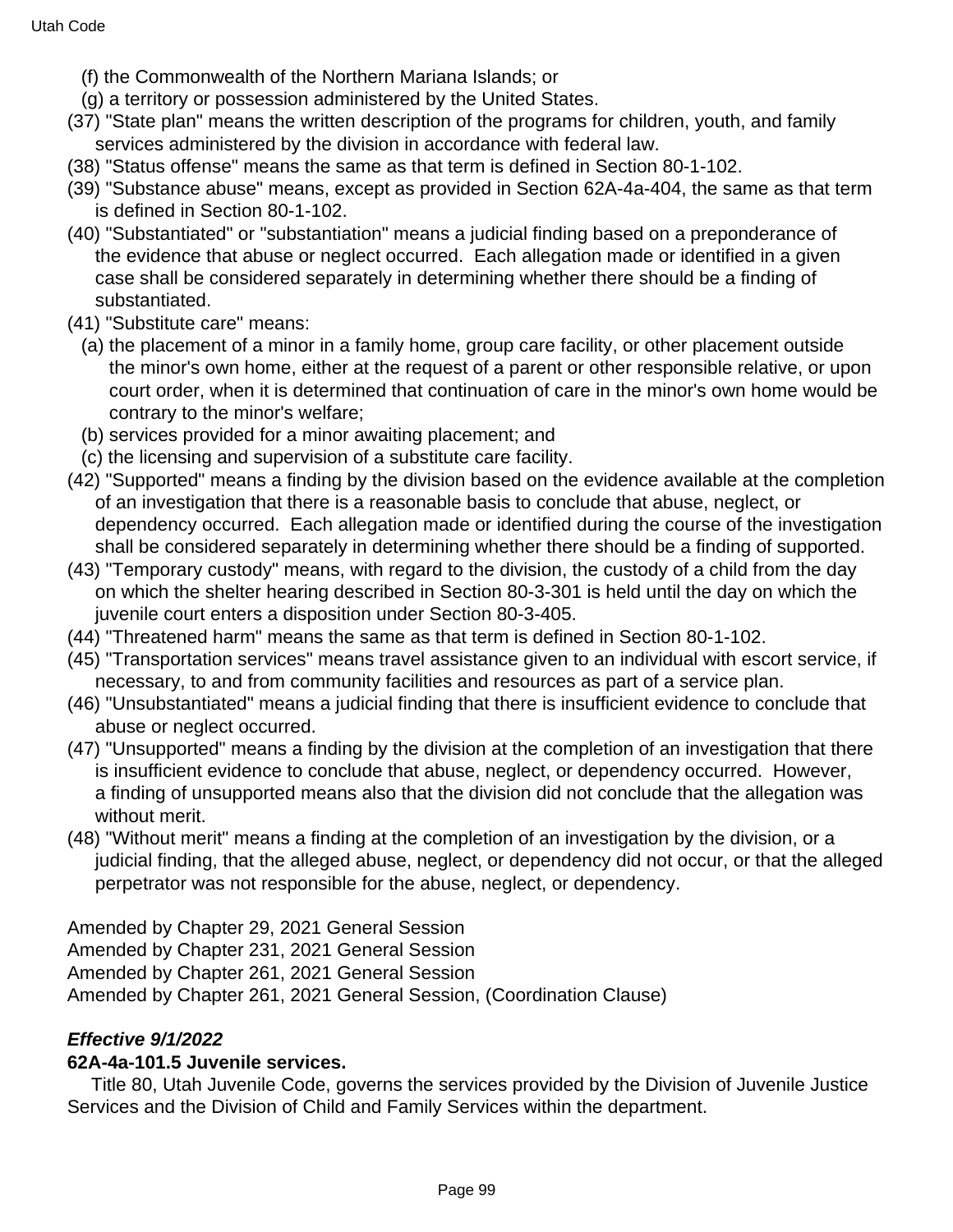(f) the Commonwealth of the Northern Mariana Islands; or

(g) a territory or possession administered by the United States.

(37) "State plan" means the written description of the programs for children, youth, and family services administered by the division in accordance with federal law.

(38) "Status offense" means the same as that term is defined in Section 80-1-102.

(39) "Substance abuse" means, except as provided in Section 62A-4a-404, the same as that term is defined in Section 80-1-102.

(40) "Substantiated" or "substantiation" means a judicial finding based on a preponderance of the evidence that abuse or neglect occurred. Each allegation made or identified in a given case shall be considered separately in determining whether there should be a finding of substantiated.

(41) "Substitute care" means:

(a) the placement of a minor in a family home, group care facility, or other placement outside the minor's own home, either at the request of a parent or other responsible relative, or upon court order, when it is determined that continuation of care in the minor's own home would be contrary to the minor's welfare;

(b) services provided for a minor awaiting placement; and

(c) the licensing and supervision of a substitute care facility.

(42) "Supported" means a finding by the division based on the evidence available at the completion of an investigation that there is a reasonable basis to conclude that abuse, neglect, or dependency occurred. Each allegation made or identified during the course of the investigation shall be considered separately in determining whether there should be a finding of supported.

(43) "Temporary custody" means, with regard to the division, the custody of a child from the day on which the shelter hearing described in Section 80-3-301 is held until the day on which the juvenile court enters a disposition under Section 80-3-405.

(44) "Threatened harm" means the same as that term is defined in Section 80-1-102.

(45) "Transportation services" means travel assistance given to an individual with escort service, if necessary, to and from community facilities and resources as part of a service plan.

(46) "Unsubstantiated" means a judicial finding that there is insufficient evidence to conclude that abuse or neglect occurred.

(47) "Unsupported" means a finding by the division at the completion of an investigation that there is insufficient evidence to conclude that abuse, neglect, or dependency occurred. However, a finding of unsupported means also that the division did not conclude that the allegation was without merit.

(48) "Without merit" means a finding at the completion of an investigation by the division, or a judicial finding, that the alleged abuse, neglect, or dependency did not occur, or that the alleged perpetrator was not responsible for the abuse, neglect, or dependency.

Amended by Chapter 29, 2021 General Session
Amended by Chapter 231, 2021 General Session
Amended by Chapter 261, 2021 General Session
Amended by Chapter 261, 2021 General Session, (Coordination Clause)

***Effective 9/1/2022***

**62A-4a-101.5 Juvenile services.**

Title 80, Utah Juvenile Code, governs the services provided by the Division of Juvenile Justice Services and the Division of Child and Family Services within the department.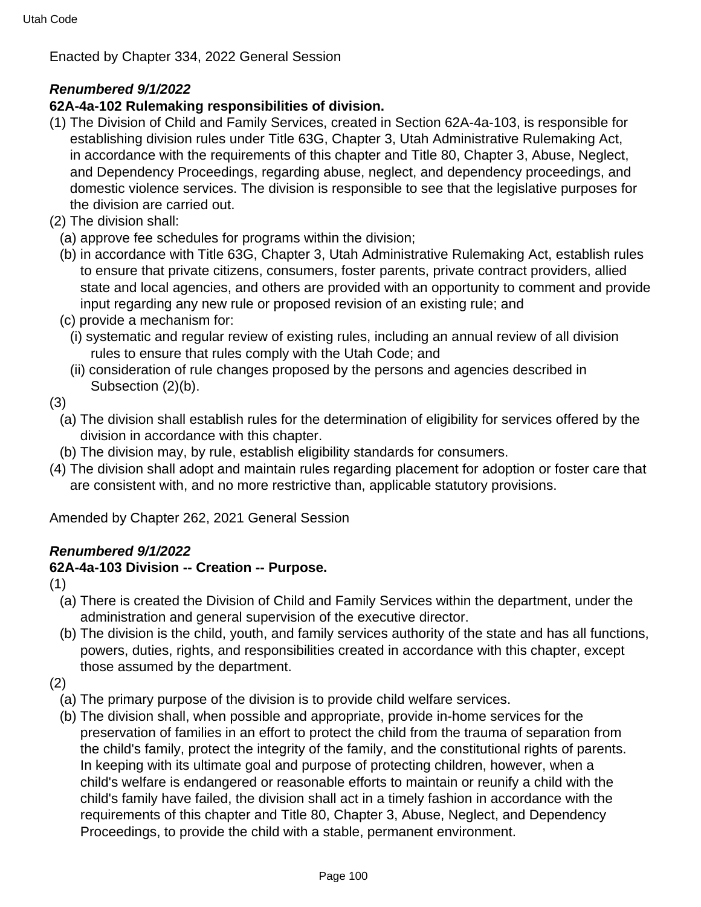Enacted by Chapter 334, 2022 General Session

***Renumbered 9/1/2022***

**62A-4a-102 Rulemaking responsibilities of division.**

(1) The Division of Child and Family Services, created in Section 62A-4a-103, is responsible for establishing division rules under Title 63G, Chapter 3, Utah Administrative Rulemaking Act, in accordance with the requirements of this chapter and Title 80, Chapter 3, Abuse, Neglect, and Dependency Proceedings, regarding abuse, neglect, and dependency proceedings, and domestic violence services. The division is responsible to see that the legislative purposes for the division are carried out.

(2) The division shall:

(a) approve fee schedules for programs within the division;

(b) in accordance with Title 63G, Chapter 3, Utah Administrative Rulemaking Act, establish rules to ensure that private citizens, consumers, foster parents, private contract providers, allied state and local agencies, and others are provided with an opportunity to comment and provide input regarding any new rule or proposed revision of an existing rule; and

(c) provide a mechanism for:

(i) systematic and regular review of existing rules, including an annual review of all division rules to ensure that rules comply with the Utah Code; and

(ii) consideration of rule changes proposed by the persons and agencies described in Subsection (2)(b).

(3)

(a) The division shall establish rules for the determination of eligibility for services offered by the division in accordance with this chapter.

(b) The division may, by rule, establish eligibility standards for consumers.

(4) The division shall adopt and maintain rules regarding placement for adoption or foster care that are consistent with, and no more restrictive than, applicable statutory provisions.

Amended by Chapter 262, 2021 General Session

***Renumbered 9/1/2022***

**62A-4a-103 Division -- Creation -- Purpose.**

(1)

(a) There is created the Division of Child and Family Services within the department, under the administration and general supervision of the executive director.

(b) The division is the child, youth, and family services authority of the state and has all functions, powers, duties, rights, and responsibilities created in accordance with this chapter, except those assumed by the department.

(2)

(a) The primary purpose of the division is to provide child welfare services.

(b) The division shall, when possible and appropriate, provide in-home services for the preservation of families in an effort to protect the child from the trauma of separation from the child's family, protect the integrity of the family, and the constitutional rights of parents. In keeping with its ultimate goal and purpose of protecting children, however, when a child's welfare is endangered or reasonable efforts to maintain or reunify a child with the child's family have failed, the division shall act in a timely fashion in accordance with the requirements of this chapter and Title 80, Chapter 3, Abuse, Neglect, and Dependency Proceedings, to provide the child with a stable, permanent environment.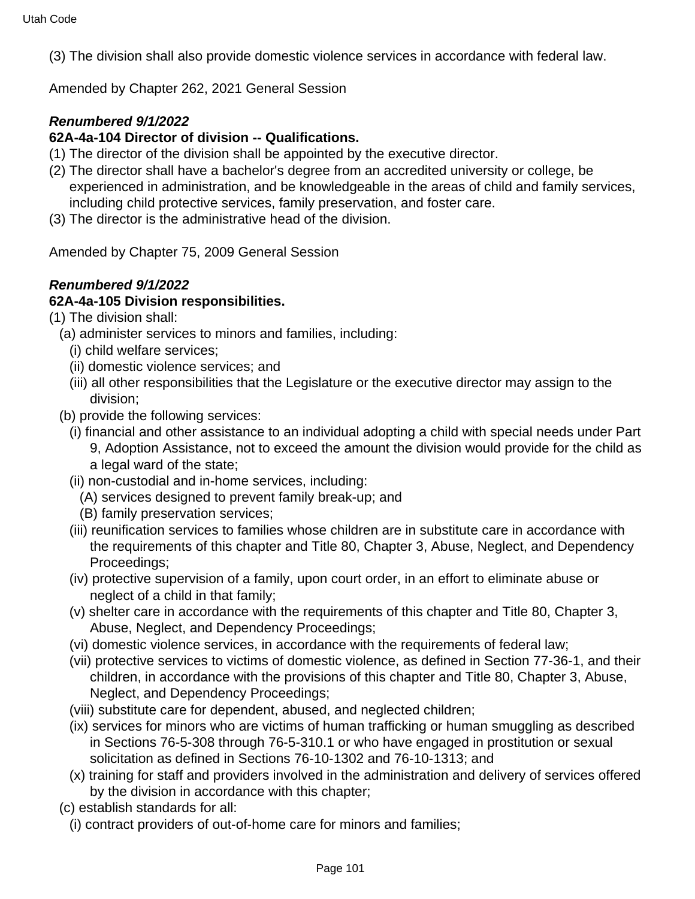(3) The division shall also provide domestic violence services in accordance with federal law.

Amended by Chapter 262, 2021 General Session

***Renumbered 9/1/2022***
**62A-4a-104 Director of division -- Qualifications.**

(1) The director of the division shall be appointed by the executive director.
(2) The director shall have a bachelor's degree from an accredited university or college, be experienced in administration, and be knowledgeable in the areas of child and family services, including child protective services, family preservation, and foster care.
(3) The director is the administrative head of the division.

Amended by Chapter 75, 2009 General Session

***Renumbered 9/1/2022***
**62A-4a-105 Division responsibilities.**

(1) The division shall:
  (a) administer services to minors and families, including:
    (i) child welfare services;
    (ii) domestic violence services; and
    (iii) all other responsibilities that the Legislature or the executive director may assign to the division;
  (b) provide the following services:
    (i) financial and other assistance to an individual adopting a child with special needs under Part 9, Adoption Assistance, not to exceed the amount the division would provide for the child as a legal ward of the state;
    (ii) non-custodial and in-home services, including:
      (A) services designed to prevent family break-up; and
      (B) family preservation services;
    (iii) reunification services to families whose children are in substitute care in accordance with the requirements of this chapter and Title 80, Chapter 3, Abuse, Neglect, and Dependency Proceedings;
    (iv) protective supervision of a family, upon court order, in an effort to eliminate abuse or neglect of a child in that family;
    (v) shelter care in accordance with the requirements of this chapter and Title 80, Chapter 3, Abuse, Neglect, and Dependency Proceedings;
    (vi) domestic violence services, in accordance with the requirements of federal law;
    (vii) protective services to victims of domestic violence, as defined in Section 77-36-1, and their children, in accordance with the provisions of this chapter and Title 80, Chapter 3, Abuse, Neglect, and Dependency Proceedings;
    (viii) substitute care for dependent, abused, and neglected children;
    (ix) services for minors who are victims of human trafficking or human smuggling as described in Sections 76-5-308 through 76-5-310.1 or who have engaged in prostitution or sexual solicitation as defined in Sections 76-10-1302 and 76-10-1313; and
    (x) training for staff and providers involved in the administration and delivery of services offered by the division in accordance with this chapter;
  (c) establish standards for all:
    (i) contract providers of out-of-home care for minors and families;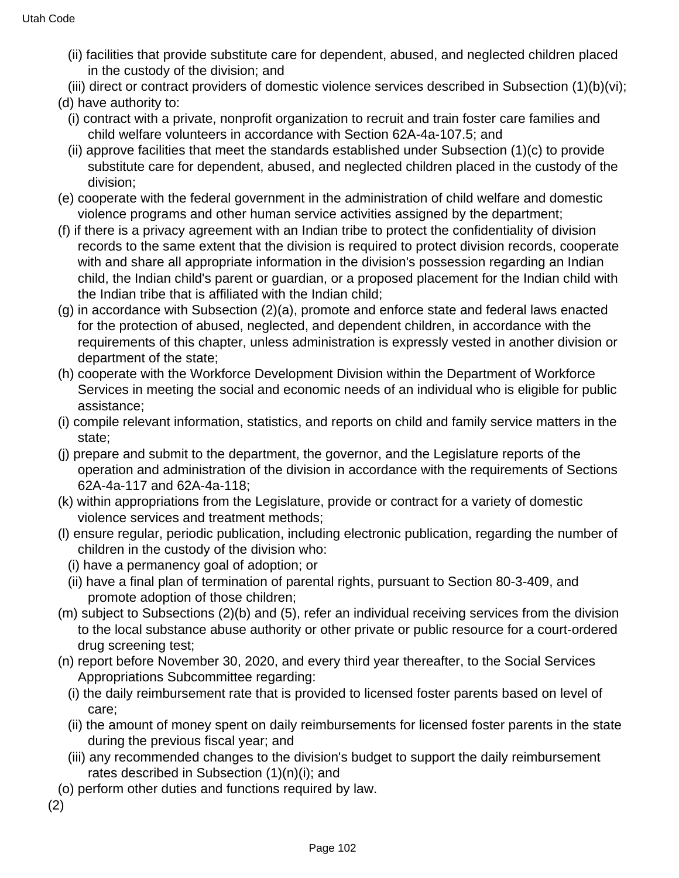(ii) facilities that provide substitute care for dependent, abused, and neglected children placed in the custody of the division; and

(iii) direct or contract providers of domestic violence services described in Subsection (1)(b)(vi);

(d) have authority to:

(i) contract with a private, nonprofit organization to recruit and train foster care families and child welfare volunteers in accordance with Section 62A-4a-107.5; and

(ii) approve facilities that meet the standards established under Subsection (1)(c) to provide substitute care for dependent, abused, and neglected children placed in the custody of the division;

(e) cooperate with the federal government in the administration of child welfare and domestic violence programs and other human service activities assigned by the department;

(f) if there is a privacy agreement with an Indian tribe to protect the confidentiality of division records to the same extent that the division is required to protect division records, cooperate with and share all appropriate information in the division's possession regarding an Indian child, the Indian child's parent or guardian, or a proposed placement for the Indian child with the Indian tribe that is affiliated with the Indian child;

(g) in accordance with Subsection (2)(a), promote and enforce state and federal laws enacted for the protection of abused, neglected, and dependent children, in accordance with the requirements of this chapter, unless administration is expressly vested in another division or department of the state;

(h) cooperate with the Workforce Development Division within the Department of Workforce Services in meeting the social and economic needs of an individual who is eligible for public assistance;

(i) compile relevant information, statistics, and reports on child and family service matters in the state;

(j) prepare and submit to the department, the governor, and the Legislature reports of the operation and administration of the division in accordance with the requirements of Sections 62A-4a-117 and 62A-4a-118;

(k) within appropriations from the Legislature, provide or contract for a variety of domestic violence services and treatment methods;

(l) ensure regular, periodic publication, including electronic publication, regarding the number of children in the custody of the division who:

(i) have a permanency goal of adoption; or

(ii) have a final plan of termination of parental rights, pursuant to Section 80-3-409, and promote adoption of those children;

(m) subject to Subsections (2)(b) and (5), refer an individual receiving services from the division to the local substance abuse authority or other private or public resource for a court-ordered drug screening test;

(n) report before November 30, 2020, and every third year thereafter, to the Social Services Appropriations Subcommittee regarding:

(i) the daily reimbursement rate that is provided to licensed foster parents based on level of care;

(ii) the amount of money spent on daily reimbursements for licensed foster parents in the state during the previous fiscal year; and

(iii) any recommended changes to the division's budget to support the daily reimbursement rates described in Subsection (1)(n)(i); and

(o) perform other duties and functions required by law.

(2)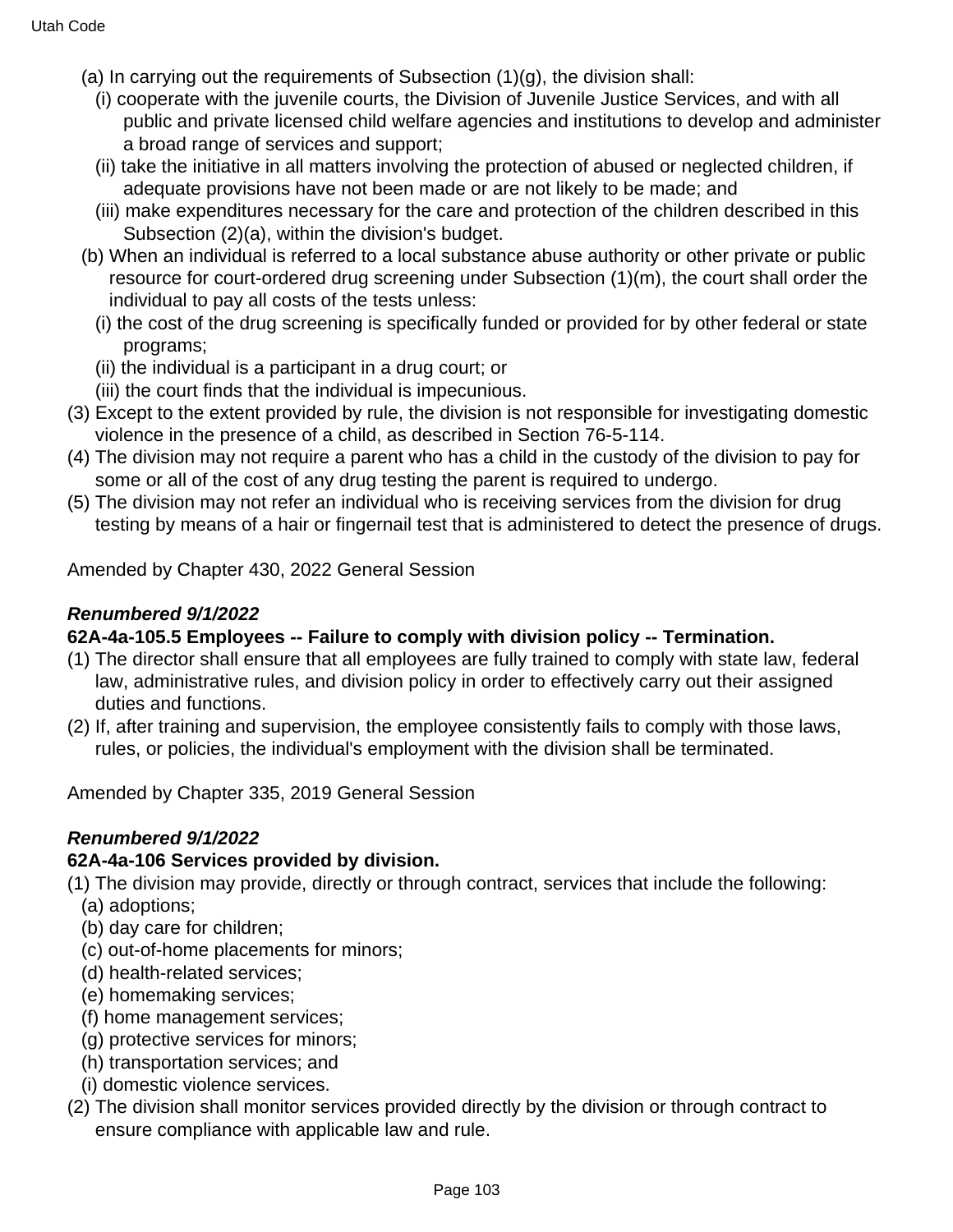(a) In carrying out the requirements of Subsection (1)(g), the division shall:

(i) cooperate with the juvenile courts, the Division of Juvenile Justice Services, and with all public and private licensed child welfare agencies and institutions to develop and administer a broad range of services and support;

(ii) take the initiative in all matters involving the protection of abused or neglected children, if adequate provisions have not been made or are not likely to be made; and

(iii) make expenditures necessary for the care and protection of the children described in this Subsection (2)(a), within the division's budget.

(b) When an individual is referred to a local substance abuse authority or other private or public resource for court-ordered drug screening under Subsection (1)(m), the court shall order the individual to pay all costs of the tests unless:

(i) the cost of the drug screening is specifically funded or provided for by other federal or state programs;

(ii) the individual is a participant in a drug court; or

(iii) the court finds that the individual is impecunious.

(3) Except to the extent provided by rule, the division is not responsible for investigating domestic violence in the presence of a child, as described in Section 76-5-114.

(4) The division may not require a parent who has a child in the custody of the division to pay for some or all of the cost of any drug testing the parent is required to undergo.

(5) The division may not refer an individual who is receiving services from the division for drug testing by means of a hair or fingernail test that is administered to detect the presence of drugs.

Amended by Chapter 430, 2022 General Session

***Renumbered 9/1/2022***

**62A-4a-105.5 Employees -- Failure to comply with division policy -- Termination.**

(1) The director shall ensure that all employees are fully trained to comply with state law, federal law, administrative rules, and division policy in order to effectively carry out their assigned duties and functions.

(2) If, after training and supervision, the employee consistently fails to comply with those laws, rules, or policies, the individual's employment with the division shall be terminated.

Amended by Chapter 335, 2019 General Session

***Renumbered 9/1/2022***

**62A-4a-106 Services provided by division.**

(1) The division may provide, directly or through contract, services that include the following:

(a) adoptions;

(b) day care for children;

(c) out-of-home placements for minors;

(d) health-related services;

(e) homemaking services;

(f) home management services;

(g) protective services for minors;

(h) transportation services; and

(i) domestic violence services.

(2) The division shall monitor services provided directly by the division or through contract to ensure compliance with applicable law and rule.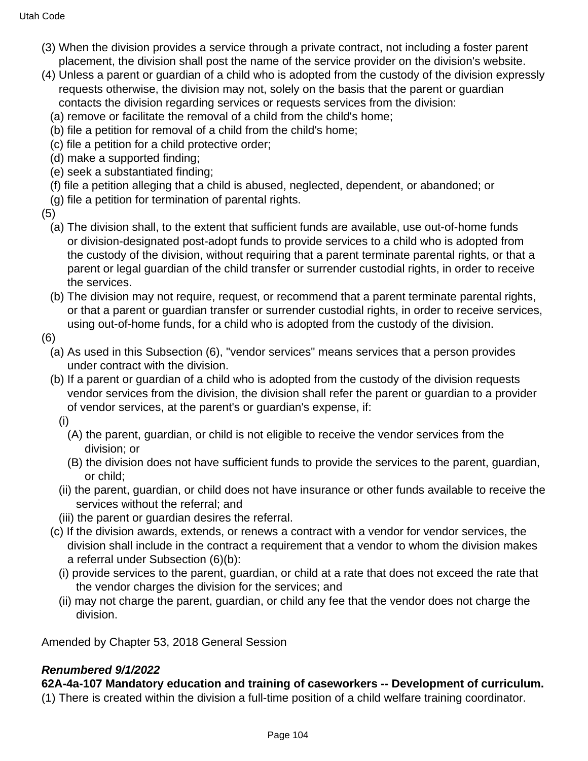(3) When the division provides a service through a private contract, not including a foster parent placement, the division shall post the name of the service provider on the division's website.

(4) Unless a parent or guardian of a child who is adopted from the custody of the division expressly requests otherwise, the division may not, solely on the basis that the parent or guardian contacts the division regarding services or requests services from the division:

(a) remove or facilitate the removal of a child from the child's home;

(b) file a petition for removal of a child from the child's home;

(c) file a petition for a child protective order;

(d) make a supported finding;

(e) seek a substantiated finding;

(f) file a petition alleging that a child is abused, neglected, dependent, or abandoned; or

(g) file a petition for termination of parental rights.

(5)

(a) The division shall, to the extent that sufficient funds are available, use out-of-home funds or division-designated post-adopt funds to provide services to a child who is adopted from the custody of the division, without requiring that a parent terminate parental rights, or that a parent or legal guardian of the child transfer or surrender custodial rights, in order to receive the services.

(b) The division may not require, request, or recommend that a parent terminate parental rights, or that a parent or guardian transfer or surrender custodial rights, in order to receive services, using out-of-home funds, for a child who is adopted from the custody of the division.

(6)

(a) As used in this Subsection (6), "vendor services" means services that a person provides under contract with the division.

(b) If a parent or guardian of a child who is adopted from the custody of the division requests vendor services from the division, the division shall refer the parent or guardian to a provider of vendor services, at the parent's or guardian's expense, if:

(i)

(A) the parent, guardian, or child is not eligible to receive the vendor services from the division; or

(B) the division does not have sufficient funds to provide the services to the parent, guardian, or child;

(ii) the parent, guardian, or child does not have insurance or other funds available to receive the services without the referral; and

(iii) the parent or guardian desires the referral.

(c) If the division awards, extends, or renews a contract with a vendor for vendor services, the division shall include in the contract a requirement that a vendor to whom the division makes a referral under Subsection (6)(b):

(i) provide services to the parent, guardian, or child at a rate that does not exceed the rate that the vendor charges the division for the services; and

(ii) may not charge the parent, guardian, or child any fee that the vendor does not charge the division.

Amended by Chapter 53, 2018 General Session

***Renumbered 9/1/2022***

**62A-4a-107 Mandatory education and training of caseworkers -- Development of curriculum.**

(1) There is created within the division a full-time position of a child welfare training coordinator.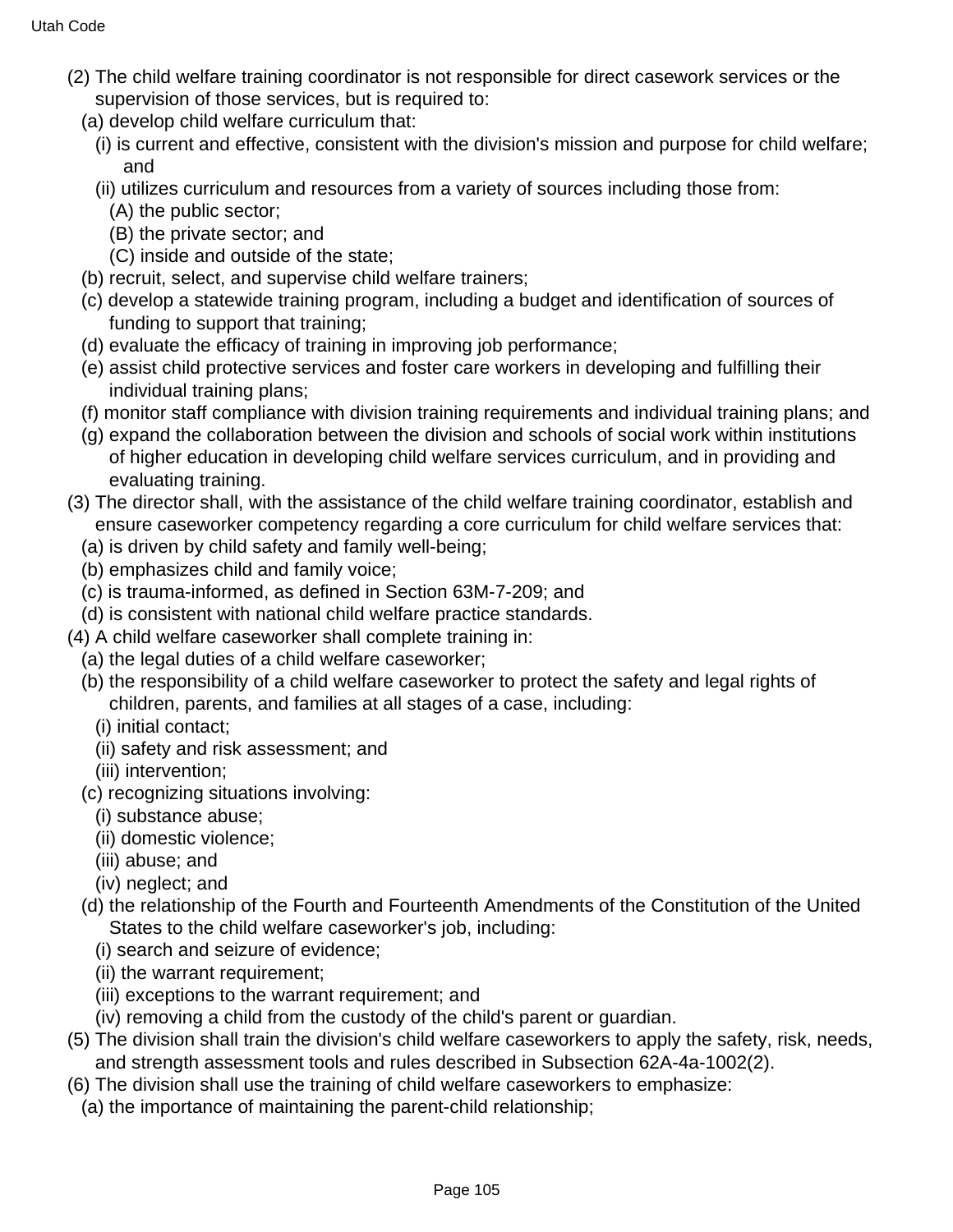(2) The child welfare training coordinator is not responsible for direct casework services or the supervision of those services, but is required to:

(a) develop child welfare curriculum that:

(i) is current and effective, consistent with the division's mission and purpose for child welfare; and

(ii) utilizes curriculum and resources from a variety of sources including those from:

(A) the public sector;

(B) the private sector; and

(C) inside and outside of the state;

(b) recruit, select, and supervise child welfare trainers;

(c) develop a statewide training program, including a budget and identification of sources of funding to support that training;

(d) evaluate the efficacy of training in improving job performance;

(e) assist child protective services and foster care workers in developing and fulfilling their individual training plans;

(f) monitor staff compliance with division training requirements and individual training plans; and

(g) expand the collaboration between the division and schools of social work within institutions of higher education in developing child welfare services curriculum, and in providing and evaluating training.

(3) The director shall, with the assistance of the child welfare training coordinator, establish and ensure caseworker competency regarding a core curriculum for child welfare services that:

(a) is driven by child safety and family well-being;

(b) emphasizes child and family voice;

(c) is trauma-informed, as defined in Section 63M-7-209; and

(d) is consistent with national child welfare practice standards.

(4) A child welfare caseworker shall complete training in:

(a) the legal duties of a child welfare caseworker;

(b) the responsibility of a child welfare caseworker to protect the safety and legal rights of children, parents, and families at all stages of a case, including:

(i) initial contact;

(ii) safety and risk assessment; and

(iii) intervention;

(c) recognizing situations involving:

(i) substance abuse;

(ii) domestic violence;

(iii) abuse; and

(iv) neglect; and

(d) the relationship of the Fourth and Fourteenth Amendments of the Constitution of the United States to the child welfare caseworker's job, including:

(i) search and seizure of evidence;

(ii) the warrant requirement;

(iii) exceptions to the warrant requirement; and

(iv) removing a child from the custody of the child's parent or guardian.

(5) The division shall train the division's child welfare caseworkers to apply the safety, risk, needs, and strength assessment tools and rules described in Subsection 62A-4a-1002(2).

(6) The division shall use the training of child welfare caseworkers to emphasize:

(a) the importance of maintaining the parent-child relationship;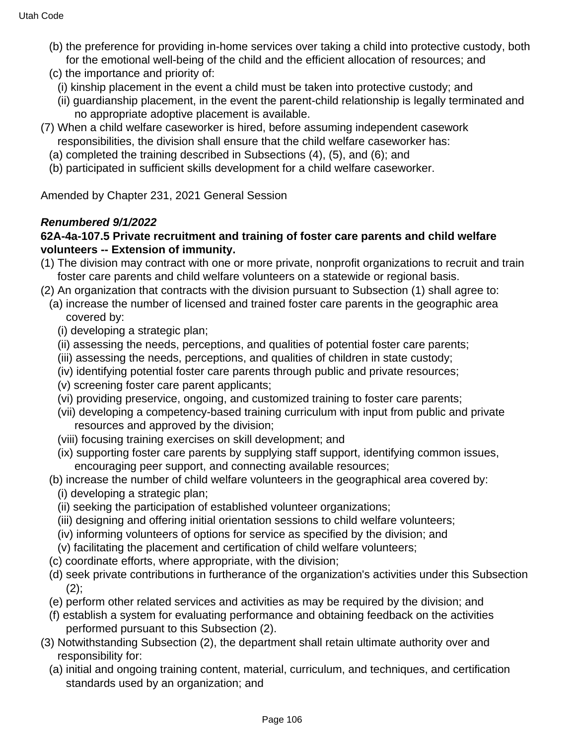(b) the preference for providing in-home services over taking a child into protective custody, both for the emotional well-being of the child and the efficient allocation of resources; and

(c) the importance and priority of:

(i) kinship placement in the event a child must be taken into protective custody; and

(ii) guardianship placement, in the event the parent-child relationship is legally terminated and no appropriate adoptive placement is available.

(7) When a child welfare caseworker is hired, before assuming independent casework responsibilities, the division shall ensure that the child welfare caseworker has:

(a) completed the training described in Subsections (4), (5), and (6); and

(b) participated in sufficient skills development for a child welfare caseworker.

Amended by Chapter 231, 2021 General Session

***Renumbered 9/1/2022***

**62A-4a-107.5 Private recruitment and training of foster care parents and child welfare volunteers -- Extension of immunity.**

(1) The division may contract with one or more private, nonprofit organizations to recruit and train foster care parents and child welfare volunteers on a statewide or regional basis.

(2) An organization that contracts with the division pursuant to Subsection (1) shall agree to:

(a) increase the number of licensed and trained foster care parents in the geographic area covered by:

(i) developing a strategic plan;

(ii) assessing the needs, perceptions, and qualities of potential foster care parents;

(iii) assessing the needs, perceptions, and qualities of children in state custody;

(iv) identifying potential foster care parents through public and private resources;

(v) screening foster care parent applicants;

(vi) providing preservice, ongoing, and customized training to foster care parents;

(vii) developing a competency-based training curriculum with input from public and private resources and approved by the division;

(viii) focusing training exercises on skill development; and

(ix) supporting foster care parents by supplying staff support, identifying common issues, encouraging peer support, and connecting available resources;

(b) increase the number of child welfare volunteers in the geographical area covered by:

(i) developing a strategic plan;

(ii) seeking the participation of established volunteer organizations;

(iii) designing and offering initial orientation sessions to child welfare volunteers;

(iv) informing volunteers of options for service as specified by the division; and

(v) facilitating the placement and certification of child welfare volunteers;

(c) coordinate efforts, where appropriate, with the division;

(d) seek private contributions in furtherance of the organization's activities under this Subsection (2);

(e) perform other related services and activities as may be required by the division; and

(f) establish a system for evaluating performance and obtaining feedback on the activities performed pursuant to this Subsection (2).

(3) Notwithstanding Subsection (2), the department shall retain ultimate authority over and responsibility for:

(a) initial and ongoing training content, material, curriculum, and techniques, and certification standards used by an organization; and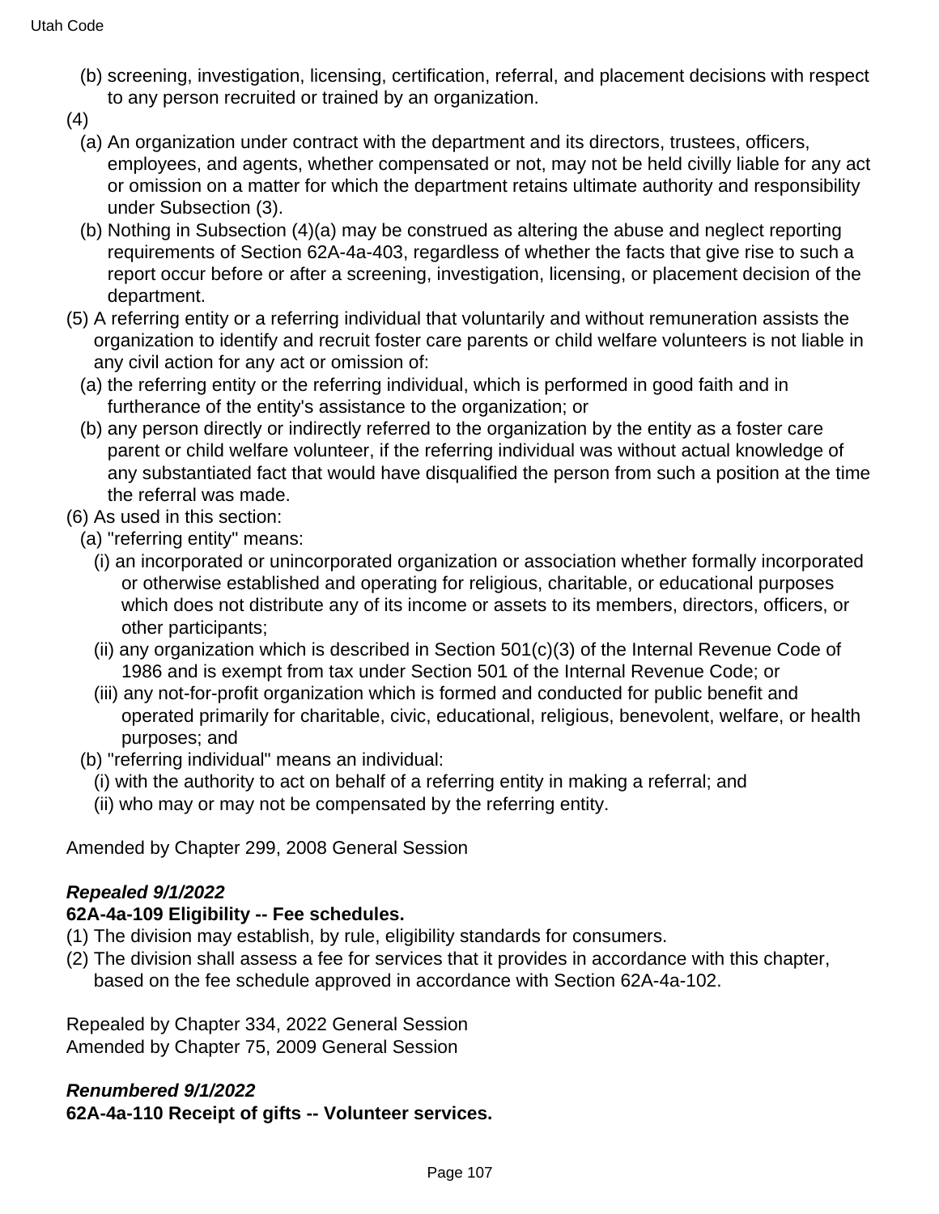(b) screening, investigation, licensing, certification, referral, and placement decisions with respect to any person recruited or trained by an organization.

(4)

(a) An organization under contract with the department and its directors, trustees, officers, employees, and agents, whether compensated or not, may not be held civilly liable for any act or omission on a matter for which the department retains ultimate authority and responsibility under Subsection (3).

(b) Nothing in Subsection (4)(a) may be construed as altering the abuse and neglect reporting requirements of Section 62A-4a-403, regardless of whether the facts that give rise to such a report occur before or after a screening, investigation, licensing, or placement decision of the department.

(5) A referring entity or a referring individual that voluntarily and without remuneration assists the organization to identify and recruit foster care parents or child welfare volunteers is not liable in any civil action for any act or omission of:

(a) the referring entity or the referring individual, which is performed in good faith and in furtherance of the entity's assistance to the organization; or

(b) any person directly or indirectly referred to the organization by the entity as a foster care parent or child welfare volunteer, if the referring individual was without actual knowledge of any substantiated fact that would have disqualified the person from such a position at the time the referral was made.

(6) As used in this section:

(a) "referring entity" means:

(i) an incorporated or unincorporated organization or association whether formally incorporated or otherwise established and operating for religious, charitable, or educational purposes which does not distribute any of its income or assets to its members, directors, officers, or other participants;

(ii) any organization which is described in Section 501(c)(3) of the Internal Revenue Code of 1986 and is exempt from tax under Section 501 of the Internal Revenue Code; or

(iii) any not-for-profit organization which is formed and conducted for public benefit and operated primarily for charitable, civic, educational, religious, benevolent, welfare, or health purposes; and

(b) "referring individual" means an individual:

(i) with the authority to act on behalf of a referring entity in making a referral; and

(ii) who may or may not be compensated by the referring entity.

Amended by Chapter 299, 2008 General Session

***Repealed 9/1/2022***

**62A-4a-109 Eligibility -- Fee schedules.**

(1) The division may establish, by rule, eligibility standards for consumers.

(2) The division shall assess a fee for services that it provides in accordance with this chapter, based on the fee schedule approved in accordance with Section 62A-4a-102.

Repealed by Chapter 334, 2022 General Session
Amended by Chapter 75, 2009 General Session

***Renumbered 9/1/2022***

**62A-4a-110 Receipt of gifts -- Volunteer services.**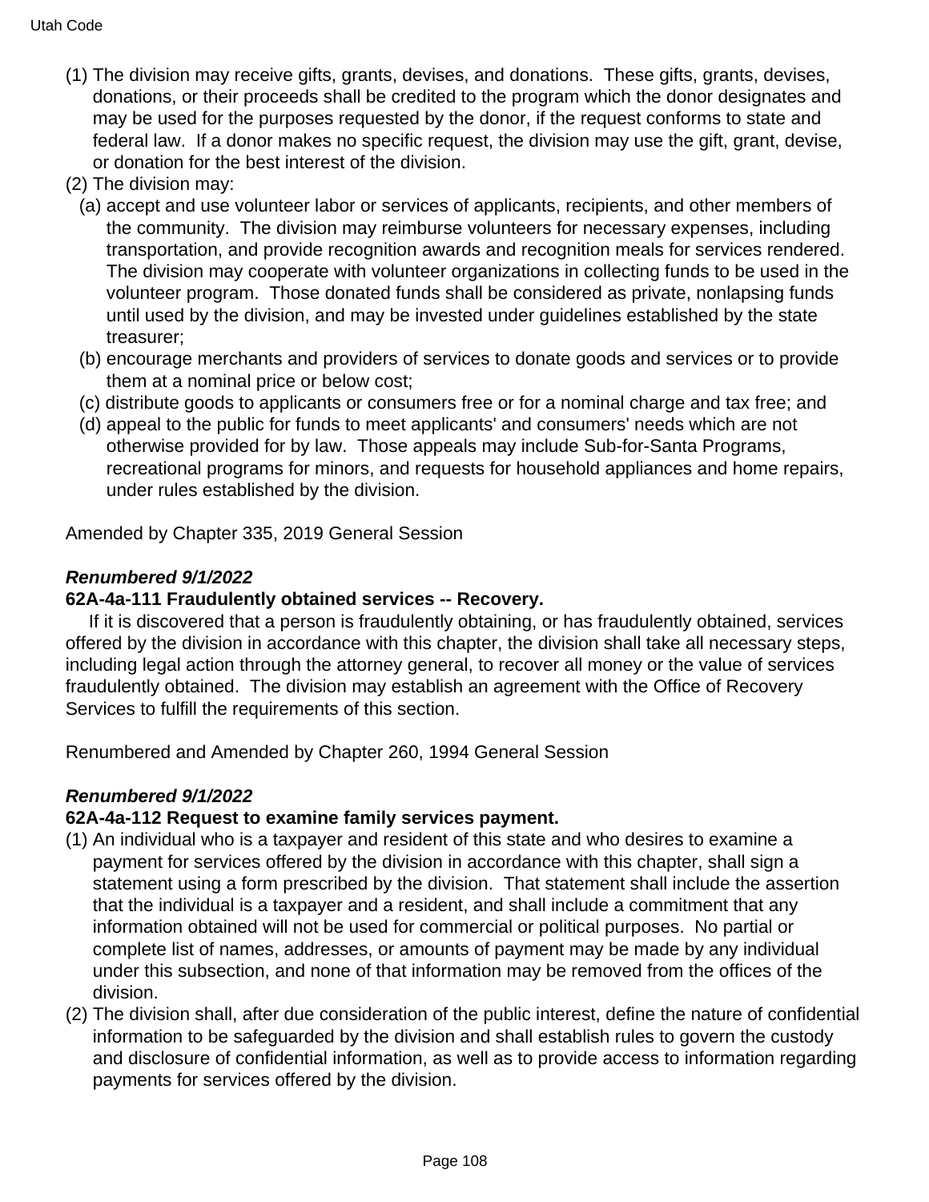(1) The division may receive gifts, grants, devises, and donations. These gifts, grants, devises, donations, or their proceeds shall be credited to the program which the donor designates and may be used for the purposes requested by the donor, if the request conforms to state and federal law. If a donor makes no specific request, the division may use the gift, grant, devise, or donation for the best interest of the division.

(2) The division may:

(a) accept and use volunteer labor or services of applicants, recipients, and other members of the community. The division may reimburse volunteers for necessary expenses, including transportation, and provide recognition awards and recognition meals for services rendered. The division may cooperate with volunteer organizations in collecting funds to be used in the volunteer program. Those donated funds shall be considered as private, nonlapsing funds until used by the division, and may be invested under guidelines established by the state treasurer;

(b) encourage merchants and providers of services to donate goods and services or to provide them at a nominal price or below cost;

(c) distribute goods to applicants or consumers free or for a nominal charge and tax free; and

(d) appeal to the public for funds to meet applicants' and consumers' needs which are not otherwise provided for by law. Those appeals may include Sub-for-Santa Programs, recreational programs for minors, and requests for household appliances and home repairs, under rules established by the division.

Amended by Chapter 335, 2019 General Session

***Renumbered 9/1/2022***

**62A-4a-111 Fraudulently obtained services -- Recovery.**

If it is discovered that a person is fraudulently obtaining, or has fraudulently obtained, services offered by the division in accordance with this chapter, the division shall take all necessary steps, including legal action through the attorney general, to recover all money or the value of services fraudulently obtained. The division may establish an agreement with the Office of Recovery Services to fulfill the requirements of this section.

Renumbered and Amended by Chapter 260, 1994 General Session

***Renumbered 9/1/2022***

**62A-4a-112 Request to examine family services payment.**

(1) An individual who is a taxpayer and resident of this state and who desires to examine a payment for services offered by the division in accordance with this chapter, shall sign a statement using a form prescribed by the division. That statement shall include the assertion that the individual is a taxpayer and a resident, and shall include a commitment that any information obtained will not be used for commercial or political purposes. No partial or complete list of names, addresses, or amounts of payment may be made by any individual under this subsection, and none of that information may be removed from the offices of the division.

(2) The division shall, after due consideration of the public interest, define the nature of confidential information to be safeguarded by the division and shall establish rules to govern the custody and disclosure of confidential information, as well as to provide access to information regarding payments for services offered by the division.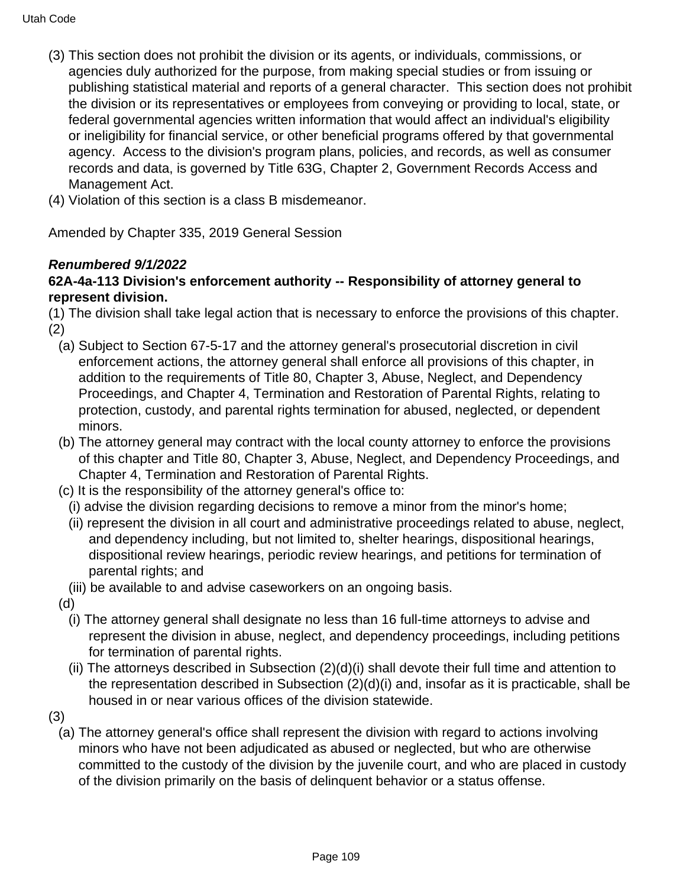(3) This section does not prohibit the division or its agents, or individuals, commissions, or agencies duly authorized for the purpose, from making special studies or from issuing or publishing statistical material and reports of a general character. This section does not prohibit the division or its representatives or employees from conveying or providing to local, state, or federal governmental agencies written information that would affect an individual's eligibility or ineligibility for financial service, or other beneficial programs offered by that governmental agency. Access to the division's program plans, policies, and records, as well as consumer records and data, is governed by Title 63G, Chapter 2, Government Records Access and Management Act.

(4) Violation of this section is a class B misdemeanor.

Amended by Chapter 335, 2019 General Session

***Renumbered 9/1/2022***

**62A-4a-113 Division's enforcement authority -- Responsibility of attorney general to represent division.**

(1) The division shall take legal action that is necessary to enforce the provisions of this chapter.

(2)

(a) Subject to Section 67-5-17 and the attorney general's prosecutorial discretion in civil enforcement actions, the attorney general shall enforce all provisions of this chapter, in addition to the requirements of Title 80, Chapter 3, Abuse, Neglect, and Dependency Proceedings, and Chapter 4, Termination and Restoration of Parental Rights, relating to protection, custody, and parental rights termination for abused, neglected, or dependent minors.

(b) The attorney general may contract with the local county attorney to enforce the provisions of this chapter and Title 80, Chapter 3, Abuse, Neglect, and Dependency Proceedings, and Chapter 4, Termination and Restoration of Parental Rights.

(c) It is the responsibility of the attorney general's office to:

(i) advise the division regarding decisions to remove a minor from the minor's home;

(ii) represent the division in all court and administrative proceedings related to abuse, neglect, and dependency including, but not limited to, shelter hearings, dispositional hearings, dispositional review hearings, periodic review hearings, and petitions for termination of parental rights; and

(iii) be available to and advise caseworkers on an ongoing basis.

(d)

(i) The attorney general shall designate no less than 16 full-time attorneys to advise and represent the division in abuse, neglect, and dependency proceedings, including petitions for termination of parental rights.

(ii) The attorneys described in Subsection (2)(d)(i) shall devote their full time and attention to the representation described in Subsection (2)(d)(i) and, insofar as it is practicable, shall be housed in or near various offices of the division statewide.

(3)

(a) The attorney general's office shall represent the division with regard to actions involving minors who have not been adjudicated as abused or neglected, but who are otherwise committed to the custody of the division by the juvenile court, and who are placed in custody of the division primarily on the basis of delinquent behavior or a status offense.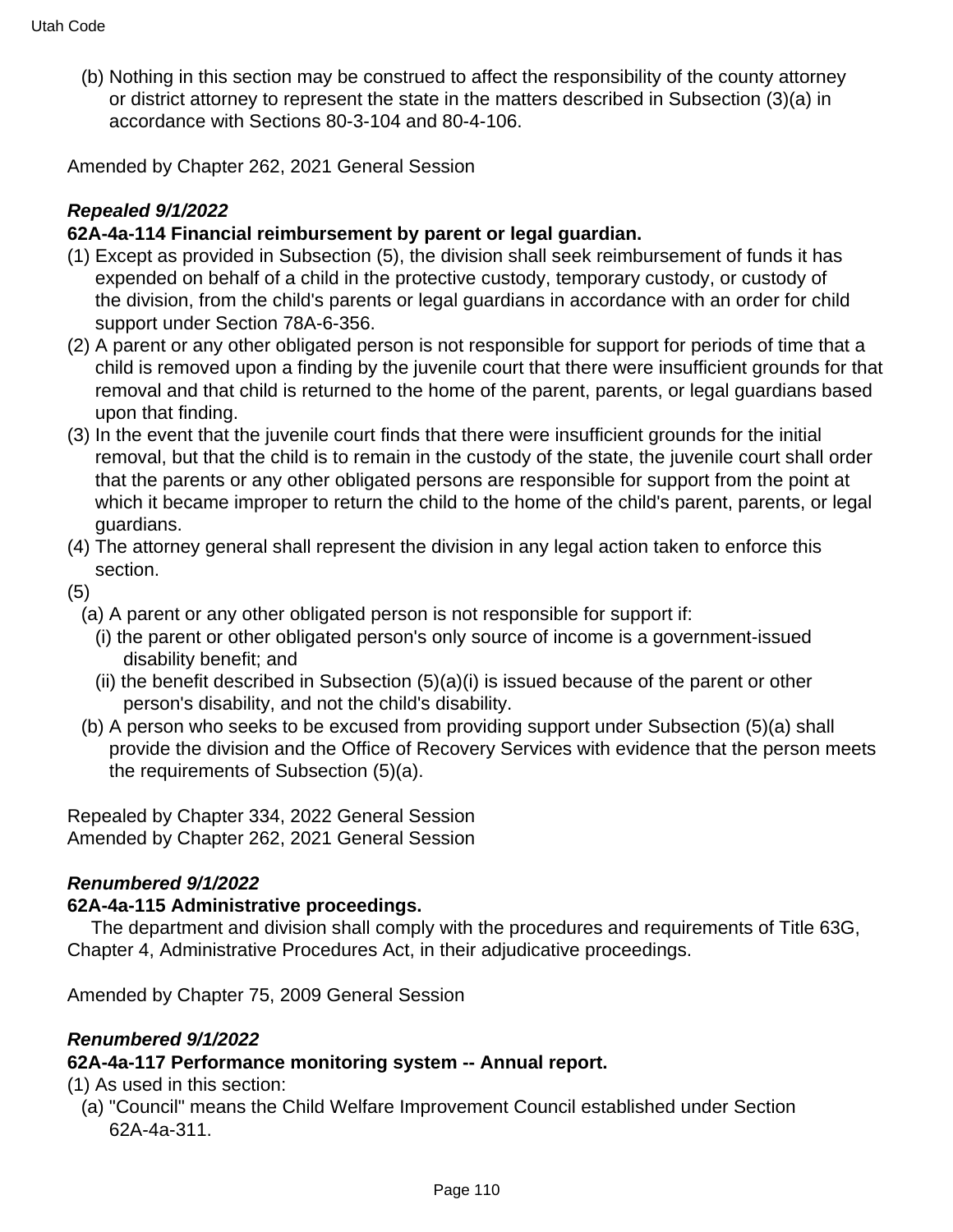(b) Nothing in this section may be construed to affect the responsibility of the county attorney or district attorney to represent the state in the matters described in Subsection (3)(a) in accordance with Sections 80-3-104 and 80-4-106.

Amended by Chapter 262, 2021 General Session

***Repealed 9/1/2022***

**62A-4a-114 Financial reimbursement by parent or legal guardian.**

(1) Except as provided in Subsection (5), the division shall seek reimbursement of funds it has expended on behalf of a child in the protective custody, temporary custody, or custody of the division, from the child's parents or legal guardians in accordance with an order for child support under Section 78A-6-356.

(2) A parent or any other obligated person is not responsible for support for periods of time that a child is removed upon a finding by the juvenile court that there were insufficient grounds for that removal and that child is returned to the home of the parent, parents, or legal guardians based upon that finding.

(3) In the event that the juvenile court finds that there were insufficient grounds for the initial removal, but that the child is to remain in the custody of the state, the juvenile court shall order that the parents or any other obligated persons are responsible for support from the point at which it became improper to return the child to the home of the child's parent, parents, or legal guardians.

(4) The attorney general shall represent the division in any legal action taken to enforce this section.

(5)

(a) A parent or any other obligated person is not responsible for support if:

(i) the parent or other obligated person's only source of income is a government-issued disability benefit; and

(ii) the benefit described in Subsection (5)(a)(i) is issued because of the parent or other person's disability, and not the child's disability.

(b) A person who seeks to be excused from providing support under Subsection (5)(a) shall provide the division and the Office of Recovery Services with evidence that the person meets the requirements of Subsection (5)(a).

Repealed by Chapter 334, 2022 General Session
Amended by Chapter 262, 2021 General Session

***Renumbered 9/1/2022***

**62A-4a-115 Administrative proceedings.**

The department and division shall comply with the procedures and requirements of Title 63G, Chapter 4, Administrative Procedures Act, in their adjudicative proceedings.

Amended by Chapter 75, 2009 General Session

***Renumbered 9/1/2022***

**62A-4a-117 Performance monitoring system -- Annual report.**

(1) As used in this section:

(a) "Council" means the Child Welfare Improvement Council established under Section 62A-4a-311.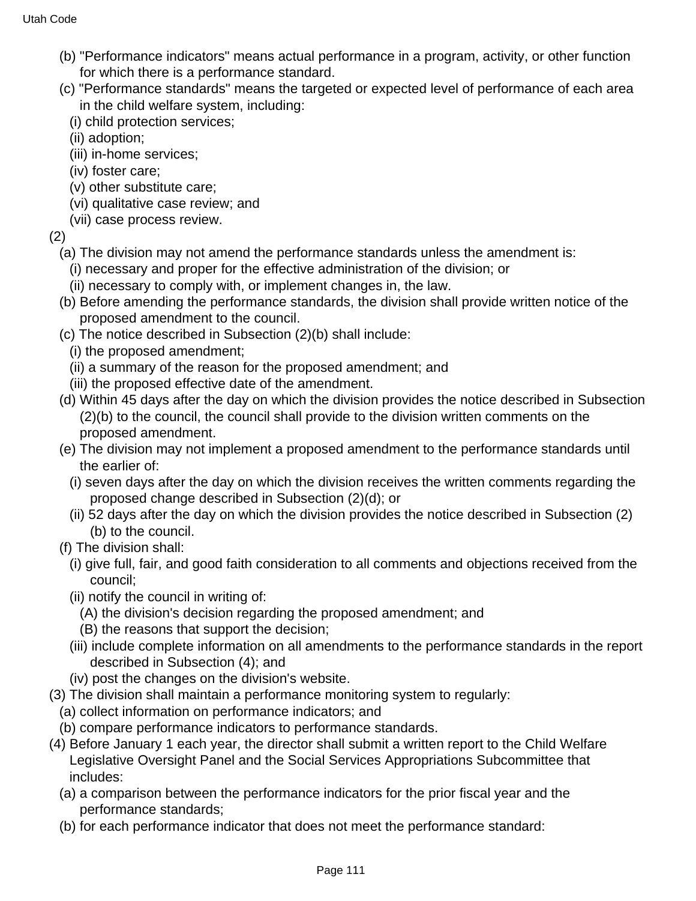(b) "Performance indicators" means actual performance in a program, activity, or other function for which there is a performance standard.

(c) "Performance standards" means the targeted or expected level of performance of each area in the child welfare system, including:

(i) child protection services;

(ii) adoption;

(iii) in-home services;

(iv) foster care;

(v) other substitute care;

(vi) qualitative case review; and

(vii) case process review.

(2)

(a) The division may not amend the performance standards unless the amendment is:

(i) necessary and proper for the effective administration of the division; or

(ii) necessary to comply with, or implement changes in, the law.

(b) Before amending the performance standards, the division shall provide written notice of the proposed amendment to the council.

(c) The notice described in Subsection (2)(b) shall include:

(i) the proposed amendment;

(ii) a summary of the reason for the proposed amendment; and

(iii) the proposed effective date of the amendment.

(d) Within 45 days after the day on which the division provides the notice described in Subsection (2)(b) to the council, the council shall provide to the division written comments on the proposed amendment.

(e) The division may not implement a proposed amendment to the performance standards until the earlier of:

(i) seven days after the day on which the division receives the written comments regarding the proposed change described in Subsection (2)(d); or

(ii) 52 days after the day on which the division provides the notice described in Subsection (2)(b) to the council.

(f) The division shall:

(i) give full, fair, and good faith consideration to all comments and objections received from the council;

(ii) notify the council in writing of:

(A) the division's decision regarding the proposed amendment; and

(B) the reasons that support the decision;

(iii) include complete information on all amendments to the performance standards in the report described in Subsection (4); and

(iv) post the changes on the division's website.

(3) The division shall maintain a performance monitoring system to regularly:

(a) collect information on performance indicators; and

(b) compare performance indicators to performance standards.

(4) Before January 1 each year, the director shall submit a written report to the Child Welfare Legislative Oversight Panel and the Social Services Appropriations Subcommittee that includes:

(a) a comparison between the performance indicators for the prior fiscal year and the performance standards;

(b) for each performance indicator that does not meet the performance standard: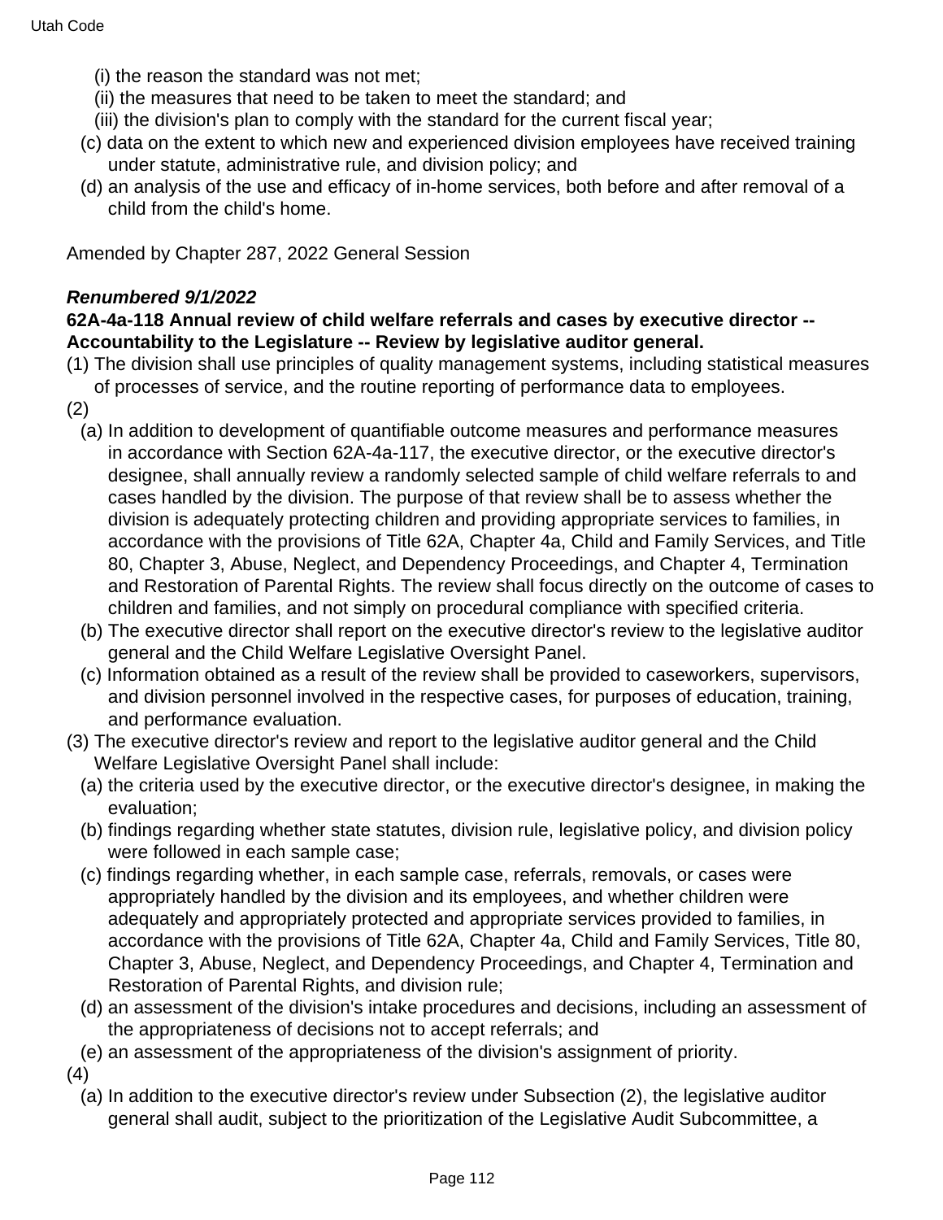(i) the reason the standard was not met;

(ii) the measures that need to be taken to meet the standard; and

(iii) the division's plan to comply with the standard for the current fiscal year;

(c) data on the extent to which new and experienced division employees have received training under statute, administrative rule, and division policy; and

(d) an analysis of the use and efficacy of in-home services, both before and after removal of a child from the child's home.

Amended by Chapter 287, 2022 General Session

***Renumbered 9/1/2022***

**62A-4a-118 Annual review of child welfare referrals and cases by executive director -- Accountability to the Legislature -- Review by legislative auditor general.**

(1) The division shall use principles of quality management systems, including statistical measures of processes of service, and the routine reporting of performance data to employees.

(2)

(a) In addition to development of quantifiable outcome measures and performance measures in accordance with Section 62A-4a-117, the executive director, or the executive director's designee, shall annually review a randomly selected sample of child welfare referrals to and cases handled by the division. The purpose of that review shall be to assess whether the division is adequately protecting children and providing appropriate services to families, in accordance with the provisions of Title 62A, Chapter 4a, Child and Family Services, and Title 80, Chapter 3, Abuse, Neglect, and Dependency Proceedings, and Chapter 4, Termination and Restoration of Parental Rights. The review shall focus directly on the outcome of cases to children and families, and not simply on procedural compliance with specified criteria.

(b) The executive director shall report on the executive director's review to the legislative auditor general and the Child Welfare Legislative Oversight Panel.

(c) Information obtained as a result of the review shall be provided to caseworkers, supervisors, and division personnel involved in the respective cases, for purposes of education, training, and performance evaluation.

(3) The executive director's review and report to the legislative auditor general and the Child Welfare Legislative Oversight Panel shall include:

(a) the criteria used by the executive director, or the executive director's designee, in making the evaluation;

(b) findings regarding whether state statutes, division rule, legislative policy, and division policy were followed in each sample case;

(c) findings regarding whether, in each sample case, referrals, removals, or cases were appropriately handled by the division and its employees, and whether children were adequately and appropriately protected and appropriate services provided to families, in accordance with the provisions of Title 62A, Chapter 4a, Child and Family Services, Title 80, Chapter 3, Abuse, Neglect, and Dependency Proceedings, and Chapter 4, Termination and Restoration of Parental Rights, and division rule;

(d) an assessment of the division's intake procedures and decisions, including an assessment of the appropriateness of decisions not to accept referrals; and

(e) an assessment of the appropriateness of the division's assignment of priority.

(4)

(a) In addition to the executive director's review under Subsection (2), the legislative auditor general shall audit, subject to the prioritization of the Legislative Audit Subcommittee, a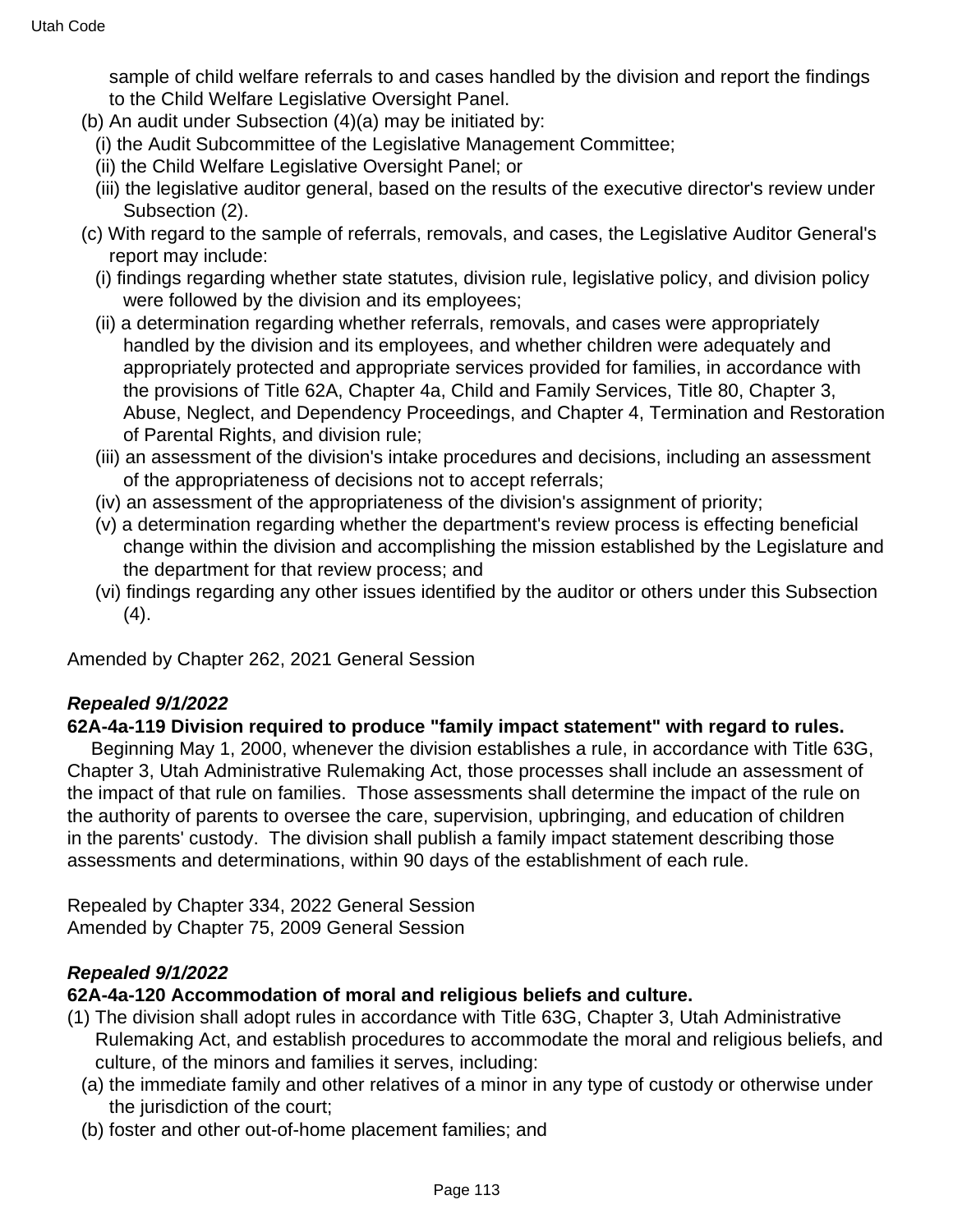sample of child welfare referrals to and cases handled by the division and report the findings to the Child Welfare Legislative Oversight Panel.

(b) An audit under Subsection (4)(a) may be initiated by:

(i) the Audit Subcommittee of the Legislative Management Committee;

(ii) the Child Welfare Legislative Oversight Panel; or

(iii) the legislative auditor general, based on the results of the executive director's review under Subsection (2).

(c) With regard to the sample of referrals, removals, and cases, the Legislative Auditor General's report may include:

(i) findings regarding whether state statutes, division rule, legislative policy, and division policy were followed by the division and its employees;

(ii) a determination regarding whether referrals, removals, and cases were appropriately handled by the division and its employees, and whether children were adequately and appropriately protected and appropriate services provided for families, in accordance with the provisions of Title 62A, Chapter 4a, Child and Family Services, Title 80, Chapter 3, Abuse, Neglect, and Dependency Proceedings, and Chapter 4, Termination and Restoration of Parental Rights, and division rule;

(iii) an assessment of the division's intake procedures and decisions, including an assessment of the appropriateness of decisions not to accept referrals;

(iv) an assessment of the appropriateness of the division's assignment of priority;

(v) a determination regarding whether the department's review process is effecting beneficial change within the division and accomplishing the mission established by the Legislature and the department for that review process; and

(vi) findings regarding any other issues identified by the auditor or others under this Subsection (4).

Amended by Chapter 262, 2021 General Session

***Repealed 9/1/2022***

**62A-4a-119 Division required to produce "family impact statement" with regard to rules.**

Beginning May 1, 2000, whenever the division establishes a rule, in accordance with Title 63G, Chapter 3, Utah Administrative Rulemaking Act, those processes shall include an assessment of the impact of that rule on families. Those assessments shall determine the impact of the rule on the authority of parents to oversee the care, supervision, upbringing, and education of children in the parents' custody. The division shall publish a family impact statement describing those assessments and determinations, within 90 days of the establishment of each rule.

Repealed by Chapter 334, 2022 General Session
Amended by Chapter 75, 2009 General Session

***Repealed 9/1/2022***

**62A-4a-120 Accommodation of moral and religious beliefs and culture.**

(1) The division shall adopt rules in accordance with Title 63G, Chapter 3, Utah Administrative Rulemaking Act, and establish procedures to accommodate the moral and religious beliefs, and culture, of the minors and families it serves, including:

(a) the immediate family and other relatives of a minor in any type of custody or otherwise under the jurisdiction of the court;

(b) foster and other out-of-home placement families; and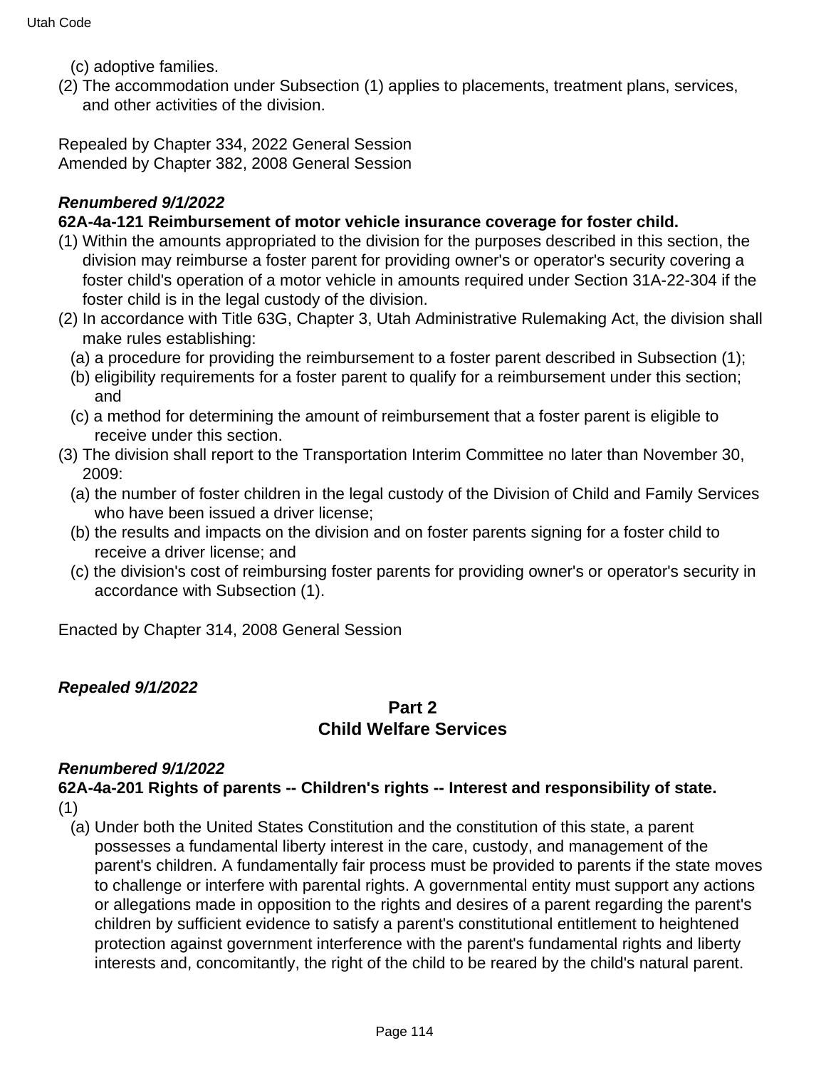(c) adoptive families.

(2) The accommodation under Subsection (1) applies to placements, treatment plans, services, and other activities of the division.

Repealed by Chapter 334, 2022 General Session
Amended by Chapter 382, 2008 General Session

***Renumbered 9/1/2022***

**62A-4a-121 Reimbursement of motor vehicle insurance coverage for foster child.**

(1) Within the amounts appropriated to the division for the purposes described in this section, the division may reimburse a foster parent for providing owner's or operator's security covering a foster child's operation of a motor vehicle in amounts required under Section 31A-22-304 if the foster child is in the legal custody of the division.

(2) In accordance with Title 63G, Chapter 3, Utah Administrative Rulemaking Act, the division shall make rules establishing:

(a) a procedure for providing the reimbursement to a foster parent described in Subsection (1);

(b) eligibility requirements for a foster parent to qualify for a reimbursement under this section; and

(c) a method for determining the amount of reimbursement that a foster parent is eligible to receive under this section.

(3) The division shall report to the Transportation Interim Committee no later than November 30, 2009:

(a) the number of foster children in the legal custody of the Division of Child and Family Services who have been issued a driver license;

(b) the results and impacts on the division and on foster parents signing for a foster child to receive a driver license; and

(c) the division's cost of reimbursing foster parents for providing owner's or operator's security in accordance with Subsection (1).

Enacted by Chapter 314, 2008 General Session

***Repealed 9/1/2022***

## Part 2
## Child Welfare Services

***Renumbered 9/1/2022***

**62A-4a-201 Rights of parents -- Children's rights -- Interest and responsibility of state.**

(1)

(a) Under both the United States Constitution and the constitution of this state, a parent possesses a fundamental liberty interest in the care, custody, and management of the parent's children. A fundamentally fair process must be provided to parents if the state moves to challenge or interfere with parental rights. A governmental entity must support any actions or allegations made in opposition to the rights and desires of a parent regarding the parent's children by sufficient evidence to satisfy a parent's constitutional entitlement to heightened protection against government interference with the parent's fundamental rights and liberty interests and, concomitantly, the right of the child to be reared by the child's natural parent.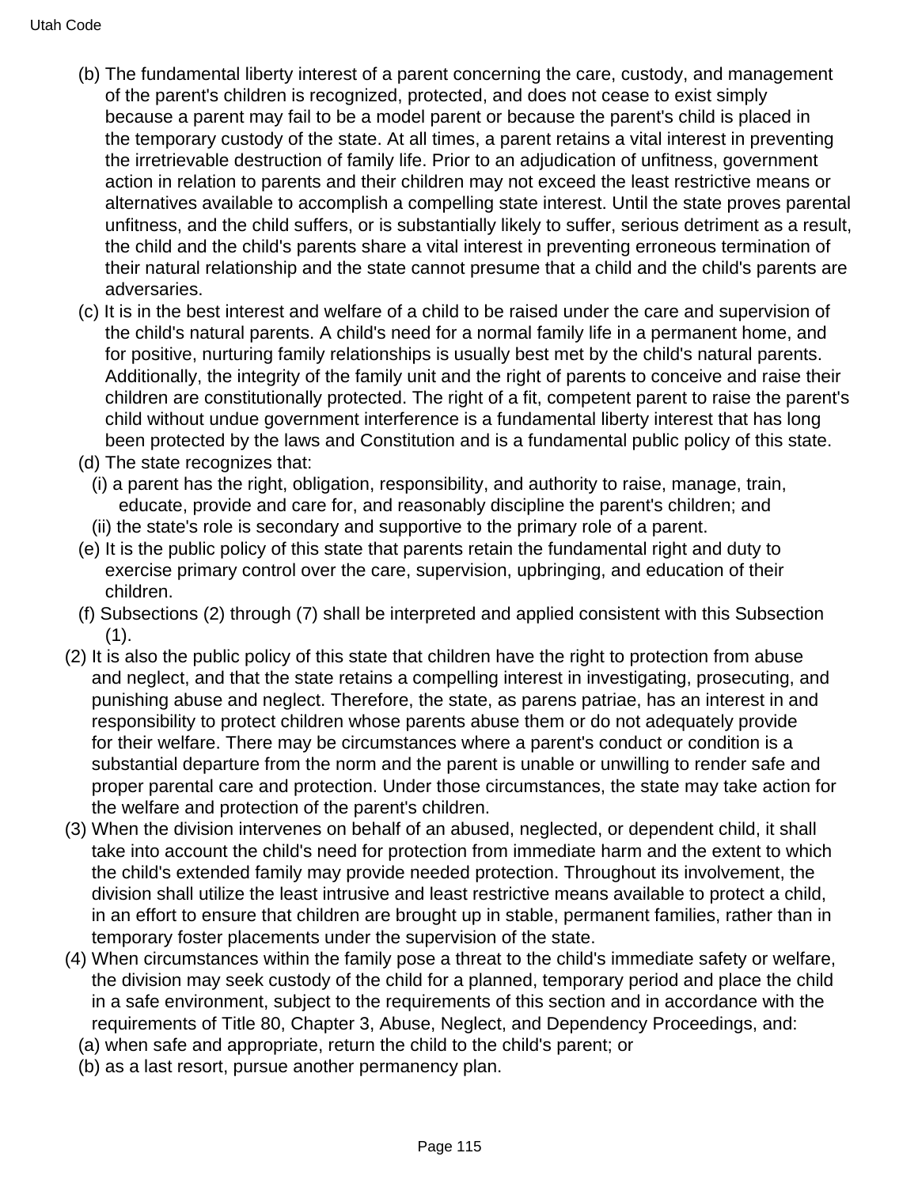(b) The fundamental liberty interest of a parent concerning the care, custody, and management of the parent's children is recognized, protected, and does not cease to exist simply because a parent may fail to be a model parent or because the parent's child is placed in the temporary custody of the state. At all times, a parent retains a vital interest in preventing the irretrievable destruction of family life. Prior to an adjudication of unfitness, government action in relation to parents and their children may not exceed the least restrictive means or alternatives available to accomplish a compelling state interest. Until the state proves parental unfitness, and the child suffers, or is substantially likely to suffer, serious detriment as a result, the child and the child's parents share a vital interest in preventing erroneous termination of their natural relationship and the state cannot presume that a child and the child's parents are adversaries.

(c) It is in the best interest and welfare of a child to be raised under the care and supervision of the child's natural parents. A child's need for a normal family life in a permanent home, and for positive, nurturing family relationships is usually best met by the child's natural parents. Additionally, the integrity of the family unit and the right of parents to conceive and raise their children are constitutionally protected. The right of a fit, competent parent to raise the parent's child without undue government interference is a fundamental liberty interest that has long been protected by the laws and Constitution and is a fundamental public policy of this state.

(d) The state recognizes that:

(i) a parent has the right, obligation, responsibility, and authority to raise, manage, train, educate, provide and care for, and reasonably discipline the parent's children; and

(ii) the state's role is secondary and supportive to the primary role of a parent.

(e) It is the public policy of this state that parents retain the fundamental right and duty to exercise primary control over the care, supervision, upbringing, and education of their children.

(f) Subsections (2) through (7) shall be interpreted and applied consistent with this Subsection (1).

(2) It is also the public policy of this state that children have the right to protection from abuse and neglect, and that the state retains a compelling interest in investigating, prosecuting, and punishing abuse and neglect. Therefore, the state, as parens patriae, has an interest in and responsibility to protect children whose parents abuse them or do not adequately provide for their welfare. There may be circumstances where a parent's conduct or condition is a substantial departure from the norm and the parent is unable or unwilling to render safe and proper parental care and protection. Under those circumstances, the state may take action for the welfare and protection of the parent's children.

(3) When the division intervenes on behalf of an abused, neglected, or dependent child, it shall take into account the child's need for protection from immediate harm and the extent to which the child's extended family may provide needed protection. Throughout its involvement, the division shall utilize the least intrusive and least restrictive means available to protect a child, in an effort to ensure that children are brought up in stable, permanent families, rather than in temporary foster placements under the supervision of the state.

(4) When circumstances within the family pose a threat to the child's immediate safety or welfare, the division may seek custody of the child for a planned, temporary period and place the child in a safe environment, subject to the requirements of this section and in accordance with the requirements of Title 80, Chapter 3, Abuse, Neglect, and Dependency Proceedings, and:

(a) when safe and appropriate, return the child to the child's parent; or

(b) as a last resort, pursue another permanency plan.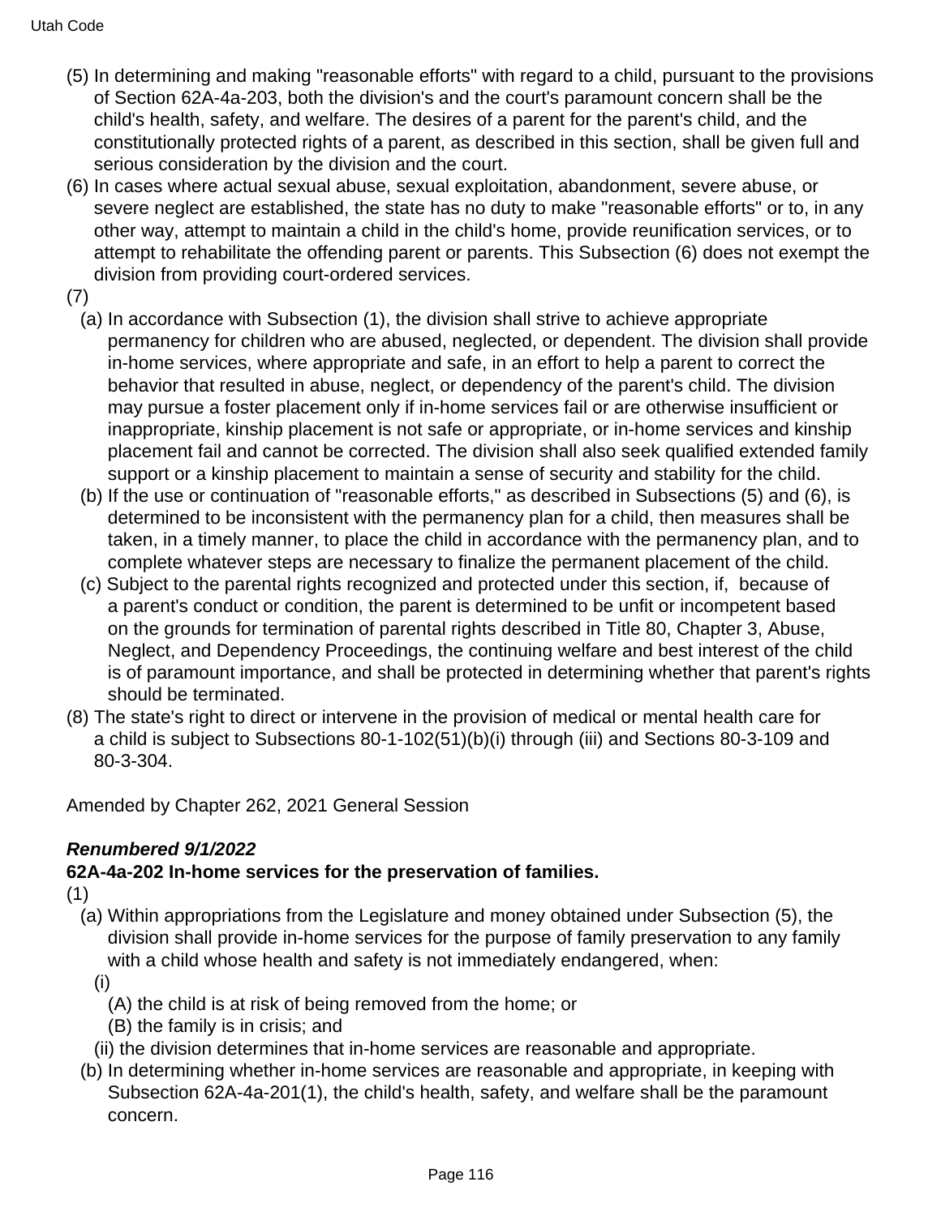(5) In determining and making "reasonable efforts" with regard to a child, pursuant to the provisions of Section 62A-4a-203, both the division's and the court's paramount concern shall be the child's health, safety, and welfare. The desires of a parent for the parent's child, and the constitutionally protected rights of a parent, as described in this section, shall be given full and serious consideration by the division and the court.

(6) In cases where actual sexual abuse, sexual exploitation, abandonment, severe abuse, or severe neglect are established, the state has no duty to make "reasonable efforts" or to, in any other way, attempt to maintain a child in the child's home, provide reunification services, or to attempt to rehabilitate the offending parent or parents. This Subsection (6) does not exempt the division from providing court-ordered services.

(7)

(a) In accordance with Subsection (1), the division shall strive to achieve appropriate permanency for children who are abused, neglected, or dependent. The division shall provide in-home services, where appropriate and safe, in an effort to help a parent to correct the behavior that resulted in abuse, neglect, or dependency of the parent's child. The division may pursue a foster placement only if in-home services fail or are otherwise insufficient or inappropriate, kinship placement is not safe or appropriate, or in-home services and kinship placement fail and cannot be corrected. The division shall also seek qualified extended family support or a kinship placement to maintain a sense of security and stability for the child.

(b) If the use or continuation of "reasonable efforts," as described in Subsections (5) and (6), is determined to be inconsistent with the permanency plan for a child, then measures shall be taken, in a timely manner, to place the child in accordance with the permanency plan, and to complete whatever steps are necessary to finalize the permanent placement of the child.

(c) Subject to the parental rights recognized and protected under this section, if, because of a parent's conduct or condition, the parent is determined to be unfit or incompetent based on the grounds for termination of parental rights described in Title 80, Chapter 3, Abuse, Neglect, and Dependency Proceedings, the continuing welfare and best interest of the child is of paramount importance, and shall be protected in determining whether that parent's rights should be terminated.

(8) The state's right to direct or intervene in the provision of medical or mental health care for a child is subject to Subsections 80-1-102(51)(b)(i) through (iii) and Sections 80-3-109 and 80-3-304.

Amended by Chapter 262, 2021 General Session

***Renumbered 9/1/2022***

**62A-4a-202 In-home services for the preservation of families.**

(1)

(a) Within appropriations from the Legislature and money obtained under Subsection (5), the division shall provide in-home services for the purpose of family preservation to any family with a child whose health and safety is not immediately endangered, when:

(i)

(A) the child is at risk of being removed from the home; or

(B) the family is in crisis; and

(ii) the division determines that in-home services are reasonable and appropriate.

(b) In determining whether in-home services are reasonable and appropriate, in keeping with Subsection 62A-4a-201(1), the child's health, safety, and welfare shall be the paramount concern.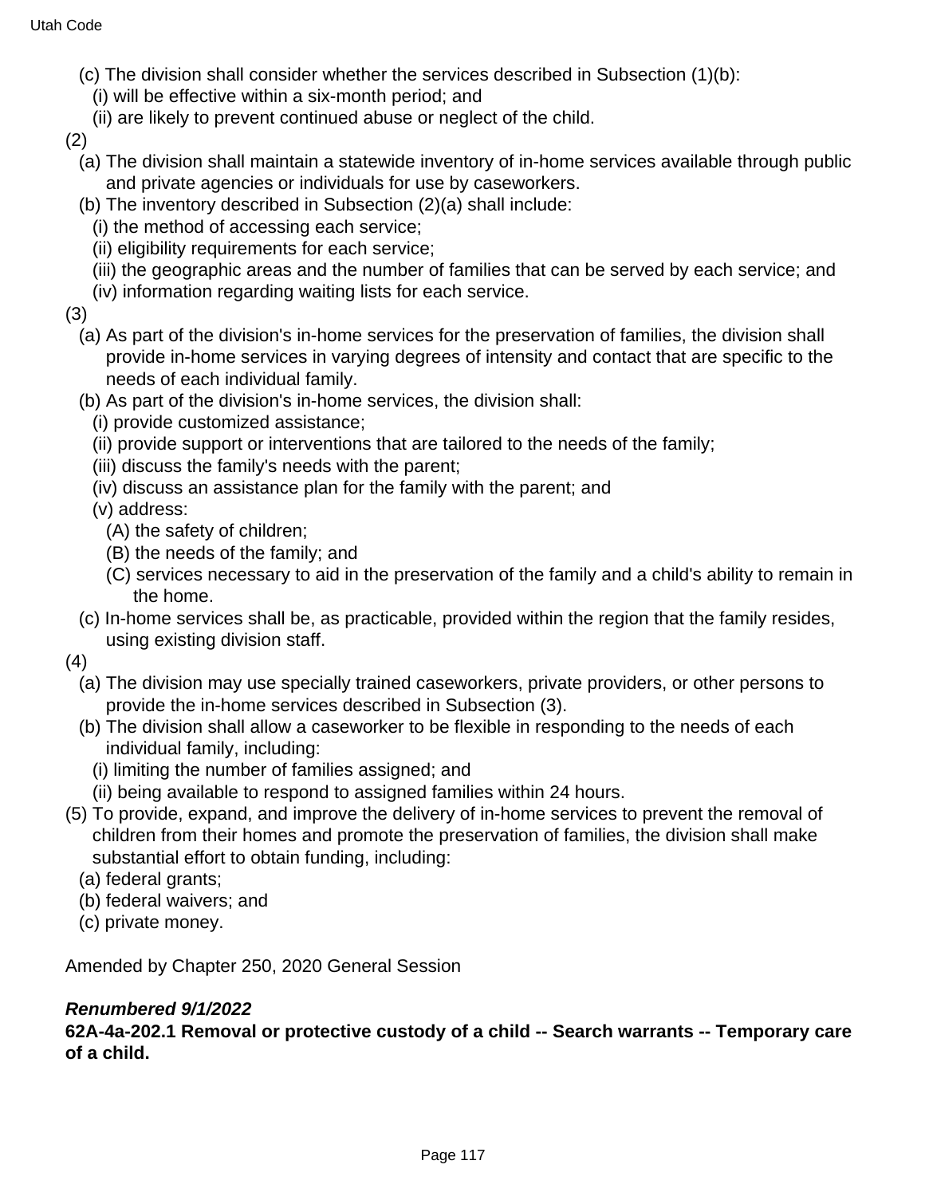(c) The division shall consider whether the services described in Subsection (1)(b):

(i) will be effective within a six-month period; and

(ii) are likely to prevent continued abuse or neglect of the child.

(2)

(a) The division shall maintain a statewide inventory of in-home services available through public and private agencies or individuals for use by caseworkers.

(b) The inventory described in Subsection (2)(a) shall include:

(i) the method of accessing each service;

(ii) eligibility requirements for each service;

(iii) the geographic areas and the number of families that can be served by each service; and

(iv) information regarding waiting lists for each service.

(3)

(a) As part of the division's in-home services for the preservation of families, the division shall provide in-home services in varying degrees of intensity and contact that are specific to the needs of each individual family.

(b) As part of the division's in-home services, the division shall:

(i) provide customized assistance;

(ii) provide support or interventions that are tailored to the needs of the family;

(iii) discuss the family's needs with the parent;

(iv) discuss an assistance plan for the family with the parent; and

(v) address:

(A) the safety of children;

(B) the needs of the family; and

(C) services necessary to aid in the preservation of the family and a child's ability to remain in the home.

(c) In-home services shall be, as practicable, provided within the region that the family resides, using existing division staff.

(4)

(a) The division may use specially trained caseworkers, private providers, or other persons to provide the in-home services described in Subsection (3).

(b) The division shall allow a caseworker to be flexible in responding to the needs of each individual family, including:

(i) limiting the number of families assigned; and

(ii) being available to respond to assigned families within 24 hours.

(5) To provide, expand, and improve the delivery of in-home services to prevent the removal of children from their homes and promote the preservation of families, the division shall make substantial effort to obtain funding, including:

(a) federal grants;

(b) federal waivers; and

(c) private money.

Amended by Chapter 250, 2020 General Session

***Renumbered 9/1/2022***

**62A-4a-202.1 Removal or protective custody of a child -- Search warrants -- Temporary care of a child.**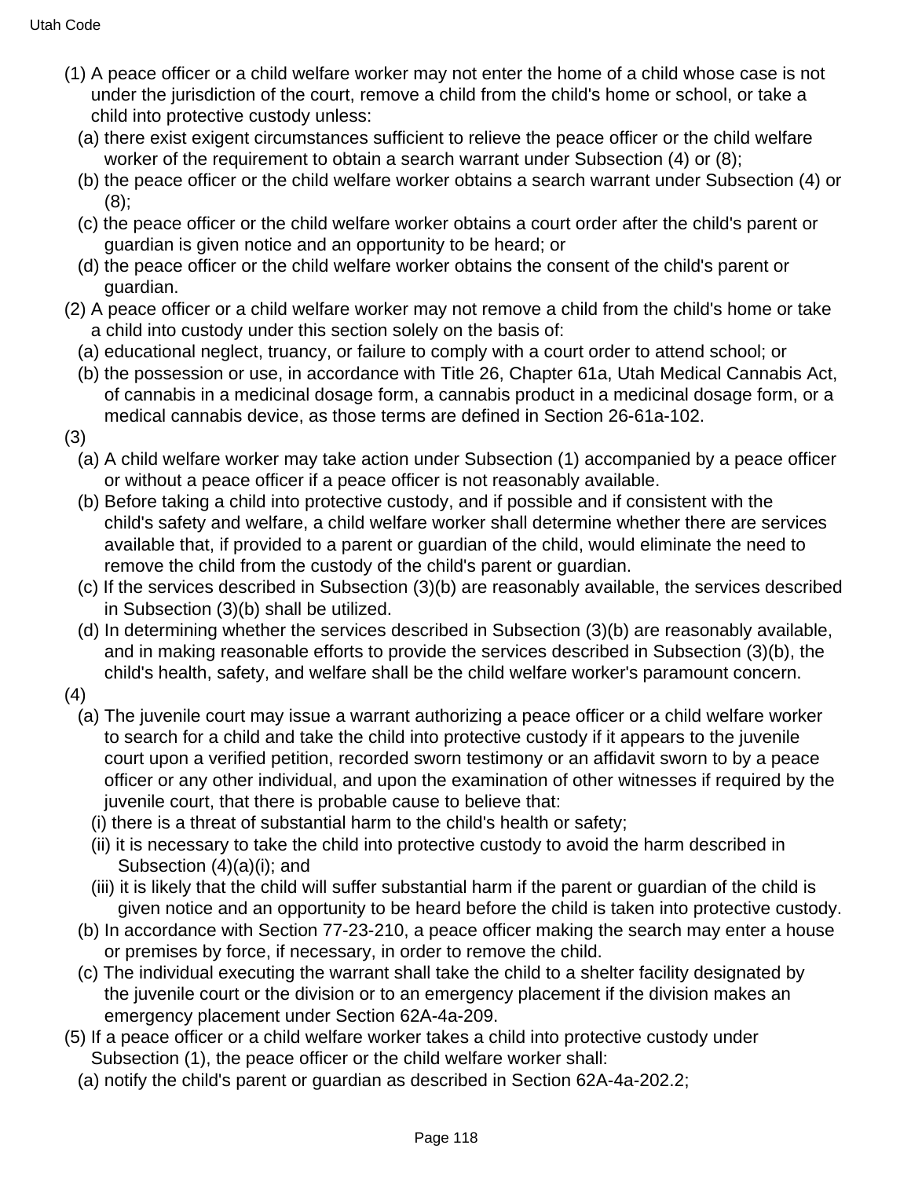(1) A peace officer or a child welfare worker may not enter the home of a child whose case is not under the jurisdiction of the court, remove a child from the child's home or school, or take a child into protective custody unless:

  (a) there exist exigent circumstances sufficient to relieve the peace officer or the child welfare worker of the requirement to obtain a search warrant under Subsection (4) or (8);

  (b) the peace officer or the child welfare worker obtains a search warrant under Subsection (4) or (8);

  (c) the peace officer or the child welfare worker obtains a court order after the child's parent or guardian is given notice and an opportunity to be heard; or

  (d) the peace officer or the child welfare worker obtains the consent of the child's parent or guardian.

(2) A peace officer or a child welfare worker may not remove a child from the child's home or take a child into custody under this section solely on the basis of:

  (a) educational neglect, truancy, or failure to comply with a court order to attend school; or

  (b) the possession or use, in accordance with Title 26, Chapter 61a, Utah Medical Cannabis Act, of cannabis in a medicinal dosage form, a cannabis product in a medicinal dosage form, or a medical cannabis device, as those terms are defined in Section 26-61a-102.

(3)

  (a) A child welfare worker may take action under Subsection (1) accompanied by a peace officer or without a peace officer if a peace officer is not reasonably available.

  (b) Before taking a child into protective custody, and if possible and if consistent with the child's safety and welfare, a child welfare worker shall determine whether there are services available that, if provided to a parent or guardian of the child, would eliminate the need to remove the child from the custody of the child's parent or guardian.

  (c) If the services described in Subsection (3)(b) are reasonably available, the services described in Subsection (3)(b) shall be utilized.

  (d) In determining whether the services described in Subsection (3)(b) are reasonably available, and in making reasonable efforts to provide the services described in Subsection (3)(b), the child's health, safety, and welfare shall be the child welfare worker's paramount concern.

(4)

  (a) The juvenile court may issue a warrant authorizing a peace officer or a child welfare worker to search for a child and take the child into protective custody if it appears to the juvenile court upon a verified petition, recorded sworn testimony or an affidavit sworn to by a peace officer or any other individual, and upon the examination of other witnesses if required by the juvenile court, that there is probable cause to believe that:

    (i) there is a threat of substantial harm to the child's health or safety;

    (ii) it is necessary to take the child into protective custody to avoid the harm described in Subsection (4)(a)(i); and

    (iii) it is likely that the child will suffer substantial harm if the parent or guardian of the child is given notice and an opportunity to be heard before the child is taken into protective custody.

  (b) In accordance with Section 77-23-210, a peace officer making the search may enter a house or premises by force, if necessary, in order to remove the child.

  (c) The individual executing the warrant shall take the child to a shelter facility designated by the juvenile court or the division or to an emergency placement if the division makes an emergency placement under Section 62A-4a-209.

(5) If a peace officer or a child welfare worker takes a child into protective custody under Subsection (1), the peace officer or the child welfare worker shall:

  (a) notify the child's parent or guardian as described in Section 62A-4a-202.2;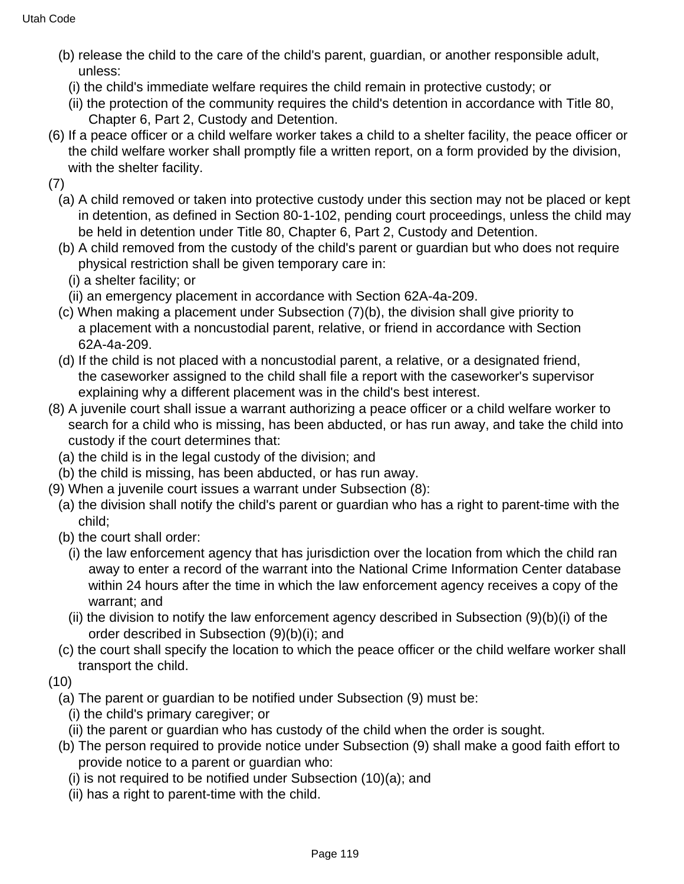(b) release the child to the care of the child's parent, guardian, or another responsible adult, unless:

(i) the child's immediate welfare requires the child remain in protective custody; or

(ii) the protection of the community requires the child's detention in accordance with Title 80, Chapter 6, Part 2, Custody and Detention.

(6) If a peace officer or a child welfare worker takes a child to a shelter facility, the peace officer or the child welfare worker shall promptly file a written report, on a form provided by the division, with the shelter facility.

(7)

(a) A child removed or taken into protective custody under this section may not be placed or kept in detention, as defined in Section 80-1-102, pending court proceedings, unless the child may be held in detention under Title 80, Chapter 6, Part 2, Custody and Detention.

(b) A child removed from the custody of the child's parent or guardian but who does not require physical restriction shall be given temporary care in:

(i) a shelter facility; or

(ii) an emergency placement in accordance with Section 62A-4a-209.

(c) When making a placement under Subsection (7)(b), the division shall give priority to a placement with a noncustodial parent, relative, or friend in accordance with Section 62A-4a-209.

(d) If the child is not placed with a noncustodial parent, a relative, or a designated friend, the caseworker assigned to the child shall file a report with the caseworker's supervisor explaining why a different placement was in the child's best interest.

(8) A juvenile court shall issue a warrant authorizing a peace officer or a child welfare worker to search for a child who is missing, has been abducted, or has run away, and take the child into custody if the court determines that:

(a) the child is in the legal custody of the division; and

(b) the child is missing, has been abducted, or has run away.

(9) When a juvenile court issues a warrant under Subsection (8):

(a) the division shall notify the child's parent or guardian who has a right to parent-time with the child;

(b) the court shall order:

(i) the law enforcement agency that has jurisdiction over the location from which the child ran away to enter a record of the warrant into the National Crime Information Center database within 24 hours after the time in which the law enforcement agency receives a copy of the warrant; and

(ii) the division to notify the law enforcement agency described in Subsection (9)(b)(i) of the order described in Subsection (9)(b)(i); and

(c) the court shall specify the location to which the peace officer or the child welfare worker shall transport the child.

(10)

(a) The parent or guardian to be notified under Subsection (9) must be:

(i) the child's primary caregiver; or

(ii) the parent or guardian who has custody of the child when the order is sought.

(b) The person required to provide notice under Subsection (9) shall make a good faith effort to provide notice to a parent or guardian who:

(i) is not required to be notified under Subsection (10)(a); and

(ii) has a right to parent-time with the child.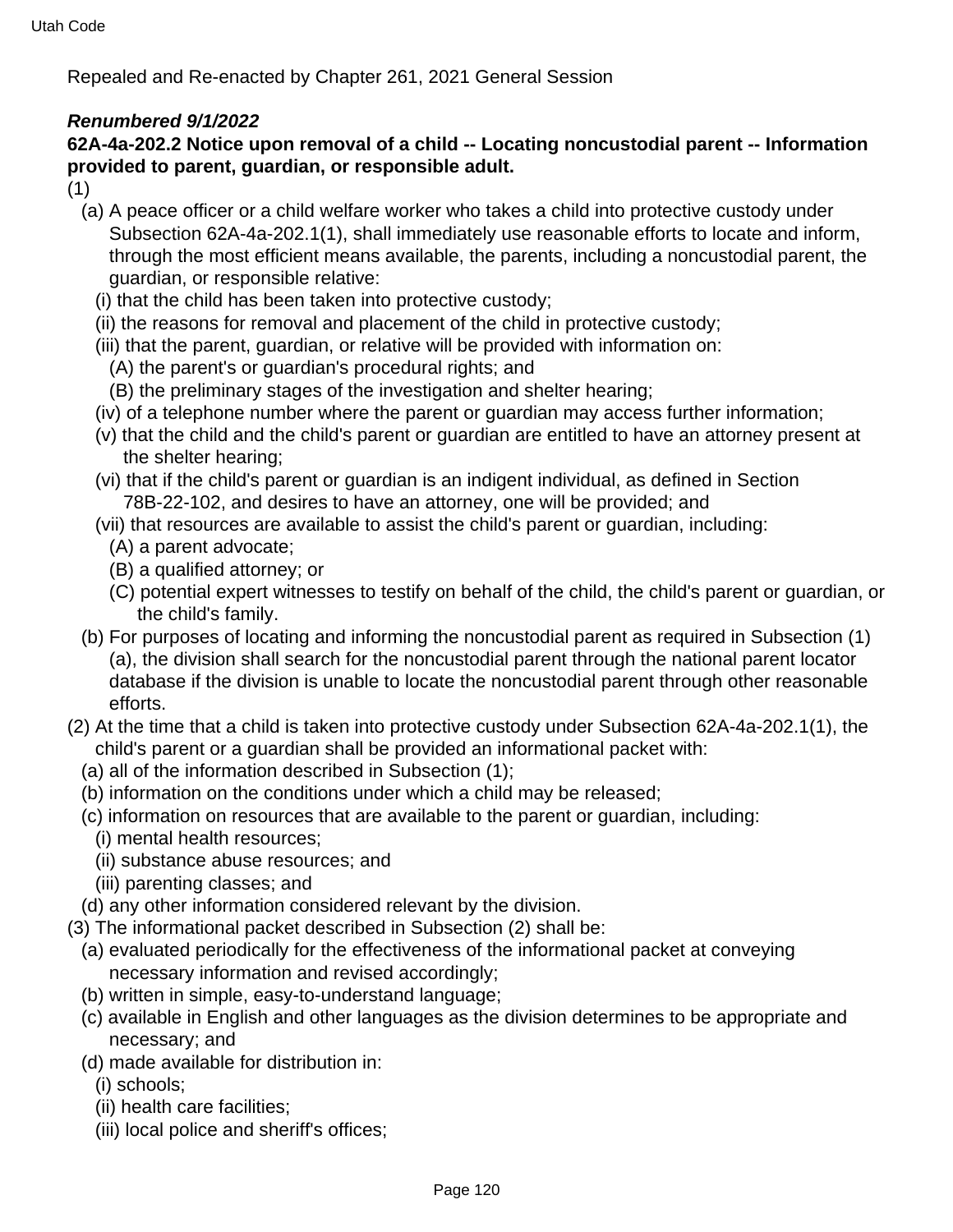Repealed and Re-enacted by Chapter 261, 2021 General Session

***Renumbered 9/1/2022***

**62A-4a-202.2 Notice upon removal of a child -- Locating noncustodial parent -- Information provided to parent, guardian, or responsible adult.**

(1)

(a) A peace officer or a child welfare worker who takes a child into protective custody under Subsection 62A-4a-202.1(1), shall immediately use reasonable efforts to locate and inform, through the most efficient means available, the parents, including a noncustodial parent, the guardian, or responsible relative:

(i) that the child has been taken into protective custody;

(ii) the reasons for removal and placement of the child in protective custody;

(iii) that the parent, guardian, or relative will be provided with information on:

(A) the parent's or guardian's procedural rights; and

(B) the preliminary stages of the investigation and shelter hearing;

(iv) of a telephone number where the parent or guardian may access further information;

(v) that the child and the child's parent or guardian are entitled to have an attorney present at the shelter hearing;

(vi) that if the child's parent or guardian is an indigent individual, as defined in Section 78B-22-102, and desires to have an attorney, one will be provided; and

(vii) that resources are available to assist the child's parent or guardian, including:

(A) a parent advocate;

(B) a qualified attorney; or

(C) potential expert witnesses to testify on behalf of the child, the child's parent or guardian, or the child's family.

(b) For purposes of locating and informing the noncustodial parent as required in Subsection (1)(a), the division shall search for the noncustodial parent through the national parent locator database if the division is unable to locate the noncustodial parent through other reasonable efforts.

(2) At the time that a child is taken into protective custody under Subsection 62A-4a-202.1(1), the child's parent or a guardian shall be provided an informational packet with:

(a) all of the information described in Subsection (1);

(b) information on the conditions under which a child may be released;

(c) information on resources that are available to the parent or guardian, including:

(i) mental health resources;

(ii) substance abuse resources; and

(iii) parenting classes; and

(d) any other information considered relevant by the division.

(3) The informational packet described in Subsection (2) shall be:

(a) evaluated periodically for the effectiveness of the informational packet at conveying necessary information and revised accordingly;

(b) written in simple, easy-to-understand language;

(c) available in English and other languages as the division determines to be appropriate and necessary; and

(d) made available for distribution in:

(i) schools;

(ii) health care facilities;

(iii) local police and sheriff's offices;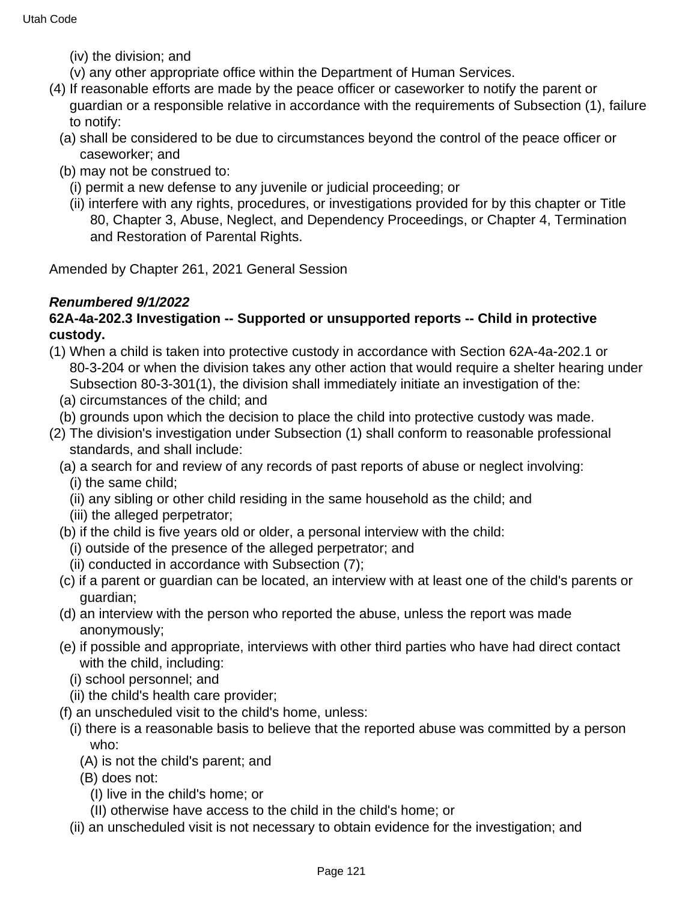(iv) the division; and

(v) any other appropriate office within the Department of Human Services.

(4) If reasonable efforts are made by the peace officer or caseworker to notify the parent or guardian or a responsible relative in accordance with the requirements of Subsection (1), failure to notify:

(a) shall be considered to be due to circumstances beyond the control of the peace officer or caseworker; and

(b) may not be construed to:

(i) permit a new defense to any juvenile or judicial proceeding; or

(ii) interfere with any rights, procedures, or investigations provided for by this chapter or Title 80, Chapter 3, Abuse, Neglect, and Dependency Proceedings, or Chapter 4, Termination and Restoration of Parental Rights.

Amended by Chapter 261, 2021 General Session

***Renumbered 9/1/2022***

**62A-4a-202.3 Investigation -- Supported or unsupported reports -- Child in protective custody.**

(1) When a child is taken into protective custody in accordance with Section 62A-4a-202.1 or 80-3-204 or when the division takes any other action that would require a shelter hearing under Subsection 80-3-301(1), the division shall immediately initiate an investigation of the:

(a) circumstances of the child; and

(b) grounds upon which the decision to place the child into protective custody was made.

(2) The division's investigation under Subsection (1) shall conform to reasonable professional standards, and shall include:

(a) a search for and review of any records of past reports of abuse or neglect involving:

(i) the same child;

(ii) any sibling or other child residing in the same household as the child; and

(iii) the alleged perpetrator;

(b) if the child is five years old or older, a personal interview with the child:

(i) outside of the presence of the alleged perpetrator; and

(ii) conducted in accordance with Subsection (7);

(c) if a parent or guardian can be located, an interview with at least one of the child's parents or guardian;

(d) an interview with the person who reported the abuse, unless the report was made anonymously;

(e) if possible and appropriate, interviews with other third parties who have had direct contact with the child, including:

(i) school personnel; and

(ii) the child's health care provider;

(f) an unscheduled visit to the child's home, unless:

(i) there is a reasonable basis to believe that the reported abuse was committed by a person who:

(A) is not the child's parent; and

(B) does not:

(I) live in the child's home; or

(II) otherwise have access to the child in the child's home; or

(ii) an unscheduled visit is not necessary to obtain evidence for the investigation; and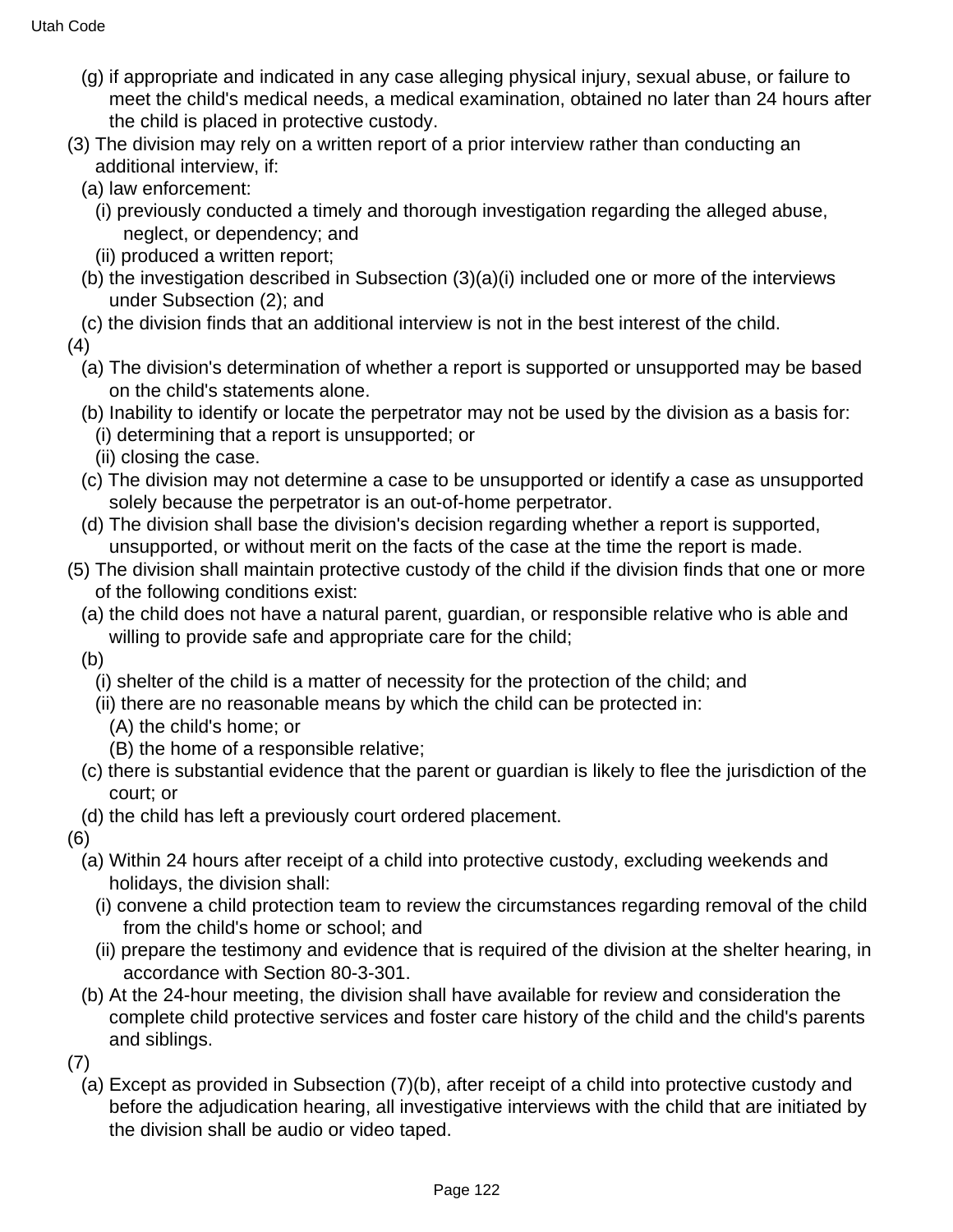(g) if appropriate and indicated in any case alleging physical injury, sexual abuse, or failure to meet the child's medical needs, a medical examination, obtained no later than 24 hours after the child is placed in protective custody.

(3) The division may rely on a written report of a prior interview rather than conducting an additional interview, if:

(a) law enforcement:

(i) previously conducted a timely and thorough investigation regarding the alleged abuse, neglect, or dependency; and

(ii) produced a written report;

(b) the investigation described in Subsection (3)(a)(i) included one or more of the interviews under Subsection (2); and

(c) the division finds that an additional interview is not in the best interest of the child.

(4)

(a) The division's determination of whether a report is supported or unsupported may be based on the child's statements alone.

(b) Inability to identify or locate the perpetrator may not be used by the division as a basis for:

(i) determining that a report is unsupported; or

(ii) closing the case.

(c) The division may not determine a case to be unsupported or identify a case as unsupported solely because the perpetrator is an out-of-home perpetrator.

(d) The division shall base the division's decision regarding whether a report is supported, unsupported, or without merit on the facts of the case at the time the report is made.

(5) The division shall maintain protective custody of the child if the division finds that one or more of the following conditions exist:

(a) the child does not have a natural parent, guardian, or responsible relative who is able and willing to provide safe and appropriate care for the child;

(b)

(i) shelter of the child is a matter of necessity for the protection of the child; and

(ii) there are no reasonable means by which the child can be protected in:

(A) the child's home; or

(B) the home of a responsible relative;

(c) there is substantial evidence that the parent or guardian is likely to flee the jurisdiction of the court; or

(d) the child has left a previously court ordered placement.

(6)

(a) Within 24 hours after receipt of a child into protective custody, excluding weekends and holidays, the division shall:

(i) convene a child protection team to review the circumstances regarding removal of the child from the child's home or school; and

(ii) prepare the testimony and evidence that is required of the division at the shelter hearing, in accordance with Section 80-3-301.

(b) At the 24-hour meeting, the division shall have available for review and consideration the complete child protective services and foster care history of the child and the child's parents and siblings.

(7)

(a) Except as provided in Subsection (7)(b), after receipt of a child into protective custody and before the adjudication hearing, all investigative interviews with the child that are initiated by the division shall be audio or video taped.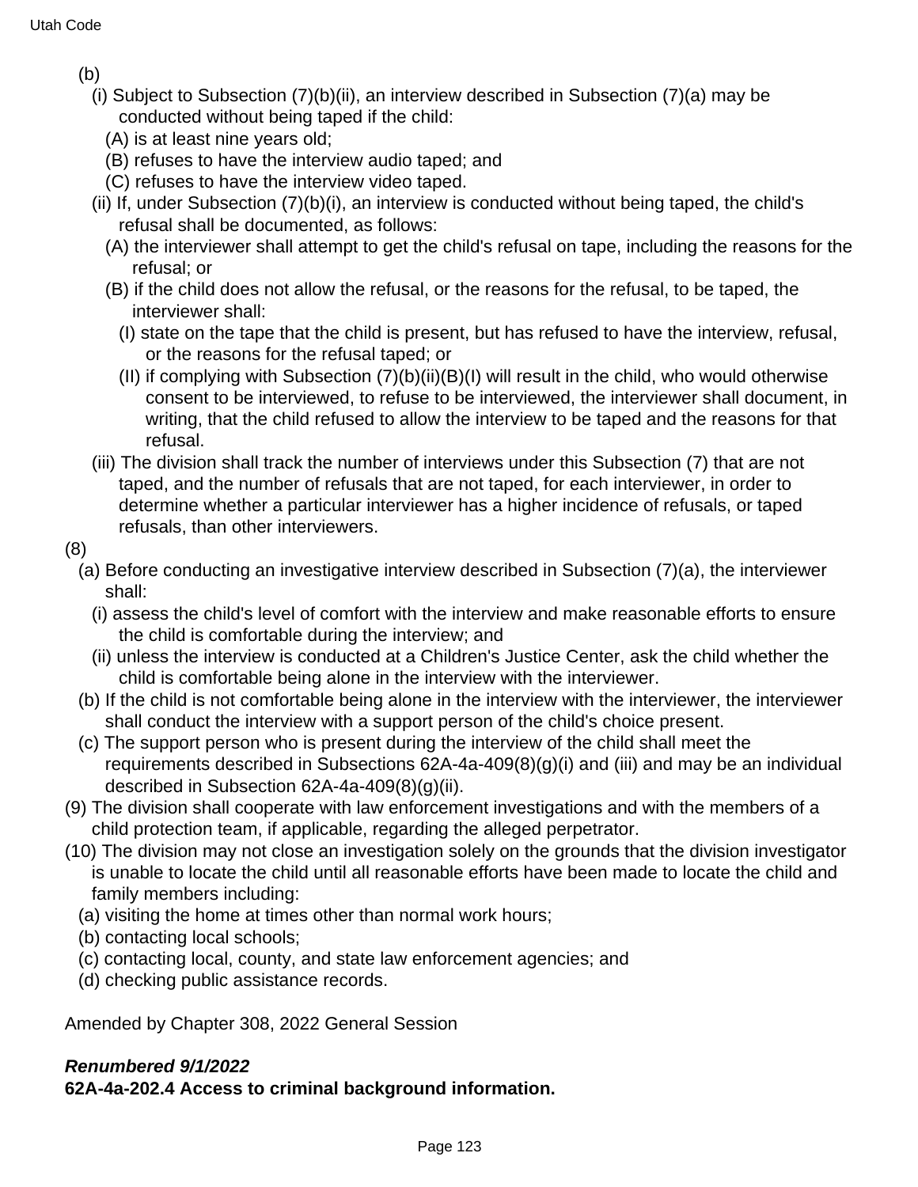(b)

(i) Subject to Subsection (7)(b)(ii), an interview described in Subsection (7)(a) may be conducted without being taped if the child:

(A) is at least nine years old;

(B) refuses to have the interview audio taped; and

(C) refuses to have the interview video taped.

(ii) If, under Subsection (7)(b)(i), an interview is conducted without being taped, the child's refusal shall be documented, as follows:

(A) the interviewer shall attempt to get the child's refusal on tape, including the reasons for the refusal; or

(B) if the child does not allow the refusal, or the reasons for the refusal, to be taped, the interviewer shall:

(I) state on the tape that the child is present, but has refused to have the interview, refusal, or the reasons for the refusal taped; or

(II) if complying with Subsection (7)(b)(ii)(B)(I) will result in the child, who would otherwise consent to be interviewed, to refuse to be interviewed, the interviewer shall document, in writing, that the child refused to allow the interview to be taped and the reasons for that refusal.

(iii) The division shall track the number of interviews under this Subsection (7) that are not taped, and the number of refusals that are not taped, for each interviewer, in order to determine whether a particular interviewer has a higher incidence of refusals, or taped refusals, than other interviewers.

(8)

(a) Before conducting an investigative interview described in Subsection (7)(a), the interviewer shall:

(i) assess the child's level of comfort with the interview and make reasonable efforts to ensure the child is comfortable during the interview; and

(ii) unless the interview is conducted at a Children's Justice Center, ask the child whether the child is comfortable being alone in the interview with the interviewer.

(b) If the child is not comfortable being alone in the interview with the interviewer, the interviewer shall conduct the interview with a support person of the child's choice present.

(c) The support person who is present during the interview of the child shall meet the requirements described in Subsections 62A-4a-409(8)(g)(i) and (iii) and may be an individual described in Subsection 62A-4a-409(8)(g)(ii).

(9) The division shall cooperate with law enforcement investigations and with the members of a child protection team, if applicable, regarding the alleged perpetrator.

(10) The division may not close an investigation solely on the grounds that the division investigator is unable to locate the child until all reasonable efforts have been made to locate the child and family members including:

(a) visiting the home at times other than normal work hours;

(b) contacting local schools;

(c) contacting local, county, and state law enforcement agencies; and

(d) checking public assistance records.

Amended by Chapter 308, 2022 General Session

***Renumbered 9/1/2022***

**62A-4a-202.4 Access to criminal background information.**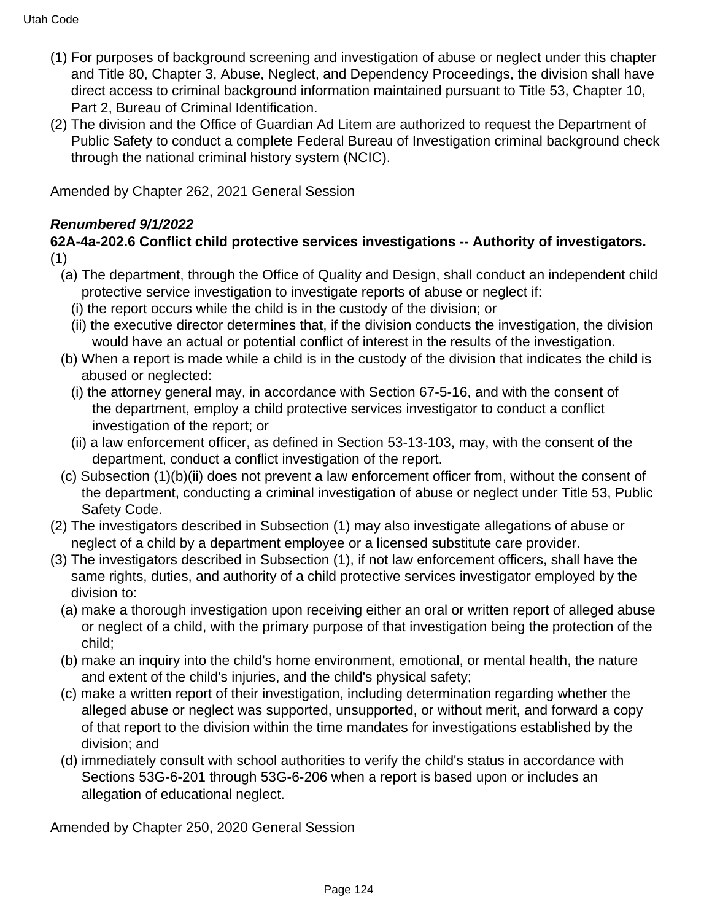(1) For purposes of background screening and investigation of abuse or neglect under this chapter and Title 80, Chapter 3, Abuse, Neglect, and Dependency Proceedings, the division shall have direct access to criminal background information maintained pursuant to Title 53, Chapter 10, Part 2, Bureau of Criminal Identification.

(2) The division and the Office of Guardian Ad Litem are authorized to request the Department of Public Safety to conduct a complete Federal Bureau of Investigation criminal background check through the national criminal history system (NCIC).

Amended by Chapter 262, 2021 General Session

***Renumbered 9/1/2022***

**62A-4a-202.6 Conflict child protective services investigations -- Authority of investigators.**

(1)

(a) The department, through the Office of Quality and Design, shall conduct an independent child protective service investigation to investigate reports of abuse or neglect if:

(i) the report occurs while the child is in the custody of the division; or

(ii) the executive director determines that, if the division conducts the investigation, the division would have an actual or potential conflict of interest in the results of the investigation.

(b) When a report is made while a child is in the custody of the division that indicates the child is abused or neglected:

(i) the attorney general may, in accordance with Section 67-5-16, and with the consent of the department, employ a child protective services investigator to conduct a conflict investigation of the report; or

(ii) a law enforcement officer, as defined in Section 53-13-103, may, with the consent of the department, conduct a conflict investigation of the report.

(c) Subsection (1)(b)(ii) does not prevent a law enforcement officer from, without the consent of the department, conducting a criminal investigation of abuse or neglect under Title 53, Public Safety Code.

(2) The investigators described in Subsection (1) may also investigate allegations of abuse or neglect of a child by a department employee or a licensed substitute care provider.

(3) The investigators described in Subsection (1), if not law enforcement officers, shall have the same rights, duties, and authority of a child protective services investigator employed by the division to:

(a) make a thorough investigation upon receiving either an oral or written report of alleged abuse or neglect of a child, with the primary purpose of that investigation being the protection of the child;

(b) make an inquiry into the child's home environment, emotional, or mental health, the nature and extent of the child's injuries, and the child's physical safety;

(c) make a written report of their investigation, including determination regarding whether the alleged abuse or neglect was supported, unsupported, or without merit, and forward a copy of that report to the division within the time mandates for investigations established by the division; and

(d) immediately consult with school authorities to verify the child's status in accordance with Sections 53G-6-201 through 53G-6-206 when a report is based upon or includes an allegation of educational neglect.

Amended by Chapter 250, 2020 General Session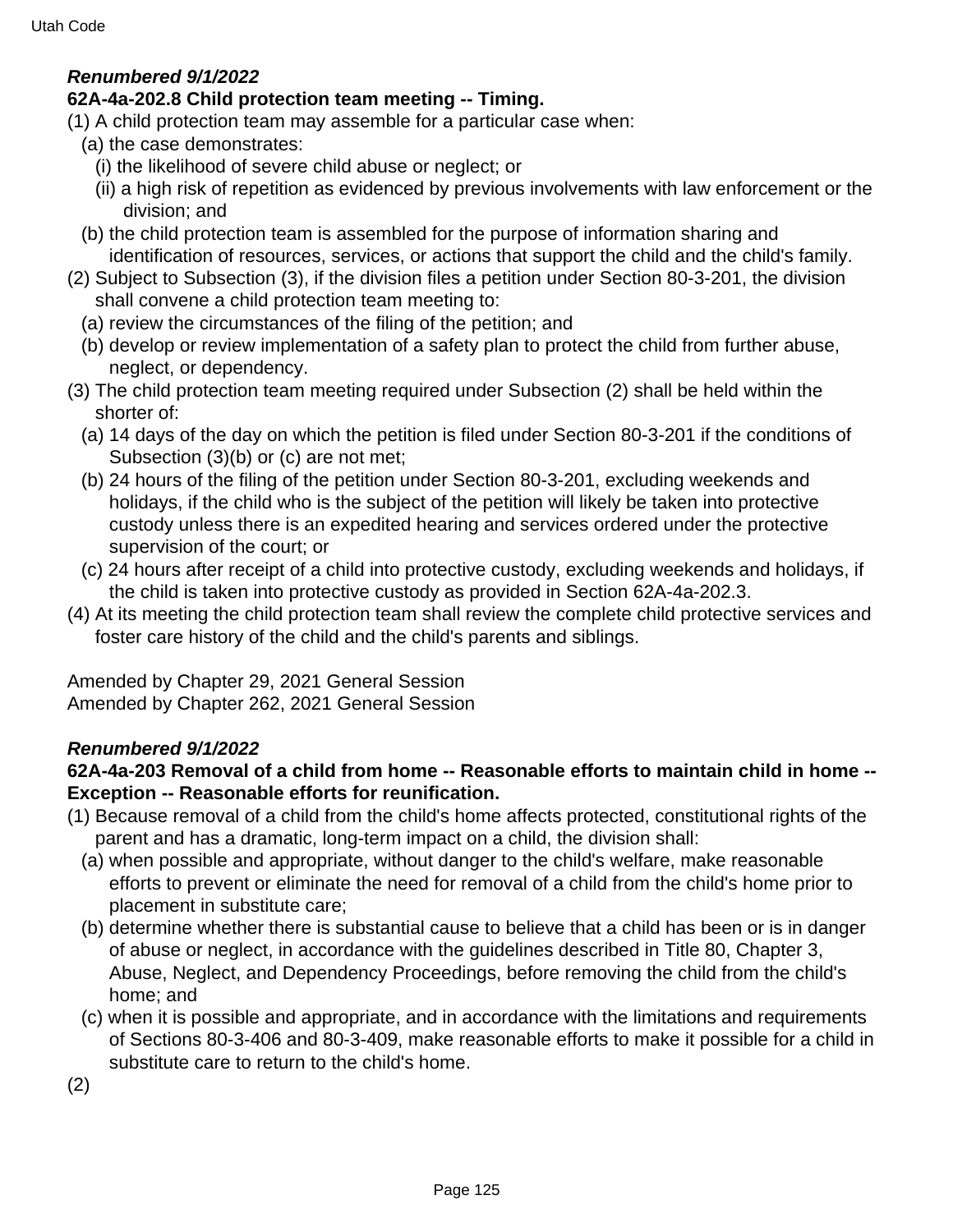***Renumbered 9/1/2022***

**62A-4a-202.8 Child protection team meeting -- Timing.**

(1) A child protection team may assemble for a particular case when:
  (a) the case demonstrates:
    (i) the likelihood of severe child abuse or neglect; or
    (ii) a high risk of repetition as evidenced by previous involvements with law enforcement or the division; and
  (b) the child protection team is assembled for the purpose of information sharing and identification of resources, services, or actions that support the child and the child's family.

(2) Subject to Subsection (3), if the division files a petition under Section 80-3-201, the division shall convene a child protection team meeting to:
  (a) review the circumstances of the filing of the petition; and
  (b) develop or review implementation of a safety plan to protect the child from further abuse, neglect, or dependency.

(3) The child protection team meeting required under Subsection (2) shall be held within the shorter of:
  (a) 14 days of the day on which the petition is filed under Section 80-3-201 if the conditions of Subsection (3)(b) or (c) are not met;
  (b) 24 hours of the filing of the petition under Section 80-3-201, excluding weekends and holidays, if the child who is the subject of the petition will likely be taken into protective custody unless there is an expedited hearing and services ordered under the protective supervision of the court; or
  (c) 24 hours after receipt of a child into protective custody, excluding weekends and holidays, if the child is taken into protective custody as provided in Section 62A-4a-202.3.

(4) At its meeting the child protection team shall review the complete child protective services and foster care history of the child and the child's parents and siblings.

Amended by Chapter 29, 2021 General Session
Amended by Chapter 262, 2021 General Session

***Renumbered 9/1/2022***

**62A-4a-203 Removal of a child from home -- Reasonable efforts to maintain child in home -- Exception -- Reasonable efforts for reunification.**

(1) Because removal of a child from the child's home affects protected, constitutional rights of the parent and has a dramatic, long-term impact on a child, the division shall:
  (a) when possible and appropriate, without danger to the child's welfare, make reasonable efforts to prevent or eliminate the need for removal of a child from the child's home prior to placement in substitute care;
  (b) determine whether there is substantial cause to believe that a child has been or is in danger of abuse or neglect, in accordance with the guidelines described in Title 80, Chapter 3, Abuse, Neglect, and Dependency Proceedings, before removing the child from the child's home; and
  (c) when it is possible and appropriate, and in accordance with the limitations and requirements of Sections 80-3-406 and 80-3-409, make reasonable efforts to make it possible for a child in substitute care to return to the child's home.

(2)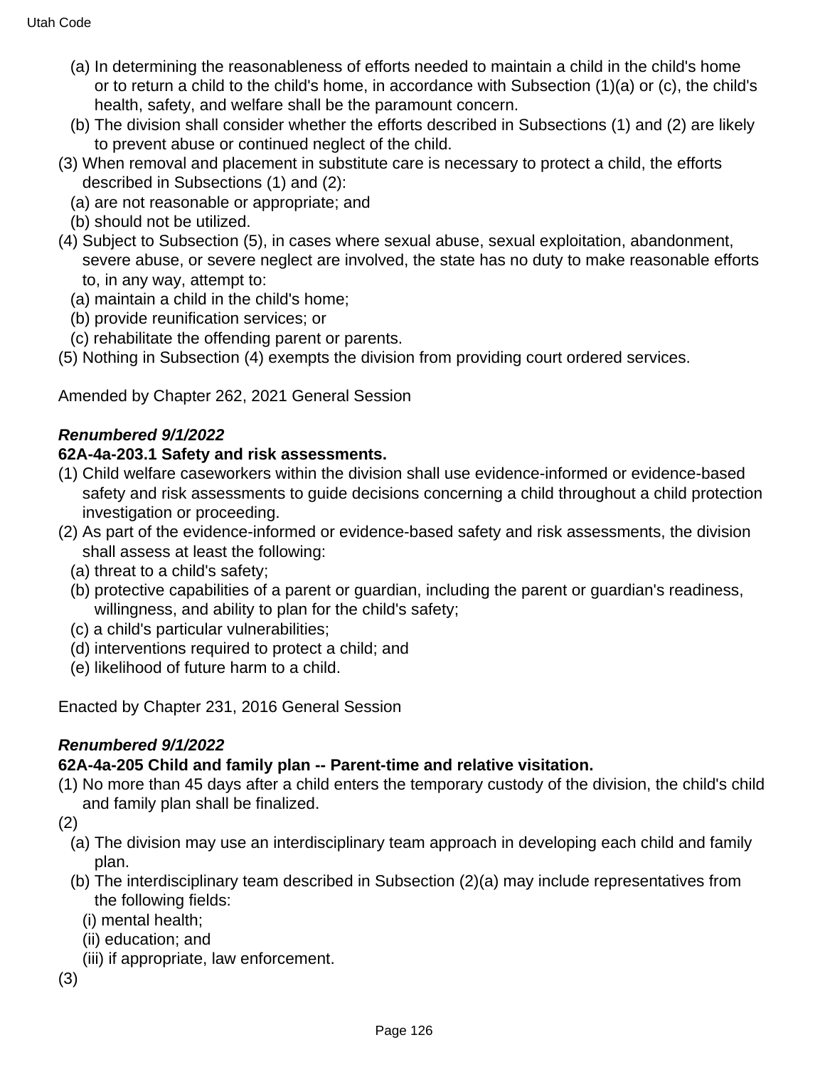(a) In determining the reasonableness of efforts needed to maintain a child in the child's home or to return a child to the child's home, in accordance with Subsection (1)(a) or (c), the child's health, safety, and welfare shall be the paramount concern.

(b) The division shall consider whether the efforts described in Subsections (1) and (2) are likely to prevent abuse or continued neglect of the child.

(3) When removal and placement in substitute care is necessary to protect a child, the efforts described in Subsections (1) and (2):

(a) are not reasonable or appropriate; and

(b) should not be utilized.

(4) Subject to Subsection (5), in cases where sexual abuse, sexual exploitation, abandonment, severe abuse, or severe neglect are involved, the state has no duty to make reasonable efforts to, in any way, attempt to:

(a) maintain a child in the child's home;

(b) provide reunification services; or

(c) rehabilitate the offending parent or parents.

(5) Nothing in Subsection (4) exempts the division from providing court ordered services.

Amended by Chapter 262, 2021 General Session

***Renumbered 9/1/2022***

**62A-4a-203.1 Safety and risk assessments.**

(1) Child welfare caseworkers within the division shall use evidence-informed or evidence-based safety and risk assessments to guide decisions concerning a child throughout a child protection investigation or proceeding.

(2) As part of the evidence-informed or evidence-based safety and risk assessments, the division shall assess at least the following:

(a) threat to a child's safety;

(b) protective capabilities of a parent or guardian, including the parent or guardian's readiness, willingness, and ability to plan for the child's safety;

(c) a child's particular vulnerabilities;

(d) interventions required to protect a child; and

(e) likelihood of future harm to a child.

Enacted by Chapter 231, 2016 General Session

***Renumbered 9/1/2022***

**62A-4a-205 Child and family plan -- Parent-time and relative visitation.**

(1) No more than 45 days after a child enters the temporary custody of the division, the child's child and family plan shall be finalized.

(2)

(a) The division may use an interdisciplinary team approach in developing each child and family plan.

(b) The interdisciplinary team described in Subsection (2)(a) may include representatives from the following fields:

(i) mental health;

(ii) education; and

(iii) if appropriate, law enforcement.

(3)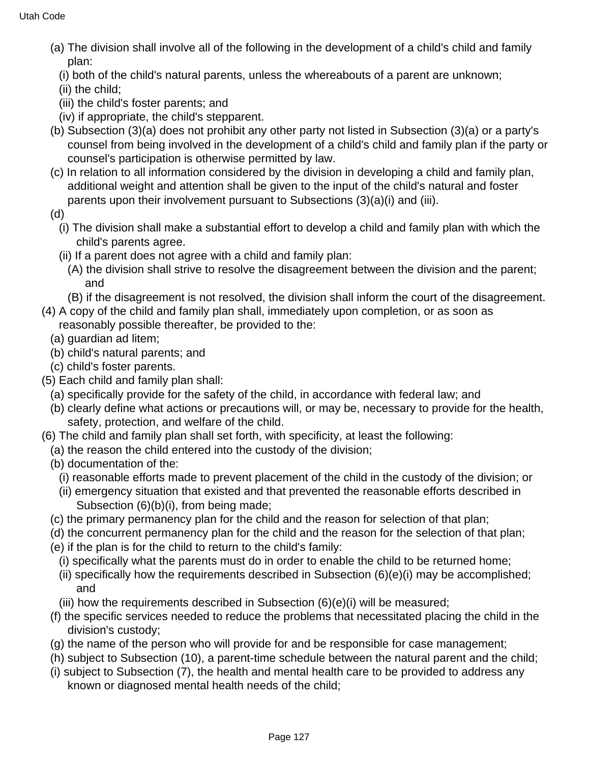(a) The division shall involve all of the following in the development of a child's child and family plan:

(i) both of the child's natural parents, unless the whereabouts of a parent are unknown;

(ii) the child;

(iii) the child's foster parents; and

(iv) if appropriate, the child's stepparent.

(b) Subsection (3)(a) does not prohibit any other party not listed in Subsection (3)(a) or a party's counsel from being involved in the development of a child's child and family plan if the party or counsel's participation is otherwise permitted by law.

(c) In relation to all information considered by the division in developing a child and family plan, additional weight and attention shall be given to the input of the child's natural and foster parents upon their involvement pursuant to Subsections (3)(a)(i) and (iii).

(d)

(i) The division shall make a substantial effort to develop a child and family plan with which the child's parents agree.

(ii) If a parent does not agree with a child and family plan:

(A) the division shall strive to resolve the disagreement between the division and the parent; and

(B) if the disagreement is not resolved, the division shall inform the court of the disagreement.

(4) A copy of the child and family plan shall, immediately upon completion, or as soon as reasonably possible thereafter, be provided to the:

(a) guardian ad litem;

(b) child's natural parents; and

(c) child's foster parents.

(5) Each child and family plan shall:

(a) specifically provide for the safety of the child, in accordance with federal law; and

(b) clearly define what actions or precautions will, or may be, necessary to provide for the health, safety, protection, and welfare of the child.

(6) The child and family plan shall set forth, with specificity, at least the following:

(a) the reason the child entered into the custody of the division;

(b) documentation of the:

(i) reasonable efforts made to prevent placement of the child in the custody of the division; or

(ii) emergency situation that existed and that prevented the reasonable efforts described in Subsection (6)(b)(i), from being made;

(c) the primary permanency plan for the child and the reason for selection of that plan;

(d) the concurrent permanency plan for the child and the reason for the selection of that plan;

(e) if the plan is for the child to return to the child's family:

(i) specifically what the parents must do in order to enable the child to be returned home;

(ii) specifically how the requirements described in Subsection (6)(e)(i) may be accomplished; and

(iii) how the requirements described in Subsection (6)(e)(i) will be measured;

(f) the specific services needed to reduce the problems that necessitated placing the child in the division's custody;

(g) the name of the person who will provide for and be responsible for case management;

(h) subject to Subsection (10), a parent-time schedule between the natural parent and the child;

(i) subject to Subsection (7), the health and mental health care to be provided to address any known or diagnosed mental health needs of the child;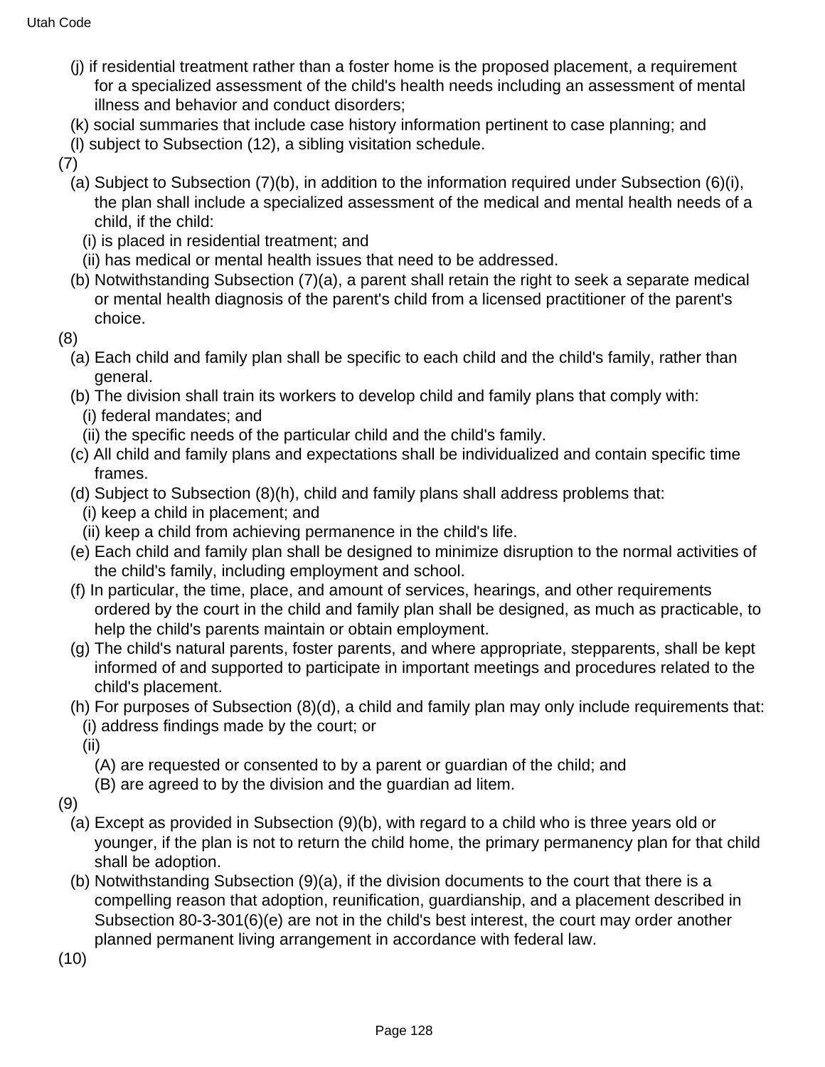(j) if residential treatment rather than a foster home is the proposed placement, a requirement for a specialized assessment of the child's health needs including an assessment of mental illness and behavior and conduct disorders;

(k) social summaries that include case history information pertinent to case planning; and

(l) subject to Subsection (12), a sibling visitation schedule.

(7)

(a) Subject to Subsection (7)(b), in addition to the information required under Subsection (6)(i), the plan shall include a specialized assessment of the medical and mental health needs of a child, if the child:

(i) is placed in residential treatment; and

(ii) has medical or mental health issues that need to be addressed.

(b) Notwithstanding Subsection (7)(a), a parent shall retain the right to seek a separate medical or mental health diagnosis of the parent's child from a licensed practitioner of the parent's choice.

(8)

(a) Each child and family plan shall be specific to each child and the child's family, rather than general.

(b) The division shall train its workers to develop child and family plans that comply with:

(i) federal mandates; and

(ii) the specific needs of the particular child and the child's family.

(c) All child and family plans and expectations shall be individualized and contain specific time frames.

(d) Subject to Subsection (8)(h), child and family plans shall address problems that:

(i) keep a child in placement; and

(ii) keep a child from achieving permanence in the child's life.

(e) Each child and family plan shall be designed to minimize disruption to the normal activities of the child's family, including employment and school.

(f) In particular, the time, place, and amount of services, hearings, and other requirements ordered by the court in the child and family plan shall be designed, as much as practicable, to help the child's parents maintain or obtain employment.

(g) The child's natural parents, foster parents, and where appropriate, stepparents, shall be kept informed of and supported to participate in important meetings and procedures related to the child's placement.

(h) For purposes of Subsection (8)(d), a child and family plan may only include requirements that:

(i) address findings made by the court; or

(ii)

(A) are requested or consented to by a parent or guardian of the child; and

(B) are agreed to by the division and the guardian ad litem.

(9)

(a) Except as provided in Subsection (9)(b), with regard to a child who is three years old or younger, if the plan is not to return the child home, the primary permanency plan for that child shall be adoption.

(b) Notwithstanding Subsection (9)(a), if the division documents to the court that there is a compelling reason that adoption, reunification, guardianship, and a placement described in Subsection 80-3-301(6)(e) are not in the child's best interest, the court may order another planned permanent living arrangement in accordance with federal law.

(10)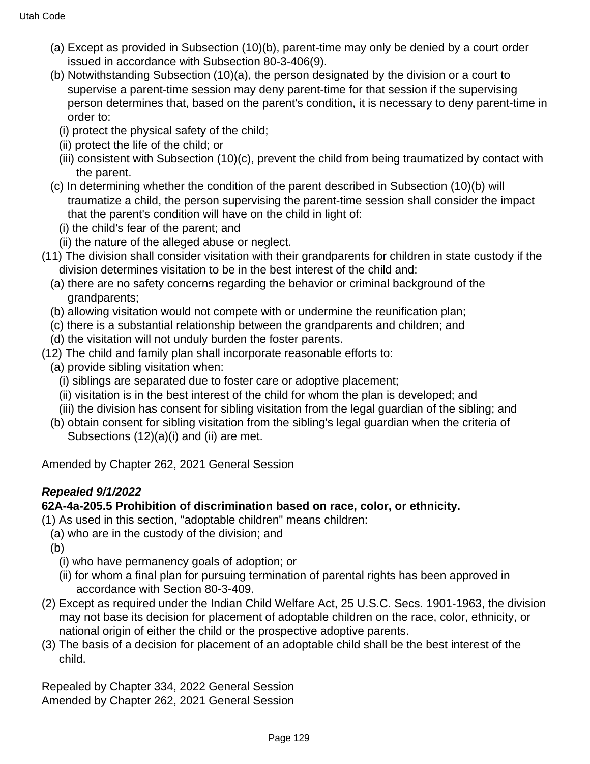(a) Except as provided in Subsection (10)(b), parent-time may only be denied by a court order issued in accordance with Subsection 80-3-406(9).

(b) Notwithstanding Subsection (10)(a), the person designated by the division or a court to supervise a parent-time session may deny parent-time for that session if the supervising person determines that, based on the parent's condition, it is necessary to deny parent-time in order to:

(i) protect the physical safety of the child;

(ii) protect the life of the child; or

(iii) consistent with Subsection (10)(c), prevent the child from being traumatized by contact with the parent.

(c) In determining whether the condition of the parent described in Subsection (10)(b) will traumatize a child, the person supervising the parent-time session shall consider the impact that the parent's condition will have on the child in light of:

(i) the child's fear of the parent; and

(ii) the nature of the alleged abuse or neglect.

(11) The division shall consider visitation with their grandparents for children in state custody if the division determines visitation to be in the best interest of the child and:

(a) there are no safety concerns regarding the behavior or criminal background of the grandparents;

(b) allowing visitation would not compete with or undermine the reunification plan;

(c) there is a substantial relationship between the grandparents and children; and

(d) the visitation will not unduly burden the foster parents.

(12) The child and family plan shall incorporate reasonable efforts to:

(a) provide sibling visitation when:

(i) siblings are separated due to foster care or adoptive placement;

(ii) visitation is in the best interest of the child for whom the plan is developed; and

(iii) the division has consent for sibling visitation from the legal guardian of the sibling; and

(b) obtain consent for sibling visitation from the sibling's legal guardian when the criteria of Subsections (12)(a)(i) and (ii) are met.

Amended by Chapter 262, 2021 General Session

***Repealed 9/1/2022***

**62A-4a-205.5 Prohibition of discrimination based on race, color, or ethnicity.**

(1) As used in this section, "adoptable children" means children:

(a) who are in the custody of the division; and

(b)

(i) who have permanency goals of adoption; or

(ii) for whom a final plan for pursuing termination of parental rights has been approved in accordance with Section 80-3-409.

(2) Except as required under the Indian Child Welfare Act, 25 U.S.C. Secs. 1901-1963, the division may not base its decision for placement of adoptable children on the race, color, ethnicity, or national origin of either the child or the prospective adoptive parents.

(3) The basis of a decision for placement of an adoptable child shall be the best interest of the child.

Repealed by Chapter 334, 2022 General Session
Amended by Chapter 262, 2021 General Session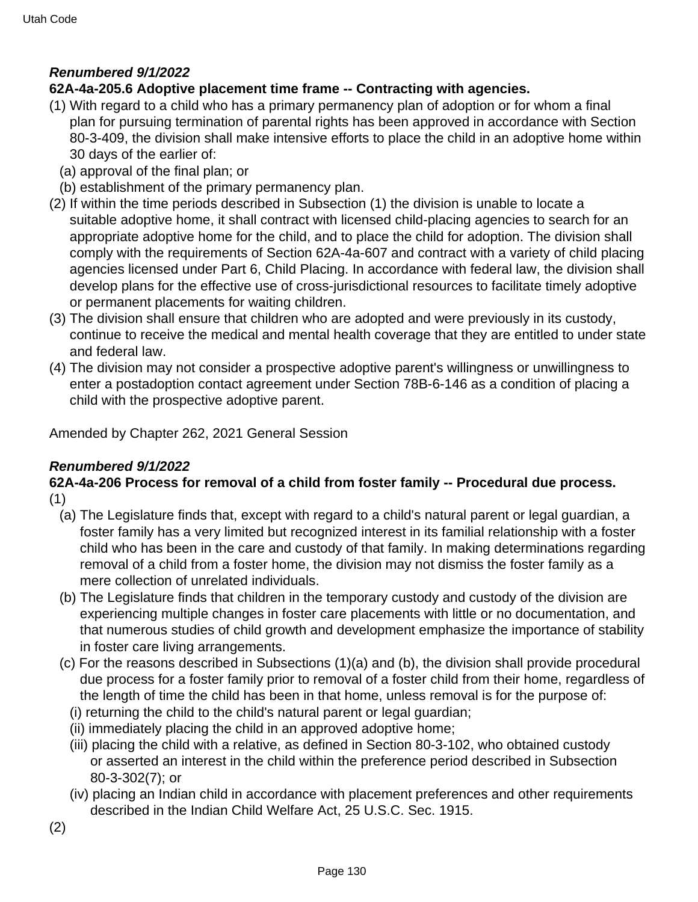***Renumbered 9/1/2022***

**62A-4a-205.6 Adoptive placement time frame -- Contracting with agencies.**

(1) With regard to a child who has a primary permanency plan of adoption or for whom a final plan for pursuing termination of parental rights has been approved in accordance with Section 80-3-409, the division shall make intensive efforts to place the child in an adoptive home within 30 days of the earlier of:

  (a) approval of the final plan; or

  (b) establishment of the primary permanency plan.

(2) If within the time periods described in Subsection (1) the division is unable to locate a suitable adoptive home, it shall contract with licensed child-placing agencies to search for an appropriate adoptive home for the child, and to place the child for adoption. The division shall comply with the requirements of Section 62A-4a-607 and contract with a variety of child placing agencies licensed under Part 6, Child Placing. In accordance with federal law, the division shall develop plans for the effective use of cross-jurisdictional resources to facilitate timely adoptive or permanent placements for waiting children.

(3) The division shall ensure that children who are adopted and were previously in its custody, continue to receive the medical and mental health coverage that they are entitled to under state and federal law.

(4) The division may not consider a prospective adoptive parent's willingness or unwillingness to enter a postadoption contact agreement under Section 78B-6-146 as a condition of placing a child with the prospective adoptive parent.

Amended by Chapter 262, 2021 General Session

***Renumbered 9/1/2022***

**62A-4a-206 Process for removal of a child from foster family -- Procedural due process.**

(1)

  (a) The Legislature finds that, except with regard to a child's natural parent or legal guardian, a foster family has a very limited but recognized interest in its familial relationship with a foster child who has been in the care and custody of that family. In making determinations regarding removal of a child from a foster home, the division may not dismiss the foster family as a mere collection of unrelated individuals.

  (b) The Legislature finds that children in the temporary custody and custody of the division are experiencing multiple changes in foster care placements with little or no documentation, and that numerous studies of child growth and development emphasize the importance of stability in foster care living arrangements.

  (c) For the reasons described in Subsections (1)(a) and (b), the division shall provide procedural due process for a foster family prior to removal of a foster child from their home, regardless of the length of time the child has been in that home, unless removal is for the purpose of:

    (i) returning the child to the child's natural parent or legal guardian;

    (ii) immediately placing the child in an approved adoptive home;

    (iii) placing the child with a relative, as defined in Section 80-3-102, who obtained custody or asserted an interest in the child within the preference period described in Subsection 80-3-302(7); or

    (iv) placing an Indian child in accordance with placement preferences and other requirements described in the Indian Child Welfare Act, 25 U.S.C. Sec. 1915.

(2)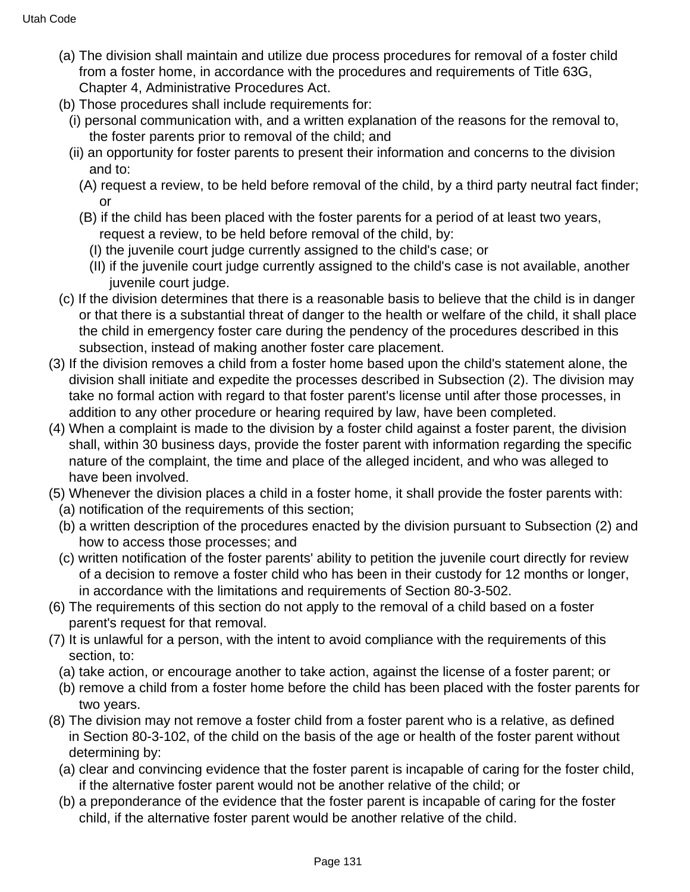(a) The division shall maintain and utilize due process procedures for removal of a foster child from a foster home, in accordance with the procedures and requirements of Title 63G, Chapter 4, Administrative Procedures Act.

(b) Those procedures shall include requirements for:

(i) personal communication with, and a written explanation of the reasons for the removal to, the foster parents prior to removal of the child; and

(ii) an opportunity for foster parents to present their information and concerns to the division and to:

(A) request a review, to be held before removal of the child, by a third party neutral fact finder; or

(B) if the child has been placed with the foster parents for a period of at least two years, request a review, to be held before removal of the child, by:

(I) the juvenile court judge currently assigned to the child's case; or

(II) if the juvenile court judge currently assigned to the child's case is not available, another juvenile court judge.

(c) If the division determines that there is a reasonable basis to believe that the child is in danger or that there is a substantial threat of danger to the health or welfare of the child, it shall place the child in emergency foster care during the pendency of the procedures described in this subsection, instead of making another foster care placement.

(3) If the division removes a child from a foster home based upon the child's statement alone, the division shall initiate and expedite the processes described in Subsection (2). The division may take no formal action with regard to that foster parent's license until after those processes, in addition to any other procedure or hearing required by law, have been completed.

(4) When a complaint is made to the division by a foster child against a foster parent, the division shall, within 30 business days, provide the foster parent with information regarding the specific nature of the complaint, the time and place of the alleged incident, and who was alleged to have been involved.

(5) Whenever the division places a child in a foster home, it shall provide the foster parents with:

(a) notification of the requirements of this section;

(b) a written description of the procedures enacted by the division pursuant to Subsection (2) and how to access those processes; and

(c) written notification of the foster parents' ability to petition the juvenile court directly for review of a decision to remove a foster child who has been in their custody for 12 months or longer, in accordance with the limitations and requirements of Section 80-3-502.

(6) The requirements of this section do not apply to the removal of a child based on a foster parent's request for that removal.

(7) It is unlawful for a person, with the intent to avoid compliance with the requirements of this section, to:

(a) take action, or encourage another to take action, against the license of a foster parent; or

(b) remove a child from a foster home before the child has been placed with the foster parents for two years.

(8) The division may not remove a foster child from a foster parent who is a relative, as defined in Section 80-3-102, of the child on the basis of the age or health of the foster parent without determining by:

(a) clear and convincing evidence that the foster parent is incapable of caring for the foster child, if the alternative foster parent would not be another relative of the child; or

(b) a preponderance of the evidence that the foster parent is incapable of caring for the foster child, if the alternative foster parent would be another relative of the child.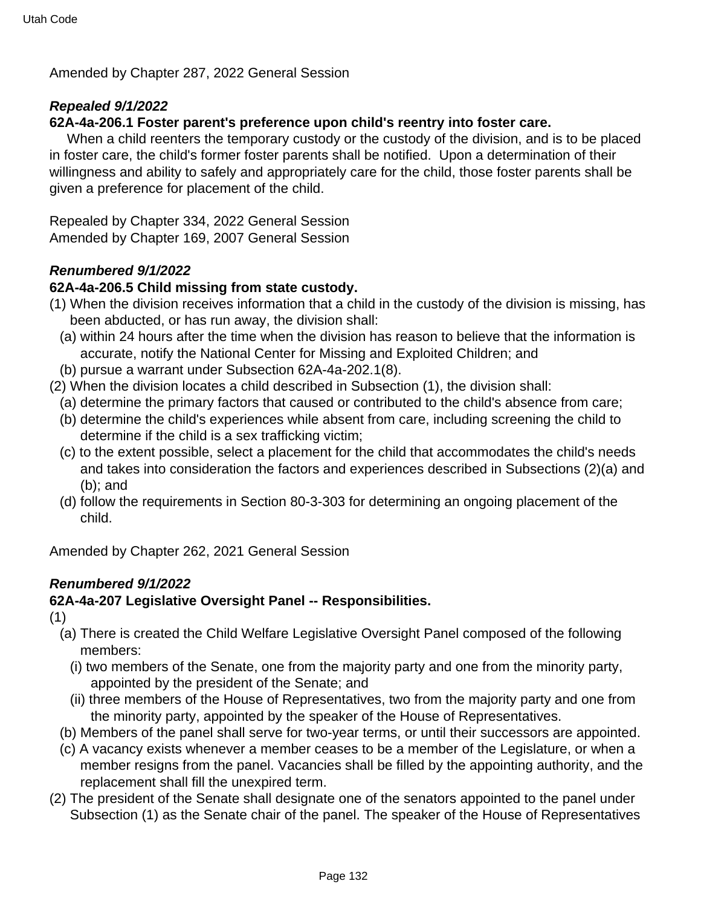Amended by Chapter 287, 2022 General Session

***Repealed 9/1/2022***

**62A-4a-206.1 Foster parent's preference upon child's reentry into foster care.**

When a child reenters the temporary custody or the custody of the division, and is to be placed in foster care, the child's former foster parents shall be notified. Upon a determination of their willingness and ability to safely and appropriately care for the child, those foster parents shall be given a preference for placement of the child.

Repealed by Chapter 334, 2022 General Session
Amended by Chapter 169, 2007 General Session

***Renumbered 9/1/2022***

**62A-4a-206.5 Child missing from state custody.**

(1) When the division receives information that a child in the custody of the division is missing, has been abducted, or has run away, the division shall:
  (a) within 24 hours after the time when the division has reason to believe that the information is accurate, notify the National Center for Missing and Exploited Children; and
  (b) pursue a warrant under Subsection 62A-4a-202.1(8).
(2) When the division locates a child described in Subsection (1), the division shall:
  (a) determine the primary factors that caused or contributed to the child's absence from care;
  (b) determine the child's experiences while absent from care, including screening the child to determine if the child is a sex trafficking victim;
  (c) to the extent possible, select a placement for the child that accommodates the child's needs and takes into consideration the factors and experiences described in Subsections (2)(a) and (b); and
  (d) follow the requirements in Section 80-3-303 for determining an ongoing placement of the child.

Amended by Chapter 262, 2021 General Session

***Renumbered 9/1/2022***

**62A-4a-207 Legislative Oversight Panel -- Responsibilities.**

(1)
  (a) There is created the Child Welfare Legislative Oversight Panel composed of the following members:
    (i) two members of the Senate, one from the majority party and one from the minority party, appointed by the president of the Senate; and
    (ii) three members of the House of Representatives, two from the majority party and one from the minority party, appointed by the speaker of the House of Representatives.
  (b) Members of the panel shall serve for two-year terms, or until their successors are appointed.
  (c) A vacancy exists whenever a member ceases to be a member of the Legislature, or when a member resigns from the panel. Vacancies shall be filled by the appointing authority, and the replacement shall fill the unexpired term.
(2) The president of the Senate shall designate one of the senators appointed to the panel under Subsection (1) as the Senate chair of the panel. The speaker of the House of Representatives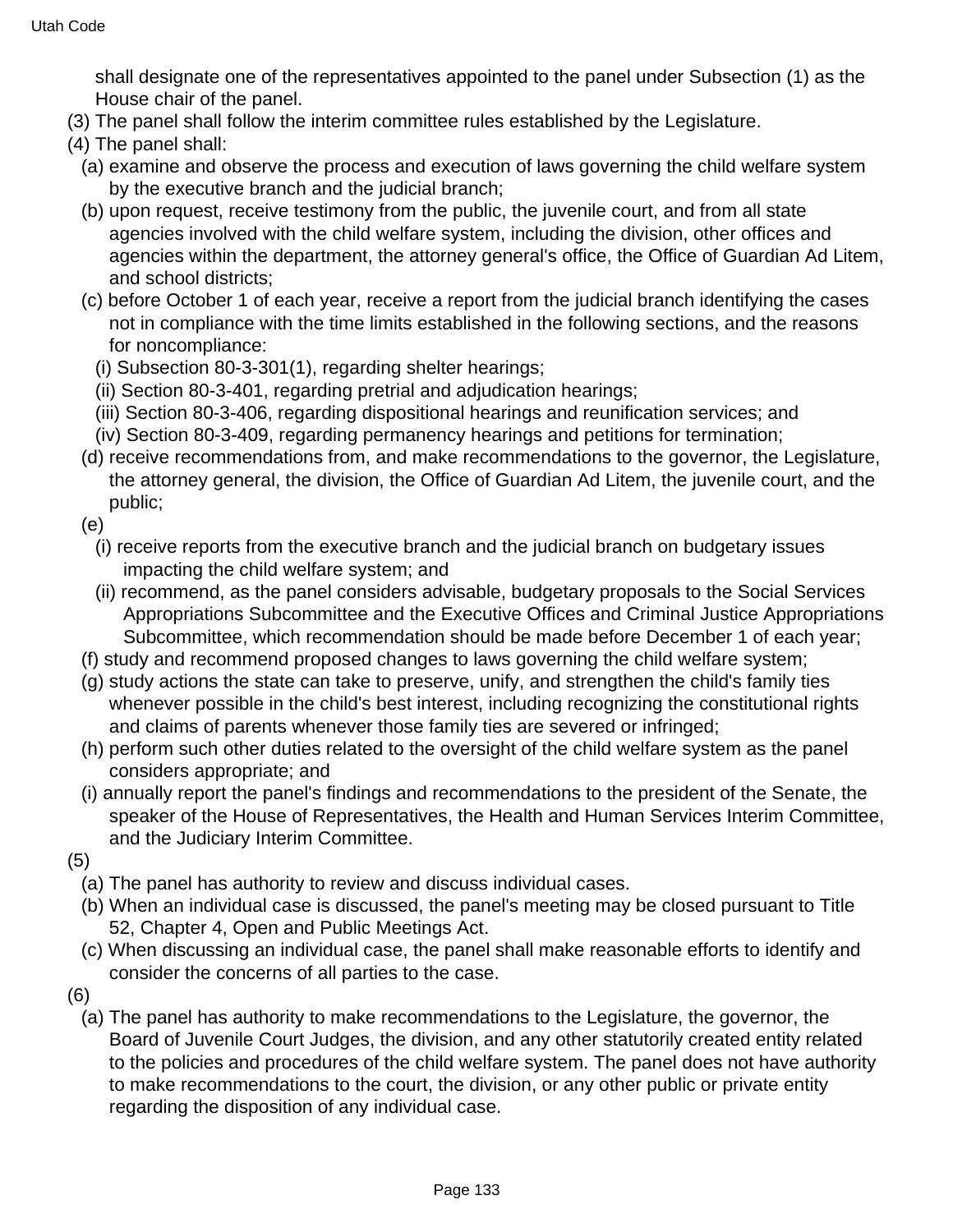shall designate one of the representatives appointed to the panel under Subsection (1) as the House chair of the panel.

(3) The panel shall follow the interim committee rules established by the Legislature.

(4) The panel shall:

(a) examine and observe the process and execution of laws governing the child welfare system by the executive branch and the judicial branch;

(b) upon request, receive testimony from the public, the juvenile court, and from all state agencies involved with the child welfare system, including the division, other offices and agencies within the department, the attorney general's office, the Office of Guardian Ad Litem, and school districts;

(c) before October 1 of each year, receive a report from the judicial branch identifying the cases not in compliance with the time limits established in the following sections, and the reasons for noncompliance:

(i) Subsection 80-3-301(1), regarding shelter hearings;

(ii) Section 80-3-401, regarding pretrial and adjudication hearings;

(iii) Section 80-3-406, regarding dispositional hearings and reunification services; and

(iv) Section 80-3-409, regarding permanency hearings and petitions for termination;

(d) receive recommendations from, and make recommendations to the governor, the Legislature, the attorney general, the division, the Office of Guardian Ad Litem, the juvenile court, and the public;

(e)

(i) receive reports from the executive branch and the judicial branch on budgetary issues impacting the child welfare system; and

(ii) recommend, as the panel considers advisable, budgetary proposals to the Social Services Appropriations Subcommittee and the Executive Offices and Criminal Justice Appropriations Subcommittee, which recommendation should be made before December 1 of each year;

(f) study and recommend proposed changes to laws governing the child welfare system;

(g) study actions the state can take to preserve, unify, and strengthen the child's family ties whenever possible in the child's best interest, including recognizing the constitutional rights and claims of parents whenever those family ties are severed or infringed;

(h) perform such other duties related to the oversight of the child welfare system as the panel considers appropriate; and

(i) annually report the panel's findings and recommendations to the president of the Senate, the speaker of the House of Representatives, the Health and Human Services Interim Committee, and the Judiciary Interim Committee.

(5)

(a) The panel has authority to review and discuss individual cases.

(b) When an individual case is discussed, the panel's meeting may be closed pursuant to Title 52, Chapter 4, Open and Public Meetings Act.

(c) When discussing an individual case, the panel shall make reasonable efforts to identify and consider the concerns of all parties to the case.

(6)

(a) The panel has authority to make recommendations to the Legislature, the governor, the Board of Juvenile Court Judges, the division, and any other statutorily created entity related to the policies and procedures of the child welfare system. The panel does not have authority to make recommendations to the court, the division, or any other public or private entity regarding the disposition of any individual case.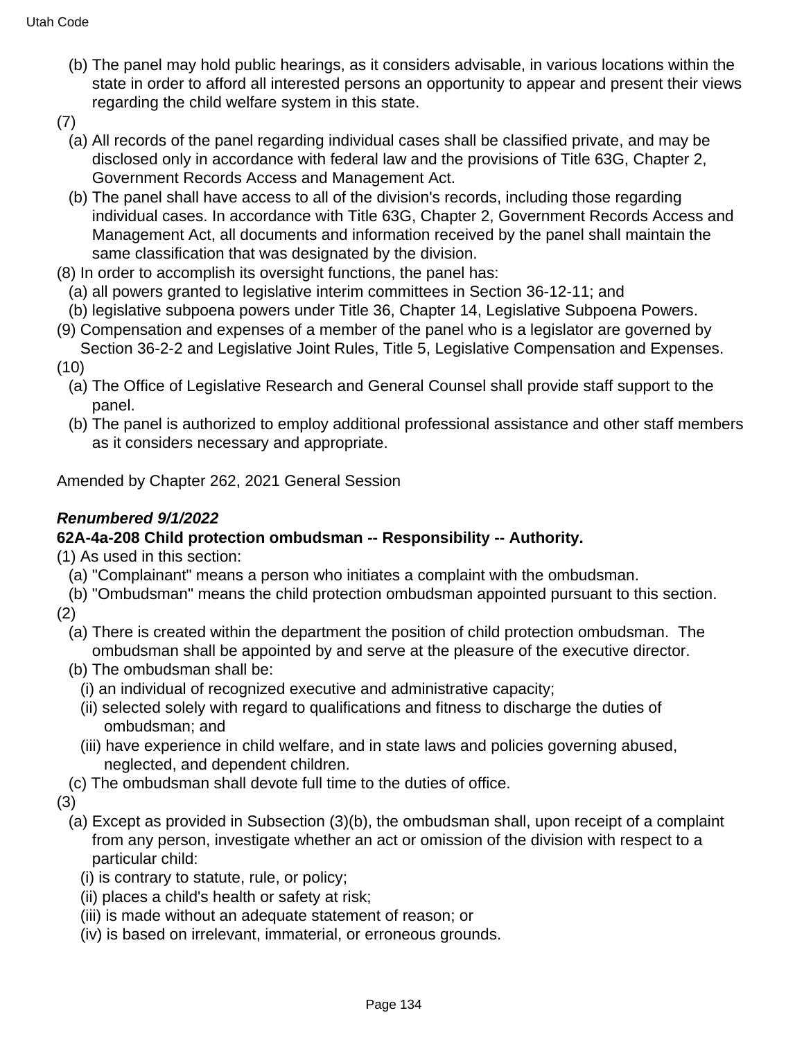(b) The panel may hold public hearings, as it considers advisable, in various locations within the state in order to afford all interested persons an opportunity to appear and present their views regarding the child welfare system in this state.

(7)

(a) All records of the panel regarding individual cases shall be classified private, and may be disclosed only in accordance with federal law and the provisions of Title 63G, Chapter 2, Government Records Access and Management Act.

(b) The panel shall have access to all of the division's records, including those regarding individual cases. In accordance with Title 63G, Chapter 2, Government Records Access and Management Act, all documents and information received by the panel shall maintain the same classification that was designated by the division.

(8) In order to accomplish its oversight functions, the panel has:

(a) all powers granted to legislative interim committees in Section 36-12-11; and

(b) legislative subpoena powers under Title 36, Chapter 14, Legislative Subpoena Powers.

(9) Compensation and expenses of a member of the panel who is a legislator are governed by Section 36-2-2 and Legislative Joint Rules, Title 5, Legislative Compensation and Expenses.

(10)

(a) The Office of Legislative Research and General Counsel shall provide staff support to the panel.

(b) The panel is authorized to employ additional professional assistance and other staff members as it considers necessary and appropriate.

Amended by Chapter 262, 2021 General Session

***Renumbered 9/1/2022***

**62A-4a-208 Child protection ombudsman -- Responsibility -- Authority.**

(1) As used in this section:

(a) "Complainant" means a person who initiates a complaint with the ombudsman.

(b) "Ombudsman" means the child protection ombudsman appointed pursuant to this section.

(2)

(a) There is created within the department the position of child protection ombudsman. The ombudsman shall be appointed by and serve at the pleasure of the executive director.

(b) The ombudsman shall be:

(i) an individual of recognized executive and administrative capacity;

(ii) selected solely with regard to qualifications and fitness to discharge the duties of ombudsman; and

(iii) have experience in child welfare, and in state laws and policies governing abused, neglected, and dependent children.

(c) The ombudsman shall devote full time to the duties of office.

(3)

(a) Except as provided in Subsection (3)(b), the ombudsman shall, upon receipt of a complaint from any person, investigate whether an act or omission of the division with respect to a particular child:

(i) is contrary to statute, rule, or policy;

(ii) places a child's health or safety at risk;

(iii) is made without an adequate statement of reason; or

(iv) is based on irrelevant, immaterial, or erroneous grounds.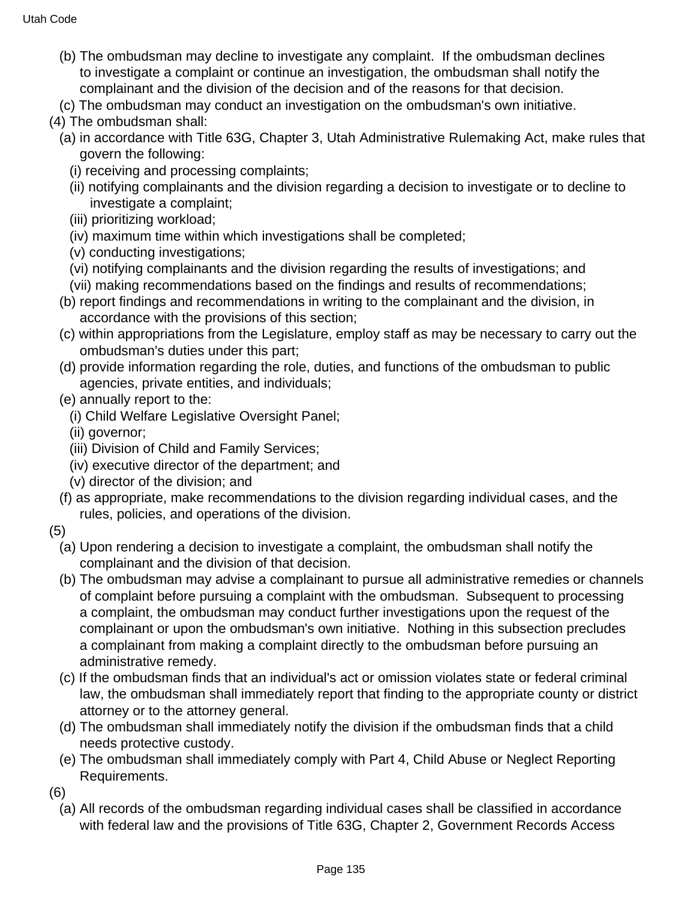(b) The ombudsman may decline to investigate any complaint. If the ombudsman declines to investigate a complaint or continue an investigation, the ombudsman shall notify the complainant and the division of the decision and of the reasons for that decision.

(c) The ombudsman may conduct an investigation on the ombudsman's own initiative.

(4) The ombudsman shall:

(a) in accordance with Title 63G, Chapter 3, Utah Administrative Rulemaking Act, make rules that govern the following:

(i) receiving and processing complaints;

(ii) notifying complainants and the division regarding a decision to investigate or to decline to investigate a complaint;

(iii) prioritizing workload;

(iv) maximum time within which investigations shall be completed;

(v) conducting investigations;

(vi) notifying complainants and the division regarding the results of investigations; and

(vii) making recommendations based on the findings and results of recommendations;

(b) report findings and recommendations in writing to the complainant and the division, in accordance with the provisions of this section;

(c) within appropriations from the Legislature, employ staff as may be necessary to carry out the ombudsman's duties under this part;

(d) provide information regarding the role, duties, and functions of the ombudsman to public agencies, private entities, and individuals;

(e) annually report to the:

(i) Child Welfare Legislative Oversight Panel;

(ii) governor;

(iii) Division of Child and Family Services;

(iv) executive director of the department; and

(v) director of the division; and

(f) as appropriate, make recommendations to the division regarding individual cases, and the rules, policies, and operations of the division.

(5)

(a) Upon rendering a decision to investigate a complaint, the ombudsman shall notify the complainant and the division of that decision.

(b) The ombudsman may advise a complainant to pursue all administrative remedies or channels of complaint before pursuing a complaint with the ombudsman. Subsequent to processing a complaint, the ombudsman may conduct further investigations upon the request of the complainant or upon the ombudsman's own initiative. Nothing in this subsection precludes a complainant from making a complaint directly to the ombudsman before pursuing an administrative remedy.

(c) If the ombudsman finds that an individual's act or omission violates state or federal criminal law, the ombudsman shall immediately report that finding to the appropriate county or district attorney or to the attorney general.

(d) The ombudsman shall immediately notify the division if the ombudsman finds that a child needs protective custody.

(e) The ombudsman shall immediately comply with Part 4, Child Abuse or Neglect Reporting Requirements.

(6)

(a) All records of the ombudsman regarding individual cases shall be classified in accordance with federal law and the provisions of Title 63G, Chapter 2, Government Records Access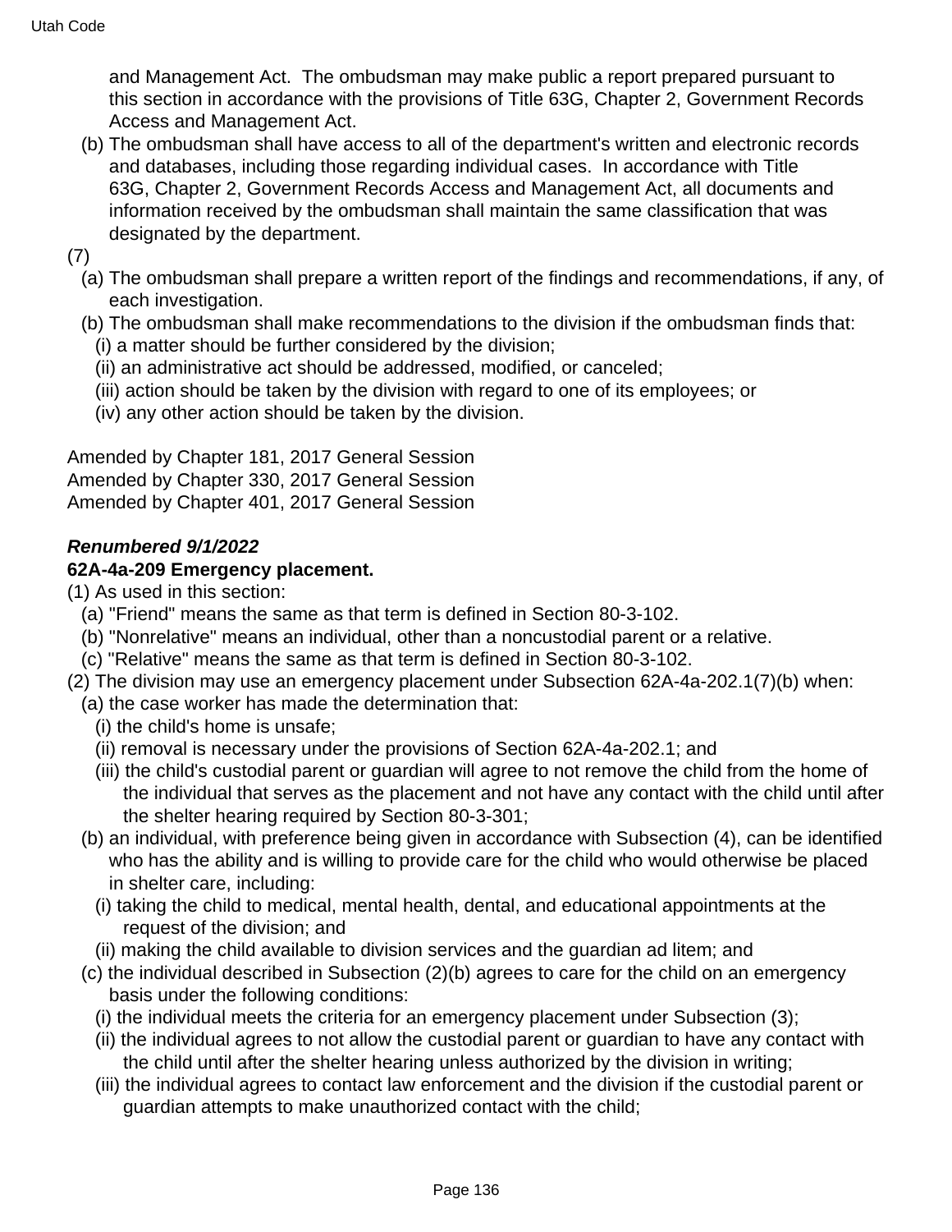and Management Act. The ombudsman may make public a report prepared pursuant to this section in accordance with the provisions of Title 63G, Chapter 2, Government Records Access and Management Act.

(b) The ombudsman shall have access to all of the department's written and electronic records and databases, including those regarding individual cases. In accordance with Title 63G, Chapter 2, Government Records Access and Management Act, all documents and information received by the ombudsman shall maintain the same classification that was designated by the department.

(7)

(a) The ombudsman shall prepare a written report of the findings and recommendations, if any, of each investigation.

(b) The ombudsman shall make recommendations to the division if the ombudsman finds that:

(i) a matter should be further considered by the division;

(ii) an administrative act should be addressed, modified, or canceled;

(iii) action should be taken by the division with regard to one of its employees; or

(iv) any other action should be taken by the division.

Amended by Chapter 181, 2017 General Session
Amended by Chapter 330, 2017 General Session
Amended by Chapter 401, 2017 General Session

***Renumbered 9/1/2022***

**62A-4a-209 Emergency placement.**

(1) As used in this section:

(a) "Friend" means the same as that term is defined in Section 80-3-102.

(b) "Nonrelative" means an individual, other than a noncustodial parent or a relative.

(c) "Relative" means the same as that term is defined in Section 80-3-102.

(2) The division may use an emergency placement under Subsection 62A-4a-202.1(7)(b) when:

(a) the case worker has made the determination that:

(i) the child's home is unsafe;

(ii) removal is necessary under the provisions of Section 62A-4a-202.1; and

(iii) the child's custodial parent or guardian will agree to not remove the child from the home of the individual that serves as the placement and not have any contact with the child until after the shelter hearing required by Section 80-3-301;

(b) an individual, with preference being given in accordance with Subsection (4), can be identified who has the ability and is willing to provide care for the child who would otherwise be placed in shelter care, including:

(i) taking the child to medical, mental health, dental, and educational appointments at the request of the division; and

(ii) making the child available to division services and the guardian ad litem; and

(c) the individual described in Subsection (2)(b) agrees to care for the child on an emergency basis under the following conditions:

(i) the individual meets the criteria for an emergency placement under Subsection (3);

(ii) the individual agrees to not allow the custodial parent or guardian to have any contact with the child until after the shelter hearing unless authorized by the division in writing;

(iii) the individual agrees to contact law enforcement and the division if the custodial parent or guardian attempts to make unauthorized contact with the child;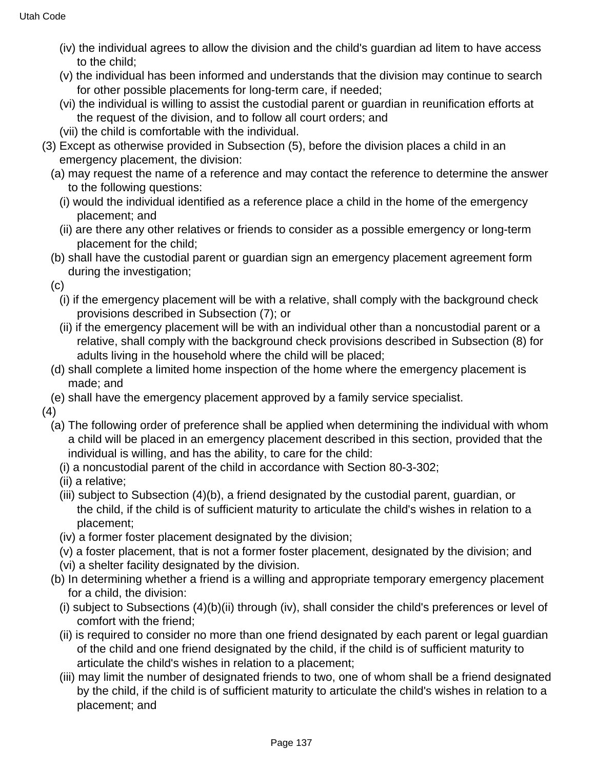(iv) the individual agrees to allow the division and the child's guardian ad litem to have access to the child;

(v) the individual has been informed and understands that the division may continue to search for other possible placements for long-term care, if needed;

(vi) the individual is willing to assist the custodial parent or guardian in reunification efforts at the request of the division, and to follow all court orders; and

(vii) the child is comfortable with the individual.

(3) Except as otherwise provided in Subsection (5), before the division places a child in an emergency placement, the division:

(a) may request the name of a reference and may contact the reference to determine the answer to the following questions:

(i) would the individual identified as a reference place a child in the home of the emergency placement; and

(ii) are there any other relatives or friends to consider as a possible emergency or long-term placement for the child;

(b) shall have the custodial parent or guardian sign an emergency placement agreement form during the investigation;

(c)

(i) if the emergency placement will be with a relative, shall comply with the background check provisions described in Subsection (7); or

(ii) if the emergency placement will be with an individual other than a noncustodial parent or a relative, shall comply with the background check provisions described in Subsection (8) for adults living in the household where the child will be placed;

(d) shall complete a limited home inspection of the home where the emergency placement is made; and

(e) shall have the emergency placement approved by a family service specialist.

(4)

(a) The following order of preference shall be applied when determining the individual with whom a child will be placed in an emergency placement described in this section, provided that the individual is willing, and has the ability, to care for the child:

(i) a noncustodial parent of the child in accordance with Section 80-3-302;

(ii) a relative;

(iii) subject to Subsection (4)(b), a friend designated by the custodial parent, guardian, or the child, if the child is of sufficient maturity to articulate the child's wishes in relation to a placement;

(iv) a former foster placement designated by the division;

(v) a foster placement, that is not a former foster placement, designated by the division; and

(vi) a shelter facility designated by the division.

(b) In determining whether a friend is a willing and appropriate temporary emergency placement for a child, the division:

(i) subject to Subsections (4)(b)(ii) through (iv), shall consider the child's preferences or level of comfort with the friend;

(ii) is required to consider no more than one friend designated by each parent or legal guardian of the child and one friend designated by the child, if the child is of sufficient maturity to articulate the child's wishes in relation to a placement;

(iii) may limit the number of designated friends to two, one of whom shall be a friend designated by the child, if the child is of sufficient maturity to articulate the child's wishes in relation to a placement; and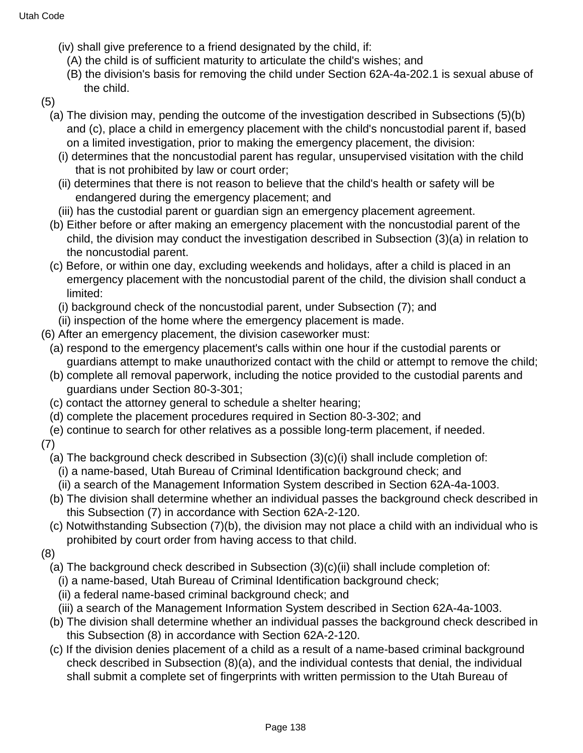(iv) shall give preference to a friend designated by the child, if:

(A) the child is of sufficient maturity to articulate the child's wishes; and

(B) the division's basis for removing the child under Section 62A-4a-202.1 is sexual abuse of the child.

(5)

(a) The division may, pending the outcome of the investigation described in Subsections (5)(b) and (c), place a child in emergency placement with the child's noncustodial parent if, based on a limited investigation, prior to making the emergency placement, the division:

(i) determines that the noncustodial parent has regular, unsupervised visitation with the child that is not prohibited by law or court order;

(ii) determines that there is not reason to believe that the child's health or safety will be endangered during the emergency placement; and

(iii) has the custodial parent or guardian sign an emergency placement agreement.

(b) Either before or after making an emergency placement with the noncustodial parent of the child, the division may conduct the investigation described in Subsection (3)(a) in relation to the noncustodial parent.

(c) Before, or within one day, excluding weekends and holidays, after a child is placed in an emergency placement with the noncustodial parent of the child, the division shall conduct a limited:

(i) background check of the noncustodial parent, under Subsection (7); and

(ii) inspection of the home where the emergency placement is made.

(6) After an emergency placement, the division caseworker must:

(a) respond to the emergency placement's calls within one hour if the custodial parents or guardians attempt to make unauthorized contact with the child or attempt to remove the child;

(b) complete all removal paperwork, including the notice provided to the custodial parents and guardians under Section 80-3-301;

(c) contact the attorney general to schedule a shelter hearing;

(d) complete the placement procedures required in Section 80-3-302; and

(e) continue to search for other relatives as a possible long-term placement, if needed.

(7)

(a) The background check described in Subsection (3)(c)(i) shall include completion of:

(i) a name-based, Utah Bureau of Criminal Identification background check; and

(ii) a search of the Management Information System described in Section 62A-4a-1003.

(b) The division shall determine whether an individual passes the background check described in this Subsection (7) in accordance with Section 62A-2-120.

(c) Notwithstanding Subsection (7)(b), the division may not place a child with an individual who is prohibited by court order from having access to that child.

(8)

(a) The background check described in Subsection (3)(c)(ii) shall include completion of:

(i) a name-based, Utah Bureau of Criminal Identification background check;

(ii) a federal name-based criminal background check; and

(iii) a search of the Management Information System described in Section 62A-4a-1003.

(b) The division shall determine whether an individual passes the background check described in this Subsection (8) in accordance with Section 62A-2-120.

(c) If the division denies placement of a child as a result of a name-based criminal background check described in Subsection (8)(a), and the individual contests that denial, the individual shall submit a complete set of fingerprints with written permission to the Utah Bureau of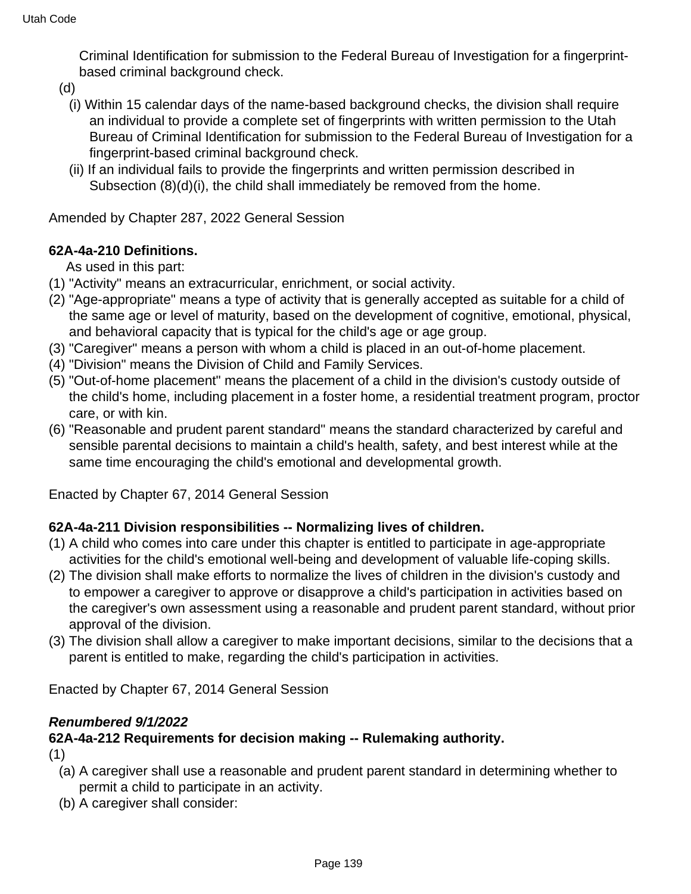Criminal Identification for submission to the Federal Bureau of Investigation for a fingerprint-based criminal background check.

(d)

(i) Within 15 calendar days of the name-based background checks, the division shall require an individual to provide a complete set of fingerprints with written permission to the Utah Bureau of Criminal Identification for submission to the Federal Bureau of Investigation for a fingerprint-based criminal background check.

(ii) If an individual fails to provide the fingerprints and written permission described in Subsection (8)(d)(i), the child shall immediately be removed from the home.

Amended by Chapter 287, 2022 General Session

**62A-4a-210 Definitions.**

As used in this part:

(1) "Activity" means an extracurricular, enrichment, or social activity.

(2) "Age-appropriate" means a type of activity that is generally accepted as suitable for a child of the same age or level of maturity, based on the development of cognitive, emotional, physical, and behavioral capacity that is typical for the child's age or age group.

(3) "Caregiver" means a person with whom a child is placed in an out-of-home placement.

(4) "Division" means the Division of Child and Family Services.

(5) "Out-of-home placement" means the placement of a child in the division's custody outside of the child's home, including placement in a foster home, a residential treatment program, proctor care, or with kin.

(6) "Reasonable and prudent parent standard" means the standard characterized by careful and sensible parental decisions to maintain a child's health, safety, and best interest while at the same time encouraging the child's emotional and developmental growth.

Enacted by Chapter 67, 2014 General Session

**62A-4a-211 Division responsibilities -- Normalizing lives of children.**

(1) A child who comes into care under this chapter is entitled to participate in age-appropriate activities for the child's emotional well-being and development of valuable life-coping skills.

(2) The division shall make efforts to normalize the lives of children in the division's custody and to empower a caregiver to approve or disapprove a child's participation in activities based on the caregiver's own assessment using a reasonable and prudent parent standard, without prior approval of the division.

(3) The division shall allow a caregiver to make important decisions, similar to the decisions that a parent is entitled to make, regarding the child's participation in activities.

Enacted by Chapter 67, 2014 General Session

***Renumbered 9/1/2022***

**62A-4a-212 Requirements for decision making -- Rulemaking authority.**

(1)

(a) A caregiver shall use a reasonable and prudent parent standard in determining whether to permit a child to participate in an activity.

(b) A caregiver shall consider: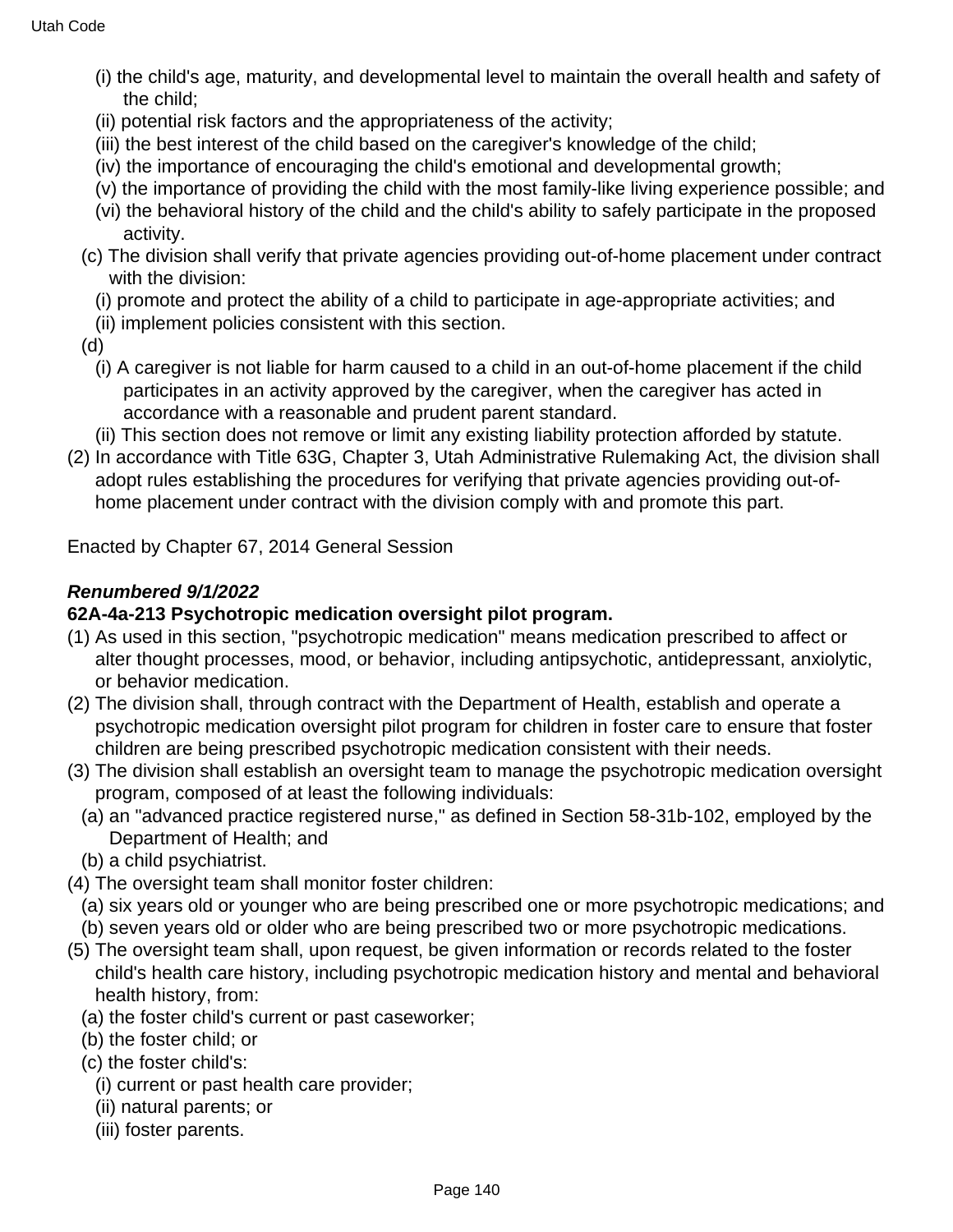(i) the child's age, maturity, and developmental level to maintain the overall health and safety of the child;

(ii) potential risk factors and the appropriateness of the activity;

(iii) the best interest of the child based on the caregiver's knowledge of the child;

(iv) the importance of encouraging the child's emotional and developmental growth;

(v) the importance of providing the child with the most family-like living experience possible; and

(vi) the behavioral history of the child and the child's ability to safely participate in the proposed activity.

(c) The division shall verify that private agencies providing out-of-home placement under contract with the division:

(i) promote and protect the ability of a child to participate in age-appropriate activities; and

(ii) implement policies consistent with this section.

(d)

(i) A caregiver is not liable for harm caused to a child in an out-of-home placement if the child participates in an activity approved by the caregiver, when the caregiver has acted in accordance with a reasonable and prudent parent standard.

(ii) This section does not remove or limit any existing liability protection afforded by statute.

(2) In accordance with Title 63G, Chapter 3, Utah Administrative Rulemaking Act, the division shall adopt rules establishing the procedures for verifying that private agencies providing out-of-home placement under contract with the division comply with and promote this part.

Enacted by Chapter 67, 2014 General Session

***Renumbered 9/1/2022***

**62A-4a-213 Psychotropic medication oversight pilot program.**

(1) As used in this section, "psychotropic medication" means medication prescribed to affect or alter thought processes, mood, or behavior, including antipsychotic, antidepressant, anxiolytic, or behavior medication.

(2) The division shall, through contract with the Department of Health, establish and operate a psychotropic medication oversight pilot program for children in foster care to ensure that foster children are being prescribed psychotropic medication consistent with their needs.

(3) The division shall establish an oversight team to manage the psychotropic medication oversight program, composed of at least the following individuals:

(a) an "advanced practice registered nurse," as defined in Section 58-31b-102, employed by the Department of Health; and

(b) a child psychiatrist.

(4) The oversight team shall monitor foster children:

(a) six years old or younger who are being prescribed one or more psychotropic medications; and

(b) seven years old or older who are being prescribed two or more psychotropic medications.

(5) The oversight team shall, upon request, be given information or records related to the foster child's health care history, including psychotropic medication history and mental and behavioral health history, from:

(a) the foster child's current or past caseworker;

(b) the foster child; or

(c) the foster child's:

(i) current or past health care provider;

(ii) natural parents; or

(iii) foster parents.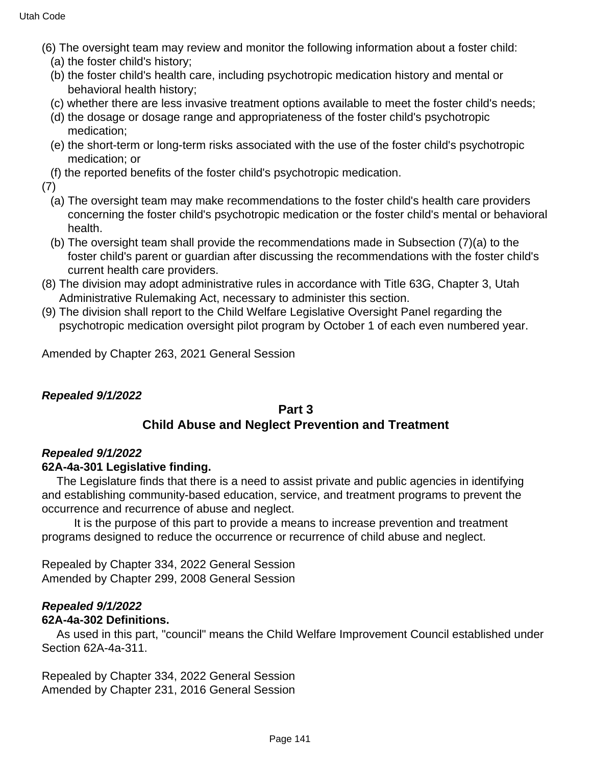(6) The oversight team may review and monitor the following information about a foster child:

(a) the foster child's history;

(b) the foster child's health care, including psychotropic medication history and mental or behavioral health history;

(c) whether there are less invasive treatment options available to meet the foster child's needs;

(d) the dosage or dosage range and appropriateness of the foster child's psychotropic medication;

(e) the short-term or long-term risks associated with the use of the foster child's psychotropic medication; or

(f) the reported benefits of the foster child's psychotropic medication.

(7)

(a) The oversight team may make recommendations to the foster child's health care providers concerning the foster child's psychotropic medication or the foster child's mental or behavioral health.

(b) The oversight team shall provide the recommendations made in Subsection (7)(a) to the foster child's parent or guardian after discussing the recommendations with the foster child's current health care providers.

(8) The division may adopt administrative rules in accordance with Title 63G, Chapter 3, Utah Administrative Rulemaking Act, necessary to administer this section.

(9) The division shall report to the Child Welfare Legislative Oversight Panel regarding the psychotropic medication oversight pilot program by October 1 of each even numbered year.

Amended by Chapter 263, 2021 General Session

***Repealed 9/1/2022***

## Part 3
## Child Abuse and Neglect Prevention and Treatment

***Repealed 9/1/2022***

**62A-4a-301 Legislative finding.**

The Legislature finds that there is a need to assist private and public agencies in identifying and establishing community-based education, service, and treatment programs to prevent the occurrence and recurrence of abuse and neglect.

It is the purpose of this part to provide a means to increase prevention and treatment programs designed to reduce the occurrence or recurrence of child abuse and neglect.

Repealed by Chapter 334, 2022 General Session
Amended by Chapter 299, 2008 General Session

***Repealed 9/1/2022***

**62A-4a-302 Definitions.**

As used in this part, "council" means the Child Welfare Improvement Council established under Section 62A-4a-311.

Repealed by Chapter 334, 2022 General Session
Amended by Chapter 231, 2016 General Session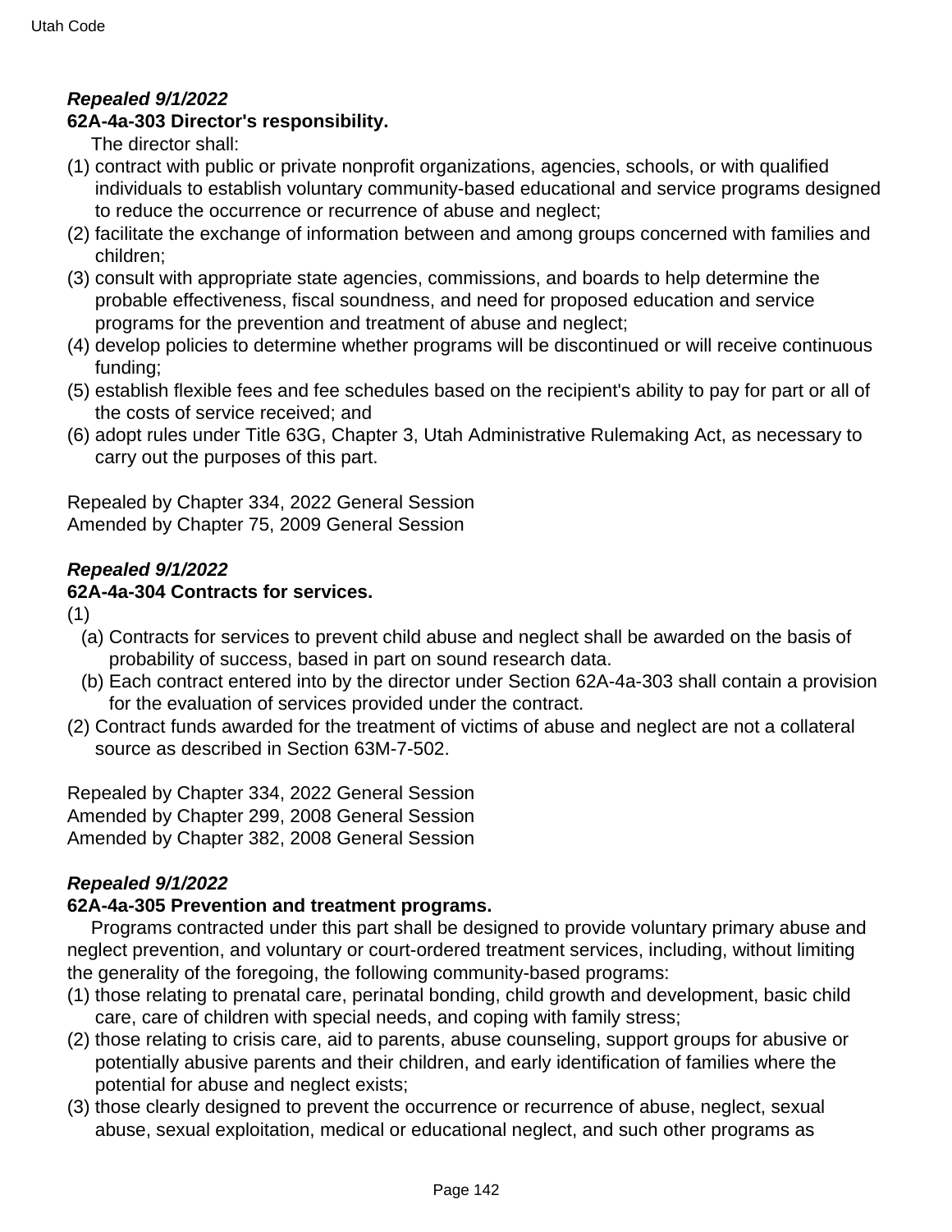***Repealed 9/1/2022***

**62A-4a-303 Director's responsibility.**

The director shall:

(1) contract with public or private nonprofit organizations, agencies, schools, or with qualified individuals to establish voluntary community-based educational and service programs designed to reduce the occurrence or recurrence of abuse and neglect;

(2) facilitate the exchange of information between and among groups concerned with families and children;

(3) consult with appropriate state agencies, commissions, and boards to help determine the probable effectiveness, fiscal soundness, and need for proposed education and service programs for the prevention and treatment of abuse and neglect;

(4) develop policies to determine whether programs will be discontinued or will receive continuous funding;

(5) establish flexible fees and fee schedules based on the recipient's ability to pay for part or all of the costs of service received; and

(6) adopt rules under Title 63G, Chapter 3, Utah Administrative Rulemaking Act, as necessary to carry out the purposes of this part.

Repealed by Chapter 334, 2022 General Session
Amended by Chapter 75, 2009 General Session

***Repealed 9/1/2022***

**62A-4a-304 Contracts for services.**

(1)

(a) Contracts for services to prevent child abuse and neglect shall be awarded on the basis of probability of success, based in part on sound research data.

(b) Each contract entered into by the director under Section 62A-4a-303 shall contain a provision for the evaluation of services provided under the contract.

(2) Contract funds awarded for the treatment of victims of abuse and neglect are not a collateral source as described in Section 63M-7-502.

Repealed by Chapter 334, 2022 General Session
Amended by Chapter 299, 2008 General Session
Amended by Chapter 382, 2008 General Session

***Repealed 9/1/2022***

**62A-4a-305 Prevention and treatment programs.**

Programs contracted under this part shall be designed to provide voluntary primary abuse and neglect prevention, and voluntary or court-ordered treatment services, including, without limiting the generality of the foregoing, the following community-based programs:

(1) those relating to prenatal care, perinatal bonding, child growth and development, basic child care, care of children with special needs, and coping with family stress;

(2) those relating to crisis care, aid to parents, abuse counseling, support groups for abusive or potentially abusive parents and their children, and early identification of families where the potential for abuse and neglect exists;

(3) those clearly designed to prevent the occurrence or recurrence of abuse, neglect, sexual abuse, sexual exploitation, medical or educational neglect, and such other programs as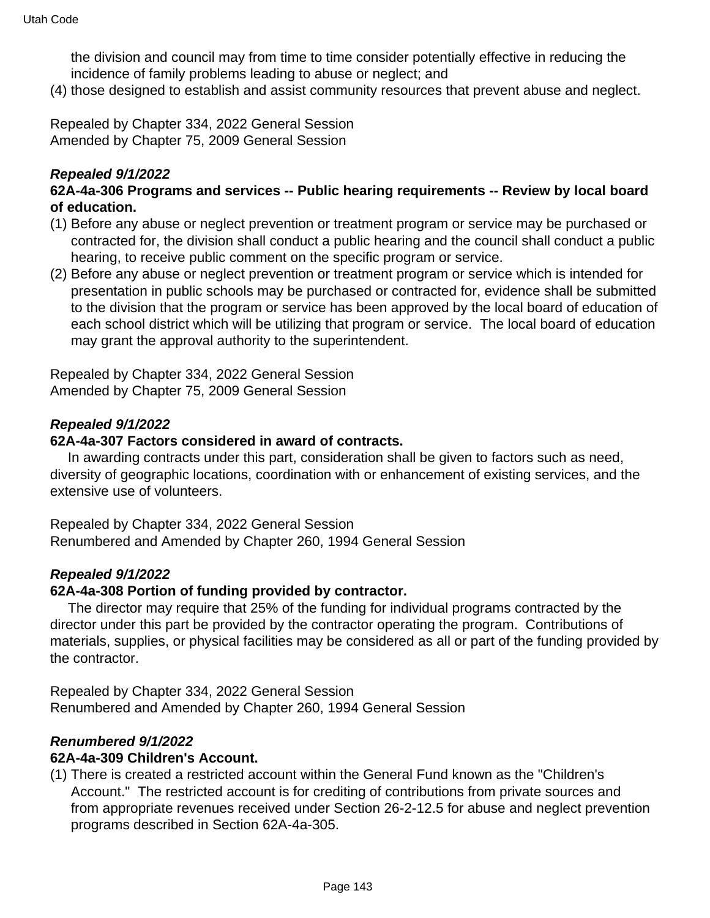the division and council may from time to time consider potentially effective in reducing the incidence of family problems leading to abuse or neglect; and

(4) those designed to establish and assist community resources that prevent abuse and neglect.

Repealed by Chapter 334, 2022 General Session
Amended by Chapter 75, 2009 General Session

***Repealed 9/1/2022***

**62A-4a-306 Programs and services -- Public hearing requirements -- Review by local board of education.**

(1) Before any abuse or neglect prevention or treatment program or service may be purchased or contracted for, the division shall conduct a public hearing and the council shall conduct a public hearing, to receive public comment on the specific program or service.

(2) Before any abuse or neglect prevention or treatment program or service which is intended for presentation in public schools may be purchased or contracted for, evidence shall be submitted to the division that the program or service has been approved by the local board of education of each school district which will be utilizing that program or service. The local board of education may grant the approval authority to the superintendent.

Repealed by Chapter 334, 2022 General Session
Amended by Chapter 75, 2009 General Session

***Repealed 9/1/2022***

**62A-4a-307 Factors considered in award of contracts.**

In awarding contracts under this part, consideration shall be given to factors such as need, diversity of geographic locations, coordination with or enhancement of existing services, and the extensive use of volunteers.

Repealed by Chapter 334, 2022 General Session
Renumbered and Amended by Chapter 260, 1994 General Session

***Repealed 9/1/2022***

**62A-4a-308 Portion of funding provided by contractor.**

The director may require that 25% of the funding for individual programs contracted by the director under this part be provided by the contractor operating the program. Contributions of materials, supplies, or physical facilities may be considered as all or part of the funding provided by the contractor.

Repealed by Chapter 334, 2022 General Session
Renumbered and Amended by Chapter 260, 1994 General Session

***Renumbered 9/1/2022***

**62A-4a-309 Children's Account.**

(1) There is created a restricted account within the General Fund known as the "Children's Account." The restricted account is for crediting of contributions from private sources and from appropriate revenues received under Section 26-2-12.5 for abuse and neglect prevention programs described in Section 62A-4a-305.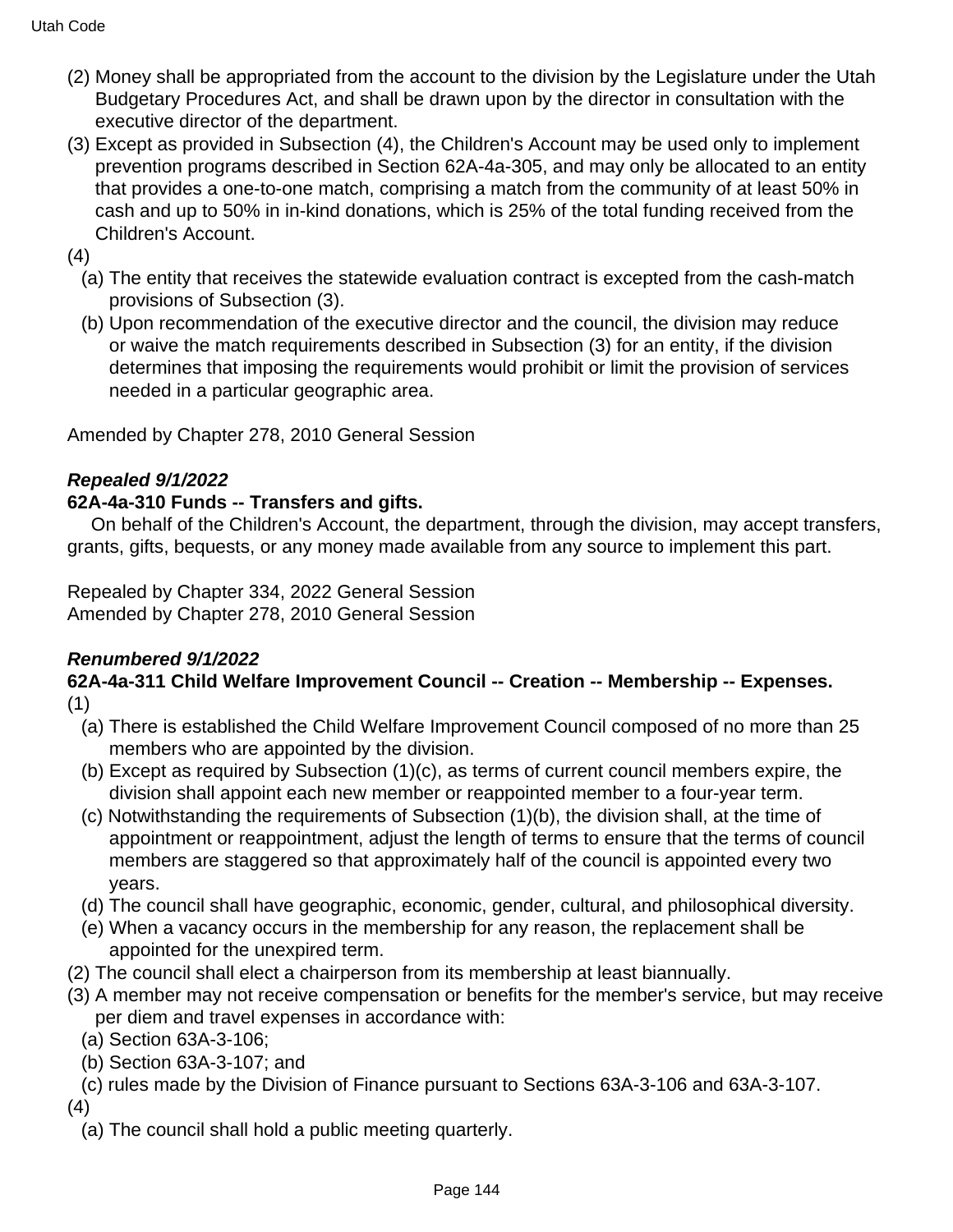(2) Money shall be appropriated from the account to the division by the Legislature under the Utah Budgetary Procedures Act, and shall be drawn upon by the director in consultation with the executive director of the department.

(3) Except as provided in Subsection (4), the Children's Account may be used only to implement prevention programs described in Section 62A-4a-305, and may only be allocated to an entity that provides a one-to-one match, comprising a match from the community of at least 50% in cash and up to 50% in in-kind donations, which is 25% of the total funding received from the Children's Account.

(4)

(a) The entity that receives the statewide evaluation contract is excepted from the cash-match provisions of Subsection (3).

(b) Upon recommendation of the executive director and the council, the division may reduce or waive the match requirements described in Subsection (3) for an entity, if the division determines that imposing the requirements would prohibit or limit the provision of services needed in a particular geographic area.

Amended by Chapter 278, 2010 General Session

***Repealed 9/1/2022***

**62A-4a-310 Funds -- Transfers and gifts.**

On behalf of the Children's Account, the department, through the division, may accept transfers, grants, gifts, bequests, or any money made available from any source to implement this part.

Repealed by Chapter 334, 2022 General Session
Amended by Chapter 278, 2010 General Session

***Renumbered 9/1/2022***

**62A-4a-311 Child Welfare Improvement Council -- Creation -- Membership -- Expenses.**

(1)

(a) There is established the Child Welfare Improvement Council composed of no more than 25 members who are appointed by the division.

(b) Except as required by Subsection (1)(c), as terms of current council members expire, the division shall appoint each new member or reappointed member to a four-year term.

(c) Notwithstanding the requirements of Subsection (1)(b), the division shall, at the time of appointment or reappointment, adjust the length of terms to ensure that the terms of council members are staggered so that approximately half of the council is appointed every two years.

(d) The council shall have geographic, economic, gender, cultural, and philosophical diversity.

(e) When a vacancy occurs in the membership for any reason, the replacement shall be appointed for the unexpired term.

(2) The council shall elect a chairperson from its membership at least biannually.

(3) A member may not receive compensation or benefits for the member's service, but may receive per diem and travel expenses in accordance with:

(a) Section 63A-3-106;

(b) Section 63A-3-107; and

(c) rules made by the Division of Finance pursuant to Sections 63A-3-106 and 63A-3-107.

(4)

(a) The council shall hold a public meeting quarterly.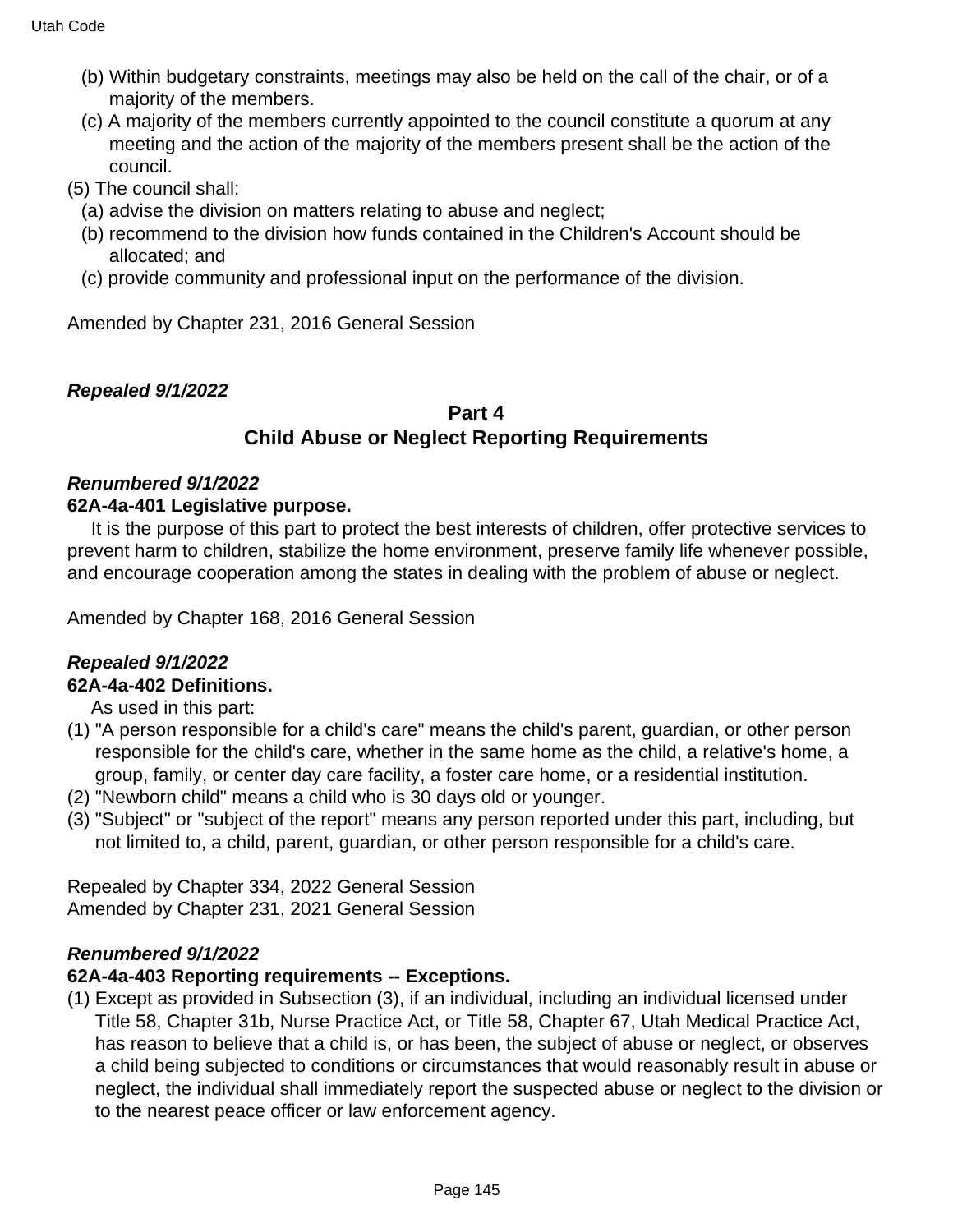(b) Within budgetary constraints, meetings may also be held on the call of the chair, or of a majority of the members.

(c) A majority of the members currently appointed to the council constitute a quorum at any meeting and the action of the majority of the members present shall be the action of the council.

(5) The council shall:

(a) advise the division on matters relating to abuse and neglect;

(b) recommend to the division how funds contained in the Children's Account should be allocated; and

(c) provide community and professional input on the performance of the division.

Amended by Chapter 231, 2016 General Session

***Repealed 9/1/2022***

## Part 4
## Child Abuse or Neglect Reporting Requirements

***Renumbered 9/1/2022***

**62A-4a-401 Legislative purpose.**

It is the purpose of this part to protect the best interests of children, offer protective services to prevent harm to children, stabilize the home environment, preserve family life whenever possible, and encourage cooperation among the states in dealing with the problem of abuse or neglect.

Amended by Chapter 168, 2016 General Session

***Repealed 9/1/2022***

**62A-4a-402 Definitions.**

As used in this part:

(1) "A person responsible for a child's care" means the child's parent, guardian, or other person responsible for the child's care, whether in the same home as the child, a relative's home, a group, family, or center day care facility, a foster care home, or a residential institution.

(2) "Newborn child" means a child who is 30 days old or younger.

(3) "Subject" or "subject of the report" means any person reported under this part, including, but not limited to, a child, parent, guardian, or other person responsible for a child's care.

Repealed by Chapter 334, 2022 General Session
Amended by Chapter 231, 2021 General Session

***Renumbered 9/1/2022***

**62A-4a-403 Reporting requirements -- Exceptions.**

(1) Except as provided in Subsection (3), if an individual, including an individual licensed under Title 58, Chapter 31b, Nurse Practice Act, or Title 58, Chapter 67, Utah Medical Practice Act, has reason to believe that a child is, or has been, the subject of abuse or neglect, or observes a child being subjected to conditions or circumstances that would reasonably result in abuse or neglect, the individual shall immediately report the suspected abuse or neglect to the division or to the nearest peace officer or law enforcement agency.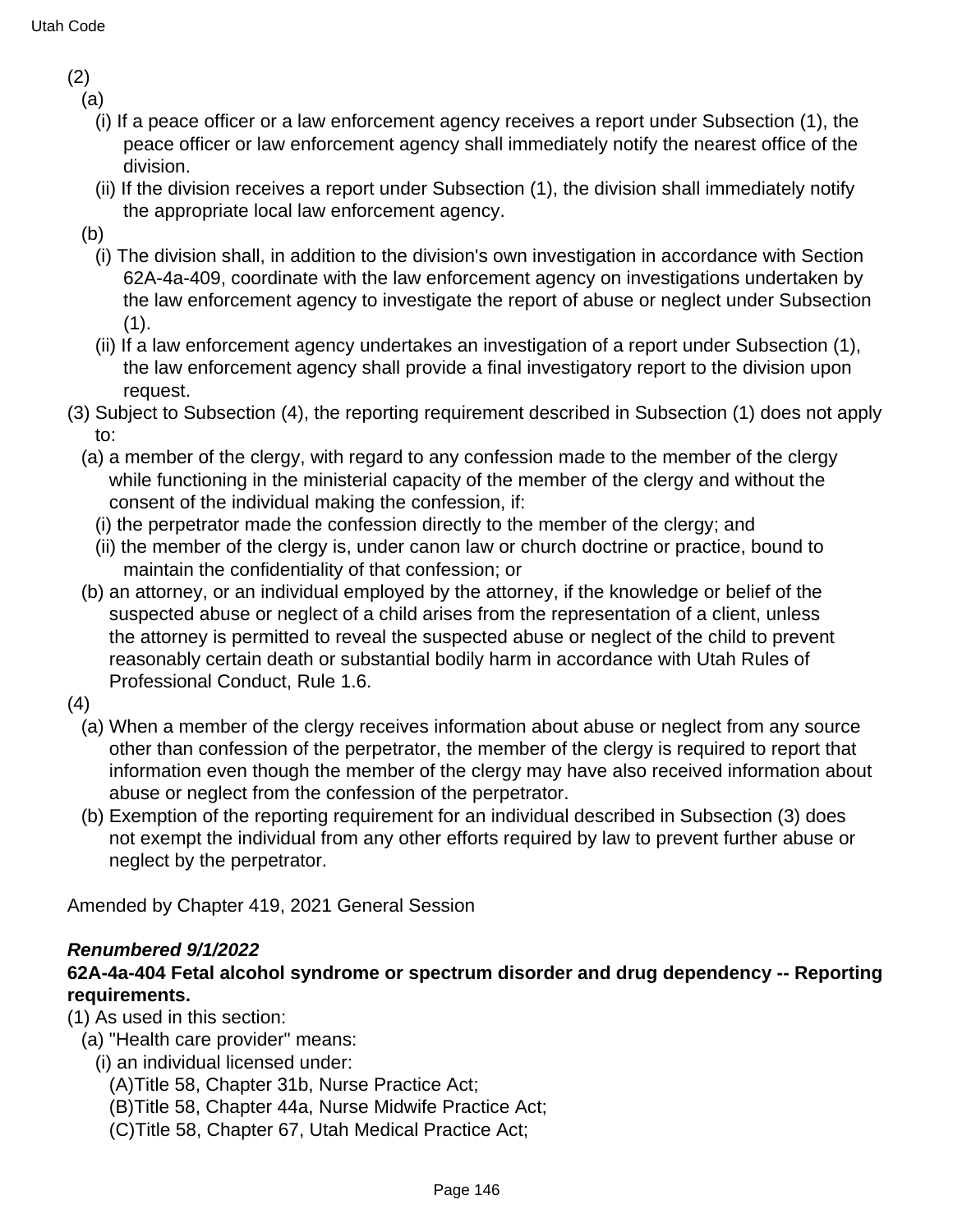(2)

(a)

(i) If a peace officer or a law enforcement agency receives a report under Subsection (1), the peace officer or law enforcement agency shall immediately notify the nearest office of the division.

(ii) If the division receives a report under Subsection (1), the division shall immediately notify the appropriate local law enforcement agency.

(b)

(i) The division shall, in addition to the division's own investigation in accordance with Section 62A-4a-409, coordinate with the law enforcement agency on investigations undertaken by the law enforcement agency to investigate the report of abuse or neglect under Subsection (1).

(ii) If a law enforcement agency undertakes an investigation of a report under Subsection (1), the law enforcement agency shall provide a final investigatory report to the division upon request.

(3) Subject to Subsection (4), the reporting requirement described in Subsection (1) does not apply to:

(a) a member of the clergy, with regard to any confession made to the member of the clergy while functioning in the ministerial capacity of the member of the clergy and without the consent of the individual making the confession, if:

(i) the perpetrator made the confession directly to the member of the clergy; and

(ii) the member of the clergy is, under canon law or church doctrine or practice, bound to maintain the confidentiality of that confession; or

(b) an attorney, or an individual employed by the attorney, if the knowledge or belief of the suspected abuse or neglect of a child arises from the representation of a client, unless the attorney is permitted to reveal the suspected abuse or neglect of the child to prevent reasonably certain death or substantial bodily harm in accordance with Utah Rules of Professional Conduct, Rule 1.6.

(4)

(a) When a member of the clergy receives information about abuse or neglect from any source other than confession of the perpetrator, the member of the clergy is required to report that information even though the member of the clergy may have also received information about abuse or neglect from the confession of the perpetrator.

(b) Exemption of the reporting requirement for an individual described in Subsection (3) does not exempt the individual from any other efforts required by law to prevent further abuse or neglect by the perpetrator.

Amended by Chapter 419, 2021 General Session

***Renumbered 9/1/2022***

**62A-4a-404 Fetal alcohol syndrome or spectrum disorder and drug dependency -- Reporting requirements.**

(1) As used in this section:

(a) "Health care provider" means:

(i) an individual licensed under:

(A)Title 58, Chapter 31b, Nurse Practice Act;

(B)Title 58, Chapter 44a, Nurse Midwife Practice Act;

(C)Title 58, Chapter 67, Utah Medical Practice Act;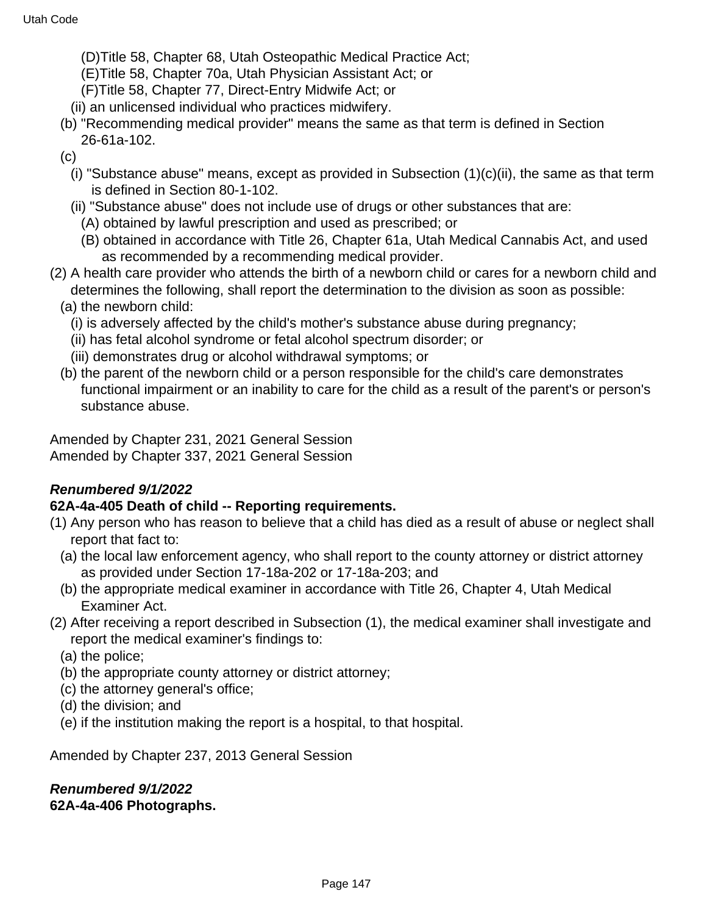(D)Title 58, Chapter 68, Utah Osteopathic Medical Practice Act;
(E)Title 58, Chapter 70a, Utah Physician Assistant Act; or
(F)Title 58, Chapter 77, Direct-Entry Midwife Act; or
(ii) an unlicensed individual who practices midwifery.

(b) "Recommending medical provider" means the same as that term is defined in Section 26-61a-102.

(c)
(i) "Substance abuse" means, except as provided in Subsection (1)(c)(ii), the same as that term is defined in Section 80-1-102.
(ii) "Substance abuse" does not include use of drugs or other substances that are:
(A) obtained by lawful prescription and used as prescribed; or
(B) obtained in accordance with Title 26, Chapter 61a, Utah Medical Cannabis Act, and used as recommended by a recommending medical provider.

(2) A health care provider who attends the birth of a newborn child or cares for a newborn child and determines the following, shall report the determination to the division as soon as possible:
(a) the newborn child:
(i) is adversely affected by the child's mother's substance abuse during pregnancy;
(ii) has fetal alcohol syndrome or fetal alcohol spectrum disorder; or
(iii) demonstrates drug or alcohol withdrawal symptoms; or
(b) the parent of the newborn child or a person responsible for the child's care demonstrates functional impairment or an inability to care for the child as a result of the parent's or person's substance abuse.

Amended by Chapter 231, 2021 General Session
Amended by Chapter 337, 2021 General Session

***Renumbered 9/1/2022***
**62A-4a-405 Death of child -- Reporting requirements.**

(1) Any person who has reason to believe that a child has died as a result of abuse or neglect shall report that fact to:
(a) the local law enforcement agency, who shall report to the county attorney or district attorney as provided under Section 17-18a-202 or 17-18a-203; and
(b) the appropriate medical examiner in accordance with Title 26, Chapter 4, Utah Medical Examiner Act.

(2) After receiving a report described in Subsection (1), the medical examiner shall investigate and report the medical examiner's findings to:
(a) the police;
(b) the appropriate county attorney or district attorney;
(c) the attorney general's office;
(d) the division; and
(e) if the institution making the report is a hospital, to that hospital.

Amended by Chapter 237, 2013 General Session

***Renumbered 9/1/2022***
**62A-4a-406 Photographs.**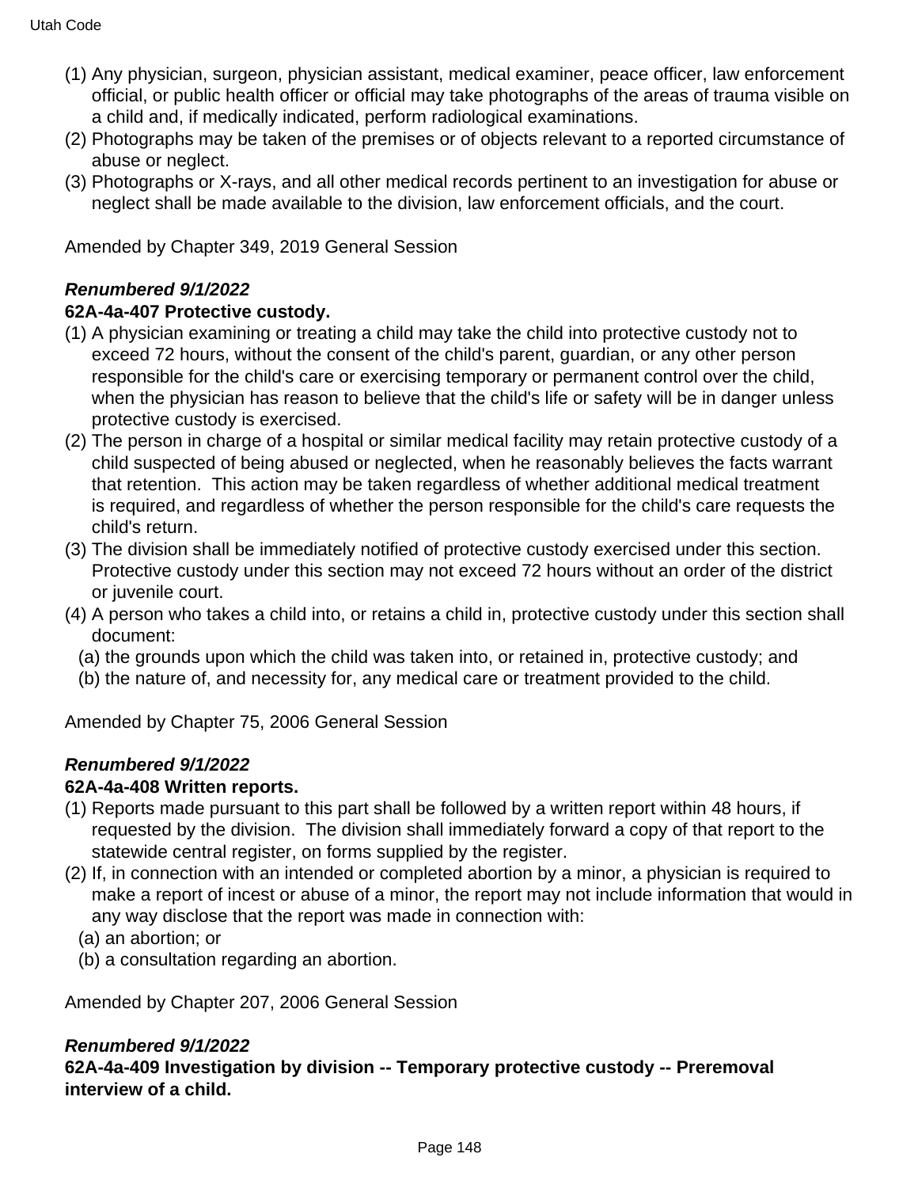(1) Any physician, surgeon, physician assistant, medical examiner, peace officer, law enforcement official, or public health officer or official may take photographs of the areas of trauma visible on a child and, if medically indicated, perform radiological examinations.
(2) Photographs may be taken of the premises or of objects relevant to a reported circumstance of abuse or neglect.
(3) Photographs or X-rays, and all other medical records pertinent to an investigation for abuse or neglect shall be made available to the division, law enforcement officials, and the court.

Amended by Chapter 349, 2019 General Session

***Renumbered 9/1/2022***
**62A-4a-407 Protective custody.**

(1) A physician examining or treating a child may take the child into protective custody not to exceed 72 hours, without the consent of the child's parent, guardian, or any other person responsible for the child's care or exercising temporary or permanent control over the child, when the physician has reason to believe that the child's life or safety will be in danger unless protective custody is exercised.
(2) The person in charge of a hospital or similar medical facility may retain protective custody of a child suspected of being abused or neglected, when he reasonably believes the facts warrant that retention. This action may be taken regardless of whether additional medical treatment is required, and regardless of whether the person responsible for the child's care requests the child's return.
(3) The division shall be immediately notified of protective custody exercised under this section. Protective custody under this section may not exceed 72 hours without an order of the district or juvenile court.
(4) A person who takes a child into, or retains a child in, protective custody under this section shall document:
  (a) the grounds upon which the child was taken into, or retained in, protective custody; and
  (b) the nature of, and necessity for, any medical care or treatment provided to the child.

Amended by Chapter 75, 2006 General Session

***Renumbered 9/1/2022***
**62A-4a-408 Written reports.**

(1) Reports made pursuant to this part shall be followed by a written report within 48 hours, if requested by the division. The division shall immediately forward a copy of that report to the statewide central register, on forms supplied by the register.
(2) If, in connection with an intended or completed abortion by a minor, a physician is required to make a report of incest or abuse of a minor, the report may not include information that would in any way disclose that the report was made in connection with:
  (a) an abortion; or
  (b) a consultation regarding an abortion.

Amended by Chapter 207, 2006 General Session

***Renumbered 9/1/2022***
**62A-4a-409 Investigation by division -- Temporary protective custody -- Preremoval interview of a child.**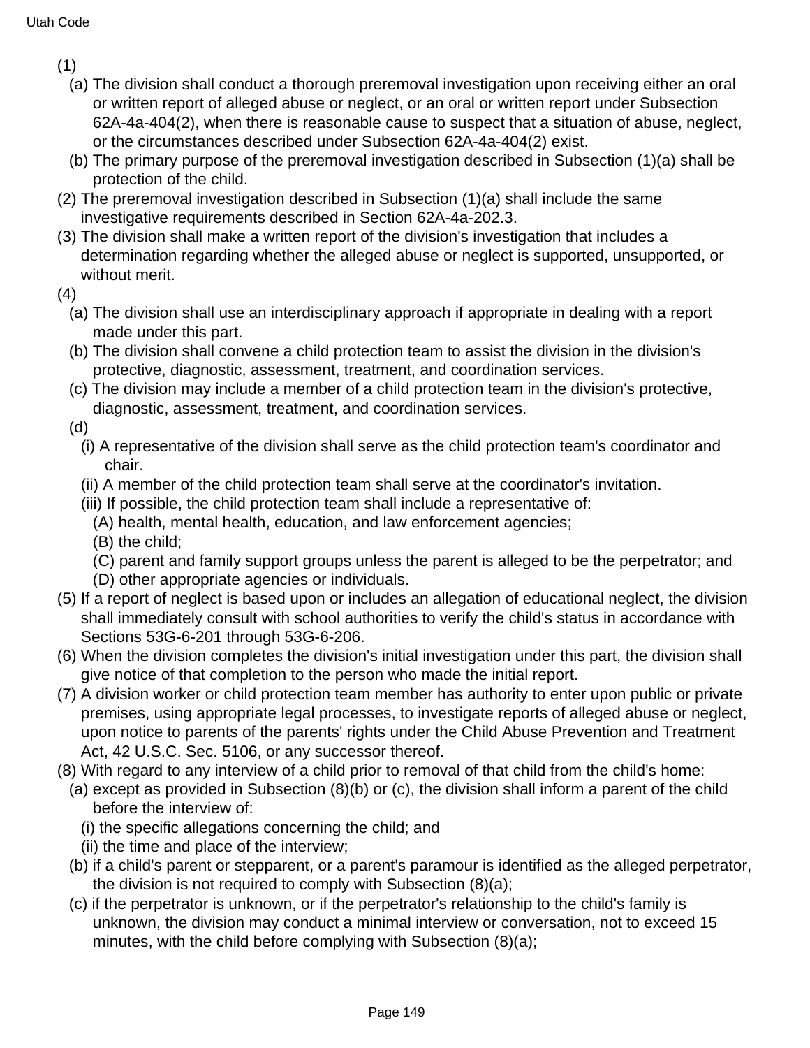(1)

(a) The division shall conduct a thorough preremoval investigation upon receiving either an oral or written report of alleged abuse or neglect, or an oral or written report under Subsection 62A-4a-404(2), when there is reasonable cause to suspect that a situation of abuse, neglect, or the circumstances described under Subsection 62A-4a-404(2) exist.

(b) The primary purpose of the preremoval investigation described in Subsection (1)(a) shall be protection of the child.

(2) The preremoval investigation described in Subsection (1)(a) shall include the same investigative requirements described in Section 62A-4a-202.3.

(3) The division shall make a written report of the division's investigation that includes a determination regarding whether the alleged abuse or neglect is supported, unsupported, or without merit.

(4)

(a) The division shall use an interdisciplinary approach if appropriate in dealing with a report made under this part.

(b) The division shall convene a child protection team to assist the division in the division's protective, diagnostic, assessment, treatment, and coordination services.

(c) The division may include a member of a child protection team in the division's protective, diagnostic, assessment, treatment, and coordination services.

(d)

(i) A representative of the division shall serve as the child protection team's coordinator and chair.

(ii) A member of the child protection team shall serve at the coordinator's invitation.

(iii) If possible, the child protection team shall include a representative of:

(A) health, mental health, education, and law enforcement agencies;

(B) the child;

(C) parent and family support groups unless the parent is alleged to be the perpetrator; and

(D) other appropriate agencies or individuals.

(5) If a report of neglect is based upon or includes an allegation of educational neglect, the division shall immediately consult with school authorities to verify the child's status in accordance with Sections 53G-6-201 through 53G-6-206.

(6) When the division completes the division's initial investigation under this part, the division shall give notice of that completion to the person who made the initial report.

(7) A division worker or child protection team member has authority to enter upon public or private premises, using appropriate legal processes, to investigate reports of alleged abuse or neglect, upon notice to parents of the parents' rights under the Child Abuse Prevention and Treatment Act, 42 U.S.C. Sec. 5106, or any successor thereof.

(8) With regard to any interview of a child prior to removal of that child from the child's home:

(a) except as provided in Subsection (8)(b) or (c), the division shall inform a parent of the child before the interview of:

(i) the specific allegations concerning the child; and

(ii) the time and place of the interview;

(b) if a child's parent or stepparent, or a parent's paramour is identified as the alleged perpetrator, the division is not required to comply with Subsection (8)(a);

(c) if the perpetrator is unknown, or if the perpetrator's relationship to the child's family is unknown, the division may conduct a minimal interview or conversation, not to exceed 15 minutes, with the child before complying with Subsection (8)(a);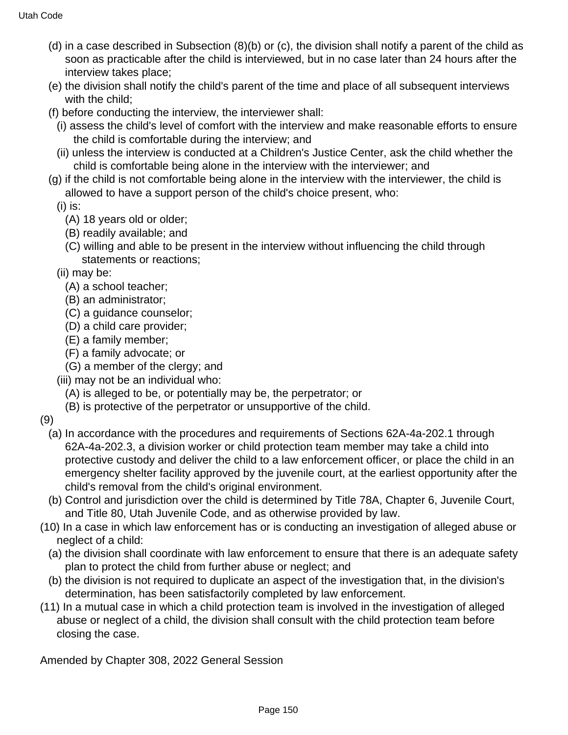(d) in a case described in Subsection (8)(b) or (c), the division shall notify a parent of the child as soon as practicable after the child is interviewed, but in no case later than 24 hours after the interview takes place;

(e) the division shall notify the child's parent of the time and place of all subsequent interviews with the child;

(f) before conducting the interview, the interviewer shall:

(i) assess the child's level of comfort with the interview and make reasonable efforts to ensure the child is comfortable during the interview; and

(ii) unless the interview is conducted at a Children's Justice Center, ask the child whether the child is comfortable being alone in the interview with the interviewer; and

(g) if the child is not comfortable being alone in the interview with the interviewer, the child is allowed to have a support person of the child's choice present, who:

(i) is:

(A) 18 years old or older;

(B) readily available; and

(C) willing and able to be present in the interview without influencing the child through statements or reactions;

(ii) may be:

(A) a school teacher;

(B) an administrator;

(C) a guidance counselor;

(D) a child care provider;

(E) a family member;

(F) a family advocate; or

(G) a member of the clergy; and

(iii) may not be an individual who:

(A) is alleged to be, or potentially may be, the perpetrator; or

(B) is protective of the perpetrator or unsupportive of the child.

(9)

(a) In accordance with the procedures and requirements of Sections 62A-4a-202.1 through 62A-4a-202.3, a division worker or child protection team member may take a child into protective custody and deliver the child to a law enforcement officer, or place the child in an emergency shelter facility approved by the juvenile court, at the earliest opportunity after the child's removal from the child's original environment.

(b) Control and jurisdiction over the child is determined by Title 78A, Chapter 6, Juvenile Court, and Title 80, Utah Juvenile Code, and as otherwise provided by law.

(10) In a case in which law enforcement has or is conducting an investigation of alleged abuse or neglect of a child:

(a) the division shall coordinate with law enforcement to ensure that there is an adequate safety plan to protect the child from further abuse or neglect; and

(b) the division is not required to duplicate an aspect of the investigation that, in the division's determination, has been satisfactorily completed by law enforcement.

(11) In a mutual case in which a child protection team is involved in the investigation of alleged abuse or neglect of a child, the division shall consult with the child protection team before closing the case.

Amended by Chapter 308, 2022 General Session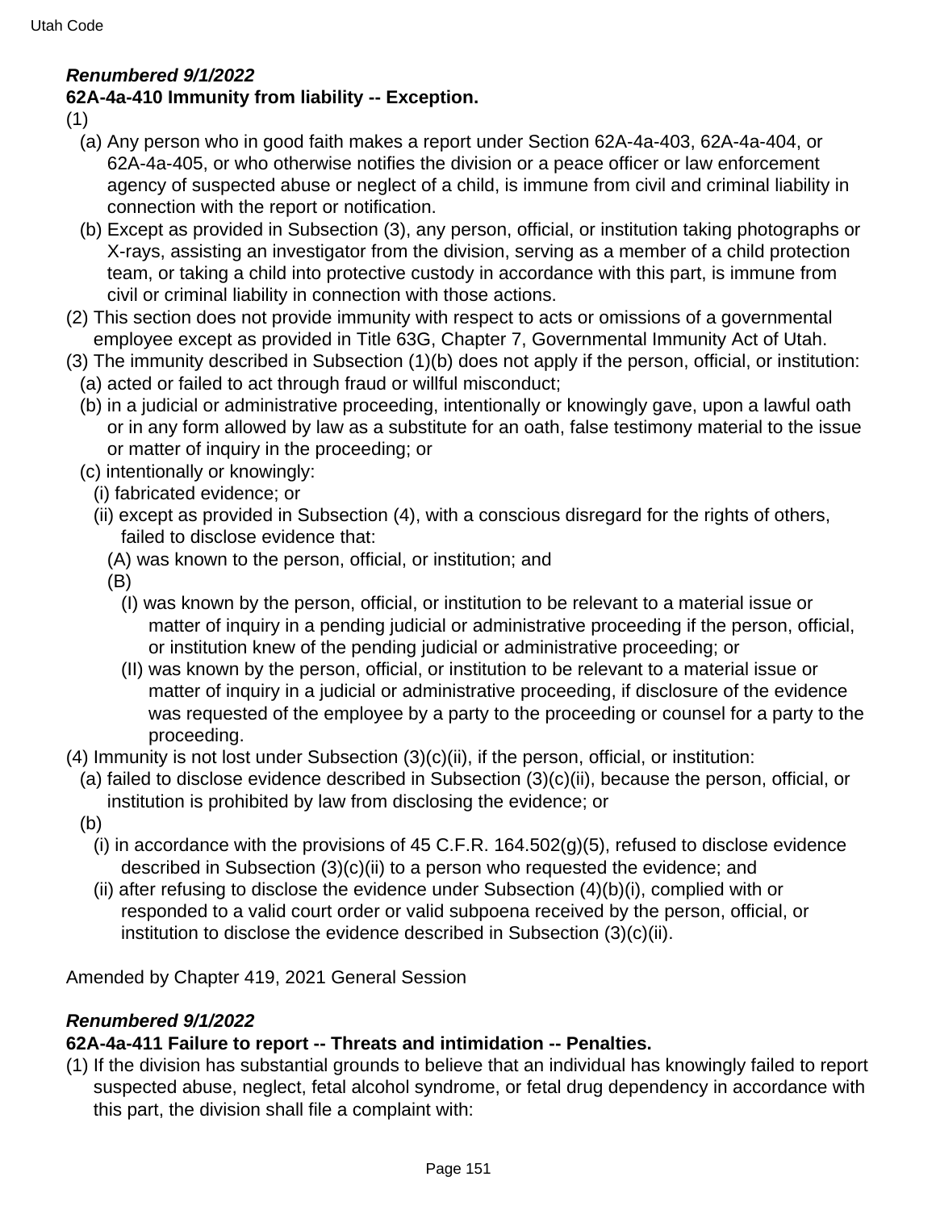***Renumbered 9/1/2022***

**62A-4a-410 Immunity from liability -- Exception.**

(1)

(a) Any person who in good faith makes a report under Section 62A-4a-403, 62A-4a-404, or 62A-4a-405, or who otherwise notifies the division or a peace officer or law enforcement agency of suspected abuse or neglect of a child, is immune from civil and criminal liability in connection with the report or notification.

(b) Except as provided in Subsection (3), any person, official, or institution taking photographs or X-rays, assisting an investigator from the division, serving as a member of a child protection team, or taking a child into protective custody in accordance with this part, is immune from civil or criminal liability in connection with those actions.

(2) This section does not provide immunity with respect to acts or omissions of a governmental employee except as provided in Title 63G, Chapter 7, Governmental Immunity Act of Utah.

(3) The immunity described in Subsection (1)(b) does not apply if the person, official, or institution:

(a) acted or failed to act through fraud or willful misconduct;

(b) in a judicial or administrative proceeding, intentionally or knowingly gave, upon a lawful oath or in any form allowed by law as a substitute for an oath, false testimony material to the issue or matter of inquiry in the proceeding; or

(c) intentionally or knowingly:

(i) fabricated evidence; or

(ii) except as provided in Subsection (4), with a conscious disregard for the rights of others, failed to disclose evidence that:

(A) was known to the person, official, or institution; and

(B)

(I) was known by the person, official, or institution to be relevant to a material issue or matter of inquiry in a pending judicial or administrative proceeding if the person, official, or institution knew of the pending judicial or administrative proceeding; or

(II) was known by the person, official, or institution to be relevant to a material issue or matter of inquiry in a judicial or administrative proceeding, if disclosure of the evidence was requested of the employee by a party to the proceeding or counsel for a party to the proceeding.

(4) Immunity is not lost under Subsection (3)(c)(ii), if the person, official, or institution:

(a) failed to disclose evidence described in Subsection (3)(c)(ii), because the person, official, or institution is prohibited by law from disclosing the evidence; or

(b)

(i) in accordance with the provisions of 45 C.F.R. 164.502(g)(5), refused to disclose evidence described in Subsection (3)(c)(ii) to a person who requested the evidence; and

(ii) after refusing to disclose the evidence under Subsection (4)(b)(i), complied with or responded to a valid court order or valid subpoena received by the person, official, or institution to disclose the evidence described in Subsection (3)(c)(ii).

Amended by Chapter 419, 2021 General Session

***Renumbered 9/1/2022***

**62A-4a-411 Failure to report -- Threats and intimidation -- Penalties.**

(1) If the division has substantial grounds to believe that an individual has knowingly failed to report suspected abuse, neglect, fetal alcohol syndrome, or fetal drug dependency in accordance with this part, the division shall file a complaint with: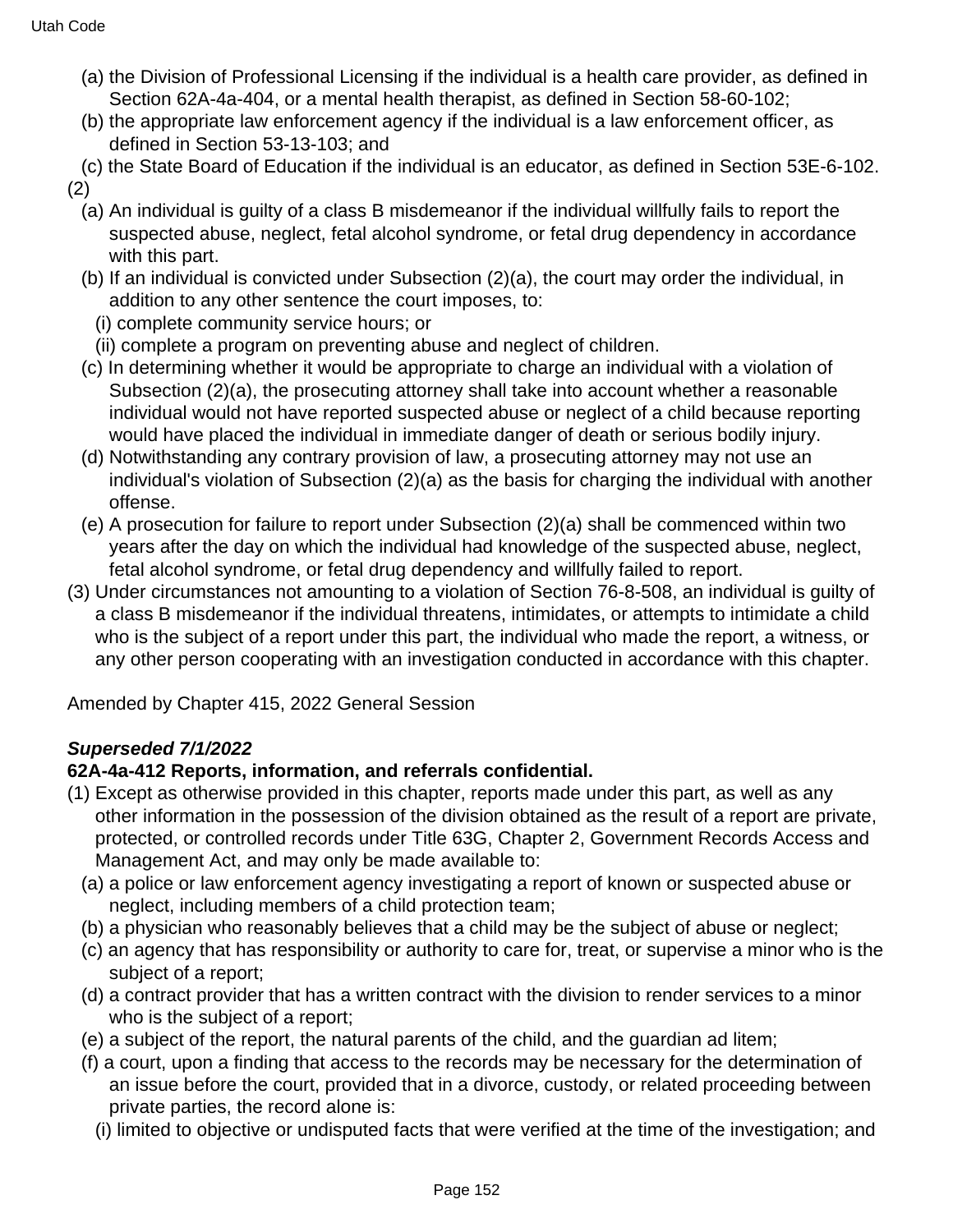(a) the Division of Professional Licensing if the individual is a health care provider, as defined in Section 62A-4a-404, or a mental health therapist, as defined in Section 58-60-102;

(b) the appropriate law enforcement agency if the individual is a law enforcement officer, as defined in Section 53-13-103; and

(c) the State Board of Education if the individual is an educator, as defined in Section 53E-6-102.

(2)

(a) An individual is guilty of a class B misdemeanor if the individual willfully fails to report the suspected abuse, neglect, fetal alcohol syndrome, or fetal drug dependency in accordance with this part.

(b) If an individual is convicted under Subsection (2)(a), the court may order the individual, in addition to any other sentence the court imposes, to:

(i) complete community service hours; or

(ii) complete a program on preventing abuse and neglect of children.

(c) In determining whether it would be appropriate to charge an individual with a violation of Subsection (2)(a), the prosecuting attorney shall take into account whether a reasonable individual would not have reported suspected abuse or neglect of a child because reporting would have placed the individual in immediate danger of death or serious bodily injury.

(d) Notwithstanding any contrary provision of law, a prosecuting attorney may not use an individual's violation of Subsection (2)(a) as the basis for charging the individual with another offense.

(e) A prosecution for failure to report under Subsection (2)(a) shall be commenced within two years after the day on which the individual had knowledge of the suspected abuse, neglect, fetal alcohol syndrome, or fetal drug dependency and willfully failed to report.

(3) Under circumstances not amounting to a violation of Section 76-8-508, an individual is guilty of a class B misdemeanor if the individual threatens, intimidates, or attempts to intimidate a child who is the subject of a report under this part, the individual who made the report, a witness, or any other person cooperating with an investigation conducted in accordance with this chapter.

Amended by Chapter 415, 2022 General Session

***Superseded 7/1/2022***

**62A-4a-412 Reports, information, and referrals confidential.**

(1) Except as otherwise provided in this chapter, reports made under this part, as well as any other information in the possession of the division obtained as the result of a report are private, protected, or controlled records under Title 63G, Chapter 2, Government Records Access and Management Act, and may only be made available to:

(a) a police or law enforcement agency investigating a report of known or suspected abuse or neglect, including members of a child protection team;

(b) a physician who reasonably believes that a child may be the subject of abuse or neglect;

(c) an agency that has responsibility or authority to care for, treat, or supervise a minor who is the subject of a report;

(d) a contract provider that has a written contract with the division to render services to a minor who is the subject of a report;

(e) a subject of the report, the natural parents of the child, and the guardian ad litem;

(f) a court, upon a finding that access to the records may be necessary for the determination of an issue before the court, provided that in a divorce, custody, or related proceeding between private parties, the record alone is:

(i) limited to objective or undisputed facts that were verified at the time of the investigation; and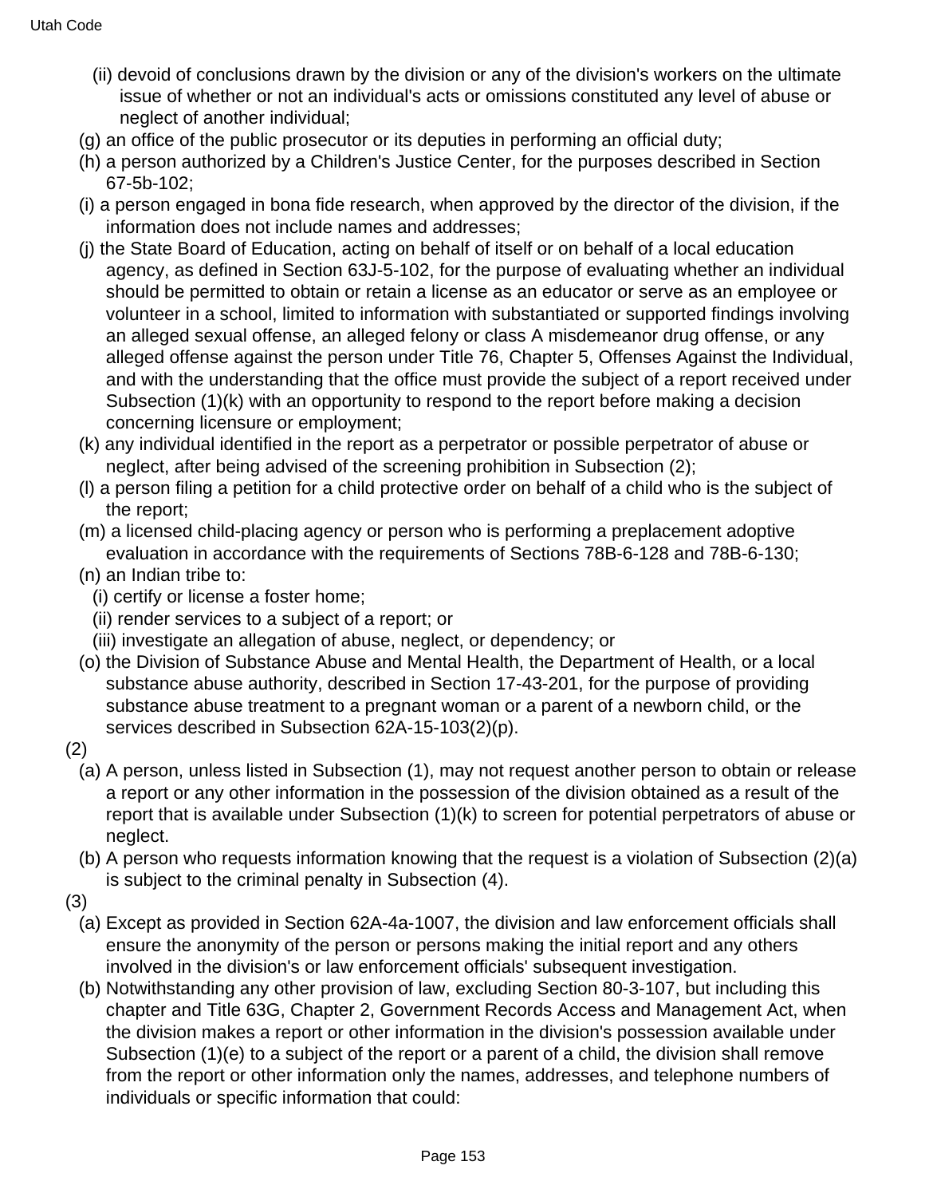(ii) devoid of conclusions drawn by the division or any of the division's workers on the ultimate issue of whether or not an individual's acts or omissions constituted any level of abuse or neglect of another individual;

(g) an office of the public prosecutor or its deputies in performing an official duty;

(h) a person authorized by a Children's Justice Center, for the purposes described in Section 67-5b-102;

(i) a person engaged in bona fide research, when approved by the director of the division, if the information does not include names and addresses;

(j) the State Board of Education, acting on behalf of itself or on behalf of a local education agency, as defined in Section 63J-5-102, for the purpose of evaluating whether an individual should be permitted to obtain or retain a license as an educator or serve as an employee or volunteer in a school, limited to information with substantiated or supported findings involving an alleged sexual offense, an alleged felony or class A misdemeanor drug offense, or any alleged offense against the person under Title 76, Chapter 5, Offenses Against the Individual, and with the understanding that the office must provide the subject of a report received under Subsection (1)(k) with an opportunity to respond to the report before making a decision concerning licensure or employment;

(k) any individual identified in the report as a perpetrator or possible perpetrator of abuse or neglect, after being advised of the screening prohibition in Subsection (2);

(l) a person filing a petition for a child protective order on behalf of a child who is the subject of the report;

(m) a licensed child-placing agency or person who is performing a preplacement adoptive evaluation in accordance with the requirements of Sections 78B-6-128 and 78B-6-130;

(n) an Indian tribe to:

(i) certify or license a foster home;

(ii) render services to a subject of a report; or

(iii) investigate an allegation of abuse, neglect, or dependency; or

(o) the Division of Substance Abuse and Mental Health, the Department of Health, or a local substance abuse authority, described in Section 17-43-201, for the purpose of providing substance abuse treatment to a pregnant woman or a parent of a newborn child, or the services described in Subsection 62A-15-103(2)(p).

(2)

(a) A person, unless listed in Subsection (1), may not request another person to obtain or release a report or any other information in the possession of the division obtained as a result of the report that is available under Subsection (1)(k) to screen for potential perpetrators of abuse or neglect.

(b) A person who requests information knowing that the request is a violation of Subsection (2)(a) is subject to the criminal penalty in Subsection (4).

(3)

(a) Except as provided in Section 62A-4a-1007, the division and law enforcement officials shall ensure the anonymity of the person or persons making the initial report and any others involved in the division's or law enforcement officials' subsequent investigation.

(b) Notwithstanding any other provision of law, excluding Section 80-3-107, but including this chapter and Title 63G, Chapter 2, Government Records Access and Management Act, when the division makes a report or other information in the division's possession available under Subsection (1)(e) to a subject of the report or a parent of a child, the division shall remove from the report or other information only the names, addresses, and telephone numbers of individuals or specific information that could: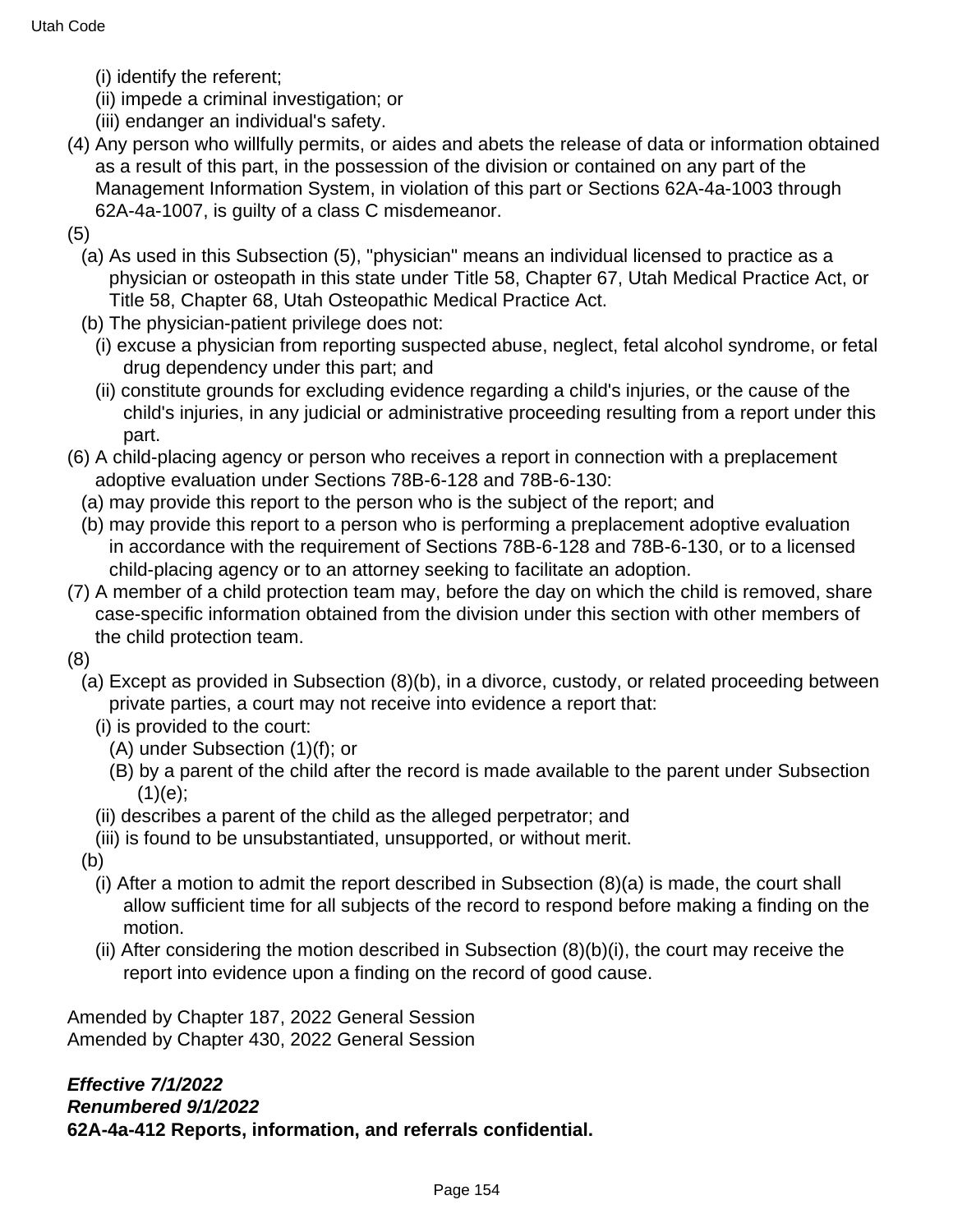(i) identify the referent;
(ii) impede a criminal investigation; or
(iii) endanger an individual's safety.

(4) Any person who willfully permits, or aides and abets the release of data or information obtained as a result of this part, in the possession of the division or contained on any part of the Management Information System, in violation of this part or Sections 62A-4a-1003 through 62A-4a-1007, is guilty of a class C misdemeanor.

(5)
(a) As used in this Subsection (5), "physician" means an individual licensed to practice as a physician or osteopath in this state under Title 58, Chapter 67, Utah Medical Practice Act, or Title 58, Chapter 68, Utah Osteopathic Medical Practice Act.
(b) The physician-patient privilege does not:
(i) excuse a physician from reporting suspected abuse, neglect, fetal alcohol syndrome, or fetal drug dependency under this part; and
(ii) constitute grounds for excluding evidence regarding a child's injuries, or the cause of the child's injuries, in any judicial or administrative proceeding resulting from a report under this part.

(6) A child-placing agency or person who receives a report in connection with a preplacement adoptive evaluation under Sections 78B-6-128 and 78B-6-130:
(a) may provide this report to the person who is the subject of the report; and
(b) may provide this report to a person who is performing a preplacement adoptive evaluation in accordance with the requirement of Sections 78B-6-128 and 78B-6-130, or to a licensed child-placing agency or to an attorney seeking to facilitate an adoption.

(7) A member of a child protection team may, before the day on which the child is removed, share case-specific information obtained from the division under this section with other members of the child protection team.

(8)
(a) Except as provided in Subsection (8)(b), in a divorce, custody, or related proceeding between private parties, a court may not receive into evidence a report that:
(i) is provided to the court:
(A) under Subsection (1)(f); or
(B) by a parent of the child after the record is made available to the parent under Subsection (1)(e);
(ii) describes a parent of the child as the alleged perpetrator; and
(iii) is found to be unsubstantiated, unsupported, or without merit.
(b)
(i) After a motion to admit the report described in Subsection (8)(a) is made, the court shall allow sufficient time for all subjects of the record to respond before making a finding on the motion.
(ii) After considering the motion described in Subsection (8)(b)(i), the court may receive the report into evidence upon a finding on the record of good cause.

Amended by Chapter 187, 2022 General Session
Amended by Chapter 430, 2022 General Session

***Effective 7/1/2022***
***Renumbered 9/1/2022***
**62A-4a-412 Reports, information, and referrals confidential.**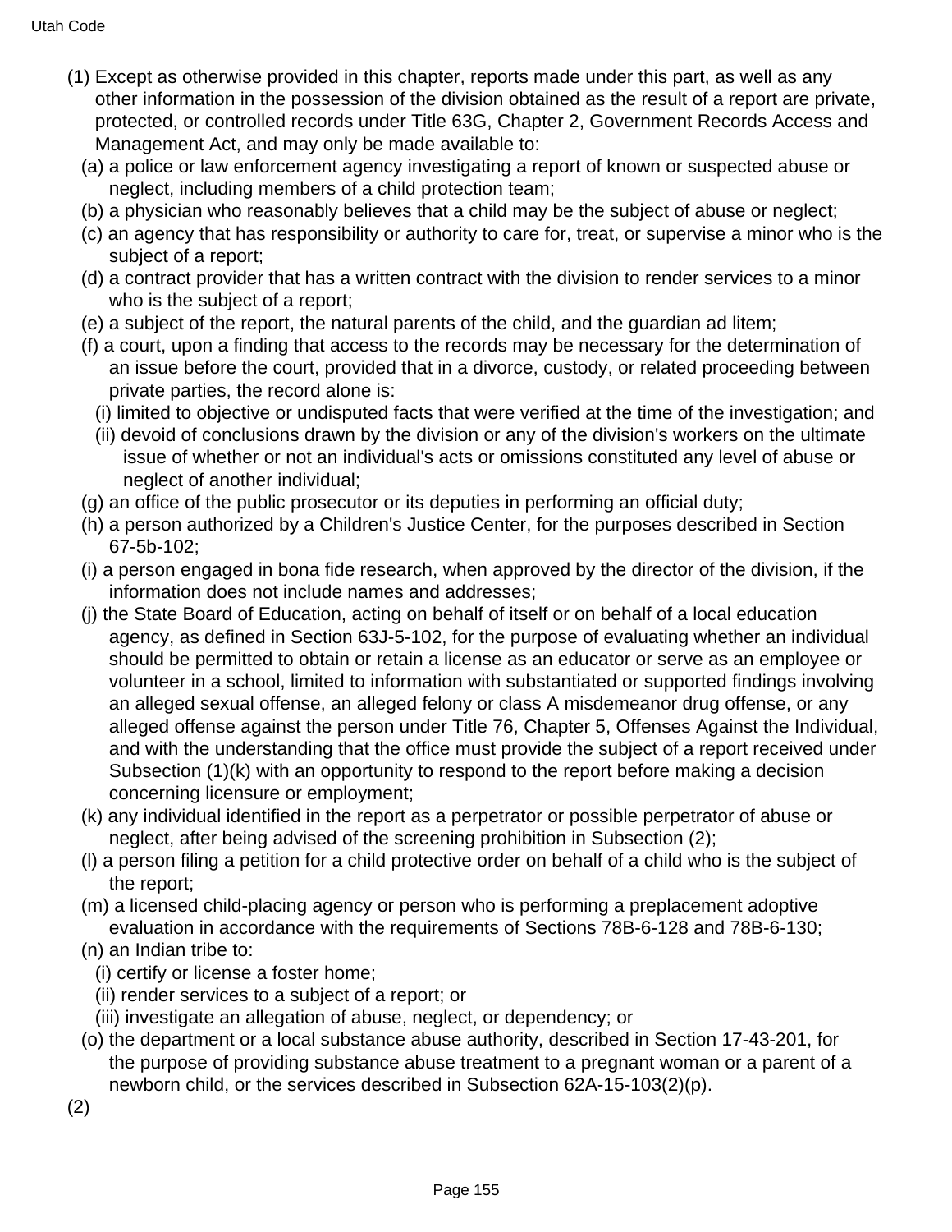(1) Except as otherwise provided in this chapter, reports made under this part, as well as any other information in the possession of the division obtained as the result of a report are private, protected, or controlled records under Title 63G, Chapter 2, Government Records Access and Management Act, and may only be made available to:

(a) a police or law enforcement agency investigating a report of known or suspected abuse or neglect, including members of a child protection team;

(b) a physician who reasonably believes that a child may be the subject of abuse or neglect;

(c) an agency that has responsibility or authority to care for, treat, or supervise a minor who is the subject of a report;

(d) a contract provider that has a written contract with the division to render services to a minor who is the subject of a report;

(e) a subject of the report, the natural parents of the child, and the guardian ad litem;

(f) a court, upon a finding that access to the records may be necessary for the determination of an issue before the court, provided that in a divorce, custody, or related proceeding between private parties, the record alone is:

(i) limited to objective or undisputed facts that were verified at the time of the investigation; and

(ii) devoid of conclusions drawn by the division or any of the division's workers on the ultimate issue of whether or not an individual's acts or omissions constituted any level of abuse or neglect of another individual;

(g) an office of the public prosecutor or its deputies in performing an official duty;

(h) a person authorized by a Children's Justice Center, for the purposes described in Section 67-5b-102;

(i) a person engaged in bona fide research, when approved by the director of the division, if the information does not include names and addresses;

(j) the State Board of Education, acting on behalf of itself or on behalf of a local education agency, as defined in Section 63J-5-102, for the purpose of evaluating whether an individual should be permitted to obtain or retain a license as an educator or serve as an employee or volunteer in a school, limited to information with substantiated or supported findings involving an alleged sexual offense, an alleged felony or class A misdemeanor drug offense, or any alleged offense against the person under Title 76, Chapter 5, Offenses Against the Individual, and with the understanding that the office must provide the subject of a report received under Subsection (1)(k) with an opportunity to respond to the report before making a decision concerning licensure or employment;

(k) any individual identified in the report as a perpetrator or possible perpetrator of abuse or neglect, after being advised of the screening prohibition in Subsection (2);

(l) a person filing a petition for a child protective order on behalf of a child who is the subject of the report;

(m) a licensed child-placing agency or person who is performing a preplacement adoptive evaluation in accordance with the requirements of Sections 78B-6-128 and 78B-6-130;

(n) an Indian tribe to:

(i) certify or license a foster home;

(ii) render services to a subject of a report; or

(iii) investigate an allegation of abuse, neglect, or dependency; or

(o) the department or a local substance abuse authority, described in Section 17-43-201, for the purpose of providing substance abuse treatment to a pregnant woman or a parent of a newborn child, or the services described in Subsection 62A-15-103(2)(p).

(2)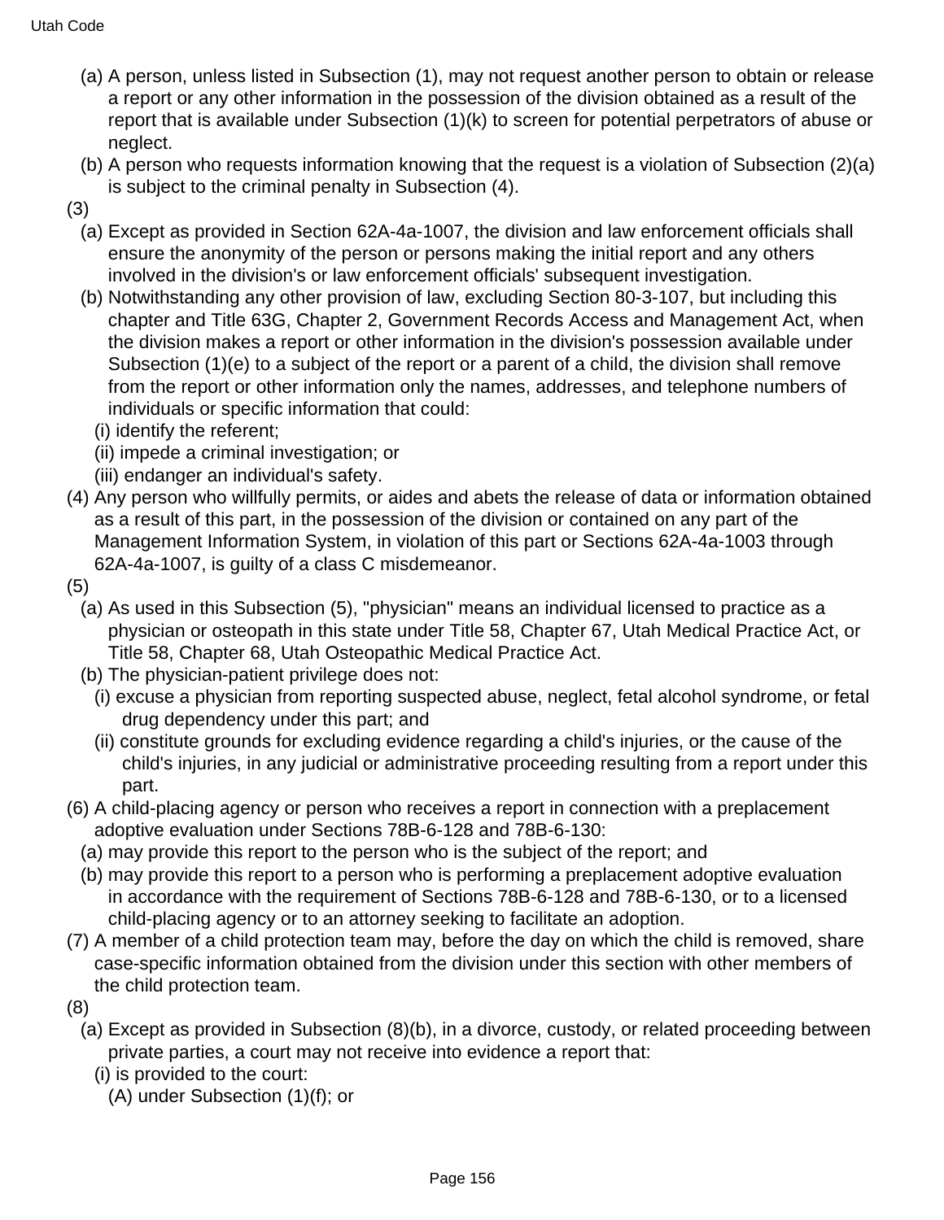(a) A person, unless listed in Subsection (1), may not request another person to obtain or release a report or any other information in the possession of the division obtained as a result of the report that is available under Subsection (1)(k) to screen for potential perpetrators of abuse or neglect.

(b) A person who requests information knowing that the request is a violation of Subsection (2)(a) is subject to the criminal penalty in Subsection (4).

(3)

(a) Except as provided in Section 62A-4a-1007, the division and law enforcement officials shall ensure the anonymity of the person or persons making the initial report and any others involved in the division's or law enforcement officials' subsequent investigation.

(b) Notwithstanding any other provision of law, excluding Section 80-3-107, but including this chapter and Title 63G, Chapter 2, Government Records Access and Management Act, when the division makes a report or other information in the division's possession available under Subsection (1)(e) to a subject of the report or a parent of a child, the division shall remove from the report or other information only the names, addresses, and telephone numbers of individuals or specific information that could:

(i) identify the referent;

(ii) impede a criminal investigation; or

(iii) endanger an individual's safety.

(4) Any person who willfully permits, or aides and abets the release of data or information obtained as a result of this part, in the possession of the division or contained on any part of the Management Information System, in violation of this part or Sections 62A-4a-1003 through 62A-4a-1007, is guilty of a class C misdemeanor.

(5)

(a) As used in this Subsection (5), "physician" means an individual licensed to practice as a physician or osteopath in this state under Title 58, Chapter 67, Utah Medical Practice Act, or Title 58, Chapter 68, Utah Osteopathic Medical Practice Act.

(b) The physician-patient privilege does not:

(i) excuse a physician from reporting suspected abuse, neglect, fetal alcohol syndrome, or fetal drug dependency under this part; and

(ii) constitute grounds for excluding evidence regarding a child's injuries, or the cause of the child's injuries, in any judicial or administrative proceeding resulting from a report under this part.

(6) A child-placing agency or person who receives a report in connection with a preplacement adoptive evaluation under Sections 78B-6-128 and 78B-6-130:

(a) may provide this report to the person who is the subject of the report; and

(b) may provide this report to a person who is performing a preplacement adoptive evaluation in accordance with the requirement of Sections 78B-6-128 and 78B-6-130, or to a licensed child-placing agency or to an attorney seeking to facilitate an adoption.

(7) A member of a child protection team may, before the day on which the child is removed, share case-specific information obtained from the division under this section with other members of the child protection team.

(8)

(a) Except as provided in Subsection (8)(b), in a divorce, custody, or related proceeding between private parties, a court may not receive into evidence a report that:

(i) is provided to the court:

(A) under Subsection (1)(f); or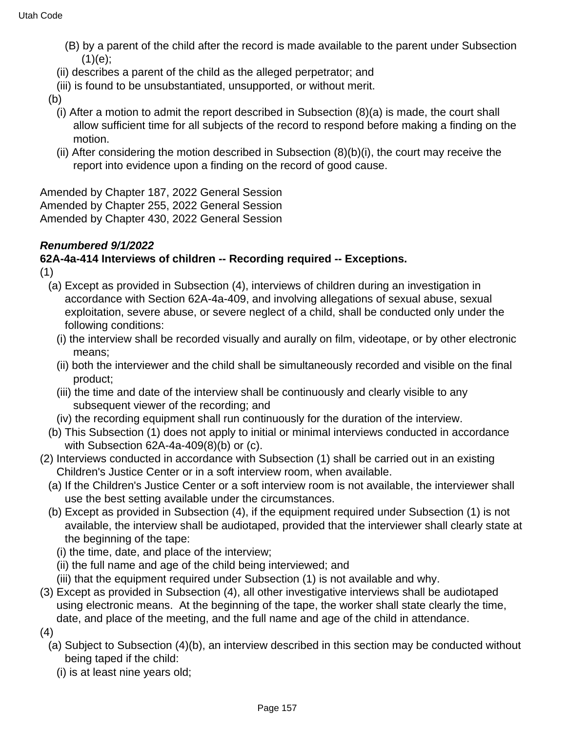(B) by a parent of the child after the record is made available to the parent under Subsection (1)(e);

(ii) describes a parent of the child as the alleged perpetrator; and

(iii) is found to be unsubstantiated, unsupported, or without merit.

(b)

(i) After a motion to admit the report described in Subsection (8)(a) is made, the court shall allow sufficient time for all subjects of the record to respond before making a finding on the motion.

(ii) After considering the motion described in Subsection (8)(b)(i), the court may receive the report into evidence upon a finding on the record of good cause.

Amended by Chapter 187, 2022 General Session
Amended by Chapter 255, 2022 General Session
Amended by Chapter 430, 2022 General Session

***Renumbered 9/1/2022***

**62A-4a-414 Interviews of children -- Recording required -- Exceptions.**

(1)

(a) Except as provided in Subsection (4), interviews of children during an investigation in accordance with Section 62A-4a-409, and involving allegations of sexual abuse, sexual exploitation, severe abuse, or severe neglect of a child, shall be conducted only under the following conditions:

(i) the interview shall be recorded visually and aurally on film, videotape, or by other electronic means;

(ii) both the interviewer and the child shall be simultaneously recorded and visible on the final product;

(iii) the time and date of the interview shall be continuously and clearly visible to any subsequent viewer of the recording; and

(iv) the recording equipment shall run continuously for the duration of the interview.

(b) This Subsection (1) does not apply to initial or minimal interviews conducted in accordance with Subsection 62A-4a-409(8)(b) or (c).

(2) Interviews conducted in accordance with Subsection (1) shall be carried out in an existing Children's Justice Center or in a soft interview room, when available.

(a) If the Children's Justice Center or a soft interview room is not available, the interviewer shall use the best setting available under the circumstances.

(b) Except as provided in Subsection (4), if the equipment required under Subsection (1) is not available, the interview shall be audiotaped, provided that the interviewer shall clearly state at the beginning of the tape:

(i) the time, date, and place of the interview;

(ii) the full name and age of the child being interviewed; and

(iii) that the equipment required under Subsection (1) is not available and why.

(3) Except as provided in Subsection (4), all other investigative interviews shall be audiotaped using electronic means. At the beginning of the tape, the worker shall state clearly the time, date, and place of the meeting, and the full name and age of the child in attendance.

(4)

(a) Subject to Subsection (4)(b), an interview described in this section may be conducted without being taped if the child:

(i) is at least nine years old;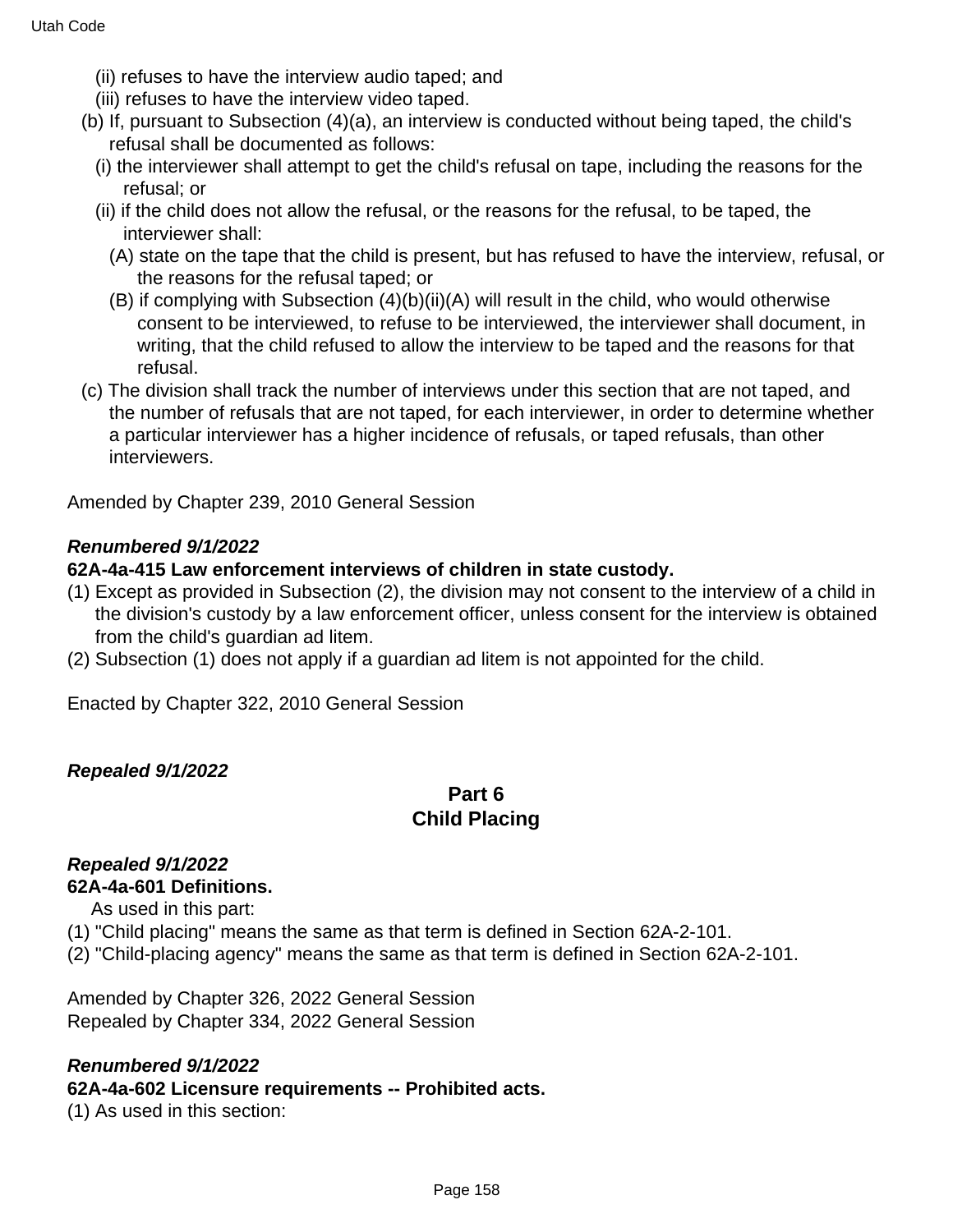(ii) refuses to have the interview audio taped; and

(iii) refuses to have the interview video taped.

(b) If, pursuant to Subsection (4)(a), an interview is conducted without being taped, the child's refusal shall be documented as follows:

(i) the interviewer shall attempt to get the child's refusal on tape, including the reasons for the refusal; or

(ii) if the child does not allow the refusal, or the reasons for the refusal, to be taped, the interviewer shall:

(A) state on the tape that the child is present, but has refused to have the interview, refusal, or the reasons for the refusal taped; or

(B) if complying with Subsection (4)(b)(ii)(A) will result in the child, who would otherwise consent to be interviewed, to refuse to be interviewed, the interviewer shall document, in writing, that the child refused to allow the interview to be taped and the reasons for that refusal.

(c) The division shall track the number of interviews under this section that are not taped, and the number of refusals that are not taped, for each interviewer, in order to determine whether a particular interviewer has a higher incidence of refusals, or taped refusals, than other interviewers.

Amended by Chapter 239, 2010 General Session

***Renumbered 9/1/2022***

**62A-4a-415 Law enforcement interviews of children in state custody.**

(1) Except as provided in Subsection (2), the division may not consent to the interview of a child in the division's custody by a law enforcement officer, unless consent for the interview is obtained from the child's guardian ad litem.

(2) Subsection (1) does not apply if a guardian ad litem is not appointed for the child.

Enacted by Chapter 322, 2010 General Session

***Repealed 9/1/2022***

## Part 6
## Child Placing

***Repealed 9/1/2022***

**62A-4a-601 Definitions.**

As used in this part:

(1) "Child placing" means the same as that term is defined in Section 62A-2-101.

(2) "Child-placing agency" means the same as that term is defined in Section 62A-2-101.

Amended by Chapter 326, 2022 General Session
Repealed by Chapter 334, 2022 General Session

***Renumbered 9/1/2022***

**62A-4a-602 Licensure requirements -- Prohibited acts.**

(1) As used in this section: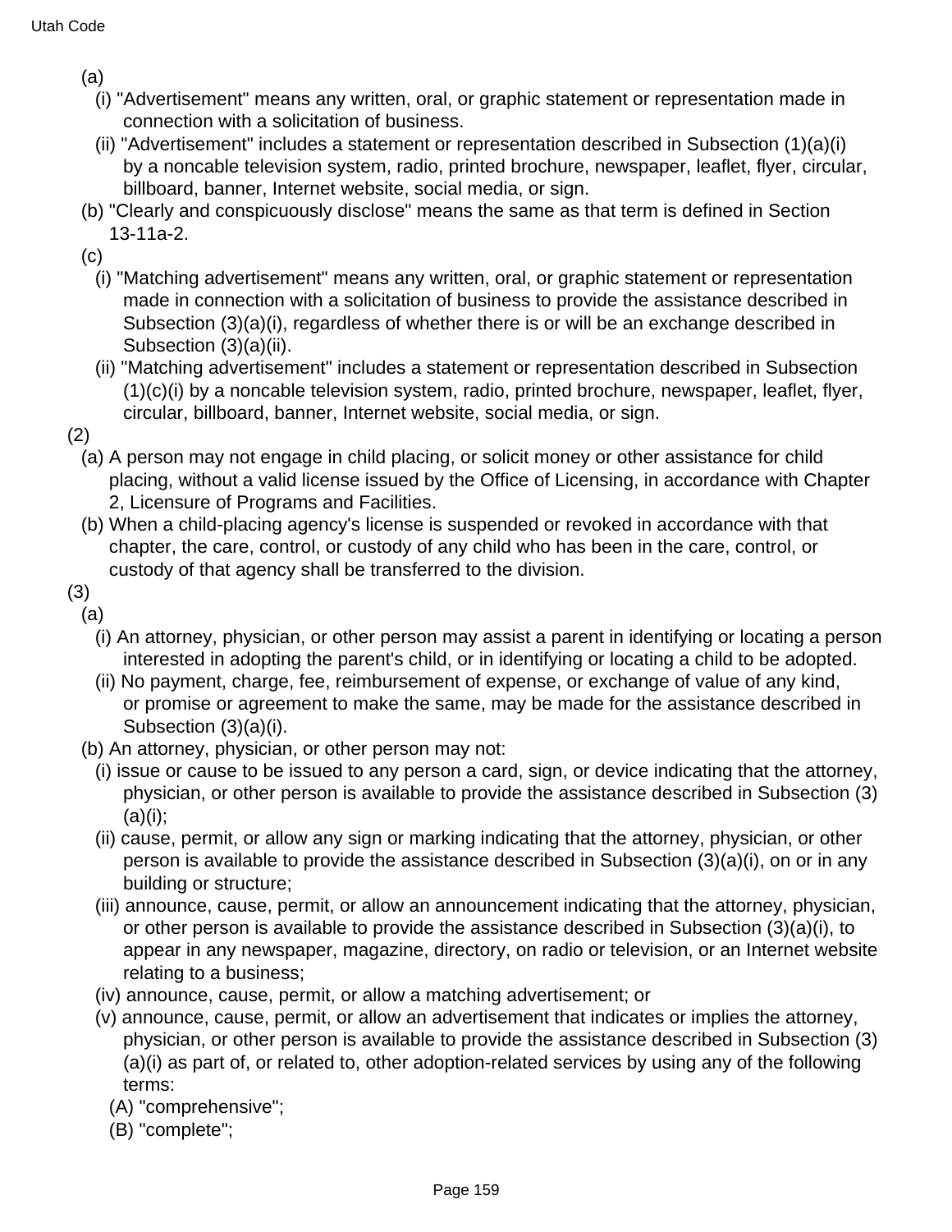(a)

(i) "Advertisement" means any written, oral, or graphic statement or representation made in connection with a solicitation of business.

(ii) "Advertisement" includes a statement or representation described in Subsection (1)(a)(i) by a noncable television system, radio, printed brochure, newspaper, leaflet, flyer, circular, billboard, banner, Internet website, social media, or sign.

(b) "Clearly and conspicuously disclose" means the same as that term is defined in Section 13-11a-2.

(c)

(i) "Matching advertisement" means any written, oral, or graphic statement or representation made in connection with a solicitation of business to provide the assistance described in Subsection (3)(a)(i), regardless of whether there is or will be an exchange described in Subsection (3)(a)(ii).

(ii) "Matching advertisement" includes a statement or representation described in Subsection (1)(c)(i) by a noncable television system, radio, printed brochure, newspaper, leaflet, flyer, circular, billboard, banner, Internet website, social media, or sign.

(2)

(a) A person may not engage in child placing, or solicit money or other assistance for child placing, without a valid license issued by the Office of Licensing, in accordance with Chapter 2, Licensure of Programs and Facilities.

(b) When a child-placing agency's license is suspended or revoked in accordance with that chapter, the care, control, or custody of any child who has been in the care, control, or custody of that agency shall be transferred to the division.

(3)

(a)

(i) An attorney, physician, or other person may assist a parent in identifying or locating a person interested in adopting the parent's child, or in identifying or locating a child to be adopted.

(ii) No payment, charge, fee, reimbursement of expense, or exchange of value of any kind, or promise or agreement to make the same, may be made for the assistance described in Subsection (3)(a)(i).

(b) An attorney, physician, or other person may not:

(i) issue or cause to be issued to any person a card, sign, or device indicating that the attorney, physician, or other person is available to provide the assistance described in Subsection (3)(a)(i);

(ii) cause, permit, or allow any sign or marking indicating that the attorney, physician, or other person is available to provide the assistance described in Subsection (3)(a)(i), on or in any building or structure;

(iii) announce, cause, permit, or allow an announcement indicating that the attorney, physician, or other person is available to provide the assistance described in Subsection (3)(a)(i), to appear in any newspaper, magazine, directory, on radio or television, or an Internet website relating to a business;

(iv) announce, cause, permit, or allow a matching advertisement; or

(v) announce, cause, permit, or allow an advertisement that indicates or implies the attorney, physician, or other person is available to provide the assistance described in Subsection (3)(a)(i) as part of, or related to, other adoption-related services by using any of the following terms:

(A) "comprehensive";

(B) "complete";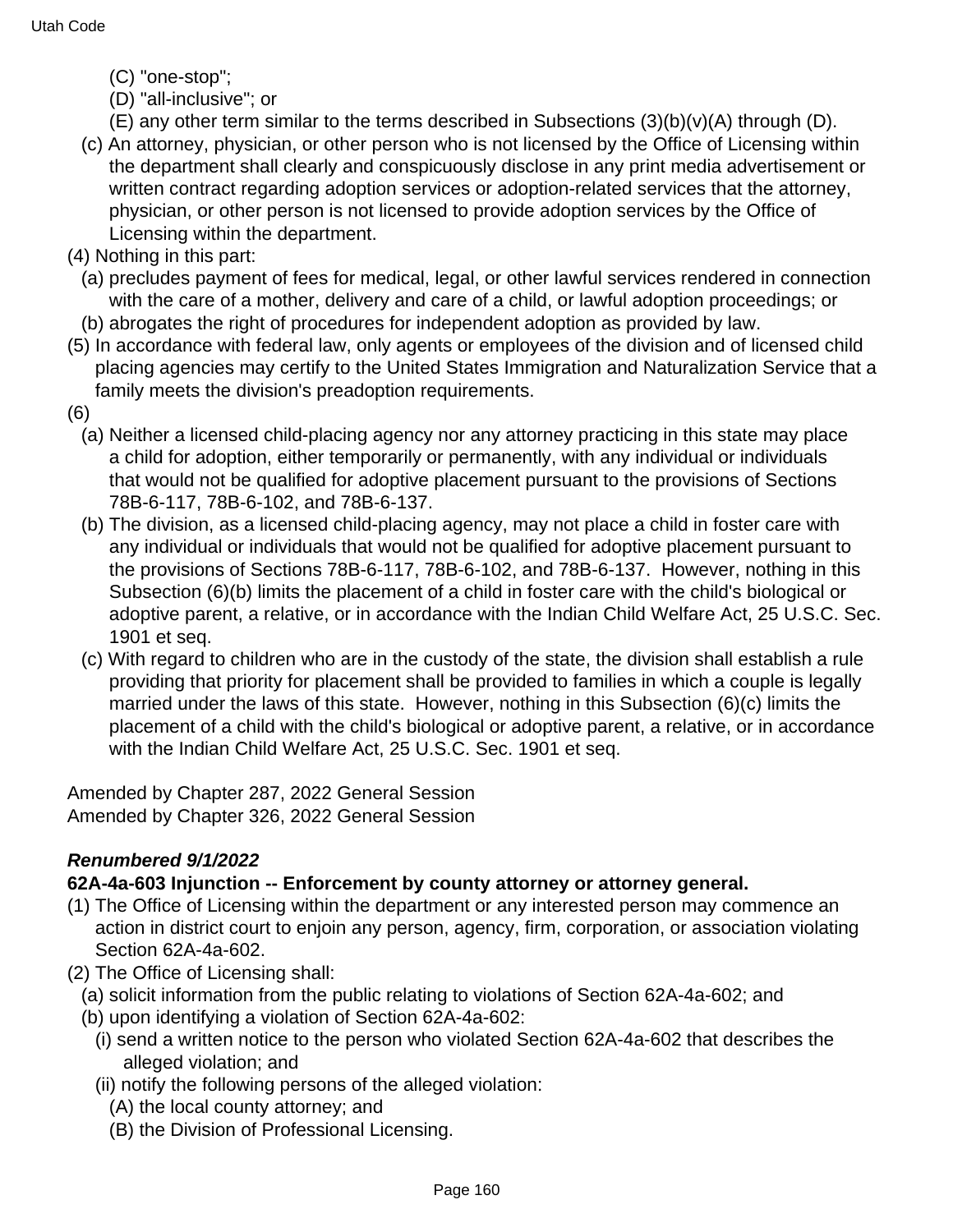(C) "one-stop";

(D) "all-inclusive"; or

(E) any other term similar to the terms described in Subsections (3)(b)(v)(A) through (D).

(c) An attorney, physician, or other person who is not licensed by the Office of Licensing within the department shall clearly and conspicuously disclose in any print media advertisement or written contract regarding adoption services or adoption-related services that the attorney, physician, or other person is not licensed to provide adoption services by the Office of Licensing within the department.

(4) Nothing in this part:

(a) precludes payment of fees for medical, legal, or other lawful services rendered in connection with the care of a mother, delivery and care of a child, or lawful adoption proceedings; or

(b) abrogates the right of procedures for independent adoption as provided by law.

(5) In accordance with federal law, only agents or employees of the division and of licensed child placing agencies may certify to the United States Immigration and Naturalization Service that a family meets the division's preadoption requirements.

(6)

(a) Neither a licensed child-placing agency nor any attorney practicing in this state may place a child for adoption, either temporarily or permanently, with any individual or individuals that would not be qualified for adoptive placement pursuant to the provisions of Sections 78B-6-117, 78B-6-102, and 78B-6-137.

(b) The division, as a licensed child-placing agency, may not place a child in foster care with any individual or individuals that would not be qualified for adoptive placement pursuant to the provisions of Sections 78B-6-117, 78B-6-102, and 78B-6-137. However, nothing in this Subsection (6)(b) limits the placement of a child in foster care with the child's biological or adoptive parent, a relative, or in accordance with the Indian Child Welfare Act, 25 U.S.C. Sec. 1901 et seq.

(c) With regard to children who are in the custody of the state, the division shall establish a rule providing that priority for placement shall be provided to families in which a couple is legally married under the laws of this state. However, nothing in this Subsection (6)(c) limits the placement of a child with the child's biological or adoptive parent, a relative, or in accordance with the Indian Child Welfare Act, 25 U.S.C. Sec. 1901 et seq.

Amended by Chapter 287, 2022 General Session
Amended by Chapter 326, 2022 General Session

***Renumbered 9/1/2022***

**62A-4a-603 Injunction -- Enforcement by county attorney or attorney general.**

(1) The Office of Licensing within the department or any interested person may commence an action in district court to enjoin any person, agency, firm, corporation, or association violating Section 62A-4a-602.

(2) The Office of Licensing shall:

(a) solicit information from the public relating to violations of Section 62A-4a-602; and

(b) upon identifying a violation of Section 62A-4a-602:

(i) send a written notice to the person who violated Section 62A-4a-602 that describes the alleged violation; and

(ii) notify the following persons of the alleged violation:

(A) the local county attorney; and

(B) the Division of Professional Licensing.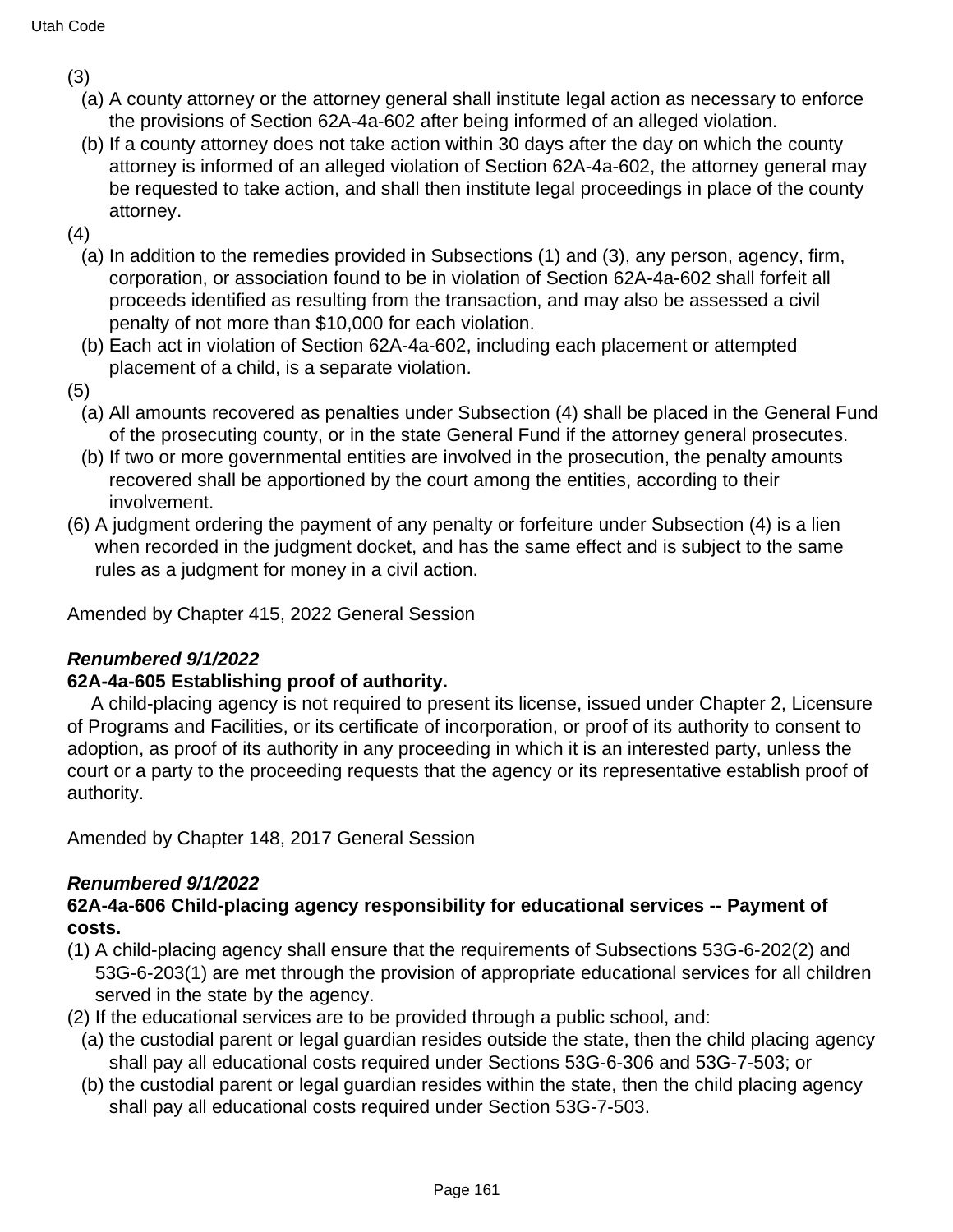(3)

(a) A county attorney or the attorney general shall institute legal action as necessary to enforce the provisions of Section 62A-4a-602 after being informed of an alleged violation.

(b) If a county attorney does not take action within 30 days after the day on which the county attorney is informed of an alleged violation of Section 62A-4a-602, the attorney general may be requested to take action, and shall then institute legal proceedings in place of the county attorney.

(4)

(a) In addition to the remedies provided in Subsections (1) and (3), any person, agency, firm, corporation, or association found to be in violation of Section 62A-4a-602 shall forfeit all proceeds identified as resulting from the transaction, and may also be assessed a civil penalty of not more than $10,000 for each violation.

(b) Each act in violation of Section 62A-4a-602, including each placement or attempted placement of a child, is a separate violation.

(5)

(a) All amounts recovered as penalties under Subsection (4) shall be placed in the General Fund of the prosecuting county, or in the state General Fund if the attorney general prosecutes.

(b) If two or more governmental entities are involved in the prosecution, the penalty amounts recovered shall be apportioned by the court among the entities, according to their involvement.

(6) A judgment ordering the payment of any penalty or forfeiture under Subsection (4) is a lien when recorded in the judgment docket, and has the same effect and is subject to the same rules as a judgment for money in a civil action.

Amended by Chapter 415, 2022 General Session

***Renumbered 9/1/2022***

**62A-4a-605 Establishing proof of authority.**

A child-placing agency is not required to present its license, issued under Chapter 2, Licensure of Programs and Facilities, or its certificate of incorporation, or proof of its authority to consent to adoption, as proof of its authority in any proceeding in which it is an interested party, unless the court or a party to the proceeding requests that the agency or its representative establish proof of authority.

Amended by Chapter 148, 2017 General Session

***Renumbered 9/1/2022***

**62A-4a-606 Child-placing agency responsibility for educational services -- Payment of costs.**

(1) A child-placing agency shall ensure that the requirements of Subsections 53G-6-202(2) and 53G-6-203(1) are met through the provision of appropriate educational services for all children served in the state by the agency.

(2) If the educational services are to be provided through a public school, and:

(a) the custodial parent or legal guardian resides outside the state, then the child placing agency shall pay all educational costs required under Sections 53G-6-306 and 53G-7-503; or

(b) the custodial parent or legal guardian resides within the state, then the child placing agency shall pay all educational costs required under Section 53G-7-503.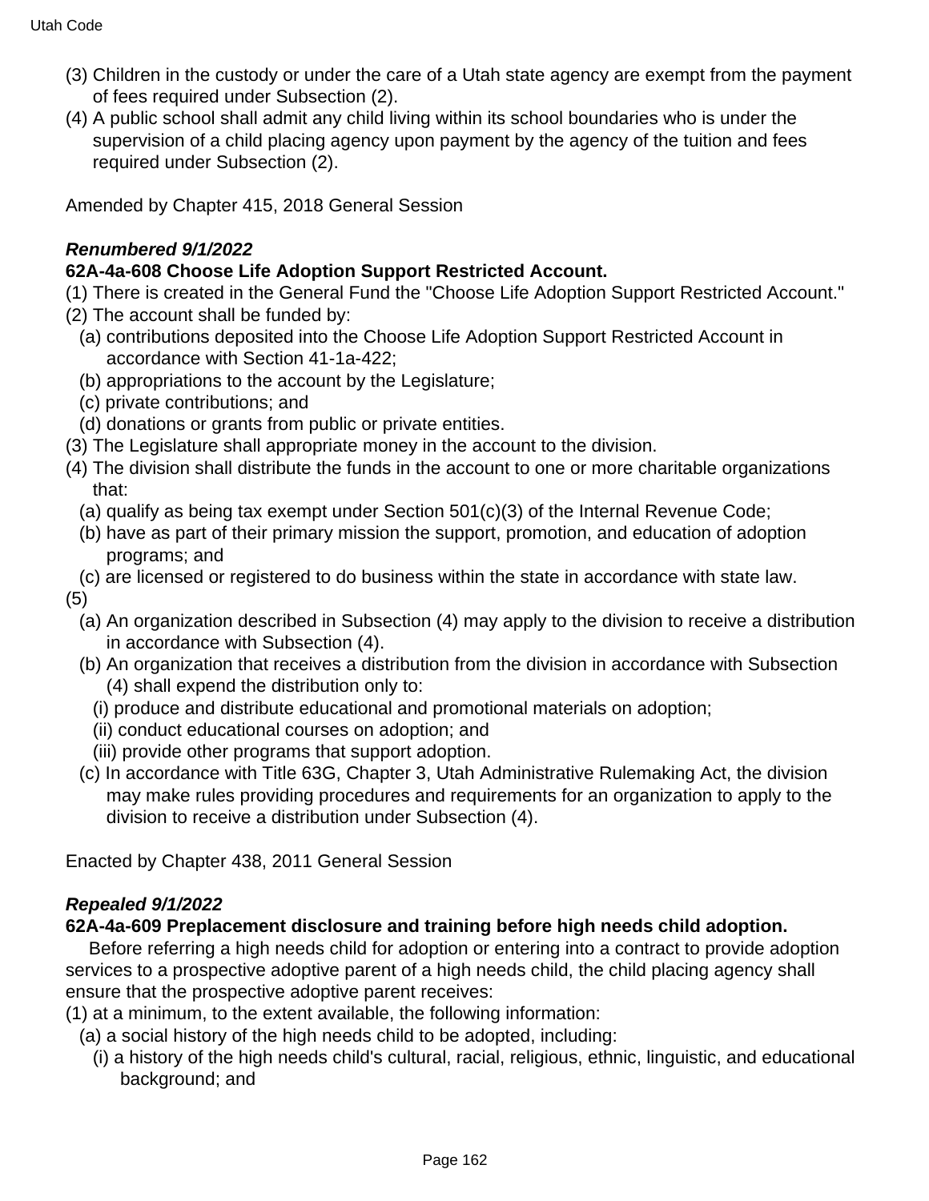(3) Children in the custody or under the care of a Utah state agency are exempt from the payment of fees required under Subsection (2).

(4) A public school shall admit any child living within its school boundaries who is under the supervision of a child placing agency upon payment by the agency of the tuition and fees required under Subsection (2).

Amended by Chapter 415, 2018 General Session

***Renumbered 9/1/2022***

**62A-4a-608 Choose Life Adoption Support Restricted Account.**

(1) There is created in the General Fund the "Choose Life Adoption Support Restricted Account."

(2) The account shall be funded by:

  (a) contributions deposited into the Choose Life Adoption Support Restricted Account in accordance with Section 41-1a-422;

  (b) appropriations to the account by the Legislature;

  (c) private contributions; and

  (d) donations or grants from public or private entities.

(3) The Legislature shall appropriate money in the account to the division.

(4) The division shall distribute the funds in the account to one or more charitable organizations that:

  (a) qualify as being tax exempt under Section 501(c)(3) of the Internal Revenue Code;

  (b) have as part of their primary mission the support, promotion, and education of adoption programs; and

  (c) are licensed or registered to do business within the state in accordance with state law.

(5)

  (a) An organization described in Subsection (4) may apply to the division to receive a distribution in accordance with Subsection (4).

  (b) An organization that receives a distribution from the division in accordance with Subsection (4) shall expend the distribution only to:

    (i) produce and distribute educational and promotional materials on adoption;

    (ii) conduct educational courses on adoption; and

    (iii) provide other programs that support adoption.

  (c) In accordance with Title 63G, Chapter 3, Utah Administrative Rulemaking Act, the division may make rules providing procedures and requirements for an organization to apply to the division to receive a distribution under Subsection (4).

Enacted by Chapter 438, 2011 General Session

***Repealed 9/1/2022***

**62A-4a-609 Preplacement disclosure and training before high needs child adoption.**

Before referring a high needs child for adoption or entering into a contract to provide adoption services to a prospective adoptive parent of a high needs child, the child placing agency shall ensure that the prospective adoptive parent receives:

(1) at a minimum, to the extent available, the following information:

  (a) a social history of the high needs child to be adopted, including:

    (i) a history of the high needs child's cultural, racial, religious, ethnic, linguistic, and educational background; and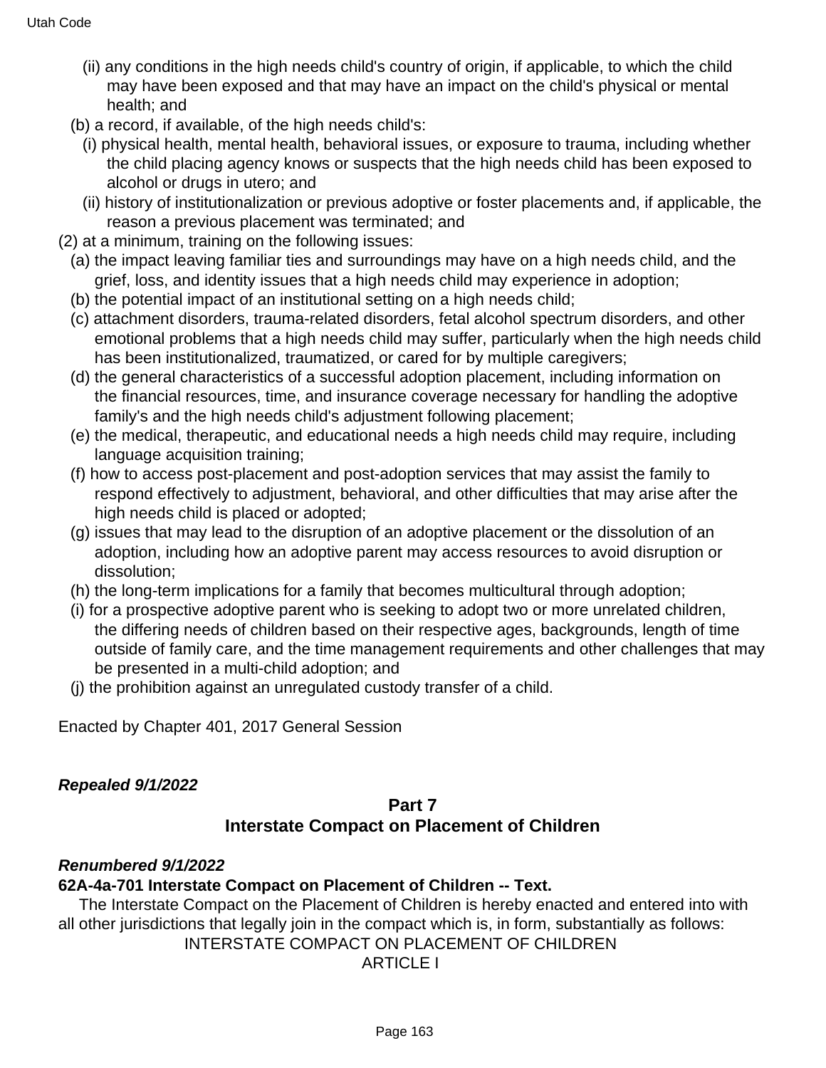(ii) any conditions in the high needs child's country of origin, if applicable, to which the child may have been exposed and that may have an impact on the child's physical or mental health; and

(b) a record, if available, of the high needs child's:

(i) physical health, mental health, behavioral issues, or exposure to trauma, including whether the child placing agency knows or suspects that the high needs child has been exposed to alcohol or drugs in utero; and

(ii) history of institutionalization or previous adoptive or foster placements and, if applicable, the reason a previous placement was terminated; and

(2) at a minimum, training on the following issues:

(a) the impact leaving familiar ties and surroundings may have on a high needs child, and the grief, loss, and identity issues that a high needs child may experience in adoption;

(b) the potential impact of an institutional setting on a high needs child;

(c) attachment disorders, trauma-related disorders, fetal alcohol spectrum disorders, and other emotional problems that a high needs child may suffer, particularly when the high needs child has been institutionalized, traumatized, or cared for by multiple caregivers;

(d) the general characteristics of a successful adoption placement, including information on the financial resources, time, and insurance coverage necessary for handling the adoptive family's and the high needs child's adjustment following placement;

(e) the medical, therapeutic, and educational needs a high needs child may require, including language acquisition training;

(f) how to access post-placement and post-adoption services that may assist the family to respond effectively to adjustment, behavioral, and other difficulties that may arise after the high needs child is placed or adopted;

(g) issues that may lead to the disruption of an adoptive placement or the dissolution of an adoption, including how an adoptive parent may access resources to avoid disruption or dissolution;

(h) the long-term implications for a family that becomes multicultural through adoption;

(i) for a prospective adoptive parent who is seeking to adopt two or more unrelated children, the differing needs of children based on their respective ages, backgrounds, length of time outside of family care, and the time management requirements and other challenges that may be presented in a multi-child adoption; and

(j) the prohibition against an unregulated custody transfer of a child.

Enacted by Chapter 401, 2017 General Session

***Repealed 9/1/2022***

## Part 7
## Interstate Compact on Placement of Children

***Renumbered 9/1/2022***

**62A-4a-701 Interstate Compact on Placement of Children -- Text.**

The Interstate Compact on the Placement of Children is hereby enacted and entered into with all other jurisdictions that legally join in the compact which is, in form, substantially as follows:

INTERSTATE COMPACT ON PLACEMENT OF CHILDREN

ARTICLE I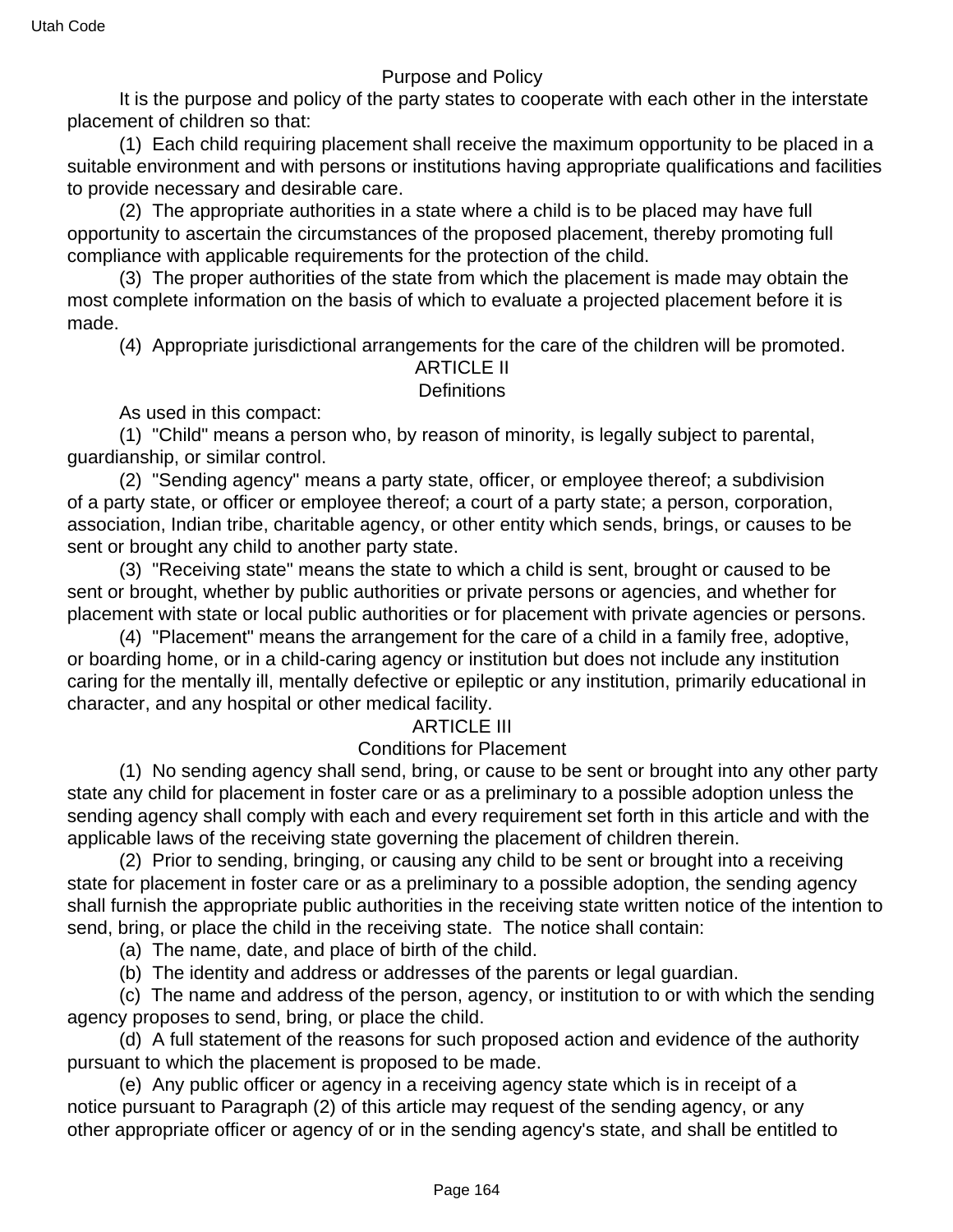Purpose and Policy

It is the purpose and policy of the party states to cooperate with each other in the interstate placement of children so that:

(1) Each child requiring placement shall receive the maximum opportunity to be placed in a suitable environment and with persons or institutions having appropriate qualifications and facilities to provide necessary and desirable care.

(2) The appropriate authorities in a state where a child is to be placed may have full opportunity to ascertain the circumstances of the proposed placement, thereby promoting full compliance with applicable requirements for the protection of the child.

(3) The proper authorities of the state from which the placement is made may obtain the most complete information on the basis of which to evaluate a projected placement before it is made.

(4) Appropriate jurisdictional arrangements for the care of the children will be promoted.

ARTICLE II

Definitions

As used in this compact:

(1) "Child" means a person who, by reason of minority, is legally subject to parental, guardianship, or similar control.

(2) "Sending agency" means a party state, officer, or employee thereof; a subdivision of a party state, or officer or employee thereof; a court of a party state; a person, corporation, association, Indian tribe, charitable agency, or other entity which sends, brings, or causes to be sent or brought any child to another party state.

(3) "Receiving state" means the state to which a child is sent, brought or caused to be sent or brought, whether by public authorities or private persons or agencies, and whether for placement with state or local public authorities or for placement with private agencies or persons.

(4) "Placement" means the arrangement for the care of a child in a family free, adoptive, or boarding home, or in a child-caring agency or institution but does not include any institution caring for the mentally ill, mentally defective or epileptic or any institution, primarily educational in character, and any hospital or other medical facility.

ARTICLE III

Conditions for Placement

(1) No sending agency shall send, bring, or cause to be sent or brought into any other party state any child for placement in foster care or as a preliminary to a possible adoption unless the sending agency shall comply with each and every requirement set forth in this article and with the applicable laws of the receiving state governing the placement of children therein.

(2) Prior to sending, bringing, or causing any child to be sent or brought into a receiving state for placement in foster care or as a preliminary to a possible adoption, the sending agency shall furnish the appropriate public authorities in the receiving state written notice of the intention to send, bring, or place the child in the receiving state. The notice shall contain:

(a) The name, date, and place of birth of the child.

(b) The identity and address or addresses of the parents or legal guardian.

(c) The name and address of the person, agency, or institution to or with which the sending agency proposes to send, bring, or place the child.

(d) A full statement of the reasons for such proposed action and evidence of the authority pursuant to which the placement is proposed to be made.

(e) Any public officer or agency in a receiving agency state which is in receipt of a notice pursuant to Paragraph (2) of this article may request of the sending agency, or any other appropriate officer or agency of or in the sending agency's state, and shall be entitled to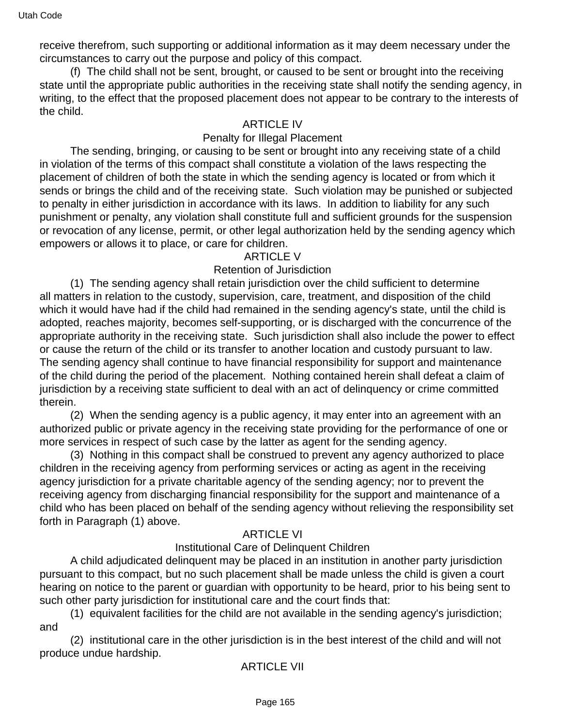receive therefrom, such supporting or additional information as it may deem necessary under the circumstances to carry out the purpose and policy of this compact.

(f) The child shall not be sent, brought, or caused to be sent or brought into the receiving state until the appropriate public authorities in the receiving state shall notify the sending agency, in writing, to the effect that the proposed placement does not appear to be contrary to the interests of the child.

ARTICLE IV

Penalty for Illegal Placement

The sending, bringing, or causing to be sent or brought into any receiving state of a child in violation of the terms of this compact shall constitute a violation of the laws respecting the placement of children of both the state in which the sending agency is located or from which it sends or brings the child and of the receiving state. Such violation may be punished or subjected to penalty in either jurisdiction in accordance with its laws. In addition to liability for any such punishment or penalty, any violation shall constitute full and sufficient grounds for the suspension or revocation of any license, permit, or other legal authorization held by the sending agency which empowers or allows it to place, or care for children.

ARTICLE V

Retention of Jurisdiction

(1) The sending agency shall retain jurisdiction over the child sufficient to determine all matters in relation to the custody, supervision, care, treatment, and disposition of the child which it would have had if the child had remained in the sending agency's state, until the child is adopted, reaches majority, becomes self-supporting, or is discharged with the concurrence of the appropriate authority in the receiving state. Such jurisdiction shall also include the power to effect or cause the return of the child or its transfer to another location and custody pursuant to law. The sending agency shall continue to have financial responsibility for support and maintenance of the child during the period of the placement. Nothing contained herein shall defeat a claim of jurisdiction by a receiving state sufficient to deal with an act of delinquency or crime committed therein.

(2) When the sending agency is a public agency, it may enter into an agreement with an authorized public or private agency in the receiving state providing for the performance of one or more services in respect of such case by the latter as agent for the sending agency.

(3) Nothing in this compact shall be construed to prevent any agency authorized to place children in the receiving agency from performing services or acting as agent in the receiving agency jurisdiction for a private charitable agency of the sending agency; nor to prevent the receiving agency from discharging financial responsibility for the support and maintenance of a child who has been placed on behalf of the sending agency without relieving the responsibility set forth in Paragraph (1) above.

ARTICLE VI

Institutional Care of Delinquent Children

A child adjudicated delinquent may be placed in an institution in another party jurisdiction pursuant to this compact, but no such placement shall be made unless the child is given a court hearing on notice to the parent or guardian with opportunity to be heard, prior to his being sent to such other party jurisdiction for institutional care and the court finds that:

(1) equivalent facilities for the child are not available in the sending agency's jurisdiction; and

(2) institutional care in the other jurisdiction is in the best interest of the child and will not produce undue hardship.

ARTICLE VII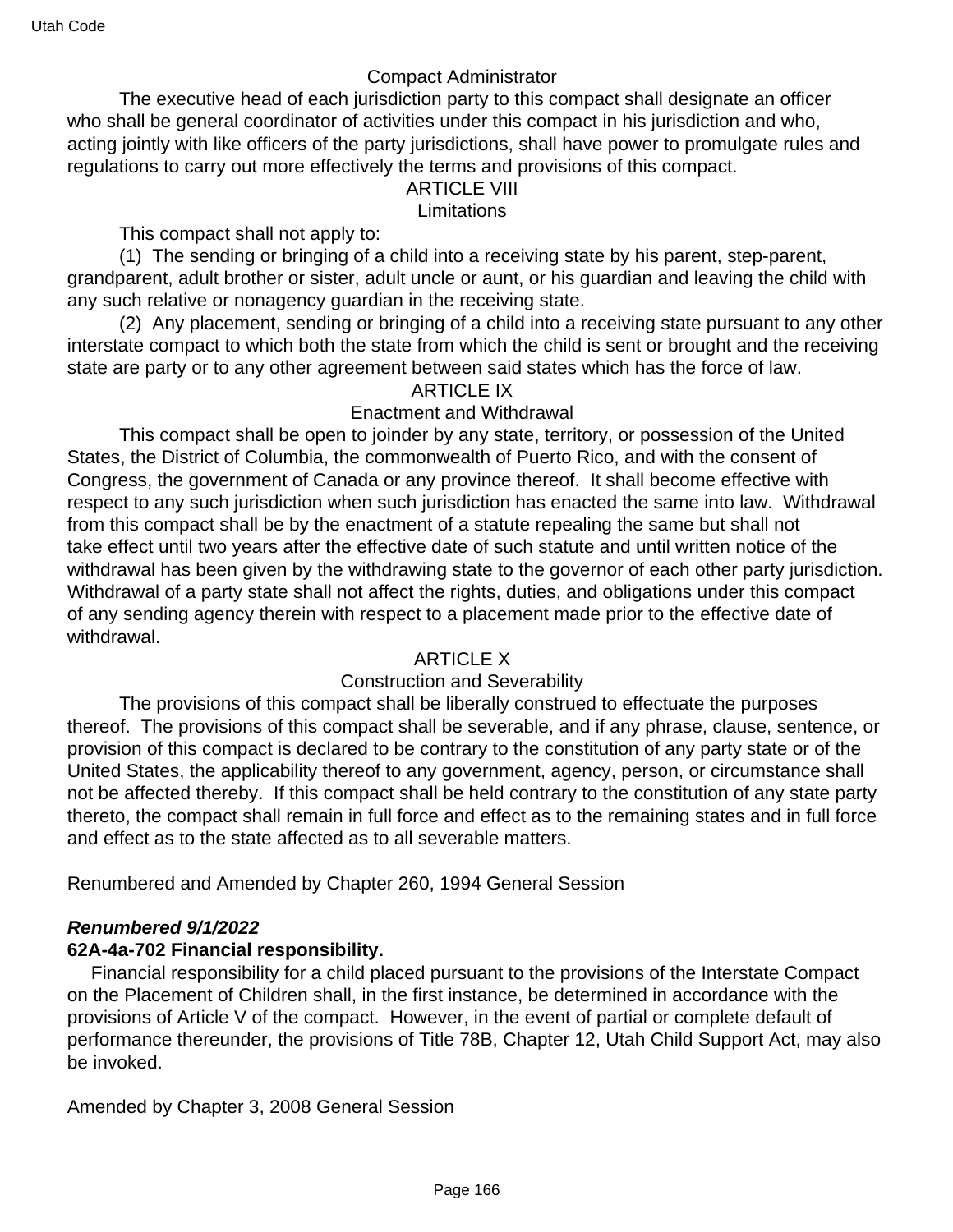Compact Administrator

The executive head of each jurisdiction party to this compact shall designate an officer who shall be general coordinator of activities under this compact in his jurisdiction and who, acting jointly with like officers of the party jurisdictions, shall have power to promulgate rules and regulations to carry out more effectively the terms and provisions of this compact.

ARTICLE VIII

Limitations

This compact shall not apply to:

(1) The sending or bringing of a child into a receiving state by his parent, step-parent, grandparent, adult brother or sister, adult uncle or aunt, or his guardian and leaving the child with any such relative or nonagency guardian in the receiving state.

(2) Any placement, sending or bringing of a child into a receiving state pursuant to any other interstate compact to which both the state from which the child is sent or brought and the receiving state are party or to any other agreement between said states which has the force of law.

ARTICLE IX

Enactment and Withdrawal

This compact shall be open to joinder by any state, territory, or possession of the United States, the District of Columbia, the commonwealth of Puerto Rico, and with the consent of Congress, the government of Canada or any province thereof. It shall become effective with respect to any such jurisdiction when such jurisdiction has enacted the same into law. Withdrawal from this compact shall be by the enactment of a statute repealing the same but shall not take effect until two years after the effective date of such statute and until written notice of the withdrawal has been given by the withdrawing state to the governor of each other party jurisdiction. Withdrawal of a party state shall not affect the rights, duties, and obligations under this compact of any sending agency therein with respect to a placement made prior to the effective date of withdrawal.

ARTICLE X

Construction and Severability

The provisions of this compact shall be liberally construed to effectuate the purposes thereof. The provisions of this compact shall be severable, and if any phrase, clause, sentence, or provision of this compact is declared to be contrary to the constitution of any party state or of the United States, the applicability thereof to any government, agency, person, or circumstance shall not be affected thereby. If this compact shall be held contrary to the constitution of any state party thereto, the compact shall remain in full force and effect as to the remaining states and in full force and effect as to the state affected as to all severable matters.

Renumbered and Amended by Chapter 260, 1994 General Session

***Renumbered 9/1/2022***

**62A-4a-702 Financial responsibility.**

Financial responsibility for a child placed pursuant to the provisions of the Interstate Compact on the Placement of Children shall, in the first instance, be determined in accordance with the provisions of Article V of the compact. However, in the event of partial or complete default of performance thereunder, the provisions of Title 78B, Chapter 12, Utah Child Support Act, may also be invoked.

Amended by Chapter 3, 2008 General Session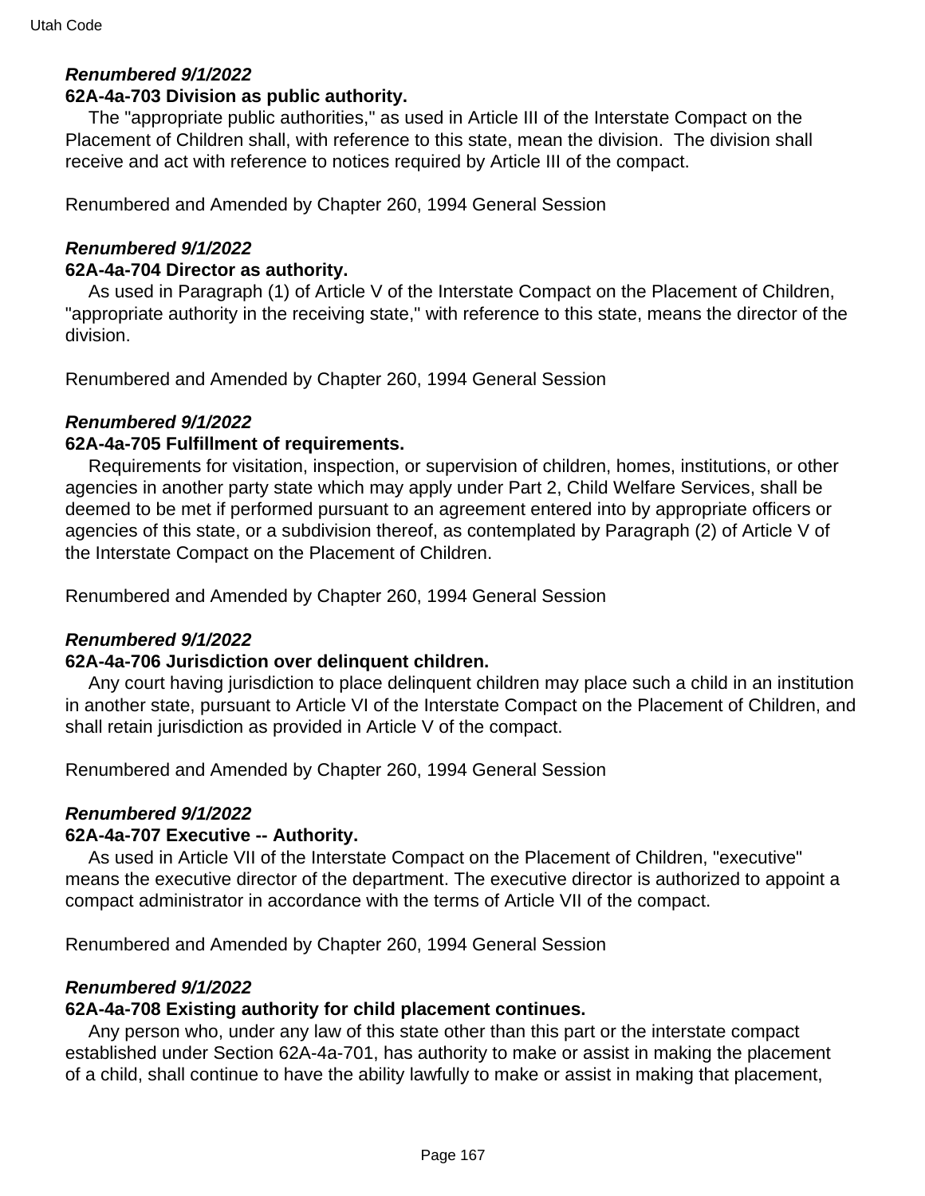***Renumbered 9/1/2022***

**62A-4a-703 Division as public authority.**

The "appropriate public authorities," as used in Article III of the Interstate Compact on the Placement of Children shall, with reference to this state, mean the division. The division shall receive and act with reference to notices required by Article III of the compact.

Renumbered and Amended by Chapter 260, 1994 General Session

***Renumbered 9/1/2022***

**62A-4a-704 Director as authority.**

As used in Paragraph (1) of Article V of the Interstate Compact on the Placement of Children, "appropriate authority in the receiving state," with reference to this state, means the director of the division.

Renumbered and Amended by Chapter 260, 1994 General Session

***Renumbered 9/1/2022***

**62A-4a-705 Fulfillment of requirements.**

Requirements for visitation, inspection, or supervision of children, homes, institutions, or other agencies in another party state which may apply under Part 2, Child Welfare Services, shall be deemed to be met if performed pursuant to an agreement entered into by appropriate officers or agencies of this state, or a subdivision thereof, as contemplated by Paragraph (2) of Article V of the Interstate Compact on the Placement of Children.

Renumbered and Amended by Chapter 260, 1994 General Session

***Renumbered 9/1/2022***

**62A-4a-706 Jurisdiction over delinquent children.**

Any court having jurisdiction to place delinquent children may place such a child in an institution in another state, pursuant to Article VI of the Interstate Compact on the Placement of Children, and shall retain jurisdiction as provided in Article V of the compact.

Renumbered and Amended by Chapter 260, 1994 General Session

***Renumbered 9/1/2022***

**62A-4a-707 Executive -- Authority.**

As used in Article VII of the Interstate Compact on the Placement of Children, "executive" means the executive director of the department. The executive director is authorized to appoint a compact administrator in accordance with the terms of Article VII of the compact.

Renumbered and Amended by Chapter 260, 1994 General Session

***Renumbered 9/1/2022***

**62A-4a-708 Existing authority for child placement continues.**

Any person who, under any law of this state other than this part or the interstate compact established under Section 62A-4a-701, has authority to make or assist in making the placement of a child, shall continue to have the ability lawfully to make or assist in making that placement,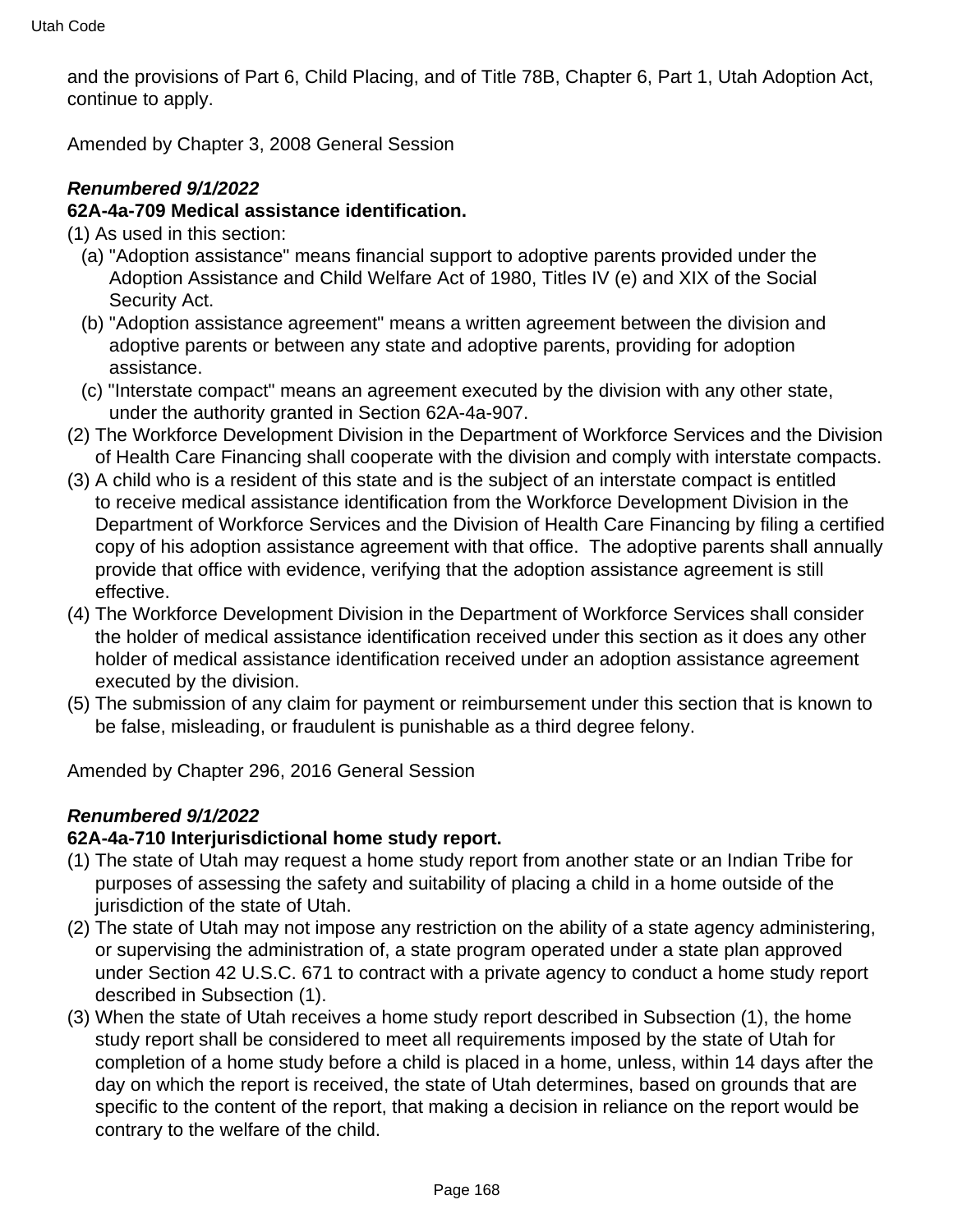and the provisions of Part 6, Child Placing, and of Title 78B, Chapter 6, Part 1, Utah Adoption Act, continue to apply.

Amended by Chapter 3, 2008 General Session

***Renumbered 9/1/2022***

**62A-4a-709 Medical assistance identification.**

(1) As used in this section:
  (a) "Adoption assistance" means financial support to adoptive parents provided under the Adoption Assistance and Child Welfare Act of 1980, Titles IV (e) and XIX of the Social Security Act.
  (b) "Adoption assistance agreement" means a written agreement between the division and adoptive parents or between any state and adoptive parents, providing for adoption assistance.
  (c) "Interstate compact" means an agreement executed by the division with any other state, under the authority granted in Section 62A-4a-907.

(2) The Workforce Development Division in the Department of Workforce Services and the Division of Health Care Financing shall cooperate with the division and comply with interstate compacts.

(3) A child who is a resident of this state and is the subject of an interstate compact is entitled to receive medical assistance identification from the Workforce Development Division in the Department of Workforce Services and the Division of Health Care Financing by filing a certified copy of his adoption assistance agreement with that office. The adoptive parents shall annually provide that office with evidence, verifying that the adoption assistance agreement is still effective.

(4) The Workforce Development Division in the Department of Workforce Services shall consider the holder of medical assistance identification received under this section as it does any other holder of medical assistance identification received under an adoption assistance agreement executed by the division.

(5) The submission of any claim for payment or reimbursement under this section that is known to be false, misleading, or fraudulent is punishable as a third degree felony.

Amended by Chapter 296, 2016 General Session

***Renumbered 9/1/2022***

**62A-4a-710 Interjurisdictional home study report.**

(1) The state of Utah may request a home study report from another state or an Indian Tribe for purposes of assessing the safety and suitability of placing a child in a home outside of the jurisdiction of the state of Utah.

(2) The state of Utah may not impose any restriction on the ability of a state agency administering, or supervising the administration of, a state program operated under a state plan approved under Section 42 U.S.C. 671 to contract with a private agency to conduct a home study report described in Subsection (1).

(3) When the state of Utah receives a home study report described in Subsection (1), the home study report shall be considered to meet all requirements imposed by the state of Utah for completion of a home study before a child is placed in a home, unless, within 14 days after the day on which the report is received, the state of Utah determines, based on grounds that are specific to the content of the report, that making a decision in reliance on the report would be contrary to the welfare of the child.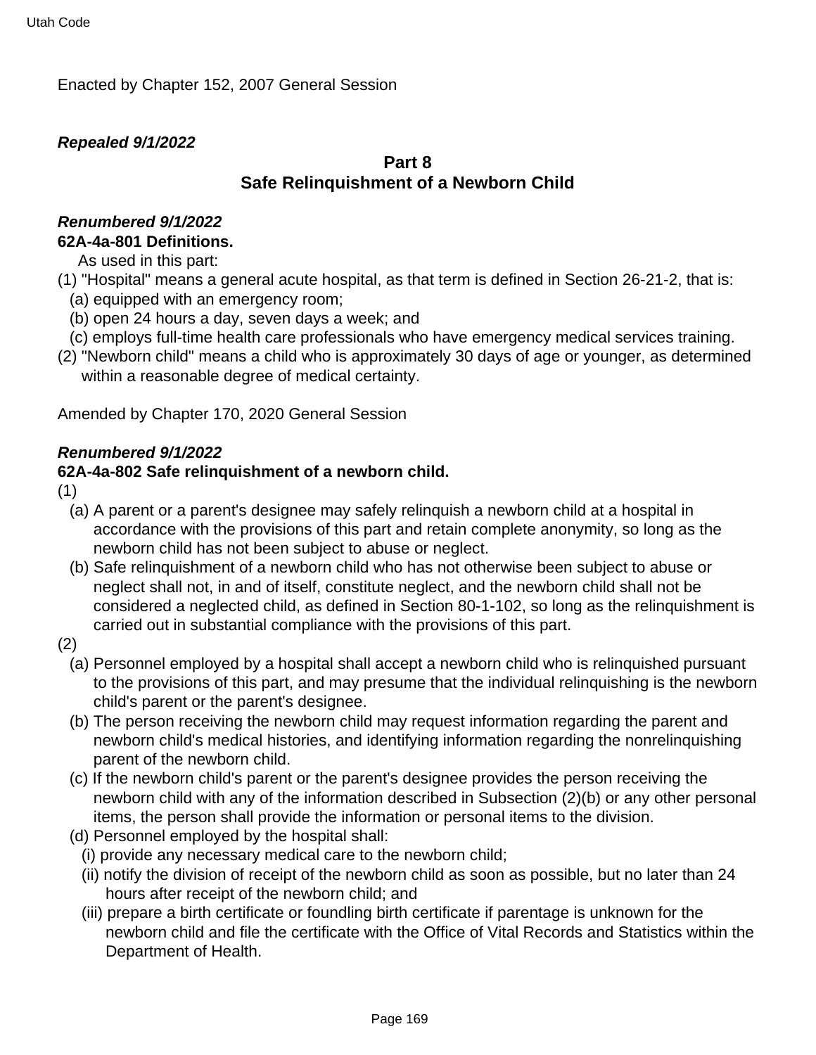Enacted by Chapter 152, 2007 General Session

***Repealed 9/1/2022***

## Part 8
## Safe Relinquishment of a Newborn Child

***Renumbered 9/1/2022***

### 62A-4a-801 Definitions.

As used in this part:

(1) "Hospital" means a general acute hospital, as that term is defined in Section 26-21-2, that is:
  - (a) equipped with an emergency room;
  - (b) open 24 hours a day, seven days a week; and
  - (c) employs full-time health care professionals who have emergency medical services training.

(2) "Newborn child" means a child who is approximately 30 days of age or younger, as determined within a reasonable degree of medical certainty.

Amended by Chapter 170, 2020 General Session

***Renumbered 9/1/2022***

### 62A-4a-802 Safe relinquishment of a newborn child.

(1)
  - (a) A parent or a parent's designee may safely relinquish a newborn child at a hospital in accordance with the provisions of this part and retain complete anonymity, so long as the newborn child has not been subject to abuse or neglect.
  - (b) Safe relinquishment of a newborn child who has not otherwise been subject to abuse or neglect shall not, in and of itself, constitute neglect, and the newborn child shall not be considered a neglected child, as defined in Section 80-1-102, so long as the relinquishment is carried out in substantial compliance with the provisions of this part.

(2)
  - (a) Personnel employed by a hospital shall accept a newborn child who is relinquished pursuant to the provisions of this part, and may presume that the individual relinquishing is the newborn child's parent or the parent's designee.
  - (b) The person receiving the newborn child may request information regarding the parent and newborn child's medical histories, and identifying information regarding the nonrelinquishing parent of the newborn child.
  - (c) If the newborn child's parent or the parent's designee provides the person receiving the newborn child with any of the information described in Subsection (2)(b) or any other personal items, the person shall provide the information or personal items to the division.
  - (d) Personnel employed by the hospital shall:
    - (i) provide any necessary medical care to the newborn child;
    - (ii) notify the division of receipt of the newborn child as soon as possible, but no later than 24 hours after receipt of the newborn child; and
    - (iii) prepare a birth certificate or foundling birth certificate if parentage is unknown for the newborn child and file the certificate with the Office of Vital Records and Statistics within the Department of Health.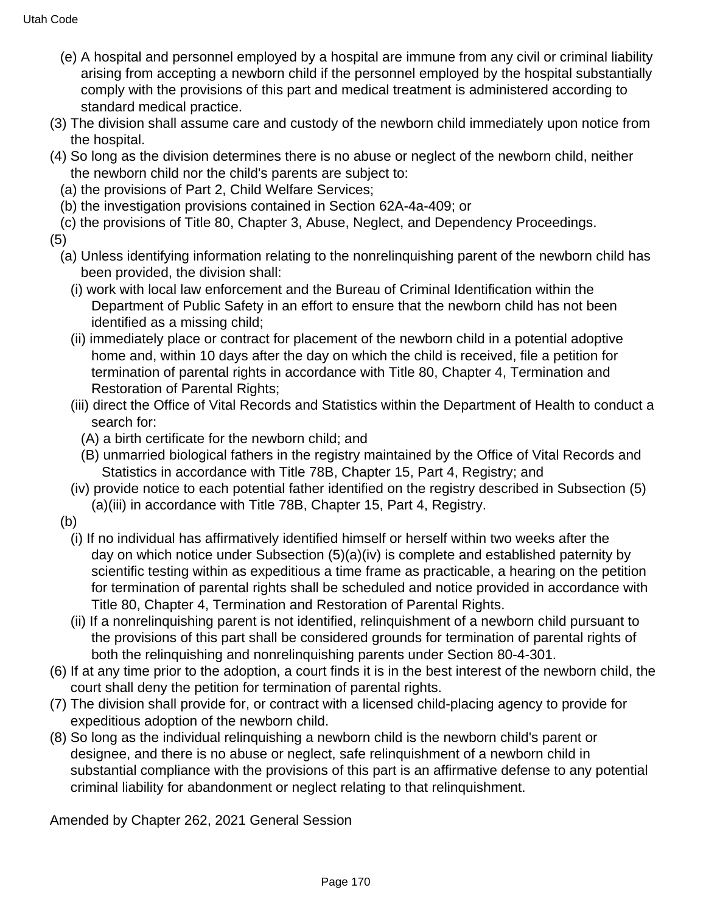(e) A hospital and personnel employed by a hospital are immune from any civil or criminal liability arising from accepting a newborn child if the personnel employed by the hospital substantially comply with the provisions of this part and medical treatment is administered according to standard medical practice.

(3) The division shall assume care and custody of the newborn child immediately upon notice from the hospital.

(4) So long as the division determines there is no abuse or neglect of the newborn child, neither the newborn child nor the child's parents are subject to:

(a) the provisions of Part 2, Child Welfare Services;

(b) the investigation provisions contained in Section 62A-4a-409; or

(c) the provisions of Title 80, Chapter 3, Abuse, Neglect, and Dependency Proceedings.

(5)

(a) Unless identifying information relating to the nonrelinquishing parent of the newborn child has been provided, the division shall:

(i) work with local law enforcement and the Bureau of Criminal Identification within the Department of Public Safety in an effort to ensure that the newborn child has not been identified as a missing child;

(ii) immediately place or contract for placement of the newborn child in a potential adoptive home and, within 10 days after the day on which the child is received, file a petition for termination of parental rights in accordance with Title 80, Chapter 4, Termination and Restoration of Parental Rights;

(iii) direct the Office of Vital Records and Statistics within the Department of Health to conduct a search for:

(A) a birth certificate for the newborn child; and

(B) unmarried biological fathers in the registry maintained by the Office of Vital Records and Statistics in accordance with Title 78B, Chapter 15, Part 4, Registry; and

(iv) provide notice to each potential father identified on the registry described in Subsection (5)(a)(iii) in accordance with Title 78B, Chapter 15, Part 4, Registry.

(b)

(i) If no individual has affirmatively identified himself or herself within two weeks after the day on which notice under Subsection (5)(a)(iv) is complete and established paternity by scientific testing within as expeditious a time frame as practicable, a hearing on the petition for termination of parental rights shall be scheduled and notice provided in accordance with Title 80, Chapter 4, Termination and Restoration of Parental Rights.

(ii) If a nonrelinquishing parent is not identified, relinquishment of a newborn child pursuant to the provisions of this part shall be considered grounds for termination of parental rights of both the relinquishing and nonrelinquishing parents under Section 80-4-301.

(6) If at any time prior to the adoption, a court finds it is in the best interest of the newborn child, the court shall deny the petition for termination of parental rights.

(7) The division shall provide for, or contract with a licensed child-placing agency to provide for expeditious adoption of the newborn child.

(8) So long as the individual relinquishing a newborn child is the newborn child's parent or designee, and there is no abuse or neglect, safe relinquishment of a newborn child in substantial compliance with the provisions of this part is an affirmative defense to any potential criminal liability for abandonment or neglect relating to that relinquishment.

Amended by Chapter 262, 2021 General Session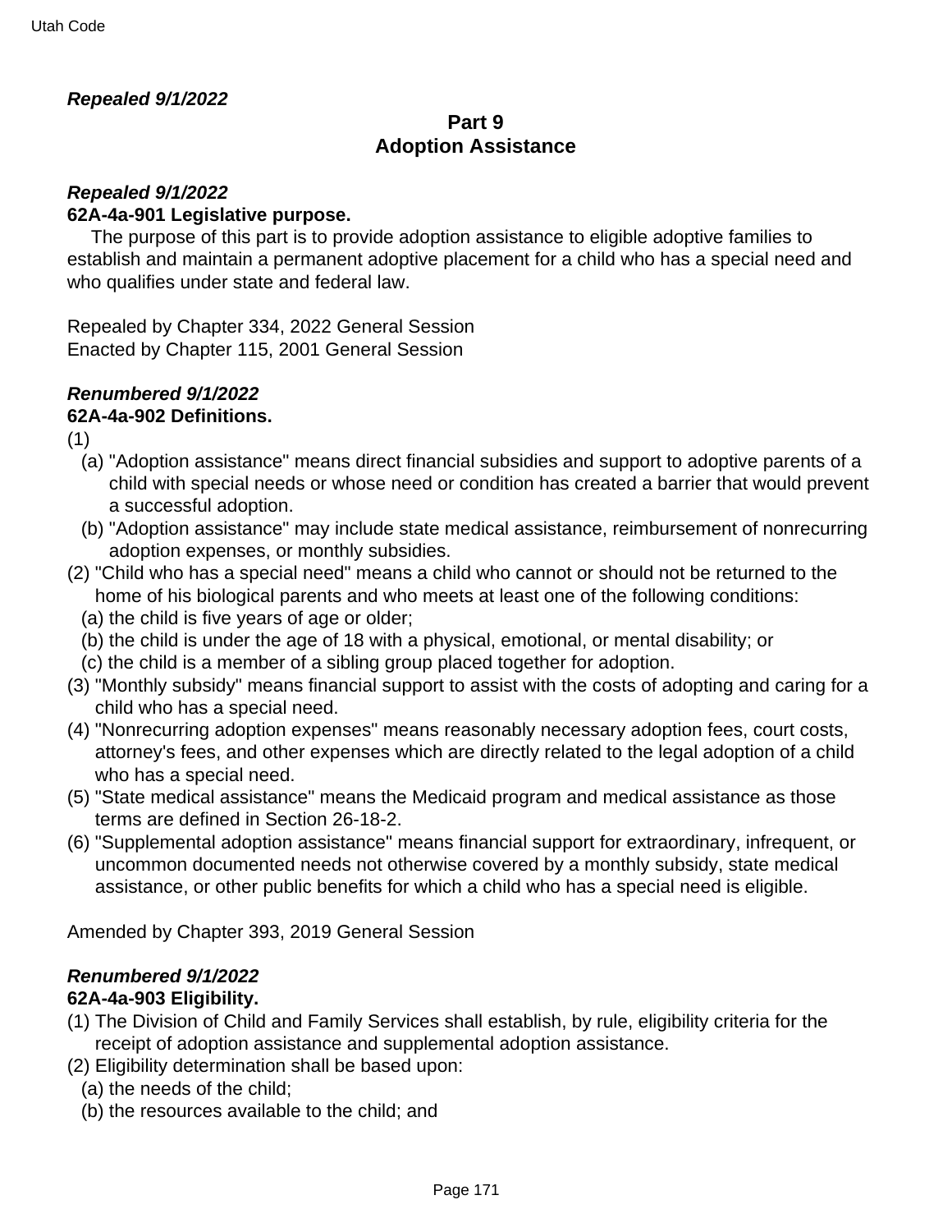***Repealed 9/1/2022***

## Part 9
## Adoption Assistance

***Repealed 9/1/2022***

**62A-4a-901 Legislative purpose.**

The purpose of this part is to provide adoption assistance to eligible adoptive families to establish and maintain a permanent adoptive placement for a child who has a special need and who qualifies under state and federal law.

Repealed by Chapter 334, 2022 General Session
Enacted by Chapter 115, 2001 General Session

***Renumbered 9/1/2022***

**62A-4a-902 Definitions.**

(1)
- (a) "Adoption assistance" means direct financial subsidies and support to adoptive parents of a child with special needs or whose need or condition has created a barrier that would prevent a successful adoption.
- (b) "Adoption assistance" may include state medical assistance, reimbursement of nonrecurring adoption expenses, or monthly subsidies.

(2) "Child who has a special need" means a child who cannot or should not be returned to the home of his biological parents and who meets at least one of the following conditions:
- (a) the child is five years of age or older;
- (b) the child is under the age of 18 with a physical, emotional, or mental disability; or
- (c) the child is a member of a sibling group placed together for adoption.

(3) "Monthly subsidy" means financial support to assist with the costs of adopting and caring for a child who has a special need.

(4) "Nonrecurring adoption expenses" means reasonably necessary adoption fees, court costs, attorney's fees, and other expenses which are directly related to the legal adoption of a child who has a special need.

(5) "State medical assistance" means the Medicaid program and medical assistance as those terms are defined in Section 26-18-2.

(6) "Supplemental adoption assistance" means financial support for extraordinary, infrequent, or uncommon documented needs not otherwise covered by a monthly subsidy, state medical assistance, or other public benefits for which a child who has a special need is eligible.

Amended by Chapter 393, 2019 General Session

***Renumbered 9/1/2022***

**62A-4a-903 Eligibility.**

(1) The Division of Child and Family Services shall establish, by rule, eligibility criteria for the receipt of adoption assistance and supplemental adoption assistance.

(2) Eligibility determination shall be based upon:
- (a) the needs of the child;
- (b) the resources available to the child; and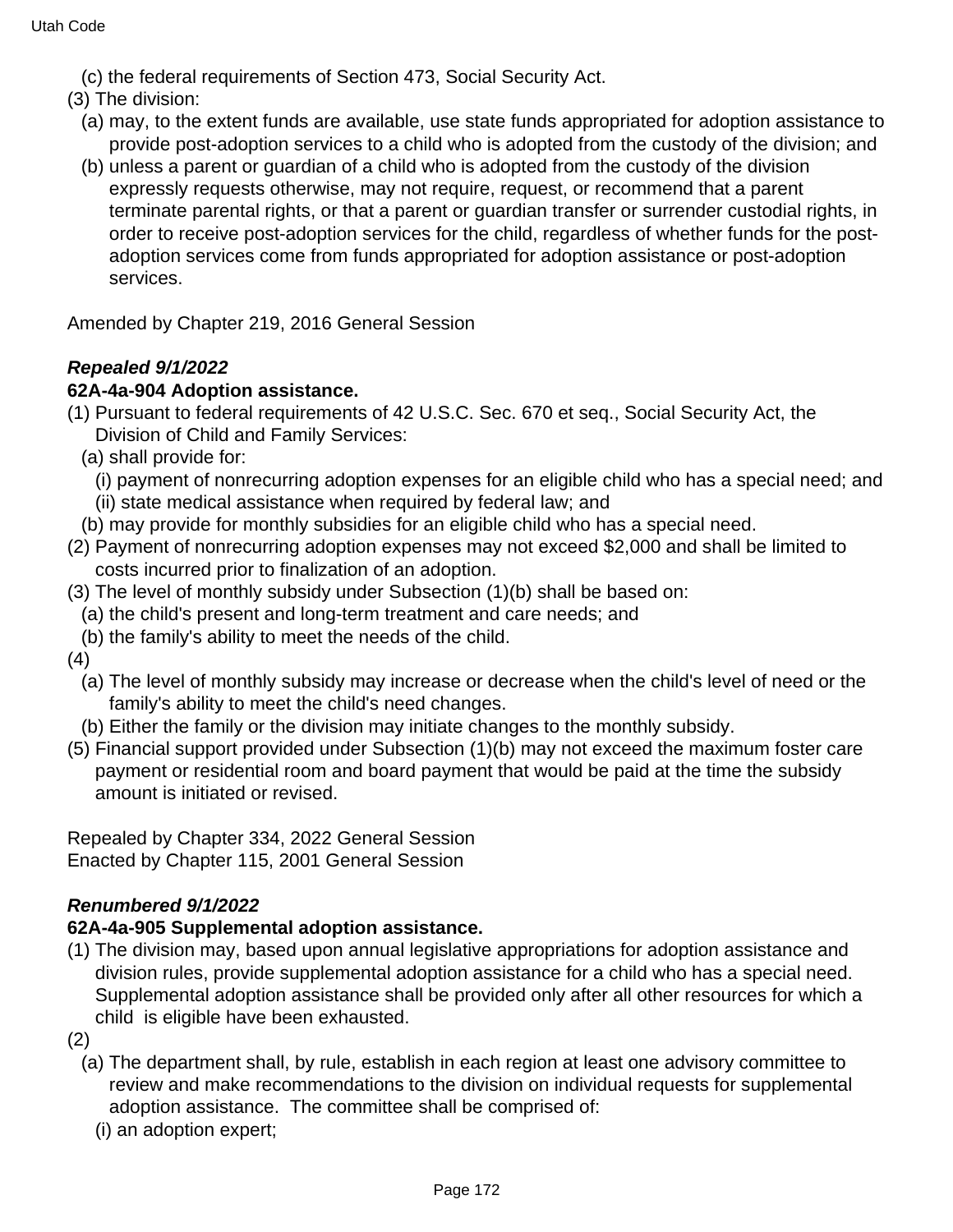(c) the federal requirements of Section 473, Social Security Act.

(3) The division:

(a) may, to the extent funds are available, use state funds appropriated for adoption assistance to provide post-adoption services to a child who is adopted from the custody of the division; and

(b) unless a parent or guardian of a child who is adopted from the custody of the division expressly requests otherwise, may not require, request, or recommend that a parent terminate parental rights, or that a parent or guardian transfer or surrender custodial rights, in order to receive post-adoption services for the child, regardless of whether funds for the post-adoption services come from funds appropriated for adoption assistance or post-adoption services.

Amended by Chapter 219, 2016 General Session

***Repealed 9/1/2022***

**62A-4a-904 Adoption assistance.**

(1) Pursuant to federal requirements of 42 U.S.C. Sec. 670 et seq., Social Security Act, the Division of Child and Family Services:

(a) shall provide for:

(i) payment of nonrecurring adoption expenses for an eligible child who has a special need; and

(ii) state medical assistance when required by federal law; and

(b) may provide for monthly subsidies for an eligible child who has a special need.

(2) Payment of nonrecurring adoption expenses may not exceed $2,000 and shall be limited to costs incurred prior to finalization of an adoption.

(3) The level of monthly subsidy under Subsection (1)(b) shall be based on:

(a) the child's present and long-term treatment and care needs; and

(b) the family's ability to meet the needs of the child.

(4)

(a) The level of monthly subsidy may increase or decrease when the child's level of need or the family's ability to meet the child's need changes.

(b) Either the family or the division may initiate changes to the monthly subsidy.

(5) Financial support provided under Subsection (1)(b) may not exceed the maximum foster care payment or residential room and board payment that would be paid at the time the subsidy amount is initiated or revised.

Repealed by Chapter 334, 2022 General Session
Enacted by Chapter 115, 2001 General Session

***Renumbered 9/1/2022***

**62A-4a-905 Supplemental adoption assistance.**

(1) The division may, based upon annual legislative appropriations for adoption assistance and division rules, provide supplemental adoption assistance for a child who has a special need. Supplemental adoption assistance shall be provided only after all other resources for which a child is eligible have been exhausted.

(2)

(a) The department shall, by rule, establish in each region at least one advisory committee to review and make recommendations to the division on individual requests for supplemental adoption assistance. The committee shall be comprised of:

(i) an adoption expert;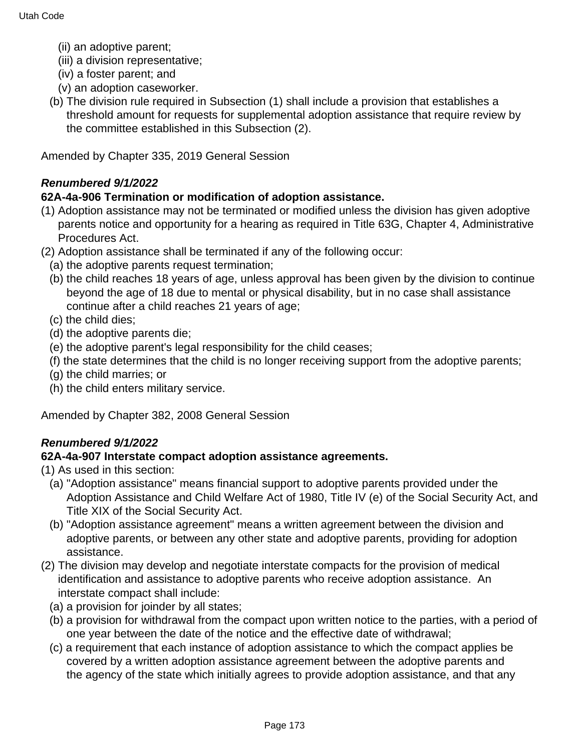(ii) an adoptive parent;
(iii) a division representative;
(iv) a foster parent; and
(v) an adoption caseworker.

(b) The division rule required in Subsection (1) shall include a provision that establishes a threshold amount for requests for supplemental adoption assistance that require review by the committee established in this Subsection (2).

Amended by Chapter 335, 2019 General Session

***Renumbered 9/1/2022***

**62A-4a-906 Termination or modification of adoption assistance.**

(1) Adoption assistance may not be terminated or modified unless the division has given adoptive parents notice and opportunity for a hearing as required in Title 63G, Chapter 4, Administrative Procedures Act.

(2) Adoption assistance shall be terminated if any of the following occur:

(a) the adoptive parents request termination;
(b) the child reaches 18 years of age, unless approval has been given by the division to continue beyond the age of 18 due to mental or physical disability, but in no case shall assistance continue after a child reaches 21 years of age;
(c) the child dies;
(d) the adoptive parents die;
(e) the adoptive parent's legal responsibility for the child ceases;
(f) the state determines that the child is no longer receiving support from the adoptive parents;
(g) the child marries; or
(h) the child enters military service.

Amended by Chapter 382, 2008 General Session

***Renumbered 9/1/2022***

**62A-4a-907 Interstate compact adoption assistance agreements.**

(1) As used in this section:

(a) "Adoption assistance" means financial support to adoptive parents provided under the Adoption Assistance and Child Welfare Act of 1980, Title IV (e) of the Social Security Act, and Title XIX of the Social Security Act.
(b) "Adoption assistance agreement" means a written agreement between the division and adoptive parents, or between any other state and adoptive parents, providing for adoption assistance.

(2) The division may develop and negotiate interstate compacts for the provision of medical identification and assistance to adoptive parents who receive adoption assistance. An interstate compact shall include:

(a) a provision for joinder by all states;
(b) a provision for withdrawal from the compact upon written notice to the parties, with a period of one year between the date of the notice and the effective date of withdrawal;
(c) a requirement that each instance of adoption assistance to which the compact applies be covered by a written adoption assistance agreement between the adoptive parents and the agency of the state which initially agrees to provide adoption assistance, and that any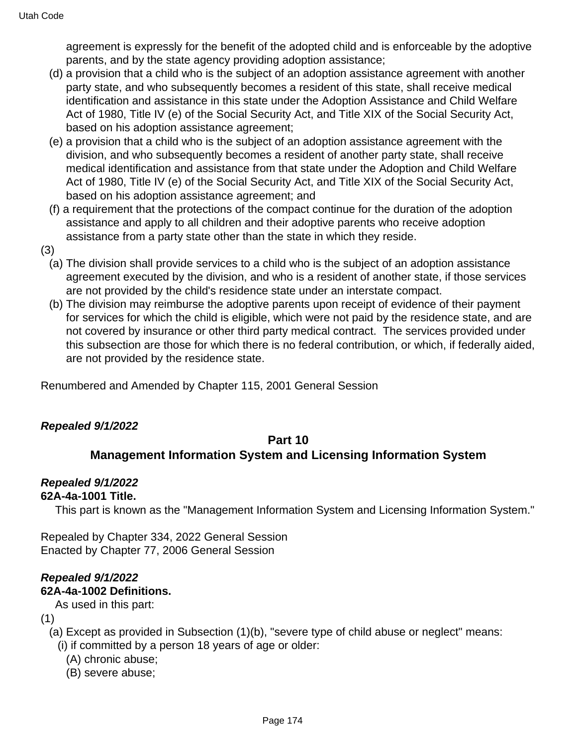agreement is expressly for the benefit of the adopted child and is enforceable by the adoptive parents, and by the state agency providing adoption assistance;

(d) a provision that a child who is the subject of an adoption assistance agreement with another party state, and who subsequently becomes a resident of this state, shall receive medical identification and assistance in this state under the Adoption Assistance and Child Welfare Act of 1980, Title IV (e) of the Social Security Act, and Title XIX of the Social Security Act, based on his adoption assistance agreement;

(e) a provision that a child who is the subject of an adoption assistance agreement with the division, and who subsequently becomes a resident of another party state, shall receive medical identification and assistance from that state under the Adoption and Child Welfare Act of 1980, Title IV (e) of the Social Security Act, and Title XIX of the Social Security Act, based on his adoption assistance agreement; and

(f) a requirement that the protections of the compact continue for the duration of the adoption assistance and apply to all children and their adoptive parents who receive adoption assistance from a party state other than the state in which they reside.

(3)

(a) The division shall provide services to a child who is the subject of an adoption assistance agreement executed by the division, and who is a resident of another state, if those services are not provided by the child's residence state under an interstate compact.

(b) The division may reimburse the adoptive parents upon receipt of evidence of their payment for services for which the child is eligible, which were not paid by the residence state, and are not covered by insurance or other third party medical contract. The services provided under this subsection are those for which there is no federal contribution, or which, if federally aided, are not provided by the residence state.

Renumbered and Amended by Chapter 115, 2001 General Session

***Repealed 9/1/2022***

## Part 10
## Management Information System and Licensing Information System

***Repealed 9/1/2022***

**62A-4a-1001 Title.**

This part is known as the "Management Information System and Licensing Information System."

Repealed by Chapter 334, 2022 General Session
Enacted by Chapter 77, 2006 General Session

***Repealed 9/1/2022***

**62A-4a-1002 Definitions.**

As used in this part:

(1)

(a) Except as provided in Subsection (1)(b), "severe type of child abuse or neglect" means:

(i) if committed by a person 18 years of age or older:

(A) chronic abuse;

(B) severe abuse;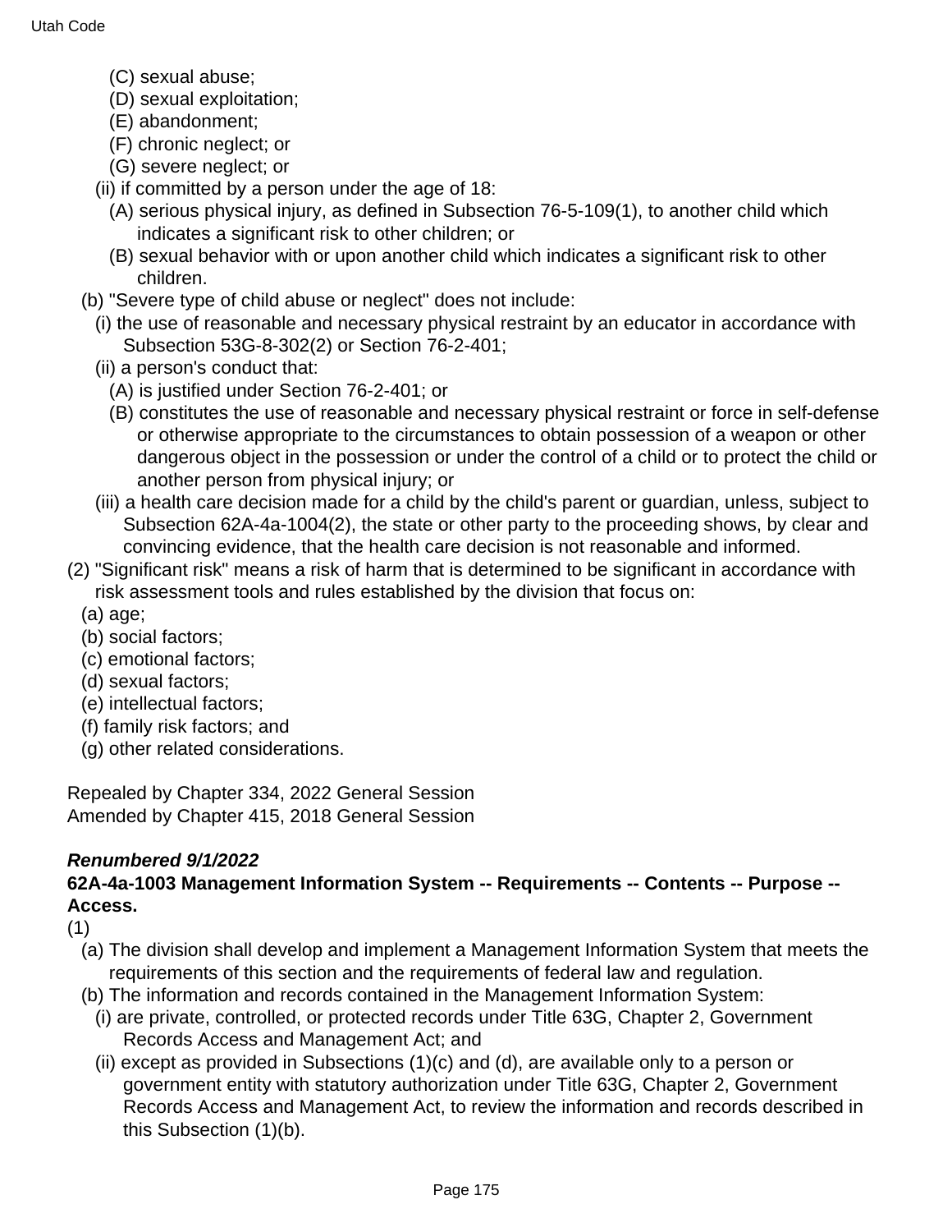(C) sexual abuse;
(D) sexual exploitation;
(E) abandonment;
(F) chronic neglect; or
(G) severe neglect; or

(ii) if committed by a person under the age of 18:

(A) serious physical injury, as defined in Subsection 76-5-109(1), to another child which indicates a significant risk to other children; or
(B) sexual behavior with or upon another child which indicates a significant risk to other children.

(b) "Severe type of child abuse or neglect" does not include:

(i) the use of reasonable and necessary physical restraint by an educator in accordance with Subsection 53G-8-302(2) or Section 76-2-401;
(ii) a person's conduct that:

(A) is justified under Section 76-2-401; or
(B) constitutes the use of reasonable and necessary physical restraint or force in self-defense or otherwise appropriate to the circumstances to obtain possession of a weapon or other dangerous object in the possession or under the control of a child or to protect the child or another person from physical injury; or

(iii) a health care decision made for a child by the child's parent or guardian, unless, subject to Subsection 62A-4a-1004(2), the state or other party to the proceeding shows, by clear and convincing evidence, that the health care decision is not reasonable and informed.

(2) "Significant risk" means a risk of harm that is determined to be significant in accordance with risk assessment tools and rules established by the division that focus on:

(a) age;
(b) social factors;
(c) emotional factors;
(d) sexual factors;
(e) intellectual factors;
(f) family risk factors; and
(g) other related considerations.

Repealed by Chapter 334, 2022 General Session
Amended by Chapter 415, 2018 General Session

***Renumbered 9/1/2022***

**62A-4a-1003 Management Information System -- Requirements -- Contents -- Purpose -- Access.**

(1)

(a) The division shall develop and implement a Management Information System that meets the requirements of this section and the requirements of federal law and regulation.
(b) The information and records contained in the Management Information System:

(i) are private, controlled, or protected records under Title 63G, Chapter 2, Government Records Access and Management Act; and
(ii) except as provided in Subsections (1)(c) and (d), are available only to a person or government entity with statutory authorization under Title 63G, Chapter 2, Government Records Access and Management Act, to review the information and records described in this Subsection (1)(b).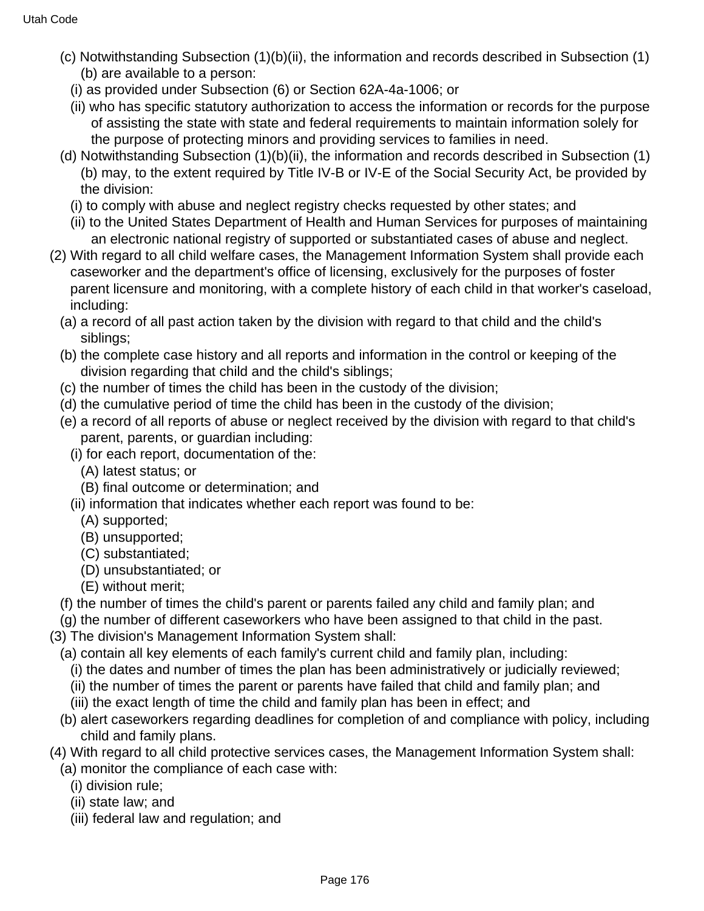(c) Notwithstanding Subsection (1)(b)(ii), the information and records described in Subsection (1)(b) are available to a person:

(i) as provided under Subsection (6) or Section 62A-4a-1006; or

(ii) who has specific statutory authorization to access the information or records for the purpose of assisting the state with state and federal requirements to maintain information solely for the purpose of protecting minors and providing services to families in need.

(d) Notwithstanding Subsection (1)(b)(ii), the information and records described in Subsection (1)(b) may, to the extent required by Title IV-B or IV-E of the Social Security Act, be provided by the division:

(i) to comply with abuse and neglect registry checks requested by other states; and

(ii) to the United States Department of Health and Human Services for purposes of maintaining an electronic national registry of supported or substantiated cases of abuse and neglect.

(2) With regard to all child welfare cases, the Management Information System shall provide each caseworker and the department's office of licensing, exclusively for the purposes of foster parent licensure and monitoring, with a complete history of each child in that worker's caseload, including:

(a) a record of all past action taken by the division with regard to that child and the child's siblings;

(b) the complete case history and all reports and information in the control or keeping of the division regarding that child and the child's siblings;

(c) the number of times the child has been in the custody of the division;

(d) the cumulative period of time the child has been in the custody of the division;

(e) a record of all reports of abuse or neglect received by the division with regard to that child's parent, parents, or guardian including:

(i) for each report, documentation of the:

(A) latest status; or

(B) final outcome or determination; and

(ii) information that indicates whether each report was found to be:

(A) supported;

(B) unsupported;

(C) substantiated;

(D) unsubstantiated; or

(E) without merit;

(f) the number of times the child's parent or parents failed any child and family plan; and

(g) the number of different caseworkers who have been assigned to that child in the past.

(3) The division's Management Information System shall:

(a) contain all key elements of each family's current child and family plan, including:

(i) the dates and number of times the plan has been administratively or judicially reviewed;

(ii) the number of times the parent or parents have failed that child and family plan; and

(iii) the exact length of time the child and family plan has been in effect; and

(b) alert caseworkers regarding deadlines for completion of and compliance with policy, including child and family plans.

(4) With regard to all child protective services cases, the Management Information System shall:

(a) monitor the compliance of each case with:

(i) division rule;

(ii) state law; and

(iii) federal law and regulation; and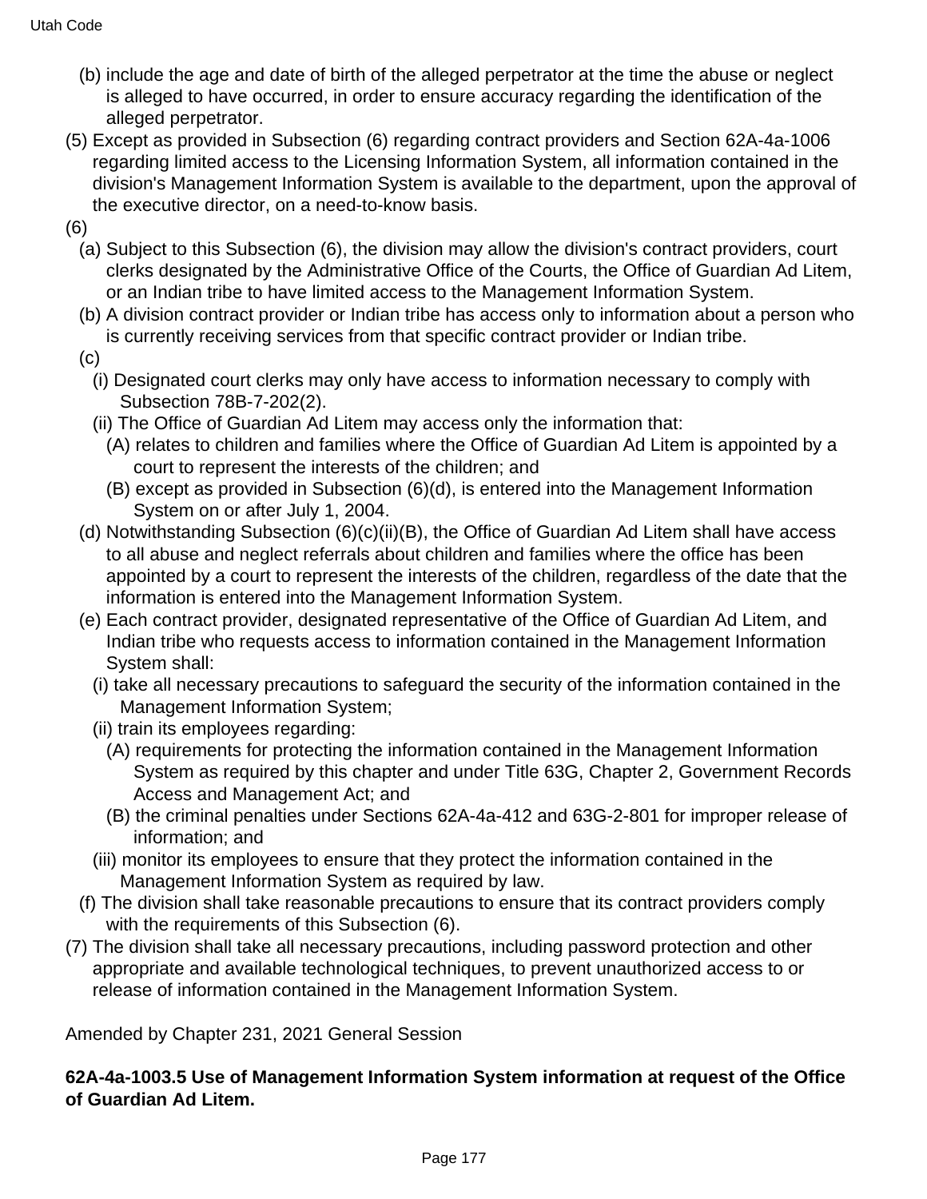(b) include the age and date of birth of the alleged perpetrator at the time the abuse or neglect is alleged to have occurred, in order to ensure accuracy regarding the identification of the alleged perpetrator.

(5) Except as provided in Subsection (6) regarding contract providers and Section 62A-4a-1006 regarding limited access to the Licensing Information System, all information contained in the division's Management Information System is available to the department, upon the approval of the executive director, on a need-to-know basis.

(6)

(a) Subject to this Subsection (6), the division may allow the division's contract providers, court clerks designated by the Administrative Office of the Courts, the Office of Guardian Ad Litem, or an Indian tribe to have limited access to the Management Information System.

(b) A division contract provider or Indian tribe has access only to information about a person who is currently receiving services from that specific contract provider or Indian tribe.

(c)

(i) Designated court clerks may only have access to information necessary to comply with Subsection 78B-7-202(2).

(ii) The Office of Guardian Ad Litem may access only the information that:

(A) relates to children and families where the Office of Guardian Ad Litem is appointed by a court to represent the interests of the children; and

(B) except as provided in Subsection (6)(d), is entered into the Management Information System on or after July 1, 2004.

(d) Notwithstanding Subsection (6)(c)(ii)(B), the Office of Guardian Ad Litem shall have access to all abuse and neglect referrals about children and families where the office has been appointed by a court to represent the interests of the children, regardless of the date that the information is entered into the Management Information System.

(e) Each contract provider, designated representative of the Office of Guardian Ad Litem, and Indian tribe who requests access to information contained in the Management Information System shall:

(i) take all necessary precautions to safeguard the security of the information contained in the Management Information System;

(ii) train its employees regarding:

(A) requirements for protecting the information contained in the Management Information System as required by this chapter and under Title 63G, Chapter 2, Government Records Access and Management Act; and

(B) the criminal penalties under Sections 62A-4a-412 and 63G-2-801 for improper release of information; and

(iii) monitor its employees to ensure that they protect the information contained in the Management Information System as required by law.

(f) The division shall take reasonable precautions to ensure that its contract providers comply with the requirements of this Subsection (6).

(7) The division shall take all necessary precautions, including password protection and other appropriate and available technological techniques, to prevent unauthorized access to or release of information contained in the Management Information System.

Amended by Chapter 231, 2021 General Session

**62A-4a-1003.5 Use of Management Information System information at request of the Office of Guardian Ad Litem.**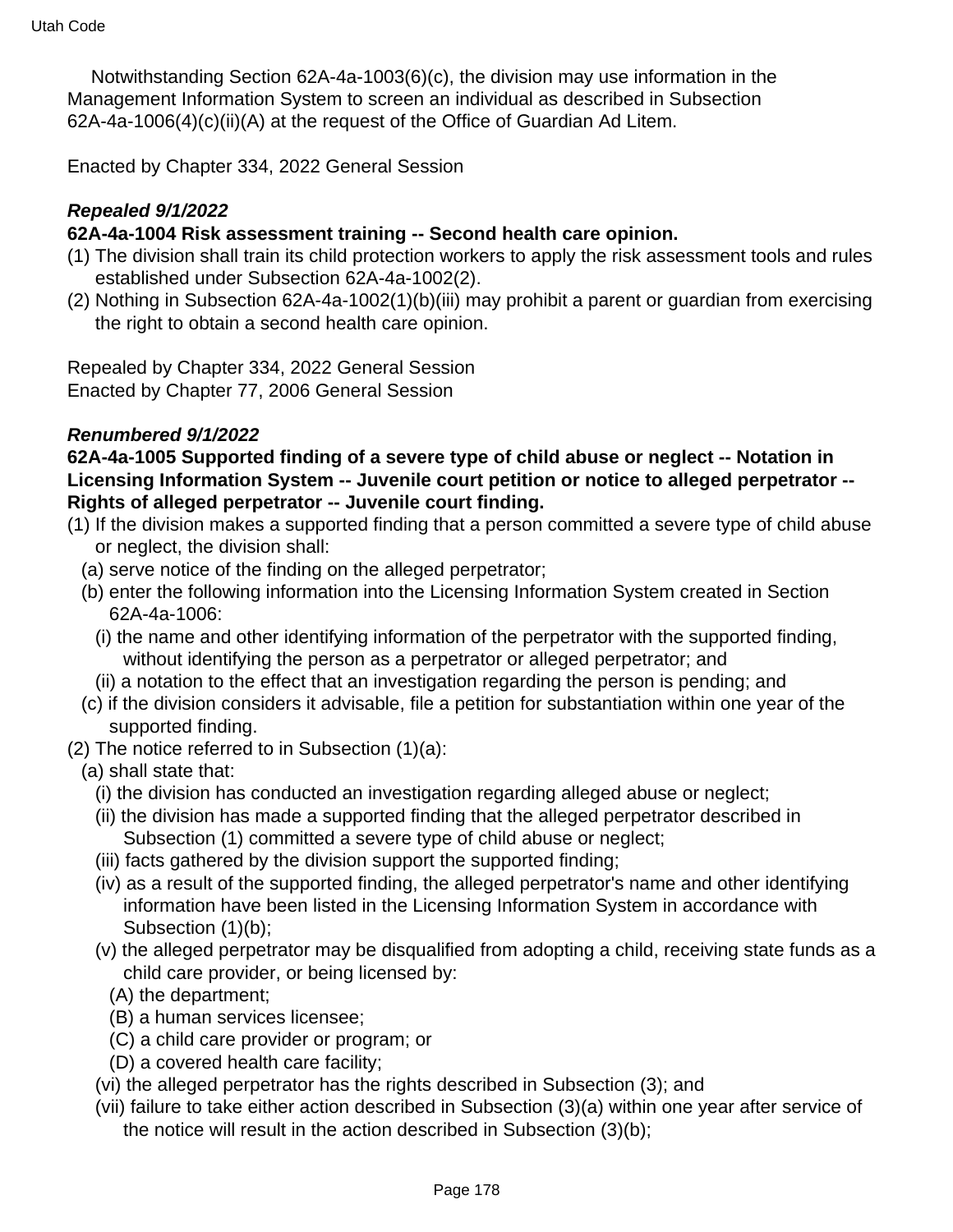Notwithstanding Section 62A-4a-1003(6)(c), the division may use information in the Management Information System to screen an individual as described in Subsection 62A-4a-1006(4)(c)(ii)(A) at the request of the Office of Guardian Ad Litem.

Enacted by Chapter 334, 2022 General Session

***Repealed 9/1/2022***

**62A-4a-1004 Risk assessment training -- Second health care opinion.**

(1) The division shall train its child protection workers to apply the risk assessment tools and rules established under Subsection 62A-4a-1002(2).

(2) Nothing in Subsection 62A-4a-1002(1)(b)(iii) may prohibit a parent or guardian from exercising the right to obtain a second health care opinion.

Repealed by Chapter 334, 2022 General Session
Enacted by Chapter 77, 2006 General Session

***Renumbered 9/1/2022***

**62A-4a-1005 Supported finding of a severe type of child abuse or neglect -- Notation in Licensing Information System -- Juvenile court petition or notice to alleged perpetrator -- Rights of alleged perpetrator -- Juvenile court finding.**

(1) If the division makes a supported finding that a person committed a severe type of child abuse or neglect, the division shall:
  (a) serve notice of the finding on the alleged perpetrator;
  (b) enter the following information into the Licensing Information System created in Section 62A-4a-1006:
    (i) the name and other identifying information of the perpetrator with the supported finding, without identifying the person as a perpetrator or alleged perpetrator; and
    (ii) a notation to the effect that an investigation regarding the person is pending; and
  (c) if the division considers it advisable, file a petition for substantiation within one year of the supported finding.

(2) The notice referred to in Subsection (1)(a):
  (a) shall state that:
    (i) the division has conducted an investigation regarding alleged abuse or neglect;
    (ii) the division has made a supported finding that the alleged perpetrator described in Subsection (1) committed a severe type of child abuse or neglect;
    (iii) facts gathered by the division support the supported finding;
    (iv) as a result of the supported finding, the alleged perpetrator's name and other identifying information have been listed in the Licensing Information System in accordance with Subsection (1)(b);
    (v) the alleged perpetrator may be disqualified from adopting a child, receiving state funds as a child care provider, or being licensed by:
      (A) the department;
      (B) a human services licensee;
      (C) a child care provider or program; or
      (D) a covered health care facility;
    (vi) the alleged perpetrator has the rights described in Subsection (3); and
    (vii) failure to take either action described in Subsection (3)(a) within one year after service of the notice will result in the action described in Subsection (3)(b);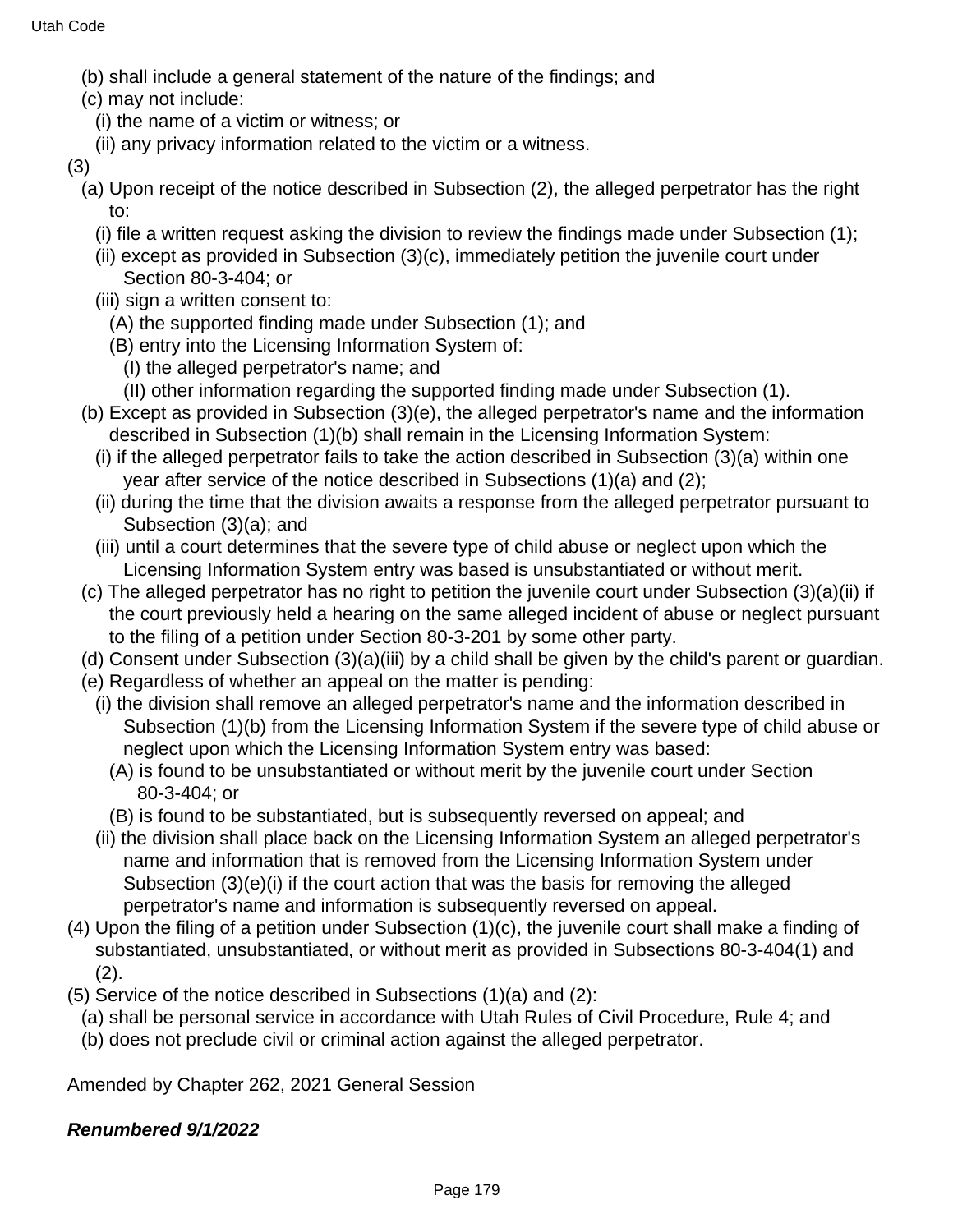(b) shall include a general statement of the nature of the findings; and

(c) may not include:

(i) the name of a victim or witness; or

(ii) any privacy information related to the victim or a witness.

(3)

(a) Upon receipt of the notice described in Subsection (2), the alleged perpetrator has the right to:

(i) file a written request asking the division to review the findings made under Subsection (1);

(ii) except as provided in Subsection (3)(c), immediately petition the juvenile court under Section 80-3-404; or

(iii) sign a written consent to:

(A) the supported finding made under Subsection (1); and

(B) entry into the Licensing Information System of:

(I) the alleged perpetrator's name; and

(II) other information regarding the supported finding made under Subsection (1).

(b) Except as provided in Subsection (3)(e), the alleged perpetrator's name and the information described in Subsection (1)(b) shall remain in the Licensing Information System:

(i) if the alleged perpetrator fails to take the action described in Subsection (3)(a) within one year after service of the notice described in Subsections (1)(a) and (2);

(ii) during the time that the division awaits a response from the alleged perpetrator pursuant to Subsection (3)(a); and

(iii) until a court determines that the severe type of child abuse or neglect upon which the Licensing Information System entry was based is unsubstantiated or without merit.

(c) The alleged perpetrator has no right to petition the juvenile court under Subsection (3)(a)(ii) if the court previously held a hearing on the same alleged incident of abuse or neglect pursuant to the filing of a petition under Section 80-3-201 by some other party.

(d) Consent under Subsection (3)(a)(iii) by a child shall be given by the child's parent or guardian.

(e) Regardless of whether an appeal on the matter is pending:

(i) the division shall remove an alleged perpetrator's name and the information described in Subsection (1)(b) from the Licensing Information System if the severe type of child abuse or neglect upon which the Licensing Information System entry was based:

(A) is found to be unsubstantiated or without merit by the juvenile court under Section 80-3-404; or

(B) is found to be substantiated, but is subsequently reversed on appeal; and

(ii) the division shall place back on the Licensing Information System an alleged perpetrator's name and information that is removed from the Licensing Information System under Subsection (3)(e)(i) if the court action that was the basis for removing the alleged perpetrator's name and information is subsequently reversed on appeal.

(4) Upon the filing of a petition under Subsection (1)(c), the juvenile court shall make a finding of substantiated, unsubstantiated, or without merit as provided in Subsections 80-3-404(1) and (2).

(5) Service of the notice described in Subsections (1)(a) and (2):

(a) shall be personal service in accordance with Utah Rules of Civil Procedure, Rule 4; and

(b) does not preclude civil or criminal action against the alleged perpetrator.

Amended by Chapter 262, 2021 General Session

***Renumbered 9/1/2022***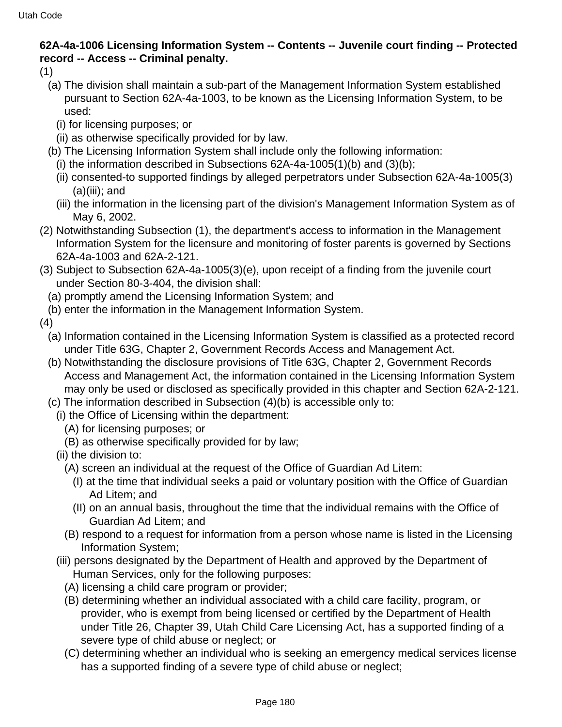**62A-4a-1006 Licensing Information System -- Contents -- Juvenile court finding -- Protected record -- Access -- Criminal penalty.**

(1)

(a) The division shall maintain a sub-part of the Management Information System established pursuant to Section 62A-4a-1003, to be known as the Licensing Information System, to be used:

(i) for licensing purposes; or

(ii) as otherwise specifically provided for by law.

(b) The Licensing Information System shall include only the following information:

(i) the information described in Subsections 62A-4a-1005(1)(b) and (3)(b);

(ii) consented-to supported findings by alleged perpetrators under Subsection 62A-4a-1005(3)(a)(iii); and

(iii) the information in the licensing part of the division's Management Information System as of May 6, 2002.

(2) Notwithstanding Subsection (1), the department's access to information in the Management Information System for the licensure and monitoring of foster parents is governed by Sections 62A-4a-1003 and 62A-2-121.

(3) Subject to Subsection 62A-4a-1005(3)(e), upon receipt of a finding from the juvenile court under Section 80-3-404, the division shall:

(a) promptly amend the Licensing Information System; and

(b) enter the information in the Management Information System.

(4)

(a) Information contained in the Licensing Information System is classified as a protected record under Title 63G, Chapter 2, Government Records Access and Management Act.

(b) Notwithstanding the disclosure provisions of Title 63G, Chapter 2, Government Records Access and Management Act, the information contained in the Licensing Information System may only be used or disclosed as specifically provided in this chapter and Section 62A-2-121.

(c) The information described in Subsection (4)(b) is accessible only to:

(i) the Office of Licensing within the department:

(A) for licensing purposes; or

(B) as otherwise specifically provided for by law;

(ii) the division to:

(A) screen an individual at the request of the Office of Guardian Ad Litem:

(I) at the time that individual seeks a paid or voluntary position with the Office of Guardian Ad Litem; and

(II) on an annual basis, throughout the time that the individual remains with the Office of Guardian Ad Litem; and

(B) respond to a request for information from a person whose name is listed in the Licensing Information System;

(iii) persons designated by the Department of Health and approved by the Department of Human Services, only for the following purposes:

(A) licensing a child care program or provider;

(B) determining whether an individual associated with a child care facility, program, or provider, who is exempt from being licensed or certified by the Department of Health under Title 26, Chapter 39, Utah Child Care Licensing Act, has a supported finding of a severe type of child abuse or neglect; or

(C) determining whether an individual who is seeking an emergency medical services license has a supported finding of a severe type of child abuse or neglect;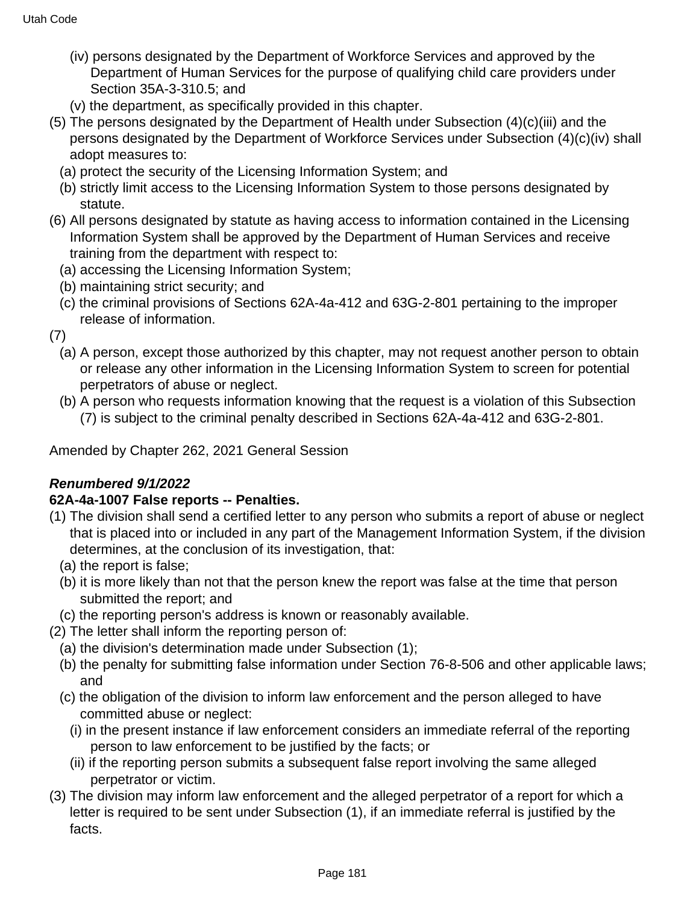(iv) persons designated by the Department of Workforce Services and approved by the Department of Human Services for the purpose of qualifying child care providers under Section 35A-3-310.5; and

(v) the department, as specifically provided in this chapter.

(5) The persons designated by the Department of Health under Subsection (4)(c)(iii) and the persons designated by the Department of Workforce Services under Subsection (4)(c)(iv) shall adopt measures to:

(a) protect the security of the Licensing Information System; and

(b) strictly limit access to the Licensing Information System to those persons designated by statute.

(6) All persons designated by statute as having access to information contained in the Licensing Information System shall be approved by the Department of Human Services and receive training from the department with respect to:

(a) accessing the Licensing Information System;

(b) maintaining strict security; and

(c) the criminal provisions of Sections 62A-4a-412 and 63G-2-801 pertaining to the improper release of information.

(7)

(a) A person, except those authorized by this chapter, may not request another person to obtain or release any other information in the Licensing Information System to screen for potential perpetrators of abuse or neglect.

(b) A person who requests information knowing that the request is a violation of this Subsection (7) is subject to the criminal penalty described in Sections 62A-4a-412 and 63G-2-801.

Amended by Chapter 262, 2021 General Session

***Renumbered 9/1/2022***

**62A-4a-1007 False reports -- Penalties.**

(1) The division shall send a certified letter to any person who submits a report of abuse or neglect that is placed into or included in any part of the Management Information System, if the division determines, at the conclusion of its investigation, that:

(a) the report is false;

(b) it is more likely than not that the person knew the report was false at the time that person submitted the report; and

(c) the reporting person's address is known or reasonably available.

(2) The letter shall inform the reporting person of:

(a) the division's determination made under Subsection (1);

(b) the penalty for submitting false information under Section 76-8-506 and other applicable laws; and

(c) the obligation of the division to inform law enforcement and the person alleged to have committed abuse or neglect:

(i) in the present instance if law enforcement considers an immediate referral of the reporting person to law enforcement to be justified by the facts; or

(ii) if the reporting person submits a subsequent false report involving the same alleged perpetrator or victim.

(3) The division may inform law enforcement and the alleged perpetrator of a report for which a letter is required to be sent under Subsection (1), if an immediate referral is justified by the facts.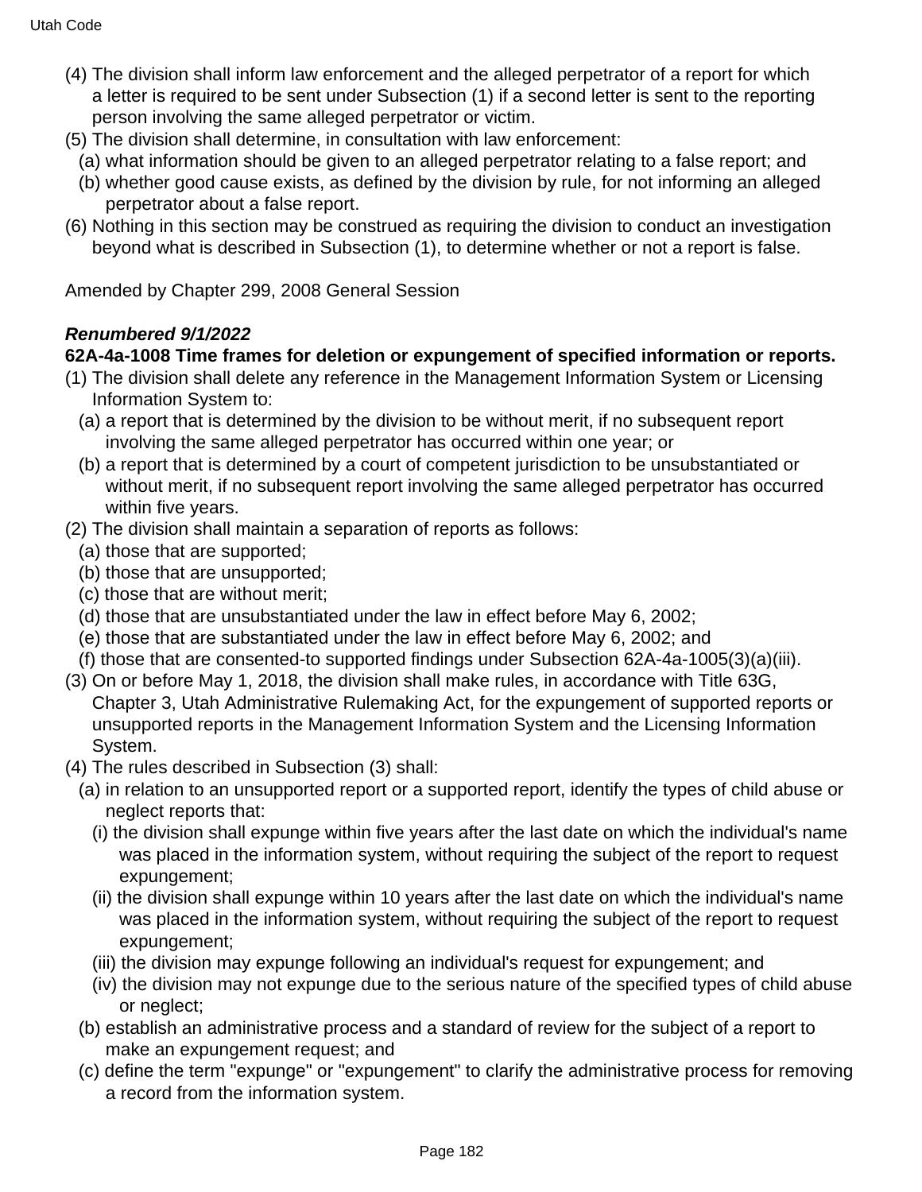(4) The division shall inform law enforcement and the alleged perpetrator of a report for which a letter is required to be sent under Subsection (1) if a second letter is sent to the reporting person involving the same alleged perpetrator or victim.

(5) The division shall determine, in consultation with law enforcement:

(a) what information should be given to an alleged perpetrator relating to a false report; and

(b) whether good cause exists, as defined by the division by rule, for not informing an alleged perpetrator about a false report.

(6) Nothing in this section may be construed as requiring the division to conduct an investigation beyond what is described in Subsection (1), to determine whether or not a report is false.

Amended by Chapter 299, 2008 General Session

***Renumbered 9/1/2022***

**62A-4a-1008 Time frames for deletion or expungement of specified information or reports.**

(1) The division shall delete any reference in the Management Information System or Licensing Information System to:

(a) a report that is determined by the division to be without merit, if no subsequent report involving the same alleged perpetrator has occurred within one year; or

(b) a report that is determined by a court of competent jurisdiction to be unsubstantiated or without merit, if no subsequent report involving the same alleged perpetrator has occurred within five years.

(2) The division shall maintain a separation of reports as follows:

(a) those that are supported;

(b) those that are unsupported;

(c) those that are without merit;

(d) those that are unsubstantiated under the law in effect before May 6, 2002;

(e) those that are substantiated under the law in effect before May 6, 2002; and

(f) those that are consented-to supported findings under Subsection 62A-4a-1005(3)(a)(iii).

(3) On or before May 1, 2018, the division shall make rules, in accordance with Title 63G, Chapter 3, Utah Administrative Rulemaking Act, for the expungement of supported reports or unsupported reports in the Management Information System and the Licensing Information System.

(4) The rules described in Subsection (3) shall:

(a) in relation to an unsupported report or a supported report, identify the types of child abuse or neglect reports that:

(i) the division shall expunge within five years after the last date on which the individual's name was placed in the information system, without requiring the subject of the report to request expungement;

(ii) the division shall expunge within 10 years after the last date on which the individual's name was placed in the information system, without requiring the subject of the report to request expungement;

(iii) the division may expunge following an individual's request for expungement; and

(iv) the division may not expunge due to the serious nature of the specified types of child abuse or neglect;

(b) establish an administrative process and a standard of review for the subject of a report to make an expungement request; and

(c) define the term "expunge" or "expungement" to clarify the administrative process for removing a record from the information system.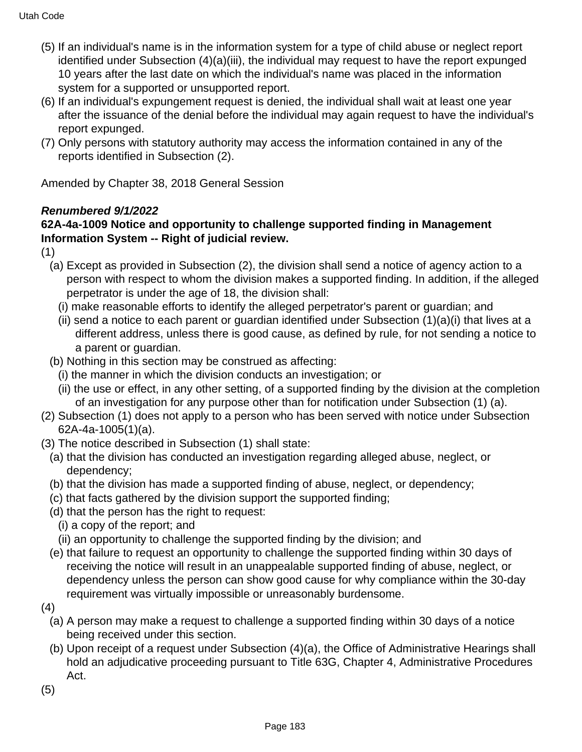(5) If an individual's name is in the information system for a type of child abuse or neglect report identified under Subsection (4)(a)(iii), the individual may request to have the report expunged 10 years after the last date on which the individual's name was placed in the information system for a supported or unsupported report.

(6) If an individual's expungement request is denied, the individual shall wait at least one year after the issuance of the denial before the individual may again request to have the individual's report expunged.

(7) Only persons with statutory authority may access the information contained in any of the reports identified in Subsection (2).

Amended by Chapter 38, 2018 General Session

***Renumbered 9/1/2022***

**62A-4a-1009 Notice and opportunity to challenge supported finding in Management Information System -- Right of judicial review.**

(1)

(a) Except as provided in Subsection (2), the division shall send a notice of agency action to a person with respect to whom the division makes a supported finding. In addition, if the alleged perpetrator is under the age of 18, the division shall:

(i) make reasonable efforts to identify the alleged perpetrator's parent or guardian; and

(ii) send a notice to each parent or guardian identified under Subsection (1)(a)(i) that lives at a different address, unless there is good cause, as defined by rule, for not sending a notice to a parent or guardian.

(b) Nothing in this section may be construed as affecting:

(i) the manner in which the division conducts an investigation; or

(ii) the use or effect, in any other setting, of a supported finding by the division at the completion of an investigation for any purpose other than for notification under Subsection (1) (a).

(2) Subsection (1) does not apply to a person who has been served with notice under Subsection 62A-4a-1005(1)(a).

(3) The notice described in Subsection (1) shall state:

(a) that the division has conducted an investigation regarding alleged abuse, neglect, or dependency;

(b) that the division has made a supported finding of abuse, neglect, or dependency;

(c) that facts gathered by the division support the supported finding;

(d) that the person has the right to request:

(i) a copy of the report; and

(ii) an opportunity to challenge the supported finding by the division; and

(e) that failure to request an opportunity to challenge the supported finding within 30 days of receiving the notice will result in an unappealable supported finding of abuse, neglect, or dependency unless the person can show good cause for why compliance within the 30-day requirement was virtually impossible or unreasonably burdensome.

(4)

(a) A person may make a request to challenge a supported finding within 30 days of a notice being received under this section.

(b) Upon receipt of a request under Subsection (4)(a), the Office of Administrative Hearings shall hold an adjudicative proceeding pursuant to Title 63G, Chapter 4, Administrative Procedures Act.

(5)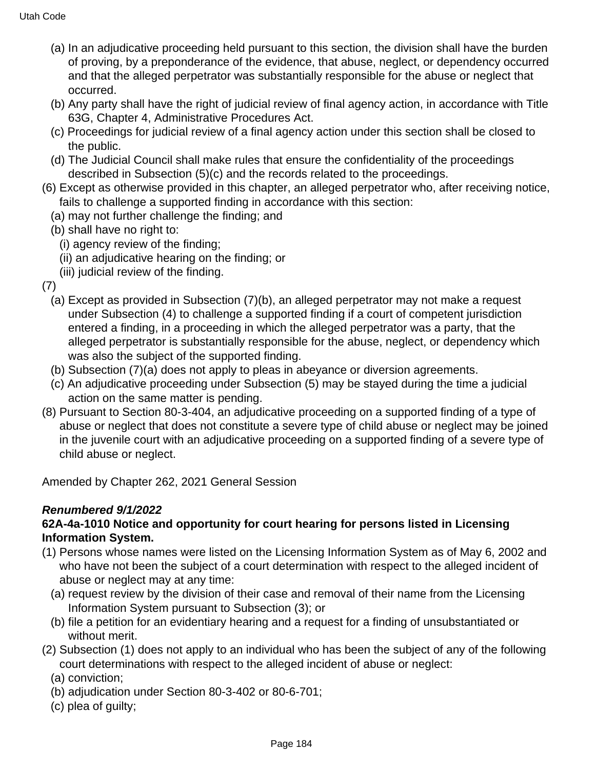(a) In an adjudicative proceeding held pursuant to this section, the division shall have the burden of proving, by a preponderance of the evidence, that abuse, neglect, or dependency occurred and that the alleged perpetrator was substantially responsible for the abuse or neglect that occurred.

(b) Any party shall have the right of judicial review of final agency action, in accordance with Title 63G, Chapter 4, Administrative Procedures Act.

(c) Proceedings for judicial review of a final agency action under this section shall be closed to the public.

(d) The Judicial Council shall make rules that ensure the confidentiality of the proceedings described in Subsection (5)(c) and the records related to the proceedings.

(6) Except as otherwise provided in this chapter, an alleged perpetrator who, after receiving notice, fails to challenge a supported finding in accordance with this section:

(a) may not further challenge the finding; and

(b) shall have no right to:

(i) agency review of the finding;

(ii) an adjudicative hearing on the finding; or

(iii) judicial review of the finding.

(7)

(a) Except as provided in Subsection (7)(b), an alleged perpetrator may not make a request under Subsection (4) to challenge a supported finding if a court of competent jurisdiction entered a finding, in a proceeding in which the alleged perpetrator was a party, that the alleged perpetrator is substantially responsible for the abuse, neglect, or dependency which was also the subject of the supported finding.

(b) Subsection (7)(a) does not apply to pleas in abeyance or diversion agreements.

(c) An adjudicative proceeding under Subsection (5) may be stayed during the time a judicial action on the same matter is pending.

(8) Pursuant to Section 80-3-404, an adjudicative proceeding on a supported finding of a type of abuse or neglect that does not constitute a severe type of child abuse or neglect may be joined in the juvenile court with an adjudicative proceeding on a supported finding of a severe type of child abuse or neglect.

Amended by Chapter 262, 2021 General Session

***Renumbered 9/1/2022***

**62A-4a-1010 Notice and opportunity for court hearing for persons listed in Licensing Information System.**

(1) Persons whose names were listed on the Licensing Information System as of May 6, 2002 and who have not been the subject of a court determination with respect to the alleged incident of abuse or neglect may at any time:

(a) request review by the division of their case and removal of their name from the Licensing Information System pursuant to Subsection (3); or

(b) file a petition for an evidentiary hearing and a request for a finding of unsubstantiated or without merit.

(2) Subsection (1) does not apply to an individual who has been the subject of any of the following court determinations with respect to the alleged incident of abuse or neglect:

(a) conviction;

(b) adjudication under Section 80-3-402 or 80-6-701;

(c) plea of guilty;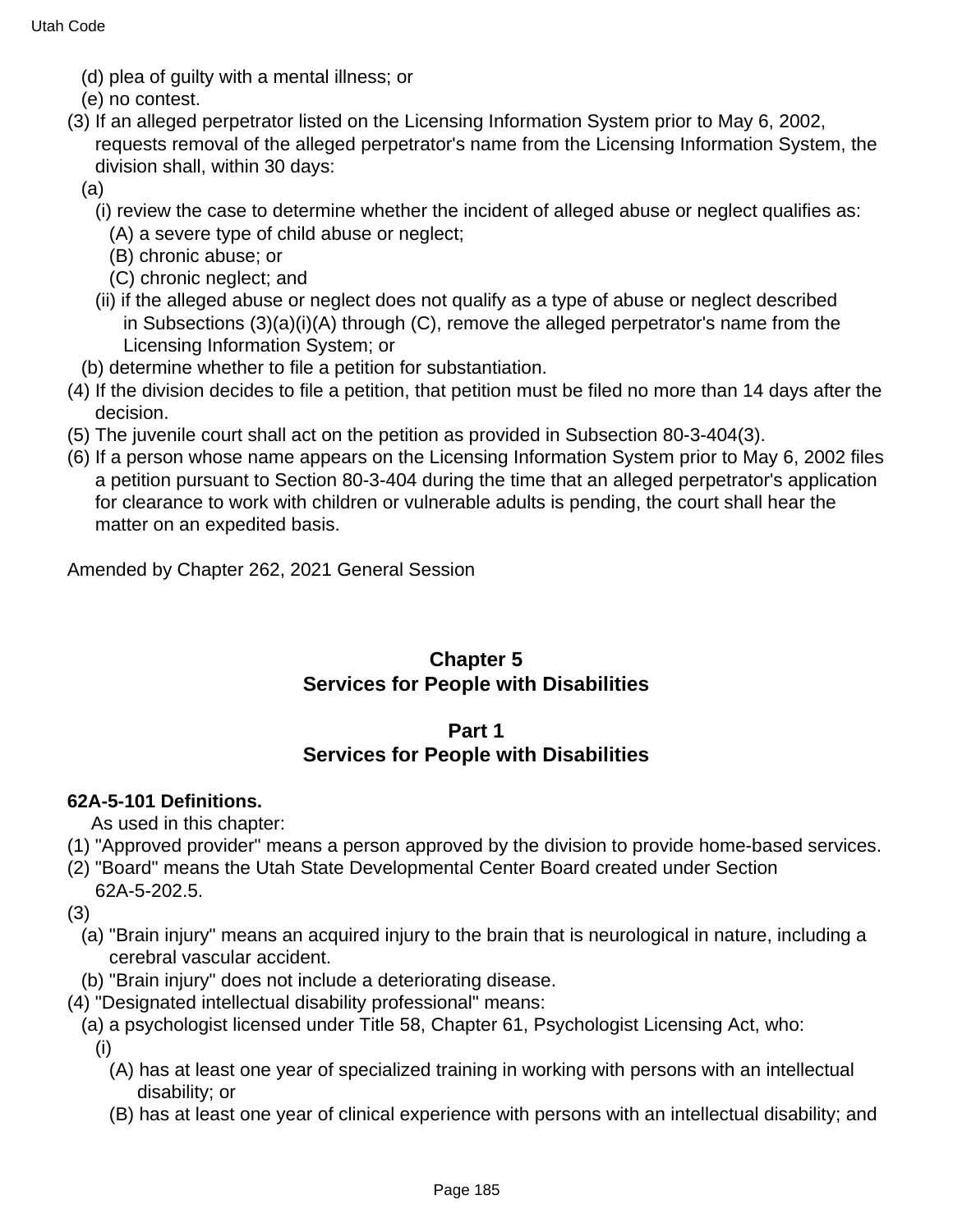(d) plea of guilty with a mental illness; or

(e) no contest.

(3) If an alleged perpetrator listed on the Licensing Information System prior to May 6, 2002, requests removal of the alleged perpetrator's name from the Licensing Information System, the division shall, within 30 days:

(a)

(i) review the case to determine whether the incident of alleged abuse or neglect qualifies as:

(A) a severe type of child abuse or neglect;

(B) chronic abuse; or

(C) chronic neglect; and

(ii) if the alleged abuse or neglect does not qualify as a type of abuse or neglect described in Subsections (3)(a)(i)(A) through (C), remove the alleged perpetrator's name from the Licensing Information System; or

(b) determine whether to file a petition for substantiation.

(4) If the division decides to file a petition, that petition must be filed no more than 14 days after the decision.

(5) The juvenile court shall act on the petition as provided in Subsection 80-3-404(3).

(6) If a person whose name appears on the Licensing Information System prior to May 6, 2002 files a petition pursuant to Section 80-3-404 during the time that an alleged perpetrator's application for clearance to work with children or vulnerable adults is pending, the court shall hear the matter on an expedited basis.

Amended by Chapter 262, 2021 General Session

## Chapter 5
## Services for People with Disabilities

## Part 1
## Services for People with Disabilities

**62A-5-101 Definitions.**

As used in this chapter:

(1) "Approved provider" means a person approved by the division to provide home-based services.

(2) "Board" means the Utah State Developmental Center Board created under Section 62A-5-202.5.

(3)

(a) "Brain injury" means an acquired injury to the brain that is neurological in nature, including a cerebral vascular accident.

(b) "Brain injury" does not include a deteriorating disease.

(4) "Designated intellectual disability professional" means:

(a) a psychologist licensed under Title 58, Chapter 61, Psychologist Licensing Act, who:

(i)

(A) has at least one year of specialized training in working with persons with an intellectual disability; or

(B) has at least one year of clinical experience with persons with an intellectual disability; and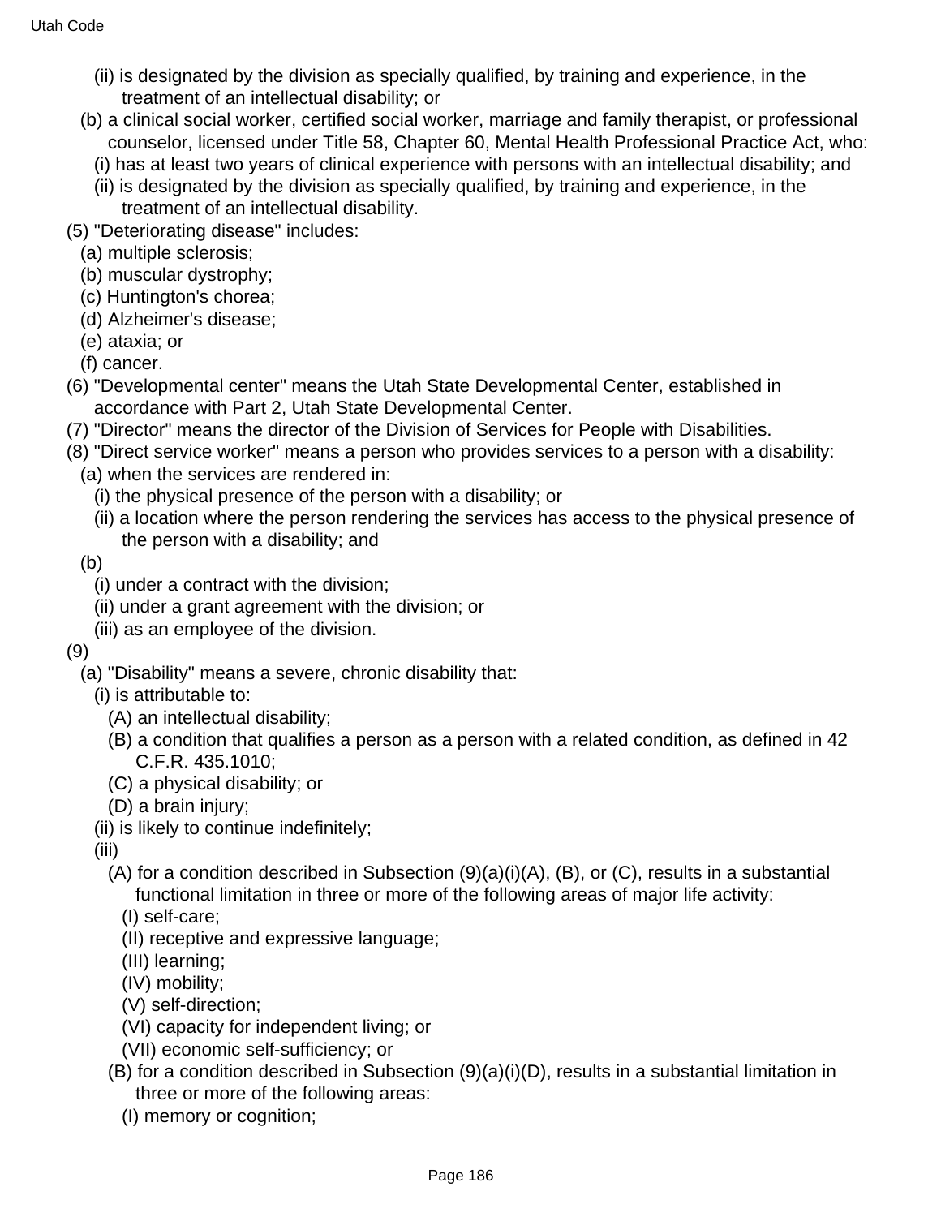(ii) is designated by the division as specially qualified, by training and experience, in the treatment of an intellectual disability; or

(b) a clinical social worker, certified social worker, marriage and family therapist, or professional counselor, licensed under Title 58, Chapter 60, Mental Health Professional Practice Act, who:

(i) has at least two years of clinical experience with persons with an intellectual disability; and

(ii) is designated by the division as specially qualified, by training and experience, in the treatment of an intellectual disability.

(5) "Deteriorating disease" includes:

(a) multiple sclerosis;

(b) muscular dystrophy;

(c) Huntington's chorea;

(d) Alzheimer's disease;

(e) ataxia; or

(f) cancer.

(6) "Developmental center" means the Utah State Developmental Center, established in accordance with Part 2, Utah State Developmental Center.

(7) "Director" means the director of the Division of Services for People with Disabilities.

(8) "Direct service worker" means a person who provides services to a person with a disability:

(a) when the services are rendered in:

(i) the physical presence of the person with a disability; or

(ii) a location where the person rendering the services has access to the physical presence of the person with a disability; and

(b)

(i) under a contract with the division;

(ii) under a grant agreement with the division; or

(iii) as an employee of the division.

(9)

(a) "Disability" means a severe, chronic disability that:

(i) is attributable to:

(A) an intellectual disability;

(B) a condition that qualifies a person as a person with a related condition, as defined in 42 C.F.R. 435.1010;

(C) a physical disability; or

(D) a brain injury;

(ii) is likely to continue indefinitely;

(iii)

(A) for a condition described in Subsection (9)(a)(i)(A), (B), or (C), results in a substantial functional limitation in three or more of the following areas of major life activity:

(I) self-care;

(II) receptive and expressive language;

(III) learning;

(IV) mobility;

(V) self-direction;

(VI) capacity for independent living; or

(VII) economic self-sufficiency; or

(B) for a condition described in Subsection (9)(a)(i)(D), results in a substantial limitation in three or more of the following areas:

(I) memory or cognition;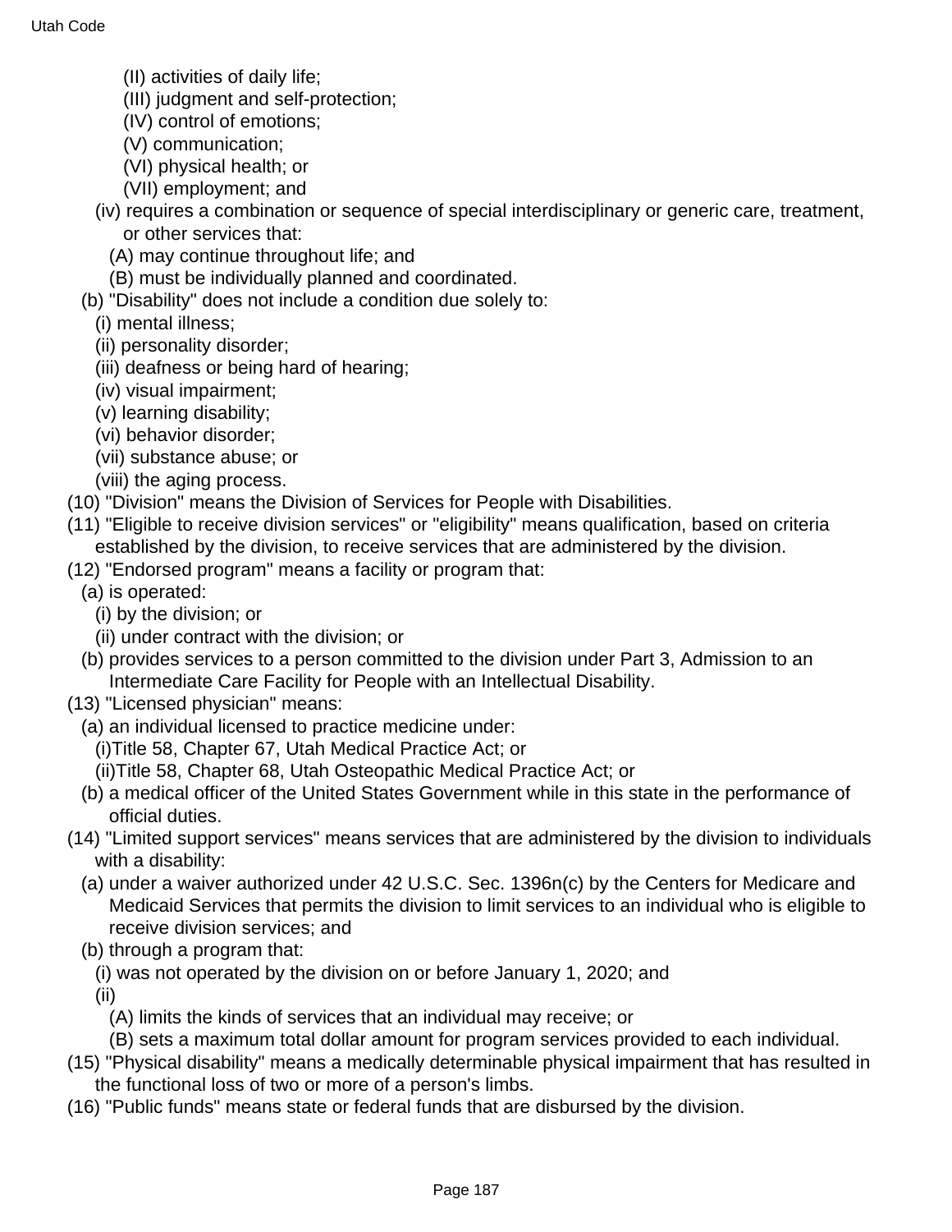(II) activities of daily life;

(III) judgment and self-protection;

(IV) control of emotions;

(V) communication;

(VI) physical health; or

(VII) employment; and

(iv) requires a combination or sequence of special interdisciplinary or generic care, treatment, or other services that:

(A) may continue throughout life; and

(B) must be individually planned and coordinated.

(b) "Disability" does not include a condition due solely to:

(i) mental illness;

(ii) personality disorder;

(iii) deafness or being hard of hearing;

(iv) visual impairment;

(v) learning disability;

(vi) behavior disorder;

(vii) substance abuse; or

(viii) the aging process.

(10) "Division" means the Division of Services for People with Disabilities.

(11) "Eligible to receive division services" or "eligibility" means qualification, based on criteria established by the division, to receive services that are administered by the division.

(12) "Endorsed program" means a facility or program that:

(a) is operated:

(i) by the division; or

(ii) under contract with the division; or

(b) provides services to a person committed to the division under Part 3, Admission to an Intermediate Care Facility for People with an Intellectual Disability.

(13) "Licensed physician" means:

(a) an individual licensed to practice medicine under:

(i)Title 58, Chapter 67, Utah Medical Practice Act; or

(ii)Title 58, Chapter 68, Utah Osteopathic Medical Practice Act; or

(b) a medical officer of the United States Government while in this state in the performance of official duties.

(14) "Limited support services" means services that are administered by the division to individuals with a disability:

(a) under a waiver authorized under 42 U.S.C. Sec. 1396n(c) by the Centers for Medicare and Medicaid Services that permits the division to limit services to an individual who is eligible to receive division services; and

(b) through a program that:

(i) was not operated by the division on or before January 1, 2020; and

(ii)

(A) limits the kinds of services that an individual may receive; or

(B) sets a maximum total dollar amount for program services provided to each individual.

(15) "Physical disability" means a medically determinable physical impairment that has resulted in the functional loss of two or more of a person's limbs.

(16) "Public funds" means state or federal funds that are disbursed by the division.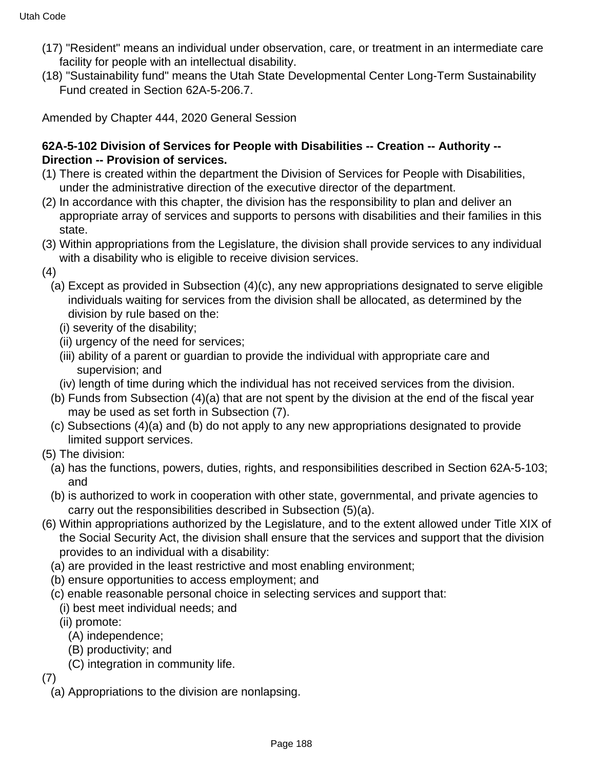(17) "Resident" means an individual under observation, care, or treatment in an intermediate care facility for people with an intellectual disability.

(18) "Sustainability fund" means the Utah State Developmental Center Long-Term Sustainability Fund created in Section 62A-5-206.7.

Amended by Chapter 444, 2020 General Session

**62A-5-102 Division of Services for People with Disabilities -- Creation -- Authority -- Direction -- Provision of services.**

(1) There is created within the department the Division of Services for People with Disabilities, under the administrative direction of the executive director of the department.

(2) In accordance with this chapter, the division has the responsibility to plan and deliver an appropriate array of services and supports to persons with disabilities and their families in this state.

(3) Within appropriations from the Legislature, the division shall provide services to any individual with a disability who is eligible to receive division services.

(4)

(a) Except as provided in Subsection (4)(c), any new appropriations designated to serve eligible individuals waiting for services from the division shall be allocated, as determined by the division by rule based on the:

(i) severity of the disability;

(ii) urgency of the need for services;

(iii) ability of a parent or guardian to provide the individual with appropriate care and supervision; and

(iv) length of time during which the individual has not received services from the division.

(b) Funds from Subsection (4)(a) that are not spent by the division at the end of the fiscal year may be used as set forth in Subsection (7).

(c) Subsections (4)(a) and (b) do not apply to any new appropriations designated to provide limited support services.

(5) The division:

(a) has the functions, powers, duties, rights, and responsibilities described in Section 62A-5-103; and

(b) is authorized to work in cooperation with other state, governmental, and private agencies to carry out the responsibilities described in Subsection (5)(a).

(6) Within appropriations authorized by the Legislature, and to the extent allowed under Title XIX of the Social Security Act, the division shall ensure that the services and support that the division provides to an individual with a disability:

(a) are provided in the least restrictive and most enabling environment;

(b) ensure opportunities to access employment; and

(c) enable reasonable personal choice in selecting services and support that:

(i) best meet individual needs; and

(ii) promote:

(A) independence;

(B) productivity; and

(C) integration in community life.

(7)

(a) Appropriations to the division are nonlapsing.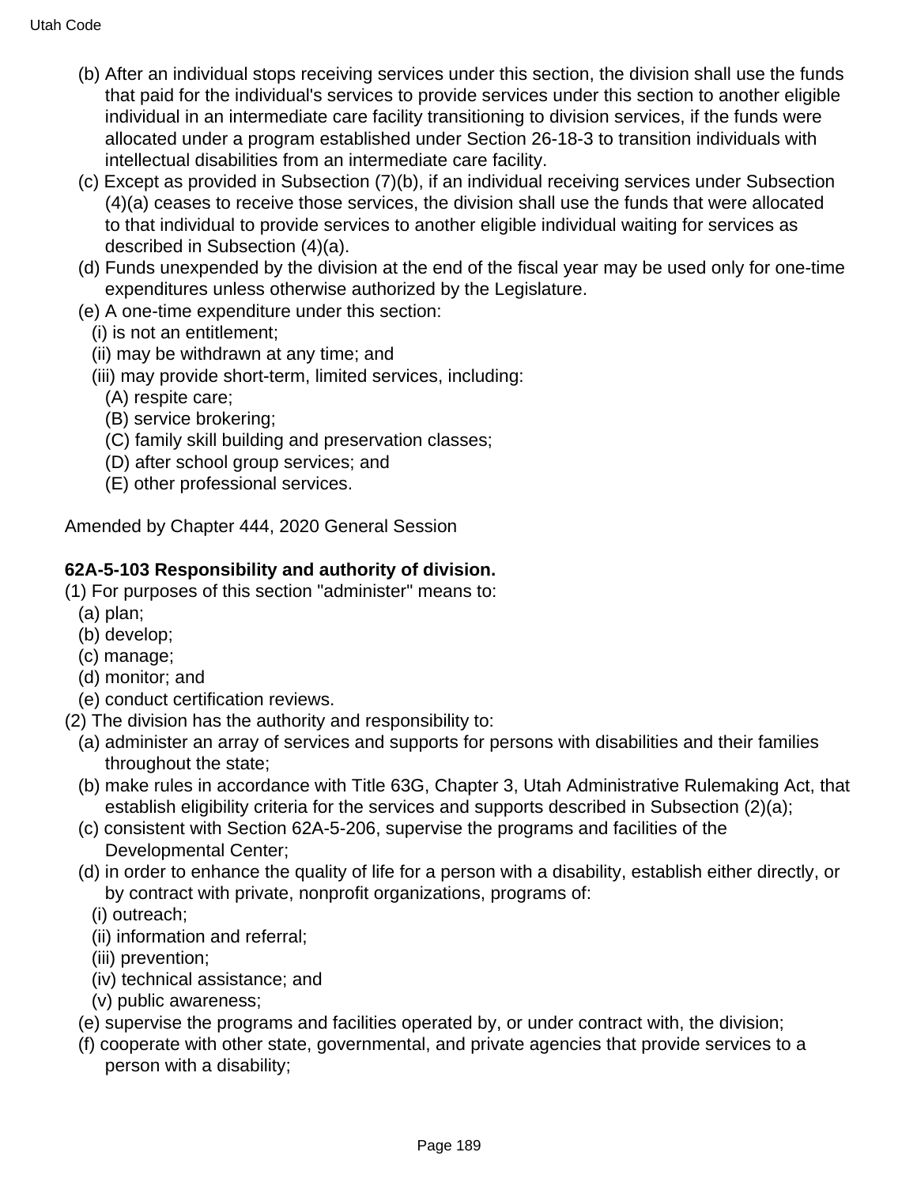(b) After an individual stops receiving services under this section, the division shall use the funds that paid for the individual's services to provide services under this section to another eligible individual in an intermediate care facility transitioning to division services, if the funds were allocated under a program established under Section 26-18-3 to transition individuals with intellectual disabilities from an intermediate care facility.

(c) Except as provided in Subsection (7)(b), if an individual receiving services under Subsection (4)(a) ceases to receive those services, the division shall use the funds that were allocated to that individual to provide services to another eligible individual waiting for services as described in Subsection (4)(a).

(d) Funds unexpended by the division at the end of the fiscal year may be used only for one-time expenditures unless otherwise authorized by the Legislature.

(e) A one-time expenditure under this section:

  (i) is not an entitlement;

  (ii) may be withdrawn at any time; and

  (iii) may provide short-term, limited services, including:

    (A) respite care;

    (B) service brokering;

    (C) family skill building and preservation classes;

    (D) after school group services; and

    (E) other professional services.

Amended by Chapter 444, 2020 General Session

**62A-5-103 Responsibility and authority of division.**

(1) For purposes of this section "administer" means to:

  (a) plan;

  (b) develop;

  (c) manage;

  (d) monitor; and

  (e) conduct certification reviews.

(2) The division has the authority and responsibility to:

  (a) administer an array of services and supports for persons with disabilities and their families throughout the state;

  (b) make rules in accordance with Title 63G, Chapter 3, Utah Administrative Rulemaking Act, that establish eligibility criteria for the services and supports described in Subsection (2)(a);

  (c) consistent with Section 62A-5-206, supervise the programs and facilities of the Developmental Center;

  (d) in order to enhance the quality of life for a person with a disability, establish either directly, or by contract with private, nonprofit organizations, programs of:

    (i) outreach;

    (ii) information and referral;

    (iii) prevention;

    (iv) technical assistance; and

    (v) public awareness;

  (e) supervise the programs and facilities operated by, or under contract with, the division;

  (f) cooperate with other state, governmental, and private agencies that provide services to a person with a disability;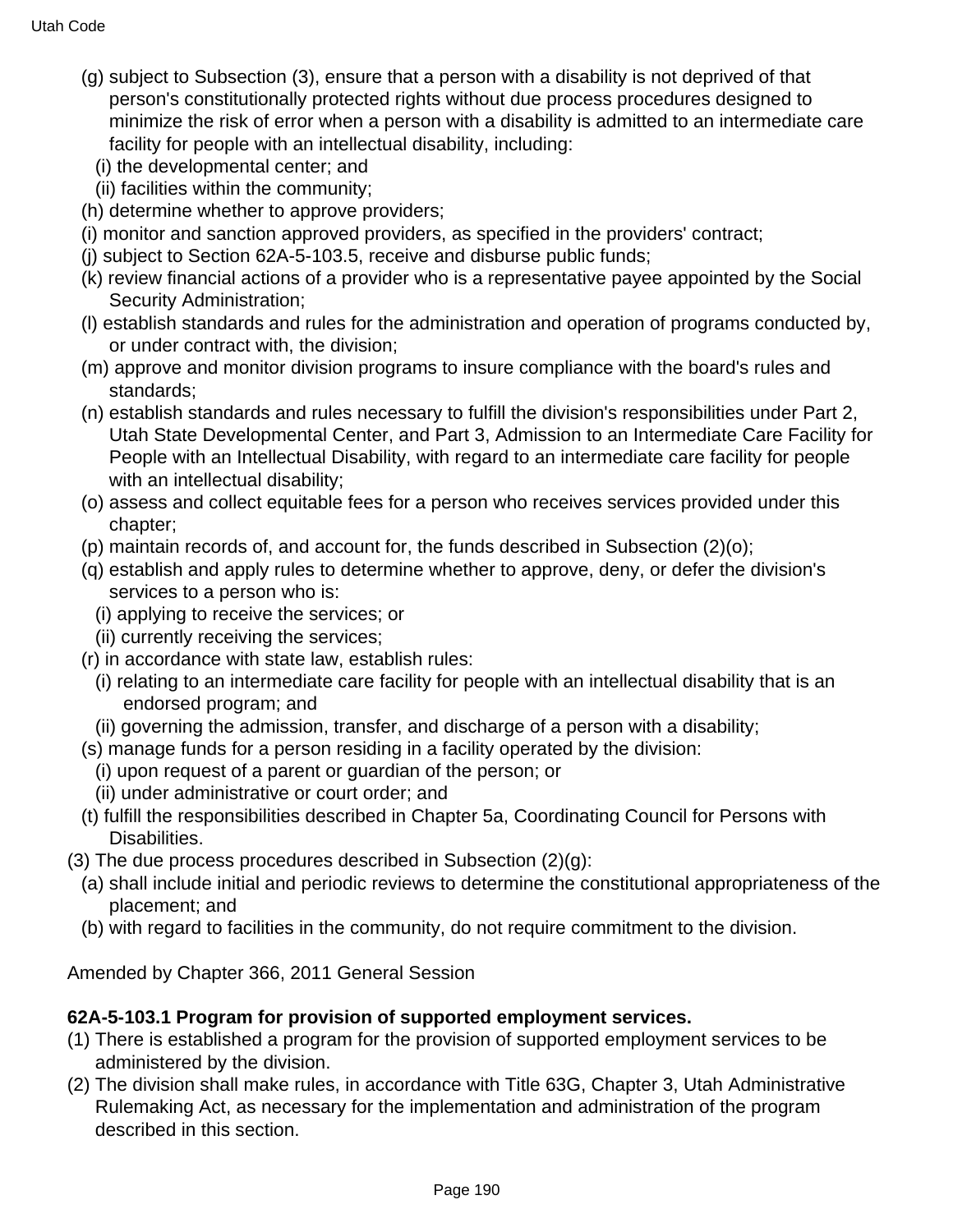(g) subject to Subsection (3), ensure that a person with a disability is not deprived of that person's constitutionally protected rights without due process procedures designed to minimize the risk of error when a person with a disability is admitted to an intermediate care facility for people with an intellectual disability, including:

(i) the developmental center; and

(ii) facilities within the community;

(h) determine whether to approve providers;

(i) monitor and sanction approved providers, as specified in the providers' contract;

(j) subject to Section 62A-5-103.5, receive and disburse public funds;

(k) review financial actions of a provider who is a representative payee appointed by the Social Security Administration;

(l) establish standards and rules for the administration and operation of programs conducted by, or under contract with, the division;

(m) approve and monitor division programs to insure compliance with the board's rules and standards;

(n) establish standards and rules necessary to fulfill the division's responsibilities under Part 2, Utah State Developmental Center, and Part 3, Admission to an Intermediate Care Facility for People with an Intellectual Disability, with regard to an intermediate care facility for people with an intellectual disability;

(o) assess and collect equitable fees for a person who receives services provided under this chapter;

(p) maintain records of, and account for, the funds described in Subsection (2)(o);

(q) establish and apply rules to determine whether to approve, deny, or defer the division's services to a person who is:

(i) applying to receive the services; or

(ii) currently receiving the services;

(r) in accordance with state law, establish rules:

(i) relating to an intermediate care facility for people with an intellectual disability that is an endorsed program; and

(ii) governing the admission, transfer, and discharge of a person with a disability;

(s) manage funds for a person residing in a facility operated by the division:

(i) upon request of a parent or guardian of the person; or

(ii) under administrative or court order; and

(t) fulfill the responsibilities described in Chapter 5a, Coordinating Council for Persons with Disabilities.

(3) The due process procedures described in Subsection (2)(g):

(a) shall include initial and periodic reviews to determine the constitutional appropriateness of the placement; and

(b) with regard to facilities in the community, do not require commitment to the division.

Amended by Chapter 366, 2011 General Session

**62A-5-103.1 Program for provision of supported employment services.**

(1) There is established a program for the provision of supported employment services to be administered by the division.

(2) The division shall make rules, in accordance with Title 63G, Chapter 3, Utah Administrative Rulemaking Act, as necessary for the implementation and administration of the program described in this section.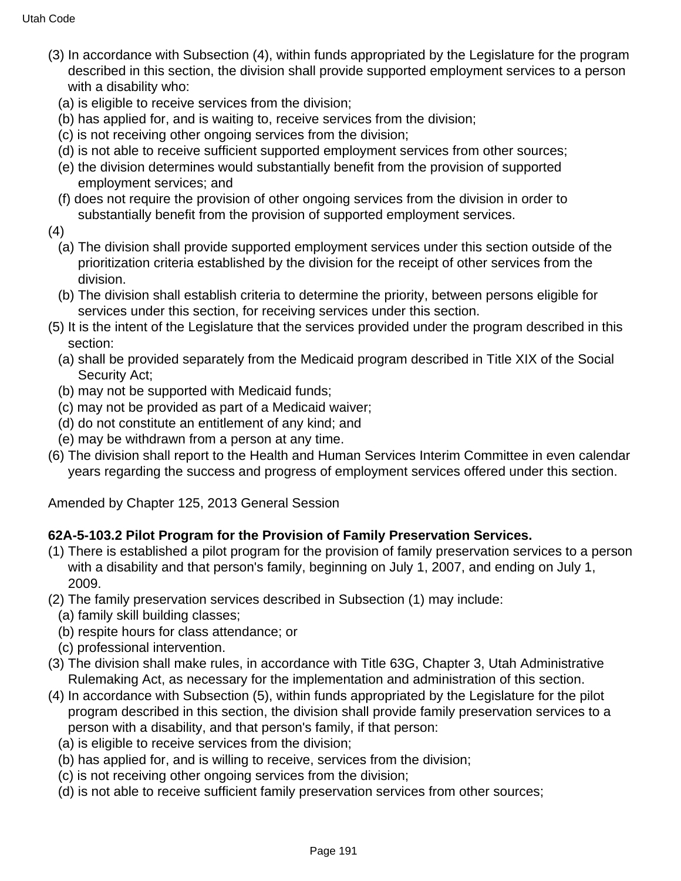(3) In accordance with Subsection (4), within funds appropriated by the Legislature for the program described in this section, the division shall provide supported employment services to a person with a disability who:
  (a) is eligible to receive services from the division;
  (b) has applied for, and is waiting to, receive services from the division;
  (c) is not receiving other ongoing services from the division;
  (d) is not able to receive sufficient supported employment services from other sources;
  (e) the division determines would substantially benefit from the provision of supported employment services; and
  (f) does not require the provision of other ongoing services from the division in order to substantially benefit from the provision of supported employment services.

(4)
  (a) The division shall provide supported employment services under this section outside of the prioritization criteria established by the division for the receipt of other services from the division.
  (b) The division shall establish criteria to determine the priority, between persons eligible for services under this section, for receiving services under this section.

(5) It is the intent of the Legislature that the services provided under the program described in this section:
  (a) shall be provided separately from the Medicaid program described in Title XIX of the Social Security Act;
  (b) may not be supported with Medicaid funds;
  (c) may not be provided as part of a Medicaid waiver;
  (d) do not constitute an entitlement of any kind; and
  (e) may be withdrawn from a person at any time.

(6) The division shall report to the Health and Human Services Interim Committee in even calendar years regarding the success and progress of employment services offered under this section.

Amended by Chapter 125, 2013 General Session

**62A-5-103.2 Pilot Program for the Provision of Family Preservation Services.**

(1) There is established a pilot program for the provision of family preservation services to a person with a disability and that person's family, beginning on July 1, 2007, and ending on July 1, 2009.

(2) The family preservation services described in Subsection (1) may include:
  (a) family skill building classes;
  (b) respite hours for class attendance; or
  (c) professional intervention.

(3) The division shall make rules, in accordance with Title 63G, Chapter 3, Utah Administrative Rulemaking Act, as necessary for the implementation and administration of this section.

(4) In accordance with Subsection (5), within funds appropriated by the Legislature for the pilot program described in this section, the division shall provide family preservation services to a person with a disability, and that person's family, if that person:
  (a) is eligible to receive services from the division;
  (b) has applied for, and is willing to receive, services from the division;
  (c) is not receiving other ongoing services from the division;
  (d) is not able to receive sufficient family preservation services from other sources;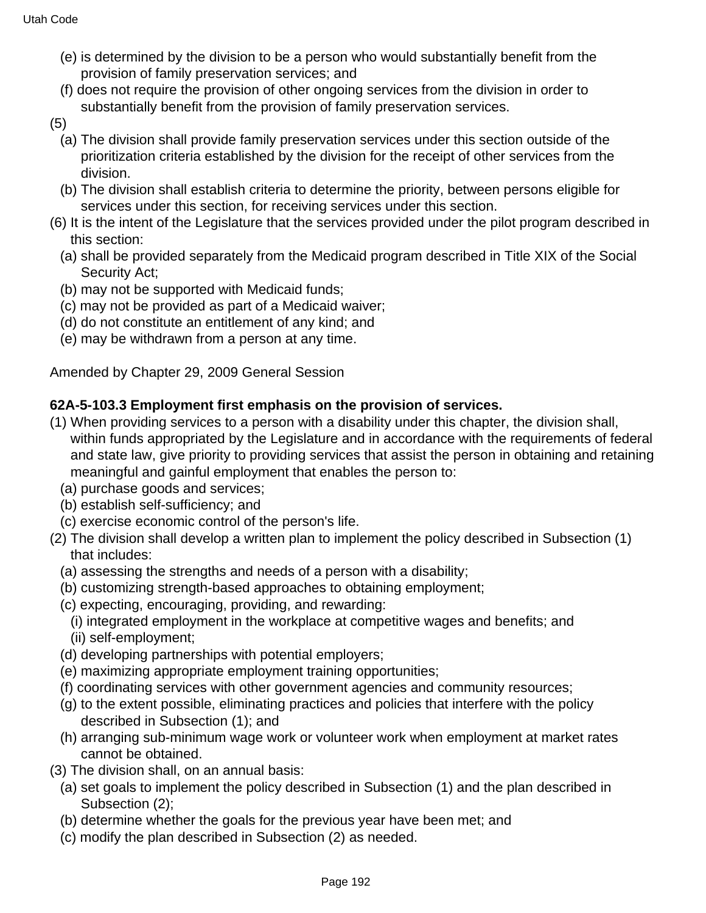(e) is determined by the division to be a person who would substantially benefit from the provision of family preservation services; and

(f) does not require the provision of other ongoing services from the division in order to substantially benefit from the provision of family preservation services.

(5)

(a) The division shall provide family preservation services under this section outside of the prioritization criteria established by the division for the receipt of other services from the division.

(b) The division shall establish criteria to determine the priority, between persons eligible for services under this section, for receiving services under this section.

(6) It is the intent of the Legislature that the services provided under the pilot program described in this section:

(a) shall be provided separately from the Medicaid program described in Title XIX of the Social Security Act;

(b) may not be supported with Medicaid funds;

(c) may not be provided as part of a Medicaid waiver;

(d) do not constitute an entitlement of any kind; and

(e) may be withdrawn from a person at any time.

Amended by Chapter 29, 2009 General Session

**62A-5-103.3 Employment first emphasis on the provision of services.**

(1) When providing services to a person with a disability under this chapter, the division shall, within funds appropriated by the Legislature and in accordance with the requirements of federal and state law, give priority to providing services that assist the person in obtaining and retaining meaningful and gainful employment that enables the person to:

(a) purchase goods and services;

(b) establish self-sufficiency; and

(c) exercise economic control of the person's life.

(2) The division shall develop a written plan to implement the policy described in Subsection (1) that includes:

(a) assessing the strengths and needs of a person with a disability;

(b) customizing strength-based approaches to obtaining employment;

(c) expecting, encouraging, providing, and rewarding:

(i) integrated employment in the workplace at competitive wages and benefits; and

(ii) self-employment;

(d) developing partnerships with potential employers;

(e) maximizing appropriate employment training opportunities;

(f) coordinating services with other government agencies and community resources;

(g) to the extent possible, eliminating practices and policies that interfere with the policy described in Subsection (1); and

(h) arranging sub-minimum wage work or volunteer work when employment at market rates cannot be obtained.

(3) The division shall, on an annual basis:

(a) set goals to implement the policy described in Subsection (1) and the plan described in Subsection (2);

(b) determine whether the goals for the previous year have been met; and

(c) modify the plan described in Subsection (2) as needed.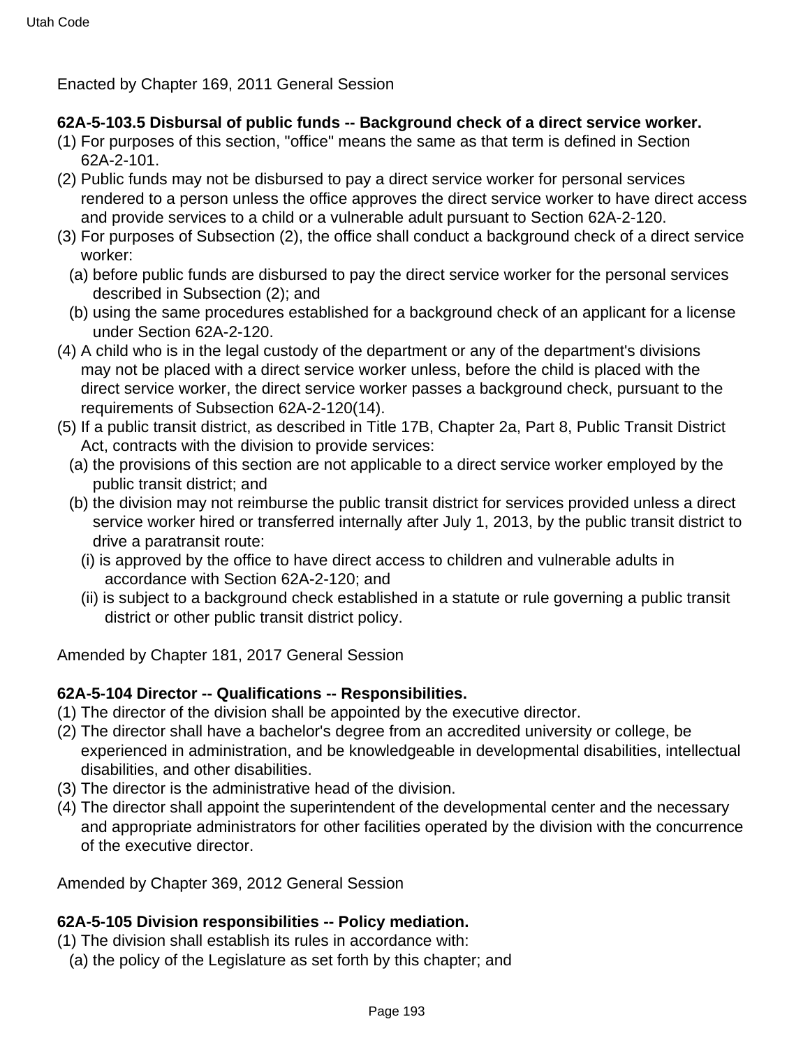Enacted by Chapter 169, 2011 General Session

**62A-5-103.5 Disbursal of public funds -- Background check of a direct service worker.**

(1) For purposes of this section, "office" means the same as that term is defined in Section 62A-2-101.

(2) Public funds may not be disbursed to pay a direct service worker for personal services rendered to a person unless the office approves the direct service worker to have direct access and provide services to a child or a vulnerable adult pursuant to Section 62A-2-120.

(3) For purposes of Subsection (2), the office shall conduct a background check of a direct service worker:

  (a) before public funds are disbursed to pay the direct service worker for the personal services described in Subsection (2); and

  (b) using the same procedures established for a background check of an applicant for a license under Section 62A-2-120.

(4) A child who is in the legal custody of the department or any of the department's divisions may not be placed with a direct service worker unless, before the child is placed with the direct service worker, the direct service worker passes a background check, pursuant to the requirements of Subsection 62A-2-120(14).

(5) If a public transit district, as described in Title 17B, Chapter 2a, Part 8, Public Transit District Act, contracts with the division to provide services:

  (a) the provisions of this section are not applicable to a direct service worker employed by the public transit district; and

  (b) the division may not reimburse the public transit district for services provided unless a direct service worker hired or transferred internally after July 1, 2013, by the public transit district to drive a paratransit route:

    (i) is approved by the office to have direct access to children and vulnerable adults in accordance with Section 62A-2-120; and

    (ii) is subject to a background check established in a statute or rule governing a public transit district or other public transit district policy.

Amended by Chapter 181, 2017 General Session

**62A-5-104 Director -- Qualifications -- Responsibilities.**

(1) The director of the division shall be appointed by the executive director.

(2) The director shall have a bachelor's degree from an accredited university or college, be experienced in administration, and be knowledgeable in developmental disabilities, intellectual disabilities, and other disabilities.

(3) The director is the administrative head of the division.

(4) The director shall appoint the superintendent of the developmental center and the necessary and appropriate administrators for other facilities operated by the division with the concurrence of the executive director.

Amended by Chapter 369, 2012 General Session

**62A-5-105 Division responsibilities -- Policy mediation.**

(1) The division shall establish its rules in accordance with:

  (a) the policy of the Legislature as set forth by this chapter; and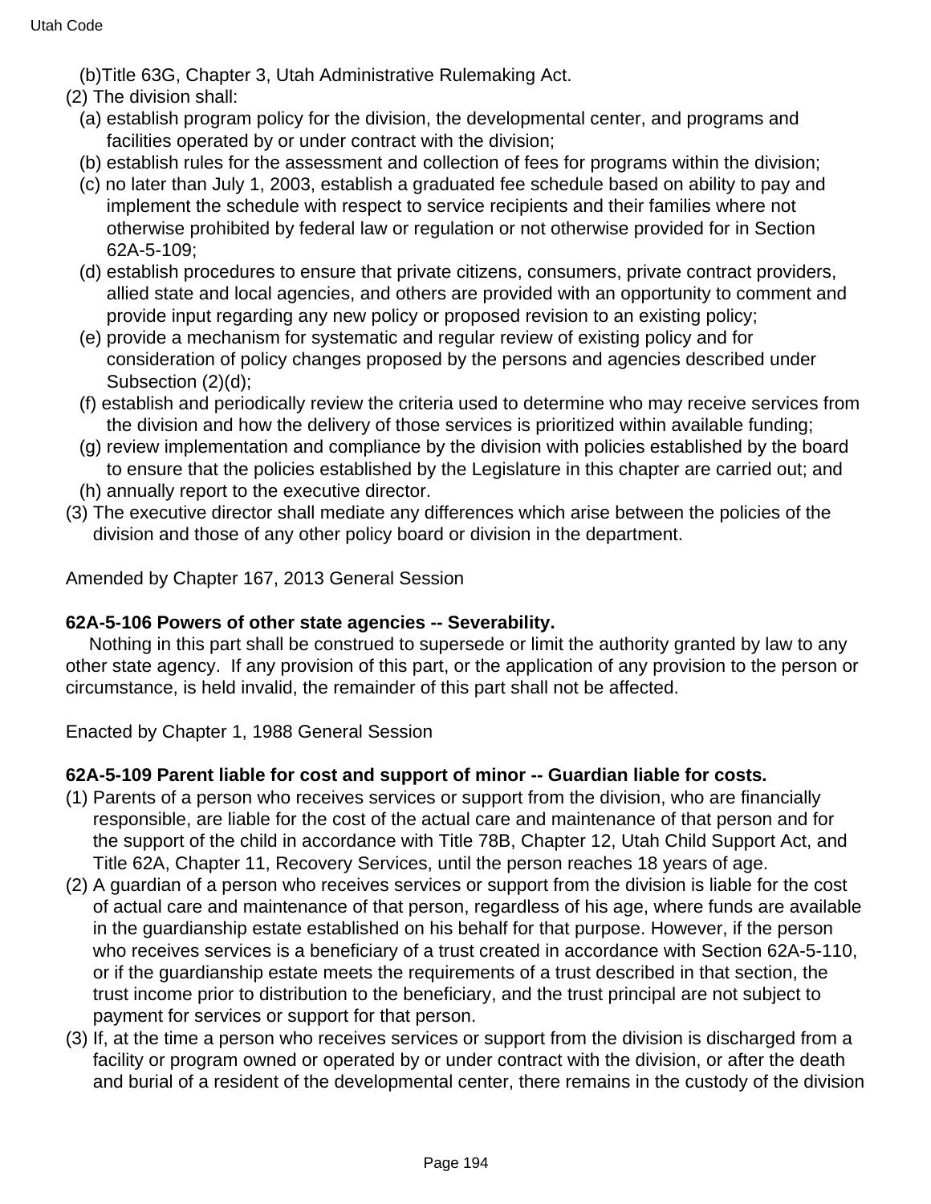(b) Title 63G, Chapter 3, Utah Administrative Rulemaking Act.

(2) The division shall:

(a) establish program policy for the division, the developmental center, and programs and facilities operated by or under contract with the division;

(b) establish rules for the assessment and collection of fees for programs within the division;

(c) no later than July 1, 2003, establish a graduated fee schedule based on ability to pay and implement the schedule with respect to service recipients and their families where not otherwise prohibited by federal law or regulation or not otherwise provided for in Section 62A-5-109;

(d) establish procedures to ensure that private citizens, consumers, private contract providers, allied state and local agencies, and others are provided with an opportunity to comment and provide input regarding any new policy or proposed revision to an existing policy;

(e) provide a mechanism for systematic and regular review of existing policy and for consideration of policy changes proposed by the persons and agencies described under Subsection (2)(d);

(f) establish and periodically review the criteria used to determine who may receive services from the division and how the delivery of those services is prioritized within available funding;

(g) review implementation and compliance by the division with policies established by the board to ensure that the policies established by the Legislature in this chapter are carried out; and

(h) annually report to the executive director.

(3) The executive director shall mediate any differences which arise between the policies of the division and those of any other policy board or division in the department.

Amended by Chapter 167, 2013 General Session

**62A-5-106 Powers of other state agencies -- Severability.**

Nothing in this part shall be construed to supersede or limit the authority granted by law to any other state agency. If any provision of this part, or the application of any provision to the person or circumstance, is held invalid, the remainder of this part shall not be affected.

Enacted by Chapter 1, 1988 General Session

**62A-5-109 Parent liable for cost and support of minor -- Guardian liable for costs.**

(1) Parents of a person who receives services or support from the division, who are financially responsible, are liable for the cost of the actual care and maintenance of that person and for the support of the child in accordance with Title 78B, Chapter 12, Utah Child Support Act, and Title 62A, Chapter 11, Recovery Services, until the person reaches 18 years of age.

(2) A guardian of a person who receives services or support from the division is liable for the cost of actual care and maintenance of that person, regardless of his age, where funds are available in the guardianship estate established on his behalf for that purpose. However, if the person who receives services is a beneficiary of a trust created in accordance with Section 62A-5-110, or if the guardianship estate meets the requirements of a trust described in that section, the trust income prior to distribution to the beneficiary, and the trust principal are not subject to payment for services or support for that person.

(3) If, at the time a person who receives services or support from the division is discharged from a facility or program owned or operated by or under contract with the division, or after the death and burial of a resident of the developmental center, there remains in the custody of the division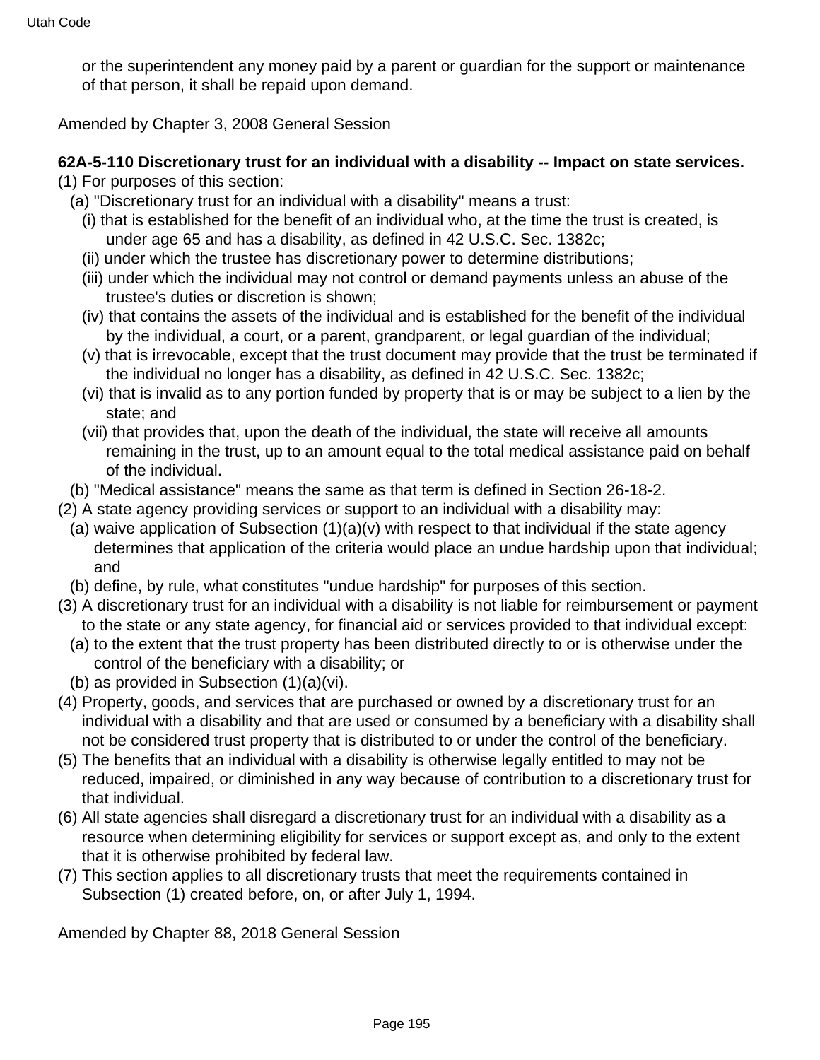or the superintendent any money paid by a parent or guardian for the support or maintenance of that person, it shall be repaid upon demand.

Amended by Chapter 3, 2008 General Session

**62A-5-110 Discretionary trust for an individual with a disability -- Impact on state services.**

(1) For purposes of this section:

(a) "Discretionary trust for an individual with a disability" means a trust:

(i) that is established for the benefit of an individual who, at the time the trust is created, is under age 65 and has a disability, as defined in 42 U.S.C. Sec. 1382c;

(ii) under which the trustee has discretionary power to determine distributions;

(iii) under which the individual may not control or demand payments unless an abuse of the trustee's duties or discretion is shown;

(iv) that contains the assets of the individual and is established for the benefit of the individual by the individual, a court, or a parent, grandparent, or legal guardian of the individual;

(v) that is irrevocable, except that the trust document may provide that the trust be terminated if the individual no longer has a disability, as defined in 42 U.S.C. Sec. 1382c;

(vi) that is invalid as to any portion funded by property that is or may be subject to a lien by the state; and

(vii) that provides that, upon the death of the individual, the state will receive all amounts remaining in the trust, up to an amount equal to the total medical assistance paid on behalf of the individual.

(b) "Medical assistance" means the same as that term is defined in Section 26-18-2.

(2) A state agency providing services or support to an individual with a disability may:

(a) waive application of Subsection (1)(a)(v) with respect to that individual if the state agency determines that application of the criteria would place an undue hardship upon that individual; and

(b) define, by rule, what constitutes "undue hardship" for purposes of this section.

(3) A discretionary trust for an individual with a disability is not liable for reimbursement or payment to the state or any state agency, for financial aid or services provided to that individual except:

(a) to the extent that the trust property has been distributed directly to or is otherwise under the control of the beneficiary with a disability; or

(b) as provided in Subsection (1)(a)(vi).

(4) Property, goods, and services that are purchased or owned by a discretionary trust for an individual with a disability and that are used or consumed by a beneficiary with a disability shall not be considered trust property that is distributed to or under the control of the beneficiary.

(5) The benefits that an individual with a disability is otherwise legally entitled to may not be reduced, impaired, or diminished in any way because of contribution to a discretionary trust for that individual.

(6) All state agencies shall disregard a discretionary trust for an individual with a disability as a resource when determining eligibility for services or support except as, and only to the extent that it is otherwise prohibited by federal law.

(7) This section applies to all discretionary trusts that meet the requirements contained in Subsection (1) created before, on, or after July 1, 1994.

Amended by Chapter 88, 2018 General Session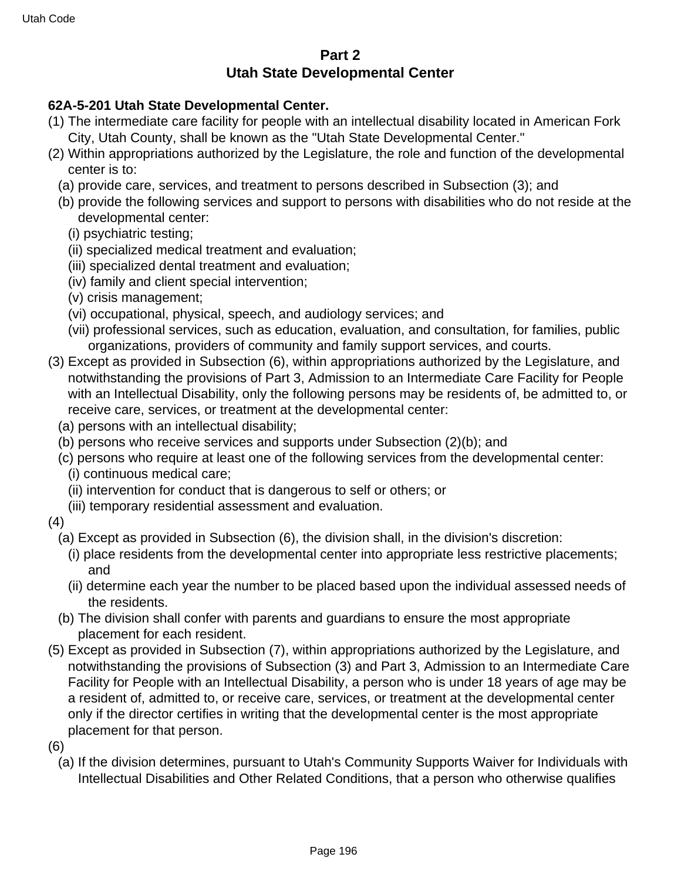## Part 2
## Utah State Developmental Center

**62A-5-201 Utah State Developmental Center.**

(1) The intermediate care facility for people with an intellectual disability located in American Fork City, Utah County, shall be known as the "Utah State Developmental Center."

(2) Within appropriations authorized by the Legislature, the role and function of the developmental center is to:

  (a) provide care, services, and treatment to persons described in Subsection (3); and

  (b) provide the following services and support to persons with disabilities who do not reside at the developmental center:

    (i) psychiatric testing;

    (ii) specialized medical treatment and evaluation;

    (iii) specialized dental treatment and evaluation;

    (iv) family and client special intervention;

    (v) crisis management;

    (vi) occupational, physical, speech, and audiology services; and

    (vii) professional services, such as education, evaluation, and consultation, for families, public organizations, providers of community and family support services, and courts.

(3) Except as provided in Subsection (6), within appropriations authorized by the Legislature, and notwithstanding the provisions of Part 3, Admission to an Intermediate Care Facility for People with an Intellectual Disability, only the following persons may be residents of, be admitted to, or receive care, services, or treatment at the developmental center:

  (a) persons with an intellectual disability;

  (b) persons who receive services and supports under Subsection (2)(b); and

  (c) persons who require at least one of the following services from the developmental center:

    (i) continuous medical care;

    (ii) intervention for conduct that is dangerous to self or others; or

    (iii) temporary residential assessment and evaluation.

(4)

  (a) Except as provided in Subsection (6), the division shall, in the division's discretion:

    (i) place residents from the developmental center into appropriate less restrictive placements; and

    (ii) determine each year the number to be placed based upon the individual assessed needs of the residents.

  (b) The division shall confer with parents and guardians to ensure the most appropriate placement for each resident.

(5) Except as provided in Subsection (7), within appropriations authorized by the Legislature, and notwithstanding the provisions of Subsection (3) and Part 3, Admission to an Intermediate Care Facility for People with an Intellectual Disability, a person who is under 18 years of age may be a resident of, admitted to, or receive care, services, or treatment at the developmental center only if the director certifies in writing that the developmental center is the most appropriate placement for that person.

(6)

  (a) If the division determines, pursuant to Utah's Community Supports Waiver for Individuals with Intellectual Disabilities and Other Related Conditions, that a person who otherwise qualifies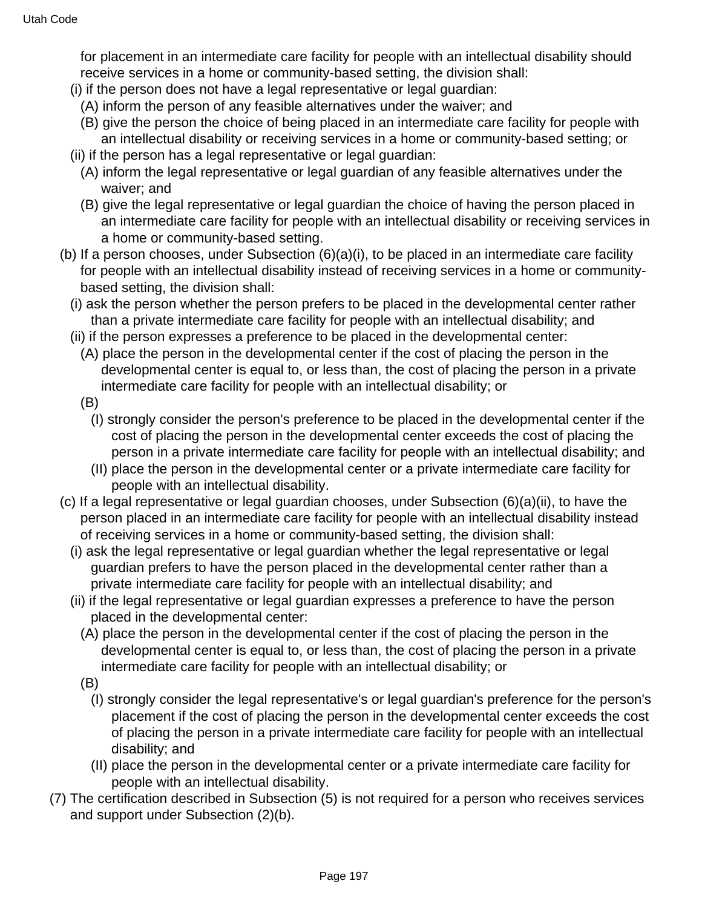for placement in an intermediate care facility for people with an intellectual disability should receive services in a home or community-based setting, the division shall:

(i) if the person does not have a legal representative or legal guardian:

(A) inform the person of any feasible alternatives under the waiver; and

(B) give the person the choice of being placed in an intermediate care facility for people with an intellectual disability or receiving services in a home or community-based setting; or

(ii) if the person has a legal representative or legal guardian:

(A) inform the legal representative or legal guardian of any feasible alternatives under the waiver; and

(B) give the legal representative or legal guardian the choice of having the person placed in an intermediate care facility for people with an intellectual disability or receiving services in a home or community-based setting.

(b) If a person chooses, under Subsection (6)(a)(i), to be placed in an intermediate care facility for people with an intellectual disability instead of receiving services in a home or community-based setting, the division shall:

(i) ask the person whether the person prefers to be placed in the developmental center rather than a private intermediate care facility for people with an intellectual disability; and

(ii) if the person expresses a preference to be placed in the developmental center:

(A) place the person in the developmental center if the cost of placing the person in the developmental center is equal to, or less than, the cost of placing the person in a private intermediate care facility for people with an intellectual disability; or

(B)

(I) strongly consider the person's preference to be placed in the developmental center if the cost of placing the person in the developmental center exceeds the cost of placing the person in a private intermediate care facility for people with an intellectual disability; and

(II) place the person in the developmental center or a private intermediate care facility for people with an intellectual disability.

(c) If a legal representative or legal guardian chooses, under Subsection (6)(a)(ii), to have the person placed in an intermediate care facility for people with an intellectual disability instead of receiving services in a home or community-based setting, the division shall:

(i) ask the legal representative or legal guardian whether the legal representative or legal guardian prefers to have the person placed in the developmental center rather than a private intermediate care facility for people with an intellectual disability; and

(ii) if the legal representative or legal guardian expresses a preference to have the person placed in the developmental center:

(A) place the person in the developmental center if the cost of placing the person in the developmental center is equal to, or less than, the cost of placing the person in a private intermediate care facility for people with an intellectual disability; or

(B)

(I) strongly consider the legal representative's or legal guardian's preference for the person's placement if the cost of placing the person in the developmental center exceeds the cost of placing the person in a private intermediate care facility for people with an intellectual disability; and

(II) place the person in the developmental center or a private intermediate care facility for people with an intellectual disability.

(7) The certification described in Subsection (5) is not required for a person who receives services and support under Subsection (2)(b).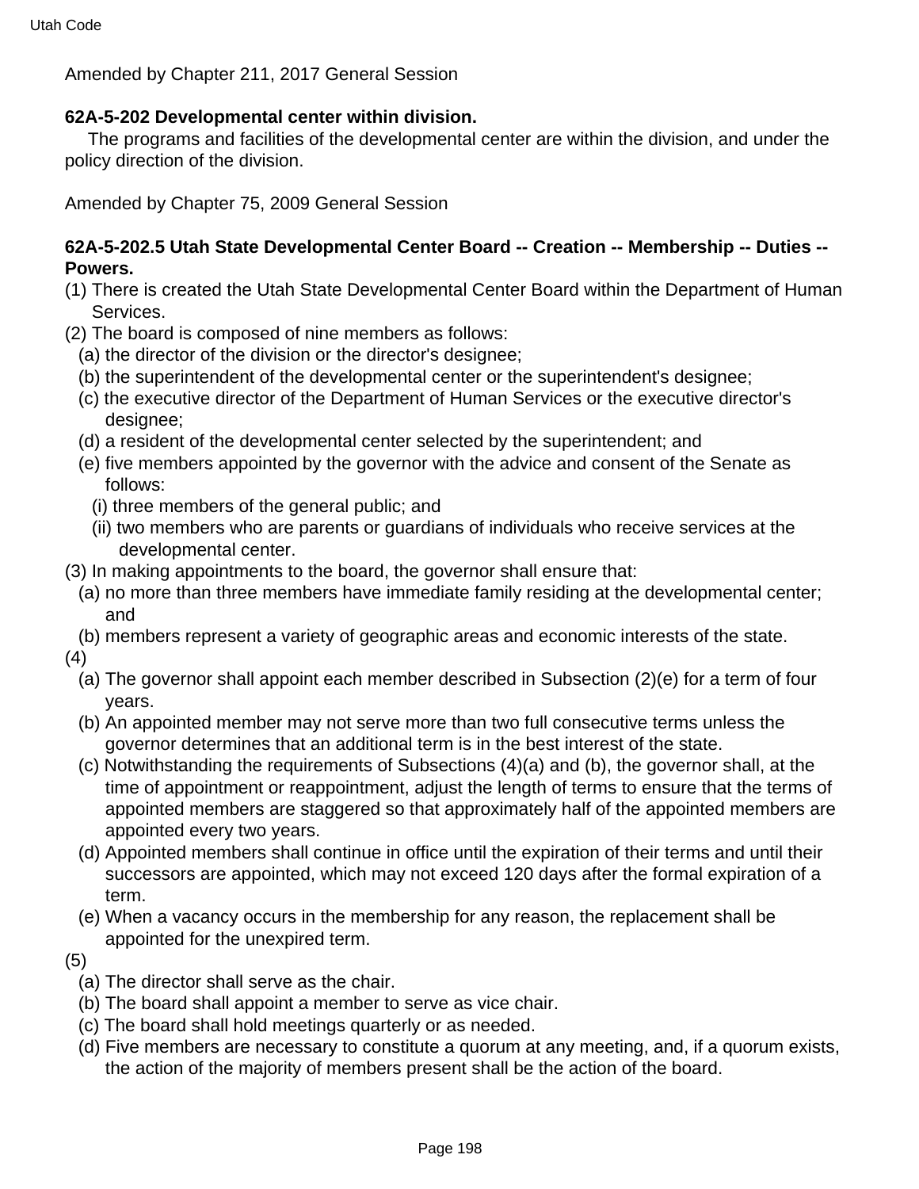Amended by Chapter 211, 2017 General Session

**62A-5-202 Developmental center within division.**

The programs and facilities of the developmental center are within the division, and under the policy direction of the division.

Amended by Chapter 75, 2009 General Session

**62A-5-202.5 Utah State Developmental Center Board -- Creation -- Membership -- Duties -- Powers.**

(1) There is created the Utah State Developmental Center Board within the Department of Human Services.

(2) The board is composed of nine members as follows:

  (a) the director of the division or the director's designee;

  (b) the superintendent of the developmental center or the superintendent's designee;

  (c) the executive director of the Department of Human Services or the executive director's designee;

  (d) a resident of the developmental center selected by the superintendent; and

  (e) five members appointed by the governor with the advice and consent of the Senate as follows:

    (i) three members of the general public; and

    (ii) two members who are parents or guardians of individuals who receive services at the developmental center.

(3) In making appointments to the board, the governor shall ensure that:

  (a) no more than three members have immediate family residing at the developmental center; and

  (b) members represent a variety of geographic areas and economic interests of the state.

(4)

  (a) The governor shall appoint each member described in Subsection (2)(e) for a term of four years.

  (b) An appointed member may not serve more than two full consecutive terms unless the governor determines that an additional term is in the best interest of the state.

  (c) Notwithstanding the requirements of Subsections (4)(a) and (b), the governor shall, at the time of appointment or reappointment, adjust the length of terms to ensure that the terms of appointed members are staggered so that approximately half of the appointed members are appointed every two years.

  (d) Appointed members shall continue in office until the expiration of their terms and until their successors are appointed, which may not exceed 120 days after the formal expiration of a term.

  (e) When a vacancy occurs in the membership for any reason, the replacement shall be appointed for the unexpired term.

(5)

  (a) The director shall serve as the chair.

  (b) The board shall appoint a member to serve as vice chair.

  (c) The board shall hold meetings quarterly or as needed.

  (d) Five members are necessary to constitute a quorum at any meeting, and, if a quorum exists, the action of the majority of members present shall be the action of the board.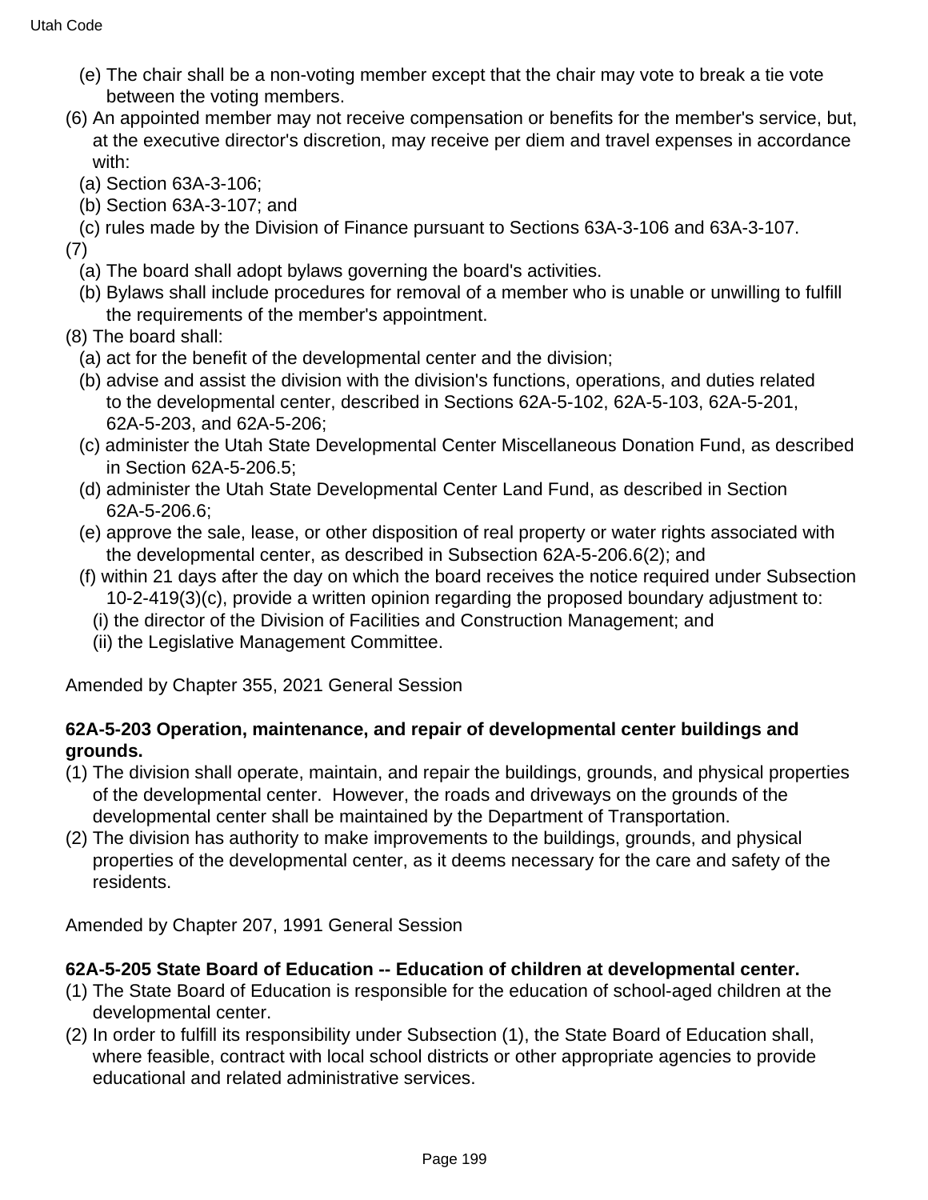(e) The chair shall be a non-voting member except that the chair may vote to break a tie vote between the voting members.

(6) An appointed member may not receive compensation or benefits for the member's service, but, at the executive director's discretion, may receive per diem and travel expenses in accordance with:

(a) Section 63A-3-106;

(b) Section 63A-3-107; and

(c) rules made by the Division of Finance pursuant to Sections 63A-3-106 and 63A-3-107.

(7)

(a) The board shall adopt bylaws governing the board's activities.

(b) Bylaws shall include procedures for removal of a member who is unable or unwilling to fulfill the requirements of the member's appointment.

(8) The board shall:

(a) act for the benefit of the developmental center and the division;

(b) advise and assist the division with the division's functions, operations, and duties related to the developmental center, described in Sections 62A-5-102, 62A-5-103, 62A-5-201, 62A-5-203, and 62A-5-206;

(c) administer the Utah State Developmental Center Miscellaneous Donation Fund, as described in Section 62A-5-206.5;

(d) administer the Utah State Developmental Center Land Fund, as described in Section 62A-5-206.6;

(e) approve the sale, lease, or other disposition of real property or water rights associated with the developmental center, as described in Subsection 62A-5-206.6(2); and

(f) within 21 days after the day on which the board receives the notice required under Subsection 10-2-419(3)(c), provide a written opinion regarding the proposed boundary adjustment to:

(i) the director of the Division of Facilities and Construction Management; and

(ii) the Legislative Management Committee.

Amended by Chapter 355, 2021 General Session

**62A-5-203 Operation, maintenance, and repair of developmental center buildings and grounds.**

(1) The division shall operate, maintain, and repair the buildings, grounds, and physical properties of the developmental center. However, the roads and driveways on the grounds of the developmental center shall be maintained by the Department of Transportation.

(2) The division has authority to make improvements to the buildings, grounds, and physical properties of the developmental center, as it deems necessary for the care and safety of the residents.

Amended by Chapter 207, 1991 General Session

**62A-5-205 State Board of Education -- Education of children at developmental center.**

(1) The State Board of Education is responsible for the education of school-aged children at the developmental center.

(2) In order to fulfill its responsibility under Subsection (1), the State Board of Education shall, where feasible, contract with local school districts or other appropriate agencies to provide educational and related administrative services.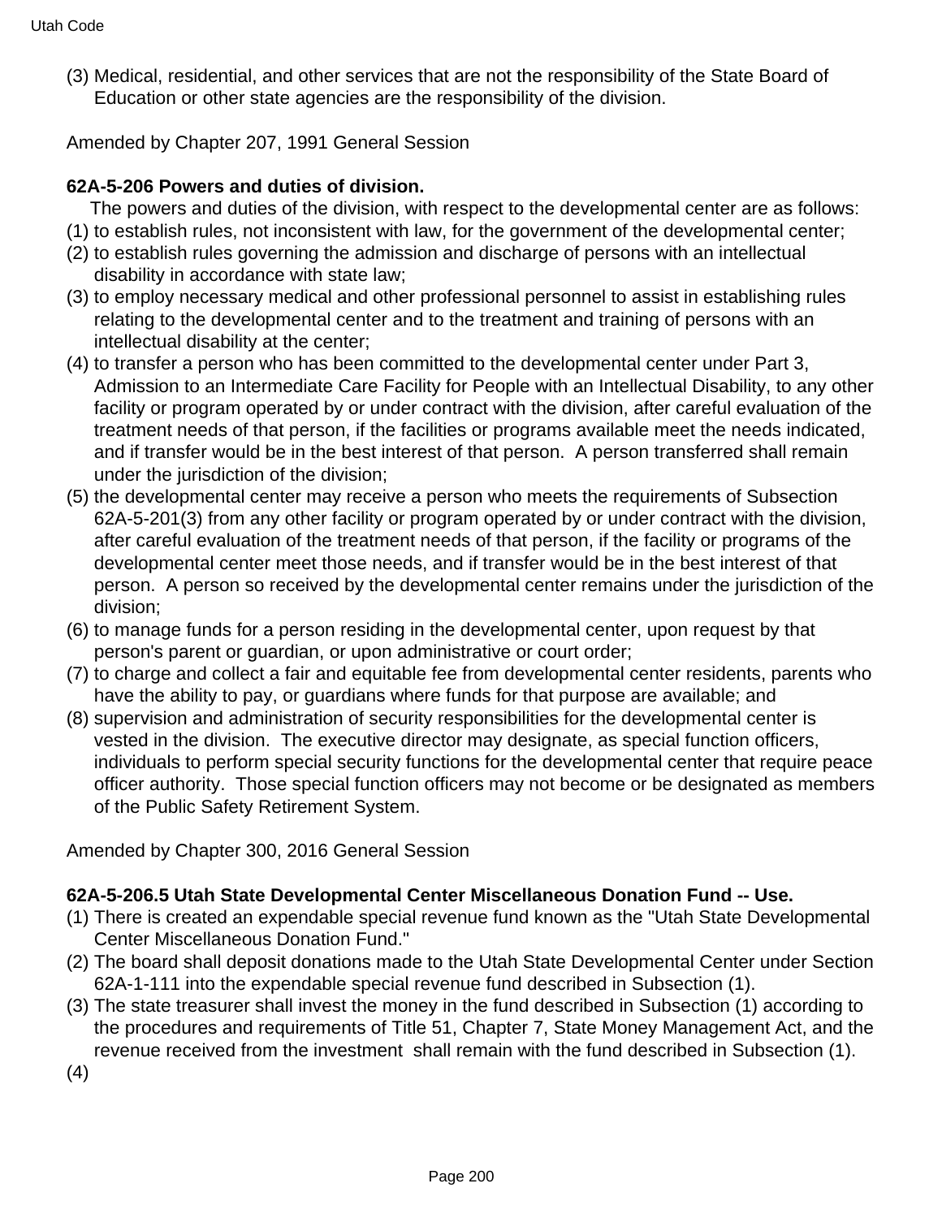(3) Medical, residential, and other services that are not the responsibility of the State Board of Education or other state agencies are the responsibility of the division.

Amended by Chapter 207, 1991 General Session

**62A-5-206 Powers and duties of division.**

The powers and duties of the division, with respect to the developmental center are as follows:

(1) to establish rules, not inconsistent with law, for the government of the developmental center;

(2) to establish rules governing the admission and discharge of persons with an intellectual disability in accordance with state law;

(3) to employ necessary medical and other professional personnel to assist in establishing rules relating to the developmental center and to the treatment and training of persons with an intellectual disability at the center;

(4) to transfer a person who has been committed to the developmental center under Part 3, Admission to an Intermediate Care Facility for People with an Intellectual Disability, to any other facility or program operated by or under contract with the division, after careful evaluation of the treatment needs of that person, if the facilities or programs available meet the needs indicated, and if transfer would be in the best interest of that person. A person transferred shall remain under the jurisdiction of the division;

(5) the developmental center may receive a person who meets the requirements of Subsection 62A-5-201(3) from any other facility or program operated by or under contract with the division, after careful evaluation of the treatment needs of that person, if the facility or programs of the developmental center meet those needs, and if transfer would be in the best interest of that person. A person so received by the developmental center remains under the jurisdiction of the division;

(6) to manage funds for a person residing in the developmental center, upon request by that person's parent or guardian, or upon administrative or court order;

(7) to charge and collect a fair and equitable fee from developmental center residents, parents who have the ability to pay, or guardians where funds for that purpose are available; and

(8) supervision and administration of security responsibilities for the developmental center is vested in the division. The executive director may designate, as special function officers, individuals to perform special security functions for the developmental center that require peace officer authority. Those special function officers may not become or be designated as members of the Public Safety Retirement System.

Amended by Chapter 300, 2016 General Session

**62A-5-206.5 Utah State Developmental Center Miscellaneous Donation Fund -- Use.**

(1) There is created an expendable special revenue fund known as the "Utah State Developmental Center Miscellaneous Donation Fund."

(2) The board shall deposit donations made to the Utah State Developmental Center under Section 62A-1-111 into the expendable special revenue fund described in Subsection (1).

(3) The state treasurer shall invest the money in the fund described in Subsection (1) according to the procedures and requirements of Title 51, Chapter 7, State Money Management Act, and the revenue received from the investment shall remain with the fund described in Subsection (1).

(4)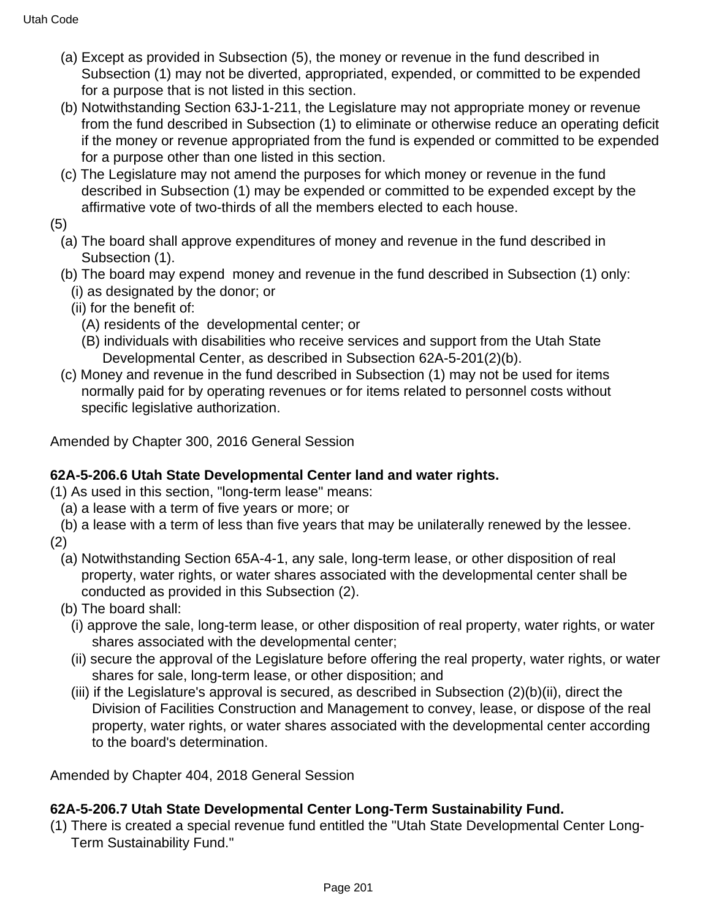(a) Except as provided in Subsection (5), the money or revenue in the fund described in Subsection (1) may not be diverted, appropriated, expended, or committed to be expended for a purpose that is not listed in this section.

(b) Notwithstanding Section 63J-1-211, the Legislature may not appropriate money or revenue from the fund described in Subsection (1) to eliminate or otherwise reduce an operating deficit if the money or revenue appropriated from the fund is expended or committed to be expended for a purpose other than one listed in this section.

(c) The Legislature may not amend the purposes for which money or revenue in the fund described in Subsection (1) may be expended or committed to be expended except by the affirmative vote of two-thirds of all the members elected to each house.

(5)

(a) The board shall approve expenditures of money and revenue in the fund described in Subsection (1).

(b) The board may expend money and revenue in the fund described in Subsection (1) only:

(i) as designated by the donor; or

(ii) for the benefit of:

(A) residents of the developmental center; or

(B) individuals with disabilities who receive services and support from the Utah State Developmental Center, as described in Subsection 62A-5-201(2)(b).

(c) Money and revenue in the fund described in Subsection (1) may not be used for items normally paid for by operating revenues or for items related to personnel costs without specific legislative authorization.

Amended by Chapter 300, 2016 General Session

**62A-5-206.6 Utah State Developmental Center land and water rights.**

(1) As used in this section, "long-term lease" means:

(a) a lease with a term of five years or more; or

(b) a lease with a term of less than five years that may be unilaterally renewed by the lessee.

(2)

(a) Notwithstanding Section 65A-4-1, any sale, long-term lease, or other disposition of real property, water rights, or water shares associated with the developmental center shall be conducted as provided in this Subsection (2).

(b) The board shall:

(i) approve the sale, long-term lease, or other disposition of real property, water rights, or water shares associated with the developmental center;

(ii) secure the approval of the Legislature before offering the real property, water rights, or water shares for sale, long-term lease, or other disposition; and

(iii) if the Legislature's approval is secured, as described in Subsection (2)(b)(ii), direct the Division of Facilities Construction and Management to convey, lease, or dispose of the real property, water rights, or water shares associated with the developmental center according to the board's determination.

Amended by Chapter 404, 2018 General Session

**62A-5-206.7 Utah State Developmental Center Long-Term Sustainability Fund.**

(1) There is created a special revenue fund entitled the "Utah State Developmental Center Long-Term Sustainability Fund."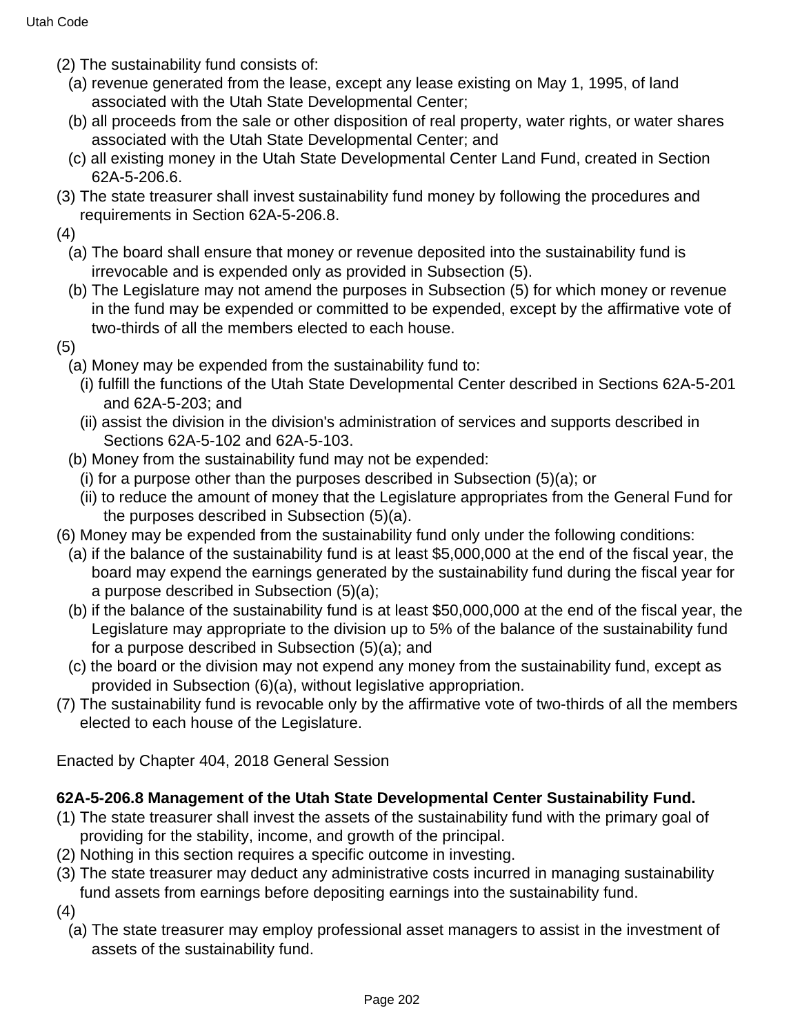(2) The sustainability fund consists of:

(a) revenue generated from the lease, except any lease existing on May 1, 1995, of land associated with the Utah State Developmental Center;

(b) all proceeds from the sale or other disposition of real property, water rights, or water shares associated with the Utah State Developmental Center; and

(c) all existing money in the Utah State Developmental Center Land Fund, created in Section 62A-5-206.6.

(3) The state treasurer shall invest sustainability fund money by following the procedures and requirements in Section 62A-5-206.8.

(4)

(a) The board shall ensure that money or revenue deposited into the sustainability fund is irrevocable and is expended only as provided in Subsection (5).

(b) The Legislature may not amend the purposes in Subsection (5) for which money or revenue in the fund may be expended or committed to be expended, except by the affirmative vote of two-thirds of all the members elected to each house.

(5)

(a) Money may be expended from the sustainability fund to:

(i) fulfill the functions of the Utah State Developmental Center described in Sections 62A-5-201 and 62A-5-203; and

(ii) assist the division in the division's administration of services and supports described in Sections 62A-5-102 and 62A-5-103.

(b) Money from the sustainability fund may not be expended:

(i) for a purpose other than the purposes described in Subsection (5)(a); or

(ii) to reduce the amount of money that the Legislature appropriates from the General Fund for the purposes described in Subsection (5)(a).

(6) Money may be expended from the sustainability fund only under the following conditions:

(a) if the balance of the sustainability fund is at least $5,000,000 at the end of the fiscal year, the board may expend the earnings generated by the sustainability fund during the fiscal year for a purpose described in Subsection (5)(a);

(b) if the balance of the sustainability fund is at least $50,000,000 at the end of the fiscal year, the Legislature may appropriate to the division up to 5% of the balance of the sustainability fund for a purpose described in Subsection (5)(a); and

(c) the board or the division may not expend any money from the sustainability fund, except as provided in Subsection (6)(a), without legislative appropriation.

(7) The sustainability fund is revocable only by the affirmative vote of two-thirds of all the members elected to each house of the Legislature.

Enacted by Chapter 404, 2018 General Session

**62A-5-206.8 Management of the Utah State Developmental Center Sustainability Fund.**

(1) The state treasurer shall invest the assets of the sustainability fund with the primary goal of providing for the stability, income, and growth of the principal.

(2) Nothing in this section requires a specific outcome in investing.

(3) The state treasurer may deduct any administrative costs incurred in managing sustainability fund assets from earnings before depositing earnings into the sustainability fund.

(4)

(a) The state treasurer may employ professional asset managers to assist in the investment of assets of the sustainability fund.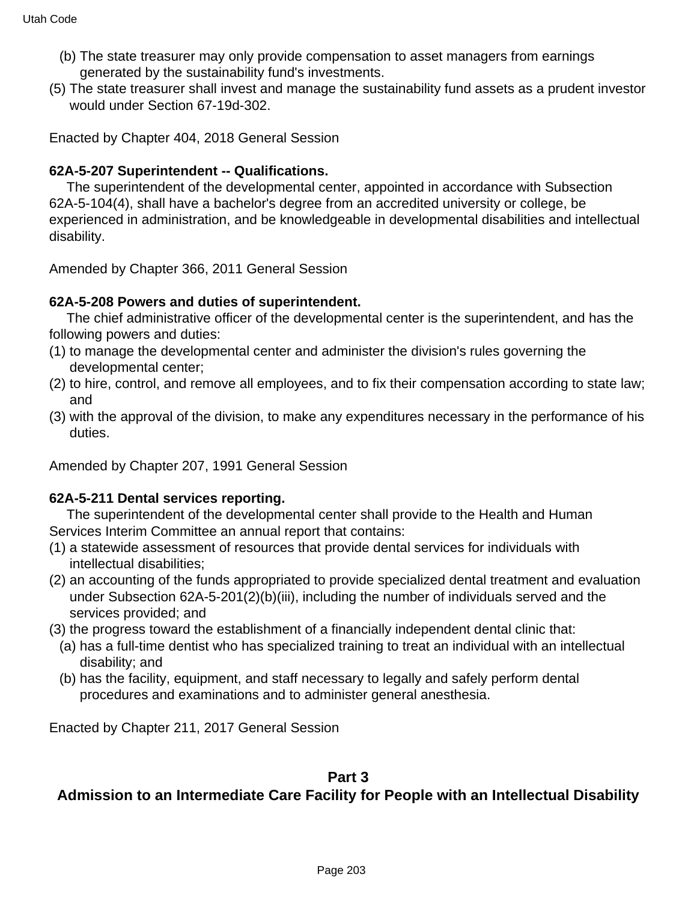(b) The state treasurer may only provide compensation to asset managers from earnings generated by the sustainability fund's investments.

(5) The state treasurer shall invest and manage the sustainability fund assets as a prudent investor would under Section 67-19d-302.

Enacted by Chapter 404, 2018 General Session

**62A-5-207 Superintendent -- Qualifications.**

The superintendent of the developmental center, appointed in accordance with Subsection 62A-5-104(4), shall have a bachelor's degree from an accredited university or college, be experienced in administration, and be knowledgeable in developmental disabilities and intellectual disability.

Amended by Chapter 366, 2011 General Session

**62A-5-208 Powers and duties of superintendent.**

The chief administrative officer of the developmental center is the superintendent, and has the following powers and duties:

(1) to manage the developmental center and administer the division's rules governing the developmental center;

(2) to hire, control, and remove all employees, and to fix their compensation according to state law; and

(3) with the approval of the division, to make any expenditures necessary in the performance of his duties.

Amended by Chapter 207, 1991 General Session

**62A-5-211 Dental services reporting.**

The superintendent of the developmental center shall provide to the Health and Human Services Interim Committee an annual report that contains:

(1) a statewide assessment of resources that provide dental services for individuals with intellectual disabilities;

(2) an accounting of the funds appropriated to provide specialized dental treatment and evaluation under Subsection 62A-5-201(2)(b)(iii), including the number of individuals served and the services provided; and

(3) the progress toward the establishment of a financially independent dental clinic that:

(a) has a full-time dentist who has specialized training to treat an individual with an intellectual disability; and

(b) has the facility, equipment, and staff necessary to legally and safely perform dental procedures and examinations and to administer general anesthesia.

Enacted by Chapter 211, 2017 General Session

## Part 3
## Admission to an Intermediate Care Facility for People with an Intellectual Disability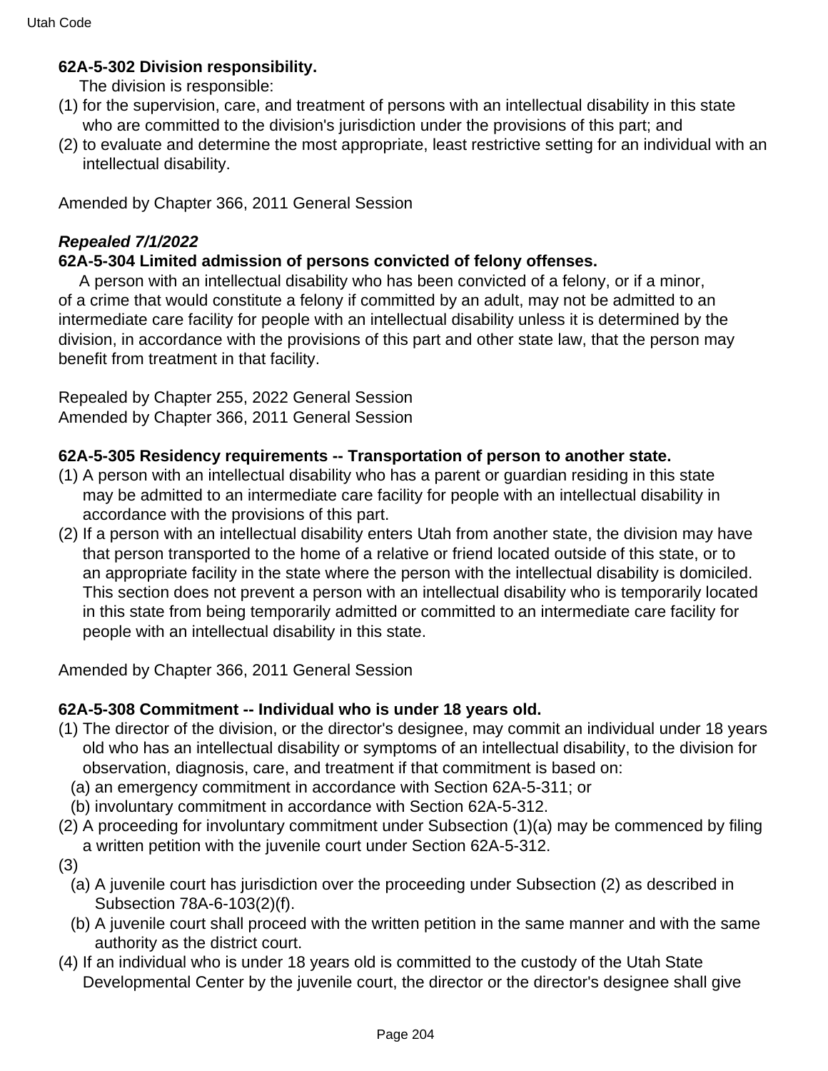**62A-5-302 Division responsibility.**

The division is responsible:

(1) for the supervision, care, and treatment of persons with an intellectual disability in this state who are committed to the division's jurisdiction under the provisions of this part; and

(2) to evaluate and determine the most appropriate, least restrictive setting for an individual with an intellectual disability.

Amended by Chapter 366, 2011 General Session

***Repealed 7/1/2022***

**62A-5-304 Limited admission of persons convicted of felony offenses.**

A person with an intellectual disability who has been convicted of a felony, or if a minor, of a crime that would constitute a felony if committed by an adult, may not be admitted to an intermediate care facility for people with an intellectual disability unless it is determined by the division, in accordance with the provisions of this part and other state law, that the person may benefit from treatment in that facility.

Repealed by Chapter 255, 2022 General Session
Amended by Chapter 366, 2011 General Session

**62A-5-305 Residency requirements -- Transportation of person to another state.**

(1) A person with an intellectual disability who has a parent or guardian residing in this state may be admitted to an intermediate care facility for people with an intellectual disability in accordance with the provisions of this part.

(2) If a person with an intellectual disability enters Utah from another state, the division may have that person transported to the home of a relative or friend located outside of this state, or to an appropriate facility in the state where the person with the intellectual disability is domiciled. This section does not prevent a person with an intellectual disability who is temporarily located in this state from being temporarily admitted or committed to an intermediate care facility for people with an intellectual disability in this state.

Amended by Chapter 366, 2011 General Session

**62A-5-308 Commitment -- Individual who is under 18 years old.**

(1) The director of the division, or the director's designee, may commit an individual under 18 years old who has an intellectual disability or symptoms of an intellectual disability, to the division for observation, diagnosis, care, and treatment if that commitment is based on:
   (a) an emergency commitment in accordance with Section 62A-5-311; or
   (b) involuntary commitment in accordance with Section 62A-5-312.

(2) A proceeding for involuntary commitment under Subsection (1)(a) may be commenced by filing a written petition with the juvenile court under Section 62A-5-312.

(3)
   (a) A juvenile court has jurisdiction over the proceeding under Subsection (2) as described in Subsection 78A-6-103(2)(f).
   (b) A juvenile court shall proceed with the written petition in the same manner and with the same authority as the district court.

(4) If an individual who is under 18 years old is committed to the custody of the Utah State Developmental Center by the juvenile court, the director or the director's designee shall give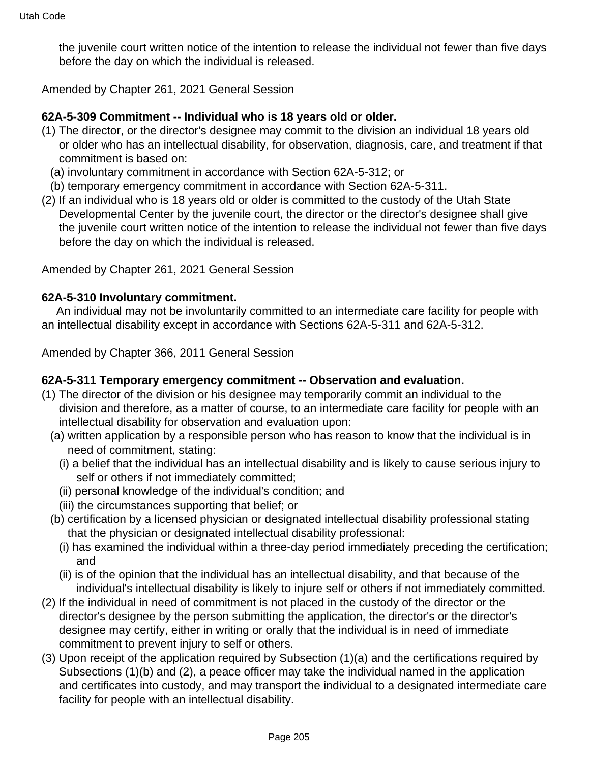the juvenile court written notice of the intention to release the individual not fewer than five days before the day on which the individual is released.

Amended by Chapter 261, 2021 General Session

**62A-5-309 Commitment -- Individual who is 18 years old or older.**

(1) The director, or the director's designee may commit to the division an individual 18 years old or older who has an intellectual disability, for observation, diagnosis, care, and treatment if that commitment is based on:
  (a) involuntary commitment in accordance with Section 62A-5-312; or
  (b) temporary emergency commitment in accordance with Section 62A-5-311.

(2) If an individual who is 18 years old or older is committed to the custody of the Utah State Developmental Center by the juvenile court, the director or the director's designee shall give the juvenile court written notice of the intention to release the individual not fewer than five days before the day on which the individual is released.

Amended by Chapter 261, 2021 General Session

**62A-5-310 Involuntary commitment.**

An individual may not be involuntarily committed to an intermediate care facility for people with an intellectual disability except in accordance with Sections 62A-5-311 and 62A-5-312.

Amended by Chapter 366, 2011 General Session

**62A-5-311 Temporary emergency commitment -- Observation and evaluation.**

(1) The director of the division or his designee may temporarily commit an individual to the division and therefore, as a matter of course, to an intermediate care facility for people with an intellectual disability for observation and evaluation upon:
  (a) written application by a responsible person who has reason to know that the individual is in need of commitment, stating:
    (i) a belief that the individual has an intellectual disability and is likely to cause serious injury to self or others if not immediately committed;
    (ii) personal knowledge of the individual's condition; and
    (iii) the circumstances supporting that belief; or
  (b) certification by a licensed physician or designated intellectual disability professional stating that the physician or designated intellectual disability professional:
    (i) has examined the individual within a three-day period immediately preceding the certification; and
    (ii) is of the opinion that the individual has an intellectual disability, and that because of the individual's intellectual disability is likely to injure self or others if not immediately committed.

(2) If the individual in need of commitment is not placed in the custody of the director or the director's designee by the person submitting the application, the director's or the director's designee may certify, either in writing or orally that the individual is in need of immediate commitment to prevent injury to self or others.

(3) Upon receipt of the application required by Subsection (1)(a) and the certifications required by Subsections (1)(b) and (2), a peace officer may take the individual named in the application and certificates into custody, and may transport the individual to a designated intermediate care facility for people with an intellectual disability.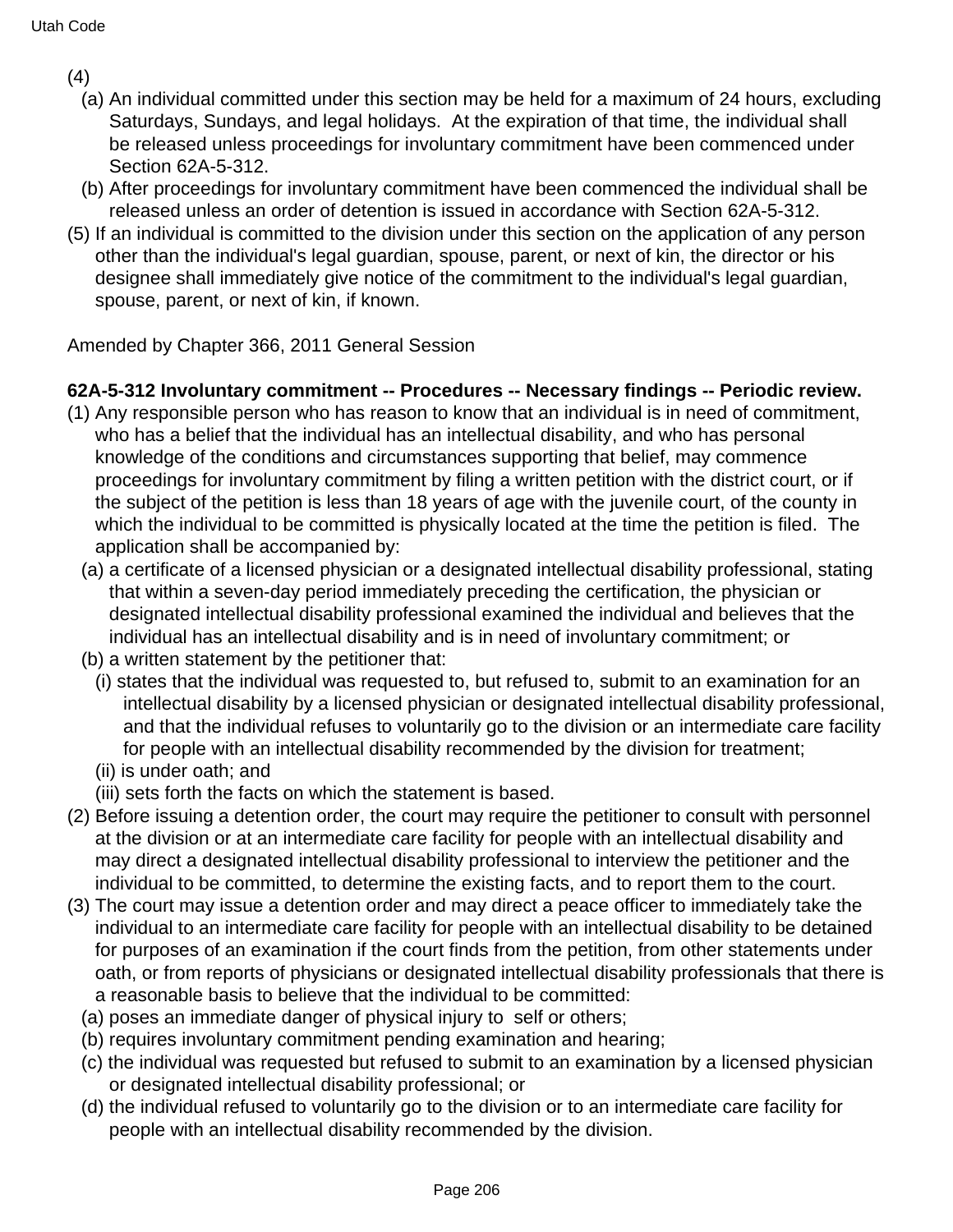(4)

(a) An individual committed under this section may be held for a maximum of 24 hours, excluding Saturdays, Sundays, and legal holidays. At the expiration of that time, the individual shall be released unless proceedings for involuntary commitment have been commenced under Section 62A-5-312.

(b) After proceedings for involuntary commitment have been commenced the individual shall be released unless an order of detention is issued in accordance with Section 62A-5-312.

(5) If an individual is committed to the division under this section on the application of any person other than the individual's legal guardian, spouse, parent, or next of kin, the director or his designee shall immediately give notice of the commitment to the individual's legal guardian, spouse, parent, or next of kin, if known.

Amended by Chapter 366, 2011 General Session

**62A-5-312 Involuntary commitment -- Procedures -- Necessary findings -- Periodic review.**

(1) Any responsible person who has reason to know that an individual is in need of commitment, who has a belief that the individual has an intellectual disability, and who has personal knowledge of the conditions and circumstances supporting that belief, may commence proceedings for involuntary commitment by filing a written petition with the district court, or if the subject of the petition is less than 18 years of age with the juvenile court, of the county in which the individual to be committed is physically located at the time the petition is filed. The application shall be accompanied by:

(a) a certificate of a licensed physician or a designated intellectual disability professional, stating that within a seven-day period immediately preceding the certification, the physician or designated intellectual disability professional examined the individual and believes that the individual has an intellectual disability and is in need of involuntary commitment; or

(b) a written statement by the petitioner that:

(i) states that the individual was requested to, but refused to, submit to an examination for an intellectual disability by a licensed physician or designated intellectual disability professional, and that the individual refuses to voluntarily go to the division or an intermediate care facility for people with an intellectual disability recommended by the division for treatment;

(ii) is under oath; and

(iii) sets forth the facts on which the statement is based.

(2) Before issuing a detention order, the court may require the petitioner to consult with personnel at the division or at an intermediate care facility for people with an intellectual disability and may direct a designated intellectual disability professional to interview the petitioner and the individual to be committed, to determine the existing facts, and to report them to the court.

(3) The court may issue a detention order and may direct a peace officer to immediately take the individual to an intermediate care facility for people with an intellectual disability to be detained for purposes of an examination if the court finds from the petition, from other statements under oath, or from reports of physicians or designated intellectual disability professionals that there is a reasonable basis to believe that the individual to be committed:

(a) poses an immediate danger of physical injury to self or others;

(b) requires involuntary commitment pending examination and hearing;

(c) the individual was requested but refused to submit to an examination by a licensed physician or designated intellectual disability professional; or

(d) the individual refused to voluntarily go to the division or to an intermediate care facility for people with an intellectual disability recommended by the division.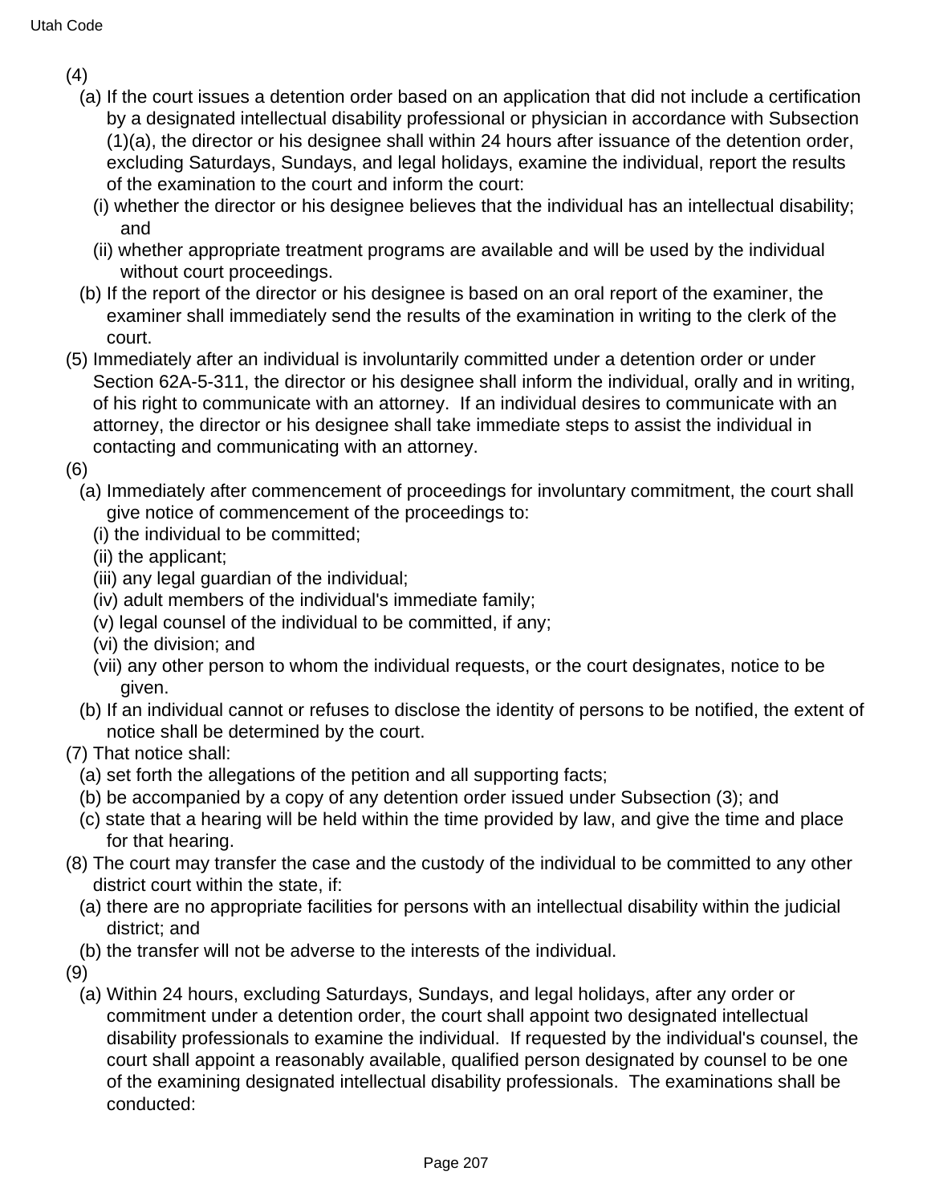(4)

(a) If the court issues a detention order based on an application that did not include a certification by a designated intellectual disability professional or physician in accordance with Subsection (1)(a), the director or his designee shall within 24 hours after issuance of the detention order, excluding Saturdays, Sundays, and legal holidays, examine the individual, report the results of the examination to the court and inform the court:

(i) whether the director or his designee believes that the individual has an intellectual disability; and

(ii) whether appropriate treatment programs are available and will be used by the individual without court proceedings.

(b) If the report of the director or his designee is based on an oral report of the examiner, the examiner shall immediately send the results of the examination in writing to the clerk of the court.

(5) Immediately after an individual is involuntarily committed under a detention order or under Section 62A-5-311, the director or his designee shall inform the individual, orally and in writing, of his right to communicate with an attorney. If an individual desires to communicate with an attorney, the director or his designee shall take immediate steps to assist the individual in contacting and communicating with an attorney.

(6)

(a) Immediately after commencement of proceedings for involuntary commitment, the court shall give notice of commencement of the proceedings to:

(i) the individual to be committed;

(ii) the applicant;

(iii) any legal guardian of the individual;

(iv) adult members of the individual's immediate family;

(v) legal counsel of the individual to be committed, if any;

(vi) the division; and

(vii) any other person to whom the individual requests, or the court designates, notice to be given.

(b) If an individual cannot or refuses to disclose the identity of persons to be notified, the extent of notice shall be determined by the court.

(7) That notice shall:

(a) set forth the allegations of the petition and all supporting facts;

(b) be accompanied by a copy of any detention order issued under Subsection (3); and

(c) state that a hearing will be held within the time provided by law, and give the time and place for that hearing.

(8) The court may transfer the case and the custody of the individual to be committed to any other district court within the state, if:

(a) there are no appropriate facilities for persons with an intellectual disability within the judicial district; and

(b) the transfer will not be adverse to the interests of the individual.

(9)

(a) Within 24 hours, excluding Saturdays, Sundays, and legal holidays, after any order or commitment under a detention order, the court shall appoint two designated intellectual disability professionals to examine the individual. If requested by the individual's counsel, the court shall appoint a reasonably available, qualified person designated by counsel to be one of the examining designated intellectual disability professionals. The examinations shall be conducted: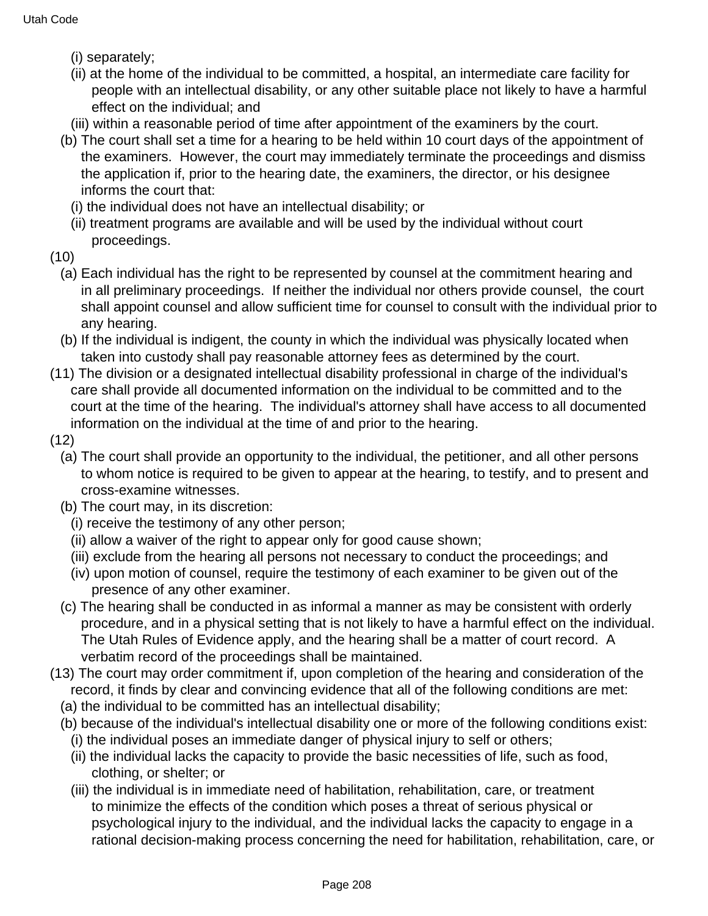(i) separately;

(ii) at the home of the individual to be committed, a hospital, an intermediate care facility for people with an intellectual disability, or any other suitable place not likely to have a harmful effect on the individual; and

(iii) within a reasonable period of time after appointment of the examiners by the court.

(b) The court shall set a time for a hearing to be held within 10 court days of the appointment of the examiners. However, the court may immediately terminate the proceedings and dismiss the application if, prior to the hearing date, the examiners, the director, or his designee informs the court that:

(i) the individual does not have an intellectual disability; or

(ii) treatment programs are available and will be used by the individual without court proceedings.

(10)

(a) Each individual has the right to be represented by counsel at the commitment hearing and in all preliminary proceedings. If neither the individual nor others provide counsel, the court shall appoint counsel and allow sufficient time for counsel to consult with the individual prior to any hearing.

(b) If the individual is indigent, the county in which the individual was physically located when taken into custody shall pay reasonable attorney fees as determined by the court.

(11) The division or a designated intellectual disability professional in charge of the individual's care shall provide all documented information on the individual to be committed and to the court at the time of the hearing. The individual's attorney shall have access to all documented information on the individual at the time of and prior to the hearing.

(12)

(a) The court shall provide an opportunity to the individual, the petitioner, and all other persons to whom notice is required to be given to appear at the hearing, to testify, and to present and cross-examine witnesses.

(b) The court may, in its discretion:

(i) receive the testimony of any other person;

(ii) allow a waiver of the right to appear only for good cause shown;

(iii) exclude from the hearing all persons not necessary to conduct the proceedings; and

(iv) upon motion of counsel, require the testimony of each examiner to be given out of the presence of any other examiner.

(c) The hearing shall be conducted in as informal a manner as may be consistent with orderly procedure, and in a physical setting that is not likely to have a harmful effect on the individual. The Utah Rules of Evidence apply, and the hearing shall be a matter of court record. A verbatim record of the proceedings shall be maintained.

(13) The court may order commitment if, upon completion of the hearing and consideration of the record, it finds by clear and convincing evidence that all of the following conditions are met:

(a) the individual to be committed has an intellectual disability;

(b) because of the individual's intellectual disability one or more of the following conditions exist:

(i) the individual poses an immediate danger of physical injury to self or others;

(ii) the individual lacks the capacity to provide the basic necessities of life, such as food, clothing, or shelter; or

(iii) the individual is in immediate need of habilitation, rehabilitation, care, or treatment to minimize the effects of the condition which poses a threat of serious physical or psychological injury to the individual, and the individual lacks the capacity to engage in a rational decision-making process concerning the need for habilitation, rehabilitation, care, or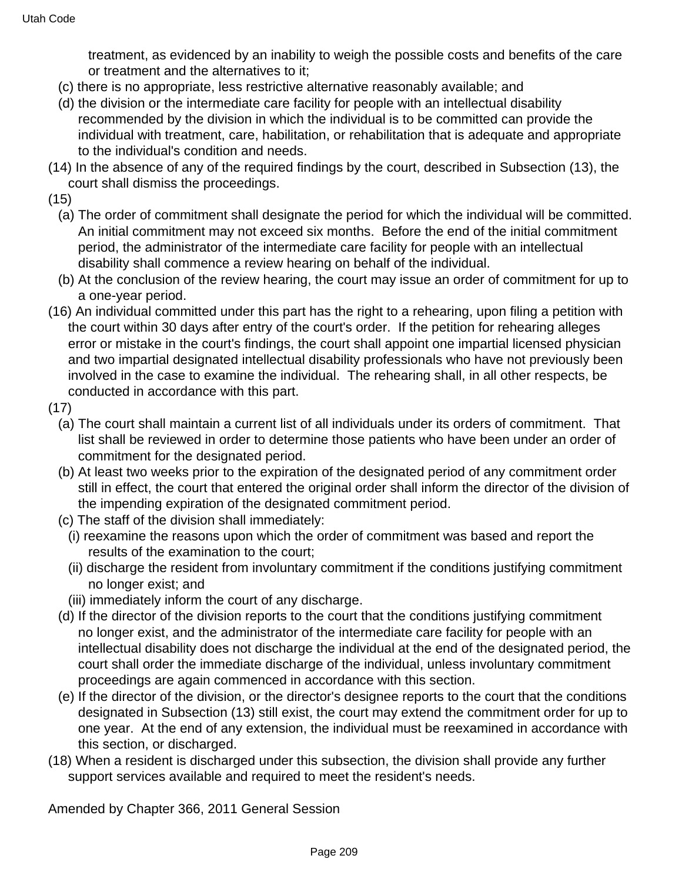treatment, as evidenced by an inability to weigh the possible costs and benefits of the care or treatment and the alternatives to it;

(c) there is no appropriate, less restrictive alternative reasonably available; and

(d) the division or the intermediate care facility for people with an intellectual disability recommended by the division in which the individual is to be committed can provide the individual with treatment, care, habilitation, or rehabilitation that is adequate and appropriate to the individual's condition and needs.

(14) In the absence of any of the required findings by the court, described in Subsection (13), the court shall dismiss the proceedings.

(15)

(a) The order of commitment shall designate the period for which the individual will be committed. An initial commitment may not exceed six months. Before the end of the initial commitment period, the administrator of the intermediate care facility for people with an intellectual disability shall commence a review hearing on behalf of the individual.

(b) At the conclusion of the review hearing, the court may issue an order of commitment for up to a one-year period.

(16) An individual committed under this part has the right to a rehearing, upon filing a petition with the court within 30 days after entry of the court's order. If the petition for rehearing alleges error or mistake in the court's findings, the court shall appoint one impartial licensed physician and two impartial designated intellectual disability professionals who have not previously been involved in the case to examine the individual. The rehearing shall, in all other respects, be conducted in accordance with this part.

(17)

(a) The court shall maintain a current list of all individuals under its orders of commitment. That list shall be reviewed in order to determine those patients who have been under an order of commitment for the designated period.

(b) At least two weeks prior to the expiration of the designated period of any commitment order still in effect, the court that entered the original order shall inform the director of the division of the impending expiration of the designated commitment period.

(c) The staff of the division shall immediately:

(i) reexamine the reasons upon which the order of commitment was based and report the results of the examination to the court;

(ii) discharge the resident from involuntary commitment if the conditions justifying commitment no longer exist; and

(iii) immediately inform the court of any discharge.

(d) If the director of the division reports to the court that the conditions justifying commitment no longer exist, and the administrator of the intermediate care facility for people with an intellectual disability does not discharge the individual at the end of the designated period, the court shall order the immediate discharge of the individual, unless involuntary commitment proceedings are again commenced in accordance with this section.

(e) If the director of the division, or the director's designee reports to the court that the conditions designated in Subsection (13) still exist, the court may extend the commitment order for up to one year. At the end of any extension, the individual must be reexamined in accordance with this section, or discharged.

(18) When a resident is discharged under this subsection, the division shall provide any further support services available and required to meet the resident's needs.

Amended by Chapter 366, 2011 General Session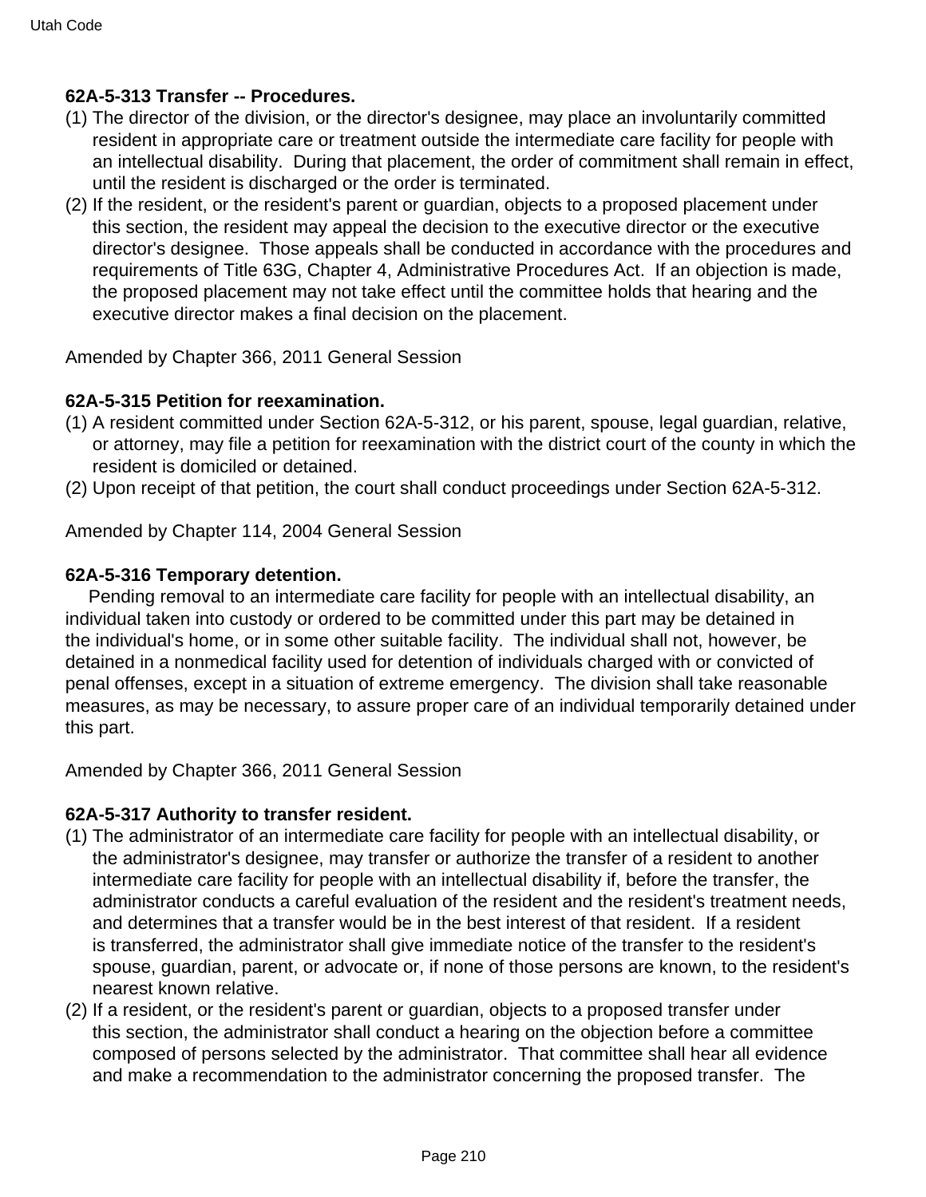**62A-5-313 Transfer -- Procedures.**

(1) The director of the division, or the director's designee, may place an involuntarily committed resident in appropriate care or treatment outside the intermediate care facility for people with an intellectual disability. During that placement, the order of commitment shall remain in effect, until the resident is discharged or the order is terminated.

(2) If the resident, or the resident's parent or guardian, objects to a proposed placement under this section, the resident may appeal the decision to the executive director or the executive director's designee. Those appeals shall be conducted in accordance with the procedures and requirements of Title 63G, Chapter 4, Administrative Procedures Act. If an objection is made, the proposed placement may not take effect until the committee holds that hearing and the executive director makes a final decision on the placement.

Amended by Chapter 366, 2011 General Session

**62A-5-315 Petition for reexamination.**

(1) A resident committed under Section 62A-5-312, or his parent, spouse, legal guardian, relative, or attorney, may file a petition for reexamination with the district court of the county in which the resident is domiciled or detained.

(2) Upon receipt of that petition, the court shall conduct proceedings under Section 62A-5-312.

Amended by Chapter 114, 2004 General Session

**62A-5-316 Temporary detention.**

Pending removal to an intermediate care facility for people with an intellectual disability, an individual taken into custody or ordered to be committed under this part may be detained in the individual's home, or in some other suitable facility. The individual shall not, however, be detained in a nonmedical facility used for detention of individuals charged with or convicted of penal offenses, except in a situation of extreme emergency. The division shall take reasonable measures, as may be necessary, to assure proper care of an individual temporarily detained under this part.

Amended by Chapter 366, 2011 General Session

**62A-5-317 Authority to transfer resident.**

(1) The administrator of an intermediate care facility for people with an intellectual disability, or the administrator's designee, may transfer or authorize the transfer of a resident to another intermediate care facility for people with an intellectual disability if, before the transfer, the administrator conducts a careful evaluation of the resident and the resident's treatment needs, and determines that a transfer would be in the best interest of that resident. If a resident is transferred, the administrator shall give immediate notice of the transfer to the resident's spouse, guardian, parent, or advocate or, if none of those persons are known, to the resident's nearest known relative.

(2) If a resident, or the resident's parent or guardian, objects to a proposed transfer under this section, the administrator shall conduct a hearing on the objection before a committee composed of persons selected by the administrator. That committee shall hear all evidence and make a recommendation to the administrator concerning the proposed transfer. The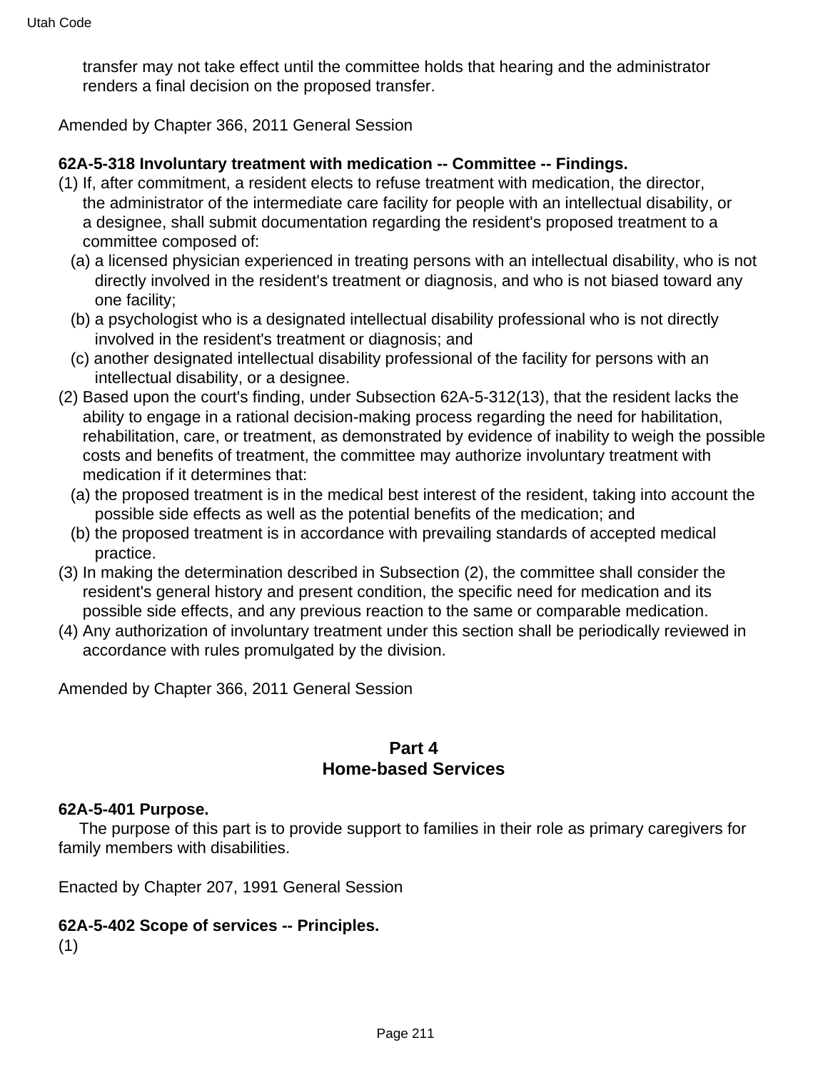transfer may not take effect until the committee holds that hearing and the administrator renders a final decision on the proposed transfer.

Amended by Chapter 366, 2011 General Session

**62A-5-318 Involuntary treatment with medication -- Committee -- Findings.**

(1) If, after commitment, a resident elects to refuse treatment with medication, the director, the administrator of the intermediate care facility for people with an intellectual disability, or a designee, shall submit documentation regarding the resident's proposed treatment to a committee composed of:

  (a) a licensed physician experienced in treating persons with an intellectual disability, who is not directly involved in the resident's treatment or diagnosis, and who is not biased toward any one facility;

  (b) a psychologist who is a designated intellectual disability professional who is not directly involved in the resident's treatment or diagnosis; and

  (c) another designated intellectual disability professional of the facility for persons with an intellectual disability, or a designee.

(2) Based upon the court's finding, under Subsection 62A-5-312(13), that the resident lacks the ability to engage in a rational decision-making process regarding the need for habilitation, rehabilitation, care, or treatment, as demonstrated by evidence of inability to weigh the possible costs and benefits of treatment, the committee may authorize involuntary treatment with medication if it determines that:

  (a) the proposed treatment is in the medical best interest of the resident, taking into account the possible side effects as well as the potential benefits of the medication; and

  (b) the proposed treatment is in accordance with prevailing standards of accepted medical practice.

(3) In making the determination described in Subsection (2), the committee shall consider the resident's general history and present condition, the specific need for medication and its possible side effects, and any previous reaction to the same or comparable medication.

(4) Any authorization of involuntary treatment under this section shall be periodically reviewed in accordance with rules promulgated by the division.

Amended by Chapter 366, 2011 General Session

## Part 4
## Home-based Services

**62A-5-401 Purpose.**

The purpose of this part is to provide support to families in their role as primary caregivers for family members with disabilities.

Enacted by Chapter 207, 1991 General Session

**62A-5-402 Scope of services -- Principles.**

(1)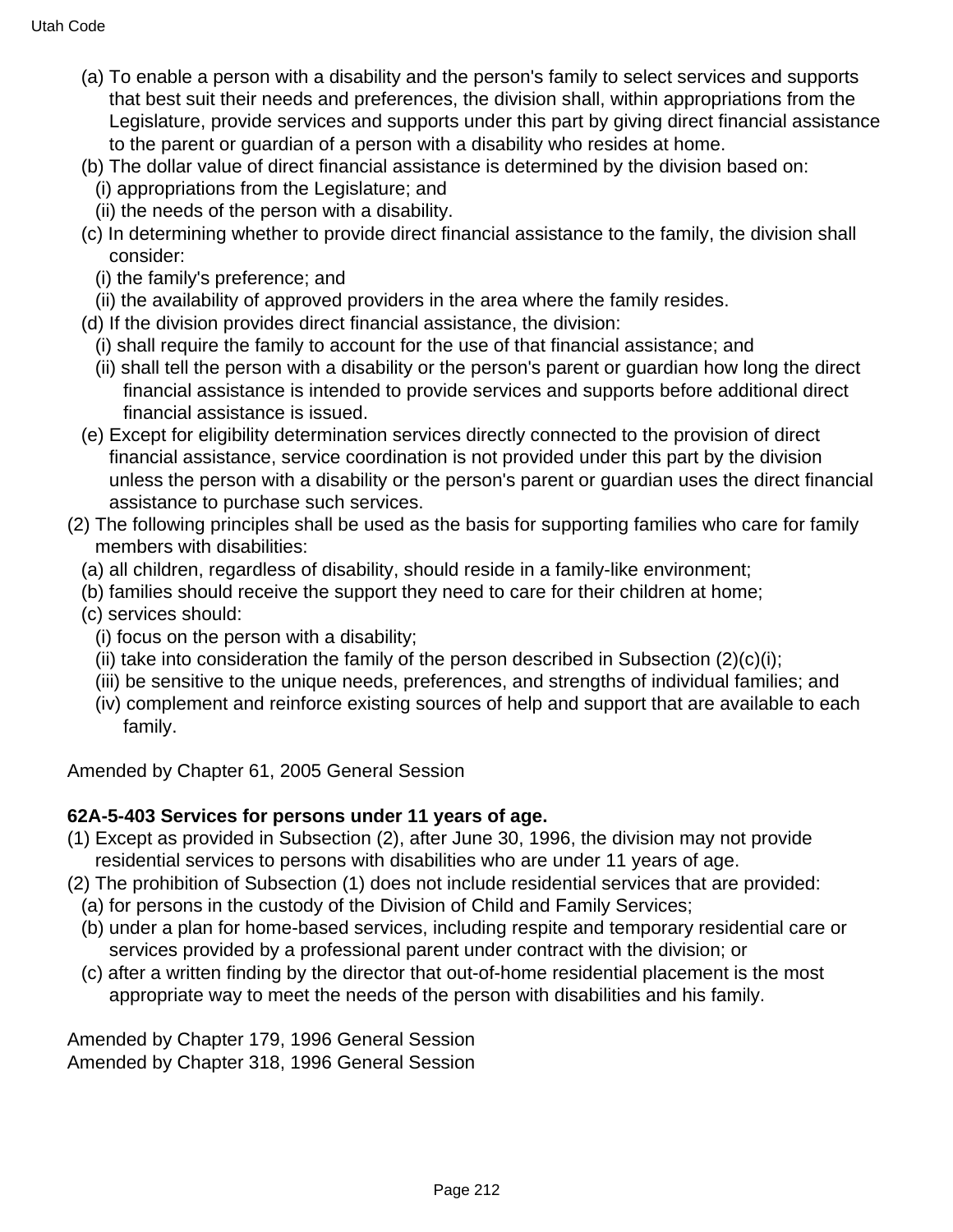(a) To enable a person with a disability and the person's family to select services and supports that best suit their needs and preferences, the division shall, within appropriations from the Legislature, provide services and supports under this part by giving direct financial assistance to the parent or guardian of a person with a disability who resides at home.

(b) The dollar value of direct financial assistance is determined by the division based on:

(i) appropriations from the Legislature; and

(ii) the needs of the person with a disability.

(c) In determining whether to provide direct financial assistance to the family, the division shall consider:

(i) the family's preference; and

(ii) the availability of approved providers in the area where the family resides.

(d) If the division provides direct financial assistance, the division:

(i) shall require the family to account for the use of that financial assistance; and

(ii) shall tell the person with a disability or the person's parent or guardian how long the direct financial assistance is intended to provide services and supports before additional direct financial assistance is issued.

(e) Except for eligibility determination services directly connected to the provision of direct financial assistance, service coordination is not provided under this part by the division unless the person with a disability or the person's parent or guardian uses the direct financial assistance to purchase such services.

(2) The following principles shall be used as the basis for supporting families who care for family members with disabilities:

(a) all children, regardless of disability, should reside in a family-like environment;

(b) families should receive the support they need to care for their children at home;

(c) services should:

(i) focus on the person with a disability;

(ii) take into consideration the family of the person described in Subsection (2)(c)(i);

(iii) be sensitive to the unique needs, preferences, and strengths of individual families; and

(iv) complement and reinforce existing sources of help and support that are available to each family.

Amended by Chapter 61, 2005 General Session

**62A-5-403 Services for persons under 11 years of age.**

(1) Except as provided in Subsection (2), after June 30, 1996, the division may not provide residential services to persons with disabilities who are under 11 years of age.

(2) The prohibition of Subsection (1) does not include residential services that are provided:

(a) for persons in the custody of the Division of Child and Family Services;

(b) under a plan for home-based services, including respite and temporary residential care or services provided by a professional parent under contract with the division; or

(c) after a written finding by the director that out-of-home residential placement is the most appropriate way to meet the needs of the person with disabilities and his family.

Amended by Chapter 179, 1996 General Session
Amended by Chapter 318, 1996 General Session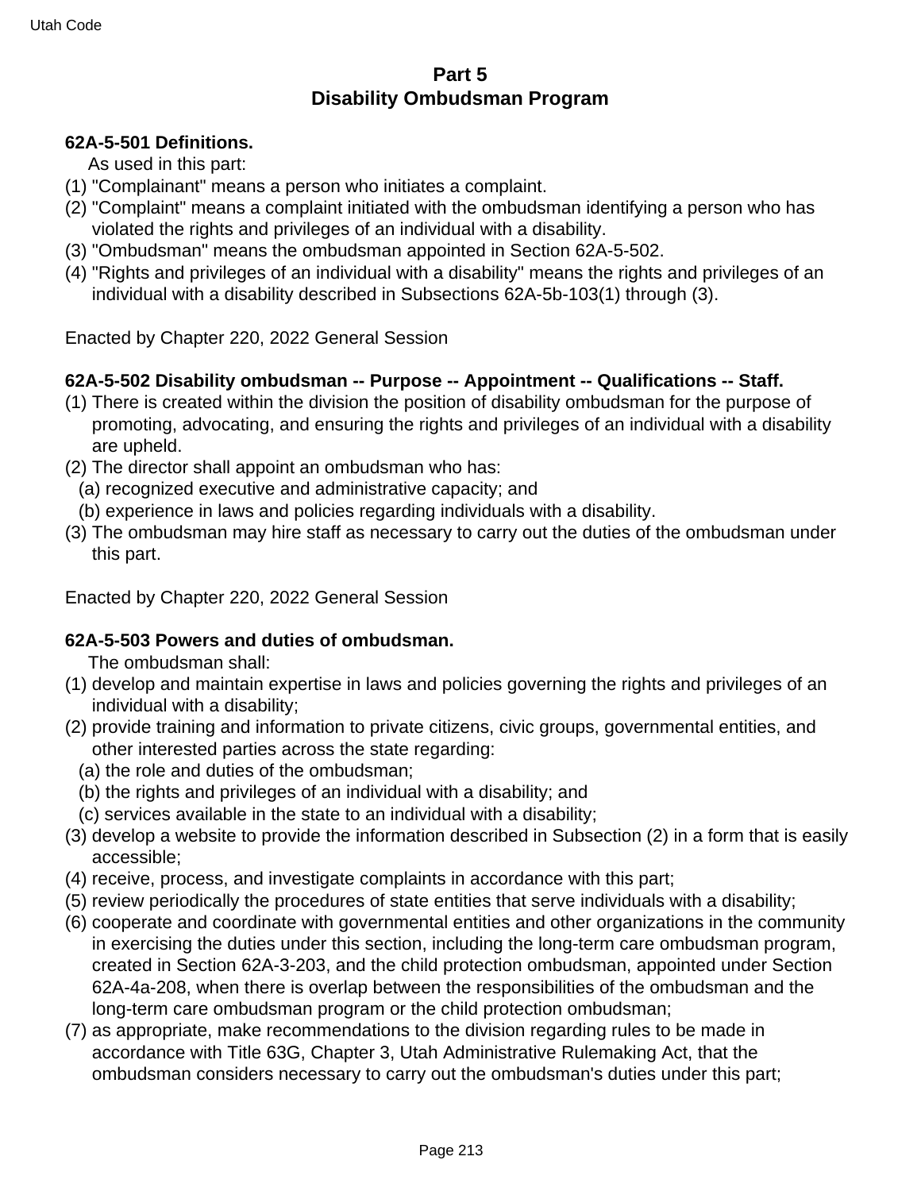## Part 5
## Disability Ombudsman Program

**62A-5-501 Definitions.**

As used in this part:

(1) "Complainant" means a person who initiates a complaint.

(2) "Complaint" means a complaint initiated with the ombudsman identifying a person who has violated the rights and privileges of an individual with a disability.

(3) "Ombudsman" means the ombudsman appointed in Section 62A-5-502.

(4) "Rights and privileges of an individual with a disability" means the rights and privileges of an individual with a disability described in Subsections 62A-5b-103(1) through (3).

Enacted by Chapter 220, 2022 General Session

**62A-5-502 Disability ombudsman -- Purpose -- Appointment -- Qualifications -- Staff.**

(1) There is created within the division the position of disability ombudsman for the purpose of promoting, advocating, and ensuring the rights and privileges of an individual with a disability are upheld.

(2) The director shall appoint an ombudsman who has:

(a) recognized executive and administrative capacity; and

(b) experience in laws and policies regarding individuals with a disability.

(3) The ombudsman may hire staff as necessary to carry out the duties of the ombudsman under this part.

Enacted by Chapter 220, 2022 General Session

**62A-5-503 Powers and duties of ombudsman.**

The ombudsman shall:

(1) develop and maintain expertise in laws and policies governing the rights and privileges of an individual with a disability;

(2) provide training and information to private citizens, civic groups, governmental entities, and other interested parties across the state regarding:

(a) the role and duties of the ombudsman;

(b) the rights and privileges of an individual with a disability; and

(c) services available in the state to an individual with a disability;

(3) develop a website to provide the information described in Subsection (2) in a form that is easily accessible;

(4) receive, process, and investigate complaints in accordance with this part;

(5) review periodically the procedures of state entities that serve individuals with a disability;

(6) cooperate and coordinate with governmental entities and other organizations in the community in exercising the duties under this section, including the long-term care ombudsman program, created in Section 62A-3-203, and the child protection ombudsman, appointed under Section 62A-4a-208, when there is overlap between the responsibilities of the ombudsman and the long-term care ombudsman program or the child protection ombudsman;

(7) as appropriate, make recommendations to the division regarding rules to be made in accordance with Title 63G, Chapter 3, Utah Administrative Rulemaking Act, that the ombudsman considers necessary to carry out the ombudsman's duties under this part;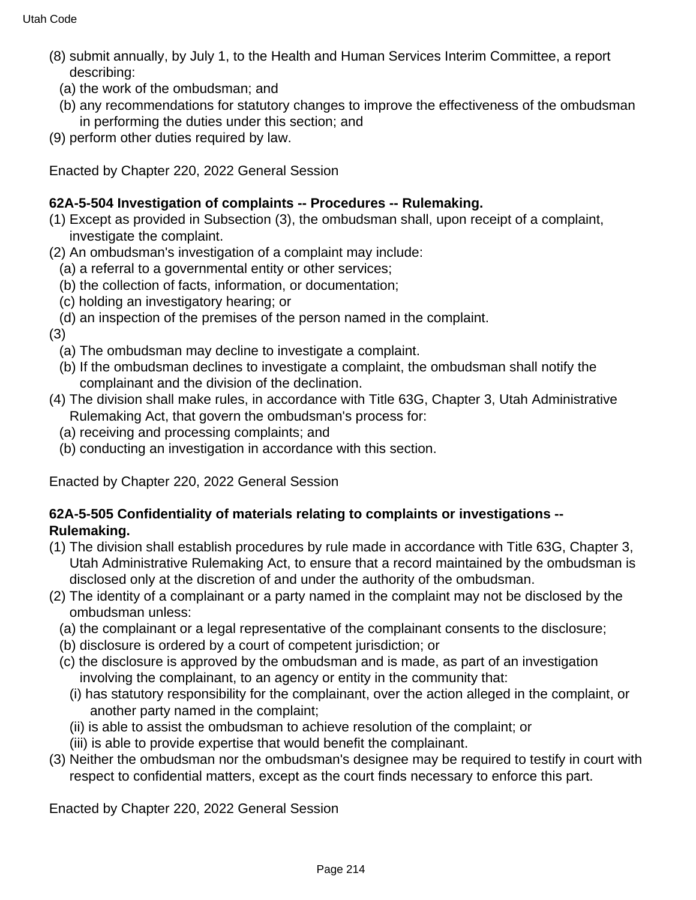(8) submit annually, by July 1, to the Health and Human Services Interim Committee, a report describing:
  (a) the work of the ombudsman; and
  (b) any recommendations for statutory changes to improve the effectiveness of the ombudsman in performing the duties under this section; and
(9) perform other duties required by law.

Enacted by Chapter 220, 2022 General Session

**62A-5-504 Investigation of complaints -- Procedures -- Rulemaking.**

(1) Except as provided in Subsection (3), the ombudsman shall, upon receipt of a complaint, investigate the complaint.
(2) An ombudsman's investigation of a complaint may include:
  (a) a referral to a governmental entity or other services;
  (b) the collection of facts, information, or documentation;
  (c) holding an investigatory hearing; or
  (d) an inspection of the premises of the person named in the complaint.
(3)
  (a) The ombudsman may decline to investigate a complaint.
  (b) If the ombudsman declines to investigate a complaint, the ombudsman shall notify the complainant and the division of the declination.
(4) The division shall make rules, in accordance with Title 63G, Chapter 3, Utah Administrative Rulemaking Act, that govern the ombudsman's process for:
  (a) receiving and processing complaints; and
  (b) conducting an investigation in accordance with this section.

Enacted by Chapter 220, 2022 General Session

**62A-5-505 Confidentiality of materials relating to complaints or investigations -- Rulemaking.**

(1) The division shall establish procedures by rule made in accordance with Title 63G, Chapter 3, Utah Administrative Rulemaking Act, to ensure that a record maintained by the ombudsman is disclosed only at the discretion of and under the authority of the ombudsman.
(2) The identity of a complainant or a party named in the complaint may not be disclosed by the ombudsman unless:
  (a) the complainant or a legal representative of the complainant consents to the disclosure;
  (b) disclosure is ordered by a court of competent jurisdiction; or
  (c) the disclosure is approved by the ombudsman and is made, as part of an investigation involving the complainant, to an agency or entity in the community that:
    (i) has statutory responsibility for the complainant, over the action alleged in the complaint, or another party named in the complaint;
    (ii) is able to assist the ombudsman to achieve resolution of the complaint; or
    (iii) is able to provide expertise that would benefit the complainant.
(3) Neither the ombudsman nor the ombudsman's designee may be required to testify in court with respect to confidential matters, except as the court finds necessary to enforce this part.

Enacted by Chapter 220, 2022 General Session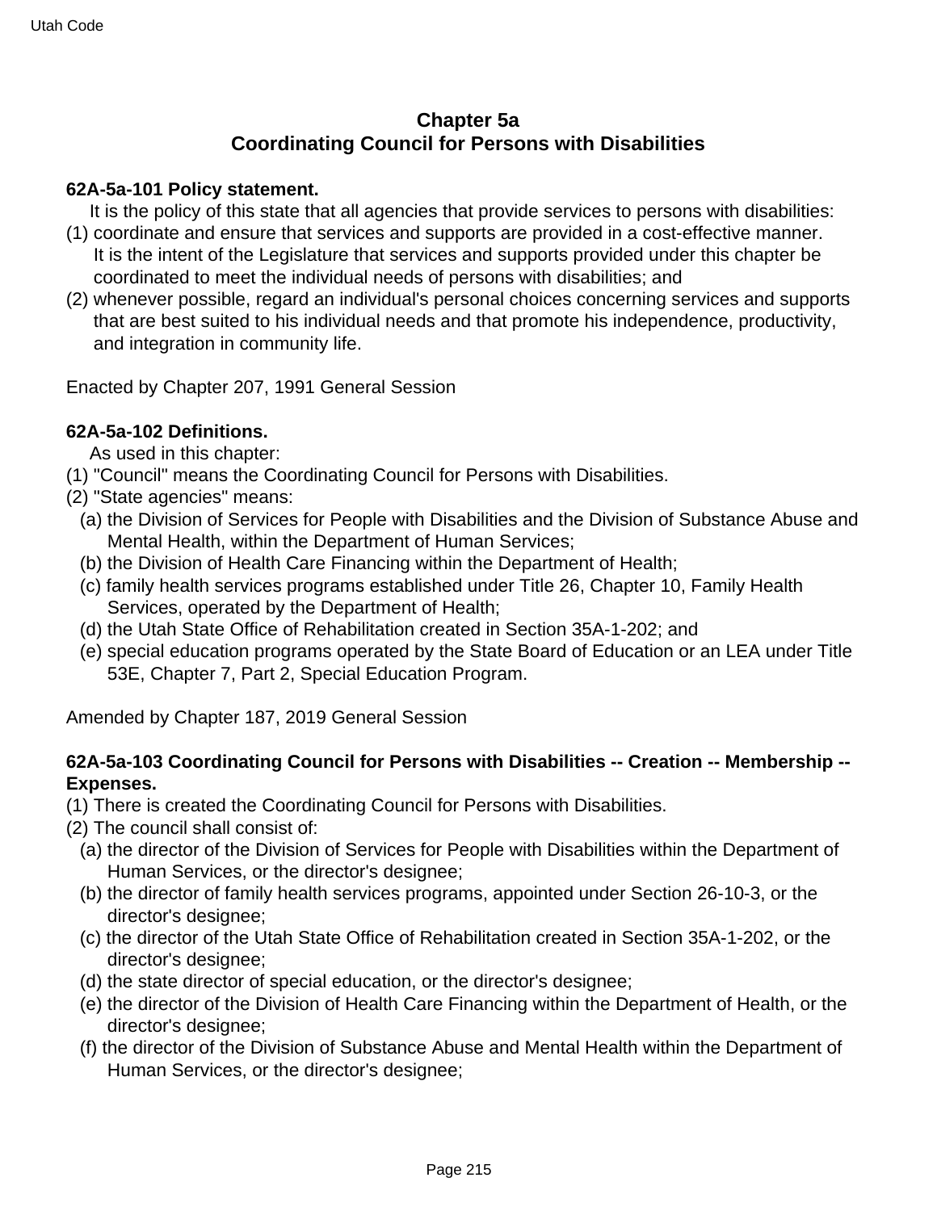## Chapter 5a
## Coordinating Council for Persons with Disabilities

**62A-5a-101 Policy statement.**

It is the policy of this state that all agencies that provide services to persons with disabilities:

(1) coordinate and ensure that services and supports are provided in a cost-effective manner. It is the intent of the Legislature that services and supports provided under this chapter be coordinated to meet the individual needs of persons with disabilities; and

(2) whenever possible, regard an individual's personal choices concerning services and supports that are best suited to his individual needs and that promote his independence, productivity, and integration in community life.

Enacted by Chapter 207, 1991 General Session

**62A-5a-102 Definitions.**

As used in this chapter:

(1) "Council" means the Coordinating Council for Persons with Disabilities.

(2) "State agencies" means:

  (a) the Division of Services for People with Disabilities and the Division of Substance Abuse and Mental Health, within the Department of Human Services;

  (b) the Division of Health Care Financing within the Department of Health;

  (c) family health services programs established under Title 26, Chapter 10, Family Health Services, operated by the Department of Health;

  (d) the Utah State Office of Rehabilitation created in Section 35A-1-202; and

  (e) special education programs operated by the State Board of Education or an LEA under Title 53E, Chapter 7, Part 2, Special Education Program.

Amended by Chapter 187, 2019 General Session

**62A-5a-103 Coordinating Council for Persons with Disabilities -- Creation -- Membership -- Expenses.**

(1) There is created the Coordinating Council for Persons with Disabilities.

(2) The council shall consist of:

  (a) the director of the Division of Services for People with Disabilities within the Department of Human Services, or the director's designee;

  (b) the director of family health services programs, appointed under Section 26-10-3, or the director's designee;

  (c) the director of the Utah State Office of Rehabilitation created in Section 35A-1-202, or the director's designee;

  (d) the state director of special education, or the director's designee;

  (e) the director of the Division of Health Care Financing within the Department of Health, or the director's designee;

  (f) the director of the Division of Substance Abuse and Mental Health within the Department of Human Services, or the director's designee;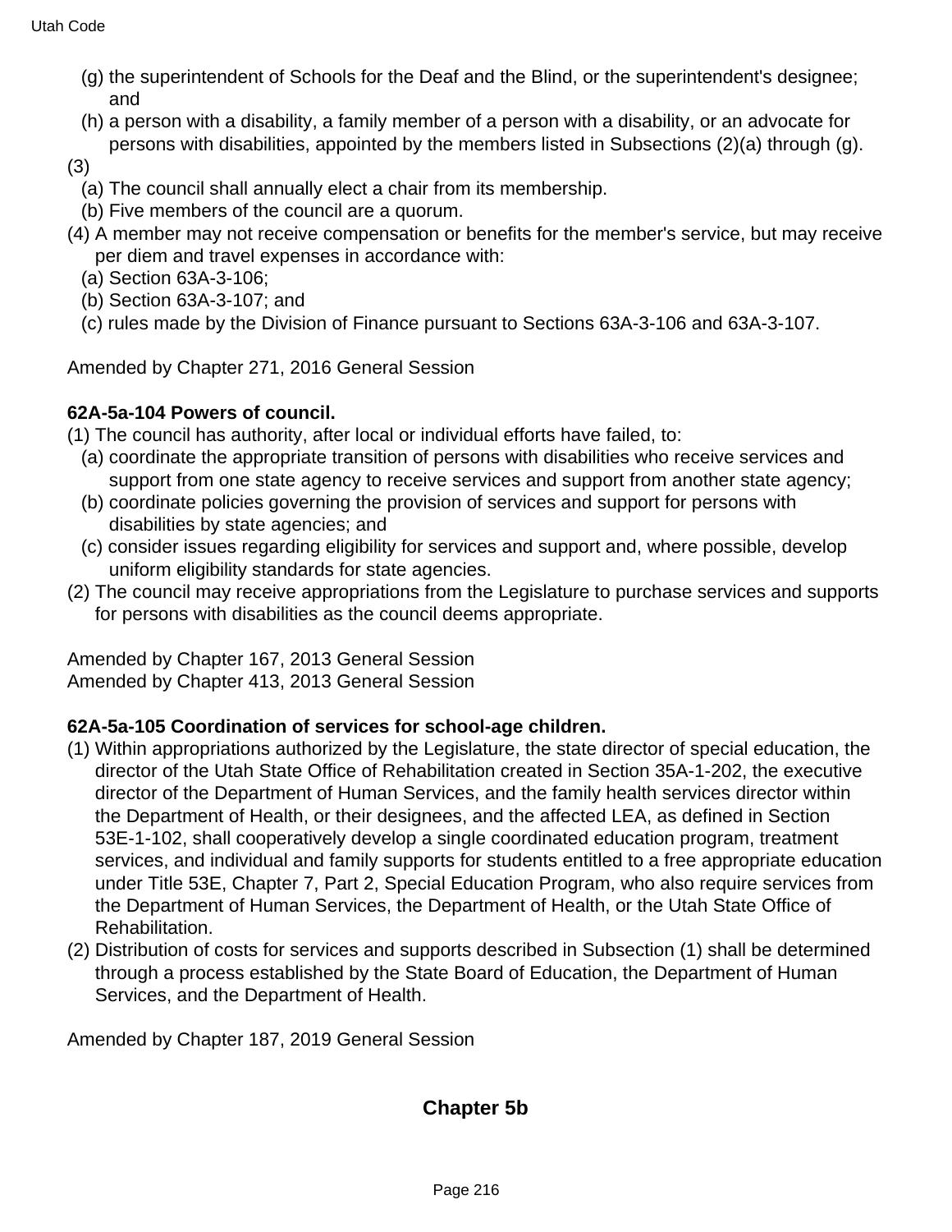(g) the superintendent of Schools for the Deaf and the Blind, or the superintendent's designee; and

(h) a person with a disability, a family member of a person with a disability, or an advocate for persons with disabilities, appointed by the members listed in Subsections (2)(a) through (g).

(3)

(a) The council shall annually elect a chair from its membership.

(b) Five members of the council are a quorum.

(4) A member may not receive compensation or benefits for the member's service, but may receive per diem and travel expenses in accordance with:

(a) Section 63A-3-106;

(b) Section 63A-3-107; and

(c) rules made by the Division of Finance pursuant to Sections 63A-3-106 and 63A-3-107.

Amended by Chapter 271, 2016 General Session

**62A-5a-104 Powers of council.**

(1) The council has authority, after local or individual efforts have failed, to:

(a) coordinate the appropriate transition of persons with disabilities who receive services and support from one state agency to receive services and support from another state agency;

(b) coordinate policies governing the provision of services and support for persons with disabilities by state agencies; and

(c) consider issues regarding eligibility for services and support and, where possible, develop uniform eligibility standards for state agencies.

(2) The council may receive appropriations from the Legislature to purchase services and supports for persons with disabilities as the council deems appropriate.

Amended by Chapter 167, 2013 General Session
Amended by Chapter 413, 2013 General Session

**62A-5a-105 Coordination of services for school-age children.**

(1) Within appropriations authorized by the Legislature, the state director of special education, the director of the Utah State Office of Rehabilitation created in Section 35A-1-202, the executive director of the Department of Human Services, and the family health services director within the Department of Health, or their designees, and the affected LEA, as defined in Section 53E-1-102, shall cooperatively develop a single coordinated education program, treatment services, and individual and family supports for students entitled to a free appropriate education under Title 53E, Chapter 7, Part 2, Special Education Program, who also require services from the Department of Human Services, the Department of Health, or the Utah State Office of Rehabilitation.

(2) Distribution of costs for services and supports described in Subsection (1) shall be determined through a process established by the State Board of Education, the Department of Human Services, and the Department of Health.

Amended by Chapter 187, 2019 General Session

## Chapter 5b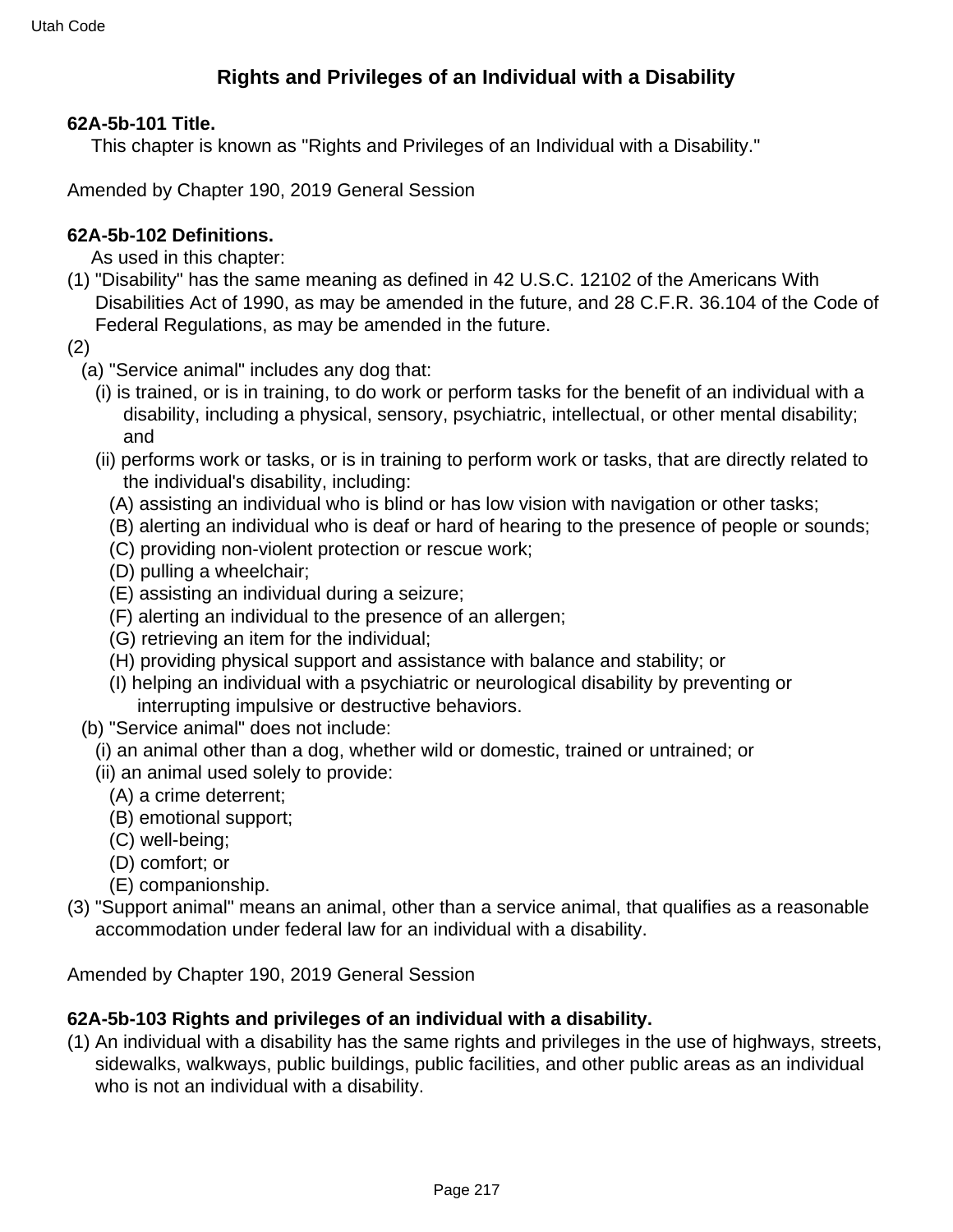## Rights and Privileges of an Individual with a Disability

**62A-5b-101 Title.**

This chapter is known as "Rights and Privileges of an Individual with a Disability."

Amended by Chapter 190, 2019 General Session

**62A-5b-102 Definitions.**

As used in this chapter:

(1) "Disability" has the same meaning as defined in 42 U.S.C. 12102 of the Americans With Disabilities Act of 1990, as may be amended in the future, and 28 C.F.R. 36.104 of the Code of Federal Regulations, as may be amended in the future.

(2)

- (a) "Service animal" includes any dog that:
  - (i) is trained, or is in training, to do work or perform tasks for the benefit of an individual with a disability, including a physical, sensory, psychiatric, intellectual, or other mental disability; and
  - (ii) performs work or tasks, or is in training to perform work or tasks, that are directly related to the individual's disability, including:
    - (A) assisting an individual who is blind or has low vision with navigation or other tasks;
    - (B) alerting an individual who is deaf or hard of hearing to the presence of people or sounds;
    - (C) providing non-violent protection or rescue work;
    - (D) pulling a wheelchair;
    - (E) assisting an individual during a seizure;
    - (F) alerting an individual to the presence of an allergen;
    - (G) retrieving an item for the individual;
    - (H) providing physical support and assistance with balance and stability; or
    - (I) helping an individual with a psychiatric or neurological disability by preventing or interrupting impulsive or destructive behaviors.
- (b) "Service animal" does not include:
  - (i) an animal other than a dog, whether wild or domestic, trained or untrained; or
  - (ii) an animal used solely to provide:
    - (A) a crime deterrent;
    - (B) emotional support;
    - (C) well-being;
    - (D) comfort; or
    - (E) companionship.

(3) "Support animal" means an animal, other than a service animal, that qualifies as a reasonable accommodation under federal law for an individual with a disability.

Amended by Chapter 190, 2019 General Session

**62A-5b-103 Rights and privileges of an individual with a disability.**

(1) An individual with a disability has the same rights and privileges in the use of highways, streets, sidewalks, walkways, public buildings, public facilities, and other public areas as an individual who is not an individual with a disability.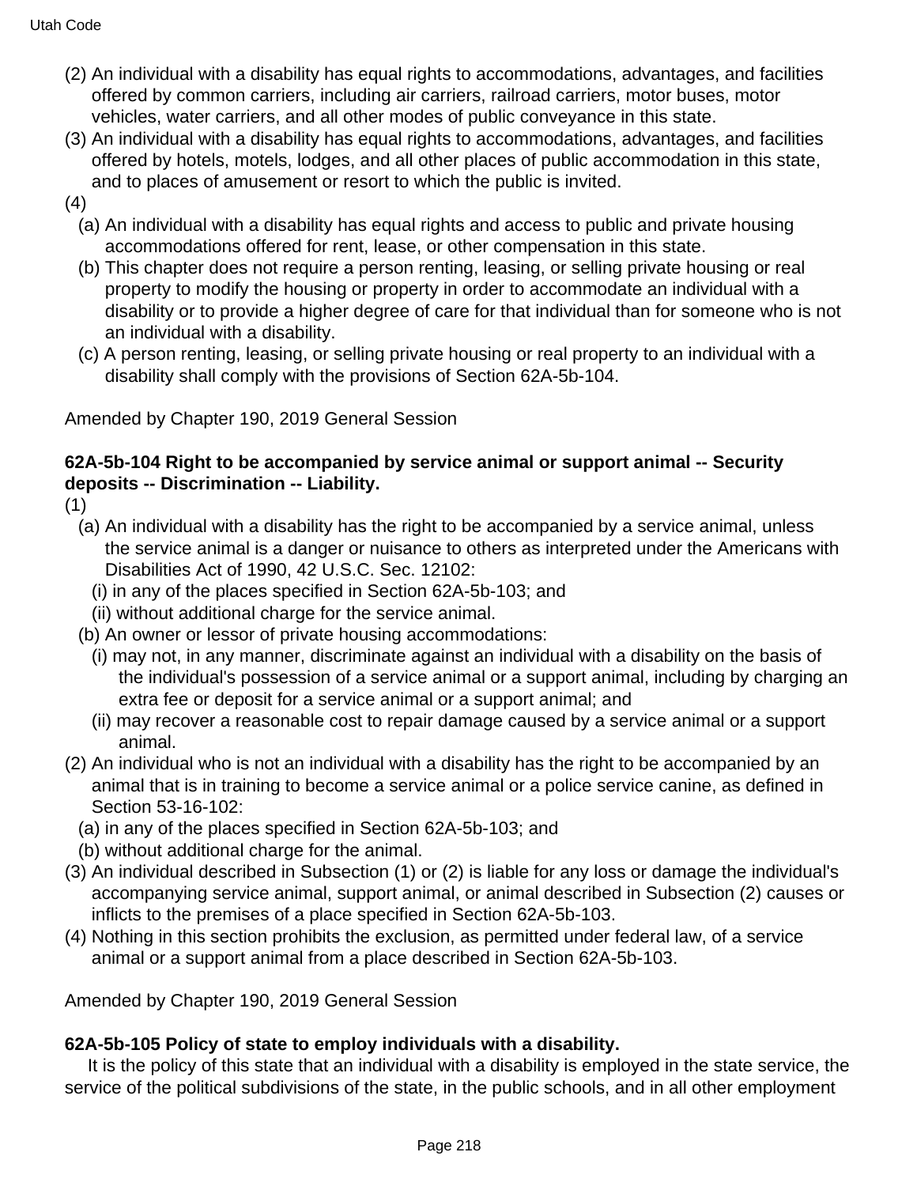(2) An individual with a disability has equal rights to accommodations, advantages, and facilities offered by common carriers, including air carriers, railroad carriers, motor buses, motor vehicles, water carriers, and all other modes of public conveyance in this state.

(3) An individual with a disability has equal rights to accommodations, advantages, and facilities offered by hotels, motels, lodges, and all other places of public accommodation in this state, and to places of amusement or resort to which the public is invited.

(4)

(a) An individual with a disability has equal rights and access to public and private housing accommodations offered for rent, lease, or other compensation in this state.

(b) This chapter does not require a person renting, leasing, or selling private housing or real property to modify the housing or property in order to accommodate an individual with a disability or to provide a higher degree of care for that individual than for someone who is not an individual with a disability.

(c) A person renting, leasing, or selling private housing or real property to an individual with a disability shall comply with the provisions of Section 62A-5b-104.

Amended by Chapter 190, 2019 General Session

**62A-5b-104 Right to be accompanied by service animal or support animal -- Security deposits -- Discrimination -- Liability.**

(1)

(a) An individual with a disability has the right to be accompanied by a service animal, unless the service animal is a danger or nuisance to others as interpreted under the Americans with Disabilities Act of 1990, 42 U.S.C. Sec. 12102:

(i) in any of the places specified in Section 62A-5b-103; and

(ii) without additional charge for the service animal.

(b) An owner or lessor of private housing accommodations:

(i) may not, in any manner, discriminate against an individual with a disability on the basis of the individual's possession of a service animal or a support animal, including by charging an extra fee or deposit for a service animal or a support animal; and

(ii) may recover a reasonable cost to repair damage caused by a service animal or a support animal.

(2) An individual who is not an individual with a disability has the right to be accompanied by an animal that is in training to become a service animal or a police service canine, as defined in Section 53-16-102:

(a) in any of the places specified in Section 62A-5b-103; and

(b) without additional charge for the animal.

(3) An individual described in Subsection (1) or (2) is liable for any loss or damage the individual's accompanying service animal, support animal, or animal described in Subsection (2) causes or inflicts to the premises of a place specified in Section 62A-5b-103.

(4) Nothing in this section prohibits the exclusion, as permitted under federal law, of a service animal or a support animal from a place described in Section 62A-5b-103.

Amended by Chapter 190, 2019 General Session

**62A-5b-105 Policy of state to employ individuals with a disability.**

It is the policy of this state that an individual with a disability is employed in the state service, the service of the political subdivisions of the state, in the public schools, and in all other employment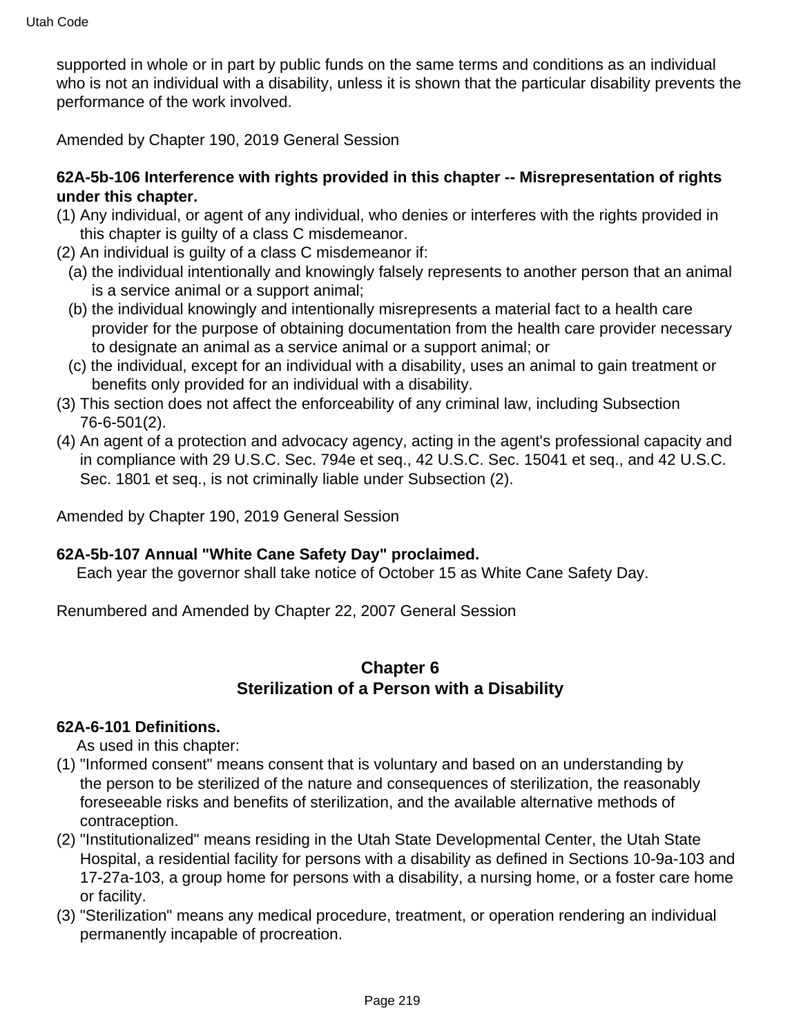supported in whole or in part by public funds on the same terms and conditions as an individual who is not an individual with a disability, unless it is shown that the particular disability prevents the performance of the work involved.

Amended by Chapter 190, 2019 General Session

**62A-5b-106 Interference with rights provided in this chapter -- Misrepresentation of rights under this chapter.**

(1) Any individual, or agent of any individual, who denies or interferes with the rights provided in this chapter is guilty of a class C misdemeanor.

(2) An individual is guilty of a class C misdemeanor if:

  (a) the individual intentionally and knowingly falsely represents to another person that an animal is a service animal or a support animal;

  (b) the individual knowingly and intentionally misrepresents a material fact to a health care provider for the purpose of obtaining documentation from the health care provider necessary to designate an animal as a service animal or a support animal; or

  (c) the individual, except for an individual with a disability, uses an animal to gain treatment or benefits only provided for an individual with a disability.

(3) This section does not affect the enforceability of any criminal law, including Subsection 76-6-501(2).

(4) An agent of a protection and advocacy agency, acting in the agent's professional capacity and in compliance with 29 U.S.C. Sec. 794e et seq., 42 U.S.C. Sec. 15041 et seq., and 42 U.S.C. Sec. 1801 et seq., is not criminally liable under Subsection (2).

Amended by Chapter 190, 2019 General Session

**62A-5b-107 Annual "White Cane Safety Day" proclaimed.**

Each year the governor shall take notice of October 15 as White Cane Safety Day.

Renumbered and Amended by Chapter 22, 2007 General Session

## Chapter 6
## Sterilization of a Person with a Disability

**62A-6-101 Definitions.**

As used in this chapter:

(1) "Informed consent" means consent that is voluntary and based on an understanding by the person to be sterilized of the nature and consequences of sterilization, the reasonably foreseeable risks and benefits of sterilization, and the available alternative methods of contraception.

(2) "Institutionalized" means residing in the Utah State Developmental Center, the Utah State Hospital, a residential facility for persons with a disability as defined in Sections 10-9a-103 and 17-27a-103, a group home for persons with a disability, a nursing home, or a foster care home or facility.

(3) "Sterilization" means any medical procedure, treatment, or operation rendering an individual permanently incapable of procreation.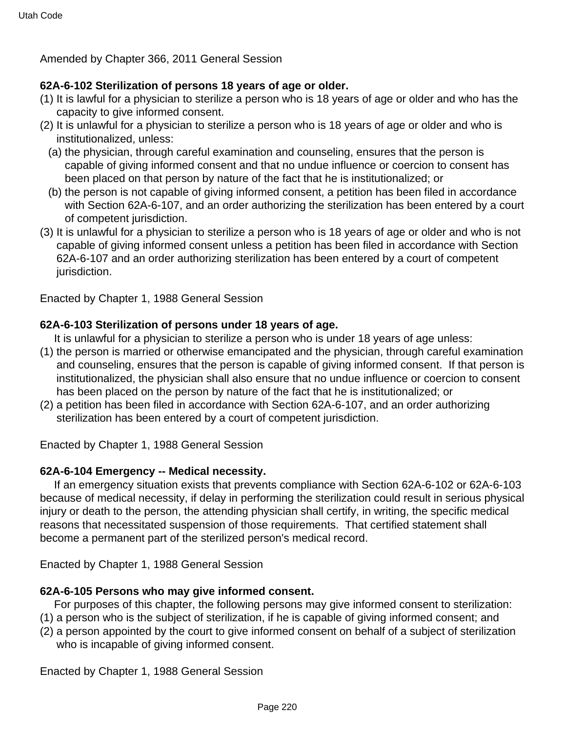Amended by Chapter 366, 2011 General Session

**62A-6-102 Sterilization of persons 18 years of age or older.**

(1) It is lawful for a physician to sterilize a person who is 18 years of age or older and who has the capacity to give informed consent.

(2) It is unlawful for a physician to sterilize a person who is 18 years of age or older and who is institutionalized, unless:

  (a) the physician, through careful examination and counseling, ensures that the person is capable of giving informed consent and that no undue influence or coercion to consent has been placed on that person by nature of the fact that he is institutionalized; or

  (b) the person is not capable of giving informed consent, a petition has been filed in accordance with Section 62A-6-107, and an order authorizing the sterilization has been entered by a court of competent jurisdiction.

(3) It is unlawful for a physician to sterilize a person who is 18 years of age or older and who is not capable of giving informed consent unless a petition has been filed in accordance with Section 62A-6-107 and an order authorizing sterilization has been entered by a court of competent jurisdiction.

Enacted by Chapter 1, 1988 General Session

**62A-6-103 Sterilization of persons under 18 years of age.**

It is unlawful for a physician to sterilize a person who is under 18 years of age unless:

(1) the person is married or otherwise emancipated and the physician, through careful examination and counseling, ensures that the person is capable of giving informed consent. If that person is institutionalized, the physician shall also ensure that no undue influence or coercion to consent has been placed on the person by nature of the fact that he is institutionalized; or

(2) a petition has been filed in accordance with Section 62A-6-107, and an order authorizing sterilization has been entered by a court of competent jurisdiction.

Enacted by Chapter 1, 1988 General Session

**62A-6-104 Emergency -- Medical necessity.**

If an emergency situation exists that prevents compliance with Section 62A-6-102 or 62A-6-103 because of medical necessity, if delay in performing the sterilization could result in serious physical injury or death to the person, the attending physician shall certify, in writing, the specific medical reasons that necessitated suspension of those requirements. That certified statement shall become a permanent part of the sterilized person's medical record.

Enacted by Chapter 1, 1988 General Session

**62A-6-105 Persons who may give informed consent.**

For purposes of this chapter, the following persons may give informed consent to sterilization:

(1) a person who is the subject of sterilization, if he is capable of giving informed consent; and

(2) a person appointed by the court to give informed consent on behalf of a subject of sterilization who is incapable of giving informed consent.

Enacted by Chapter 1, 1988 General Session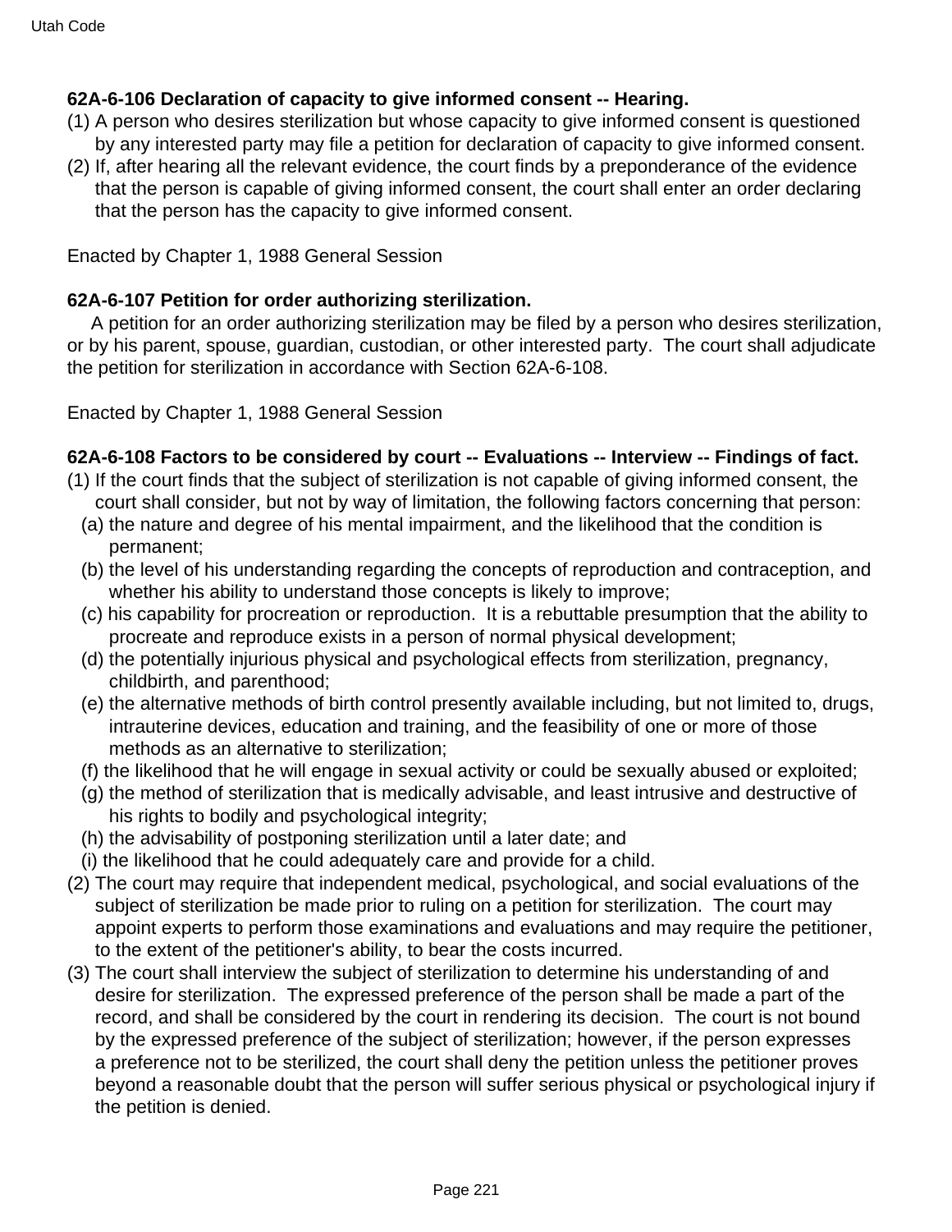**62A-6-106 Declaration of capacity to give informed consent -- Hearing.**

(1) A person who desires sterilization but whose capacity to give informed consent is questioned by any interested party may file a petition for declaration of capacity to give informed consent.

(2) If, after hearing all the relevant evidence, the court finds by a preponderance of the evidence that the person is capable of giving informed consent, the court shall enter an order declaring that the person has the capacity to give informed consent.

Enacted by Chapter 1, 1988 General Session

**62A-6-107 Petition for order authorizing sterilization.**

A petition for an order authorizing sterilization may be filed by a person who desires sterilization, or by his parent, spouse, guardian, custodian, or other interested party. The court shall adjudicate the petition for sterilization in accordance with Section 62A-6-108.

Enacted by Chapter 1, 1988 General Session

**62A-6-108 Factors to be considered by court -- Evaluations -- Interview -- Findings of fact.**

(1) If the court finds that the subject of sterilization is not capable of giving informed consent, the court shall consider, but not by way of limitation, the following factors concerning that person:

  (a) the nature and degree of his mental impairment, and the likelihood that the condition is permanent;

  (b) the level of his understanding regarding the concepts of reproduction and contraception, and whether his ability to understand those concepts is likely to improve;

  (c) his capability for procreation or reproduction. It is a rebuttable presumption that the ability to procreate and reproduce exists in a person of normal physical development;

  (d) the potentially injurious physical and psychological effects from sterilization, pregnancy, childbirth, and parenthood;

  (e) the alternative methods of birth control presently available including, but not limited to, drugs, intrauterine devices, education and training, and the feasibility of one or more of those methods as an alternative to sterilization;

  (f) the likelihood that he will engage in sexual activity or could be sexually abused or exploited;

  (g) the method of sterilization that is medically advisable, and least intrusive and destructive of his rights to bodily and psychological integrity;

  (h) the advisability of postponing sterilization until a later date; and

  (i) the likelihood that he could adequately care and provide for a child.

(2) The court may require that independent medical, psychological, and social evaluations of the subject of sterilization be made prior to ruling on a petition for sterilization. The court may appoint experts to perform those examinations and evaluations and may require the petitioner, to the extent of the petitioner's ability, to bear the costs incurred.

(3) The court shall interview the subject of sterilization to determine his understanding of and desire for sterilization. The expressed preference of the person shall be made a part of the record, and shall be considered by the court in rendering its decision. The court is not bound by the expressed preference of the subject of sterilization; however, if the person expresses a preference not to be sterilized, the court shall deny the petition unless the petitioner proves beyond a reasonable doubt that the person will suffer serious physical or psychological injury if the petition is denied.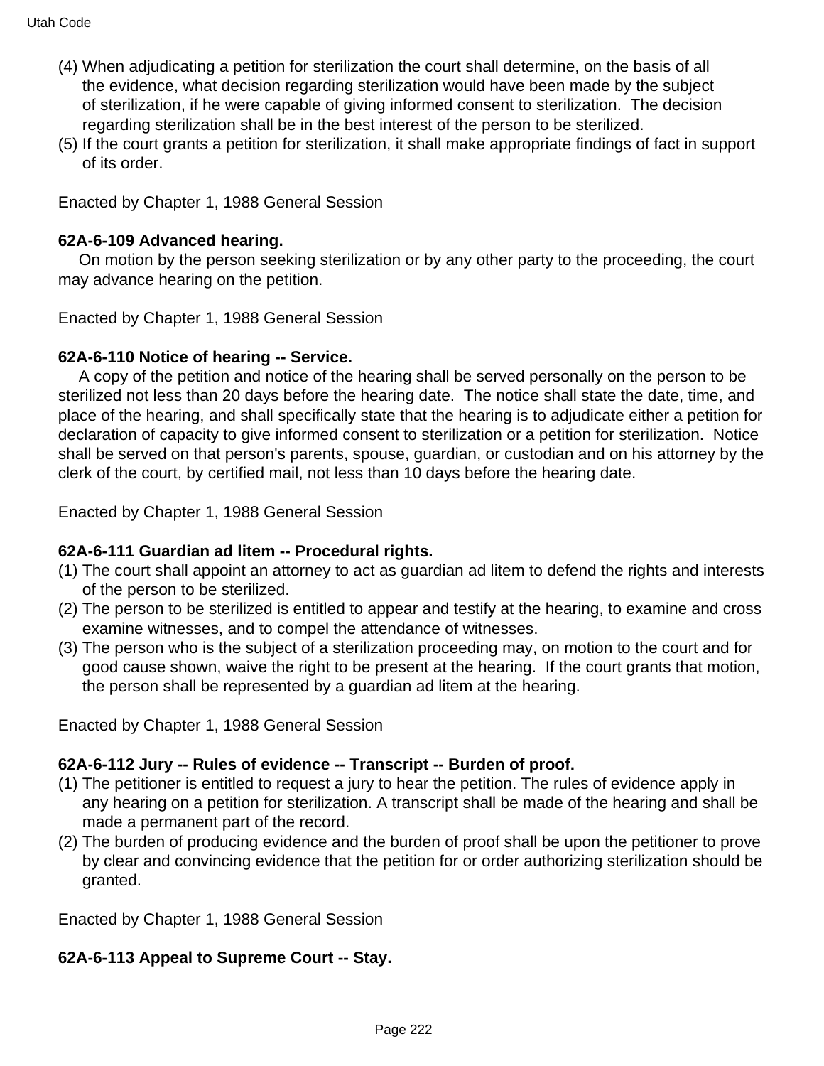(4) When adjudicating a petition for sterilization the court shall determine, on the basis of all the evidence, what decision regarding sterilization would have been made by the subject of sterilization, if he were capable of giving informed consent to sterilization. The decision regarding sterilization shall be in the best interest of the person to be sterilized.

(5) If the court grants a petition for sterilization, it shall make appropriate findings of fact in support of its order.

Enacted by Chapter 1, 1988 General Session

**62A-6-109 Advanced hearing.**

On motion by the person seeking sterilization or by any other party to the proceeding, the court may advance hearing on the petition.

Enacted by Chapter 1, 1988 General Session

**62A-6-110 Notice of hearing -- Service.**

A copy of the petition and notice of the hearing shall be served personally on the person to be sterilized not less than 20 days before the hearing date. The notice shall state the date, time, and place of the hearing, and shall specifically state that the hearing is to adjudicate either a petition for declaration of capacity to give informed consent to sterilization or a petition for sterilization. Notice shall be served on that person's parents, spouse, guardian, or custodian and on his attorney by the clerk of the court, by certified mail, not less than 10 days before the hearing date.

Enacted by Chapter 1, 1988 General Session

**62A-6-111 Guardian ad litem -- Procedural rights.**

(1) The court shall appoint an attorney to act as guardian ad litem to defend the rights and interests of the person to be sterilized.

(2) The person to be sterilized is entitled to appear and testify at the hearing, to examine and cross examine witnesses, and to compel the attendance of witnesses.

(3) The person who is the subject of a sterilization proceeding may, on motion to the court and for good cause shown, waive the right to be present at the hearing. If the court grants that motion, the person shall be represented by a guardian ad litem at the hearing.

Enacted by Chapter 1, 1988 General Session

**62A-6-112 Jury -- Rules of evidence -- Transcript -- Burden of proof.**

(1) The petitioner is entitled to request a jury to hear the petition. The rules of evidence apply in any hearing on a petition for sterilization. A transcript shall be made of the hearing and shall be made a permanent part of the record.

(2) The burden of producing evidence and the burden of proof shall be upon the petitioner to prove by clear and convincing evidence that the petition for or order authorizing sterilization should be granted.

Enacted by Chapter 1, 1988 General Session

**62A-6-113 Appeal to Supreme Court -- Stay.**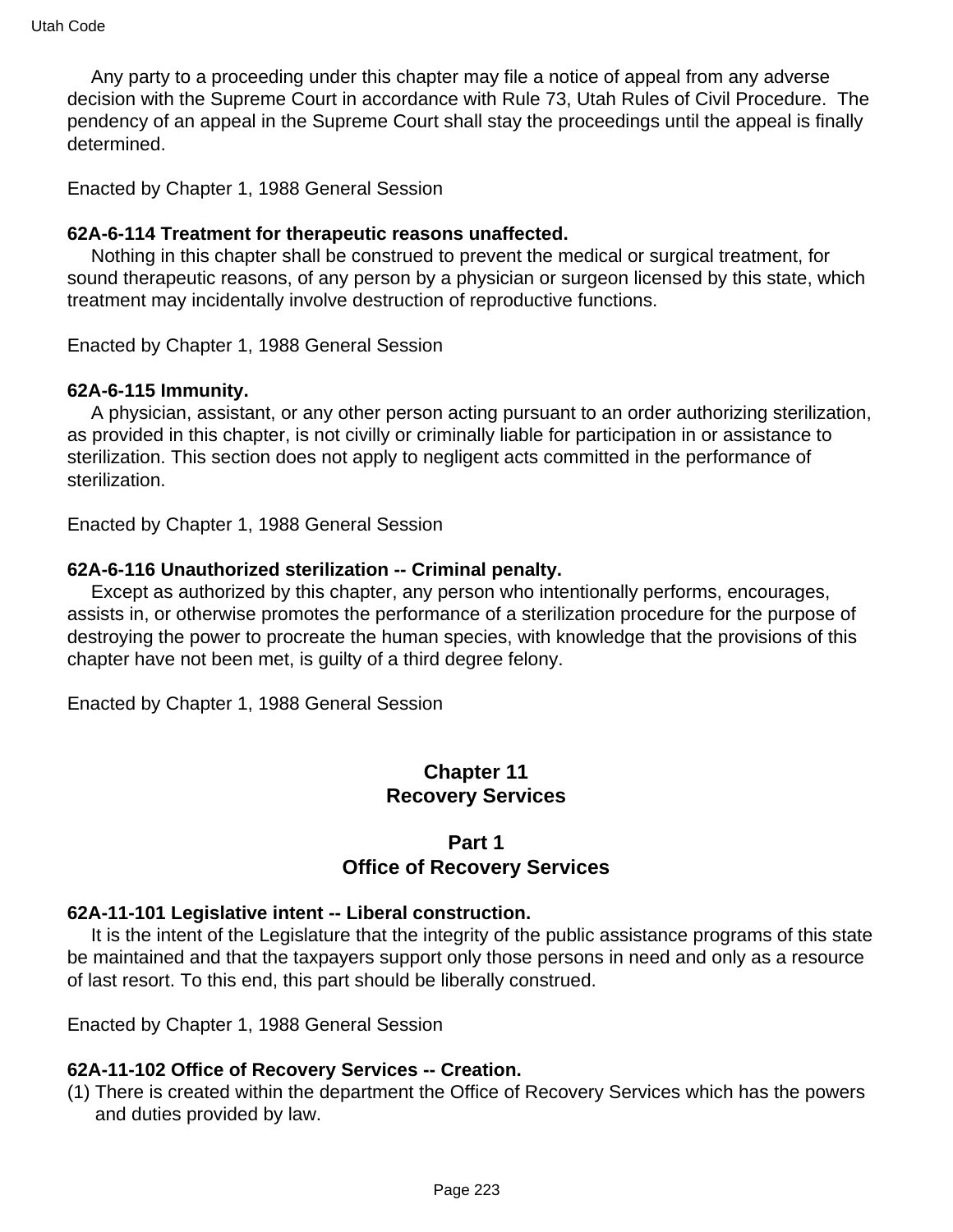Any party to a proceeding under this chapter may file a notice of appeal from any adverse decision with the Supreme Court in accordance with Rule 73, Utah Rules of Civil Procedure. The pendency of an appeal in the Supreme Court shall stay the proceedings until the appeal is finally determined.

Enacted by Chapter 1, 1988 General Session

**62A-6-114 Treatment for therapeutic reasons unaffected.**

Nothing in this chapter shall be construed to prevent the medical or surgical treatment, for sound therapeutic reasons, of any person by a physician or surgeon licensed by this state, which treatment may incidentally involve destruction of reproductive functions.

Enacted by Chapter 1, 1988 General Session

**62A-6-115 Immunity.**

A physician, assistant, or any other person acting pursuant to an order authorizing sterilization, as provided in this chapter, is not civilly or criminally liable for participation in or assistance to sterilization. This section does not apply to negligent acts committed in the performance of sterilization.

Enacted by Chapter 1, 1988 General Session

**62A-6-116 Unauthorized sterilization -- Criminal penalty.**

Except as authorized by this chapter, any person who intentionally performs, encourages, assists in, or otherwise promotes the performance of a sterilization procedure for the purpose of destroying the power to procreate the human species, with knowledge that the provisions of this chapter have not been met, is guilty of a third degree felony.

Enacted by Chapter 1, 1988 General Session

## Chapter 11
## Recovery Services

### Part 1
### Office of Recovery Services

**62A-11-101 Legislative intent -- Liberal construction.**

It is the intent of the Legislature that the integrity of the public assistance programs of this state be maintained and that the taxpayers support only those persons in need and only as a resource of last resort. To this end, this part should be liberally construed.

Enacted by Chapter 1, 1988 General Session

**62A-11-102 Office of Recovery Services -- Creation.**

(1) There is created within the department the Office of Recovery Services which has the powers and duties provided by law.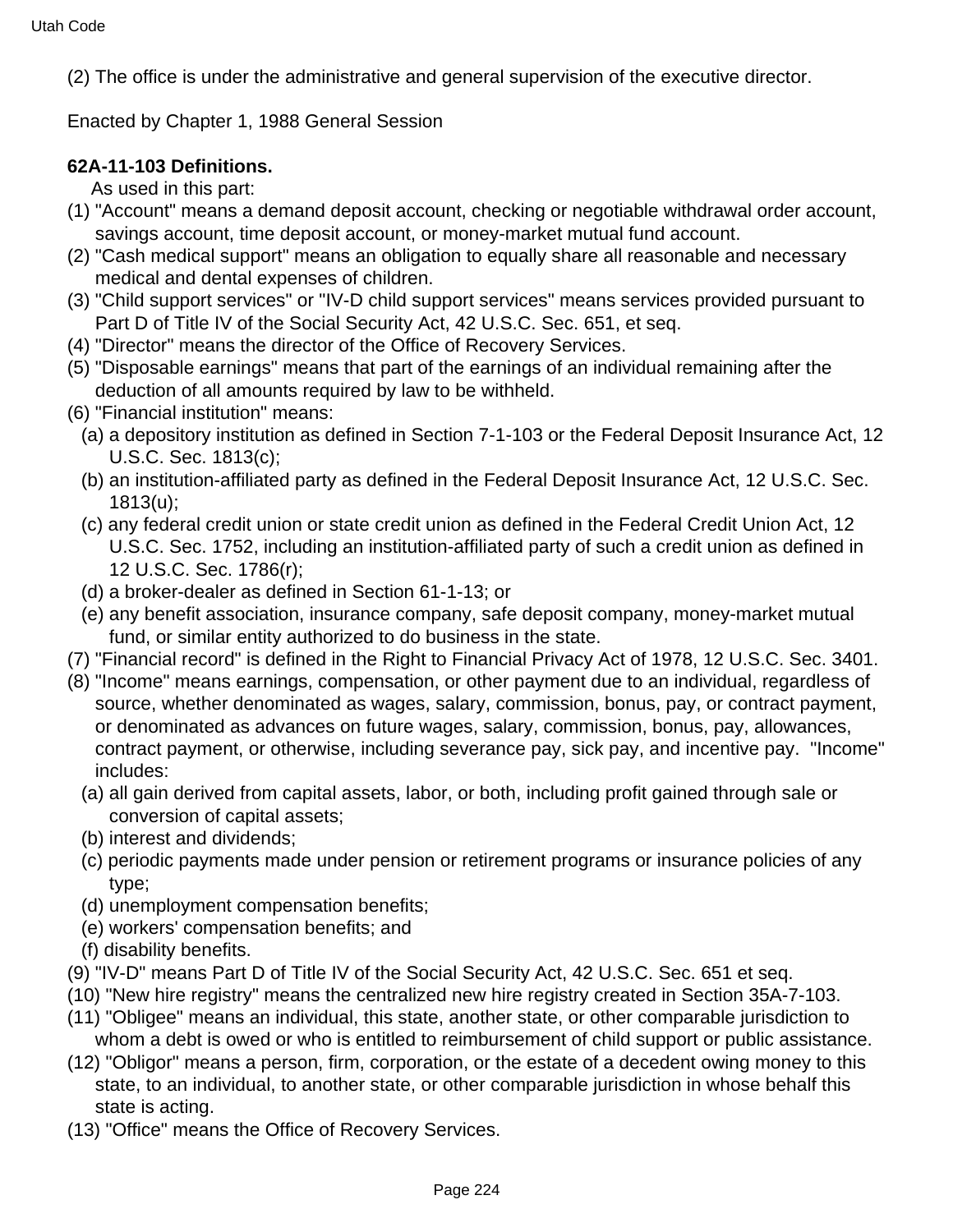(2) The office is under the administrative and general supervision of the executive director.

Enacted by Chapter 1, 1988 General Session

**62A-11-103 Definitions.**

As used in this part:

(1) "Account" means a demand deposit account, checking or negotiable withdrawal order account, savings account, time deposit account, or money-market mutual fund account.

(2) "Cash medical support" means an obligation to equally share all reasonable and necessary medical and dental expenses of children.

(3) "Child support services" or "IV-D child support services" means services provided pursuant to Part D of Title IV of the Social Security Act, 42 U.S.C. Sec. 651, et seq.

(4) "Director" means the director of the Office of Recovery Services.

(5) "Disposable earnings" means that part of the earnings of an individual remaining after the deduction of all amounts required by law to be withheld.

(6) "Financial institution" means:

  (a) a depository institution as defined in Section 7-1-103 or the Federal Deposit Insurance Act, 12 U.S.C. Sec. 1813(c);

  (b) an institution-affiliated party as defined in the Federal Deposit Insurance Act, 12 U.S.C. Sec. 1813(u);

  (c) any federal credit union or state credit union as defined in the Federal Credit Union Act, 12 U.S.C. Sec. 1752, including an institution-affiliated party of such a credit union as defined in 12 U.S.C. Sec. 1786(r);

  (d) a broker-dealer as defined in Section 61-1-13; or

  (e) any benefit association, insurance company, safe deposit company, money-market mutual fund, or similar entity authorized to do business in the state.

(7) "Financial record" is defined in the Right to Financial Privacy Act of 1978, 12 U.S.C. Sec. 3401.

(8) "Income" means earnings, compensation, or other payment due to an individual, regardless of source, whether denominated as wages, salary, commission, bonus, pay, or contract payment, or denominated as advances on future wages, salary, commission, bonus, pay, allowances, contract payment, or otherwise, including severance pay, sick pay, and incentive pay. "Income" includes:

  (a) all gain derived from capital assets, labor, or both, including profit gained through sale or conversion of capital assets;

  (b) interest and dividends;

  (c) periodic payments made under pension or retirement programs or insurance policies of any type;

  (d) unemployment compensation benefits;

  (e) workers' compensation benefits; and

  (f) disability benefits.

(9) "IV-D" means Part D of Title IV of the Social Security Act, 42 U.S.C. Sec. 651 et seq.

(10) "New hire registry" means the centralized new hire registry created in Section 35A-7-103.

(11) "Obligee" means an individual, this state, another state, or other comparable jurisdiction to whom a debt is owed or who is entitled to reimbursement of child support or public assistance.

(12) "Obligor" means a person, firm, corporation, or the estate of a decedent owing money to this state, to an individual, to another state, or other comparable jurisdiction in whose behalf this state is acting.

(13) "Office" means the Office of Recovery Services.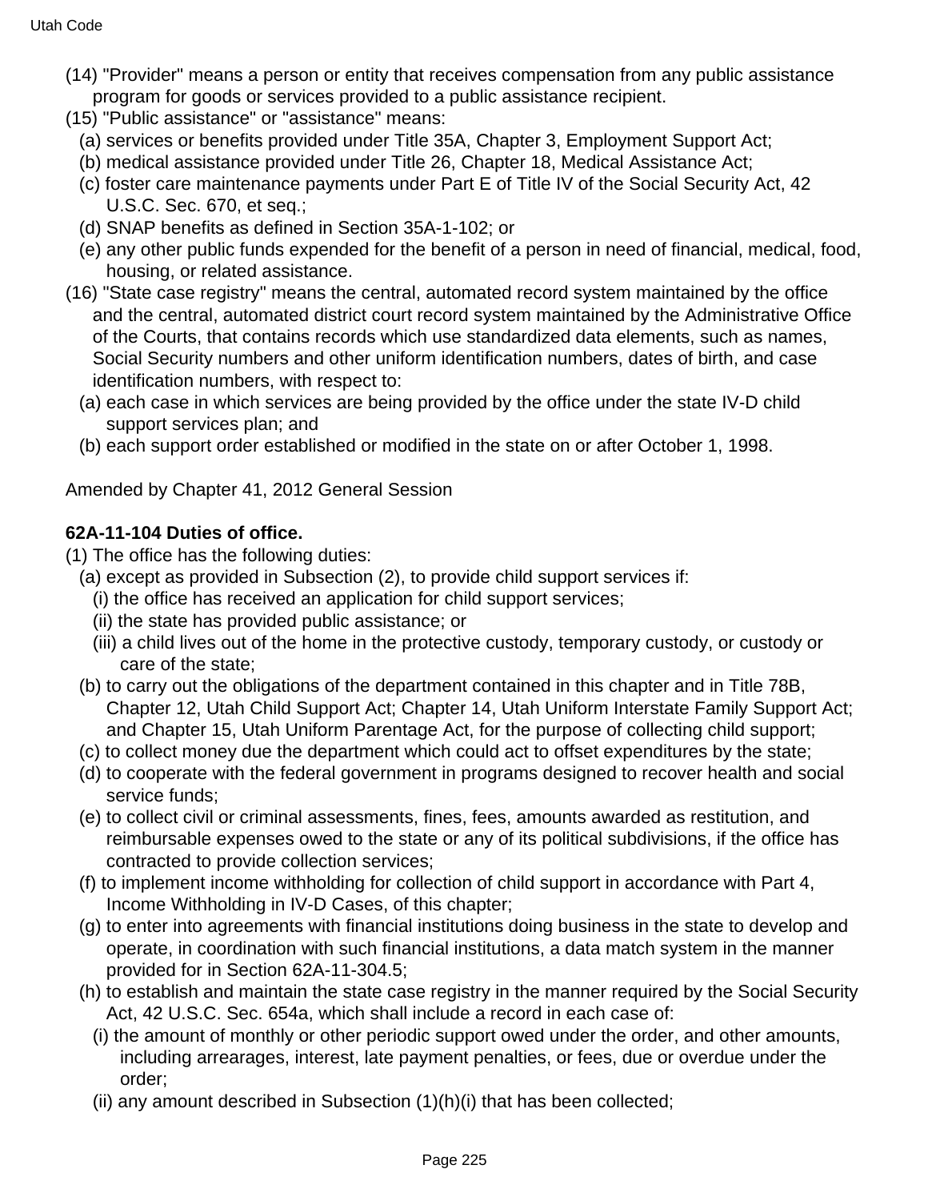(14) "Provider" means a person or entity that receives compensation from any public assistance program for goods or services provided to a public assistance recipient.

(15) "Public assistance" or "assistance" means:

- (a) services or benefits provided under Title 35A, Chapter 3, Employment Support Act;
- (b) medical assistance provided under Title 26, Chapter 18, Medical Assistance Act;
- (c) foster care maintenance payments under Part E of Title IV of the Social Security Act, 42 U.S.C. Sec. 670, et seq.;
- (d) SNAP benefits as defined in Section 35A-1-102; or
- (e) any other public funds expended for the benefit of a person in need of financial, medical, food, housing, or related assistance.

(16) "State case registry" means the central, automated record system maintained by the office and the central, automated district court record system maintained by the Administrative Office of the Courts, that contains records which use standardized data elements, such as names, Social Security numbers and other uniform identification numbers, dates of birth, and case identification numbers, with respect to:

- (a) each case in which services are being provided by the office under the state IV-D child support services plan; and
- (b) each support order established or modified in the state on or after October 1, 1998.

Amended by Chapter 41, 2012 General Session

**62A-11-104 Duties of office.**

(1) The office has the following duties:

- (a) except as provided in Subsection (2), to provide child support services if:
  - (i) the office has received an application for child support services;
  - (ii) the state has provided public assistance; or
  - (iii) a child lives out of the home in the protective custody, temporary custody, or custody or care of the state;
- (b) to carry out the obligations of the department contained in this chapter and in Title 78B, Chapter 12, Utah Child Support Act; Chapter 14, Utah Uniform Interstate Family Support Act; and Chapter 15, Utah Uniform Parentage Act, for the purpose of collecting child support;
- (c) to collect money due the department which could act to offset expenditures by the state;
- (d) to cooperate with the federal government in programs designed to recover health and social service funds;
- (e) to collect civil or criminal assessments, fines, fees, amounts awarded as restitution, and reimbursable expenses owed to the state or any of its political subdivisions, if the office has contracted to provide collection services;
- (f) to implement income withholding for collection of child support in accordance with Part 4, Income Withholding in IV-D Cases, of this chapter;
- (g) to enter into agreements with financial institutions doing business in the state to develop and operate, in coordination with such financial institutions, a data match system in the manner provided for in Section 62A-11-304.5;
- (h) to establish and maintain the state case registry in the manner required by the Social Security Act, 42 U.S.C. Sec. 654a, which shall include a record in each case of:
  - (i) the amount of monthly or other periodic support owed under the order, and other amounts, including arrearages, interest, late payment penalties, or fees, due or overdue under the order;
  - (ii) any amount described in Subsection (1)(h)(i) that has been collected;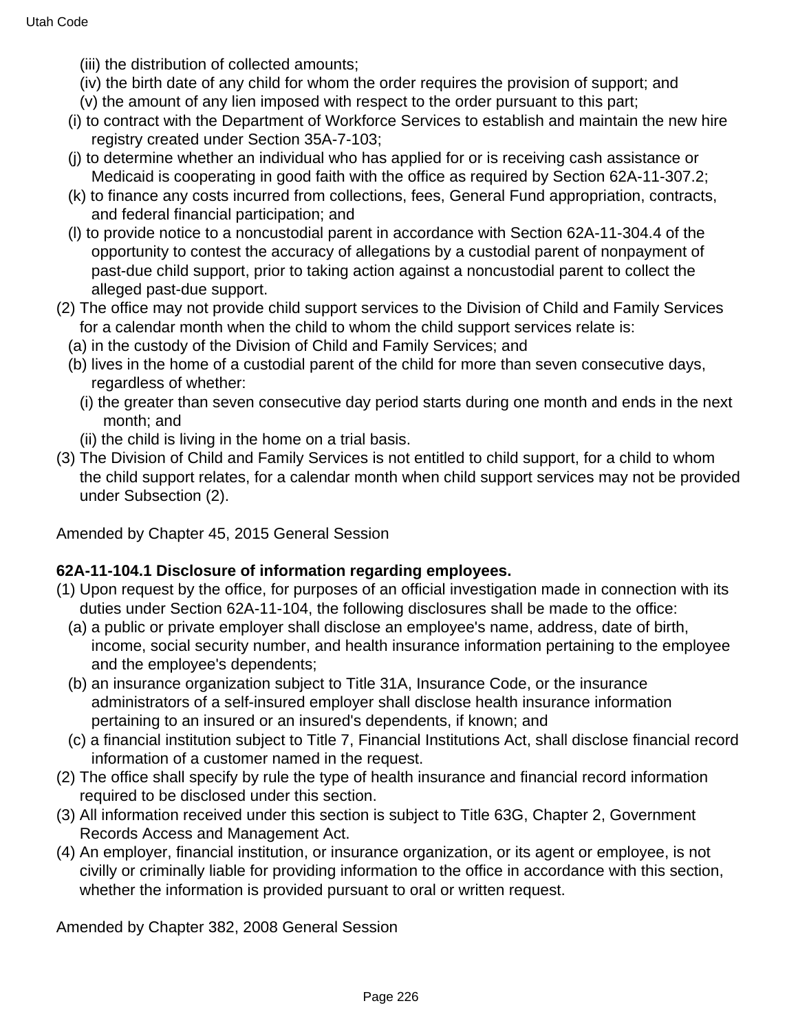(iii) the distribution of collected amounts;
(iv) the birth date of any child for whom the order requires the provision of support; and
(v) the amount of any lien imposed with respect to the order pursuant to this part;
(i) to contract with the Department of Workforce Services to establish and maintain the new hire registry created under Section 35A-7-103;
(j) to determine whether an individual who has applied for or is receiving cash assistance or Medicaid is cooperating in good faith with the office as required by Section 62A-11-307.2;
(k) to finance any costs incurred from collections, fees, General Fund appropriation, contracts, and federal financial participation; and
(l) to provide notice to a noncustodial parent in accordance with Section 62A-11-304.4 of the opportunity to contest the accuracy of allegations by a custodial parent of nonpayment of past-due child support, prior to taking action against a noncustodial parent to collect the alleged past-due support.

(2) The office may not provide child support services to the Division of Child and Family Services for a calendar month when the child to whom the child support services relate is:
(a) in the custody of the Division of Child and Family Services; and
(b) lives in the home of a custodial parent of the child for more than seven consecutive days, regardless of whether:
(i) the greater than seven consecutive day period starts during one month and ends in the next month; and
(ii) the child is living in the home on a trial basis.

(3) The Division of Child and Family Services is not entitled to child support, for a child to whom the child support relates, for a calendar month when child support services may not be provided under Subsection (2).

Amended by Chapter 45, 2015 General Session

**62A-11-104.1 Disclosure of information regarding employees.**

(1) Upon request by the office, for purposes of an official investigation made in connection with its duties under Section 62A-11-104, the following disclosures shall be made to the office:
(a) a public or private employer shall disclose an employee's name, address, date of birth, income, social security number, and health insurance information pertaining to the employee and the employee's dependents;
(b) an insurance organization subject to Title 31A, Insurance Code, or the insurance administrators of a self-insured employer shall disclose health insurance information pertaining to an insured or an insured's dependents, if known; and
(c) a financial institution subject to Title 7, Financial Institutions Act, shall disclose financial record information of a customer named in the request.

(2) The office shall specify by rule the type of health insurance and financial record information required to be disclosed under this section.

(3) All information received under this section is subject to Title 63G, Chapter 2, Government Records Access and Management Act.

(4) An employer, financial institution, or insurance organization, or its agent or employee, is not civilly or criminally liable for providing information to the office in accordance with this section, whether the information is provided pursuant to oral or written request.

Amended by Chapter 382, 2008 General Session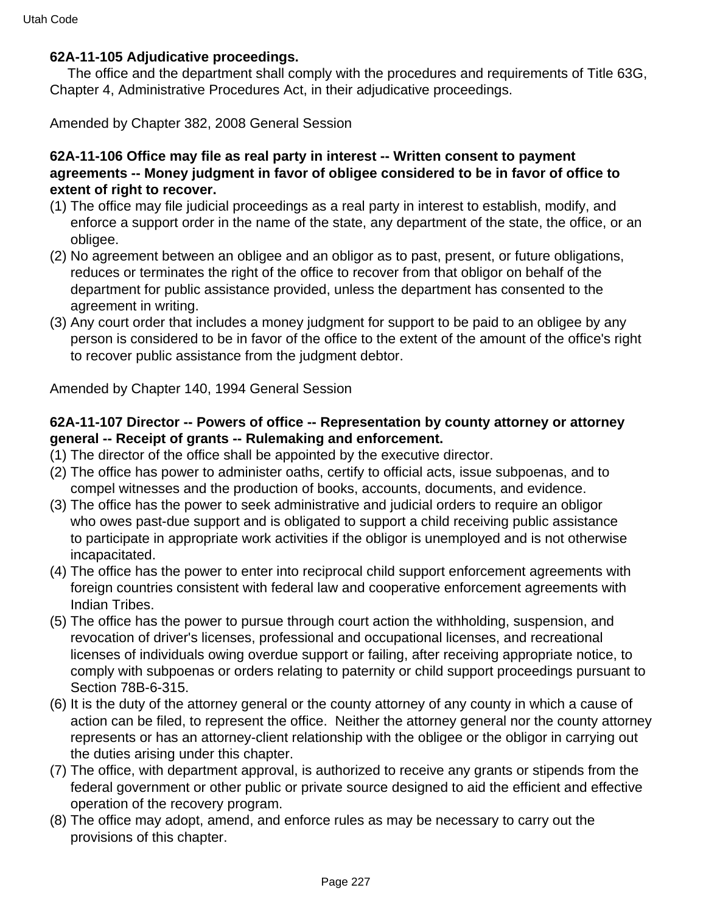**62A-11-105 Adjudicative proceedings.**

The office and the department shall comply with the procedures and requirements of Title 63G, Chapter 4, Administrative Procedures Act, in their adjudicative proceedings.

Amended by Chapter 382, 2008 General Session

**62A-11-106 Office may file as real party in interest -- Written consent to payment agreements -- Money judgment in favor of obligee considered to be in favor of office to extent of right to recover.**

(1) The office may file judicial proceedings as a real party in interest to establish, modify, and enforce a support order in the name of the state, any department of the state, the office, or an obligee.
(2) No agreement between an obligee and an obligor as to past, present, or future obligations, reduces or terminates the right of the office to recover from that obligor on behalf of the department for public assistance provided, unless the department has consented to the agreement in writing.
(3) Any court order that includes a money judgment for support to be paid to an obligee by any person is considered to be in favor of the office to the extent of the amount of the office's right to recover public assistance from the judgment debtor.

Amended by Chapter 140, 1994 General Session

**62A-11-107 Director -- Powers of office -- Representation by county attorney or attorney general -- Receipt of grants -- Rulemaking and enforcement.**

(1) The director of the office shall be appointed by the executive director.
(2) The office has power to administer oaths, certify to official acts, issue subpoenas, and to compel witnesses and the production of books, accounts, documents, and evidence.
(3) The office has the power to seek administrative and judicial orders to require an obligor who owes past-due support and is obligated to support a child receiving public assistance to participate in appropriate work activities if the obligor is unemployed and is not otherwise incapacitated.
(4) The office has the power to enter into reciprocal child support enforcement agreements with foreign countries consistent with federal law and cooperative enforcement agreements with Indian Tribes.
(5) The office has the power to pursue through court action the withholding, suspension, and revocation of driver's licenses, professional and occupational licenses, and recreational licenses of individuals owing overdue support or failing, after receiving appropriate notice, to comply with subpoenas or orders relating to paternity or child support proceedings pursuant to Section 78B-6-315.
(6) It is the duty of the attorney general or the county attorney of any county in which a cause of action can be filed, to represent the office. Neither the attorney general nor the county attorney represents or has an attorney-client relationship with the obligee or the obligor in carrying out the duties arising under this chapter.
(7) The office, with department approval, is authorized to receive any grants or stipends from the federal government or other public or private source designed to aid the efficient and effective operation of the recovery program.
(8) The office may adopt, amend, and enforce rules as may be necessary to carry out the provisions of this chapter.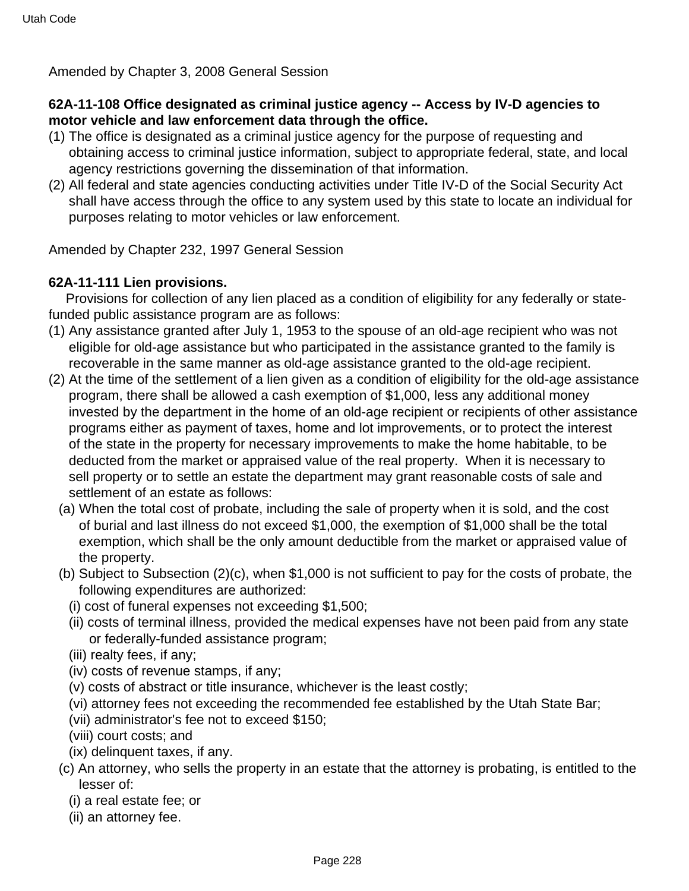Amended by Chapter 3, 2008 General Session

**62A-11-108 Office designated as criminal justice agency -- Access by IV-D agencies to motor vehicle and law enforcement data through the office.**

(1) The office is designated as a criminal justice agency for the purpose of requesting and obtaining access to criminal justice information, subject to appropriate federal, state, and local agency restrictions governing the dissemination of that information.

(2) All federal and state agencies conducting activities under Title IV-D of the Social Security Act shall have access through the office to any system used by this state to locate an individual for purposes relating to motor vehicles or law enforcement.

Amended by Chapter 232, 1997 General Session

**62A-11-111 Lien provisions.**

Provisions for collection of any lien placed as a condition of eligibility for any federally or state-funded public assistance program are as follows:

(1) Any assistance granted after July 1, 1953 to the spouse of an old-age recipient who was not eligible for old-age assistance but who participated in the assistance granted to the family is recoverable in the same manner as old-age assistance granted to the old-age recipient.

(2) At the time of the settlement of a lien given as a condition of eligibility for the old-age assistance program, there shall be allowed a cash exemption of $1,000, less any additional money invested by the department in the home of an old-age recipient or recipients of other assistance programs either as payment of taxes, home and lot improvements, or to protect the interest of the state in the property for necessary improvements to make the home habitable, to be deducted from the market or appraised value of the real property. When it is necessary to sell property or to settle an estate the department may grant reasonable costs of sale and settlement of an estate as follows:

  (a) When the total cost of probate, including the sale of property when it is sold, and the cost of burial and last illness do not exceed $1,000, the exemption of $1,000 shall be the total exemption, which shall be the only amount deductible from the market or appraised value of the property.

  (b) Subject to Subsection (2)(c), when $1,000 is not sufficient to pay for the costs of probate, the following expenditures are authorized:

    (i) cost of funeral expenses not exceeding $1,500;

    (ii) costs of terminal illness, provided the medical expenses have not been paid from any state or federally-funded assistance program;

    (iii) realty fees, if any;

    (iv) costs of revenue stamps, if any;

    (v) costs of abstract or title insurance, whichever is the least costly;

    (vi) attorney fees not exceeding the recommended fee established by the Utah State Bar;

    (vii) administrator's fee not to exceed $150;

    (viii) court costs; and

    (ix) delinquent taxes, if any.

  (c) An attorney, who sells the property in an estate that the attorney is probating, is entitled to the lesser of:

    (i) a real estate fee; or

    (ii) an attorney fee.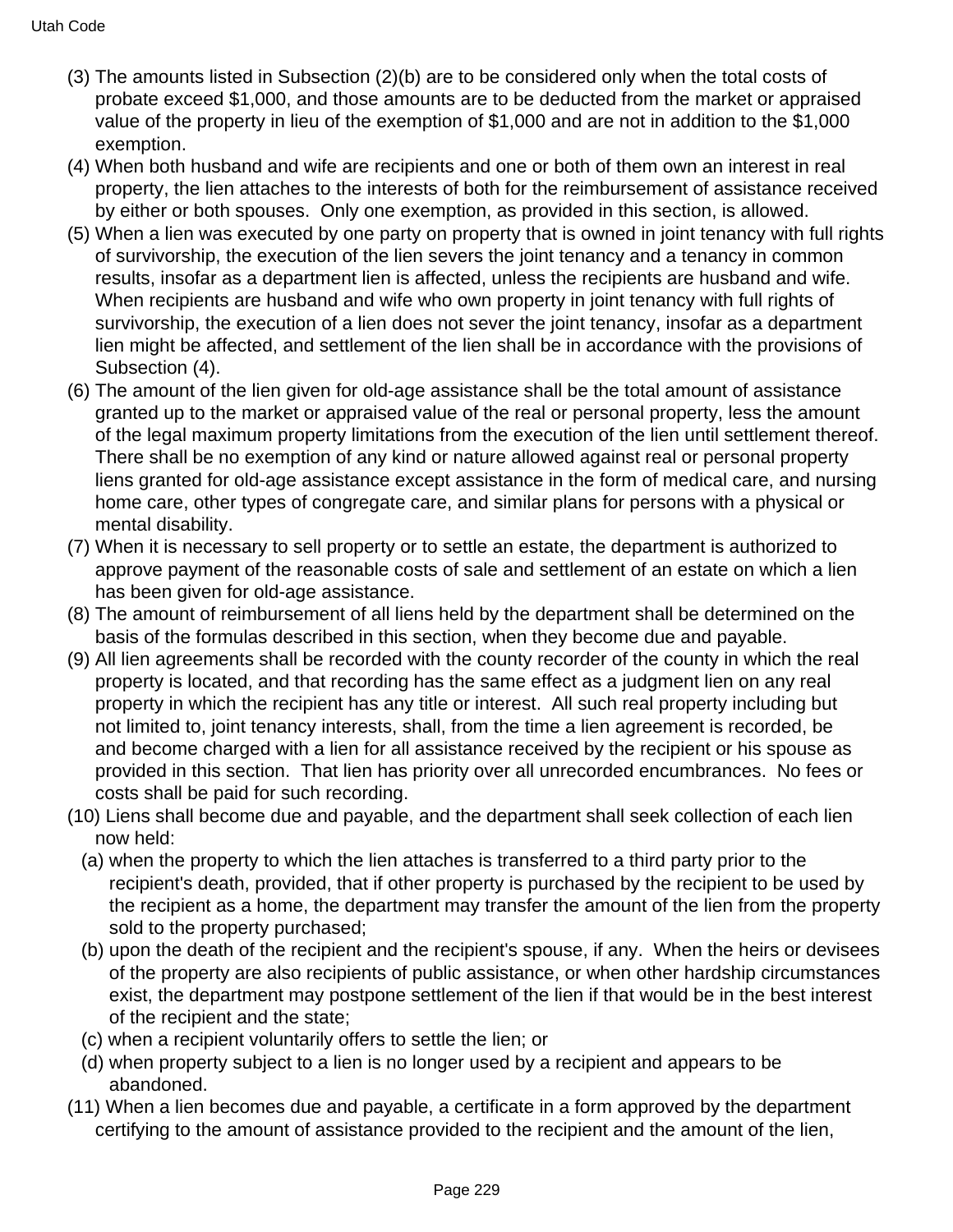(3) The amounts listed in Subsection (2)(b) are to be considered only when the total costs of probate exceed $1,000, and those amounts are to be deducted from the market or appraised value of the property in lieu of the exemption of $1,000 and are not in addition to the $1,000 exemption.

(4) When both husband and wife are recipients and one or both of them own an interest in real property, the lien attaches to the interests of both for the reimbursement of assistance received by either or both spouses. Only one exemption, as provided in this section, is allowed.

(5) When a lien was executed by one party on property that is owned in joint tenancy with full rights of survivorship, the execution of the lien severs the joint tenancy and a tenancy in common results, insofar as a department lien is affected, unless the recipients are husband and wife. When recipients are husband and wife who own property in joint tenancy with full rights of survivorship, the execution of a lien does not sever the joint tenancy, insofar as a department lien might be affected, and settlement of the lien shall be in accordance with the provisions of Subsection (4).

(6) The amount of the lien given for old-age assistance shall be the total amount of assistance granted up to the market or appraised value of the real or personal property, less the amount of the legal maximum property limitations from the execution of the lien until settlement thereof. There shall be no exemption of any kind or nature allowed against real or personal property liens granted for old-age assistance except assistance in the form of medical care, and nursing home care, other types of congregate care, and similar plans for persons with a physical or mental disability.

(7) When it is necessary to sell property or to settle an estate, the department is authorized to approve payment of the reasonable costs of sale and settlement of an estate on which a lien has been given for old-age assistance.

(8) The amount of reimbursement of all liens held by the department shall be determined on the basis of the formulas described in this section, when they become due and payable.

(9) All lien agreements shall be recorded with the county recorder of the county in which the real property is located, and that recording has the same effect as a judgment lien on any real property in which the recipient has any title or interest. All such real property including but not limited to, joint tenancy interests, shall, from the time a lien agreement is recorded, be and become charged with a lien for all assistance received by the recipient or his spouse as provided in this section. That lien has priority over all unrecorded encumbrances. No fees or costs shall be paid for such recording.

(10) Liens shall become due and payable, and the department shall seek collection of each lien now held:

  (a) when the property to which the lien attaches is transferred to a third party prior to the recipient's death, provided, that if other property is purchased by the recipient to be used by the recipient as a home, the department may transfer the amount of the lien from the property sold to the property purchased;

  (b) upon the death of the recipient and the recipient's spouse, if any. When the heirs or devisees of the property are also recipients of public assistance, or when other hardship circumstances exist, the department may postpone settlement of the lien if that would be in the best interest of the recipient and the state;

  (c) when a recipient voluntarily offers to settle the lien; or

  (d) when property subject to a lien is no longer used by a recipient and appears to be abandoned.

(11) When a lien becomes due and payable, a certificate in a form approved by the department certifying to the amount of assistance provided to the recipient and the amount of the lien,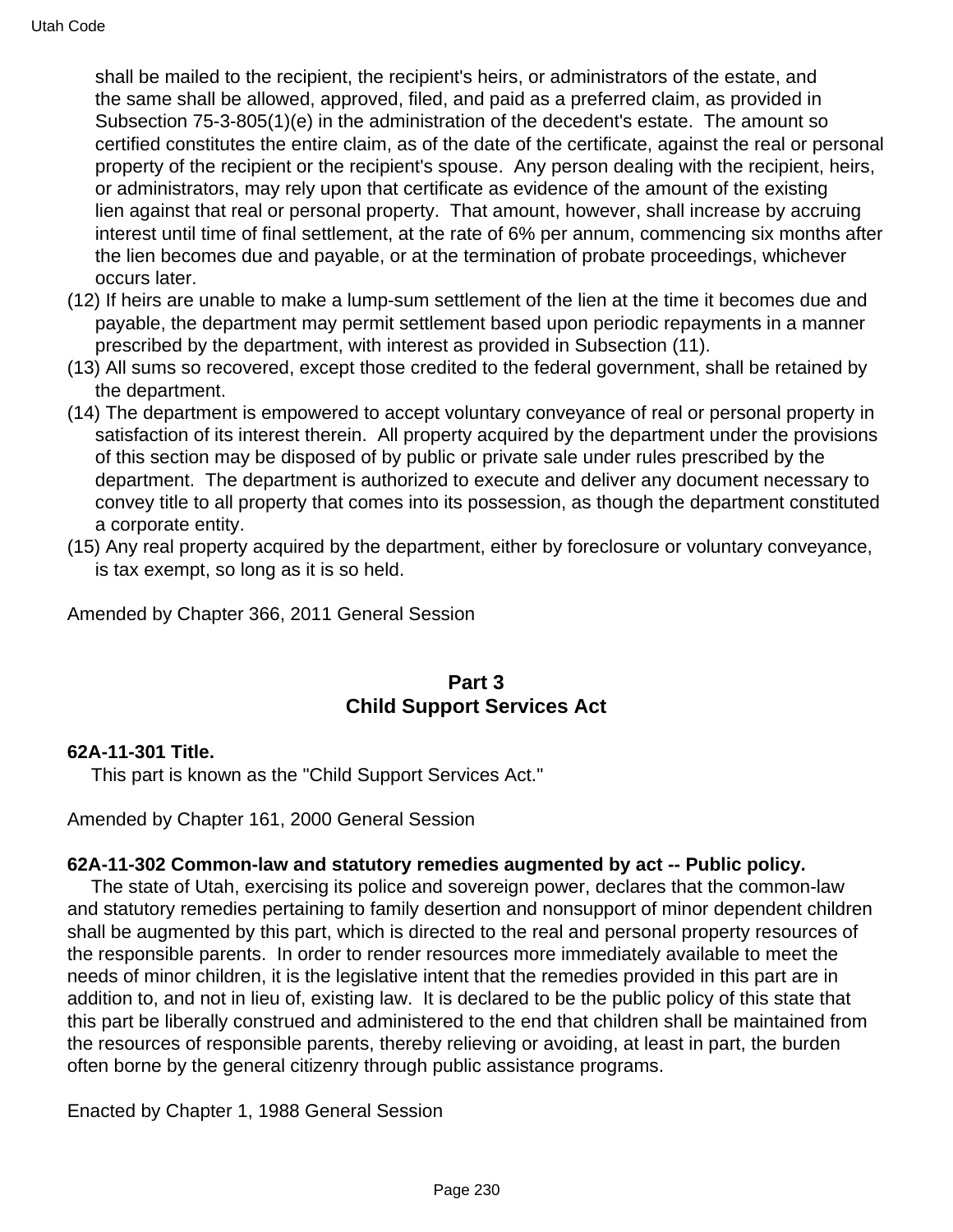shall be mailed to the recipient, the recipient's heirs, or administrators of the estate, and the same shall be allowed, approved, filed, and paid as a preferred claim, as provided in Subsection 75-3-805(1)(e) in the administration of the decedent's estate. The amount so certified constitutes the entire claim, as of the date of the certificate, against the real or personal property of the recipient or the recipient's spouse. Any person dealing with the recipient, heirs, or administrators, may rely upon that certificate as evidence of the amount of the existing lien against that real or personal property. That amount, however, shall increase by accruing interest until time of final settlement, at the rate of 6% per annum, commencing six months after the lien becomes due and payable, or at the termination of probate proceedings, whichever occurs later.

(12) If heirs are unable to make a lump-sum settlement of the lien at the time it becomes due and payable, the department may permit settlement based upon periodic repayments in a manner prescribed by the department, with interest as provided in Subsection (11).

(13) All sums so recovered, except those credited to the federal government, shall be retained by the department.

(14) The department is empowered to accept voluntary conveyance of real or personal property in satisfaction of its interest therein. All property acquired by the department under the provisions of this section may be disposed of by public or private sale under rules prescribed by the department. The department is authorized to execute and deliver any document necessary to convey title to all property that comes into its possession, as though the department constituted a corporate entity.

(15) Any real property acquired by the department, either by foreclosure or voluntary conveyance, is tax exempt, so long as it is so held.

Amended by Chapter 366, 2011 General Session

## Part 3
## Child Support Services Act

**62A-11-301 Title.**

This part is known as the "Child Support Services Act."

Amended by Chapter 161, 2000 General Session

**62A-11-302 Common-law and statutory remedies augmented by act -- Public policy.**

The state of Utah, exercising its police and sovereign power, declares that the common-law and statutory remedies pertaining to family desertion and nonsupport of minor dependent children shall be augmented by this part, which is directed to the real and personal property resources of the responsible parents. In order to render resources more immediately available to meet the needs of minor children, it is the legislative intent that the remedies provided in this part are in addition to, and not in lieu of, existing law. It is declared to be the public policy of this state that this part be liberally construed and administered to the end that children shall be maintained from the resources of responsible parents, thereby relieving or avoiding, at least in part, the burden often borne by the general citizenry through public assistance programs.

Enacted by Chapter 1, 1988 General Session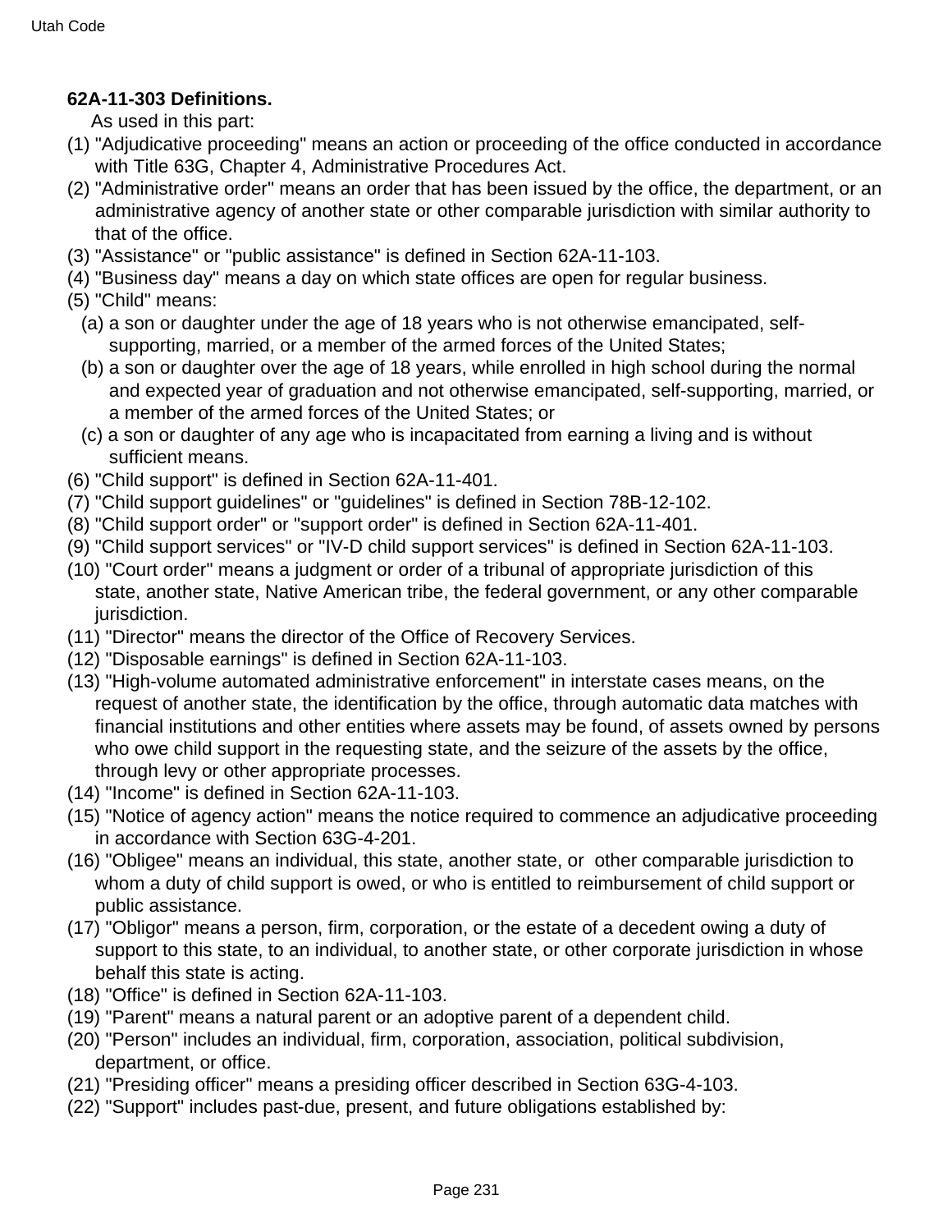**62A-11-303 Definitions.**

As used in this part:

(1) "Adjudicative proceeding" means an action or proceeding of the office conducted in accordance with Title 63G, Chapter 4, Administrative Procedures Act.

(2) "Administrative order" means an order that has been issued by the office, the department, or an administrative agency of another state or other comparable jurisdiction with similar authority to that of the office.

(3) "Assistance" or "public assistance" is defined in Section 62A-11-103.

(4) "Business day" means a day on which state offices are open for regular business.

(5) "Child" means:

(a) a son or daughter under the age of 18 years who is not otherwise emancipated, self-supporting, married, or a member of the armed forces of the United States;

(b) a son or daughter over the age of 18 years, while enrolled in high school during the normal and expected year of graduation and not otherwise emancipated, self-supporting, married, or a member of the armed forces of the United States; or

(c) a son or daughter of any age who is incapacitated from earning a living and is without sufficient means.

(6) "Child support" is defined in Section 62A-11-401.

(7) "Child support guidelines" or "guidelines" is defined in Section 78B-12-102.

(8) "Child support order" or "support order" is defined in Section 62A-11-401.

(9) "Child support services" or "IV-D child support services" is defined in Section 62A-11-103.

(10) "Court order" means a judgment or order of a tribunal of appropriate jurisdiction of this state, another state, Native American tribe, the federal government, or any other comparable jurisdiction.

(11) "Director" means the director of the Office of Recovery Services.

(12) "Disposable earnings" is defined in Section 62A-11-103.

(13) "High-volume automated administrative enforcement" in interstate cases means, on the request of another state, the identification by the office, through automatic data matches with financial institutions and other entities where assets may be found, of assets owned by persons who owe child support in the requesting state, and the seizure of the assets by the office, through levy or other appropriate processes.

(14) "Income" is defined in Section 62A-11-103.

(15) "Notice of agency action" means the notice required to commence an adjudicative proceeding in accordance with Section 63G-4-201.

(16) "Obligee" means an individual, this state, another state, or other comparable jurisdiction to whom a duty of child support is owed, or who is entitled to reimbursement of child support or public assistance.

(17) "Obligor" means a person, firm, corporation, or the estate of a decedent owing a duty of support to this state, to an individual, to another state, or other corporate jurisdiction in whose behalf this state is acting.

(18) "Office" is defined in Section 62A-11-103.

(19) "Parent" means a natural parent or an adoptive parent of a dependent child.

(20) "Person" includes an individual, firm, corporation, association, political subdivision, department, or office.

(21) "Presiding officer" means a presiding officer described in Section 63G-4-103.

(22) "Support" includes past-due, present, and future obligations established by: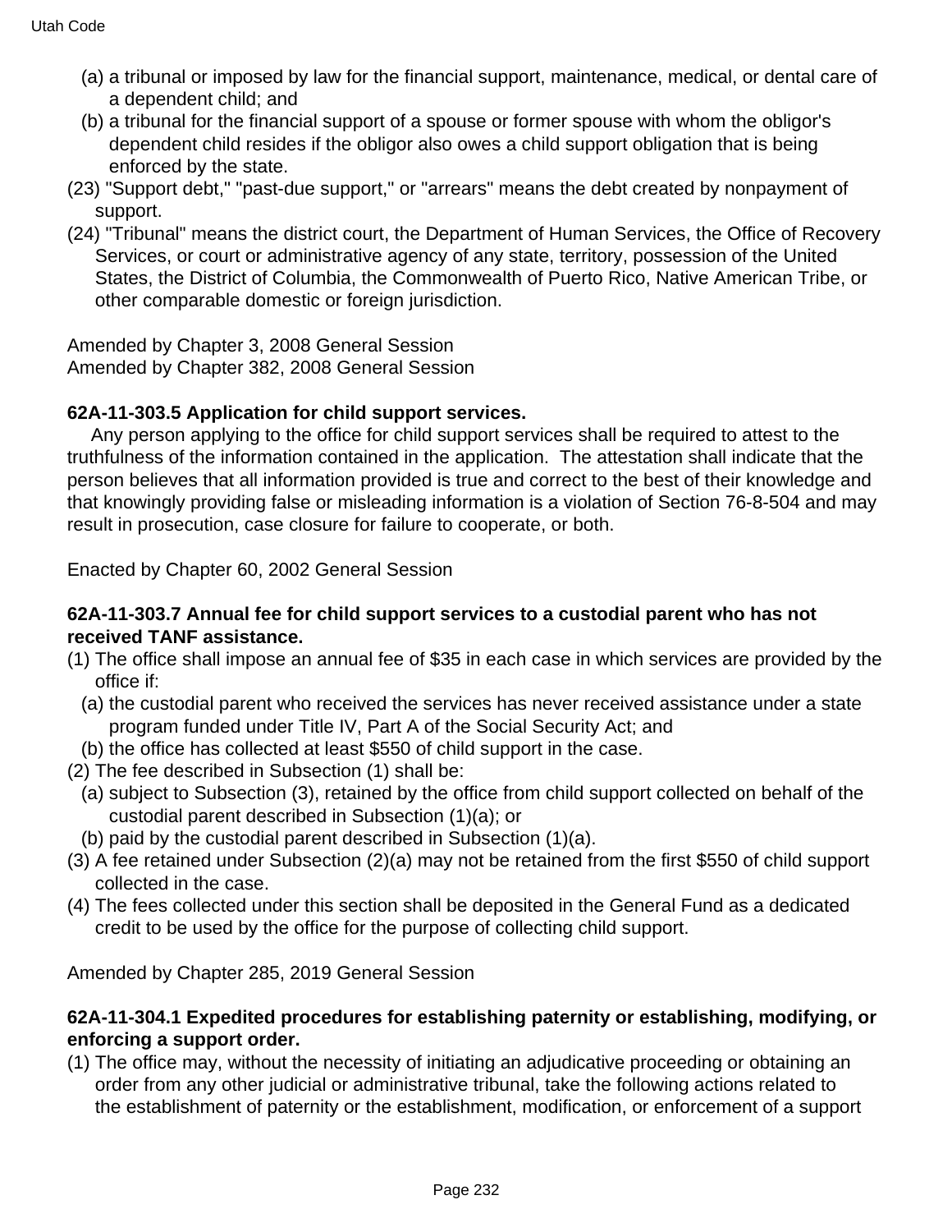(a) a tribunal or imposed by law for the financial support, maintenance, medical, or dental care of a dependent child; and

(b) a tribunal for the financial support of a spouse or former spouse with whom the obligor's dependent child resides if the obligor also owes a child support obligation that is being enforced by the state.

(23) "Support debt," "past-due support," or "arrears" means the debt created by nonpayment of support.

(24) "Tribunal" means the district court, the Department of Human Services, the Office of Recovery Services, or court or administrative agency of any state, territory, possession of the United States, the District of Columbia, the Commonwealth of Puerto Rico, Native American Tribe, or other comparable domestic or foreign jurisdiction.

Amended by Chapter 3, 2008 General Session
Amended by Chapter 382, 2008 General Session

**62A-11-303.5 Application for child support services.**

Any person applying to the office for child support services shall be required to attest to the truthfulness of the information contained in the application. The attestation shall indicate that the person believes that all information provided is true and correct to the best of their knowledge and that knowingly providing false or misleading information is a violation of Section 76-8-504 and may result in prosecution, case closure for failure to cooperate, or both.

Enacted by Chapter 60, 2002 General Session

**62A-11-303.7 Annual fee for child support services to a custodial parent who has not received TANF assistance.**

(1) The office shall impose an annual fee of $35 in each case in which services are provided by the office if:

(a) the custodial parent who received the services has never received assistance under a state program funded under Title IV, Part A of the Social Security Act; and

(b) the office has collected at least $550 of child support in the case.

(2) The fee described in Subsection (1) shall be:

(a) subject to Subsection (3), retained by the office from child support collected on behalf of the custodial parent described in Subsection (1)(a); or

(b) paid by the custodial parent described in Subsection (1)(a).

(3) A fee retained under Subsection (2)(a) may not be retained from the first $550 of child support collected in the case.

(4) The fees collected under this section shall be deposited in the General Fund as a dedicated credit to be used by the office for the purpose of collecting child support.

Amended by Chapter 285, 2019 General Session

**62A-11-304.1 Expedited procedures for establishing paternity or establishing, modifying, or enforcing a support order.**

(1) The office may, without the necessity of initiating an adjudicative proceeding or obtaining an order from any other judicial or administrative tribunal, take the following actions related to the establishment of paternity or the establishment, modification, or enforcement of a support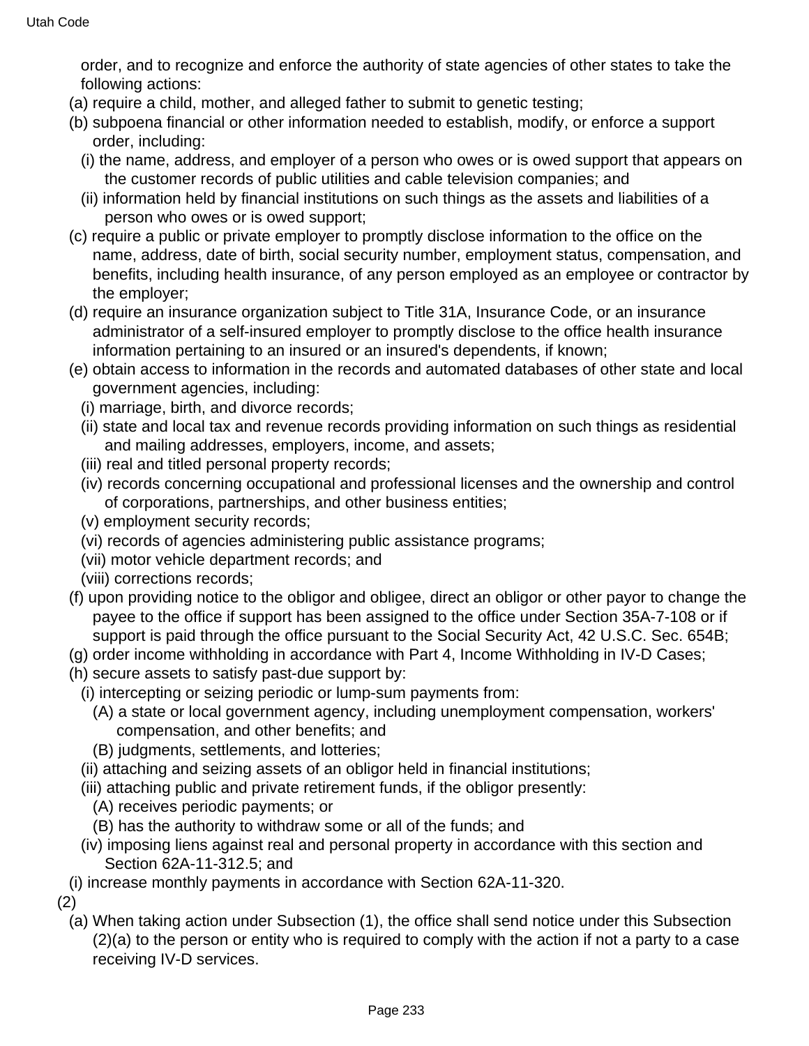order, and to recognize and enforce the authority of state agencies of other states to take the following actions:

(a) require a child, mother, and alleged father to submit to genetic testing;

(b) subpoena financial or other information needed to establish, modify, or enforce a support order, including:

  (i) the name, address, and employer of a person who owes or is owed support that appears on the customer records of public utilities and cable television companies; and

  (ii) information held by financial institutions on such things as the assets and liabilities of a person who owes or is owed support;

(c) require a public or private employer to promptly disclose information to the office on the name, address, date of birth, social security number, employment status, compensation, and benefits, including health insurance, of any person employed as an employee or contractor by the employer;

(d) require an insurance organization subject to Title 31A, Insurance Code, or an insurance administrator of a self-insured employer to promptly disclose to the office health insurance information pertaining to an insured or an insured's dependents, if known;

(e) obtain access to information in the records and automated databases of other state and local government agencies, including:

  (i) marriage, birth, and divorce records;

  (ii) state and local tax and revenue records providing information on such things as residential and mailing addresses, employers, income, and assets;

  (iii) real and titled personal property records;

  (iv) records concerning occupational and professional licenses and the ownership and control of corporations, partnerships, and other business entities;

  (v) employment security records;

  (vi) records of agencies administering public assistance programs;

  (vii) motor vehicle department records; and

  (viii) corrections records;

(f) upon providing notice to the obligor and obligee, direct an obligor or other payor to change the payee to the office if support has been assigned to the office under Section 35A-7-108 or if support is paid through the office pursuant to the Social Security Act, 42 U.S.C. Sec. 654B;

(g) order income withholding in accordance with Part 4, Income Withholding in IV-D Cases;

(h) secure assets to satisfy past-due support by:

  (i) intercepting or seizing periodic or lump-sum payments from:

    (A) a state or local government agency, including unemployment compensation, workers' compensation, and other benefits; and

    (B) judgments, settlements, and lotteries;

  (ii) attaching and seizing assets of an obligor held in financial institutions;

  (iii) attaching public and private retirement funds, if the obligor presently:

    (A) receives periodic payments; or

    (B) has the authority to withdraw some or all of the funds; and

  (iv) imposing liens against real and personal property in accordance with this section and Section 62A-11-312.5; and

(i) increase monthly payments in accordance with Section 62A-11-320.

(2)

(a) When taking action under Subsection (1), the office shall send notice under this Subsection (2)(a) to the person or entity who is required to comply with the action if not a party to a case receiving IV-D services.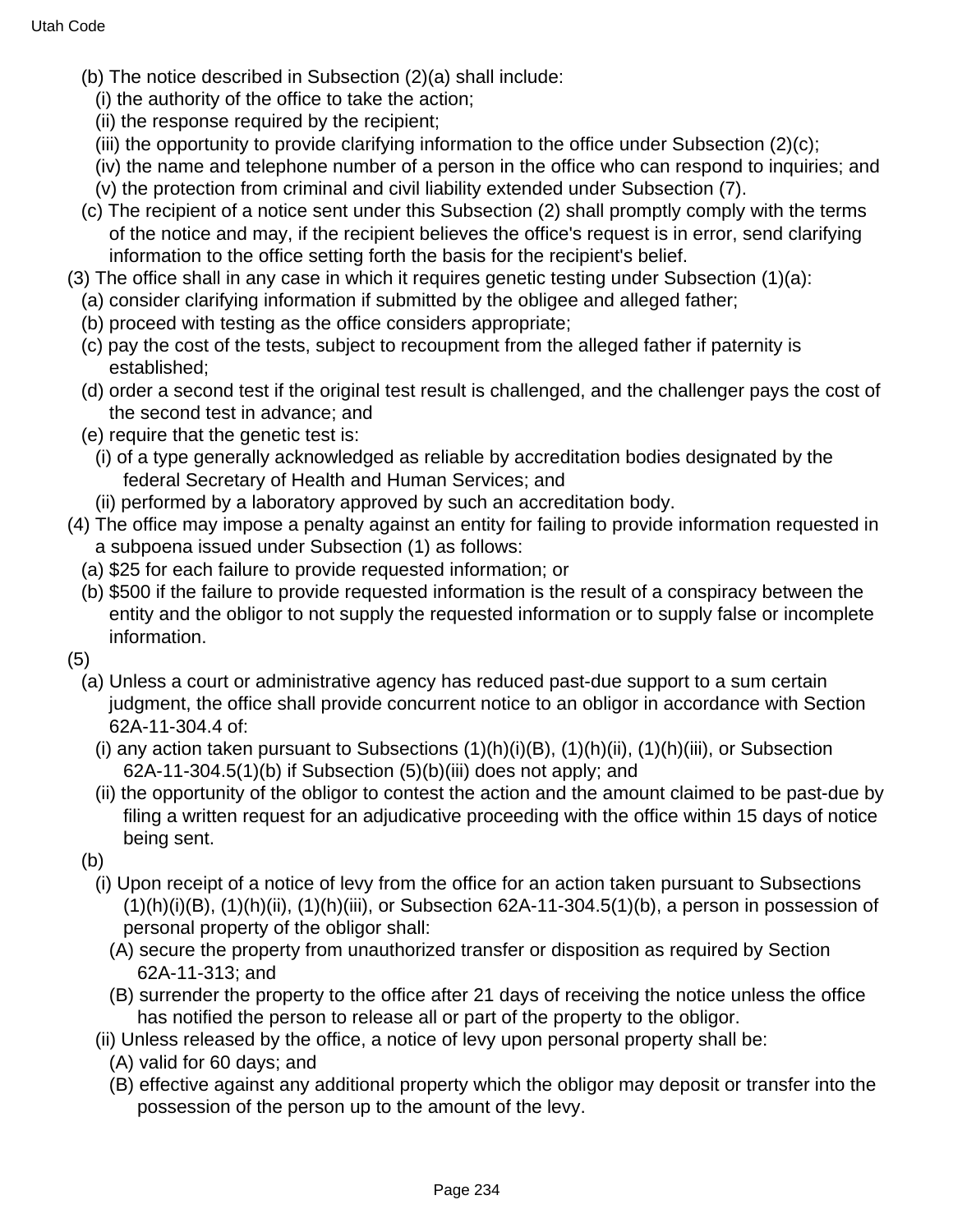(b) The notice described in Subsection (2)(a) shall include:

(i) the authority of the office to take the action;

(ii) the response required by the recipient;

(iii) the opportunity to provide clarifying information to the office under Subsection (2)(c);

(iv) the name and telephone number of a person in the office who can respond to inquiries; and

(v) the protection from criminal and civil liability extended under Subsection (7).

(c) The recipient of a notice sent under this Subsection (2) shall promptly comply with the terms of the notice and may, if the recipient believes the office's request is in error, send clarifying information to the office setting forth the basis for the recipient's belief.

(3) The office shall in any case in which it requires genetic testing under Subsection (1)(a):

(a) consider clarifying information if submitted by the obligee and alleged father;

(b) proceed with testing as the office considers appropriate;

(c) pay the cost of the tests, subject to recoupment from the alleged father if paternity is established;

(d) order a second test if the original test result is challenged, and the challenger pays the cost of the second test in advance; and

(e) require that the genetic test is:

(i) of a type generally acknowledged as reliable by accreditation bodies designated by the federal Secretary of Health and Human Services; and

(ii) performed by a laboratory approved by such an accreditation body.

(4) The office may impose a penalty against an entity for failing to provide information requested in a subpoena issued under Subsection (1) as follows:

(a) $25 for each failure to provide requested information; or

(b) $500 if the failure to provide requested information is the result of a conspiracy between the entity and the obligor to not supply the requested information or to supply false or incomplete information.

(5)

(a) Unless a court or administrative agency has reduced past-due support to a sum certain judgment, the office shall provide concurrent notice to an obligor in accordance with Section 62A-11-304.4 of:

(i) any action taken pursuant to Subsections (1)(h)(i)(B), (1)(h)(ii), (1)(h)(iii), or Subsection 62A-11-304.5(1)(b) if Subsection (5)(b)(iii) does not apply; and

(ii) the opportunity of the obligor to contest the action and the amount claimed to be past-due by filing a written request for an adjudicative proceeding with the office within 15 days of notice being sent.

(b)

(i) Upon receipt of a notice of levy from the office for an action taken pursuant to Subsections (1)(h)(i)(B), (1)(h)(ii), (1)(h)(iii), or Subsection 62A-11-304.5(1)(b), a person in possession of personal property of the obligor shall:

(A) secure the property from unauthorized transfer or disposition as required by Section 62A-11-313; and

(B) surrender the property to the office after 21 days of receiving the notice unless the office has notified the person to release all or part of the property to the obligor.

(ii) Unless released by the office, a notice of levy upon personal property shall be:

(A) valid for 60 days; and

(B) effective against any additional property which the obligor may deposit or transfer into the possession of the person up to the amount of the levy.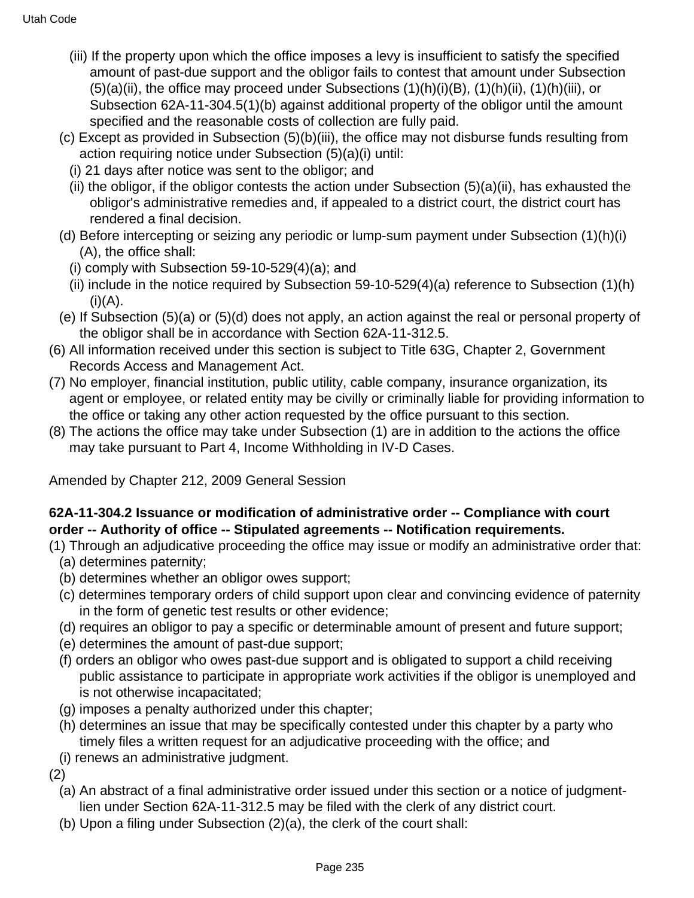(iii) If the property upon which the office imposes a levy is insufficient to satisfy the specified amount of past-due support and the obligor fails to contest that amount under Subsection (5)(a)(ii), the office may proceed under Subsections (1)(h)(i)(B), (1)(h)(ii), (1)(h)(iii), or Subsection 62A-11-304.5(1)(b) against additional property of the obligor until the amount specified and the reasonable costs of collection are fully paid.

(c) Except as provided in Subsection (5)(b)(iii), the office may not disburse funds resulting from action requiring notice under Subsection (5)(a)(i) until:

(i) 21 days after notice was sent to the obligor; and

(ii) the obligor, if the obligor contests the action under Subsection (5)(a)(ii), has exhausted the obligor's administrative remedies and, if appealed to a district court, the district court has rendered a final decision.

(d) Before intercepting or seizing any periodic or lump-sum payment under Subsection (1)(h)(i)(A), the office shall:

(i) comply with Subsection 59-10-529(4)(a); and

(ii) include in the notice required by Subsection 59-10-529(4)(a) reference to Subsection (1)(h)(i)(A).

(e) If Subsection (5)(a) or (5)(d) does not apply, an action against the real or personal property of the obligor shall be in accordance with Section 62A-11-312.5.

(6) All information received under this section is subject to Title 63G, Chapter 2, Government Records Access and Management Act.

(7) No employer, financial institution, public utility, cable company, insurance organization, its agent or employee, or related entity may be civilly or criminally liable for providing information to the office or taking any other action requested by the office pursuant to this section.

(8) The actions the office may take under Subsection (1) are in addition to the actions the office may take pursuant to Part 4, Income Withholding in IV-D Cases.

Amended by Chapter 212, 2009 General Session

**62A-11-304.2 Issuance or modification of administrative order -- Compliance with court order -- Authority of office -- Stipulated agreements -- Notification requirements.**

(1) Through an adjudicative proceeding the office may issue or modify an administrative order that:

(a) determines paternity;

(b) determines whether an obligor owes support;

(c) determines temporary orders of child support upon clear and convincing evidence of paternity in the form of genetic test results or other evidence;

(d) requires an obligor to pay a specific or determinable amount of present and future support;

(e) determines the amount of past-due support;

(f) orders an obligor who owes past-due support and is obligated to support a child receiving public assistance to participate in appropriate work activities if the obligor is unemployed and is not otherwise incapacitated;

(g) imposes a penalty authorized under this chapter;

(h) determines an issue that may be specifically contested under this chapter by a party who timely files a written request for an adjudicative proceeding with the office; and

(i) renews an administrative judgment.

(2)

(a) An abstract of a final administrative order issued under this section or a notice of judgment-lien under Section 62A-11-312.5 may be filed with the clerk of any district court.

(b) Upon a filing under Subsection (2)(a), the clerk of the court shall: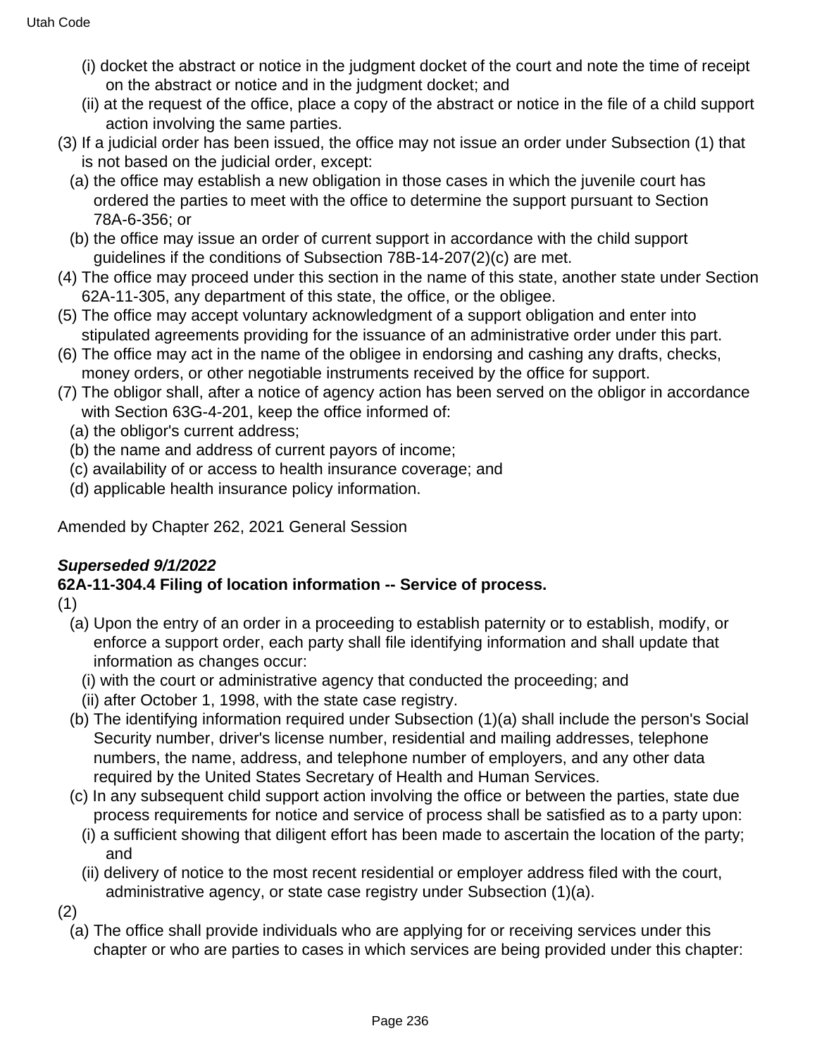(i) docket the abstract or notice in the judgment docket of the court and note the time of receipt on the abstract or notice and in the judgment docket; and

(ii) at the request of the office, place a copy of the abstract or notice in the file of a child support action involving the same parties.

(3) If a judicial order has been issued, the office may not issue an order under Subsection (1) that is not based on the judicial order, except:

(a) the office may establish a new obligation in those cases in which the juvenile court has ordered the parties to meet with the office to determine the support pursuant to Section 78A-6-356; or

(b) the office may issue an order of current support in accordance with the child support guidelines if the conditions of Subsection 78B-14-207(2)(c) are met.

(4) The office may proceed under this section in the name of this state, another state under Section 62A-11-305, any department of this state, the office, or the obligee.

(5) The office may accept voluntary acknowledgment of a support obligation and enter into stipulated agreements providing for the issuance of an administrative order under this part.

(6) The office may act in the name of the obligee in endorsing and cashing any drafts, checks, money orders, or other negotiable instruments received by the office for support.

(7) The obligor shall, after a notice of agency action has been served on the obligor in accordance with Section 63G-4-201, keep the office informed of:

(a) the obligor's current address;

(b) the name and address of current payors of income;

(c) availability of or access to health insurance coverage; and

(d) applicable health insurance policy information.

Amended by Chapter 262, 2021 General Session

***Superseded 9/1/2022***

**62A-11-304.4 Filing of location information -- Service of process.**

(1)

(a) Upon the entry of an order in a proceeding to establish paternity or to establish, modify, or enforce a support order, each party shall file identifying information and shall update that information as changes occur:

(i) with the court or administrative agency that conducted the proceeding; and

(ii) after October 1, 1998, with the state case registry.

(b) The identifying information required under Subsection (1)(a) shall include the person's Social Security number, driver's license number, residential and mailing addresses, telephone numbers, the name, address, and telephone number of employers, and any other data required by the United States Secretary of Health and Human Services.

(c) In any subsequent child support action involving the office or between the parties, state due process requirements for notice and service of process shall be satisfied as to a party upon:

(i) a sufficient showing that diligent effort has been made to ascertain the location of the party; and

(ii) delivery of notice to the most recent residential or employer address filed with the court, administrative agency, or state case registry under Subsection (1)(a).

(2)

(a) The office shall provide individuals who are applying for or receiving services under this chapter or who are parties to cases in which services are being provided under this chapter: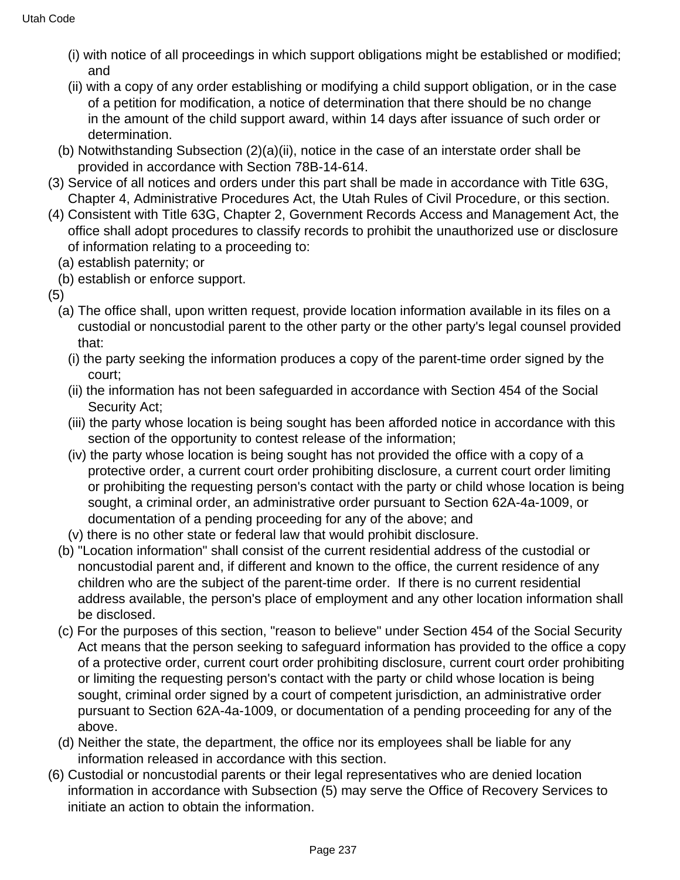(i) with notice of all proceedings in which support obligations might be established or modified; and

(ii) with a copy of any order establishing or modifying a child support obligation, or in the case of a petition for modification, a notice of determination that there should be no change in the amount of the child support award, within 14 days after issuance of such order or determination.

(b) Notwithstanding Subsection (2)(a)(ii), notice in the case of an interstate order shall be provided in accordance with Section 78B-14-614.

(3) Service of all notices and orders under this part shall be made in accordance with Title 63G, Chapter 4, Administrative Procedures Act, the Utah Rules of Civil Procedure, or this section.

(4) Consistent with Title 63G, Chapter 2, Government Records Access and Management Act, the office shall adopt procedures to classify records to prohibit the unauthorized use or disclosure of information relating to a proceeding to:

(a) establish paternity; or

(b) establish or enforce support.

(5)

(a) The office shall, upon written request, provide location information available in its files on a custodial or noncustodial parent to the other party or the other party's legal counsel provided that:

(i) the party seeking the information produces a copy of the parent-time order signed by the court;

(ii) the information has not been safeguarded in accordance with Section 454 of the Social Security Act;

(iii) the party whose location is being sought has been afforded notice in accordance with this section of the opportunity to contest release of the information;

(iv) the party whose location is being sought has not provided the office with a copy of a protective order, a current court order prohibiting disclosure, a current court order limiting or prohibiting the requesting person's contact with the party or child whose location is being sought, a criminal order, an administrative order pursuant to Section 62A-4a-1009, or documentation of a pending proceeding for any of the above; and

(v) there is no other state or federal law that would prohibit disclosure.

(b) "Location information" shall consist of the current residential address of the custodial or noncustodial parent and, if different and known to the office, the current residence of any children who are the subject of the parent-time order. If there is no current residential address available, the person's place of employment and any other location information shall be disclosed.

(c) For the purposes of this section, "reason to believe" under Section 454 of the Social Security Act means that the person seeking to safeguard information has provided to the office a copy of a protective order, current court order prohibiting disclosure, current court order prohibiting or limiting the requesting person's contact with the party or child whose location is being sought, criminal order signed by a court of competent jurisdiction, an administrative order pursuant to Section 62A-4a-1009, or documentation of a pending proceeding for any of the above.

(d) Neither the state, the department, the office nor its employees shall be liable for any information released in accordance with this section.

(6) Custodial or noncustodial parents or their legal representatives who are denied location information in accordance with Subsection (5) may serve the Office of Recovery Services to initiate an action to obtain the information.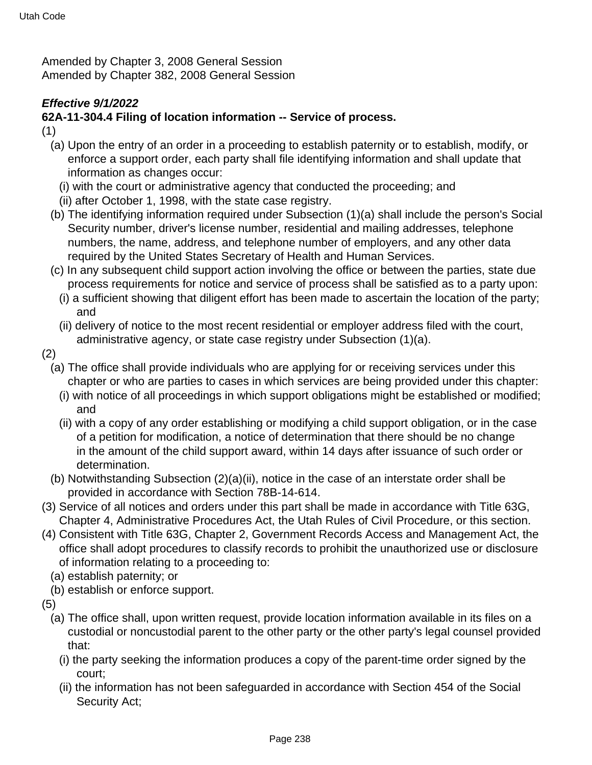Amended by Chapter 3, 2008 General Session
Amended by Chapter 382, 2008 General Session

***Effective 9/1/2022***
**62A-11-304.4 Filing of location information -- Service of process.**

(1)
  (a) Upon the entry of an order in a proceeding to establish paternity or to establish, modify, or enforce a support order, each party shall file identifying information and shall update that information as changes occur:
    (i) with the court or administrative agency that conducted the proceeding; and
    (ii) after October 1, 1998, with the state case registry.
  (b) The identifying information required under Subsection (1)(a) shall include the person's Social Security number, driver's license number, residential and mailing addresses, telephone numbers, the name, address, and telephone number of employers, and any other data required by the United States Secretary of Health and Human Services.
  (c) In any subsequent child support action involving the office or between the parties, state due process requirements for notice and service of process shall be satisfied as to a party upon:
    (i) a sufficient showing that diligent effort has been made to ascertain the location of the party; and
    (ii) delivery of notice to the most recent residential or employer address filed with the court, administrative agency, or state case registry under Subsection (1)(a).

(2)
  (a) The office shall provide individuals who are applying for or receiving services under this chapter or who are parties to cases in which services are being provided under this chapter:
    (i) with notice of all proceedings in which support obligations might be established or modified; and
    (ii) with a copy of any order establishing or modifying a child support obligation, or in the case of a petition for modification, a notice of determination that there should be no change in the amount of the child support award, within 14 days after issuance of such order or determination.
  (b) Notwithstanding Subsection (2)(a)(ii), notice in the case of an interstate order shall be provided in accordance with Section 78B-14-614.

(3) Service of all notices and orders under this part shall be made in accordance with Title 63G, Chapter 4, Administrative Procedures Act, the Utah Rules of Civil Procedure, or this section.

(4) Consistent with Title 63G, Chapter 2, Government Records Access and Management Act, the office shall adopt procedures to classify records to prohibit the unauthorized use or disclosure of information relating to a proceeding to:
  (a) establish paternity; or
  (b) establish or enforce support.

(5)
  (a) The office shall, upon written request, provide location information available in its files on a custodial or noncustodial parent to the other party or the other party's legal counsel provided that:
    (i) the party seeking the information produces a copy of the parent-time order signed by the court;
    (ii) the information has not been safeguarded in accordance with Section 454 of the Social Security Act;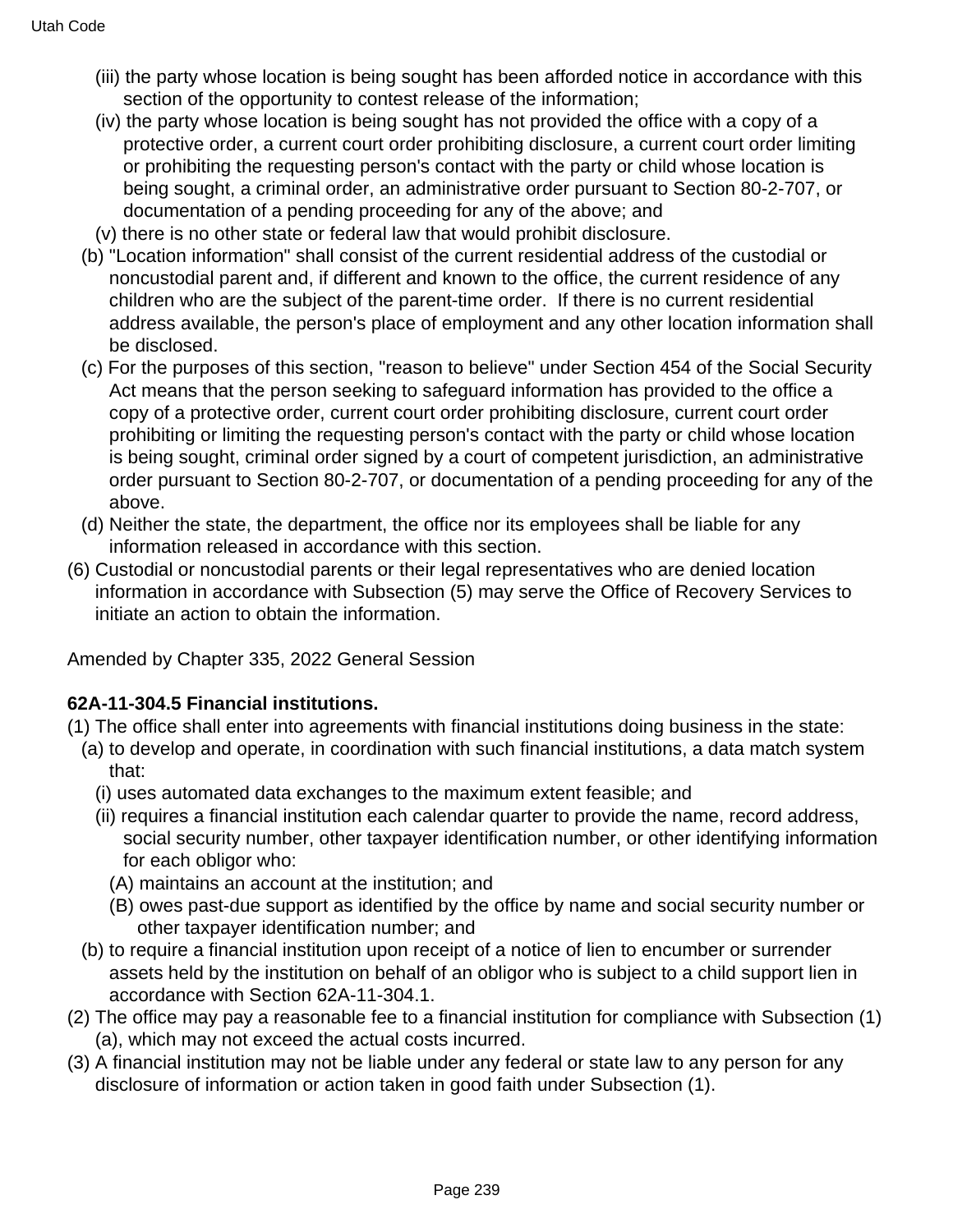(iii) the party whose location is being sought has been afforded notice in accordance with this section of the opportunity to contest release of the information;

(iv) the party whose location is being sought has not provided the office with a copy of a protective order, a current court order prohibiting disclosure, a current court order limiting or prohibiting the requesting person's contact with the party or child whose location is being sought, a criminal order, an administrative order pursuant to Section 80-2-707, or documentation of a pending proceeding for any of the above; and

(v) there is no other state or federal law that would prohibit disclosure.

(b) "Location information" shall consist of the current residential address of the custodial or noncustodial parent and, if different and known to the office, the current residence of any children who are the subject of the parent-time order. If there is no current residential address available, the person's place of employment and any other location information shall be disclosed.

(c) For the purposes of this section, "reason to believe" under Section 454 of the Social Security Act means that the person seeking to safeguard information has provided to the office a copy of a protective order, current court order prohibiting disclosure, current court order prohibiting or limiting the requesting person's contact with the party or child whose location is being sought, criminal order signed by a court of competent jurisdiction, an administrative order pursuant to Section 80-2-707, or documentation of a pending proceeding for any of the above.

(d) Neither the state, the department, the office nor its employees shall be liable for any information released in accordance with this section.

(6) Custodial or noncustodial parents or their legal representatives who are denied location information in accordance with Subsection (5) may serve the Office of Recovery Services to initiate an action to obtain the information.

Amended by Chapter 335, 2022 General Session

**62A-11-304.5 Financial institutions.**

(1) The office shall enter into agreements with financial institutions doing business in the state:

(a) to develop and operate, in coordination with such financial institutions, a data match system that:

(i) uses automated data exchanges to the maximum extent feasible; and

(ii) requires a financial institution each calendar quarter to provide the name, record address, social security number, other taxpayer identification number, or other identifying information for each obligor who:

(A) maintains an account at the institution; and

(B) owes past-due support as identified by the office by name and social security number or other taxpayer identification number; and

(b) to require a financial institution upon receipt of a notice of lien to encumber or surrender assets held by the institution on behalf of an obligor who is subject to a child support lien in accordance with Section 62A-11-304.1.

(2) The office may pay a reasonable fee to a financial institution for compliance with Subsection (1)(a), which may not exceed the actual costs incurred.

(3) A financial institution may not be liable under any federal or state law to any person for any disclosure of information or action taken in good faith under Subsection (1).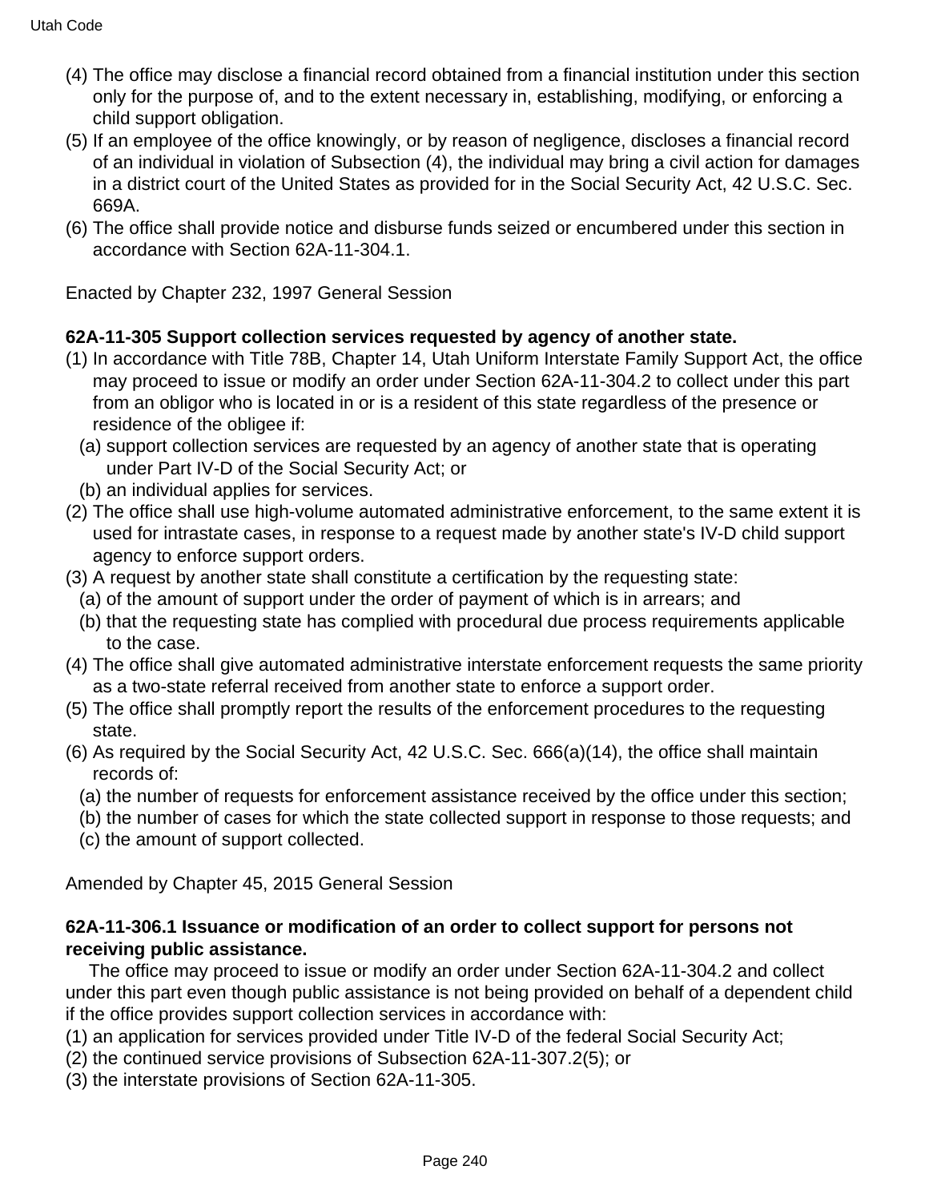(4) The office may disclose a financial record obtained from a financial institution under this section only for the purpose of, and to the extent necessary in, establishing, modifying, or enforcing a child support obligation.

(5) If an employee of the office knowingly, or by reason of negligence, discloses a financial record of an individual in violation of Subsection (4), the individual may bring a civil action for damages in a district court of the United States as provided for in the Social Security Act, 42 U.S.C. Sec. 669A.

(6) The office shall provide notice and disburse funds seized or encumbered under this section in accordance with Section 62A-11-304.1.

Enacted by Chapter 232, 1997 General Session

**62A-11-305 Support collection services requested by agency of another state.**

(1) In accordance with Title 78B, Chapter 14, Utah Uniform Interstate Family Support Act, the office may proceed to issue or modify an order under Section 62A-11-304.2 to collect under this part from an obligor who is located in or is a resident of this state regardless of the presence or residence of the obligee if:

  (a) support collection services are requested by an agency of another state that is operating under Part IV-D of the Social Security Act; or

  (b) an individual applies for services.

(2) The office shall use high-volume automated administrative enforcement, to the same extent it is used for intrastate cases, in response to a request made by another state's IV-D child support agency to enforce support orders.

(3) A request by another state shall constitute a certification by the requesting state:

  (a) of the amount of support under the order of payment of which is in arrears; and

  (b) that the requesting state has complied with procedural due process requirements applicable to the case.

(4) The office shall give automated administrative interstate enforcement requests the same priority as a two-state referral received from another state to enforce a support order.

(5) The office shall promptly report the results of the enforcement procedures to the requesting state.

(6) As required by the Social Security Act, 42 U.S.C. Sec. 666(a)(14), the office shall maintain records of:

  (a) the number of requests for enforcement assistance received by the office under this section;

  (b) the number of cases for which the state collected support in response to those requests; and

  (c) the amount of support collected.

Amended by Chapter 45, 2015 General Session

**62A-11-306.1 Issuance or modification of an order to collect support for persons not receiving public assistance.**

The office may proceed to issue or modify an order under Section 62A-11-304.2 and collect under this part even though public assistance is not being provided on behalf of a dependent child if the office provides support collection services in accordance with:

(1) an application for services provided under Title IV-D of the federal Social Security Act;

(2) the continued service provisions of Subsection 62A-11-307.2(5); or

(3) the interstate provisions of Section 62A-11-305.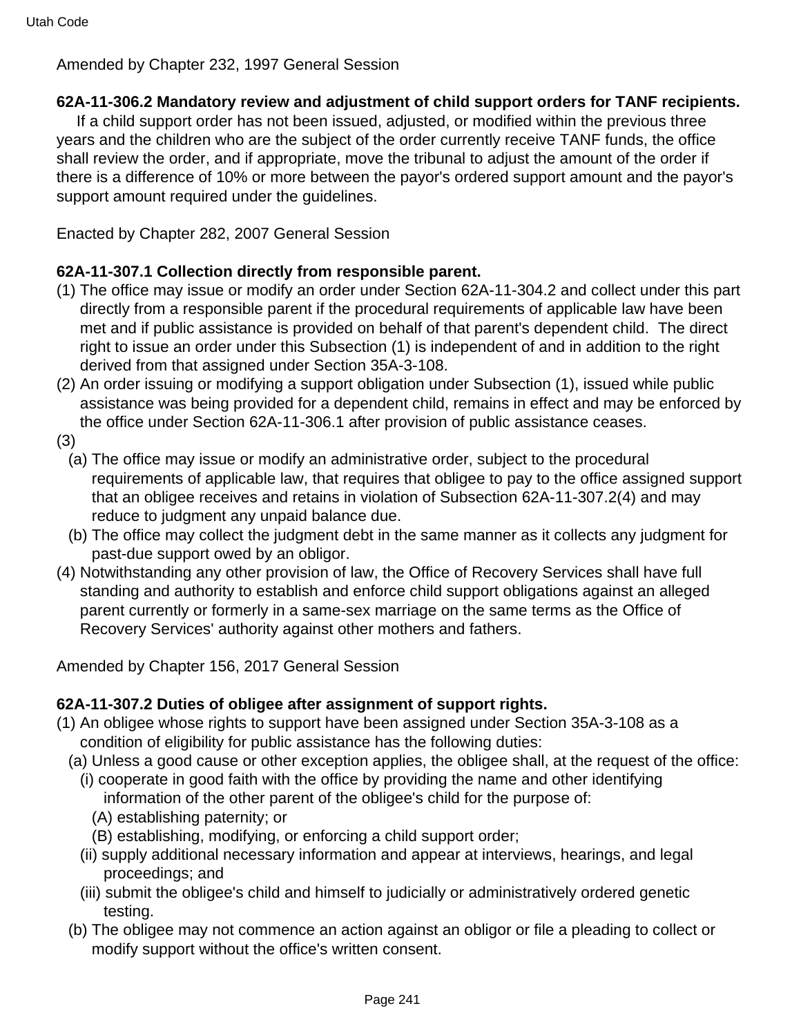Amended by Chapter 232, 1997 General Session

**62A-11-306.2 Mandatory review and adjustment of child support orders for TANF recipients.**

If a child support order has not been issued, adjusted, or modified within the previous three years and the children who are the subject of the order currently receive TANF funds, the office shall review the order, and if appropriate, move the tribunal to adjust the amount of the order if there is a difference of 10% or more between the payor's ordered support amount and the payor's support amount required under the guidelines.

Enacted by Chapter 282, 2007 General Session

**62A-11-307.1 Collection directly from responsible parent.**

(1) The office may issue or modify an order under Section 62A-11-304.2 and collect under this part directly from a responsible parent if the procedural requirements of applicable law have been met and if public assistance is provided on behalf of that parent's dependent child. The direct right to issue an order under this Subsection (1) is independent of and in addition to the right derived from that assigned under Section 35A-3-108.

(2) An order issuing or modifying a support obligation under Subsection (1), issued while public assistance was being provided for a dependent child, remains in effect and may be enforced by the office under Section 62A-11-306.1 after provision of public assistance ceases.

(3)

(a) The office may issue or modify an administrative order, subject to the procedural requirements of applicable law, that requires that obligee to pay to the office assigned support that an obligee receives and retains in violation of Subsection 62A-11-307.2(4) and may reduce to judgment any unpaid balance due.

(b) The office may collect the judgment debt in the same manner as it collects any judgment for past-due support owed by an obligor.

(4) Notwithstanding any other provision of law, the Office of Recovery Services shall have full standing and authority to establish and enforce child support obligations against an alleged parent currently or formerly in a same-sex marriage on the same terms as the Office of Recovery Services' authority against other mothers and fathers.

Amended by Chapter 156, 2017 General Session

**62A-11-307.2 Duties of obligee after assignment of support rights.**

(1) An obligee whose rights to support have been assigned under Section 35A-3-108 as a condition of eligibility for public assistance has the following duties:

(a) Unless a good cause or other exception applies, the obligee shall, at the request of the office:

(i) cooperate in good faith with the office by providing the name and other identifying information of the other parent of the obligee's child for the purpose of:

(A) establishing paternity; or

(B) establishing, modifying, or enforcing a child support order;

(ii) supply additional necessary information and appear at interviews, hearings, and legal proceedings; and

(iii) submit the obligee's child and himself to judicially or administratively ordered genetic testing.

(b) The obligee may not commence an action against an obligor or file a pleading to collect or modify support without the office's written consent.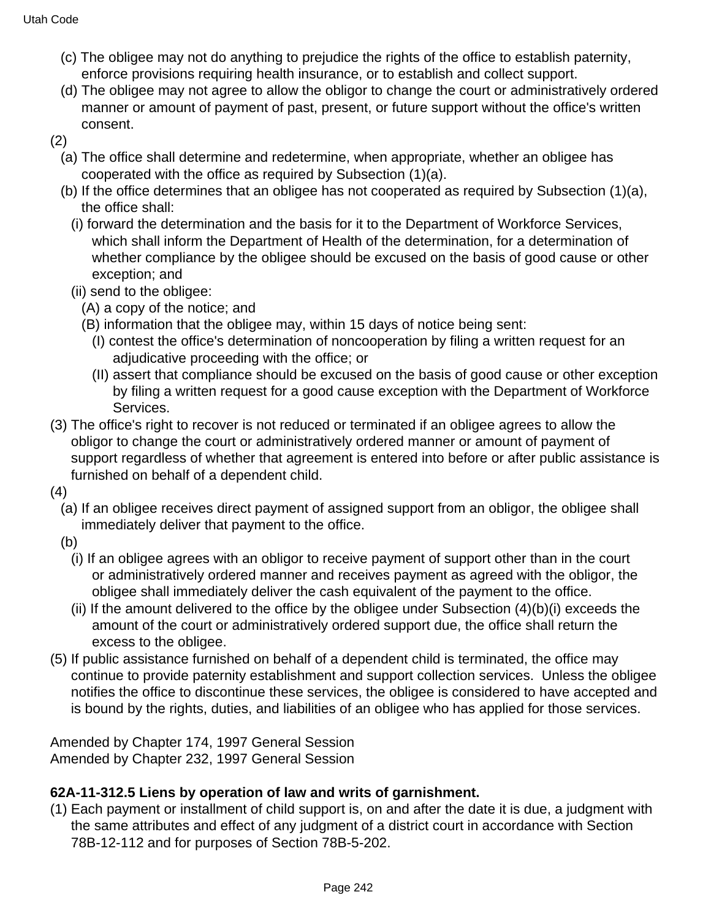(c) The obligee may not do anything to prejudice the rights of the office to establish paternity, enforce provisions requiring health insurance, or to establish and collect support.

(d) The obligee may not agree to allow the obligor to change the court or administratively ordered manner or amount of payment of past, present, or future support without the office's written consent.

(2)

(a) The office shall determine and redetermine, when appropriate, whether an obligee has cooperated with the office as required by Subsection (1)(a).

(b) If the office determines that an obligee has not cooperated as required by Subsection (1)(a), the office shall:

(i) forward the determination and the basis for it to the Department of Workforce Services, which shall inform the Department of Health of the determination, for a determination of whether compliance by the obligee should be excused on the basis of good cause or other exception; and

(ii) send to the obligee:

(A) a copy of the notice; and

(B) information that the obligee may, within 15 days of notice being sent:

(I) contest the office's determination of noncooperation by filing a written request for an adjudicative proceeding with the office; or

(II) assert that compliance should be excused on the basis of good cause or other exception by filing a written request for a good cause exception with the Department of Workforce Services.

(3) The office's right to recover is not reduced or terminated if an obligee agrees to allow the obligor to change the court or administratively ordered manner or amount of payment of support regardless of whether that agreement is entered into before or after public assistance is furnished on behalf of a dependent child.

(4)

(a) If an obligee receives direct payment of assigned support from an obligor, the obligee shall immediately deliver that payment to the office.

(b)

(i) If an obligee agrees with an obligor to receive payment of support other than in the court or administratively ordered manner and receives payment as agreed with the obligor, the obligee shall immediately deliver the cash equivalent of the payment to the office.

(ii) If the amount delivered to the office by the obligee under Subsection (4)(b)(i) exceeds the amount of the court or administratively ordered support due, the office shall return the excess to the obligee.

(5) If public assistance furnished on behalf of a dependent child is terminated, the office may continue to provide paternity establishment and support collection services. Unless the obligee notifies the office to discontinue these services, the obligee is considered to have accepted and is bound by the rights, duties, and liabilities of an obligee who has applied for those services.

Amended by Chapter 174, 1997 General Session
Amended by Chapter 232, 1997 General Session

**62A-11-312.5 Liens by operation of law and writs of garnishment.**

(1) Each payment or installment of child support is, on and after the date it is due, a judgment with the same attributes and effect of any judgment of a district court in accordance with Section 78B-12-112 and for purposes of Section 78B-5-202.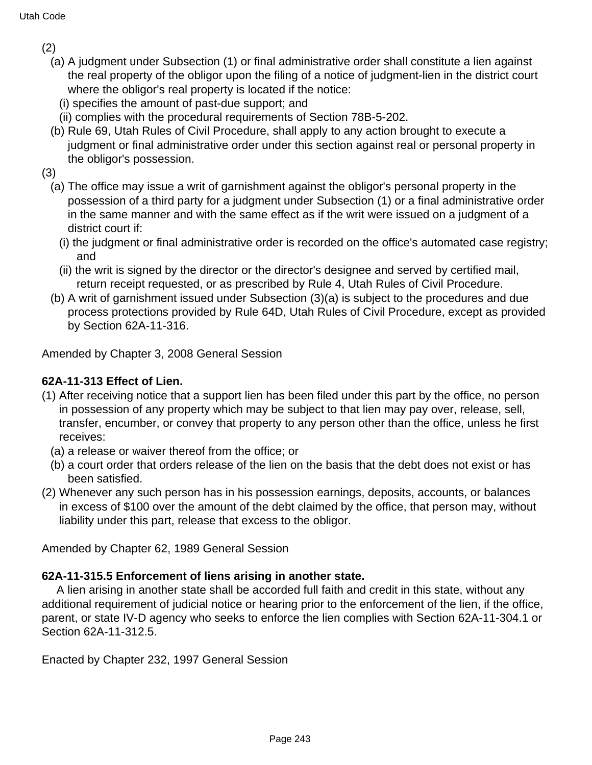(2)

(a) A judgment under Subsection (1) or final administrative order shall constitute a lien against the real property of the obligor upon the filing of a notice of judgment-lien in the district court where the obligor's real property is located if the notice:

(i) specifies the amount of past-due support; and

(ii) complies with the procedural requirements of Section 78B-5-202.

(b) Rule 69, Utah Rules of Civil Procedure, shall apply to any action brought to execute a judgment or final administrative order under this section against real or personal property in the obligor's possession.

(3)

(a) The office may issue a writ of garnishment against the obligor's personal property in the possession of a third party for a judgment under Subsection (1) or a final administrative order in the same manner and with the same effect as if the writ were issued on a judgment of a district court if:

(i) the judgment or final administrative order is recorded on the office's automated case registry; and

(ii) the writ is signed by the director or the director's designee and served by certified mail, return receipt requested, or as prescribed by Rule 4, Utah Rules of Civil Procedure.

(b) A writ of garnishment issued under Subsection (3)(a) is subject to the procedures and due process protections provided by Rule 64D, Utah Rules of Civil Procedure, except as provided by Section 62A-11-316.

Amended by Chapter 3, 2008 General Session

**62A-11-313 Effect of Lien.**

(1) After receiving notice that a support lien has been filed under this part by the office, no person in possession of any property which may be subject to that lien may pay over, release, sell, transfer, encumber, or convey that property to any person other than the office, unless he first receives:

(a) a release or waiver thereof from the office; or

(b) a court order that orders release of the lien on the basis that the debt does not exist or has been satisfied.

(2) Whenever any such person has in his possession earnings, deposits, accounts, or balances in excess of $100 over the amount of the debt claimed by the office, that person may, without liability under this part, release that excess to the obligor.

Amended by Chapter 62, 1989 General Session

**62A-11-315.5 Enforcement of liens arising in another state.**

A lien arising in another state shall be accorded full faith and credit in this state, without any additional requirement of judicial notice or hearing prior to the enforcement of the lien, if the office, parent, or state IV-D agency who seeks to enforce the lien complies with Section 62A-11-304.1 or Section 62A-11-312.5.

Enacted by Chapter 232, 1997 General Session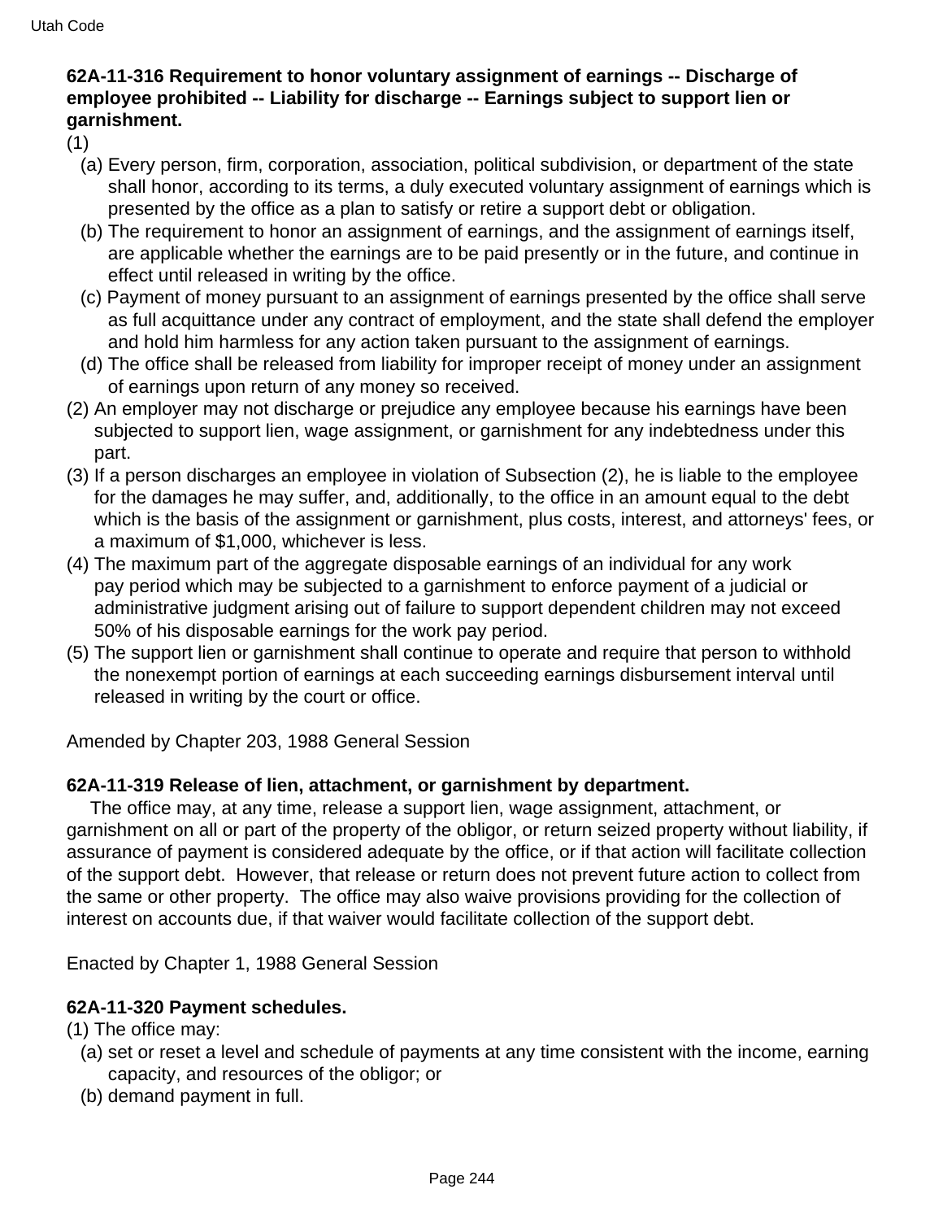**62A-11-316 Requirement to honor voluntary assignment of earnings -- Discharge of employee prohibited -- Liability for discharge -- Earnings subject to support lien or garnishment.**

(1)

(a) Every person, firm, corporation, association, political subdivision, or department of the state shall honor, according to its terms, a duly executed voluntary assignment of earnings which is presented by the office as a plan to satisfy or retire a support debt or obligation.

(b) The requirement to honor an assignment of earnings, and the assignment of earnings itself, are applicable whether the earnings are to be paid presently or in the future, and continue in effect until released in writing by the office.

(c) Payment of money pursuant to an assignment of earnings presented by the office shall serve as full acquittance under any contract of employment, and the state shall defend the employer and hold him harmless for any action taken pursuant to the assignment of earnings.

(d) The office shall be released from liability for improper receipt of money under an assignment of earnings upon return of any money so received.

(2) An employer may not discharge or prejudice any employee because his earnings have been subjected to support lien, wage assignment, or garnishment for any indebtedness under this part.

(3) If a person discharges an employee in violation of Subsection (2), he is liable to the employee for the damages he may suffer, and, additionally, to the office in an amount equal to the debt which is the basis of the assignment or garnishment, plus costs, interest, and attorneys' fees, or a maximum of $1,000, whichever is less.

(4) The maximum part of the aggregate disposable earnings of an individual for any work pay period which may be subjected to a garnishment to enforce payment of a judicial or administrative judgment arising out of failure to support dependent children may not exceed 50% of his disposable earnings for the work pay period.

(5) The support lien or garnishment shall continue to operate and require that person to withhold the nonexempt portion of earnings at each succeeding earnings disbursement interval until released in writing by the court or office.

Amended by Chapter 203, 1988 General Session

**62A-11-319 Release of lien, attachment, or garnishment by department.**

The office may, at any time, release a support lien, wage assignment, attachment, or garnishment on all or part of the property of the obligor, or return seized property without liability, if assurance of payment is considered adequate by the office, or if that action will facilitate collection of the support debt. However, that release or return does not prevent future action to collect from the same or other property. The office may also waive provisions providing for the collection of interest on accounts due, if that waiver would facilitate collection of the support debt.

Enacted by Chapter 1, 1988 General Session

**62A-11-320 Payment schedules.**

(1) The office may:

(a) set or reset a level and schedule of payments at any time consistent with the income, earning capacity, and resources of the obligor; or

(b) demand payment in full.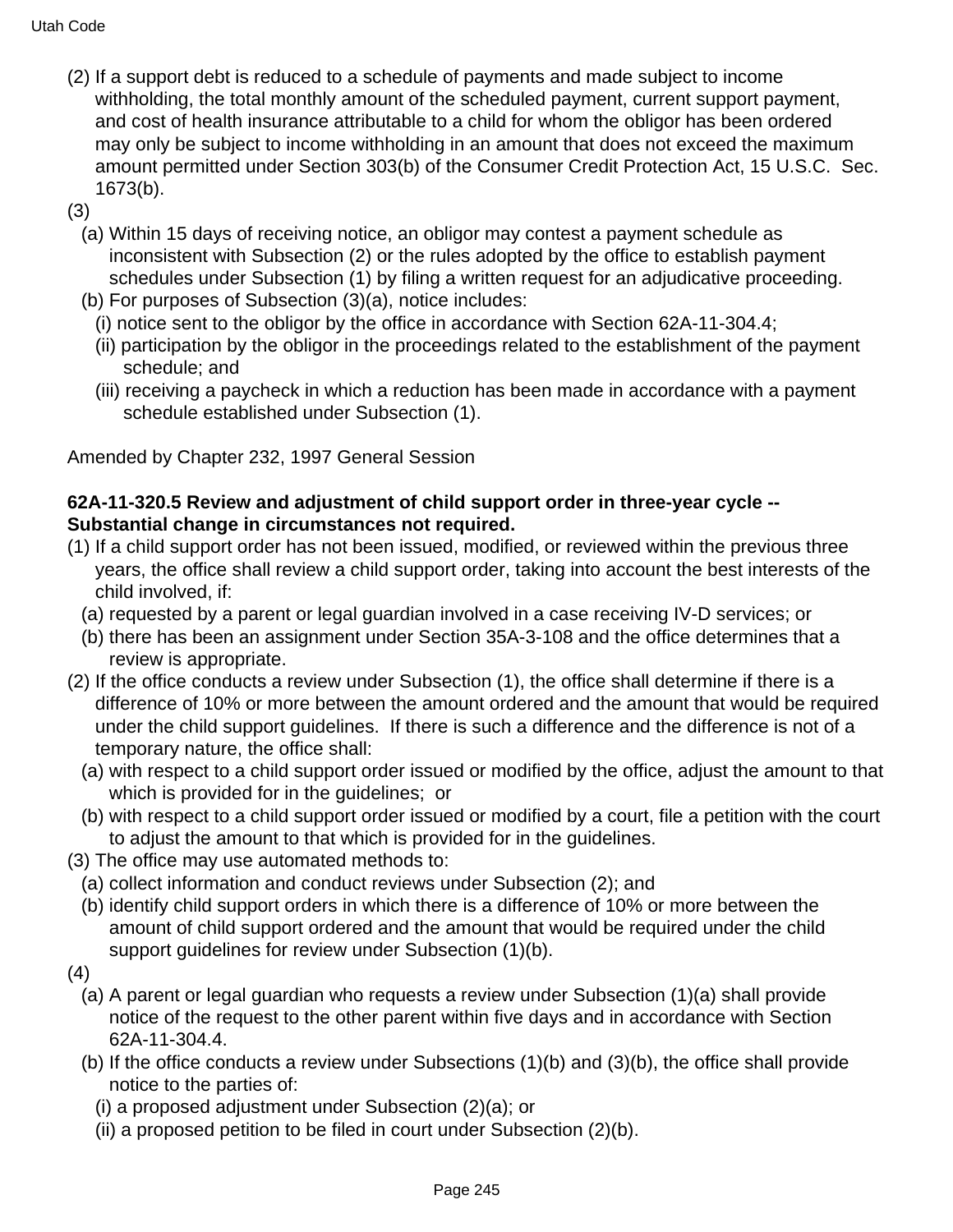(2) If a support debt is reduced to a schedule of payments and made subject to income withholding, the total monthly amount of the scheduled payment, current support payment, and cost of health insurance attributable to a child for whom the obligor has been ordered may only be subject to income withholding in an amount that does not exceed the maximum amount permitted under Section 303(b) of the Consumer Credit Protection Act, 15 U.S.C. Sec. 1673(b).

(3)

(a) Within 15 days of receiving notice, an obligor may contest a payment schedule as inconsistent with Subsection (2) or the rules adopted by the office to establish payment schedules under Subsection (1) by filing a written request for an adjudicative proceeding.

(b) For purposes of Subsection (3)(a), notice includes:

(i) notice sent to the obligor by the office in accordance with Section 62A-11-304.4;

(ii) participation by the obligor in the proceedings related to the establishment of the payment schedule; and

(iii) receiving a paycheck in which a reduction has been made in accordance with a payment schedule established under Subsection (1).

Amended by Chapter 232, 1997 General Session

**62A-11-320.5 Review and adjustment of child support order in three-year cycle -- Substantial change in circumstances not required.**

(1) If a child support order has not been issued, modified, or reviewed within the previous three years, the office shall review a child support order, taking into account the best interests of the child involved, if:

(a) requested by a parent or legal guardian involved in a case receiving IV-D services; or

(b) there has been an assignment under Section 35A-3-108 and the office determines that a review is appropriate.

(2) If the office conducts a review under Subsection (1), the office shall determine if there is a difference of 10% or more between the amount ordered and the amount that would be required under the child support guidelines. If there is such a difference and the difference is not of a temporary nature, the office shall:

(a) with respect to a child support order issued or modified by the office, adjust the amount to that which is provided for in the guidelines; or

(b) with respect to a child support order issued or modified by a court, file a petition with the court to adjust the amount to that which is provided for in the guidelines.

(3) The office may use automated methods to:

(a) collect information and conduct reviews under Subsection (2); and

(b) identify child support orders in which there is a difference of 10% or more between the amount of child support ordered and the amount that would be required under the child support guidelines for review under Subsection (1)(b).

(4)

(a) A parent or legal guardian who requests a review under Subsection (1)(a) shall provide notice of the request to the other parent within five days and in accordance with Section 62A-11-304.4.

(b) If the office conducts a review under Subsections (1)(b) and (3)(b), the office shall provide notice to the parties of:

(i) a proposed adjustment under Subsection (2)(a); or

(ii) a proposed petition to be filed in court under Subsection (2)(b).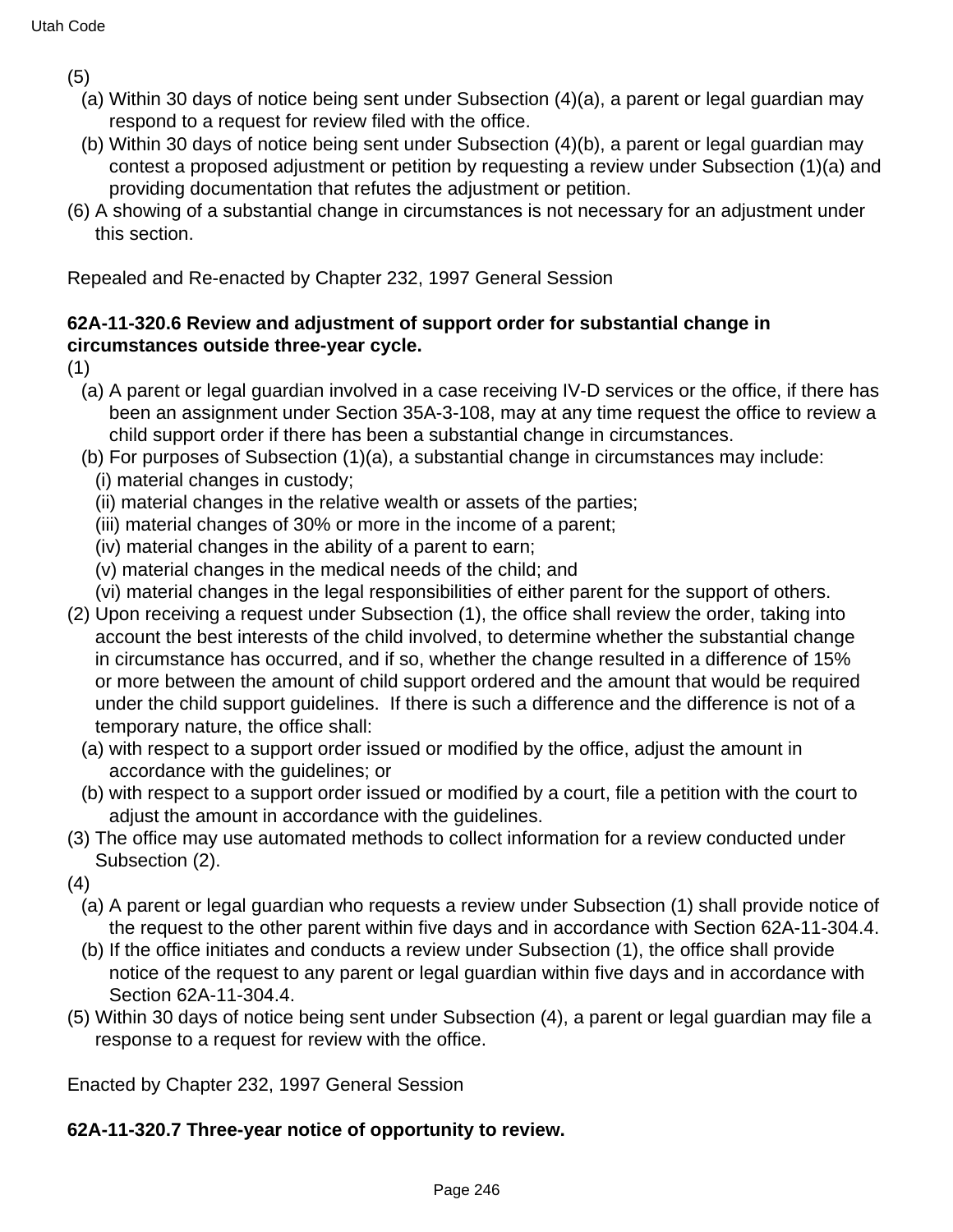(5)

(a) Within 30 days of notice being sent under Subsection (4)(a), a parent or legal guardian may respond to a request for review filed with the office.

(b) Within 30 days of notice being sent under Subsection (4)(b), a parent or legal guardian may contest a proposed adjustment or petition by requesting a review under Subsection (1)(a) and providing documentation that refutes the adjustment or petition.

(6) A showing of a substantial change in circumstances is not necessary for an adjustment under this section.

Repealed and Re-enacted by Chapter 232, 1997 General Session

**62A-11-320.6 Review and adjustment of support order for substantial change in circumstances outside three-year cycle.**

(1)

(a) A parent or legal guardian involved in a case receiving IV-D services or the office, if there has been an assignment under Section 35A-3-108, may at any time request the office to review a child support order if there has been a substantial change in circumstances.

(b) For purposes of Subsection (1)(a), a substantial change in circumstances may include:

(i) material changes in custody;

(ii) material changes in the relative wealth or assets of the parties;

(iii) material changes of 30% or more in the income of a parent;

(iv) material changes in the ability of a parent to earn;

(v) material changes in the medical needs of the child; and

(vi) material changes in the legal responsibilities of either parent for the support of others.

(2) Upon receiving a request under Subsection (1), the office shall review the order, taking into account the best interests of the child involved, to determine whether the substantial change in circumstance has occurred, and if so, whether the change resulted in a difference of 15% or more between the amount of child support ordered and the amount that would be required under the child support guidelines. If there is such a difference and the difference is not of a temporary nature, the office shall:

(a) with respect to a support order issued or modified by the office, adjust the amount in accordance with the guidelines; or

(b) with respect to a support order issued or modified by a court, file a petition with the court to adjust the amount in accordance with the guidelines.

(3) The office may use automated methods to collect information for a review conducted under Subsection (2).

(4)

(a) A parent or legal guardian who requests a review under Subsection (1) shall provide notice of the request to the other parent within five days and in accordance with Section 62A-11-304.4.

(b) If the office initiates and conducts a review under Subsection (1), the office shall provide notice of the request to any parent or legal guardian within five days and in accordance with Section 62A-11-304.4.

(5) Within 30 days of notice being sent under Subsection (4), a parent or legal guardian may file a response to a request for review with the office.

Enacted by Chapter 232, 1997 General Session

**62A-11-320.7 Three-year notice of opportunity to review.**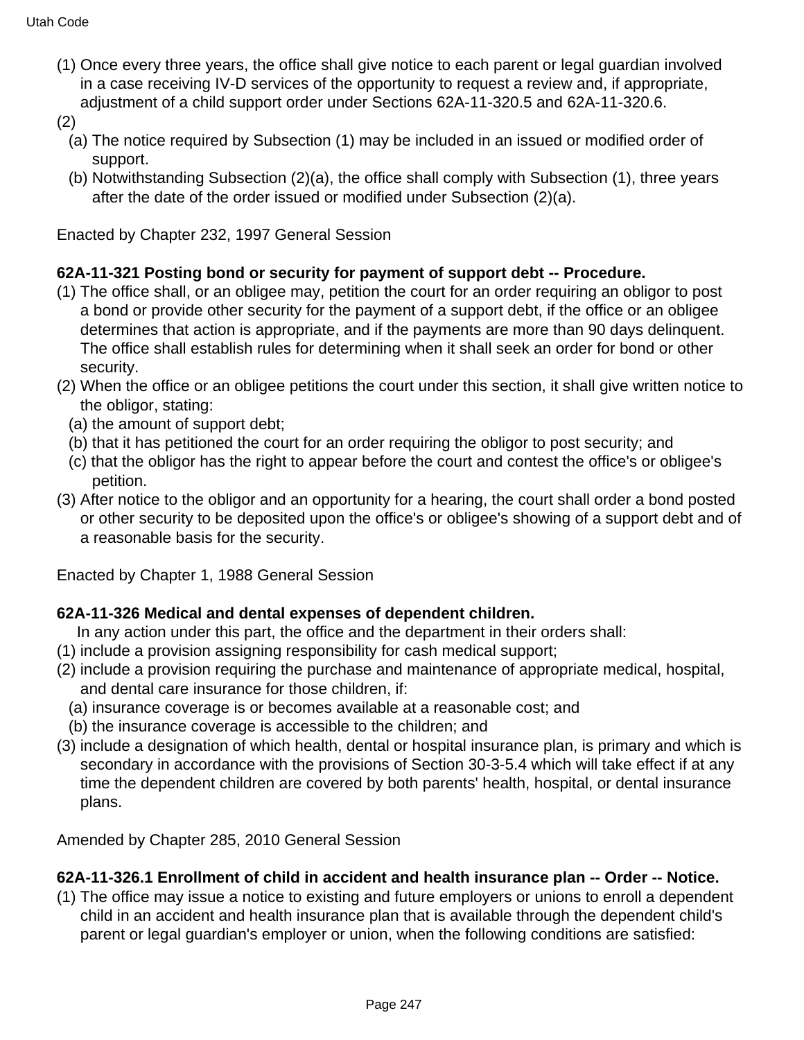(1) Once every three years, the office shall give notice to each parent or legal guardian involved in a case receiving IV-D services of the opportunity to request a review and, if appropriate, adjustment of a child support order under Sections 62A-11-320.5 and 62A-11-320.6.

(2)

(a) The notice required by Subsection (1) may be included in an issued or modified order of support.

(b) Notwithstanding Subsection (2)(a), the office shall comply with Subsection (1), three years after the date of the order issued or modified under Subsection (2)(a).

Enacted by Chapter 232, 1997 General Session

**62A-11-321 Posting bond or security for payment of support debt -- Procedure.**

(1) The office shall, or an obligee may, petition the court for an order requiring an obligor to post a bond or provide other security for the payment of a support debt, if the office or an obligee determines that action is appropriate, and if the payments are more than 90 days delinquent. The office shall establish rules for determining when it shall seek an order for bond or other security.

(2) When the office or an obligee petitions the court under this section, it shall give written notice to the obligor, stating:

(a) the amount of support debt;

(b) that it has petitioned the court for an order requiring the obligor to post security; and

(c) that the obligor has the right to appear before the court and contest the office's or obligee's petition.

(3) After notice to the obligor and an opportunity for a hearing, the court shall order a bond posted or other security to be deposited upon the office's or obligee's showing of a support debt and of a reasonable basis for the security.

Enacted by Chapter 1, 1988 General Session

**62A-11-326 Medical and dental expenses of dependent children.**

In any action under this part, the office and the department in their orders shall:

(1) include a provision assigning responsibility for cash medical support;

(2) include a provision requiring the purchase and maintenance of appropriate medical, hospital, and dental care insurance for those children, if:

(a) insurance coverage is or becomes available at a reasonable cost; and

(b) the insurance coverage is accessible to the children; and

(3) include a designation of which health, dental or hospital insurance plan, is primary and which is secondary in accordance with the provisions of Section 30-3-5.4 which will take effect if at any time the dependent children are covered by both parents' health, hospital, or dental insurance plans.

Amended by Chapter 285, 2010 General Session

**62A-11-326.1 Enrollment of child in accident and health insurance plan -- Order -- Notice.**

(1) The office may issue a notice to existing and future employers or unions to enroll a dependent child in an accident and health insurance plan that is available through the dependent child's parent or legal guardian's employer or union, when the following conditions are satisfied: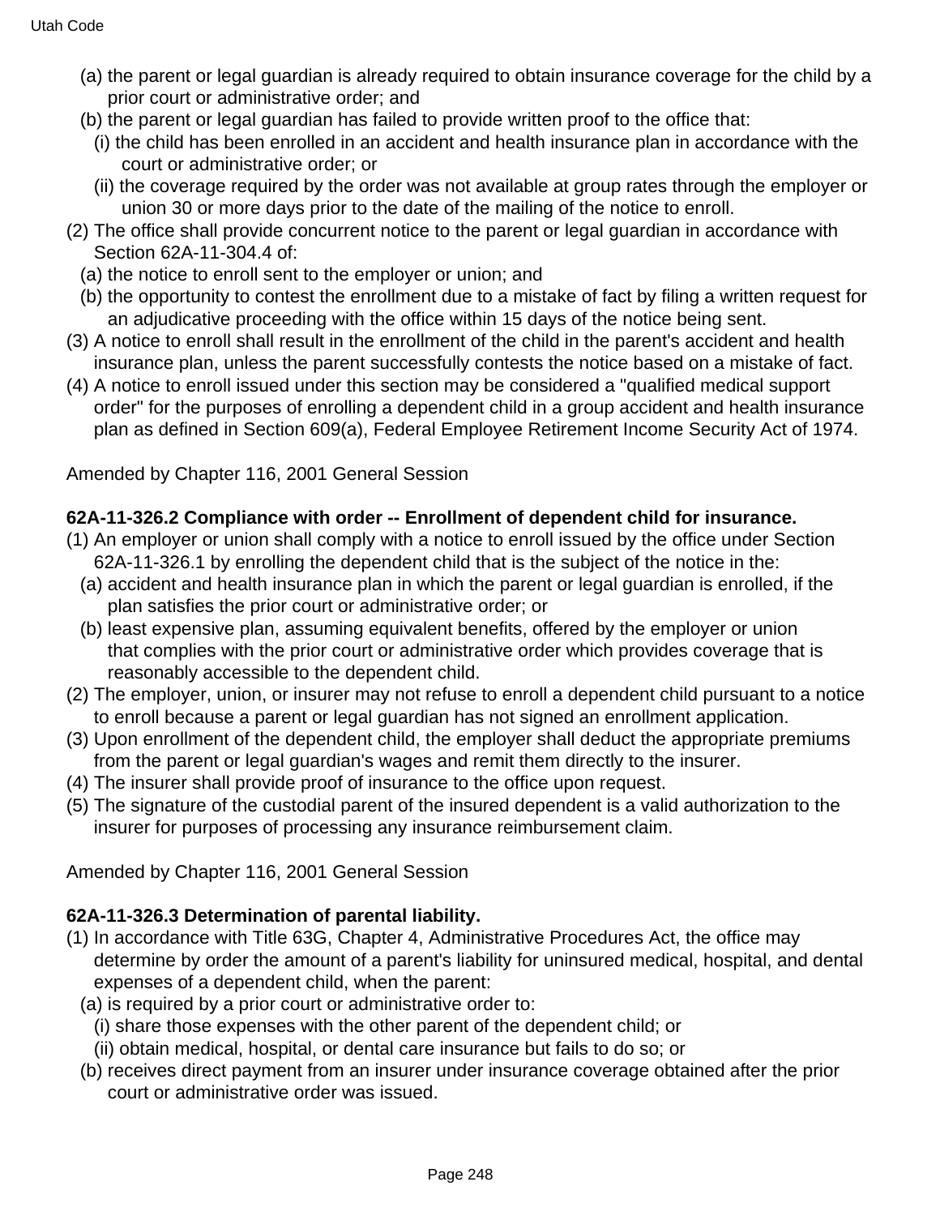(a) the parent or legal guardian is already required to obtain insurance coverage for the child by a prior court or administrative order; and

(b) the parent or legal guardian has failed to provide written proof to the office that:

(i) the child has been enrolled in an accident and health insurance plan in accordance with the court or administrative order; or

(ii) the coverage required by the order was not available at group rates through the employer or union 30 or more days prior to the date of the mailing of the notice to enroll.

(2) The office shall provide concurrent notice to the parent or legal guardian in accordance with Section 62A-11-304.4 of:

(a) the notice to enroll sent to the employer or union; and

(b) the opportunity to contest the enrollment due to a mistake of fact by filing a written request for an adjudicative proceeding with the office within 15 days of the notice being sent.

(3) A notice to enroll shall result in the enrollment of the child in the parent's accident and health insurance plan, unless the parent successfully contests the notice based on a mistake of fact.

(4) A notice to enroll issued under this section may be considered a "qualified medical support order" for the purposes of enrolling a dependent child in a group accident and health insurance plan as defined in Section 609(a), Federal Employee Retirement Income Security Act of 1974.

Amended by Chapter 116, 2001 General Session

**62A-11-326.2 Compliance with order -- Enrollment of dependent child for insurance.**

(1) An employer or union shall comply with a notice to enroll issued by the office under Section 62A-11-326.1 by enrolling the dependent child that is the subject of the notice in the:

(a) accident and health insurance plan in which the parent or legal guardian is enrolled, if the plan satisfies the prior court or administrative order; or

(b) least expensive plan, assuming equivalent benefits, offered by the employer or union that complies with the prior court or administrative order which provides coverage that is reasonably accessible to the dependent child.

(2) The employer, union, or insurer may not refuse to enroll a dependent child pursuant to a notice to enroll because a parent or legal guardian has not signed an enrollment application.

(3) Upon enrollment of the dependent child, the employer shall deduct the appropriate premiums from the parent or legal guardian's wages and remit them directly to the insurer.

(4) The insurer shall provide proof of insurance to the office upon request.

(5) The signature of the custodial parent of the insured dependent is a valid authorization to the insurer for purposes of processing any insurance reimbursement claim.

Amended by Chapter 116, 2001 General Session

**62A-11-326.3 Determination of parental liability.**

(1) In accordance with Title 63G, Chapter 4, Administrative Procedures Act, the office may determine by order the amount of a parent's liability for uninsured medical, hospital, and dental expenses of a dependent child, when the parent:

(a) is required by a prior court or administrative order to:

(i) share those expenses with the other parent of the dependent child; or

(ii) obtain medical, hospital, or dental care insurance but fails to do so; or

(b) receives direct payment from an insurer under insurance coverage obtained after the prior court or administrative order was issued.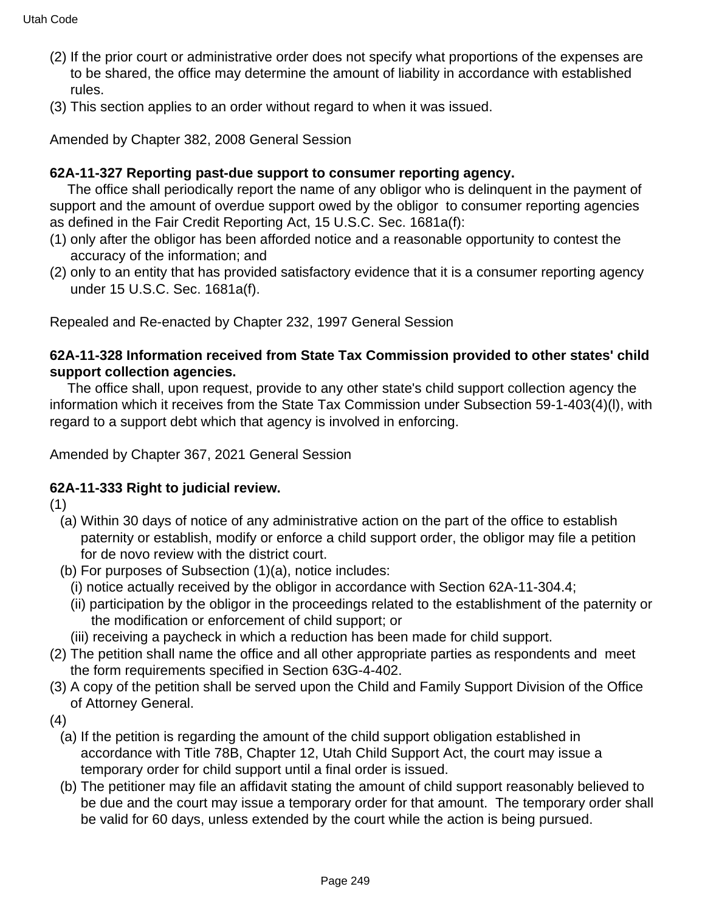(2) If the prior court or administrative order does not specify what proportions of the expenses are to be shared, the office may determine the amount of liability in accordance with established rules.

(3) This section applies to an order without regard to when it was issued.

Amended by Chapter 382, 2008 General Session

**62A-11-327 Reporting past-due support to consumer reporting agency.**

The office shall periodically report the name of any obligor who is delinquent in the payment of support and the amount of overdue support owed by the obligor to consumer reporting agencies as defined in the Fair Credit Reporting Act, 15 U.S.C. Sec. 1681a(f):

(1) only after the obligor has been afforded notice and a reasonable opportunity to contest the accuracy of the information; and

(2) only to an entity that has provided satisfactory evidence that it is a consumer reporting agency under 15 U.S.C. Sec. 1681a(f).

Repealed and Re-enacted by Chapter 232, 1997 General Session

**62A-11-328 Information received from State Tax Commission provided to other states' child support collection agencies.**

The office shall, upon request, provide to any other state's child support collection agency the information which it receives from the State Tax Commission under Subsection 59-1-403(4)(l), with regard to a support debt which that agency is involved in enforcing.

Amended by Chapter 367, 2021 General Session

**62A-11-333 Right to judicial review.**

(1)

(a) Within 30 days of notice of any administrative action on the part of the office to establish paternity or establish, modify or enforce a child support order, the obligor may file a petition for de novo review with the district court.

(b) For purposes of Subsection (1)(a), notice includes:

(i) notice actually received by the obligor in accordance with Section 62A-11-304.4;

(ii) participation by the obligor in the proceedings related to the establishment of the paternity or the modification or enforcement of child support; or

(iii) receiving a paycheck in which a reduction has been made for child support.

(2) The petition shall name the office and all other appropriate parties as respondents and meet the form requirements specified in Section 63G-4-402.

(3) A copy of the petition shall be served upon the Child and Family Support Division of the Office of Attorney General.

(4)

(a) If the petition is regarding the amount of the child support obligation established in accordance with Title 78B, Chapter 12, Utah Child Support Act, the court may issue a temporary order for child support until a final order is issued.

(b) The petitioner may file an affidavit stating the amount of child support reasonably believed to be due and the court may issue a temporary order for that amount. The temporary order shall be valid for 60 days, unless extended by the court while the action is being pursued.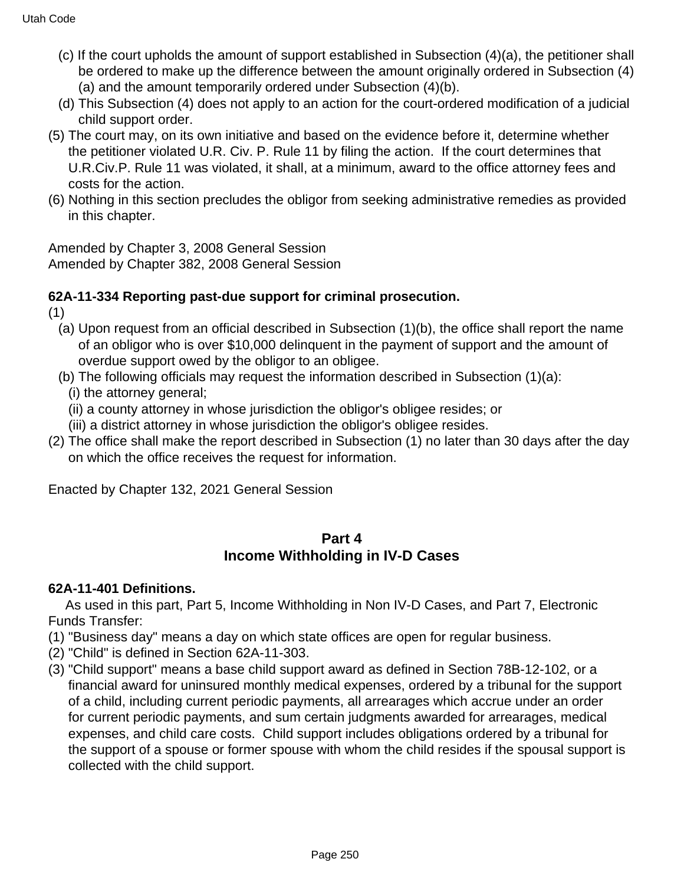(c) If the court upholds the amount of support established in Subsection (4)(a), the petitioner shall be ordered to make up the difference between the amount originally ordered in Subsection (4)(a) and the amount temporarily ordered under Subsection (4)(b).

(d) This Subsection (4) does not apply to an action for the court-ordered modification of a judicial child support order.

(5) The court may, on its own initiative and based on the evidence before it, determine whether the petitioner violated U.R. Civ. P. Rule 11 by filing the action. If the court determines that U.R.Civ.P. Rule 11 was violated, it shall, at a minimum, award to the office attorney fees and costs for the action.

(6) Nothing in this section precludes the obligor from seeking administrative remedies as provided in this chapter.

Amended by Chapter 3, 2008 General Session
Amended by Chapter 382, 2008 General Session

**62A-11-334 Reporting past-due support for criminal prosecution.**

(1)

(a) Upon request from an official described in Subsection (1)(b), the office shall report the name of an obligor who is over $10,000 delinquent in the payment of support and the amount of overdue support owed by the obligor to an obligee.

(b) The following officials may request the information described in Subsection (1)(a):

(i) the attorney general;

(ii) a county attorney in whose jurisdiction the obligor's obligee resides; or

(iii) a district attorney in whose jurisdiction the obligor's obligee resides.

(2) The office shall make the report described in Subsection (1) no later than 30 days after the day on which the office receives the request for information.

Enacted by Chapter 132, 2021 General Session

## Part 4
## Income Withholding in IV-D Cases

**62A-11-401 Definitions.**

As used in this part, Part 5, Income Withholding in Non IV-D Cases, and Part 7, Electronic Funds Transfer:

(1) "Business day" means a day on which state offices are open for regular business.

(2) "Child" is defined in Section 62A-11-303.

(3) "Child support" means a base child support award as defined in Section 78B-12-102, or a financial award for uninsured monthly medical expenses, ordered by a tribunal for the support of a child, including current periodic payments, all arrearages which accrue under an order for current periodic payments, and sum certain judgments awarded for arrearages, medical expenses, and child care costs. Child support includes obligations ordered by a tribunal for the support of a spouse or former spouse with whom the child resides if the spousal support is collected with the child support.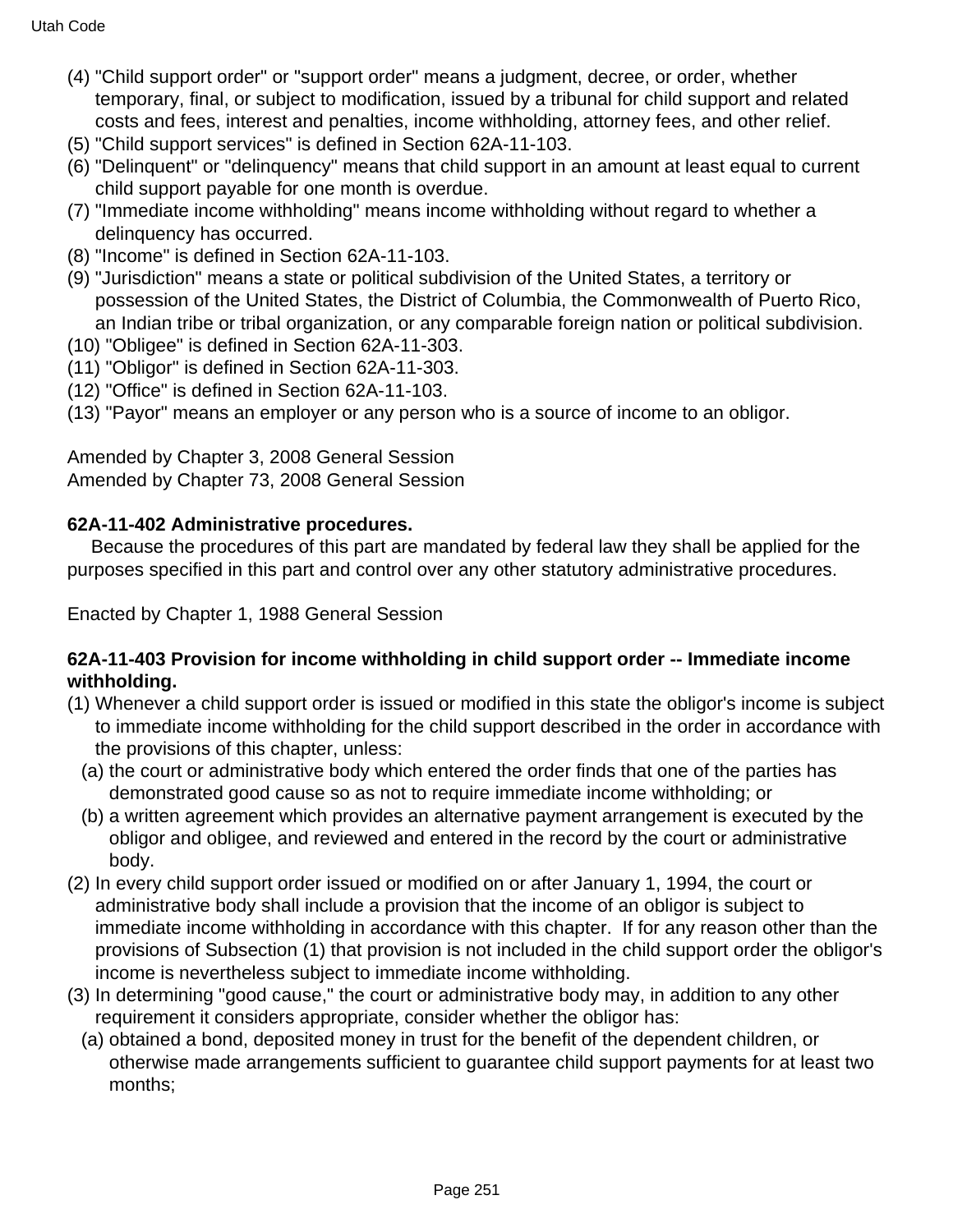(4) "Child support order" or "support order" means a judgment, decree, or order, whether temporary, final, or subject to modification, issued by a tribunal for child support and related costs and fees, interest and penalties, income withholding, attorney fees, and other relief.
(5) "Child support services" is defined in Section 62A-11-103.
(6) "Delinquent" or "delinquency" means that child support in an amount at least equal to current child support payable for one month is overdue.
(7) "Immediate income withholding" means income withholding without regard to whether a delinquency has occurred.
(8) "Income" is defined in Section 62A-11-103.
(9) "Jurisdiction" means a state or political subdivision of the United States, a territory or possession of the United States, the District of Columbia, the Commonwealth of Puerto Rico, an Indian tribe or tribal organization, or any comparable foreign nation or political subdivision.
(10) "Obligee" is defined in Section 62A-11-303.
(11) "Obligor" is defined in Section 62A-11-303.
(12) "Office" is defined in Section 62A-11-103.
(13) "Payor" means an employer or any person who is a source of income to an obligor.

Amended by Chapter 3, 2008 General Session
Amended by Chapter 73, 2008 General Session

**62A-11-402 Administrative procedures.**

Because the procedures of this part are mandated by federal law they shall be applied for the purposes specified in this part and control over any other statutory administrative procedures.

Enacted by Chapter 1, 1988 General Session

**62A-11-403 Provision for income withholding in child support order -- Immediate income withholding.**

(1) Whenever a child support order is issued or modified in this state the obligor's income is subject to immediate income withholding for the child support described in the order in accordance with the provisions of this chapter, unless:
  (a) the court or administrative body which entered the order finds that one of the parties has demonstrated good cause so as not to require immediate income withholding; or
  (b) a written agreement which provides an alternative payment arrangement is executed by the obligor and obligee, and reviewed and entered in the record by the court or administrative body.
(2) In every child support order issued or modified on or after January 1, 1994, the court or administrative body shall include a provision that the income of an obligor is subject to immediate income withholding in accordance with this chapter. If for any reason other than the provisions of Subsection (1) that provision is not included in the child support order the obligor's income is nevertheless subject to immediate income withholding.
(3) In determining "good cause," the court or administrative body may, in addition to any other requirement it considers appropriate, consider whether the obligor has:
  (a) obtained a bond, deposited money in trust for the benefit of the dependent children, or otherwise made arrangements sufficient to guarantee child support payments for at least two months;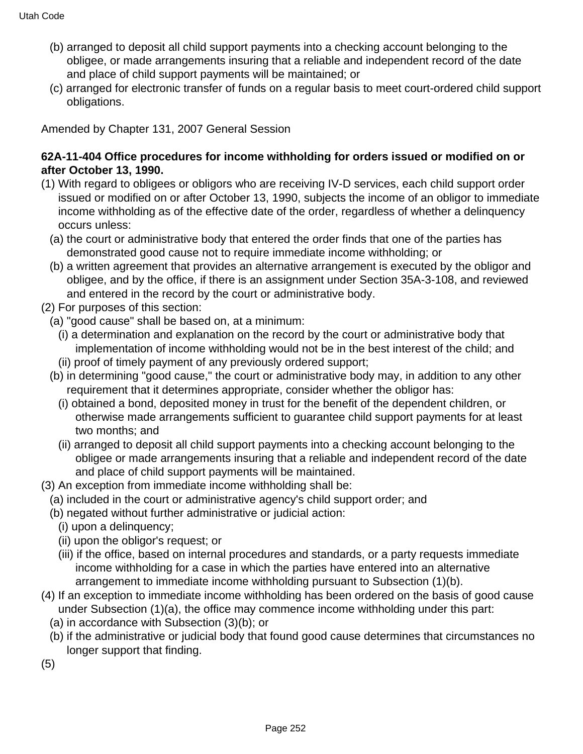(b) arranged to deposit all child support payments into a checking account belonging to the obligee, or made arrangements insuring that a reliable and independent record of the date and place of child support payments will be maintained; or

(c) arranged for electronic transfer of funds on a regular basis to meet court-ordered child support obligations.

Amended by Chapter 131, 2007 General Session

**62A-11-404 Office procedures for income withholding for orders issued or modified on or after October 13, 1990.**

(1) With regard to obligees or obligors who are receiving IV-D services, each child support order issued or modified on or after October 13, 1990, subjects the income of an obligor to immediate income withholding as of the effective date of the order, regardless of whether a delinquency occurs unless:

(a) the court or administrative body that entered the order finds that one of the parties has demonstrated good cause not to require immediate income withholding; or

(b) a written agreement that provides an alternative arrangement is executed by the obligor and obligee, and by the office, if there is an assignment under Section 35A-3-108, and reviewed and entered in the record by the court or administrative body.

(2) For purposes of this section:

(a) "good cause" shall be based on, at a minimum:

(i) a determination and explanation on the record by the court or administrative body that implementation of income withholding would not be in the best interest of the child; and

(ii) proof of timely payment of any previously ordered support;

(b) in determining "good cause," the court or administrative body may, in addition to any other requirement that it determines appropriate, consider whether the obligor has:

(i) obtained a bond, deposited money in trust for the benefit of the dependent children, or otherwise made arrangements sufficient to guarantee child support payments for at least two months; and

(ii) arranged to deposit all child support payments into a checking account belonging to the obligee or made arrangements insuring that a reliable and independent record of the date and place of child support payments will be maintained.

(3) An exception from immediate income withholding shall be:

(a) included in the court or administrative agency's child support order; and

(b) negated without further administrative or judicial action:

(i) upon a delinquency;

(ii) upon the obligor's request; or

(iii) if the office, based on internal procedures and standards, or a party requests immediate income withholding for a case in which the parties have entered into an alternative arrangement to immediate income withholding pursuant to Subsection (1)(b).

(4) If an exception to immediate income withholding has been ordered on the basis of good cause under Subsection (1)(a), the office may commence income withholding under this part:

(a) in accordance with Subsection (3)(b); or

(b) if the administrative or judicial body that found good cause determines that circumstances no longer support that finding.

(5)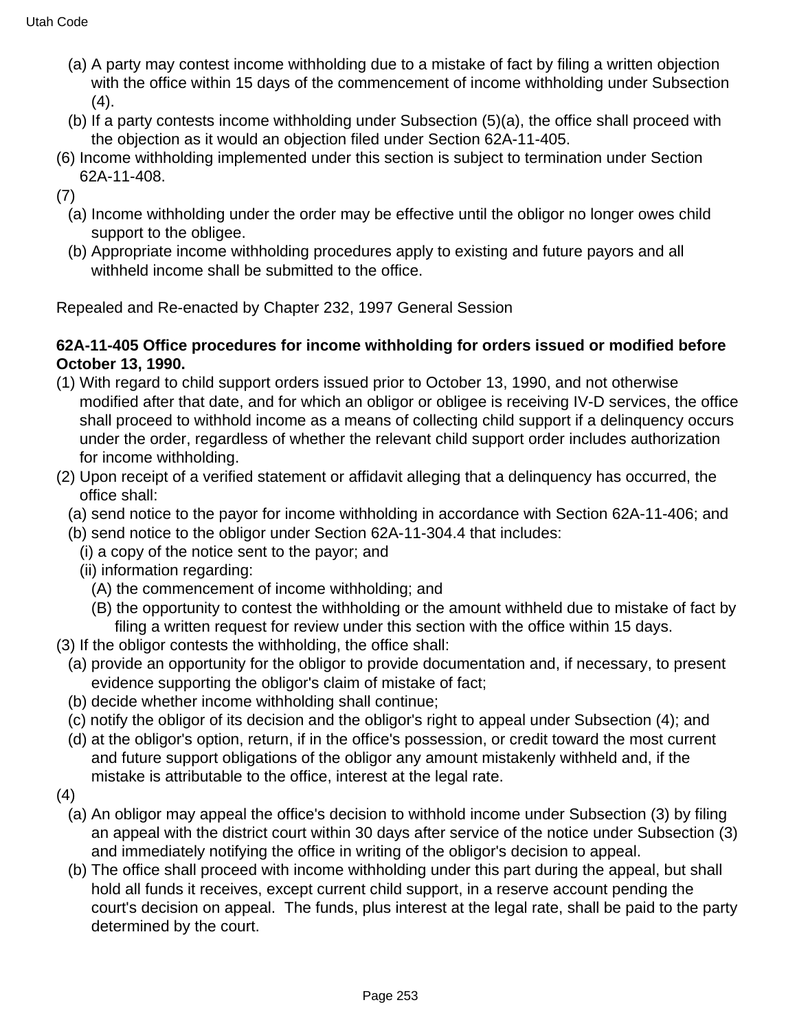(a) A party may contest income withholding due to a mistake of fact by filing a written objection with the office within 15 days of the commencement of income withholding under Subsection (4).

(b) If a party contests income withholding under Subsection (5)(a), the office shall proceed with the objection as it would an objection filed under Section 62A-11-405.

(6) Income withholding implemented under this section is subject to termination under Section 62A-11-408.

(7)

(a) Income withholding under the order may be effective until the obligor no longer owes child support to the obligee.

(b) Appropriate income withholding procedures apply to existing and future payors and all withheld income shall be submitted to the office.

Repealed and Re-enacted by Chapter 232, 1997 General Session

**62A-11-405 Office procedures for income withholding for orders issued or modified before October 13, 1990.**

(1) With regard to child support orders issued prior to October 13, 1990, and not otherwise modified after that date, and for which an obligor or obligee is receiving IV-D services, the office shall proceed to withhold income as a means of collecting child support if a delinquency occurs under the order, regardless of whether the relevant child support order includes authorization for income withholding.

(2) Upon receipt of a verified statement or affidavit alleging that a delinquency has occurred, the office shall:

(a) send notice to the payor for income withholding in accordance with Section 62A-11-406; and

(b) send notice to the obligor under Section 62A-11-304.4 that includes:

(i) a copy of the notice sent to the payor; and

(ii) information regarding:

(A) the commencement of income withholding; and

(B) the opportunity to contest the withholding or the amount withheld due to mistake of fact by filing a written request for review under this section with the office within 15 days.

(3) If the obligor contests the withholding, the office shall:

(a) provide an opportunity for the obligor to provide documentation and, if necessary, to present evidence supporting the obligor's claim of mistake of fact;

(b) decide whether income withholding shall continue;

(c) notify the obligor of its decision and the obligor's right to appeal under Subsection (4); and

(d) at the obligor's option, return, if in the office's possession, or credit toward the most current and future support obligations of the obligor any amount mistakenly withheld and, if the mistake is attributable to the office, interest at the legal rate.

(4)

(a) An obligor may appeal the office's decision to withhold income under Subsection (3) by filing an appeal with the district court within 30 days after service of the notice under Subsection (3) and immediately notifying the office in writing of the obligor's decision to appeal.

(b) The office shall proceed with income withholding under this part during the appeal, but shall hold all funds it receives, except current child support, in a reserve account pending the court's decision on appeal. The funds, plus interest at the legal rate, shall be paid to the party determined by the court.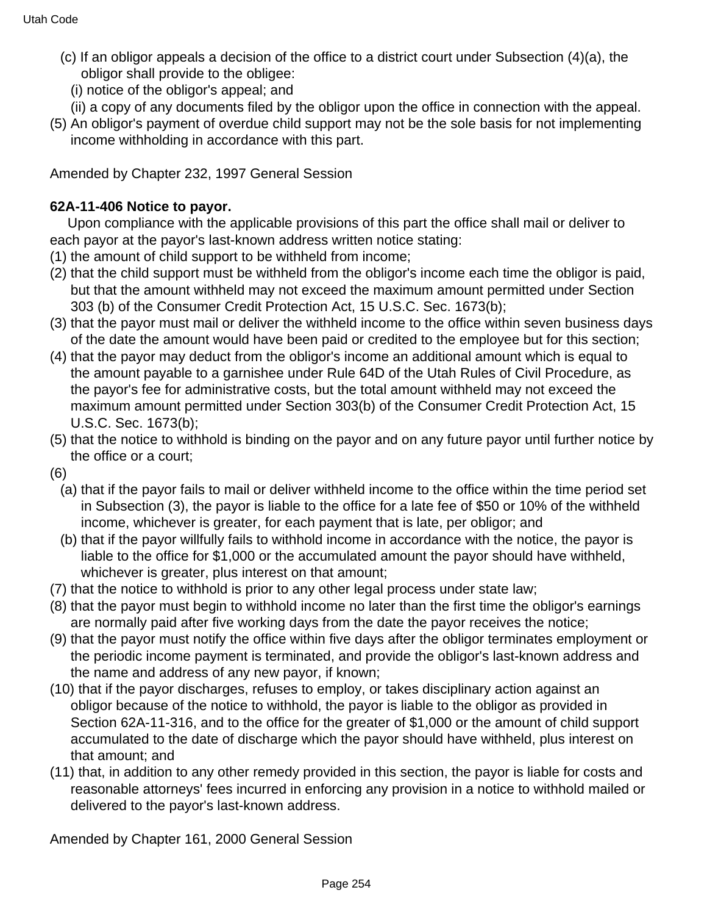(c) If an obligor appeals a decision of the office to a district court under Subsection (4)(a), the obligor shall provide to the obligee:

(i) notice of the obligor's appeal; and

(ii) a copy of any documents filed by the obligor upon the office in connection with the appeal.

(5) An obligor's payment of overdue child support may not be the sole basis for not implementing income withholding in accordance with this part.

Amended by Chapter 232, 1997 General Session

**62A-11-406 Notice to payor.**

Upon compliance with the applicable provisions of this part the office shall mail or deliver to each payor at the payor's last-known address written notice stating:

(1) the amount of child support to be withheld from income;

(2) that the child support must be withheld from the obligor's income each time the obligor is paid, but that the amount withheld may not exceed the maximum amount permitted under Section 303 (b) of the Consumer Credit Protection Act, 15 U.S.C. Sec. 1673(b);

(3) that the payor must mail or deliver the withheld income to the office within seven business days of the date the amount would have been paid or credited to the employee but for this section;

(4) that the payor may deduct from the obligor's income an additional amount which is equal to the amount payable to a garnishee under Rule 64D of the Utah Rules of Civil Procedure, as the payor's fee for administrative costs, but the total amount withheld may not exceed the maximum amount permitted under Section 303(b) of the Consumer Credit Protection Act, 15 U.S.C. Sec. 1673(b);

(5) that the notice to withhold is binding on the payor and on any future payor until further notice by the office or a court;

(6)

(a) that if the payor fails to mail or deliver withheld income to the office within the time period set in Subsection (3), the payor is liable to the office for a late fee of $50 or 10% of the withheld income, whichever is greater, for each payment that is late, per obligor; and

(b) that if the payor willfully fails to withhold income in accordance with the notice, the payor is liable to the office for $1,000 or the accumulated amount the payor should have withheld, whichever is greater, plus interest on that amount;

(7) that the notice to withhold is prior to any other legal process under state law;

(8) that the payor must begin to withhold income no later than the first time the obligor's earnings are normally paid after five working days from the date the payor receives the notice;

(9) that the payor must notify the office within five days after the obligor terminates employment or the periodic income payment is terminated, and provide the obligor's last-known address and the name and address of any new payor, if known;

(10) that if the payor discharges, refuses to employ, or takes disciplinary action against an obligor because of the notice to withhold, the payor is liable to the obligor as provided in Section 62A-11-316, and to the office for the greater of $1,000 or the amount of child support accumulated to the date of discharge which the payor should have withheld, plus interest on that amount; and

(11) that, in addition to any other remedy provided in this section, the payor is liable for costs and reasonable attorneys' fees incurred in enforcing any provision in a notice to withhold mailed or delivered to the payor's last-known address.

Amended by Chapter 161, 2000 General Session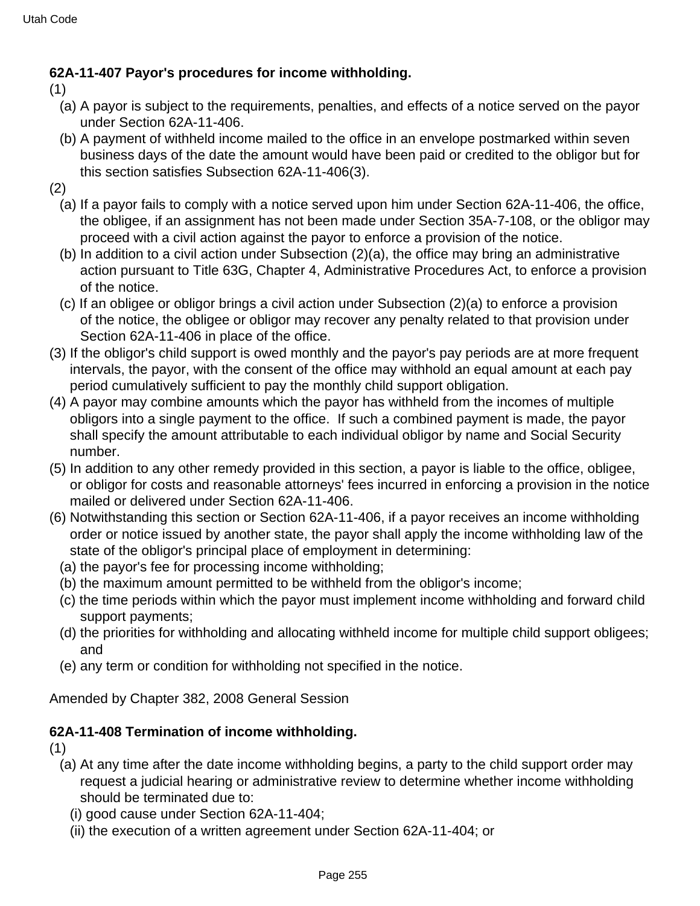**62A-11-407 Payor's procedures for income withholding.**

(1)

(a) A payor is subject to the requirements, penalties, and effects of a notice served on the payor under Section 62A-11-406.

(b) A payment of withheld income mailed to the office in an envelope postmarked within seven business days of the date the amount would have been paid or credited to the obligor but for this section satisfies Subsection 62A-11-406(3).

(2)

(a) If a payor fails to comply with a notice served upon him under Section 62A-11-406, the office, the obligee, if an assignment has not been made under Section 35A-7-108, or the obligor may proceed with a civil action against the payor to enforce a provision of the notice.

(b) In addition to a civil action under Subsection (2)(a), the office may bring an administrative action pursuant to Title 63G, Chapter 4, Administrative Procedures Act, to enforce a provision of the notice.

(c) If an obligee or obligor brings a civil action under Subsection (2)(a) to enforce a provision of the notice, the obligee or obligor may recover any penalty related to that provision under Section 62A-11-406 in place of the office.

(3) If the obligor's child support is owed monthly and the payor's pay periods are at more frequent intervals, the payor, with the consent of the office may withhold an equal amount at each pay period cumulatively sufficient to pay the monthly child support obligation.

(4) A payor may combine amounts which the payor has withheld from the incomes of multiple obligors into a single payment to the office. If such a combined payment is made, the payor shall specify the amount attributable to each individual obligor by name and Social Security number.

(5) In addition to any other remedy provided in this section, a payor is liable to the office, obligee, or obligor for costs and reasonable attorneys' fees incurred in enforcing a provision in the notice mailed or delivered under Section 62A-11-406.

(6) Notwithstanding this section or Section 62A-11-406, if a payor receives an income withholding order or notice issued by another state, the payor shall apply the income withholding law of the state of the obligor's principal place of employment in determining:

(a) the payor's fee for processing income withholding;

(b) the maximum amount permitted to be withheld from the obligor's income;

(c) the time periods within which the payor must implement income withholding and forward child support payments;

(d) the priorities for withholding and allocating withheld income for multiple child support obligees; and

(e) any term or condition for withholding not specified in the notice.

Amended by Chapter 382, 2008 General Session

**62A-11-408 Termination of income withholding.**

(1)

(a) At any time after the date income withholding begins, a party to the child support order may request a judicial hearing or administrative review to determine whether income withholding should be terminated due to:

(i) good cause under Section 62A-11-404;

(ii) the execution of a written agreement under Section 62A-11-404; or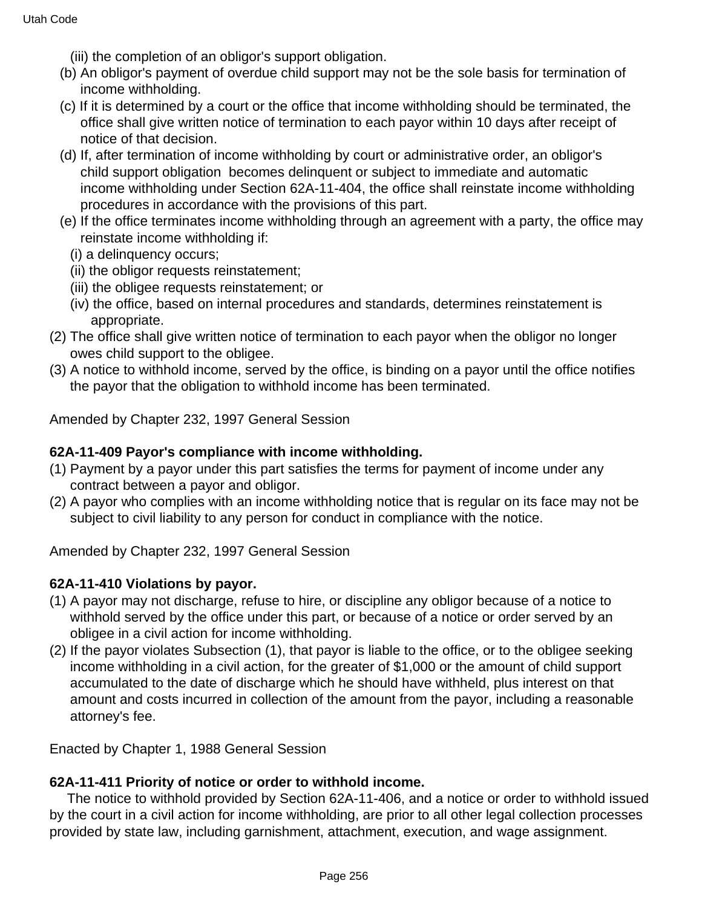(iii) the completion of an obligor's support obligation.

(b) An obligor's payment of overdue child support may not be the sole basis for termination of income withholding.

(c) If it is determined by a court or the office that income withholding should be terminated, the office shall give written notice of termination to each payor within 10 days after receipt of notice of that decision.

(d) If, after termination of income withholding by court or administrative order, an obligor's child support obligation becomes delinquent or subject to immediate and automatic income withholding under Section 62A-11-404, the office shall reinstate income withholding procedures in accordance with the provisions of this part.

(e) If the office terminates income withholding through an agreement with a party, the office may reinstate income withholding if:

(i) a delinquency occurs;

(ii) the obligor requests reinstatement;

(iii) the obligee requests reinstatement; or

(iv) the office, based on internal procedures and standards, determines reinstatement is appropriate.

(2) The office shall give written notice of termination to each payor when the obligor no longer owes child support to the obligee.

(3) A notice to withhold income, served by the office, is binding on a payor until the office notifies the payor that the obligation to withhold income has been terminated.

Amended by Chapter 232, 1997 General Session

**62A-11-409 Payor's compliance with income withholding.**

(1) Payment by a payor under this part satisfies the terms for payment of income under any contract between a payor and obligor.

(2) A payor who complies with an income withholding notice that is regular on its face may not be subject to civil liability to any person for conduct in compliance with the notice.

Amended by Chapter 232, 1997 General Session

**62A-11-410 Violations by payor.**

(1) A payor may not discharge, refuse to hire, or discipline any obligor because of a notice to withhold served by the office under this part, or because of a notice or order served by an obligee in a civil action for income withholding.

(2) If the payor violates Subsection (1), that payor is liable to the office, or to the obligee seeking income withholding in a civil action, for the greater of $1,000 or the amount of child support accumulated to the date of discharge which he should have withheld, plus interest on that amount and costs incurred in collection of the amount from the payor, including a reasonable attorney's fee.

Enacted by Chapter 1, 1988 General Session

**62A-11-411 Priority of notice or order to withhold income.**

The notice to withhold provided by Section 62A-11-406, and a notice or order to withhold issued by the court in a civil action for income withholding, are prior to all other legal collection processes provided by state law, including garnishment, attachment, execution, and wage assignment.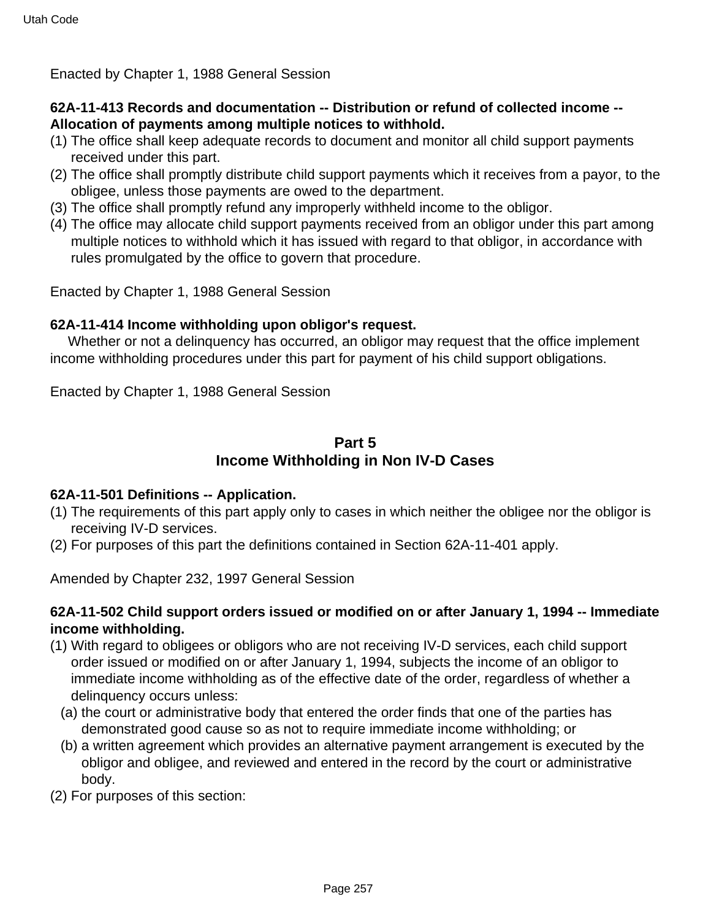Enacted by Chapter 1, 1988 General Session

**62A-11-413 Records and documentation -- Distribution or refund of collected income -- Allocation of payments among multiple notices to withhold.**

(1) The office shall keep adequate records to document and monitor all child support payments received under this part.

(2) The office shall promptly distribute child support payments which it receives from a payor, to the obligee, unless those payments are owed to the department.

(3) The office shall promptly refund any improperly withheld income to the obligor.

(4) The office may allocate child support payments received from an obligor under this part among multiple notices to withhold which it has issued with regard to that obligor, in accordance with rules promulgated by the office to govern that procedure.

Enacted by Chapter 1, 1988 General Session

**62A-11-414 Income withholding upon obligor's request.**

Whether or not a delinquency has occurred, an obligor may request that the office implement income withholding procedures under this part for payment of his child support obligations.

Enacted by Chapter 1, 1988 General Session

## Part 5
## Income Withholding in Non IV-D Cases

**62A-11-501 Definitions -- Application.**

(1) The requirements of this part apply only to cases in which neither the obligee nor the obligor is receiving IV-D services.

(2) For purposes of this part the definitions contained in Section 62A-11-401 apply.

Amended by Chapter 232, 1997 General Session

**62A-11-502 Child support orders issued or modified on or after January 1, 1994 -- Immediate income withholding.**

(1) With regard to obligees or obligors who are not receiving IV-D services, each child support order issued or modified on or after January 1, 1994, subjects the income of an obligor to immediate income withholding as of the effective date of the order, regardless of whether a delinquency occurs unless:

  (a) the court or administrative body that entered the order finds that one of the parties has demonstrated good cause so as not to require immediate income withholding; or

  (b) a written agreement which provides an alternative payment arrangement is executed by the obligor and obligee, and reviewed and entered in the record by the court or administrative body.

(2) For purposes of this section: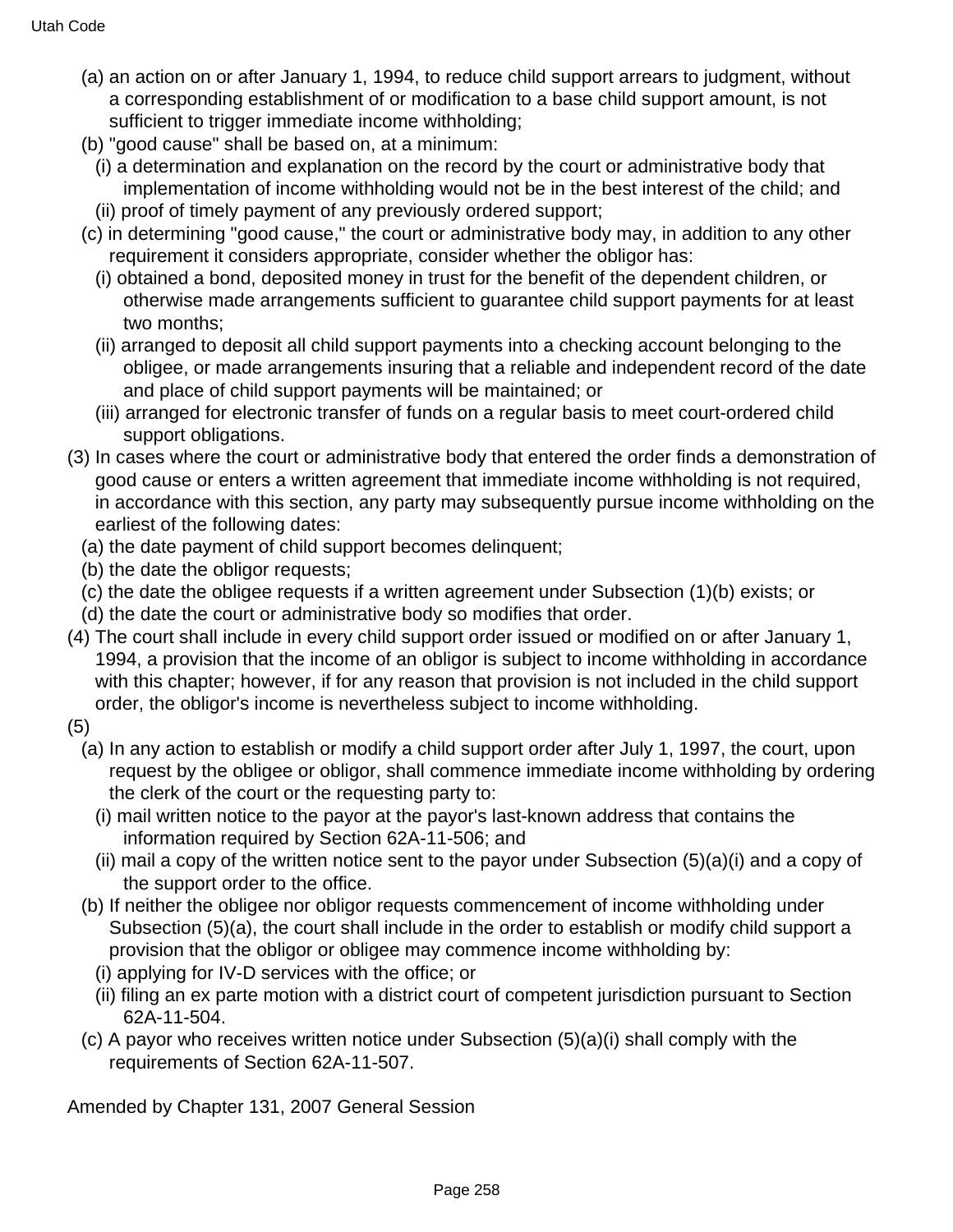(a) an action on or after January 1, 1994, to reduce child support arrears to judgment, without a corresponding establishment of or modification to a base child support amount, is not sufficient to trigger immediate income withholding;

(b) "good cause" shall be based on, at a minimum:

(i) a determination and explanation on the record by the court or administrative body that implementation of income withholding would not be in the best interest of the child; and

(ii) proof of timely payment of any previously ordered support;

(c) in determining "good cause," the court or administrative body may, in addition to any other requirement it considers appropriate, consider whether the obligor has:

(i) obtained a bond, deposited money in trust for the benefit of the dependent children, or otherwise made arrangements sufficient to guarantee child support payments for at least two months;

(ii) arranged to deposit all child support payments into a checking account belonging to the obligee, or made arrangements insuring that a reliable and independent record of the date and place of child support payments will be maintained; or

(iii) arranged for electronic transfer of funds on a regular basis to meet court-ordered child support obligations.

(3) In cases where the court or administrative body that entered the order finds a demonstration of good cause or enters a written agreement that immediate income withholding is not required, in accordance with this section, any party may subsequently pursue income withholding on the earliest of the following dates:

(a) the date payment of child support becomes delinquent;

(b) the date the obligor requests;

(c) the date the obligee requests if a written agreement under Subsection (1)(b) exists; or

(d) the date the court or administrative body so modifies that order.

(4) The court shall include in every child support order issued or modified on or after January 1, 1994, a provision that the income of an obligor is subject to income withholding in accordance with this chapter; however, if for any reason that provision is not included in the child support order, the obligor's income is nevertheless subject to income withholding.

(5)

(a) In any action to establish or modify a child support order after July 1, 1997, the court, upon request by the obligee or obligor, shall commence immediate income withholding by ordering the clerk of the court or the requesting party to:

(i) mail written notice to the payor at the payor's last-known address that contains the information required by Section 62A-11-506; and

(ii) mail a copy of the written notice sent to the payor under Subsection (5)(a)(i) and a copy of the support order to the office.

(b) If neither the obligee nor obligor requests commencement of income withholding under Subsection (5)(a), the court shall include in the order to establish or modify child support a provision that the obligor or obligee may commence income withholding by:

(i) applying for IV-D services with the office; or

(ii) filing an ex parte motion with a district court of competent jurisdiction pursuant to Section 62A-11-504.

(c) A payor who receives written notice under Subsection (5)(a)(i) shall comply with the requirements of Section 62A-11-507.

Amended by Chapter 131, 2007 General Session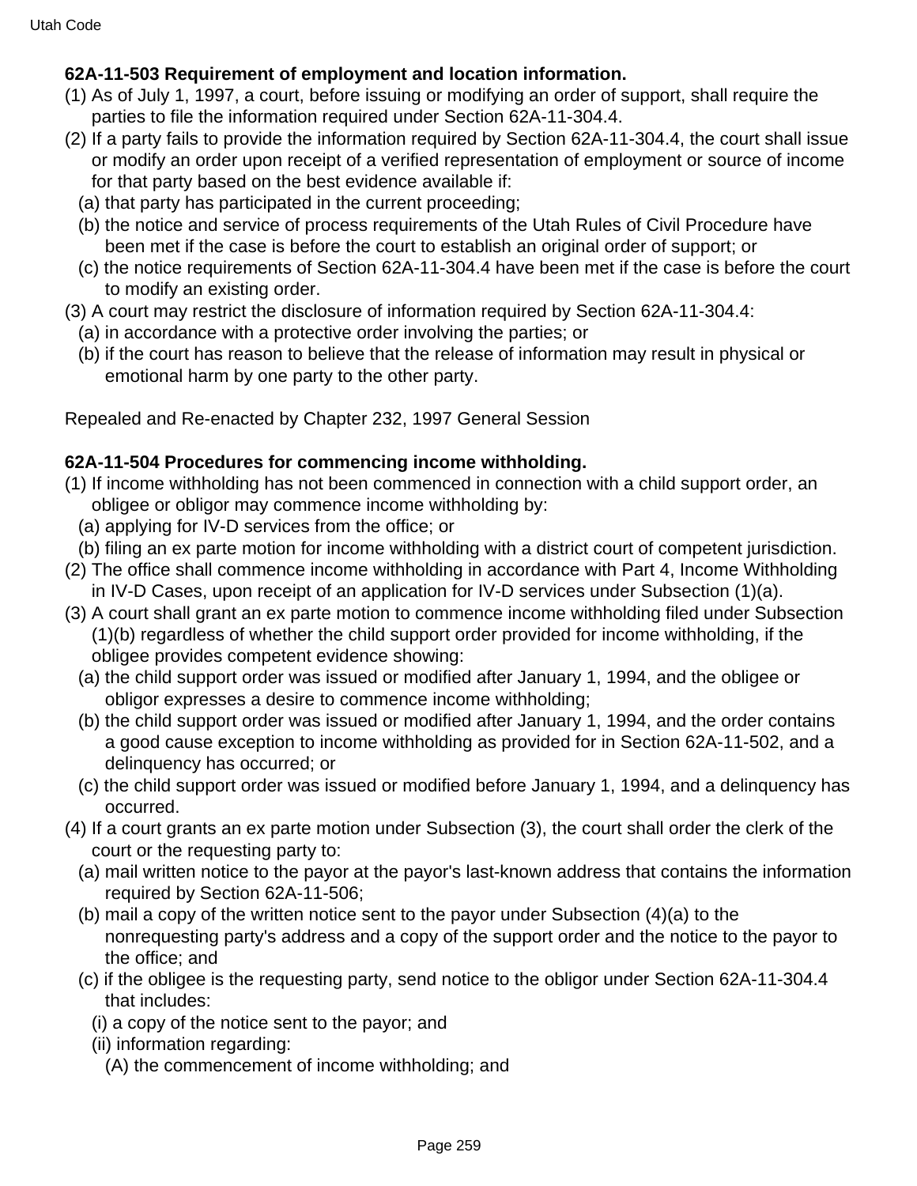**62A-11-503 Requirement of employment and location information.**

(1) As of July 1, 1997, a court, before issuing or modifying an order of support, shall require the parties to file the information required under Section 62A-11-304.4.

(2) If a party fails to provide the information required by Section 62A-11-304.4, the court shall issue or modify an order upon receipt of a verified representation of employment or source of income for that party based on the best evidence available if:

  (a) that party has participated in the current proceeding;

  (b) the notice and service of process requirements of the Utah Rules of Civil Procedure have been met if the case is before the court to establish an original order of support; or

  (c) the notice requirements of Section 62A-11-304.4 have been met if the case is before the court to modify an existing order.

(3) A court may restrict the disclosure of information required by Section 62A-11-304.4:

  (a) in accordance with a protective order involving the parties; or

  (b) if the court has reason to believe that the release of information may result in physical or emotional harm by one party to the other party.

Repealed and Re-enacted by Chapter 232, 1997 General Session

**62A-11-504 Procedures for commencing income withholding.**

(1) If income withholding has not been commenced in connection with a child support order, an obligee or obligor may commence income withholding by:

  (a) applying for IV-D services from the office; or

  (b) filing an ex parte motion for income withholding with a district court of competent jurisdiction.

(2) The office shall commence income withholding in accordance with Part 4, Income Withholding in IV-D Cases, upon receipt of an application for IV-D services under Subsection (1)(a).

(3) A court shall grant an ex parte motion to commence income withholding filed under Subsection (1)(b) regardless of whether the child support order provided for income withholding, if the obligee provides competent evidence showing:

  (a) the child support order was issued or modified after January 1, 1994, and the obligee or obligor expresses a desire to commence income withholding;

  (b) the child support order was issued or modified after January 1, 1994, and the order contains a good cause exception to income withholding as provided for in Section 62A-11-502, and a delinquency has occurred; or

  (c) the child support order was issued or modified before January 1, 1994, and a delinquency has occurred.

(4) If a court grants an ex parte motion under Subsection (3), the court shall order the clerk of the court or the requesting party to:

  (a) mail written notice to the payor at the payor's last-known address that contains the information required by Section 62A-11-506;

  (b) mail a copy of the written notice sent to the payor under Subsection (4)(a) to the nonrequesting party's address and a copy of the support order and the notice to the payor to the office; and

  (c) if the obligee is the requesting party, send notice to the obligor under Section 62A-11-304.4 that includes:

    (i) a copy of the notice sent to the payor; and

    (ii) information regarding:

      (A) the commencement of income withholding; and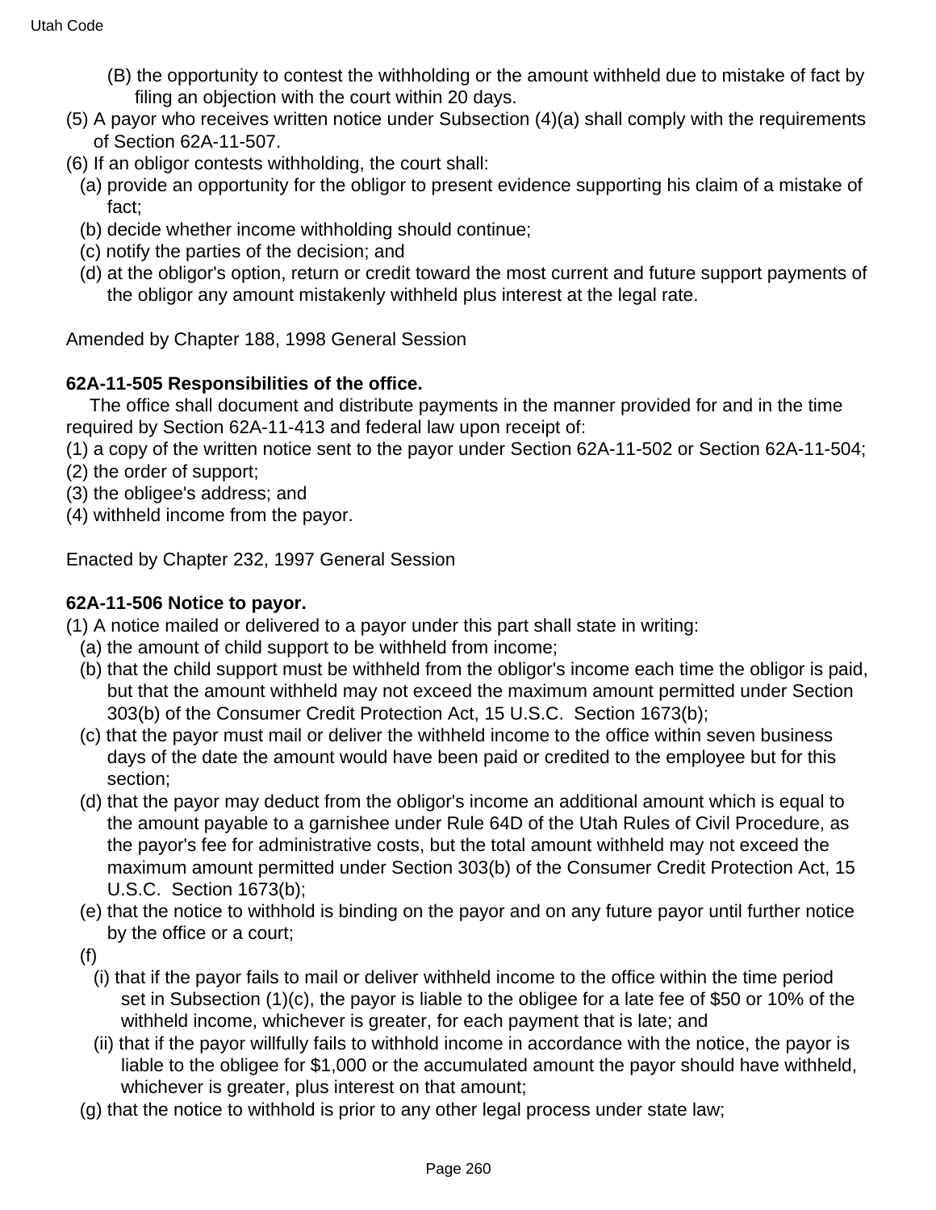(B) the opportunity to contest the withholding or the amount withheld due to mistake of fact by filing an objection with the court within 20 days.

(5) A payor who receives written notice under Subsection (4)(a) shall comply with the requirements of Section 62A-11-507.

(6) If an obligor contests withholding, the court shall:

(a) provide an opportunity for the obligor to present evidence supporting his claim of a mistake of fact;

(b) decide whether income withholding should continue;

(c) notify the parties of the decision; and

(d) at the obligor's option, return or credit toward the most current and future support payments of the obligor any amount mistakenly withheld plus interest at the legal rate.

Amended by Chapter 188, 1998 General Session

**62A-11-505 Responsibilities of the office.**

The office shall document and distribute payments in the manner provided for and in the time required by Section 62A-11-413 and federal law upon receipt of:

(1) a copy of the written notice sent to the payor under Section 62A-11-502 or Section 62A-11-504;

(2) the order of support;

(3) the obligee's address; and

(4) withheld income from the payor.

Enacted by Chapter 232, 1997 General Session

**62A-11-506 Notice to payor.**

(1) A notice mailed or delivered to a payor under this part shall state in writing:

(a) the amount of child support to be withheld from income;

(b) that the child support must be withheld from the obligor's income each time the obligor is paid, but that the amount withheld may not exceed the maximum amount permitted under Section 303(b) of the Consumer Credit Protection Act, 15 U.S.C. Section 1673(b);

(c) that the payor must mail or deliver the withheld income to the office within seven business days of the date the amount would have been paid or credited to the employee but for this section;

(d) that the payor may deduct from the obligor's income an additional amount which is equal to the amount payable to a garnishee under Rule 64D of the Utah Rules of Civil Procedure, as the payor's fee for administrative costs, but the total amount withheld may not exceed the maximum amount permitted under Section 303(b) of the Consumer Credit Protection Act, 15 U.S.C. Section 1673(b);

(e) that the notice to withhold is binding on the payor and on any future payor until further notice by the office or a court;

(f)

(i) that if the payor fails to mail or deliver withheld income to the office within the time period set in Subsection (1)(c), the payor is liable to the obligee for a late fee of $50 or 10% of the withheld income, whichever is greater, for each payment that is late; and

(ii) that if the payor willfully fails to withhold income in accordance with the notice, the payor is liable to the obligee for $1,000 or the accumulated amount the payor should have withheld, whichever is greater, plus interest on that amount;

(g) that the notice to withhold is prior to any other legal process under state law;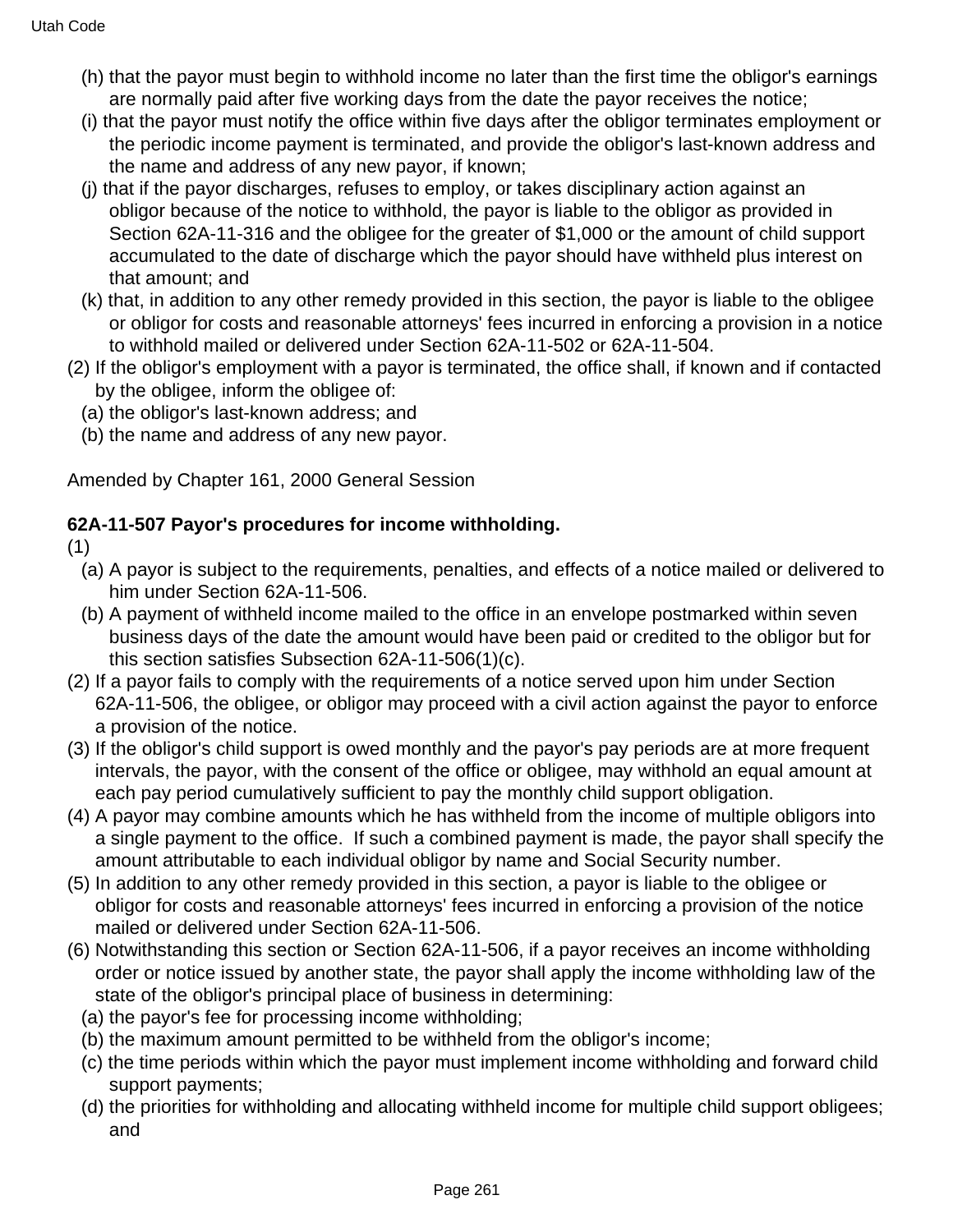(h) that the payor must begin to withhold income no later than the first time the obligor's earnings are normally paid after five working days from the date the payor receives the notice;

(i) that the payor must notify the office within five days after the obligor terminates employment or the periodic income payment is terminated, and provide the obligor's last-known address and the name and address of any new payor, if known;

(j) that if the payor discharges, refuses to employ, or takes disciplinary action against an obligor because of the notice to withhold, the payor is liable to the obligor as provided in Section 62A-11-316 and the obligee for the greater of $1,000 or the amount of child support accumulated to the date of discharge which the payor should have withheld plus interest on that amount; and

(k) that, in addition to any other remedy provided in this section, the payor is liable to the obligee or obligor for costs and reasonable attorneys' fees incurred in enforcing a provision in a notice to withhold mailed or delivered under Section 62A-11-502 or 62A-11-504.

(2) If the obligor's employment with a payor is terminated, the office shall, if known and if contacted by the obligee, inform the obligee of:

(a) the obligor's last-known address; and

(b) the name and address of any new payor.

Amended by Chapter 161, 2000 General Session

**62A-11-507 Payor's procedures for income withholding.**

(1)

(a) A payor is subject to the requirements, penalties, and effects of a notice mailed or delivered to him under Section 62A-11-506.

(b) A payment of withheld income mailed to the office in an envelope postmarked within seven business days of the date the amount would have been paid or credited to the obligor but for this section satisfies Subsection 62A-11-506(1)(c).

(2) If a payor fails to comply with the requirements of a notice served upon him under Section 62A-11-506, the obligee, or obligor may proceed with a civil action against the payor to enforce a provision of the notice.

(3) If the obligor's child support is owed monthly and the payor's pay periods are at more frequent intervals, the payor, with the consent of the office or obligee, may withhold an equal amount at each pay period cumulatively sufficient to pay the monthly child support obligation.

(4) A payor may combine amounts which he has withheld from the income of multiple obligors into a single payment to the office. If such a combined payment is made, the payor shall specify the amount attributable to each individual obligor by name and Social Security number.

(5) In addition to any other remedy provided in this section, a payor is liable to the obligee or obligor for costs and reasonable attorneys' fees incurred in enforcing a provision of the notice mailed or delivered under Section 62A-11-506.

(6) Notwithstanding this section or Section 62A-11-506, if a payor receives an income withholding order or notice issued by another state, the payor shall apply the income withholding law of the state of the obligor's principal place of business in determining:

(a) the payor's fee for processing income withholding;

(b) the maximum amount permitted to be withheld from the obligor's income;

(c) the time periods within which the payor must implement income withholding and forward child support payments;

(d) the priorities for withholding and allocating withheld income for multiple child support obligees; and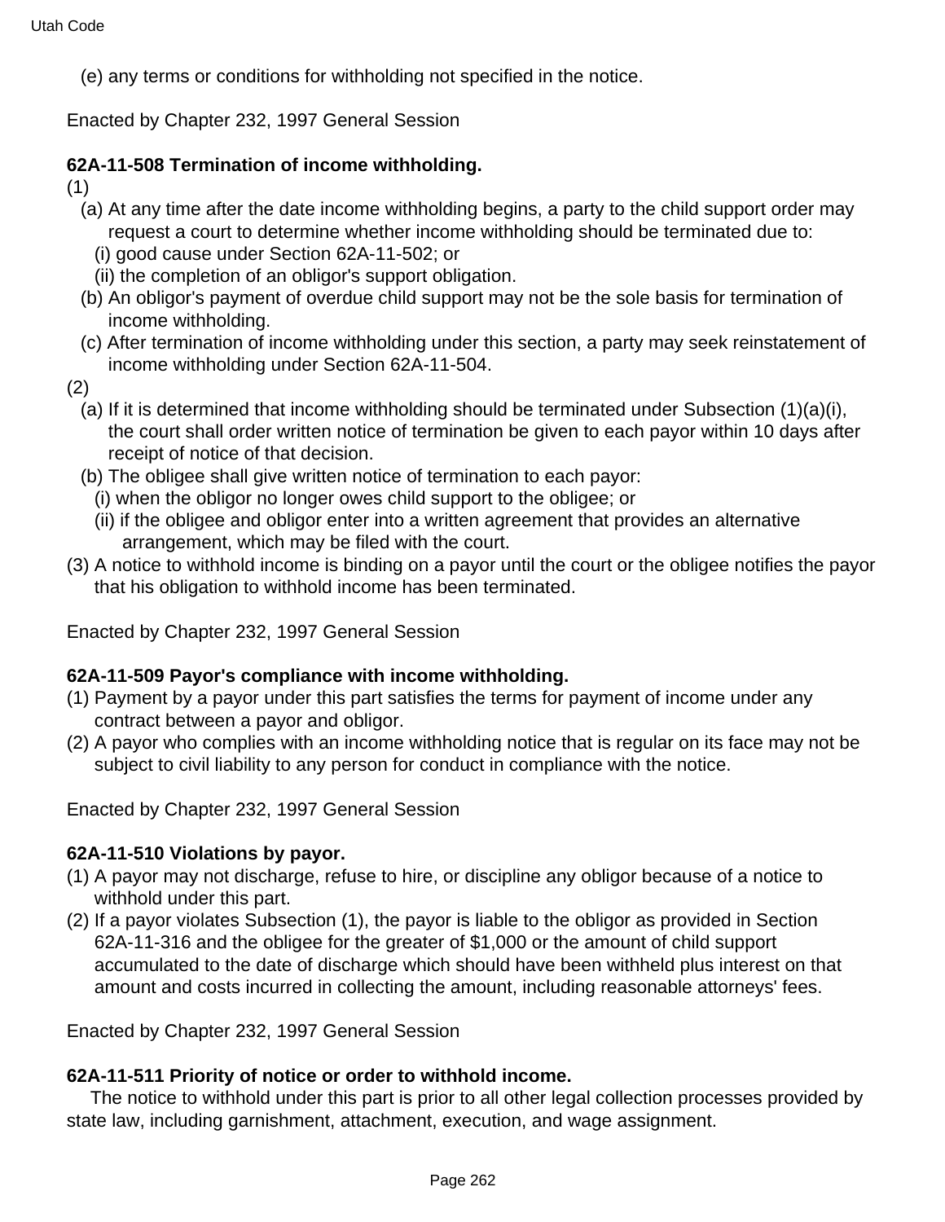(e) any terms or conditions for withholding not specified in the notice.

Enacted by Chapter 232, 1997 General Session

**62A-11-508 Termination of income withholding.**

(1)

(a) At any time after the date income withholding begins, a party to the child support order may request a court to determine whether income withholding should be terminated due to:

(i) good cause under Section 62A-11-502; or

(ii) the completion of an obligor's support obligation.

(b) An obligor's payment of overdue child support may not be the sole basis for termination of income withholding.

(c) After termination of income withholding under this section, a party may seek reinstatement of income withholding under Section 62A-11-504.

(2)

(a) If it is determined that income withholding should be terminated under Subsection (1)(a)(i), the court shall order written notice of termination be given to each payor within 10 days after receipt of notice of that decision.

(b) The obligee shall give written notice of termination to each payor:

(i) when the obligor no longer owes child support to the obligee; or

(ii) if the obligee and obligor enter into a written agreement that provides an alternative arrangement, which may be filed with the court.

(3) A notice to withhold income is binding on a payor until the court or the obligee notifies the payor that his obligation to withhold income has been terminated.

Enacted by Chapter 232, 1997 General Session

**62A-11-509 Payor's compliance with income withholding.**

(1) Payment by a payor under this part satisfies the terms for payment of income under any contract between a payor and obligor.

(2) A payor who complies with an income withholding notice that is regular on its face may not be subject to civil liability to any person for conduct in compliance with the notice.

Enacted by Chapter 232, 1997 General Session

**62A-11-510 Violations by payor.**

(1) A payor may not discharge, refuse to hire, or discipline any obligor because of a notice to withhold under this part.

(2) If a payor violates Subsection (1), the payor is liable to the obligor as provided in Section 62A-11-316 and the obligee for the greater of $1,000 or the amount of child support accumulated to the date of discharge which should have been withheld plus interest on that amount and costs incurred in collecting the amount, including reasonable attorneys' fees.

Enacted by Chapter 232, 1997 General Session

**62A-11-511 Priority of notice or order to withhold income.**

The notice to withhold under this part is prior to all other legal collection processes provided by state law, including garnishment, attachment, execution, and wage assignment.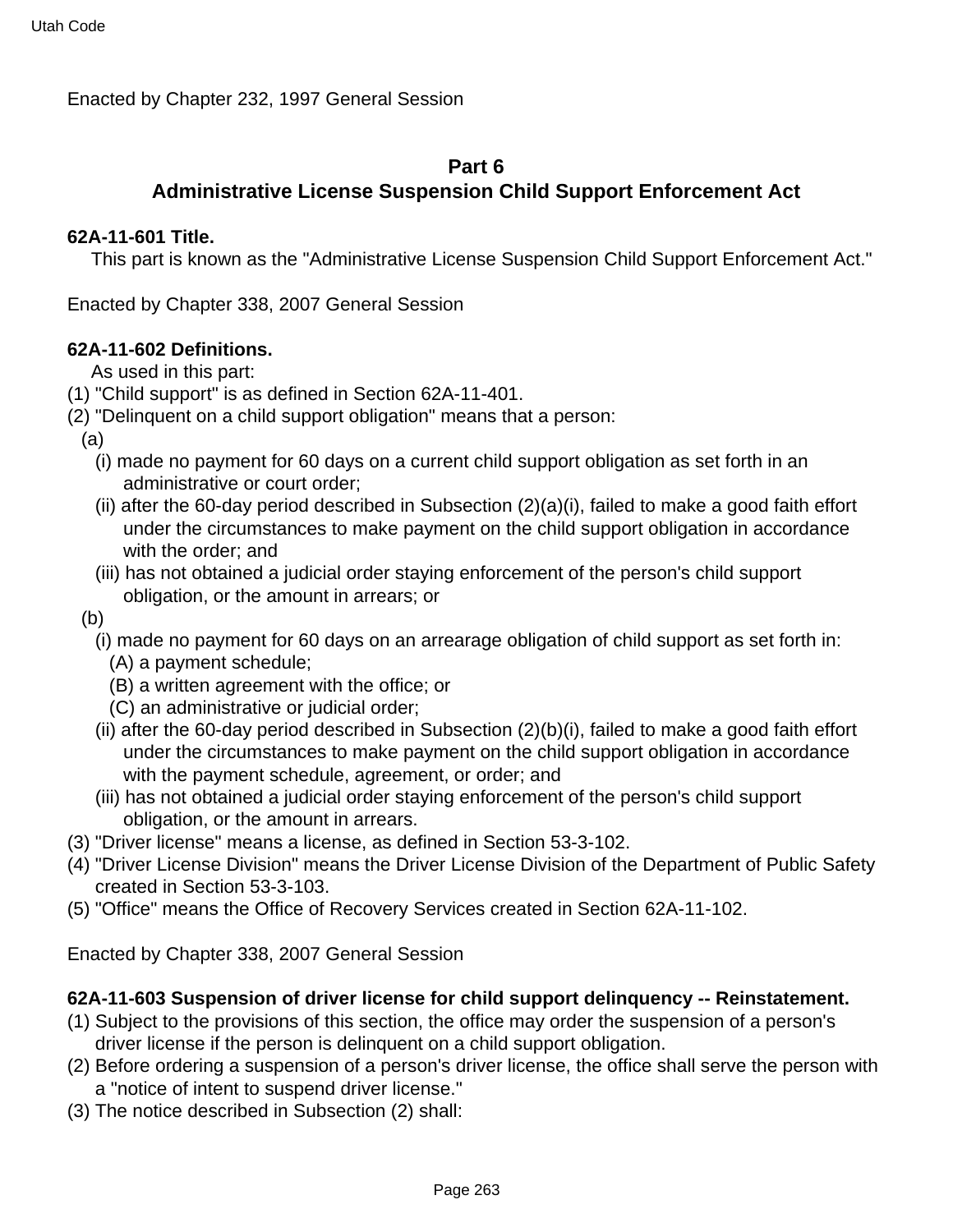Enacted by Chapter 232, 1997 General Session

## Part 6
## Administrative License Suspension Child Support Enforcement Act

**62A-11-601 Title.**

This part is known as the "Administrative License Suspension Child Support Enforcement Act."

Enacted by Chapter 338, 2007 General Session

**62A-11-602 Definitions.**

As used in this part:

(1) "Child support" is as defined in Section 62A-11-401.

(2) "Delinquent on a child support obligation" means that a person:

(a)

(i) made no payment for 60 days on a current child support obligation as set forth in an administrative or court order;

(ii) after the 60-day period described in Subsection (2)(a)(i), failed to make a good faith effort under the circumstances to make payment on the child support obligation in accordance with the order; and

(iii) has not obtained a judicial order staying enforcement of the person's child support obligation, or the amount in arrears; or

(b)

(i) made no payment for 60 days on an arrearage obligation of child support as set forth in:

(A) a payment schedule;

(B) a written agreement with the office; or

(C) an administrative or judicial order;

(ii) after the 60-day period described in Subsection (2)(b)(i), failed to make a good faith effort under the circumstances to make payment on the child support obligation in accordance with the payment schedule, agreement, or order; and

(iii) has not obtained a judicial order staying enforcement of the person's child support obligation, or the amount in arrears.

(3) "Driver license" means a license, as defined in Section 53-3-102.

(4) "Driver License Division" means the Driver License Division of the Department of Public Safety created in Section 53-3-103.

(5) "Office" means the Office of Recovery Services created in Section 62A-11-102.

Enacted by Chapter 338, 2007 General Session

**62A-11-603 Suspension of driver license for child support delinquency -- Reinstatement.**

(1) Subject to the provisions of this section, the office may order the suspension of a person's driver license if the person is delinquent on a child support obligation.

(2) Before ordering a suspension of a person's driver license, the office shall serve the person with a "notice of intent to suspend driver license."

(3) The notice described in Subsection (2) shall: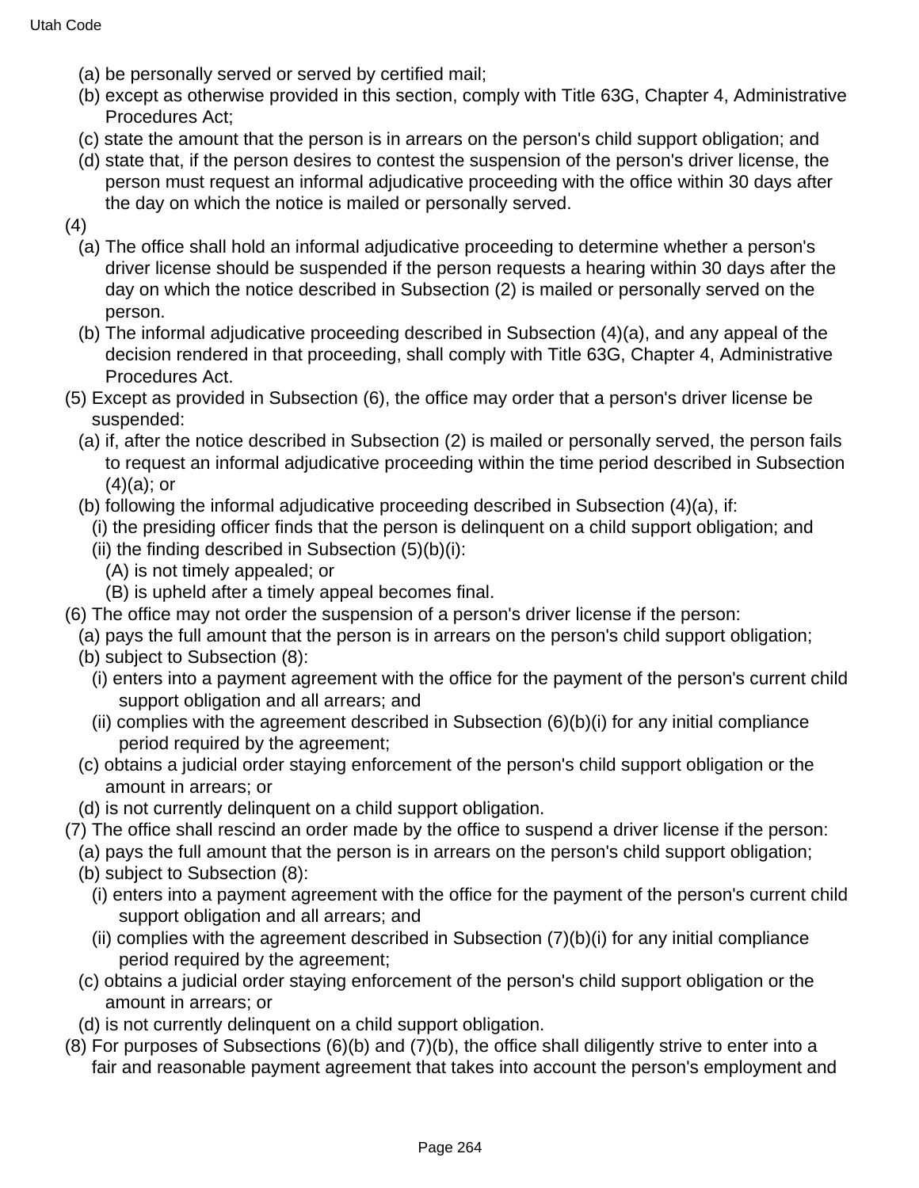(a) be personally served or served by certified mail;

(b) except as otherwise provided in this section, comply with Title 63G, Chapter 4, Administrative Procedures Act;

(c) state the amount that the person is in arrears on the person's child support obligation; and

(d) state that, if the person desires to contest the suspension of the person's driver license, the person must request an informal adjudicative proceeding with the office within 30 days after the day on which the notice is mailed or personally served.

(4)

(a) The office shall hold an informal adjudicative proceeding to determine whether a person's driver license should be suspended if the person requests a hearing within 30 days after the day on which the notice described in Subsection (2) is mailed or personally served on the person.

(b) The informal adjudicative proceeding described in Subsection (4)(a), and any appeal of the decision rendered in that proceeding, shall comply with Title 63G, Chapter 4, Administrative Procedures Act.

(5) Except as provided in Subsection (6), the office may order that a person's driver license be suspended:

(a) if, after the notice described in Subsection (2) is mailed or personally served, the person fails to request an informal adjudicative proceeding within the time period described in Subsection (4)(a); or

(b) following the informal adjudicative proceeding described in Subsection (4)(a), if:

(i) the presiding officer finds that the person is delinquent on a child support obligation; and

(ii) the finding described in Subsection (5)(b)(i):

(A) is not timely appealed; or

(B) is upheld after a timely appeal becomes final.

(6) The office may not order the suspension of a person's driver license if the person:

(a) pays the full amount that the person is in arrears on the person's child support obligation;

(b) subject to Subsection (8):

(i) enters into a payment agreement with the office for the payment of the person's current child support obligation and all arrears; and

(ii) complies with the agreement described in Subsection (6)(b)(i) for any initial compliance period required by the agreement;

(c) obtains a judicial order staying enforcement of the person's child support obligation or the amount in arrears; or

(d) is not currently delinquent on a child support obligation.

(7) The office shall rescind an order made by the office to suspend a driver license if the person:

(a) pays the full amount that the person is in arrears on the person's child support obligation;

(b) subject to Subsection (8):

(i) enters into a payment agreement with the office for the payment of the person's current child support obligation and all arrears; and

(ii) complies with the agreement described in Subsection (7)(b)(i) for any initial compliance period required by the agreement;

(c) obtains a judicial order staying enforcement of the person's child support obligation or the amount in arrears; or

(d) is not currently delinquent on a child support obligation.

(8) For purposes of Subsections (6)(b) and (7)(b), the office shall diligently strive to enter into a fair and reasonable payment agreement that takes into account the person's employment and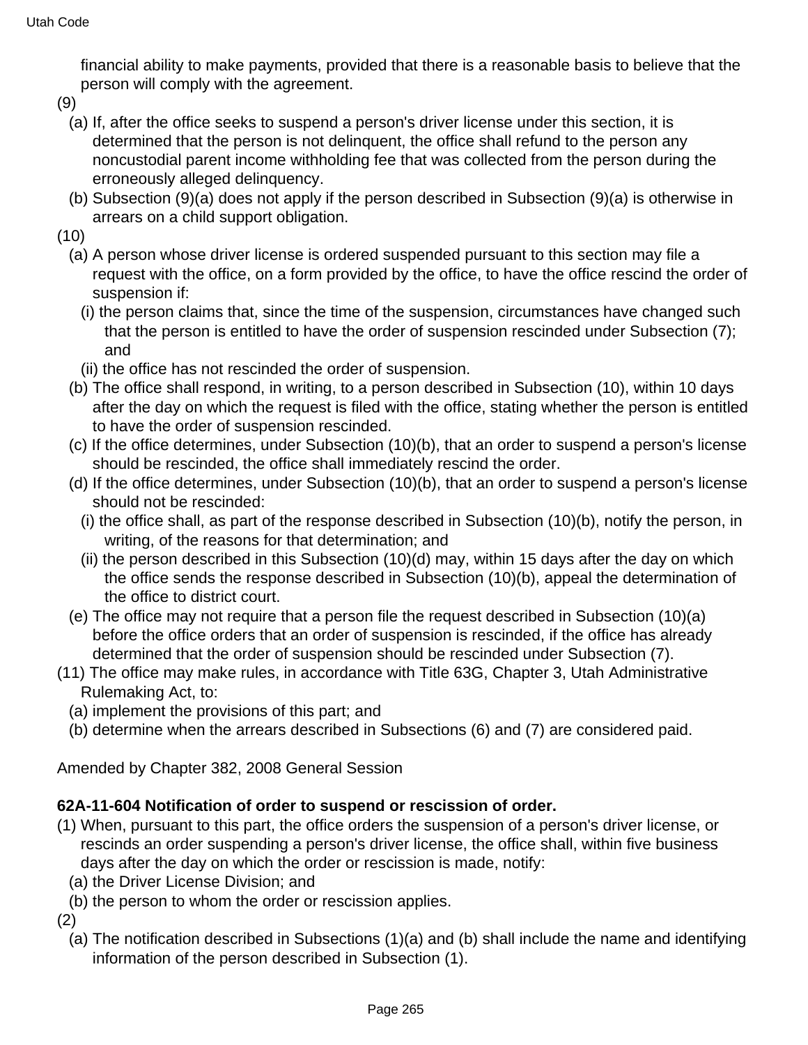financial ability to make payments, provided that there is a reasonable basis to believe that the person will comply with the agreement.

(9)

(a) If, after the office seeks to suspend a person's driver license under this section, it is determined that the person is not delinquent, the office shall refund to the person any noncustodial parent income withholding fee that was collected from the person during the erroneously alleged delinquency.

(b) Subsection (9)(a) does not apply if the person described in Subsection (9)(a) is otherwise in arrears on a child support obligation.

(10)

(a) A person whose driver license is ordered suspended pursuant to this section may file a request with the office, on a form provided by the office, to have the office rescind the order of suspension if:

(i) the person claims that, since the time of the suspension, circumstances have changed such that the person is entitled to have the order of suspension rescinded under Subsection (7); and

(ii) the office has not rescinded the order of suspension.

(b) The office shall respond, in writing, to a person described in Subsection (10), within 10 days after the day on which the request is filed with the office, stating whether the person is entitled to have the order of suspension rescinded.

(c) If the office determines, under Subsection (10)(b), that an order to suspend a person's license should be rescinded, the office shall immediately rescind the order.

(d) If the office determines, under Subsection (10)(b), that an order to suspend a person's license should not be rescinded:

(i) the office shall, as part of the response described in Subsection (10)(b), notify the person, in writing, of the reasons for that determination; and

(ii) the person described in this Subsection (10)(d) may, within 15 days after the day on which the office sends the response described in Subsection (10)(b), appeal the determination of the office to district court.

(e) The office may not require that a person file the request described in Subsection (10)(a) before the office orders that an order of suspension is rescinded, if the office has already determined that the order of suspension should be rescinded under Subsection (7).

(11) The office may make rules, in accordance with Title 63G, Chapter 3, Utah Administrative Rulemaking Act, to:

(a) implement the provisions of this part; and

(b) determine when the arrears described in Subsections (6) and (7) are considered paid.

Amended by Chapter 382, 2008 General Session

**62A-11-604 Notification of order to suspend or rescission of order.**

(1) When, pursuant to this part, the office orders the suspension of a person's driver license, or rescinds an order suspending a person's driver license, the office shall, within five business days after the day on which the order or rescission is made, notify:

(a) the Driver License Division; and

(b) the person to whom the order or rescission applies.

(2)

(a) The notification described in Subsections (1)(a) and (b) shall include the name and identifying information of the person described in Subsection (1).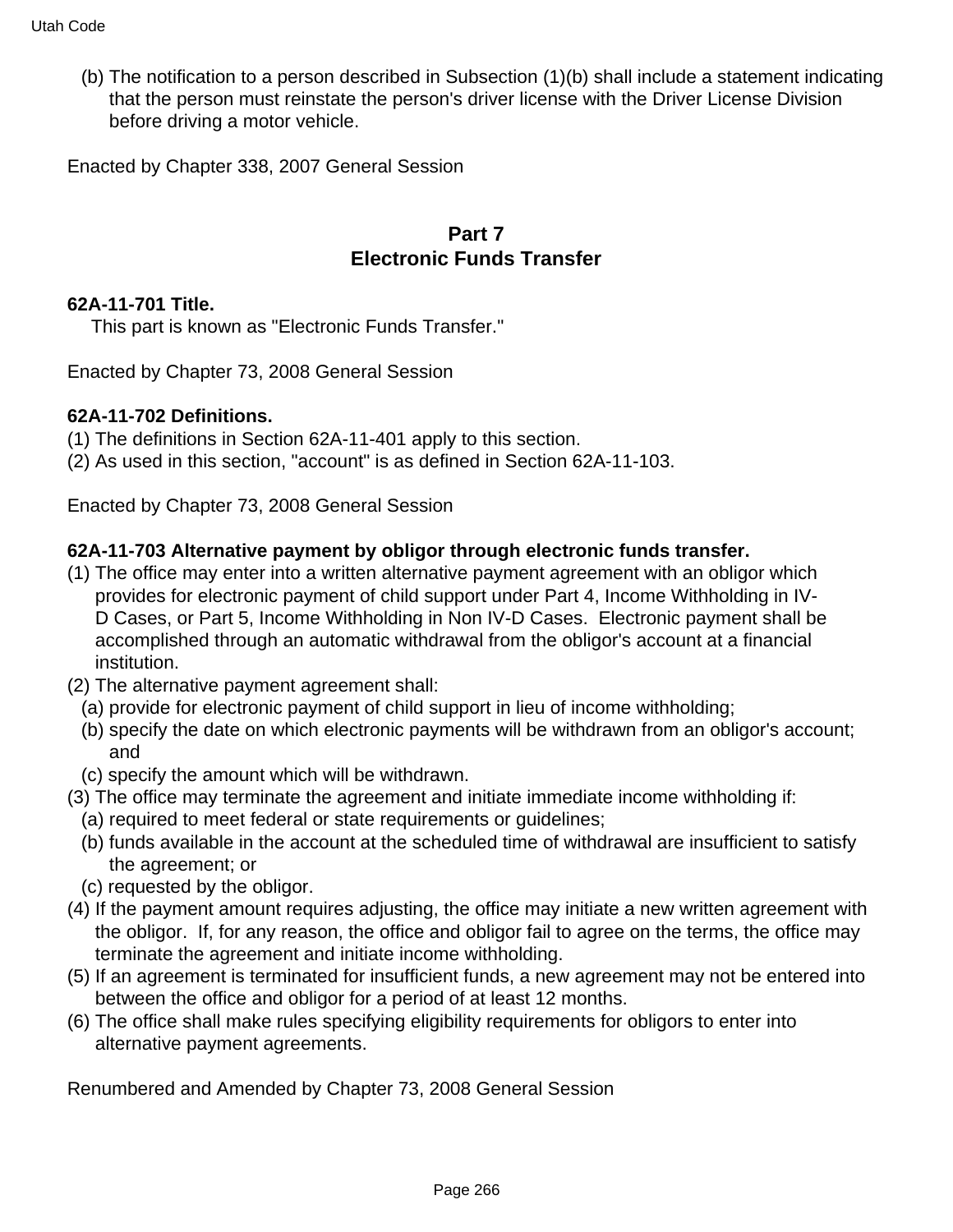(b) The notification to a person described in Subsection (1)(b) shall include a statement indicating that the person must reinstate the person's driver license with the Driver License Division before driving a motor vehicle.

Enacted by Chapter 338, 2007 General Session

## Part 7
## Electronic Funds Transfer

**62A-11-701 Title.**

This part is known as "Electronic Funds Transfer."

Enacted by Chapter 73, 2008 General Session

**62A-11-702 Definitions.**

(1) The definitions in Section 62A-11-401 apply to this section.
(2) As used in this section, "account" is as defined in Section 62A-11-103.

Enacted by Chapter 73, 2008 General Session

**62A-11-703 Alternative payment by obligor through electronic funds transfer.**

(1) The office may enter into a written alternative payment agreement with an obligor which provides for electronic payment of child support under Part 4, Income Withholding in IV-D Cases, or Part 5, Income Withholding in Non IV-D Cases. Electronic payment shall be accomplished through an automatic withdrawal from the obligor's account at a financial institution.
(2) The alternative payment agreement shall:
  (a) provide for electronic payment of child support in lieu of income withholding;
  (b) specify the date on which electronic payments will be withdrawn from an obligor's account; and
  (c) specify the amount which will be withdrawn.
(3) The office may terminate the agreement and initiate immediate income withholding if:
  (a) required to meet federal or state requirements or guidelines;
  (b) funds available in the account at the scheduled time of withdrawal are insufficient to satisfy the agreement; or
  (c) requested by the obligor.
(4) If the payment amount requires adjusting, the office may initiate a new written agreement with the obligor. If, for any reason, the office and obligor fail to agree on the terms, the office may terminate the agreement and initiate income withholding.
(5) If an agreement is terminated for insufficient funds, a new agreement may not be entered into between the office and obligor for a period of at least 12 months.
(6) The office shall make rules specifying eligibility requirements for obligors to enter into alternative payment agreements.

Renumbered and Amended by Chapter 73, 2008 General Session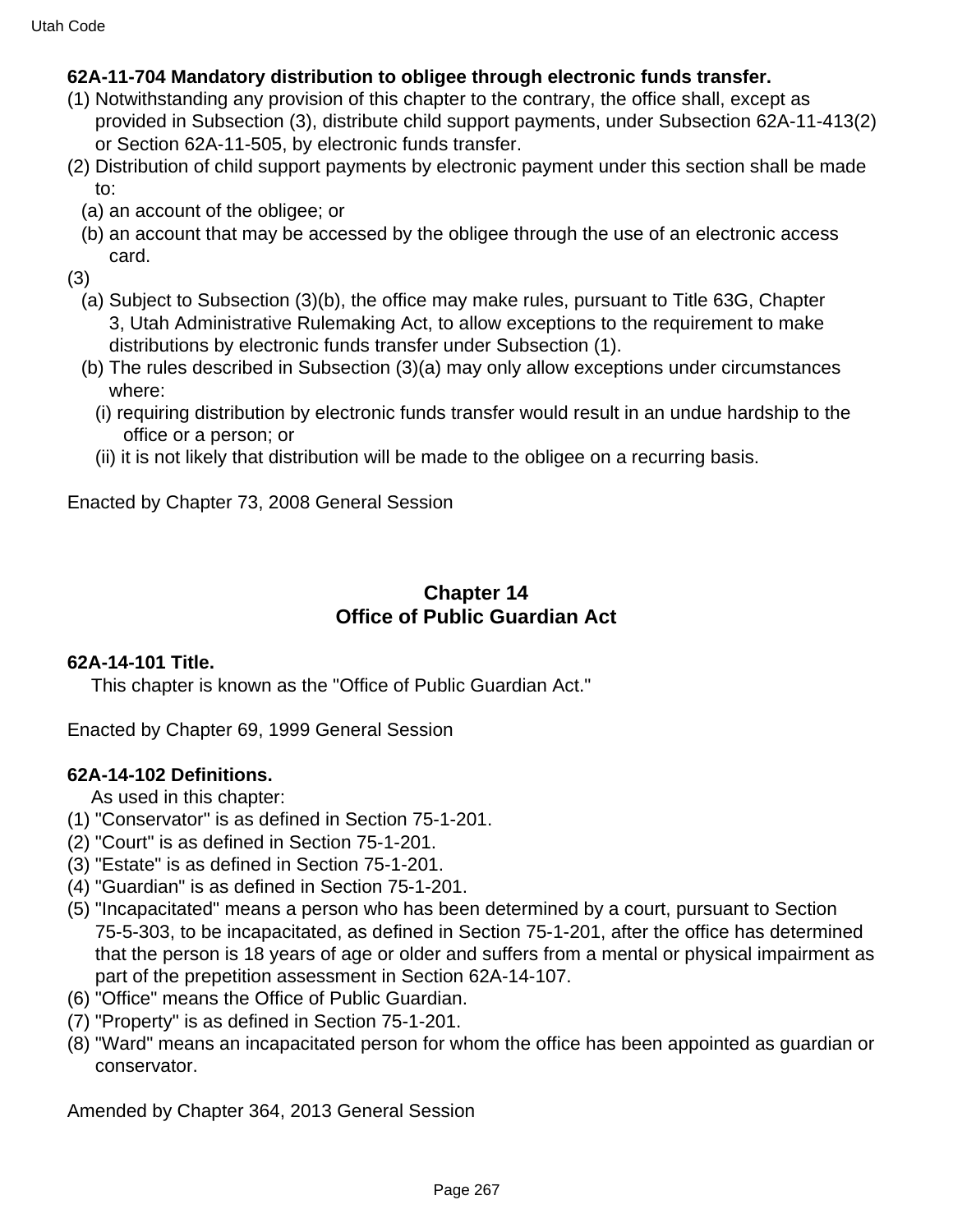**62A-11-704 Mandatory distribution to obligee through electronic funds transfer.**

(1) Notwithstanding any provision of this chapter to the contrary, the office shall, except as provided in Subsection (3), distribute child support payments, under Subsection 62A-11-413(2) or Section 62A-11-505, by electronic funds transfer.

(2) Distribution of child support payments by electronic payment under this section shall be made to:

(a) an account of the obligee; or

(b) an account that may be accessed by the obligee through the use of an electronic access card.

(3)

(a) Subject to Subsection (3)(b), the office may make rules, pursuant to Title 63G, Chapter 3, Utah Administrative Rulemaking Act, to allow exceptions to the requirement to make distributions by electronic funds transfer under Subsection (1).

(b) The rules described in Subsection (3)(a) may only allow exceptions under circumstances where:

(i) requiring distribution by electronic funds transfer would result in an undue hardship to the office or a person; or

(ii) it is not likely that distribution will be made to the obligee on a recurring basis.

Enacted by Chapter 73, 2008 General Session

## Chapter 14
## Office of Public Guardian Act

**62A-14-101 Title.**

This chapter is known as the "Office of Public Guardian Act."

Enacted by Chapter 69, 1999 General Session

**62A-14-102 Definitions.**

As used in this chapter:

(1) "Conservator" is as defined in Section 75-1-201.

(2) "Court" is as defined in Section 75-1-201.

(3) "Estate" is as defined in Section 75-1-201.

(4) "Guardian" is as defined in Section 75-1-201.

(5) "Incapacitated" means a person who has been determined by a court, pursuant to Section 75-5-303, to be incapacitated, as defined in Section 75-1-201, after the office has determined that the person is 18 years of age or older and suffers from a mental or physical impairment as part of the prepetition assessment in Section 62A-14-107.

(6) "Office" means the Office of Public Guardian.

(7) "Property" is as defined in Section 75-1-201.

(8) "Ward" means an incapacitated person for whom the office has been appointed as guardian or conservator.

Amended by Chapter 364, 2013 General Session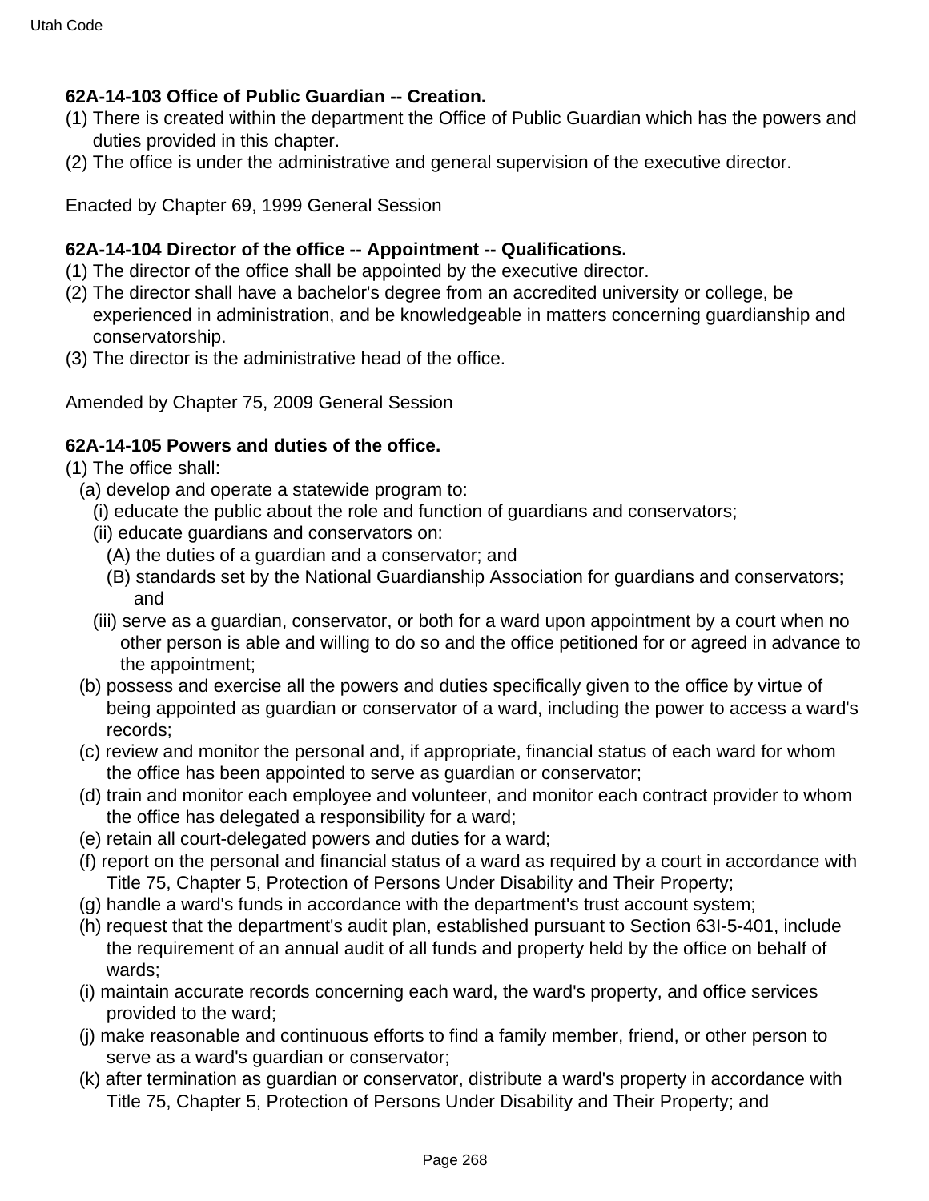**62A-14-103 Office of Public Guardian -- Creation.**

(1) There is created within the department the Office of Public Guardian which has the powers and duties provided in this chapter.
(2) The office is under the administrative and general supervision of the executive director.

Enacted by Chapter 69, 1999 General Session

**62A-14-104 Director of the office -- Appointment -- Qualifications.**

(1) The director of the office shall be appointed by the executive director.
(2) The director shall have a bachelor's degree from an accredited university or college, be experienced in administration, and be knowledgeable in matters concerning guardianship and conservatorship.
(3) The director is the administrative head of the office.

Amended by Chapter 75, 2009 General Session

**62A-14-105 Powers and duties of the office.**

(1) The office shall:
  (a) develop and operate a statewide program to:
    (i) educate the public about the role and function of guardians and conservators;
    (ii) educate guardians and conservators on:
      (A) the duties of a guardian and a conservator; and
      (B) standards set by the National Guardianship Association for guardians and conservators; and
    (iii) serve as a guardian, conservator, or both for a ward upon appointment by a court when no other person is able and willing to do so and the office petitioned for or agreed in advance to the appointment;
  (b) possess and exercise all the powers and duties specifically given to the office by virtue of being appointed as guardian or conservator of a ward, including the power to access a ward's records;
  (c) review and monitor the personal and, if appropriate, financial status of each ward for whom the office has been appointed to serve as guardian or conservator;
  (d) train and monitor each employee and volunteer, and monitor each contract provider to whom the office has delegated a responsibility for a ward;
  (e) retain all court-delegated powers and duties for a ward;
  (f) report on the personal and financial status of a ward as required by a court in accordance with Title 75, Chapter 5, Protection of Persons Under Disability and Their Property;
  (g) handle a ward's funds in accordance with the department's trust account system;
  (h) request that the department's audit plan, established pursuant to Section 63I-5-401, include the requirement of an annual audit of all funds and property held by the office on behalf of wards;
  (i) maintain accurate records concerning each ward, the ward's property, and office services provided to the ward;
  (j) make reasonable and continuous efforts to find a family member, friend, or other person to serve as a ward's guardian or conservator;
  (k) after termination as guardian or conservator, distribute a ward's property in accordance with Title 75, Chapter 5, Protection of Persons Under Disability and Their Property; and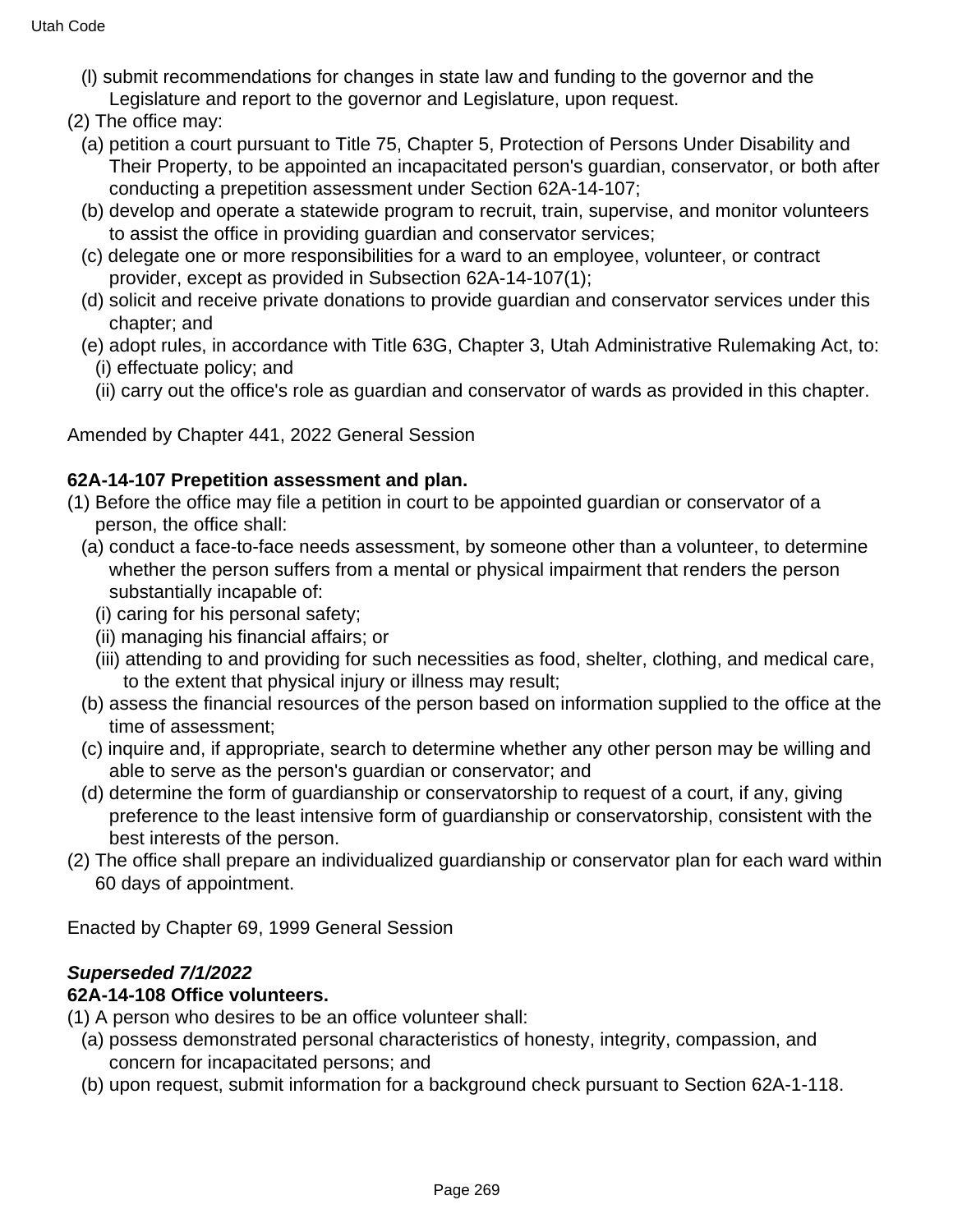(l) submit recommendations for changes in state law and funding to the governor and the Legislature and report to the governor and Legislature, upon request.

(2) The office may:

(a) petition a court pursuant to Title 75, Chapter 5, Protection of Persons Under Disability and Their Property, to be appointed an incapacitated person's guardian, conservator, or both after conducting a prepetition assessment under Section 62A-14-107;

(b) develop and operate a statewide program to recruit, train, supervise, and monitor volunteers to assist the office in providing guardian and conservator services;

(c) delegate one or more responsibilities for a ward to an employee, volunteer, or contract provider, except as provided in Subsection 62A-14-107(1);

(d) solicit and receive private donations to provide guardian and conservator services under this chapter; and

(e) adopt rules, in accordance with Title 63G, Chapter 3, Utah Administrative Rulemaking Act, to:

(i) effectuate policy; and

(ii) carry out the office's role as guardian and conservator of wards as provided in this chapter.

Amended by Chapter 441, 2022 General Session

**62A-14-107 Prepetition assessment and plan.**

(1) Before the office may file a petition in court to be appointed guardian or conservator of a person, the office shall:

(a) conduct a face-to-face needs assessment, by someone other than a volunteer, to determine whether the person suffers from a mental or physical impairment that renders the person substantially incapable of:

(i) caring for his personal safety;

(ii) managing his financial affairs; or

(iii) attending to and providing for such necessities as food, shelter, clothing, and medical care, to the extent that physical injury or illness may result;

(b) assess the financial resources of the person based on information supplied to the office at the time of assessment;

(c) inquire and, if appropriate, search to determine whether any other person may be willing and able to serve as the person's guardian or conservator; and

(d) determine the form of guardianship or conservatorship to request of a court, if any, giving preference to the least intensive form of guardianship or conservatorship, consistent with the best interests of the person.

(2) The office shall prepare an individualized guardianship or conservator plan for each ward within 60 days of appointment.

Enacted by Chapter 69, 1999 General Session

***Superseded 7/1/2022***

**62A-14-108 Office volunteers.**

(1) A person who desires to be an office volunteer shall:

(a) possess demonstrated personal characteristics of honesty, integrity, compassion, and concern for incapacitated persons; and

(b) upon request, submit information for a background check pursuant to Section 62A-1-118.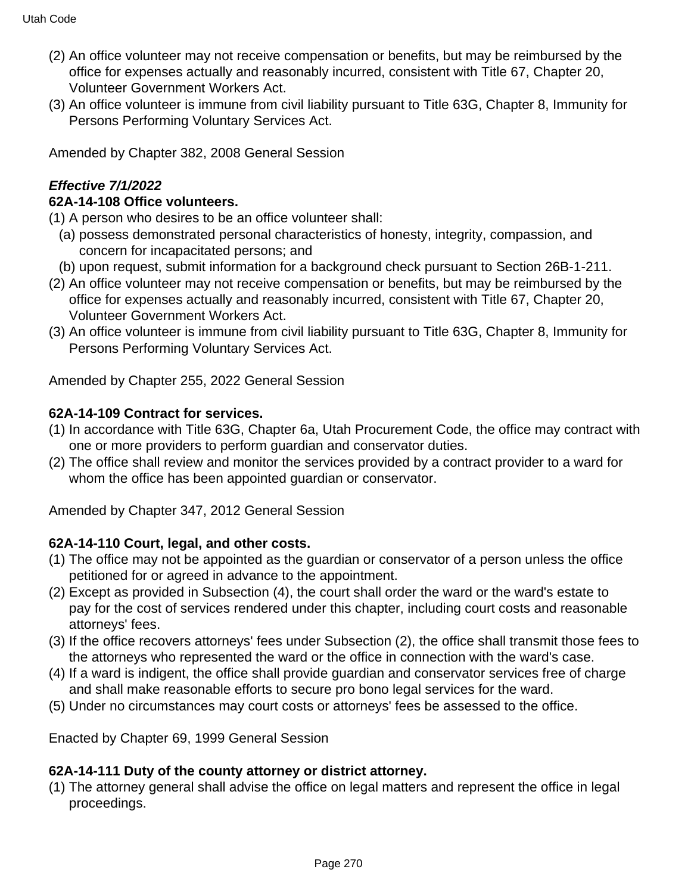(2) An office volunteer may not receive compensation or benefits, but may be reimbursed by the office for expenses actually and reasonably incurred, consistent with Title 67, Chapter 20, Volunteer Government Workers Act.

(3) An office volunteer is immune from civil liability pursuant to Title 63G, Chapter 8, Immunity for Persons Performing Voluntary Services Act.

Amended by Chapter 382, 2008 General Session

***Effective 7/1/2022***

**62A-14-108 Office volunteers.**

(1) A person who desires to be an office volunteer shall:

- (a) possess demonstrated personal characteristics of honesty, integrity, compassion, and concern for incapacitated persons; and
- (b) upon request, submit information for a background check pursuant to Section 26B-1-211.

(2) An office volunteer may not receive compensation or benefits, but may be reimbursed by the office for expenses actually and reasonably incurred, consistent with Title 67, Chapter 20, Volunteer Government Workers Act.

(3) An office volunteer is immune from civil liability pursuant to Title 63G, Chapter 8, Immunity for Persons Performing Voluntary Services Act.

Amended by Chapter 255, 2022 General Session

**62A-14-109 Contract for services.**

(1) In accordance with Title 63G, Chapter 6a, Utah Procurement Code, the office may contract with one or more providers to perform guardian and conservator duties.

(2) The office shall review and monitor the services provided by a contract provider to a ward for whom the office has been appointed guardian or conservator.

Amended by Chapter 347, 2012 General Session

**62A-14-110 Court, legal, and other costs.**

(1) The office may not be appointed as the guardian or conservator of a person unless the office petitioned for or agreed in advance to the appointment.

(2) Except as provided in Subsection (4), the court shall order the ward or the ward's estate to pay for the cost of services rendered under this chapter, including court costs and reasonable attorneys' fees.

(3) If the office recovers attorneys' fees under Subsection (2), the office shall transmit those fees to the attorneys who represented the ward or the office in connection with the ward's case.

(4) If a ward is indigent, the office shall provide guardian and conservator services free of charge and shall make reasonable efforts to secure pro bono legal services for the ward.

(5) Under no circumstances may court costs or attorneys' fees be assessed to the office.

Enacted by Chapter 69, 1999 General Session

**62A-14-111 Duty of the county attorney or district attorney.**

(1) The attorney general shall advise the office on legal matters and represent the office in legal proceedings.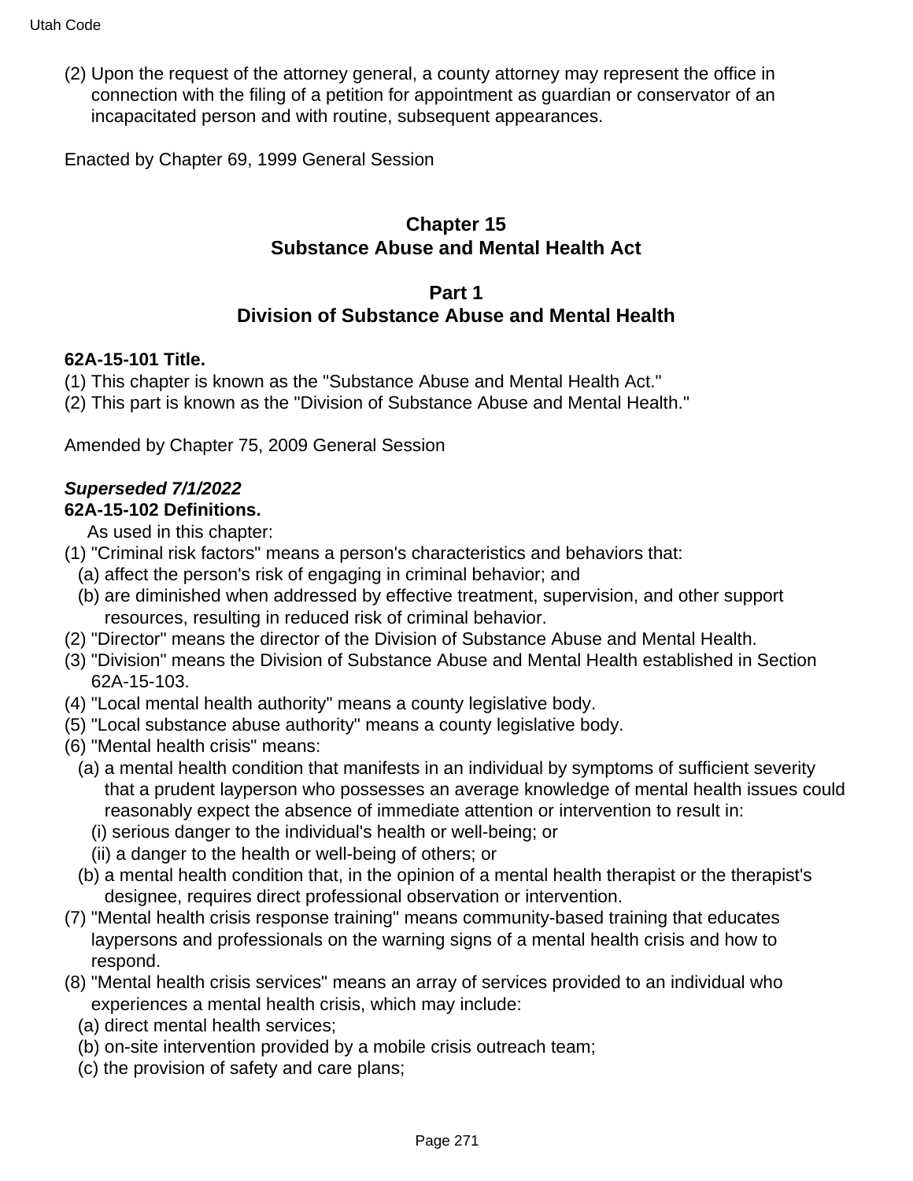(2) Upon the request of the attorney general, a county attorney may represent the office in connection with the filing of a petition for appointment as guardian or conservator of an incapacitated person and with routine, subsequent appearances.

Enacted by Chapter 69, 1999 General Session

## Chapter 15
## Substance Abuse and Mental Health Act

### Part 1
### Division of Substance Abuse and Mental Health

**62A-15-101 Title.**

(1) This chapter is known as the "Substance Abuse and Mental Health Act."
(2) This part is known as the "Division of Substance Abuse and Mental Health."

Amended by Chapter 75, 2009 General Session

***Superseded 7/1/2022***

**62A-15-102 Definitions.**

As used in this chapter:

(1) "Criminal risk factors" means a person's characteristics and behaviors that:
  (a) affect the person's risk of engaging in criminal behavior; and
  (b) are diminished when addressed by effective treatment, supervision, and other support resources, resulting in reduced risk of criminal behavior.
(2) "Director" means the director of the Division of Substance Abuse and Mental Health.
(3) "Division" means the Division of Substance Abuse and Mental Health established in Section 62A-15-103.
(4) "Local mental health authority" means a county legislative body.
(5) "Local substance abuse authority" means a county legislative body.
(6) "Mental health crisis" means:
  (a) a mental health condition that manifests in an individual by symptoms of sufficient severity that a prudent layperson who possesses an average knowledge of mental health issues could reasonably expect the absence of immediate attention or intervention to result in:
    (i) serious danger to the individual's health or well-being; or
    (ii) a danger to the health or well-being of others; or
  (b) a mental health condition that, in the opinion of a mental health therapist or the therapist's designee, requires direct professional observation or intervention.
(7) "Mental health crisis response training" means community-based training that educates laypersons and professionals on the warning signs of a mental health crisis and how to respond.
(8) "Mental health crisis services" means an array of services provided to an individual who experiences a mental health crisis, which may include:
  (a) direct mental health services;
  (b) on-site intervention provided by a mobile crisis outreach team;
  (c) the provision of safety and care plans;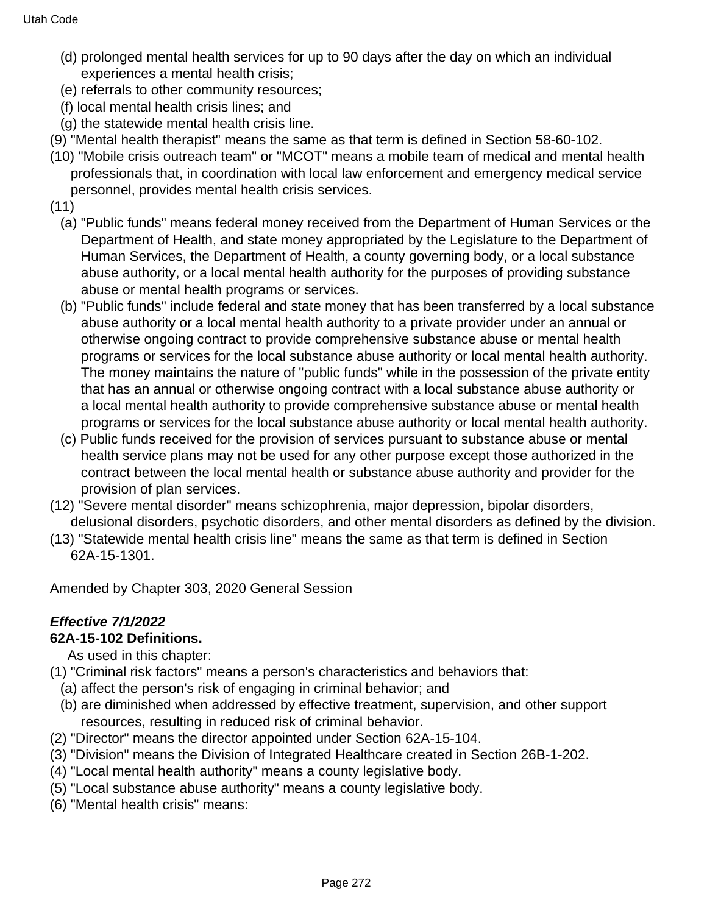(d) prolonged mental health services for up to 90 days after the day on which an individual experiences a mental health crisis;

(e) referrals to other community resources;

(f) local mental health crisis lines; and

(g) the statewide mental health crisis line.

(9) "Mental health therapist" means the same as that term is defined in Section 58-60-102.

(10) "Mobile crisis outreach team" or "MCOT" means a mobile team of medical and mental health professionals that, in coordination with local law enforcement and emergency medical service personnel, provides mental health crisis services.

(11)

(a) "Public funds" means federal money received from the Department of Human Services or the Department of Health, and state money appropriated by the Legislature to the Department of Human Services, the Department of Health, a county governing body, or a local substance abuse authority, or a local mental health authority for the purposes of providing substance abuse or mental health programs or services.

(b) "Public funds" include federal and state money that has been transferred by a local substance abuse authority or a local mental health authority to a private provider under an annual or otherwise ongoing contract to provide comprehensive substance abuse or mental health programs or services for the local substance abuse authority or local mental health authority. The money maintains the nature of "public funds" while in the possession of the private entity that has an annual or otherwise ongoing contract with a local substance abuse authority or a local mental health authority to provide comprehensive substance abuse or mental health programs or services for the local substance abuse authority or local mental health authority.

(c) Public funds received for the provision of services pursuant to substance abuse or mental health service plans may not be used for any other purpose except those authorized in the contract between the local mental health or substance abuse authority and provider for the provision of plan services.

(12) "Severe mental disorder" means schizophrenia, major depression, bipolar disorders, delusional disorders, psychotic disorders, and other mental disorders as defined by the division.

(13) "Statewide mental health crisis line" means the same as that term is defined in Section 62A-15-1301.

Amended by Chapter 303, 2020 General Session

***Effective 7/1/2022***

**62A-15-102 Definitions.**

As used in this chapter:

(1) "Criminal risk factors" means a person's characteristics and behaviors that:

(a) affect the person's risk of engaging in criminal behavior; and

(b) are diminished when addressed by effective treatment, supervision, and other support resources, resulting in reduced risk of criminal behavior.

(2) "Director" means the director appointed under Section 62A-15-104.

(3) "Division" means the Division of Integrated Healthcare created in Section 26B-1-202.

(4) "Local mental health authority" means a county legislative body.

(5) "Local substance abuse authority" means a county legislative body.

(6) "Mental health crisis" means: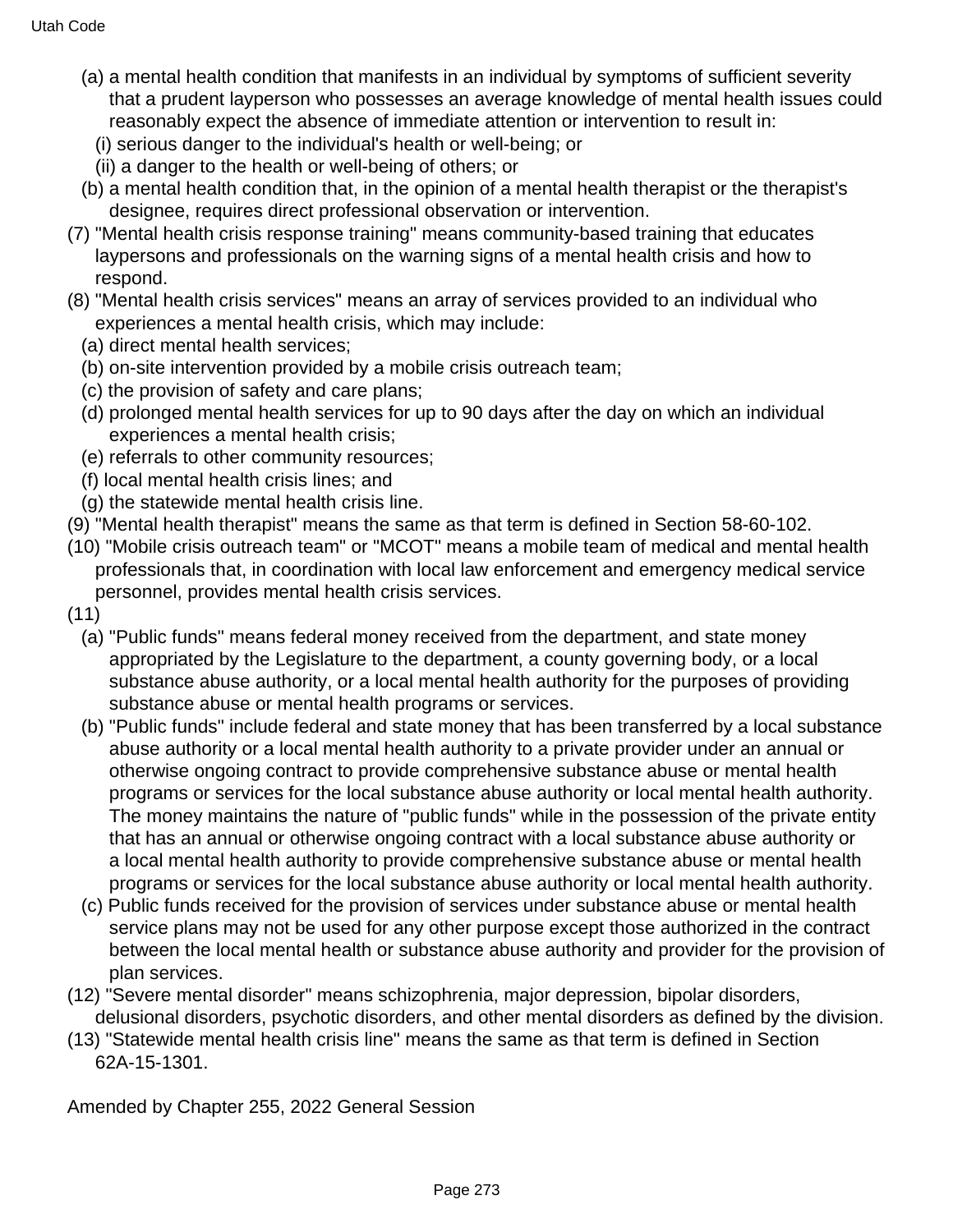(a) a mental health condition that manifests in an individual by symptoms of sufficient severity that a prudent layperson who possesses an average knowledge of mental health issues could reasonably expect the absence of immediate attention or intervention to result in:

(i) serious danger to the individual's health or well-being; or

(ii) a danger to the health or well-being of others; or

(b) a mental health condition that, in the opinion of a mental health therapist or the therapist's designee, requires direct professional observation or intervention.

(7) "Mental health crisis response training" means community-based training that educates laypersons and professionals on the warning signs of a mental health crisis and how to respond.

(8) "Mental health crisis services" means an array of services provided to an individual who experiences a mental health crisis, which may include:

(a) direct mental health services;

(b) on-site intervention provided by a mobile crisis outreach team;

(c) the provision of safety and care plans;

(d) prolonged mental health services for up to 90 days after the day on which an individual experiences a mental health crisis;

(e) referrals to other community resources;

(f) local mental health crisis lines; and

(g) the statewide mental health crisis line.

(9) "Mental health therapist" means the same as that term is defined in Section 58-60-102.

(10) "Mobile crisis outreach team" or "MCOT" means a mobile team of medical and mental health professionals that, in coordination with local law enforcement and emergency medical service personnel, provides mental health crisis services.

(11)

(a) "Public funds" means federal money received from the department, and state money appropriated by the Legislature to the department, a county governing body, or a local substance abuse authority, or a local mental health authority for the purposes of providing substance abuse or mental health programs or services.

(b) "Public funds" include federal and state money that has been transferred by a local substance abuse authority or a local mental health authority to a private provider under an annual or otherwise ongoing contract to provide comprehensive substance abuse or mental health programs or services for the local substance abuse authority or local mental health authority. The money maintains the nature of "public funds" while in the possession of the private entity that has an annual or otherwise ongoing contract with a local substance abuse authority or a local mental health authority to provide comprehensive substance abuse or mental health programs or services for the local substance abuse authority or local mental health authority.

(c) Public funds received for the provision of services under substance abuse or mental health service plans may not be used for any other purpose except those authorized in the contract between the local mental health or substance abuse authority and provider for the provision of plan services.

(12) "Severe mental disorder" means schizophrenia, major depression, bipolar disorders, delusional disorders, psychotic disorders, and other mental disorders as defined by the division.

(13) "Statewide mental health crisis line" means the same as that term is defined in Section 62A-15-1301.

Amended by Chapter 255, 2022 General Session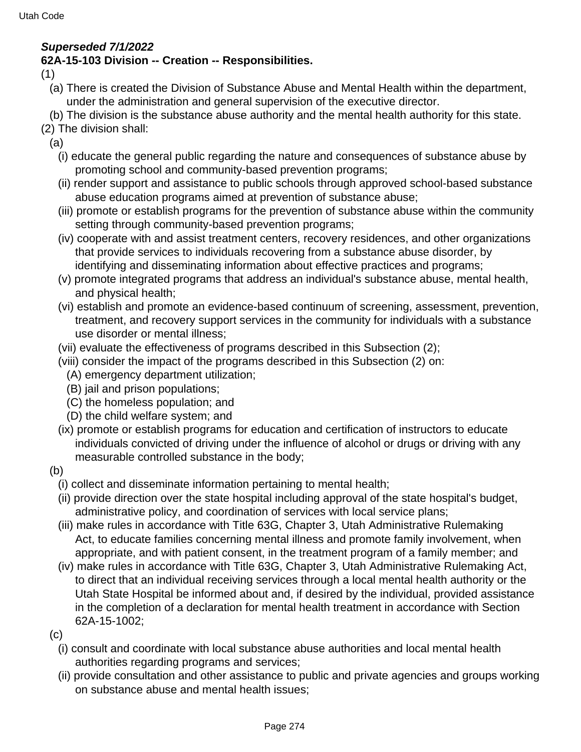***Superseded 7/1/2022***

**62A-15-103 Division -- Creation -- Responsibilities.**

(1)

(a) There is created the Division of Substance Abuse and Mental Health within the department, under the administration and general supervision of the executive director.

(b) The division is the substance abuse authority and the mental health authority for this state.

(2) The division shall:

(a)

(i) educate the general public regarding the nature and consequences of substance abuse by promoting school and community-based prevention programs;

(ii) render support and assistance to public schools through approved school-based substance abuse education programs aimed at prevention of substance abuse;

(iii) promote or establish programs for the prevention of substance abuse within the community setting through community-based prevention programs;

(iv) cooperate with and assist treatment centers, recovery residences, and other organizations that provide services to individuals recovering from a substance abuse disorder, by identifying and disseminating information about effective practices and programs;

(v) promote integrated programs that address an individual's substance abuse, mental health, and physical health;

(vi) establish and promote an evidence-based continuum of screening, assessment, prevention, treatment, and recovery support services in the community for individuals with a substance use disorder or mental illness;

(vii) evaluate the effectiveness of programs described in this Subsection (2);

(viii) consider the impact of the programs described in this Subsection (2) on:

(A) emergency department utilization;

(B) jail and prison populations;

(C) the homeless population; and

(D) the child welfare system; and

(ix) promote or establish programs for education and certification of instructors to educate individuals convicted of driving under the influence of alcohol or drugs or driving with any measurable controlled substance in the body;

(b)

(i) collect and disseminate information pertaining to mental health;

(ii) provide direction over the state hospital including approval of the state hospital's budget, administrative policy, and coordination of services with local service plans;

(iii) make rules in accordance with Title 63G, Chapter 3, Utah Administrative Rulemaking Act, to educate families concerning mental illness and promote family involvement, when appropriate, and with patient consent, in the treatment program of a family member; and

(iv) make rules in accordance with Title 63G, Chapter 3, Utah Administrative Rulemaking Act, to direct that an individual receiving services through a local mental health authority or the Utah State Hospital be informed about and, if desired by the individual, provided assistance in the completion of a declaration for mental health treatment in accordance with Section 62A-15-1002;

(c)

(i) consult and coordinate with local substance abuse authorities and local mental health authorities regarding programs and services;

(ii) provide consultation and other assistance to public and private agencies and groups working on substance abuse and mental health issues;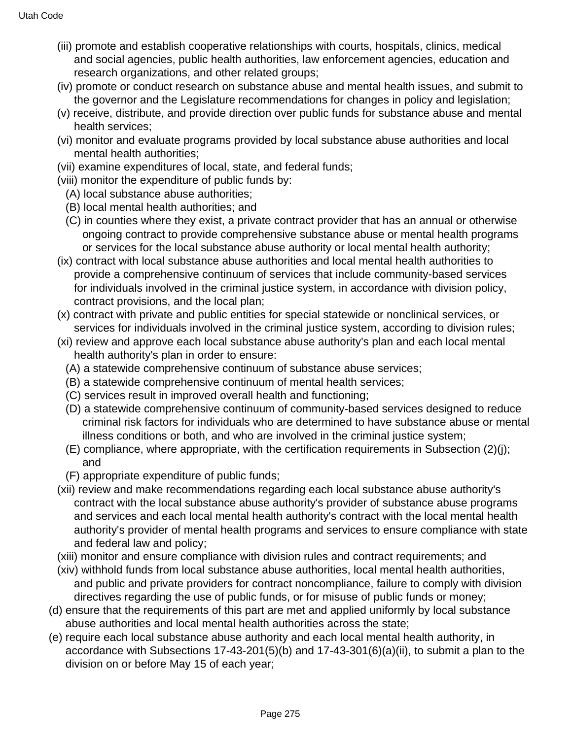(iii) promote and establish cooperative relationships with courts, hospitals, clinics, medical and social agencies, public health authorities, law enforcement agencies, education and research organizations, and other related groups;

(iv) promote or conduct research on substance abuse and mental health issues, and submit to the governor and the Legislature recommendations for changes in policy and legislation;

(v) receive, distribute, and provide direction over public funds for substance abuse and mental health services;

(vi) monitor and evaluate programs provided by local substance abuse authorities and local mental health authorities;

(vii) examine expenditures of local, state, and federal funds;

(viii) monitor the expenditure of public funds by:

(A) local substance abuse authorities;

(B) local mental health authorities; and

(C) in counties where they exist, a private contract provider that has an annual or otherwise ongoing contract to provide comprehensive substance abuse or mental health programs or services for the local substance abuse authority or local mental health authority;

(ix) contract with local substance abuse authorities and local mental health authorities to provide a comprehensive continuum of services that include community-based services for individuals involved in the criminal justice system, in accordance with division policy, contract provisions, and the local plan;

(x) contract with private and public entities for special statewide or nonclinical services, or services for individuals involved in the criminal justice system, according to division rules;

(xi) review and approve each local substance abuse authority's plan and each local mental health authority's plan in order to ensure:

(A) a statewide comprehensive continuum of substance abuse services;

(B) a statewide comprehensive continuum of mental health services;

(C) services result in improved overall health and functioning;

(D) a statewide comprehensive continuum of community-based services designed to reduce criminal risk factors for individuals who are determined to have substance abuse or mental illness conditions or both, and who are involved in the criminal justice system;

(E) compliance, where appropriate, with the certification requirements in Subsection (2)(j); and

(F) appropriate expenditure of public funds;

(xii) review and make recommendations regarding each local substance abuse authority's contract with the local substance abuse authority's provider of substance abuse programs and services and each local mental health authority's contract with the local mental health authority's provider of mental health programs and services to ensure compliance with state and federal law and policy;

(xiii) monitor and ensure compliance with division rules and contract requirements; and

(xiv) withhold funds from local substance abuse authorities, local mental health authorities, and public and private providers for contract noncompliance, failure to comply with division directives regarding the use of public funds, or for misuse of public funds or money;

(d) ensure that the requirements of this part are met and applied uniformly by local substance abuse authorities and local mental health authorities across the state;

(e) require each local substance abuse authority and each local mental health authority, in accordance with Subsections 17-43-201(5)(b) and 17-43-301(6)(a)(ii), to submit a plan to the division on or before May 15 of each year;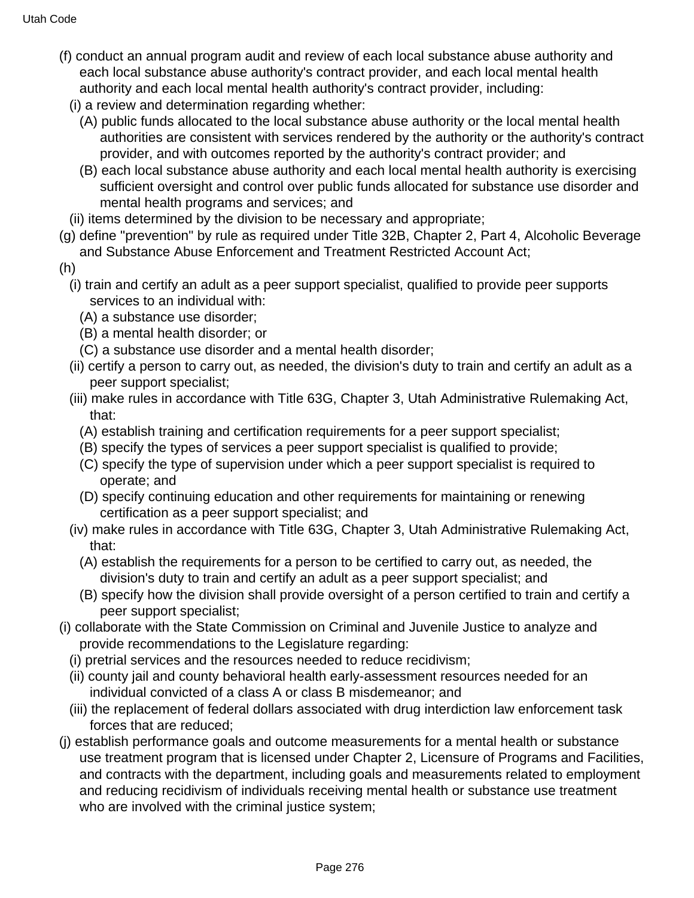(f) conduct an annual program audit and review of each local substance abuse authority and each local substance abuse authority's contract provider, and each local mental health authority and each local mental health authority's contract provider, including:

(i) a review and determination regarding whether:

(A) public funds allocated to the local substance abuse authority or the local mental health authorities are consistent with services rendered by the authority or the authority's contract provider, and with outcomes reported by the authority's contract provider; and

(B) each local substance abuse authority and each local mental health authority is exercising sufficient oversight and control over public funds allocated for substance use disorder and mental health programs and services; and

(ii) items determined by the division to be necessary and appropriate;

(g) define "prevention" by rule as required under Title 32B, Chapter 2, Part 4, Alcoholic Beverage and Substance Abuse Enforcement and Treatment Restricted Account Act;

(h)

(i) train and certify an adult as a peer support specialist, qualified to provide peer supports services to an individual with:

(A) a substance use disorder;

(B) a mental health disorder; or

(C) a substance use disorder and a mental health disorder;

(ii) certify a person to carry out, as needed, the division's duty to train and certify an adult as a peer support specialist;

(iii) make rules in accordance with Title 63G, Chapter 3, Utah Administrative Rulemaking Act, that:

(A) establish training and certification requirements for a peer support specialist;

(B) specify the types of services a peer support specialist is qualified to provide;

(C) specify the type of supervision under which a peer support specialist is required to operate; and

(D) specify continuing education and other requirements for maintaining or renewing certification as a peer support specialist; and

(iv) make rules in accordance with Title 63G, Chapter 3, Utah Administrative Rulemaking Act, that:

(A) establish the requirements for a person to be certified to carry out, as needed, the division's duty to train and certify an adult as a peer support specialist; and

(B) specify how the division shall provide oversight of a person certified to train and certify a peer support specialist;

(i) collaborate with the State Commission on Criminal and Juvenile Justice to analyze and provide recommendations to the Legislature regarding:

(i) pretrial services and the resources needed to reduce recidivism;

(ii) county jail and county behavioral health early-assessment resources needed for an individual convicted of a class A or class B misdemeanor; and

(iii) the replacement of federal dollars associated with drug interdiction law enforcement task forces that are reduced;

(j) establish performance goals and outcome measurements for a mental health or substance use treatment program that is licensed under Chapter 2, Licensure of Programs and Facilities, and contracts with the department, including goals and measurements related to employment and reducing recidivism of individuals receiving mental health or substance use treatment who are involved with the criminal justice system;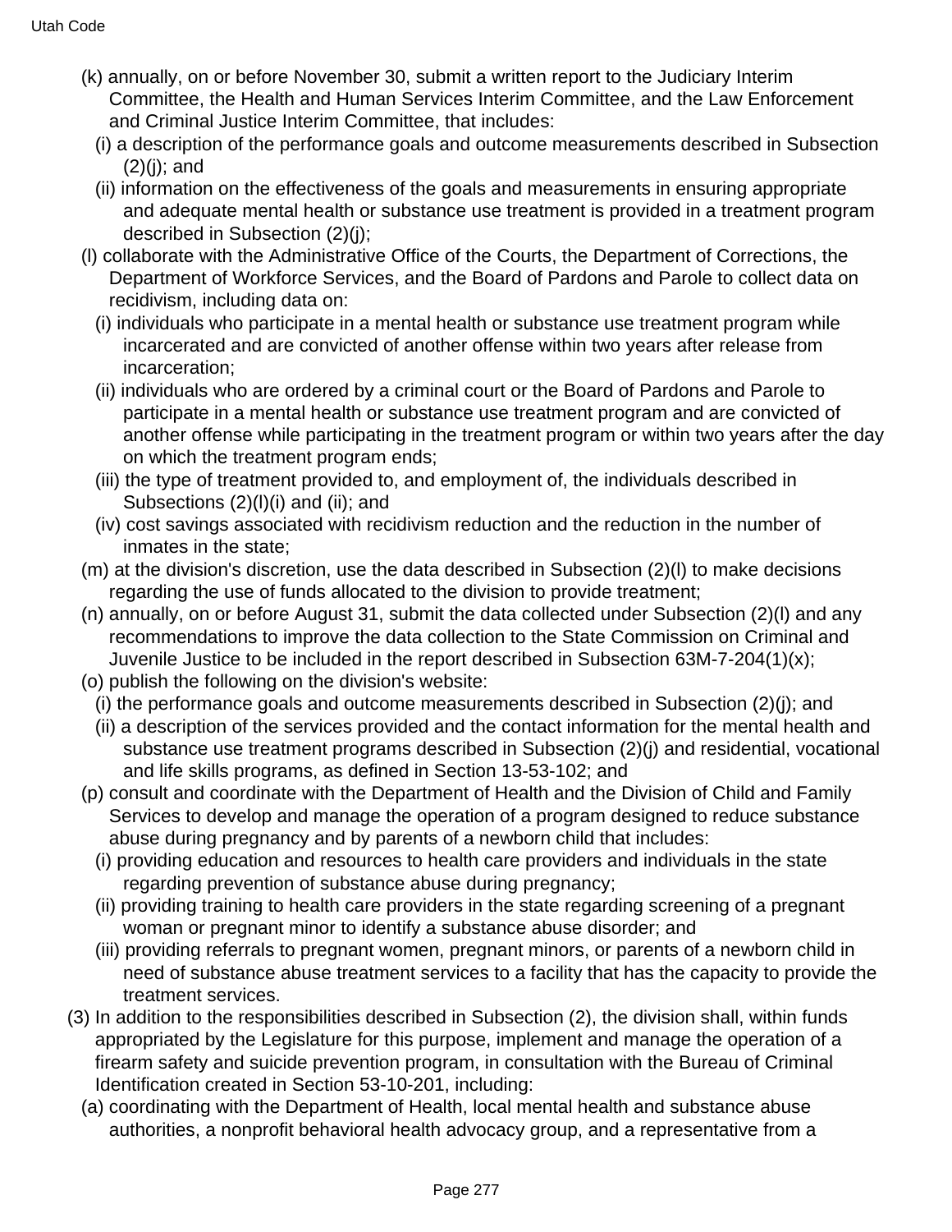(k) annually, on or before November 30, submit a written report to the Judiciary Interim Committee, the Health and Human Services Interim Committee, and the Law Enforcement and Criminal Justice Interim Committee, that includes:

(i) a description of the performance goals and outcome measurements described in Subsection (2)(j); and

(ii) information on the effectiveness of the goals and measurements in ensuring appropriate and adequate mental health or substance use treatment is provided in a treatment program described in Subsection (2)(j);

(l) collaborate with the Administrative Office of the Courts, the Department of Corrections, the Department of Workforce Services, and the Board of Pardons and Parole to collect data on recidivism, including data on:

(i) individuals who participate in a mental health or substance use treatment program while incarcerated and are convicted of another offense within two years after release from incarceration;

(ii) individuals who are ordered by a criminal court or the Board of Pardons and Parole to participate in a mental health or substance use treatment program and are convicted of another offense while participating in the treatment program or within two years after the day on which the treatment program ends;

(iii) the type of treatment provided to, and employment of, the individuals described in Subsections (2)(l)(i) and (ii); and

(iv) cost savings associated with recidivism reduction and the reduction in the number of inmates in the state;

(m) at the division's discretion, use the data described in Subsection (2)(l) to make decisions regarding the use of funds allocated to the division to provide treatment;

(n) annually, on or before August 31, submit the data collected under Subsection (2)(l) and any recommendations to improve the data collection to the State Commission on Criminal and Juvenile Justice to be included in the report described in Subsection 63M-7-204(1)(x);

(o) publish the following on the division's website:

(i) the performance goals and outcome measurements described in Subsection (2)(j); and

(ii) a description of the services provided and the contact information for the mental health and substance use treatment programs described in Subsection (2)(j) and residential, vocational and life skills programs, as defined in Section 13-53-102; and

(p) consult and coordinate with the Department of Health and the Division of Child and Family Services to develop and manage the operation of a program designed to reduce substance abuse during pregnancy and by parents of a newborn child that includes:

(i) providing education and resources to health care providers and individuals in the state regarding prevention of substance abuse during pregnancy;

(ii) providing training to health care providers in the state regarding screening of a pregnant woman or pregnant minor to identify a substance abuse disorder; and

(iii) providing referrals to pregnant women, pregnant minors, or parents of a newborn child in need of substance abuse treatment services to a facility that has the capacity to provide the treatment services.

(3) In addition to the responsibilities described in Subsection (2), the division shall, within funds appropriated by the Legislature for this purpose, implement and manage the operation of a firearm safety and suicide prevention program, in consultation with the Bureau of Criminal Identification created in Section 53-10-201, including:

(a) coordinating with the Department of Health, local mental health and substance abuse authorities, a nonprofit behavioral health advocacy group, and a representative from a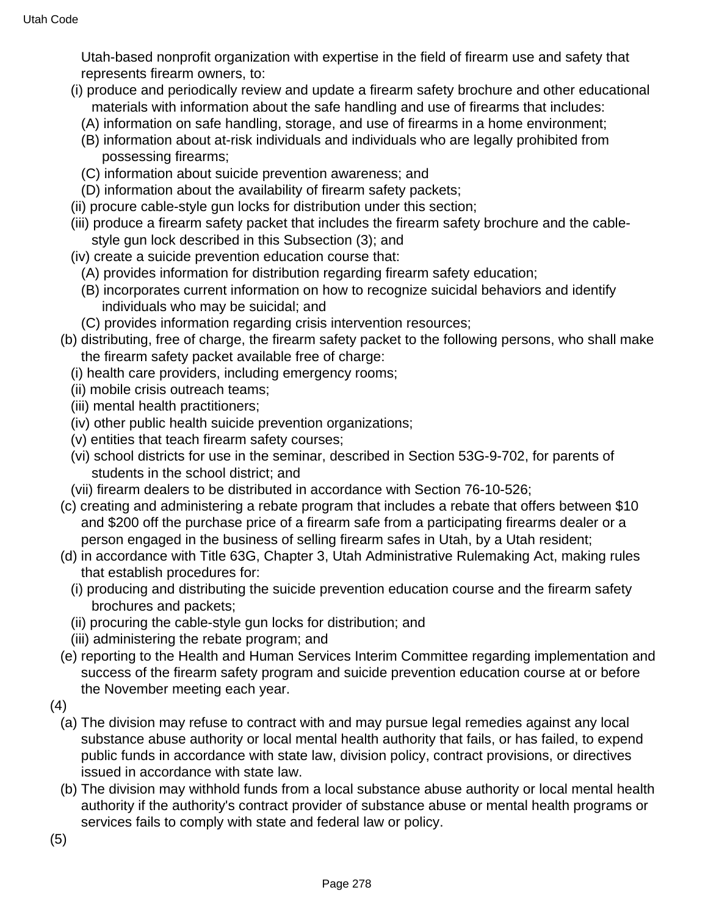Utah-based nonprofit organization with expertise in the field of firearm use and safety that represents firearm owners, to:

(i) produce and periodically review and update a firearm safety brochure and other educational materials with information about the safe handling and use of firearms that includes:

(A) information on safe handling, storage, and use of firearms in a home environment;

(B) information about at-risk individuals and individuals who are legally prohibited from possessing firearms;

(C) information about suicide prevention awareness; and

(D) information about the availability of firearm safety packets;

(ii) procure cable-style gun locks for distribution under this section;

(iii) produce a firearm safety packet that includes the firearm safety brochure and the cable-style gun lock described in this Subsection (3); and

(iv) create a suicide prevention education course that:

(A) provides information for distribution regarding firearm safety education;

(B) incorporates current information on how to recognize suicidal behaviors and identify individuals who may be suicidal; and

(C) provides information regarding crisis intervention resources;

(b) distributing, free of charge, the firearm safety packet to the following persons, who shall make the firearm safety packet available free of charge:

(i) health care providers, including emergency rooms;

(ii) mobile crisis outreach teams;

(iii) mental health practitioners;

(iv) other public health suicide prevention organizations;

(v) entities that teach firearm safety courses;

(vi) school districts for use in the seminar, described in Section 53G-9-702, for parents of students in the school district; and

(vii) firearm dealers to be distributed in accordance with Section 76-10-526;

(c) creating and administering a rebate program that includes a rebate that offers between $10 and $200 off the purchase price of a firearm safe from a participating firearms dealer or a person engaged in the business of selling firearm safes in Utah, by a Utah resident;

(d) in accordance with Title 63G, Chapter 3, Utah Administrative Rulemaking Act, making rules that establish procedures for:

(i) producing and distributing the suicide prevention education course and the firearm safety brochures and packets;

(ii) procuring the cable-style gun locks for distribution; and

(iii) administering the rebate program; and

(e) reporting to the Health and Human Services Interim Committee regarding implementation and success of the firearm safety program and suicide prevention education course at or before the November meeting each year.

(4)

(a) The division may refuse to contract with and may pursue legal remedies against any local substance abuse authority or local mental health authority that fails, or has failed, to expend public funds in accordance with state law, division policy, contract provisions, or directives issued in accordance with state law.

(b) The division may withhold funds from a local substance abuse authority or local mental health authority if the authority's contract provider of substance abuse or mental health programs or services fails to comply with state and federal law or policy.

(5)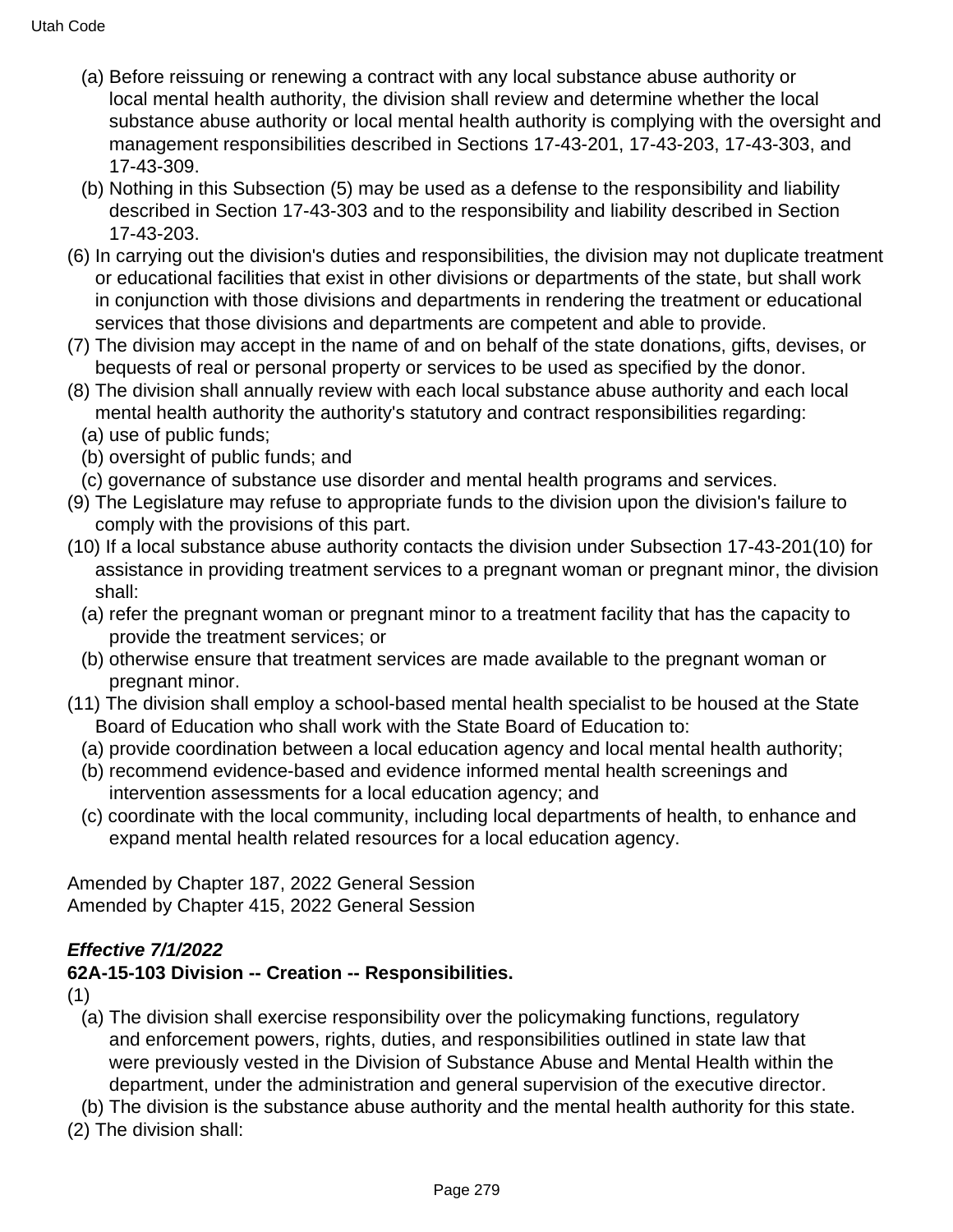(a) Before reissuing or renewing a contract with any local substance abuse authority or local mental health authority, the division shall review and determine whether the local substance abuse authority or local mental health authority is complying with the oversight and management responsibilities described in Sections 17-43-201, 17-43-203, 17-43-303, and 17-43-309.

(b) Nothing in this Subsection (5) may be used as a defense to the responsibility and liability described in Section 17-43-303 and to the responsibility and liability described in Section 17-43-203.

(6) In carrying out the division's duties and responsibilities, the division may not duplicate treatment or educational facilities that exist in other divisions or departments of the state, but shall work in conjunction with those divisions and departments in rendering the treatment or educational services that those divisions and departments are competent and able to provide.

(7) The division may accept in the name of and on behalf of the state donations, gifts, devises, or bequests of real or personal property or services to be used as specified by the donor.

(8) The division shall annually review with each local substance abuse authority and each local mental health authority the authority's statutory and contract responsibilities regarding:

(a) use of public funds;

(b) oversight of public funds; and

(c) governance of substance use disorder and mental health programs and services.

(9) The Legislature may refuse to appropriate funds to the division upon the division's failure to comply with the provisions of this part.

(10) If a local substance abuse authority contacts the division under Subsection 17-43-201(10) for assistance in providing treatment services to a pregnant woman or pregnant minor, the division shall:

(a) refer the pregnant woman or pregnant minor to a treatment facility that has the capacity to provide the treatment services; or

(b) otherwise ensure that treatment services are made available to the pregnant woman or pregnant minor.

(11) The division shall employ a school-based mental health specialist to be housed at the State Board of Education who shall work with the State Board of Education to:

(a) provide coordination between a local education agency and local mental health authority;

(b) recommend evidence-based and evidence informed mental health screenings and intervention assessments for a local education agency; and

(c) coordinate with the local community, including local departments of health, to enhance and expand mental health related resources for a local education agency.

Amended by Chapter 187, 2022 General Session
Amended by Chapter 415, 2022 General Session

***Effective 7/1/2022***

**62A-15-103 Division -- Creation -- Responsibilities.**

(1)

(a) The division shall exercise responsibility over the policymaking functions, regulatory and enforcement powers, rights, duties, and responsibilities outlined in state law that were previously vested in the Division of Substance Abuse and Mental Health within the department, under the administration and general supervision of the executive director.

(b) The division is the substance abuse authority and the mental health authority for this state.

(2) The division shall: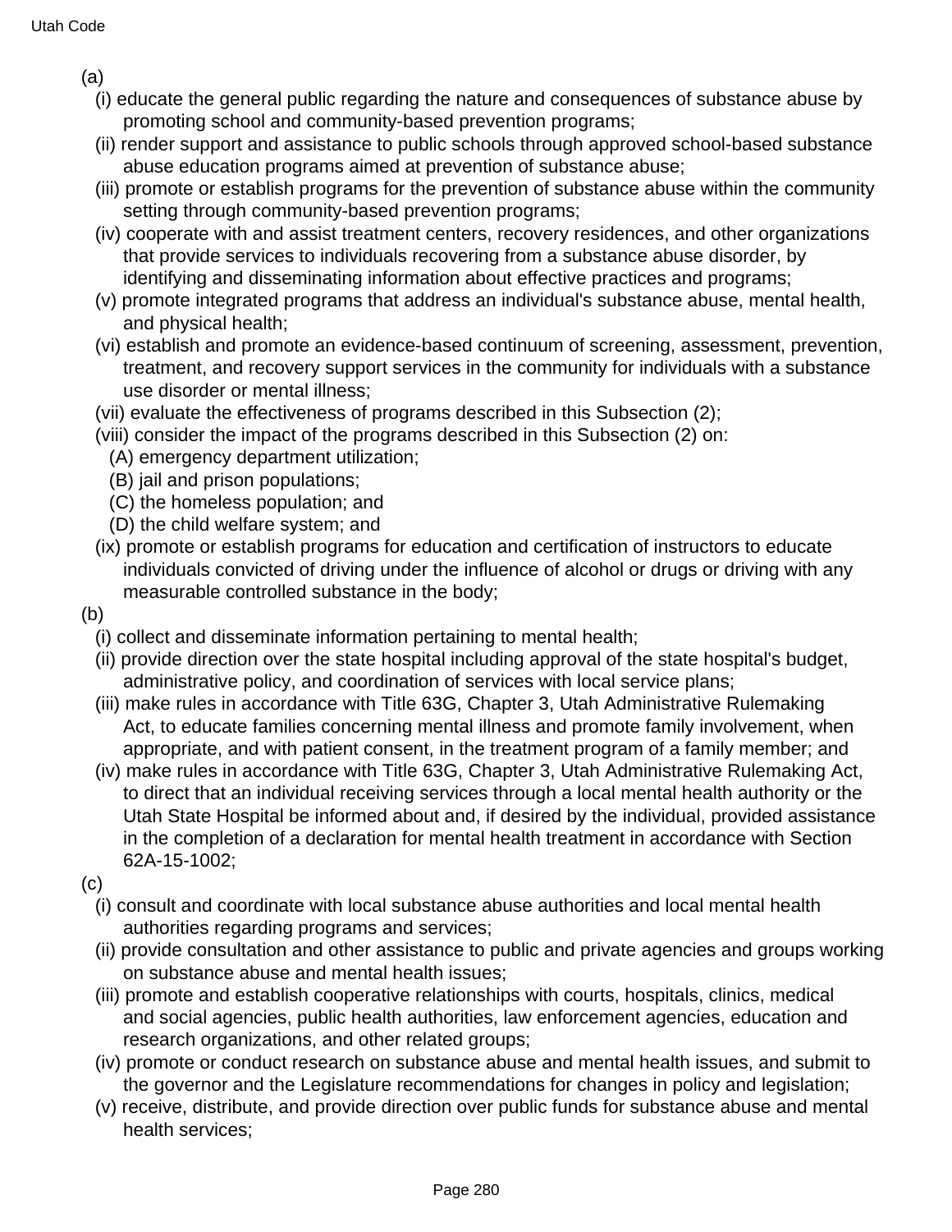(a)

(i) educate the general public regarding the nature and consequences of substance abuse by promoting school and community-based prevention programs;

(ii) render support and assistance to public schools through approved school-based substance abuse education programs aimed at prevention of substance abuse;

(iii) promote or establish programs for the prevention of substance abuse within the community setting through community-based prevention programs;

(iv) cooperate with and assist treatment centers, recovery residences, and other organizations that provide services to individuals recovering from a substance abuse disorder, by identifying and disseminating information about effective practices and programs;

(v) promote integrated programs that address an individual's substance abuse, mental health, and physical health;

(vi) establish and promote an evidence-based continuum of screening, assessment, prevention, treatment, and recovery support services in the community for individuals with a substance use disorder or mental illness;

(vii) evaluate the effectiveness of programs described in this Subsection (2);

(viii) consider the impact of the programs described in this Subsection (2) on:

(A) emergency department utilization;

(B) jail and prison populations;

(C) the homeless population; and

(D) the child welfare system; and

(ix) promote or establish programs for education and certification of instructors to educate individuals convicted of driving under the influence of alcohol or drugs or driving with any measurable controlled substance in the body;

(b)

(i) collect and disseminate information pertaining to mental health;

(ii) provide direction over the state hospital including approval of the state hospital's budget, administrative policy, and coordination of services with local service plans;

(iii) make rules in accordance with Title 63G, Chapter 3, Utah Administrative Rulemaking Act, to educate families concerning mental illness and promote family involvement, when appropriate, and with patient consent, in the treatment program of a family member; and

(iv) make rules in accordance with Title 63G, Chapter 3, Utah Administrative Rulemaking Act, to direct that an individual receiving services through a local mental health authority or the Utah State Hospital be informed about and, if desired by the individual, provided assistance in the completion of a declaration for mental health treatment in accordance with Section 62A-15-1002;

(c)

(i) consult and coordinate with local substance abuse authorities and local mental health authorities regarding programs and services;

(ii) provide consultation and other assistance to public and private agencies and groups working on substance abuse and mental health issues;

(iii) promote and establish cooperative relationships with courts, hospitals, clinics, medical and social agencies, public health authorities, law enforcement agencies, education and research organizations, and other related groups;

(iv) promote or conduct research on substance abuse and mental health issues, and submit to the governor and the Legislature recommendations for changes in policy and legislation;

(v) receive, distribute, and provide direction over public funds for substance abuse and mental health services;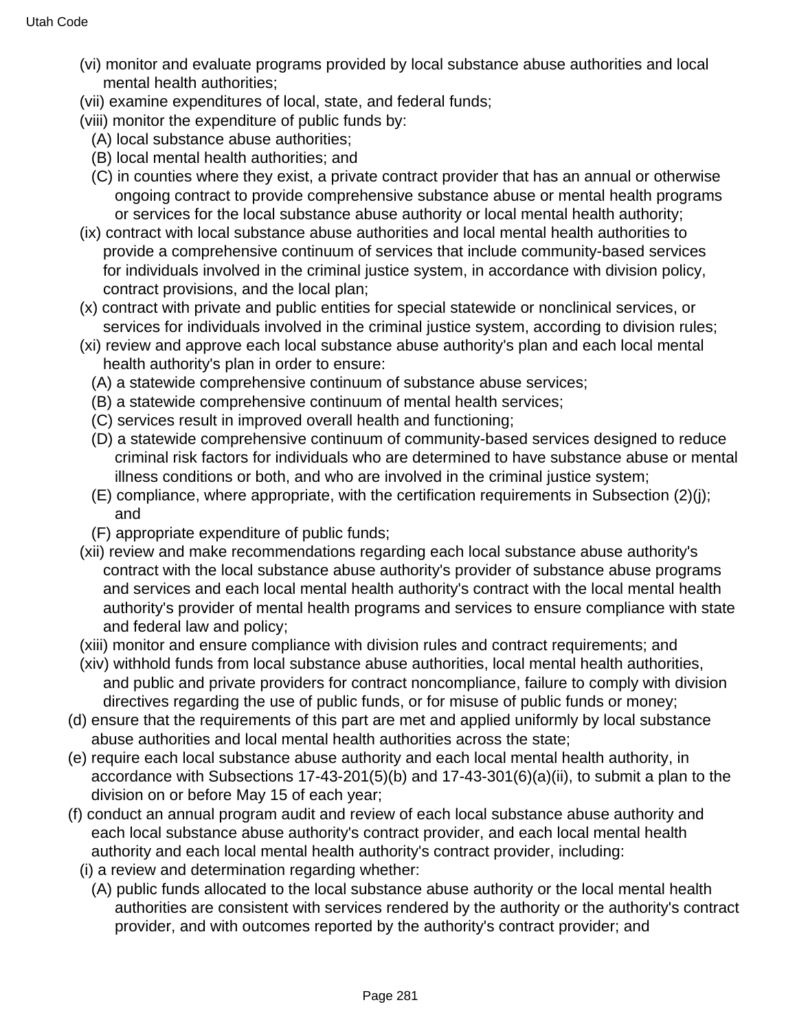(vi) monitor and evaluate programs provided by local substance abuse authorities and local mental health authorities;

(vii) examine expenditures of local, state, and federal funds;

(viii) monitor the expenditure of public funds by:

(A) local substance abuse authorities;

(B) local mental health authorities; and

(C) in counties where they exist, a private contract provider that has an annual or otherwise ongoing contract to provide comprehensive substance abuse or mental health programs or services for the local substance abuse authority or local mental health authority;

(ix) contract with local substance abuse authorities and local mental health authorities to provide a comprehensive continuum of services that include community-based services for individuals involved in the criminal justice system, in accordance with division policy, contract provisions, and the local plan;

(x) contract with private and public entities for special statewide or nonclinical services, or services for individuals involved in the criminal justice system, according to division rules;

(xi) review and approve each local substance abuse authority's plan and each local mental health authority's plan in order to ensure:

(A) a statewide comprehensive continuum of substance abuse services;

(B) a statewide comprehensive continuum of mental health services;

(C) services result in improved overall health and functioning;

(D) a statewide comprehensive continuum of community-based services designed to reduce criminal risk factors for individuals who are determined to have substance abuse or mental illness conditions or both, and who are involved in the criminal justice system;

(E) compliance, where appropriate, with the certification requirements in Subsection (2)(j); and

(F) appropriate expenditure of public funds;

(xii) review and make recommendations regarding each local substance abuse authority's contract with the local substance abuse authority's provider of substance abuse programs and services and each local mental health authority's contract with the local mental health authority's provider of mental health programs and services to ensure compliance with state and federal law and policy;

(xiii) monitor and ensure compliance with division rules and contract requirements; and

(xiv) withhold funds from local substance abuse authorities, local mental health authorities, and public and private providers for contract noncompliance, failure to comply with division directives regarding the use of public funds, or for misuse of public funds or money;

(d) ensure that the requirements of this part are met and applied uniformly by local substance abuse authorities and local mental health authorities across the state;

(e) require each local substance abuse authority and each local mental health authority, in accordance with Subsections 17-43-201(5)(b) and 17-43-301(6)(a)(ii), to submit a plan to the division on or before May 15 of each year;

(f) conduct an annual program audit and review of each local substance abuse authority and each local substance abuse authority's contract provider, and each local mental health authority and each local mental health authority's contract provider, including:

(i) a review and determination regarding whether:

(A) public funds allocated to the local substance abuse authority or the local mental health authorities are consistent with services rendered by the authority or the authority's contract provider, and with outcomes reported by the authority's contract provider; and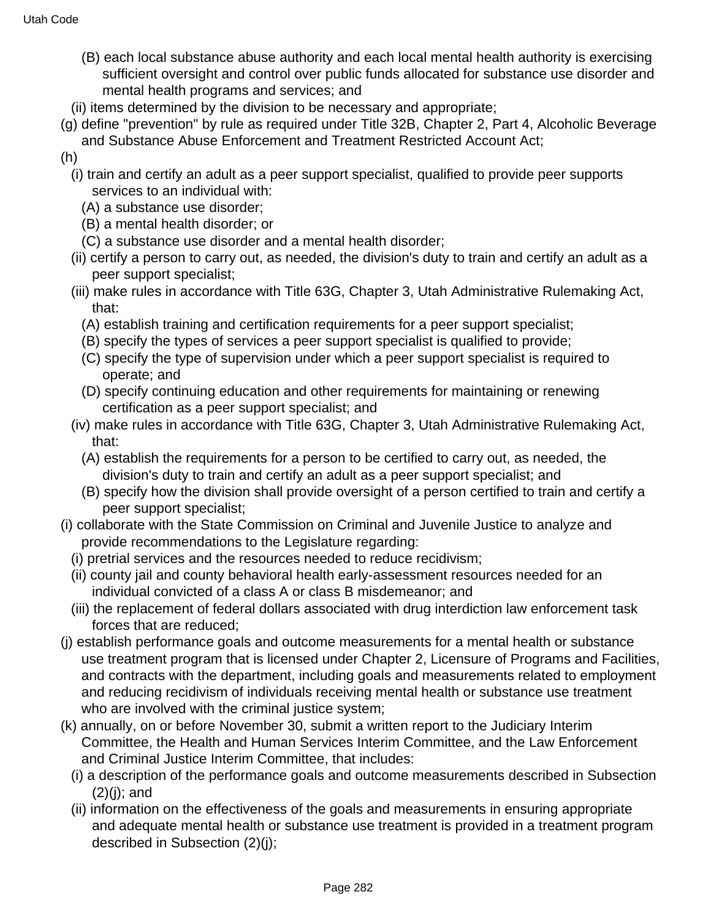(B) each local substance abuse authority and each local mental health authority is exercising sufficient oversight and control over public funds allocated for substance use disorder and mental health programs and services; and

(ii) items determined by the division to be necessary and appropriate;

(g) define "prevention" by rule as required under Title 32B, Chapter 2, Part 4, Alcoholic Beverage and Substance Abuse Enforcement and Treatment Restricted Account Act;

(h)

(i) train and certify an adult as a peer support specialist, qualified to provide peer supports services to an individual with:

(A) a substance use disorder;

(B) a mental health disorder; or

(C) a substance use disorder and a mental health disorder;

(ii) certify a person to carry out, as needed, the division's duty to train and certify an adult as a peer support specialist;

(iii) make rules in accordance with Title 63G, Chapter 3, Utah Administrative Rulemaking Act, that:

(A) establish training and certification requirements for a peer support specialist;

(B) specify the types of services a peer support specialist is qualified to provide;

(C) specify the type of supervision under which a peer support specialist is required to operate; and

(D) specify continuing education and other requirements for maintaining or renewing certification as a peer support specialist; and

(iv) make rules in accordance with Title 63G, Chapter 3, Utah Administrative Rulemaking Act, that:

(A) establish the requirements for a person to be certified to carry out, as needed, the division's duty to train and certify an adult as a peer support specialist; and

(B) specify how the division shall provide oversight of a person certified to train and certify a peer support specialist;

(i) collaborate with the State Commission on Criminal and Juvenile Justice to analyze and provide recommendations to the Legislature regarding:

(i) pretrial services and the resources needed to reduce recidivism;

(ii) county jail and county behavioral health early-assessment resources needed for an individual convicted of a class A or class B misdemeanor; and

(iii) the replacement of federal dollars associated with drug interdiction law enforcement task forces that are reduced;

(j) establish performance goals and outcome measurements for a mental health or substance use treatment program that is licensed under Chapter 2, Licensure of Programs and Facilities, and contracts with the department, including goals and measurements related to employment and reducing recidivism of individuals receiving mental health or substance use treatment who are involved with the criminal justice system;

(k) annually, on or before November 30, submit a written report to the Judiciary Interim Committee, the Health and Human Services Interim Committee, and the Law Enforcement and Criminal Justice Interim Committee, that includes:

(i) a description of the performance goals and outcome measurements described in Subsection (2)(j); and

(ii) information on the effectiveness of the goals and measurements in ensuring appropriate and adequate mental health or substance use treatment is provided in a treatment program described in Subsection (2)(j);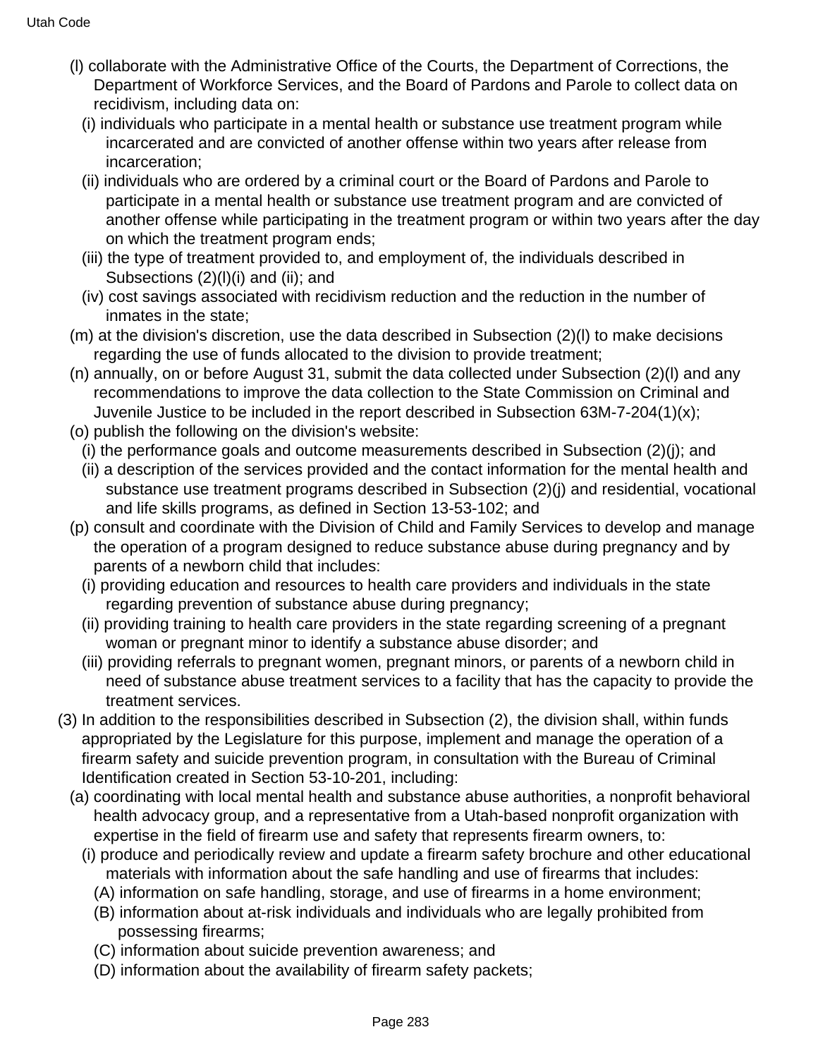(l) collaborate with the Administrative Office of the Courts, the Department of Corrections, the Department of Workforce Services, and the Board of Pardons and Parole to collect data on recidivism, including data on:

(i) individuals who participate in a mental health or substance use treatment program while incarcerated and are convicted of another offense within two years after release from incarceration;

(ii) individuals who are ordered by a criminal court or the Board of Pardons and Parole to participate in a mental health or substance use treatment program and are convicted of another offense while participating in the treatment program or within two years after the day on which the treatment program ends;

(iii) the type of treatment provided to, and employment of, the individuals described in Subsections (2)(l)(i) and (ii); and

(iv) cost savings associated with recidivism reduction and the reduction in the number of inmates in the state;

(m) at the division's discretion, use the data described in Subsection (2)(l) to make decisions regarding the use of funds allocated to the division to provide treatment;

(n) annually, on or before August 31, submit the data collected under Subsection (2)(l) and any recommendations to improve the data collection to the State Commission on Criminal and Juvenile Justice to be included in the report described in Subsection 63M-7-204(1)(x);

(o) publish the following on the division's website:

(i) the performance goals and outcome measurements described in Subsection (2)(j); and

(ii) a description of the services provided and the contact information for the mental health and substance use treatment programs described in Subsection (2)(j) and residential, vocational and life skills programs, as defined in Section 13-53-102; and

(p) consult and coordinate with the Division of Child and Family Services to develop and manage the operation of a program designed to reduce substance abuse during pregnancy and by parents of a newborn child that includes:

(i) providing education and resources to health care providers and individuals in the state regarding prevention of substance abuse during pregnancy;

(ii) providing training to health care providers in the state regarding screening of a pregnant woman or pregnant minor to identify a substance abuse disorder; and

(iii) providing referrals to pregnant women, pregnant minors, or parents of a newborn child in need of substance abuse treatment services to a facility that has the capacity to provide the treatment services.

(3) In addition to the responsibilities described in Subsection (2), the division shall, within funds appropriated by the Legislature for this purpose, implement and manage the operation of a firearm safety and suicide prevention program, in consultation with the Bureau of Criminal Identification created in Section 53-10-201, including:

(a) coordinating with local mental health and substance abuse authorities, a nonprofit behavioral health advocacy group, and a representative from a Utah-based nonprofit organization with expertise in the field of firearm use and safety that represents firearm owners, to:

(i) produce and periodically review and update a firearm safety brochure and other educational materials with information about the safe handling and use of firearms that includes:

(A) information on safe handling, storage, and use of firearms in a home environment;

(B) information about at-risk individuals and individuals who are legally prohibited from possessing firearms;

(C) information about suicide prevention awareness; and

(D) information about the availability of firearm safety packets;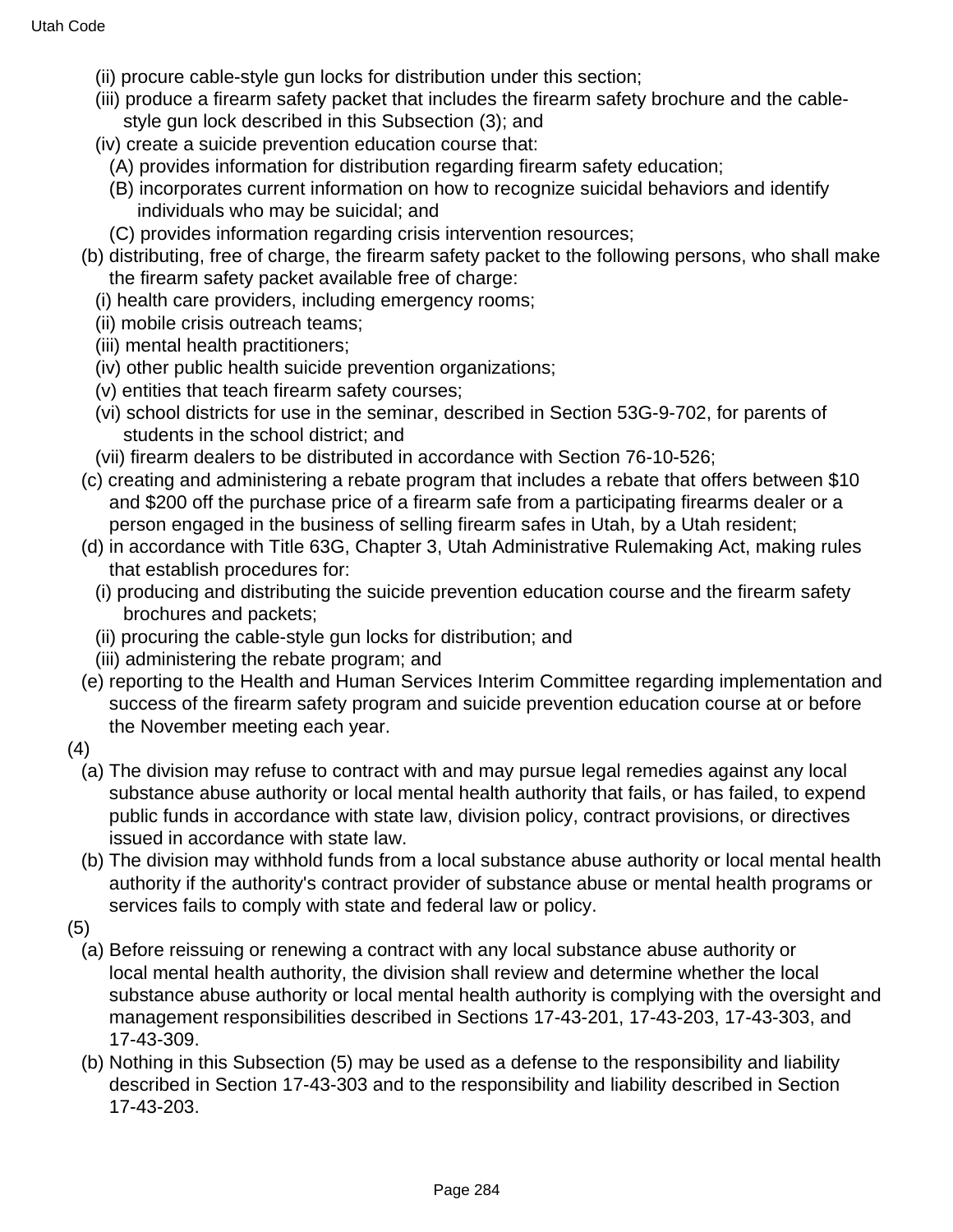(ii) procure cable-style gun locks for distribution under this section;

(iii) produce a firearm safety packet that includes the firearm safety brochure and the cable-style gun lock described in this Subsection (3); and

(iv) create a suicide prevention education course that:

(A) provides information for distribution regarding firearm safety education;

(B) incorporates current information on how to recognize suicidal behaviors and identify individuals who may be suicidal; and

(C) provides information regarding crisis intervention resources;

(b) distributing, free of charge, the firearm safety packet to the following persons, who shall make the firearm safety packet available free of charge:

(i) health care providers, including emergency rooms;

(ii) mobile crisis outreach teams;

(iii) mental health practitioners;

(iv) other public health suicide prevention organizations;

(v) entities that teach firearm safety courses;

(vi) school districts for use in the seminar, described in Section 53G-9-702, for parents of students in the school district; and

(vii) firearm dealers to be distributed in accordance with Section 76-10-526;

(c) creating and administering a rebate program that includes a rebate that offers between $10 and $200 off the purchase price of a firearm safe from a participating firearms dealer or a person engaged in the business of selling firearm safes in Utah, by a Utah resident;

(d) in accordance with Title 63G, Chapter 3, Utah Administrative Rulemaking Act, making rules that establish procedures for:

(i) producing and distributing the suicide prevention education course and the firearm safety brochures and packets;

(ii) procuring the cable-style gun locks for distribution; and

(iii) administering the rebate program; and

(e) reporting to the Health and Human Services Interim Committee regarding implementation and success of the firearm safety program and suicide prevention education course at or before the November meeting each year.

(4)

(a) The division may refuse to contract with and may pursue legal remedies against any local substance abuse authority or local mental health authority that fails, or has failed, to expend public funds in accordance with state law, division policy, contract provisions, or directives issued in accordance with state law.

(b) The division may withhold funds from a local substance abuse authority or local mental health authority if the authority's contract provider of substance abuse or mental health programs or services fails to comply with state and federal law or policy.

(5)

(a) Before reissuing or renewing a contract with any local substance abuse authority or local mental health authority, the division shall review and determine whether the local substance abuse authority or local mental health authority is complying with the oversight and management responsibilities described in Sections 17-43-201, 17-43-203, 17-43-303, and 17-43-309.

(b) Nothing in this Subsection (5) may be used as a defense to the responsibility and liability described in Section 17-43-303 and to the responsibility and liability described in Section 17-43-203.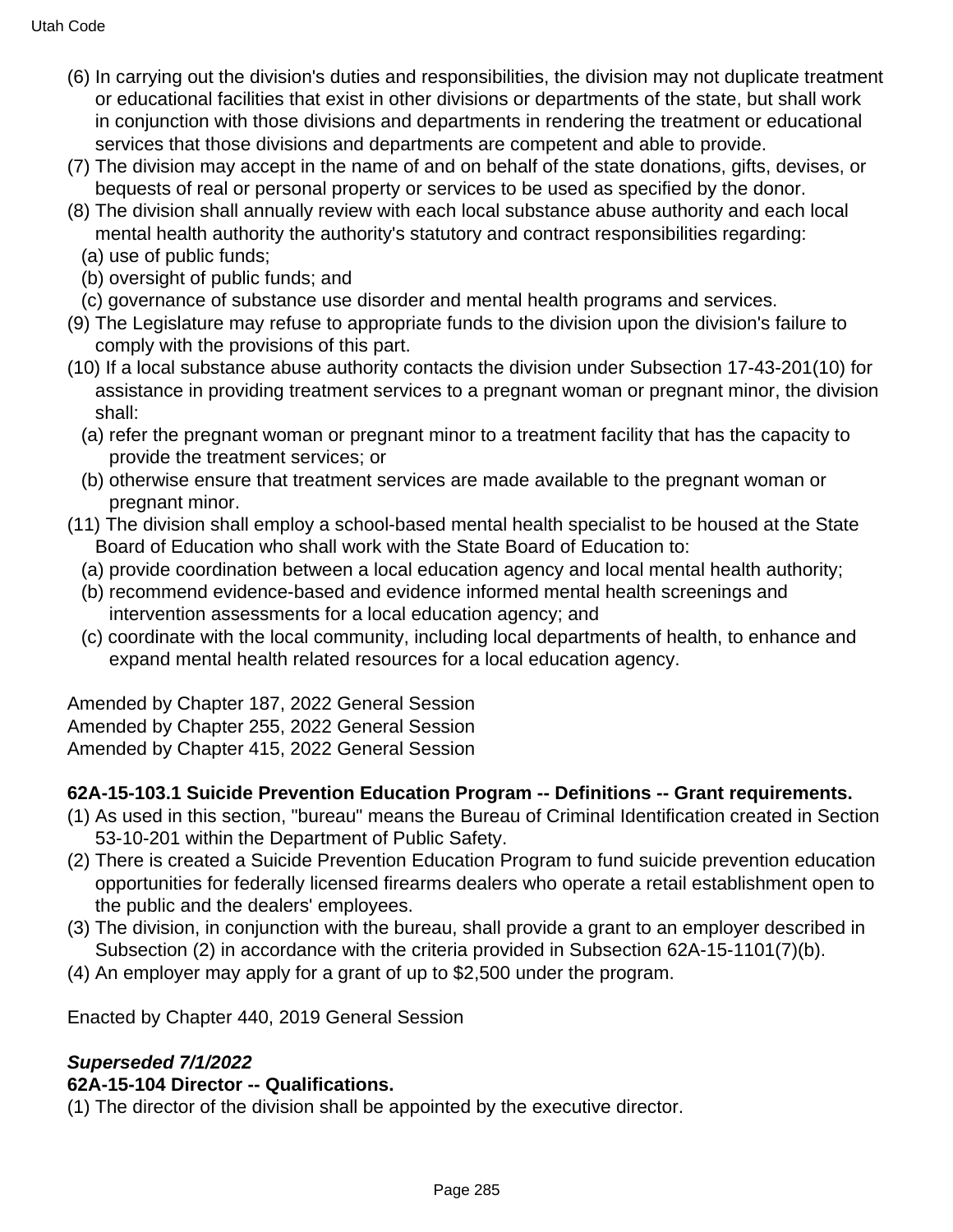(6) In carrying out the division's duties and responsibilities, the division may not duplicate treatment or educational facilities that exist in other divisions or departments of the state, but shall work in conjunction with those divisions and departments in rendering the treatment or educational services that those divisions and departments are competent and able to provide.

(7) The division may accept in the name of and on behalf of the state donations, gifts, devises, or bequests of real or personal property or services to be used as specified by the donor.

(8) The division shall annually review with each local substance abuse authority and each local mental health authority the authority's statutory and contract responsibilities regarding:
  (a) use of public funds;
  (b) oversight of public funds; and
  (c) governance of substance use disorder and mental health programs and services.

(9) The Legislature may refuse to appropriate funds to the division upon the division's failure to comply with the provisions of this part.

(10) If a local substance abuse authority contacts the division under Subsection 17-43-201(10) for assistance in providing treatment services to a pregnant woman or pregnant minor, the division shall:
  (a) refer the pregnant woman or pregnant minor to a treatment facility that has the capacity to provide the treatment services; or
  (b) otherwise ensure that treatment services are made available to the pregnant woman or pregnant minor.

(11) The division shall employ a school-based mental health specialist to be housed at the State Board of Education who shall work with the State Board of Education to:
  (a) provide coordination between a local education agency and local mental health authority;
  (b) recommend evidence-based and evidence informed mental health screenings and intervention assessments for a local education agency; and
  (c) coordinate with the local community, including local departments of health, to enhance and expand mental health related resources for a local education agency.

Amended by Chapter 187, 2022 General Session
Amended by Chapter 255, 2022 General Session
Amended by Chapter 415, 2022 General Session

**62A-15-103.1 Suicide Prevention Education Program -- Definitions -- Grant requirements.**

(1) As used in this section, "bureau" means the Bureau of Criminal Identification created in Section 53-10-201 within the Department of Public Safety.

(2) There is created a Suicide Prevention Education Program to fund suicide prevention education opportunities for federally licensed firearms dealers who operate a retail establishment open to the public and the dealers' employees.

(3) The division, in conjunction with the bureau, shall provide a grant to an employer described in Subsection (2) in accordance with the criteria provided in Subsection 62A-15-1101(7)(b).

(4) An employer may apply for a grant of up to $2,500 under the program.

Enacted by Chapter 440, 2019 General Session

***Superseded 7/1/2022***

**62A-15-104 Director -- Qualifications.**

(1) The director of the division shall be appointed by the executive director.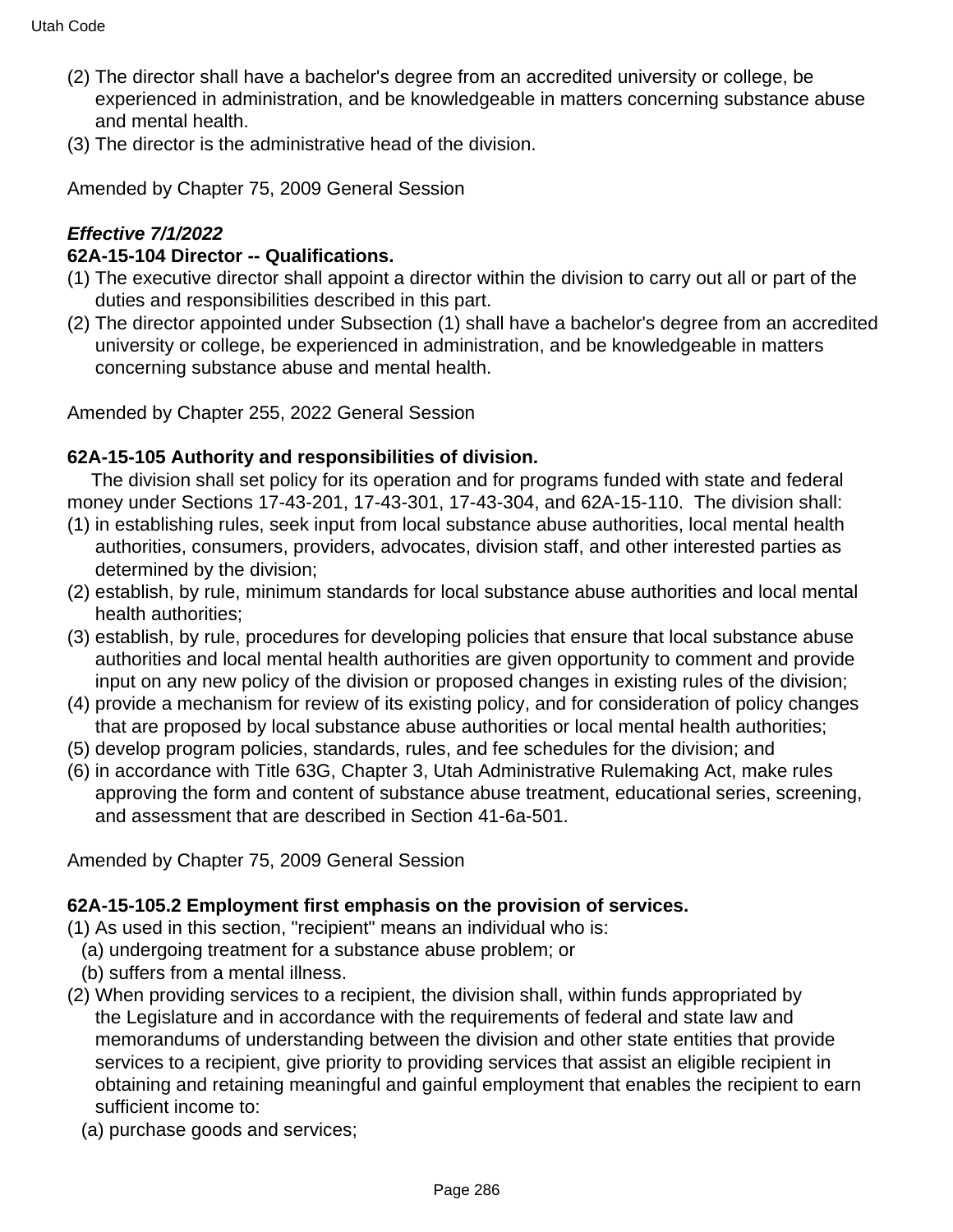(2) The director shall have a bachelor's degree from an accredited university or college, be experienced in administration, and be knowledgeable in matters concerning substance abuse and mental health.
(3) The director is the administrative head of the division.

Amended by Chapter 75, 2009 General Session

***Effective 7/1/2022***
**62A-15-104 Director -- Qualifications.**

(1) The executive director shall appoint a director within the division to carry out all or part of the duties and responsibilities described in this part.
(2) The director appointed under Subsection (1) shall have a bachelor's degree from an accredited university or college, be experienced in administration, and be knowledgeable in matters concerning substance abuse and mental health.

Amended by Chapter 255, 2022 General Session

**62A-15-105 Authority and responsibilities of division.**

The division shall set policy for its operation and for programs funded with state and federal money under Sections 17-43-201, 17-43-301, 17-43-304, and 62A-15-110. The division shall:

(1) in establishing rules, seek input from local substance abuse authorities, local mental health authorities, consumers, providers, advocates, division staff, and other interested parties as determined by the division;
(2) establish, by rule, minimum standards for local substance abuse authorities and local mental health authorities;
(3) establish, by rule, procedures for developing policies that ensure that local substance abuse authorities and local mental health authorities are given opportunity to comment and provide input on any new policy of the division or proposed changes in existing rules of the division;
(4) provide a mechanism for review of its existing policy, and for consideration of policy changes that are proposed by local substance abuse authorities or local mental health authorities;
(5) develop program policies, standards, rules, and fee schedules for the division; and
(6) in accordance with Title 63G, Chapter 3, Utah Administrative Rulemaking Act, make rules approving the form and content of substance abuse treatment, educational series, screening, and assessment that are described in Section 41-6a-501.

Amended by Chapter 75, 2009 General Session

**62A-15-105.2 Employment first emphasis on the provision of services.**

(1) As used in this section, "recipient" means an individual who is:
  (a) undergoing treatment for a substance abuse problem; or
  (b) suffers from a mental illness.
(2) When providing services to a recipient, the division shall, within funds appropriated by the Legislature and in accordance with the requirements of federal and state law and memorandums of understanding between the division and other state entities that provide services to a recipient, give priority to providing services that assist an eligible recipient in obtaining and retaining meaningful and gainful employment that enables the recipient to earn sufficient income to:
  (a) purchase goods and services;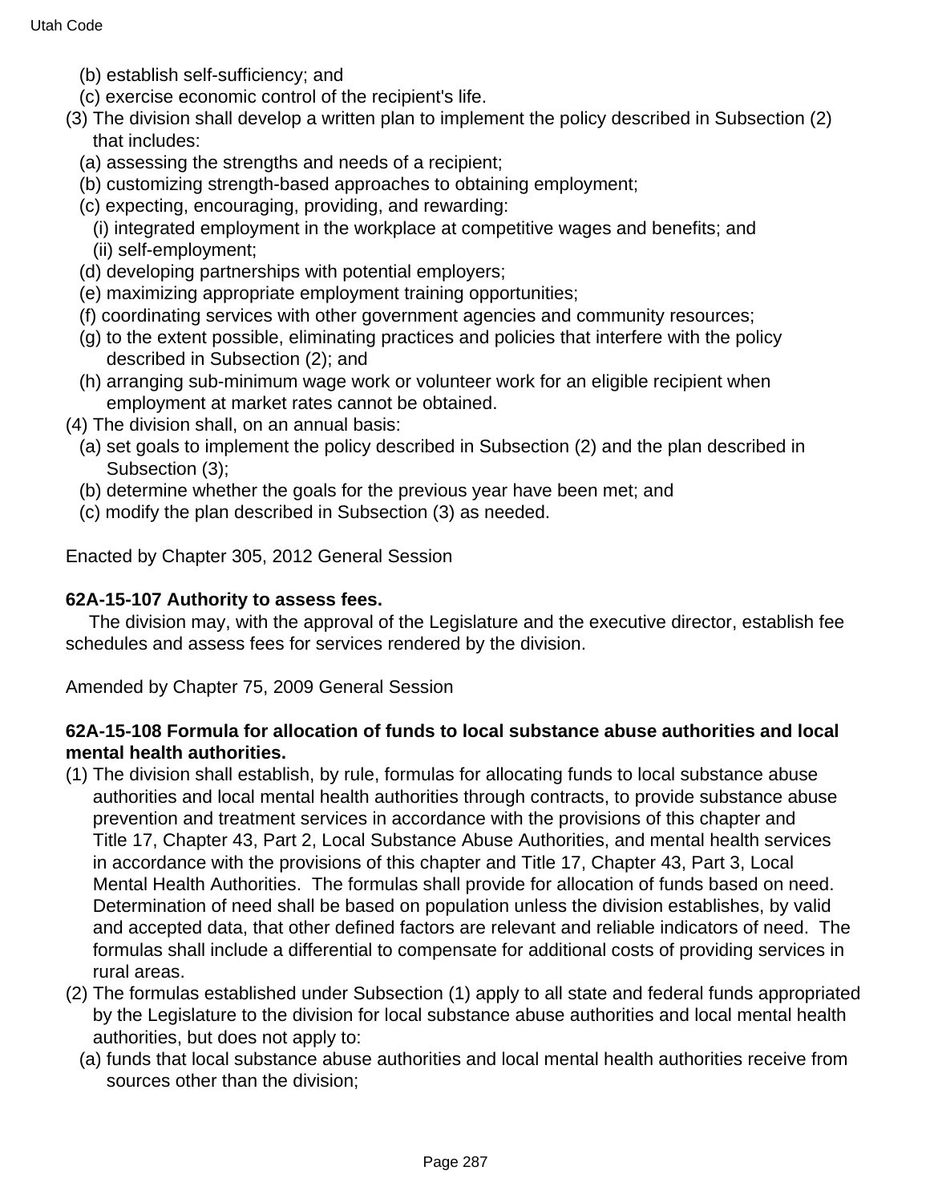(b) establish self-sufficiency; and
(c) exercise economic control of the recipient's life.

(3) The division shall develop a written plan to implement the policy described in Subsection (2) that includes:
(a) assessing the strengths and needs of a recipient;
(b) customizing strength-based approaches to obtaining employment;
(c) expecting, encouraging, providing, and rewarding:
(i) integrated employment in the workplace at competitive wages and benefits; and
(ii) self-employment;
(d) developing partnerships with potential employers;
(e) maximizing appropriate employment training opportunities;
(f) coordinating services with other government agencies and community resources;
(g) to the extent possible, eliminating practices and policies that interfere with the policy described in Subsection (2); and
(h) arranging sub-minimum wage work or volunteer work for an eligible recipient when employment at market rates cannot be obtained.

(4) The division shall, on an annual basis:
(a) set goals to implement the policy described in Subsection (2) and the plan described in Subsection (3);
(b) determine whether the goals for the previous year have been met; and
(c) modify the plan described in Subsection (3) as needed.

Enacted by Chapter 305, 2012 General Session

**62A-15-107 Authority to assess fees.**

The division may, with the approval of the Legislature and the executive director, establish fee schedules and assess fees for services rendered by the division.

Amended by Chapter 75, 2009 General Session

**62A-15-108 Formula for allocation of funds to local substance abuse authorities and local mental health authorities.**

(1) The division shall establish, by rule, formulas for allocating funds to local substance abuse authorities and local mental health authorities through contracts, to provide substance abuse prevention and treatment services in accordance with the provisions of this chapter and Title 17, Chapter 43, Part 2, Local Substance Abuse Authorities, and mental health services in accordance with the provisions of this chapter and Title 17, Chapter 43, Part 3, Local Mental Health Authorities. The formulas shall provide for allocation of funds based on need. Determination of need shall be based on population unless the division establishes, by valid and accepted data, that other defined factors are relevant and reliable indicators of need. The formulas shall include a differential to compensate for additional costs of providing services in rural areas.

(2) The formulas established under Subsection (1) apply to all state and federal funds appropriated by the Legislature to the division for local substance abuse authorities and local mental health authorities, but does not apply to:
(a) funds that local substance abuse authorities and local mental health authorities receive from sources other than the division;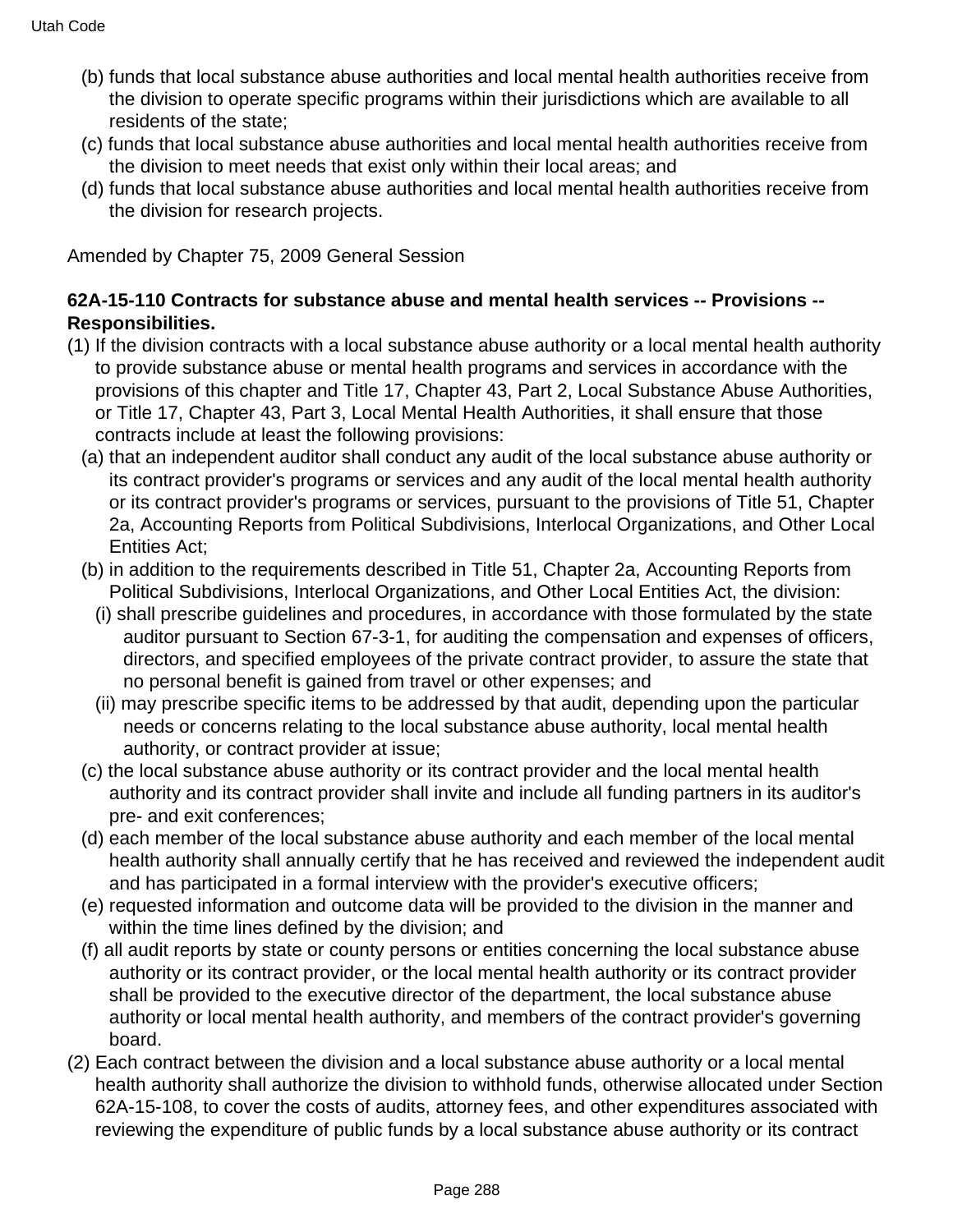(b) funds that local substance abuse authorities and local mental health authorities receive from the division to operate specific programs within their jurisdictions which are available to all residents of the state;

(c) funds that local substance abuse authorities and local mental health authorities receive from the division to meet needs that exist only within their local areas; and

(d) funds that local substance abuse authorities and local mental health authorities receive from the division for research projects.

Amended by Chapter 75, 2009 General Session

**62A-15-110 Contracts for substance abuse and mental health services -- Provisions -- Responsibilities.**

(1) If the division contracts with a local substance abuse authority or a local mental health authority to provide substance abuse or mental health programs and services in accordance with the provisions of this chapter and Title 17, Chapter 43, Part 2, Local Substance Abuse Authorities, or Title 17, Chapter 43, Part 3, Local Mental Health Authorities, it shall ensure that those contracts include at least the following provisions:

(a) that an independent auditor shall conduct any audit of the local substance abuse authority or its contract provider's programs or services and any audit of the local mental health authority or its contract provider's programs or services, pursuant to the provisions of Title 51, Chapter 2a, Accounting Reports from Political Subdivisions, Interlocal Organizations, and Other Local Entities Act;

(b) in addition to the requirements described in Title 51, Chapter 2a, Accounting Reports from Political Subdivisions, Interlocal Organizations, and Other Local Entities Act, the division:

(i) shall prescribe guidelines and procedures, in accordance with those formulated by the state auditor pursuant to Section 67-3-1, for auditing the compensation and expenses of officers, directors, and specified employees of the private contract provider, to assure the state that no personal benefit is gained from travel or other expenses; and

(ii) may prescribe specific items to be addressed by that audit, depending upon the particular needs or concerns relating to the local substance abuse authority, local mental health authority, or contract provider at issue;

(c) the local substance abuse authority or its contract provider and the local mental health authority and its contract provider shall invite and include all funding partners in its auditor's pre- and exit conferences;

(d) each member of the local substance abuse authority and each member of the local mental health authority shall annually certify that he has received and reviewed the independent audit and has participated in a formal interview with the provider's executive officers;

(e) requested information and outcome data will be provided to the division in the manner and within the time lines defined by the division; and

(f) all audit reports by state or county persons or entities concerning the local substance abuse authority or its contract provider, or the local mental health authority or its contract provider shall be provided to the executive director of the department, the local substance abuse authority or local mental health authority, and members of the contract provider's governing board.

(2) Each contract between the division and a local substance abuse authority or a local mental health authority shall authorize the division to withhold funds, otherwise allocated under Section 62A-15-108, to cover the costs of audits, attorney fees, and other expenditures associated with reviewing the expenditure of public funds by a local substance abuse authority or its contract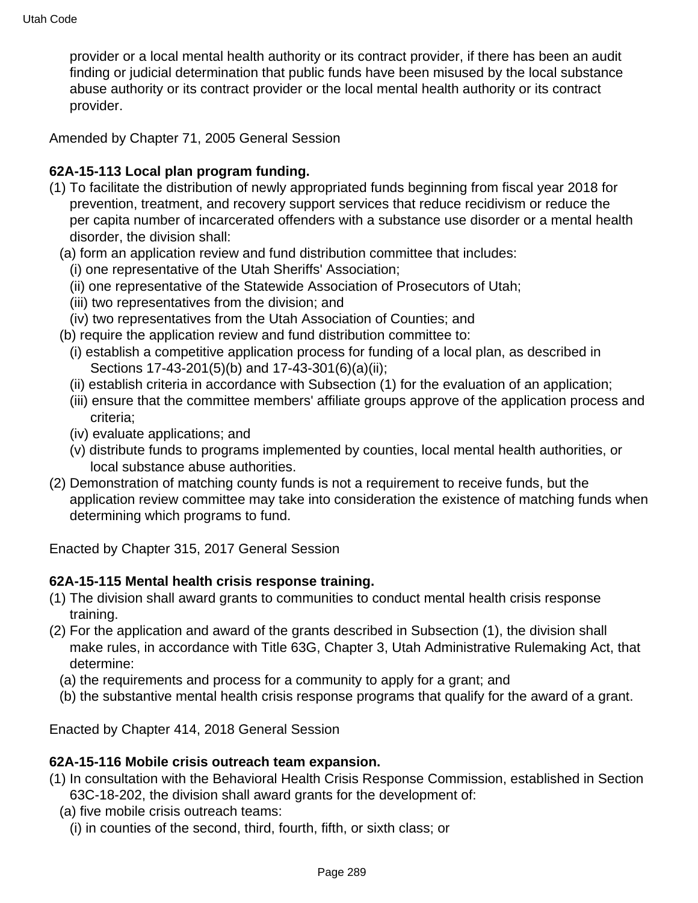provider or a local mental health authority or its contract provider, if there has been an audit finding or judicial determination that public funds have been misused by the local substance abuse authority or its contract provider or the local mental health authority or its contract provider.

Amended by Chapter 71, 2005 General Session

**62A-15-113 Local plan program funding.**

(1) To facilitate the distribution of newly appropriated funds beginning from fiscal year 2018 for prevention, treatment, and recovery support services that reduce recidivism or reduce the per capita number of incarcerated offenders with a substance use disorder or a mental health disorder, the division shall:
  - (a) form an application review and fund distribution committee that includes:
    - (i) one representative of the Utah Sheriffs' Association;
    - (ii) one representative of the Statewide Association of Prosecutors of Utah;
    - (iii) two representatives from the division; and
    - (iv) two representatives from the Utah Association of Counties; and
  - (b) require the application review and fund distribution committee to:
    - (i) establish a competitive application process for funding of a local plan, as described in Sections 17-43-201(5)(b) and 17-43-301(6)(a)(ii);
    - (ii) establish criteria in accordance with Subsection (1) for the evaluation of an application;
    - (iii) ensure that the committee members' affiliate groups approve of the application process and criteria;
    - (iv) evaluate applications; and
    - (v) distribute funds to programs implemented by counties, local mental health authorities, or local substance abuse authorities.

(2) Demonstration of matching county funds is not a requirement to receive funds, but the application review committee may take into consideration the existence of matching funds when determining which programs to fund.

Enacted by Chapter 315, 2017 General Session

**62A-15-115 Mental health crisis response training.**

(1) The division shall award grants to communities to conduct mental health crisis response training.

(2) For the application and award of the grants described in Subsection (1), the division shall make rules, in accordance with Title 63G, Chapter 3, Utah Administrative Rulemaking Act, that determine:
  - (a) the requirements and process for a community to apply for a grant; and
  - (b) the substantive mental health crisis response programs that qualify for the award of a grant.

Enacted by Chapter 414, 2018 General Session

**62A-15-116 Mobile crisis outreach team expansion.**

(1) In consultation with the Behavioral Health Crisis Response Commission, established in Section 63C-18-202, the division shall award grants for the development of:
  - (a) five mobile crisis outreach teams:
    - (i) in counties of the second, third, fourth, fifth, or sixth class; or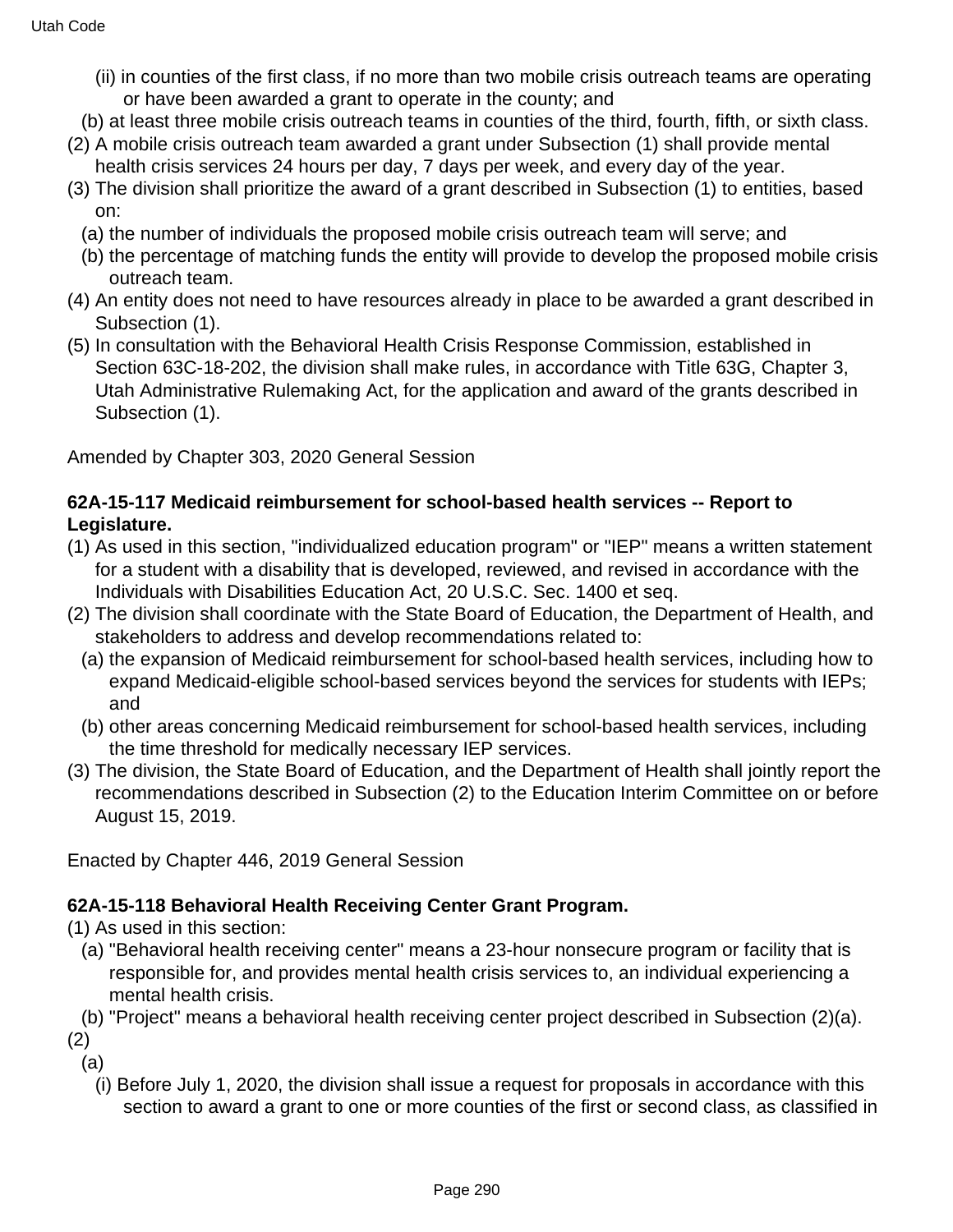(ii) in counties of the first class, if no more than two mobile crisis outreach teams are operating or have been awarded a grant to operate in the county; and

(b) at least three mobile crisis outreach teams in counties of the third, fourth, fifth, or sixth class.

(2) A mobile crisis outreach team awarded a grant under Subsection (1) shall provide mental health crisis services 24 hours per day, 7 days per week, and every day of the year.

(3) The division shall prioritize the award of a grant described in Subsection (1) to entities, based on:

(a) the number of individuals the proposed mobile crisis outreach team will serve; and

(b) the percentage of matching funds the entity will provide to develop the proposed mobile crisis outreach team.

(4) An entity does not need to have resources already in place to be awarded a grant described in Subsection (1).

(5) In consultation with the Behavioral Health Crisis Response Commission, established in Section 63C-18-202, the division shall make rules, in accordance with Title 63G, Chapter 3, Utah Administrative Rulemaking Act, for the application and award of the grants described in Subsection (1).

Amended by Chapter 303, 2020 General Session

**62A-15-117 Medicaid reimbursement for school-based health services -- Report to Legislature.**

(1) As used in this section, "individualized education program" or "IEP" means a written statement for a student with a disability that is developed, reviewed, and revised in accordance with the Individuals with Disabilities Education Act, 20 U.S.C. Sec. 1400 et seq.

(2) The division shall coordinate with the State Board of Education, the Department of Health, and stakeholders to address and develop recommendations related to:

(a) the expansion of Medicaid reimbursement for school-based health services, including how to expand Medicaid-eligible school-based services beyond the services for students with IEPs; and

(b) other areas concerning Medicaid reimbursement for school-based health services, including the time threshold for medically necessary IEP services.

(3) The division, the State Board of Education, and the Department of Health shall jointly report the recommendations described in Subsection (2) to the Education Interim Committee on or before August 15, 2019.

Enacted by Chapter 446, 2019 General Session

**62A-15-118 Behavioral Health Receiving Center Grant Program.**

(1) As used in this section:

(a) "Behavioral health receiving center" means a 23-hour nonsecure program or facility that is responsible for, and provides mental health crisis services to, an individual experiencing a mental health crisis.

(b) "Project" means a behavioral health receiving center project described in Subsection (2)(a).

(2)

(a)

(i) Before July 1, 2020, the division shall issue a request for proposals in accordance with this section to award a grant to one or more counties of the first or second class, as classified in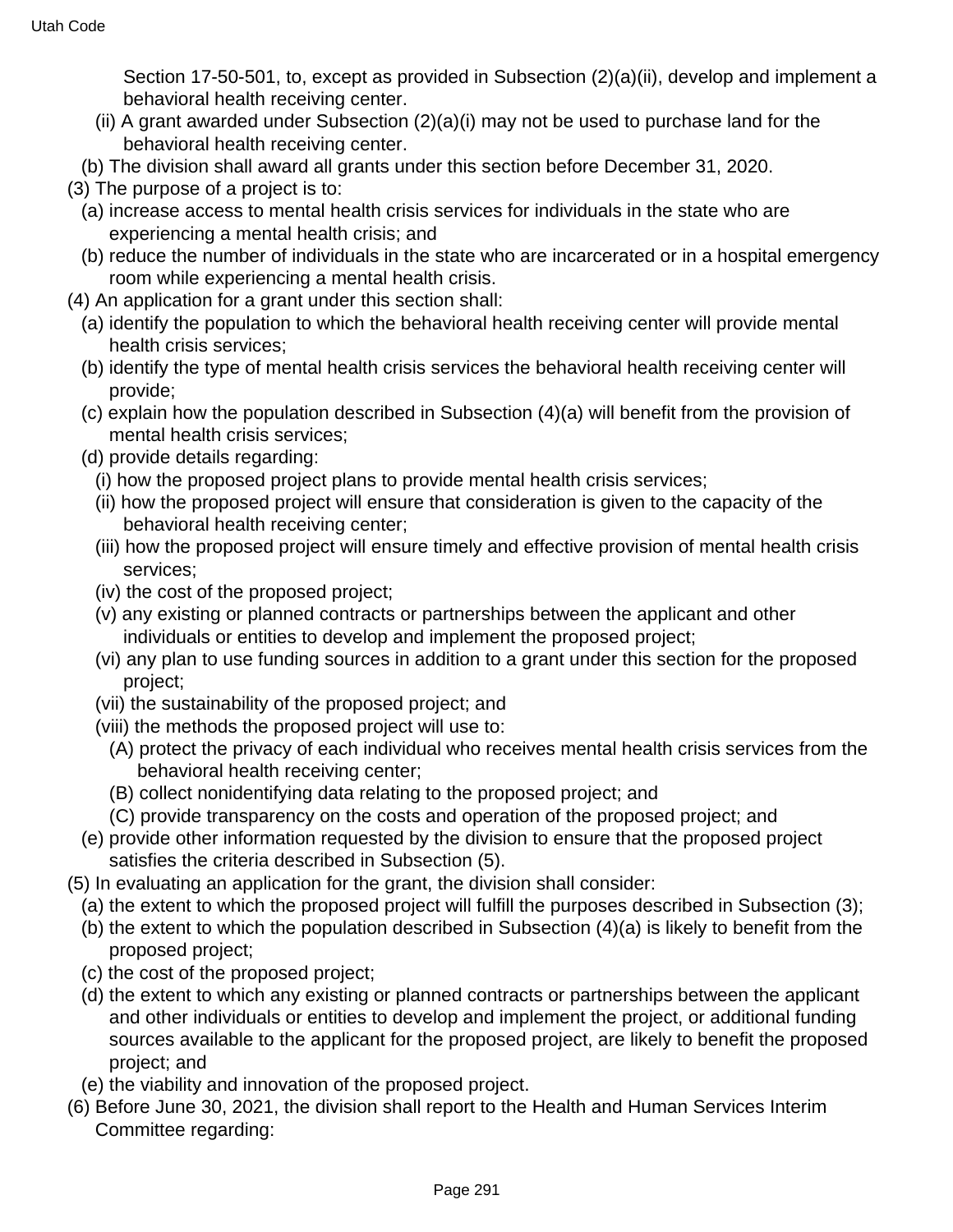Section 17-50-501, to, except as provided in Subsection (2)(a)(ii), develop and implement a behavioral health receiving center.

(ii) A grant awarded under Subsection (2)(a)(i) may not be used to purchase land for the behavioral health receiving center.

(b) The division shall award all grants under this section before December 31, 2020.

(3) The purpose of a project is to:

(a) increase access to mental health crisis services for individuals in the state who are experiencing a mental health crisis; and

(b) reduce the number of individuals in the state who are incarcerated or in a hospital emergency room while experiencing a mental health crisis.

(4) An application for a grant under this section shall:

(a) identify the population to which the behavioral health receiving center will provide mental health crisis services;

(b) identify the type of mental health crisis services the behavioral health receiving center will provide;

(c) explain how the population described in Subsection (4)(a) will benefit from the provision of mental health crisis services;

(d) provide details regarding:

(i) how the proposed project plans to provide mental health crisis services;

(ii) how the proposed project will ensure that consideration is given to the capacity of the behavioral health receiving center;

(iii) how the proposed project will ensure timely and effective provision of mental health crisis services;

(iv) the cost of the proposed project;

(v) any existing or planned contracts or partnerships between the applicant and other individuals or entities to develop and implement the proposed project;

(vi) any plan to use funding sources in addition to a grant under this section for the proposed project;

(vii) the sustainability of the proposed project; and

(viii) the methods the proposed project will use to:

(A) protect the privacy of each individual who receives mental health crisis services from the behavioral health receiving center;

(B) collect nonidentifying data relating to the proposed project; and

(C) provide transparency on the costs and operation of the proposed project; and

(e) provide other information requested by the division to ensure that the proposed project satisfies the criteria described in Subsection (5).

(5) In evaluating an application for the grant, the division shall consider:

(a) the extent to which the proposed project will fulfill the purposes described in Subsection (3);

(b) the extent to which the population described in Subsection (4)(a) is likely to benefit from the proposed project;

(c) the cost of the proposed project;

(d) the extent to which any existing or planned contracts or partnerships between the applicant and other individuals or entities to develop and implement the project, or additional funding sources available to the applicant for the proposed project, are likely to benefit the proposed project; and

(e) the viability and innovation of the proposed project.

(6) Before June 30, 2021, the division shall report to the Health and Human Services Interim Committee regarding: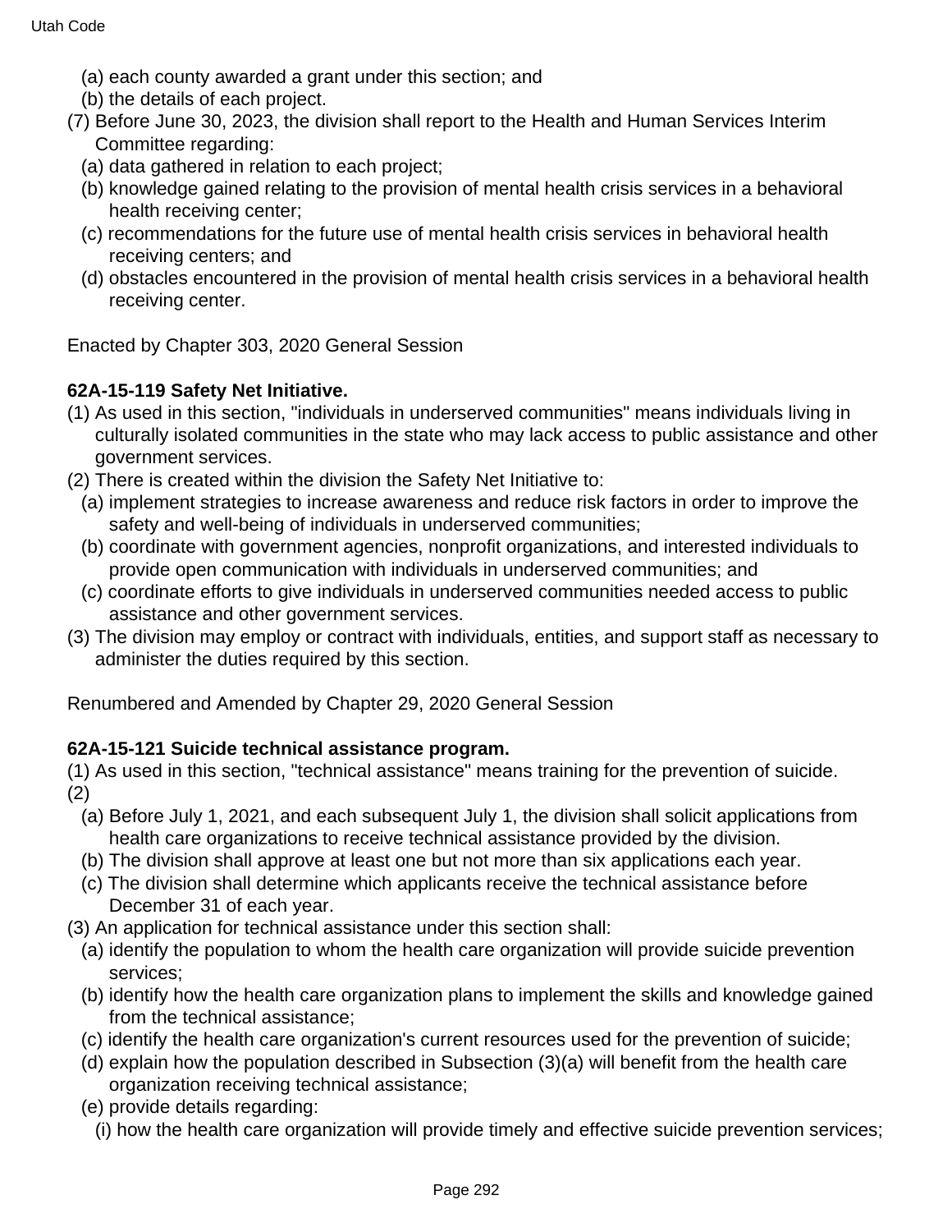(a) each county awarded a grant under this section; and
(b) the details of each project.

(7) Before June 30, 2023, the division shall report to the Health and Human Services Interim Committee regarding:
(a) data gathered in relation to each project;
(b) knowledge gained relating to the provision of mental health crisis services in a behavioral health receiving center;
(c) recommendations for the future use of mental health crisis services in behavioral health receiving centers; and
(d) obstacles encountered in the provision of mental health crisis services in a behavioral health receiving center.

Enacted by Chapter 303, 2020 General Session

**62A-15-119 Safety Net Initiative.**

(1) As used in this section, "individuals in underserved communities" means individuals living in culturally isolated communities in the state who may lack access to public assistance and other government services.
(2) There is created within the division the Safety Net Initiative to:
(a) implement strategies to increase awareness and reduce risk factors in order to improve the safety and well-being of individuals in underserved communities;
(b) coordinate with government agencies, nonprofit organizations, and interested individuals to provide open communication with individuals in underserved communities; and
(c) coordinate efforts to give individuals in underserved communities needed access to public assistance and other government services.
(3) The division may employ or contract with individuals, entities, and support staff as necessary to administer the duties required by this section.

Renumbered and Amended by Chapter 29, 2020 General Session

**62A-15-121 Suicide technical assistance program.**

(1) As used in this section, "technical assistance" means training for the prevention of suicide.
(2)
(a) Before July 1, 2021, and each subsequent July 1, the division shall solicit applications from health care organizations to receive technical assistance provided by the division.
(b) The division shall approve at least one but not more than six applications each year.
(c) The division shall determine which applicants receive the technical assistance before December 31 of each year.
(3) An application for technical assistance under this section shall:
(a) identify the population to whom the health care organization will provide suicide prevention services;
(b) identify how the health care organization plans to implement the skills and knowledge gained from the technical assistance;
(c) identify the health care organization's current resources used for the prevention of suicide;
(d) explain how the population described in Subsection (3)(a) will benefit from the health care organization receiving technical assistance;
(e) provide details regarding:
(i) how the health care organization will provide timely and effective suicide prevention services;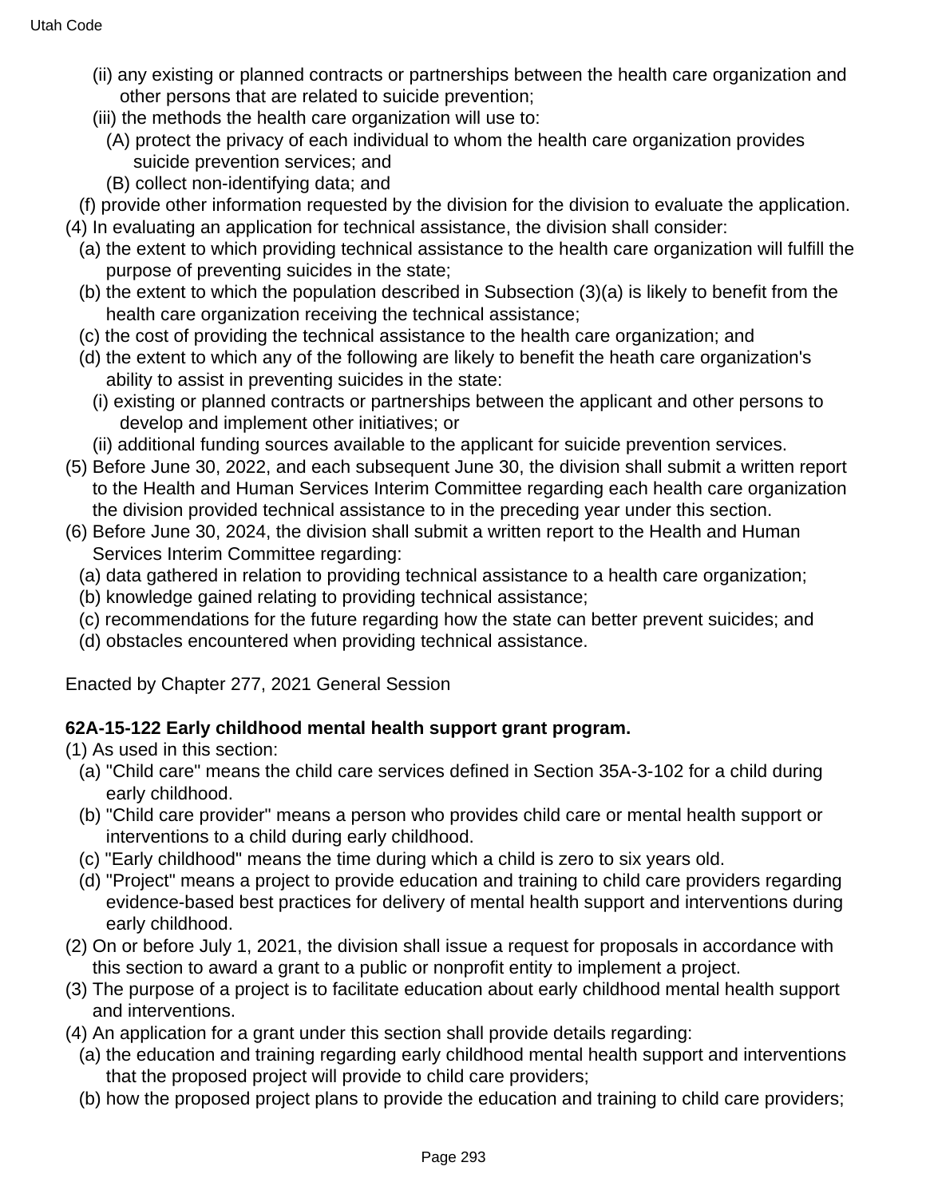(ii) any existing or planned contracts or partnerships between the health care organization and other persons that are related to suicide prevention;

(iii) the methods the health care organization will use to:

(A) protect the privacy of each individual to whom the health care organization provides suicide prevention services; and

(B) collect non-identifying data; and

(f) provide other information requested by the division for the division to evaluate the application.

(4) In evaluating an application for technical assistance, the division shall consider:

(a) the extent to which providing technical assistance to the health care organization will fulfill the purpose of preventing suicides in the state;

(b) the extent to which the population described in Subsection (3)(a) is likely to benefit from the health care organization receiving the technical assistance;

(c) the cost of providing the technical assistance to the health care organization; and

(d) the extent to which any of the following are likely to benefit the heath care organization's ability to assist in preventing suicides in the state:

(i) existing or planned contracts or partnerships between the applicant and other persons to develop and implement other initiatives; or

(ii) additional funding sources available to the applicant for suicide prevention services.

(5) Before June 30, 2022, and each subsequent June 30, the division shall submit a written report to the Health and Human Services Interim Committee regarding each health care organization the division provided technical assistance to in the preceding year under this section.

(6) Before June 30, 2024, the division shall submit a written report to the Health and Human Services Interim Committee regarding:

(a) data gathered in relation to providing technical assistance to a health care organization;

(b) knowledge gained relating to providing technical assistance;

(c) recommendations for the future regarding how the state can better prevent suicides; and

(d) obstacles encountered when providing technical assistance.

Enacted by Chapter 277, 2021 General Session

**62A-15-122 Early childhood mental health support grant program.**

(1) As used in this section:

(a) "Child care" means the child care services defined in Section 35A-3-102 for a child during early childhood.

(b) "Child care provider" means a person who provides child care or mental health support or interventions to a child during early childhood.

(c) "Early childhood" means the time during which a child is zero to six years old.

(d) "Project" means a project to provide education and training to child care providers regarding evidence-based best practices for delivery of mental health support and interventions during early childhood.

(2) On or before July 1, 2021, the division shall issue a request for proposals in accordance with this section to award a grant to a public or nonprofit entity to implement a project.

(3) The purpose of a project is to facilitate education about early childhood mental health support and interventions.

(4) An application for a grant under this section shall provide details regarding:

(a) the education and training regarding early childhood mental health support and interventions that the proposed project will provide to child care providers;

(b) how the proposed project plans to provide the education and training to child care providers;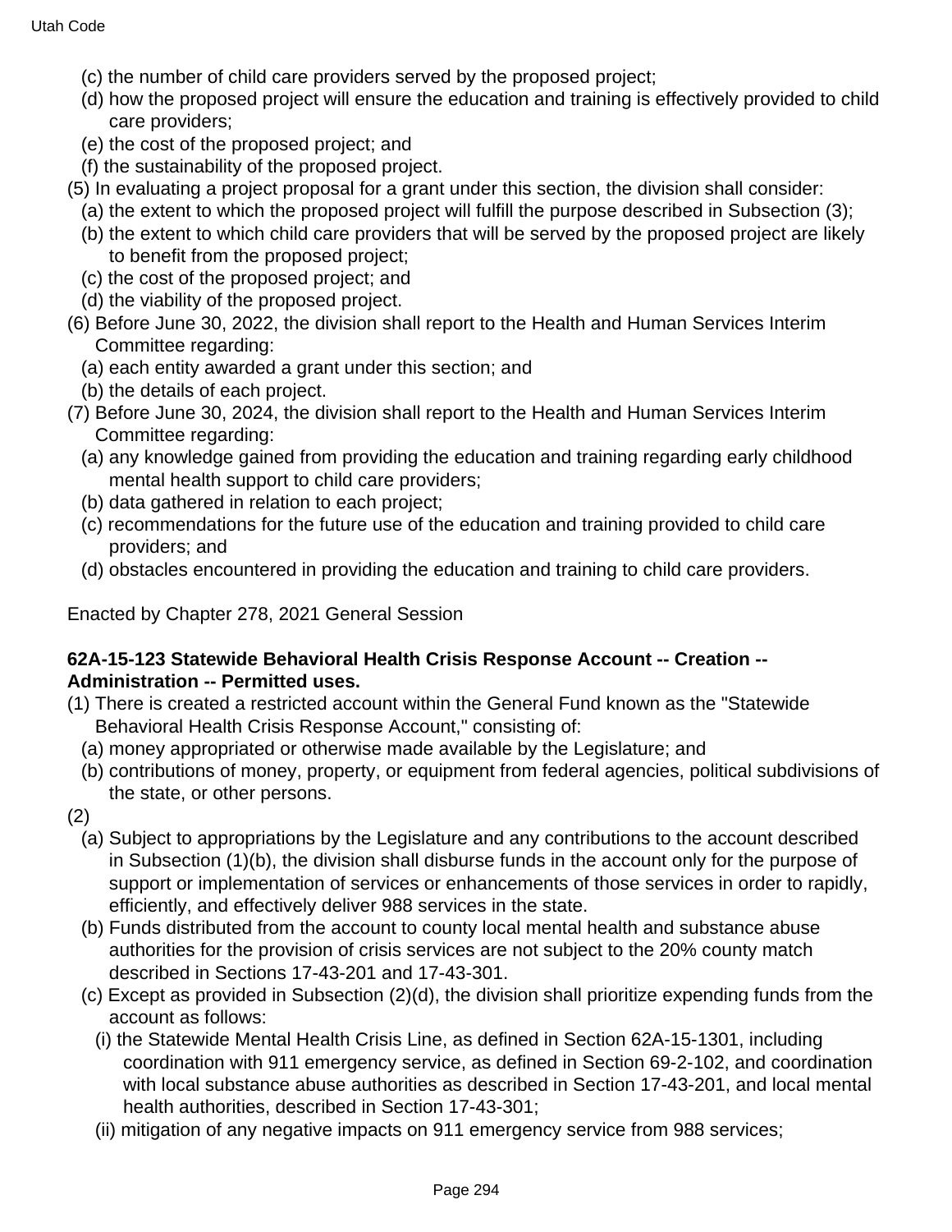(c) the number of child care providers served by the proposed project;

(d) how the proposed project will ensure the education and training is effectively provided to child care providers;

(e) the cost of the proposed project; and

(f) the sustainability of the proposed project.

(5) In evaluating a project proposal for a grant under this section, the division shall consider:

(a) the extent to which the proposed project will fulfill the purpose described in Subsection (3);

(b) the extent to which child care providers that will be served by the proposed project are likely to benefit from the proposed project;

(c) the cost of the proposed project; and

(d) the viability of the proposed project.

(6) Before June 30, 2022, the division shall report to the Health and Human Services Interim Committee regarding:

(a) each entity awarded a grant under this section; and

(b) the details of each project.

(7) Before June 30, 2024, the division shall report to the Health and Human Services Interim Committee regarding:

(a) any knowledge gained from providing the education and training regarding early childhood mental health support to child care providers;

(b) data gathered in relation to each project;

(c) recommendations for the future use of the education and training provided to child care providers; and

(d) obstacles encountered in providing the education and training to child care providers.

Enacted by Chapter 278, 2021 General Session

**62A-15-123 Statewide Behavioral Health Crisis Response Account -- Creation -- Administration -- Permitted uses.**

(1) There is created a restricted account within the General Fund known as the "Statewide Behavioral Health Crisis Response Account," consisting of:

(a) money appropriated or otherwise made available by the Legislature; and

(b) contributions of money, property, or equipment from federal agencies, political subdivisions of the state, or other persons.

(2)

(a) Subject to appropriations by the Legislature and any contributions to the account described in Subsection (1)(b), the division shall disburse funds in the account only for the purpose of support or implementation of services or enhancements of those services in order to rapidly, efficiently, and effectively deliver 988 services in the state.

(b) Funds distributed from the account to county local mental health and substance abuse authorities for the provision of crisis services are not subject to the 20% county match described in Sections 17-43-201 and 17-43-301.

(c) Except as provided in Subsection (2)(d), the division shall prioritize expending funds from the account as follows:

(i) the Statewide Mental Health Crisis Line, as defined in Section 62A-15-1301, including coordination with 911 emergency service, as defined in Section 69-2-102, and coordination with local substance abuse authorities as described in Section 17-43-201, and local mental health authorities, described in Section 17-43-301;

(ii) mitigation of any negative impacts on 911 emergency service from 988 services;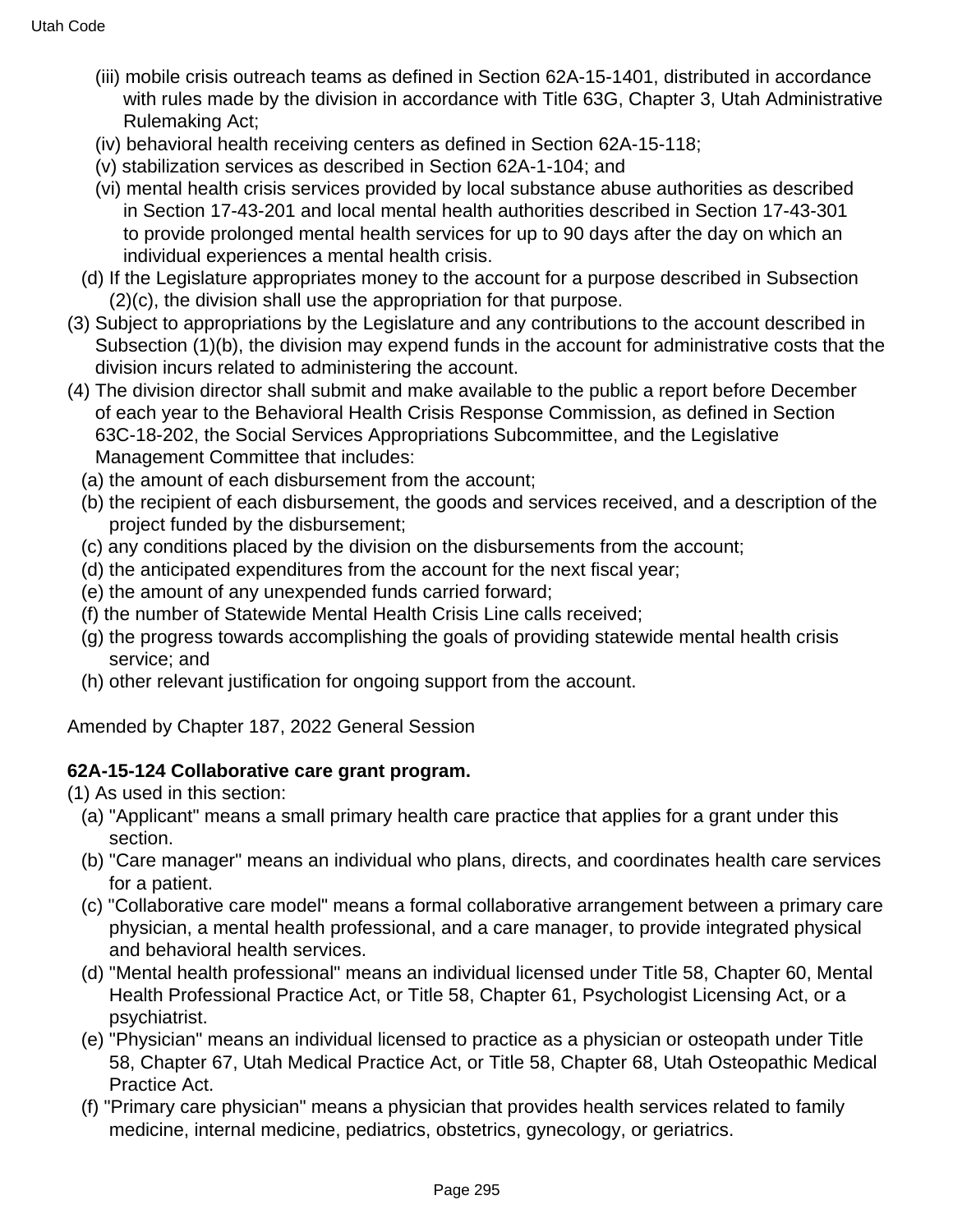(iii) mobile crisis outreach teams as defined in Section 62A-15-1401, distributed in accordance with rules made by the division in accordance with Title 63G, Chapter 3, Utah Administrative Rulemaking Act;

(iv) behavioral health receiving centers as defined in Section 62A-15-118;

(v) stabilization services as described in Section 62A-1-104; and

(vi) mental health crisis services provided by local substance abuse authorities as described in Section 17-43-201 and local mental health authorities described in Section 17-43-301 to provide prolonged mental health services for up to 90 days after the day on which an individual experiences a mental health crisis.

(d) If the Legislature appropriates money to the account for a purpose described in Subsection (2)(c), the division shall use the appropriation for that purpose.

(3) Subject to appropriations by the Legislature and any contributions to the account described in Subsection (1)(b), the division may expend funds in the account for administrative costs that the division incurs related to administering the account.

(4) The division director shall submit and make available to the public a report before December of each year to the Behavioral Health Crisis Response Commission, as defined in Section 63C-18-202, the Social Services Appropriations Subcommittee, and the Legislative Management Committee that includes:

(a) the amount of each disbursement from the account;

(b) the recipient of each disbursement, the goods and services received, and a description of the project funded by the disbursement;

(c) any conditions placed by the division on the disbursements from the account;

(d) the anticipated expenditures from the account for the next fiscal year;

(e) the amount of any unexpended funds carried forward;

(f) the number of Statewide Mental Health Crisis Line calls received;

(g) the progress towards accomplishing the goals of providing statewide mental health crisis service; and

(h) other relevant justification for ongoing support from the account.

Amended by Chapter 187, 2022 General Session

**62A-15-124 Collaborative care grant program.**

(1) As used in this section:

(a) "Applicant" means a small primary health care practice that applies for a grant under this section.

(b) "Care manager" means an individual who plans, directs, and coordinates health care services for a patient.

(c) "Collaborative care model" means a formal collaborative arrangement between a primary care physician, a mental health professional, and a care manager, to provide integrated physical and behavioral health services.

(d) "Mental health professional" means an individual licensed under Title 58, Chapter 60, Mental Health Professional Practice Act, or Title 58, Chapter 61, Psychologist Licensing Act, or a psychiatrist.

(e) "Physician" means an individual licensed to practice as a physician or osteopath under Title 58, Chapter 67, Utah Medical Practice Act, or Title 58, Chapter 68, Utah Osteopathic Medical Practice Act.

(f) "Primary care physician" means a physician that provides health services related to family medicine, internal medicine, pediatrics, obstetrics, gynecology, or geriatrics.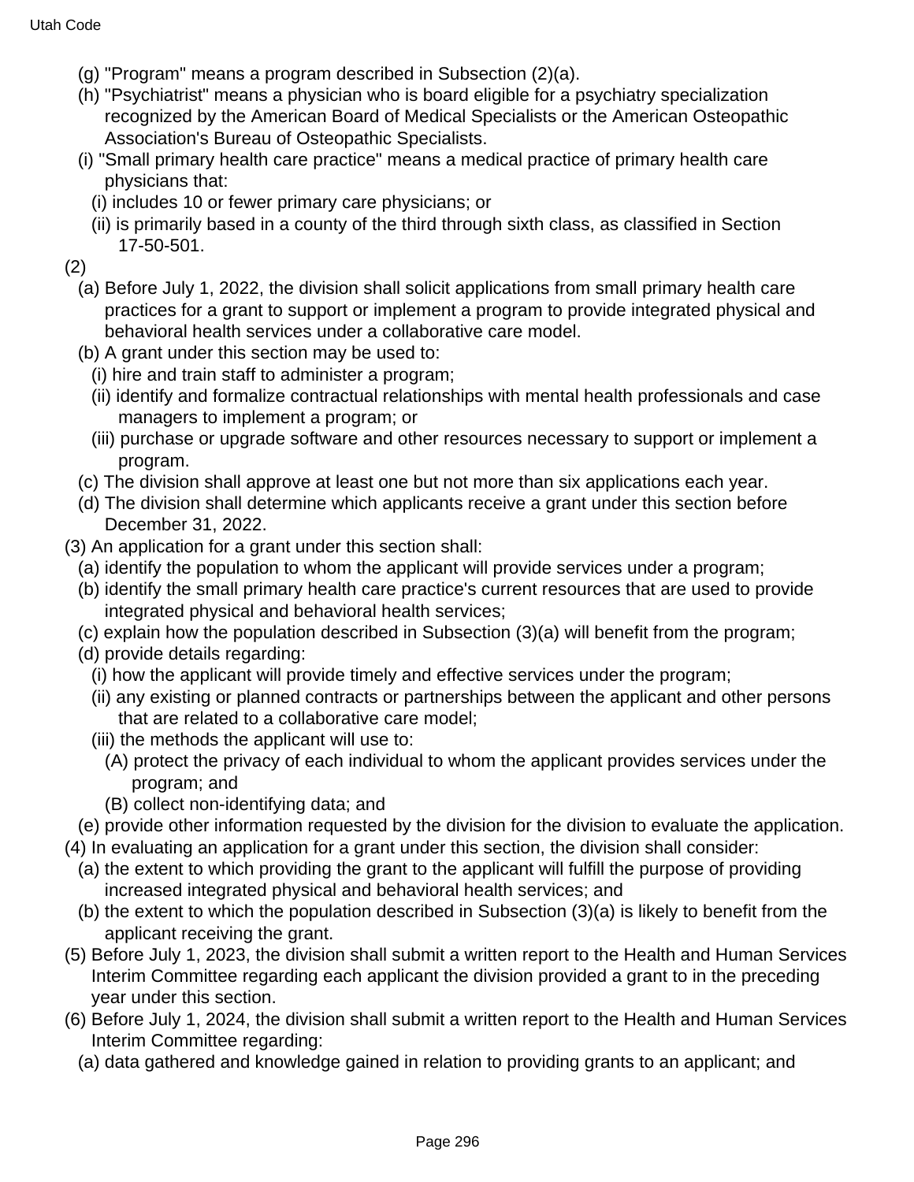(g) "Program" means a program described in Subsection (2)(a).

(h) "Psychiatrist" means a physician who is board eligible for a psychiatry specialization recognized by the American Board of Medical Specialists or the American Osteopathic Association's Bureau of Osteopathic Specialists.

(i) "Small primary health care practice" means a medical practice of primary health care physicians that:

(i) includes 10 or fewer primary care physicians; or

(ii) is primarily based in a county of the third through sixth class, as classified in Section 17-50-501.

(2)

(a) Before July 1, 2022, the division shall solicit applications from small primary health care practices for a grant to support or implement a program to provide integrated physical and behavioral health services under a collaborative care model.

(b) A grant under this section may be used to:

(i) hire and train staff to administer a program;

(ii) identify and formalize contractual relationships with mental health professionals and case managers to implement a program; or

(iii) purchase or upgrade software and other resources necessary to support or implement a program.

(c) The division shall approve at least one but not more than six applications each year.

(d) The division shall determine which applicants receive a grant under this section before December 31, 2022.

(3) An application for a grant under this section shall:

(a) identify the population to whom the applicant will provide services under a program;

(b) identify the small primary health care practice's current resources that are used to provide integrated physical and behavioral health services;

(c) explain how the population described in Subsection (3)(a) will benefit from the program;

(d) provide details regarding:

(i) how the applicant will provide timely and effective services under the program;

(ii) any existing or planned contracts or partnerships between the applicant and other persons that are related to a collaborative care model;

(iii) the methods the applicant will use to:

(A) protect the privacy of each individual to whom the applicant provides services under the program; and

(B) collect non-identifying data; and

(e) provide other information requested by the division for the division to evaluate the application.

(4) In evaluating an application for a grant under this section, the division shall consider:

(a) the extent to which providing the grant to the applicant will fulfill the purpose of providing increased integrated physical and behavioral health services; and

(b) the extent to which the population described in Subsection (3)(a) is likely to benefit from the applicant receiving the grant.

(5) Before July 1, 2023, the division shall submit a written report to the Health and Human Services Interim Committee regarding each applicant the division provided a grant to in the preceding year under this section.

(6) Before July 1, 2024, the division shall submit a written report to the Health and Human Services Interim Committee regarding:

(a) data gathered and knowledge gained in relation to providing grants to an applicant; and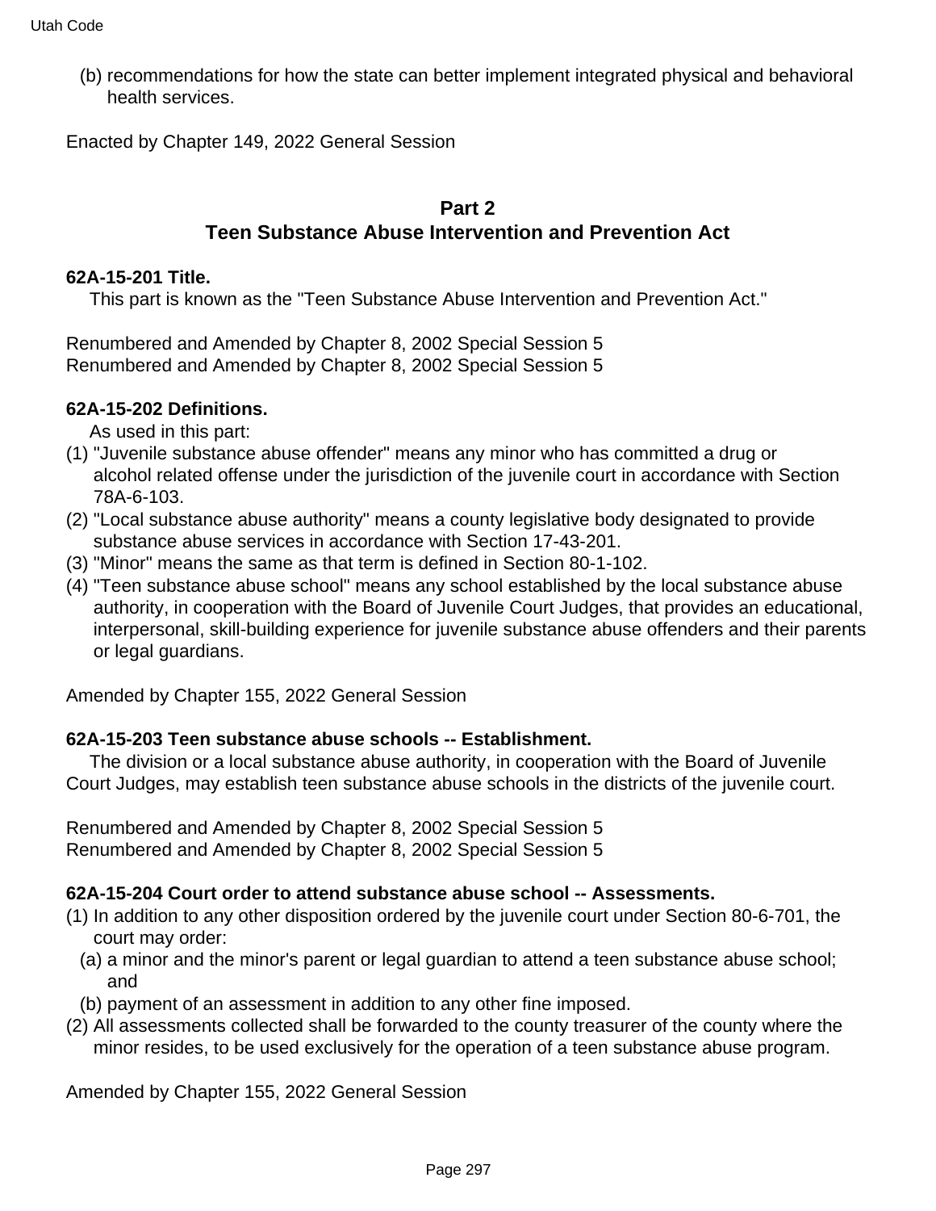(b) recommendations for how the state can better implement integrated physical and behavioral health services.

Enacted by Chapter 149, 2022 General Session

## Part 2
## Teen Substance Abuse Intervention and Prevention Act

**62A-15-201 Title.**

This part is known as the "Teen Substance Abuse Intervention and Prevention Act."

Renumbered and Amended by Chapter 8, 2002 Special Session 5
Renumbered and Amended by Chapter 8, 2002 Special Session 5

**62A-15-202 Definitions.**

As used in this part:

(1) "Juvenile substance abuse offender" means any minor who has committed a drug or alcohol related offense under the jurisdiction of the juvenile court in accordance with Section 78A-6-103.
(2) "Local substance abuse authority" means a county legislative body designated to provide substance abuse services in accordance with Section 17-43-201.
(3) "Minor" means the same as that term is defined in Section 80-1-102.
(4) "Teen substance abuse school" means any school established by the local substance abuse authority, in cooperation with the Board of Juvenile Court Judges, that provides an educational, interpersonal, skill-building experience for juvenile substance abuse offenders and their parents or legal guardians.

Amended by Chapter 155, 2022 General Session

**62A-15-203 Teen substance abuse schools -- Establishment.**

The division or a local substance abuse authority, in cooperation with the Board of Juvenile Court Judges, may establish teen substance abuse schools in the districts of the juvenile court.

Renumbered and Amended by Chapter 8, 2002 Special Session 5
Renumbered and Amended by Chapter 8, 2002 Special Session 5

**62A-15-204 Court order to attend substance abuse school -- Assessments.**

(1) In addition to any other disposition ordered by the juvenile court under Section 80-6-701, the court may order:
  (a) a minor and the minor's parent or legal guardian to attend a teen substance abuse school; and
  (b) payment of an assessment in addition to any other fine imposed.
(2) All assessments collected shall be forwarded to the county treasurer of the county where the minor resides, to be used exclusively for the operation of a teen substance abuse program.

Amended by Chapter 155, 2022 General Session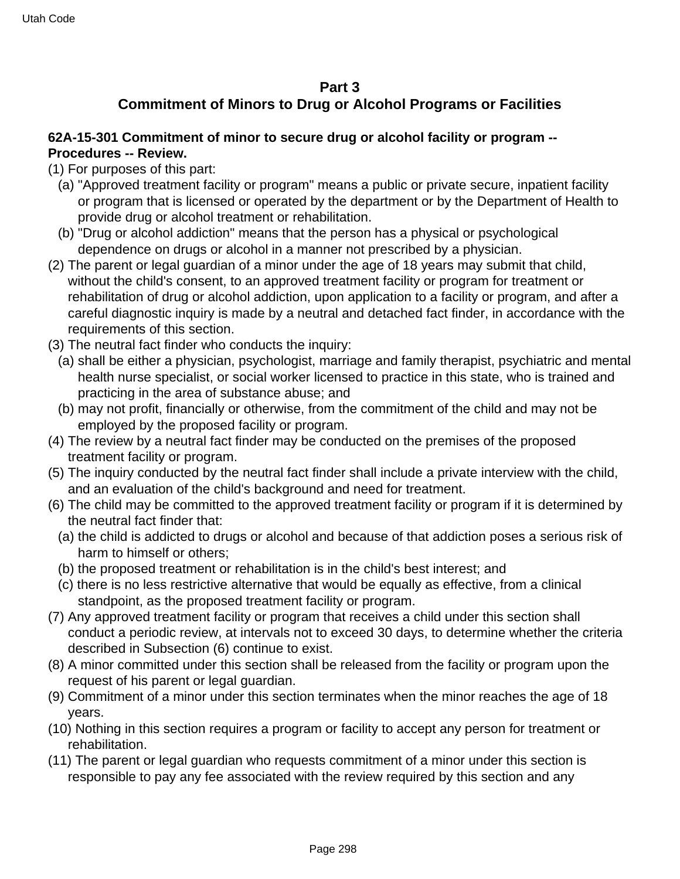## Part 3
## Commitment of Minors to Drug or Alcohol Programs or Facilities

**62A-15-301 Commitment of minor to secure drug or alcohol facility or program -- Procedures -- Review.**

(1) For purposes of this part:

  (a) "Approved treatment facility or program" means a public or private secure, inpatient facility or program that is licensed or operated by the department or by the Department of Health to provide drug or alcohol treatment or rehabilitation.

  (b) "Drug or alcohol addiction" means that the person has a physical or psychological dependence on drugs or alcohol in a manner not prescribed by a physician.

(2) The parent or legal guardian of a minor under the age of 18 years may submit that child, without the child's consent, to an approved treatment facility or program for treatment or rehabilitation of drug or alcohol addiction, upon application to a facility or program, and after a careful diagnostic inquiry is made by a neutral and detached fact finder, in accordance with the requirements of this section.

(3) The neutral fact finder who conducts the inquiry:

  (a) shall be either a physician, psychologist, marriage and family therapist, psychiatric and mental health nurse specialist, or social worker licensed to practice in this state, who is trained and practicing in the area of substance abuse; and

  (b) may not profit, financially or otherwise, from the commitment of the child and may not be employed by the proposed facility or program.

(4) The review by a neutral fact finder may be conducted on the premises of the proposed treatment facility or program.

(5) The inquiry conducted by the neutral fact finder shall include a private interview with the child, and an evaluation of the child's background and need for treatment.

(6) The child may be committed to the approved treatment facility or program if it is determined by the neutral fact finder that:

  (a) the child is addicted to drugs or alcohol and because of that addiction poses a serious risk of harm to himself or others;

  (b) the proposed treatment or rehabilitation is in the child's best interest; and

  (c) there is no less restrictive alternative that would be equally as effective, from a clinical standpoint, as the proposed treatment facility or program.

(7) Any approved treatment facility or program that receives a child under this section shall conduct a periodic review, at intervals not to exceed 30 days, to determine whether the criteria described in Subsection (6) continue to exist.

(8) A minor committed under this section shall be released from the facility or program upon the request of his parent or legal guardian.

(9) Commitment of a minor under this section terminates when the minor reaches the age of 18 years.

(10) Nothing in this section requires a program or facility to accept any person for treatment or rehabilitation.

(11) The parent or legal guardian who requests commitment of a minor under this section is responsible to pay any fee associated with the review required by this section and any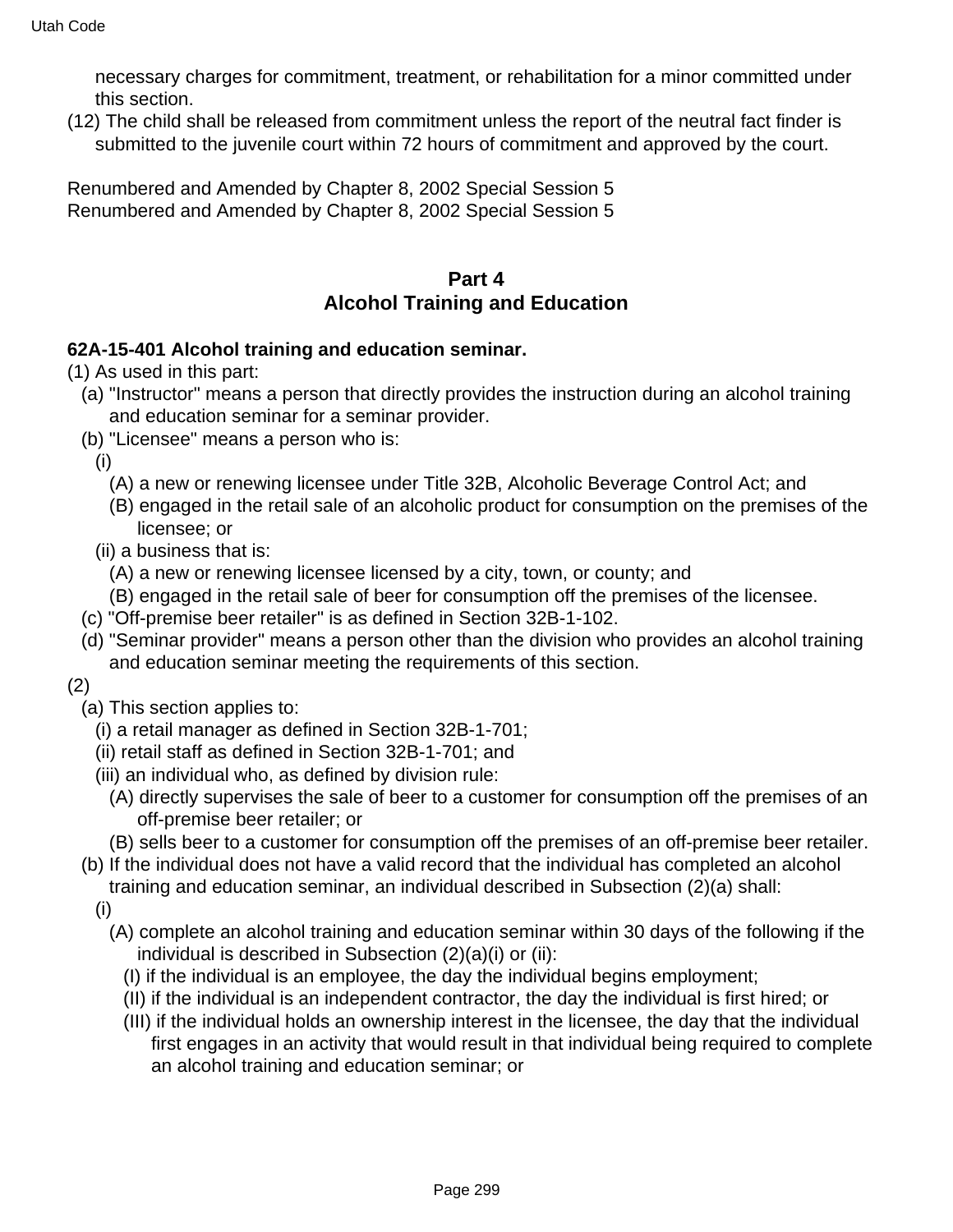necessary charges for commitment, treatment, or rehabilitation for a minor committed under this section.

(12) The child shall be released from commitment unless the report of the neutral fact finder is submitted to the juvenile court within 72 hours of commitment and approved by the court.

Renumbered and Amended by Chapter 8, 2002 Special Session 5
Renumbered and Amended by Chapter 8, 2002 Special Session 5

## Part 4
## Alcohol Training and Education

**62A-15-401 Alcohol training and education seminar.**

(1) As used in this part:

(a) "Instructor" means a person that directly provides the instruction during an alcohol training and education seminar for a seminar provider.

(b) "Licensee" means a person who is:

(i)

(A) a new or renewing licensee under Title 32B, Alcoholic Beverage Control Act; and

(B) engaged in the retail sale of an alcoholic product for consumption on the premises of the licensee; or

(ii) a business that is:

(A) a new or renewing licensee licensed by a city, town, or county; and

(B) engaged in the retail sale of beer for consumption off the premises of the licensee.

(c) "Off-premise beer retailer" is as defined in Section 32B-1-102.

(d) "Seminar provider" means a person other than the division who provides an alcohol training and education seminar meeting the requirements of this section.

(2)

(a) This section applies to:

(i) a retail manager as defined in Section 32B-1-701;

(ii) retail staff as defined in Section 32B-1-701; and

(iii) an individual who, as defined by division rule:

(A) directly supervises the sale of beer to a customer for consumption off the premises of an off-premise beer retailer; or

(B) sells beer to a customer for consumption off the premises of an off-premise beer retailer.

(b) If the individual does not have a valid record that the individual has completed an alcohol training and education seminar, an individual described in Subsection (2)(a) shall:

(i)

(A) complete an alcohol training and education seminar within 30 days of the following if the individual is described in Subsection (2)(a)(i) or (ii):

(I) if the individual is an employee, the day the individual begins employment;

(II) if the individual is an independent contractor, the day the individual is first hired; or

(III) if the individual holds an ownership interest in the licensee, the day that the individual first engages in an activity that would result in that individual being required to complete an alcohol training and education seminar; or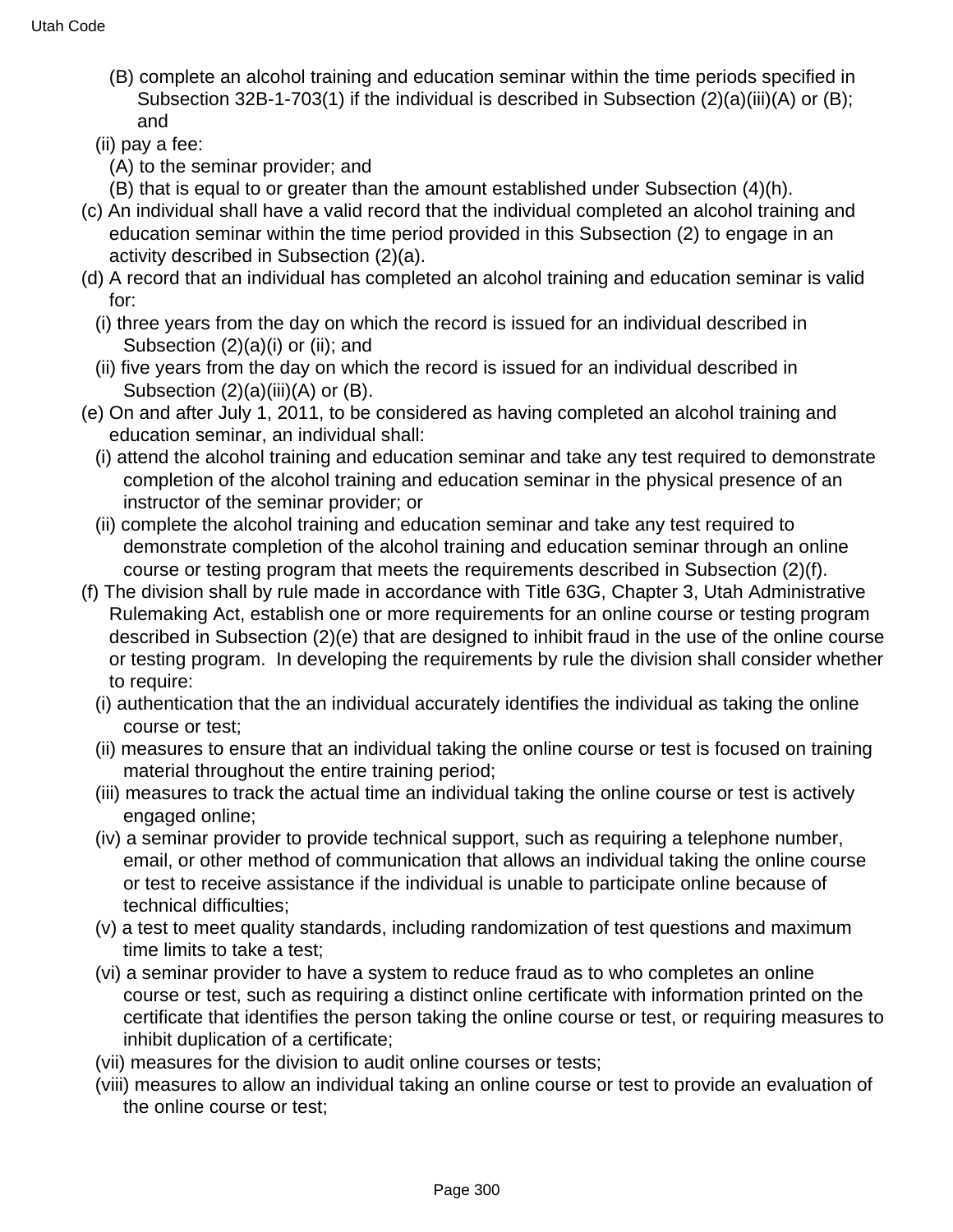(B) complete an alcohol training and education seminar within the time periods specified in Subsection 32B-1-703(1) if the individual is described in Subsection (2)(a)(iii)(A) or (B); and

(ii) pay a fee:

(A) to the seminar provider; and

(B) that is equal to or greater than the amount established under Subsection (4)(h).

(c) An individual shall have a valid record that the individual completed an alcohol training and education seminar within the time period provided in this Subsection (2) to engage in an activity described in Subsection (2)(a).

(d) A record that an individual has completed an alcohol training and education seminar is valid for:

(i) three years from the day on which the record is issued for an individual described in Subsection (2)(a)(i) or (ii); and

(ii) five years from the day on which the record is issued for an individual described in Subsection (2)(a)(iii)(A) or (B).

(e) On and after July 1, 2011, to be considered as having completed an alcohol training and education seminar, an individual shall:

(i) attend the alcohol training and education seminar and take any test required to demonstrate completion of the alcohol training and education seminar in the physical presence of an instructor of the seminar provider; or

(ii) complete the alcohol training and education seminar and take any test required to demonstrate completion of the alcohol training and education seminar through an online course or testing program that meets the requirements described in Subsection (2)(f).

(f) The division shall by rule made in accordance with Title 63G, Chapter 3, Utah Administrative Rulemaking Act, establish one or more requirements for an online course or testing program described in Subsection (2)(e) that are designed to inhibit fraud in the use of the online course or testing program. In developing the requirements by rule the division shall consider whether to require:

(i) authentication that the an individual accurately identifies the individual as taking the online course or test;

(ii) measures to ensure that an individual taking the online course or test is focused on training material throughout the entire training period;

(iii) measures to track the actual time an individual taking the online course or test is actively engaged online;

(iv) a seminar provider to provide technical support, such as requiring a telephone number, email, or other method of communication that allows an individual taking the online course or test to receive assistance if the individual is unable to participate online because of technical difficulties;

(v) a test to meet quality standards, including randomization of test questions and maximum time limits to take a test;

(vi) a seminar provider to have a system to reduce fraud as to who completes an online course or test, such as requiring a distinct online certificate with information printed on the certificate that identifies the person taking the online course or test, or requiring measures to inhibit duplication of a certificate;

(vii) measures for the division to audit online courses or tests;

(viii) measures to allow an individual taking an online course or test to provide an evaluation of the online course or test;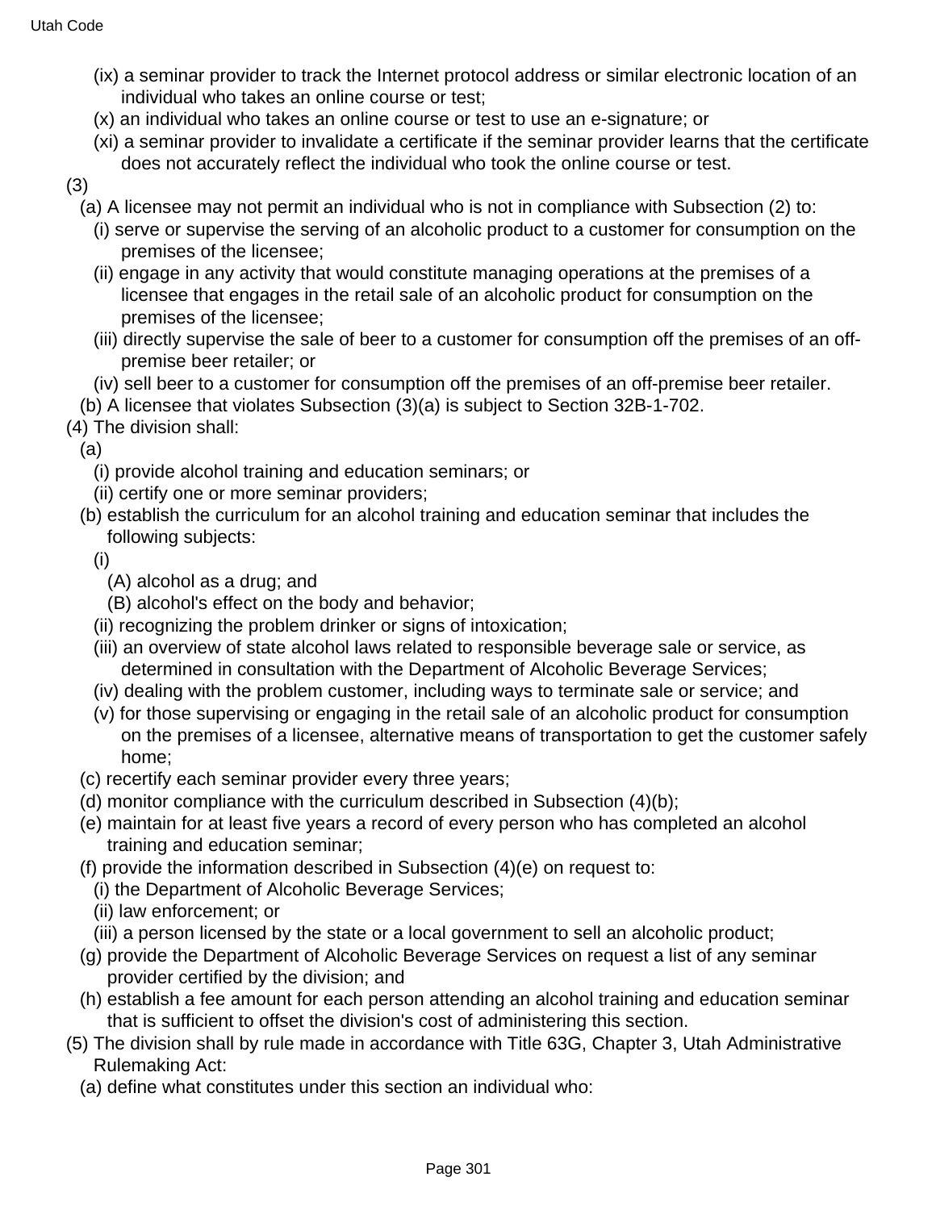(ix) a seminar provider to track the Internet protocol address or similar electronic location of an individual who takes an online course or test;

(x) an individual who takes an online course or test to use an e-signature; or

(xi) a seminar provider to invalidate a certificate if the seminar provider learns that the certificate does not accurately reflect the individual who took the online course or test.

(3)

(a) A licensee may not permit an individual who is not in compliance with Subsection (2) to:

(i) serve or supervise the serving of an alcoholic product to a customer for consumption on the premises of the licensee;

(ii) engage in any activity that would constitute managing operations at the premises of a licensee that engages in the retail sale of an alcoholic product for consumption on the premises of the licensee;

(iii) directly supervise the sale of beer to a customer for consumption off the premises of an off-premise beer retailer; or

(iv) sell beer to a customer for consumption off the premises of an off-premise beer retailer.

(b) A licensee that violates Subsection (3)(a) is subject to Section 32B-1-702.

(4) The division shall:

(a)

(i) provide alcohol training and education seminars; or

(ii) certify one or more seminar providers;

(b) establish the curriculum for an alcohol training and education seminar that includes the following subjects:

(i)

(A) alcohol as a drug; and

(B) alcohol's effect on the body and behavior;

(ii) recognizing the problem drinker or signs of intoxication;

(iii) an overview of state alcohol laws related to responsible beverage sale or service, as determined in consultation with the Department of Alcoholic Beverage Services;

(iv) dealing with the problem customer, including ways to terminate sale or service; and

(v) for those supervising or engaging in the retail sale of an alcoholic product for consumption on the premises of a licensee, alternative means of transportation to get the customer safely home;

(c) recertify each seminar provider every three years;

(d) monitor compliance with the curriculum described in Subsection (4)(b);

(e) maintain for at least five years a record of every person who has completed an alcohol training and education seminar;

(f) provide the information described in Subsection (4)(e) on request to:

(i) the Department of Alcoholic Beverage Services;

(ii) law enforcement; or

(iii) a person licensed by the state or a local government to sell an alcoholic product;

(g) provide the Department of Alcoholic Beverage Services on request a list of any seminar provider certified by the division; and

(h) establish a fee amount for each person attending an alcohol training and education seminar that is sufficient to offset the division's cost of administering this section.

(5) The division shall by rule made in accordance with Title 63G, Chapter 3, Utah Administrative Rulemaking Act:

(a) define what constitutes under this section an individual who: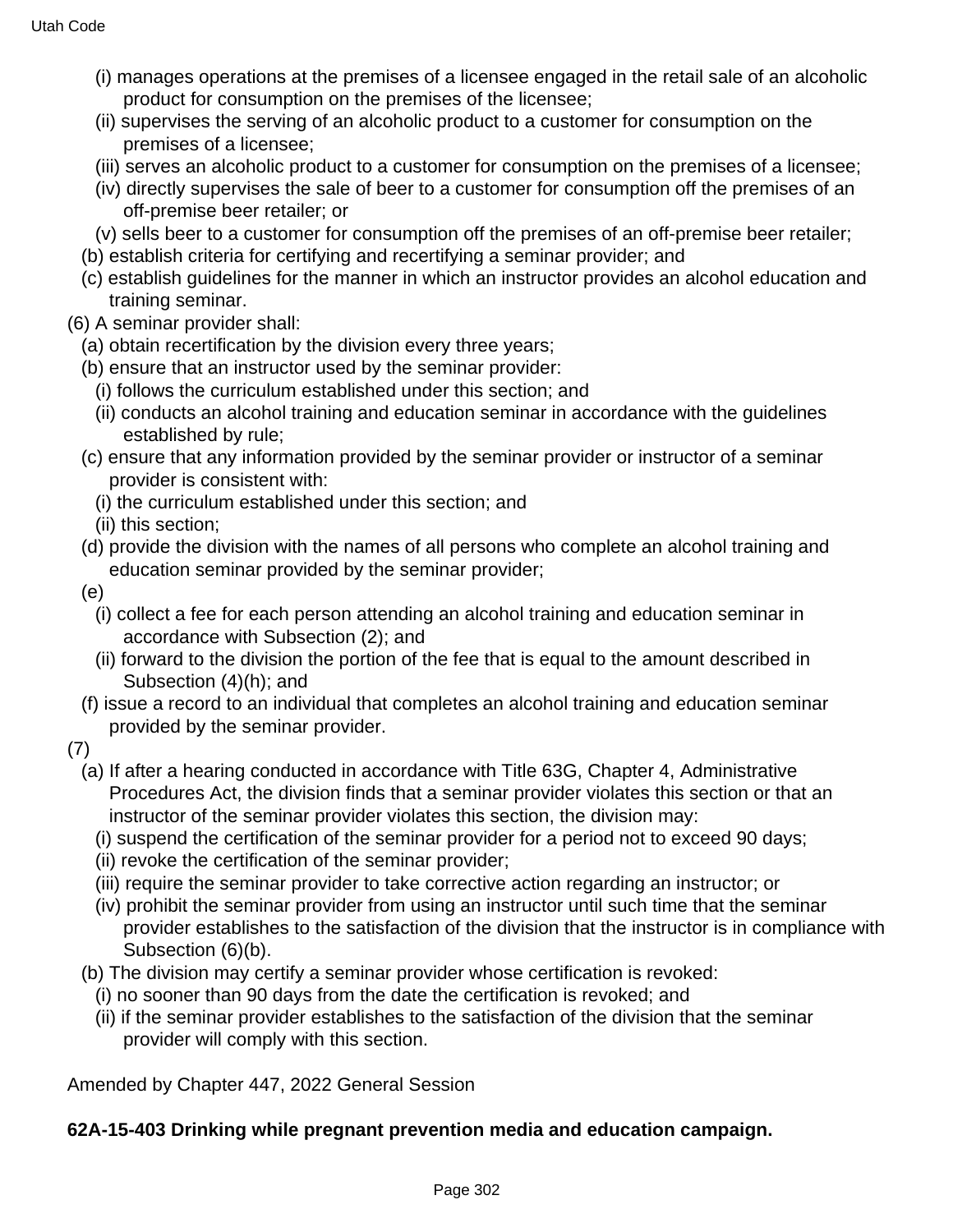(i) manages operations at the premises of a licensee engaged in the retail sale of an alcoholic product for consumption on the premises of the licensee;

(ii) supervises the serving of an alcoholic product to a customer for consumption on the premises of a licensee;

(iii) serves an alcoholic product to a customer for consumption on the premises of a licensee;

(iv) directly supervises the sale of beer to a customer for consumption off the premises of an off-premise beer retailer; or

(v) sells beer to a customer for consumption off the premises of an off-premise beer retailer;

(b) establish criteria for certifying and recertifying a seminar provider; and

(c) establish guidelines for the manner in which an instructor provides an alcohol education and training seminar.

(6) A seminar provider shall:

(a) obtain recertification by the division every three years;

(b) ensure that an instructor used by the seminar provider:

(i) follows the curriculum established under this section; and

(ii) conducts an alcohol training and education seminar in accordance with the guidelines established by rule;

(c) ensure that any information provided by the seminar provider or instructor of a seminar provider is consistent with:

(i) the curriculum established under this section; and

(ii) this section;

(d) provide the division with the names of all persons who complete an alcohol training and education seminar provided by the seminar provider;

(e)

(i) collect a fee for each person attending an alcohol training and education seminar in accordance with Subsection (2); and

(ii) forward to the division the portion of the fee that is equal to the amount described in Subsection (4)(h); and

(f) issue a record to an individual that completes an alcohol training and education seminar provided by the seminar provider.

(7)

(a) If after a hearing conducted in accordance with Title 63G, Chapter 4, Administrative Procedures Act, the division finds that a seminar provider violates this section or that an instructor of the seminar provider violates this section, the division may:

(i) suspend the certification of the seminar provider for a period not to exceed 90 days;

(ii) revoke the certification of the seminar provider;

(iii) require the seminar provider to take corrective action regarding an instructor; or

(iv) prohibit the seminar provider from using an instructor until such time that the seminar provider establishes to the satisfaction of the division that the instructor is in compliance with Subsection (6)(b).

(b) The division may certify a seminar provider whose certification is revoked:

(i) no sooner than 90 days from the date the certification is revoked; and

(ii) if the seminar provider establishes to the satisfaction of the division that the seminar provider will comply with this section.

Amended by Chapter 447, 2022 General Session

**62A-15-403 Drinking while pregnant prevention media and education campaign.**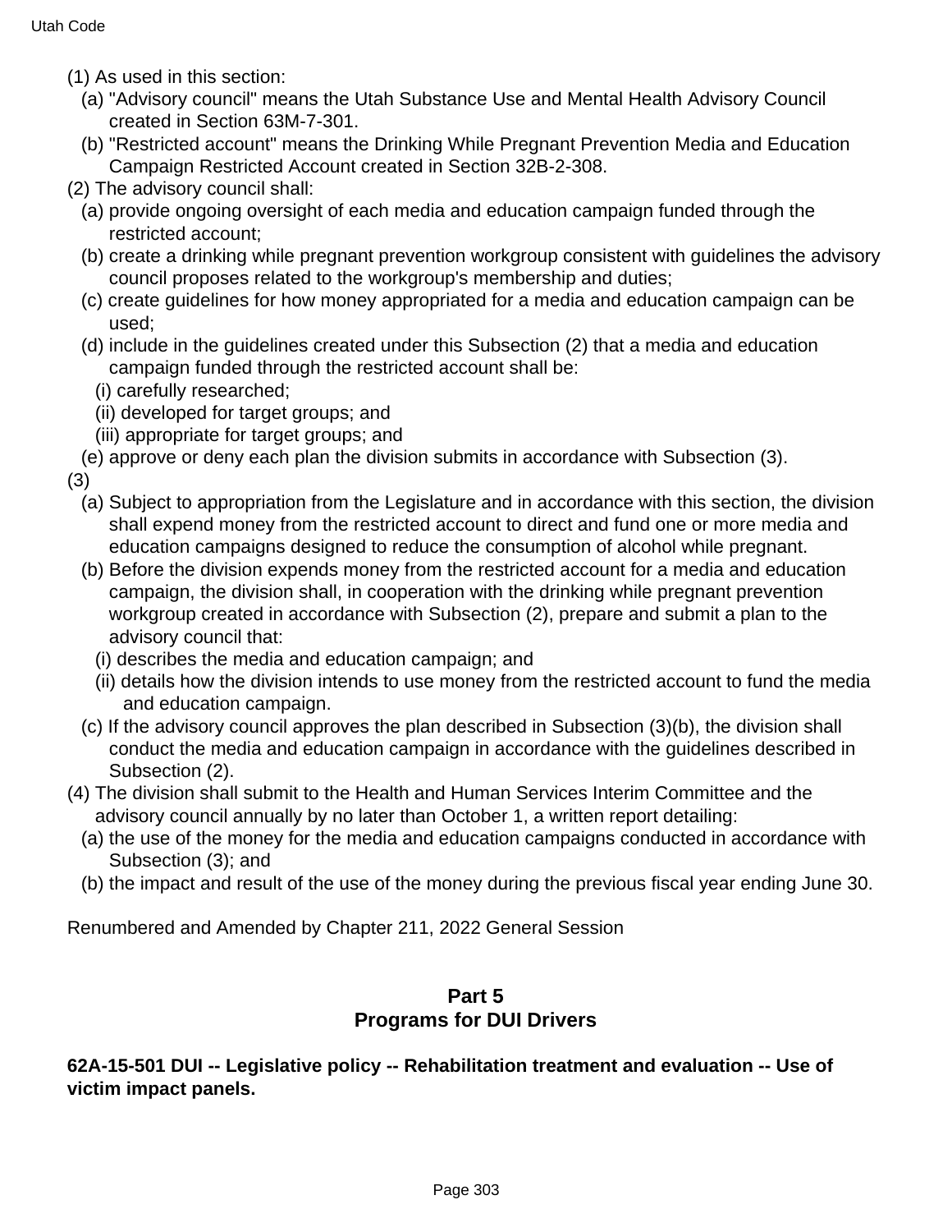(1) As used in this section:

(a) "Advisory council" means the Utah Substance Use and Mental Health Advisory Council created in Section 63M-7-301.

(b) "Restricted account" means the Drinking While Pregnant Prevention Media and Education Campaign Restricted Account created in Section 32B-2-308.

(2) The advisory council shall:

(a) provide ongoing oversight of each media and education campaign funded through the restricted account;

(b) create a drinking while pregnant prevention workgroup consistent with guidelines the advisory council proposes related to the workgroup's membership and duties;

(c) create guidelines for how money appropriated for a media and education campaign can be used;

(d) include in the guidelines created under this Subsection (2) that a media and education campaign funded through the restricted account shall be:

(i) carefully researched;

(ii) developed for target groups; and

(iii) appropriate for target groups; and

(e) approve or deny each plan the division submits in accordance with Subsection (3).

(3)

(a) Subject to appropriation from the Legislature and in accordance with this section, the division shall expend money from the restricted account to direct and fund one or more media and education campaigns designed to reduce the consumption of alcohol while pregnant.

(b) Before the division expends money from the restricted account for a media and education campaign, the division shall, in cooperation with the drinking while pregnant prevention workgroup created in accordance with Subsection (2), prepare and submit a plan to the advisory council that:

(i) describes the media and education campaign; and

(ii) details how the division intends to use money from the restricted account to fund the media and education campaign.

(c) If the advisory council approves the plan described in Subsection (3)(b), the division shall conduct the media and education campaign in accordance with the guidelines described in Subsection (2).

(4) The division shall submit to the Health and Human Services Interim Committee and the advisory council annually by no later than October 1, a written report detailing:

(a) the use of the money for the media and education campaigns conducted in accordance with Subsection (3); and

(b) the impact and result of the use of the money during the previous fiscal year ending June 30.

Renumbered and Amended by Chapter 211, 2022 General Session

## Part 5
## Programs for DUI Drivers

### 62A-15-501 DUI -- Legislative policy -- Rehabilitation treatment and evaluation -- Use of victim impact panels.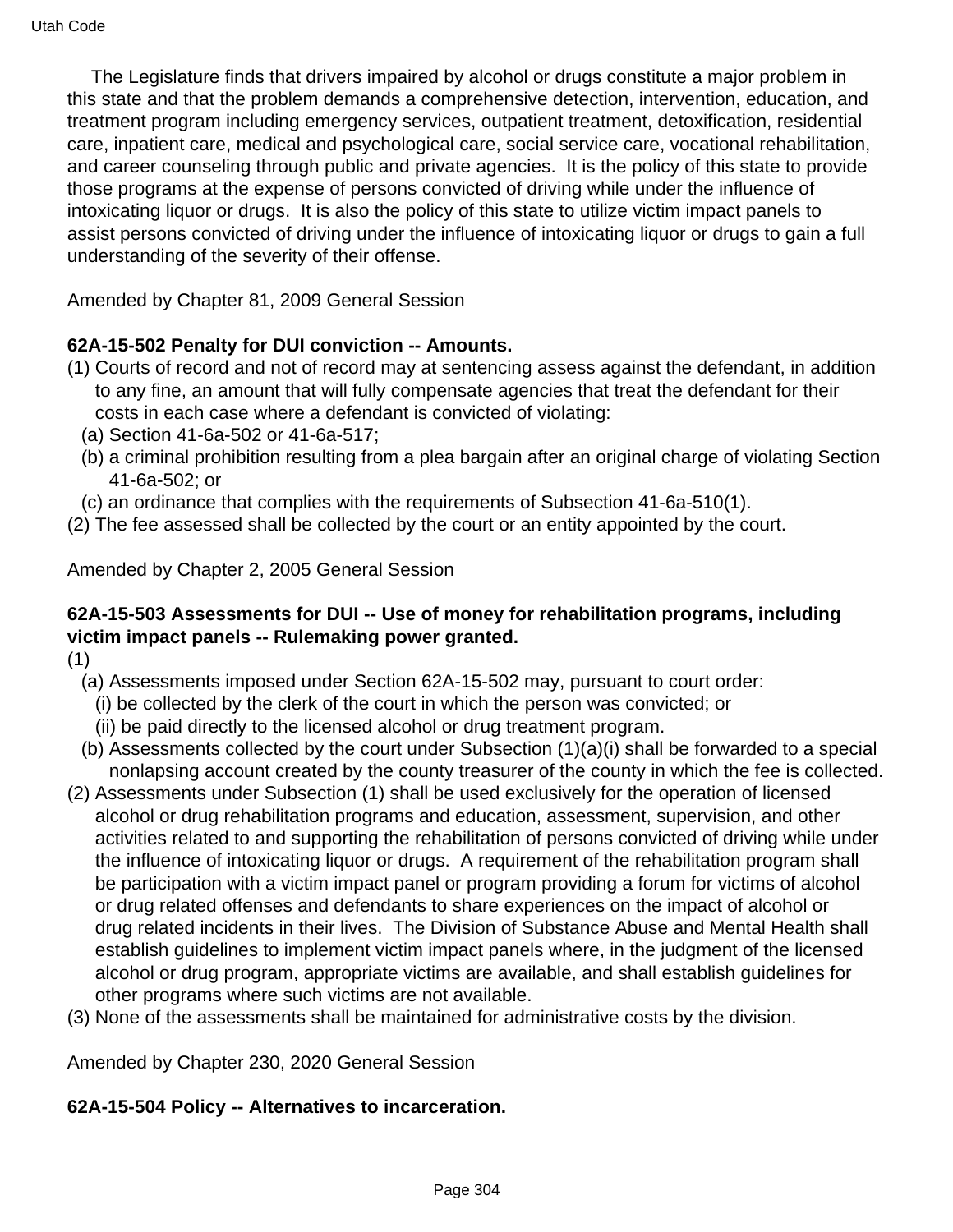The Legislature finds that drivers impaired by alcohol or drugs constitute a major problem in this state and that the problem demands a comprehensive detection, intervention, education, and treatment program including emergency services, outpatient treatment, detoxification, residential care, inpatient care, medical and psychological care, social service care, vocational rehabilitation, and career counseling through public and private agencies. It is the policy of this state to provide those programs at the expense of persons convicted of driving while under the influence of intoxicating liquor or drugs. It is also the policy of this state to utilize victim impact panels to assist persons convicted of driving under the influence of intoxicating liquor or drugs to gain a full understanding of the severity of their offense.

Amended by Chapter 81, 2009 General Session

**62A-15-502 Penalty for DUI conviction -- Amounts.**

(1) Courts of record and not of record may at sentencing assess against the defendant, in addition to any fine, an amount that will fully compensate agencies that treat the defendant for their costs in each case where a defendant is convicted of violating:

  (a) Section 41-6a-502 or 41-6a-517;

  (b) a criminal prohibition resulting from a plea bargain after an original charge of violating Section 41-6a-502; or

  (c) an ordinance that complies with the requirements of Subsection 41-6a-510(1).

(2) The fee assessed shall be collected by the court or an entity appointed by the court.

Amended by Chapter 2, 2005 General Session

**62A-15-503 Assessments for DUI -- Use of money for rehabilitation programs, including victim impact panels -- Rulemaking power granted.**

(1)

  (a) Assessments imposed under Section 62A-15-502 may, pursuant to court order:

    (i) be collected by the clerk of the court in which the person was convicted; or

    (ii) be paid directly to the licensed alcohol or drug treatment program.

  (b) Assessments collected by the court under Subsection (1)(a)(i) shall be forwarded to a special nonlapsing account created by the county treasurer of the county in which the fee is collected.

(2) Assessments under Subsection (1) shall be used exclusively for the operation of licensed alcohol or drug rehabilitation programs and education, assessment, supervision, and other activities related to and supporting the rehabilitation of persons convicted of driving while under the influence of intoxicating liquor or drugs. A requirement of the rehabilitation program shall be participation with a victim impact panel or program providing a forum for victims of alcohol or drug related offenses and defendants to share experiences on the impact of alcohol or drug related incidents in their lives. The Division of Substance Abuse and Mental Health shall establish guidelines to implement victim impact panels where, in the judgment of the licensed alcohol or drug program, appropriate victims are available, and shall establish guidelines for other programs where such victims are not available.

(3) None of the assessments shall be maintained for administrative costs by the division.

Amended by Chapter 230, 2020 General Session

**62A-15-504 Policy -- Alternatives to incarceration.**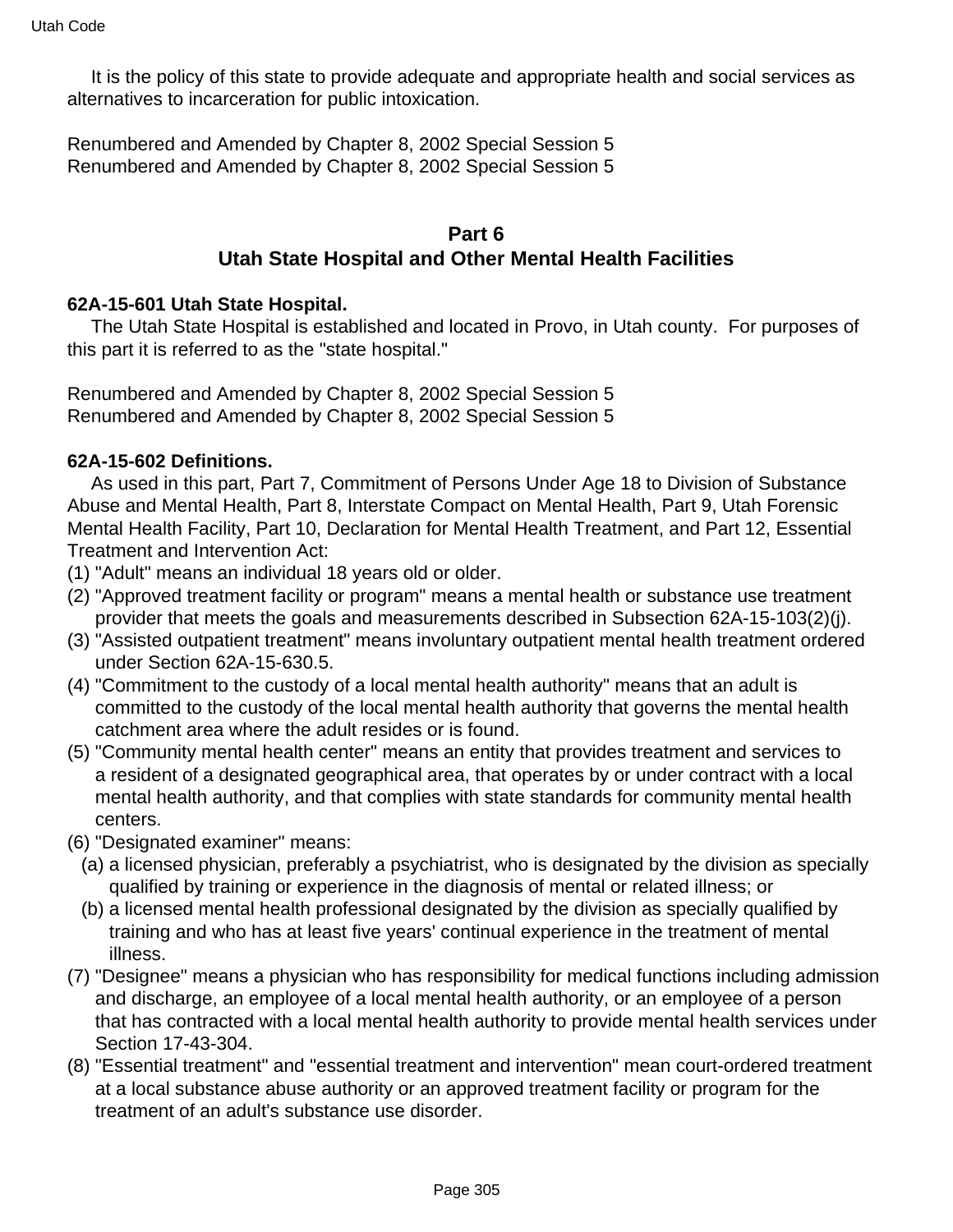It is the policy of this state to provide adequate and appropriate health and social services as alternatives to incarceration for public intoxication.

Renumbered and Amended by Chapter 8, 2002 Special Session 5
Renumbered and Amended by Chapter 8, 2002 Special Session 5

## Part 6
## Utah State Hospital and Other Mental Health Facilities

**62A-15-601 Utah State Hospital.**

The Utah State Hospital is established and located in Provo, in Utah county. For purposes of this part it is referred to as the "state hospital."

Renumbered and Amended by Chapter 8, 2002 Special Session 5
Renumbered and Amended by Chapter 8, 2002 Special Session 5

**62A-15-602 Definitions.**

As used in this part, Part 7, Commitment of Persons Under Age 18 to Division of Substance Abuse and Mental Health, Part 8, Interstate Compact on Mental Health, Part 9, Utah Forensic Mental Health Facility, Part 10, Declaration for Mental Health Treatment, and Part 12, Essential Treatment and Intervention Act:

(1) "Adult" means an individual 18 years old or older.

(2) "Approved treatment facility or program" means a mental health or substance use treatment provider that meets the goals and measurements described in Subsection 62A-15-103(2)(j).

(3) "Assisted outpatient treatment" means involuntary outpatient mental health treatment ordered under Section 62A-15-630.5.

(4) "Commitment to the custody of a local mental health authority" means that an adult is committed to the custody of the local mental health authority that governs the mental health catchment area where the adult resides or is found.

(5) "Community mental health center" means an entity that provides treatment and services to a resident of a designated geographical area, that operates by or under contract with a local mental health authority, and that complies with state standards for community mental health centers.

(6) "Designated examiner" means:

(a) a licensed physician, preferably a psychiatrist, who is designated by the division as specially qualified by training or experience in the diagnosis of mental or related illness; or

(b) a licensed mental health professional designated by the division as specially qualified by training and who has at least five years' continual experience in the treatment of mental illness.

(7) "Designee" means a physician who has responsibility for medical functions including admission and discharge, an employee of a local mental health authority, or an employee of a person that has contracted with a local mental health authority to provide mental health services under Section 17-43-304.

(8) "Essential treatment" and "essential treatment and intervention" mean court-ordered treatment at a local substance abuse authority or an approved treatment facility or program for the treatment of an adult's substance use disorder.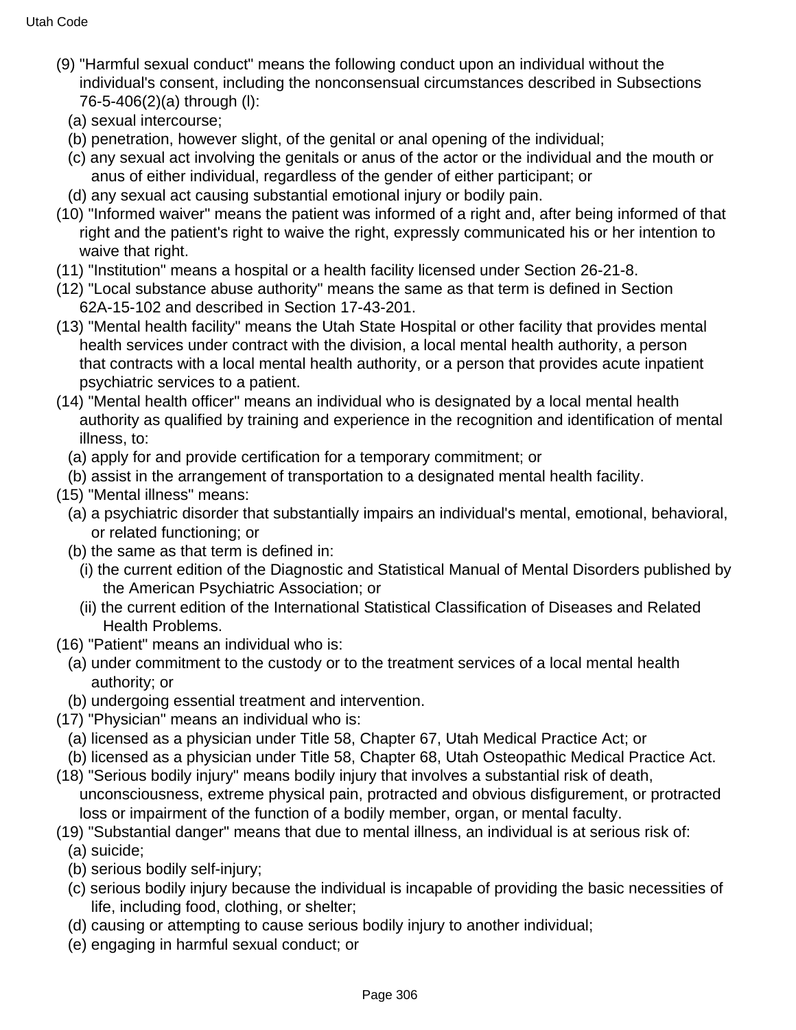(9) "Harmful sexual conduct" means the following conduct upon an individual without the individual's consent, including the nonconsensual circumstances described in Subsections 76-5-406(2)(a) through (l):

(a) sexual intercourse;

(b) penetration, however slight, of the genital or anal opening of the individual;

(c) any sexual act involving the genitals or anus of the actor or the individual and the mouth or anus of either individual, regardless of the gender of either participant; or

(d) any sexual act causing substantial emotional injury or bodily pain.

(10) "Informed waiver" means the patient was informed of a right and, after being informed of that right and the patient's right to waive the right, expressly communicated his or her intention to waive that right.

(11) "Institution" means a hospital or a health facility licensed under Section 26-21-8.

(12) "Local substance abuse authority" means the same as that term is defined in Section 62A-15-102 and described in Section 17-43-201.

(13) "Mental health facility" means the Utah State Hospital or other facility that provides mental health services under contract with the division, a local mental health authority, a person that contracts with a local mental health authority, or a person that provides acute inpatient psychiatric services to a patient.

(14) "Mental health officer" means an individual who is designated by a local mental health authority as qualified by training and experience in the recognition and identification of mental illness, to:

(a) apply for and provide certification for a temporary commitment; or

(b) assist in the arrangement of transportation to a designated mental health facility.

(15) "Mental illness" means:

(a) a psychiatric disorder that substantially impairs an individual's mental, emotional, behavioral, or related functioning; or

(b) the same as that term is defined in:

(i) the current edition of the Diagnostic and Statistical Manual of Mental Disorders published by the American Psychiatric Association; or

(ii) the current edition of the International Statistical Classification of Diseases and Related Health Problems.

(16) "Patient" means an individual who is:

(a) under commitment to the custody or to the treatment services of a local mental health authority; or

(b) undergoing essential treatment and intervention.

(17) "Physician" means an individual who is:

(a) licensed as a physician under Title 58, Chapter 67, Utah Medical Practice Act; or

(b) licensed as a physician under Title 58, Chapter 68, Utah Osteopathic Medical Practice Act.

(18) "Serious bodily injury" means bodily injury that involves a substantial risk of death, unconsciousness, extreme physical pain, protracted and obvious disfigurement, or protracted loss or impairment of the function of a bodily member, organ, or mental faculty.

(19) "Substantial danger" means that due to mental illness, an individual is at serious risk of:

(a) suicide;

(b) serious bodily self-injury;

(c) serious bodily injury because the individual is incapable of providing the basic necessities of life, including food, clothing, or shelter;

(d) causing or attempting to cause serious bodily injury to another individual;

(e) engaging in harmful sexual conduct; or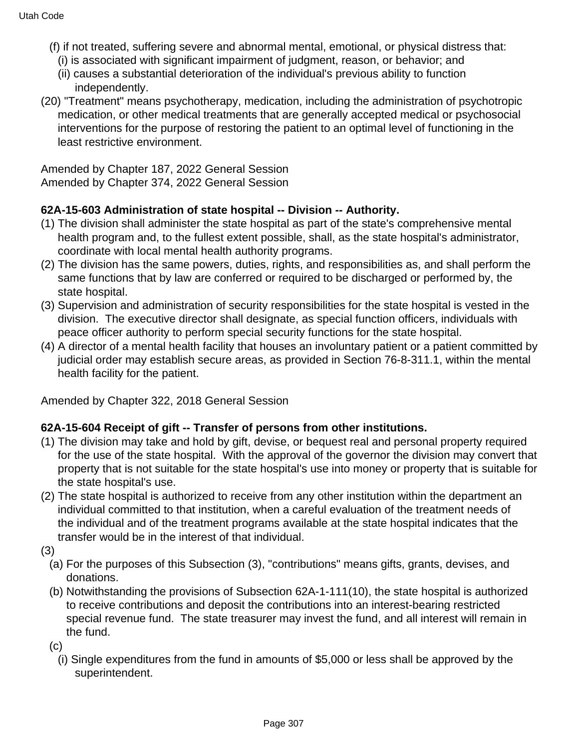(f) if not treated, suffering severe and abnormal mental, emotional, or physical distress that:

(i) is associated with significant impairment of judgment, reason, or behavior; and

(ii) causes a substantial deterioration of the individual's previous ability to function independently.

(20) "Treatment" means psychotherapy, medication, including the administration of psychotropic medication, or other medical treatments that are generally accepted medical or psychosocial interventions for the purpose of restoring the patient to an optimal level of functioning in the least restrictive environment.

Amended by Chapter 187, 2022 General Session
Amended by Chapter 374, 2022 General Session

**62A-15-603 Administration of state hospital -- Division -- Authority.**

(1) The division shall administer the state hospital as part of the state's comprehensive mental health program and, to the fullest extent possible, shall, as the state hospital's administrator, coordinate with local mental health authority programs.

(2) The division has the same powers, duties, rights, and responsibilities as, and shall perform the same functions that by law are conferred or required to be discharged or performed by, the state hospital.

(3) Supervision and administration of security responsibilities for the state hospital is vested in the division. The executive director shall designate, as special function officers, individuals with peace officer authority to perform special security functions for the state hospital.

(4) A director of a mental health facility that houses an involuntary patient or a patient committed by judicial order may establish secure areas, as provided in Section 76-8-311.1, within the mental health facility for the patient.

Amended by Chapter 322, 2018 General Session

**62A-15-604 Receipt of gift -- Transfer of persons from other institutions.**

(1) The division may take and hold by gift, devise, or bequest real and personal property required for the use of the state hospital. With the approval of the governor the division may convert that property that is not suitable for the state hospital's use into money or property that is suitable for the state hospital's use.

(2) The state hospital is authorized to receive from any other institution within the department an individual committed to that institution, when a careful evaluation of the treatment needs of the individual and of the treatment programs available at the state hospital indicates that the transfer would be in the interest of that individual.

(3)

(a) For the purposes of this Subsection (3), "contributions" means gifts, grants, devises, and donations.

(b) Notwithstanding the provisions of Subsection 62A-1-111(10), the state hospital is authorized to receive contributions and deposit the contributions into an interest-bearing restricted special revenue fund. The state treasurer may invest the fund, and all interest will remain in the fund.

(c)

(i) Single expenditures from the fund in amounts of $5,000 or less shall be approved by the superintendent.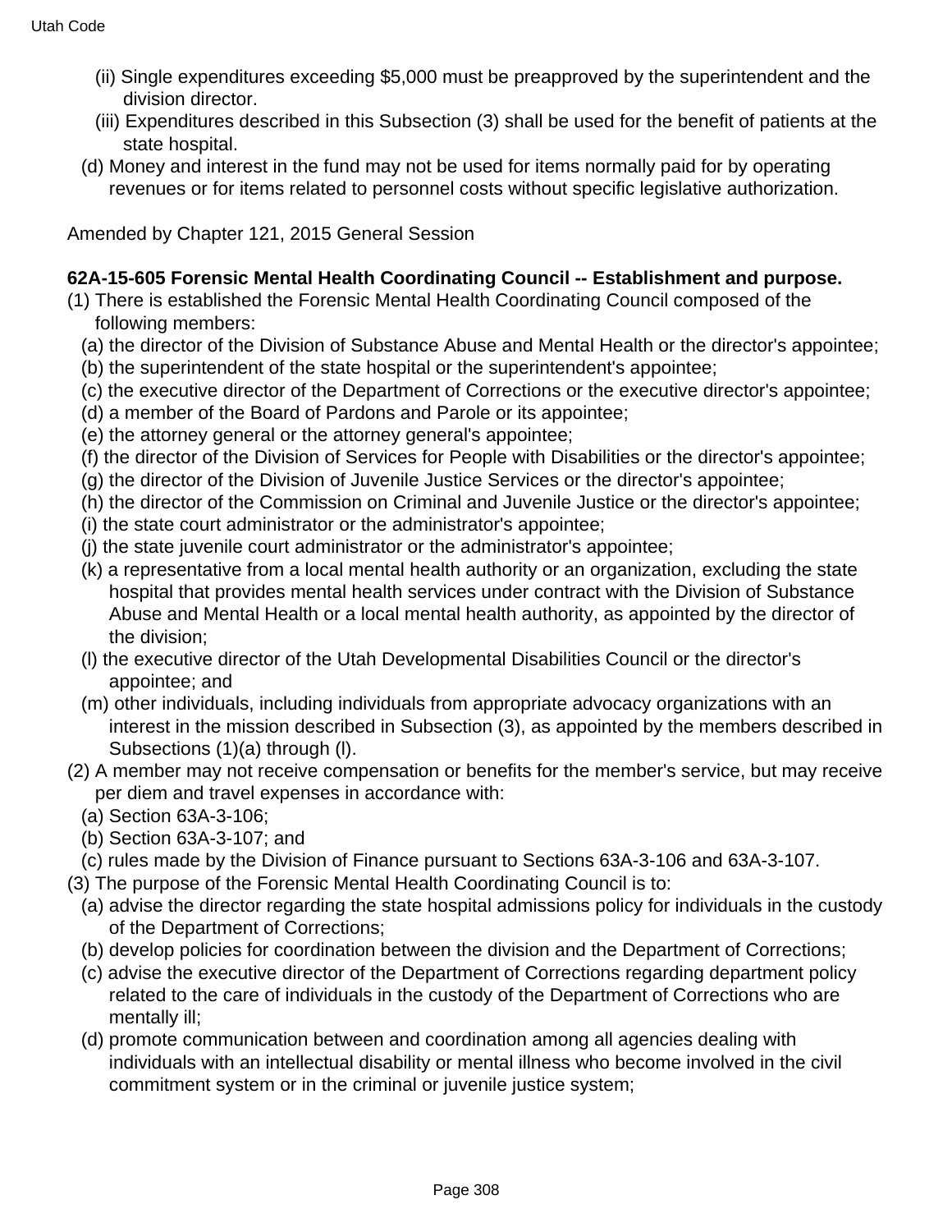(ii) Single expenditures exceeding $5,000 must be preapproved by the superintendent and the division director.

(iii) Expenditures described in this Subsection (3) shall be used for the benefit of patients at the state hospital.

(d) Money and interest in the fund may not be used for items normally paid for by operating revenues or for items related to personnel costs without specific legislative authorization.

Amended by Chapter 121, 2015 General Session

**62A-15-605 Forensic Mental Health Coordinating Council -- Establishment and purpose.**

(1) There is established the Forensic Mental Health Coordinating Council composed of the following members:

(a) the director of the Division of Substance Abuse and Mental Health or the director's appointee;

(b) the superintendent of the state hospital or the superintendent's appointee;

(c) the executive director of the Department of Corrections or the executive director's appointee;

(d) a member of the Board of Pardons and Parole or its appointee;

(e) the attorney general or the attorney general's appointee;

(f) the director of the Division of Services for People with Disabilities or the director's appointee;

(g) the director of the Division of Juvenile Justice Services or the director's appointee;

(h) the director of the Commission on Criminal and Juvenile Justice or the director's appointee;

(i) the state court administrator or the administrator's appointee;

(j) the state juvenile court administrator or the administrator's appointee;

(k) a representative from a local mental health authority or an organization, excluding the state hospital that provides mental health services under contract with the Division of Substance Abuse and Mental Health or a local mental health authority, as appointed by the director of the division;

(l) the executive director of the Utah Developmental Disabilities Council or the director's appointee; and

(m) other individuals, including individuals from appropriate advocacy organizations with an interest in the mission described in Subsection (3), as appointed by the members described in Subsections (1)(a) through (l).

(2) A member may not receive compensation or benefits for the member's service, but may receive per diem and travel expenses in accordance with:

(a) Section 63A-3-106;

(b) Section 63A-3-107; and

(c) rules made by the Division of Finance pursuant to Sections 63A-3-106 and 63A-3-107.

(3) The purpose of the Forensic Mental Health Coordinating Council is to:

(a) advise the director regarding the state hospital admissions policy for individuals in the custody of the Department of Corrections;

(b) develop policies for coordination between the division and the Department of Corrections;

(c) advise the executive director of the Department of Corrections regarding department policy related to the care of individuals in the custody of the Department of Corrections who are mentally ill;

(d) promote communication between and coordination among all agencies dealing with individuals with an intellectual disability or mental illness who become involved in the civil commitment system or in the criminal or juvenile justice system;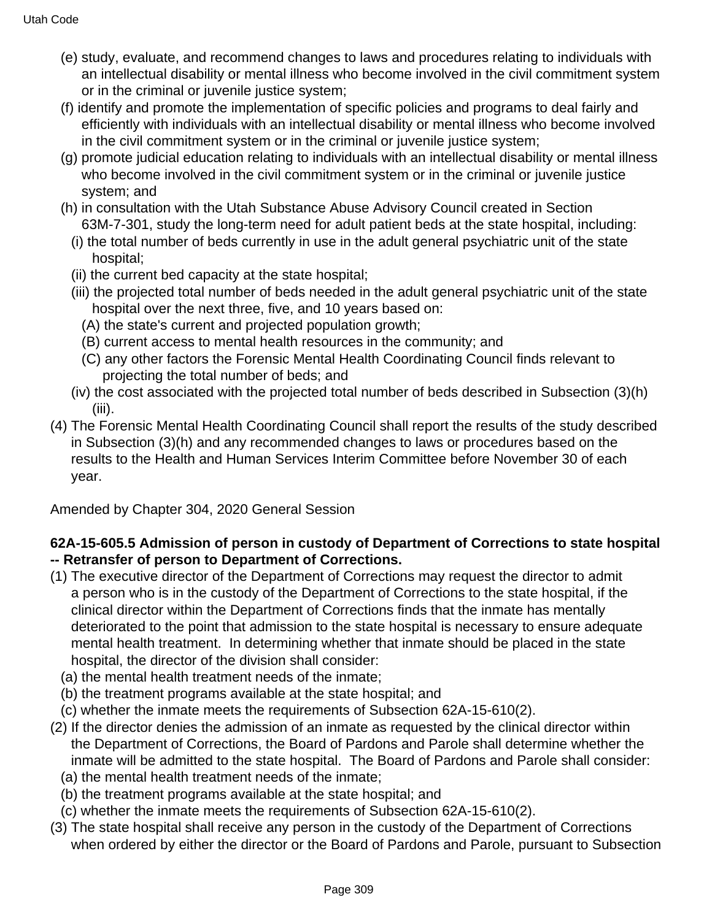(e) study, evaluate, and recommend changes to laws and procedures relating to individuals with an intellectual disability or mental illness who become involved in the civil commitment system or in the criminal or juvenile justice system;

(f) identify and promote the implementation of specific policies and programs to deal fairly and efficiently with individuals with an intellectual disability or mental illness who become involved in the civil commitment system or in the criminal or juvenile justice system;

(g) promote judicial education relating to individuals with an intellectual disability or mental illness who become involved in the civil commitment system or in the criminal or juvenile justice system; and

(h) in consultation with the Utah Substance Abuse Advisory Council created in Section 63M-7-301, study the long-term need for adult patient beds at the state hospital, including:

(i) the total number of beds currently in use in the adult general psychiatric unit of the state hospital;

(ii) the current bed capacity at the state hospital;

(iii) the projected total number of beds needed in the adult general psychiatric unit of the state hospital over the next three, five, and 10 years based on:

(A) the state's current and projected population growth;

(B) current access to mental health resources in the community; and

(C) any other factors the Forensic Mental Health Coordinating Council finds relevant to projecting the total number of beds; and

(iv) the cost associated with the projected total number of beds described in Subsection (3)(h)(iii).

(4) The Forensic Mental Health Coordinating Council shall report the results of the study described in Subsection (3)(h) and any recommended changes to laws or procedures based on the results to the Health and Human Services Interim Committee before November 30 of each year.

Amended by Chapter 304, 2020 General Session

**62A-15-605.5 Admission of person in custody of Department of Corrections to state hospital -- Retransfer of person to Department of Corrections.**

(1) The executive director of the Department of Corrections may request the director to admit a person who is in the custody of the Department of Corrections to the state hospital, if the clinical director within the Department of Corrections finds that the inmate has mentally deteriorated to the point that admission to the state hospital is necessary to ensure adequate mental health treatment. In determining whether that inmate should be placed in the state hospital, the director of the division shall consider:

(a) the mental health treatment needs of the inmate;

(b) the treatment programs available at the state hospital; and

(c) whether the inmate meets the requirements of Subsection 62A-15-610(2).

(2) If the director denies the admission of an inmate as requested by the clinical director within the Department of Corrections, the Board of Pardons and Parole shall determine whether the inmate will be admitted to the state hospital. The Board of Pardons and Parole shall consider:

(a) the mental health treatment needs of the inmate;

(b) the treatment programs available at the state hospital; and

(c) whether the inmate meets the requirements of Subsection 62A-15-610(2).

(3) The state hospital shall receive any person in the custody of the Department of Corrections when ordered by either the director or the Board of Pardons and Parole, pursuant to Subsection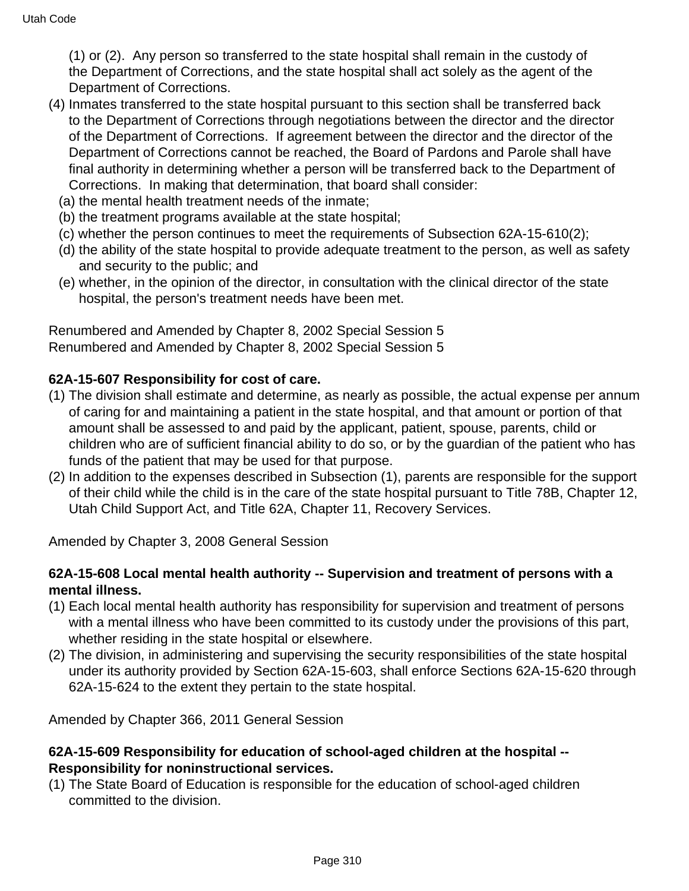(1) or (2). Any person so transferred to the state hospital shall remain in the custody of the Department of Corrections, and the state hospital shall act solely as the agent of the Department of Corrections.

(4) Inmates transferred to the state hospital pursuant to this section shall be transferred back to the Department of Corrections through negotiations between the director and the director of the Department of Corrections. If agreement between the director and the director of the Department of Corrections cannot be reached, the Board of Pardons and Parole shall have final authority in determining whether a person will be transferred back to the Department of Corrections. In making that determination, that board shall consider:
   (a) the mental health treatment needs of the inmate;
   (b) the treatment programs available at the state hospital;
   (c) whether the person continues to meet the requirements of Subsection 62A-15-610(2);
   (d) the ability of the state hospital to provide adequate treatment to the person, as well as safety and security to the public; and
   (e) whether, in the opinion of the director, in consultation with the clinical director of the state hospital, the person's treatment needs have been met.

Renumbered and Amended by Chapter 8, 2002 Special Session 5
Renumbered and Amended by Chapter 8, 2002 Special Session 5

**62A-15-607 Responsibility for cost of care.**

(1) The division shall estimate and determine, as nearly as possible, the actual expense per annum of caring for and maintaining a patient in the state hospital, and that amount or portion of that amount shall be assessed to and paid by the applicant, patient, spouse, parents, child or children who are of sufficient financial ability to do so, or by the guardian of the patient who has funds of the patient that may be used for that purpose.

(2) In addition to the expenses described in Subsection (1), parents are responsible for the support of their child while the child is in the care of the state hospital pursuant to Title 78B, Chapter 12, Utah Child Support Act, and Title 62A, Chapter 11, Recovery Services.

Amended by Chapter 3, 2008 General Session

**62A-15-608 Local mental health authority -- Supervision and treatment of persons with a mental illness.**

(1) Each local mental health authority has responsibility for supervision and treatment of persons with a mental illness who have been committed to its custody under the provisions of this part, whether residing in the state hospital or elsewhere.

(2) The division, in administering and supervising the security responsibilities of the state hospital under its authority provided by Section 62A-15-603, shall enforce Sections 62A-15-620 through 62A-15-624 to the extent they pertain to the state hospital.

Amended by Chapter 366, 2011 General Session

**62A-15-609 Responsibility for education of school-aged children at the hospital -- Responsibility for noninstructional services.**

(1) The State Board of Education is responsible for the education of school-aged children committed to the division.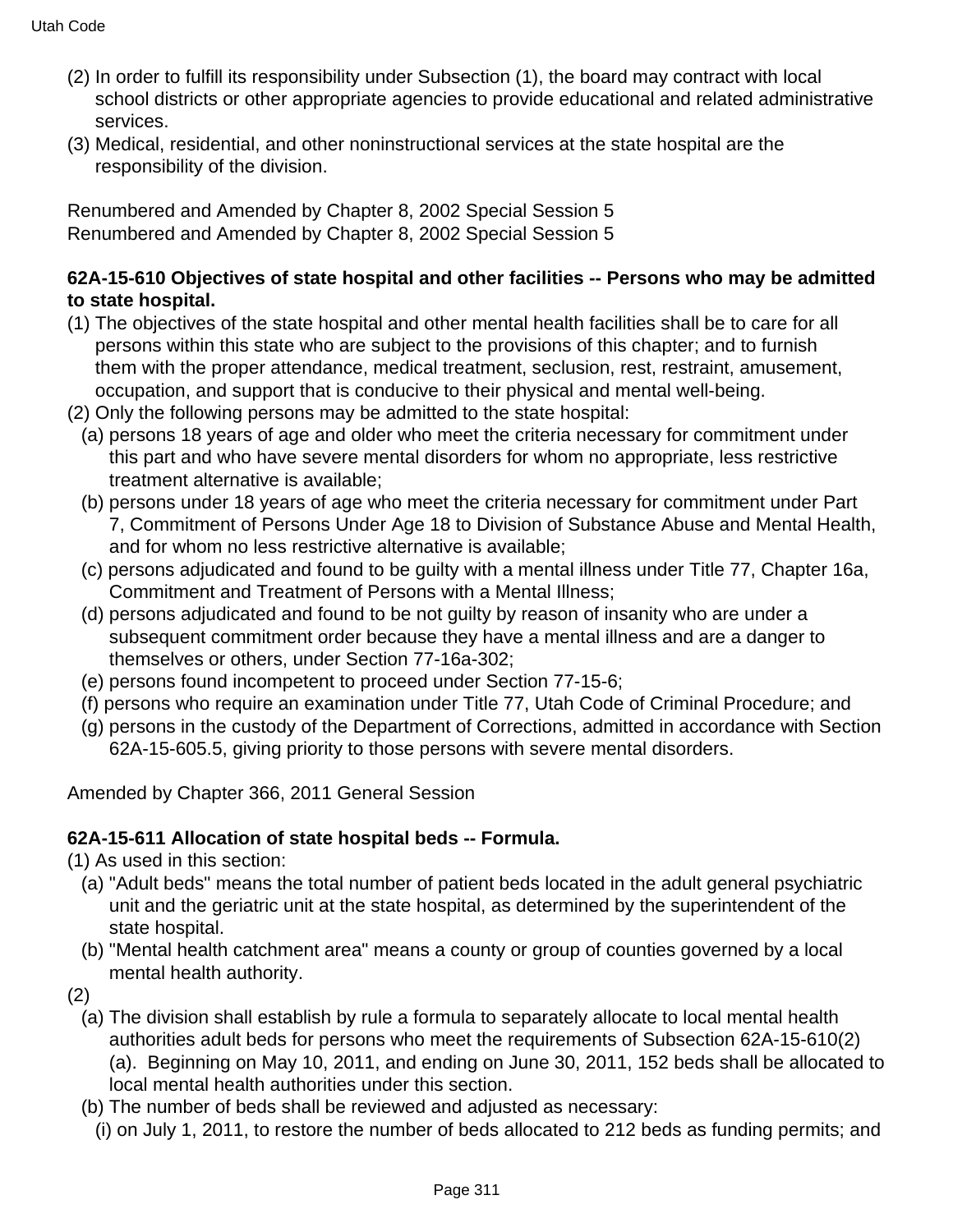(2) In order to fulfill its responsibility under Subsection (1), the board may contract with local school districts or other appropriate agencies to provide educational and related administrative services.
(3) Medical, residential, and other noninstructional services at the state hospital are the responsibility of the division.

Renumbered and Amended by Chapter 8, 2002 Special Session 5
Renumbered and Amended by Chapter 8, 2002 Special Session 5

**62A-15-610 Objectives of state hospital and other facilities -- Persons who may be admitted to state hospital.**

(1) The objectives of the state hospital and other mental health facilities shall be to care for all persons within this state who are subject to the provisions of this chapter; and to furnish them with the proper attendance, medical treatment, seclusion, rest, restraint, amusement, occupation, and support that is conducive to their physical and mental well-being.
(2) Only the following persons may be admitted to the state hospital:
  (a) persons 18 years of age and older who meet the criteria necessary for commitment under this part and who have severe mental disorders for whom no appropriate, less restrictive treatment alternative is available;
  (b) persons under 18 years of age who meet the criteria necessary for commitment under Part 7, Commitment of Persons Under Age 18 to Division of Substance Abuse and Mental Health, and for whom no less restrictive alternative is available;
  (c) persons adjudicated and found to be guilty with a mental illness under Title 77, Chapter 16a, Commitment and Treatment of Persons with a Mental Illness;
  (d) persons adjudicated and found to be not guilty by reason of insanity who are under a subsequent commitment order because they have a mental illness and are a danger to themselves or others, under Section 77-16a-302;
  (e) persons found incompetent to proceed under Section 77-15-6;
  (f) persons who require an examination under Title 77, Utah Code of Criminal Procedure; and
  (g) persons in the custody of the Department of Corrections, admitted in accordance with Section 62A-15-605.5, giving priority to those persons with severe mental disorders.

Amended by Chapter 366, 2011 General Session

**62A-15-611 Allocation of state hospital beds -- Formula.**

(1) As used in this section:
  (a) "Adult beds" means the total number of patient beds located in the adult general psychiatric unit and the geriatric unit at the state hospital, as determined by the superintendent of the state hospital.
  (b) "Mental health catchment area" means a county or group of counties governed by a local mental health authority.
(2)
  (a) The division shall establish by rule a formula to separately allocate to local mental health authorities adult beds for persons who meet the requirements of Subsection 62A-15-610(2)(a). Beginning on May 10, 2011, and ending on June 30, 2011, 152 beds shall be allocated to local mental health authorities under this section.
  (b) The number of beds shall be reviewed and adjusted as necessary:
    (i) on July 1, 2011, to restore the number of beds allocated to 212 beds as funding permits; and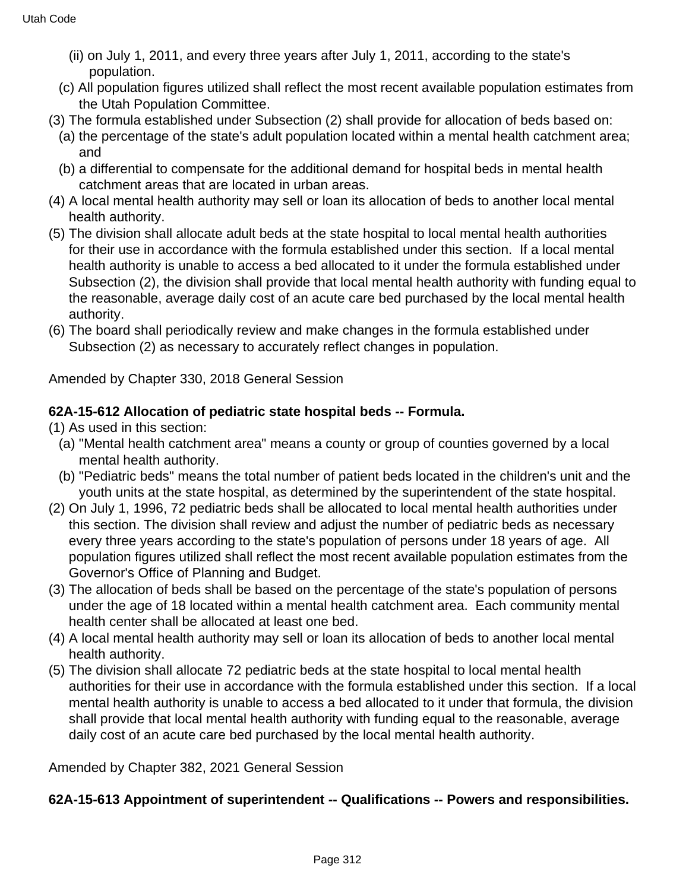(ii) on July 1, 2011, and every three years after July 1, 2011, according to the state's population.

(c) All population figures utilized shall reflect the most recent available population estimates from the Utah Population Committee.

(3) The formula established under Subsection (2) shall provide for allocation of beds based on:

(a) the percentage of the state's adult population located within a mental health catchment area; and

(b) a differential to compensate for the additional demand for hospital beds in mental health catchment areas that are located in urban areas.

(4) A local mental health authority may sell or loan its allocation of beds to another local mental health authority.

(5) The division shall allocate adult beds at the state hospital to local mental health authorities for their use in accordance with the formula established under this section. If a local mental health authority is unable to access a bed allocated to it under the formula established under Subsection (2), the division shall provide that local mental health authority with funding equal to the reasonable, average daily cost of an acute care bed purchased by the local mental health authority.

(6) The board shall periodically review and make changes in the formula established under Subsection (2) as necessary to accurately reflect changes in population.

Amended by Chapter 330, 2018 General Session

**62A-15-612 Allocation of pediatric state hospital beds -- Formula.**

(1) As used in this section:

(a) "Mental health catchment area" means a county or group of counties governed by a local mental health authority.

(b) "Pediatric beds" means the total number of patient beds located in the children's unit and the youth units at the state hospital, as determined by the superintendent of the state hospital.

(2) On July 1, 1996, 72 pediatric beds shall be allocated to local mental health authorities under this section. The division shall review and adjust the number of pediatric beds as necessary every three years according to the state's population of persons under 18 years of age. All population figures utilized shall reflect the most recent available population estimates from the Governor's Office of Planning and Budget.

(3) The allocation of beds shall be based on the percentage of the state's population of persons under the age of 18 located within a mental health catchment area. Each community mental health center shall be allocated at least one bed.

(4) A local mental health authority may sell or loan its allocation of beds to another local mental health authority.

(5) The division shall allocate 72 pediatric beds at the state hospital to local mental health authorities for their use in accordance with the formula established under this section. If a local mental health authority is unable to access a bed allocated to it under that formula, the division shall provide that local mental health authority with funding equal to the reasonable, average daily cost of an acute care bed purchased by the local mental health authority.

Amended by Chapter 382, 2021 General Session

**62A-15-613 Appointment of superintendent -- Qualifications -- Powers and responsibilities.**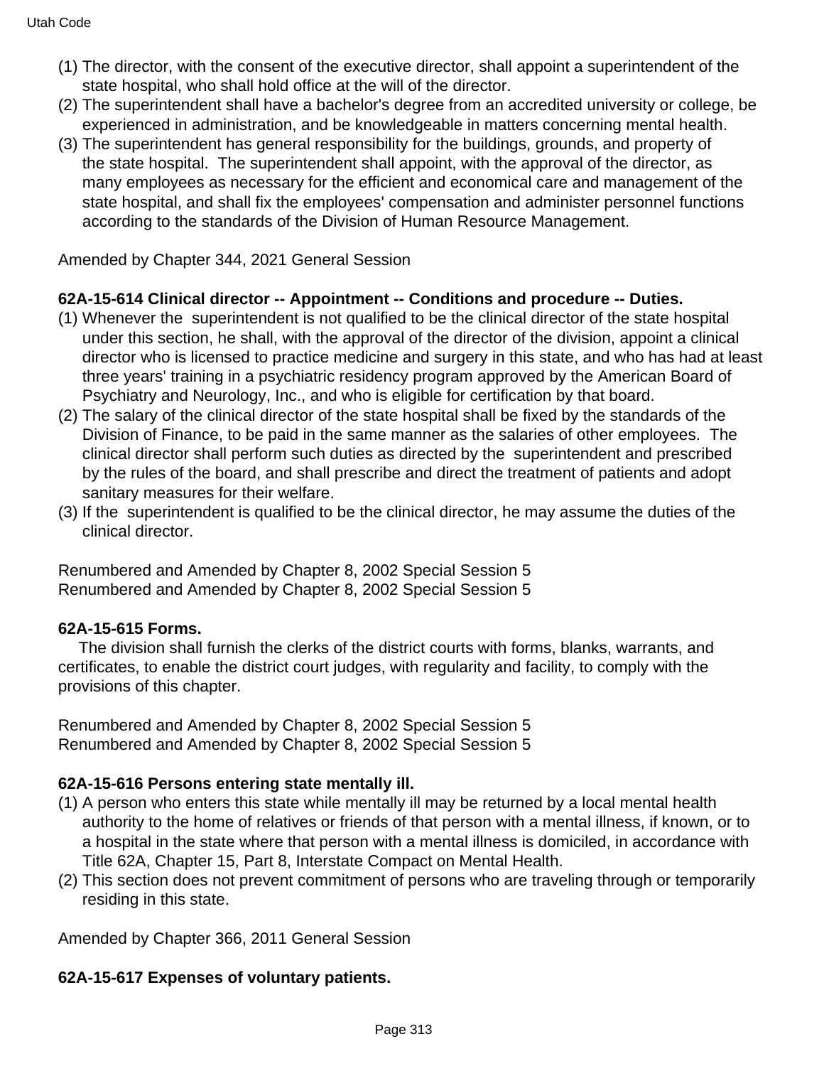(1) The director, with the consent of the executive director, shall appoint a superintendent of the state hospital, who shall hold office at the will of the director.
(2) The superintendent shall have a bachelor's degree from an accredited university or college, be experienced in administration, and be knowledgeable in matters concerning mental health.
(3) The superintendent has general responsibility for the buildings, grounds, and property of the state hospital. The superintendent shall appoint, with the approval of the director, as many employees as necessary for the efficient and economical care and management of the state hospital, and shall fix the employees' compensation and administer personnel functions according to the standards of the Division of Human Resource Management.

Amended by Chapter 344, 2021 General Session

**62A-15-614 Clinical director -- Appointment -- Conditions and procedure -- Duties.**

(1) Whenever the superintendent is not qualified to be the clinical director of the state hospital under this section, he shall, with the approval of the director of the division, appoint a clinical director who is licensed to practice medicine and surgery in this state, and who has had at least three years' training in a psychiatric residency program approved by the American Board of Psychiatry and Neurology, Inc., and who is eligible for certification by that board.
(2) The salary of the clinical director of the state hospital shall be fixed by the standards of the Division of Finance, to be paid in the same manner as the salaries of other employees. The clinical director shall perform such duties as directed by the superintendent and prescribed by the rules of the board, and shall prescribe and direct the treatment of patients and adopt sanitary measures for their welfare.
(3) If the superintendent is qualified to be the clinical director, he may assume the duties of the clinical director.

Renumbered and Amended by Chapter 8, 2002 Special Session 5
Renumbered and Amended by Chapter 8, 2002 Special Session 5

**62A-15-615 Forms.**

The division shall furnish the clerks of the district courts with forms, blanks, warrants, and certificates, to enable the district court judges, with regularity and facility, to comply with the provisions of this chapter.

Renumbered and Amended by Chapter 8, 2002 Special Session 5
Renumbered and Amended by Chapter 8, 2002 Special Session 5

**62A-15-616 Persons entering state mentally ill.**

(1) A person who enters this state while mentally ill may be returned by a local mental health authority to the home of relatives or friends of that person with a mental illness, if known, or to a hospital in the state where that person with a mental illness is domiciled, in accordance with Title 62A, Chapter 15, Part 8, Interstate Compact on Mental Health.
(2) This section does not prevent commitment of persons who are traveling through or temporarily residing in this state.

Amended by Chapter 366, 2011 General Session

**62A-15-617 Expenses of voluntary patients.**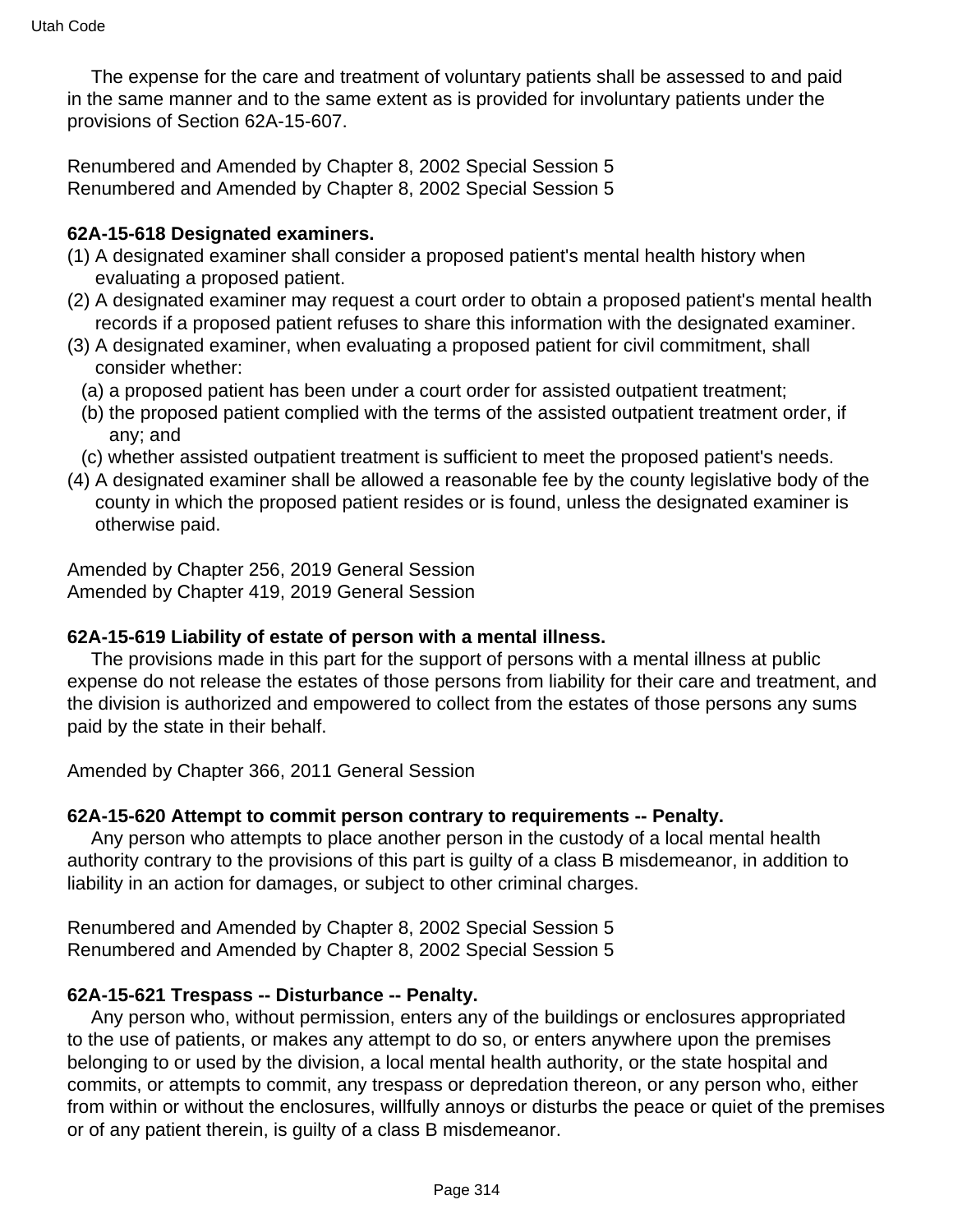The expense for the care and treatment of voluntary patients shall be assessed to and paid in the same manner and to the same extent as is provided for involuntary patients under the provisions of Section 62A-15-607.

Renumbered and Amended by Chapter 8, 2002 Special Session 5
Renumbered and Amended by Chapter 8, 2002 Special Session 5

**62A-15-618 Designated examiners.**

(1) A designated examiner shall consider a proposed patient's mental health history when evaluating a proposed patient.
(2) A designated examiner may request a court order to obtain a proposed patient's mental health records if a proposed patient refuses to share this information with the designated examiner.
(3) A designated examiner, when evaluating a proposed patient for civil commitment, shall consider whether:
  (a) a proposed patient has been under a court order for assisted outpatient treatment;
  (b) the proposed patient complied with the terms of the assisted outpatient treatment order, if any; and
  (c) whether assisted outpatient treatment is sufficient to meet the proposed patient's needs.
(4) A designated examiner shall be allowed a reasonable fee by the county legislative body of the county in which the proposed patient resides or is found, unless the designated examiner is otherwise paid.

Amended by Chapter 256, 2019 General Session
Amended by Chapter 419, 2019 General Session

**62A-15-619 Liability of estate of person with a mental illness.**

The provisions made in this part for the support of persons with a mental illness at public expense do not release the estates of those persons from liability for their care and treatment, and the division is authorized and empowered to collect from the estates of those persons any sums paid by the state in their behalf.

Amended by Chapter 366, 2011 General Session

**62A-15-620 Attempt to commit person contrary to requirements -- Penalty.**

Any person who attempts to place another person in the custody of a local mental health authority contrary to the provisions of this part is guilty of a class B misdemeanor, in addition to liability in an action for damages, or subject to other criminal charges.

Renumbered and Amended by Chapter 8, 2002 Special Session 5
Renumbered and Amended by Chapter 8, 2002 Special Session 5

**62A-15-621 Trespass -- Disturbance -- Penalty.**

Any person who, without permission, enters any of the buildings or enclosures appropriated to the use of patients, or makes any attempt to do so, or enters anywhere upon the premises belonging to or used by the division, a local mental health authority, or the state hospital and commits, or attempts to commit, any trespass or depredation thereon, or any person who, either from within or without the enclosures, willfully annoys or disturbs the peace or quiet of the premises or of any patient therein, is guilty of a class B misdemeanor.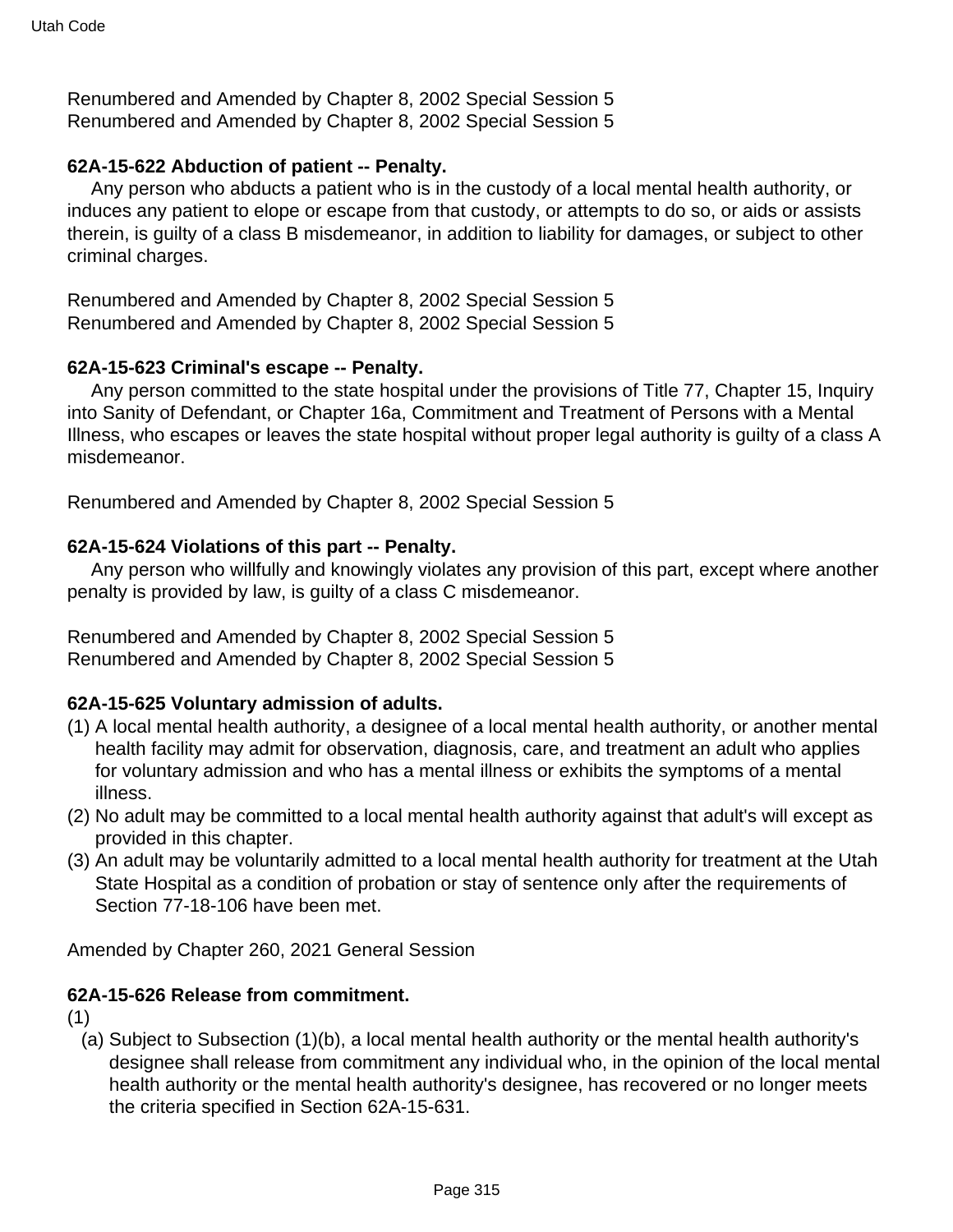Renumbered and Amended by Chapter 8, 2002 Special Session 5
Renumbered and Amended by Chapter 8, 2002 Special Session 5

**62A-15-622 Abduction of patient -- Penalty.**

Any person who abducts a patient who is in the custody of a local mental health authority, or induces any patient to elope or escape from that custody, or attempts to do so, or aids or assists therein, is guilty of a class B misdemeanor, in addition to liability for damages, or subject to other criminal charges.

Renumbered and Amended by Chapter 8, 2002 Special Session 5
Renumbered and Amended by Chapter 8, 2002 Special Session 5

**62A-15-623 Criminal's escape -- Penalty.**

Any person committed to the state hospital under the provisions of Title 77, Chapter 15, Inquiry into Sanity of Defendant, or Chapter 16a, Commitment and Treatment of Persons with a Mental Illness, who escapes or leaves the state hospital without proper legal authority is guilty of a class A misdemeanor.

Renumbered and Amended by Chapter 8, 2002 Special Session 5

**62A-15-624 Violations of this part -- Penalty.**

Any person who willfully and knowingly violates any provision of this part, except where another penalty is provided by law, is guilty of a class C misdemeanor.

Renumbered and Amended by Chapter 8, 2002 Special Session 5
Renumbered and Amended by Chapter 8, 2002 Special Session 5

**62A-15-625 Voluntary admission of adults.**

(1) A local mental health authority, a designee of a local mental health authority, or another mental health facility may admit for observation, diagnosis, care, and treatment an adult who applies for voluntary admission and who has a mental illness or exhibits the symptoms of a mental illness.
(2) No adult may be committed to a local mental health authority against that adult's will except as provided in this chapter.
(3) An adult may be voluntarily admitted to a local mental health authority for treatment at the Utah State Hospital as a condition of probation or stay of sentence only after the requirements of Section 77-18-106 have been met.

Amended by Chapter 260, 2021 General Session

**62A-15-626 Release from commitment.**

(1)
 (a) Subject to Subsection (1)(b), a local mental health authority or the mental health authority's designee shall release from commitment any individual who, in the opinion of the local mental health authority or the mental health authority's designee, has recovered or no longer meets the criteria specified in Section 62A-15-631.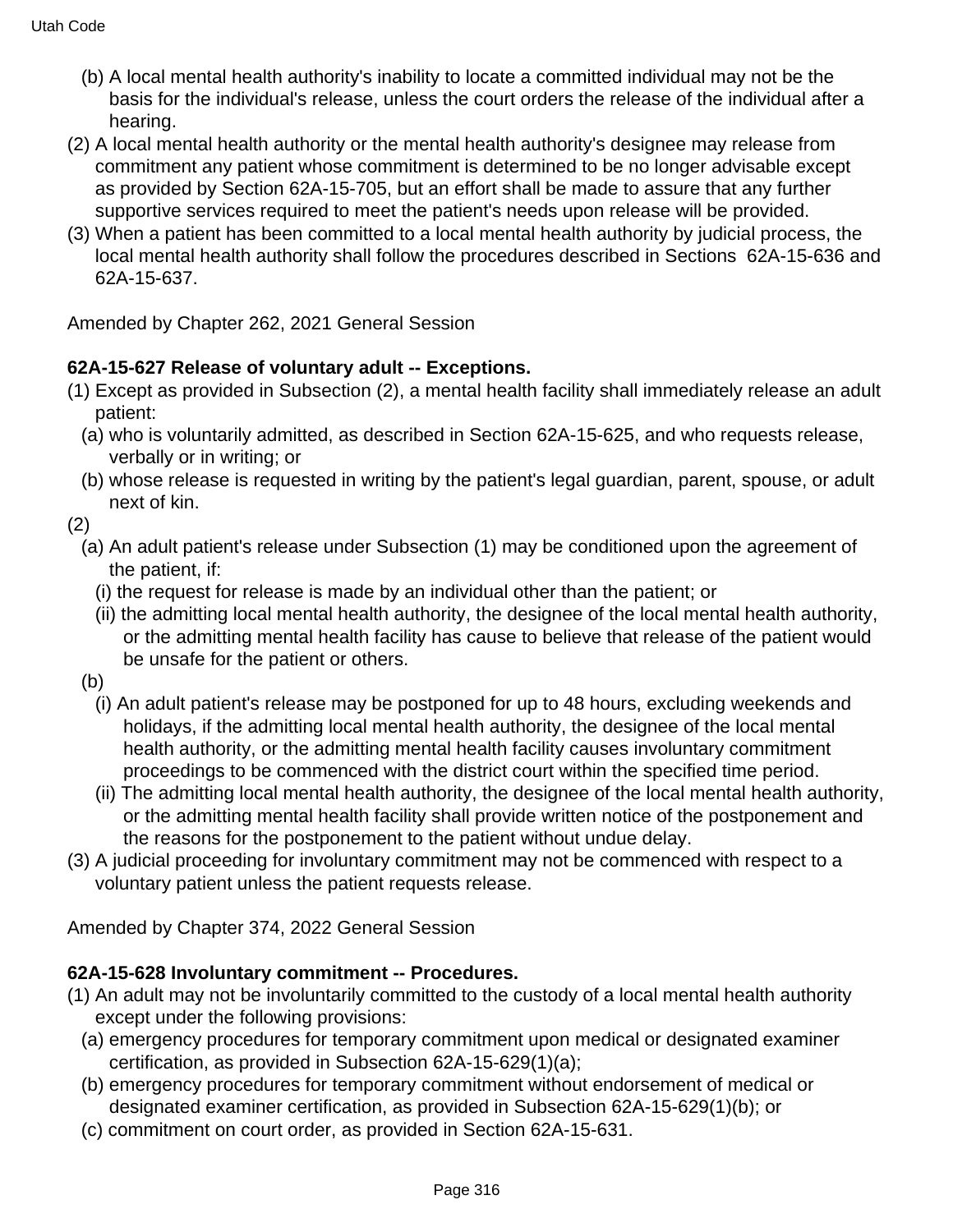(b) A local mental health authority's inability to locate a committed individual may not be the basis for the individual's release, unless the court orders the release of the individual after a hearing.

(2) A local mental health authority or the mental health authority's designee may release from commitment any patient whose commitment is determined to be no longer advisable except as provided by Section 62A-15-705, but an effort shall be made to assure that any further supportive services required to meet the patient's needs upon release will be provided.

(3) When a patient has been committed to a local mental health authority by judicial process, the local mental health authority shall follow the procedures described in Sections 62A-15-636 and 62A-15-637.

Amended by Chapter 262, 2021 General Session

**62A-15-627 Release of voluntary adult -- Exceptions.**

(1) Except as provided in Subsection (2), a mental health facility shall immediately release an adult patient:

(a) who is voluntarily admitted, as described in Section 62A-15-625, and who requests release, verbally or in writing; or

(b) whose release is requested in writing by the patient's legal guardian, parent, spouse, or adult next of kin.

(2)

(a) An adult patient's release under Subsection (1) may be conditioned upon the agreement of the patient, if:

(i) the request for release is made by an individual other than the patient; or

(ii) the admitting local mental health authority, the designee of the local mental health authority, or the admitting mental health facility has cause to believe that release of the patient would be unsafe for the patient or others.

(b)

(i) An adult patient's release may be postponed for up to 48 hours, excluding weekends and holidays, if the admitting local mental health authority, the designee of the local mental health authority, or the admitting mental health facility causes involuntary commitment proceedings to be commenced with the district court within the specified time period.

(ii) The admitting local mental health authority, the designee of the local mental health authority, or the admitting mental health facility shall provide written notice of the postponement and the reasons for the postponement to the patient without undue delay.

(3) A judicial proceeding for involuntary commitment may not be commenced with respect to a voluntary patient unless the patient requests release.

Amended by Chapter 374, 2022 General Session

**62A-15-628 Involuntary commitment -- Procedures.**

(1) An adult may not be involuntarily committed to the custody of a local mental health authority except under the following provisions:

(a) emergency procedures for temporary commitment upon medical or designated examiner certification, as provided in Subsection 62A-15-629(1)(a);

(b) emergency procedures for temporary commitment without endorsement of medical or designated examiner certification, as provided in Subsection 62A-15-629(1)(b); or

(c) commitment on court order, as provided in Section 62A-15-631.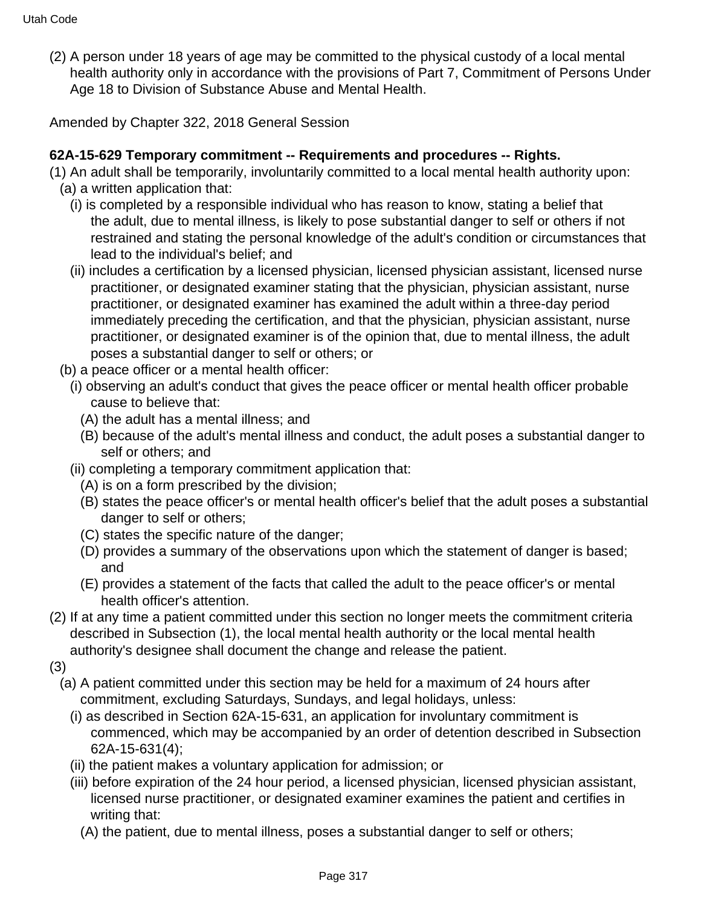(2) A person under 18 years of age may be committed to the physical custody of a local mental health authority only in accordance with the provisions of Part 7, Commitment of Persons Under Age 18 to Division of Substance Abuse and Mental Health.

Amended by Chapter 322, 2018 General Session

**62A-15-629 Temporary commitment -- Requirements and procedures -- Rights.**

(1) An adult shall be temporarily, involuntarily committed to a local mental health authority upon:

(a) a written application that:

(i) is completed by a responsible individual who has reason to know, stating a belief that the adult, due to mental illness, is likely to pose substantial danger to self or others if not restrained and stating the personal knowledge of the adult's condition or circumstances that lead to the individual's belief; and

(ii) includes a certification by a licensed physician, licensed physician assistant, licensed nurse practitioner, or designated examiner stating that the physician, physician assistant, nurse practitioner, or designated examiner has examined the adult within a three-day period immediately preceding the certification, and that the physician, physician assistant, nurse practitioner, or designated examiner is of the opinion that, due to mental illness, the adult poses a substantial danger to self or others; or

(b) a peace officer or a mental health officer:

(i) observing an adult's conduct that gives the peace officer or mental health officer probable cause to believe that:

(A) the adult has a mental illness; and

(B) because of the adult's mental illness and conduct, the adult poses a substantial danger to self or others; and

(ii) completing a temporary commitment application that:

(A) is on a form prescribed by the division;

(B) states the peace officer's or mental health officer's belief that the adult poses a substantial danger to self or others;

(C) states the specific nature of the danger;

(D) provides a summary of the observations upon which the statement of danger is based; and

(E) provides a statement of the facts that called the adult to the peace officer's or mental health officer's attention.

(2) If at any time a patient committed under this section no longer meets the commitment criteria described in Subsection (1), the local mental health authority or the local mental health authority's designee shall document the change and release the patient.

(3)

(a) A patient committed under this section may be held for a maximum of 24 hours after commitment, excluding Saturdays, Sundays, and legal holidays, unless:

(i) as described in Section 62A-15-631, an application for involuntary commitment is commenced, which may be accompanied by an order of detention described in Subsection 62A-15-631(4);

(ii) the patient makes a voluntary application for admission; or

(iii) before expiration of the 24 hour period, a licensed physician, licensed physician assistant, licensed nurse practitioner, or designated examiner examines the patient and certifies in writing that:

(A) the patient, due to mental illness, poses a substantial danger to self or others;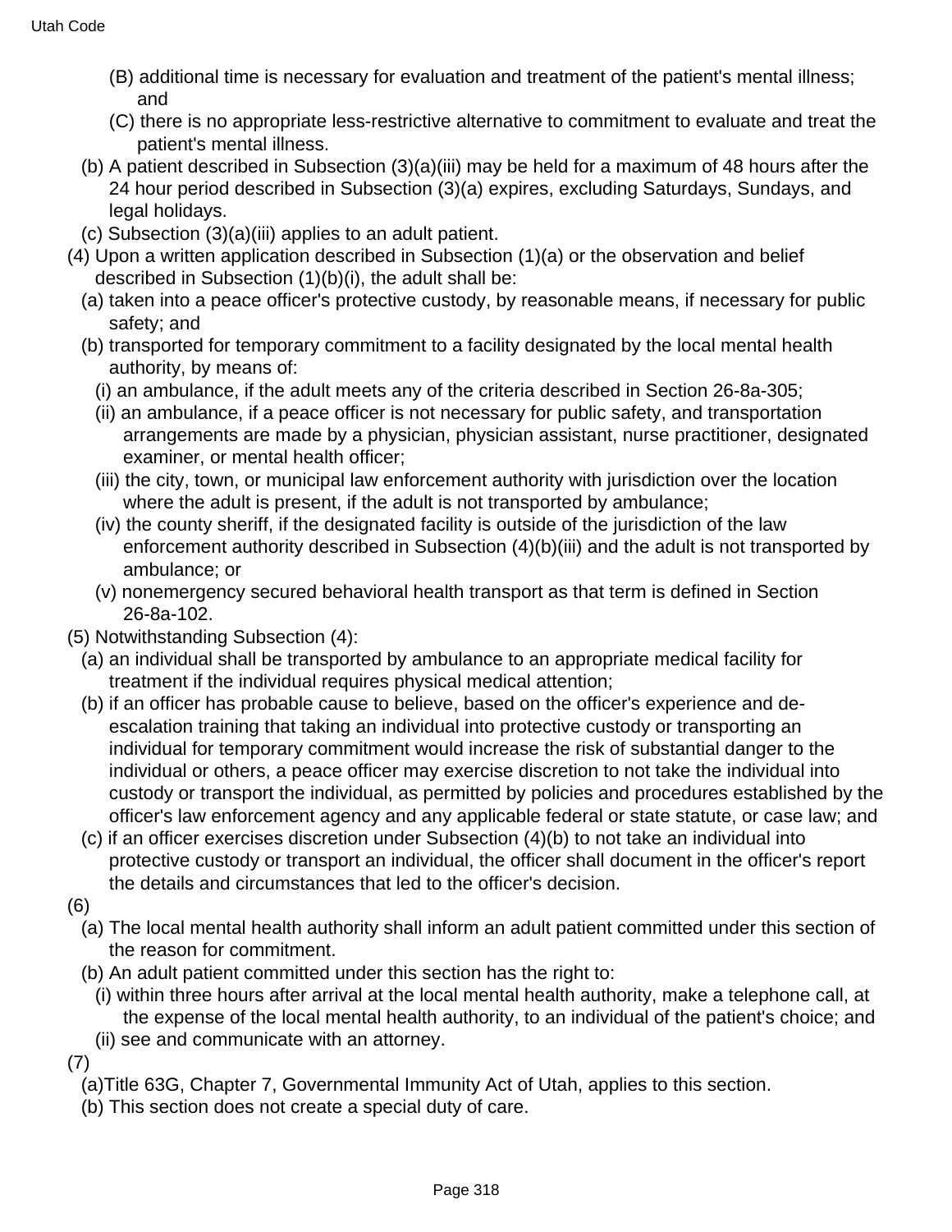(B) additional time is necessary for evaluation and treatment of the patient's mental illness; and

(C) there is no appropriate less-restrictive alternative to commitment to evaluate and treat the patient's mental illness.

(b) A patient described in Subsection (3)(a)(iii) may be held for a maximum of 48 hours after the 24 hour period described in Subsection (3)(a) expires, excluding Saturdays, Sundays, and legal holidays.

(c) Subsection (3)(a)(iii) applies to an adult patient.

(4) Upon a written application described in Subsection (1)(a) or the observation and belief described in Subsection (1)(b)(i), the adult shall be:

(a) taken into a peace officer's protective custody, by reasonable means, if necessary for public safety; and

(b) transported for temporary commitment to a facility designated by the local mental health authority, by means of:

(i) an ambulance, if the adult meets any of the criteria described in Section 26-8a-305;

(ii) an ambulance, if a peace officer is not necessary for public safety, and transportation arrangements are made by a physician, physician assistant, nurse practitioner, designated examiner, or mental health officer;

(iii) the city, town, or municipal law enforcement authority with jurisdiction over the location where the adult is present, if the adult is not transported by ambulance;

(iv) the county sheriff, if the designated facility is outside of the jurisdiction of the law enforcement authority described in Subsection (4)(b)(iii) and the adult is not transported by ambulance; or

(v) nonemergency secured behavioral health transport as that term is defined in Section 26-8a-102.

(5) Notwithstanding Subsection (4):

(a) an individual shall be transported by ambulance to an appropriate medical facility for treatment if the individual requires physical medical attention;

(b) if an officer has probable cause to believe, based on the officer's experience and de-escalation training that taking an individual into protective custody or transporting an individual for temporary commitment would increase the risk of substantial danger to the individual or others, a peace officer may exercise discretion to not take the individual into custody or transport the individual, as permitted by policies and procedures established by the officer's law enforcement agency and any applicable federal or state statute, or case law; and

(c) if an officer exercises discretion under Subsection (4)(b) to not take an individual into protective custody or transport an individual, the officer shall document in the officer's report the details and circumstances that led to the officer's decision.

(6)

(a) The local mental health authority shall inform an adult patient committed under this section of the reason for commitment.

(b) An adult patient committed under this section has the right to:

(i) within three hours after arrival at the local mental health authority, make a telephone call, at the expense of the local mental health authority, to an individual of the patient's choice; and

(ii) see and communicate with an attorney.

(7)

(a)Title 63G, Chapter 7, Governmental Immunity Act of Utah, applies to this section.

(b) This section does not create a special duty of care.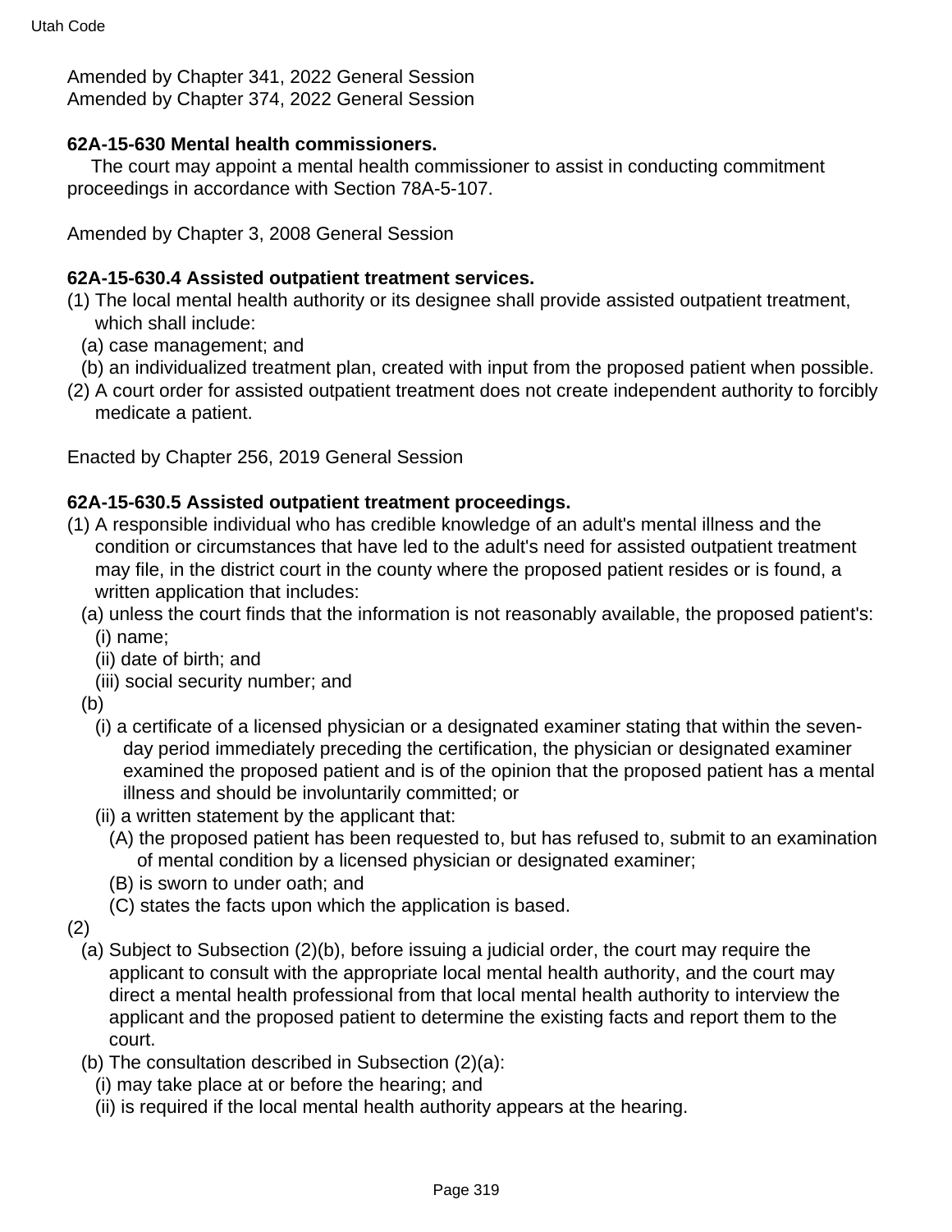Amended by Chapter 341, 2022 General Session
Amended by Chapter 374, 2022 General Session

**62A-15-630 Mental health commissioners.**

The court may appoint a mental health commissioner to assist in conducting commitment proceedings in accordance with Section 78A-5-107.

Amended by Chapter 3, 2008 General Session

**62A-15-630.4 Assisted outpatient treatment services.**

(1) The local mental health authority or its designee shall provide assisted outpatient treatment, which shall include:
  (a) case management; and
  (b) an individualized treatment plan, created with input from the proposed patient when possible.
(2) A court order for assisted outpatient treatment does not create independent authority to forcibly medicate a patient.

Enacted by Chapter 256, 2019 General Session

**62A-15-630.5 Assisted outpatient treatment proceedings.**

(1) A responsible individual who has credible knowledge of an adult's mental illness and the condition or circumstances that have led to the adult's need for assisted outpatient treatment may file, in the district court in the county where the proposed patient resides or is found, a written application that includes:
  (a) unless the court finds that the information is not reasonably available, the proposed patient's:
    (i) name;
    (ii) date of birth; and
    (iii) social security number; and
  (b)
    (i) a certificate of a licensed physician or a designated examiner stating that within the seven-day period immediately preceding the certification, the physician or designated examiner examined the proposed patient and is of the opinion that the proposed patient has a mental illness and should be involuntarily committed; or
    (ii) a written statement by the applicant that:
      (A) the proposed patient has been requested to, but has refused to, submit to an examination of mental condition by a licensed physician or designated examiner;
      (B) is sworn to under oath; and
      (C) states the facts upon which the application is based.
(2)
  (a) Subject to Subsection (2)(b), before issuing a judicial order, the court may require the applicant to consult with the appropriate local mental health authority, and the court may direct a mental health professional from that local mental health authority to interview the applicant and the proposed patient to determine the existing facts and report them to the court.
  (b) The consultation described in Subsection (2)(a):
    (i) may take place at or before the hearing; and
    (ii) is required if the local mental health authority appears at the hearing.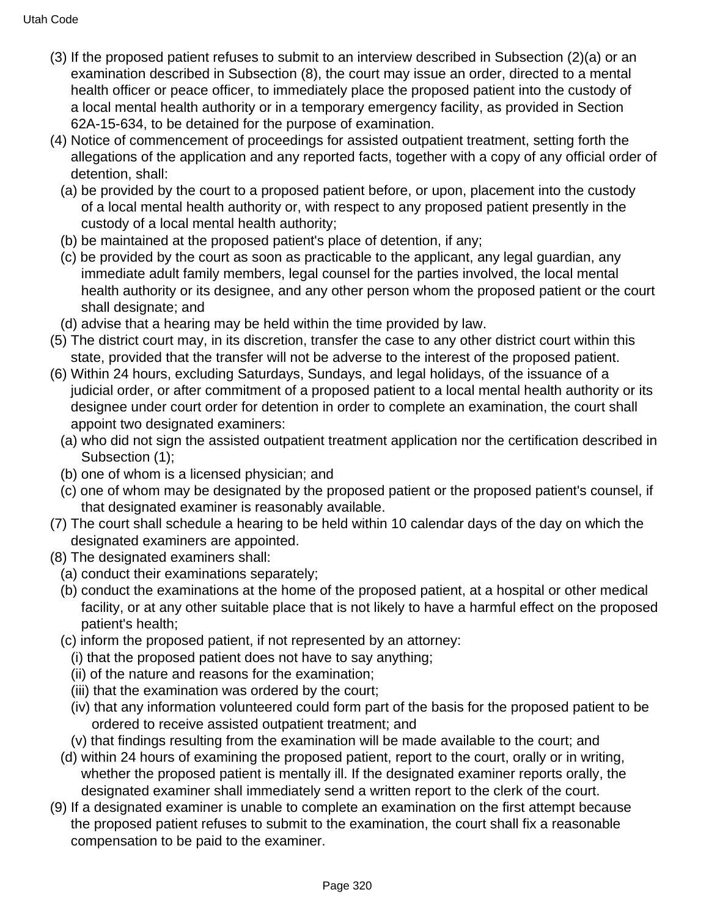(3) If the proposed patient refuses to submit to an interview described in Subsection (2)(a) or an examination described in Subsection (8), the court may issue an order, directed to a mental health officer or peace officer, to immediately place the proposed patient into the custody of a local mental health authority or in a temporary emergency facility, as provided in Section 62A-15-634, to be detained for the purpose of examination.

(4) Notice of commencement of proceedings for assisted outpatient treatment, setting forth the allegations of the application and any reported facts, together with a copy of any official order of detention, shall:

  (a) be provided by the court to a proposed patient before, or upon, placement into the custody of a local mental health authority or, with respect to any proposed patient presently in the custody of a local mental health authority;

  (b) be maintained at the proposed patient's place of detention, if any;

  (c) be provided by the court as soon as practicable to the applicant, any legal guardian, any immediate adult family members, legal counsel for the parties involved, the local mental health authority or its designee, and any other person whom the proposed patient or the court shall designate; and

  (d) advise that a hearing may be held within the time provided by law.

(5) The district court may, in its discretion, transfer the case to any other district court within this state, provided that the transfer will not be adverse to the interest of the proposed patient.

(6) Within 24 hours, excluding Saturdays, Sundays, and legal holidays, of the issuance of a judicial order, or after commitment of a proposed patient to a local mental health authority or its designee under court order for detention in order to complete an examination, the court shall appoint two designated examiners:

  (a) who did not sign the assisted outpatient treatment application nor the certification described in Subsection (1);

  (b) one of whom is a licensed physician; and

  (c) one of whom may be designated by the proposed patient or the proposed patient's counsel, if that designated examiner is reasonably available.

(7) The court shall schedule a hearing to be held within 10 calendar days of the day on which the designated examiners are appointed.

(8) The designated examiners shall:

  (a) conduct their examinations separately;

  (b) conduct the examinations at the home of the proposed patient, at a hospital or other medical facility, or at any other suitable place that is not likely to have a harmful effect on the proposed patient's health;

  (c) inform the proposed patient, if not represented by an attorney:

    (i) that the proposed patient does not have to say anything;

    (ii) of the nature and reasons for the examination;

    (iii) that the examination was ordered by the court;

    (iv) that any information volunteered could form part of the basis for the proposed patient to be ordered to receive assisted outpatient treatment; and

    (v) that findings resulting from the examination will be made available to the court; and

  (d) within 24 hours of examining the proposed patient, report to the court, orally or in writing, whether the proposed patient is mentally ill. If the designated examiner reports orally, the designated examiner shall immediately send a written report to the clerk of the court.

(9) If a designated examiner is unable to complete an examination on the first attempt because the proposed patient refuses to submit to the examination, the court shall fix a reasonable compensation to be paid to the examiner.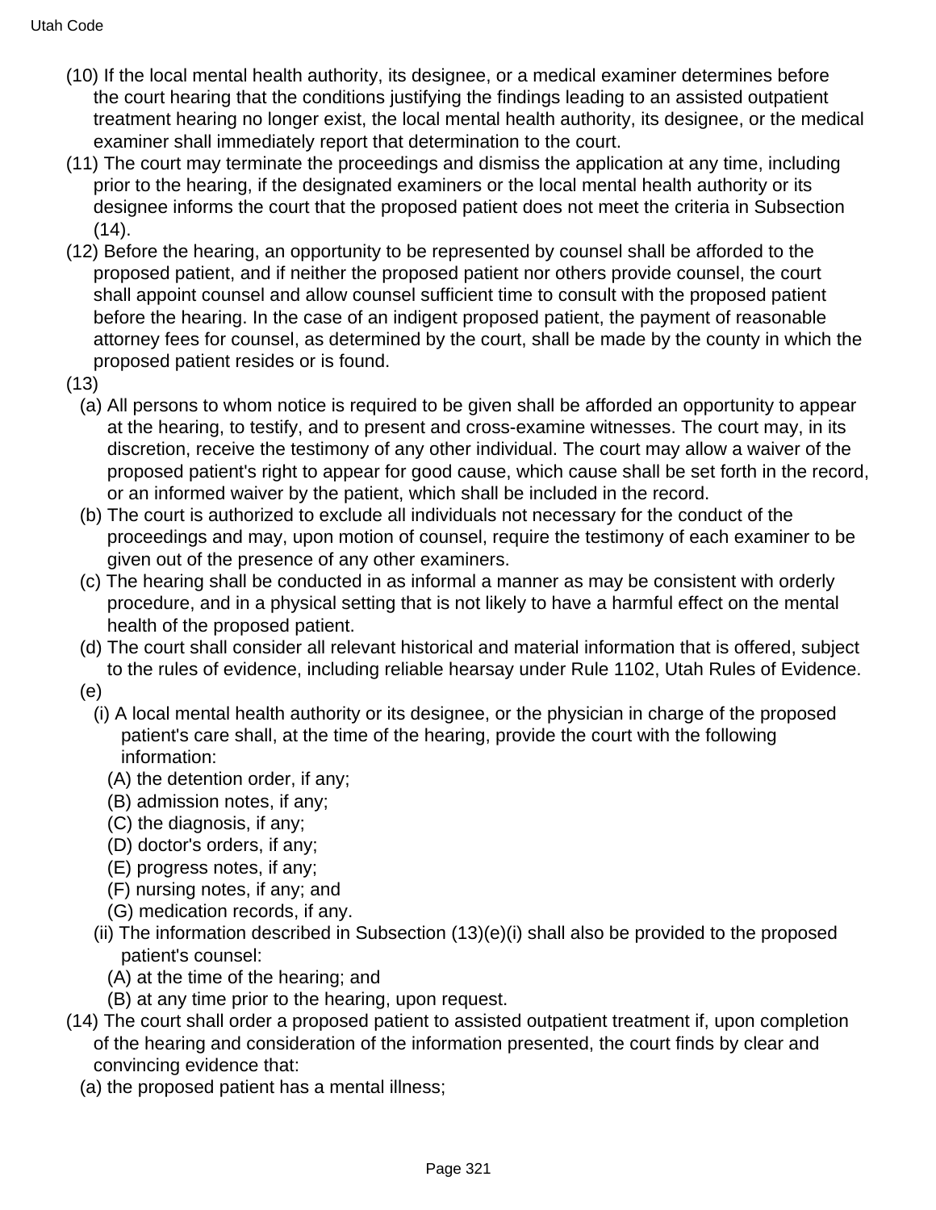(10) If the local mental health authority, its designee, or a medical examiner determines before the court hearing that the conditions justifying the findings leading to an assisted outpatient treatment hearing no longer exist, the local mental health authority, its designee, or the medical examiner shall immediately report that determination to the court.

(11) The court may terminate the proceedings and dismiss the application at any time, including prior to the hearing, if the designated examiners or the local mental health authority or its designee informs the court that the proposed patient does not meet the criteria in Subsection (14).

(12) Before the hearing, an opportunity to be represented by counsel shall be afforded to the proposed patient, and if neither the proposed patient nor others provide counsel, the court shall appoint counsel and allow counsel sufficient time to consult with the proposed patient before the hearing. In the case of an indigent proposed patient, the payment of reasonable attorney fees for counsel, as determined by the court, shall be made by the county in which the proposed patient resides or is found.

(13)

(a) All persons to whom notice is required to be given shall be afforded an opportunity to appear at the hearing, to testify, and to present and cross-examine witnesses. The court may, in its discretion, receive the testimony of any other individual. The court may allow a waiver of the proposed patient's right to appear for good cause, which cause shall be set forth in the record, or an informed waiver by the patient, which shall be included in the record.

(b) The court is authorized to exclude all individuals not necessary for the conduct of the proceedings and may, upon motion of counsel, require the testimony of each examiner to be given out of the presence of any other examiners.

(c) The hearing shall be conducted in as informal a manner as may be consistent with orderly procedure, and in a physical setting that is not likely to have a harmful effect on the mental health of the proposed patient.

(d) The court shall consider all relevant historical and material information that is offered, subject to the rules of evidence, including reliable hearsay under Rule 1102, Utah Rules of Evidence.

(e)

(i) A local mental health authority or its designee, or the physician in charge of the proposed patient's care shall, at the time of the hearing, provide the court with the following information:

(A) the detention order, if any;

(B) admission notes, if any;

(C) the diagnosis, if any;

(D) doctor's orders, if any;

(E) progress notes, if any;

(F) nursing notes, if any; and

(G) medication records, if any.

(ii) The information described in Subsection (13)(e)(i) shall also be provided to the proposed patient's counsel:

(A) at the time of the hearing; and

(B) at any time prior to the hearing, upon request.

(14) The court shall order a proposed patient to assisted outpatient treatment if, upon completion of the hearing and consideration of the information presented, the court finds by clear and convincing evidence that:

(a) the proposed patient has a mental illness;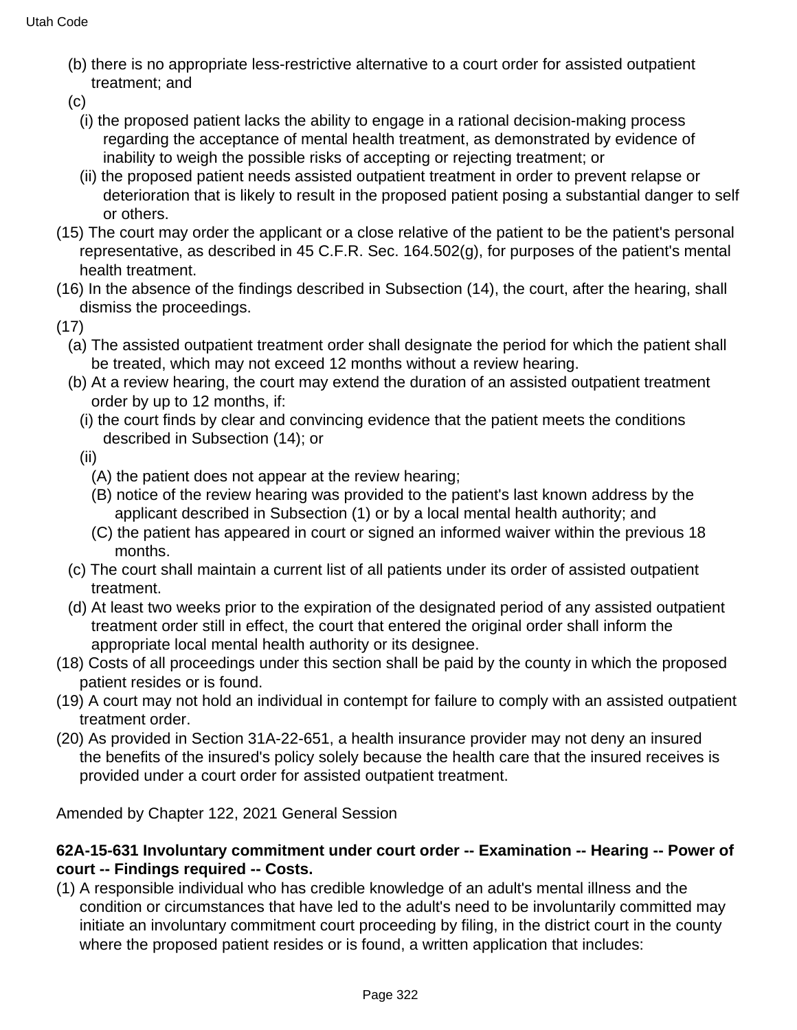(b) there is no appropriate less-restrictive alternative to a court order for assisted outpatient treatment; and

(c)

(i) the proposed patient lacks the ability to engage in a rational decision-making process regarding the acceptance of mental health treatment, as demonstrated by evidence of inability to weigh the possible risks of accepting or rejecting treatment; or

(ii) the proposed patient needs assisted outpatient treatment in order to prevent relapse or deterioration that is likely to result in the proposed patient posing a substantial danger to self or others.

(15) The court may order the applicant or a close relative of the patient to be the patient's personal representative, as described in 45 C.F.R. Sec. 164.502(g), for purposes of the patient's mental health treatment.

(16) In the absence of the findings described in Subsection (14), the court, after the hearing, shall dismiss the proceedings.

(17)

(a) The assisted outpatient treatment order shall designate the period for which the patient shall be treated, which may not exceed 12 months without a review hearing.

(b) At a review hearing, the court may extend the duration of an assisted outpatient treatment order by up to 12 months, if:

(i) the court finds by clear and convincing evidence that the patient meets the conditions described in Subsection (14); or

(ii)

(A) the patient does not appear at the review hearing;

(B) notice of the review hearing was provided to the patient's last known address by the applicant described in Subsection (1) or by a local mental health authority; and

(C) the patient has appeared in court or signed an informed waiver within the previous 18 months.

(c) The court shall maintain a current list of all patients under its order of assisted outpatient treatment.

(d) At least two weeks prior to the expiration of the designated period of any assisted outpatient treatment order still in effect, the court that entered the original order shall inform the appropriate local mental health authority or its designee.

(18) Costs of all proceedings under this section shall be paid by the county in which the proposed patient resides or is found.

(19) A court may not hold an individual in contempt for failure to comply with an assisted outpatient treatment order.

(20) As provided in Section 31A-22-651, a health insurance provider may not deny an insured the benefits of the insured's policy solely because the health care that the insured receives is provided under a court order for assisted outpatient treatment.

Amended by Chapter 122, 2021 General Session

**62A-15-631 Involuntary commitment under court order -- Examination -- Hearing -- Power of court -- Findings required -- Costs.**

(1) A responsible individual who has credible knowledge of an adult's mental illness and the condition or circumstances that have led to the adult's need to be involuntarily committed may initiate an involuntary commitment court proceeding by filing, in the district court in the county where the proposed patient resides or is found, a written application that includes: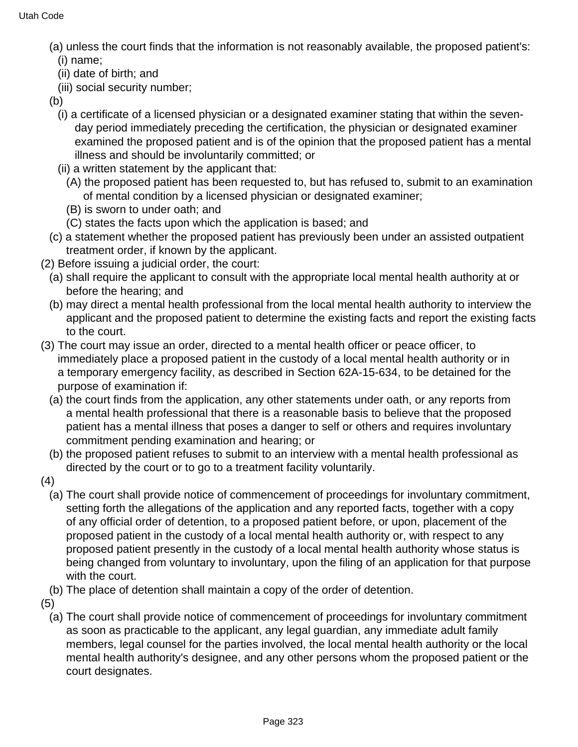(a) unless the court finds that the information is not reasonably available, the proposed patient's:
  (i) name;
  (ii) date of birth; and
  (iii) social security number;
(b)
  (i) a certificate of a licensed physician or a designated examiner stating that within the seven-day period immediately preceding the certification, the physician or designated examiner examined the proposed patient and is of the opinion that the proposed patient has a mental illness and should be involuntarily committed; or
  (ii) a written statement by the applicant that:
    (A) the proposed patient has been requested to, but has refused to, submit to an examination of mental condition by a licensed physician or designated examiner;
    (B) is sworn to under oath; and
    (C) states the facts upon which the application is based; and
(c) a statement whether the proposed patient has previously been under an assisted outpatient treatment order, if known by the applicant.

(2) Before issuing a judicial order, the court:
  (a) shall require the applicant to consult with the appropriate local mental health authority at or before the hearing; and
  (b) may direct a mental health professional from the local mental health authority to interview the applicant and the proposed patient to determine the existing facts and report the existing facts to the court.

(3) The court may issue an order, directed to a mental health officer or peace officer, to immediately place a proposed patient in the custody of a local mental health authority or in a temporary emergency facility, as described in Section 62A-15-634, to be detained for the purpose of examination if:
  (a) the court finds from the application, any other statements under oath, or any reports from a mental health professional that there is a reasonable basis to believe that the proposed patient has a mental illness that poses a danger to self or others and requires involuntary commitment pending examination and hearing; or
  (b) the proposed patient refuses to submit to an interview with a mental health professional as directed by the court or to go to a treatment facility voluntarily.

(4)
  (a) The court shall provide notice of commencement of proceedings for involuntary commitment, setting forth the allegations of the application and any reported facts, together with a copy of any official order of detention, to a proposed patient before, or upon, placement of the proposed patient in the custody of a local mental health authority or, with respect to any proposed patient presently in the custody of a local mental health authority whose status is being changed from voluntary to involuntary, upon the filing of an application for that purpose with the court.
  (b) The place of detention shall maintain a copy of the order of detention.

(5)
  (a) The court shall provide notice of commencement of proceedings for involuntary commitment as soon as practicable to the applicant, any legal guardian, any immediate adult family members, legal counsel for the parties involved, the local mental health authority or the local mental health authority's designee, and any other persons whom the proposed patient or the court designates.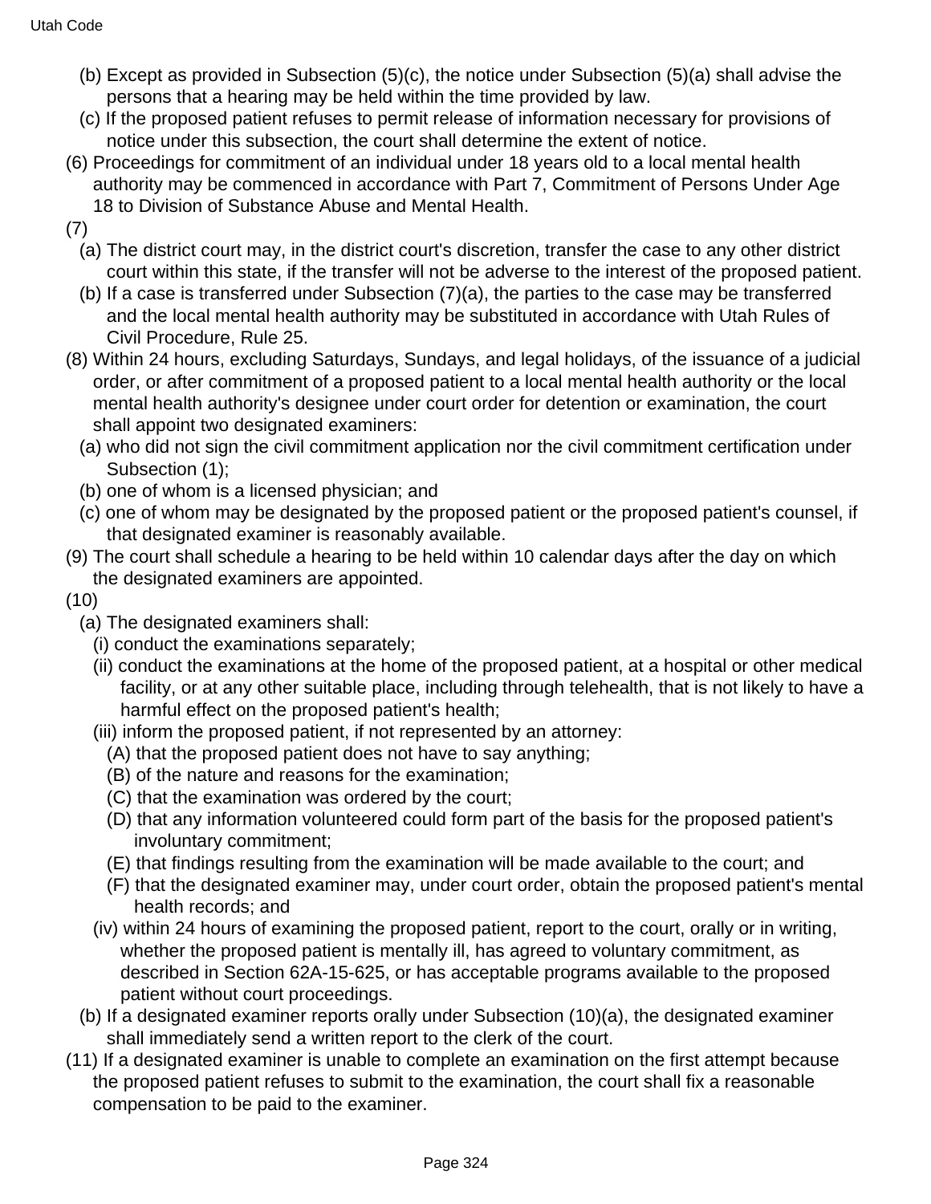(b) Except as provided in Subsection (5)(c), the notice under Subsection (5)(a) shall advise the persons that a hearing may be held within the time provided by law.

(c) If the proposed patient refuses to permit release of information necessary for provisions of notice under this subsection, the court shall determine the extent of notice.

(6) Proceedings for commitment of an individual under 18 years old to a local mental health authority may be commenced in accordance with Part 7, Commitment of Persons Under Age 18 to Division of Substance Abuse and Mental Health.

(7)

(a) The district court may, in the district court's discretion, transfer the case to any other district court within this state, if the transfer will not be adverse to the interest of the proposed patient.

(b) If a case is transferred under Subsection (7)(a), the parties to the case may be transferred and the local mental health authority may be substituted in accordance with Utah Rules of Civil Procedure, Rule 25.

(8) Within 24 hours, excluding Saturdays, Sundays, and legal holidays, of the issuance of a judicial order, or after commitment of a proposed patient to a local mental health authority or the local mental health authority's designee under court order for detention or examination, the court shall appoint two designated examiners:

(a) who did not sign the civil commitment application nor the civil commitment certification under Subsection (1);

(b) one of whom is a licensed physician; and

(c) one of whom may be designated by the proposed patient or the proposed patient's counsel, if that designated examiner is reasonably available.

(9) The court shall schedule a hearing to be held within 10 calendar days after the day on which the designated examiners are appointed.

(10)

(a) The designated examiners shall:

(i) conduct the examinations separately;

(ii) conduct the examinations at the home of the proposed patient, at a hospital or other medical facility, or at any other suitable place, including through telehealth, that is not likely to have a harmful effect on the proposed patient's health;

(iii) inform the proposed patient, if not represented by an attorney:

(A) that the proposed patient does not have to say anything;

(B) of the nature and reasons for the examination;

(C) that the examination was ordered by the court;

(D) that any information volunteered could form part of the basis for the proposed patient's involuntary commitment;

(E) that findings resulting from the examination will be made available to the court; and

(F) that the designated examiner may, under court order, obtain the proposed patient's mental health records; and

(iv) within 24 hours of examining the proposed patient, report to the court, orally or in writing, whether the proposed patient is mentally ill, has agreed to voluntary commitment, as described in Section 62A-15-625, or has acceptable programs available to the proposed patient without court proceedings.

(b) If a designated examiner reports orally under Subsection (10)(a), the designated examiner shall immediately send a written report to the clerk of the court.

(11) If a designated examiner is unable to complete an examination on the first attempt because the proposed patient refuses to submit to the examination, the court shall fix a reasonable compensation to be paid to the examiner.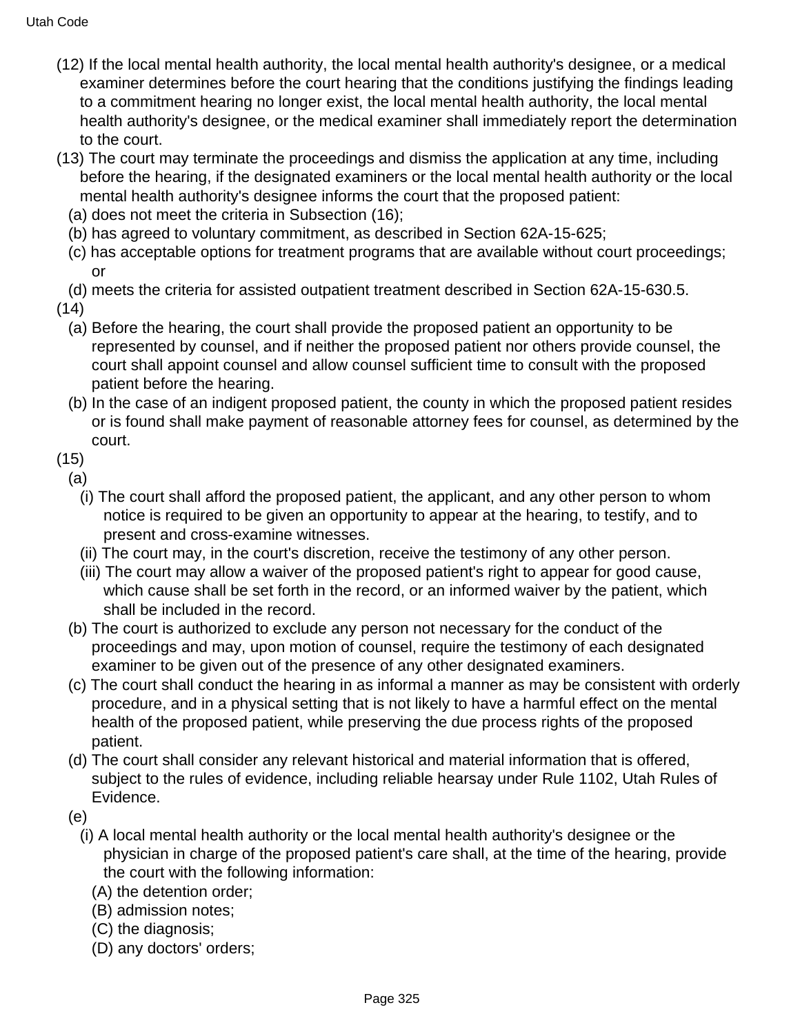(12) If the local mental health authority, the local mental health authority's designee, or a medical examiner determines before the court hearing that the conditions justifying the findings leading to a commitment hearing no longer exist, the local mental health authority, the local mental health authority's designee, or the medical examiner shall immediately report the determination to the court.

(13) The court may terminate the proceedings and dismiss the application at any time, including before the hearing, if the designated examiners or the local mental health authority or the local mental health authority's designee informs the court that the proposed patient:

(a) does not meet the criteria in Subsection (16);

(b) has agreed to voluntary commitment, as described in Section 62A-15-625;

(c) has acceptable options for treatment programs that are available without court proceedings; or

(d) meets the criteria for assisted outpatient treatment described in Section 62A-15-630.5.

(14)

(a) Before the hearing, the court shall provide the proposed patient an opportunity to be represented by counsel, and if neither the proposed patient nor others provide counsel, the court shall appoint counsel and allow counsel sufficient time to consult with the proposed patient before the hearing.

(b) In the case of an indigent proposed patient, the county in which the proposed patient resides or is found shall make payment of reasonable attorney fees for counsel, as determined by the court.

(15)

(a)

(i) The court shall afford the proposed patient, the applicant, and any other person to whom notice is required to be given an opportunity to appear at the hearing, to testify, and to present and cross-examine witnesses.

(ii) The court may, in the court's discretion, receive the testimony of any other person.

(iii) The court may allow a waiver of the proposed patient's right to appear for good cause, which cause shall be set forth in the record, or an informed waiver by the patient, which shall be included in the record.

(b) The court is authorized to exclude any person not necessary for the conduct of the proceedings and may, upon motion of counsel, require the testimony of each designated examiner to be given out of the presence of any other designated examiners.

(c) The court shall conduct the hearing in as informal a manner as may be consistent with orderly procedure, and in a physical setting that is not likely to have a harmful effect on the mental health of the proposed patient, while preserving the due process rights of the proposed patient.

(d) The court shall consider any relevant historical and material information that is offered, subject to the rules of evidence, including reliable hearsay under Rule 1102, Utah Rules of Evidence.

(e)

(i) A local mental health authority or the local mental health authority's designee or the physician in charge of the proposed patient's care shall, at the time of the hearing, provide the court with the following information:

(A) the detention order;

(B) admission notes;

(C) the diagnosis;

(D) any doctors' orders;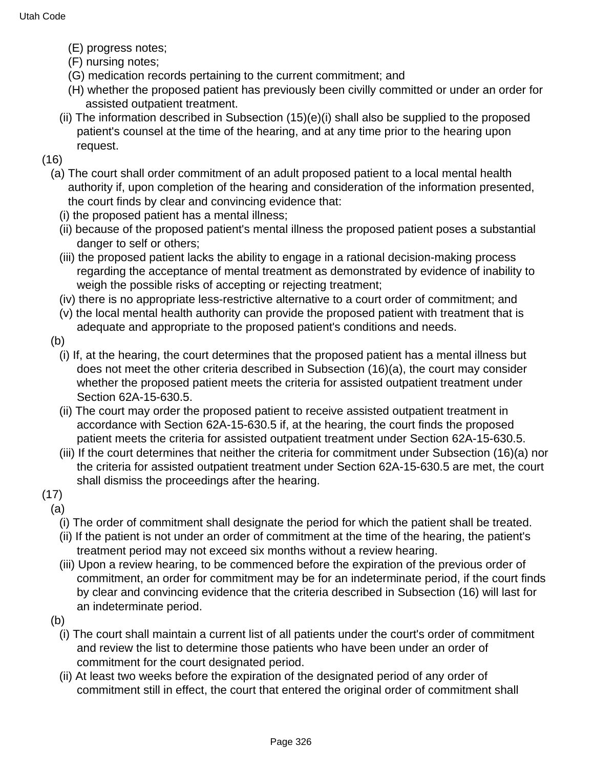(E) progress notes;

(F) nursing notes;

(G) medication records pertaining to the current commitment; and

(H) whether the proposed patient has previously been civilly committed or under an order for assisted outpatient treatment.

(ii) The information described in Subsection (15)(e)(i) shall also be supplied to the proposed patient's counsel at the time of the hearing, and at any time prior to the hearing upon request.

(16)

(a) The court shall order commitment of an adult proposed patient to a local mental health authority if, upon completion of the hearing and consideration of the information presented, the court finds by clear and convincing evidence that:

(i) the proposed patient has a mental illness;

(ii) because of the proposed patient's mental illness the proposed patient poses a substantial danger to self or others;

(iii) the proposed patient lacks the ability to engage in a rational decision-making process regarding the acceptance of mental treatment as demonstrated by evidence of inability to weigh the possible risks of accepting or rejecting treatment;

(iv) there is no appropriate less-restrictive alternative to a court order of commitment; and

(v) the local mental health authority can provide the proposed patient with treatment that is adequate and appropriate to the proposed patient's conditions and needs.

(b)

(i) If, at the hearing, the court determines that the proposed patient has a mental illness but does not meet the other criteria described in Subsection (16)(a), the court may consider whether the proposed patient meets the criteria for assisted outpatient treatment under Section 62A-15-630.5.

(ii) The court may order the proposed patient to receive assisted outpatient treatment in accordance with Section 62A-15-630.5 if, at the hearing, the court finds the proposed patient meets the criteria for assisted outpatient treatment under Section 62A-15-630.5.

(iii) If the court determines that neither the criteria for commitment under Subsection (16)(a) nor the criteria for assisted outpatient treatment under Section 62A-15-630.5 are met, the court shall dismiss the proceedings after the hearing.

(17)

(a)

(i) The order of commitment shall designate the period for which the patient shall be treated.

(ii) If the patient is not under an order of commitment at the time of the hearing, the patient's treatment period may not exceed six months without a review hearing.

(iii) Upon a review hearing, to be commenced before the expiration of the previous order of commitment, an order for commitment may be for an indeterminate period, if the court finds by clear and convincing evidence that the criteria described in Subsection (16) will last for an indeterminate period.

(b)

(i) The court shall maintain a current list of all patients under the court's order of commitment and review the list to determine those patients who have been under an order of commitment for the court designated period.

(ii) At least two weeks before the expiration of the designated period of any order of commitment still in effect, the court that entered the original order of commitment shall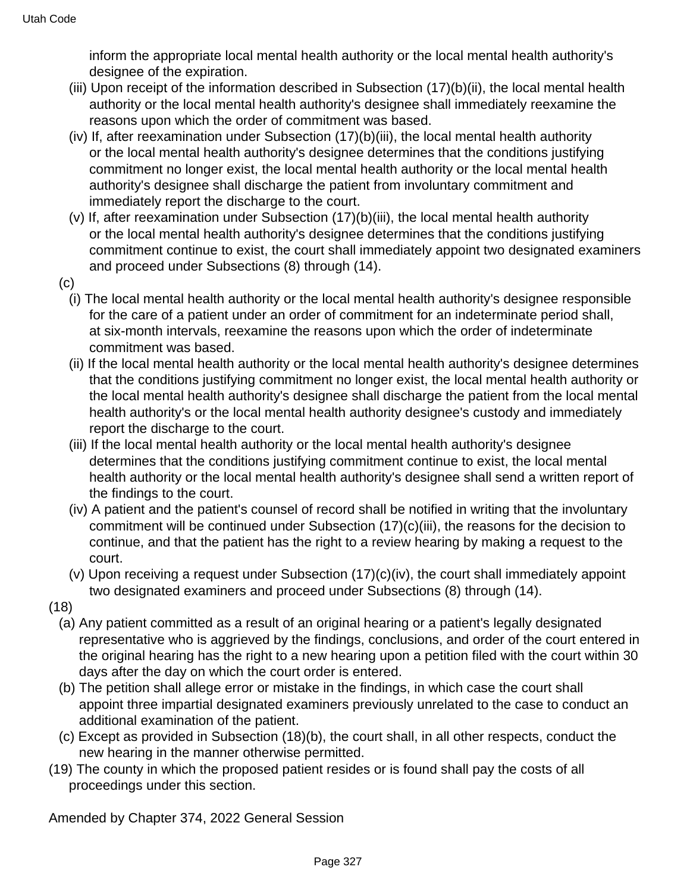inform the appropriate local mental health authority or the local mental health authority's designee of the expiration.

(iii) Upon receipt of the information described in Subsection (17)(b)(ii), the local mental health authority or the local mental health authority's designee shall immediately reexamine the reasons upon which the order of commitment was based.

(iv) If, after reexamination under Subsection (17)(b)(iii), the local mental health authority or the local mental health authority's designee determines that the conditions justifying commitment no longer exist, the local mental health authority or the local mental health authority's designee shall discharge the patient from involuntary commitment and immediately report the discharge to the court.

(v) If, after reexamination under Subsection (17)(b)(iii), the local mental health authority or the local mental health authority's designee determines that the conditions justifying commitment continue to exist, the court shall immediately appoint two designated examiners and proceed under Subsections (8) through (14).

(c)

(i) The local mental health authority or the local mental health authority's designee responsible for the care of a patient under an order of commitment for an indeterminate period shall, at six-month intervals, reexamine the reasons upon which the order of indeterminate commitment was based.

(ii) If the local mental health authority or the local mental health authority's designee determines that the conditions justifying commitment no longer exist, the local mental health authority or the local mental health authority's designee shall discharge the patient from the local mental health authority's or the local mental health authority designee's custody and immediately report the discharge to the court.

(iii) If the local mental health authority or the local mental health authority's designee determines that the conditions justifying commitment continue to exist, the local mental health authority or the local mental health authority's designee shall send a written report of the findings to the court.

(iv) A patient and the patient's counsel of record shall be notified in writing that the involuntary commitment will be continued under Subsection (17)(c)(iii), the reasons for the decision to continue, and that the patient has the right to a review hearing by making a request to the court.

(v) Upon receiving a request under Subsection (17)(c)(iv), the court shall immediately appoint two designated examiners and proceed under Subsections (8) through (14).

(18)

(a) Any patient committed as a result of an original hearing or a patient's legally designated representative who is aggrieved by the findings, conclusions, and order of the court entered in the original hearing has the right to a new hearing upon a petition filed with the court within 30 days after the day on which the court order is entered.

(b) The petition shall allege error or mistake in the findings, in which case the court shall appoint three impartial designated examiners previously unrelated to the case to conduct an additional examination of the patient.

(c) Except as provided in Subsection (18)(b), the court shall, in all other respects, conduct the new hearing in the manner otherwise permitted.

(19) The county in which the proposed patient resides or is found shall pay the costs of all proceedings under this section.

Amended by Chapter 374, 2022 General Session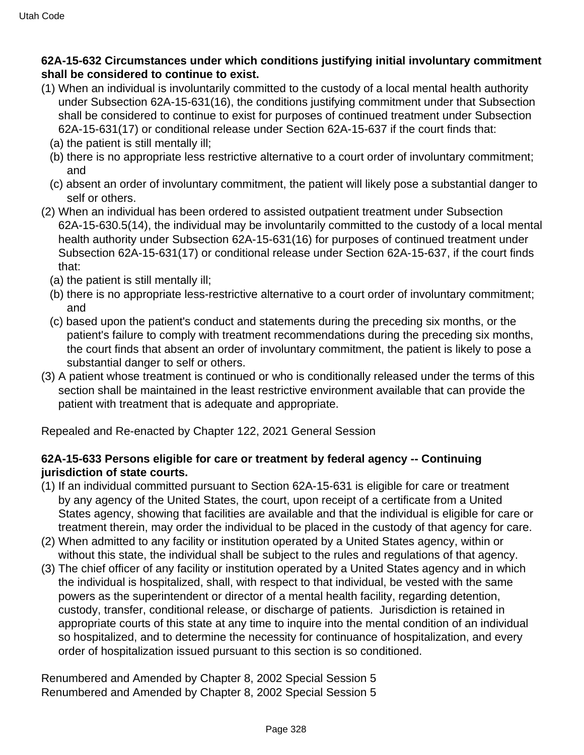**62A-15-632 Circumstances under which conditions justifying initial involuntary commitment shall be considered to continue to exist.**

(1) When an individual is involuntarily committed to the custody of a local mental health authority under Subsection 62A-15-631(16), the conditions justifying commitment under that Subsection shall be considered to continue to exist for purposes of continued treatment under Subsection 62A-15-631(17) or conditional release under Section 62A-15-637 if the court finds that:
  (a) the patient is still mentally ill;
  (b) there is no appropriate less restrictive alternative to a court order of involuntary commitment; and
  (c) absent an order of involuntary commitment, the patient will likely pose a substantial danger to self or others.

(2) When an individual has been ordered to assisted outpatient treatment under Subsection 62A-15-630.5(14), the individual may be involuntarily committed to the custody of a local mental health authority under Subsection 62A-15-631(16) for purposes of continued treatment under Subsection 62A-15-631(17) or conditional release under Section 62A-15-637, if the court finds that:
  (a) the patient is still mentally ill;
  (b) there is no appropriate less-restrictive alternative to a court order of involuntary commitment; and
  (c) based upon the patient's conduct and statements during the preceding six months, or the patient's failure to comply with treatment recommendations during the preceding six months, the court finds that absent an order of involuntary commitment, the patient is likely to pose a substantial danger to self or others.

(3) A patient whose treatment is continued or who is conditionally released under the terms of this section shall be maintained in the least restrictive environment available that can provide the patient with treatment that is adequate and appropriate.

Repealed and Re-enacted by Chapter 122, 2021 General Session

**62A-15-633 Persons eligible for care or treatment by federal agency -- Continuing jurisdiction of state courts.**

(1) If an individual committed pursuant to Section 62A-15-631 is eligible for care or treatment by any agency of the United States, the court, upon receipt of a certificate from a United States agency, showing that facilities are available and that the individual is eligible for care or treatment therein, may order the individual to be placed in the custody of that agency for care.

(2) When admitted to any facility or institution operated by a United States agency, within or without this state, the individual shall be subject to the rules and regulations of that agency.

(3) The chief officer of any facility or institution operated by a United States agency and in which the individual is hospitalized, shall, with respect to that individual, be vested with the same powers as the superintendent or director of a mental health facility, regarding detention, custody, transfer, conditional release, or discharge of patients. Jurisdiction is retained in appropriate courts of this state at any time to inquire into the mental condition of an individual so hospitalized, and to determine the necessity for continuance of hospitalization, and every order of hospitalization issued pursuant to this section is so conditioned.

Renumbered and Amended by Chapter 8, 2002 Special Session 5
Renumbered and Amended by Chapter 8, 2002 Special Session 5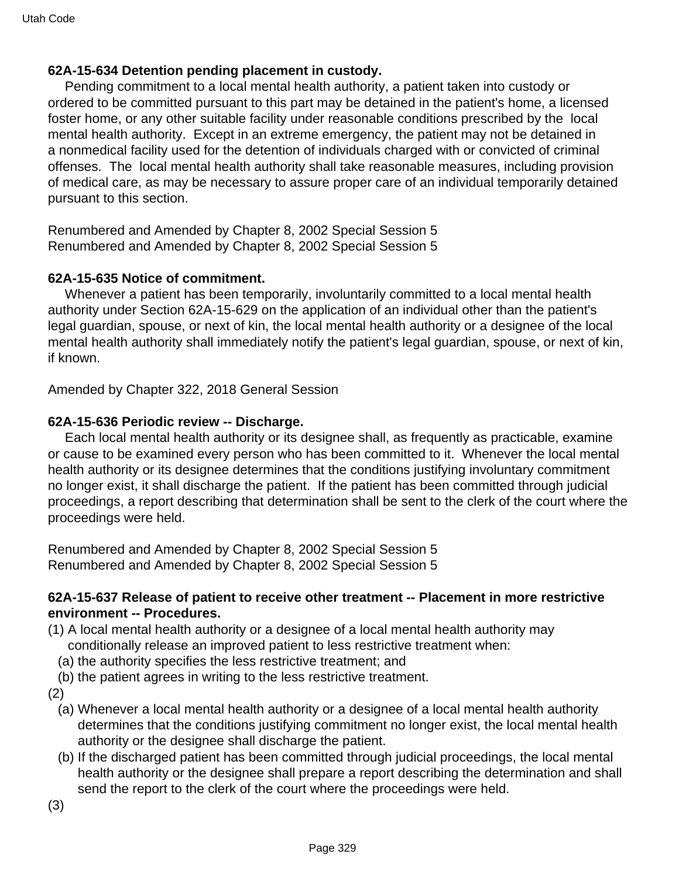**62A-15-634 Detention pending placement in custody.**

Pending commitment to a local mental health authority, a patient taken into custody or ordered to be committed pursuant to this part may be detained in the patient's home, a licensed foster home, or any other suitable facility under reasonable conditions prescribed by the local mental health authority. Except in an extreme emergency, the patient may not be detained in a nonmedical facility used for the detention of individuals charged with or convicted of criminal offenses. The local mental health authority shall take reasonable measures, including provision of medical care, as may be necessary to assure proper care of an individual temporarily detained pursuant to this section.

Renumbered and Amended by Chapter 8, 2002 Special Session 5
Renumbered and Amended by Chapter 8, 2002 Special Session 5

**62A-15-635 Notice of commitment.**

Whenever a patient has been temporarily, involuntarily committed to a local mental health authority under Section 62A-15-629 on the application of an individual other than the patient's legal guardian, spouse, or next of kin, the local mental health authority or a designee of the local mental health authority shall immediately notify the patient's legal guardian, spouse, or next of kin, if known.

Amended by Chapter 322, 2018 General Session

**62A-15-636 Periodic review -- Discharge.**

Each local mental health authority or its designee shall, as frequently as practicable, examine or cause to be examined every person who has been committed to it. Whenever the local mental health authority or its designee determines that the conditions justifying involuntary commitment no longer exist, it shall discharge the patient. If the patient has been committed through judicial proceedings, a report describing that determination shall be sent to the clerk of the court where the proceedings were held.

Renumbered and Amended by Chapter 8, 2002 Special Session 5
Renumbered and Amended by Chapter 8, 2002 Special Session 5

**62A-15-637 Release of patient to receive other treatment -- Placement in more restrictive environment -- Procedures.**

(1) A local mental health authority or a designee of a local mental health authority may conditionally release an improved patient to less restrictive treatment when:
  (a) the authority specifies the less restrictive treatment; and
  (b) the patient agrees in writing to the less restrictive treatment.

(2)
  (a) Whenever a local mental health authority or a designee of a local mental health authority determines that the conditions justifying commitment no longer exist, the local mental health authority or the designee shall discharge the patient.
  (b) If the discharged patient has been committed through judicial proceedings, the local mental health authority or the designee shall prepare a report describing the determination and shall send the report to the clerk of the court where the proceedings were held.

(3)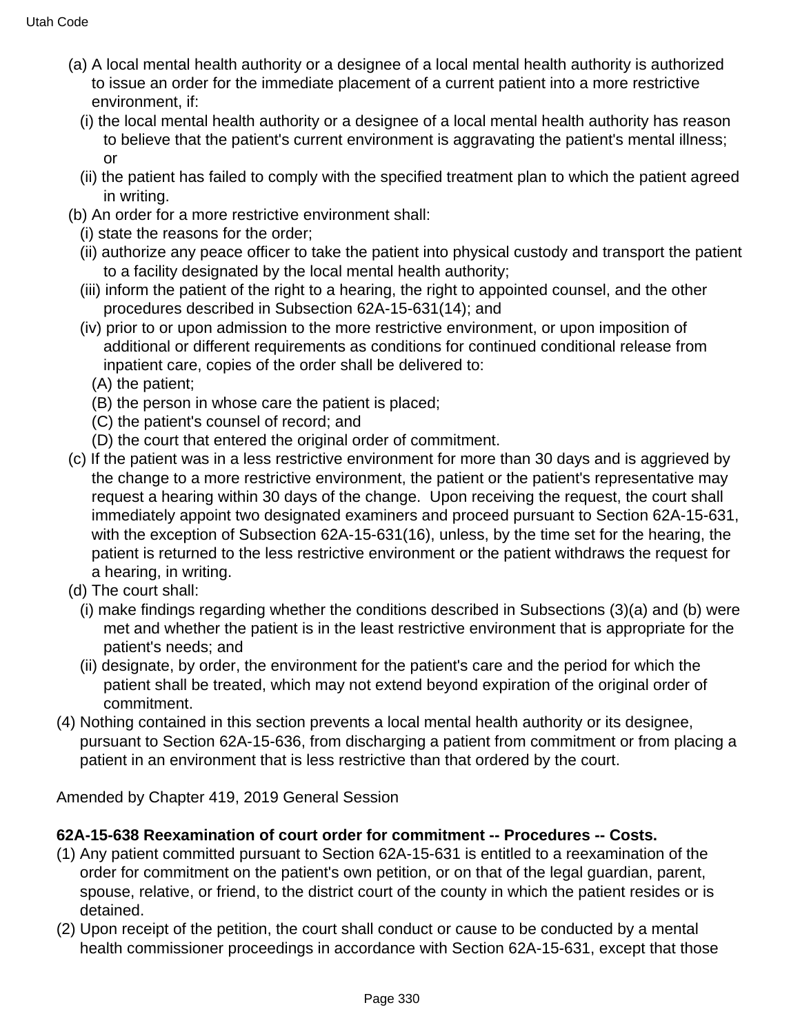(a) A local mental health authority or a designee of a local mental health authority is authorized to issue an order for the immediate placement of a current patient into a more restrictive environment, if:

(i) the local mental health authority or a designee of a local mental health authority has reason to believe that the patient's current environment is aggravating the patient's mental illness; or

(ii) the patient has failed to comply with the specified treatment plan to which the patient agreed in writing.

(b) An order for a more restrictive environment shall:

(i) state the reasons for the order;

(ii) authorize any peace officer to take the patient into physical custody and transport the patient to a facility designated by the local mental health authority;

(iii) inform the patient of the right to a hearing, the right to appointed counsel, and the other procedures described in Subsection 62A-15-631(14); and

(iv) prior to or upon admission to the more restrictive environment, or upon imposition of additional or different requirements as conditions for continued conditional release from inpatient care, copies of the order shall be delivered to:

(A) the patient;

(B) the person in whose care the patient is placed;

(C) the patient's counsel of record; and

(D) the court that entered the original order of commitment.

(c) If the patient was in a less restrictive environment for more than 30 days and is aggrieved by the change to a more restrictive environment, the patient or the patient's representative may request a hearing within 30 days of the change. Upon receiving the request, the court shall immediately appoint two designated examiners and proceed pursuant to Section 62A-15-631, with the exception of Subsection 62A-15-631(16), unless, by the time set for the hearing, the patient is returned to the less restrictive environment or the patient withdraws the request for a hearing, in writing.

(d) The court shall:

(i) make findings regarding whether the conditions described in Subsections (3)(a) and (b) were met and whether the patient is in the least restrictive environment that is appropriate for the patient's needs; and

(ii) designate, by order, the environment for the patient's care and the period for which the patient shall be treated, which may not extend beyond expiration of the original order of commitment.

(4) Nothing contained in this section prevents a local mental health authority or its designee, pursuant to Section 62A-15-636, from discharging a patient from commitment or from placing a patient in an environment that is less restrictive than that ordered by the court.

Amended by Chapter 419, 2019 General Session

**62A-15-638 Reexamination of court order for commitment -- Procedures -- Costs.**

(1) Any patient committed pursuant to Section 62A-15-631 is entitled to a reexamination of the order for commitment on the patient's own petition, or on that of the legal guardian, parent, spouse, relative, or friend, to the district court of the county in which the patient resides or is detained.

(2) Upon receipt of the petition, the court shall conduct or cause to be conducted by a mental health commissioner proceedings in accordance with Section 62A-15-631, except that those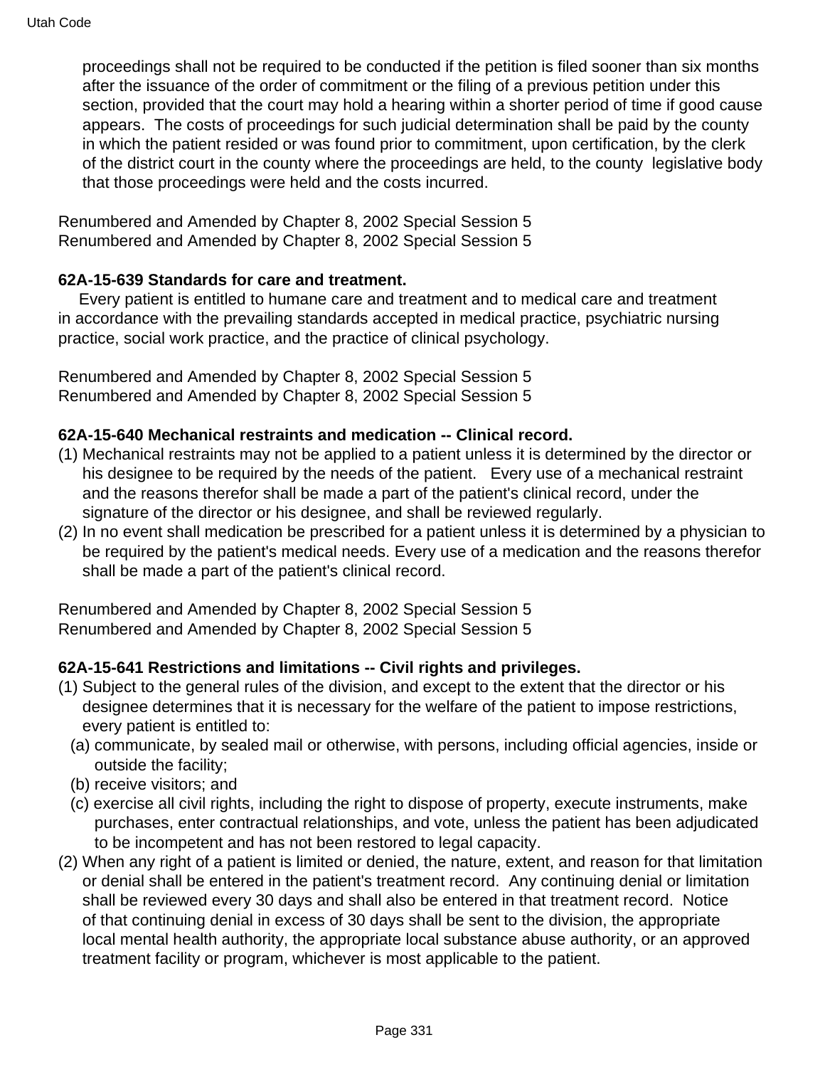proceedings shall not be required to be conducted if the petition is filed sooner than six months after the issuance of the order of commitment or the filing of a previous petition under this section, provided that the court may hold a hearing within a shorter period of time if good cause appears. The costs of proceedings for such judicial determination shall be paid by the county in which the patient resided or was found prior to commitment, upon certification, by the clerk of the district court in the county where the proceedings are held, to the county legislative body that those proceedings were held and the costs incurred.

Renumbered and Amended by Chapter 8, 2002 Special Session 5
Renumbered and Amended by Chapter 8, 2002 Special Session 5

**62A-15-639 Standards for care and treatment.**

Every patient is entitled to humane care and treatment and to medical care and treatment in accordance with the prevailing standards accepted in medical practice, psychiatric nursing practice, social work practice, and the practice of clinical psychology.

Renumbered and Amended by Chapter 8, 2002 Special Session 5
Renumbered and Amended by Chapter 8, 2002 Special Session 5

**62A-15-640 Mechanical restraints and medication -- Clinical record.**

(1) Mechanical restraints may not be applied to a patient unless it is determined by the director or his designee to be required by the needs of the patient. Every use of a mechanical restraint and the reasons therefor shall be made a part of the patient's clinical record, under the signature of the director or his designee, and shall be reviewed regularly.

(2) In no event shall medication be prescribed for a patient unless it is determined by a physician to be required by the patient's medical needs. Every use of a medication and the reasons therefor shall be made a part of the patient's clinical record.

Renumbered and Amended by Chapter 8, 2002 Special Session 5
Renumbered and Amended by Chapter 8, 2002 Special Session 5

**62A-15-641 Restrictions and limitations -- Civil rights and privileges.**

(1) Subject to the general rules of the division, and except to the extent that the director or his designee determines that it is necessary for the welfare of the patient to impose restrictions, every patient is entitled to:

  (a) communicate, by sealed mail or otherwise, with persons, including official agencies, inside or outside the facility;

  (b) receive visitors; and

  (c) exercise all civil rights, including the right to dispose of property, execute instruments, make purchases, enter contractual relationships, and vote, unless the patient has been adjudicated to be incompetent and has not been restored to legal capacity.

(2) When any right of a patient is limited or denied, the nature, extent, and reason for that limitation or denial shall be entered in the patient's treatment record. Any continuing denial or limitation shall be reviewed every 30 days and shall also be entered in that treatment record. Notice of that continuing denial in excess of 30 days shall be sent to the division, the appropriate local mental health authority, the appropriate local substance abuse authority, or an approved treatment facility or program, whichever is most applicable to the patient.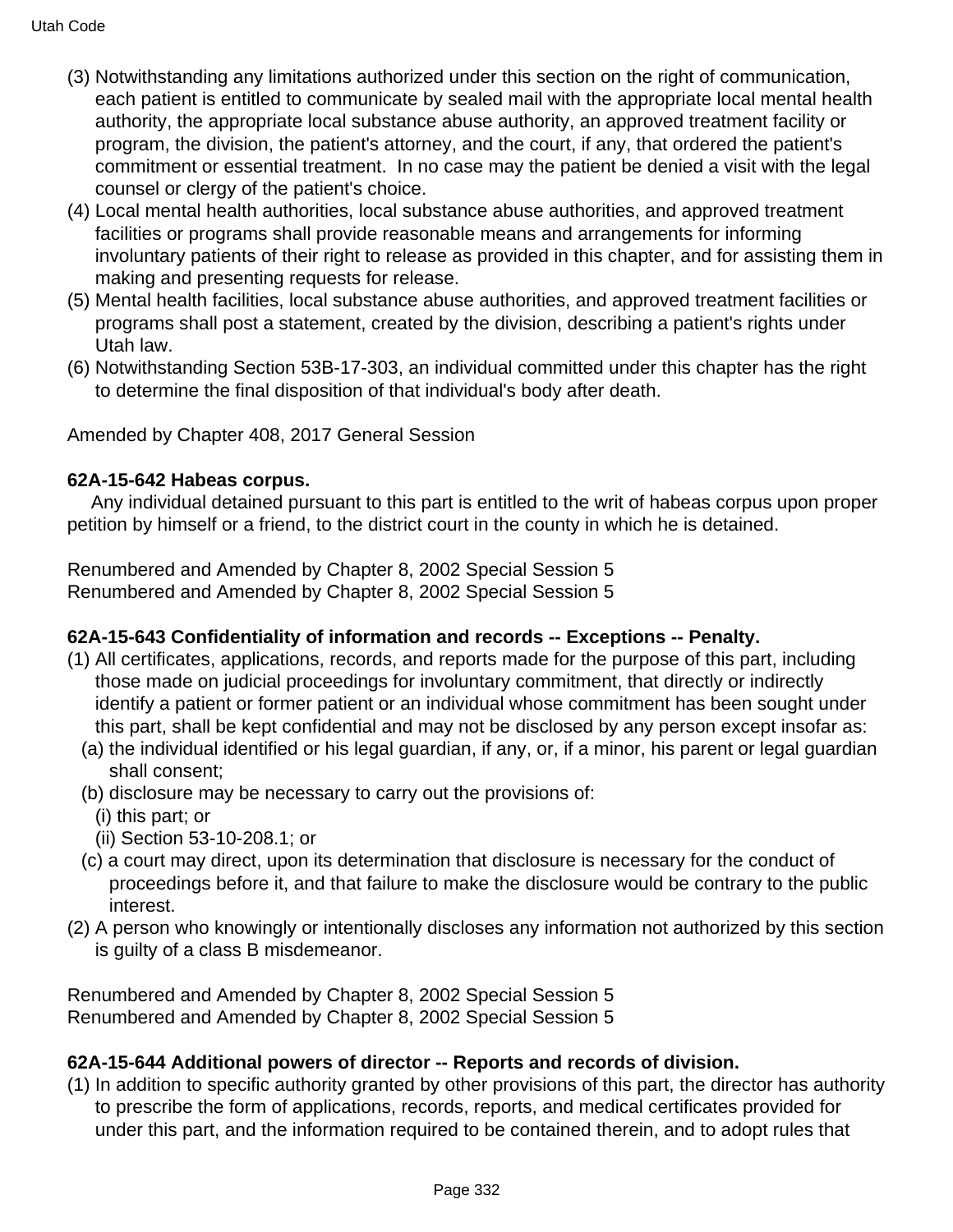(3) Notwithstanding any limitations authorized under this section on the right of communication, each patient is entitled to communicate by sealed mail with the appropriate local mental health authority, the appropriate local substance abuse authority, an approved treatment facility or program, the division, the patient's attorney, and the court, if any, that ordered the patient's commitment or essential treatment. In no case may the patient be denied a visit with the legal counsel or clergy of the patient's choice.

(4) Local mental health authorities, local substance abuse authorities, and approved treatment facilities or programs shall provide reasonable means and arrangements for informing involuntary patients of their right to release as provided in this chapter, and for assisting them in making and presenting requests for release.

(5) Mental health facilities, local substance abuse authorities, and approved treatment facilities or programs shall post a statement, created by the division, describing a patient's rights under Utah law.

(6) Notwithstanding Section 53B-17-303, an individual committed under this chapter has the right to determine the final disposition of that individual's body after death.

Amended by Chapter 408, 2017 General Session

**62A-15-642 Habeas corpus.**

Any individual detained pursuant to this part is entitled to the writ of habeas corpus upon proper petition by himself or a friend, to the district court in the county in which he is detained.

Renumbered and Amended by Chapter 8, 2002 Special Session 5
Renumbered and Amended by Chapter 8, 2002 Special Session 5

**62A-15-643 Confidentiality of information and records -- Exceptions -- Penalty.**

(1) All certificates, applications, records, and reports made for the purpose of this part, including those made on judicial proceedings for involuntary commitment, that directly or indirectly identify a patient or former patient or an individual whose commitment has been sought under this part, shall be kept confidential and may not be disclosed by any person except insofar as:
  (a) the individual identified or his legal guardian, if any, or, if a minor, his parent or legal guardian shall consent;
  (b) disclosure may be necessary to carry out the provisions of:
    (i) this part; or
    (ii) Section 53-10-208.1; or
  (c) a court may direct, upon its determination that disclosure is necessary for the conduct of proceedings before it, and that failure to make the disclosure would be contrary to the public interest.

(2) A person who knowingly or intentionally discloses any information not authorized by this section is guilty of a class B misdemeanor.

Renumbered and Amended by Chapter 8, 2002 Special Session 5
Renumbered and Amended by Chapter 8, 2002 Special Session 5

**62A-15-644 Additional powers of director -- Reports and records of division.**

(1) In addition to specific authority granted by other provisions of this part, the director has authority to prescribe the form of applications, records, reports, and medical certificates provided for under this part, and the information required to be contained therein, and to adopt rules that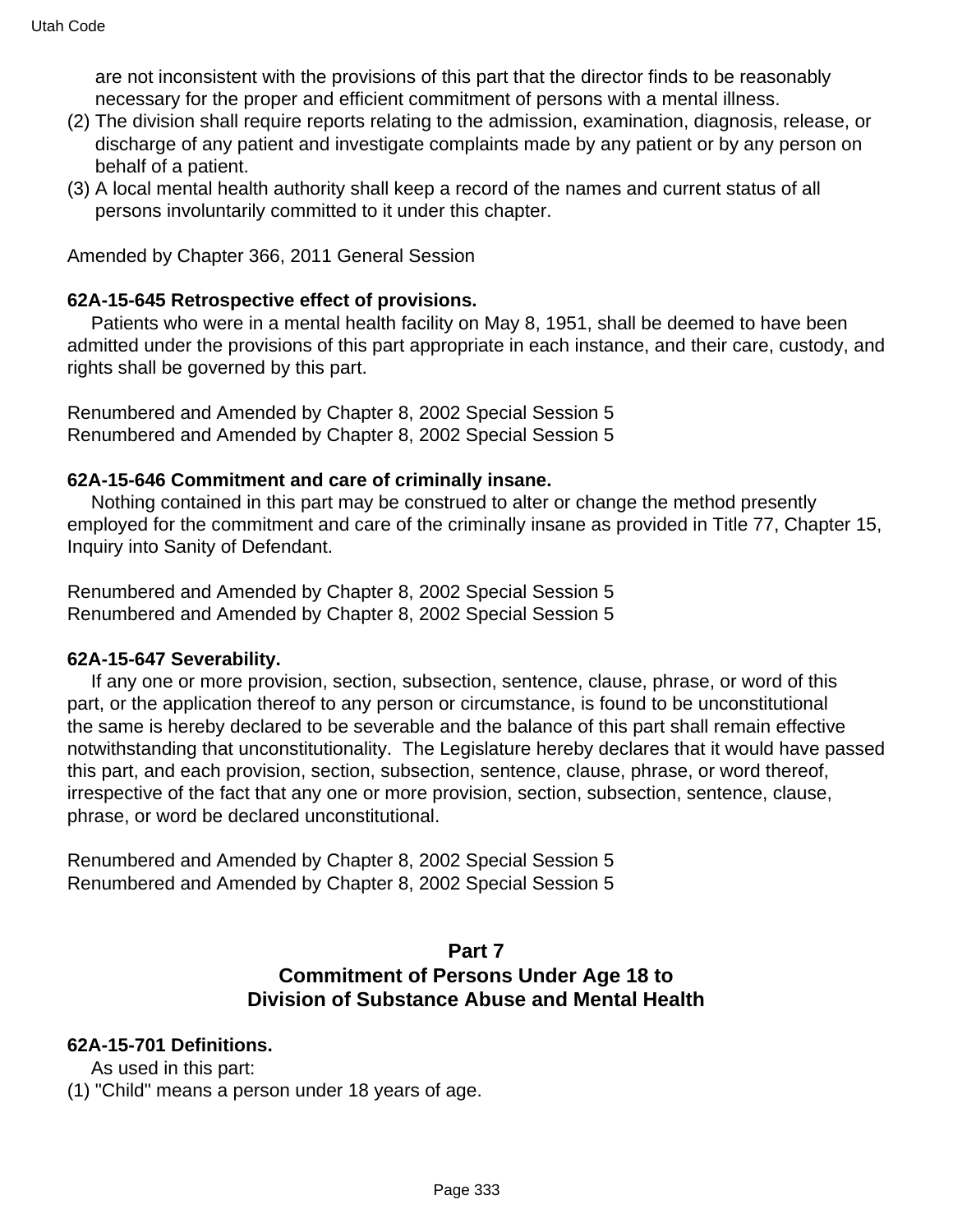are not inconsistent with the provisions of this part that the director finds to be reasonably necessary for the proper and efficient commitment of persons with a mental illness.

(2) The division shall require reports relating to the admission, examination, diagnosis, release, or discharge of any patient and investigate complaints made by any patient or by any person on behalf of a patient.

(3) A local mental health authority shall keep a record of the names and current status of all persons involuntarily committed to it under this chapter.

Amended by Chapter 366, 2011 General Session

**62A-15-645 Retrospective effect of provisions.**

Patients who were in a mental health facility on May 8, 1951, shall be deemed to have been admitted under the provisions of this part appropriate in each instance, and their care, custody, and rights shall be governed by this part.

Renumbered and Amended by Chapter 8, 2002 Special Session 5
Renumbered and Amended by Chapter 8, 2002 Special Session 5

**62A-15-646 Commitment and care of criminally insane.**

Nothing contained in this part may be construed to alter or change the method presently employed for the commitment and care of the criminally insane as provided in Title 77, Chapter 15, Inquiry into Sanity of Defendant.

Renumbered and Amended by Chapter 8, 2002 Special Session 5
Renumbered and Amended by Chapter 8, 2002 Special Session 5

**62A-15-647 Severability.**

If any one or more provision, section, subsection, sentence, clause, phrase, or word of this part, or the application thereof to any person or circumstance, is found to be unconstitutional the same is hereby declared to be severable and the balance of this part shall remain effective notwithstanding that unconstitutionality. The Legislature hereby declares that it would have passed this part, and each provision, section, subsection, sentence, clause, phrase, or word thereof, irrespective of the fact that any one or more provision, section, subsection, sentence, clause, phrase, or word be declared unconstitutional.

Renumbered and Amended by Chapter 8, 2002 Special Session 5
Renumbered and Amended by Chapter 8, 2002 Special Session 5

## Part 7
## Commitment of Persons Under Age 18 to Division of Substance Abuse and Mental Health

**62A-15-701 Definitions.**

As used in this part:

(1) "Child" means a person under 18 years of age.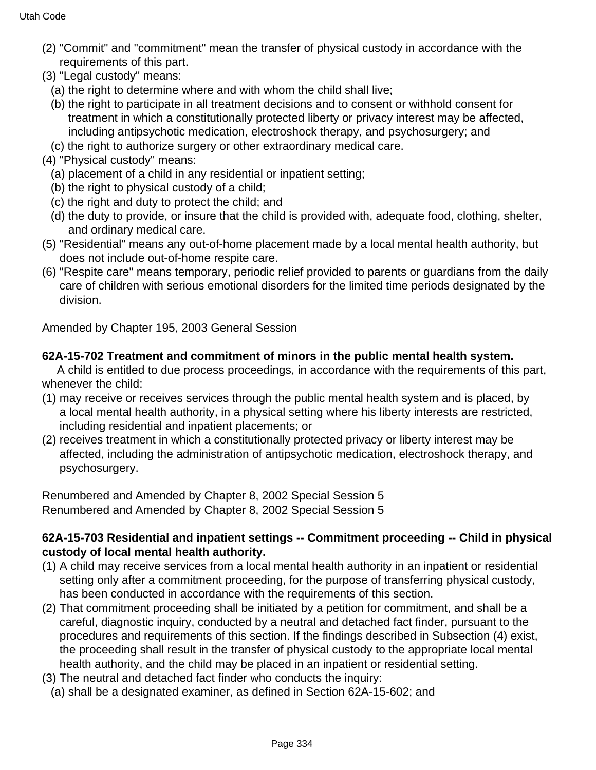(2) "Commit" and "commitment" mean the transfer of physical custody in accordance with the requirements of this part.

(3) "Legal custody" means:

(a) the right to determine where and with whom the child shall live;

(b) the right to participate in all treatment decisions and to consent or withhold consent for treatment in which a constitutionally protected liberty or privacy interest may be affected, including antipsychotic medication, electroshock therapy, and psychosurgery; and

(c) the right to authorize surgery or other extraordinary medical care.

(4) "Physical custody" means:

(a) placement of a child in any residential or inpatient setting;

(b) the right to physical custody of a child;

(c) the right and duty to protect the child; and

(d) the duty to provide, or insure that the child is provided with, adequate food, clothing, shelter, and ordinary medical care.

(5) "Residential" means any out-of-home placement made by a local mental health authority, but does not include out-of-home respite care.

(6) "Respite care" means temporary, periodic relief provided to parents or guardians from the daily care of children with serious emotional disorders for the limited time periods designated by the division.

Amended by Chapter 195, 2003 General Session

**62A-15-702 Treatment and commitment of minors in the public mental health system.**

A child is entitled to due process proceedings, in accordance with the requirements of this part, whenever the child:

(1) may receive or receives services through the public mental health system and is placed, by a local mental health authority, in a physical setting where his liberty interests are restricted, including residential and inpatient placements; or

(2) receives treatment in which a constitutionally protected privacy or liberty interest may be affected, including the administration of antipsychotic medication, electroshock therapy, and psychosurgery.

Renumbered and Amended by Chapter 8, 2002 Special Session 5
Renumbered and Amended by Chapter 8, 2002 Special Session 5

**62A-15-703 Residential and inpatient settings -- Commitment proceeding -- Child in physical custody of local mental health authority.**

(1) A child may receive services from a local mental health authority in an inpatient or residential setting only after a commitment proceeding, for the purpose of transferring physical custody, has been conducted in accordance with the requirements of this section.

(2) That commitment proceeding shall be initiated by a petition for commitment, and shall be a careful, diagnostic inquiry, conducted by a neutral and detached fact finder, pursuant to the procedures and requirements of this section. If the findings described in Subsection (4) exist, the proceeding shall result in the transfer of physical custody to the appropriate local mental health authority, and the child may be placed in an inpatient or residential setting.

(3) The neutral and detached fact finder who conducts the inquiry:

(a) shall be a designated examiner, as defined in Section 62A-15-602; and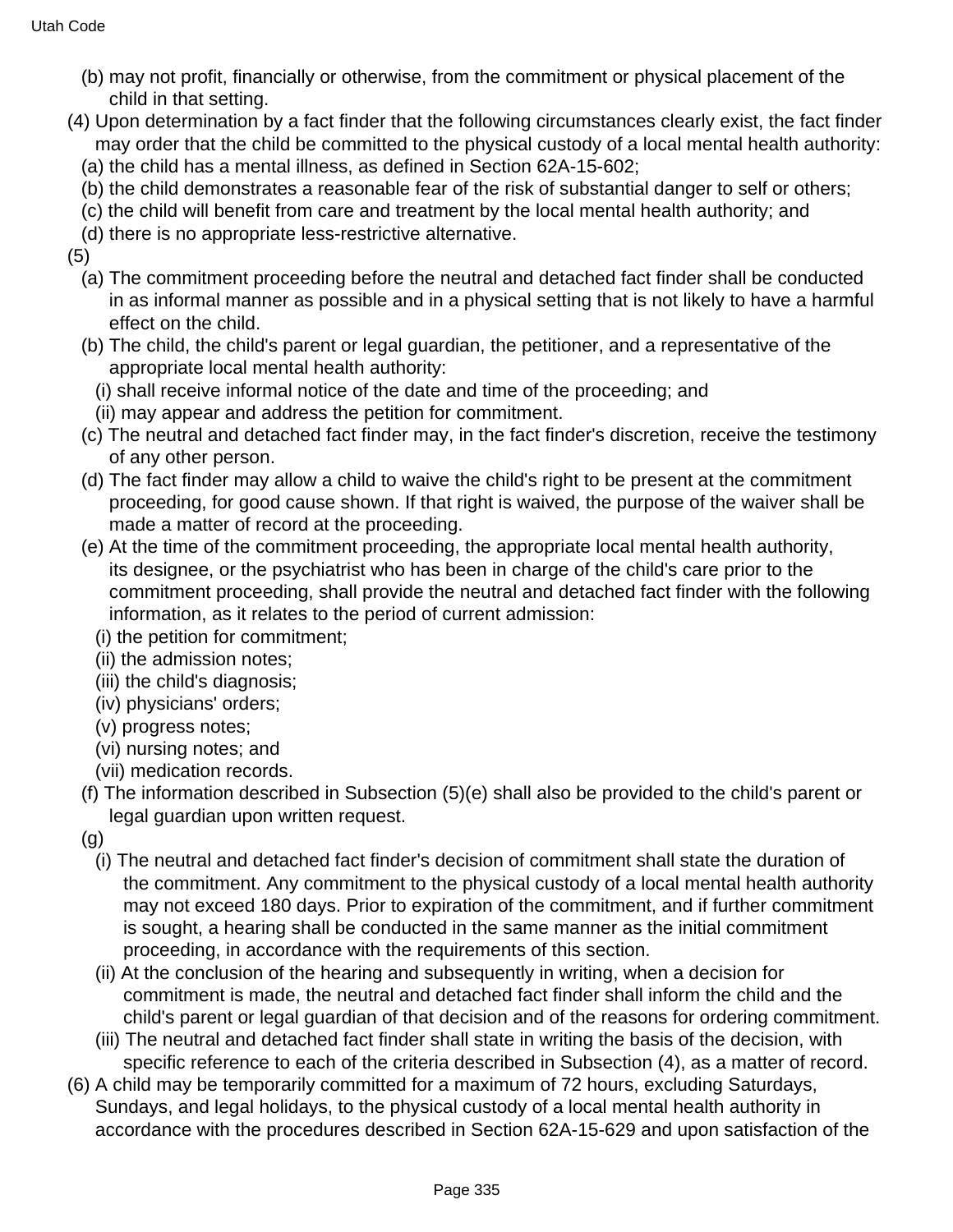(b) may not profit, financially or otherwise, from the commitment or physical placement of the child in that setting.

(4) Upon determination by a fact finder that the following circumstances clearly exist, the fact finder may order that the child be committed to the physical custody of a local mental health authority:

(a) the child has a mental illness, as defined in Section 62A-15-602;

(b) the child demonstrates a reasonable fear of the risk of substantial danger to self or others;

(c) the child will benefit from care and treatment by the local mental health authority; and

(d) there is no appropriate less-restrictive alternative.

(5)

(a) The commitment proceeding before the neutral and detached fact finder shall be conducted in as informal manner as possible and in a physical setting that is not likely to have a harmful effect on the child.

(b) The child, the child's parent or legal guardian, the petitioner, and a representative of the appropriate local mental health authority:

(i) shall receive informal notice of the date and time of the proceeding; and

(ii) may appear and address the petition for commitment.

(c) The neutral and detached fact finder may, in the fact finder's discretion, receive the testimony of any other person.

(d) The fact finder may allow a child to waive the child's right to be present at the commitment proceeding, for good cause shown. If that right is waived, the purpose of the waiver shall be made a matter of record at the proceeding.

(e) At the time of the commitment proceeding, the appropriate local mental health authority, its designee, or the psychiatrist who has been in charge of the child's care prior to the commitment proceeding, shall provide the neutral and detached fact finder with the following information, as it relates to the period of current admission:

(i) the petition for commitment;

(ii) the admission notes;

(iii) the child's diagnosis;

(iv) physicians' orders;

(v) progress notes;

(vi) nursing notes; and

(vii) medication records.

(f) The information described in Subsection (5)(e) shall also be provided to the child's parent or legal guardian upon written request.

(g)

(i) The neutral and detached fact finder's decision of commitment shall state the duration of the commitment. Any commitment to the physical custody of a local mental health authority may not exceed 180 days. Prior to expiration of the commitment, and if further commitment is sought, a hearing shall be conducted in the same manner as the initial commitment proceeding, in accordance with the requirements of this section.

(ii) At the conclusion of the hearing and subsequently in writing, when a decision for commitment is made, the neutral and detached fact finder shall inform the child and the child's parent or legal guardian of that decision and of the reasons for ordering commitment.

(iii) The neutral and detached fact finder shall state in writing the basis of the decision, with specific reference to each of the criteria described in Subsection (4), as a matter of record.

(6) A child may be temporarily committed for a maximum of 72 hours, excluding Saturdays, Sundays, and legal holidays, to the physical custody of a local mental health authority in accordance with the procedures described in Section 62A-15-629 and upon satisfaction of the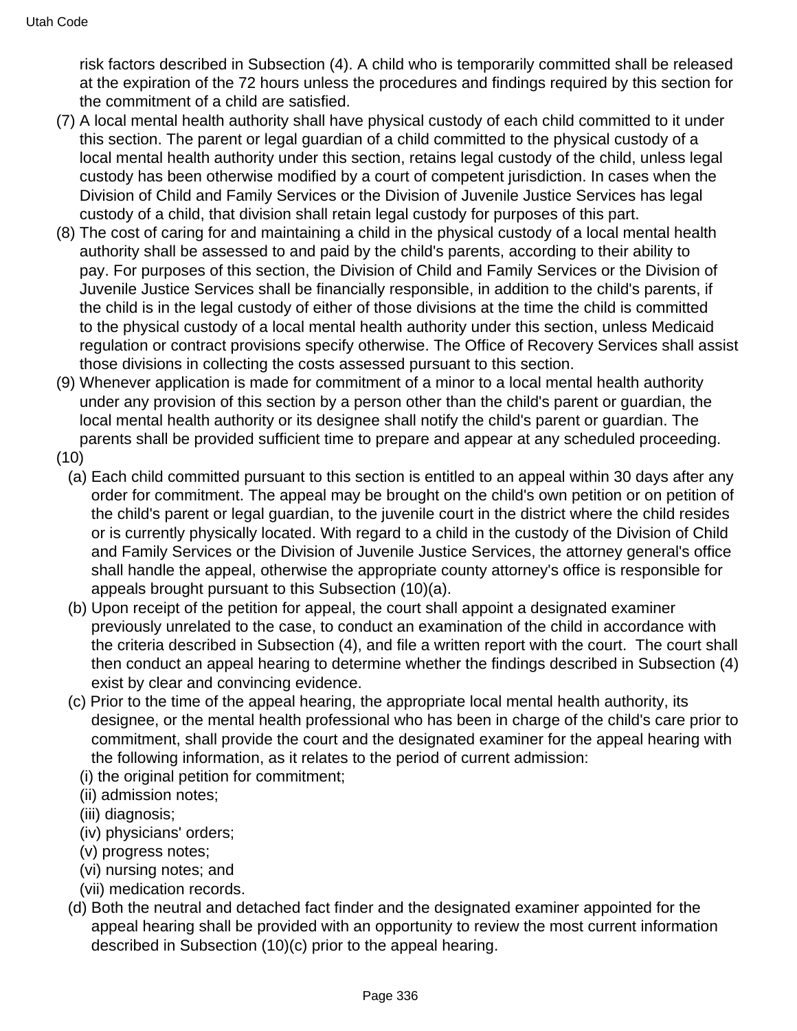risk factors described in Subsection (4). A child who is temporarily committed shall be released at the expiration of the 72 hours unless the procedures and findings required by this section for the commitment of a child are satisfied.

(7) A local mental health authority shall have physical custody of each child committed to it under this section. The parent or legal guardian of a child committed to the physical custody of a local mental health authority under this section, retains legal custody of the child, unless legal custody has been otherwise modified by a court of competent jurisdiction. In cases when the Division of Child and Family Services or the Division of Juvenile Justice Services has legal custody of a child, that division shall retain legal custody for purposes of this part.

(8) The cost of caring for and maintaining a child in the physical custody of a local mental health authority shall be assessed to and paid by the child's parents, according to their ability to pay. For purposes of this section, the Division of Child and Family Services or the Division of Juvenile Justice Services shall be financially responsible, in addition to the child's parents, if the child is in the legal custody of either of those divisions at the time the child is committed to the physical custody of a local mental health authority under this section, unless Medicaid regulation or contract provisions specify otherwise. The Office of Recovery Services shall assist those divisions in collecting the costs assessed pursuant to this section.

(9) Whenever application is made for commitment of a minor to a local mental health authority under any provision of this section by a person other than the child's parent or guardian, the local mental health authority or its designee shall notify the child's parent or guardian. The parents shall be provided sufficient time to prepare and appear at any scheduled proceeding.

(10)

(a) Each child committed pursuant to this section is entitled to an appeal within 30 days after any order for commitment. The appeal may be brought on the child's own petition or on petition of the child's parent or legal guardian, to the juvenile court in the district where the child resides or is currently physically located. With regard to a child in the custody of the Division of Child and Family Services or the Division of Juvenile Justice Services, the attorney general's office shall handle the appeal, otherwise the appropriate county attorney's office is responsible for appeals brought pursuant to this Subsection (10)(a).

(b) Upon receipt of the petition for appeal, the court shall appoint a designated examiner previously unrelated to the case, to conduct an examination of the child in accordance with the criteria described in Subsection (4), and file a written report with the court. The court shall then conduct an appeal hearing to determine whether the findings described in Subsection (4) exist by clear and convincing evidence.

(c) Prior to the time of the appeal hearing, the appropriate local mental health authority, its designee, or the mental health professional who has been in charge of the child's care prior to commitment, shall provide the court and the designated examiner for the appeal hearing with the following information, as it relates to the period of current admission:

(i) the original petition for commitment;

(ii) admission notes;

(iii) diagnosis;

(iv) physicians' orders;

(v) progress notes;

(vi) nursing notes; and

(vii) medication records.

(d) Both the neutral and detached fact finder and the designated examiner appointed for the appeal hearing shall be provided with an opportunity to review the most current information described in Subsection (10)(c) prior to the appeal hearing.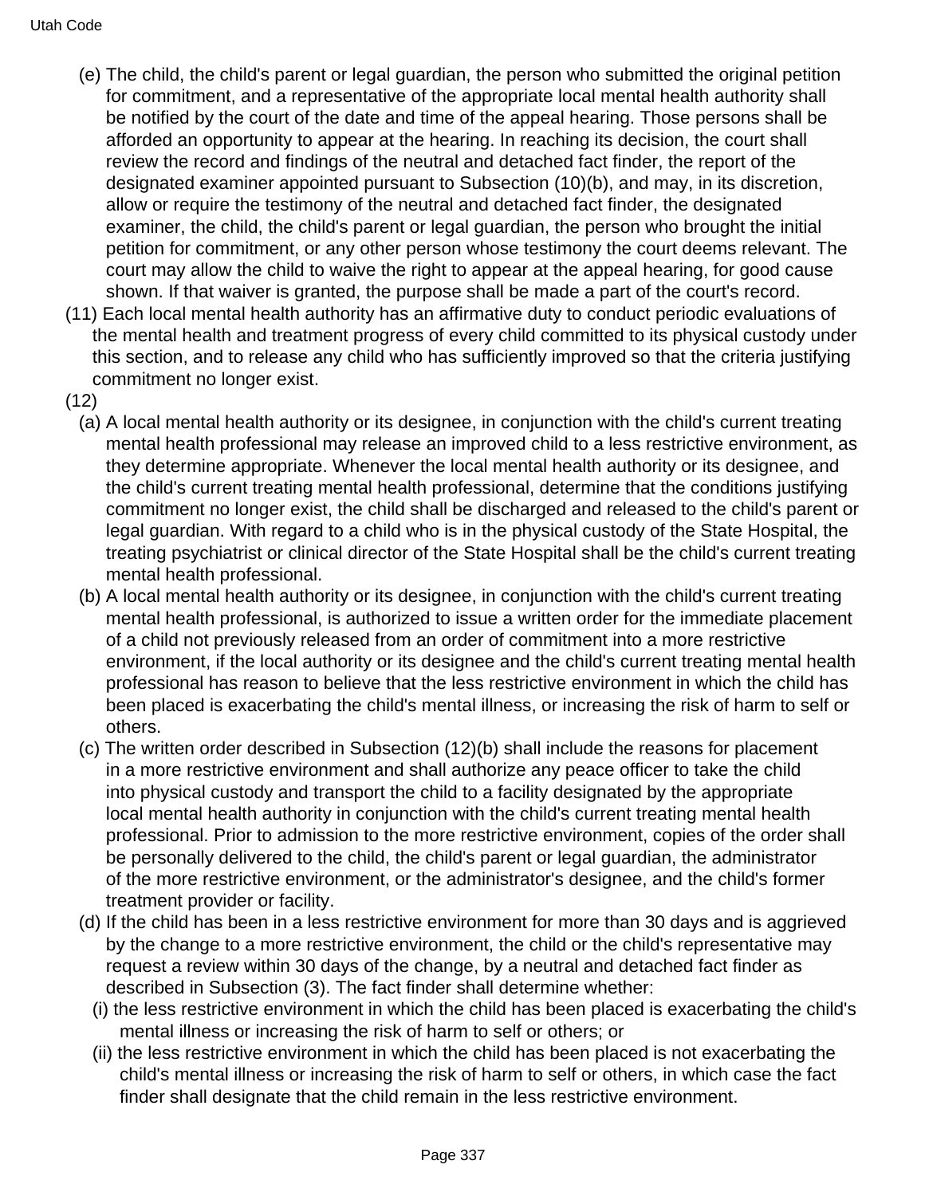(e) The child, the child's parent or legal guardian, the person who submitted the original petition for commitment, and a representative of the appropriate local mental health authority shall be notified by the court of the date and time of the appeal hearing. Those persons shall be afforded an opportunity to appear at the hearing. In reaching its decision, the court shall review the record and findings of the neutral and detached fact finder, the report of the designated examiner appointed pursuant to Subsection (10)(b), and may, in its discretion, allow or require the testimony of the neutral and detached fact finder, the designated examiner, the child, the child's parent or legal guardian, the person who brought the initial petition for commitment, or any other person whose testimony the court deems relevant. The court may allow the child to waive the right to appear at the appeal hearing, for good cause shown. If that waiver is granted, the purpose shall be made a part of the court's record.

(11) Each local mental health authority has an affirmative duty to conduct periodic evaluations of the mental health and treatment progress of every child committed to its physical custody under this section, and to release any child who has sufficiently improved so that the criteria justifying commitment no longer exist.

(12)

(a) A local mental health authority or its designee, in conjunction with the child's current treating mental health professional may release an improved child to a less restrictive environment, as they determine appropriate. Whenever the local mental health authority or its designee, and the child's current treating mental health professional, determine that the conditions justifying commitment no longer exist, the child shall be discharged and released to the child's parent or legal guardian. With regard to a child who is in the physical custody of the State Hospital, the treating psychiatrist or clinical director of the State Hospital shall be the child's current treating mental health professional.

(b) A local mental health authority or its designee, in conjunction with the child's current treating mental health professional, is authorized to issue a written order for the immediate placement of a child not previously released from an order of commitment into a more restrictive environment, if the local authority or its designee and the child's current treating mental health professional has reason to believe that the less restrictive environment in which the child has been placed is exacerbating the child's mental illness, or increasing the risk of harm to self or others.

(c) The written order described in Subsection (12)(b) shall include the reasons for placement in a more restrictive environment and shall authorize any peace officer to take the child into physical custody and transport the child to a facility designated by the appropriate local mental health authority in conjunction with the child's current treating mental health professional. Prior to admission to the more restrictive environment, copies of the order shall be personally delivered to the child, the child's parent or legal guardian, the administrator of the more restrictive environment, or the administrator's designee, and the child's former treatment provider or facility.

(d) If the child has been in a less restrictive environment for more than 30 days and is aggrieved by the change to a more restrictive environment, the child or the child's representative may request a review within 30 days of the change, by a neutral and detached fact finder as described in Subsection (3). The fact finder shall determine whether:

(i) the less restrictive environment in which the child has been placed is exacerbating the child's mental illness or increasing the risk of harm to self or others; or

(ii) the less restrictive environment in which the child has been placed is not exacerbating the child's mental illness or increasing the risk of harm to self or others, in which case the fact finder shall designate that the child remain in the less restrictive environment.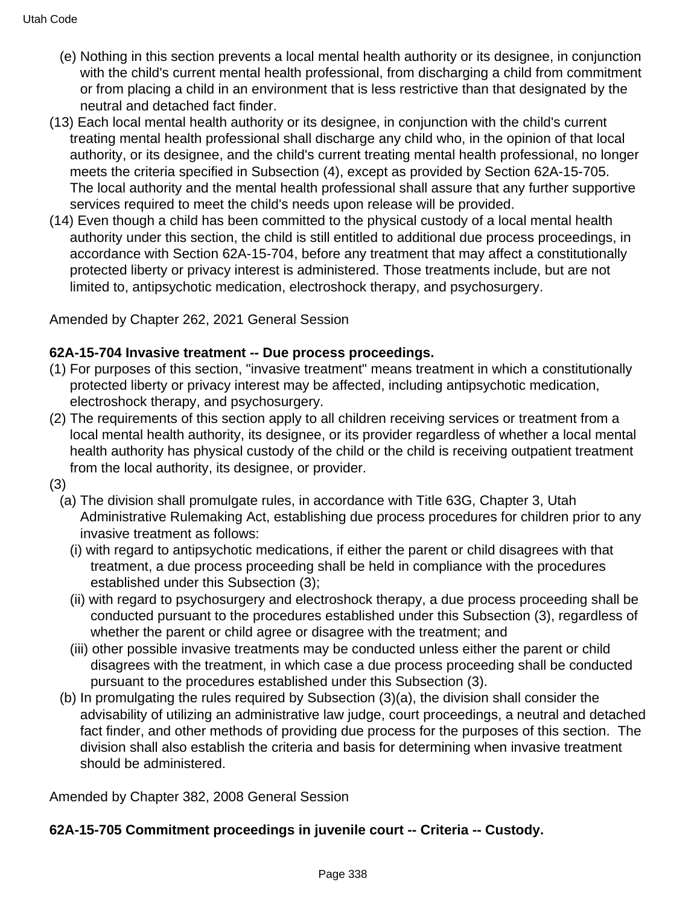(e) Nothing in this section prevents a local mental health authority or its designee, in conjunction with the child's current mental health professional, from discharging a child from commitment or from placing a child in an environment that is less restrictive than that designated by the neutral and detached fact finder.

(13) Each local mental health authority or its designee, in conjunction with the child's current treating mental health professional shall discharge any child who, in the opinion of that local authority, or its designee, and the child's current treating mental health professional, no longer meets the criteria specified in Subsection (4), except as provided by Section 62A-15-705. The local authority and the mental health professional shall assure that any further supportive services required to meet the child's needs upon release will be provided.

(14) Even though a child has been committed to the physical custody of a local mental health authority under this section, the child is still entitled to additional due process proceedings, in accordance with Section 62A-15-704, before any treatment that may affect a constitutionally protected liberty or privacy interest is administered. Those treatments include, but are not limited to, antipsychotic medication, electroshock therapy, and psychosurgery.

Amended by Chapter 262, 2021 General Session

**62A-15-704 Invasive treatment -- Due process proceedings.**

(1) For purposes of this section, "invasive treatment" means treatment in which a constitutionally protected liberty or privacy interest may be affected, including antipsychotic medication, electroshock therapy, and psychosurgery.

(2) The requirements of this section apply to all children receiving services or treatment from a local mental health authority, its designee, or its provider regardless of whether a local mental health authority has physical custody of the child or the child is receiving outpatient treatment from the local authority, its designee, or provider.

(3)

(a) The division shall promulgate rules, in accordance with Title 63G, Chapter 3, Utah Administrative Rulemaking Act, establishing due process procedures for children prior to any invasive treatment as follows:

(i) with regard to antipsychotic medications, if either the parent or child disagrees with that treatment, a due process proceeding shall be held in compliance with the procedures established under this Subsection (3);

(ii) with regard to psychosurgery and electroshock therapy, a due process proceeding shall be conducted pursuant to the procedures established under this Subsection (3), regardless of whether the parent or child agree or disagree with the treatment; and

(iii) other possible invasive treatments may be conducted unless either the parent or child disagrees with the treatment, in which case a due process proceeding shall be conducted pursuant to the procedures established under this Subsection (3).

(b) In promulgating the rules required by Subsection (3)(a), the division shall consider the advisability of utilizing an administrative law judge, court proceedings, a neutral and detached fact finder, and other methods of providing due process for the purposes of this section. The division shall also establish the criteria and basis for determining when invasive treatment should be administered.

Amended by Chapter 382, 2008 General Session

**62A-15-705 Commitment proceedings in juvenile court -- Criteria -- Custody.**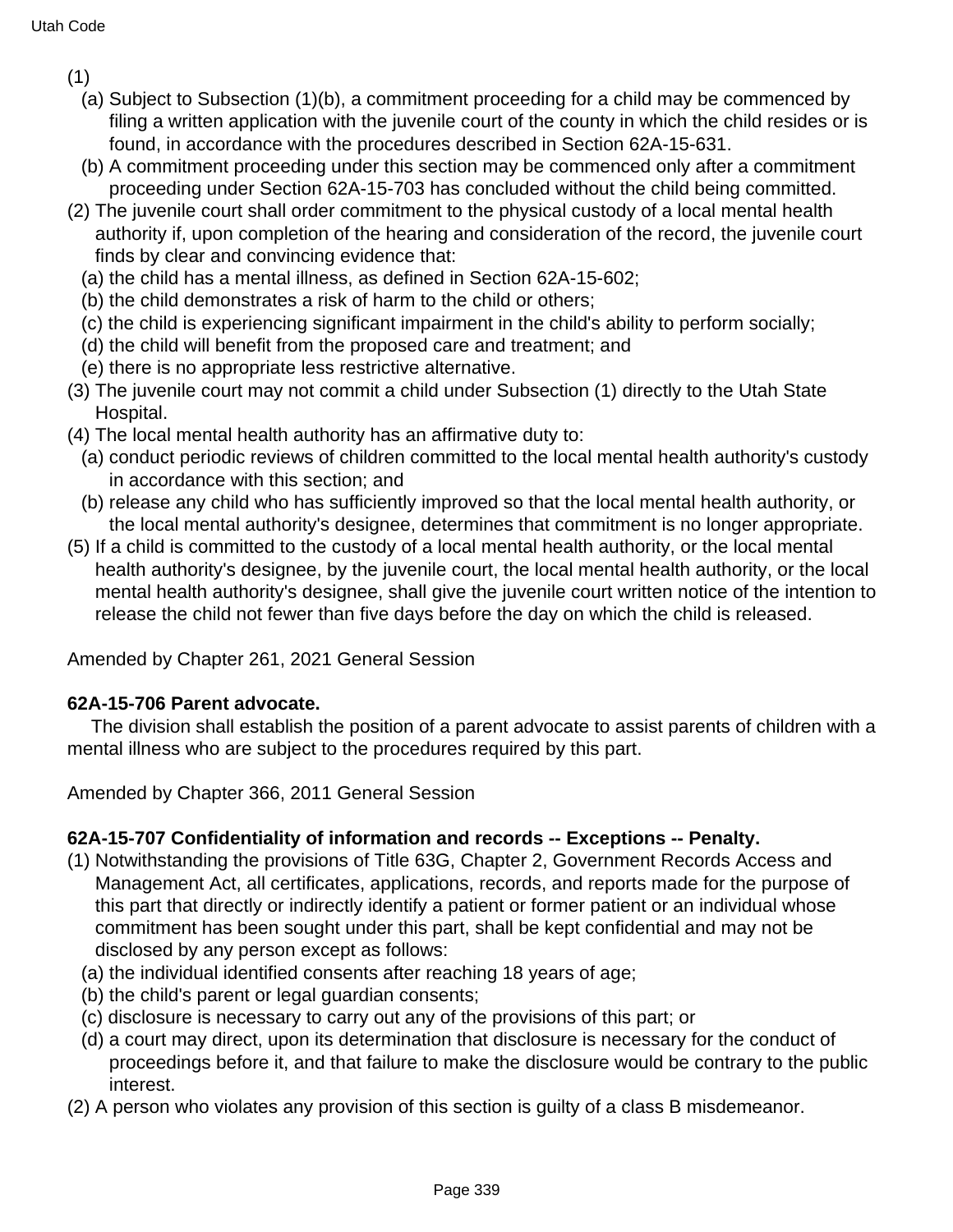(1)

(a) Subject to Subsection (1)(b), a commitment proceeding for a child may be commenced by filing a written application with the juvenile court of the county in which the child resides or is found, in accordance with the procedures described in Section 62A-15-631.

(b) A commitment proceeding under this section may be commenced only after a commitment proceeding under Section 62A-15-703 has concluded without the child being committed.

(2) The juvenile court shall order commitment to the physical custody of a local mental health authority if, upon completion of the hearing and consideration of the record, the juvenile court finds by clear and convincing evidence that:

(a) the child has a mental illness, as defined in Section 62A-15-602;

(b) the child demonstrates a risk of harm to the child or others;

(c) the child is experiencing significant impairment in the child's ability to perform socially;

(d) the child will benefit from the proposed care and treatment; and

(e) there is no appropriate less restrictive alternative.

(3) The juvenile court may not commit a child under Subsection (1) directly to the Utah State Hospital.

(4) The local mental health authority has an affirmative duty to:

(a) conduct periodic reviews of children committed to the local mental health authority's custody in accordance with this section; and

(b) release any child who has sufficiently improved so that the local mental health authority, or the local mental authority's designee, determines that commitment is no longer appropriate.

(5) If a child is committed to the custody of a local mental health authority, or the local mental health authority's designee, by the juvenile court, the local mental health authority, or the local mental health authority's designee, shall give the juvenile court written notice of the intention to release the child not fewer than five days before the day on which the child is released.

Amended by Chapter 261, 2021 General Session

**62A-15-706 Parent advocate.**

The division shall establish the position of a parent advocate to assist parents of children with a mental illness who are subject to the procedures required by this part.

Amended by Chapter 366, 2011 General Session

**62A-15-707 Confidentiality of information and records -- Exceptions -- Penalty.**

(1) Notwithstanding the provisions of Title 63G, Chapter 2, Government Records Access and Management Act, all certificates, applications, records, and reports made for the purpose of this part that directly or indirectly identify a patient or former patient or an individual whose commitment has been sought under this part, shall be kept confidential and may not be disclosed by any person except as follows:

(a) the individual identified consents after reaching 18 years of age;

(b) the child's parent or legal guardian consents;

(c) disclosure is necessary to carry out any of the provisions of this part; or

(d) a court may direct, upon its determination that disclosure is necessary for the conduct of proceedings before it, and that failure to make the disclosure would be contrary to the public interest.

(2) A person who violates any provision of this section is guilty of a class B misdemeanor.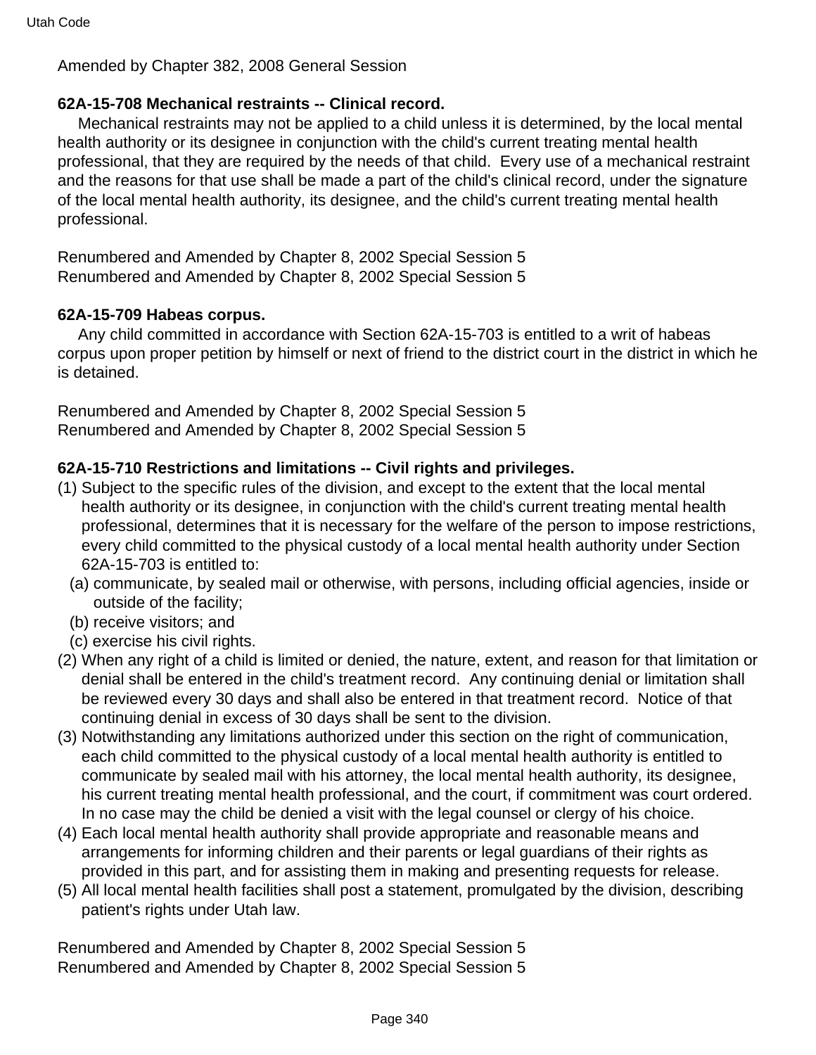Amended by Chapter 382, 2008 General Session

**62A-15-708 Mechanical restraints -- Clinical record.**

Mechanical restraints may not be applied to a child unless it is determined, by the local mental health authority or its designee in conjunction with the child's current treating mental health professional, that they are required by the needs of that child. Every use of a mechanical restraint and the reasons for that use shall be made a part of the child's clinical record, under the signature of the local mental health authority, its designee, and the child's current treating mental health professional.

Renumbered and Amended by Chapter 8, 2002 Special Session 5
Renumbered and Amended by Chapter 8, 2002 Special Session 5

**62A-15-709 Habeas corpus.**

Any child committed in accordance with Section 62A-15-703 is entitled to a writ of habeas corpus upon proper petition by himself or next of friend to the district court in the district in which he is detained.

Renumbered and Amended by Chapter 8, 2002 Special Session 5
Renumbered and Amended by Chapter 8, 2002 Special Session 5

**62A-15-710 Restrictions and limitations -- Civil rights and privileges.**

(1) Subject to the specific rules of the division, and except to the extent that the local mental health authority or its designee, in conjunction with the child's current treating mental health professional, determines that it is necessary for the welfare of the person to impose restrictions, every child committed to the physical custody of a local mental health authority under Section 62A-15-703 is entitled to:
  (a) communicate, by sealed mail or otherwise, with persons, including official agencies, inside or outside of the facility;
  (b) receive visitors; and
  (c) exercise his civil rights.

(2) When any right of a child is limited or denied, the nature, extent, and reason for that limitation or denial shall be entered in the child's treatment record. Any continuing denial or limitation shall be reviewed every 30 days and shall also be entered in that treatment record. Notice of that continuing denial in excess of 30 days shall be sent to the division.

(3) Notwithstanding any limitations authorized under this section on the right of communication, each child committed to the physical custody of a local mental health authority is entitled to communicate by sealed mail with his attorney, the local mental health authority, its designee, his current treating mental health professional, and the court, if commitment was court ordered. In no case may the child be denied a visit with the legal counsel or clergy of his choice.

(4) Each local mental health authority shall provide appropriate and reasonable means and arrangements for informing children and their parents or legal guardians of their rights as provided in this part, and for assisting them in making and presenting requests for release.

(5) All local mental health facilities shall post a statement, promulgated by the division, describing patient's rights under Utah law.

Renumbered and Amended by Chapter 8, 2002 Special Session 5
Renumbered and Amended by Chapter 8, 2002 Special Session 5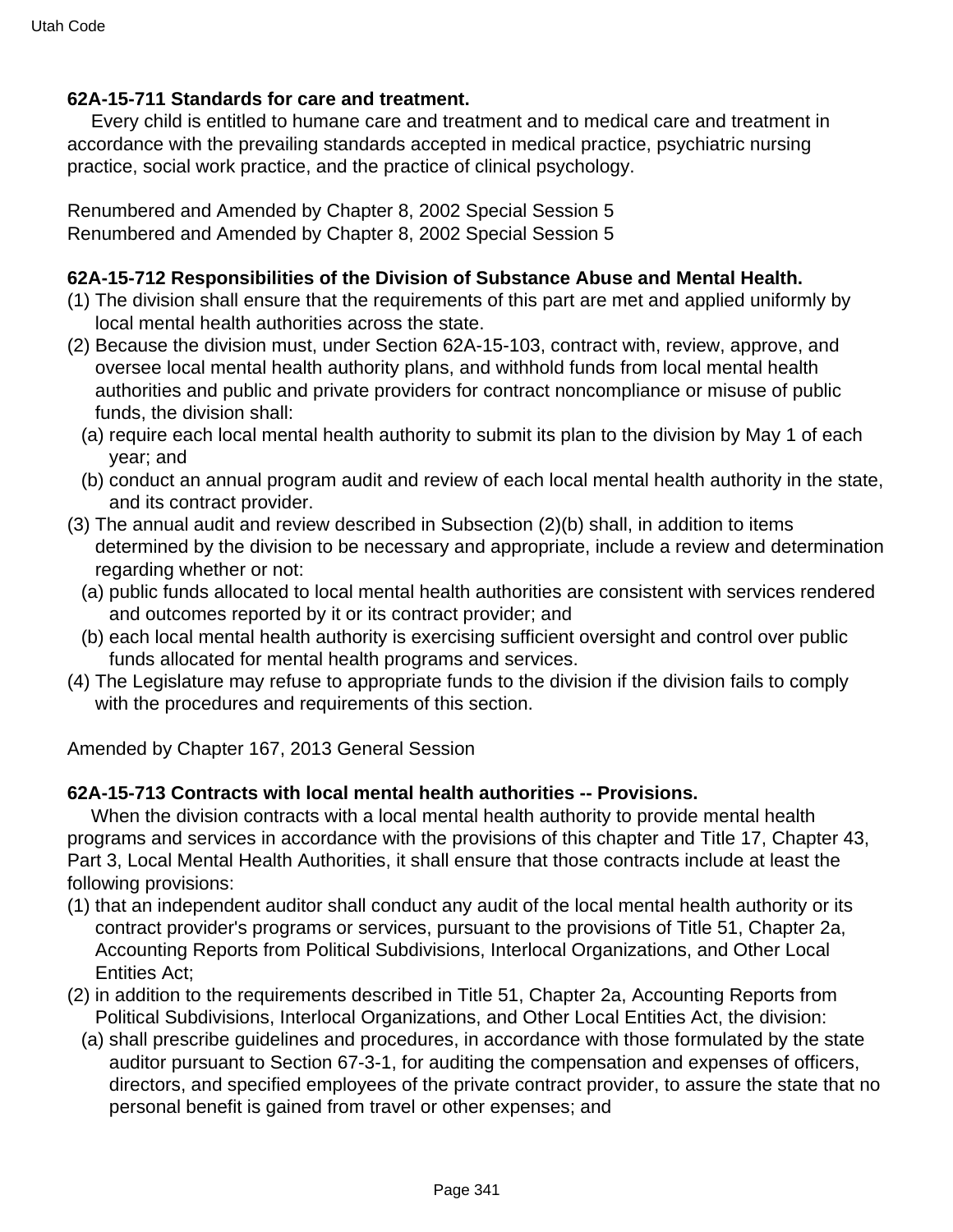**62A-15-711 Standards for care and treatment.**

Every child is entitled to humane care and treatment and to medical care and treatment in accordance with the prevailing standards accepted in medical practice, psychiatric nursing practice, social work practice, and the practice of clinical psychology.

Renumbered and Amended by Chapter 8, 2002 Special Session 5
Renumbered and Amended by Chapter 8, 2002 Special Session 5

**62A-15-712 Responsibilities of the Division of Substance Abuse and Mental Health.**

(1) The division shall ensure that the requirements of this part are met and applied uniformly by local mental health authorities across the state.

(2) Because the division must, under Section 62A-15-103, contract with, review, approve, and oversee local mental health authority plans, and withhold funds from local mental health authorities and public and private providers for contract noncompliance or misuse of public funds, the division shall:

(a) require each local mental health authority to submit its plan to the division by May 1 of each year; and

(b) conduct an annual program audit and review of each local mental health authority in the state, and its contract provider.

(3) The annual audit and review described in Subsection (2)(b) shall, in addition to items determined by the division to be necessary and appropriate, include a review and determination regarding whether or not:

(a) public funds allocated to local mental health authorities are consistent with services rendered and outcomes reported by it or its contract provider; and

(b) each local mental health authority is exercising sufficient oversight and control over public funds allocated for mental health programs and services.

(4) The Legislature may refuse to appropriate funds to the division if the division fails to comply with the procedures and requirements of this section.

Amended by Chapter 167, 2013 General Session

**62A-15-713 Contracts with local mental health authorities -- Provisions.**

When the division contracts with a local mental health authority to provide mental health programs and services in accordance with the provisions of this chapter and Title 17, Chapter 43, Part 3, Local Mental Health Authorities, it shall ensure that those contracts include at least the following provisions:

(1) that an independent auditor shall conduct any audit of the local mental health authority or its contract provider's programs or services, pursuant to the provisions of Title 51, Chapter 2a, Accounting Reports from Political Subdivisions, Interlocal Organizations, and Other Local Entities Act;

(2) in addition to the requirements described in Title 51, Chapter 2a, Accounting Reports from Political Subdivisions, Interlocal Organizations, and Other Local Entities Act, the division:

(a) shall prescribe guidelines and procedures, in accordance with those formulated by the state auditor pursuant to Section 67-3-1, for auditing the compensation and expenses of officers, directors, and specified employees of the private contract provider, to assure the state that no personal benefit is gained from travel or other expenses; and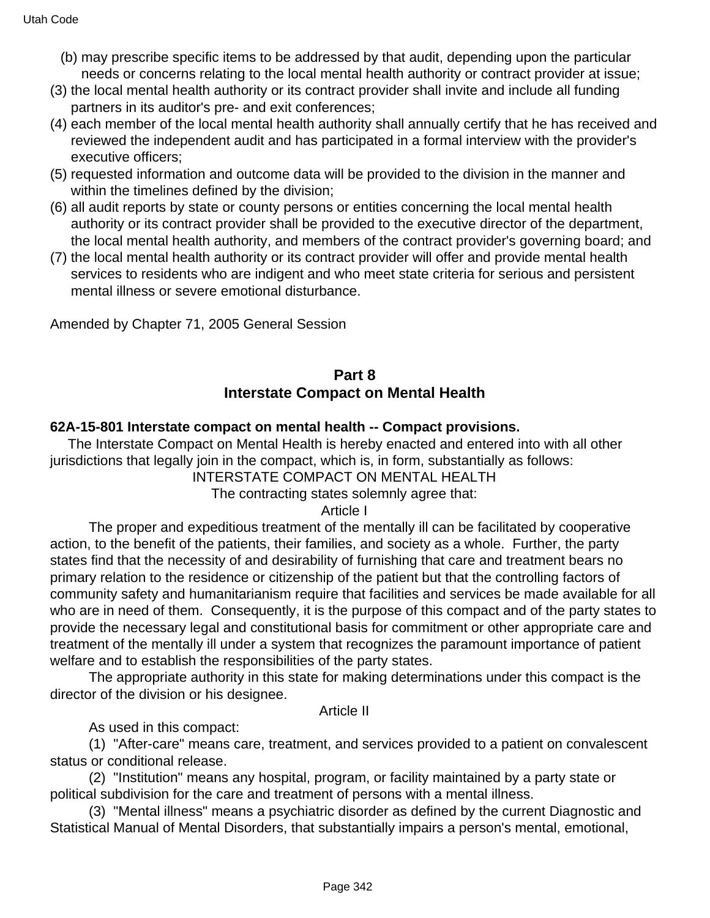(b) may prescribe specific items to be addressed by that audit, depending upon the particular needs or concerns relating to the local mental health authority or contract provider at issue;

(3) the local mental health authority or its contract provider shall invite and include all funding partners in its auditor's pre- and exit conferences;

(4) each member of the local mental health authority shall annually certify that he has received and reviewed the independent audit and has participated in a formal interview with the provider's executive officers;

(5) requested information and outcome data will be provided to the division in the manner and within the timelines defined by the division;

(6) all audit reports by state or county persons or entities concerning the local mental health authority or its contract provider shall be provided to the executive director of the department, the local mental health authority, and members of the contract provider's governing board; and

(7) the local mental health authority or its contract provider will offer and provide mental health services to residents who are indigent and who meet state criteria for serious and persistent mental illness or severe emotional disturbance.

Amended by Chapter 71, 2005 General Session

## Part 8
## Interstate Compact on Mental Health

### 62A-15-801 Interstate compact on mental health -- Compact provisions.

The Interstate Compact on Mental Health is hereby enacted and entered into with all other jurisdictions that legally join in the compact, which is, in form, substantially as follows:

INTERSTATE COMPACT ON MENTAL HEALTH

The contracting states solemnly agree that:

Article I

The proper and expeditious treatment of the mentally ill can be facilitated by cooperative action, to the benefit of the patients, their families, and society as a whole. Further, the party states find that the necessity of and desirability of furnishing that care and treatment bears no primary relation to the residence or citizenship of the patient but that the controlling factors of community safety and humanitarianism require that facilities and services be made available for all who are in need of them. Consequently, it is the purpose of this compact and of the party states to provide the necessary legal and constitutional basis for commitment or other appropriate care and treatment of the mentally ill under a system that recognizes the paramount importance of patient welfare and to establish the responsibilities of the party states.

The appropriate authority in this state for making determinations under this compact is the director of the division or his designee.

Article II

As used in this compact:

(1) "After-care" means care, treatment, and services provided to a patient on convalescent status or conditional release.

(2) "Institution" means any hospital, program, or facility maintained by a party state or political subdivision for the care and treatment of persons with a mental illness.

(3) "Mental illness" means a psychiatric disorder as defined by the current Diagnostic and Statistical Manual of Mental Disorders, that substantially impairs a person's mental, emotional,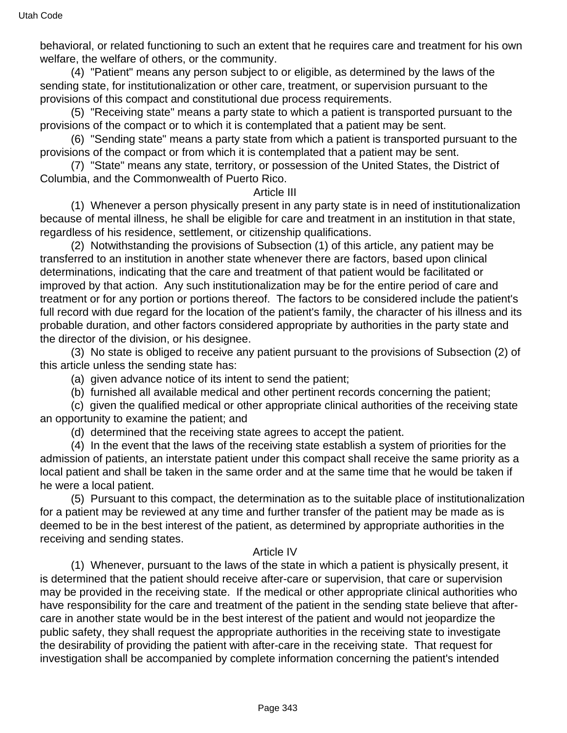behavioral, or related functioning to such an extent that he requires care and treatment for his own welfare, the welfare of others, or the community.

(4) "Patient" means any person subject to or eligible, as determined by the laws of the sending state, for institutionalization or other care, treatment, or supervision pursuant to the provisions of this compact and constitutional due process requirements.

(5) "Receiving state" means a party state to which a patient is transported pursuant to the provisions of the compact or to which it is contemplated that a patient may be sent.

(6) "Sending state" means a party state from which a patient is transported pursuant to the provisions of the compact or from which it is contemplated that a patient may be sent.

(7) "State" means any state, territory, or possession of the United States, the District of Columbia, and the Commonwealth of Puerto Rico.

Article III

(1) Whenever a person physically present in any party state is in need of institutionalization because of mental illness, he shall be eligible for care and treatment in an institution in that state, regardless of his residence, settlement, or citizenship qualifications.

(2) Notwithstanding the provisions of Subsection (1) of this article, any patient may be transferred to an institution in another state whenever there are factors, based upon clinical determinations, indicating that the care and treatment of that patient would be facilitated or improved by that action. Any such institutionalization may be for the entire period of care and treatment or for any portion or portions thereof. The factors to be considered include the patient's full record with due regard for the location of the patient's family, the character of his illness and its probable duration, and other factors considered appropriate by authorities in the party state and the director of the division, or his designee.

(3) No state is obliged to receive any patient pursuant to the provisions of Subsection (2) of this article unless the sending state has:

(a) given advance notice of its intent to send the patient;

(b) furnished all available medical and other pertinent records concerning the patient;

(c) given the qualified medical or other appropriate clinical authorities of the receiving state an opportunity to examine the patient; and

(d) determined that the receiving state agrees to accept the patient.

(4) In the event that the laws of the receiving state establish a system of priorities for the admission of patients, an interstate patient under this compact shall receive the same priority as a local patient and shall be taken in the same order and at the same time that he would be taken if he were a local patient.

(5) Pursuant to this compact, the determination as to the suitable place of institutionalization for a patient may be reviewed at any time and further transfer of the patient may be made as is deemed to be in the best interest of the patient, as determined by appropriate authorities in the receiving and sending states.

Article IV

(1) Whenever, pursuant to the laws of the state in which a patient is physically present, it is determined that the patient should receive after-care or supervision, that care or supervision may be provided in the receiving state. If the medical or other appropriate clinical authorities who have responsibility for the care and treatment of the patient in the sending state believe that after-care in another state would be in the best interest of the patient and would not jeopardize the public safety, they shall request the appropriate authorities in the receiving state to investigate the desirability of providing the patient with after-care in the receiving state. That request for investigation shall be accompanied by complete information concerning the patient's intended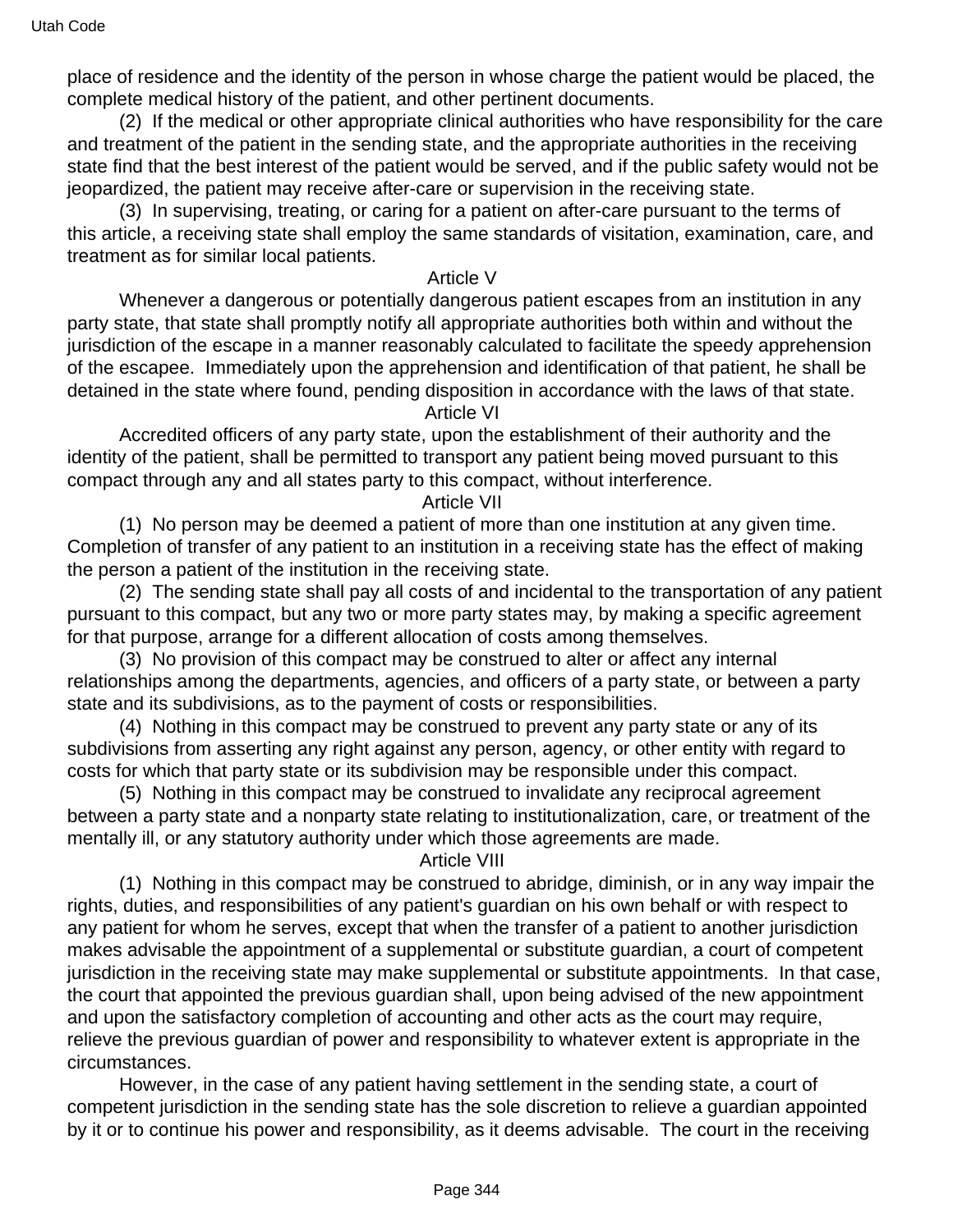place of residence and the identity of the person in whose charge the patient would be placed, the complete medical history of the patient, and other pertinent documents.

(2) If the medical or other appropriate clinical authorities who have responsibility for the care and treatment of the patient in the sending state, and the appropriate authorities in the receiving state find that the best interest of the patient would be served, and if the public safety would not be jeopardized, the patient may receive after-care or supervision in the receiving state.

(3) In supervising, treating, or caring for a patient on after-care pursuant to the terms of this article, a receiving state shall employ the same standards of visitation, examination, care, and treatment as for similar local patients.

Article V

Whenever a dangerous or potentially dangerous patient escapes from an institution in any party state, that state shall promptly notify all appropriate authorities both within and without the jurisdiction of the escape in a manner reasonably calculated to facilitate the speedy apprehension of the escapee. Immediately upon the apprehension and identification of that patient, he shall be detained in the state where found, pending disposition in accordance with the laws of that state.

Article VI

Accredited officers of any party state, upon the establishment of their authority and the identity of the patient, shall be permitted to transport any patient being moved pursuant to this compact through any and all states party to this compact, without interference.

Article VII

(1) No person may be deemed a patient of more than one institution at any given time. Completion of transfer of any patient to an institution in a receiving state has the effect of making the person a patient of the institution in the receiving state.

(2) The sending state shall pay all costs of and incidental to the transportation of any patient pursuant to this compact, but any two or more party states may, by making a specific agreement for that purpose, arrange for a different allocation of costs among themselves.

(3) No provision of this compact may be construed to alter or affect any internal relationships among the departments, agencies, and officers of a party state, or between a party state and its subdivisions, as to the payment of costs or responsibilities.

(4) Nothing in this compact may be construed to prevent any party state or any of its subdivisions from asserting any right against any person, agency, or other entity with regard to costs for which that party state or its subdivision may be responsible under this compact.

(5) Nothing in this compact may be construed to invalidate any reciprocal agreement between a party state and a nonparty state relating to institutionalization, care, or treatment of the mentally ill, or any statutory authority under which those agreements are made.

Article VIII

(1) Nothing in this compact may be construed to abridge, diminish, or in any way impair the rights, duties, and responsibilities of any patient's guardian on his own behalf or with respect to any patient for whom he serves, except that when the transfer of a patient to another jurisdiction makes advisable the appointment of a supplemental or substitute guardian, a court of competent jurisdiction in the receiving state may make supplemental or substitute appointments. In that case, the court that appointed the previous guardian shall, upon being advised of the new appointment and upon the satisfactory completion of accounting and other acts as the court may require, relieve the previous guardian of power and responsibility to whatever extent is appropriate in the circumstances.

However, in the case of any patient having settlement in the sending state, a court of competent jurisdiction in the sending state has the sole discretion to relieve a guardian appointed by it or to continue his power and responsibility, as it deems advisable. The court in the receiving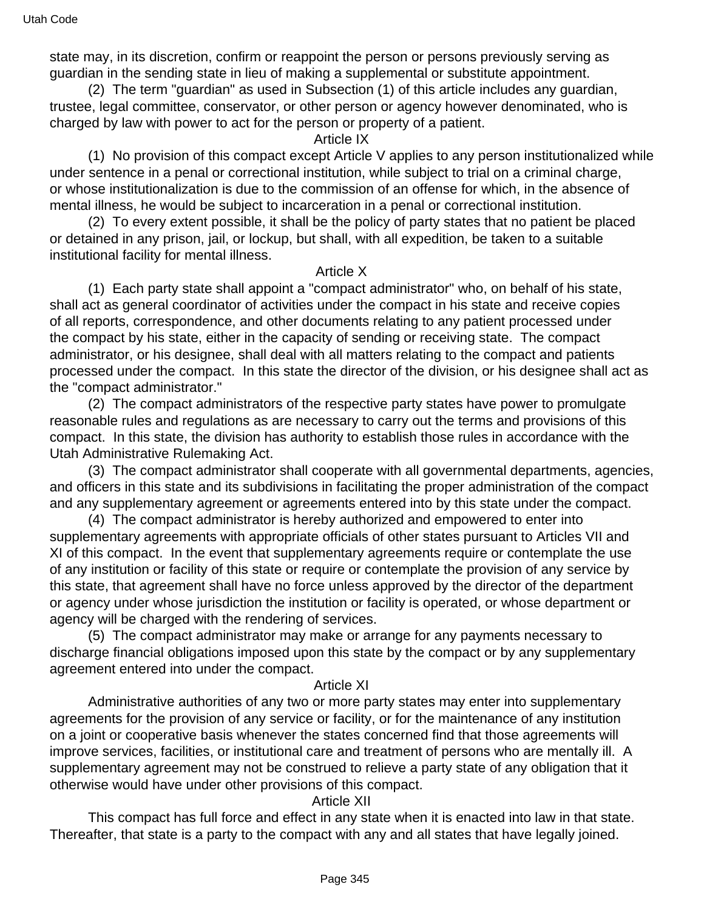state may, in its discretion, confirm or reappoint the person or persons previously serving as guardian in the sending state in lieu of making a supplemental or substitute appointment.

(2) The term "guardian" as used in Subsection (1) of this article includes any guardian, trustee, legal committee, conservator, or other person or agency however denominated, who is charged by law with power to act for the person or property of a patient.

Article IX

(1) No provision of this compact except Article V applies to any person institutionalized while under sentence in a penal or correctional institution, while subject to trial on a criminal charge, or whose institutionalization is due to the commission of an offense for which, in the absence of mental illness, he would be subject to incarceration in a penal or correctional institution.

(2) To every extent possible, it shall be the policy of party states that no patient be placed or detained in any prison, jail, or lockup, but shall, with all expedition, be taken to a suitable institutional facility for mental illness.

Article X

(1) Each party state shall appoint a "compact administrator" who, on behalf of his state, shall act as general coordinator of activities under the compact in his state and receive copies of all reports, correspondence, and other documents relating to any patient processed under the compact by his state, either in the capacity of sending or receiving state. The compact administrator, or his designee, shall deal with all matters relating to the compact and patients processed under the compact. In this state the director of the division, or his designee shall act as the "compact administrator."

(2) The compact administrators of the respective party states have power to promulgate reasonable rules and regulations as are necessary to carry out the terms and provisions of this compact. In this state, the division has authority to establish those rules in accordance with the Utah Administrative Rulemaking Act.

(3) The compact administrator shall cooperate with all governmental departments, agencies, and officers in this state and its subdivisions in facilitating the proper administration of the compact and any supplementary agreement or agreements entered into by this state under the compact.

(4) The compact administrator is hereby authorized and empowered to enter into supplementary agreements with appropriate officials of other states pursuant to Articles VII and XI of this compact. In the event that supplementary agreements require or contemplate the use of any institution or facility of this state or require or contemplate the provision of any service by this state, that agreement shall have no force unless approved by the director of the department or agency under whose jurisdiction the institution or facility is operated, or whose department or agency will be charged with the rendering of services.

(5) The compact administrator may make or arrange for any payments necessary to discharge financial obligations imposed upon this state by the compact or by any supplementary agreement entered into under the compact.

Article XI

Administrative authorities of any two or more party states may enter into supplementary agreements for the provision of any service or facility, or for the maintenance of any institution on a joint or cooperative basis whenever the states concerned find that those agreements will improve services, facilities, or institutional care and treatment of persons who are mentally ill. A supplementary agreement may not be construed to relieve a party state of any obligation that it otherwise would have under other provisions of this compact.

Article XII

This compact has full force and effect in any state when it is enacted into law in that state. Thereafter, that state is a party to the compact with any and all states that have legally joined.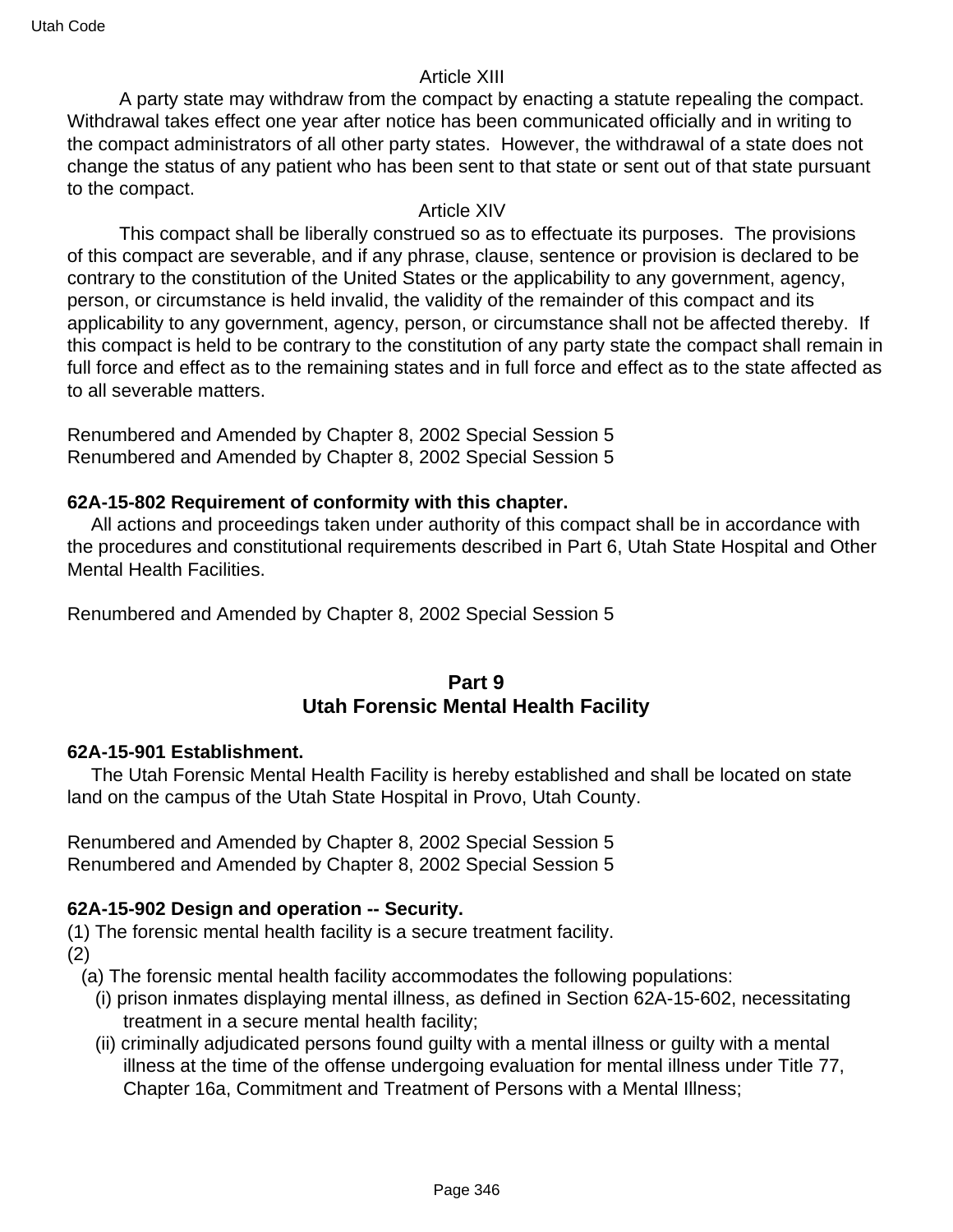Article XIII

A party state may withdraw from the compact by enacting a statute repealing the compact. Withdrawal takes effect one year after notice has been communicated officially and in writing to the compact administrators of all other party states. However, the withdrawal of a state does not change the status of any patient who has been sent to that state or sent out of that state pursuant to the compact.

Article XIV

This compact shall be liberally construed so as to effectuate its purposes. The provisions of this compact are severable, and if any phrase, clause, sentence or provision is declared to be contrary to the constitution of the United States or the applicability to any government, agency, person, or circumstance is held invalid, the validity of the remainder of this compact and its applicability to any government, agency, person, or circumstance shall not be affected thereby. If this compact is held to be contrary to the constitution of any party state the compact shall remain in full force and effect as to the remaining states and in full force and effect as to the state affected as to all severable matters.

Renumbered and Amended by Chapter 8, 2002 Special Session 5
Renumbered and Amended by Chapter 8, 2002 Special Session 5

**62A-15-802 Requirement of conformity with this chapter.**

All actions and proceedings taken under authority of this compact shall be in accordance with the procedures and constitutional requirements described in Part 6, Utah State Hospital and Other Mental Health Facilities.

Renumbered and Amended by Chapter 8, 2002 Special Session 5

## Part 9
## Utah Forensic Mental Health Facility

**62A-15-901 Establishment.**

The Utah Forensic Mental Health Facility is hereby established and shall be located on state land on the campus of the Utah State Hospital in Provo, Utah County.

Renumbered and Amended by Chapter 8, 2002 Special Session 5
Renumbered and Amended by Chapter 8, 2002 Special Session 5

**62A-15-902 Design and operation -- Security.**

(1) The forensic mental health facility is a secure treatment facility.

(2)

(a) The forensic mental health facility accommodates the following populations:

(i) prison inmates displaying mental illness, as defined in Section 62A-15-602, necessitating treatment in a secure mental health facility;

(ii) criminally adjudicated persons found guilty with a mental illness or guilty with a mental illness at the time of the offense undergoing evaluation for mental illness under Title 77, Chapter 16a, Commitment and Treatment of Persons with a Mental Illness;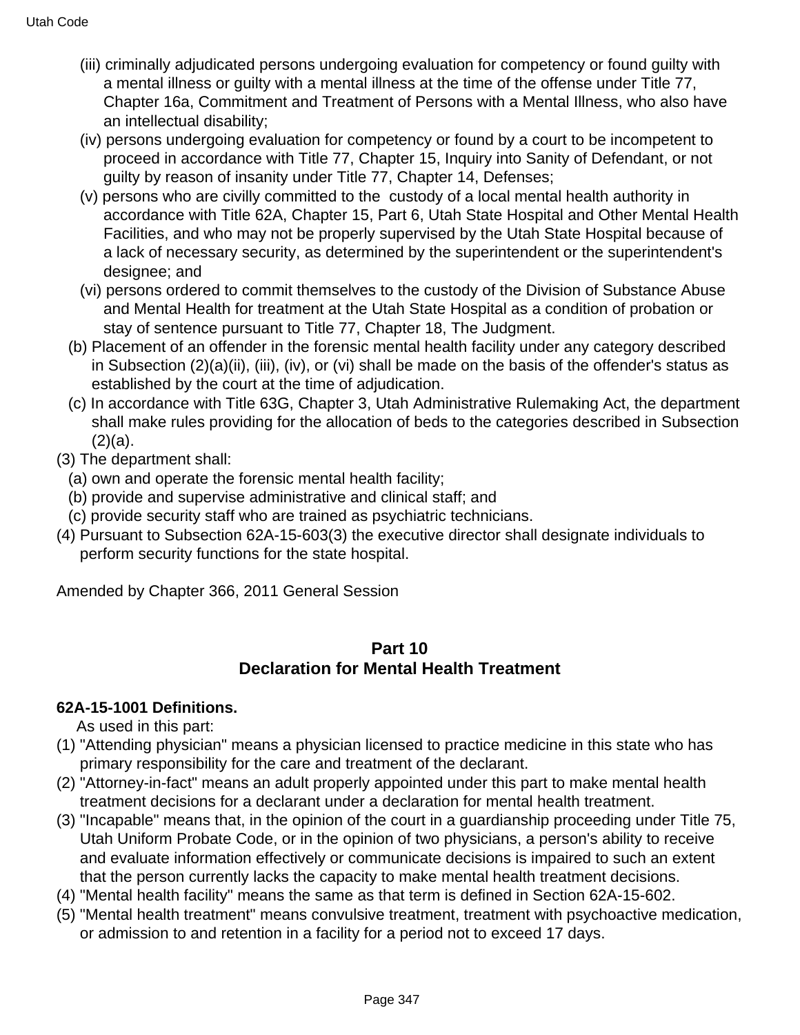(iii) criminally adjudicated persons undergoing evaluation for competency or found guilty with a mental illness or guilty with a mental illness at the time of the offense under Title 77, Chapter 16a, Commitment and Treatment of Persons with a Mental Illness, who also have an intellectual disability;

(iv) persons undergoing evaluation for competency or found by a court to be incompetent to proceed in accordance with Title 77, Chapter 15, Inquiry into Sanity of Defendant, or not guilty by reason of insanity under Title 77, Chapter 14, Defenses;

(v) persons who are civilly committed to the custody of a local mental health authority in accordance with Title 62A, Chapter 15, Part 6, Utah State Hospital and Other Mental Health Facilities, and who may not be properly supervised by the Utah State Hospital because of a lack of necessary security, as determined by the superintendent or the superintendent's designee; and

(vi) persons ordered to commit themselves to the custody of the Division of Substance Abuse and Mental Health for treatment at the Utah State Hospital as a condition of probation or stay of sentence pursuant to Title 77, Chapter 18, The Judgment.

(b) Placement of an offender in the forensic mental health facility under any category described in Subsection (2)(a)(ii), (iii), (iv), or (vi) shall be made on the basis of the offender's status as established by the court at the time of adjudication.

(c) In accordance with Title 63G, Chapter 3, Utah Administrative Rulemaking Act, the department shall make rules providing for the allocation of beds to the categories described in Subsection (2)(a).

(3) The department shall:

(a) own and operate the forensic mental health facility;

(b) provide and supervise administrative and clinical staff; and

(c) provide security staff who are trained as psychiatric technicians.

(4) Pursuant to Subsection 62A-15-603(3) the executive director shall designate individuals to perform security functions for the state hospital.

Amended by Chapter 366, 2011 General Session

## Part 10
## Declaration for Mental Health Treatment

**62A-15-1001 Definitions.**

As used in this part:

(1) "Attending physician" means a physician licensed to practice medicine in this state who has primary responsibility for the care and treatment of the declarant.

(2) "Attorney-in-fact" means an adult properly appointed under this part to make mental health treatment decisions for a declarant under a declaration for mental health treatment.

(3) "Incapable" means that, in the opinion of the court in a guardianship proceeding under Title 75, Utah Uniform Probate Code, or in the opinion of two physicians, a person's ability to receive and evaluate information effectively or communicate decisions is impaired to such an extent that the person currently lacks the capacity to make mental health treatment decisions.

(4) "Mental health facility" means the same as that term is defined in Section 62A-15-602.

(5) "Mental health treatment" means convulsive treatment, treatment with psychoactive medication, or admission to and retention in a facility for a period not to exceed 17 days.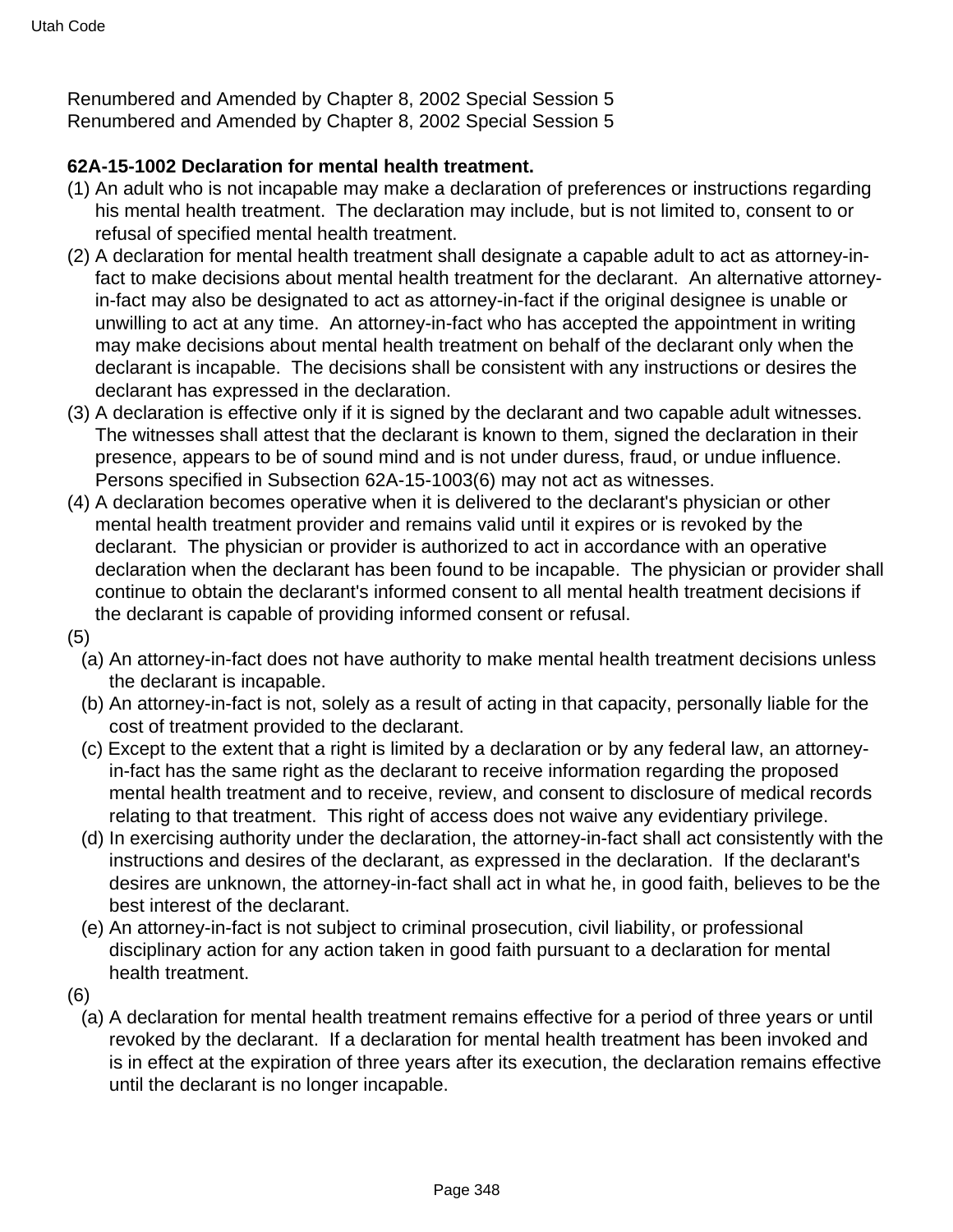Renumbered and Amended by Chapter 8, 2002 Special Session 5
Renumbered and Amended by Chapter 8, 2002 Special Session 5

**62A-15-1002 Declaration for mental health treatment.**

(1) An adult who is not incapable may make a declaration of preferences or instructions regarding his mental health treatment. The declaration may include, but is not limited to, consent to or refusal of specified mental health treatment.

(2) A declaration for mental health treatment shall designate a capable adult to act as attorney-in-fact to make decisions about mental health treatment for the declarant. An alternative attorney-in-fact may also be designated to act as attorney-in-fact if the original designee is unable or unwilling to act at any time. An attorney-in-fact who has accepted the appointment in writing may make decisions about mental health treatment on behalf of the declarant only when the declarant is incapable. The decisions shall be consistent with any instructions or desires the declarant has expressed in the declaration.

(3) A declaration is effective only if it is signed by the declarant and two capable adult witnesses. The witnesses shall attest that the declarant is known to them, signed the declaration in their presence, appears to be of sound mind and is not under duress, fraud, or undue influence. Persons specified in Subsection 62A-15-1003(6) may not act as witnesses.

(4) A declaration becomes operative when it is delivered to the declarant's physician or other mental health treatment provider and remains valid until it expires or is revoked by the declarant. The physician or provider is authorized to act in accordance with an operative declaration when the declarant has been found to be incapable. The physician or provider shall continue to obtain the declarant's informed consent to all mental health treatment decisions if the declarant is capable of providing informed consent or refusal.

(5)

(a) An attorney-in-fact does not have authority to make mental health treatment decisions unless the declarant is incapable.

(b) An attorney-in-fact is not, solely as a result of acting in that capacity, personally liable for the cost of treatment provided to the declarant.

(c) Except to the extent that a right is limited by a declaration or by any federal law, an attorney-in-fact has the same right as the declarant to receive information regarding the proposed mental health treatment and to receive, review, and consent to disclosure of medical records relating to that treatment. This right of access does not waive any evidentiary privilege.

(d) In exercising authority under the declaration, the attorney-in-fact shall act consistently with the instructions and desires of the declarant, as expressed in the declaration. If the declarant's desires are unknown, the attorney-in-fact shall act in what he, in good faith, believes to be the best interest of the declarant.

(e) An attorney-in-fact is not subject to criminal prosecution, civil liability, or professional disciplinary action for any action taken in good faith pursuant to a declaration for mental health treatment.

(6)

(a) A declaration for mental health treatment remains effective for a period of three years or until revoked by the declarant. If a declaration for mental health treatment has been invoked and is in effect at the expiration of three years after its execution, the declaration remains effective until the declarant is no longer incapable.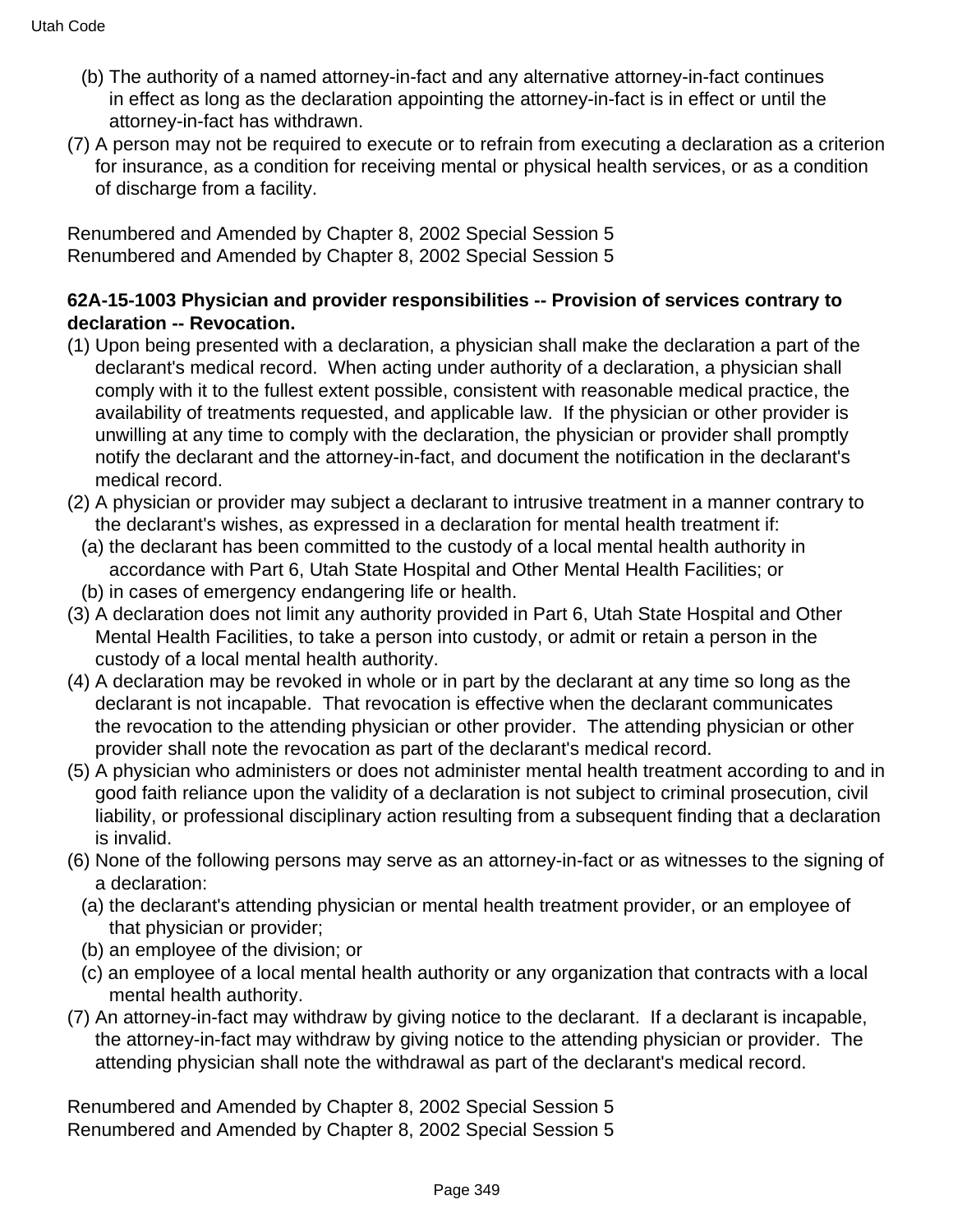(b) The authority of a named attorney-in-fact and any alternative attorney-in-fact continues in effect as long as the declaration appointing the attorney-in-fact is in effect or until the attorney-in-fact has withdrawn.

(7) A person may not be required to execute or to refrain from executing a declaration as a criterion for insurance, as a condition for receiving mental or physical health services, or as a condition of discharge from a facility.

Renumbered and Amended by Chapter 8, 2002 Special Session 5
Renumbered and Amended by Chapter 8, 2002 Special Session 5

**62A-15-1003 Physician and provider responsibilities -- Provision of services contrary to declaration -- Revocation.**

(1) Upon being presented with a declaration, a physician shall make the declaration a part of the declarant's medical record. When acting under authority of a declaration, a physician shall comply with it to the fullest extent possible, consistent with reasonable medical practice, the availability of treatments requested, and applicable law. If the physician or other provider is unwilling at any time to comply with the declaration, the physician or provider shall promptly notify the declarant and the attorney-in-fact, and document the notification in the declarant's medical record.

(2) A physician or provider may subject a declarant to intrusive treatment in a manner contrary to the declarant's wishes, as expressed in a declaration for mental health treatment if:
  (a) the declarant has been committed to the custody of a local mental health authority in accordance with Part 6, Utah State Hospital and Other Mental Health Facilities; or
  (b) in cases of emergency endangering life or health.

(3) A declaration does not limit any authority provided in Part 6, Utah State Hospital and Other Mental Health Facilities, to take a person into custody, or admit or retain a person in the custody of a local mental health authority.

(4) A declaration may be revoked in whole or in part by the declarant at any time so long as the declarant is not incapable. That revocation is effective when the declarant communicates the revocation to the attending physician or other provider. The attending physician or other provider shall note the revocation as part of the declarant's medical record.

(5) A physician who administers or does not administer mental health treatment according to and in good faith reliance upon the validity of a declaration is not subject to criminal prosecution, civil liability, or professional disciplinary action resulting from a subsequent finding that a declaration is invalid.

(6) None of the following persons may serve as an attorney-in-fact or as witnesses to the signing of a declaration:
  (a) the declarant's attending physician or mental health treatment provider, or an employee of that physician or provider;
  (b) an employee of the division; or
  (c) an employee of a local mental health authority or any organization that contracts with a local mental health authority.

(7) An attorney-in-fact may withdraw by giving notice to the declarant. If a declarant is incapable, the attorney-in-fact may withdraw by giving notice to the attending physician or provider. The attending physician shall note the withdrawal as part of the declarant's medical record.

Renumbered and Amended by Chapter 8, 2002 Special Session 5
Renumbered and Amended by Chapter 8, 2002 Special Session 5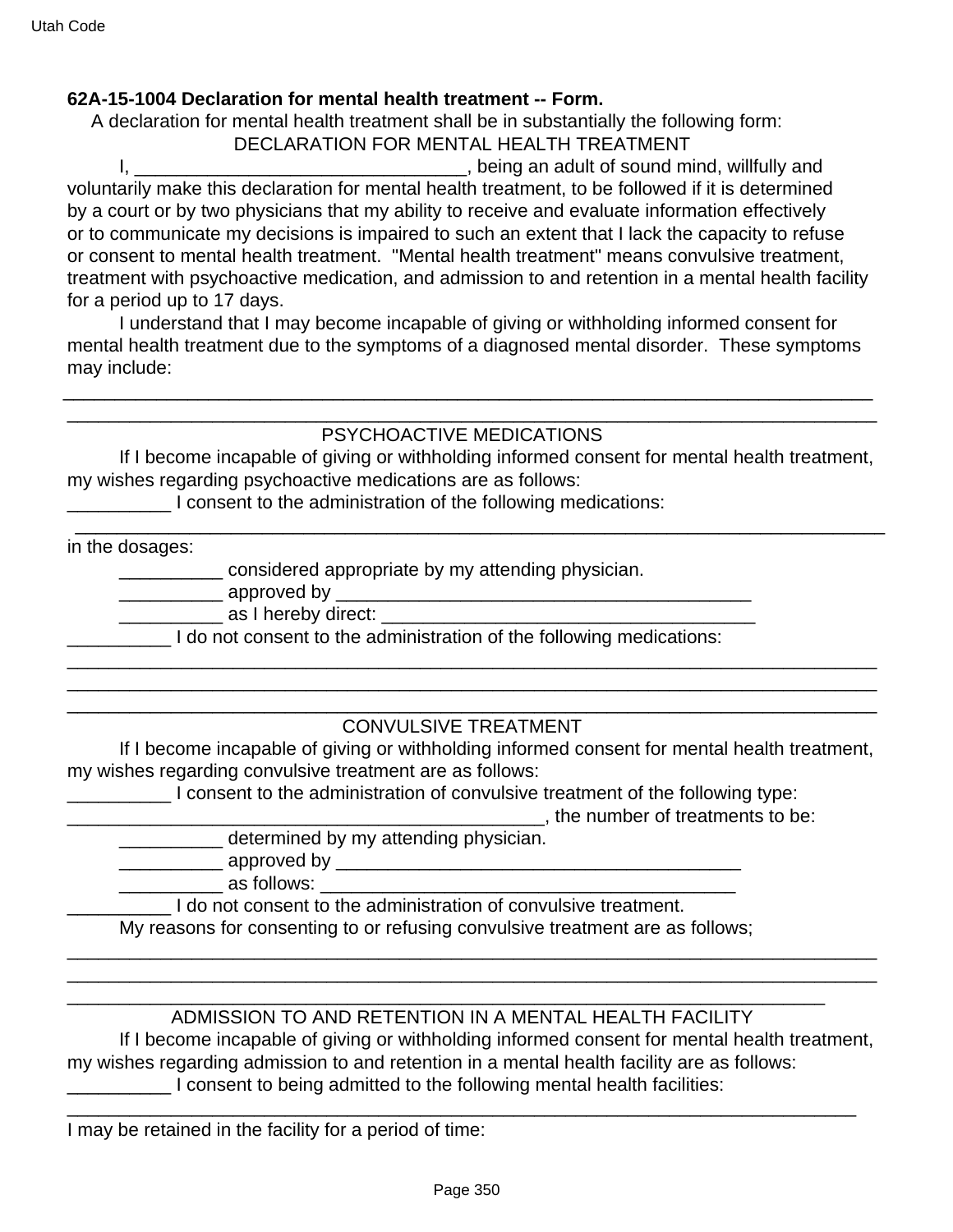**62A-15-1004 Declaration for mental health treatment -- Form.**

A declaration for mental health treatment shall be in substantially the following form:

DECLARATION FOR MENTAL HEALTH TREATMENT

I, ________________________________, being an adult of sound mind, willfully and voluntarily make this declaration for mental health treatment, to be followed if it is determined by a court or by two physicians that my ability to receive and evaluate information effectively or to communicate my decisions is impaired to such an extent that I lack the capacity to refuse or consent to mental health treatment. "Mental health treatment" means convulsive treatment, treatment with psychoactive medication, and admission to and retention in a mental health facility for a period up to 17 days.

I understand that I may become incapable of giving or withholding informed consent for mental health treatment due to the symptoms of a diagnosed mental disorder. These symptoms may include:

_______________________________________________________________________________

_______________________________________________________________________________

PSYCHOACTIVE MEDICATIONS

If I become incapable of giving or withholding informed consent for mental health treatment, my wishes regarding psychoactive medications are as follows:

__________ I consent to the administration of the following medications:

_______________________________________________________________________________

in the dosages:

__________ considered appropriate by my attending physician.

__________ approved by _________________________________________

__________ as I hereby direct: _____________________________________

__________ I do not consent to the administration of the following medications:

_______________________________________________________________________________

_______________________________________________________________________________

_______________________________________________________________________________

CONVULSIVE TREATMENT

If I become incapable of giving or withholding informed consent for mental health treatment, my wishes regarding convulsive treatment are as follows:

__________ I consent to the administration of convulsive treatment of the following type: _______________________________________________, the number of treatments to be:

__________ determined by my attending physician.

__________ approved by ________________________________________

__________ as follows: _________________________________________

__________ I do not consent to the administration of convulsive treatment.

My reasons for consenting to or refusing convulsive treatment are as follows;

_______________________________________________________________________________

_______________________________________________________________________________

___________________________________________________________________________

ADMISSION TO AND RETENTION IN A MENTAL HEALTH FACILITY

If I become incapable of giving or withholding informed consent for mental health treatment, my wishes regarding admission to and retention in a mental health facility are as follows:

__________ I consent to being admitted to the following mental health facilities:

_____________________________________________________________________________

I may be retained in the facility for a period of time: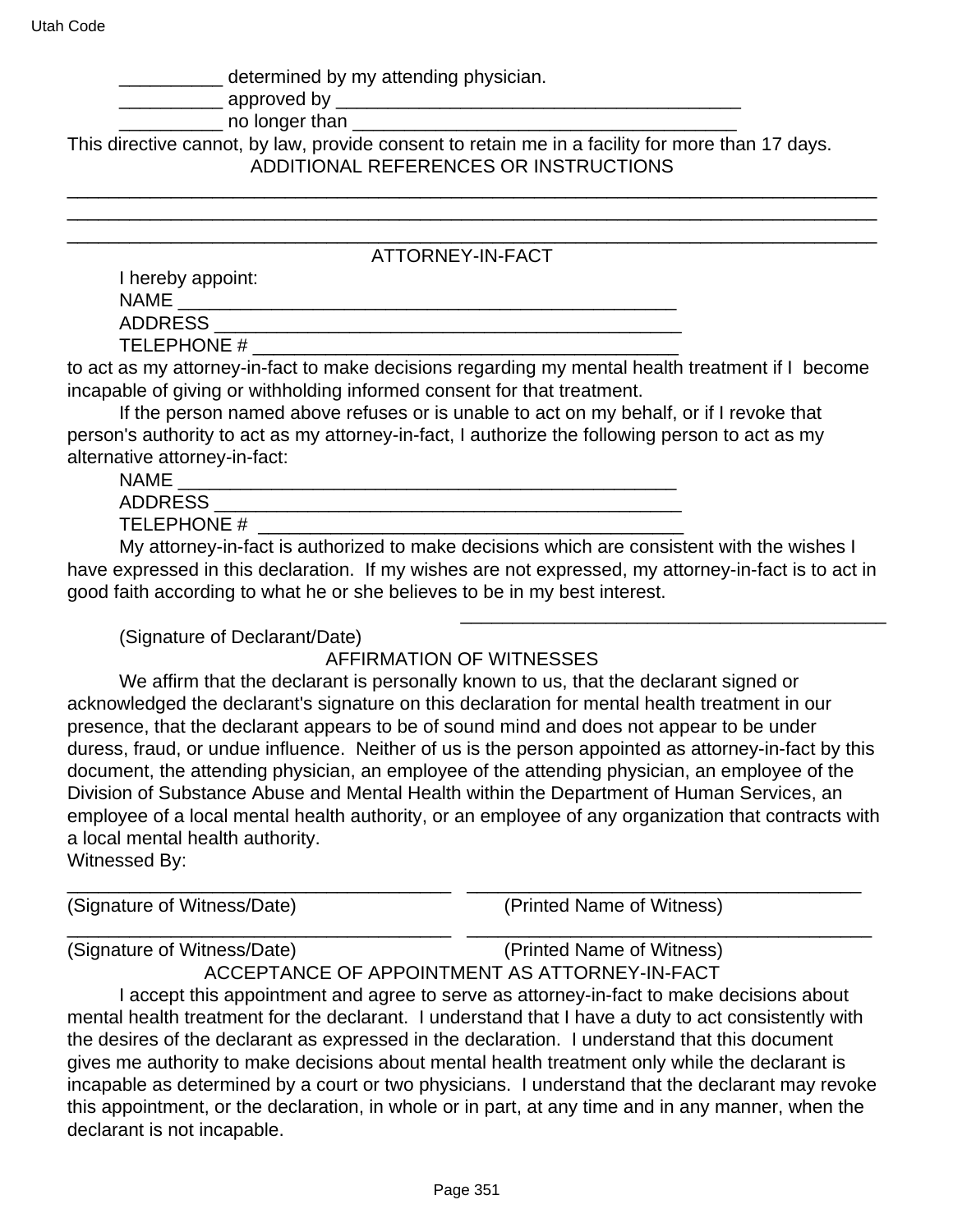__________ determined by my attending physician.

__________ approved by ________________________________________

__________ no longer than ______________________________________

This directive cannot, by law, provide consent to retain me in a facility for more than 17 days.

ADDITIONAL REFERENCES OR INSTRUCTIONS

________________________________________________________________________________

________________________________________________________________________________

________________________________________________________________________________

ATTORNEY-IN-FACT

I hereby appoint:

NAME _________________________________________________

ADDRESS ______________________________________________

TELEPHONE # __________________________________________

to act as my attorney-in-fact to make decisions regarding my mental health treatment if I become incapable of giving or withholding informed consent for that treatment.

If the person named above refuses or is unable to act on my behalf, or if I revoke that person's authority to act as my attorney-in-fact, I authorize the following person to act as my alternative attorney-in-fact:

NAME _________________________________________________

ADDRESS ______________________________________________

TELEPHONE # __________________________________________

My attorney-in-fact is authorized to make decisions which are consistent with the wishes I have expressed in this declaration. If my wishes are not expressed, my attorney-in-fact is to act in good faith according to what he or she believes to be in my best interest.

__________________________________________

(Signature of Declarant/Date)

AFFIRMATION OF WITNESSES

We affirm that the declarant is personally known to us, that the declarant signed or acknowledged the declarant's signature on this declaration for mental health treatment in our presence, that the declarant appears to be of sound mind and does not appear to be under duress, fraud, or undue influence. Neither of us is the person appointed as attorney-in-fact by this document, the attending physician, an employee of the attending physician, an employee of the Division of Substance Abuse and Mental Health within the Department of Human Services, an employee of a local mental health authority, or an employee of any organization that contracts with a local mental health authority.

Witnessed By:

______________________________________ ______________________________________

(Signature of Witness/Date) (Printed Name of Witness)

______________________________________ ______________________________________

(Signature of Witness/Date) (Printed Name of Witness)

ACCEPTANCE OF APPOINTMENT AS ATTORNEY-IN-FACT

I accept this appointment and agree to serve as attorney-in-fact to make decisions about mental health treatment for the declarant. I understand that I have a duty to act consistently with the desires of the declarant as expressed in the declaration. I understand that this document gives me authority to make decisions about mental health treatment only while the declarant is incapable as determined by a court or two physicians. I understand that the declarant may revoke this appointment, or the declaration, in whole or in part, at any time and in any manner, when the declarant is not incapable.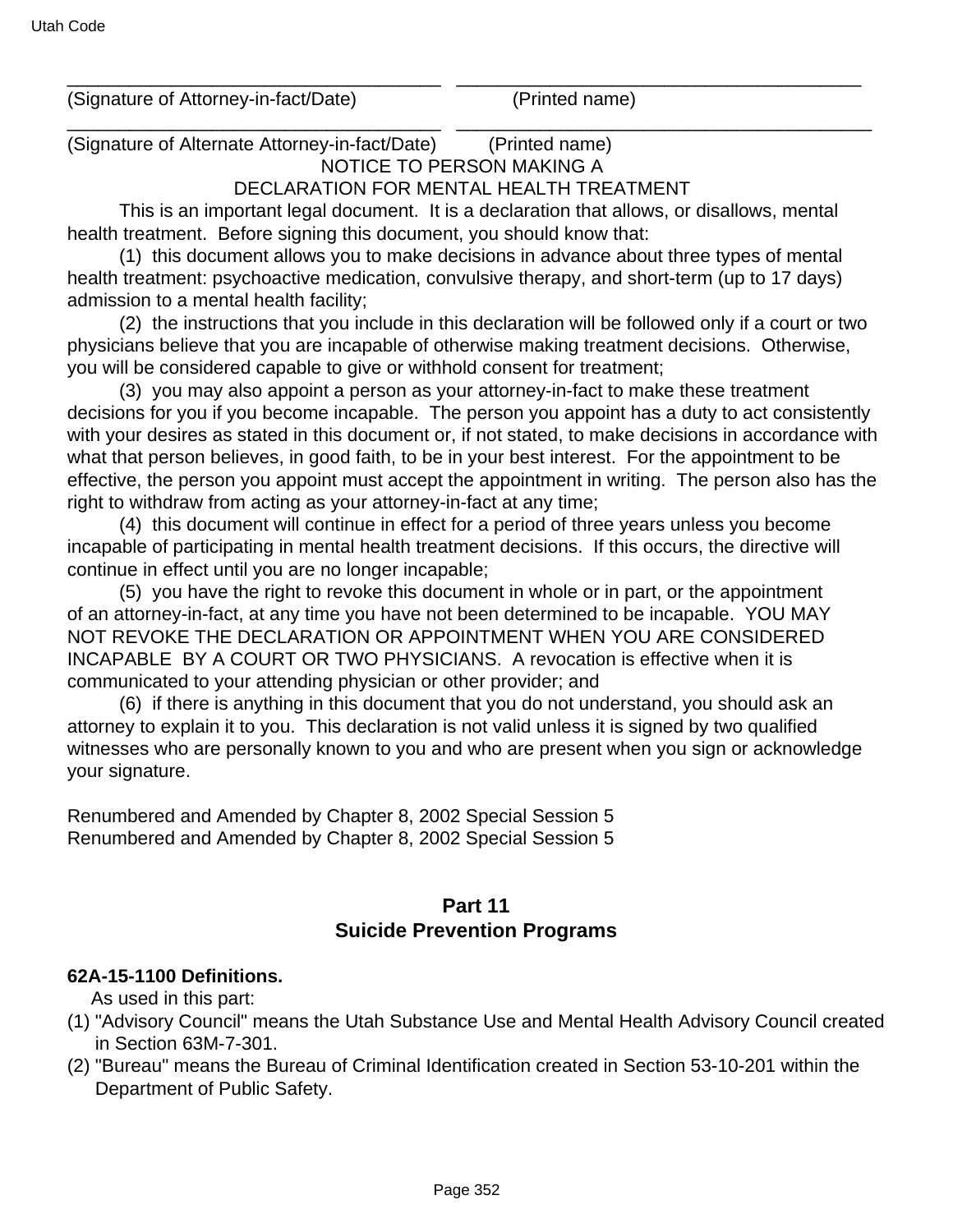_____________________________________ _________________________________________
(Signature of Attorney-in-fact/Date) (Printed name)
_____________________________________ _________________________________________
(Signature of Alternate Attorney-in-fact/Date) (Printed name)

NOTICE TO PERSON MAKING A
DECLARATION FOR MENTAL HEALTH TREATMENT

This is an important legal document. It is a declaration that allows, or disallows, mental health treatment. Before signing this document, you should know that:

(1) this document allows you to make decisions in advance about three types of mental health treatment: psychoactive medication, convulsive therapy, and short-term (up to 17 days) admission to a mental health facility;

(2) the instructions that you include in this declaration will be followed only if a court or two physicians believe that you are incapable of otherwise making treatment decisions. Otherwise, you will be considered capable to give or withhold consent for treatment;

(3) you may also appoint a person as your attorney-in-fact to make these treatment decisions for you if you become incapable. The person you appoint has a duty to act consistently with your desires as stated in this document or, if not stated, to make decisions in accordance with what that person believes, in good faith, to be in your best interest. For the appointment to be effective, the person you appoint must accept the appointment in writing. The person also has the right to withdraw from acting as your attorney-in-fact at any time;

(4) this document will continue in effect for a period of three years unless you become incapable of participating in mental health treatment decisions. If this occurs, the directive will continue in effect until you are no longer incapable;

(5) you have the right to revoke this document in whole or in part, or the appointment of an attorney-in-fact, at any time you have not been determined to be incapable. YOU MAY NOT REVOKE THE DECLARATION OR APPOINTMENT WHEN YOU ARE CONSIDERED INCAPABLE BY A COURT OR TWO PHYSICIANS. A revocation is effective when it is communicated to your attending physician or other provider; and

(6) if there is anything in this document that you do not understand, you should ask an attorney to explain it to you. This declaration is not valid unless it is signed by two qualified witnesses who are personally known to you and who are present when you sign or acknowledge your signature.

Renumbered and Amended by Chapter 8, 2002 Special Session 5
Renumbered and Amended by Chapter 8, 2002 Special Session 5

## Part 11
## Suicide Prevention Programs

**62A-15-1100 Definitions.**

As used in this part:

(1) "Advisory Council" means the Utah Substance Use and Mental Health Advisory Council created in Section 63M-7-301.

(2) "Bureau" means the Bureau of Criminal Identification created in Section 53-10-201 within the Department of Public Safety.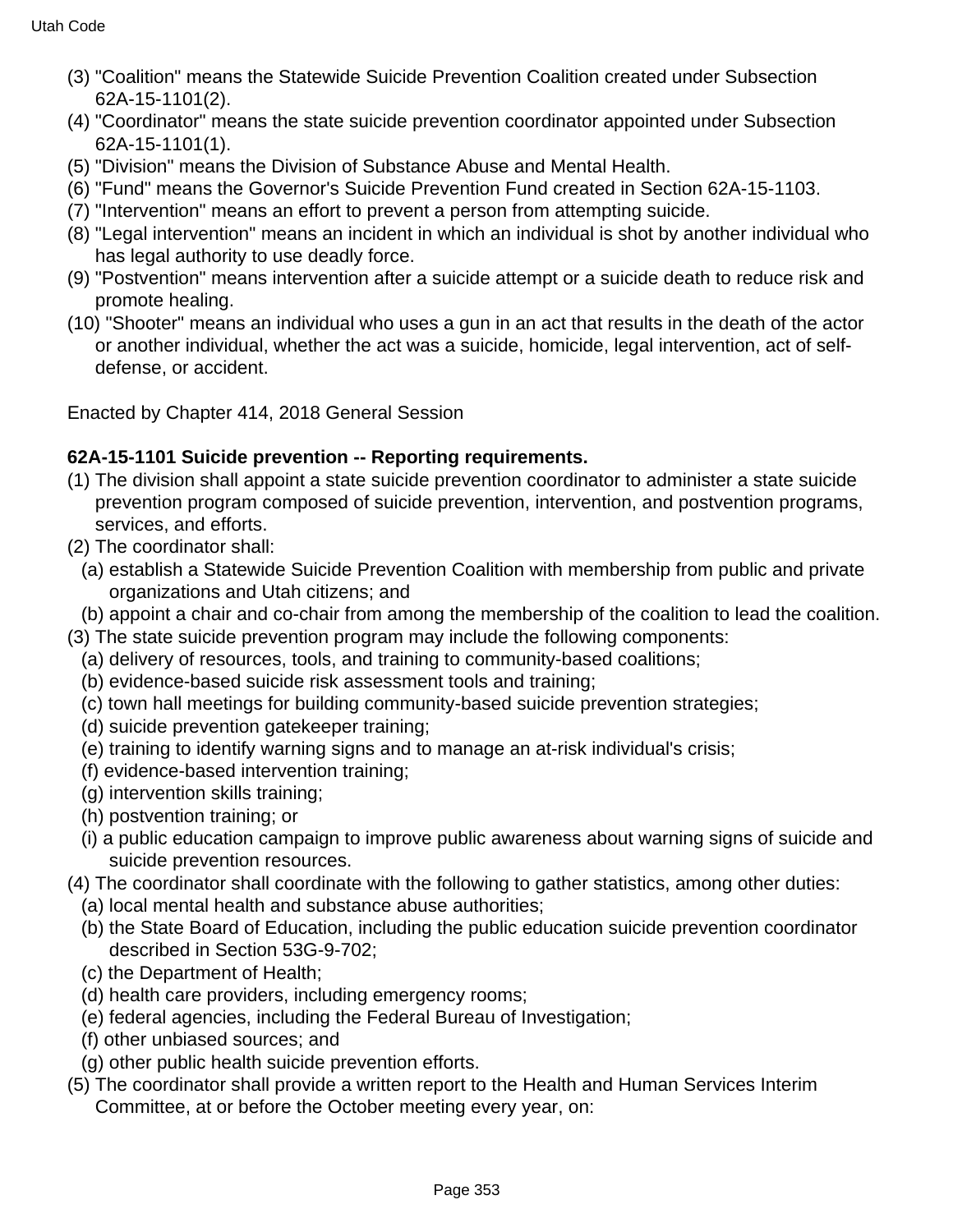(3) "Coalition" means the Statewide Suicide Prevention Coalition created under Subsection 62A-15-1101(2).

(4) "Coordinator" means the state suicide prevention coordinator appointed under Subsection 62A-15-1101(1).

(5) "Division" means the Division of Substance Abuse and Mental Health.

(6) "Fund" means the Governor's Suicide Prevention Fund created in Section 62A-15-1103.

(7) "Intervention" means an effort to prevent a person from attempting suicide.

(8) "Legal intervention" means an incident in which an individual is shot by another individual who has legal authority to use deadly force.

(9) "Postvention" means intervention after a suicide attempt or a suicide death to reduce risk and promote healing.

(10) "Shooter" means an individual who uses a gun in an act that results in the death of the actor or another individual, whether the act was a suicide, homicide, legal intervention, act of self-defense, or accident.

Enacted by Chapter 414, 2018 General Session

**62A-15-1101 Suicide prevention -- Reporting requirements.**

(1) The division shall appoint a state suicide prevention coordinator to administer a state suicide prevention program composed of suicide prevention, intervention, and postvention programs, services, and efforts.

(2) The coordinator shall:
  (a) establish a Statewide Suicide Prevention Coalition with membership from public and private organizations and Utah citizens; and
  (b) appoint a chair and co-chair from among the membership of the coalition to lead the coalition.

(3) The state suicide prevention program may include the following components:
  (a) delivery of resources, tools, and training to community-based coalitions;
  (b) evidence-based suicide risk assessment tools and training;
  (c) town hall meetings for building community-based suicide prevention strategies;
  (d) suicide prevention gatekeeper training;
  (e) training to identify warning signs and to manage an at-risk individual's crisis;
  (f) evidence-based intervention training;
  (g) intervention skills training;
  (h) postvention training; or
  (i) a public education campaign to improve public awareness about warning signs of suicide and suicide prevention resources.

(4) The coordinator shall coordinate with the following to gather statistics, among other duties:
  (a) local mental health and substance abuse authorities;
  (b) the State Board of Education, including the public education suicide prevention coordinator described in Section 53G-9-702;
  (c) the Department of Health;
  (d) health care providers, including emergency rooms;
  (e) federal agencies, including the Federal Bureau of Investigation;
  (f) other unbiased sources; and
  (g) other public health suicide prevention efforts.

(5) The coordinator shall provide a written report to the Health and Human Services Interim Committee, at or before the October meeting every year, on: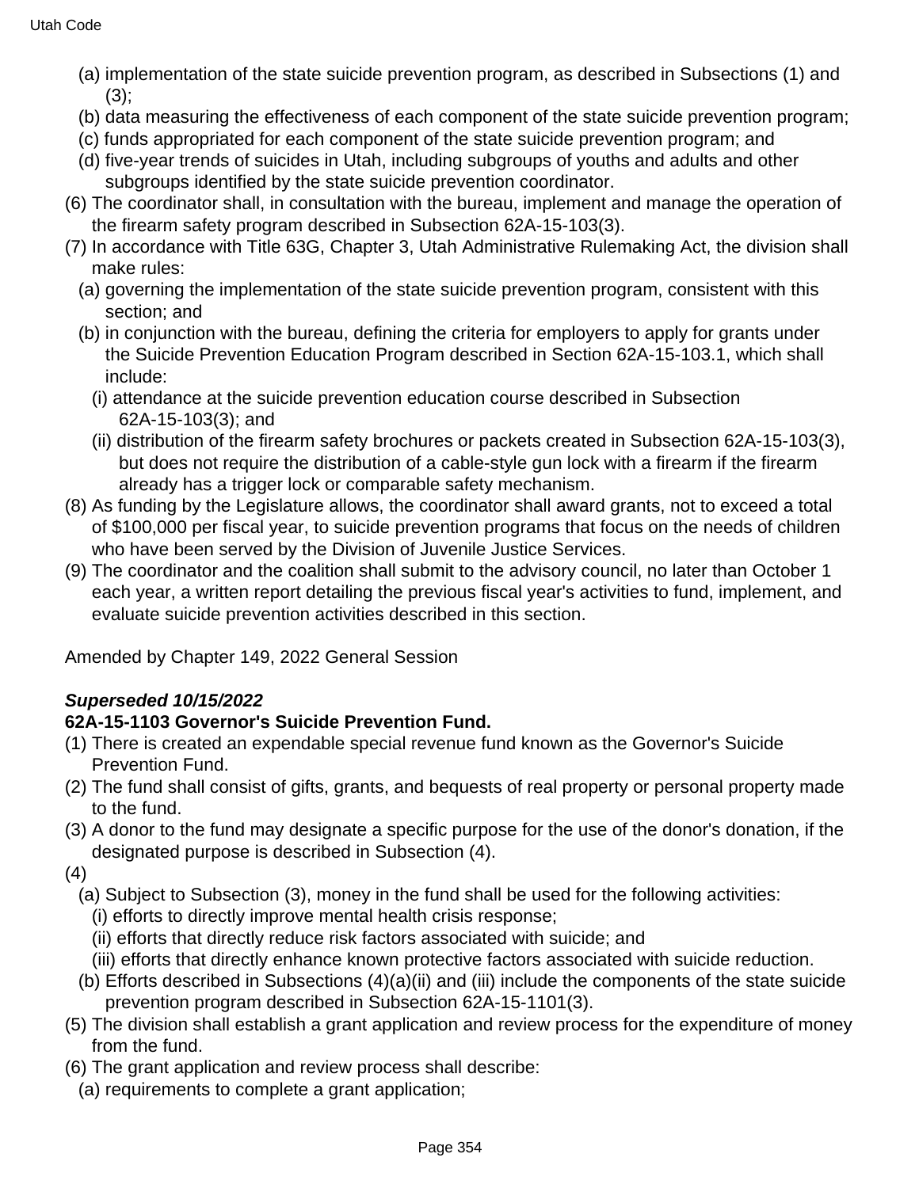(a) implementation of the state suicide prevention program, as described in Subsections (1) and (3);
(b) data measuring the effectiveness of each component of the state suicide prevention program;
(c) funds appropriated for each component of the state suicide prevention program; and
(d) five-year trends of suicides in Utah, including subgroups of youths and adults and other subgroups identified by the state suicide prevention coordinator.

(6) The coordinator shall, in consultation with the bureau, implement and manage the operation of the firearm safety program described in Subsection 62A-15-103(3).

(7) In accordance with Title 63G, Chapter 3, Utah Administrative Rulemaking Act, the division shall make rules:
(a) governing the implementation of the state suicide prevention program, consistent with this section; and
(b) in conjunction with the bureau, defining the criteria for employers to apply for grants under the Suicide Prevention Education Program described in Section 62A-15-103.1, which shall include:
(i) attendance at the suicide prevention education course described in Subsection 62A-15-103(3); and
(ii) distribution of the firearm safety brochures or packets created in Subsection 62A-15-103(3), but does not require the distribution of a cable-style gun lock with a firearm if the firearm already has a trigger lock or comparable safety mechanism.

(8) As funding by the Legislature allows, the coordinator shall award grants, not to exceed a total of $100,000 per fiscal year, to suicide prevention programs that focus on the needs of children who have been served by the Division of Juvenile Justice Services.

(9) The coordinator and the coalition shall submit to the advisory council, no later than October 1 each year, a written report detailing the previous fiscal year's activities to fund, implement, and evaluate suicide prevention activities described in this section.

Amended by Chapter 149, 2022 General Session

***Superseded 10/15/2022***
**62A-15-1103 Governor's Suicide Prevention Fund.**

(1) There is created an expendable special revenue fund known as the Governor's Suicide Prevention Fund.

(2) The fund shall consist of gifts, grants, and bequests of real property or personal property made to the fund.

(3) A donor to the fund may designate a specific purpose for the use of the donor's donation, if the designated purpose is described in Subsection (4).

(4)
(a) Subject to Subsection (3), money in the fund shall be used for the following activities:
(i) efforts to directly improve mental health crisis response;
(ii) efforts that directly reduce risk factors associated with suicide; and
(iii) efforts that directly enhance known protective factors associated with suicide reduction.
(b) Efforts described in Subsections (4)(a)(ii) and (iii) include the components of the state suicide prevention program described in Subsection 62A-15-1101(3).

(5) The division shall establish a grant application and review process for the expenditure of money from the fund.

(6) The grant application and review process shall describe:
(a) requirements to complete a grant application;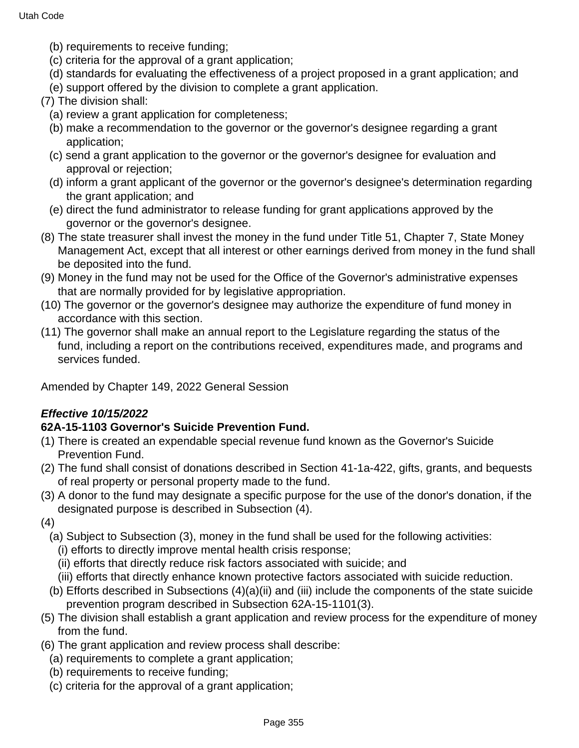(b) requirements to receive funding;

(c) criteria for the approval of a grant application;

(d) standards for evaluating the effectiveness of a project proposed in a grant application; and

(e) support offered by the division to complete a grant application.

(7) The division shall:

(a) review a grant application for completeness;

(b) make a recommendation to the governor or the governor's designee regarding a grant application;

(c) send a grant application to the governor or the governor's designee for evaluation and approval or rejection;

(d) inform a grant applicant of the governor or the governor's designee's determination regarding the grant application; and

(e) direct the fund administrator to release funding for grant applications approved by the governor or the governor's designee.

(8) The state treasurer shall invest the money in the fund under Title 51, Chapter 7, State Money Management Act, except that all interest or other earnings derived from money in the fund shall be deposited into the fund.

(9) Money in the fund may not be used for the Office of the Governor's administrative expenses that are normally provided for by legislative appropriation.

(10) The governor or the governor's designee may authorize the expenditure of fund money in accordance with this section.

(11) The governor shall make an annual report to the Legislature regarding the status of the fund, including a report on the contributions received, expenditures made, and programs and services funded.

Amended by Chapter 149, 2022 General Session

***Effective 10/15/2022***

**62A-15-1103 Governor's Suicide Prevention Fund.**

(1) There is created an expendable special revenue fund known as the Governor's Suicide Prevention Fund.

(2) The fund shall consist of donations described in Section 41-1a-422, gifts, grants, and bequests of real property or personal property made to the fund.

(3) A donor to the fund may designate a specific purpose for the use of the donor's donation, if the designated purpose is described in Subsection (4).

(4)

(a) Subject to Subsection (3), money in the fund shall be used for the following activities:

(i) efforts to directly improve mental health crisis response;

(ii) efforts that directly reduce risk factors associated with suicide; and

(iii) efforts that directly enhance known protective factors associated with suicide reduction.

(b) Efforts described in Subsections (4)(a)(ii) and (iii) include the components of the state suicide prevention program described in Subsection 62A-15-1101(3).

(5) The division shall establish a grant application and review process for the expenditure of money from the fund.

(6) The grant application and review process shall describe:

(a) requirements to complete a grant application;

(b) requirements to receive funding;

(c) criteria for the approval of a grant application;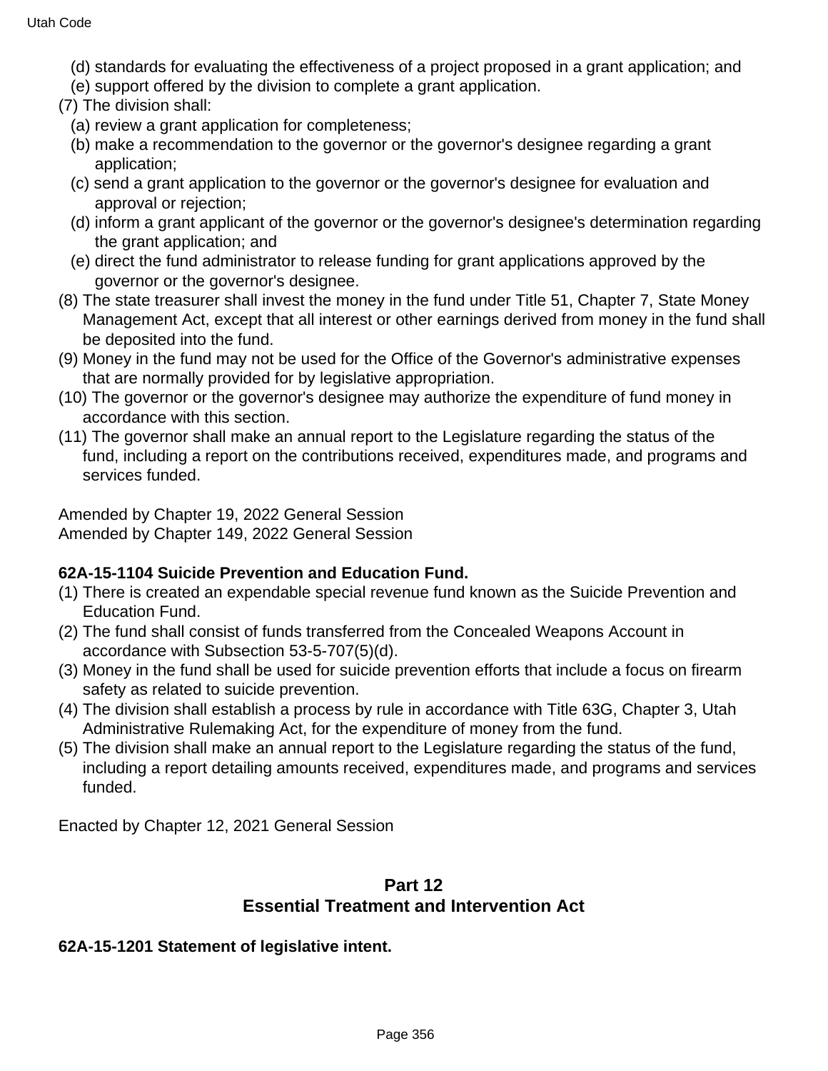(d) standards for evaluating the effectiveness of a project proposed in a grant application; and

(e) support offered by the division to complete a grant application.

(7) The division shall:

(a) review a grant application for completeness;

(b) make a recommendation to the governor or the governor's designee regarding a grant application;

(c) send a grant application to the governor or the governor's designee for evaluation and approval or rejection;

(d) inform a grant applicant of the governor or the governor's designee's determination regarding the grant application; and

(e) direct the fund administrator to release funding for grant applications approved by the governor or the governor's designee.

(8) The state treasurer shall invest the money in the fund under Title 51, Chapter 7, State Money Management Act, except that all interest or other earnings derived from money in the fund shall be deposited into the fund.

(9) Money in the fund may not be used for the Office of the Governor's administrative expenses that are normally provided for by legislative appropriation.

(10) The governor or the governor's designee may authorize the expenditure of fund money in accordance with this section.

(11) The governor shall make an annual report to the Legislature regarding the status of the fund, including a report on the contributions received, expenditures made, and programs and services funded.

Amended by Chapter 19, 2022 General Session
Amended by Chapter 149, 2022 General Session

**62A-15-1104 Suicide Prevention and Education Fund.**

(1) There is created an expendable special revenue fund known as the Suicide Prevention and Education Fund.

(2) The fund shall consist of funds transferred from the Concealed Weapons Account in accordance with Subsection 53-5-707(5)(d).

(3) Money in the fund shall be used for suicide prevention efforts that include a focus on firearm safety as related to suicide prevention.

(4) The division shall establish a process by rule in accordance with Title 63G, Chapter 3, Utah Administrative Rulemaking Act, for the expenditure of money from the fund.

(5) The division shall make an annual report to the Legislature regarding the status of the fund, including a report detailing amounts received, expenditures made, and programs and services funded.

Enacted by Chapter 12, 2021 General Session

## Part 12
## Essential Treatment and Intervention Act

**62A-15-1201 Statement of legislative intent.**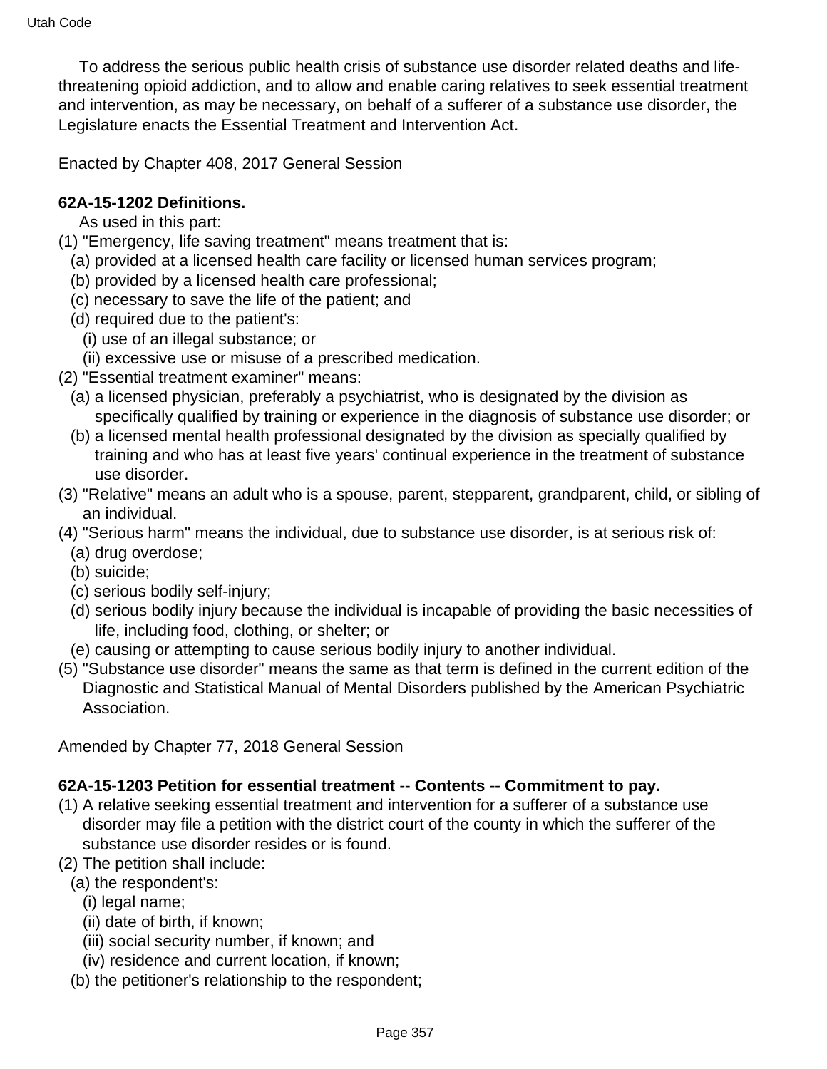To address the serious public health crisis of substance use disorder related deaths and life-threatening opioid addiction, and to allow and enable caring relatives to seek essential treatment and intervention, as may be necessary, on behalf of a sufferer of a substance use disorder, the Legislature enacts the Essential Treatment and Intervention Act.

Enacted by Chapter 408, 2017 General Session

**62A-15-1202 Definitions.**

As used in this part:

(1) "Emergency, life saving treatment" means treatment that is:
  (a) provided at a licensed health care facility or licensed human services program;
  (b) provided by a licensed health care professional;
  (c) necessary to save the life of the patient; and
  (d) required due to the patient's:
    (i) use of an illegal substance; or
    (ii) excessive use or misuse of a prescribed medication.

(2) "Essential treatment examiner" means:
  (a) a licensed physician, preferably a psychiatrist, who is designated by the division as specifically qualified by training or experience in the diagnosis of substance use disorder; or
  (b) a licensed mental health professional designated by the division as specially qualified by training and who has at least five years' continual experience in the treatment of substance use disorder.

(3) "Relative" means an adult who is a spouse, parent, stepparent, grandparent, child, or sibling of an individual.

(4) "Serious harm" means the individual, due to substance use disorder, is at serious risk of:
  (a) drug overdose;
  (b) suicide;
  (c) serious bodily self-injury;
  (d) serious bodily injury because the individual is incapable of providing the basic necessities of life, including food, clothing, or shelter; or
  (e) causing or attempting to cause serious bodily injury to another individual.

(5) "Substance use disorder" means the same as that term is defined in the current edition of the Diagnostic and Statistical Manual of Mental Disorders published by the American Psychiatric Association.

Amended by Chapter 77, 2018 General Session

**62A-15-1203 Petition for essential treatment -- Contents -- Commitment to pay.**

(1) A relative seeking essential treatment and intervention for a sufferer of a substance use disorder may file a petition with the district court of the county in which the sufferer of the substance use disorder resides or is found.

(2) The petition shall include:
  (a) the respondent's:
    (i) legal name;
    (ii) date of birth, if known;
    (iii) social security number, if known; and
    (iv) residence and current location, if known;
  (b) the petitioner's relationship to the respondent;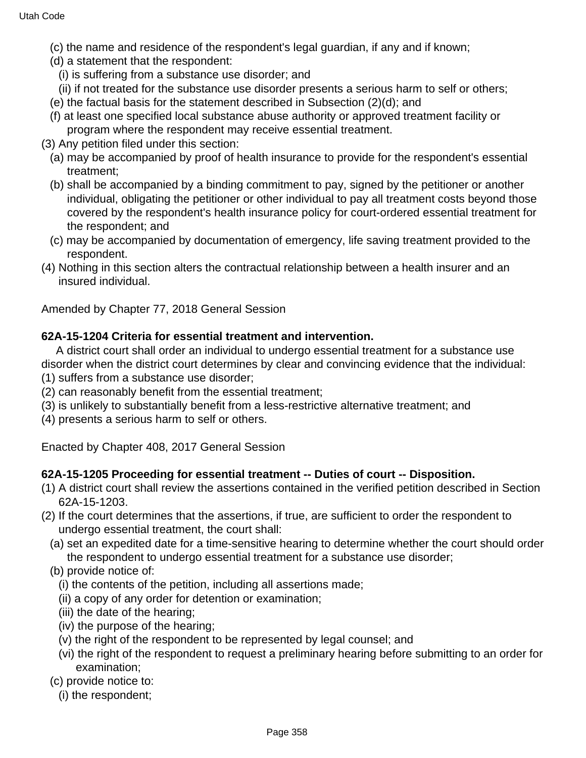(c) the name and residence of the respondent's legal guardian, if any and if known;

(d) a statement that the respondent:

(i) is suffering from a substance use disorder; and

(ii) if not treated for the substance use disorder presents a serious harm to self or others;

(e) the factual basis for the statement described in Subsection (2)(d); and

(f) at least one specified local substance abuse authority or approved treatment facility or program where the respondent may receive essential treatment.

(3) Any petition filed under this section:

(a) may be accompanied by proof of health insurance to provide for the respondent's essential treatment;

(b) shall be accompanied by a binding commitment to pay, signed by the petitioner or another individual, obligating the petitioner or other individual to pay all treatment costs beyond those covered by the respondent's health insurance policy for court-ordered essential treatment for the respondent; and

(c) may be accompanied by documentation of emergency, life saving treatment provided to the respondent.

(4) Nothing in this section alters the contractual relationship between a health insurer and an insured individual.

Amended by Chapter 77, 2018 General Session

**62A-15-1204 Criteria for essential treatment and intervention.**

A district court shall order an individual to undergo essential treatment for a substance use disorder when the district court determines by clear and convincing evidence that the individual:

(1) suffers from a substance use disorder;

(2) can reasonably benefit from the essential treatment;

(3) is unlikely to substantially benefit from a less-restrictive alternative treatment; and

(4) presents a serious harm to self or others.

Enacted by Chapter 408, 2017 General Session

**62A-15-1205 Proceeding for essential treatment -- Duties of court -- Disposition.**

(1) A district court shall review the assertions contained in the verified petition described in Section 62A-15-1203.

(2) If the court determines that the assertions, if true, are sufficient to order the respondent to undergo essential treatment, the court shall:

(a) set an expedited date for a time-sensitive hearing to determine whether the court should order the respondent to undergo essential treatment for a substance use disorder;

(b) provide notice of:

(i) the contents of the petition, including all assertions made;

(ii) a copy of any order for detention or examination;

(iii) the date of the hearing;

(iv) the purpose of the hearing;

(v) the right of the respondent to be represented by legal counsel; and

(vi) the right of the respondent to request a preliminary hearing before submitting to an order for examination;

(c) provide notice to:

(i) the respondent;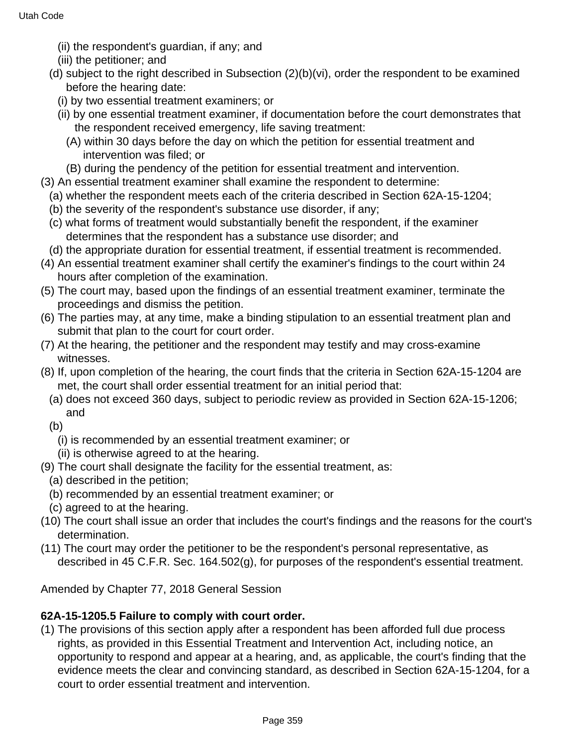(ii) the respondent's guardian, if any; and

(iii) the petitioner; and

(d) subject to the right described in Subsection (2)(b)(vi), order the respondent to be examined before the hearing date:

(i) by two essential treatment examiners; or

(ii) by one essential treatment examiner, if documentation before the court demonstrates that the respondent received emergency, life saving treatment:

(A) within 30 days before the day on which the petition for essential treatment and intervention was filed; or

(B) during the pendency of the petition for essential treatment and intervention.

(3) An essential treatment examiner shall examine the respondent to determine:

(a) whether the respondent meets each of the criteria described in Section 62A-15-1204;

(b) the severity of the respondent's substance use disorder, if any;

(c) what forms of treatment would substantially benefit the respondent, if the examiner determines that the respondent has a substance use disorder; and

(d) the appropriate duration for essential treatment, if essential treatment is recommended.

(4) An essential treatment examiner shall certify the examiner's findings to the court within 24 hours after completion of the examination.

(5) The court may, based upon the findings of an essential treatment examiner, terminate the proceedings and dismiss the petition.

(6) The parties may, at any time, make a binding stipulation to an essential treatment plan and submit that plan to the court for court order.

(7) At the hearing, the petitioner and the respondent may testify and may cross-examine witnesses.

(8) If, upon completion of the hearing, the court finds that the criteria in Section 62A-15-1204 are met, the court shall order essential treatment for an initial period that:

(a) does not exceed 360 days, subject to periodic review as provided in Section 62A-15-1206; and

(b)

(i) is recommended by an essential treatment examiner; or

(ii) is otherwise agreed to at the hearing.

(9) The court shall designate the facility for the essential treatment, as:

(a) described in the petition;

(b) recommended by an essential treatment examiner; or

(c) agreed to at the hearing.

(10) The court shall issue an order that includes the court's findings and the reasons for the court's determination.

(11) The court may order the petitioner to be the respondent's personal representative, as described in 45 C.F.R. Sec. 164.502(g), for purposes of the respondent's essential treatment.

Amended by Chapter 77, 2018 General Session

**62A-15-1205.5 Failure to comply with court order.**

(1) The provisions of this section apply after a respondent has been afforded full due process rights, as provided in this Essential Treatment and Intervention Act, including notice, an opportunity to respond and appear at a hearing, and, as applicable, the court's finding that the evidence meets the clear and convincing standard, as described in Section 62A-15-1204, for a court to order essential treatment and intervention.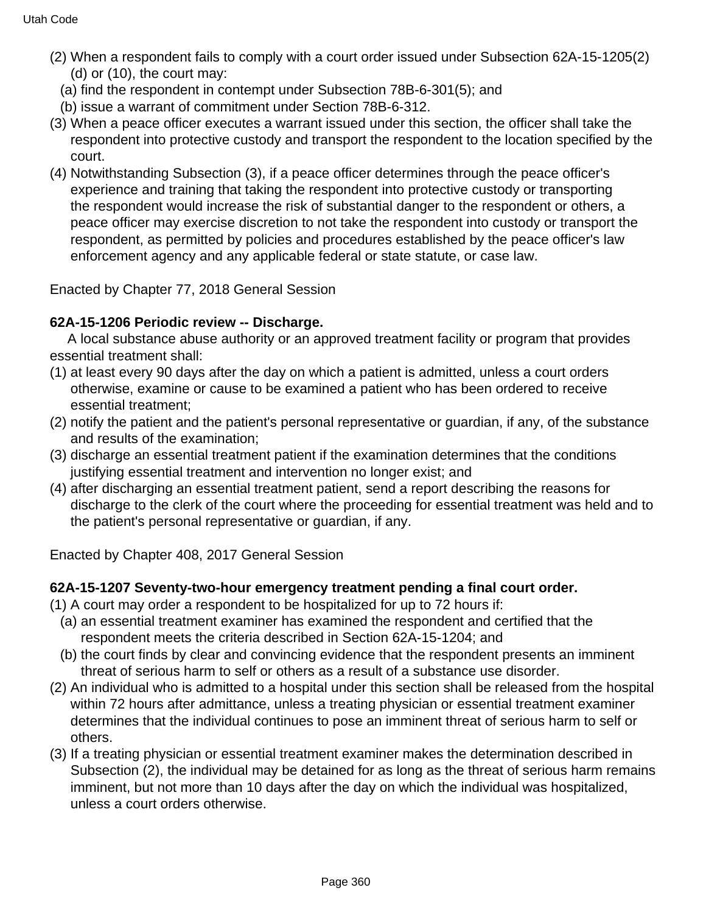(2) When a respondent fails to comply with a court order issued under Subsection 62A-15-1205(2)(d) or (10), the court may:

  (a) find the respondent in contempt under Subsection 78B-6-301(5); and

  (b) issue a warrant of commitment under Section 78B-6-312.

(3) When a peace officer executes a warrant issued under this section, the officer shall take the respondent into protective custody and transport the respondent to the location specified by the court.

(4) Notwithstanding Subsection (3), if a peace officer determines through the peace officer's experience and training that taking the respondent into protective custody or transporting the respondent would increase the risk of substantial danger to the respondent or others, a peace officer may exercise discretion to not take the respondent into custody or transport the respondent, as permitted by policies and procedures established by the peace officer's law enforcement agency and any applicable federal or state statute, or case law.

Enacted by Chapter 77, 2018 General Session

**62A-15-1206 Periodic review -- Discharge.**

A local substance abuse authority or an approved treatment facility or program that provides essential treatment shall:

(1) at least every 90 days after the day on which a patient is admitted, unless a court orders otherwise, examine or cause to be examined a patient who has been ordered to receive essential treatment;

(2) notify the patient and the patient's personal representative or guardian, if any, of the substance and results of the examination;

(3) discharge an essential treatment patient if the examination determines that the conditions justifying essential treatment and intervention no longer exist; and

(4) after discharging an essential treatment patient, send a report describing the reasons for discharge to the clerk of the court where the proceeding for essential treatment was held and to the patient's personal representative or guardian, if any.

Enacted by Chapter 408, 2017 General Session

**62A-15-1207 Seventy-two-hour emergency treatment pending a final court order.**

(1) A court may order a respondent to be hospitalized for up to 72 hours if:

  (a) an essential treatment examiner has examined the respondent and certified that the respondent meets the criteria described in Section 62A-15-1204; and

  (b) the court finds by clear and convincing evidence that the respondent presents an imminent threat of serious harm to self or others as a result of a substance use disorder.

(2) An individual who is admitted to a hospital under this section shall be released from the hospital within 72 hours after admittance, unless a treating physician or essential treatment examiner determines that the individual continues to pose an imminent threat of serious harm to self or others.

(3) If a treating physician or essential treatment examiner makes the determination described in Subsection (2), the individual may be detained for as long as the threat of serious harm remains imminent, but not more than 10 days after the day on which the individual was hospitalized, unless a court orders otherwise.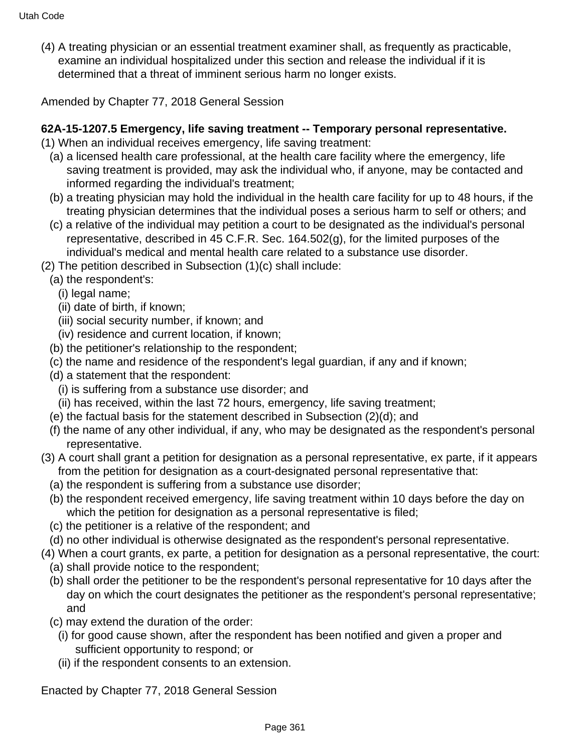(4) A treating physician or an essential treatment examiner shall, as frequently as practicable, examine an individual hospitalized under this section and release the individual if it is determined that a threat of imminent serious harm no longer exists.

Amended by Chapter 77, 2018 General Session

**62A-15-1207.5 Emergency, life saving treatment -- Temporary personal representative.**

(1) When an individual receives emergency, life saving treatment:

- (a) a licensed health care professional, at the health care facility where the emergency, life saving treatment is provided, may ask the individual who, if anyone, may be contacted and informed regarding the individual's treatment;
- (b) a treating physician may hold the individual in the health care facility for up to 48 hours, if the treating physician determines that the individual poses a serious harm to self or others; and
- (c) a relative of the individual may petition a court to be designated as the individual's personal representative, described in 45 C.F.R. Sec. 164.502(g), for the limited purposes of the individual's medical and mental health care related to a substance use disorder.

(2) The petition described in Subsection (1)(c) shall include:

- (a) the respondent's:
  - (i) legal name;
  - (ii) date of birth, if known;
  - (iii) social security number, if known; and
  - (iv) residence and current location, if known;
- (b) the petitioner's relationship to the respondent;
- (c) the name and residence of the respondent's legal guardian, if any and if known;
- (d) a statement that the respondent:
  - (i) is suffering from a substance use disorder; and
  - (ii) has received, within the last 72 hours, emergency, life saving treatment;
- (e) the factual basis for the statement described in Subsection (2)(d); and
- (f) the name of any other individual, if any, who may be designated as the respondent's personal representative.

(3) A court shall grant a petition for designation as a personal representative, ex parte, if it appears from the petition for designation as a court-designated personal representative that:

- (a) the respondent is suffering from a substance use disorder;
- (b) the respondent received emergency, life saving treatment within 10 days before the day on which the petition for designation as a personal representative is filed;
- (c) the petitioner is a relative of the respondent; and
- (d) no other individual is otherwise designated as the respondent's personal representative.

(4) When a court grants, ex parte, a petition for designation as a personal representative, the court:

- (a) shall provide notice to the respondent;
- (b) shall order the petitioner to be the respondent's personal representative for 10 days after the day on which the court designates the petitioner as the respondent's personal representative; and
- (c) may extend the duration of the order:
  - (i) for good cause shown, after the respondent has been notified and given a proper and sufficient opportunity to respond; or
  - (ii) if the respondent consents to an extension.

Enacted by Chapter 77, 2018 General Session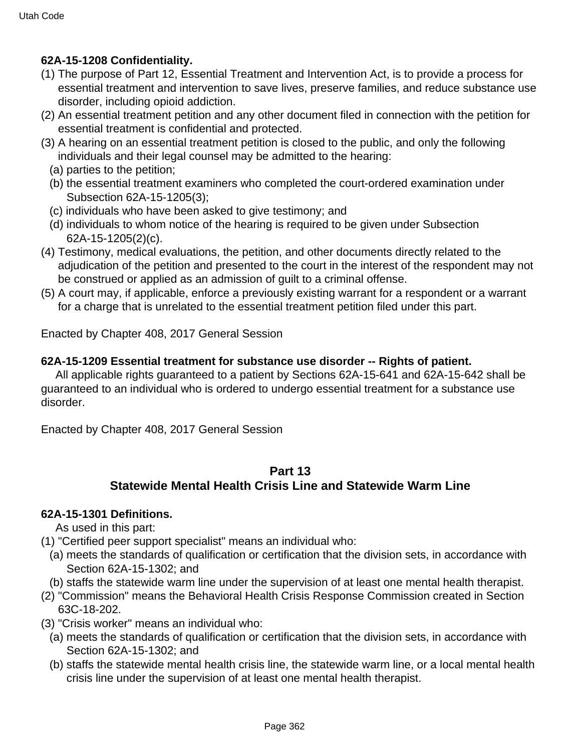**62A-15-1208 Confidentiality.**

(1) The purpose of Part 12, Essential Treatment and Intervention Act, is to provide a process for essential treatment and intervention to save lives, preserve families, and reduce substance use disorder, including opioid addiction.

(2) An essential treatment petition and any other document filed in connection with the petition for essential treatment is confidential and protected.

(3) A hearing on an essential treatment petition is closed to the public, and only the following individuals and their legal counsel may be admitted to the hearing:

  (a) parties to the petition;

  (b) the essential treatment examiners who completed the court-ordered examination under Subsection 62A-15-1205(3);

  (c) individuals who have been asked to give testimony; and

  (d) individuals to whom notice of the hearing is required to be given under Subsection 62A-15-1205(2)(c).

(4) Testimony, medical evaluations, the petition, and other documents directly related to the adjudication of the petition and presented to the court in the interest of the respondent may not be construed or applied as an admission of guilt to a criminal offense.

(5) A court may, if applicable, enforce a previously existing warrant for a respondent or a warrant for a charge that is unrelated to the essential treatment petition filed under this part.

Enacted by Chapter 408, 2017 General Session

**62A-15-1209 Essential treatment for substance use disorder -- Rights of patient.**

All applicable rights guaranteed to a patient by Sections 62A-15-641 and 62A-15-642 shall be guaranteed to an individual who is ordered to undergo essential treatment for a substance use disorder.

Enacted by Chapter 408, 2017 General Session

## Part 13
## Statewide Mental Health Crisis Line and Statewide Warm Line

**62A-15-1301 Definitions.**

As used in this part:

(1) "Certified peer support specialist" means an individual who:

  (a) meets the standards of qualification or certification that the division sets, in accordance with Section 62A-15-1302; and

  (b) staffs the statewide warm line under the supervision of at least one mental health therapist.

(2) "Commission" means the Behavioral Health Crisis Response Commission created in Section 63C-18-202.

(3) "Crisis worker" means an individual who:

  (a) meets the standards of qualification or certification that the division sets, in accordance with Section 62A-15-1302; and

  (b) staffs the statewide mental health crisis line, the statewide warm line, or a local mental health crisis line under the supervision of at least one mental health therapist.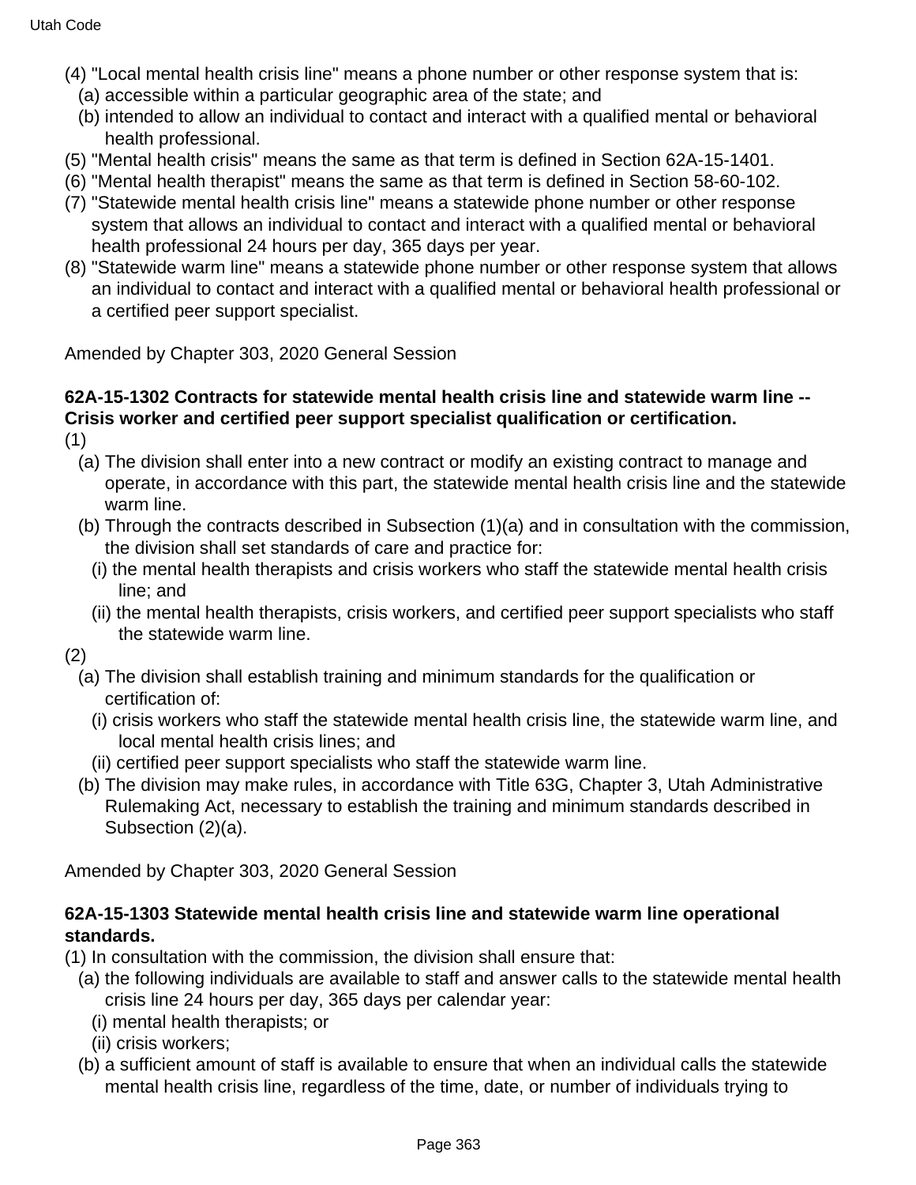(4) "Local mental health crisis line" means a phone number or other response system that is:
  (a) accessible within a particular geographic area of the state; and
  (b) intended to allow an individual to contact and interact with a qualified mental or behavioral health professional.
(5) "Mental health crisis" means the same as that term is defined in Section 62A-15-1401.
(6) "Mental health therapist" means the same as that term is defined in Section 58-60-102.
(7) "Statewide mental health crisis line" means a statewide phone number or other response system that allows an individual to contact and interact with a qualified mental or behavioral health professional 24 hours per day, 365 days per year.
(8) "Statewide warm line" means a statewide phone number or other response system that allows an individual to contact and interact with a qualified mental or behavioral health professional or a certified peer support specialist.

Amended by Chapter 303, 2020 General Session

**62A-15-1302 Contracts for statewide mental health crisis line and statewide warm line -- Crisis worker and certified peer support specialist qualification or certification.**

(1)
  (a) The division shall enter into a new contract or modify an existing contract to manage and operate, in accordance with this part, the statewide mental health crisis line and the statewide warm line.
  (b) Through the contracts described in Subsection (1)(a) and in consultation with the commission, the division shall set standards of care and practice for:
    (i) the mental health therapists and crisis workers who staff the statewide mental health crisis line; and
    (ii) the mental health therapists, crisis workers, and certified peer support specialists who staff the statewide warm line.

(2)
  (a) The division shall establish training and minimum standards for the qualification or certification of:
    (i) crisis workers who staff the statewide mental health crisis line, the statewide warm line, and local mental health crisis lines; and
    (ii) certified peer support specialists who staff the statewide warm line.
  (b) The division may make rules, in accordance with Title 63G, Chapter 3, Utah Administrative Rulemaking Act, necessary to establish the training and minimum standards described in Subsection (2)(a).

Amended by Chapter 303, 2020 General Session

**62A-15-1303 Statewide mental health crisis line and statewide warm line operational standards.**

(1) In consultation with the commission, the division shall ensure that:
  (a) the following individuals are available to staff and answer calls to the statewide mental health crisis line 24 hours per day, 365 days per calendar year:
    (i) mental health therapists; or
    (ii) crisis workers;
  (b) a sufficient amount of staff is available to ensure that when an individual calls the statewide mental health crisis line, regardless of the time, date, or number of individuals trying to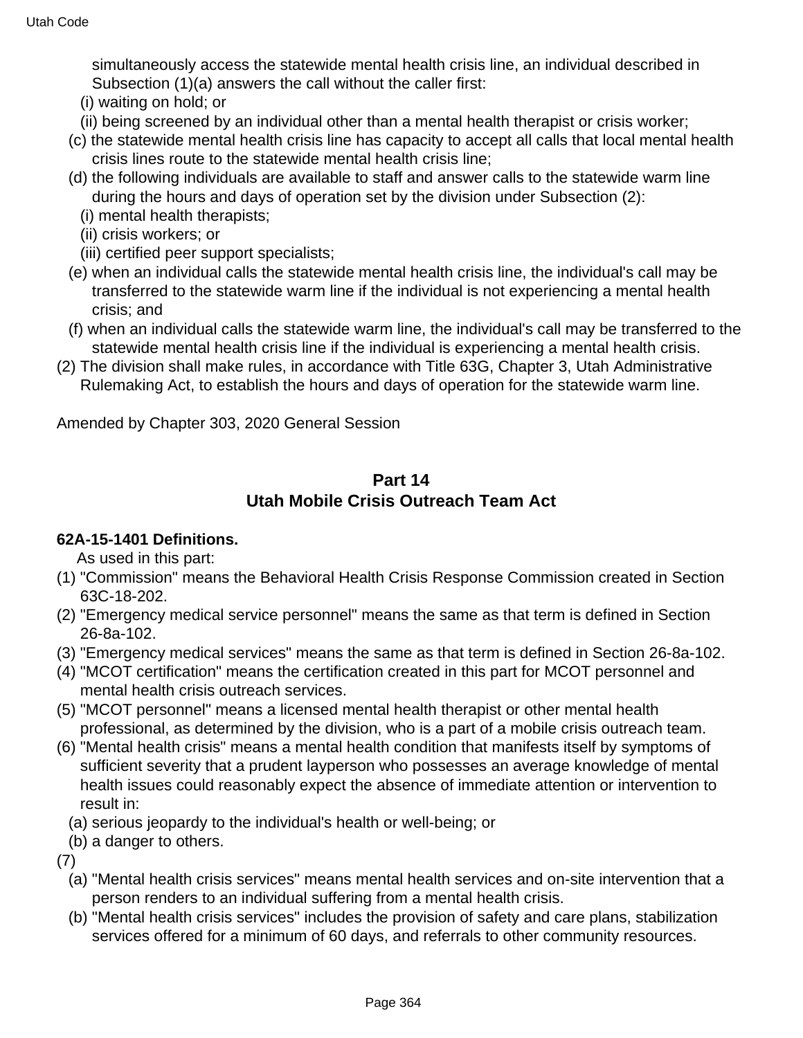simultaneously access the statewide mental health crisis line, an individual described in Subsection (1)(a) answers the call without the caller first:

(i) waiting on hold; or

(ii) being screened by an individual other than a mental health therapist or crisis worker;

(c) the statewide mental health crisis line has capacity to accept all calls that local mental health crisis lines route to the statewide mental health crisis line;

(d) the following individuals are available to staff and answer calls to the statewide warm line during the hours and days of operation set by the division under Subsection (2):

(i) mental health therapists;

(ii) crisis workers; or

(iii) certified peer support specialists;

(e) when an individual calls the statewide mental health crisis line, the individual's call may be transferred to the statewide warm line if the individual is not experiencing a mental health crisis; and

(f) when an individual calls the statewide warm line, the individual's call may be transferred to the statewide mental health crisis line if the individual is experiencing a mental health crisis.

(2) The division shall make rules, in accordance with Title 63G, Chapter 3, Utah Administrative Rulemaking Act, to establish the hours and days of operation for the statewide warm line.

Amended by Chapter 303, 2020 General Session

## Part 14
## Utah Mobile Crisis Outreach Team Act

**62A-15-1401 Definitions.**

As used in this part:

(1) "Commission" means the Behavioral Health Crisis Response Commission created in Section 63C-18-202.

(2) "Emergency medical service personnel" means the same as that term is defined in Section 26-8a-102.

(3) "Emergency medical services" means the same as that term is defined in Section 26-8a-102.

(4) "MCOT certification" means the certification created in this part for MCOT personnel and mental health crisis outreach services.

(5) "MCOT personnel" means a licensed mental health therapist or other mental health professional, as determined by the division, who is a part of a mobile crisis outreach team.

(6) "Mental health crisis" means a mental health condition that manifests itself by symptoms of sufficient severity that a prudent layperson who possesses an average knowledge of mental health issues could reasonably expect the absence of immediate attention or intervention to result in:

(a) serious jeopardy to the individual's health or well-being; or

(b) a danger to others.

(7)

(a) "Mental health crisis services" means mental health services and on-site intervention that a person renders to an individual suffering from a mental health crisis.

(b) "Mental health crisis services" includes the provision of safety and care plans, stabilization services offered for a minimum of 60 days, and referrals to other community resources.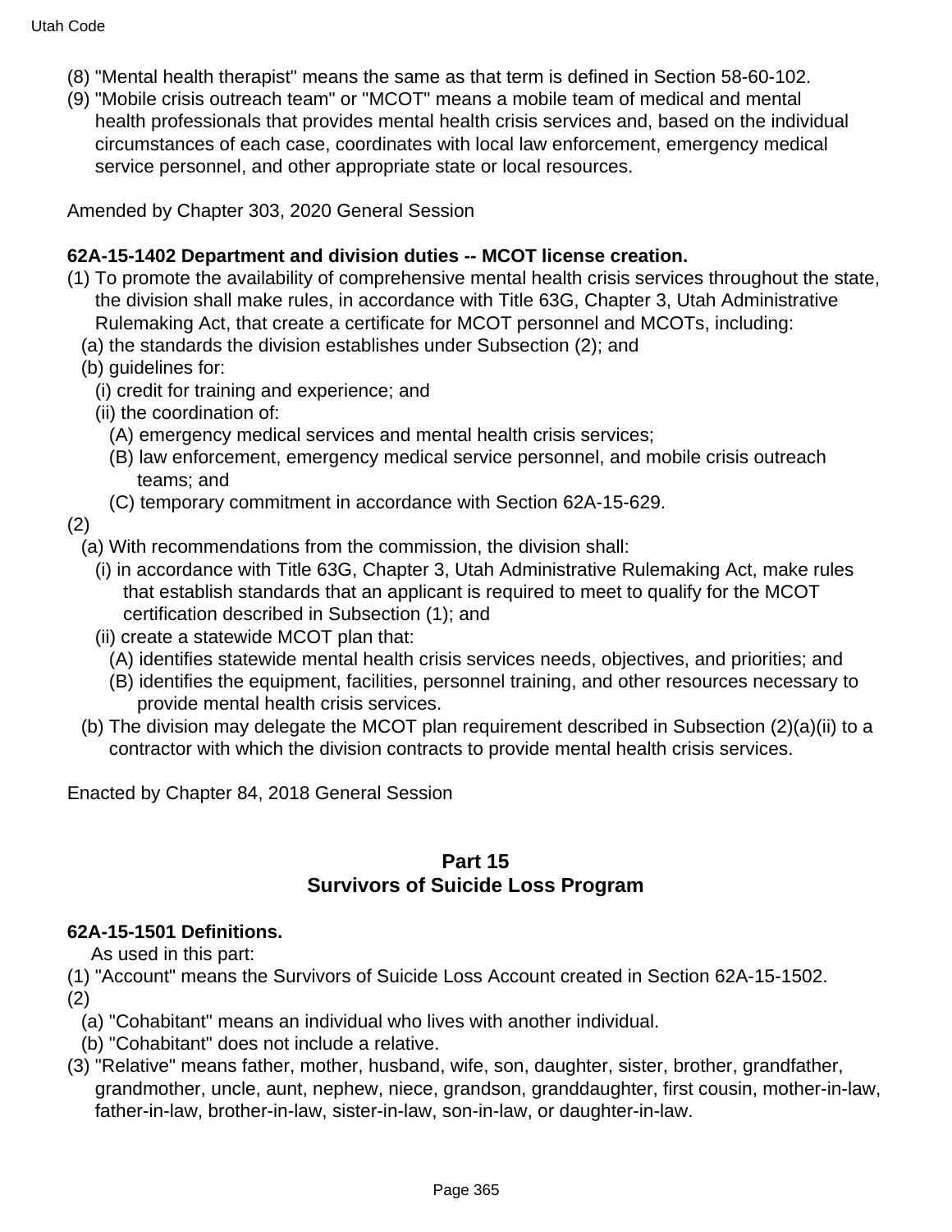(8) "Mental health therapist" means the same as that term is defined in Section 58-60-102.

(9) "Mobile crisis outreach team" or "MCOT" means a mobile team of medical and mental health professionals that provides mental health crisis services and, based on the individual circumstances of each case, coordinates with local law enforcement, emergency medical service personnel, and other appropriate state or local resources.

Amended by Chapter 303, 2020 General Session

**62A-15-1402 Department and division duties -- MCOT license creation.**

(1) To promote the availability of comprehensive mental health crisis services throughout the state, the division shall make rules, in accordance with Title 63G, Chapter 3, Utah Administrative Rulemaking Act, that create a certificate for MCOT personnel and MCOTs, including:

  (a) the standards the division establishes under Subsection (2); and

  (b) guidelines for:

    (i) credit for training and experience; and

    (ii) the coordination of:

      (A) emergency medical services and mental health crisis services;

      (B) law enforcement, emergency medical service personnel, and mobile crisis outreach teams; and

      (C) temporary commitment in accordance with Section 62A-15-629.

(2)

  (a) With recommendations from the commission, the division shall:

    (i) in accordance with Title 63G, Chapter 3, Utah Administrative Rulemaking Act, make rules that establish standards that an applicant is required to meet to qualify for the MCOT certification described in Subsection (1); and

    (ii) create a statewide MCOT plan that:

      (A) identifies statewide mental health crisis services needs, objectives, and priorities; and

      (B) identifies the equipment, facilities, personnel training, and other resources necessary to provide mental health crisis services.

  (b) The division may delegate the MCOT plan requirement described in Subsection (2)(a)(ii) to a contractor with which the division contracts to provide mental health crisis services.

Enacted by Chapter 84, 2018 General Session

## Part 15
## Survivors of Suicide Loss Program

**62A-15-1501 Definitions.**

As used in this part:

(1) "Account" means the Survivors of Suicide Loss Account created in Section 62A-15-1502.

(2)

  (a) "Cohabitant" means an individual who lives with another individual.

  (b) "Cohabitant" does not include a relative.

(3) "Relative" means father, mother, husband, wife, son, daughter, sister, brother, grandfather, grandmother, uncle, aunt, nephew, niece, grandson, granddaughter, first cousin, mother-in-law, father-in-law, brother-in-law, sister-in-law, son-in-law, or daughter-in-law.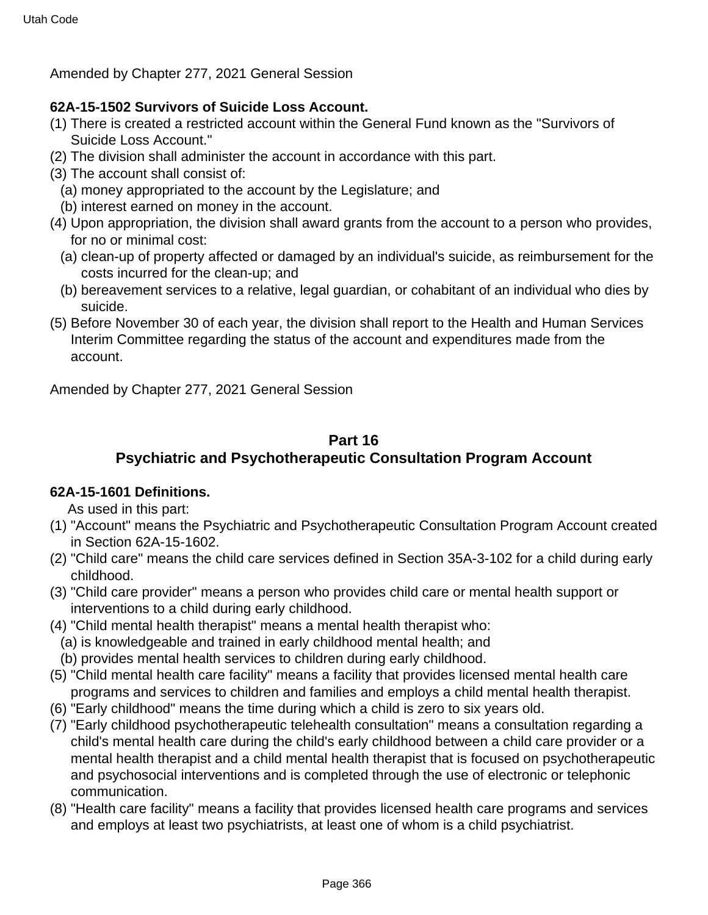Amended by Chapter 277, 2021 General Session

**62A-15-1502 Survivors of Suicide Loss Account.**

(1) There is created a restricted account within the General Fund known as the "Survivors of Suicide Loss Account."
(2) The division shall administer the account in accordance with this part.
(3) The account shall consist of:
  (a) money appropriated to the account by the Legislature; and
  (b) interest earned on money in the account.
(4) Upon appropriation, the division shall award grants from the account to a person who provides, for no or minimal cost:
  (a) clean-up of property affected or damaged by an individual's suicide, as reimbursement for the costs incurred for the clean-up; and
  (b) bereavement services to a relative, legal guardian, or cohabitant of an individual who dies by suicide.
(5) Before November 30 of each year, the division shall report to the Health and Human Services Interim Committee regarding the status of the account and expenditures made from the account.

Amended by Chapter 277, 2021 General Session

## Part 16
## Psychiatric and Psychotherapeutic Consultation Program Account

**62A-15-1601 Definitions.**

As used in this part:

(1) "Account" means the Psychiatric and Psychotherapeutic Consultation Program Account created in Section 62A-15-1602.
(2) "Child care" means the child care services defined in Section 35A-3-102 for a child during early childhood.
(3) "Child care provider" means a person who provides child care or mental health support or interventions to a child during early childhood.
(4) "Child mental health therapist" means a mental health therapist who:
  (a) is knowledgeable and trained in early childhood mental health; and
  (b) provides mental health services to children during early childhood.
(5) "Child mental health care facility" means a facility that provides licensed mental health care programs and services to children and families and employs a child mental health therapist.
(6) "Early childhood" means the time during which a child is zero to six years old.
(7) "Early childhood psychotherapeutic telehealth consultation" means a consultation regarding a child's mental health care during the child's early childhood between a child care provider or a mental health therapist and a child mental health therapist that is focused on psychotherapeutic and psychosocial interventions and is completed through the use of electronic or telephonic communication.
(8) "Health care facility" means a facility that provides licensed health care programs and services and employs at least two psychiatrists, at least one of whom is a child psychiatrist.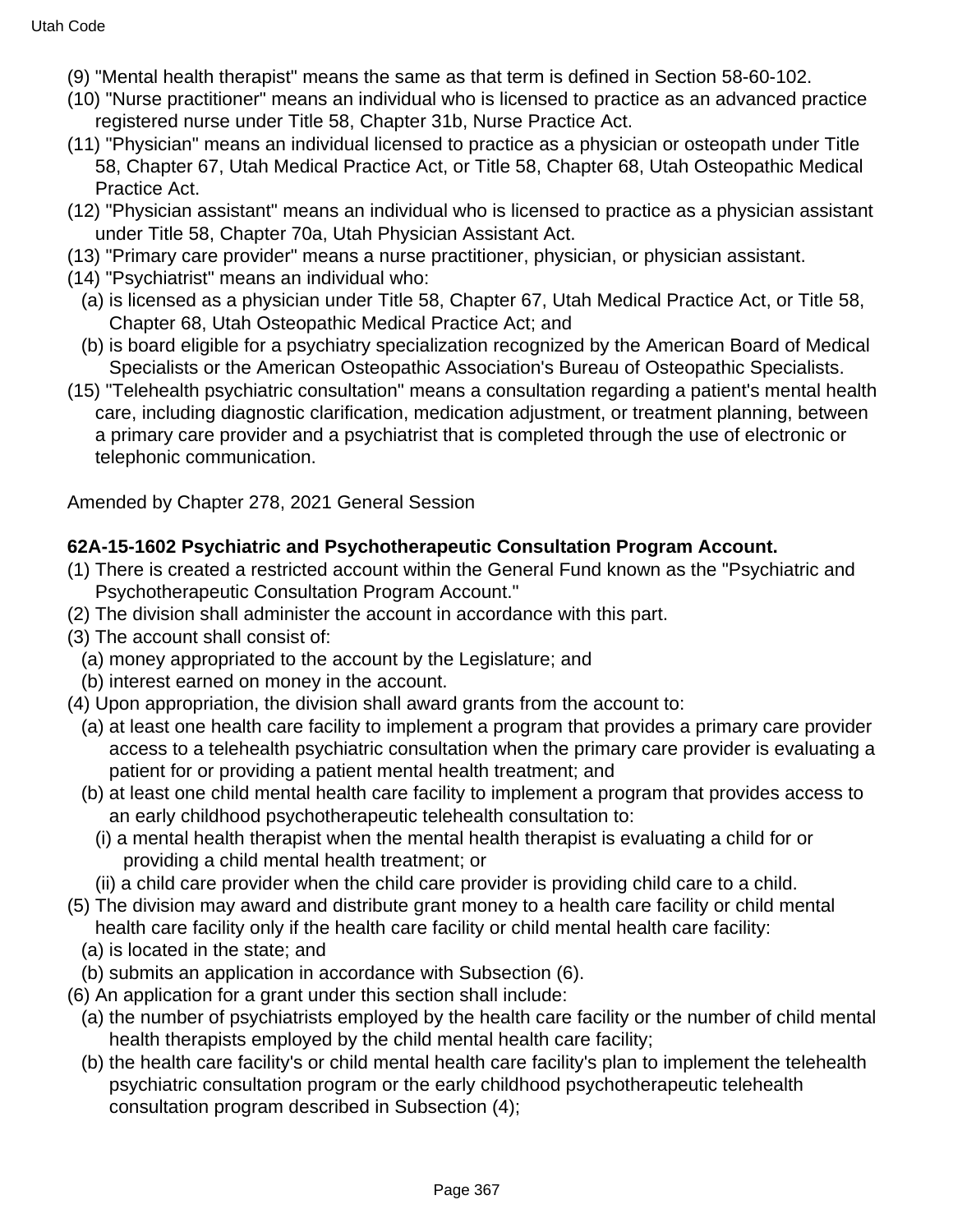(9) "Mental health therapist" means the same as that term is defined in Section 58-60-102.

(10) "Nurse practitioner" means an individual who is licensed to practice as an advanced practice registered nurse under Title 58, Chapter 31b, Nurse Practice Act.

(11) "Physician" means an individual licensed to practice as a physician or osteopath under Title 58, Chapter 67, Utah Medical Practice Act, or Title 58, Chapter 68, Utah Osteopathic Medical Practice Act.

(12) "Physician assistant" means an individual who is licensed to practice as a physician assistant under Title 58, Chapter 70a, Utah Physician Assistant Act.

(13) "Primary care provider" means a nurse practitioner, physician, or physician assistant.

(14) "Psychiatrist" means an individual who:

  (a) is licensed as a physician under Title 58, Chapter 67, Utah Medical Practice Act, or Title 58, Chapter 68, Utah Osteopathic Medical Practice Act; and

  (b) is board eligible for a psychiatry specialization recognized by the American Board of Medical Specialists or the American Osteopathic Association's Bureau of Osteopathic Specialists.

(15) "Telehealth psychiatric consultation" means a consultation regarding a patient's mental health care, including diagnostic clarification, medication adjustment, or treatment planning, between a primary care provider and a psychiatrist that is completed through the use of electronic or telephonic communication.

Amended by Chapter 278, 2021 General Session

**62A-15-1602 Psychiatric and Psychotherapeutic Consultation Program Account.**

(1) There is created a restricted account within the General Fund known as the "Psychiatric and Psychotherapeutic Consultation Program Account."

(2) The division shall administer the account in accordance with this part.

(3) The account shall consist of:

  (a) money appropriated to the account by the Legislature; and

  (b) interest earned on money in the account.

(4) Upon appropriation, the division shall award grants from the account to:

  (a) at least one health care facility to implement a program that provides a primary care provider access to a telehealth psychiatric consultation when the primary care provider is evaluating a patient for or providing a patient mental health treatment; and

  (b) at least one child mental health care facility to implement a program that provides access to an early childhood psychotherapeutic telehealth consultation to:

    (i) a mental health therapist when the mental health therapist is evaluating a child for or providing a child mental health treatment; or

    (ii) a child care provider when the child care provider is providing child care to a child.

(5) The division may award and distribute grant money to a health care facility or child mental health care facility only if the health care facility or child mental health care facility:

  (a) is located in the state; and

  (b) submits an application in accordance with Subsection (6).

(6) An application for a grant under this section shall include:

  (a) the number of psychiatrists employed by the health care facility or the number of child mental health therapists employed by the child mental health care facility;

  (b) the health care facility's or child mental health care facility's plan to implement the telehealth psychiatric consultation program or the early childhood psychotherapeutic telehealth consultation program described in Subsection (4);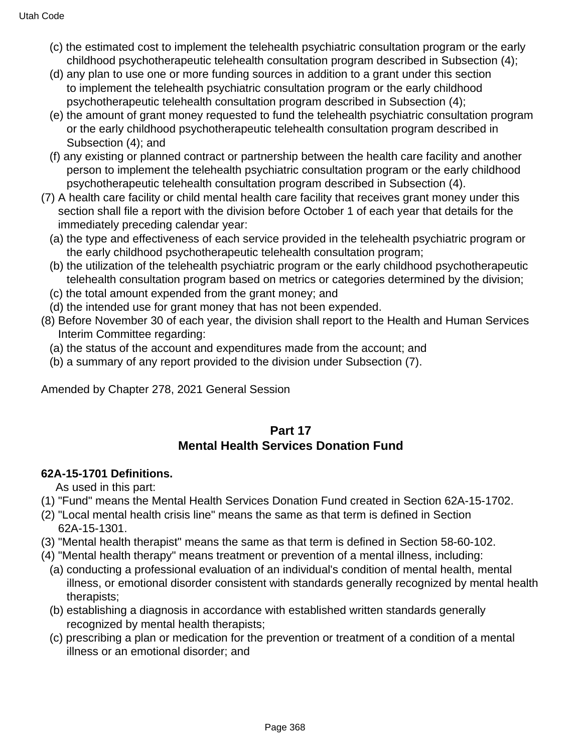(c) the estimated cost to implement the telehealth psychiatric consultation program or the early childhood psychotherapeutic telehealth consultation program described in Subsection (4);

(d) any plan to use one or more funding sources in addition to a grant under this section to implement the telehealth psychiatric consultation program or the early childhood psychotherapeutic telehealth consultation program described in Subsection (4);

(e) the amount of grant money requested to fund the telehealth psychiatric consultation program or the early childhood psychotherapeutic telehealth consultation program described in Subsection (4); and

(f) any existing or planned contract or partnership between the health care facility and another person to implement the telehealth psychiatric consultation program or the early childhood psychotherapeutic telehealth consultation program described in Subsection (4).

(7) A health care facility or child mental health care facility that receives grant money under this section shall file a report with the division before October 1 of each year that details for the immediately preceding calendar year:

(a) the type and effectiveness of each service provided in the telehealth psychiatric program or the early childhood psychotherapeutic telehealth consultation program;

(b) the utilization of the telehealth psychiatric program or the early childhood psychotherapeutic telehealth consultation program based on metrics or categories determined by the division;

(c) the total amount expended from the grant money; and

(d) the intended use for grant money that has not been expended.

(8) Before November 30 of each year, the division shall report to the Health and Human Services Interim Committee regarding:

(a) the status of the account and expenditures made from the account; and

(b) a summary of any report provided to the division under Subsection (7).

Amended by Chapter 278, 2021 General Session

## Part 17
## Mental Health Services Donation Fund

**62A-15-1701 Definitions.**

As used in this part:

(1) "Fund" means the Mental Health Services Donation Fund created in Section 62A-15-1702.

(2) "Local mental health crisis line" means the same as that term is defined in Section 62A-15-1301.

(3) "Mental health therapist" means the same as that term is defined in Section 58-60-102.

(4) "Mental health therapy" means treatment or prevention of a mental illness, including:

(a) conducting a professional evaluation of an individual's condition of mental health, mental illness, or emotional disorder consistent with standards generally recognized by mental health therapists;

(b) establishing a diagnosis in accordance with established written standards generally recognized by mental health therapists;

(c) prescribing a plan or medication for the prevention or treatment of a condition of a mental illness or an emotional disorder; and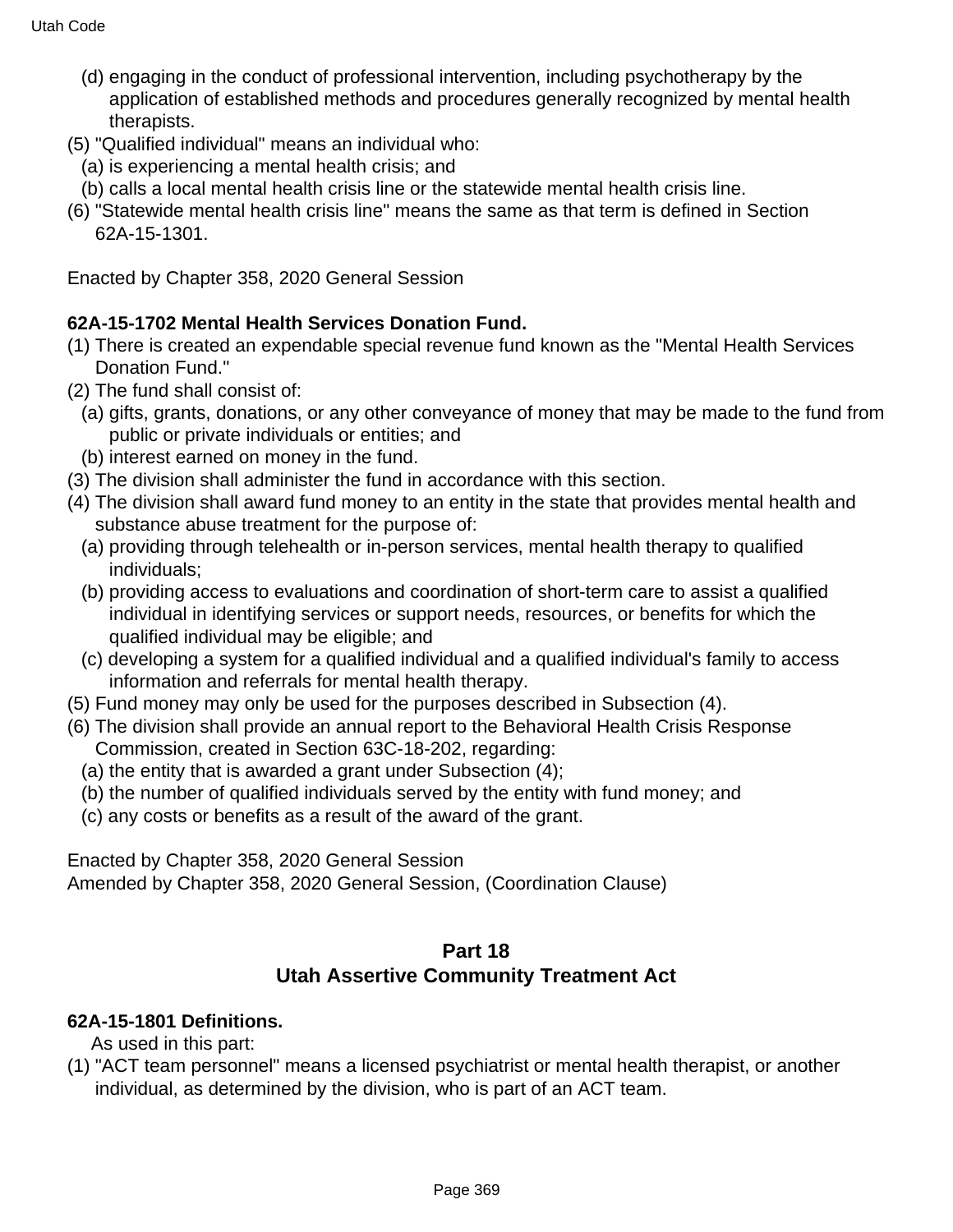(d) engaging in the conduct of professional intervention, including psychotherapy by the application of established methods and procedures generally recognized by mental health therapists.

(5) "Qualified individual" means an individual who:

(a) is experiencing a mental health crisis; and

(b) calls a local mental health crisis line or the statewide mental health crisis line.

(6) "Statewide mental health crisis line" means the same as that term is defined in Section 62A-15-1301.

Enacted by Chapter 358, 2020 General Session

**62A-15-1702 Mental Health Services Donation Fund.**

(1) There is created an expendable special revenue fund known as the "Mental Health Services Donation Fund."

(2) The fund shall consist of:

(a) gifts, grants, donations, or any other conveyance of money that may be made to the fund from public or private individuals or entities; and

(b) interest earned on money in the fund.

(3) The division shall administer the fund in accordance with this section.

(4) The division shall award fund money to an entity in the state that provides mental health and substance abuse treatment for the purpose of:

(a) providing through telehealth or in-person services, mental health therapy to qualified individuals;

(b) providing access to evaluations and coordination of short-term care to assist a qualified individual in identifying services or support needs, resources, or benefits for which the qualified individual may be eligible; and

(c) developing a system for a qualified individual and a qualified individual's family to access information and referrals for mental health therapy.

(5) Fund money may only be used for the purposes described in Subsection (4).

(6) The division shall provide an annual report to the Behavioral Health Crisis Response Commission, created in Section 63C-18-202, regarding:

(a) the entity that is awarded a grant under Subsection (4);

(b) the number of qualified individuals served by the entity with fund money; and

(c) any costs or benefits as a result of the award of the grant.

Enacted by Chapter 358, 2020 General Session
Amended by Chapter 358, 2020 General Session, (Coordination Clause)

## Part 18
## Utah Assertive Community Treatment Act

**62A-15-1801 Definitions.**

As used in this part:

(1) "ACT team personnel" means a licensed psychiatrist or mental health therapist, or another individual, as determined by the division, who is part of an ACT team.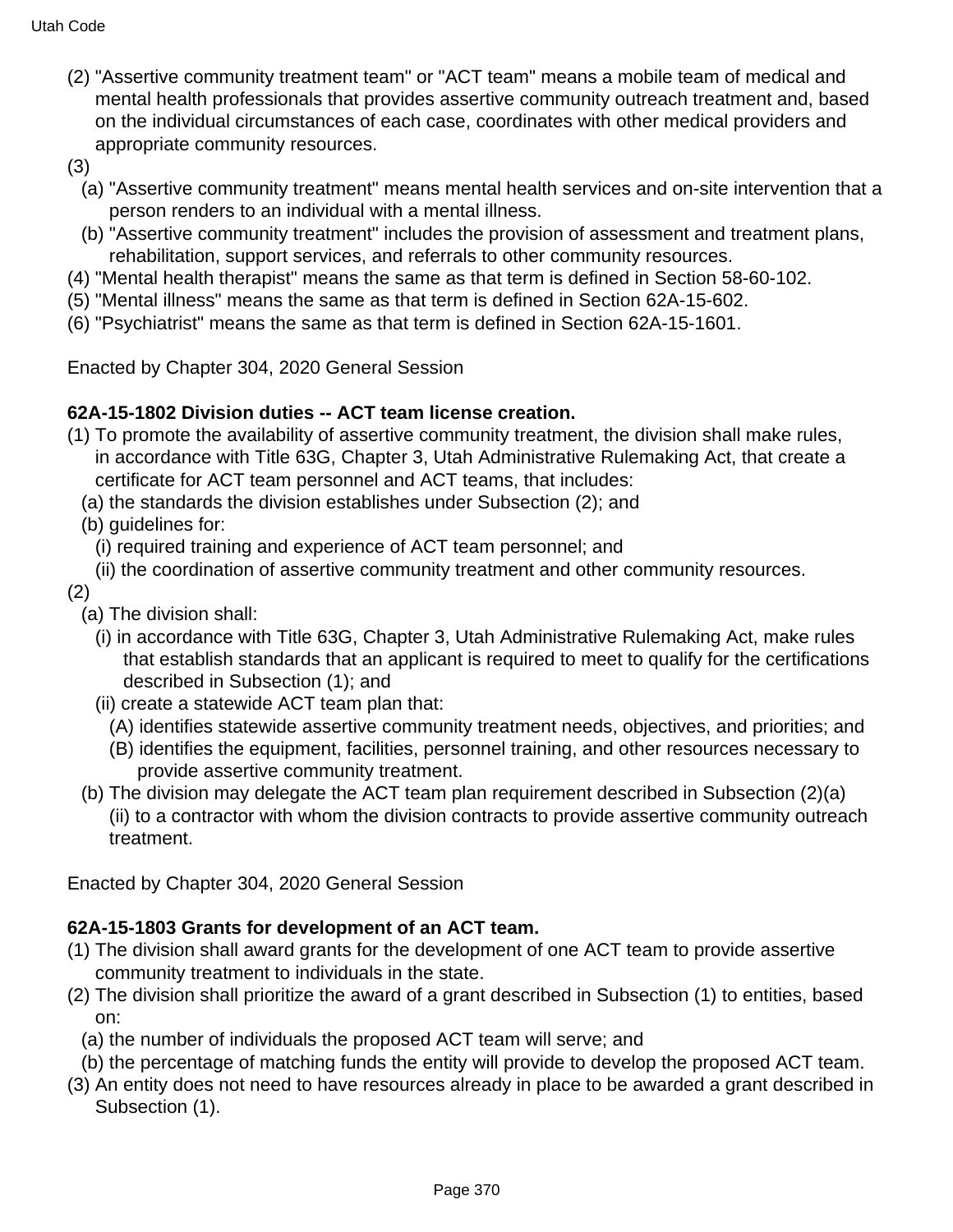(2) "Assertive community treatment team" or "ACT team" means a mobile team of medical and mental health professionals that provides assertive community outreach treatment and, based on the individual circumstances of each case, coordinates with other medical providers and appropriate community resources.

(3)

(a) "Assertive community treatment" means mental health services and on-site intervention that a person renders to an individual with a mental illness.

(b) "Assertive community treatment" includes the provision of assessment and treatment plans, rehabilitation, support services, and referrals to other community resources.

(4) "Mental health therapist" means the same as that term is defined in Section 58-60-102.

(5) "Mental illness" means the same as that term is defined in Section 62A-15-602.

(6) "Psychiatrist" means the same as that term is defined in Section 62A-15-1601.

Enacted by Chapter 304, 2020 General Session

**62A-15-1802 Division duties -- ACT team license creation.**

(1) To promote the availability of assertive community treatment, the division shall make rules, in accordance with Title 63G, Chapter 3, Utah Administrative Rulemaking Act, that create a certificate for ACT team personnel and ACT teams, that includes:

(a) the standards the division establishes under Subsection (2); and

(b) guidelines for:

(i) required training and experience of ACT team personnel; and

(ii) the coordination of assertive community treatment and other community resources.

(2)

(a) The division shall:

(i) in accordance with Title 63G, Chapter 3, Utah Administrative Rulemaking Act, make rules that establish standards that an applicant is required to meet to qualify for the certifications described in Subsection (1); and

(ii) create a statewide ACT team plan that:

(A) identifies statewide assertive community treatment needs, objectives, and priorities; and

(B) identifies the equipment, facilities, personnel training, and other resources necessary to provide assertive community treatment.

(b) The division may delegate the ACT team plan requirement described in Subsection (2)(a)(ii) to a contractor with whom the division contracts to provide assertive community outreach treatment.

Enacted by Chapter 304, 2020 General Session

**62A-15-1803 Grants for development of an ACT team.**

(1) The division shall award grants for the development of one ACT team to provide assertive community treatment to individuals in the state.

(2) The division shall prioritize the award of a grant described in Subsection (1) to entities, based on:

(a) the number of individuals the proposed ACT team will serve; and

(b) the percentage of matching funds the entity will provide to develop the proposed ACT team.

(3) An entity does not need to have resources already in place to be awarded a grant described in Subsection (1).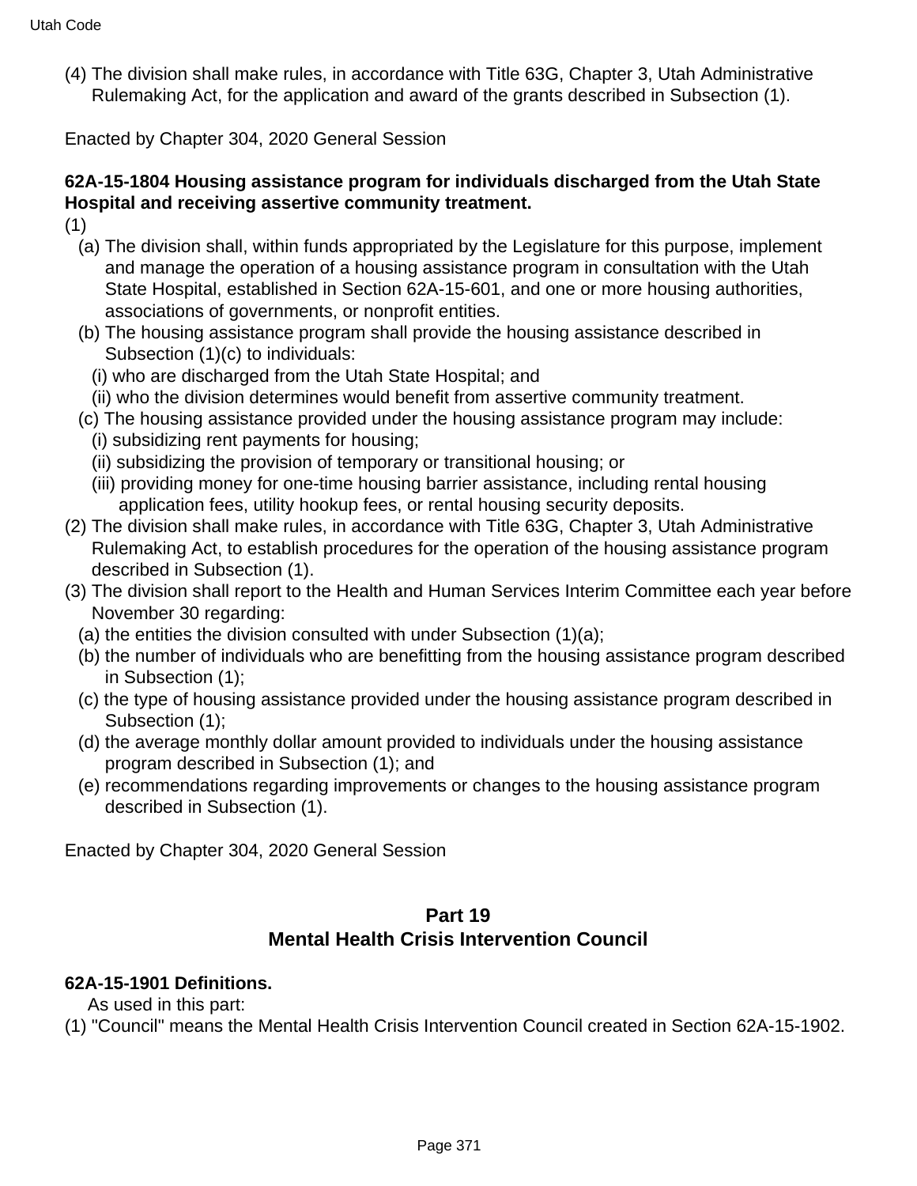(4) The division shall make rules, in accordance with Title 63G, Chapter 3, Utah Administrative Rulemaking Act, for the application and award of the grants described in Subsection (1).

Enacted by Chapter 304, 2020 General Session

**62A-15-1804 Housing assistance program for individuals discharged from the Utah State Hospital and receiving assertive community treatment.**

(1)

(a) The division shall, within funds appropriated by the Legislature for this purpose, implement and manage the operation of a housing assistance program in consultation with the Utah State Hospital, established in Section 62A-15-601, and one or more housing authorities, associations of governments, or nonprofit entities.

(b) The housing assistance program shall provide the housing assistance described in Subsection (1)(c) to individuals:

(i) who are discharged from the Utah State Hospital; and

(ii) who the division determines would benefit from assertive community treatment.

(c) The housing assistance provided under the housing assistance program may include:

(i) subsidizing rent payments for housing;

(ii) subsidizing the provision of temporary or transitional housing; or

(iii) providing money for one-time housing barrier assistance, including rental housing application fees, utility hookup fees, or rental housing security deposits.

(2) The division shall make rules, in accordance with Title 63G, Chapter 3, Utah Administrative Rulemaking Act, to establish procedures for the operation of the housing assistance program described in Subsection (1).

(3) The division shall report to the Health and Human Services Interim Committee each year before November 30 regarding:

(a) the entities the division consulted with under Subsection (1)(a);

(b) the number of individuals who are benefitting from the housing assistance program described in Subsection (1);

(c) the type of housing assistance provided under the housing assistance program described in Subsection (1);

(d) the average monthly dollar amount provided to individuals under the housing assistance program described in Subsection (1); and

(e) recommendations regarding improvements or changes to the housing assistance program described in Subsection (1).

Enacted by Chapter 304, 2020 General Session

## Part 19
## Mental Health Crisis Intervention Council

**62A-15-1901 Definitions.**

As used in this part:

(1) "Council" means the Mental Health Crisis Intervention Council created in Section 62A-15-1902.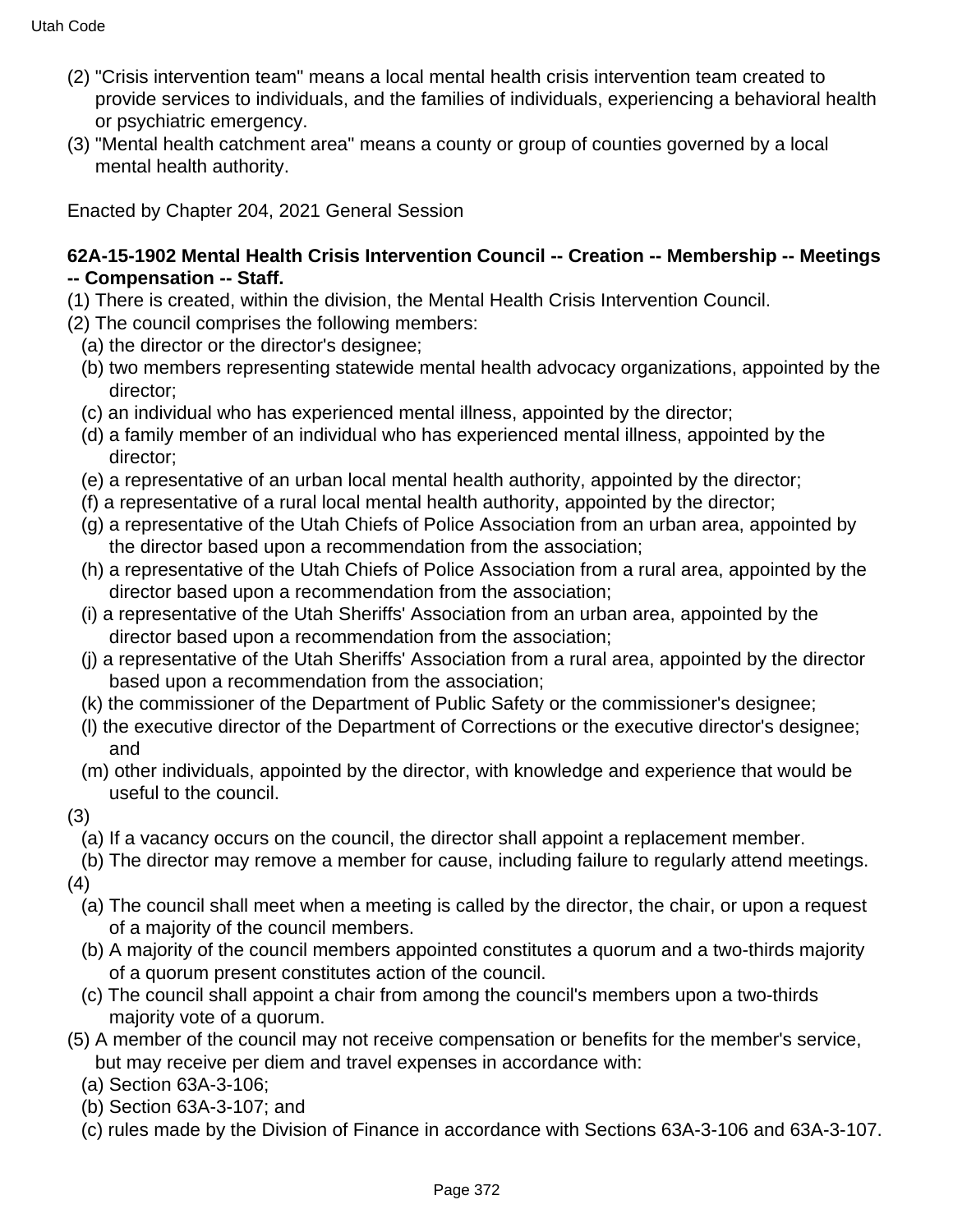(2) "Crisis intervention team" means a local mental health crisis intervention team created to provide services to individuals, and the families of individuals, experiencing a behavioral health or psychiatric emergency.

(3) "Mental health catchment area" means a county or group of counties governed by a local mental health authority.

Enacted by Chapter 204, 2021 General Session

**62A-15-1902 Mental Health Crisis Intervention Council -- Creation -- Membership -- Meetings -- Compensation -- Staff.**

(1) There is created, within the division, the Mental Health Crisis Intervention Council.

(2) The council comprises the following members:

(a) the director or the director's designee;

(b) two members representing statewide mental health advocacy organizations, appointed by the director;

(c) an individual who has experienced mental illness, appointed by the director;

(d) a family member of an individual who has experienced mental illness, appointed by the director;

(e) a representative of an urban local mental health authority, appointed by the director;

(f) a representative of a rural local mental health authority, appointed by the director;

(g) a representative of the Utah Chiefs of Police Association from an urban area, appointed by the director based upon a recommendation from the association;

(h) a representative of the Utah Chiefs of Police Association from a rural area, appointed by the director based upon a recommendation from the association;

(i) a representative of the Utah Sheriffs' Association from an urban area, appointed by the director based upon a recommendation from the association;

(j) a representative of the Utah Sheriffs' Association from a rural area, appointed by the director based upon a recommendation from the association;

(k) the commissioner of the Department of Public Safety or the commissioner's designee;

(l) the executive director of the Department of Corrections or the executive director's designee; and

(m) other individuals, appointed by the director, with knowledge and experience that would be useful to the council.

(3)

(a) If a vacancy occurs on the council, the director shall appoint a replacement member.

(b) The director may remove a member for cause, including failure to regularly attend meetings.

(4)

(a) The council shall meet when a meeting is called by the director, the chair, or upon a request of a majority of the council members.

(b) A majority of the council members appointed constitutes a quorum and a two-thirds majority of a quorum present constitutes action of the council.

(c) The council shall appoint a chair from among the council's members upon a two-thirds majority vote of a quorum.

(5) A member of the council may not receive compensation or benefits for the member's service, but may receive per diem and travel expenses in accordance with:

(a) Section 63A-3-106;

(b) Section 63A-3-107; and

(c) rules made by the Division of Finance in accordance with Sections 63A-3-106 and 63A-3-107.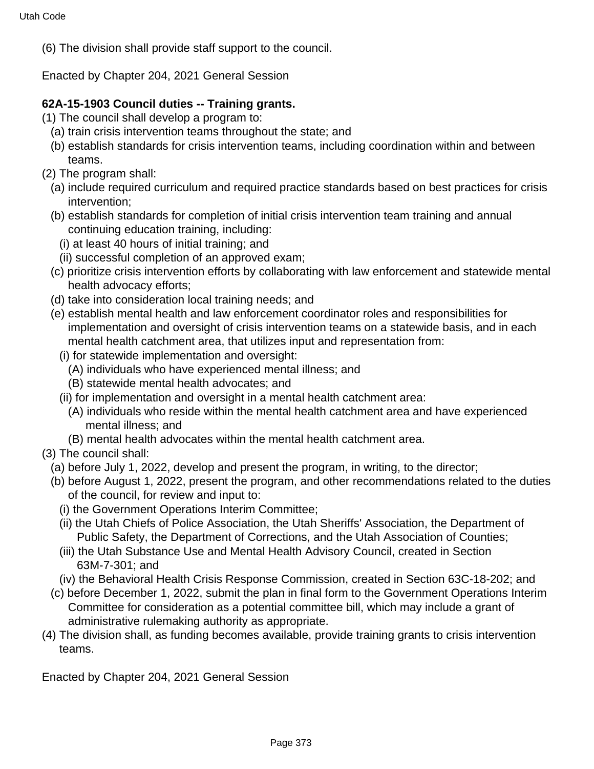(6) The division shall provide staff support to the council.

Enacted by Chapter 204, 2021 General Session

**62A-15-1903 Council duties -- Training grants.**

(1) The council shall develop a program to:
  (a) train crisis intervention teams throughout the state; and
  (b) establish standards for crisis intervention teams, including coordination within and between teams.

(2) The program shall:
  (a) include required curriculum and required practice standards based on best practices for crisis intervention;
  (b) establish standards for completion of initial crisis intervention team training and annual continuing education training, including:
    (i) at least 40 hours of initial training; and
    (ii) successful completion of an approved exam;
  (c) prioritize crisis intervention efforts by collaborating with law enforcement and statewide mental health advocacy efforts;
  (d) take into consideration local training needs; and
  (e) establish mental health and law enforcement coordinator roles and responsibilities for implementation and oversight of crisis intervention teams on a statewide basis, and in each mental health catchment area, that utilizes input and representation from:
    (i) for statewide implementation and oversight:
      (A) individuals who have experienced mental illness; and
      (B) statewide mental health advocates; and
    (ii) for implementation and oversight in a mental health catchment area:
      (A) individuals who reside within the mental health catchment area and have experienced mental illness; and
      (B) mental health advocates within the mental health catchment area.

(3) The council shall:
  (a) before July 1, 2022, develop and present the program, in writing, to the director;
  (b) before August 1, 2022, present the program, and other recommendations related to the duties of the council, for review and input to:
    (i) the Government Operations Interim Committee;
    (ii) the Utah Chiefs of Police Association, the Utah Sheriffs' Association, the Department of Public Safety, the Department of Corrections, and the Utah Association of Counties;
    (iii) the Utah Substance Use and Mental Health Advisory Council, created in Section 63M-7-301; and
    (iv) the Behavioral Health Crisis Response Commission, created in Section 63C-18-202; and
  (c) before December 1, 2022, submit the plan in final form to the Government Operations Interim Committee for consideration as a potential committee bill, which may include a grant of administrative rulemaking authority as appropriate.

(4) The division shall, as funding becomes available, provide training grants to crisis intervention teams.

Enacted by Chapter 204, 2021 General Session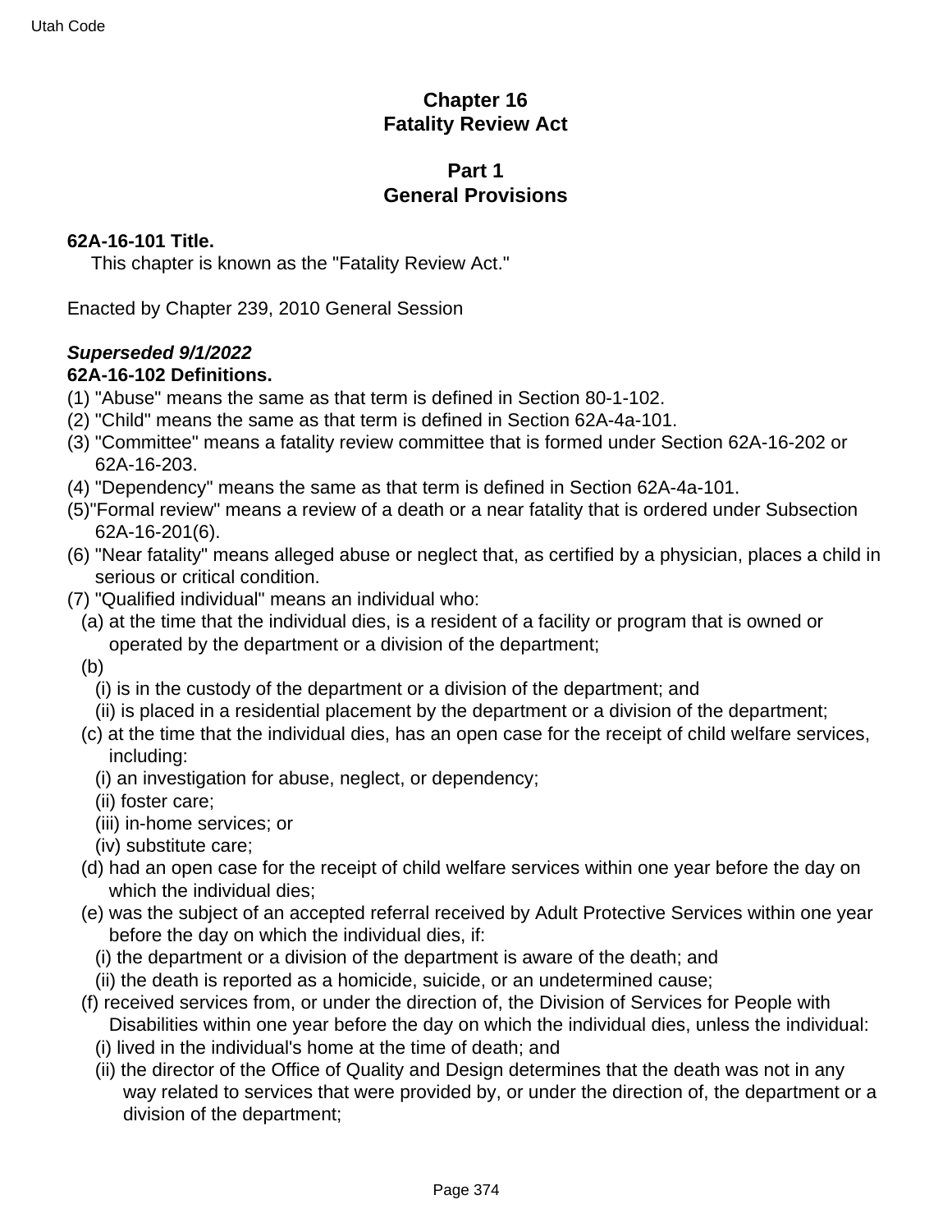# Chapter 16
# Fatality Review Act

## Part 1
## General Provisions

**62A-16-101 Title.**

This chapter is known as the "Fatality Review Act."

Enacted by Chapter 239, 2010 General Session

***Superseded 9/1/2022***

**62A-16-102 Definitions.**

(1) "Abuse" means the same as that term is defined in Section 80-1-102.

(2) "Child" means the same as that term is defined in Section 62A-4a-101.

(3) "Committee" means a fatality review committee that is formed under Section 62A-16-202 or 62A-16-203.

(4) "Dependency" means the same as that term is defined in Section 62A-4a-101.

(5)"Formal review" means a review of a death or a near fatality that is ordered under Subsection 62A-16-201(6).

(6) "Near fatality" means alleged abuse or neglect that, as certified by a physician, places a child in serious or critical condition.

(7) "Qualified individual" means an individual who:

(a) at the time that the individual dies, is a resident of a facility or program that is owned or operated by the department or a division of the department;

(b)

(i) is in the custody of the department or a division of the department; and

(ii) is placed in a residential placement by the department or a division of the department;

(c) at the time that the individual dies, has an open case for the receipt of child welfare services, including:

(i) an investigation for abuse, neglect, or dependency;

(ii) foster care;

(iii) in-home services; or

(iv) substitute care;

(d) had an open case for the receipt of child welfare services within one year before the day on which the individual dies;

(e) was the subject of an accepted referral received by Adult Protective Services within one year before the day on which the individual dies, if:

(i) the department or a division of the department is aware of the death; and

(ii) the death is reported as a homicide, suicide, or an undetermined cause;

(f) received services from, or under the direction of, the Division of Services for People with Disabilities within one year before the day on which the individual dies, unless the individual:

(i) lived in the individual's home at the time of death; and

(ii) the director of the Office of Quality and Design determines that the death was not in any way related to services that were provided by, or under the direction of, the department or a division of the department;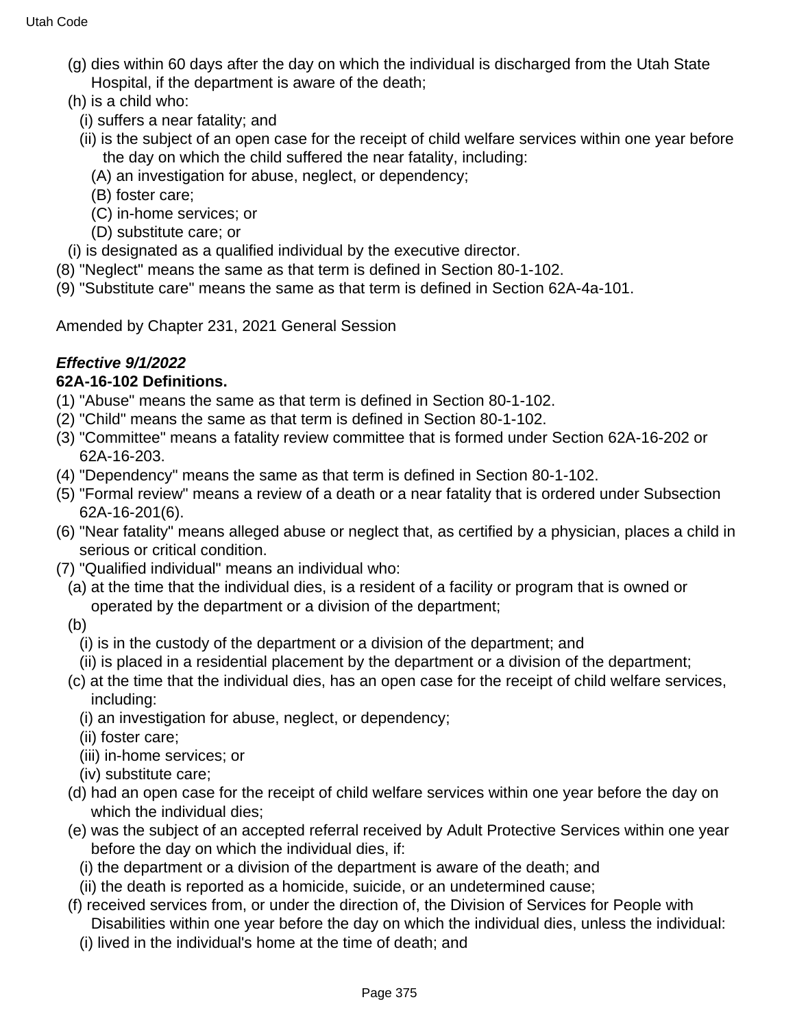(g) dies within 60 days after the day on which the individual is discharged from the Utah State Hospital, if the department is aware of the death;

(h) is a child who:

(i) suffers a near fatality; and

(ii) is the subject of an open case for the receipt of child welfare services within one year before the day on which the child suffered the near fatality, including:

(A) an investigation for abuse, neglect, or dependency;

(B) foster care;

(C) in-home services; or

(D) substitute care; or

(i) is designated as a qualified individual by the executive director.

(8) "Neglect" means the same as that term is defined in Section 80-1-102.

(9) "Substitute care" means the same as that term is defined in Section 62A-4a-101.

Amended by Chapter 231, 2021 General Session

***Effective 9/1/2022***

**62A-16-102 Definitions.**

(1) "Abuse" means the same as that term is defined in Section 80-1-102.

(2) "Child" means the same as that term is defined in Section 80-1-102.

(3) "Committee" means a fatality review committee that is formed under Section 62A-16-202 or 62A-16-203.

(4) "Dependency" means the same as that term is defined in Section 80-1-102.

(5) "Formal review" means a review of a death or a near fatality that is ordered under Subsection 62A-16-201(6).

(6) "Near fatality" means alleged abuse or neglect that, as certified by a physician, places a child in serious or critical condition.

(7) "Qualified individual" means an individual who:

(a) at the time that the individual dies, is a resident of a facility or program that is owned or operated by the department or a division of the department;

(b)

(i) is in the custody of the department or a division of the department; and

(ii) is placed in a residential placement by the department or a division of the department;

(c) at the time that the individual dies, has an open case for the receipt of child welfare services, including:

(i) an investigation for abuse, neglect, or dependency;

(ii) foster care;

(iii) in-home services; or

(iv) substitute care;

(d) had an open case for the receipt of child welfare services within one year before the day on which the individual dies;

(e) was the subject of an accepted referral received by Adult Protective Services within one year before the day on which the individual dies, if:

(i) the department or a division of the department is aware of the death; and

(ii) the death is reported as a homicide, suicide, or an undetermined cause;

(f) received services from, or under the direction of, the Division of Services for People with Disabilities within one year before the day on which the individual dies, unless the individual:

(i) lived in the individual's home at the time of death; and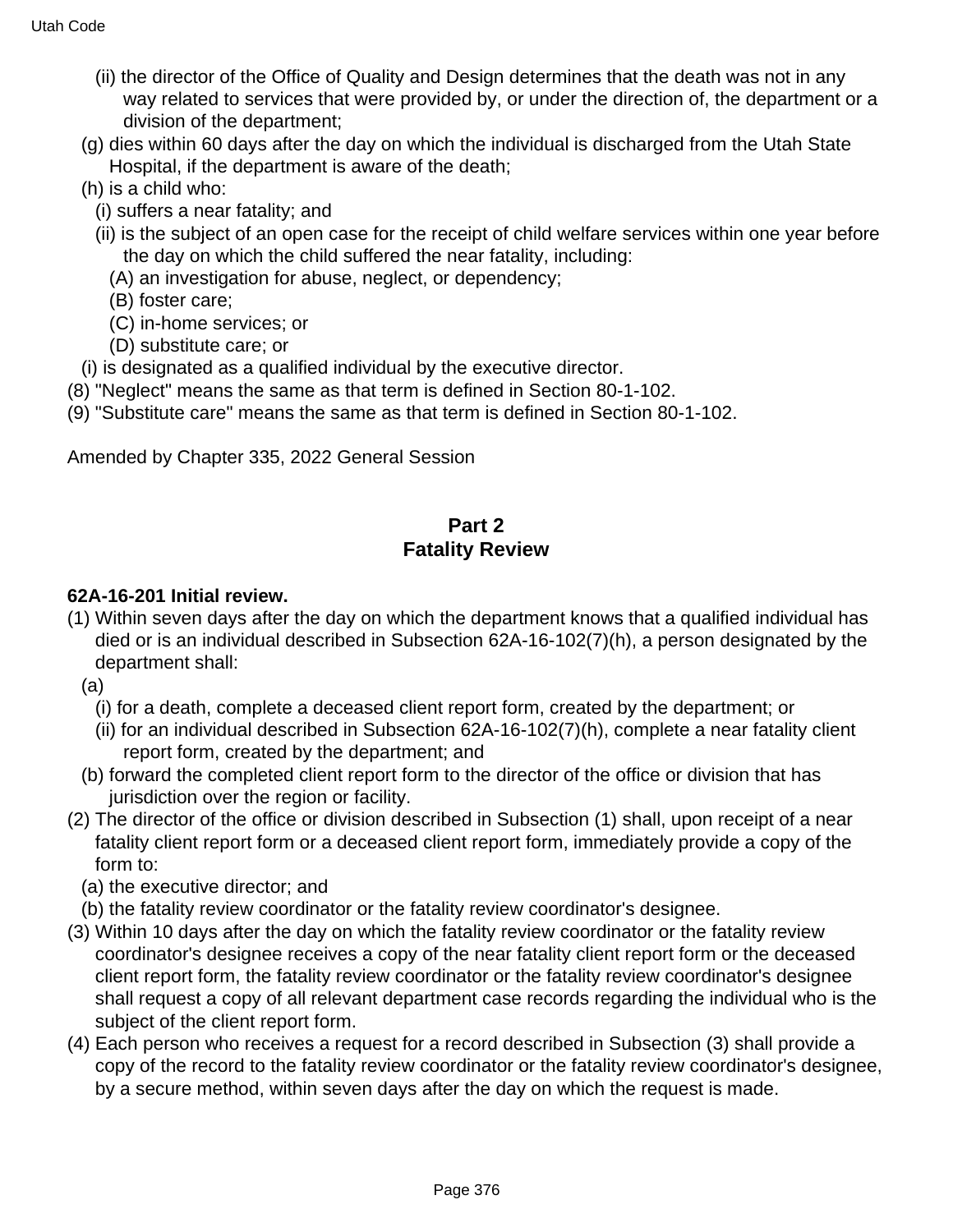(ii) the director of the Office of Quality and Design determines that the death was not in any way related to services that were provided by, or under the direction of, the department or a division of the department;

(g) dies within 60 days after the day on which the individual is discharged from the Utah State Hospital, if the department is aware of the death;

(h) is a child who:

(i) suffers a near fatality; and

(ii) is the subject of an open case for the receipt of child welfare services within one year before the day on which the child suffered the near fatality, including:

(A) an investigation for abuse, neglect, or dependency;

(B) foster care;

(C) in-home services; or

(D) substitute care; or

(i) is designated as a qualified individual by the executive director.

(8) "Neglect" means the same as that term is defined in Section 80-1-102.

(9) "Substitute care" means the same as that term is defined in Section 80-1-102.

Amended by Chapter 335, 2022 General Session

## Part 2
## Fatality Review

**62A-16-201 Initial review.**

(1) Within seven days after the day on which the department knows that a qualified individual has died or is an individual described in Subsection 62A-16-102(7)(h), a person designated by the department shall:

(a)

(i) for a death, complete a deceased client report form, created by the department; or

(ii) for an individual described in Subsection 62A-16-102(7)(h), complete a near fatality client report form, created by the department; and

(b) forward the completed client report form to the director of the office or division that has jurisdiction over the region or facility.

(2) The director of the office or division described in Subsection (1) shall, upon receipt of a near fatality client report form or a deceased client report form, immediately provide a copy of the form to:

(a) the executive director; and

(b) the fatality review coordinator or the fatality review coordinator's designee.

(3) Within 10 days after the day on which the fatality review coordinator or the fatality review coordinator's designee receives a copy of the near fatality client report form or the deceased client report form, the fatality review coordinator or the fatality review coordinator's designee shall request a copy of all relevant department case records regarding the individual who is the subject of the client report form.

(4) Each person who receives a request for a record described in Subsection (3) shall provide a copy of the record to the fatality review coordinator or the fatality review coordinator's designee, by a secure method, within seven days after the day on which the request is made.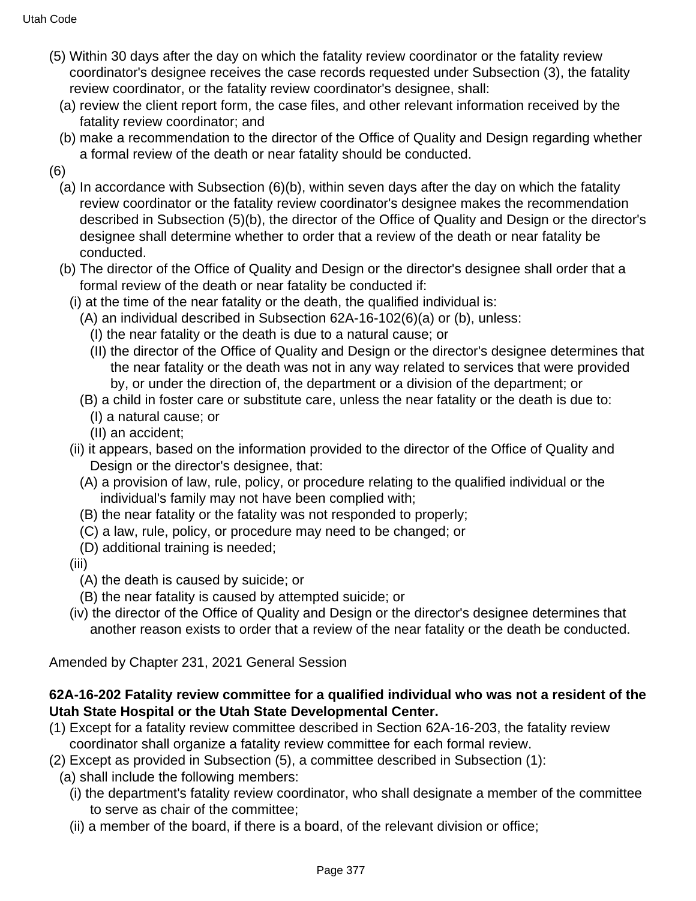(5) Within 30 days after the day on which the fatality review coordinator or the fatality review coordinator's designee receives the case records requested under Subsection (3), the fatality review coordinator, or the fatality review coordinator's designee, shall:

(a) review the client report form, the case files, and other relevant information received by the fatality review coordinator; and

(b) make a recommendation to the director of the Office of Quality and Design regarding whether a formal review of the death or near fatality should be conducted.

(6)

(a) In accordance with Subsection (6)(b), within seven days after the day on which the fatality review coordinator or the fatality review coordinator's designee makes the recommendation described in Subsection (5)(b), the director of the Office of Quality and Design or the director's designee shall determine whether to order that a review of the death or near fatality be conducted.

(b) The director of the Office of Quality and Design or the director's designee shall order that a formal review of the death or near fatality be conducted if:

(i) at the time of the near fatality or the death, the qualified individual is:

(A) an individual described in Subsection 62A-16-102(6)(a) or (b), unless:

(I) the near fatality or the death is due to a natural cause; or

(II) the director of the Office of Quality and Design or the director's designee determines that the near fatality or the death was not in any way related to services that were provided by, or under the direction of, the department or a division of the department; or

(B) a child in foster care or substitute care, unless the near fatality or the death is due to:

(I) a natural cause; or

(II) an accident;

(ii) it appears, based on the information provided to the director of the Office of Quality and Design or the director's designee, that:

(A) a provision of law, rule, policy, or procedure relating to the qualified individual or the individual's family may not have been complied with;

(B) the near fatality or the fatality was not responded to properly;

(C) a law, rule, policy, or procedure may need to be changed; or

(D) additional training is needed;

(iii)

(A) the death is caused by suicide; or

(B) the near fatality is caused by attempted suicide; or

(iv) the director of the Office of Quality and Design or the director's designee determines that another reason exists to order that a review of the near fatality or the death be conducted.

Amended by Chapter 231, 2021 General Session

**62A-16-202 Fatality review committee for a qualified individual who was not a resident of the Utah State Hospital or the Utah State Developmental Center.**

(1) Except for a fatality review committee described in Section 62A-16-203, the fatality review coordinator shall organize a fatality review committee for each formal review.

(2) Except as provided in Subsection (5), a committee described in Subsection (1):

(a) shall include the following members:

(i) the department's fatality review coordinator, who shall designate a member of the committee to serve as chair of the committee;

(ii) a member of the board, if there is a board, of the relevant division or office;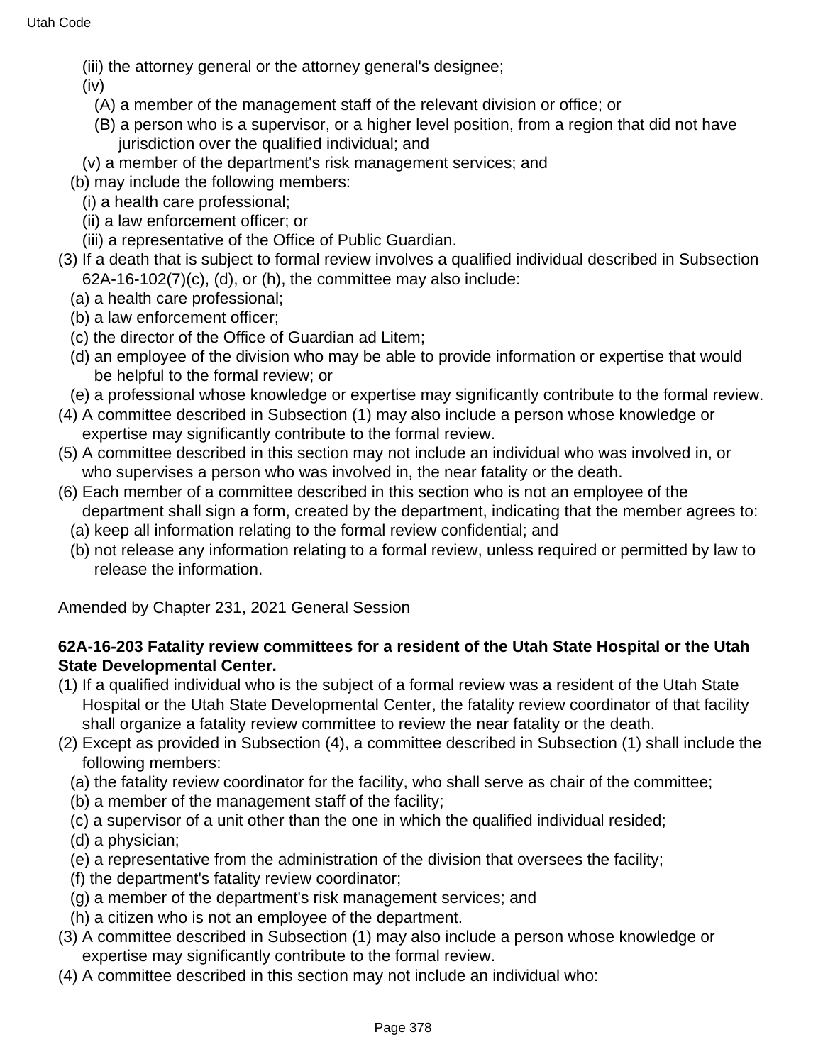(iii) the attorney general or the attorney general's designee;

(iv)

(A) a member of the management staff of the relevant division or office; or

(B) a person who is a supervisor, or a higher level position, from a region that did not have jurisdiction over the qualified individual; and

(v) a member of the department's risk management services; and

(b) may include the following members:

(i) a health care professional;

(ii) a law enforcement officer; or

(iii) a representative of the Office of Public Guardian.

(3) If a death that is subject to formal review involves a qualified individual described in Subsection 62A-16-102(7)(c), (d), or (h), the committee may also include:

(a) a health care professional;

(b) a law enforcement officer;

(c) the director of the Office of Guardian ad Litem;

(d) an employee of the division who may be able to provide information or expertise that would be helpful to the formal review; or

(e) a professional whose knowledge or expertise may significantly contribute to the formal review.

(4) A committee described in Subsection (1) may also include a person whose knowledge or expertise may significantly contribute to the formal review.

(5) A committee described in this section may not include an individual who was involved in, or who supervises a person who was involved in, the near fatality or the death.

(6) Each member of a committee described in this section who is not an employee of the department shall sign a form, created by the department, indicating that the member agrees to:

(a) keep all information relating to the formal review confidential; and

(b) not release any information relating to a formal review, unless required or permitted by law to release the information.

Amended by Chapter 231, 2021 General Session

**62A-16-203 Fatality review committees for a resident of the Utah State Hospital or the Utah State Developmental Center.**

(1) If a qualified individual who is the subject of a formal review was a resident of the Utah State Hospital or the Utah State Developmental Center, the fatality review coordinator of that facility shall organize a fatality review committee to review the near fatality or the death.

(2) Except as provided in Subsection (4), a committee described in Subsection (1) shall include the following members:

(a) the fatality review coordinator for the facility, who shall serve as chair of the committee;

(b) a member of the management staff of the facility;

(c) a supervisor of a unit other than the one in which the qualified individual resided;

(d) a physician;

(e) a representative from the administration of the division that oversees the facility;

(f) the department's fatality review coordinator;

(g) a member of the department's risk management services; and

(h) a citizen who is not an employee of the department.

(3) A committee described in Subsection (1) may also include a person whose knowledge or expertise may significantly contribute to the formal review.

(4) A committee described in this section may not include an individual who: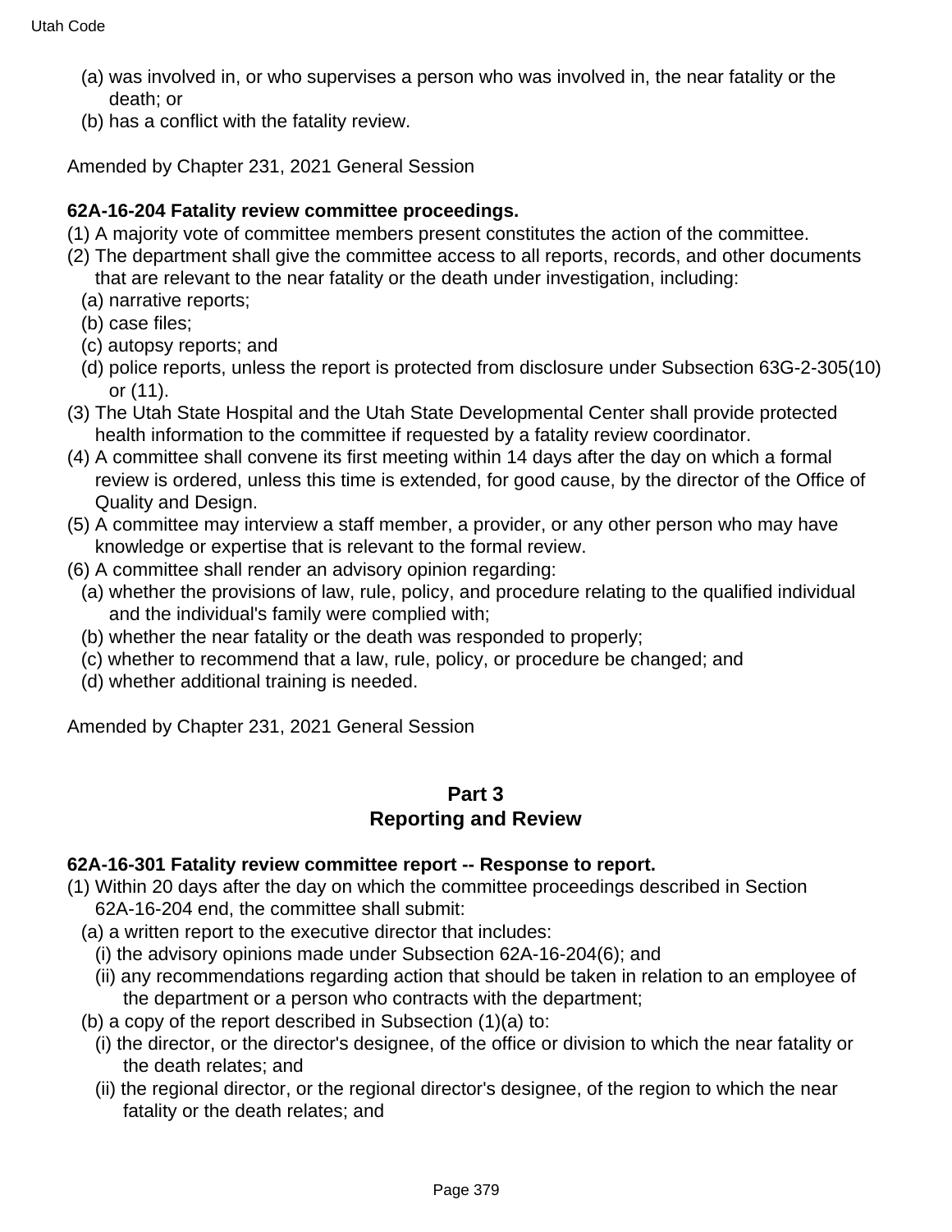(a) was involved in, or who supervises a person who was involved in, the near fatality or the death; or

(b) has a conflict with the fatality review.

Amended by Chapter 231, 2021 General Session

**62A-16-204 Fatality review committee proceedings.**

(1) A majority vote of committee members present constitutes the action of the committee.

(2) The department shall give the committee access to all reports, records, and other documents that are relevant to the near fatality or the death under investigation, including:

  (a) narrative reports;

  (b) case files;

  (c) autopsy reports; and

  (d) police reports, unless the report is protected from disclosure under Subsection 63G-2-305(10) or (11).

(3) The Utah State Hospital and the Utah State Developmental Center shall provide protected health information to the committee if requested by a fatality review coordinator.

(4) A committee shall convene its first meeting within 14 days after the day on which a formal review is ordered, unless this time is extended, for good cause, by the director of the Office of Quality and Design.

(5) A committee may interview a staff member, a provider, or any other person who may have knowledge or expertise that is relevant to the formal review.

(6) A committee shall render an advisory opinion regarding:

  (a) whether the provisions of law, rule, policy, and procedure relating to the qualified individual and the individual's family were complied with;

  (b) whether the near fatality or the death was responded to properly;

  (c) whether to recommend that a law, rule, policy, or procedure be changed; and

  (d) whether additional training is needed.

Amended by Chapter 231, 2021 General Session

## Part 3
## Reporting and Review

**62A-16-301 Fatality review committee report -- Response to report.**

(1) Within 20 days after the day on which the committee proceedings described in Section 62A-16-204 end, the committee shall submit:

  (a) a written report to the executive director that includes:

    (i) the advisory opinions made under Subsection 62A-16-204(6); and

    (ii) any recommendations regarding action that should be taken in relation to an employee of the department or a person who contracts with the department;

  (b) a copy of the report described in Subsection (1)(a) to:

    (i) the director, or the director's designee, of the office or division to which the near fatality or the death relates; and

    (ii) the regional director, or the regional director's designee, of the region to which the near fatality or the death relates; and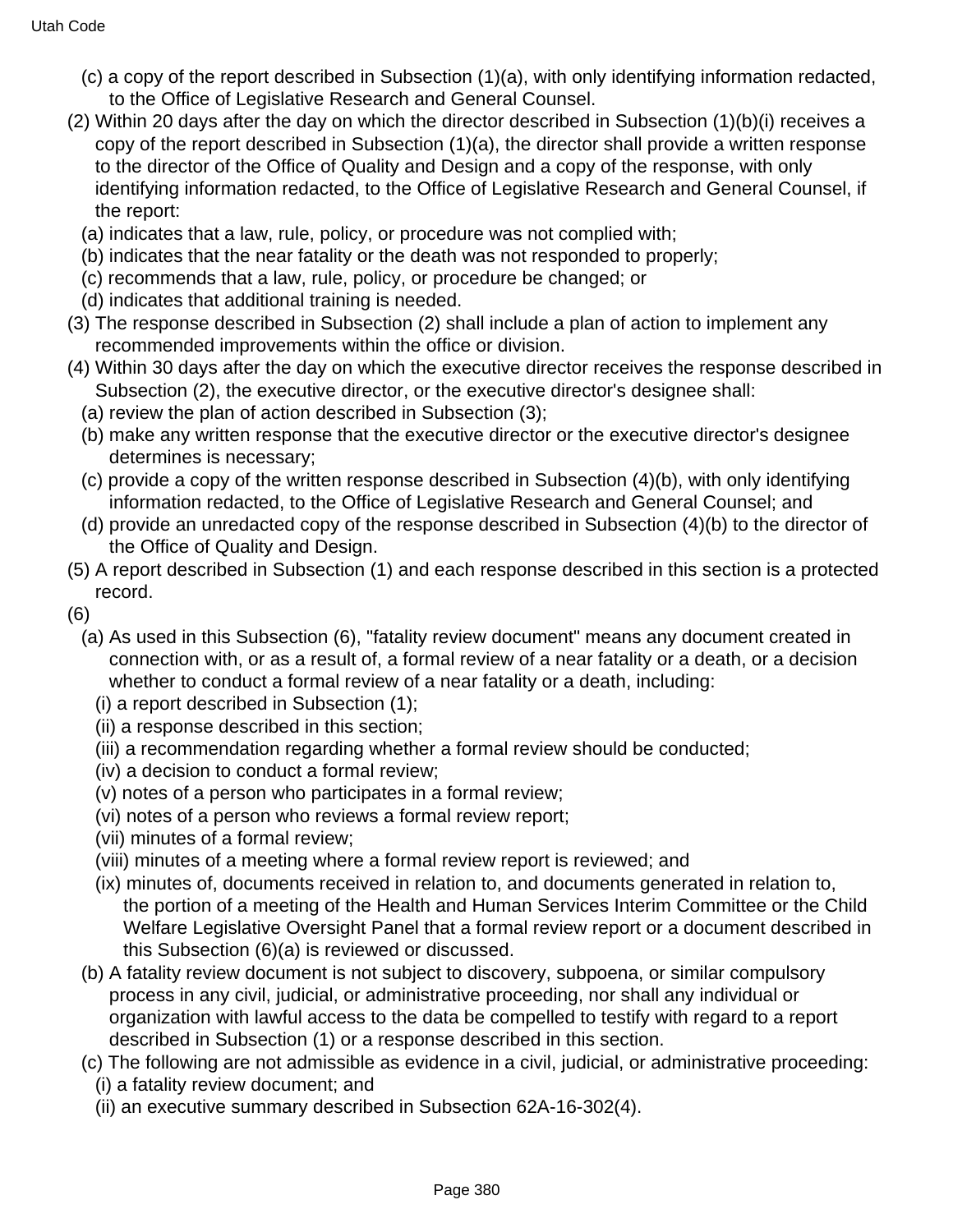(c) a copy of the report described in Subsection (1)(a), with only identifying information redacted, to the Office of Legislative Research and General Counsel.

(2) Within 20 days after the day on which the director described in Subsection (1)(b)(i) receives a copy of the report described in Subsection (1)(a), the director shall provide a written response to the director of the Office of Quality and Design and a copy of the response, with only identifying information redacted, to the Office of Legislative Research and General Counsel, if the report:

(a) indicates that a law, rule, policy, or procedure was not complied with;

(b) indicates that the near fatality or the death was not responded to properly;

(c) recommends that a law, rule, policy, or procedure be changed; or

(d) indicates that additional training is needed.

(3) The response described in Subsection (2) shall include a plan of action to implement any recommended improvements within the office or division.

(4) Within 30 days after the day on which the executive director receives the response described in Subsection (2), the executive director, or the executive director's designee shall:

(a) review the plan of action described in Subsection (3);

(b) make any written response that the executive director or the executive director's designee determines is necessary;

(c) provide a copy of the written response described in Subsection (4)(b), with only identifying information redacted, to the Office of Legislative Research and General Counsel; and

(d) provide an unredacted copy of the response described in Subsection (4)(b) to the director of the Office of Quality and Design.

(5) A report described in Subsection (1) and each response described in this section is a protected record.

(6)

(a) As used in this Subsection (6), "fatality review document" means any document created in connection with, or as a result of, a formal review of a near fatality or a death, or a decision whether to conduct a formal review of a near fatality or a death, including:

(i) a report described in Subsection (1);

(ii) a response described in this section;

(iii) a recommendation regarding whether a formal review should be conducted;

(iv) a decision to conduct a formal review;

(v) notes of a person who participates in a formal review;

(vi) notes of a person who reviews a formal review report;

(vii) minutes of a formal review;

(viii) minutes of a meeting where a formal review report is reviewed; and

(ix) minutes of, documents received in relation to, and documents generated in relation to, the portion of a meeting of the Health and Human Services Interim Committee or the Child Welfare Legislative Oversight Panel that a formal review report or a document described in this Subsection (6)(a) is reviewed or discussed.

(b) A fatality review document is not subject to discovery, subpoena, or similar compulsory process in any civil, judicial, or administrative proceeding, nor shall any individual or organization with lawful access to the data be compelled to testify with regard to a report described in Subsection (1) or a response described in this section.

(c) The following are not admissible as evidence in a civil, judicial, or administrative proceeding:

(i) a fatality review document; and

(ii) an executive summary described in Subsection 62A-16-302(4).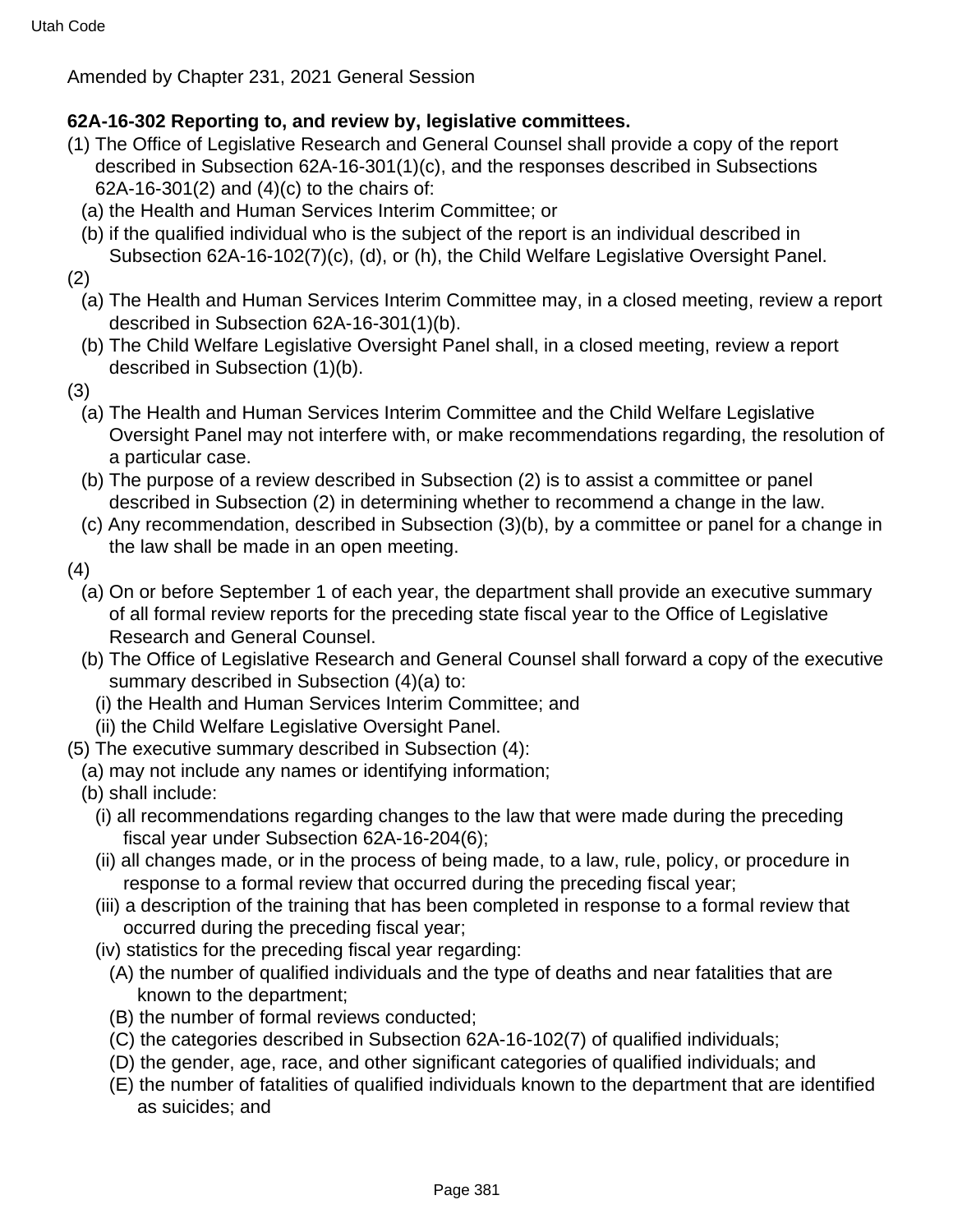Amended by Chapter 231, 2021 General Session

**62A-16-302 Reporting to, and review by, legislative committees.**

(1) The Office of Legislative Research and General Counsel shall provide a copy of the report described in Subsection 62A-16-301(1)(c), and the responses described in Subsections 62A-16-301(2) and (4)(c) to the chairs of:

(a) the Health and Human Services Interim Committee; or

(b) if the qualified individual who is the subject of the report is an individual described in Subsection 62A-16-102(7)(c), (d), or (h), the Child Welfare Legislative Oversight Panel.

(2)

(a) The Health and Human Services Interim Committee may, in a closed meeting, review a report described in Subsection 62A-16-301(1)(b).

(b) The Child Welfare Legislative Oversight Panel shall, in a closed meeting, review a report described in Subsection (1)(b).

(3)

(a) The Health and Human Services Interim Committee and the Child Welfare Legislative Oversight Panel may not interfere with, or make recommendations regarding, the resolution of a particular case.

(b) The purpose of a review described in Subsection (2) is to assist a committee or panel described in Subsection (2) in determining whether to recommend a change in the law.

(c) Any recommendation, described in Subsection (3)(b), by a committee or panel for a change in the law shall be made in an open meeting.

(4)

(a) On or before September 1 of each year, the department shall provide an executive summary of all formal review reports for the preceding state fiscal year to the Office of Legislative Research and General Counsel.

(b) The Office of Legislative Research and General Counsel shall forward a copy of the executive summary described in Subsection (4)(a) to:

(i) the Health and Human Services Interim Committee; and

(ii) the Child Welfare Legislative Oversight Panel.

(5) The executive summary described in Subsection (4):

(a) may not include any names or identifying information;

(b) shall include:

(i) all recommendations regarding changes to the law that were made during the preceding fiscal year under Subsection 62A-16-204(6);

(ii) all changes made, or in the process of being made, to a law, rule, policy, or procedure in response to a formal review that occurred during the preceding fiscal year;

(iii) a description of the training that has been completed in response to a formal review that occurred during the preceding fiscal year;

(iv) statistics for the preceding fiscal year regarding:

(A) the number of qualified individuals and the type of deaths and near fatalities that are known to the department;

(B) the number of formal reviews conducted;

(C) the categories described in Subsection 62A-16-102(7) of qualified individuals;

(D) the gender, age, race, and other significant categories of qualified individuals; and

(E) the number of fatalities of qualified individuals known to the department that are identified as suicides; and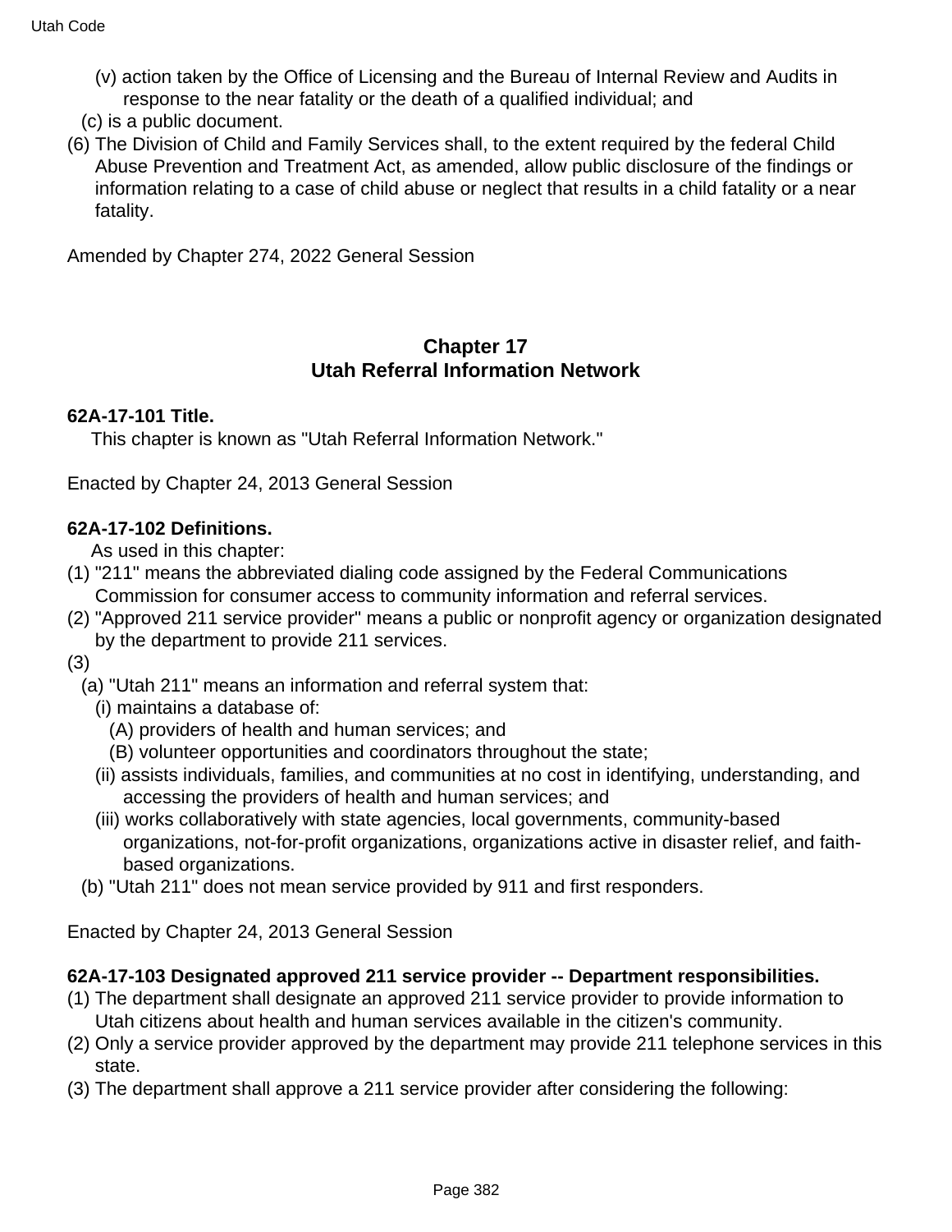(v) action taken by the Office of Licensing and the Bureau of Internal Review and Audits in response to the near fatality or the death of a qualified individual; and

(c) is a public document.

(6) The Division of Child and Family Services shall, to the extent required by the federal Child Abuse Prevention and Treatment Act, as amended, allow public disclosure of the findings or information relating to a case of child abuse or neglect that results in a child fatality or a near fatality.

Amended by Chapter 274, 2022 General Session

## Chapter 17
## Utah Referral Information Network

**62A-17-101 Title.**

This chapter is known as "Utah Referral Information Network."

Enacted by Chapter 24, 2013 General Session

**62A-17-102 Definitions.**

As used in this chapter:

(1) "211" means the abbreviated dialing code assigned by the Federal Communications Commission for consumer access to community information and referral services.

(2) "Approved 211 service provider" means a public or nonprofit agency or organization designated by the department to provide 211 services.

(3)

(a) "Utah 211" means an information and referral system that:

(i) maintains a database of:

(A) providers of health and human services; and

(B) volunteer opportunities and coordinators throughout the state;

(ii) assists individuals, families, and communities at no cost in identifying, understanding, and accessing the providers of health and human services; and

(iii) works collaboratively with state agencies, local governments, community-based organizations, not-for-profit organizations, organizations active in disaster relief, and faith-based organizations.

(b) "Utah 211" does not mean service provided by 911 and first responders.

Enacted by Chapter 24, 2013 General Session

**62A-17-103 Designated approved 211 service provider -- Department responsibilities.**

(1) The department shall designate an approved 211 service provider to provide information to Utah citizens about health and human services available in the citizen's community.

(2) Only a service provider approved by the department may provide 211 telephone services in this state.

(3) The department shall approve a 211 service provider after considering the following: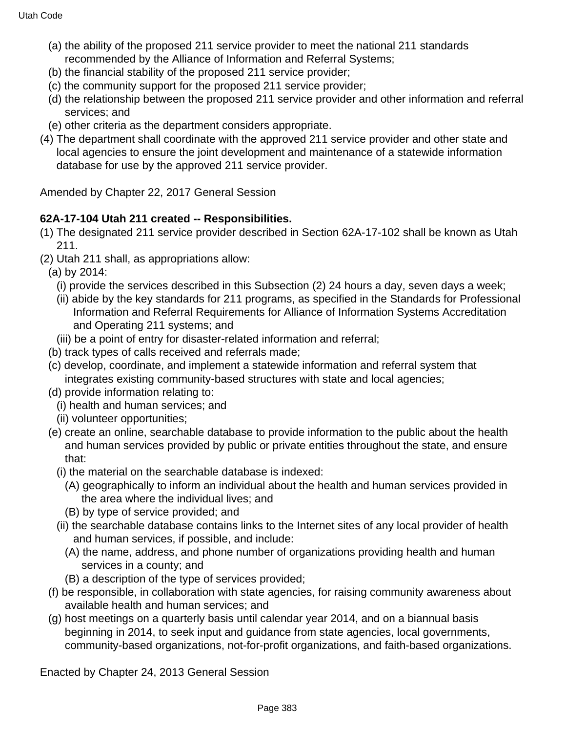(a) the ability of the proposed 211 service provider to meet the national 211 standards recommended by the Alliance of Information and Referral Systems;
(b) the financial stability of the proposed 211 service provider;
(c) the community support for the proposed 211 service provider;
(d) the relationship between the proposed 211 service provider and other information and referral services; and
(e) other criteria as the department considers appropriate.

(4) The department shall coordinate with the approved 211 service provider and other state and local agencies to ensure the joint development and maintenance of a statewide information database for use by the approved 211 service provider.

Amended by Chapter 22, 2017 General Session

**62A-17-104 Utah 211 created -- Responsibilities.**

(1) The designated 211 service provider described in Section 62A-17-102 shall be known as Utah 211.

(2) Utah 211 shall, as appropriations allow:

(a) by 2014:

(i) provide the services described in this Subsection (2) 24 hours a day, seven days a week;
(ii) abide by the key standards for 211 programs, as specified in the Standards for Professional Information and Referral Requirements for Alliance of Information Systems Accreditation and Operating 211 systems; and
(iii) be a point of entry for disaster-related information and referral;

(b) track types of calls received and referrals made;
(c) develop, coordinate, and implement a statewide information and referral system that integrates existing community-based structures with state and local agencies;
(d) provide information relating to:

(i) health and human services; and
(ii) volunteer opportunities;

(e) create an online, searchable database to provide information to the public about the health and human services provided by public or private entities throughout the state, and ensure that:

(i) the material on the searchable database is indexed:

(A) geographically to inform an individual about the health and human services provided in the area where the individual lives; and
(B) by type of service provided; and

(ii) the searchable database contains links to the Internet sites of any local provider of health and human services, if possible, and include:

(A) the name, address, and phone number of organizations providing health and human services in a county; and
(B) a description of the type of services provided;

(f) be responsible, in collaboration with state agencies, for raising community awareness about available health and human services; and
(g) host meetings on a quarterly basis until calendar year 2014, and on a biannual basis beginning in 2014, to seek input and guidance from state agencies, local governments, community-based organizations, not-for-profit organizations, and faith-based organizations.

Enacted by Chapter 24, 2013 General Session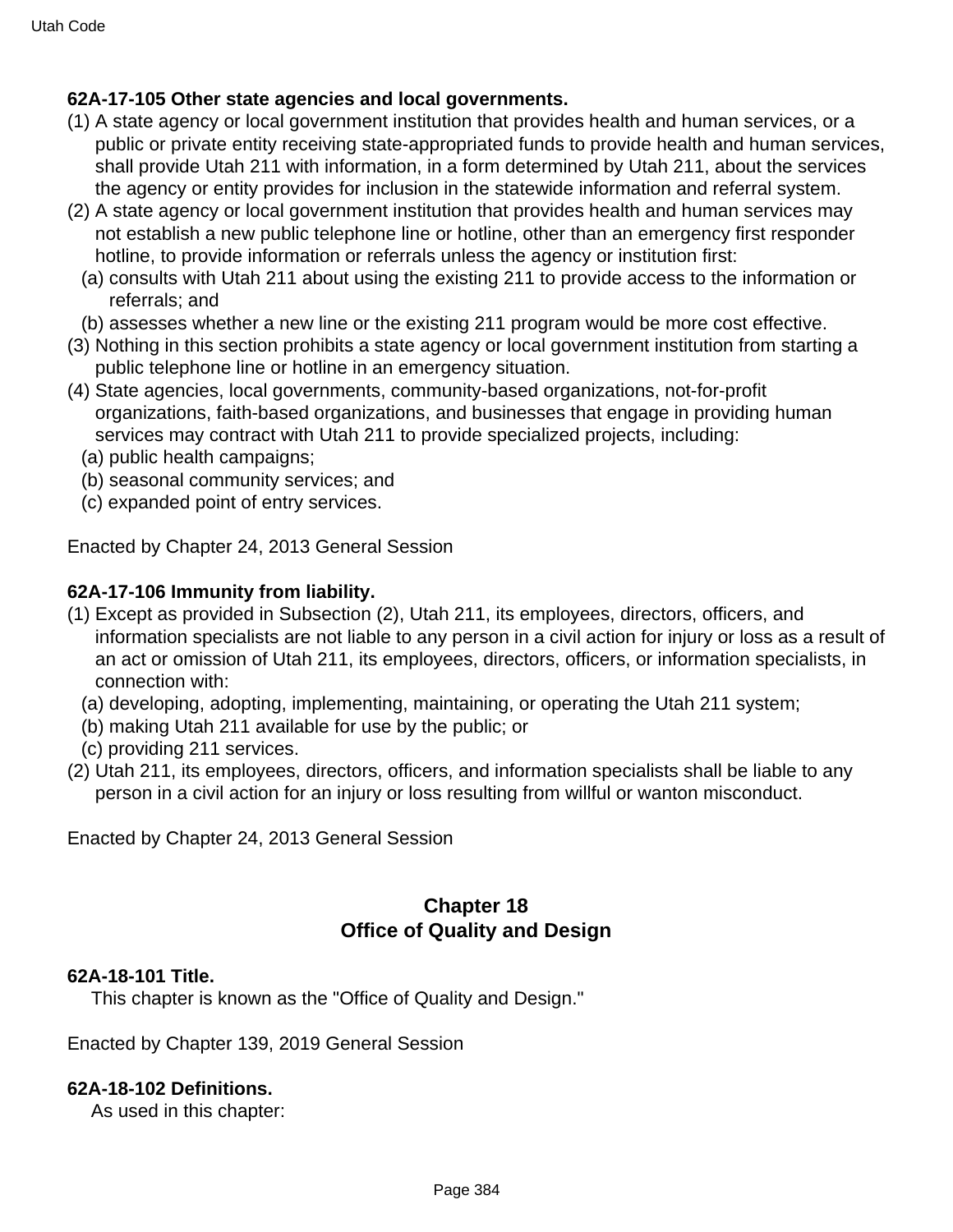**62A-17-105 Other state agencies and local governments.**

(1) A state agency or local government institution that provides health and human services, or a public or private entity receiving state-appropriated funds to provide health and human services, shall provide Utah 211 with information, in a form determined by Utah 211, about the services the agency or entity provides for inclusion in the statewide information and referral system.

(2) A state agency or local government institution that provides health and human services may not establish a new public telephone line or hotline, other than an emergency first responder hotline, to provide information or referrals unless the agency or institution first:

(a) consults with Utah 211 about using the existing 211 to provide access to the information or referrals; and

(b) assesses whether a new line or the existing 211 program would be more cost effective.

(3) Nothing in this section prohibits a state agency or local government institution from starting a public telephone line or hotline in an emergency situation.

(4) State agencies, local governments, community-based organizations, not-for-profit organizations, faith-based organizations, and businesses that engage in providing human services may contract with Utah 211 to provide specialized projects, including:

(a) public health campaigns;

(b) seasonal community services; and

(c) expanded point of entry services.

Enacted by Chapter 24, 2013 General Session

**62A-17-106 Immunity from liability.**

(1) Except as provided in Subsection (2), Utah 211, its employees, directors, officers, and information specialists are not liable to any person in a civil action for injury or loss as a result of an act or omission of Utah 211, its employees, directors, officers, or information specialists, in connection with:

(a) developing, adopting, implementing, maintaining, or operating the Utah 211 system;

(b) making Utah 211 available for use by the public; or

(c) providing 211 services.

(2) Utah 211, its employees, directors, officers, and information specialists shall be liable to any person in a civil action for an injury or loss resulting from willful or wanton misconduct.

Enacted by Chapter 24, 2013 General Session

## Chapter 18
## Office of Quality and Design

**62A-18-101 Title.**

This chapter is known as the "Office of Quality and Design."

Enacted by Chapter 139, 2019 General Session

**62A-18-102 Definitions.**

As used in this chapter: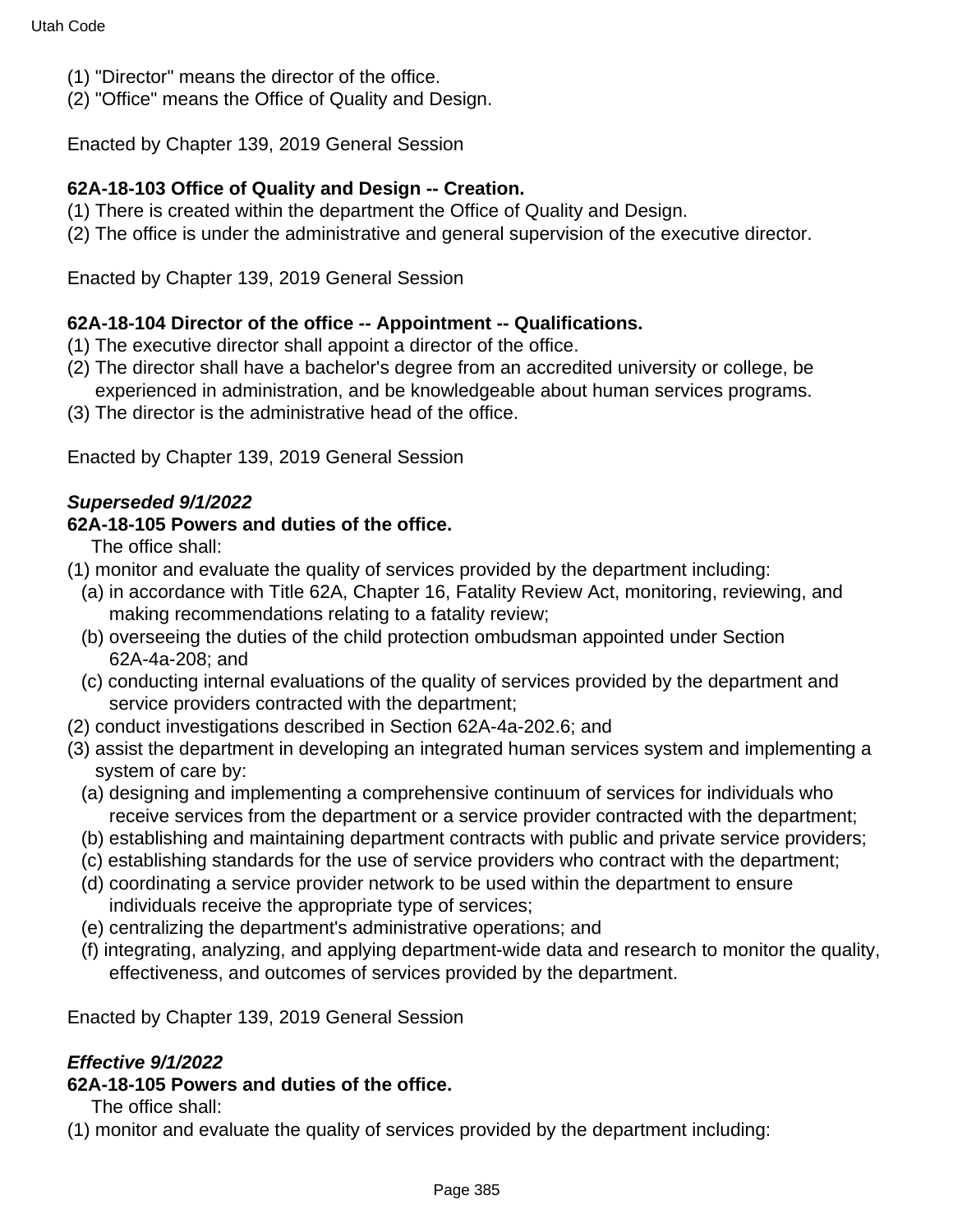(1) "Director" means the director of the office.
(2) "Office" means the Office of Quality and Design.

Enacted by Chapter 139, 2019 General Session

**62A-18-103 Office of Quality and Design -- Creation.**

(1) There is created within the department the Office of Quality and Design.
(2) The office is under the administrative and general supervision of the executive director.

Enacted by Chapter 139, 2019 General Session

**62A-18-104 Director of the office -- Appointment -- Qualifications.**

(1) The executive director shall appoint a director of the office.
(2) The director shall have a bachelor's degree from an accredited university or college, be experienced in administration, and be knowledgeable about human services programs.
(3) The director is the administrative head of the office.

Enacted by Chapter 139, 2019 General Session

***Superseded 9/1/2022***

**62A-18-105 Powers and duties of the office.**

The office shall:

(1) monitor and evaluate the quality of services provided by the department including:
  (a) in accordance with Title 62A, Chapter 16, Fatality Review Act, monitoring, reviewing, and making recommendations relating to a fatality review;
  (b) overseeing the duties of the child protection ombudsman appointed under Section 62A-4a-208; and
  (c) conducting internal evaluations of the quality of services provided by the department and service providers contracted with the department;
(2) conduct investigations described in Section 62A-4a-202.6; and
(3) assist the department in developing an integrated human services system and implementing a system of care by:
  (a) designing and implementing a comprehensive continuum of services for individuals who receive services from the department or a service provider contracted with the department;
  (b) establishing and maintaining department contracts with public and private service providers;
  (c) establishing standards for the use of service providers who contract with the department;
  (d) coordinating a service provider network to be used within the department to ensure individuals receive the appropriate type of services;
  (e) centralizing the department's administrative operations; and
  (f) integrating, analyzing, and applying department-wide data and research to monitor the quality, effectiveness, and outcomes of services provided by the department.

Enacted by Chapter 139, 2019 General Session

***Effective 9/1/2022***

**62A-18-105 Powers and duties of the office.**

The office shall:

(1) monitor and evaluate the quality of services provided by the department including: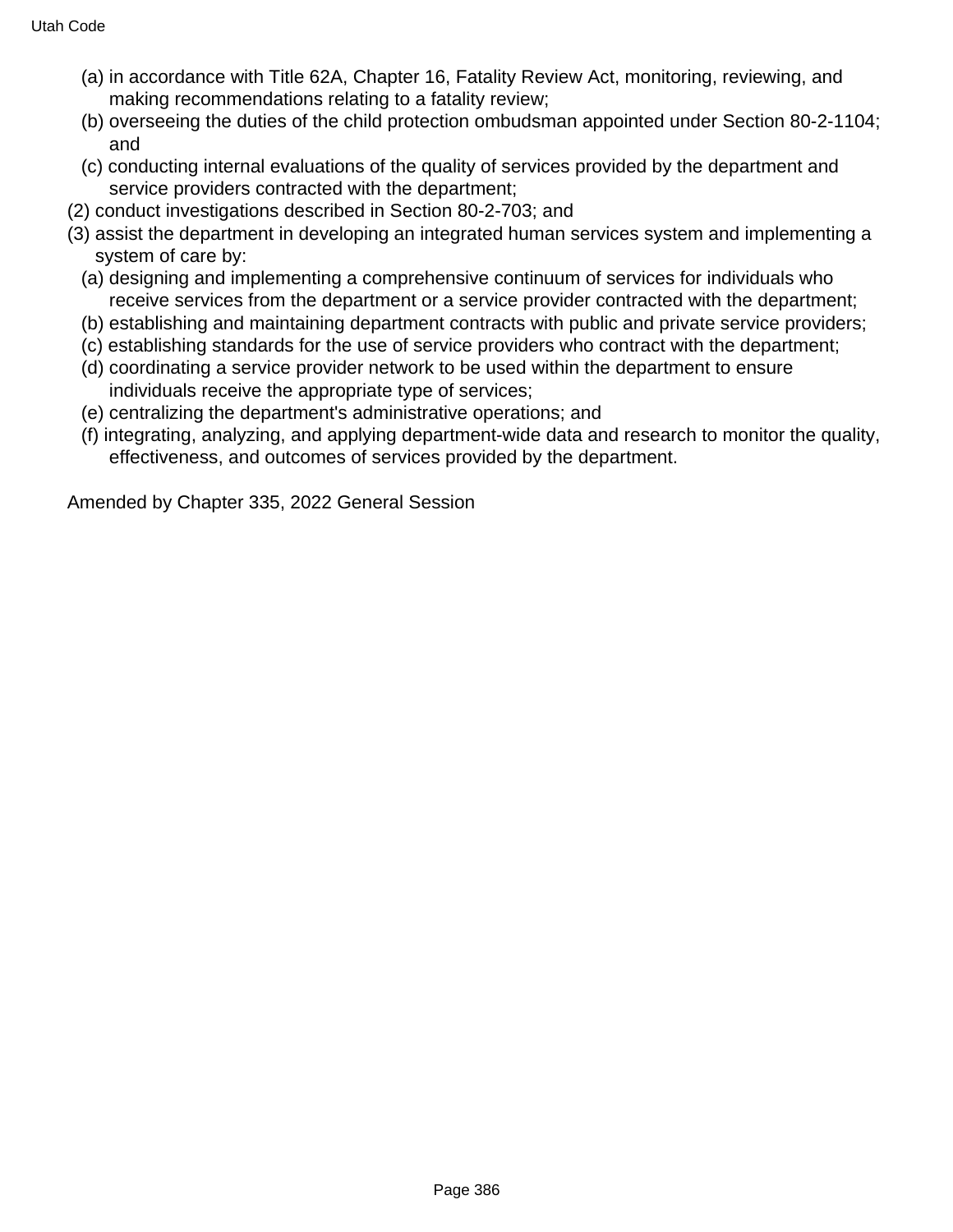(a) in accordance with Title 62A, Chapter 16, Fatality Review Act, monitoring, reviewing, and making recommendations relating to a fatality review;
(b) overseeing the duties of the child protection ombudsman appointed under Section 80-2-1104; and
(c) conducting internal evaluations of the quality of services provided by the department and service providers contracted with the department;

(2) conduct investigations described in Section 80-2-703; and

(3) assist the department in developing an integrated human services system and implementing a system of care by:
(a) designing and implementing a comprehensive continuum of services for individuals who receive services from the department or a service provider contracted with the department;
(b) establishing and maintaining department contracts with public and private service providers;
(c) establishing standards for the use of service providers who contract with the department;
(d) coordinating a service provider network to be used within the department to ensure individuals receive the appropriate type of services;
(e) centralizing the department's administrative operations; and
(f) integrating, analyzing, and applying department-wide data and research to monitor the quality, effectiveness, and outcomes of services provided by the department.

Amended by Chapter 335, 2022 General Session